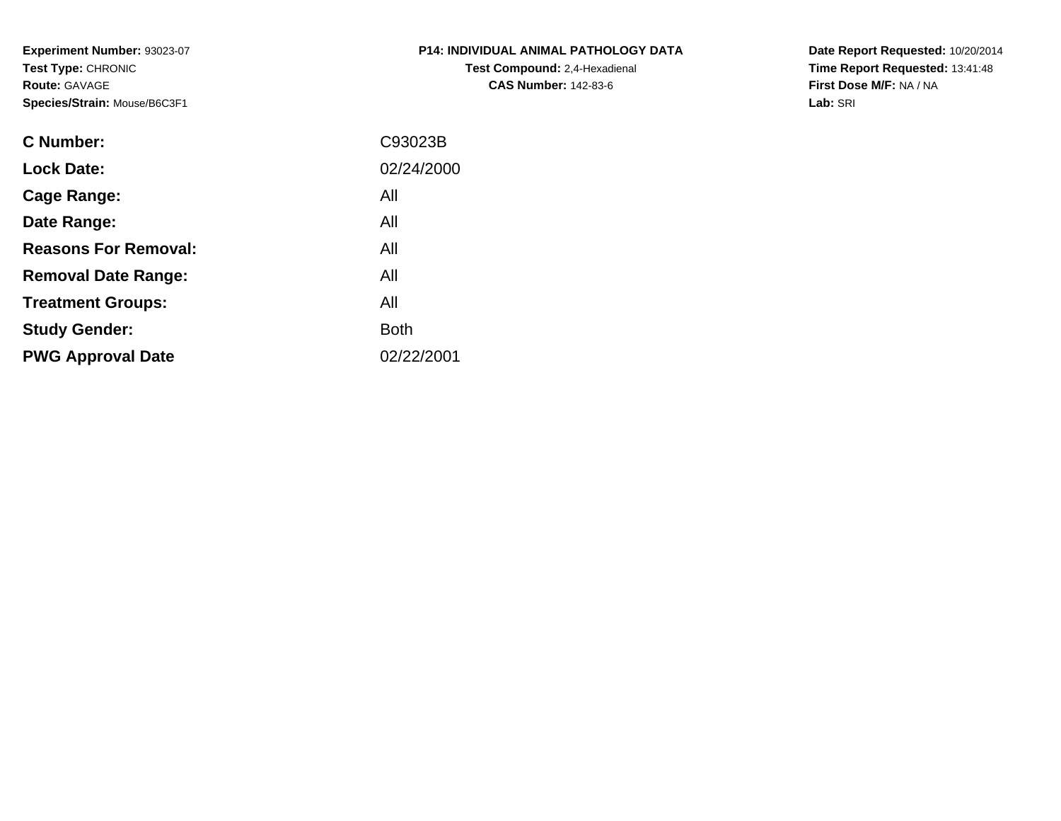**Experiment Number:** 93023-07
**Test Type:** CHRONIC
**Route:** GAVAGE
**Species/Strain:** Mouse/B6C3F1

**P14: INDIVIDUAL ANIMAL PATHOLOGY DATA**
**Test Compound:** 2,4-Hexadienal
**CAS Number:** 142-83-6

**Date Report Requested:** 10/20/2014
**Time Report Requested:** 13:41:48
**First Dose M/F:** NA / NA
**Lab:** SRI

| | |
|---|---|
| **C Number:** | C93023B |
| **Lock Date:** | 02/24/2000 |
| **Cage Range:** | All |
| **Date Range:** | All |
| **Reasons For Removal:** | All |
| **Removal Date Range:** | All |
| **Treatment Groups:** | All |
| **Study Gender:** | Both |
| **PWG Approval Date** | 02/22/2001 |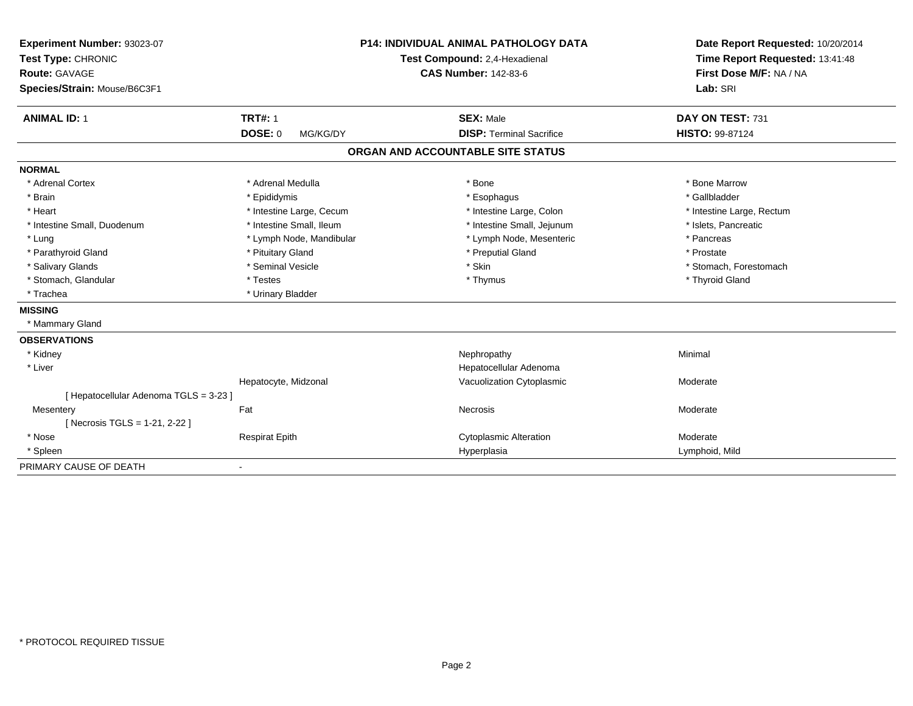**Experiment Number:** 93023-07
**Test Type:** CHRONIC
**Route:** GAVAGE
**Species/Strain:** Mouse/B6C3F1

**P14: INDIVIDUAL ANIMAL PATHOLOGY DATA**
**Test Compound:** 2,4-Hexadienal
**CAS Number:** 142-83-6

**Date Report Requested:** 10/20/2014
**Time Report Requested:** 13:41:48
**First Dose M/F:** NA / NA
**Lab:** SRI

| **ANIMAL ID:** 1 | **TRT#:** 1 | **SEX:** Male | **DAY ON TEST:** 731 |
|---|---|---|---|
| | **DOSE:** 0 MG/KG/DY | **DISP:** Terminal Sacrifice | **HISTO:** 99-87124 |

## ORGAN AND ACCOUNTABLE SITE STATUS

**NORMAL**

| | | | |
|---|---|---|---|
| * Adrenal Cortex | * Adrenal Medulla | * Bone | * Bone Marrow |
| * Brain | * Epididymis | * Esophagus | * Gallbladder |
| * Heart | * Intestine Large, Cecum | * Intestine Large, Colon | * Intestine Large, Rectum |
| * Intestine Small, Duodenum | * Intestine Small, Ileum | * Intestine Small, Jejunum | * Islets, Pancreatic |
| * Lung | * Lymph Node, Mandibular | * Lymph Node, Mesenteric | * Pancreas |
| * Parathyroid Gland | * Pituitary Gland | * Preputial Gland | * Prostate |
| * Salivary Glands | * Seminal Vesicle | * Skin | * Stomach, Forestomach |
| * Stomach, Glandular | * Testes | * Thymus | * Thyroid Gland |
| * Trachea | * Urinary Bladder | | |

**MISSING**

* Mammary Gland

**OBSERVATIONS**

| | | | |
|---|---|---|---|
| * Kidney | | Nephropathy | Minimal |
| * Liver | | Hepatocellular Adenoma | |
| | Hepatocyte, Midzonal | Vacuolization Cytoplasmic | Moderate |
| [ Hepatocellular Adenoma TGLS = 3-23 ] | | | |
| Mesentery | Fat | Necrosis | Moderate |
| [ Necrosis TGLS = 1-21, 2-22 ] | | | |
| * Nose | Respirat Epith | Cytoplasmic Alteration | Moderate |
| * Spleen | | Hyperplasia | Lymphoid, Mild |

PRIMARY CAUSE OF DEATH -

* PROTOCOL REQUIRED TISSUE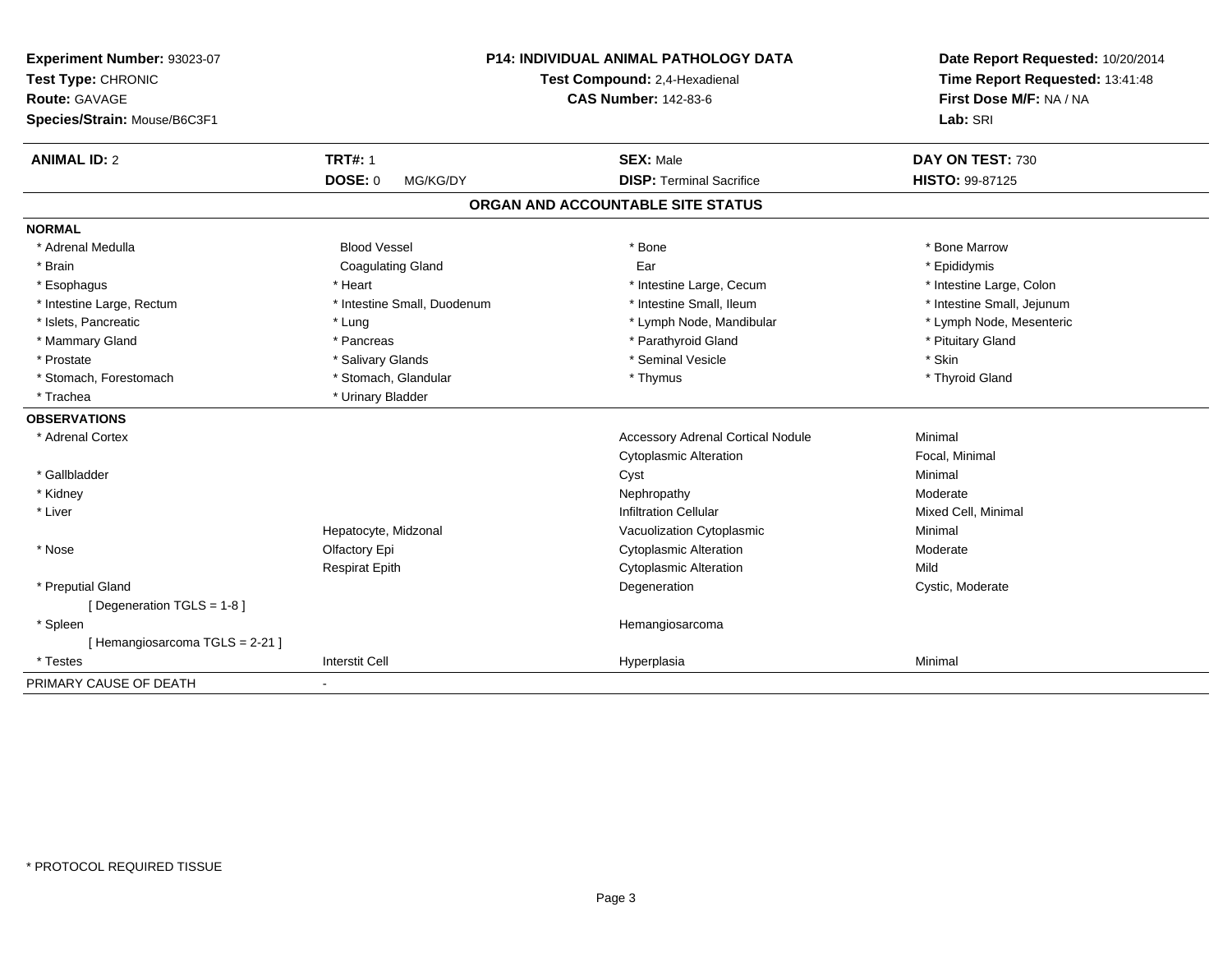**Experiment Number:** 93023-07
**Test Type:** CHRONIC
**Route:** GAVAGE
**Species/Strain:** Mouse/B6C3F1

**P14: INDIVIDUAL ANIMAL PATHOLOGY DATA**
**Test Compound:** 2,4-Hexadienal
**CAS Number:** 142-83-6

**Date Report Requested:** 10/20/2014
**Time Report Requested:** 13:41:48
**First Dose M/F:** NA / NA
**Lab:** SRI

| **ANIMAL ID:** 2 | **TRT#:** 1 | **SEX:** Male | **DAY ON TEST:** 730 |
|---|---|---|---|
| | **DOSE:** 0 MG/KG/DY | **DISP:** Terminal Sacrifice | **HISTO:** 99-87125 |

## ORGAN AND ACCOUNTABLE SITE STATUS

**NORMAL**

| | | | |
|---|---|---|---|
| * Adrenal Medulla | Blood Vessel | * Bone | * Bone Marrow |
| * Brain | Coagulating Gland | Ear | * Epididymis |
| * Esophagus | * Heart | * Intestine Large, Cecum | * Intestine Large, Colon |
| * Intestine Large, Rectum | * Intestine Small, Duodenum | * Intestine Small, Ileum | * Intestine Small, Jejunum |
| * Islets, Pancreatic | * Lung | * Lymph Node, Mandibular | * Lymph Node, Mesenteric |
| * Mammary Gland | * Pancreas | * Parathyroid Gland | * Pituitary Gland |
| * Prostate | * Salivary Glands | * Seminal Vesicle | * Skin |
| * Stomach, Forestomach | * Stomach, Glandular | * Thymus | * Thyroid Gland |
| * Trachea | * Urinary Bladder | | |

**OBSERVATIONS**

| | | | |
|---|---|---|---|
| * Adrenal Cortex | | Accessory Adrenal Cortical Nodule | Minimal |
| | | Cytoplasmic Alteration | Focal, Minimal |
| * Gallbladder | | Cyst | Minimal |
| * Kidney | | Nephropathy | Moderate |
| * Liver | | Infiltration Cellular | Mixed Cell, Minimal |
| | Hepatocyte, Midzonal | Vacuolization Cytoplasmic | Minimal |
| * Nose | Olfactory Epi | Cytoplasmic Alteration | Moderate |
| | Respirat Epith | Cytoplasmic Alteration | Mild |
| * Preputial Gland | | Degeneration | Cystic, Moderate |
| [ Degeneration TGLS = 1-8 ] | | | |
| * Spleen | | Hemangiosarcoma | |
| [ Hemangiosarcoma TGLS = 2-21 ] | | | |
| * Testes | Interstit Cell | Hyperplasia | Minimal |

PRIMARY CAUSE OF DEATH -

* PROTOCOL REQUIRED TISSUE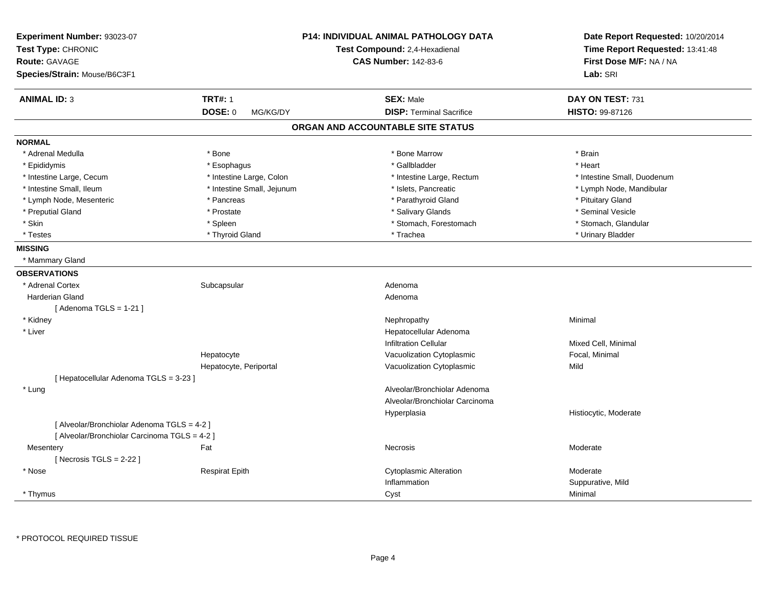**Experiment Number:** 93023-07
**Test Type:** CHRONIC
**Route:** GAVAGE
**Species/Strain:** Mouse/B6C3F1

**P14: INDIVIDUAL ANIMAL PATHOLOGY DATA**
**Test Compound:** 2,4-Hexadienal
**CAS Number:** 142-83-6

**Date Report Requested:** 10/20/2014
**Time Report Requested:** 13:41:48
**First Dose M/F:** NA / NA
**Lab:** SRI

| **ANIMAL ID:** 3 | **TRT#:** 1 | **SEX:** Male | **DAY ON TEST:** 731 |
|---|---|---|---|
| | **DOSE:** 0 MG/KG/DY | **DISP:** Terminal Sacrifice | **HISTO:** 99-87126 |

## ORGAN AND ACCOUNTABLE SITE STATUS

### NORMAL

| | | | |
|---|---|---|---|
| * Adrenal Medulla | * Bone | * Bone Marrow | * Brain |
| * Epididymis | * Esophagus | * Gallbladder | * Heart |
| * Intestine Large, Cecum | * Intestine Large, Colon | * Intestine Large, Rectum | * Intestine Small, Duodenum |
| * Intestine Small, Ileum | * Intestine Small, Jejunum | * Islets, Pancreatic | * Lymph Node, Mandibular |
| * Lymph Node, Mesenteric | * Pancreas | * Parathyroid Gland | * Pituitary Gland |
| * Preputial Gland | * Prostate | * Salivary Glands | * Seminal Vesicle |
| * Skin | * Spleen | * Stomach, Forestomach | * Stomach, Glandular |
| * Testes | * Thyroid Gland | * Trachea | * Urinary Bladder |

### MISSING

* Mammary Gland

### OBSERVATIONS

| | | | |
|---|---|---|---|
| * Adrenal Cortex | Subcapsular | Adenoma | |
| Harderian Gland | | Adenoma | |
| [ Adenoma TGLS = 1-21 ] | | | |
| * Kidney | | Nephropathy | Minimal |
| * Liver | | Hepatocellular Adenoma | |
| | | Infiltration Cellular | Mixed Cell, Minimal |
| | Hepatocyte | Vacuolization Cytoplasmic | Focal, Minimal |
| | Hepatocyte, Periportal | Vacuolization Cytoplasmic | Mild |
| [ Hepatocellular Adenoma TGLS = 3-23 ] | | | |
| * Lung | | Alveolar/Bronchiolar Adenoma | |
| | | Alveolar/Bronchiolar Carcinoma | |
| | | Hyperplasia | Histiocytic, Moderate |
| [ Alveolar/Bronchiolar Adenoma TGLS = 4-2 ] | | | |
| [ Alveolar/Bronchiolar Carcinoma TGLS = 4-2 ] | | | |
| Mesentery | Fat | Necrosis | Moderate |
| [ Necrosis TGLS = 2-22 ] | | | |
| * Nose | Respirat Epith | Cytoplasmic Alteration | Moderate |
| | | Inflammation | Suppurative, Mild |
| * Thymus | | Cyst | Minimal |

* PROTOCOL REQUIRED TISSUE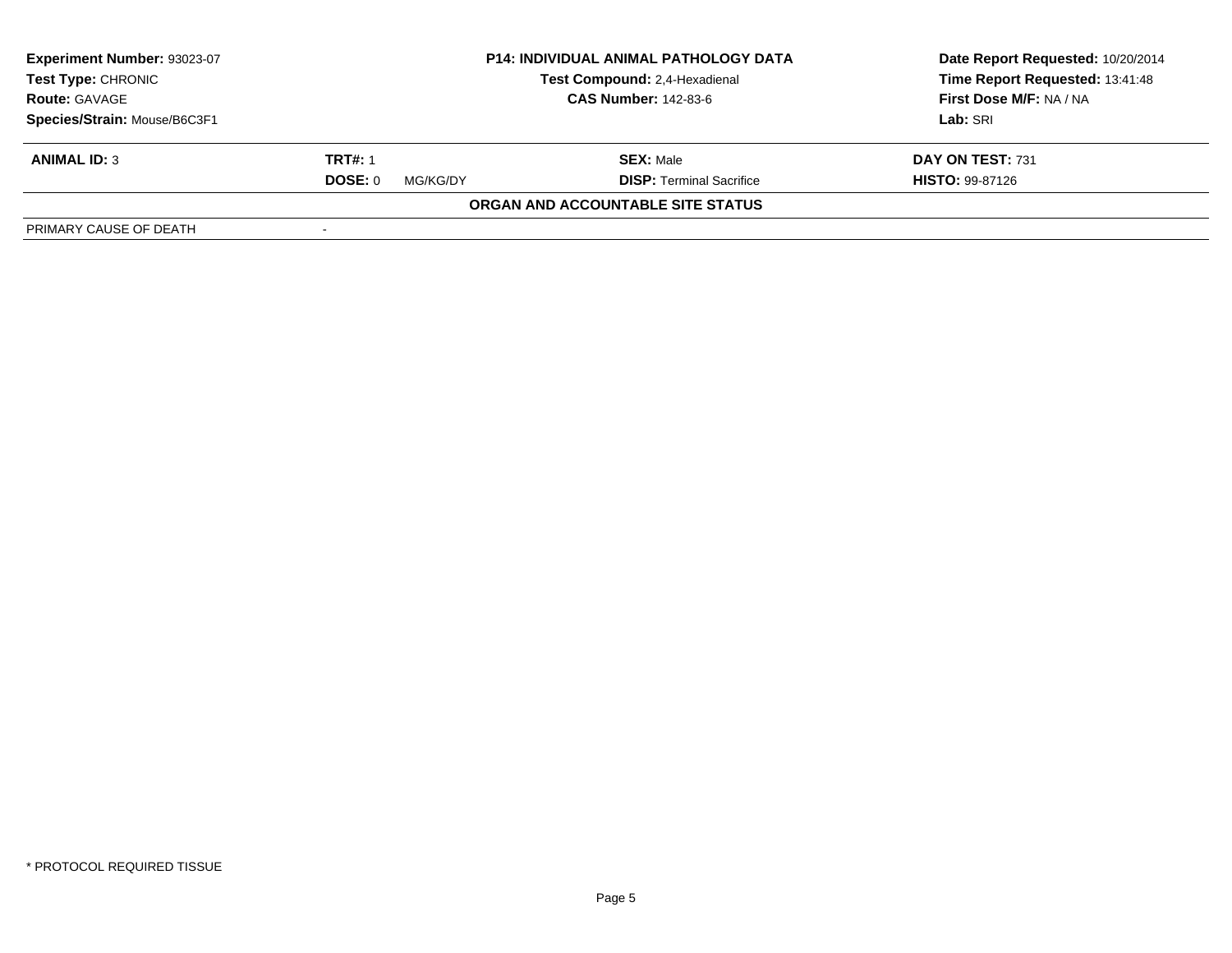| Experiment Number: 93023-07 | P14: INDIVIDUAL ANIMAL PATHOLOGY DATA | Date Report Requested: 10/20/2014 |
|---|---|---|
| Test Type: CHRONIC | Test Compound: 2,4-Hexadienal | Time Report Requested: 13:41:48 |
| Route: GAVAGE | CAS Number: 142-83-6 | First Dose M/F: NA / NA |
| Species/Strain: Mouse/B6C3F1 | | Lab: SRI |

| **ANIMAL ID:** 3 | **TRT#:** 1 | **SEX:** Male | **DAY ON TEST:** 731 |
|---|---|---|---|
| | **DOSE:** 0 MG/KG/DY | **DISP:** Terminal Sacrifice | **HISTO:** 99-87126 |

**ORGAN AND ACCOUNTABLE SITE STATUS**

| PRIMARY CAUSE OF DEATH | - |
|---|---|

\* PROTOCOL REQUIRED TISSUE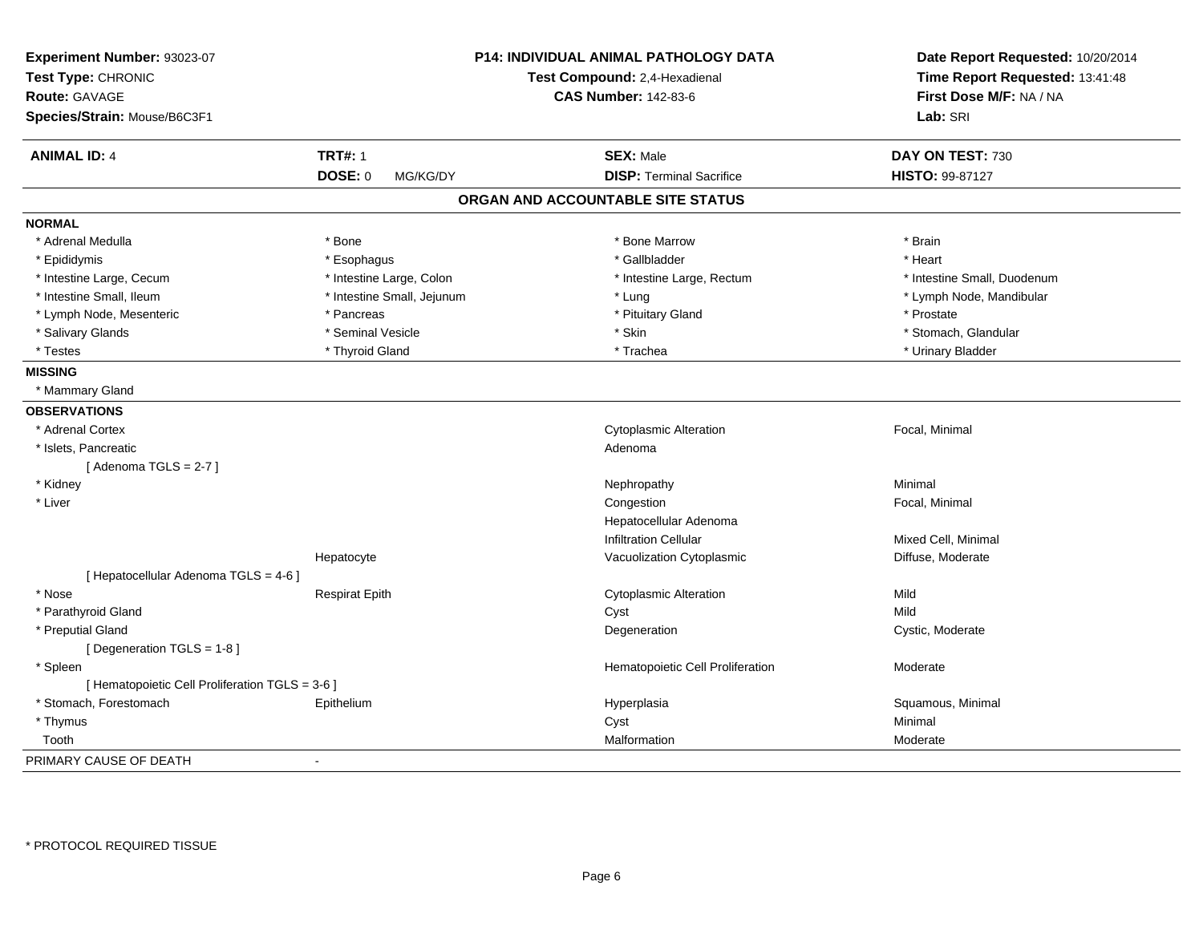**Experiment Number:** 93023-07
**Test Type:** CHRONIC
**Route:** GAVAGE
**Species/Strain:** Mouse/B6C3F1

**P14: INDIVIDUAL ANIMAL PATHOLOGY DATA**
**Test Compound:** 2,4-Hexadienal
**CAS Number:** 142-83-6

**Date Report Requested:** 10/20/2014
**Time Report Requested:** 13:41:48
**First Dose M/F:** NA / NA
**Lab:** SRI

| **ANIMAL ID:** 4 | **TRT#:** 1 | **SEX:** Male | **DAY ON TEST:** 730 |
|---|---|---|---|
| | **DOSE:** 0 MG/KG/DY | **DISP:** Terminal Sacrifice | **HISTO:** 99-87127 |

## ORGAN AND ACCOUNTABLE SITE STATUS

**NORMAL**

| | | | |
|---|---|---|---|
| * Adrenal Medulla | * Bone | * Bone Marrow | * Brain |
| * Epididymis | * Esophagus | * Gallbladder | * Heart |
| * Intestine Large, Cecum | * Intestine Large, Colon | * Intestine Large, Rectum | * Intestine Small, Duodenum |
| * Intestine Small, Ileum | * Intestine Small, Jejunum | * Lung | * Lymph Node, Mandibular |
| * Lymph Node, Mesenteric | * Pancreas | * Pituitary Gland | * Prostate |
| * Salivary Glands | * Seminal Vesicle | * Skin | * Stomach, Glandular |
| * Testes | * Thyroid Gland | * Trachea | * Urinary Bladder |

**MISSING**

* Mammary Gland

**OBSERVATIONS**

| Organ | Site | Observation | Qualifier |
|---|---|---|---|
| * Adrenal Cortex | | Cytoplasmic Alteration | Focal, Minimal |
| * Islets, Pancreatic | | Adenoma | |
| [ Adenoma TGLS = 2-7 ] | | | |
| * Kidney | | Nephropathy | Minimal |
| * Liver | | Congestion | Focal, Minimal |
| | | Hepatocellular Adenoma | |
| | | Infiltration Cellular | Mixed Cell, Minimal |
| | Hepatocyte | Vacuolization Cytoplasmic | Diffuse, Moderate |
| [ Hepatocellular Adenoma TGLS = 4-6 ] | | | |
| * Nose | Respirat Epith | Cytoplasmic Alteration | Mild |
| * Parathyroid Gland | | Cyst | Mild |
| * Preputial Gland | | Degeneration | Cystic, Moderate |
| [ Degeneration TGLS = 1-8 ] | | | |
| * Spleen | | Hematopoietic Cell Proliferation | Moderate |
| [ Hematopoietic Cell Proliferation TGLS = 3-6 ] | | | |
| * Stomach, Forestomach | Epithelium | Hyperplasia | Squamous, Minimal |
| * Thymus | | Cyst | Minimal |
| Tooth | | Malformation | Moderate |

PRIMARY CAUSE OF DEATH -

* PROTOCOL REQUIRED TISSUE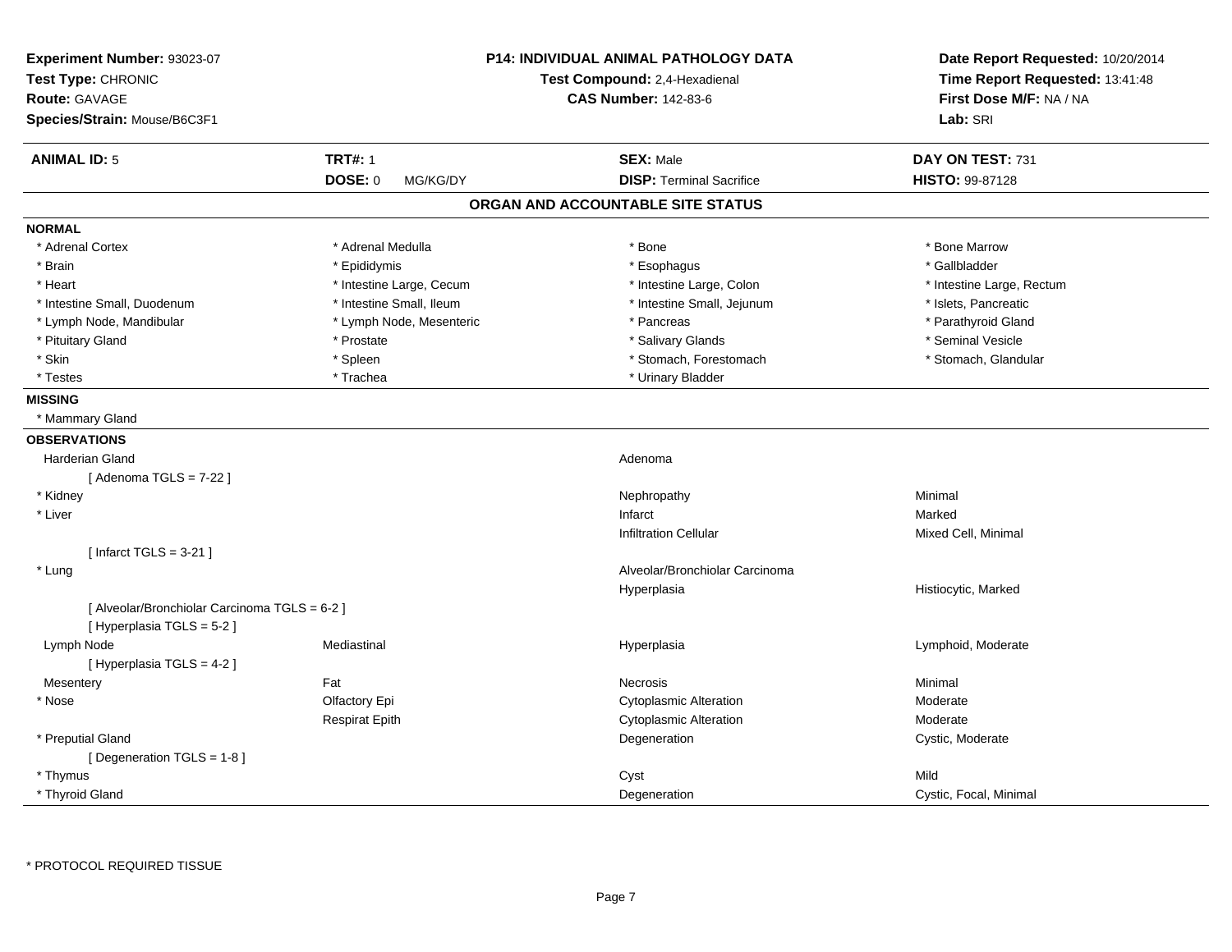**Experiment Number:** 93023-07
**Test Type:** CHRONIC
**Route:** GAVAGE
**Species/Strain:** Mouse/B6C3F1

**P14: INDIVIDUAL ANIMAL PATHOLOGY DATA**
**Test Compound:** 2,4-Hexadienal
**CAS Number:** 142-83-6

**Date Report Requested:** 10/20/2014
**Time Report Requested:** 13:41:48
**First Dose M/F:** NA / NA
**Lab:** SRI

| **ANIMAL ID:** 5 | **TRT#:** 1 | **SEX:** Male | **DAY ON TEST:** 731 |
|---|---|---|---|
| | **DOSE:** 0 MG/KG/DY | **DISP:** Terminal Sacrifice | **HISTO:** 99-87128 |

## ORGAN AND ACCOUNTABLE SITE STATUS

**NORMAL**

| | | | |
|---|---|---|---|
| * Adrenal Cortex | * Adrenal Medulla | * Bone | * Bone Marrow |
| * Brain | * Epididymis | * Esophagus | * Gallbladder |
| * Heart | * Intestine Large, Cecum | * Intestine Large, Colon | * Intestine Large, Rectum |
| * Intestine Small, Duodenum | * Intestine Small, Ileum | * Intestine Small, Jejunum | * Islets, Pancreatic |
| * Lymph Node, Mandibular | * Lymph Node, Mesenteric | * Pancreas | * Parathyroid Gland |
| * Pituitary Gland | * Prostate | * Salivary Glands | * Seminal Vesicle |
| * Skin | * Spleen | * Stomach, Forestomach | * Stomach, Glandular |
| * Testes | * Trachea | * Urinary Bladder | |

**MISSING**

* Mammary Gland

**OBSERVATIONS**

| Organ | Site | Observation | Severity |
|---|---|---|---|
| Harderian Gland | | Adenoma | |
| [ Adenoma TGLS = 7-22 ] | | | |
| * Kidney | | Nephropathy | Minimal |
| * Liver | | Infarct | Marked |
| | | Infiltration Cellular | Mixed Cell, Minimal |
| [ Infarct TGLS = 3-21 ] | | | |
| * Lung | | Alveolar/Bronchiolar Carcinoma | |
| | | Hyperplasia | Histiocytic, Marked |
| [ Alveolar/Bronchiolar Carcinoma TGLS = 6-2 ] | | | |
| [ Hyperplasia TGLS = 5-2 ] | | | |
| Lymph Node | Mediastinal | Hyperplasia | Lymphoid, Moderate |
| [ Hyperplasia TGLS = 4-2 ] | | | |
| Mesentery | Fat | Necrosis | Minimal |
| * Nose | Olfactory Epi | Cytoplasmic Alteration | Moderate |
| | Respirat Epith | Cytoplasmic Alteration | Moderate |
| * Preputial Gland | | Degeneration | Cystic, Moderate |
| [ Degeneration TGLS = 1-8 ] | | | |
| * Thymus | | Cyst | Mild |
| * Thyroid Gland | | Degeneration | Cystic, Focal, Minimal |

* PROTOCOL REQUIRED TISSUE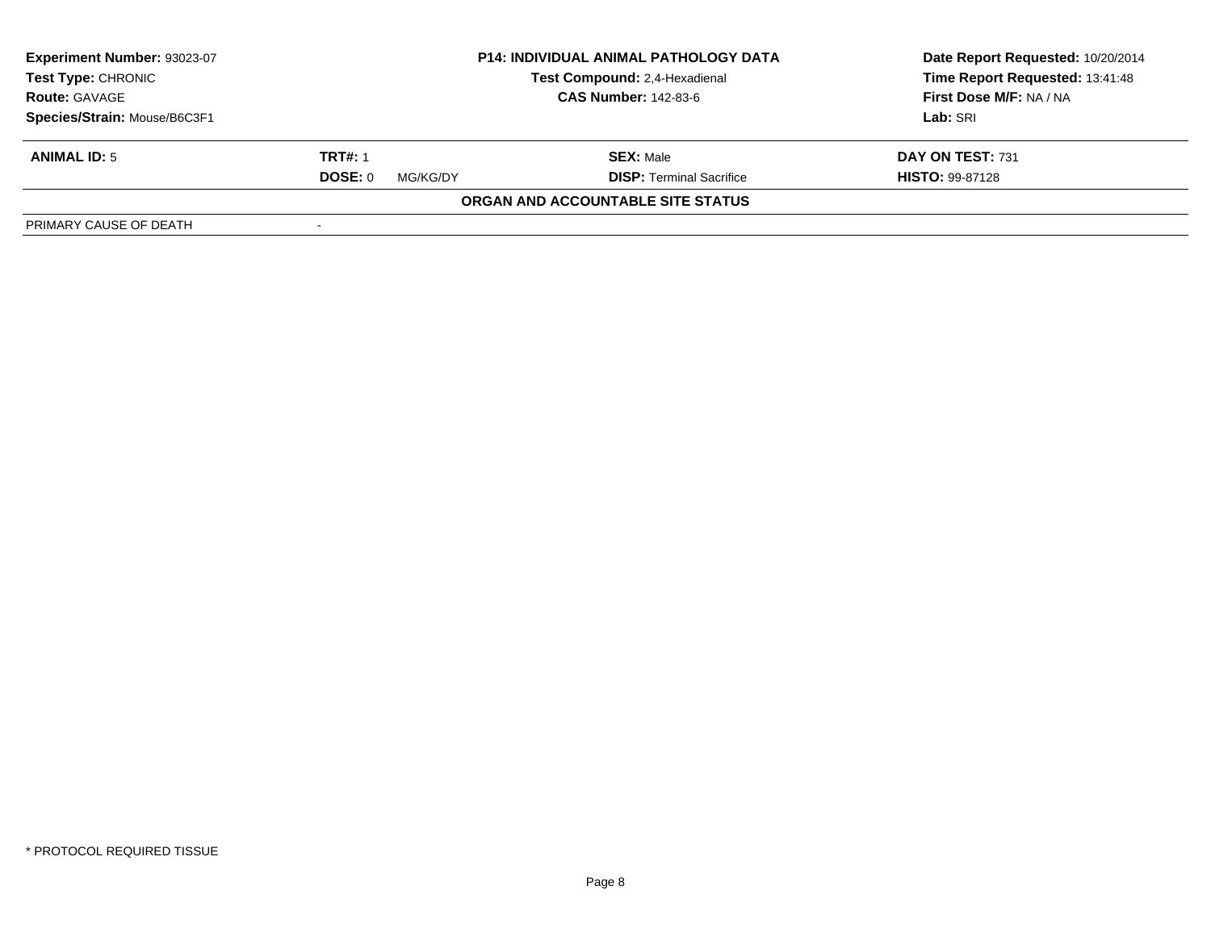**Experiment Number:** 93023-07
**Test Type:** CHRONIC
**Route:** GAVAGE
**Species/Strain:** Mouse/B6C3F1

**P14: INDIVIDUAL ANIMAL PATHOLOGY DATA**
**Test Compound:** 2,4-Hexadienal
**CAS Number:** 142-83-6

**Date Report Requested:** 10/20/2014
**Time Report Requested:** 13:41:48
**First Dose M/F:** NA / NA
**Lab:** SRI

| **ANIMAL ID:** 5 | **TRT#:** 1 | **SEX:** Male | **DAY ON TEST:** 731 |
|---|---|---|---|
| | **DOSE:** 0 MG/KG/DY | **DISP:** Terminal Sacrifice | **HISTO:** 99-87128 |

**ORGAN AND ACCOUNTABLE SITE STATUS**

| PRIMARY CAUSE OF DEATH | - |
|---|---|

\* PROTOCOL REQUIRED TISSUE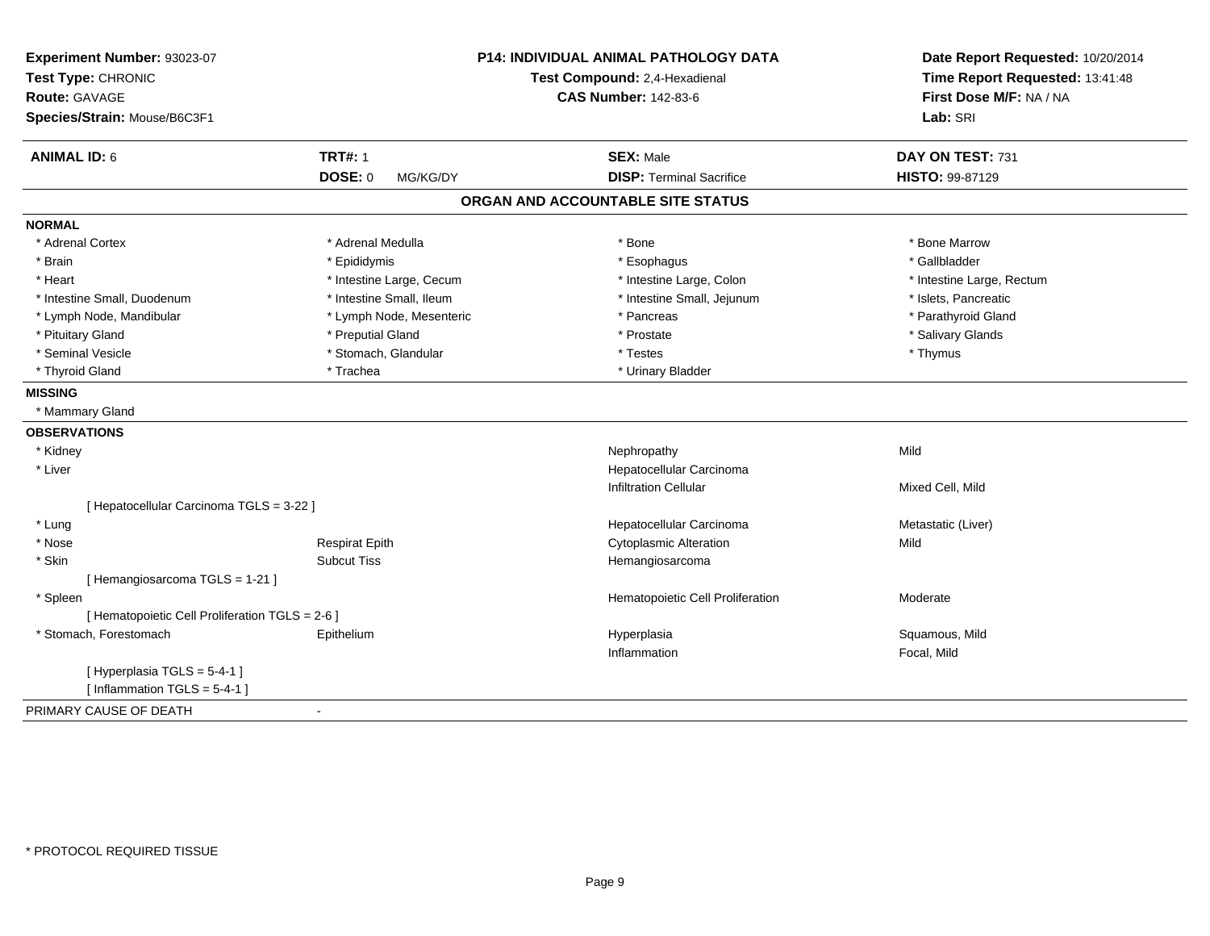**Experiment Number:** 93023-07
**Test Type:** CHRONIC
**Route:** GAVAGE
**Species/Strain:** Mouse/B6C3F1

**P14: INDIVIDUAL ANIMAL PATHOLOGY DATA**
**Test Compound:** 2,4-Hexadienal
**CAS Number:** 142-83-6

**Date Report Requested:** 10/20/2014
**Time Report Requested:** 13:41:48
**First Dose M/F:** NA / NA
**Lab:** SRI

| **ANIMAL ID:** 6 | **TRT#:** 1 | **SEX:** Male | **DAY ON TEST:** 731 |
|---|---|---|---|
| | **DOSE:** 0 MG/KG/DY | **DISP:** Terminal Sacrifice | **HISTO:** 99-87129 |

## ORGAN AND ACCOUNTABLE SITE STATUS

**NORMAL**

| | | | |
|---|---|---|---|
| * Adrenal Cortex | * Adrenal Medulla | * Bone | * Bone Marrow |
| * Brain | * Epididymis | * Esophagus | * Gallbladder |
| * Heart | * Intestine Large, Cecum | * Intestine Large, Colon | * Intestine Large, Rectum |
| * Intestine Small, Duodenum | * Intestine Small, Ileum | * Intestine Small, Jejunum | * Islets, Pancreatic |
| * Lymph Node, Mandibular | * Lymph Node, Mesenteric | * Pancreas | * Parathyroid Gland |
| * Pituitary Gland | * Preputial Gland | * Prostate | * Salivary Glands |
| * Seminal Vesicle | * Stomach, Glandular | * Testes | * Thymus |
| * Thyroid Gland | * Trachea | * Urinary Bladder | |

**MISSING**

* Mammary Gland

**OBSERVATIONS**

| | | | |
|---|---|---|---|
| * Kidney | | Nephropathy | Mild |
| * Liver | | Hepatocellular Carcinoma | |
| | | Infiltration Cellular | Mixed Cell, Mild |
| [ Hepatocellular Carcinoma TGLS = 3-22 ] | | | |
| * Lung | | Hepatocellular Carcinoma | Metastatic (Liver) |
| * Nose | Respirat Epith | Cytoplasmic Alteration | Mild |
| * Skin | Subcut Tiss | Hemangiosarcoma | |
| [ Hemangiosarcoma TGLS = 1-21 ] | | | |
| * Spleen | | Hematopoietic Cell Proliferation | Moderate |
| [ Hematopoietic Cell Proliferation TGLS = 2-6 ] | | | |
| * Stomach, Forestomach | Epithelium | Hyperplasia | Squamous, Mild |
| | | Inflammation | Focal, Mild |
| [ Hyperplasia TGLS = 5-4-1 ] | | | |
| [ Inflammation TGLS = 5-4-1 ] | | | |

PRIMARY CAUSE OF DEATH -

* PROTOCOL REQUIRED TISSUE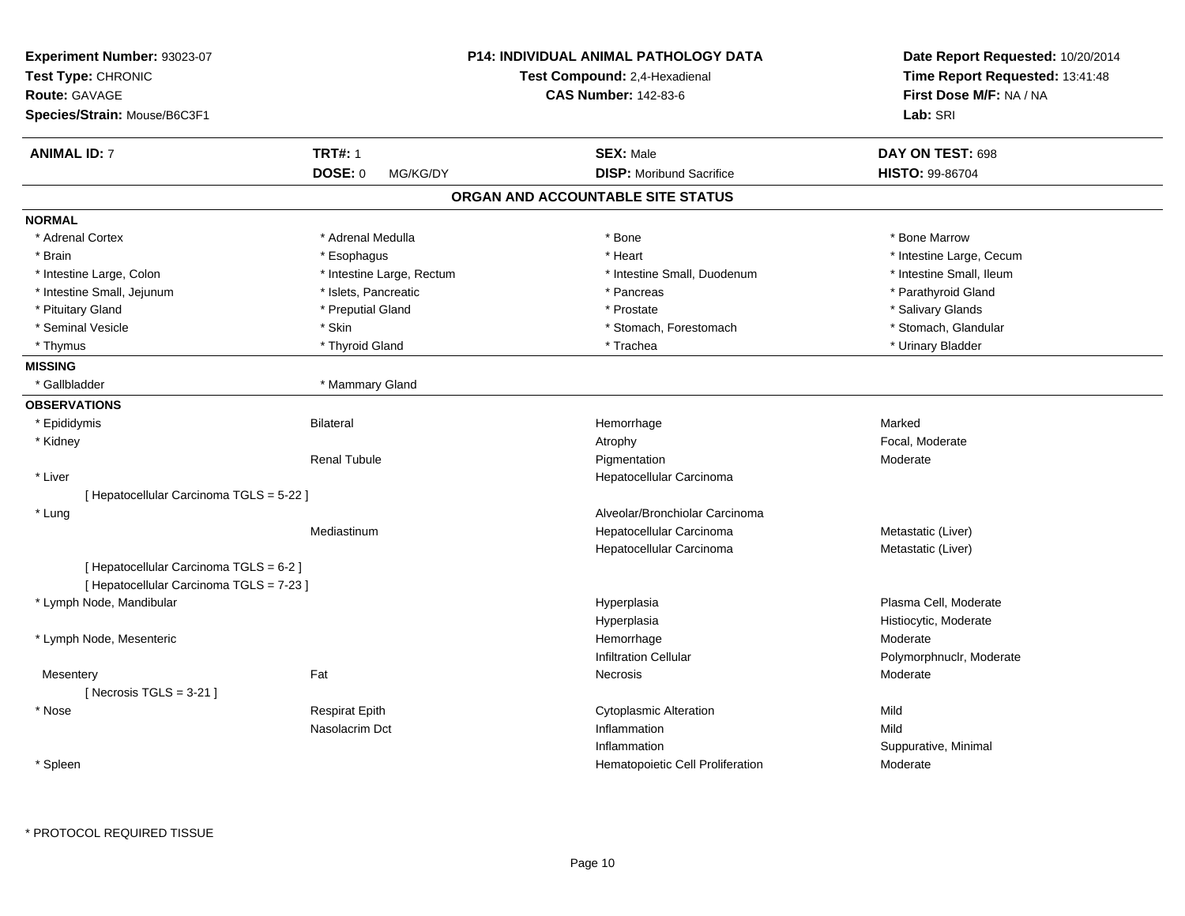**Experiment Number:** 93023-07
**Test Type:** CHRONIC
**Route:** GAVAGE
**Species/Strain:** Mouse/B6C3F1

**P14: INDIVIDUAL ANIMAL PATHOLOGY DATA**
**Test Compound:** 2,4-Hexadienal
**CAS Number:** 142-83-6

**Date Report Requested:** 10/20/2014
**Time Report Requested:** 13:41:48
**First Dose M/F:** NA / NA
**Lab:** SRI

| **ANIMAL ID:** 7 | **TRT#:** 1 | **SEX:** Male | **DAY ON TEST:** 698 |
|---|---|---|---|
| | **DOSE:** 0 MG/KG/DY | **DISP:** Moribund Sacrifice | **HISTO:** 99-86704 |

## ORGAN AND ACCOUNTABLE SITE STATUS

**NORMAL**

| | | | |
|---|---|---|---|
| * Adrenal Cortex | * Adrenal Medulla | * Bone | * Bone Marrow |
| * Brain | * Esophagus | * Heart | * Intestine Large, Cecum |
| * Intestine Large, Colon | * Intestine Large, Rectum | * Intestine Small, Duodenum | * Intestine Small, Ileum |
| * Intestine Small, Jejunum | * Islets, Pancreatic | * Pancreas | * Parathyroid Gland |
| * Pituitary Gland | * Preputial Gland | * Prostate | * Salivary Glands |
| * Seminal Vesicle | * Skin | * Stomach, Forestomach | * Stomach, Glandular |
| * Thymus | * Thyroid Gland | * Trachea | * Urinary Bladder |

**MISSING**

| | |
|---|---|
| * Gallbladder | * Mammary Gland |

**OBSERVATIONS**

| | | | |
|---|---|---|---|
| * Epididymis | Bilateral | Hemorrhage | Marked |
| * Kidney | | Atrophy | Focal, Moderate |
| | Renal Tubule | Pigmentation | Moderate |
| * Liver | | Hepatocellular Carcinoma | |
| [ Hepatocellular Carcinoma TGLS = 5-22 ] | | | |
| * Lung | | Alveolar/Bronchiolar Carcinoma | |
| | Mediastinum | Hepatocellular Carcinoma | Metastatic (Liver) |
| | | Hepatocellular Carcinoma | Metastatic (Liver) |
| [ Hepatocellular Carcinoma TGLS = 6-2 ] | | | |
| [ Hepatocellular Carcinoma TGLS = 7-23 ] | | | |
| * Lymph Node, Mandibular | | Hyperplasia | Plasma Cell, Moderate |
| | | Hyperplasia | Histiocytic, Moderate |
| * Lymph Node, Mesenteric | | Hemorrhage | Moderate |
| | | Infiltration Cellular | Polymorphnuclr, Moderate |
| Mesentery | Fat | Necrosis | Moderate |
| [ Necrosis TGLS = 3-21 ] | | | |
| * Nose | Respirat Epith | Cytoplasmic Alteration | Mild |
| | Nasolacrim Dct | Inflammation | Mild |
| | | Inflammation | Suppurative, Minimal |
| * Spleen | | Hematopoietic Cell Proliferation | Moderate |

* PROTOCOL REQUIRED TISSUE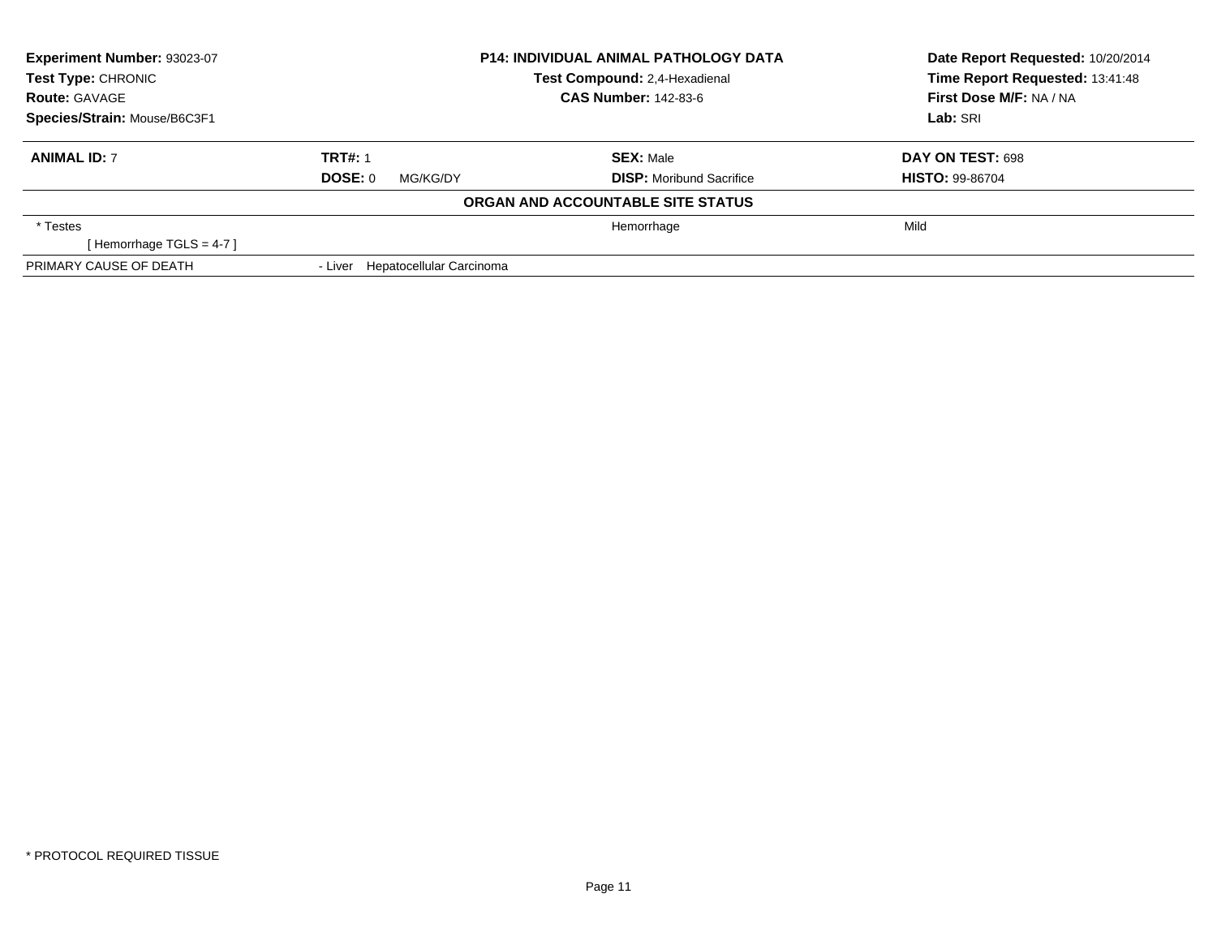**Experiment Number:** 93023-07
**Test Type:** CHRONIC
**Route:** GAVAGE
**Species/Strain:** Mouse/B6C3F1

**P14: INDIVIDUAL ANIMAL PATHOLOGY DATA**
**Test Compound:** 2,4-Hexadienal
**CAS Number:** 142-83-6

**Date Report Requested:** 10/20/2014
**Time Report Requested:** 13:41:48
**First Dose M/F:** NA / NA
**Lab:** SRI

| **ANIMAL ID:** 7 | **TRT#:** 1 | **SEX:** Male | **DAY ON TEST:** 698 |
|---|---|---|---|
| | **DOSE:** 0 MG/KG/DY | **DISP:** Moribund Sacrifice | **HISTO:** 99-86704 |

**ORGAN AND ACCOUNTABLE SITE STATUS**

| | | | |
|---|---|---|---|
| * Testes | | Hemorrhage | Mild |
| [ Hemorrhage TGLS = 4-7 ] | | | |
| PRIMARY CAUSE OF DEATH | - Liver Hepatocellular Carcinoma | | |

* PROTOCOL REQUIRED TISSUE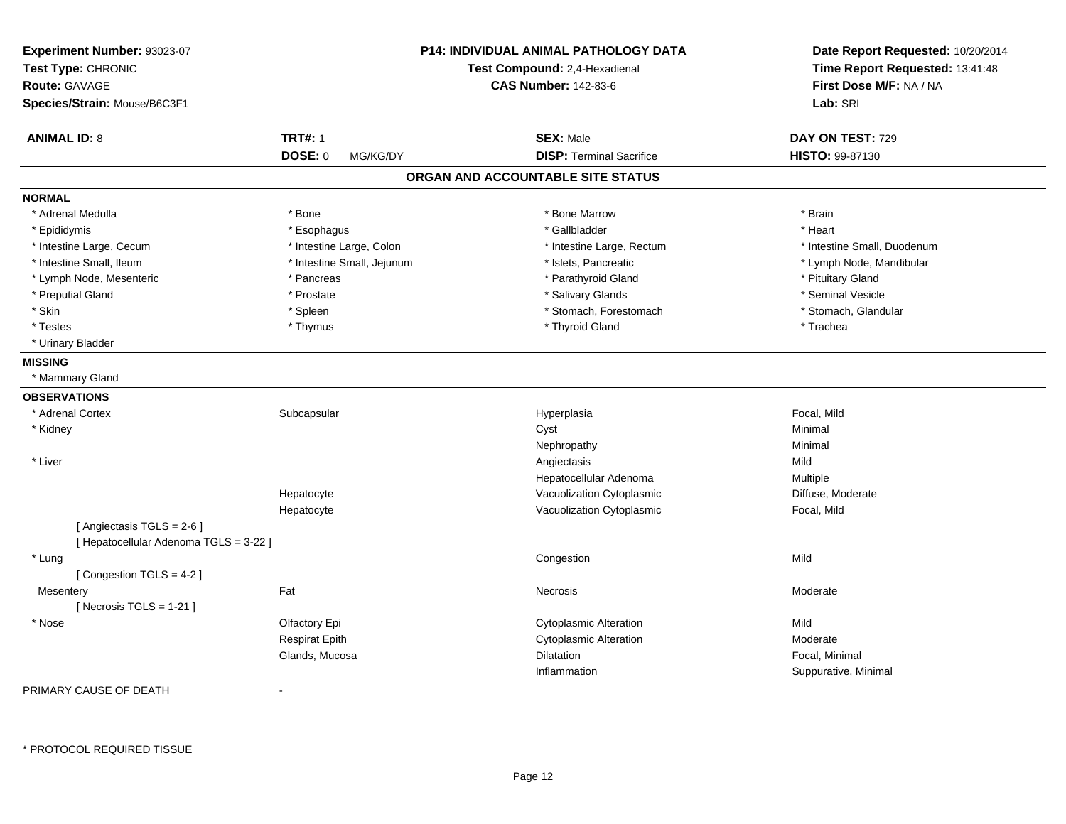**Experiment Number:** 93023-07
**Test Type:** CHRONIC
**Route:** GAVAGE
**Species/Strain:** Mouse/B6C3F1

**P14: INDIVIDUAL ANIMAL PATHOLOGY DATA**
**Test Compound:** 2,4-Hexadienal
**CAS Number:** 142-83-6

**Date Report Requested:** 10/20/2014
**Time Report Requested:** 13:41:48
**First Dose M/F:** NA / NA
**Lab:** SRI

| **ANIMAL ID:** 8 | **TRT#:** 1 | **SEX:** Male | **DAY ON TEST:** 729 |
|---|---|---|---|
| | **DOSE:** 0 MG/KG/DY | **DISP:** Terminal Sacrifice | **HISTO:** 99-87130 |

## ORGAN AND ACCOUNTABLE SITE STATUS

**NORMAL**

| | | | |
|---|---|---|---|
| * Adrenal Medulla | * Bone | * Bone Marrow | * Brain |
| * Epididymis | * Esophagus | * Gallbladder | * Heart |
| * Intestine Large, Cecum | * Intestine Large, Colon | * Intestine Large, Rectum | * Intestine Small, Duodenum |
| * Intestine Small, Ileum | * Intestine Small, Jejunum | * Islets, Pancreatic | * Lymph Node, Mandibular |
| * Lymph Node, Mesenteric | * Pancreas | * Parathyroid Gland | * Pituitary Gland |
| * Preputial Gland | * Prostate | * Salivary Glands | * Seminal Vesicle |
| * Skin | * Spleen | * Stomach, Forestomach | * Stomach, Glandular |
| * Testes | * Thymus | * Thyroid Gland | * Trachea |
| * Urinary Bladder | | | |

**MISSING**

* Mammary Gland

**OBSERVATIONS**

| | | | |
|---|---|---|---|
| * Adrenal Cortex | Subcapsular | Hyperplasia | Focal, Mild |
| * Kidney | | Cyst | Minimal |
| | | Nephropathy | Minimal |
| * Liver | | Angiectasis | Mild |
| | | Hepatocellular Adenoma | Multiple |
| | Hepatocyte | Vacuolization Cytoplasmic | Diffuse, Moderate |
| | Hepatocyte | Vacuolization Cytoplasmic | Focal, Mild |
| [ Angiectasis TGLS = 2-6 ] | | | |
| [ Hepatocellular Adenoma TGLS = 3-22 ] | | | |
| * Lung | | Congestion | Mild |
| [ Congestion TGLS = 4-2 ] | | | |
| Mesentery | Fat | Necrosis | Moderate |
| [ Necrosis TGLS = 1-21 ] | | | |
| * Nose | Olfactory Epi | Cytoplasmic Alteration | Mild |
| | Respirat Epith | Cytoplasmic Alteration | Moderate |
| | Glands, Mucosa | Dilatation | Focal, Minimal |
| | | Inflammation | Suppurative, Minimal |

PRIMARY CAUSE OF DEATH -

* PROTOCOL REQUIRED TISSUE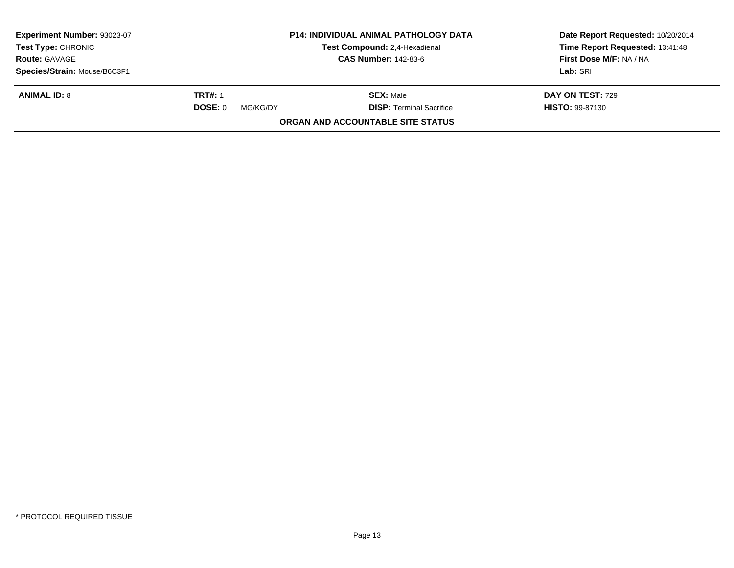**Experiment Number:** 93023-07
**Test Type:** CHRONIC
**Route:** GAVAGE
**Species/Strain:** Mouse/B6C3F1

**P14: INDIVIDUAL ANIMAL PATHOLOGY DATA**
**Test Compound:** 2,4-Hexadienal
**CAS Number:** 142-83-6

**Date Report Requested:** 10/20/2014
**Time Report Requested:** 13:41:48
**First Dose M/F:** NA / NA
**Lab:** SRI

| **ANIMAL ID:** 8 | **TRT#:** 1 | **SEX:** Male | **DAY ON TEST:** 729 |
|---|---|---|---|
| | **DOSE:** 0 MG/KG/DY | **DISP:** Terminal Sacrifice | **HISTO:** 99-87130 |

**ORGAN AND ACCOUNTABLE SITE STATUS**

\* PROTOCOL REQUIRED TISSUE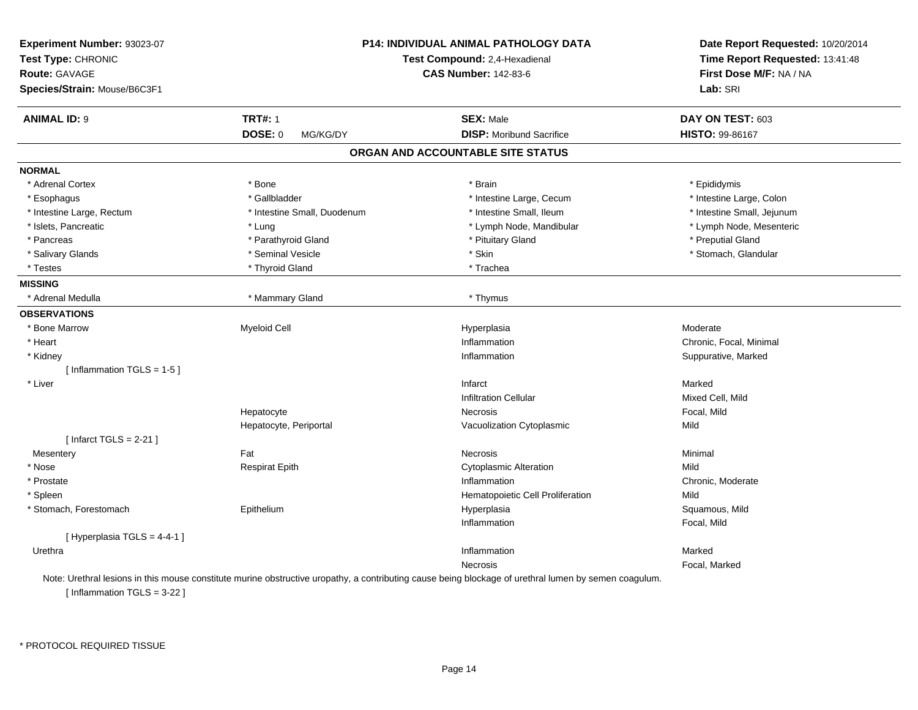**Experiment Number:** 93023-07
**Test Type:** CHRONIC
**Route:** GAVAGE
**Species/Strain:** Mouse/B6C3F1

**P14: INDIVIDUAL ANIMAL PATHOLOGY DATA**
**Test Compound:** 2,4-Hexadienal
**CAS Number:** 142-83-6

**Date Report Requested:** 10/20/2014
**Time Report Requested:** 13:41:48
**First Dose M/F:** NA / NA
**Lab:** SRI

| **ANIMAL ID:** 9 | **TRT#:** 1 | **SEX:** Male | **DAY ON TEST:** 603 |
|---|---|---|---|
| | **DOSE:** 0 MG/KG/DY | **DISP:** Moribund Sacrifice | **HISTO:** 99-86167 |

## ORGAN AND ACCOUNTABLE SITE STATUS

**NORMAL**

| | | | |
|---|---|---|---|
| * Adrenal Cortex | * Bone | * Brain | * Epididymis |
| * Esophagus | * Gallbladder | * Intestine Large, Cecum | * Intestine Large, Colon |
| * Intestine Large, Rectum | * Intestine Small, Duodenum | * Intestine Small, Ileum | * Intestine Small, Jejunum |
| * Islets, Pancreatic | * Lung | * Lymph Node, Mandibular | * Lymph Node, Mesenteric |
| * Pancreas | * Parathyroid Gland | * Pituitary Gland | * Preputial Gland |
| * Salivary Glands | * Seminal Vesicle | * Skin | * Stomach, Glandular |
| * Testes | * Thyroid Gland | * Trachea | |

**MISSING**

| | | |
|---|---|---|
| * Adrenal Medulla | * Mammary Gland | * Thymus |

**OBSERVATIONS**

| | | | |
|---|---|---|---|
| * Bone Marrow | Myeloid Cell | Hyperplasia | Moderate |
| * Heart | | Inflammation | Chronic, Focal, Minimal |
| * Kidney | | Inflammation | Suppurative, Marked |
| [ Inflammation TGLS = 1-5 ] | | | |
| * Liver | | Infarct | Marked |
| | | Infiltration Cellular | Mixed Cell, Mild |
| | Hepatocyte | Necrosis | Focal, Mild |
| | Hepatocyte, Periportal | Vacuolization Cytoplasmic | Mild |
| [ Infarct TGLS = 2-21 ] | | | |
| Mesentery | Fat | Necrosis | Minimal |
| * Nose | Respirat Epith | Cytoplasmic Alteration | Mild |
| * Prostate | | Inflammation | Chronic, Moderate |
| * Spleen | | Hematopoietic Cell Proliferation | Mild |
| * Stomach, Forestomach | Epithelium | Hyperplasia | Squamous, Mild |
| | | Inflammation | Focal, Mild |
| [ Hyperplasia TGLS = 4-4-1 ] | | | |
| Urethra | | Inflammation | Marked |
| | | Necrosis | Focal, Marked |

Note: Urethral lesions in this mouse constitute murine obstructive uropathy, a contributing cause being blockage of urethral lumen by semen coagulum.

[ Inflammation TGLS = 3-22 ]

* PROTOCOL REQUIRED TISSUE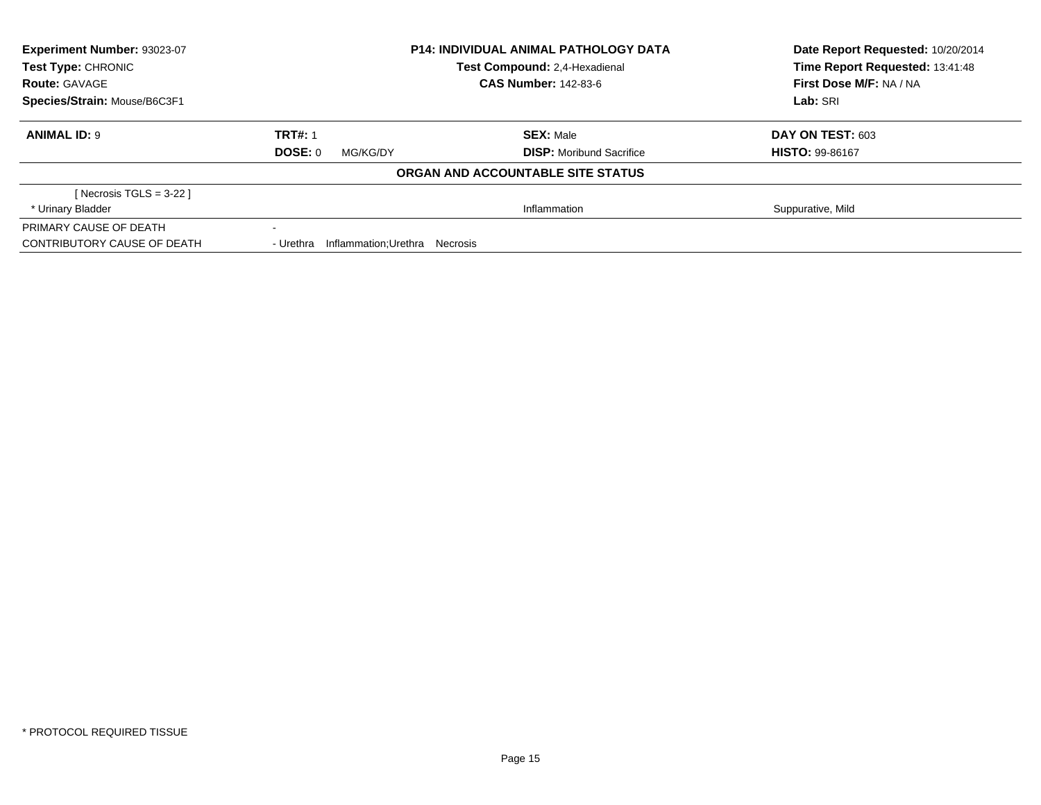| | | | |
|---|---|---|---|
| **Experiment Number:** 93023-07 | **P14: INDIVIDUAL ANIMAL PATHOLOGY DATA** | | **Date Report Requested:** 10/20/2014 |
| **Test Type:** CHRONIC | **Test Compound:** 2,4-Hexadienal | | **Time Report Requested:** 13:41:48 |
| **Route:** GAVAGE | **CAS Number:** 142-83-6 | | **First Dose M/F:** NA / NA |
| **Species/Strain:** Mouse/B6C3F1 | | | **Lab:** SRI |

| **ANIMAL ID:** 9 | **TRT#:** 1 | **SEX:** Male | **DAY ON TEST:** 603 |
|---|---|---|---|
| | **DOSE:** 0 MG/KG/DY | **DISP:** Moribund Sacrifice | **HISTO:** 99-86167 |

**ORGAN AND ACCOUNTABLE SITE STATUS**

| | | | |
|---|---|---|---|
| [ Necrosis TGLS = 3-22 ] | | | |
| * Urinary Bladder | | Inflammation | Suppurative, Mild |
| PRIMARY CAUSE OF DEATH | - | | |
| CONTRIBUTORY CAUSE OF DEATH | - Urethra Inflammation;Urethra Necrosis | | |

* PROTOCOL REQUIRED TISSUE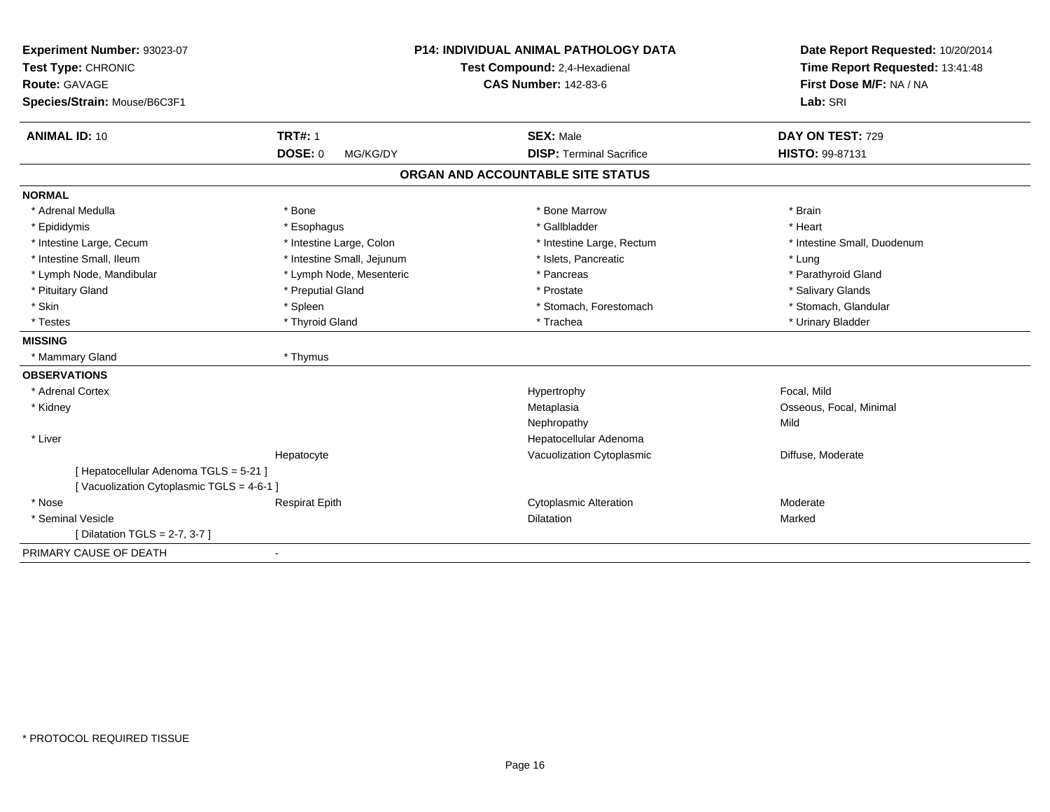**Experiment Number:** 93023-07
**Test Type:** CHRONIC
**Route:** GAVAGE
**Species/Strain:** Mouse/B6C3F1

**P14: INDIVIDUAL ANIMAL PATHOLOGY DATA**
**Test Compound:** 2,4-Hexadienal
**CAS Number:** 142-83-6

**Date Report Requested:** 10/20/2014
**Time Report Requested:** 13:41:48
**First Dose M/F:** NA / NA
**Lab:** SRI

| **ANIMAL ID:** 10 | **TRT#:** 1 | **SEX:** Male | **DAY ON TEST:** 729 |
|---|---|---|---|
| | **DOSE:** 0 MG/KG/DY | **DISP:** Terminal Sacrifice | **HISTO:** 99-87131 |

## ORGAN AND ACCOUNTABLE SITE STATUS

**NORMAL**

| | | | |
|---|---|---|---|
| * Adrenal Medulla | * Bone | * Bone Marrow | * Brain |
| * Epididymis | * Esophagus | * Gallbladder | * Heart |
| * Intestine Large, Cecum | * Intestine Large, Colon | * Intestine Large, Rectum | * Intestine Small, Duodenum |
| * Intestine Small, Ileum | * Intestine Small, Jejunum | * Islets, Pancreatic | * Lung |
| * Lymph Node, Mandibular | * Lymph Node, Mesenteric | * Pancreas | * Parathyroid Gland |
| * Pituitary Gland | * Preputial Gland | * Prostate | * Salivary Glands |
| * Skin | * Spleen | * Stomach, Forestomach | * Stomach, Glandular |
| * Testes | * Thyroid Gland | * Trachea | * Urinary Bladder |

**MISSING**

| | |
|---|---|
| * Mammary Gland | * Thymus |

**OBSERVATIONS**

| | | | |
|---|---|---|---|
| * Adrenal Cortex | | Hypertrophy | Focal, Mild |
| * Kidney | | Metaplasia | Osseous, Focal, Minimal |
| | | Nephropathy | Mild |
| * Liver | | Hepatocellular Adenoma | |
| | Hepatocyte | Vacuolization Cytoplasmic | Diffuse, Moderate |
| [ Hepatocellular Adenoma TGLS = 5-21 ] | | | |
| [ Vacuolization Cytoplasmic TGLS = 4-6-1 ] | | | |
| * Nose | Respirat Epith | Cytoplasmic Alteration | Moderate |
| * Seminal Vesicle | | Dilatation | Marked |
| [ Dilatation TGLS = 2-7, 3-7 ] | | | |

PRIMARY CAUSE OF DEATH -

* PROTOCOL REQUIRED TISSUE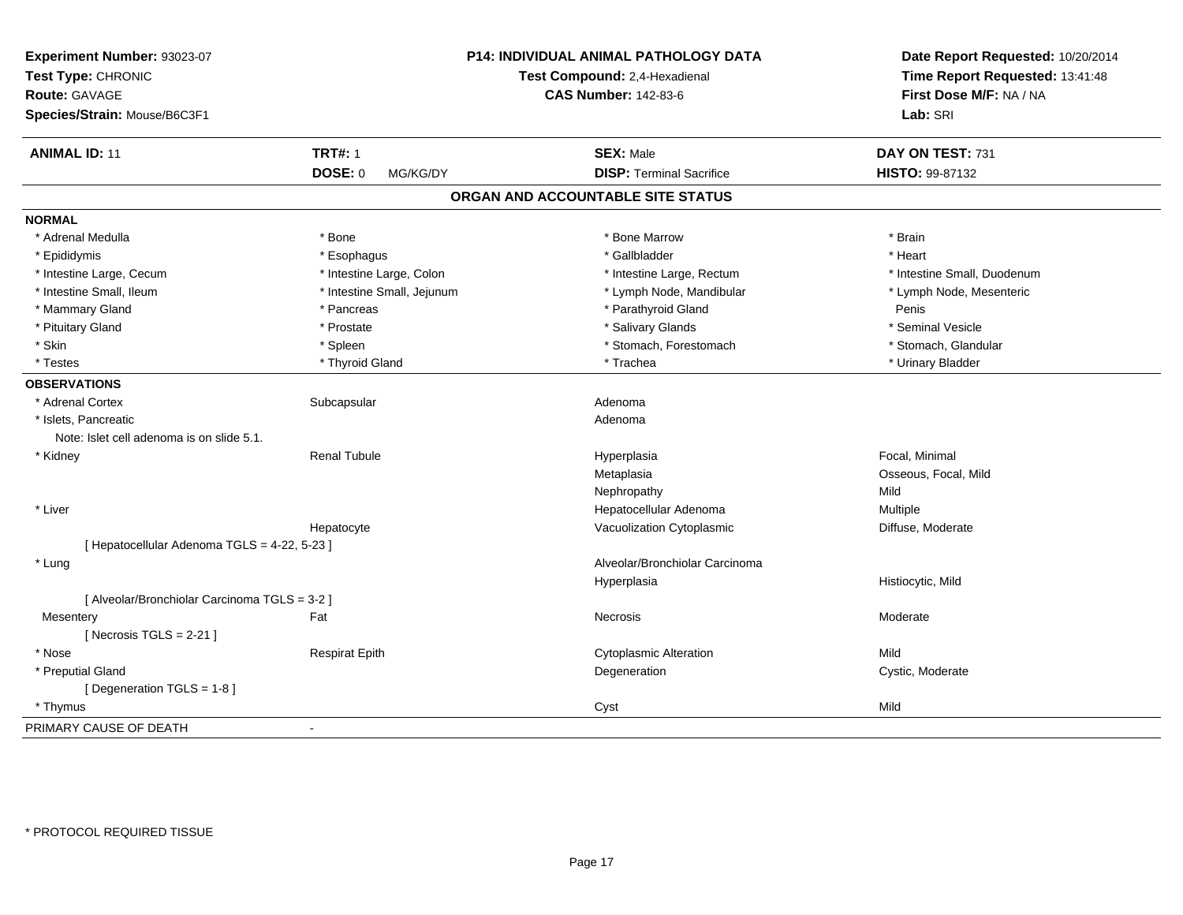**Experiment Number:** 93023-07
**Test Type:** CHRONIC
**Route:** GAVAGE
**Species/Strain:** Mouse/B6C3F1

**P14: INDIVIDUAL ANIMAL PATHOLOGY DATA**
**Test Compound:** 2,4-Hexadienal
**CAS Number:** 142-83-6

**Date Report Requested:** 10/20/2014
**Time Report Requested:** 13:41:48
**First Dose M/F:** NA / NA
**Lab:** SRI

| **ANIMAL ID:** 11 | **TRT#:** 1 | **SEX:** Male | **DAY ON TEST:** 731 |
|---|---|---|---|
| | **DOSE:** 0 MG/KG/DY | **DISP:** Terminal Sacrifice | **HISTO:** 99-87132 |

## ORGAN AND ACCOUNTABLE SITE STATUS

### NORMAL

| | | | |
|---|---|---|---|
| * Adrenal Medulla | * Bone | * Bone Marrow | * Brain |
| * Epididymis | * Esophagus | * Gallbladder | * Heart |
| * Intestine Large, Cecum | * Intestine Large, Colon | * Intestine Large, Rectum | * Intestine Small, Duodenum |
| * Intestine Small, Ileum | * Intestine Small, Jejunum | * Lymph Node, Mandibular | * Lymph Node, Mesenteric |
| * Mammary Gland | * Pancreas | * Parathyroid Gland | Penis |
| * Pituitary Gland | * Prostate | * Salivary Glands | * Seminal Vesicle |
| * Skin | * Spleen | * Stomach, Forestomach | * Stomach, Glandular |
| * Testes | * Thyroid Gland | * Trachea | * Urinary Bladder |

### OBSERVATIONS

| | | | |
|---|---|---|---|
| * Adrenal Cortex | Subcapsular | Adenoma | |
| * Islets, Pancreatic | | Adenoma | |
| Note: Islet cell adenoma is on slide 5.1. | | | |
| * Kidney | Renal Tubule | Hyperplasia | Focal, Minimal |
| | | Metaplasia | Osseous, Focal, Mild |
| | | Nephropathy | Mild |
| * Liver | | Hepatocellular Adenoma | Multiple |
| | Hepatocyte | Vacuolization Cytoplasmic | Diffuse, Moderate |
| [ Hepatocellular Adenoma TGLS = 4-22, 5-23 ] | | | |
| * Lung | | Alveolar/Bronchiolar Carcinoma | |
| | | Hyperplasia | Histiocytic, Mild |
| [ Alveolar/Bronchiolar Carcinoma TGLS = 3-2 ] | | | |
| Mesentery | Fat | Necrosis | Moderate |
| [ Necrosis TGLS = 2-21 ] | | | |
| * Nose | Respirat Epith | Cytoplasmic Alteration | Mild |
| * Preputial Gland | | Degeneration | Cystic, Moderate |
| [ Degeneration TGLS = 1-8 ] | | | |
| * Thymus | | Cyst | Mild |

PRIMARY CAUSE OF DEATH -

* PROTOCOL REQUIRED TISSUE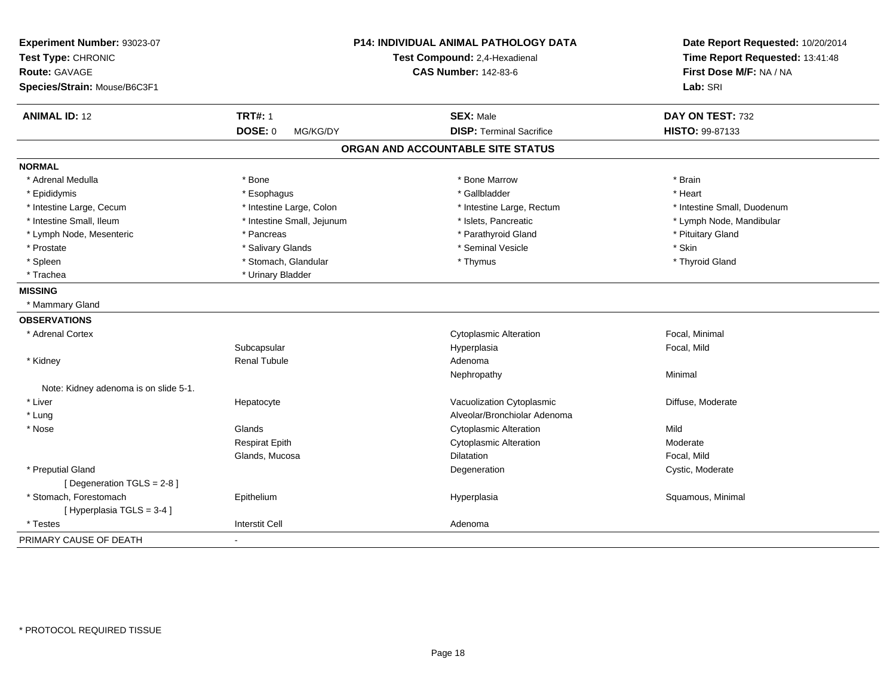**Experiment Number:** 93023-07
**Test Type:** CHRONIC
**Route:** GAVAGE
**Species/Strain:** Mouse/B6C3F1

**P14: INDIVIDUAL ANIMAL PATHOLOGY DATA**
**Test Compound:** 2,4-Hexadienal
**CAS Number:** 142-83-6

**Date Report Requested:** 10/20/2014
**Time Report Requested:** 13:41:48
**First Dose M/F:** NA / NA
**Lab:** SRI

| **ANIMAL ID:** 12 | **TRT#:** 1 | **SEX:** Male | **DAY ON TEST:** 732 |
|---|---|---|---|
| | **DOSE:** 0 MG/KG/DY | **DISP:** Terminal Sacrifice | **HISTO:** 99-87133 |

## ORGAN AND ACCOUNTABLE SITE STATUS

**NORMAL**

| | | | |
|---|---|---|---|
| * Adrenal Medulla | * Bone | * Bone Marrow | * Brain |
| * Epididymis | * Esophagus | * Gallbladder | * Heart |
| * Intestine Large, Cecum | * Intestine Large, Colon | * Intestine Large, Rectum | * Intestine Small, Duodenum |
| * Intestine Small, Ileum | * Intestine Small, Jejunum | * Islets, Pancreatic | * Lymph Node, Mandibular |
| * Lymph Node, Mesenteric | * Pancreas | * Parathyroid Gland | * Pituitary Gland |
| * Prostate | * Salivary Glands | * Seminal Vesicle | * Skin |
| * Spleen | * Stomach, Glandular | * Thymus | * Thyroid Gland |
| * Trachea | * Urinary Bladder | | |

**MISSING**

* Mammary Gland

**OBSERVATIONS**

| Organ | Site | Observation | Qualifier |
|---|---|---|---|
| * Adrenal Cortex | | Cytoplasmic Alteration | Focal, Minimal |
| | Subcapsular | Hyperplasia | Focal, Mild |
| * Kidney | Renal Tubule | Adenoma | |
| | | Nephropathy | Minimal |
| Note: Kidney adenoma is on slide 5-1. | | | |
| * Liver | Hepatocyte | Vacuolization Cytoplasmic | Diffuse, Moderate |
| * Lung | | Alveolar/Bronchiolar Adenoma | |
| * Nose | Glands | Cytoplasmic Alteration | Mild |
| | Respirat Epith | Cytoplasmic Alteration | Moderate |
| | Glands, Mucosa | Dilatation | Focal, Mild |
| * Preputial Gland | | Degeneration | Cystic, Moderate |
| [ Degeneration TGLS = 2-8 ] | | | |
| * Stomach, Forestomach | Epithelium | Hyperplasia | Squamous, Minimal |
| [ Hyperplasia TGLS = 3-4 ] | | | |
| * Testes | Interstit Cell | Adenoma | |

PRIMARY CAUSE OF DEATH -

* PROTOCOL REQUIRED TISSUE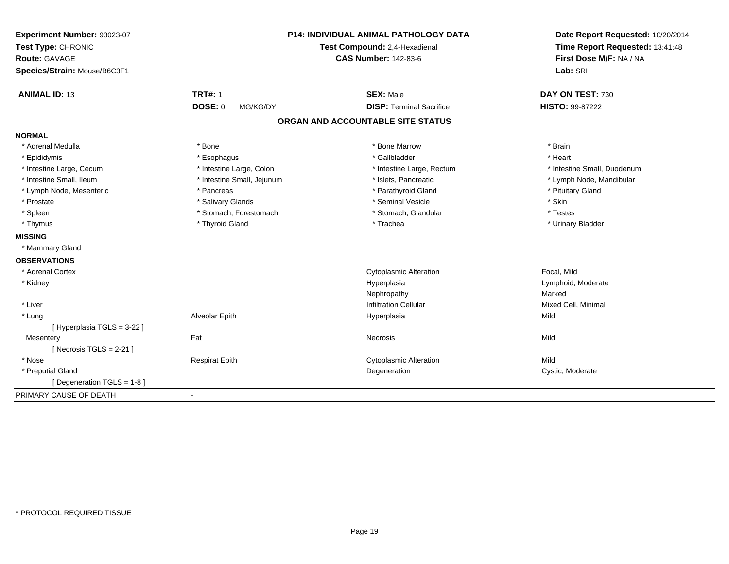**Experiment Number:** 93023-07
**Test Type:** CHRONIC
**Route:** GAVAGE
**Species/Strain:** Mouse/B6C3F1

**P14: INDIVIDUAL ANIMAL PATHOLOGY DATA**
**Test Compound:** 2,4-Hexadienal
**CAS Number:** 142-83-6

**Date Report Requested:** 10/20/2014
**Time Report Requested:** 13:41:48
**First Dose M/F:** NA / NA
**Lab:** SRI

| **ANIMAL ID:** 13 | **TRT#:** 1 | **SEX:** Male | **DAY ON TEST:** 730 |
|---|---|---|---|
| | **DOSE:** 0 MG/KG/DY | **DISP:** Terminal Sacrifice | **HISTO:** 99-87222 |

## ORGAN AND ACCOUNTABLE SITE STATUS

**NORMAL**

| | | | |
|---|---|---|---|
| * Adrenal Medulla | * Bone | * Bone Marrow | * Brain |
| * Epididymis | * Esophagus | * Gallbladder | * Heart |
| * Intestine Large, Cecum | * Intestine Large, Colon | * Intestine Large, Rectum | * Intestine Small, Duodenum |
| * Intestine Small, Ileum | * Intestine Small, Jejunum | * Islets, Pancreatic | * Lymph Node, Mandibular |
| * Lymph Node, Mesenteric | * Pancreas | * Parathyroid Gland | * Pituitary Gland |
| * Prostate | * Salivary Glands | * Seminal Vesicle | * Skin |
| * Spleen | * Stomach, Forestomach | * Stomach, Glandular | * Testes |
| * Thymus | * Thyroid Gland | * Trachea | * Urinary Bladder |

**MISSING**

* Mammary Gland

**OBSERVATIONS**

| | | | |
|---|---|---|---|
| * Adrenal Cortex | | Cytoplasmic Alteration | Focal, Mild |
| * Kidney | | Hyperplasia | Lymphoid, Moderate |
| | | Nephropathy | Marked |
| * Liver | | Infiltration Cellular | Mixed Cell, Minimal |
| * Lung | Alveolar Epith | Hyperplasia | Mild |
| [ Hyperplasia TGLS = 3-22 ] | | | |
| Mesentery | Fat | Necrosis | Mild |
| [ Necrosis TGLS = 2-21 ] | | | |
| * Nose | Respirat Epith | Cytoplasmic Alteration | Mild |
| * Preputial Gland | | Degeneration | Cystic, Moderate |
| [ Degeneration TGLS = 1-8 ] | | | |

PRIMARY CAUSE OF DEATH -

* PROTOCOL REQUIRED TISSUE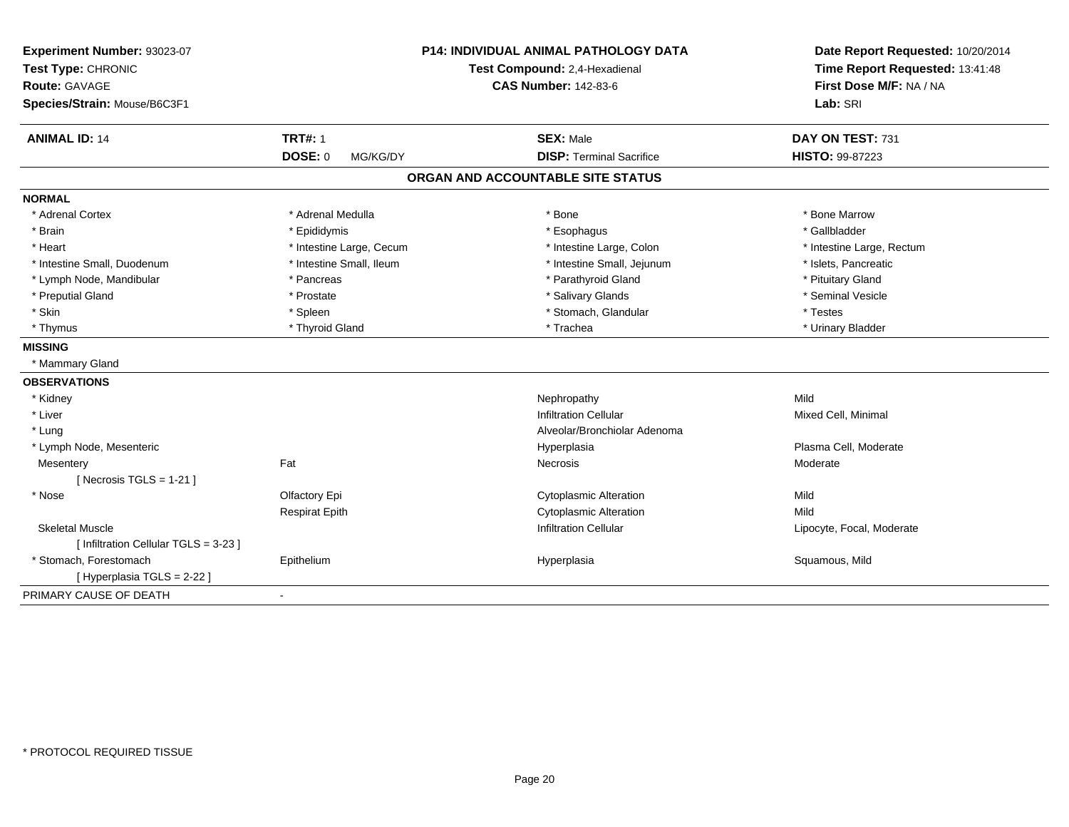**Experiment Number:** 93023-07
**Test Type:** CHRONIC
**Route:** GAVAGE
**Species/Strain:** Mouse/B6C3F1

**P14: INDIVIDUAL ANIMAL PATHOLOGY DATA**
**Test Compound:** 2,4-Hexadienal
**CAS Number:** 142-83-6

**Date Report Requested:** 10/20/2014
**Time Report Requested:** 13:41:48
**First Dose M/F:** NA / NA
**Lab:** SRI

| **ANIMAL ID:** 14 | **TRT#:** 1 | **SEX:** Male | **DAY ON TEST:** 731 |
|---|---|---|---|
| | **DOSE:** 0 MG/KG/DY | **DISP:** Terminal Sacrifice | **HISTO:** 99-87223 |

## ORGAN AND ACCOUNTABLE SITE STATUS

**NORMAL**

| | | | |
|---|---|---|---|
| * Adrenal Cortex | * Adrenal Medulla | * Bone | * Bone Marrow |
| * Brain | * Epididymis | * Esophagus | * Gallbladder |
| * Heart | * Intestine Large, Cecum | * Intestine Large, Colon | * Intestine Large, Rectum |
| * Intestine Small, Duodenum | * Intestine Small, Ileum | * Intestine Small, Jejunum | * Islets, Pancreatic |
| * Lymph Node, Mandibular | * Pancreas | * Parathyroid Gland | * Pituitary Gland |
| * Preputial Gland | * Prostate | * Salivary Glands | * Seminal Vesicle |
| * Skin | * Spleen | * Stomach, Glandular | * Testes |
| * Thymus | * Thyroid Gland | * Trachea | * Urinary Bladder |

**MISSING**

* Mammary Gland

**OBSERVATIONS**

| | | | |
|---|---|---|---|
| * Kidney | | Nephropathy | Mild |
| * Liver | | Infiltration Cellular | Mixed Cell, Minimal |
| * Lung | | Alveolar/Bronchiolar Adenoma | |
| * Lymph Node, Mesenteric | | Hyperplasia | Plasma Cell, Moderate |
| Mesentery | Fat | Necrosis | Moderate |
| [ Necrosis TGLS = 1-21 ] | | | |
| * Nose | Olfactory Epi | Cytoplasmic Alteration | Mild |
| | Respirat Epith | Cytoplasmic Alteration | Mild |
| Skeletal Muscle | | Infiltration Cellular | Lipocyte, Focal, Moderate |
| [ Infiltration Cellular TGLS = 3-23 ] | | | |
| * Stomach, Forestomach | Epithelium | Hyperplasia | Squamous, Mild |
| [ Hyperplasia TGLS = 2-22 ] | | | |

PRIMARY CAUSE OF DEATH -

* PROTOCOL REQUIRED TISSUE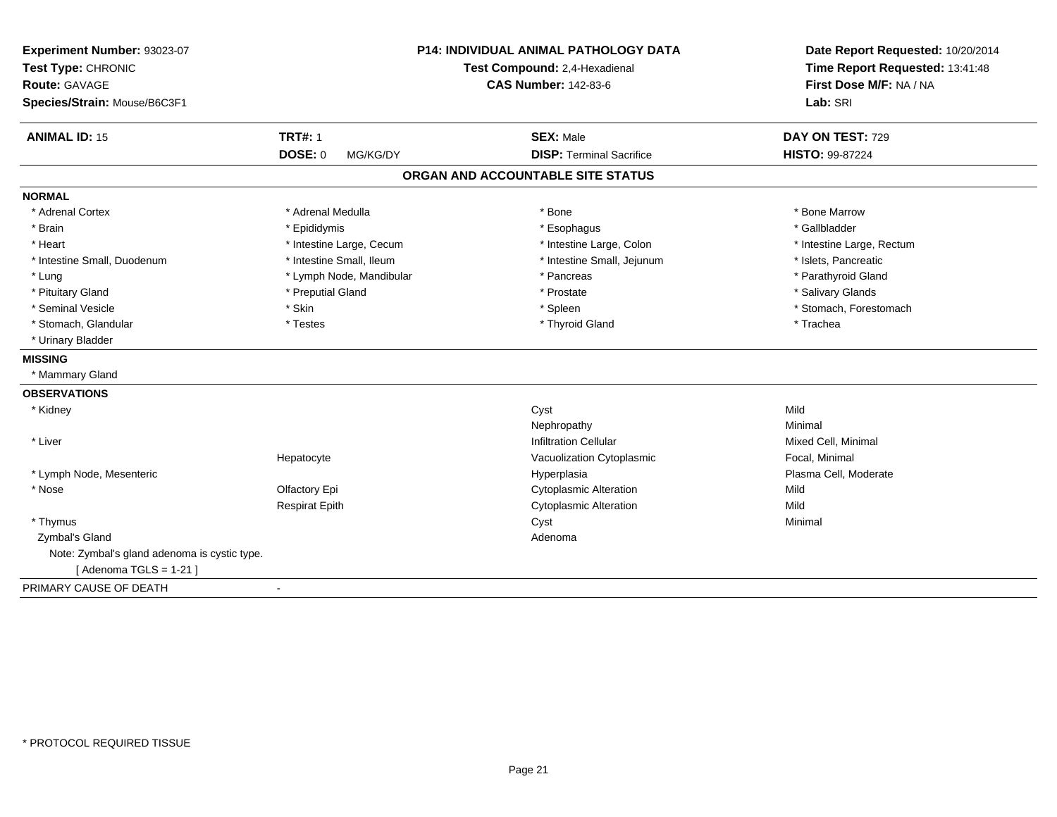**Experiment Number:** 93023-07
**Test Type:** CHRONIC
**Route:** GAVAGE
**Species/Strain:** Mouse/B6C3F1

**P14: INDIVIDUAL ANIMAL PATHOLOGY DATA**
**Test Compound:** 2,4-Hexadienal
**CAS Number:** 142-83-6

**Date Report Requested:** 10/20/2014
**Time Report Requested:** 13:41:48
**First Dose M/F:** NA / NA
**Lab:** SRI

| **ANIMAL ID:** 15 | **TRT#:** 1 | **SEX:** Male | **DAY ON TEST:** 729 |
|---|---|---|---|
| | **DOSE:** 0 MG/KG/DY | **DISP:** Terminal Sacrifice | **HISTO:** 99-87224 |

## ORGAN AND ACCOUNTABLE SITE STATUS

**NORMAL**

| | | | |
|---|---|---|---|
| * Adrenal Cortex | * Adrenal Medulla | * Bone | * Bone Marrow |
| * Brain | * Epididymis | * Esophagus | * Gallbladder |
| * Heart | * Intestine Large, Cecum | * Intestine Large, Colon | * Intestine Large, Rectum |
| * Intestine Small, Duodenum | * Intestine Small, Ileum | * Intestine Small, Jejunum | * Islets, Pancreatic |
| * Lung | * Lymph Node, Mandibular | * Pancreas | * Parathyroid Gland |
| * Pituitary Gland | * Preputial Gland | * Prostate | * Salivary Glands |
| * Seminal Vesicle | * Skin | * Spleen | * Stomach, Forestomach |
| * Stomach, Glandular | * Testes | * Thyroid Gland | * Trachea |
| * Urinary Bladder | | | |

**MISSING**

* Mammary Gland

**OBSERVATIONS**

| | | | |
|---|---|---|---|
| * Kidney | | Cyst | Mild |
| | | Nephropathy | Minimal |
| * Liver | | Infiltration Cellular | Mixed Cell, Minimal |
| | Hepatocyte | Vacuolization Cytoplasmic | Focal, Minimal |
| * Lymph Node, Mesenteric | | Hyperplasia | Plasma Cell, Moderate |
| * Nose | Olfactory Epi | Cytoplasmic Alteration | Mild |
| | Respirat Epith | Cytoplasmic Alteration | Mild |
| * Thymus | | Cyst | Minimal |
| Zymbal's Gland | | Adenoma | |

Note: Zymbal's gland adenoma is cystic type.
[ Adenoma TGLS = 1-21 ]

PRIMARY CAUSE OF DEATH -

* PROTOCOL REQUIRED TISSUE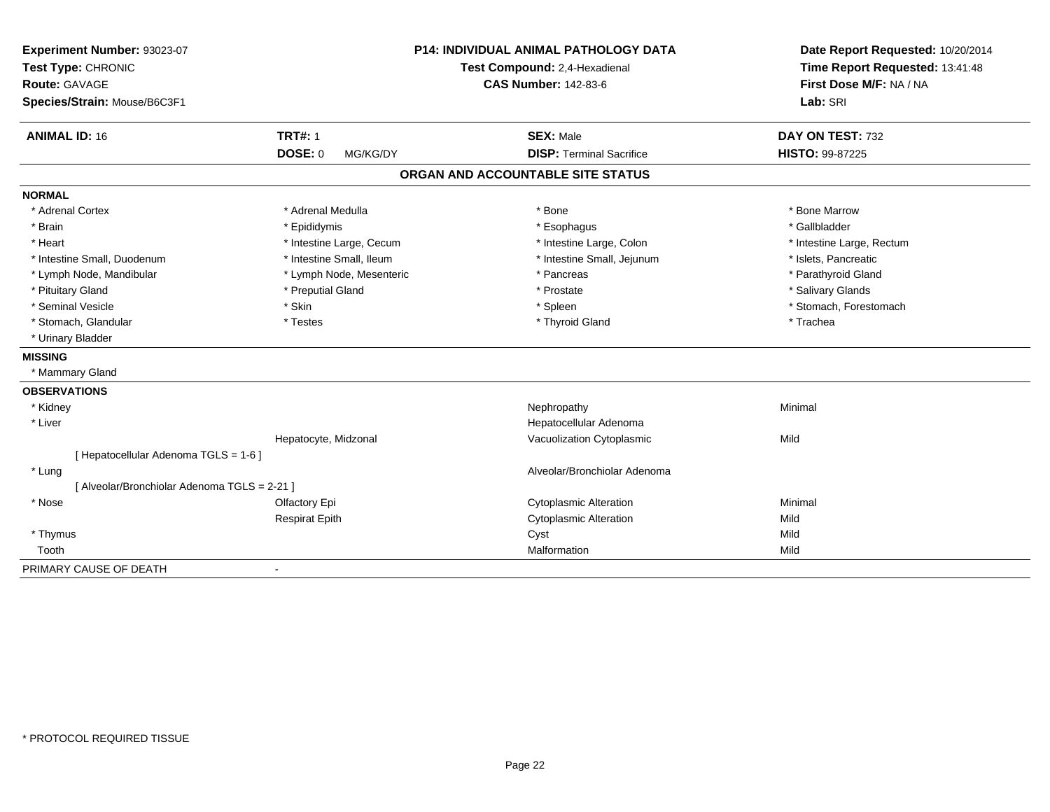**Experiment Number:** 93023-07
**Test Type:** CHRONIC
**Route:** GAVAGE
**Species/Strain:** Mouse/B6C3F1

**P14: INDIVIDUAL ANIMAL PATHOLOGY DATA**
**Test Compound:** 2,4-Hexadienal
**CAS Number:** 142-83-6

**Date Report Requested:** 10/20/2014
**Time Report Requested:** 13:41:48
**First Dose M/F:** NA / NA
**Lab:** SRI

| **ANIMAL ID:** 16 | **TRT#:** 1 | **SEX:** Male | **DAY ON TEST:** 732 |
|---|---|---|---|
| | **DOSE:** 0 MG/KG/DY | **DISP:** Terminal Sacrifice | **HISTO:** 99-87225 |

## ORGAN AND ACCOUNTABLE SITE STATUS

**NORMAL**

| | | | |
|---|---|---|---|
| * Adrenal Cortex | * Adrenal Medulla | * Bone | * Bone Marrow |
| * Brain | * Epididymis | * Esophagus | * Gallbladder |
| * Heart | * Intestine Large, Cecum | * Intestine Large, Colon | * Intestine Large, Rectum |
| * Intestine Small, Duodenum | * Intestine Small, Ileum | * Intestine Small, Jejunum | * Islets, Pancreatic |
| * Lymph Node, Mandibular | * Lymph Node, Mesenteric | * Pancreas | * Parathyroid Gland |
| * Pituitary Gland | * Preputial Gland | * Prostate | * Salivary Glands |
| * Seminal Vesicle | * Skin | * Spleen | * Stomach, Forestomach |
| * Stomach, Glandular | * Testes | * Thyroid Gland | * Trachea |
| * Urinary Bladder | | | |

**MISSING**

* Mammary Gland

**OBSERVATIONS**

| | | | |
|---|---|---|---|
| * Kidney | | Nephropathy | Minimal |
| * Liver | | Hepatocellular Adenoma | |
| | Hepatocyte, Midzonal | Vacuolization Cytoplasmic | Mild |
| [ Hepatocellular Adenoma TGLS = 1-6 ] | | | |
| * Lung | | Alveolar/Bronchiolar Adenoma | |
| [ Alveolar/Bronchiolar Adenoma TGLS = 2-21 ] | | | |
| * Nose | Olfactory Epi | Cytoplasmic Alteration | Minimal |
| | Respirat Epith | Cytoplasmic Alteration | Mild |
| * Thymus | | Cyst | Mild |
| Tooth | | Malformation | Mild |

PRIMARY CAUSE OF DEATH -

* PROTOCOL REQUIRED TISSUE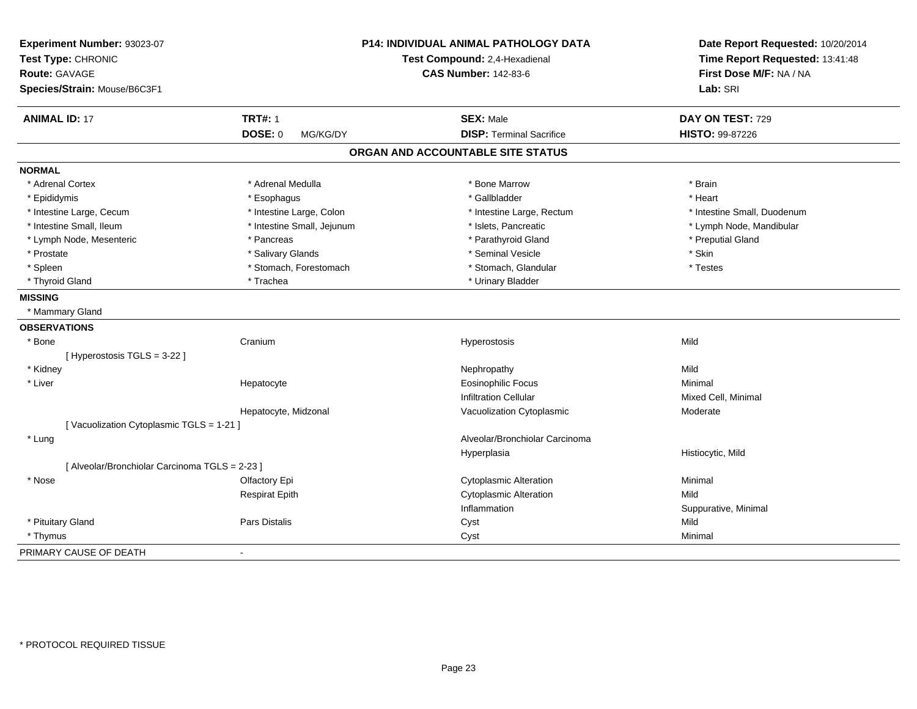**Experiment Number:** 93023-07
**Test Type:** CHRONIC
**Route:** GAVAGE
**Species/Strain:** Mouse/B6C3F1

**P14: INDIVIDUAL ANIMAL PATHOLOGY DATA**
**Test Compound:** 2,4-Hexadienal
**CAS Number:** 142-83-6

**Date Report Requested:** 10/20/2014
**Time Report Requested:** 13:41:48
**First Dose M/F:** NA / NA
**Lab:** SRI

| **ANIMAL ID:** 17 | **TRT#:** 1 | **SEX:** Male | **DAY ON TEST:** 729 |
|---|---|---|---|
| | **DOSE:** 0 MG/KG/DY | **DISP:** Terminal Sacrifice | **HISTO:** 99-87226 |

## ORGAN AND ACCOUNTABLE SITE STATUS

**NORMAL**

| | | | |
|---|---|---|---|
| * Adrenal Cortex | * Adrenal Medulla | * Bone Marrow | * Brain |
| * Epididymis | * Esophagus | * Gallbladder | * Heart |
| * Intestine Large, Cecum | * Intestine Large, Colon | * Intestine Large, Rectum | * Intestine Small, Duodenum |
| * Intestine Small, Ileum | * Intestine Small, Jejunum | * Islets, Pancreatic | * Lymph Node, Mandibular |
| * Lymph Node, Mesenteric | * Pancreas | * Parathyroid Gland | * Preputial Gland |
| * Prostate | * Salivary Glands | * Seminal Vesicle | * Skin |
| * Spleen | * Stomach, Forestomach | * Stomach, Glandular | * Testes |
| * Thyroid Gland | * Trachea | * Urinary Bladder | |

**MISSING**

* Mammary Gland

**OBSERVATIONS**

| | | | |
|---|---|---|---|
| * Bone | Cranium | Hyperostosis | Mild |
| [ Hyperostosis TGLS = 3-22 ] | | | |
| * Kidney | | Nephropathy | Mild |
| * Liver | Hepatocyte | Eosinophilic Focus | Minimal |
| | | Infiltration Cellular | Mixed Cell, Minimal |
| | Hepatocyte, Midzonal | Vacuolization Cytoplasmic | Moderate |
| [ Vacuolization Cytoplasmic TGLS = 1-21 ] | | | |
| * Lung | | Alveolar/Bronchiolar Carcinoma | |
| | | Hyperplasia | Histiocytic, Mild |
| [ Alveolar/Bronchiolar Carcinoma TGLS = 2-23 ] | | | |
| * Nose | Olfactory Epi | Cytoplasmic Alteration | Minimal |
| | Respirat Epith | Cytoplasmic Alteration | Mild |
| | | Inflammation | Suppurative, Minimal |
| * Pituitary Gland | Pars Distalis | Cyst | Mild |
| * Thymus | | Cyst | Minimal |

PRIMARY CAUSE OF DEATH -

* PROTOCOL REQUIRED TISSUE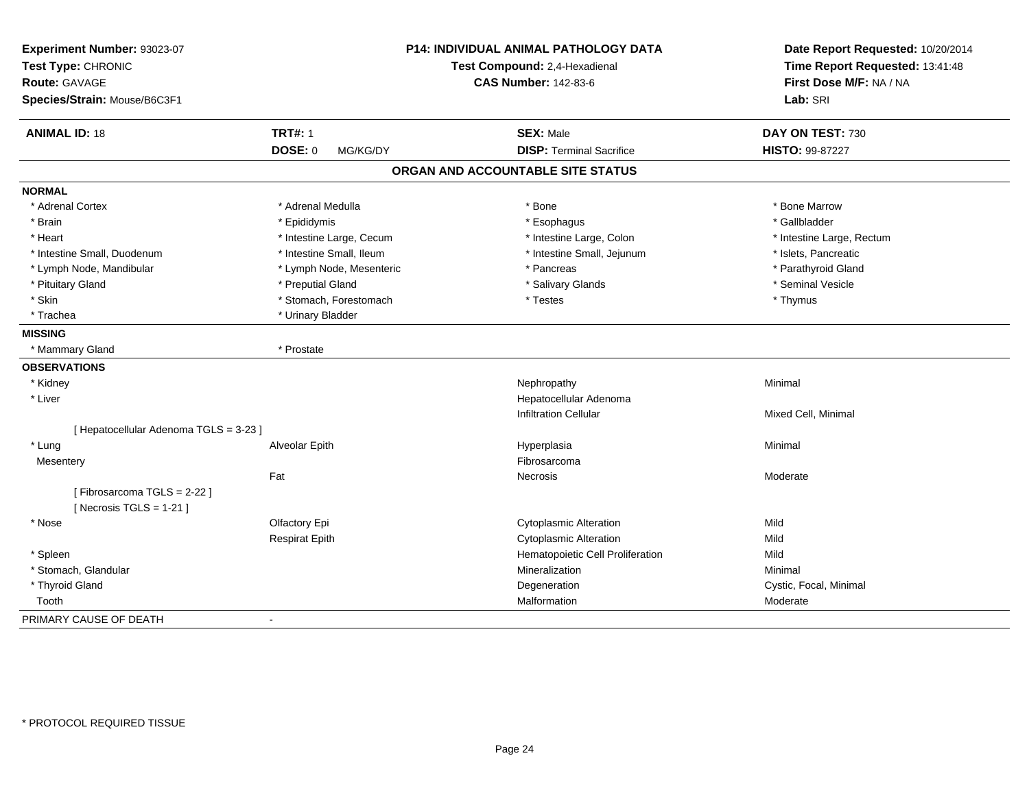**Experiment Number:** 93023-07
**Test Type:** CHRONIC
**Route:** GAVAGE
**Species/Strain:** Mouse/B6C3F1

**P14: INDIVIDUAL ANIMAL PATHOLOGY DATA**
**Test Compound:** 2,4-Hexadienal
**CAS Number:** 142-83-6

**Date Report Requested:** 10/20/2014
**Time Report Requested:** 13:41:48
**First Dose M/F:** NA / NA
**Lab:** SRI

| **ANIMAL ID:** 18 | **TRT#:** 1 | **SEX:** Male | **DAY ON TEST:** 730 |
|---|---|---|---|
| | **DOSE:** 0 MG/KG/DY | **DISP:** Terminal Sacrifice | **HISTO:** 99-87227 |

## ORGAN AND ACCOUNTABLE SITE STATUS

| | | | |
|---|---|---|---|
| **NORMAL** | | | |
| * Adrenal Cortex | * Adrenal Medulla | * Bone | * Bone Marrow |
| * Brain | * Epididymis | * Esophagus | * Gallbladder |
| * Heart | * Intestine Large, Cecum | * Intestine Large, Colon | * Intestine Large, Rectum |
| * Intestine Small, Duodenum | * Intestine Small, Ileum | * Intestine Small, Jejunum | * Islets, Pancreatic |
| * Lymph Node, Mandibular | * Lymph Node, Mesenteric | * Pancreas | * Parathyroid Gland |
| * Pituitary Gland | * Preputial Gland | * Salivary Glands | * Seminal Vesicle |
| * Skin | * Stomach, Forestomach | * Testes | * Thymus |
| * Trachea | * Urinary Bladder | | |
| **MISSING** | | | |
| * Mammary Gland | * Prostate | | |
| **OBSERVATIONS** | | | |
| * Kidney | | Nephropathy | Minimal |
| * Liver | | Hepatocellular Adenoma | |
| | | Infiltration Cellular | Mixed Cell, Minimal |
| [ Hepatocellular Adenoma TGLS = 3-23 ] | | | |
| * Lung | Alveolar Epith | Hyperplasia | Minimal |
| Mesentery | | Fibrosarcoma | |
| | Fat | Necrosis | Moderate |
| [ Fibrosarcoma TGLS = 2-22 ] | | | |
| [ Necrosis TGLS = 1-21 ] | | | |
| * Nose | Olfactory Epi | Cytoplasmic Alteration | Mild |
| | Respirat Epith | Cytoplasmic Alteration | Mild |
| * Spleen | | Hematopoietic Cell Proliferation | Mild |
| * Stomach, Glandular | | Mineralization | Minimal |
| * Thyroid Gland | | Degeneration | Cystic, Focal, Minimal |
| Tooth | | Malformation | Moderate |
| PRIMARY CAUSE OF DEATH | - | | |

* PROTOCOL REQUIRED TISSUE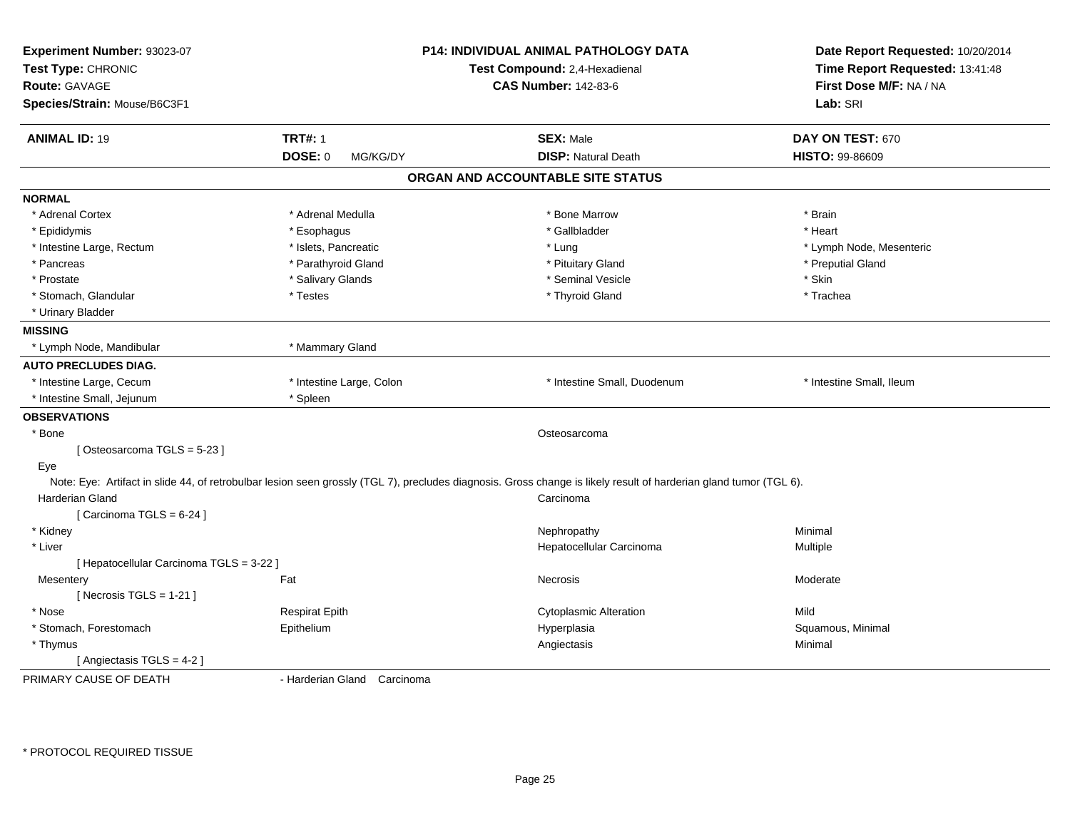**Experiment Number:** 93023-07
**Test Type:** CHRONIC
**Route:** GAVAGE
**Species/Strain:** Mouse/B6C3F1

**P14: INDIVIDUAL ANIMAL PATHOLOGY DATA**
**Test Compound:** 2,4-Hexadienal
**CAS Number:** 142-83-6

**Date Report Requested:** 10/20/2014
**Time Report Requested:** 13:41:48
**First Dose M/F:** NA / NA
**Lab:** SRI

| **ANIMAL ID:** 19 | **TRT#:** 1 | **SEX:** Male | **DAY ON TEST:** 670 |
|---|---|---|---|
| | **DOSE:** 0 MG/KG/DY | **DISP:** Natural Death | **HISTO:** 99-86609 |

## ORGAN AND ACCOUNTABLE SITE STATUS

**NORMAL**

| | | | |
|---|---|---|---|
| * Adrenal Cortex | * Adrenal Medulla | * Bone Marrow | * Brain |
| * Epididymis | * Esophagus | * Gallbladder | * Heart |
| * Intestine Large, Rectum | * Islets, Pancreatic | * Lung | * Lymph Node, Mesenteric |
| * Pancreas | * Parathyroid Gland | * Pituitary Gland | * Preputial Gland |
| * Prostate | * Salivary Glands | * Seminal Vesicle | * Skin |
| * Stomach, Glandular | * Testes | * Thyroid Gland | * Trachea |
| * Urinary Bladder | | | |

**MISSING**

| | |
|---|---|
| * Lymph Node, Mandibular | * Mammary Gland |

**AUTO PRECLUDES DIAG.**

| | | | |
|---|---|---|---|
| * Intestine Large, Cecum | * Intestine Large, Colon | * Intestine Small, Duodenum | * Intestine Small, Ileum |
| * Intestine Small, Jejunum | * Spleen | | |

**OBSERVATIONS**

| | | | |
|---|---|---|---|
| * Bone | | Osteosarcoma | |
| [ Osteosarcoma TGLS = 5-23 ] | | | |
| Eye | | | |

Note: Eye: Artifact in slide 44, of retrobulbar lesion seen grossly (TGL 7), precludes diagnosis. Gross change is likely result of harderian gland tumor (TGL 6).

| | | | |
|---|---|---|---|
| Harderian Gland | | Carcinoma | |
| [ Carcinoma TGLS = 6-24 ] | | | |
| * Kidney | | Nephropathy | Minimal |
| * Liver | | Hepatocellular Carcinoma | Multiple |
| [ Hepatocellular Carcinoma TGLS = 3-22 ] | | | |
| Mesentery | Fat | Necrosis | Moderate |
| [ Necrosis TGLS = 1-21 ] | | | |
| * Nose | Respirat Epith | Cytoplasmic Alteration | Mild |
| * Stomach, Forestomach | Epithelium | Hyperplasia | Squamous, Minimal |
| * Thymus | | Angiectasis | Minimal |
| [ Angiectasis TGLS = 4-2 ] | | | |

PRIMARY CAUSE OF DEATH - Harderian Gland Carcinoma

* PROTOCOL REQUIRED TISSUE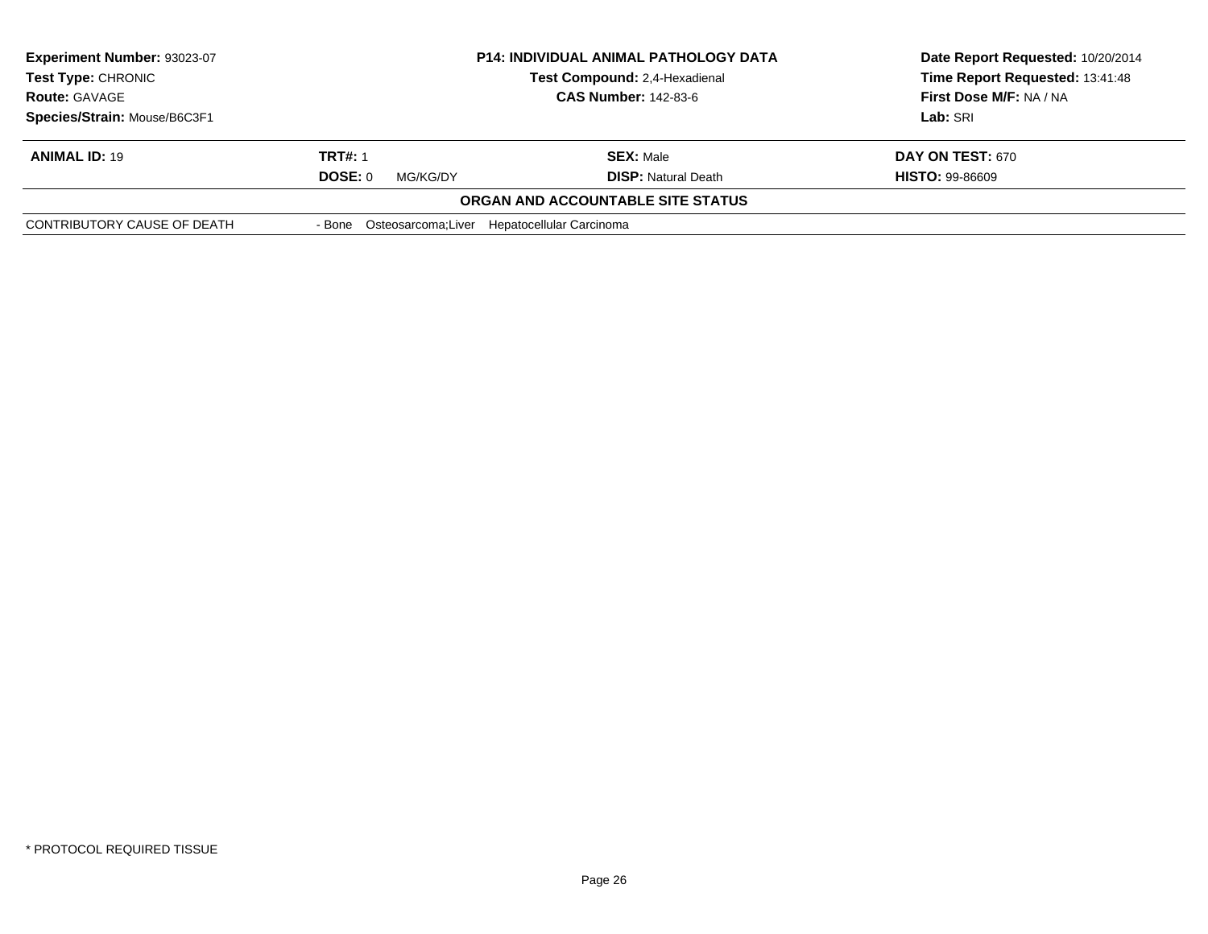| **Experiment Number:** 93023-07 | **P14: INDIVIDUAL ANIMAL PATHOLOGY DATA** | **Date Report Requested:** 10/20/2014 |
|---|---|---|
| **Test Type:** CHRONIC | **Test Compound:** 2,4-Hexadienal | **Time Report Requested:** 13:41:48 |
| **Route:** GAVAGE | **CAS Number:** 142-83-6 | **First Dose M/F:** NA / NA |
| **Species/Strain:** Mouse/B6C3F1 | | **Lab:** SRI |

| **ANIMAL ID:** 19 | **TRT#:** 1 | **SEX:** Male | **DAY ON TEST:** 670 |
|---|---|---|---|
| | **DOSE:** 0 MG/KG/DY | **DISP:** Natural Death | **HISTO:** 99-86609 |

**ORGAN AND ACCOUNTABLE SITE STATUS**

| | |
|---|---|
| CONTRIBUTORY CAUSE OF DEATH | - Bone Osteosarcoma;Liver Hepatocellular Carcinoma |

* PROTOCOL REQUIRED TISSUE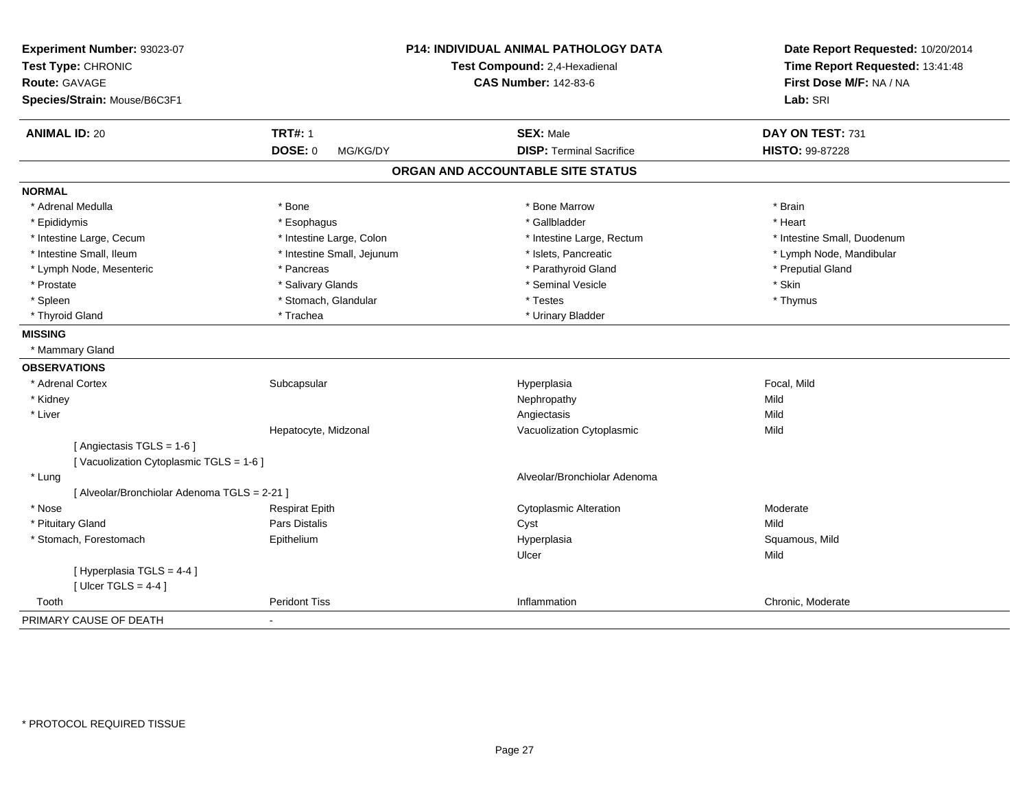**Experiment Number:** 93023-07
**Test Type:** CHRONIC
**Route:** GAVAGE
**Species/Strain:** Mouse/B6C3F1

**P14: INDIVIDUAL ANIMAL PATHOLOGY DATA**
**Test Compound:** 2,4-Hexadienal
**CAS Number:** 142-83-6

**Date Report Requested:** 10/20/2014
**Time Report Requested:** 13:41:48
**First Dose M/F:** NA / NA
**Lab:** SRI

| **ANIMAL ID:** 20 | **TRT#:** 1 | **SEX:** Male | **DAY ON TEST:** 731 |
|---|---|---|---|
| | **DOSE:** 0 MG/KG/DY | **DISP:** Terminal Sacrifice | **HISTO:** 99-87228 |

## ORGAN AND ACCOUNTABLE SITE STATUS

**NORMAL**

| | | | |
|---|---|---|---|
| * Adrenal Medulla | * Bone | * Bone Marrow | * Brain |
| * Epididymis | * Esophagus | * Gallbladder | * Heart |
| * Intestine Large, Cecum | * Intestine Large, Colon | * Intestine Large, Rectum | * Intestine Small, Duodenum |
| * Intestine Small, Ileum | * Intestine Small, Jejunum | * Islets, Pancreatic | * Lymph Node, Mandibular |
| * Lymph Node, Mesenteric | * Pancreas | * Parathyroid Gland | * Preputial Gland |
| * Prostate | * Salivary Glands | * Seminal Vesicle | * Skin |
| * Spleen | * Stomach, Glandular | * Testes | * Thymus |
| * Thyroid Gland | * Trachea | * Urinary Bladder | |

**MISSING**

* Mammary Gland

**OBSERVATIONS**

| | | | |
|---|---|---|---|
| * Adrenal Cortex | Subcapsular | Hyperplasia | Focal, Mild |
| * Kidney | | Nephropathy | Mild |
| * Liver | | Angiectasis | Mild |
| | Hepatocyte, Midzonal | Vacuolization Cytoplasmic | Mild |
| [ Angiectasis TGLS = 1-6 ] | | | |
| [ Vacuolization Cytoplasmic TGLS = 1-6 ] | | | |
| * Lung | | Alveolar/Bronchiolar Adenoma | |
| [ Alveolar/Bronchiolar Adenoma TGLS = 2-21 ] | | | |
| * Nose | Respirat Epith | Cytoplasmic Alteration | Moderate |
| * Pituitary Gland | Pars Distalis | Cyst | Mild |
| * Stomach, Forestomach | Epithelium | Hyperplasia | Squamous, Mild |
| | | Ulcer | Mild |
| [ Hyperplasia TGLS = 4-4 ] | | | |
| [ Ulcer TGLS = 4-4 ] | | | |
| Tooth | Peridont Tiss | Inflammation | Chronic, Moderate |

PRIMARY CAUSE OF DEATH -

* PROTOCOL REQUIRED TISSUE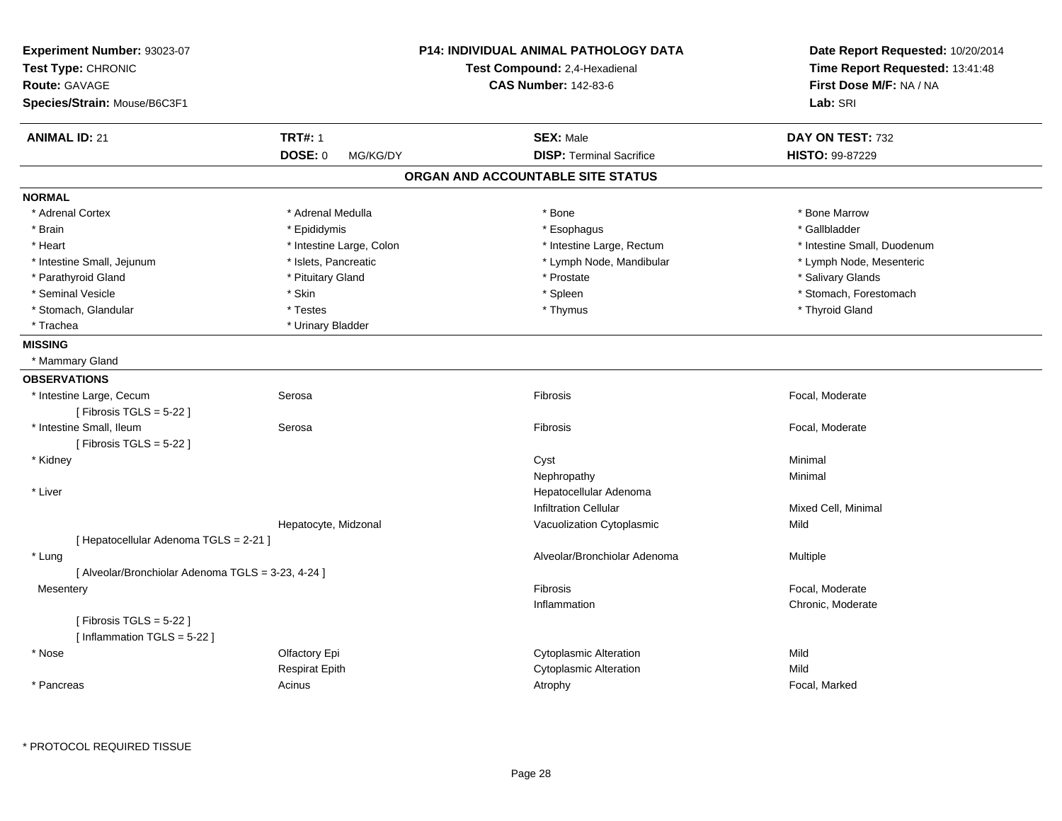**Experiment Number:** 93023-07
**Test Type:** CHRONIC
**Route:** GAVAGE
**Species/Strain:** Mouse/B6C3F1

**P14: INDIVIDUAL ANIMAL PATHOLOGY DATA**
**Test Compound:** 2,4-Hexadienal
**CAS Number:** 142-83-6

**Date Report Requested:** 10/20/2014
**Time Report Requested:** 13:41:48
**First Dose M/F:** NA / NA
**Lab:** SRI

| **ANIMAL ID:** 21 | **TRT#:** 1 | **SEX:** Male | **DAY ON TEST:** 732 |
|---|---|---|---|
| | **DOSE:** 0 MG/KG/DY | **DISP:** Terminal Sacrifice | **HISTO:** 99-87229 |

## ORGAN AND ACCOUNTABLE SITE STATUS

**NORMAL**

| | | | |
|---|---|---|---|
| * Adrenal Cortex | * Adrenal Medulla | * Bone | * Bone Marrow |
| * Brain | * Epididymis | * Esophagus | * Gallbladder |
| * Heart | * Intestine Large, Colon | * Intestine Large, Rectum | * Intestine Small, Duodenum |
| * Intestine Small, Jejunum | * Islets, Pancreatic | * Lymph Node, Mandibular | * Lymph Node, Mesenteric |
| * Parathyroid Gland | * Pituitary Gland | * Prostate | * Salivary Glands |
| * Seminal Vesicle | * Skin | * Spleen | * Stomach, Forestomach |
| * Stomach, Glandular | * Testes | * Thymus | * Thyroid Gland |
| * Trachea | * Urinary Bladder | | |

**MISSING**

* Mammary Gland

**OBSERVATIONS**

| Organ | Site | Observation | Qualifier |
|---|---|---|---|
| * Intestine Large, Cecum | Serosa | Fibrosis | Focal, Moderate |
| [ Fibrosis TGLS = 5-22 ] | | | |
| * Intestine Small, Ileum | Serosa | Fibrosis | Focal, Moderate |
| [ Fibrosis TGLS = 5-22 ] | | | |
| * Kidney | | Cyst | Minimal |
| | | Nephropathy | Minimal |
| * Liver | | Hepatocellular Adenoma | |
| | | Infiltration Cellular | Mixed Cell, Minimal |
| | Hepatocyte, Midzonal | Vacuolization Cytoplasmic | Mild |
| [ Hepatocellular Adenoma TGLS = 2-21 ] | | | |
| * Lung | | Alveolar/Bronchiolar Adenoma | Multiple |
| [ Alveolar/Bronchiolar Adenoma TGLS = 3-23, 4-24 ] | | | |
| Mesentery | | Fibrosis | Focal, Moderate |
| | | Inflammation | Chronic, Moderate |
| [ Fibrosis TGLS = 5-22 ] | | | |
| [ Inflammation TGLS = 5-22 ] | | | |
| * Nose | Olfactory Epi | Cytoplasmic Alteration | Mild |
| | Respirat Epith | Cytoplasmic Alteration | Mild |
| * Pancreas | Acinus | Atrophy | Focal, Marked |

* PROTOCOL REQUIRED TISSUE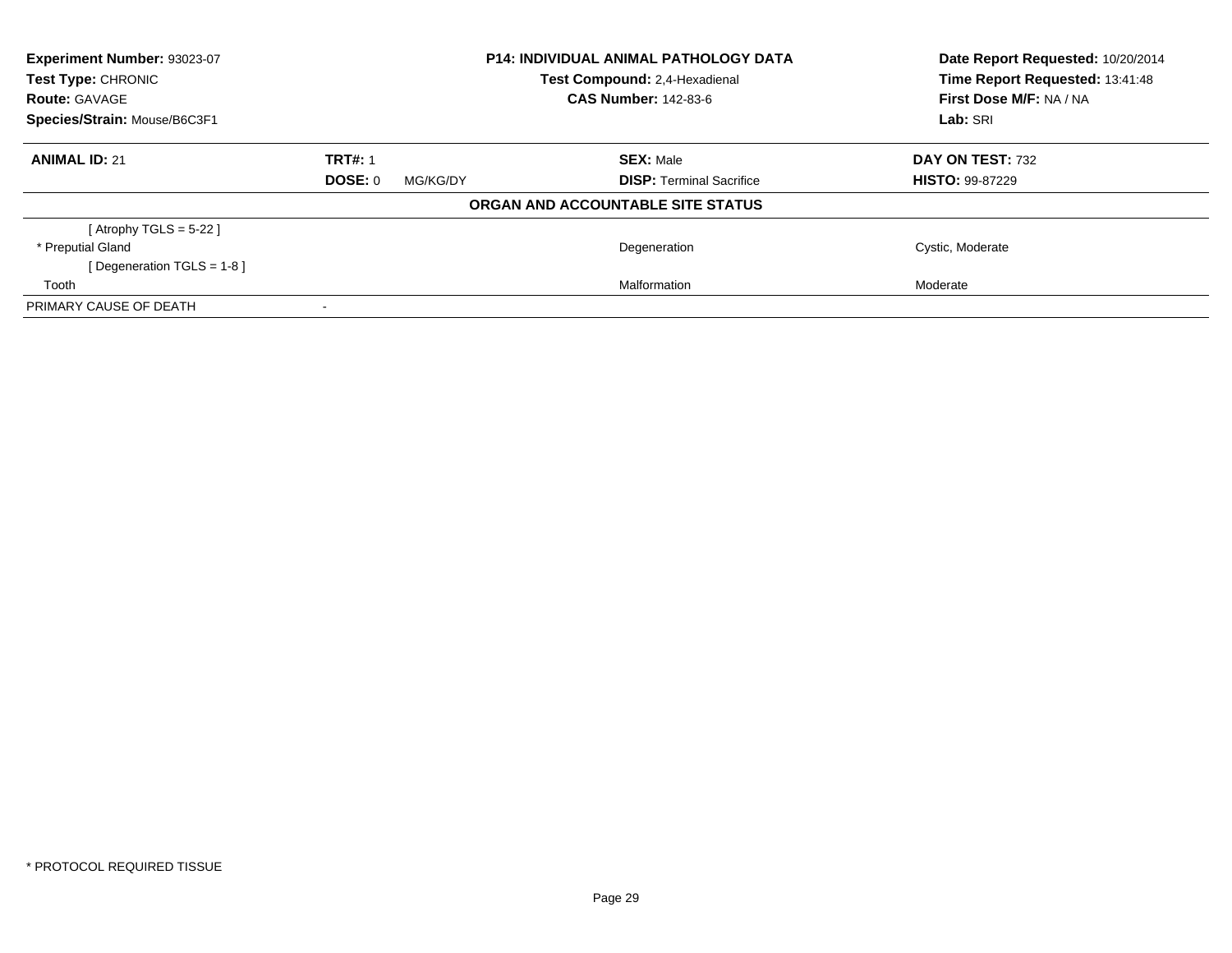| **Experiment Number:** 93023-07 | **P14: INDIVIDUAL ANIMAL PATHOLOGY DATA** | **Date Report Requested:** 10/20/2014 |
|---|---|---|
| **Test Type:** CHRONIC | **Test Compound:** 2,4-Hexadienal | **Time Report Requested:** 13:41:48 |
| **Route:** GAVAGE | **CAS Number:** 142-83-6 | **First Dose M/F:** NA / NA |
| **Species/Strain:** Mouse/B6C3F1 | | **Lab:** SRI |

| **ANIMAL ID:** 21 | **TRT#:** 1 | **SEX:** Male | **DAY ON TEST:** 732 |
|---|---|---|---|
| | **DOSE:** 0 MG/KG/DY | **DISP:** Terminal Sacrifice | **HISTO:** 99-87229 |

**ORGAN AND ACCOUNTABLE SITE STATUS**

| | | | |
|---|---|---|---|
| [ Atrophy TGLS = 5-22 ] | | | |
| * Preputial Gland | | Degeneration | Cystic, Moderate |
| [ Degeneration TGLS = 1-8 ] | | | |
| Tooth | | Malformation | Moderate |
| PRIMARY CAUSE OF DEATH | - | | |

* PROTOCOL REQUIRED TISSUE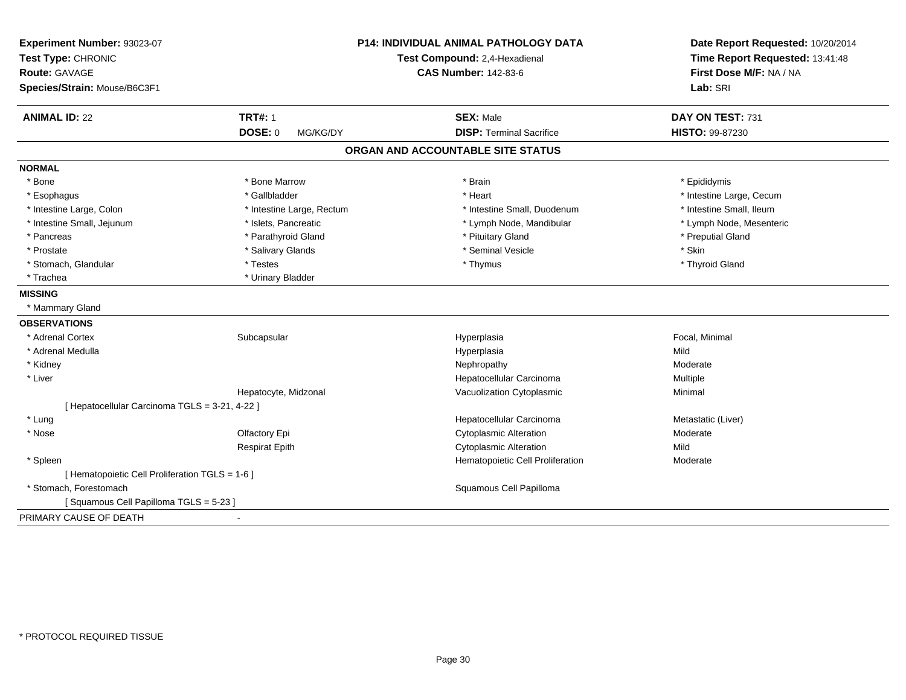**Experiment Number:** 93023-07
**Test Type:** CHRONIC
**Route:** GAVAGE
**Species/Strain:** Mouse/B6C3F1

**P14: INDIVIDUAL ANIMAL PATHOLOGY DATA**
**Test Compound:** 2,4-Hexadienal
**CAS Number:** 142-83-6

**Date Report Requested:** 10/20/2014
**Time Report Requested:** 13:41:48
**First Dose M/F:** NA / NA
**Lab:** SRI

| **ANIMAL ID:** 22 | **TRT#:** 1 | **SEX:** Male | **DAY ON TEST:** 731 |
|---|---|---|---|
| | **DOSE:** 0 MG/KG/DY | **DISP:** Terminal Sacrifice | **HISTO:** 99-87230 |

## ORGAN AND ACCOUNTABLE SITE STATUS

**NORMAL**

| | | | |
|---|---|---|---|
| * Bone | * Bone Marrow | * Brain | * Epididymis |
| * Esophagus | * Gallbladder | * Heart | * Intestine Large, Cecum |
| * Intestine Large, Colon | * Intestine Large, Rectum | * Intestine Small, Duodenum | * Intestine Small, Ileum |
| * Intestine Small, Jejunum | * Islets, Pancreatic | * Lymph Node, Mandibular | * Lymph Node, Mesenteric |
| * Pancreas | * Parathyroid Gland | * Pituitary Gland | * Preputial Gland |
| * Prostate | * Salivary Glands | * Seminal Vesicle | * Skin |
| * Stomach, Glandular | * Testes | * Thymus | * Thyroid Gland |
| * Trachea | * Urinary Bladder | | |

**MISSING**

* Mammary Gland

**OBSERVATIONS**

| | | | |
|---|---|---|---|
| * Adrenal Cortex | Subcapsular | Hyperplasia | Focal, Minimal |
| * Adrenal Medulla | | Hyperplasia | Mild |
| * Kidney | | Nephropathy | Moderate |
| * Liver | | Hepatocellular Carcinoma | Multiple |
| | Hepatocyte, Midzonal | Vacuolization Cytoplasmic | Minimal |
| [ Hepatocellular Carcinoma TGLS = 3-21, 4-22 ] | | | |
| * Lung | | Hepatocellular Carcinoma | Metastatic (Liver) |
| * Nose | Olfactory Epi | Cytoplasmic Alteration | Moderate |
| | Respirat Epith | Cytoplasmic Alteration | Mild |
| * Spleen | | Hematopoietic Cell Proliferation | Moderate |
| [ Hematopoietic Cell Proliferation TGLS = 1-6 ] | | | |
| * Stomach, Forestomach | | Squamous Cell Papilloma | |
| [ Squamous Cell Papilloma TGLS = 5-23 ] | | | |

PRIMARY CAUSE OF DEATH -

* PROTOCOL REQUIRED TISSUE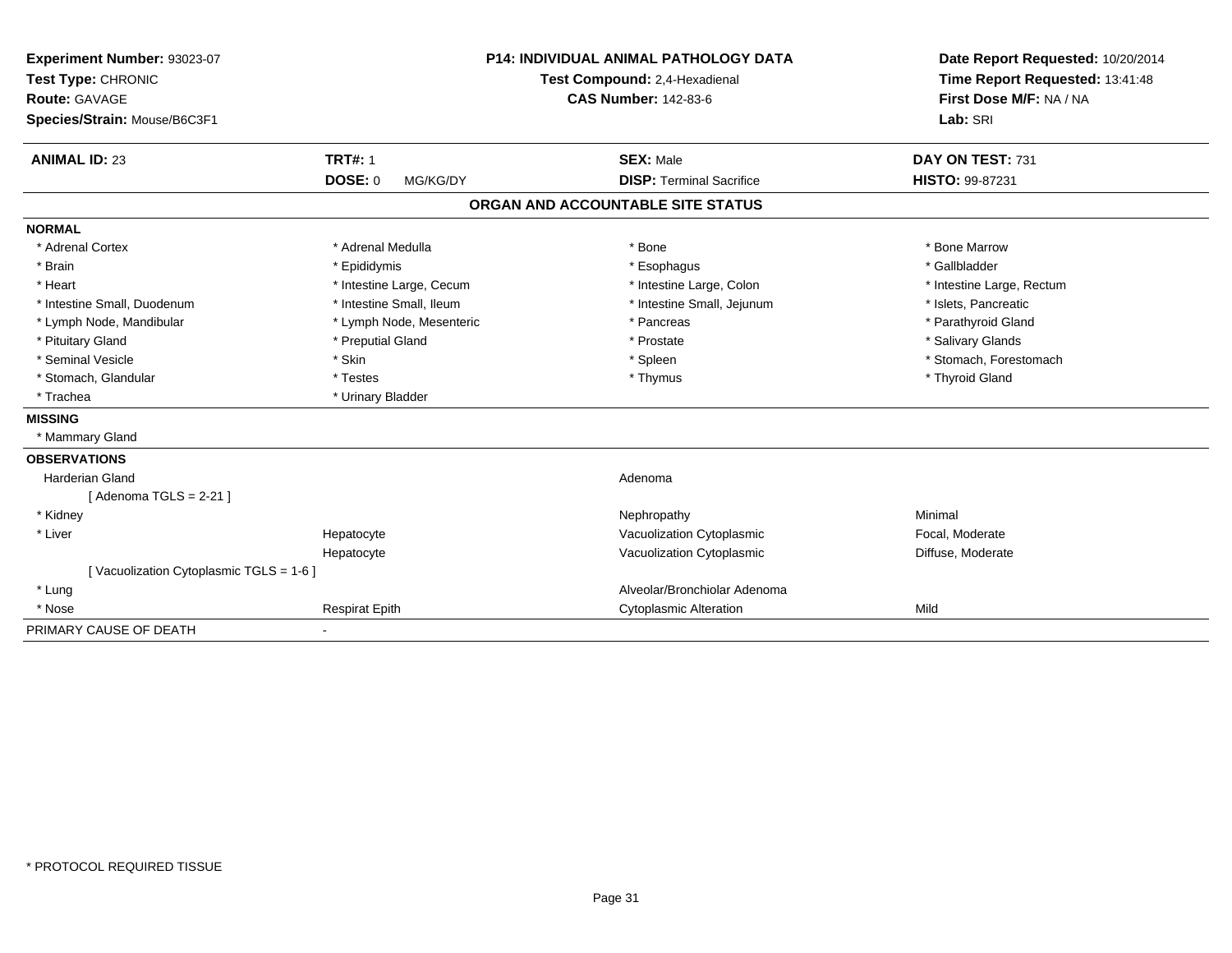**Experiment Number:** 93023-07
**Test Type:** CHRONIC
**Route:** GAVAGE
**Species/Strain:** Mouse/B6C3F1

**P14: INDIVIDUAL ANIMAL PATHOLOGY DATA**
**Test Compound:** 2,4-Hexadienal
**CAS Number:** 142-83-6

**Date Report Requested:** 10/20/2014
**Time Report Requested:** 13:41:48
**First Dose M/F:** NA / NA
**Lab:** SRI

| **ANIMAL ID:** 23 | **TRT#:** 1 | **SEX:** Male | **DAY ON TEST:** 731 |
|---|---|---|---|
| | **DOSE:** 0 MG/KG/DY | **DISP:** Terminal Sacrifice | **HISTO:** 99-87231 |

## ORGAN AND ACCOUNTABLE SITE STATUS

**NORMAL**

| | | | |
|---|---|---|---|
| * Adrenal Cortex | * Adrenal Medulla | * Bone | * Bone Marrow |
| * Brain | * Epididymis | * Esophagus | * Gallbladder |
| * Heart | * Intestine Large, Cecum | * Intestine Large, Colon | * Intestine Large, Rectum |
| * Intestine Small, Duodenum | * Intestine Small, Ileum | * Intestine Small, Jejunum | * Islets, Pancreatic |
| * Lymph Node, Mandibular | * Lymph Node, Mesenteric | * Pancreas | * Parathyroid Gland |
| * Pituitary Gland | * Preputial Gland | * Prostate | * Salivary Glands |
| * Seminal Vesicle | * Skin | * Spleen | * Stomach, Forestomach |
| * Stomach, Glandular | * Testes | * Thymus | * Thyroid Gland |
| * Trachea | * Urinary Bladder | | |

**MISSING**

* Mammary Gland

**OBSERVATIONS**

| | | | |
|---|---|---|---|
| Harderian Gland | | Adenoma | |
| [ Adenoma TGLS = 2-21 ] | | | |
| * Kidney | | Nephropathy | Minimal |
| * Liver | Hepatocyte | Vacuolization Cytoplasmic | Focal, Moderate |
| | Hepatocyte | Vacuolization Cytoplasmic | Diffuse, Moderate |
| [ Vacuolization Cytoplasmic TGLS = 1-6 ] | | | |
| * Lung | | Alveolar/Bronchiolar Adenoma | |
| * Nose | Respirat Epith | Cytoplasmic Alteration | Mild |

PRIMARY CAUSE OF DEATH -

* PROTOCOL REQUIRED TISSUE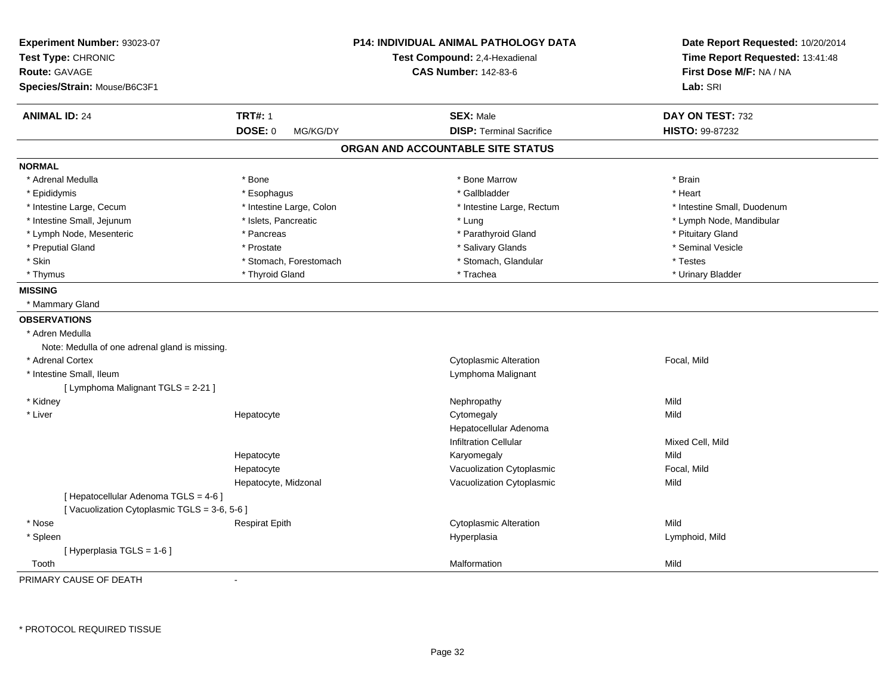**Experiment Number:** 93023-07
**Test Type:** CHRONIC
**Route:** GAVAGE
**Species/Strain:** Mouse/B6C3F1

**P14: INDIVIDUAL ANIMAL PATHOLOGY DATA**
**Test Compound:** 2,4-Hexadienal
**CAS Number:** 142-83-6

**Date Report Requested:** 10/20/2014
**Time Report Requested:** 13:41:48
**First Dose M/F:** NA / NA
**Lab:** SRI

| **ANIMAL ID:** 24 | **TRT#:** 1 | **SEX:** Male | **DAY ON TEST:** 732 |
|---|---|---|---|
| | **DOSE:** 0 MG/KG/DY | **DISP:** Terminal Sacrifice | **HISTO:** 99-87232 |

## ORGAN AND ACCOUNTABLE SITE STATUS

**NORMAL**

| | | | |
|---|---|---|---|
| * Adrenal Medulla | * Bone | * Bone Marrow | * Brain |
| * Epididymis | * Esophagus | * Gallbladder | * Heart |
| * Intestine Large, Cecum | * Intestine Large, Colon | * Intestine Large, Rectum | * Intestine Small, Duodenum |
| * Intestine Small, Jejunum | * Islets, Pancreatic | * Lung | * Lymph Node, Mandibular |
| * Lymph Node, Mesenteric | * Pancreas | * Parathyroid Gland | * Pituitary Gland |
| * Preputial Gland | * Prostate | * Salivary Glands | * Seminal Vesicle |
| * Skin | * Stomach, Forestomach | * Stomach, Glandular | * Testes |
| * Thymus | * Thyroid Gland | * Trachea | * Urinary Bladder |

**MISSING**

* Mammary Gland

**OBSERVATIONS**

| Organ | Site | Observation | Qualifier |
|---|---|---|---|
| * Adren Medulla | | | |
| Note: Medulla of one adrenal gland is missing. | | | |
| * Adrenal Cortex | | Cytoplasmic Alteration | Focal, Mild |
| * Intestine Small, Ileum | | Lymphoma Malignant | |
| [ Lymphoma Malignant TGLS = 2-21 ] | | | |
| * Kidney | | Nephropathy | Mild |
| * Liver | Hepatocyte | Cytomegaly | Mild |
| | | Hepatocellular Adenoma | |
| | | Infiltration Cellular | Mixed Cell, Mild |
| | Hepatocyte | Karyomegaly | Mild |
| | Hepatocyte | Vacuolization Cytoplasmic | Focal, Mild |
| | Hepatocyte, Midzonal | Vacuolization Cytoplasmic | Mild |
| [ Hepatocellular Adenoma TGLS = 4-6 ] | | | |
| [ Vacuolization Cytoplasmic TGLS = 3-6, 5-6 ] | | | |
| * Nose | Respirat Epith | Cytoplasmic Alteration | Mild |
| * Spleen | | Hyperplasia | Lymphoid, Mild |
| [ Hyperplasia TGLS = 1-6 ] | | | |
| Tooth | | Malformation | Mild |

PRIMARY CAUSE OF DEATH -

\* PROTOCOL REQUIRED TISSUE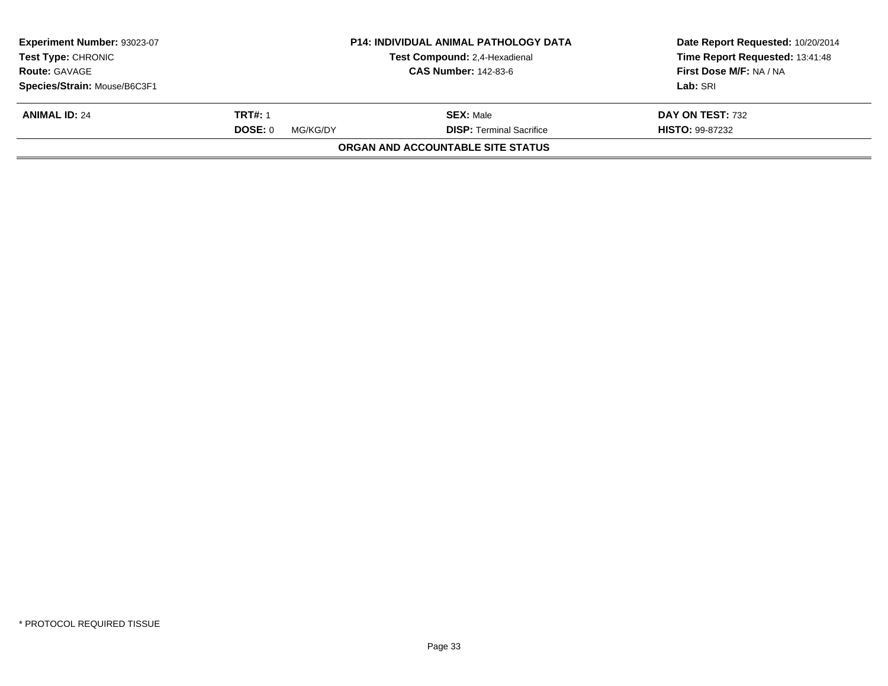| **Experiment Number:** 93023-07 | **P14: INDIVIDUAL ANIMAL PATHOLOGY DATA** | **Date Report Requested:** 10/20/2014 |
|---|---|---|
| **Test Type:** CHRONIC | **Test Compound:** 2,4-Hexadienal | **Time Report Requested:** 13:41:48 |
| **Route:** GAVAGE | **CAS Number:** 142-83-6 | **First Dose M/F:** NA / NA |
| **Species/Strain:** Mouse/B6C3F1 | | **Lab:** SRI |

| **ANIMAL ID:** 24 | **TRT#:** 1 | **SEX:** Male | **DAY ON TEST:** 732 |
|---|---|---|---|
| | **DOSE:** 0 MG/KG/DY | **DISP:** Terminal Sacrifice | **HISTO:** 99-87232 |

**ORGAN AND ACCOUNTABLE SITE STATUS**

* PROTOCOL REQUIRED TISSUE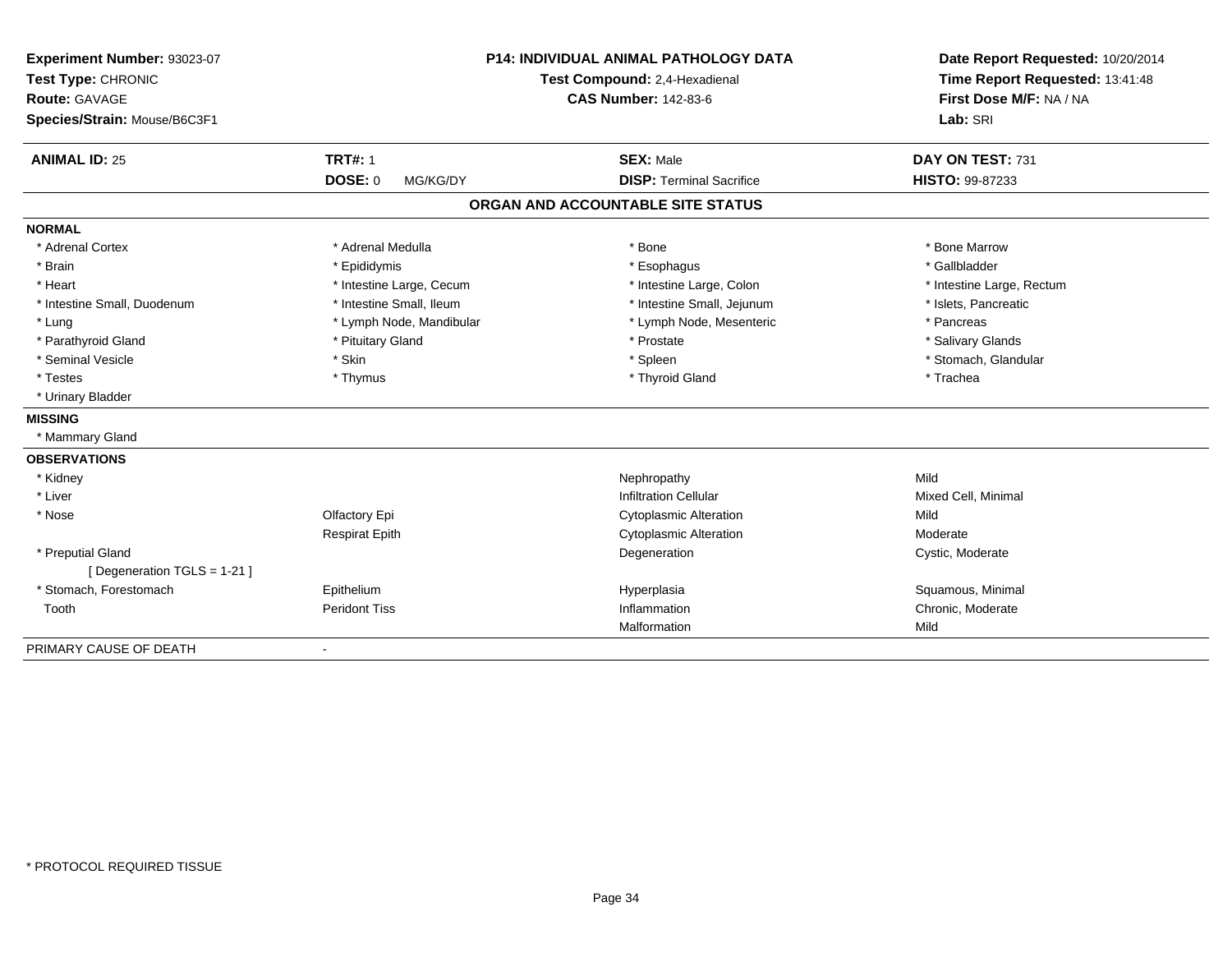**Experiment Number:** 93023-07
**Test Type:** CHRONIC
**Route:** GAVAGE
**Species/Strain:** Mouse/B6C3F1

**P14: INDIVIDUAL ANIMAL PATHOLOGY DATA**
**Test Compound:** 2,4-Hexadienal
**CAS Number:** 142-83-6

**Date Report Requested:** 10/20/2014
**Time Report Requested:** 13:41:48
**First Dose M/F:** NA / NA
**Lab:** SRI

| **ANIMAL ID:** 25 | **TRT#:** 1 | **SEX:** Male | **DAY ON TEST:** 731 |
|---|---|---|---|
| | **DOSE:** 0 MG/KG/DY | **DISP:** Terminal Sacrifice | **HISTO:** 99-87233 |

## ORGAN AND ACCOUNTABLE SITE STATUS

**NORMAL**

| | | | |
|---|---|---|---|
| * Adrenal Cortex | * Adrenal Medulla | * Bone | * Bone Marrow |
| * Brain | * Epididymis | * Esophagus | * Gallbladder |
| * Heart | * Intestine Large, Cecum | * Intestine Large, Colon | * Intestine Large, Rectum |
| * Intestine Small, Duodenum | * Intestine Small, Ileum | * Intestine Small, Jejunum | * Islets, Pancreatic |
| * Lung | * Lymph Node, Mandibular | * Lymph Node, Mesenteric | * Pancreas |
| * Parathyroid Gland | * Pituitary Gland | * Prostate | * Salivary Glands |
| * Seminal Vesicle | * Skin | * Spleen | * Stomach, Glandular |
| * Testes | * Thymus | * Thyroid Gland | * Trachea |
| * Urinary Bladder | | | |

**MISSING**

* Mammary Gland

**OBSERVATIONS**

| | | | |
|---|---|---|---|
| * Kidney | | Nephropathy | Mild |
| * Liver | | Infiltration Cellular | Mixed Cell, Minimal |
| * Nose | Olfactory Epi | Cytoplasmic Alteration | Mild |
| | Respirat Epith | Cytoplasmic Alteration | Moderate |
| * Preputial Gland | | Degeneration | Cystic, Moderate |
| [ Degeneration TGLS = 1-21 ] | | | |
| * Stomach, Forestomach | Epithelium | Hyperplasia | Squamous, Minimal |
| Tooth | Peridont Tiss | Inflammation | Chronic, Moderate |
| | | Malformation | Mild |

PRIMARY CAUSE OF DEATH -

* PROTOCOL REQUIRED TISSUE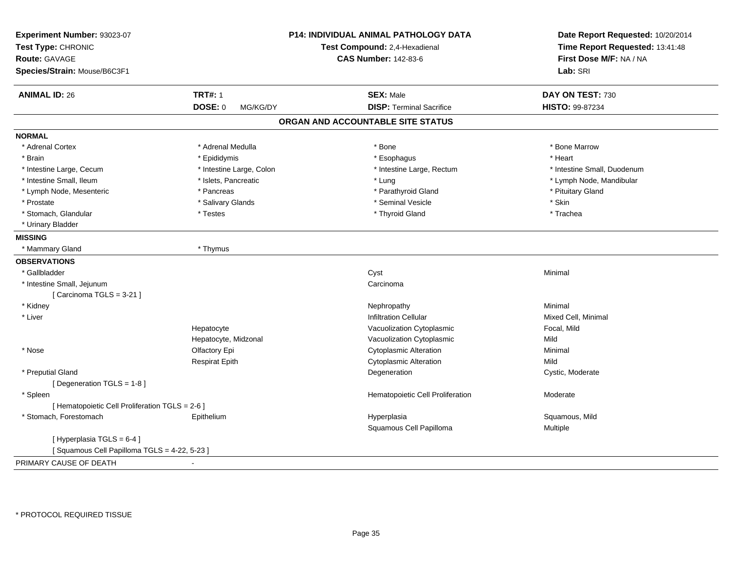**Experiment Number:** 93023-07
**Test Type:** CHRONIC
**Route:** GAVAGE
**Species/Strain:** Mouse/B6C3F1

**P14: INDIVIDUAL ANIMAL PATHOLOGY DATA**
**Test Compound:** 2,4-Hexadienal
**CAS Number:** 142-83-6

**Date Report Requested:** 10/20/2014
**Time Report Requested:** 13:41:48
**First Dose M/F:** NA / NA
**Lab:** SRI

| **ANIMAL ID:** 26 | **TRT#:** 1 | **SEX:** Male | **DAY ON TEST:** 730 |
|---|---|---|---|
| | **DOSE:** 0 MG/KG/DY | **DISP:** Terminal Sacrifice | **HISTO:** 99-87234 |

## ORGAN AND ACCOUNTABLE SITE STATUS

**NORMAL**

| | | | |
|---|---|---|---|
| * Adrenal Cortex | * Adrenal Medulla | * Bone | * Bone Marrow |
| * Brain | * Epididymis | * Esophagus | * Heart |
| * Intestine Large, Cecum | * Intestine Large, Colon | * Intestine Large, Rectum | * Intestine Small, Duodenum |
| * Intestine Small, Ileum | * Islets, Pancreatic | * Lung | * Lymph Node, Mandibular |
| * Lymph Node, Mesenteric | * Pancreas | * Parathyroid Gland | * Pituitary Gland |
| * Prostate | * Salivary Glands | * Seminal Vesicle | * Skin |
| * Stomach, Glandular | * Testes | * Thyroid Gland | * Trachea |
| * Urinary Bladder | | | |

**MISSING**

| | |
|---|---|
| * Mammary Gland | * Thymus |

**OBSERVATIONS**

| Organ | Site | Observation | Qualifier |
|---|---|---|---|
| * Gallbladder | | Cyst | Minimal |
| * Intestine Small, Jejunum | | Carcinoma | |
| [ Carcinoma TGLS = 3-21 ] | | | |
| * Kidney | | Nephropathy | Minimal |
| * Liver | | Infiltration Cellular | Mixed Cell, Minimal |
| | Hepatocyte | Vacuolization Cytoplasmic | Focal, Mild |
| | Hepatocyte, Midzonal | Vacuolization Cytoplasmic | Mild |
| * Nose | Olfactory Epi | Cytoplasmic Alteration | Minimal |
| | Respirat Epith | Cytoplasmic Alteration | Mild |
| * Preputial Gland | | Degeneration | Cystic, Moderate |
| [ Degeneration TGLS = 1-8 ] | | | |
| * Spleen | | Hematopoietic Cell Proliferation | Moderate |
| [ Hematopoietic Cell Proliferation TGLS = 2-6 ] | | | |
| * Stomach, Forestomach | Epithelium | Hyperplasia | Squamous, Mild |
| | | Squamous Cell Papilloma | Multiple |
| [ Hyperplasia TGLS = 6-4 ] | | | |
| [ Squamous Cell Papilloma TGLS = 4-22, 5-23 ] | | | |

PRIMARY CAUSE OF DEATH -

* PROTOCOL REQUIRED TISSUE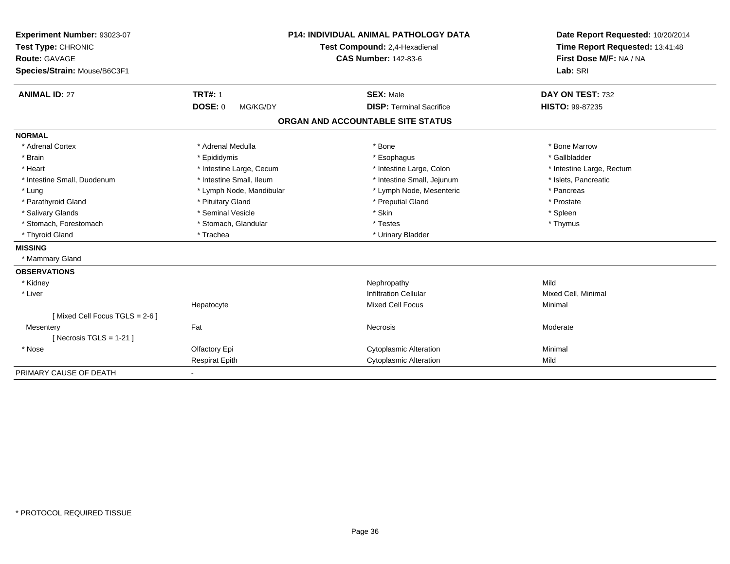**Experiment Number:** 93023-07
**Test Type:** CHRONIC
**Route:** GAVAGE
**Species/Strain:** Mouse/B6C3F1

**P14: INDIVIDUAL ANIMAL PATHOLOGY DATA**
**Test Compound:** 2,4-Hexadienal
**CAS Number:** 142-83-6

**Date Report Requested:** 10/20/2014
**Time Report Requested:** 13:41:48
**First Dose M/F:** NA / NA
**Lab:** SRI

| **ANIMAL ID:** 27 | **TRT#:** 1 | **SEX:** Male | **DAY ON TEST:** 732 |
|---|---|---|---|
| | **DOSE:** 0 MG/KG/DY | **DISP:** Terminal Sacrifice | **HISTO:** 99-87235 |

## ORGAN AND ACCOUNTABLE SITE STATUS

**NORMAL**

| | | | |
|---|---|---|---|
| * Adrenal Cortex | * Adrenal Medulla | * Bone | * Bone Marrow |
| * Brain | * Epididymis | * Esophagus | * Gallbladder |
| * Heart | * Intestine Large, Cecum | * Intestine Large, Colon | * Intestine Large, Rectum |
| * Intestine Small, Duodenum | * Intestine Small, Ileum | * Intestine Small, Jejunum | * Islets, Pancreatic |
| * Lung | * Lymph Node, Mandibular | * Lymph Node, Mesenteric | * Pancreas |
| * Parathyroid Gland | * Pituitary Gland | * Preputial Gland | * Prostate |
| * Salivary Glands | * Seminal Vesicle | * Skin | * Spleen |
| * Stomach, Forestomach | * Stomach, Glandular | * Testes | * Thymus |
| * Thyroid Gland | * Trachea | * Urinary Bladder | |

**MISSING**

* Mammary Gland

**OBSERVATIONS**

| | | | |
|---|---|---|---|
| * Kidney | | Nephropathy | Mild |
| * Liver | | Infiltration Cellular | Mixed Cell, Minimal |
| | Hepatocyte | Mixed Cell Focus | Minimal |
| [ Mixed Cell Focus TGLS = 2-6 ] | | | |
| Mesentery | Fat | Necrosis | Moderate |
| [ Necrosis TGLS = 1-21 ] | | | |
| * Nose | Olfactory Epi | Cytoplasmic Alteration | Minimal |
| | Respirat Epith | Cytoplasmic Alteration | Mild |

PRIMARY CAUSE OF DEATH -

* PROTOCOL REQUIRED TISSUE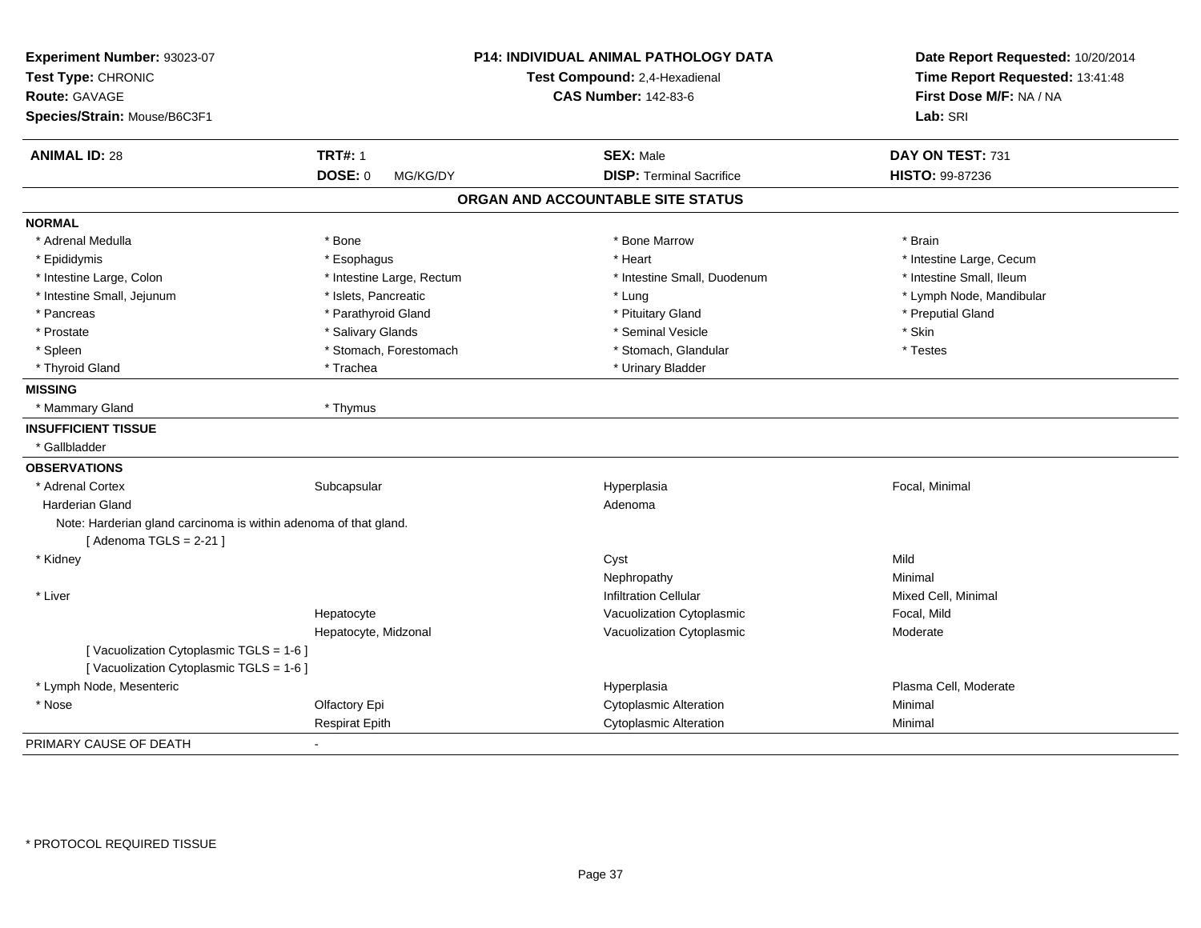**Experiment Number:** 93023-07
**Test Type:** CHRONIC
**Route:** GAVAGE
**Species/Strain:** Mouse/B6C3F1

**P14: INDIVIDUAL ANIMAL PATHOLOGY DATA**
**Test Compound:** 2,4-Hexadienal
**CAS Number:** 142-83-6

**Date Report Requested:** 10/20/2014
**Time Report Requested:** 13:41:48
**First Dose M/F:** NA / NA
**Lab:** SRI

| **ANIMAL ID:** 28 | **TRT#:** 1 | **SEX:** Male | **DAY ON TEST:** 731 |
|---|---|---|---|
| | **DOSE:** 0 MG/KG/DY | **DISP:** Terminal Sacrifice | **HISTO:** 99-87236 |

## ORGAN AND ACCOUNTABLE SITE STATUS

**NORMAL**

| | | | |
|---|---|---|---|
| * Adrenal Medulla | * Bone | * Bone Marrow | * Brain |
| * Epididymis | * Esophagus | * Heart | * Intestine Large, Cecum |
| * Intestine Large, Colon | * Intestine Large, Rectum | * Intestine Small, Duodenum | * Intestine Small, Ileum |
| * Intestine Small, Jejunum | * Islets, Pancreatic | * Lung | * Lymph Node, Mandibular |
| * Pancreas | * Parathyroid Gland | * Pituitary Gland | * Preputial Gland |
| * Prostate | * Salivary Glands | * Seminal Vesicle | * Skin |
| * Spleen | * Stomach, Forestomach | * Stomach, Glandular | * Testes |
| * Thyroid Gland | * Trachea | * Urinary Bladder | |

**MISSING**

| | |
|---|---|
| * Mammary Gland | * Thymus |

**INSUFFICIENT TISSUE**

* Gallbladder

**OBSERVATIONS**

| | | | |
|---|---|---|---|
| * Adrenal Cortex | Subcapsular | Hyperplasia | Focal, Minimal |
| Harderian Gland | | Adenoma | |
| Note: Harderian gland carcinoma is within adenoma of that gland. | | | |
| [ Adenoma TGLS = 2-21 ] | | | |
| * Kidney | | Cyst | Mild |
| | | Nephropathy | Minimal |
| * Liver | | Infiltration Cellular | Mixed Cell, Minimal |
| | Hepatocyte | Vacuolization Cytoplasmic | Focal, Mild |
| | Hepatocyte, Midzonal | Vacuolization Cytoplasmic | Moderate |
| [ Vacuolization Cytoplasmic TGLS = 1-6 ] | | | |
| [ Vacuolization Cytoplasmic TGLS = 1-6 ] | | | |
| * Lymph Node, Mesenteric | | Hyperplasia | Plasma Cell, Moderate |
| * Nose | Olfactory Epi | Cytoplasmic Alteration | Minimal |
| | Respirat Epith | Cytoplasmic Alteration | Minimal |

PRIMARY CAUSE OF DEATH -

* PROTOCOL REQUIRED TISSUE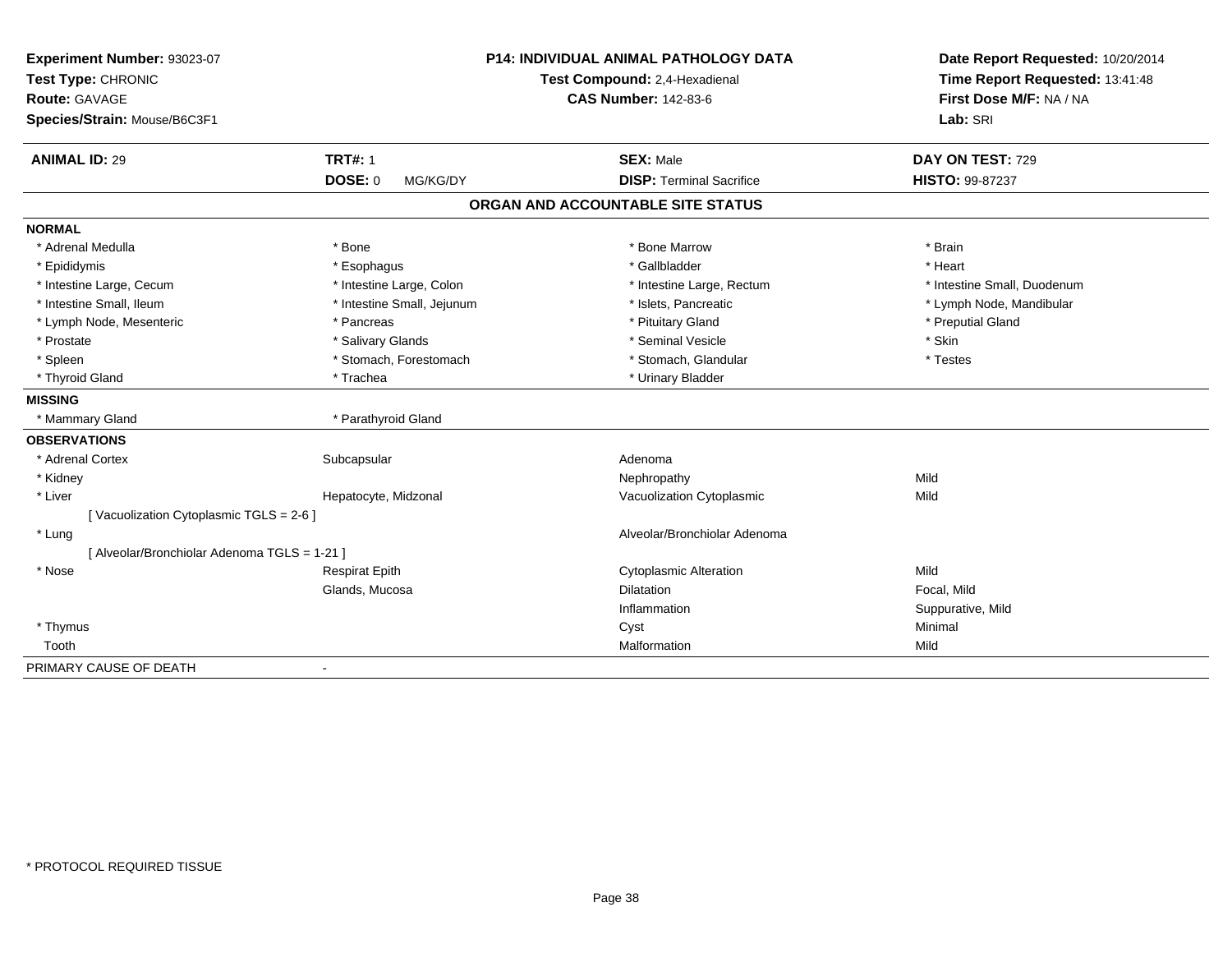**Experiment Number:** 93023-07
**Test Type:** CHRONIC
**Route:** GAVAGE
**Species/Strain:** Mouse/B6C3F1

**P14: INDIVIDUAL ANIMAL PATHOLOGY DATA**
**Test Compound:** 2,4-Hexadienal
**CAS Number:** 142-83-6

**Date Report Requested:** 10/20/2014
**Time Report Requested:** 13:41:48
**First Dose M/F:** NA / NA
**Lab:** SRI

| **ANIMAL ID:** 29 | **TRT#:** 1 | **SEX:** Male | **DAY ON TEST:** 729 |
|---|---|---|---|
| | **DOSE:** 0 MG/KG/DY | **DISP:** Terminal Sacrifice | **HISTO:** 99-87237 |

## ORGAN AND ACCOUNTABLE SITE STATUS

**NORMAL**

| | | | |
|---|---|---|---|
| * Adrenal Medulla | * Bone | * Bone Marrow | * Brain |
| * Epididymis | * Esophagus | * Gallbladder | * Heart |
| * Intestine Large, Cecum | * Intestine Large, Colon | * Intestine Large, Rectum | * Intestine Small, Duodenum |
| * Intestine Small, Ileum | * Intestine Small, Jejunum | * Islets, Pancreatic | * Lymph Node, Mandibular |
| * Lymph Node, Mesenteric | * Pancreas | * Pituitary Gland | * Preputial Gland |
| * Prostate | * Salivary Glands | * Seminal Vesicle | * Skin |
| * Spleen | * Stomach, Forestomach | * Stomach, Glandular | * Testes |
| * Thyroid Gland | * Trachea | * Urinary Bladder | |

**MISSING**

| | |
|---|---|
| * Mammary Gland | * Parathyroid Gland |

**OBSERVATIONS**

| | | | |
|---|---|---|---|
| * Adrenal Cortex | Subcapsular | Adenoma | |
| * Kidney | | Nephropathy | Mild |
| * Liver | Hepatocyte, Midzonal | Vacuolization Cytoplasmic | Mild |
| [ Vacuolization Cytoplasmic TGLS = 2-6 ] | | | |
| * Lung | | Alveolar/Bronchiolar Adenoma | |
| [ Alveolar/Bronchiolar Adenoma TGLS = 1-21 ] | | | |
| * Nose | Respirat Epith | Cytoplasmic Alteration | Mild |
| | Glands, Mucosa | Dilatation | Focal, Mild |
| | | Inflammation | Suppurative, Mild |
| * Thymus | | Cyst | Minimal |
| Tooth | | Malformation | Mild |

PRIMARY CAUSE OF DEATH -

\* PROTOCOL REQUIRED TISSUE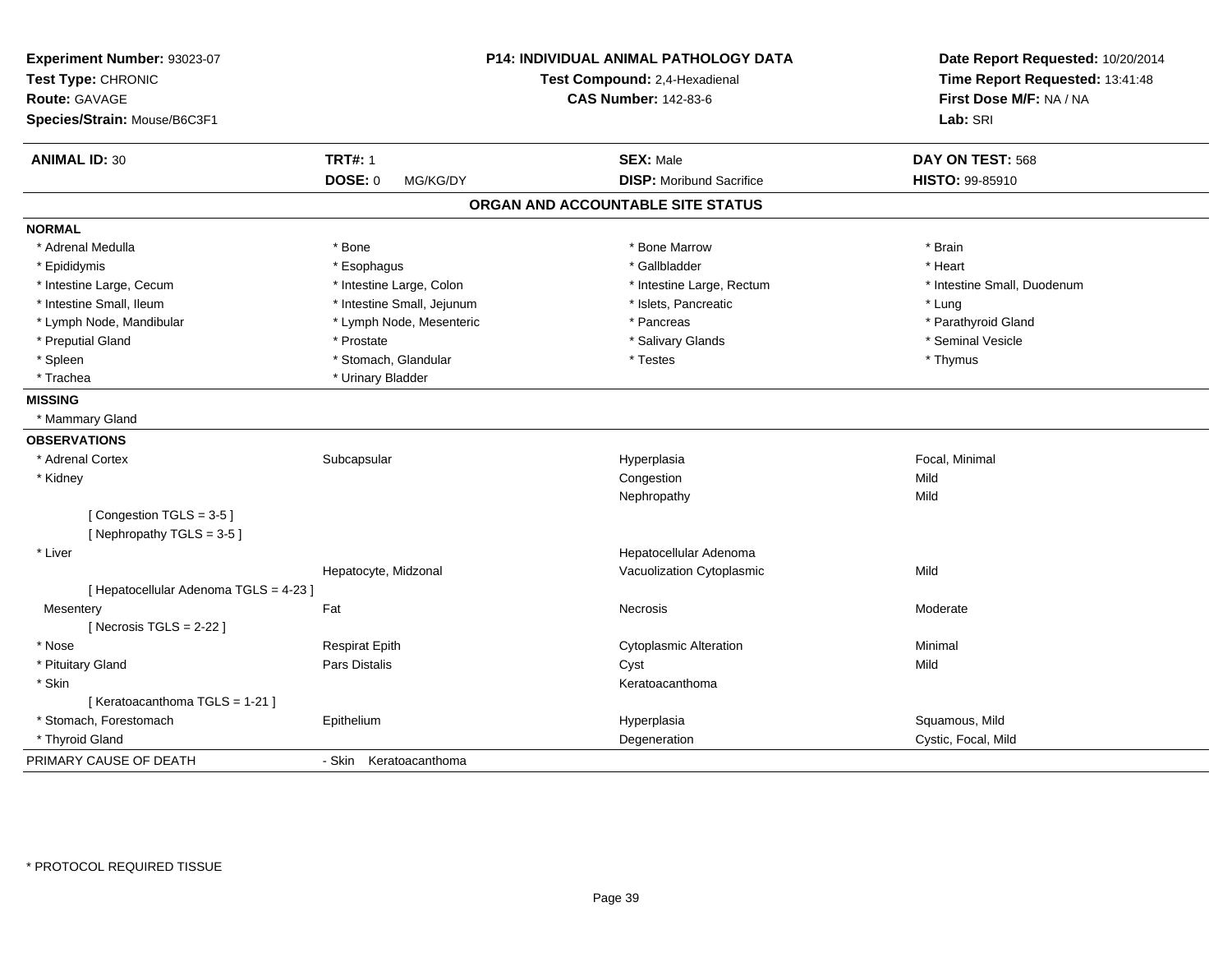**Experiment Number:** 93023-07
**Test Type:** CHRONIC
**Route:** GAVAGE
**Species/Strain:** Mouse/B6C3F1

**P14: INDIVIDUAL ANIMAL PATHOLOGY DATA**
**Test Compound:** 2,4-Hexadienal
**CAS Number:** 142-83-6

**Date Report Requested:** 10/20/2014
**Time Report Requested:** 13:41:48
**First Dose M/F:** NA / NA
**Lab:** SRI

| **ANIMAL ID:** 30 | **TRT#:** 1 | **SEX:** Male | **DAY ON TEST:** 568 |
|---|---|---|---|
| | **DOSE:** 0 MG/KG/DY | **DISP:** Moribund Sacrifice | **HISTO:** 99-85910 |

## ORGAN AND ACCOUNTABLE SITE STATUS

**NORMAL**

| | | | |
|---|---|---|---|
| * Adrenal Medulla | * Bone | * Bone Marrow | * Brain |
| * Epididymis | * Esophagus | * Gallbladder | * Heart |
| * Intestine Large, Cecum | * Intestine Large, Colon | * Intestine Large, Rectum | * Intestine Small, Duodenum |
| * Intestine Small, Ileum | * Intestine Small, Jejunum | * Islets, Pancreatic | * Lung |
| * Lymph Node, Mandibular | * Lymph Node, Mesenteric | * Pancreas | * Parathyroid Gland |
| * Preputial Gland | * Prostate | * Salivary Glands | * Seminal Vesicle |
| * Spleen | * Stomach, Glandular | * Testes | * Thymus |
| * Trachea | * Urinary Bladder | | |

**MISSING**

* Mammary Gland

**OBSERVATIONS**

| | | | |
|---|---|---|---|
| * Adrenal Cortex | Subcapsular | Hyperplasia | Focal, Minimal |
| * Kidney | | Congestion | Mild |
| | | Nephropathy | Mild |
| [ Congestion TGLS = 3-5 ] | | | |
| [ Nephropathy TGLS = 3-5 ] | | | |
| * Liver | | Hepatocellular Adenoma | |
| | Hepatocyte, Midzonal | Vacuolization Cytoplasmic | Mild |
| [ Hepatocellular Adenoma TGLS = 4-23 ] | | | |
| Mesentery | Fat | Necrosis | Moderate |
| [ Necrosis TGLS = 2-22 ] | | | |
| * Nose | Respirat Epith | Cytoplasmic Alteration | Minimal |
| * Pituitary Gland | Pars Distalis | Cyst | Mild |
| * Skin | | Keratoacanthoma | |
| [ Keratoacanthoma TGLS = 1-21 ] | | | |
| * Stomach, Forestomach | Epithelium | Hyperplasia | Squamous, Mild |
| * Thyroid Gland | | Degeneration | Cystic, Focal, Mild |

PRIMARY CAUSE OF DEATH - Skin Keratoacanthoma

* PROTOCOL REQUIRED TISSUE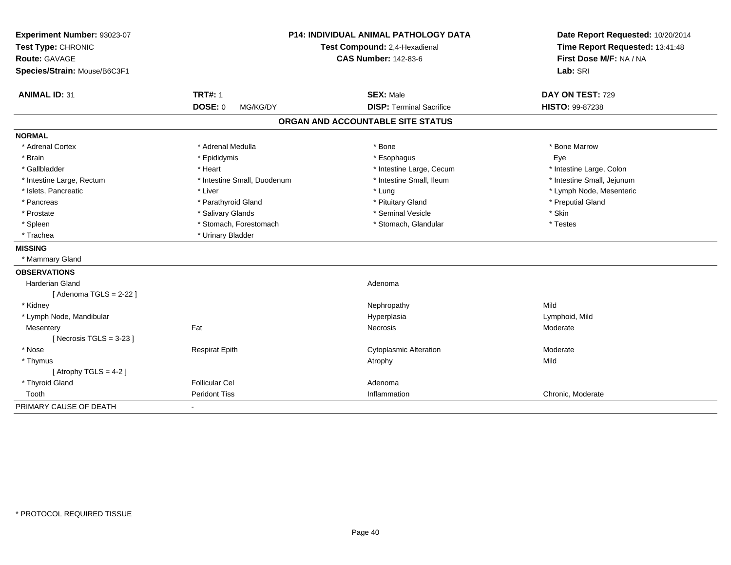| Experiment Number: 93023-07 | P14: INDIVIDUAL ANIMAL PATHOLOGY DATA | Date Report Requested: 10/20/2014 |
|---|---|---|
| Test Type: CHRONIC | Test Compound: 2,4-Hexadienal | Time Report Requested: 13:41:48 |
| Route: GAVAGE | CAS Number: 142-83-6 | First Dose M/F: NA / NA |
| Species/Strain: Mouse/B6C3F1 | | Lab: SRI |

| ANIMAL ID: 31 | TRT#: 1 | SEX: Male | DAY ON TEST: 729 |
|---|---|---|---|
| | DOSE: 0 MG/KG/DY | DISP: Terminal Sacrifice | HISTO: 99-87238 |

## ORGAN AND ACCOUNTABLE SITE STATUS

**NORMAL**

| | | | |
|---|---|---|---|
| * Adrenal Cortex | * Adrenal Medulla | * Bone | * Bone Marrow |
| * Brain | * Epididymis | * Esophagus | Eye |
| * Gallbladder | * Heart | * Intestine Large, Cecum | * Intestine Large, Colon |
| * Intestine Large, Rectum | * Intestine Small, Duodenum | * Intestine Small, Ileum | * Intestine Small, Jejunum |
| * Islets, Pancreatic | * Liver | * Lung | * Lymph Node, Mesenteric |
| * Pancreas | * Parathyroid Gland | * Pituitary Gland | * Preputial Gland |
| * Prostate | * Salivary Glands | * Seminal Vesicle | * Skin |
| * Spleen | * Stomach, Forestomach | * Stomach, Glandular | * Testes |
| * Trachea | * Urinary Bladder | | |

**MISSING**

* Mammary Gland

**OBSERVATIONS**

| | | | |
|---|---|---|---|
| Harderian Gland | | Adenoma | |
| [ Adenoma TGLS = 2-22 ] | | | |
| * Kidney | | Nephropathy | Mild |
| * Lymph Node, Mandibular | | Hyperplasia | Lymphoid, Mild |
| Mesentery | Fat | Necrosis | Moderate |
| [ Necrosis TGLS = 3-23 ] | | | |
| * Nose | Respirat Epith | Cytoplasmic Alteration | Moderate |
| * Thymus | | Atrophy | Mild |
| [ Atrophy TGLS = 4-2 ] | | | |
| * Thyroid Gland | Follicular Cel | Adenoma | |
| Tooth | Peridont Tiss | Inflammation | Chronic, Moderate |

PRIMARY CAUSE OF DEATH -

* PROTOCOL REQUIRED TISSUE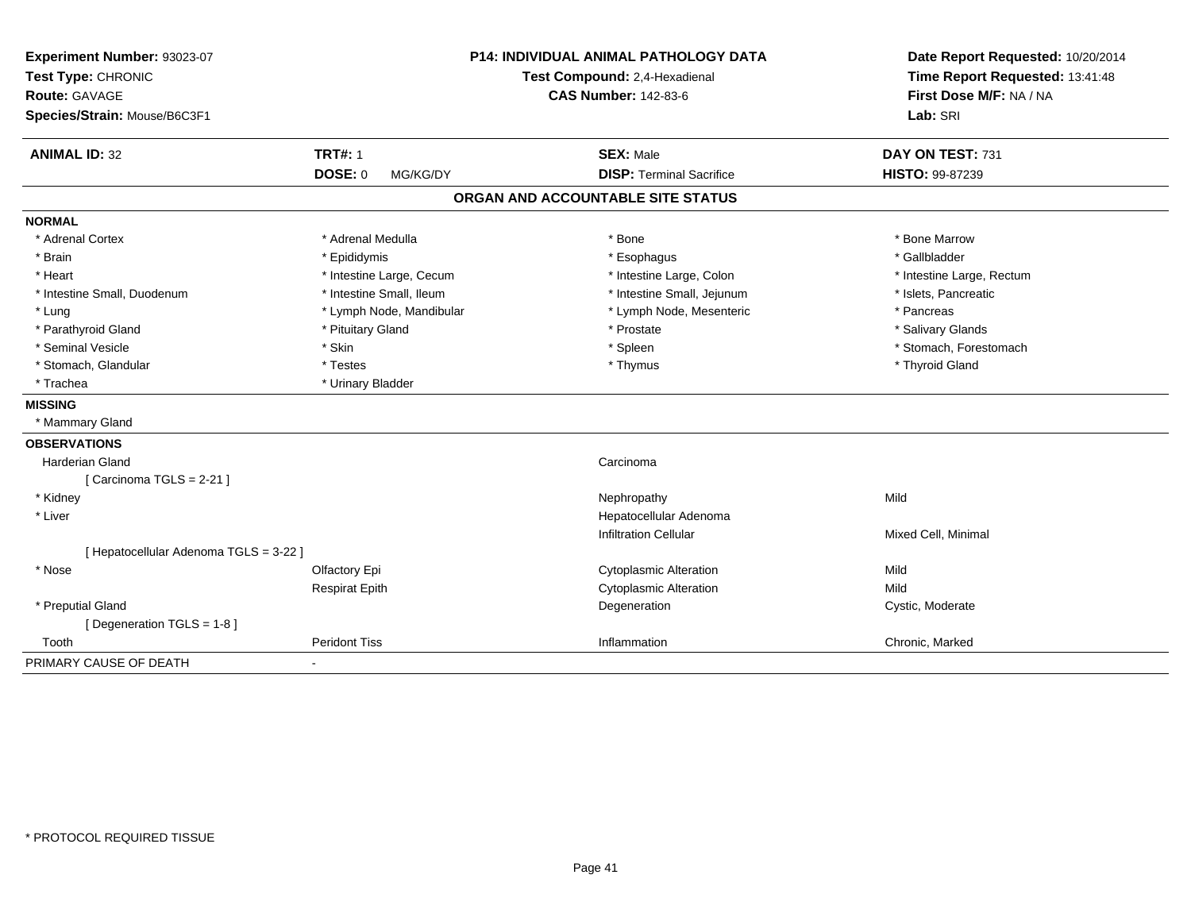**Experiment Number:** 93023-07
**Test Type:** CHRONIC
**Route:** GAVAGE
**Species/Strain:** Mouse/B6C3F1

**P14: INDIVIDUAL ANIMAL PATHOLOGY DATA**
**Test Compound:** 2,4-Hexadienal
**CAS Number:** 142-83-6

**Date Report Requested:** 10/20/2014
**Time Report Requested:** 13:41:48
**First Dose M/F:** NA / NA
**Lab:** SRI

| **ANIMAL ID:** 32 | **TRT#:** 1 | **SEX:** Male | **DAY ON TEST:** 731 |
|---|---|---|---|
| | **DOSE:** 0 MG/KG/DY | **DISP:** Terminal Sacrifice | **HISTO:** 99-87239 |

## ORGAN AND ACCOUNTABLE SITE STATUS

**NORMAL**

| | | | |
|---|---|---|---|
| * Adrenal Cortex | * Adrenal Medulla | * Bone | * Bone Marrow |
| * Brain | * Epididymis | * Esophagus | * Gallbladder |
| * Heart | * Intestine Large, Cecum | * Intestine Large, Colon | * Intestine Large, Rectum |
| * Intestine Small, Duodenum | * Intestine Small, Ileum | * Intestine Small, Jejunum | * Islets, Pancreatic |
| * Lung | * Lymph Node, Mandibular | * Lymph Node, Mesenteric | * Pancreas |
| * Parathyroid Gland | * Pituitary Gland | * Prostate | * Salivary Glands |
| * Seminal Vesicle | * Skin | * Spleen | * Stomach, Forestomach |
| * Stomach, Glandular | * Testes | * Thymus | * Thyroid Gland |
| * Trachea | * Urinary Bladder | | |

**MISSING**

* Mammary Gland

**OBSERVATIONS**

| | | | |
|---|---|---|---|
| Harderian Gland | | Carcinoma | |
| [ Carcinoma TGLS = 2-21 ] | | | |
| * Kidney | | Nephropathy | Mild |
| * Liver | | Hepatocellular Adenoma | |
| | | Infiltration Cellular | Mixed Cell, Minimal |
| [ Hepatocellular Adenoma TGLS = 3-22 ] | | | |
| * Nose | Olfactory Epi | Cytoplasmic Alteration | Mild |
| | Respirat Epith | Cytoplasmic Alteration | Mild |
| * Preputial Gland | | Degeneration | Cystic, Moderate |
| [ Degeneration TGLS = 1-8 ] | | | |
| Tooth | Peridont Tiss | Inflammation | Chronic, Marked |

PRIMARY CAUSE OF DEATH -

* PROTOCOL REQUIRED TISSUE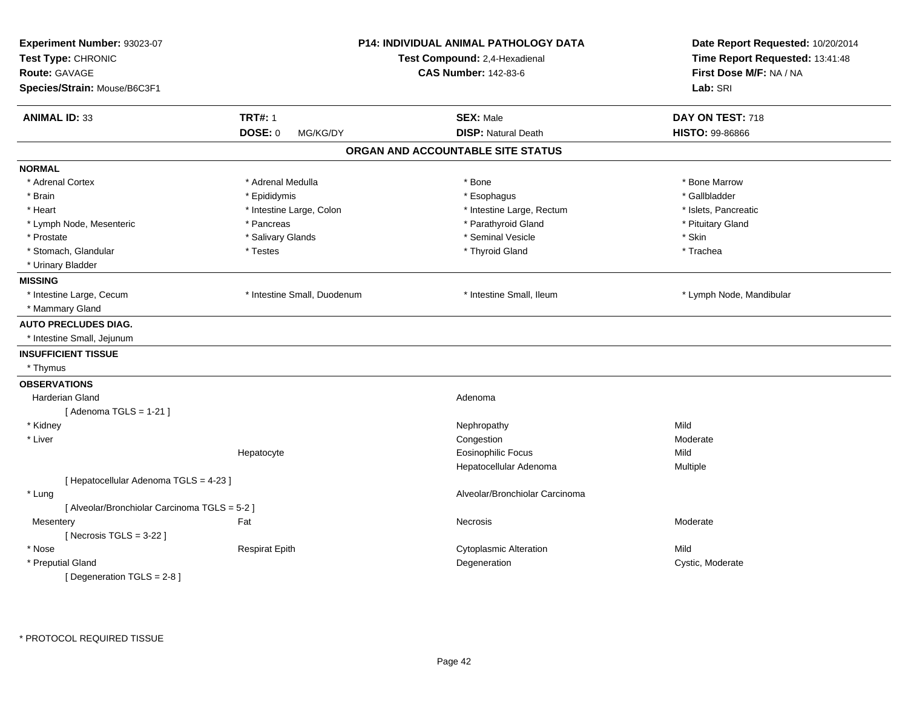**Experiment Number:** 93023-07
**Test Type:** CHRONIC
**Route:** GAVAGE
**Species/Strain:** Mouse/B6C3F1

**P14: INDIVIDUAL ANIMAL PATHOLOGY DATA**
**Test Compound:** 2,4-Hexadienal
**CAS Number:** 142-83-6

**Date Report Requested:** 10/20/2014
**Time Report Requested:** 13:41:48
**First Dose M/F:** NA / NA
**Lab:** SRI

| **ANIMAL ID:** 33 | **TRT#:** 1 | **SEX:** Male | **DAY ON TEST:** 718 |
|---|---|---|---|
| | **DOSE:** 0 MG/KG/DY | **DISP:** Natural Death | **HISTO:** 99-86866 |

## ORGAN AND ACCOUNTABLE SITE STATUS

**NORMAL**

| | | | |
|---|---|---|---|
| * Adrenal Cortex | * Adrenal Medulla | * Bone | * Bone Marrow |
| * Brain | * Epididymis | * Esophagus | * Gallbladder |
| * Heart | * Intestine Large, Colon | * Intestine Large, Rectum | * Islets, Pancreatic |
| * Lymph Node, Mesenteric | * Pancreas | * Parathyroid Gland | * Pituitary Gland |
| * Prostate | * Salivary Glands | * Seminal Vesicle | * Skin |
| * Stomach, Glandular | * Testes | * Thyroid Gland | * Trachea |
| * Urinary Bladder | | | |

**MISSING**

| | | | |
|---|---|---|---|
| * Intestine Large, Cecum | * Intestine Small, Duodenum | * Intestine Small, Ileum | * Lymph Node, Mandibular |
| * Mammary Gland | | | |

**AUTO PRECLUDES DIAG.**

* Intestine Small, Jejunum

**INSUFFICIENT TISSUE**

* Thymus

**OBSERVATIONS**

| Organ | Site | Observation | Severity |
|---|---|---|---|
| Harderian Gland | | Adenoma | |
| [ Adenoma TGLS = 1-21 ] | | | |
| * Kidney | | Nephropathy | Mild |
| * Liver | | Congestion | Moderate |
| | Hepatocyte | Eosinophilic Focus | Mild |
| | | Hepatocellular Adenoma | Multiple |
| [ Hepatocellular Adenoma TGLS = 4-23 ] | | | |
| * Lung | | Alveolar/Bronchiolar Carcinoma | |
| [ Alveolar/Bronchiolar Carcinoma TGLS = 5-2 ] | | | |
| Mesentery | Fat | Necrosis | Moderate |
| [ Necrosis TGLS = 3-22 ] | | | |
| * Nose | Respirat Epith | Cytoplasmic Alteration | Mild |
| * Preputial Gland | | Degeneration | Cystic, Moderate |
| [ Degeneration TGLS = 2-8 ] | | | |

\* PROTOCOL REQUIRED TISSUE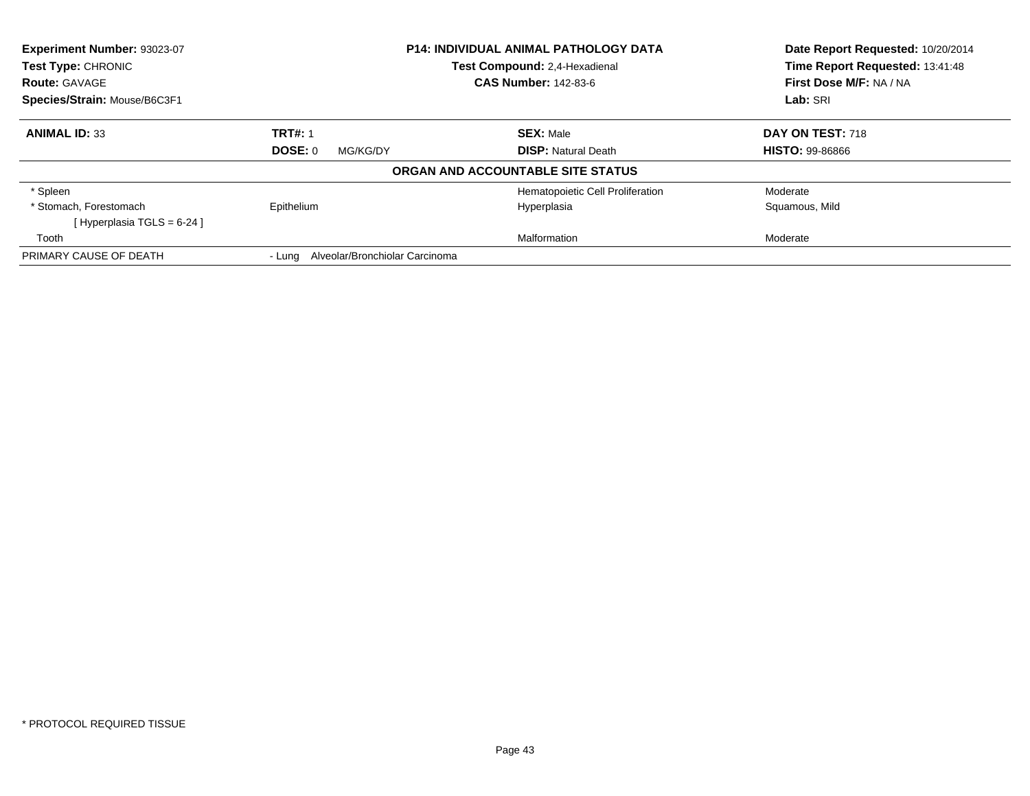**Experiment Number:** 93023-07
**Test Type:** CHRONIC
**Route:** GAVAGE
**Species/Strain:** Mouse/B6C3F1

**P14: INDIVIDUAL ANIMAL PATHOLOGY DATA**
**Test Compound:** 2,4-Hexadienal
**CAS Number:** 142-83-6

**Date Report Requested:** 10/20/2014
**Time Report Requested:** 13:41:48
**First Dose M/F:** NA / NA
**Lab:** SRI

| **ANIMAL ID:** 33 | **TRT#:** 1 | **SEX:** Male | **DAY ON TEST:** 718 |
|---|---|---|---|
| | **DOSE:** 0 MG/KG/DY | **DISP:** Natural Death | **HISTO:** 99-86866 |

**ORGAN AND ACCOUNTABLE SITE STATUS**

| | | | |
|---|---|---|---|
| * Spleen | | Hematopoietic Cell Proliferation | Moderate |
| * Stomach, Forestomach | Epithelium | Hyperplasia | Squamous, Mild |
| [ Hyperplasia TGLS = 6-24 ] | | | |
| Tooth | | Malformation | Moderate |
| PRIMARY CAUSE OF DEATH | - Lung Alveolar/Bronchiolar Carcinoma | | |

* PROTOCOL REQUIRED TISSUE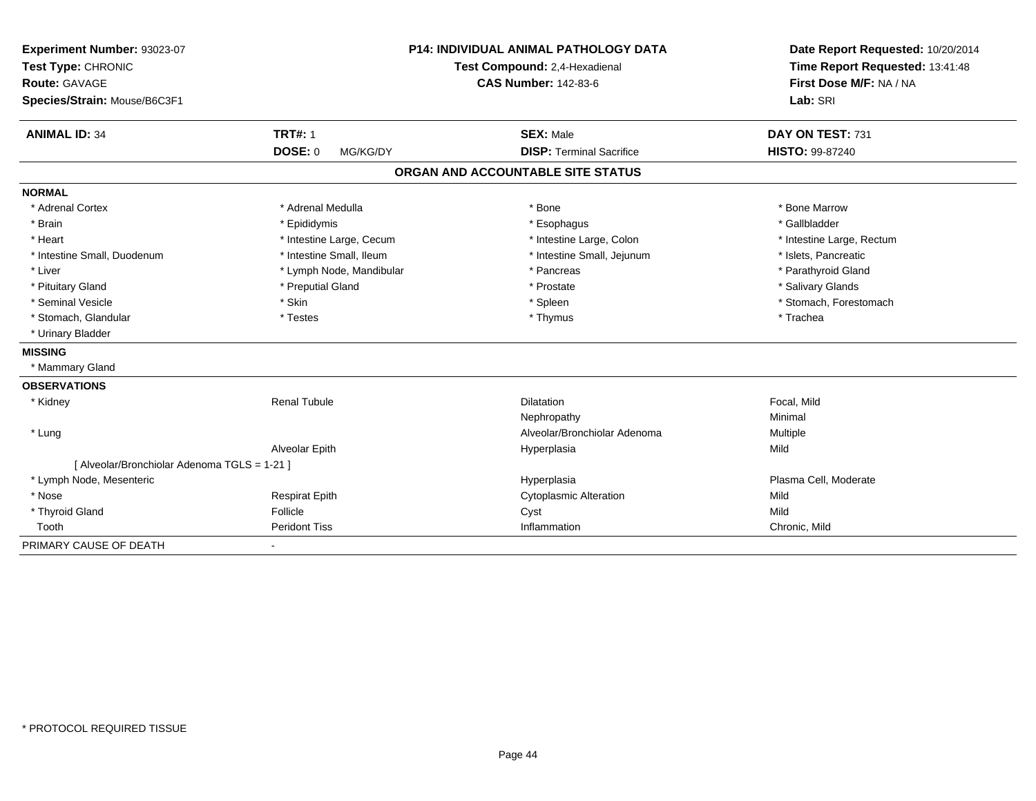**Experiment Number:** 93023-07
**Test Type:** CHRONIC
**Route:** GAVAGE
**Species/Strain:** Mouse/B6C3F1

**P14: INDIVIDUAL ANIMAL PATHOLOGY DATA**
**Test Compound:** 2,4-Hexadienal
**CAS Number:** 142-83-6

**Date Report Requested:** 10/20/2014
**Time Report Requested:** 13:41:48
**First Dose M/F:** NA / NA
**Lab:** SRI

| **ANIMAL ID:** 34 | **TRT#:** 1 | **SEX:** Male | **DAY ON TEST:** 731 |
|---|---|---|---|
| | **DOSE:** 0 MG/KG/DY | **DISP:** Terminal Sacrifice | **HISTO:** 99-87240 |

## ORGAN AND ACCOUNTABLE SITE STATUS

**NORMAL**

| | | | |
|---|---|---|---|
| * Adrenal Cortex | * Adrenal Medulla | * Bone | * Bone Marrow |
| * Brain | * Epididymis | * Esophagus | * Gallbladder |
| * Heart | * Intestine Large, Cecum | * Intestine Large, Colon | * Intestine Large, Rectum |
| * Intestine Small, Duodenum | * Intestine Small, Ileum | * Intestine Small, Jejunum | * Islets, Pancreatic |
| * Liver | * Lymph Node, Mandibular | * Pancreas | * Parathyroid Gland |
| * Pituitary Gland | * Preputial Gland | * Prostate | * Salivary Glands |
| * Seminal Vesicle | * Skin | * Spleen | * Stomach, Forestomach |
| * Stomach, Glandular | * Testes | * Thymus | * Trachea |
| * Urinary Bladder | | | |

**MISSING**

* Mammary Gland

**OBSERVATIONS**

| | | | |
|---|---|---|---|
| * Kidney | Renal Tubule | Dilatation | Focal, Mild |
| | | Nephropathy | Minimal |
| * Lung | | Alveolar/Bronchiolar Adenoma | Multiple |
| | Alveolar Epith | Hyperplasia | Mild |
| [ Alveolar/Bronchiolar Adenoma TGLS = 1-21 ] | | | |
| * Lymph Node, Mesenteric | | Hyperplasia | Plasma Cell, Moderate |
| * Nose | Respirat Epith | Cytoplasmic Alteration | Mild |
| * Thyroid Gland | Follicle | Cyst | Mild |
| Tooth | Peridont Tiss | Inflammation | Chronic, Mild |

PRIMARY CAUSE OF DEATH -

* PROTOCOL REQUIRED TISSUE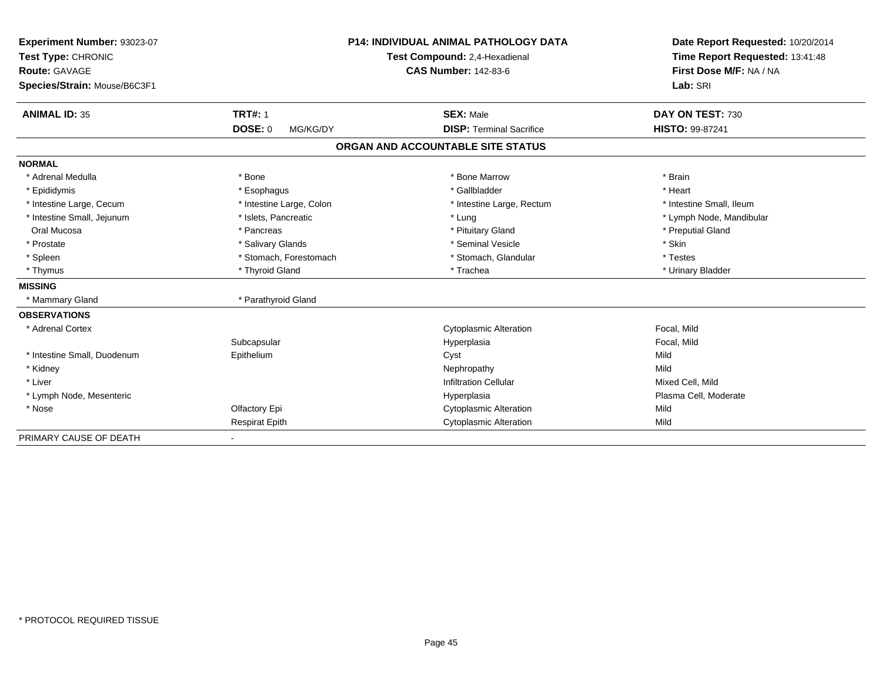**Experiment Number:** 93023-07
**Test Type:** CHRONIC
**Route:** GAVAGE
**Species/Strain:** Mouse/B6C3F1

**P14: INDIVIDUAL ANIMAL PATHOLOGY DATA**
**Test Compound:** 2,4-Hexadienal
**CAS Number:** 142-83-6

**Date Report Requested:** 10/20/2014
**Time Report Requested:** 13:41:48
**First Dose M/F:** NA / NA
**Lab:** SRI

| **ANIMAL ID:** 35 | **TRT#:** 1 | **SEX:** Male | **DAY ON TEST:** 730 |
|---|---|---|---|
| | **DOSE:** 0 MG/KG/DY | **DISP:** Terminal Sacrifice | **HISTO:** 99-87241 |

**ORGAN AND ACCOUNTABLE SITE STATUS**

| | | | |
|---|---|---|---|
| **NORMAL** | | | |
| * Adrenal Medulla | * Bone | * Bone Marrow | * Brain |
| * Epididymis | * Esophagus | * Gallbladder | * Heart |
| * Intestine Large, Cecum | * Intestine Large, Colon | * Intestine Large, Rectum | * Intestine Small, Ileum |
| * Intestine Small, Jejunum | * Islets, Pancreatic | * Lung | * Lymph Node, Mandibular |
| Oral Mucosa | * Pancreas | * Pituitary Gland | * Preputial Gland |
| * Prostate | * Salivary Glands | * Seminal Vesicle | * Skin |
| * Spleen | * Stomach, Forestomach | * Stomach, Glandular | * Testes |
| * Thymus | * Thyroid Gland | * Trachea | * Urinary Bladder |
| **MISSING** | | | |
| * Mammary Gland | * Parathyroid Gland | | |
| **OBSERVATIONS** | | | |
| * Adrenal Cortex | | Cytoplasmic Alteration | Focal, Mild |
| | Subcapsular | Hyperplasia | Focal, Mild |
| * Intestine Small, Duodenum | Epithelium | Cyst | Mild |
| * Kidney | | Nephropathy | Mild |
| * Liver | | Infiltration Cellular | Mixed Cell, Mild |
| * Lymph Node, Mesenteric | | Hyperplasia | Plasma Cell, Moderate |
| * Nose | Olfactory Epi | Cytoplasmic Alteration | Mild |
| | Respirat Epith | Cytoplasmic Alteration | Mild |
| PRIMARY CAUSE OF DEATH | - | | |

\* PROTOCOL REQUIRED TISSUE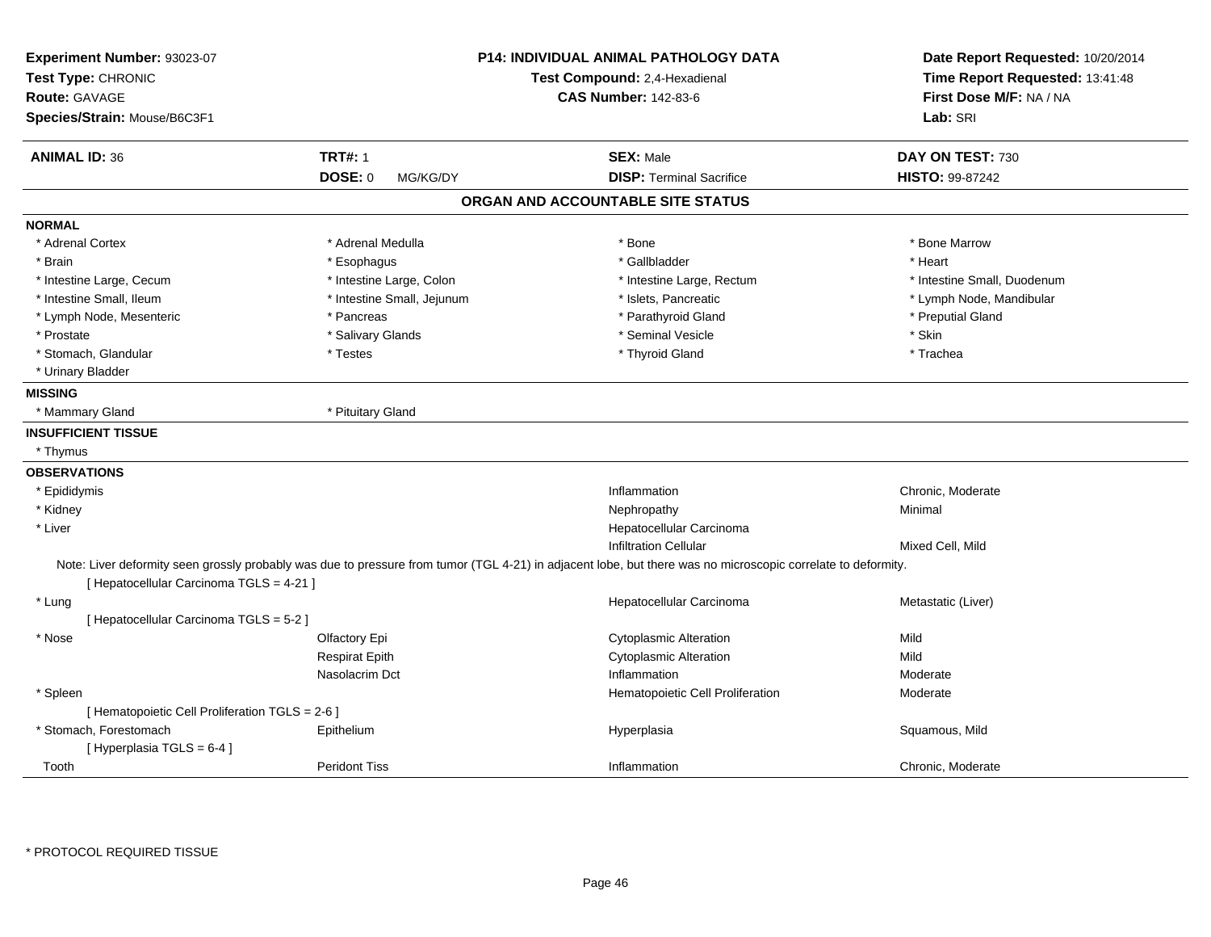**Experiment Number:** 93023-07
**Test Type:** CHRONIC
**Route:** GAVAGE
**Species/Strain:** Mouse/B6C3F1

**P14: INDIVIDUAL ANIMAL PATHOLOGY DATA**
**Test Compound:** 2,4-Hexadienal
**CAS Number:** 142-83-6

**Date Report Requested:** 10/20/2014
**Time Report Requested:** 13:41:48
**First Dose M/F:** NA / NA
**Lab:** SRI

| **ANIMAL ID:** 36 | **TRT#:** 1 | **SEX:** Male | **DAY ON TEST:** 730 |
|---|---|---|---|
| | **DOSE:** 0 MG/KG/DY | **DISP:** Terminal Sacrifice | **HISTO:** 99-87242 |

## ORGAN AND ACCOUNTABLE SITE STATUS

**NORMAL**

| | | | |
|---|---|---|---|
| * Adrenal Cortex | * Adrenal Medulla | * Bone | * Bone Marrow |
| * Brain | * Esophagus | * Gallbladder | * Heart |
| * Intestine Large, Cecum | * Intestine Large, Colon | * Intestine Large, Rectum | * Intestine Small, Duodenum |
| * Intestine Small, Ileum | * Intestine Small, Jejunum | * Islets, Pancreatic | * Lymph Node, Mandibular |
| * Lymph Node, Mesenteric | * Pancreas | * Parathyroid Gland | * Preputial Gland |
| * Prostate | * Salivary Glands | * Seminal Vesicle | * Skin |
| * Stomach, Glandular | * Testes | * Thyroid Gland | * Trachea |
| * Urinary Bladder | | | |

**MISSING**

| | |
|---|---|
| * Mammary Gland | * Pituitary Gland |

**INSUFFICIENT TISSUE**

* Thymus

**OBSERVATIONS**

| | | | |
|---|---|---|---|
| * Epididymis | | Inflammation | Chronic, Moderate |
| * Kidney | | Nephropathy | Minimal |
| * Liver | | Hepatocellular Carcinoma | |
| | | Infiltration Cellular | Mixed Cell, Mild |

Note: Liver deformity seen grossly probably was due to pressure from tumor (TGL 4-21) in adjacent lobe, but there was no microscopic correlate to deformity.

[ Hepatocellular Carcinoma TGLS = 4-21 ]

| | | | |
|---|---|---|---|
| * Lung | | Hepatocellular Carcinoma | Metastatic (Liver) |
| [ Hepatocellular Carcinoma TGLS = 5-2 ] | | | |
| * Nose | Olfactory Epi | Cytoplasmic Alteration | Mild |
| | Respirat Epith | Cytoplasmic Alteration | Mild |
| | Nasolacrim Dct | Inflammation | Moderate |
| * Spleen | | Hematopoietic Cell Proliferation | Moderate |
| [ Hematopoietic Cell Proliferation TGLS = 2-6 ] | | | |
| * Stomach, Forestomach | Epithelium | Hyperplasia | Squamous, Mild |
| [ Hyperplasia TGLS = 6-4 ] | | | |
| Tooth | Peridont Tiss | Inflammation | Chronic, Moderate |

* PROTOCOL REQUIRED TISSUE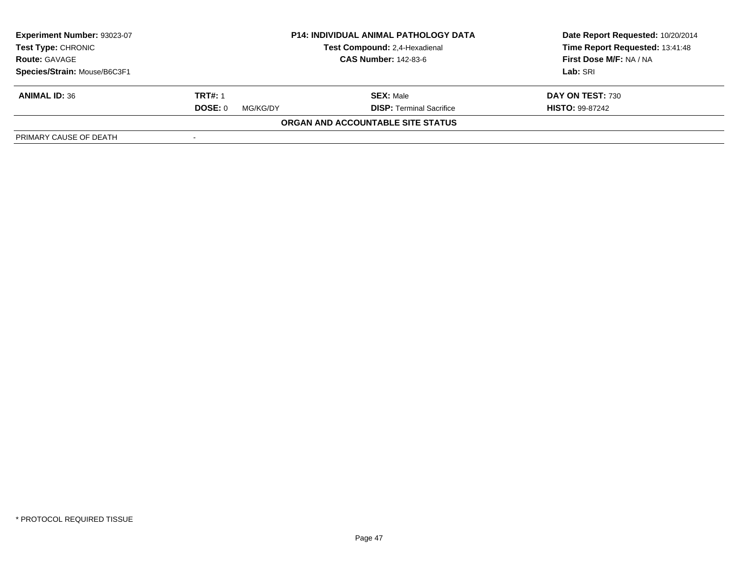**Experiment Number:** 93023-07
**Test Type:** CHRONIC
**Route:** GAVAGE
**Species/Strain:** Mouse/B6C3F1

**P14: INDIVIDUAL ANIMAL PATHOLOGY DATA**
**Test Compound:** 2,4-Hexadienal
**CAS Number:** 142-83-6

**Date Report Requested:** 10/20/2014
**Time Report Requested:** 13:41:48
**First Dose M/F:** NA / NA
**Lab:** SRI

| **ANIMAL ID:** 36 | **TRT#:** 1 | **SEX:** Male | **DAY ON TEST:** 730 |
|---|---|---|---|
| | **DOSE:** 0 MG/KG/DY | **DISP:** Terminal Sacrifice | **HISTO:** 99-87242 |

**ORGAN AND ACCOUNTABLE SITE STATUS**

| PRIMARY CAUSE OF DEATH | - |
|---|---|

\* PROTOCOL REQUIRED TISSUE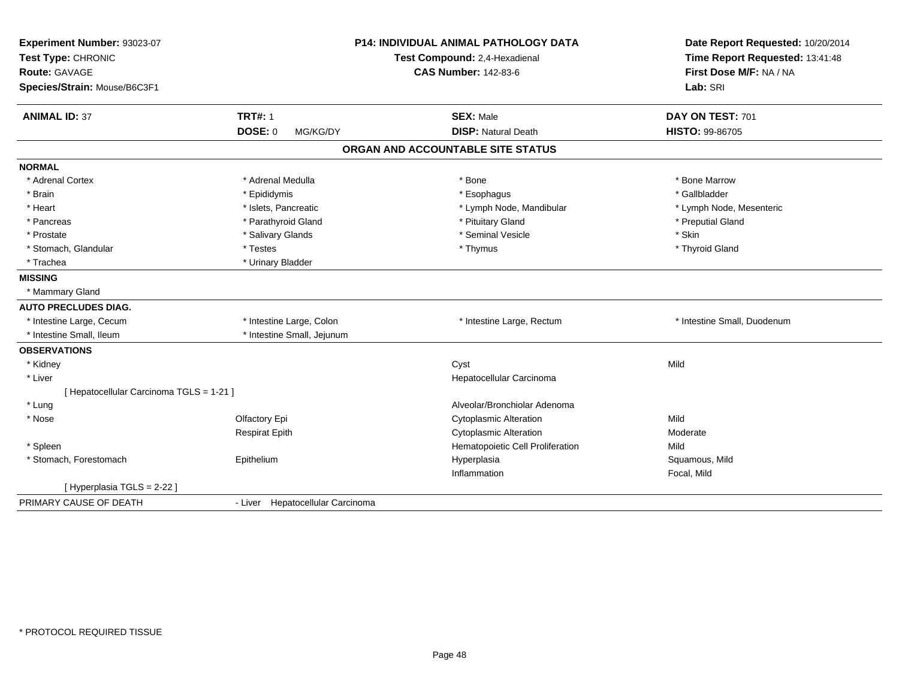**Experiment Number:** 93023-07
**Test Type:** CHRONIC
**Route:** GAVAGE
**Species/Strain:** Mouse/B6C3F1

**P14: INDIVIDUAL ANIMAL PATHOLOGY DATA**
**Test Compound:** 2,4-Hexadienal
**CAS Number:** 142-83-6

**Date Report Requested:** 10/20/2014
**Time Report Requested:** 13:41:48
**First Dose M/F:** NA / NA
**Lab:** SRI

| **ANIMAL ID:** 37 | **TRT#:** 1 | **SEX:** Male | **DAY ON TEST:** 701 |
|---|---|---|---|
| | **DOSE:** 0 MG/KG/DY | **DISP:** Natural Death | **HISTO:** 99-86705 |

**ORGAN AND ACCOUNTABLE SITE STATUS**

**NORMAL**

| | | | |
|---|---|---|---|
| * Adrenal Cortex | * Adrenal Medulla | * Bone | * Bone Marrow |
| * Brain | * Epididymis | * Esophagus | * Gallbladder |
| * Heart | * Islets, Pancreatic | * Lymph Node, Mandibular | * Lymph Node, Mesenteric |
| * Pancreas | * Parathyroid Gland | * Pituitary Gland | * Preputial Gland |
| * Prostate | * Salivary Glands | * Seminal Vesicle | * Skin |
| * Stomach, Glandular | * Testes | * Thymus | * Thyroid Gland |
| * Trachea | * Urinary Bladder | | |

**MISSING**

* Mammary Gland

**AUTO PRECLUDES DIAG.**

| | | | |
|---|---|---|---|
| * Intestine Large, Cecum | * Intestine Large, Colon | * Intestine Large, Rectum | * Intestine Small, Duodenum |
| * Intestine Small, Ileum | * Intestine Small, Jejunum | | |

**OBSERVATIONS**

| | | | |
|---|---|---|---|
| * Kidney | | Cyst | Mild |
| * Liver | | Hepatocellular Carcinoma | |
| [ Hepatocellular Carcinoma TGLS = 1-21 ] | | | |
| * Lung | | Alveolar/Bronchiolar Adenoma | |
| * Nose | Olfactory Epi | Cytoplasmic Alteration | Mild |
| | Respirat Epith | Cytoplasmic Alteration | Moderate |
| * Spleen | | Hematopoietic Cell Proliferation | Mild |
| * Stomach, Forestomach | Epithelium | Hyperplasia | Squamous, Mild |
| | | Inflammation | Focal, Mild |
| [ Hyperplasia TGLS = 2-22 ] | | | |

PRIMARY CAUSE OF DEATH - Liver Hepatocellular Carcinoma

* PROTOCOL REQUIRED TISSUE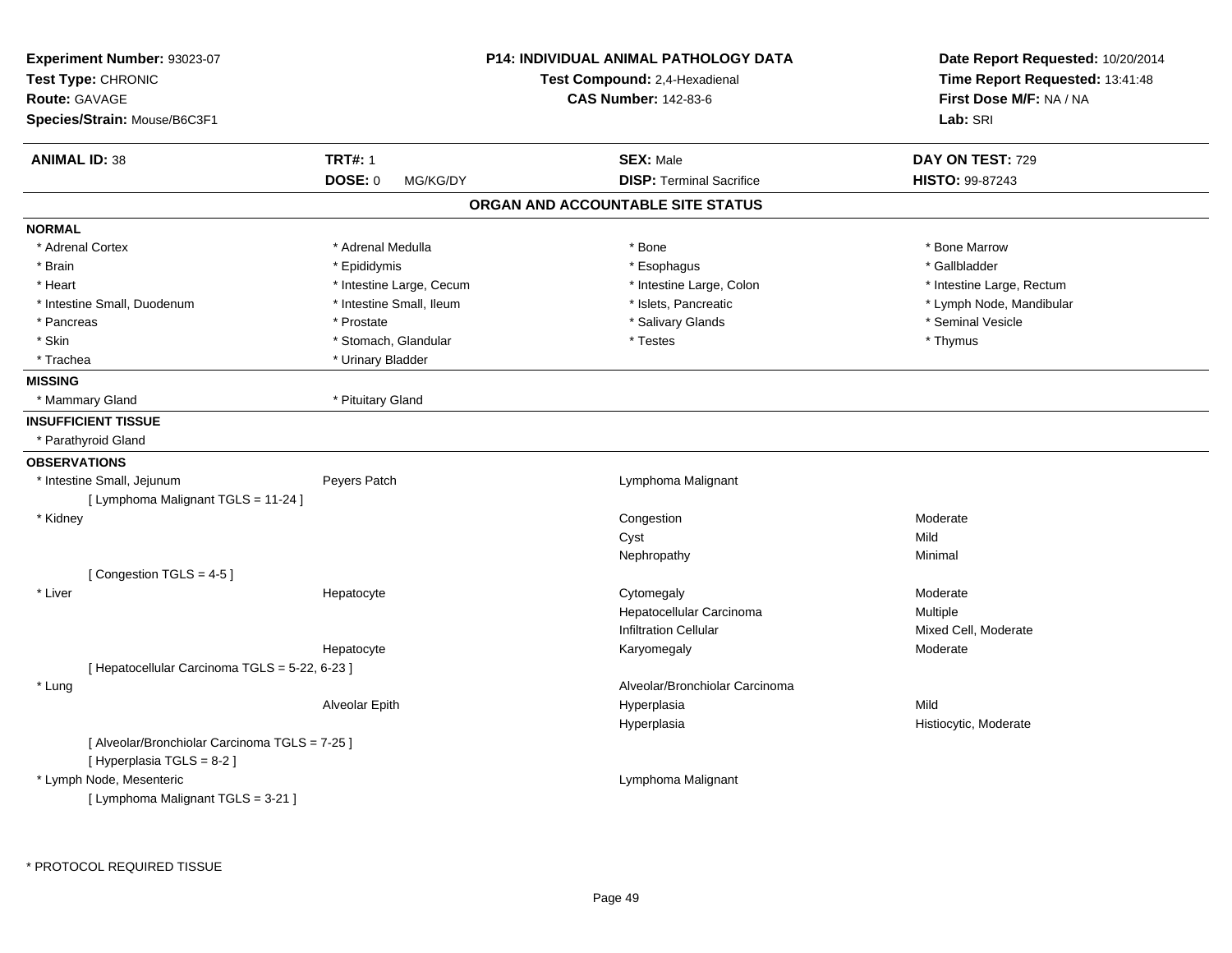**Experiment Number:** 93023-07
**Test Type:** CHRONIC
**Route:** GAVAGE
**Species/Strain:** Mouse/B6C3F1

**P14: INDIVIDUAL ANIMAL PATHOLOGY DATA**
**Test Compound:** 2,4-Hexadienal
**CAS Number:** 142-83-6

**Date Report Requested:** 10/20/2014
**Time Report Requested:** 13:41:48
**First Dose M/F:** NA / NA
**Lab:** SRI

| **ANIMAL ID:** 38 | **TRT#:** 1 | **SEX:** Male | **DAY ON TEST:** 729 |
|---|---|---|---|
| | **DOSE:** 0 MG/KG/DY | **DISP:** Terminal Sacrifice | **HISTO:** 99-87243 |

## ORGAN AND ACCOUNTABLE SITE STATUS

**NORMAL**

| | | | |
|---|---|---|---|
| * Adrenal Cortex | * Adrenal Medulla | * Bone | * Bone Marrow |
| * Brain | * Epididymis | * Esophagus | * Gallbladder |
| * Heart | * Intestine Large, Cecum | * Intestine Large, Colon | * Intestine Large, Rectum |
| * Intestine Small, Duodenum | * Intestine Small, Ileum | * Islets, Pancreatic | * Lymph Node, Mandibular |
| * Pancreas | * Prostate | * Salivary Glands | * Seminal Vesicle |
| * Skin | * Stomach, Glandular | * Testes | * Thymus |
| * Trachea | * Urinary Bladder | | |

**MISSING**

| | |
|---|---|
| * Mammary Gland | * Pituitary Gland |

**INSUFFICIENT TISSUE**

* Parathyroid Gland

**OBSERVATIONS**

| | | | |
|---|---|---|---|
| * Intestine Small, Jejunum | Peyers Patch | Lymphoma Malignant | |
| [ Lymphoma Malignant TGLS = 11-24 ] | | | |
| * Kidney | | Congestion | Moderate |
| | | Cyst | Mild |
| | | Nephropathy | Minimal |
| [ Congestion TGLS = 4-5 ] | | | |
| * Liver | Hepatocyte | Cytomegaly | Moderate |
| | | Hepatocellular Carcinoma | Multiple |
| | | Infiltration Cellular | Mixed Cell, Moderate |
| | Hepatocyte | Karyomegaly | Moderate |
| [ Hepatocellular Carcinoma TGLS = 5-22, 6-23 ] | | | |
| * Lung | | Alveolar/Bronchiolar Carcinoma | |
| | Alveolar Epith | Hyperplasia | Mild |
| | | Hyperplasia | Histiocytic, Moderate |
| [ Alveolar/Bronchiolar Carcinoma TGLS = 7-25 ] | | | |
| [ Hyperplasia TGLS = 8-2 ] | | | |
| * Lymph Node, Mesenteric | | Lymphoma Malignant | |
| [ Lymphoma Malignant TGLS = 3-21 ] | | | |

\* PROTOCOL REQUIRED TISSUE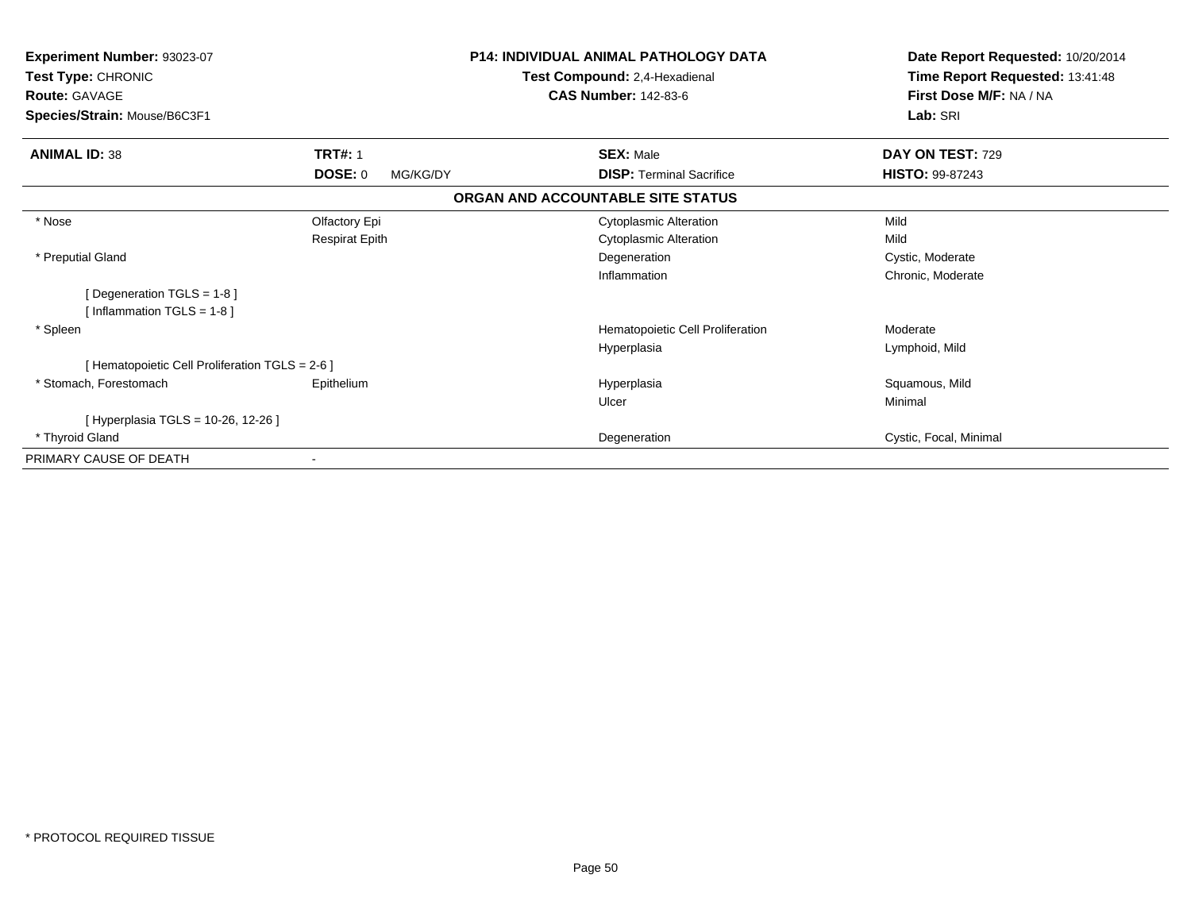**Experiment Number:** 93023-07
**Test Type:** CHRONIC
**Route:** GAVAGE
**Species/Strain:** Mouse/B6C3F1

**P14: INDIVIDUAL ANIMAL PATHOLOGY DATA**
**Test Compound:** 2,4-Hexadienal
**CAS Number:** 142-83-6

**Date Report Requested:** 10/20/2014
**Time Report Requested:** 13:41:48
**First Dose M/F:** NA / NA
**Lab:** SRI

| **ANIMAL ID:** 38 | **TRT#:** 1 | **SEX:** Male | **DAY ON TEST:** 729 |
|---|---|---|---|
| | **DOSE:** 0 MG/KG/DY | **DISP:** Terminal Sacrifice | **HISTO:** 99-87243 |

**ORGAN AND ACCOUNTABLE SITE STATUS**

| | | | |
|---|---|---|---|
| * Nose | Olfactory Epi | Cytoplasmic Alteration | Mild |
| | Respirat Epith | Cytoplasmic Alteration | Mild |
| * Preputial Gland | | Degeneration | Cystic, Moderate |
| | | Inflammation | Chronic, Moderate |
| [ Degeneration TGLS = 1-8 ] | | | |
| [ Inflammation TGLS = 1-8 ] | | | |
| * Spleen | | Hematopoietic Cell Proliferation | Moderate |
| | | Hyperplasia | Lymphoid, Mild |
| [ Hematopoietic Cell Proliferation TGLS = 2-6 ] | | | |
| * Stomach, Forestomach | Epithelium | Hyperplasia | Squamous, Mild |
| | | Ulcer | Minimal |
| [ Hyperplasia TGLS = 10-26, 12-26 ] | | | |
| * Thyroid Gland | | Degeneration | Cystic, Focal, Minimal |
| PRIMARY CAUSE OF DEATH | - | | |

* PROTOCOL REQUIRED TISSUE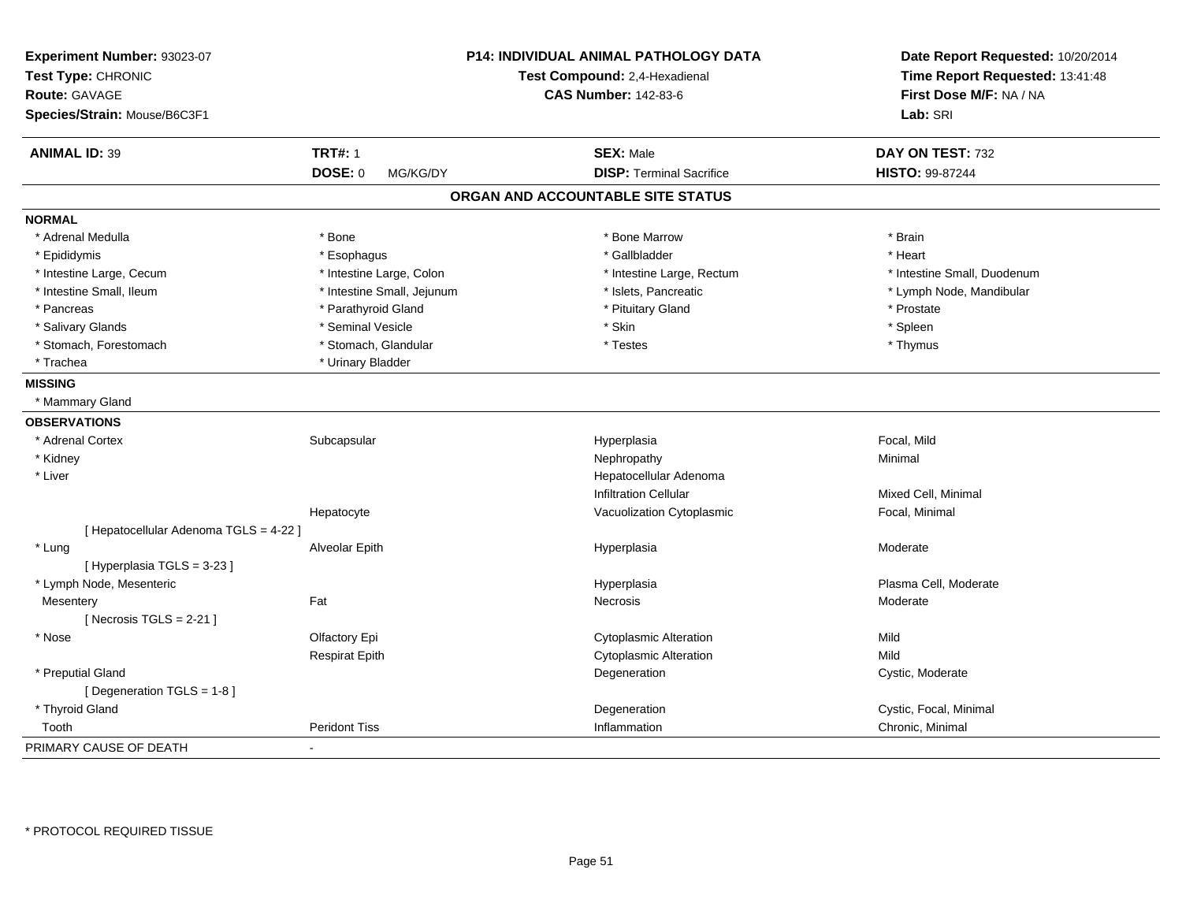**Experiment Number:** 93023-07
**Test Type:** CHRONIC
**Route:** GAVAGE
**Species/Strain:** Mouse/B6C3F1

**P14: INDIVIDUAL ANIMAL PATHOLOGY DATA**
**Test Compound:** 2,4-Hexadienal
**CAS Number:** 142-83-6

**Date Report Requested:** 10/20/2014
**Time Report Requested:** 13:41:48
**First Dose M/F:** NA / NA
**Lab:** SRI

| **ANIMAL ID:** 39 | **TRT#:** 1 | **SEX:** Male | **DAY ON TEST:** 732 |
|---|---|---|---|
| | **DOSE:** 0 MG/KG/DY | **DISP:** Terminal Sacrifice | **HISTO:** 99-87244 |

## ORGAN AND ACCOUNTABLE SITE STATUS

**NORMAL**

| | | | |
|---|---|---|---|
| * Adrenal Medulla | * Bone | * Bone Marrow | * Brain |
| * Epididymis | * Esophagus | * Gallbladder | * Heart |
| * Intestine Large, Cecum | * Intestine Large, Colon | * Intestine Large, Rectum | * Intestine Small, Duodenum |
| * Intestine Small, Ileum | * Intestine Small, Jejunum | * Islets, Pancreatic | * Lymph Node, Mandibular |
| * Pancreas | * Parathyroid Gland | * Pituitary Gland | * Prostate |
| * Salivary Glands | * Seminal Vesicle | * Skin | * Spleen |
| * Stomach, Forestomach | * Stomach, Glandular | * Testes | * Thymus |
| * Trachea | * Urinary Bladder | | |

**MISSING**

* Mammary Gland

**OBSERVATIONS**

| | | | |
|---|---|---|---|
| * Adrenal Cortex | Subcapsular | Hyperplasia | Focal, Mild |
| * Kidney | | Nephropathy | Minimal |
| * Liver | | Hepatocellular Adenoma | |
| | | Infiltration Cellular | Mixed Cell, Minimal |
| | Hepatocyte | Vacuolization Cytoplasmic | Focal, Minimal |
| [ Hepatocellular Adenoma TGLS = 4-22 ] | | | |
| * Lung | Alveolar Epith | Hyperplasia | Moderate |
| [ Hyperplasia TGLS = 3-23 ] | | | |
| * Lymph Node, Mesenteric | | Hyperplasia | Plasma Cell, Moderate |
| Mesentery | Fat | Necrosis | Moderate |
| [ Necrosis TGLS = 2-21 ] | | | |
| * Nose | Olfactory Epi | Cytoplasmic Alteration | Mild |
| | Respirat Epith | Cytoplasmic Alteration | Mild |
| * Preputial Gland | | Degeneration | Cystic, Moderate |
| [ Degeneration TGLS = 1-8 ] | | | |
| * Thyroid Gland | | Degeneration | Cystic, Focal, Minimal |
| Tooth | Peridont Tiss | Inflammation | Chronic, Minimal |

PRIMARY CAUSE OF DEATH -

* PROTOCOL REQUIRED TISSUE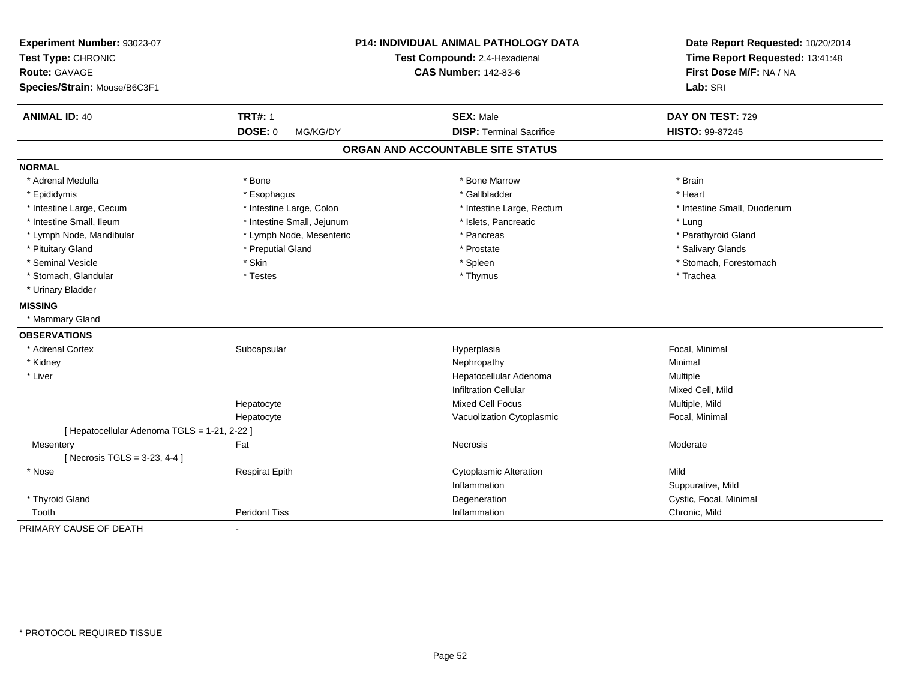**Experiment Number:** 93023-07
**Test Type:** CHRONIC
**Route:** GAVAGE
**Species/Strain:** Mouse/B6C3F1

**P14: INDIVIDUAL ANIMAL PATHOLOGY DATA**
**Test Compound:** 2,4-Hexadienal
**CAS Number:** 142-83-6

**Date Report Requested:** 10/20/2014
**Time Report Requested:** 13:41:48
**First Dose M/F:** NA / NA
**Lab:** SRI

| **ANIMAL ID:** 40 | **TRT#:** 1 | **SEX:** Male | **DAY ON TEST:** 729 |
|---|---|---|---|
| | **DOSE:** 0 MG/KG/DY | **DISP:** Terminal Sacrifice | **HISTO:** 99-87245 |

## ORGAN AND ACCOUNTABLE SITE STATUS

**NORMAL**

| | | | |
|---|---|---|---|
| * Adrenal Medulla | * Bone | * Bone Marrow | * Brain |
| * Epididymis | * Esophagus | * Gallbladder | * Heart |
| * Intestine Large, Cecum | * Intestine Large, Colon | * Intestine Large, Rectum | * Intestine Small, Duodenum |
| * Intestine Small, Ileum | * Intestine Small, Jejunum | * Islets, Pancreatic | * Lung |
| * Lymph Node, Mandibular | * Lymph Node, Mesenteric | * Pancreas | * Parathyroid Gland |
| * Pituitary Gland | * Preputial Gland | * Prostate | * Salivary Glands |
| * Seminal Vesicle | * Skin | * Spleen | * Stomach, Forestomach |
| * Stomach, Glandular | * Testes | * Thymus | * Trachea |
| * Urinary Bladder | | | |

**MISSING**

* Mammary Gland

**OBSERVATIONS**

| | | | |
|---|---|---|---|
| * Adrenal Cortex | Subcapsular | Hyperplasia | Focal, Minimal |
| * Kidney | | Nephropathy | Minimal |
| * Liver | | Hepatocellular Adenoma | Multiple |
| | | Infiltration Cellular | Mixed Cell, Mild |
| | Hepatocyte | Mixed Cell Focus | Multiple, Mild |
| | Hepatocyte | Vacuolization Cytoplasmic | Focal, Minimal |
| [ Hepatocellular Adenoma TGLS = 1-21, 2-22 ] | | | |
| Mesentery | Fat | Necrosis | Moderate |
| [ Necrosis TGLS = 3-23, 4-4 ] | | | |
| * Nose | Respirat Epith | Cytoplasmic Alteration | Mild |
| | | Inflammation | Suppurative, Mild |
| * Thyroid Gland | | Degeneration | Cystic, Focal, Minimal |
| Tooth | Peridont Tiss | Inflammation | Chronic, Mild |

PRIMARY CAUSE OF DEATH -

* PROTOCOL REQUIRED TISSUE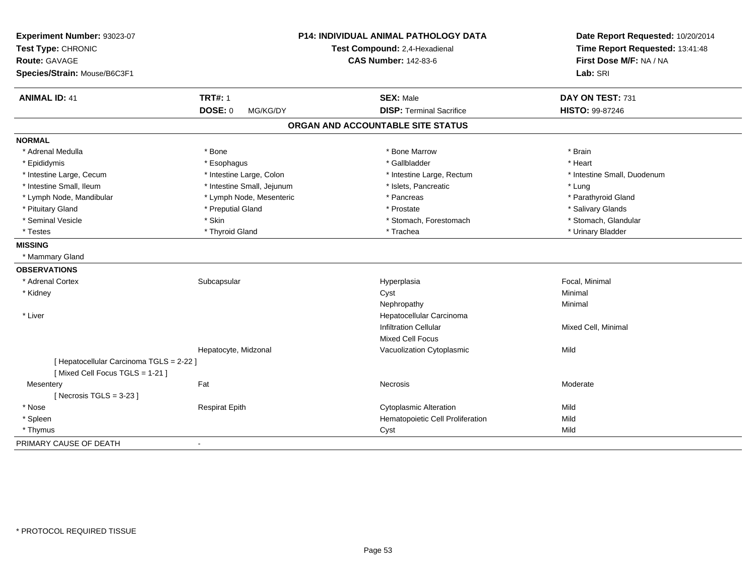**Experiment Number:** 93023-07
**Test Type:** CHRONIC
**Route:** GAVAGE
**Species/Strain:** Mouse/B6C3F1

**P14: INDIVIDUAL ANIMAL PATHOLOGY DATA**
**Test Compound:** 2,4-Hexadienal
**CAS Number:** 142-83-6

**Date Report Requested:** 10/20/2014
**Time Report Requested:** 13:41:48
**First Dose M/F:** NA / NA
**Lab:** SRI

| **ANIMAL ID:** 41 | **TRT#:** 1 | **SEX:** Male | **DAY ON TEST:** 731 |
|---|---|---|---|
| | **DOSE:** 0 MG/KG/DY | **DISP:** Terminal Sacrifice | **HISTO:** 99-87246 |

## ORGAN AND ACCOUNTABLE SITE STATUS

**NORMAL**

| | | | |
|---|---|---|---|
| * Adrenal Medulla | * Bone | * Bone Marrow | * Brain |
| * Epididymis | * Esophagus | * Gallbladder | * Heart |
| * Intestine Large, Cecum | * Intestine Large, Colon | * Intestine Large, Rectum | * Intestine Small, Duodenum |
| * Intestine Small, Ileum | * Intestine Small, Jejunum | * Islets, Pancreatic | * Lung |
| * Lymph Node, Mandibular | * Lymph Node, Mesenteric | * Pancreas | * Parathyroid Gland |
| * Pituitary Gland | * Preputial Gland | * Prostate | * Salivary Glands |
| * Seminal Vesicle | * Skin | * Stomach, Forestomach | * Stomach, Glandular |
| * Testes | * Thyroid Gland | * Trachea | * Urinary Bladder |

**MISSING**

* Mammary Gland

**OBSERVATIONS**

| | | | |
|---|---|---|---|
| * Adrenal Cortex | Subcapsular | Hyperplasia | Focal, Minimal |
| * Kidney | | Cyst | Minimal |
| | | Nephropathy | Minimal |
| * Liver | | Hepatocellular Carcinoma | |
| | | Infiltration Cellular | Mixed Cell, Minimal |
| | | Mixed Cell Focus | |
| | Hepatocyte, Midzonal | Vacuolization Cytoplasmic | Mild |
| [ Hepatocellular Carcinoma TGLS = 2-22 ] | | | |
| [ Mixed Cell Focus TGLS = 1-21 ] | | | |
| Mesentery | Fat | Necrosis | Moderate |
| [ Necrosis TGLS = 3-23 ] | | | |
| * Nose | Respirat Epith | Cytoplasmic Alteration | Mild |
| * Spleen | | Hematopoietic Cell Proliferation | Mild |
| * Thymus | | Cyst | Mild |

PRIMARY CAUSE OF DEATH -

* PROTOCOL REQUIRED TISSUE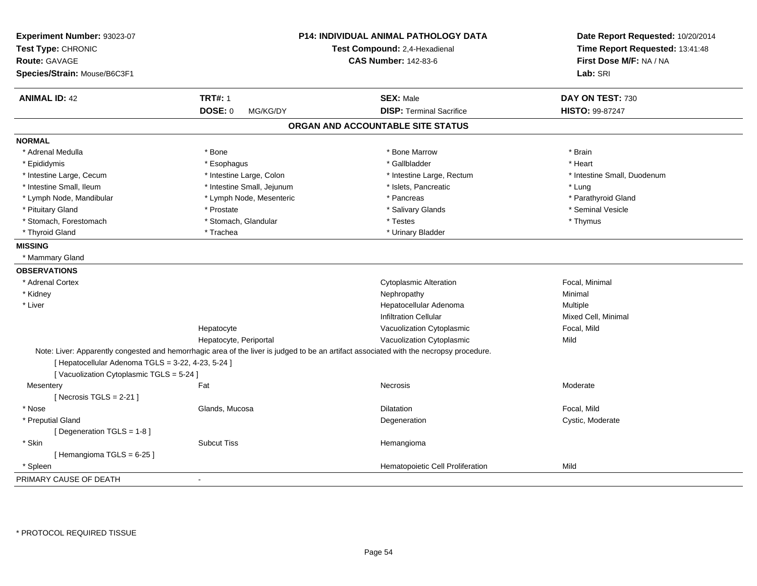**Experiment Number:** 93023-07
**Test Type:** CHRONIC
**Route:** GAVAGE
**Species/Strain:** Mouse/B6C3F1

**P14: INDIVIDUAL ANIMAL PATHOLOGY DATA**
**Test Compound:** 2,4-Hexadienal
**CAS Number:** 142-83-6

**Date Report Requested:** 10/20/2014
**Time Report Requested:** 13:41:48
**First Dose M/F:** NA / NA
**Lab:** SRI

| **ANIMAL ID:** 42 | **TRT#:** 1 | **SEX:** Male | **DAY ON TEST:** 730 |
|---|---|---|---|
| | **DOSE:** 0 MG/KG/DY | **DISP:** Terminal Sacrifice | **HISTO:** 99-87247 |

## ORGAN AND ACCOUNTABLE SITE STATUS

**NORMAL**

| | | | |
|---|---|---|---|
| * Adrenal Medulla | * Bone | * Bone Marrow | * Brain |
| * Epididymis | * Esophagus | * Gallbladder | * Heart |
| * Intestine Large, Cecum | * Intestine Large, Colon | * Intestine Large, Rectum | * Intestine Small, Duodenum |
| * Intestine Small, Ileum | * Intestine Small, Jejunum | * Islets, Pancreatic | * Lung |
| * Lymph Node, Mandibular | * Lymph Node, Mesenteric | * Pancreas | * Parathyroid Gland |
| * Pituitary Gland | * Prostate | * Salivary Glands | * Seminal Vesicle |
| * Stomach, Forestomach | * Stomach, Glandular | * Testes | * Thymus |
| * Thyroid Gland | * Trachea | * Urinary Bladder | |

**MISSING**

* Mammary Gland

**OBSERVATIONS**

| | | | |
|---|---|---|---|
| * Adrenal Cortex | | Cytoplasmic Alteration | Focal, Minimal |
| * Kidney | | Nephropathy | Minimal |
| * Liver | | Hepatocellular Adenoma | Multiple |
| | | Infiltration Cellular | Mixed Cell, Minimal |
| | Hepatocyte | Vacuolization Cytoplasmic | Focal, Mild |
| | Hepatocyte, Periportal | Vacuolization Cytoplasmic | Mild |

Note: Liver: Apparently congested and hemorrhagic area of the liver is judged to be an artifact associated with the necropsy procedure.

[ Hepatocellular Adenoma TGLS = 3-22, 4-23, 5-24 ]

[ Vacuolization Cytoplasmic TGLS = 5-24 ]

| | | | |
|---|---|---|---|
| Mesentery | Fat | Necrosis | Moderate |

[ Necrosis TGLS = 2-21 ]

| | | | |
|---|---|---|---|
| * Nose | Glands, Mucosa | Dilatation | Focal, Mild |
| * Preputial Gland | | Degeneration | Cystic, Moderate |

[ Degeneration TGLS = 1-8 ]

| | | | |
|---|---|---|---|
| * Skin | Subcut Tiss | Hemangioma | |

[ Hemangioma TGLS = 6-25 ]

| | | | |
|---|---|---|---|
| * Spleen | | Hematopoietic Cell Proliferation | Mild |

PRIMARY CAUSE OF DEATH -

* PROTOCOL REQUIRED TISSUE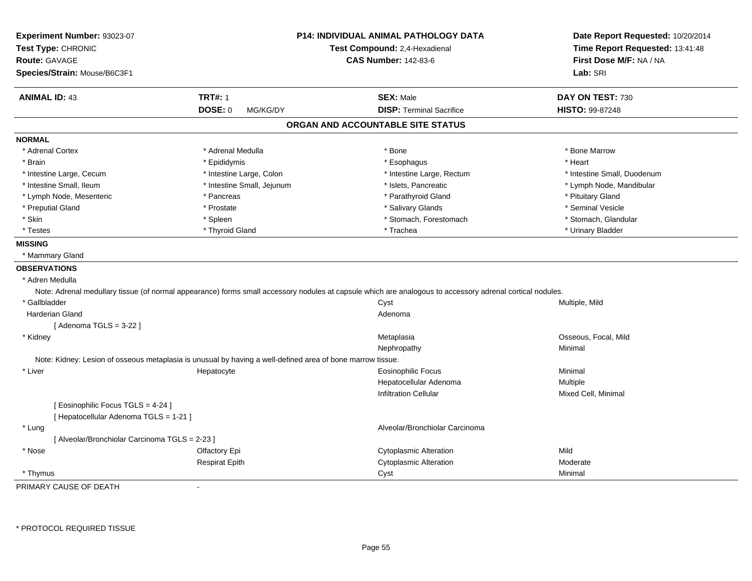**Experiment Number:** 93023-07
**Test Type:** CHRONIC
**Route:** GAVAGE
**Species/Strain:** Mouse/B6C3F1

**P14: INDIVIDUAL ANIMAL PATHOLOGY DATA**
**Test Compound:** 2,4-Hexadienal
**CAS Number:** 142-83-6

**Date Report Requested:** 10/20/2014
**Time Report Requested:** 13:41:48
**First Dose M/F:** NA / NA
**Lab:** SRI

| **ANIMAL ID:** 43 | **TRT#:** 1 | **SEX:** Male | **DAY ON TEST:** 730 |
|---|---|---|---|
| | **DOSE:** 0 MG/KG/DY | **DISP:** Terminal Sacrifice | **HISTO:** 99-87248 |

## ORGAN AND ACCOUNTABLE SITE STATUS

**NORMAL**

| | | | |
|---|---|---|---|
| * Adrenal Cortex | * Adrenal Medulla | * Bone | * Bone Marrow |
| * Brain | * Epididymis | * Esophagus | * Heart |
| * Intestine Large, Cecum | * Intestine Large, Colon | * Intestine Large, Rectum | * Intestine Small, Duodenum |
| * Intestine Small, Ileum | * Intestine Small, Jejunum | * Islets, Pancreatic | * Lymph Node, Mandibular |
| * Lymph Node, Mesenteric | * Pancreas | * Parathyroid Gland | * Pituitary Gland |
| * Preputial Gland | * Prostate | * Salivary Glands | * Seminal Vesicle |
| * Skin | * Spleen | * Stomach, Forestomach | * Stomach, Glandular |
| * Testes | * Thyroid Gland | * Trachea | * Urinary Bladder |

**MISSING**

* Mammary Gland

**OBSERVATIONS**

* Adren Medulla

Note: Adrenal medullary tissue (of normal appearance) forms small accessory nodules at capsule which are analogous to accessory adrenal cortical nodules.

| Organ | Site | Observation | Qualifier |
|---|---|---|---|
| * Gallbladder | | Cyst | Multiple, Mild |
| Harderian Gland | | Adenoma | |
| [ Adenoma TGLS = 3-22 ] | | | |
| * Kidney | | Metaplasia | Osseous, Focal, Mild |
| | | Nephropathy | Minimal |

Note: Kidney: Lesion of osseous metaplasia is unusual by having a well-defined area of bone marrow tissue.

| Organ | Site | Observation | Qualifier |
|---|---|---|---|
| * Liver | Hepatocyte | Eosinophilic Focus | Minimal |
| | | Hepatocellular Adenoma | Multiple |
| | | Infiltration Cellular | Mixed Cell, Minimal |
| [ Eosinophilic Focus TGLS = 4-24 ] | | | |
| [ Hepatocellular Adenoma TGLS = 1-21 ] | | | |
| * Lung | | Alveolar/Bronchiolar Carcinoma | |
| [ Alveolar/Bronchiolar Carcinoma TGLS = 2-23 ] | | | |
| * Nose | Olfactory Epi | Cytoplasmic Alteration | Mild |
| | Respirat Epith | Cytoplasmic Alteration | Moderate |
| * Thymus | | Cyst | Minimal |

PRIMARY CAUSE OF DEATH -

\* PROTOCOL REQUIRED TISSUE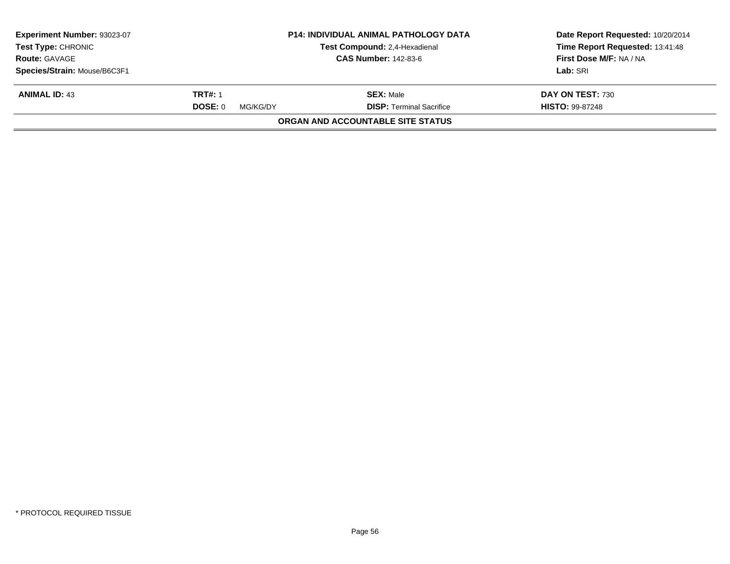| **Experiment Number:** 93023-07 | **P14: INDIVIDUAL ANIMAL PATHOLOGY DATA** | **Date Report Requested:** 10/20/2014 |
|---|---|---|
| **Test Type:** CHRONIC | **Test Compound:** 2,4-Hexadienal | **Time Report Requested:** 13:41:48 |
| **Route:** GAVAGE | **CAS Number:** 142-83-6 | **First Dose M/F:** NA / NA |
| **Species/Strain:** Mouse/B6C3F1 | | **Lab:** SRI |

| **ANIMAL ID:** 43 | **TRT#:** 1 | **SEX:** Male | **DAY ON TEST:** 730 |
|---|---|---|---|
| | **DOSE:** 0 MG/KG/DY | **DISP:** Terminal Sacrifice | **HISTO:** 99-87248 |

**ORGAN AND ACCOUNTABLE SITE STATUS**

* PROTOCOL REQUIRED TISSUE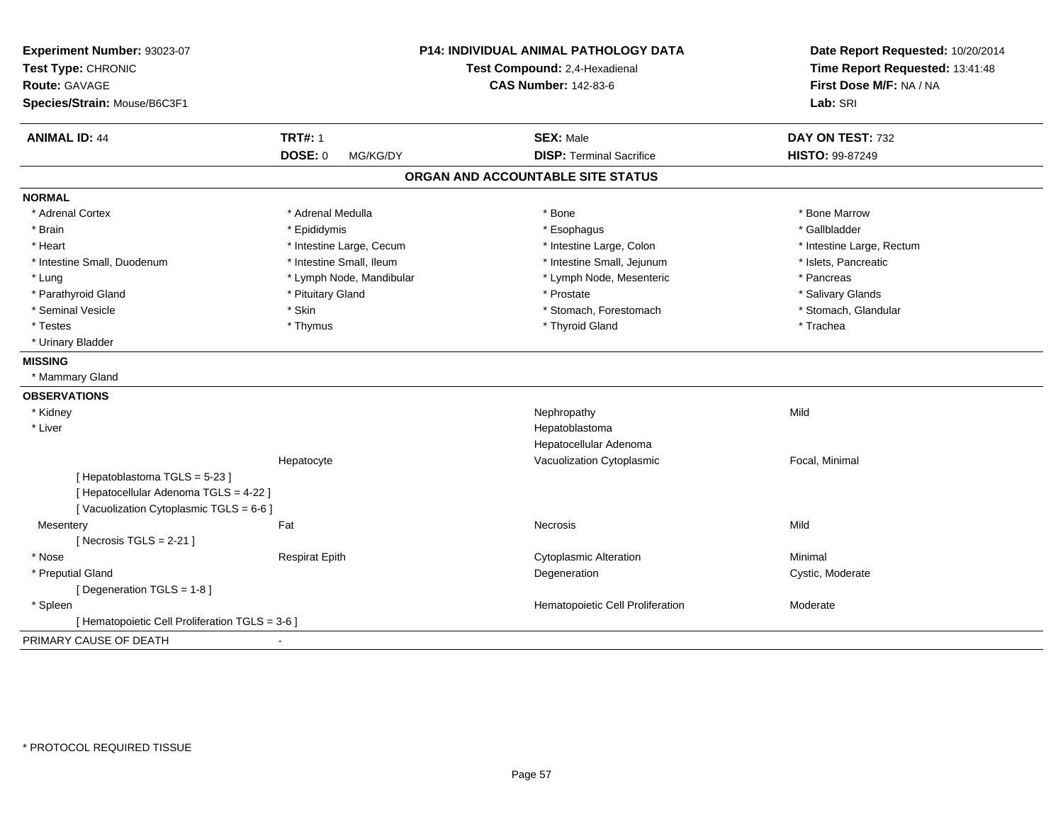**Experiment Number:** 93023-07
**Test Type:** CHRONIC
**Route:** GAVAGE
**Species/Strain:** Mouse/B6C3F1

**P14: INDIVIDUAL ANIMAL PATHOLOGY DATA**
**Test Compound:** 2,4-Hexadienal
**CAS Number:** 142-83-6

**Date Report Requested:** 10/20/2014
**Time Report Requested:** 13:41:48
**First Dose M/F:** NA / NA
**Lab:** SRI

| **ANIMAL ID:** 44 | **TRT#:** 1 | **SEX:** Male | **DAY ON TEST:** 732 |
|---|---|---|---|
| | **DOSE:** 0 MG/KG/DY | **DISP:** Terminal Sacrifice | **HISTO:** 99-87249 |

## ORGAN AND ACCOUNTABLE SITE STATUS

**NORMAL**

| | | | |
|---|---|---|---|
| * Adrenal Cortex | * Adrenal Medulla | * Bone | * Bone Marrow |
| * Brain | * Epididymis | * Esophagus | * Gallbladder |
| * Heart | * Intestine Large, Cecum | * Intestine Large, Colon | * Intestine Large, Rectum |
| * Intestine Small, Duodenum | * Intestine Small, Ileum | * Intestine Small, Jejunum | * Islets, Pancreatic |
| * Lung | * Lymph Node, Mandibular | * Lymph Node, Mesenteric | * Pancreas |
| * Parathyroid Gland | * Pituitary Gland | * Prostate | * Salivary Glands |
| * Seminal Vesicle | * Skin | * Stomach, Forestomach | * Stomach, Glandular |
| * Testes | * Thymus | * Thyroid Gland | * Trachea |
| * Urinary Bladder | | | |

**MISSING**

* Mammary Gland

**OBSERVATIONS**

| | | | |
|---|---|---|---|
| * Kidney | | Nephropathy | Mild |
| * Liver | | Hepatoblastoma | |
| | | Hepatocellular Adenoma | |
| | Hepatocyte | Vacuolization Cytoplasmic | Focal, Minimal |
| [ Hepatoblastoma TGLS = 5-23 ] | | | |
| [ Hepatocellular Adenoma TGLS = 4-22 ] | | | |
| [ Vacuolization Cytoplasmic TGLS = 6-6 ] | | | |
| Mesentery | Fat | Necrosis | Mild |
| [ Necrosis TGLS = 2-21 ] | | | |
| * Nose | Respirat Epith | Cytoplasmic Alteration | Minimal |
| * Preputial Gland | | Degeneration | Cystic, Moderate |
| [ Degeneration TGLS = 1-8 ] | | | |
| * Spleen | | Hematopoietic Cell Proliferation | Moderate |
| [ Hematopoietic Cell Proliferation TGLS = 3-6 ] | | | |

PRIMARY CAUSE OF DEATH -

* PROTOCOL REQUIRED TISSUE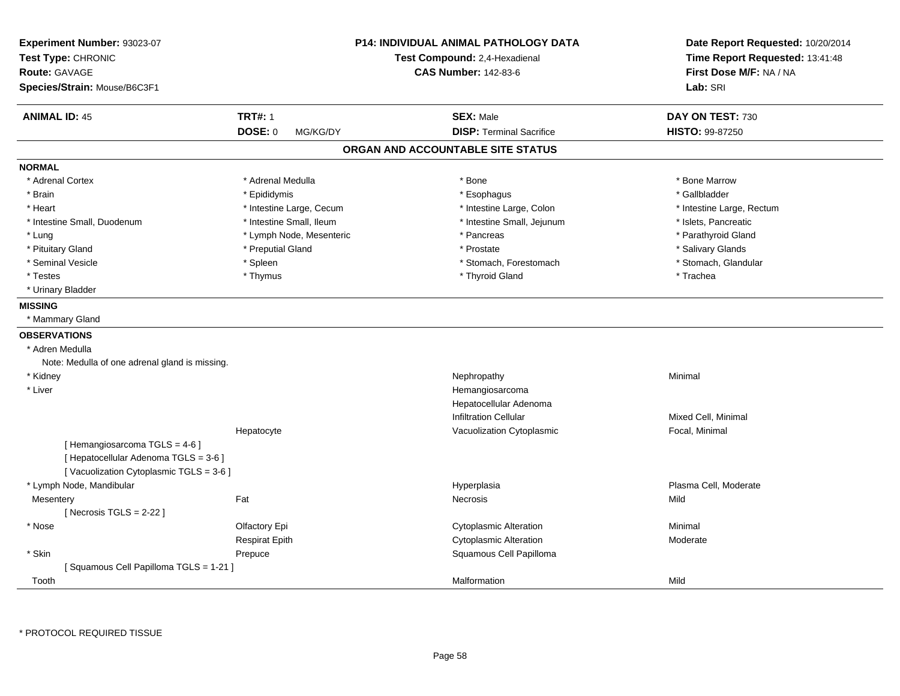**Experiment Number:** 93023-07
**Test Type:** CHRONIC
**Route:** GAVAGE
**Species/Strain:** Mouse/B6C3F1

**P14: INDIVIDUAL ANIMAL PATHOLOGY DATA**
**Test Compound:** 2,4-Hexadienal
**CAS Number:** 142-83-6

**Date Report Requested:** 10/20/2014
**Time Report Requested:** 13:41:48
**First Dose M/F:** NA / NA
**Lab:** SRI

| **ANIMAL ID:** 45 | **TRT#:** 1 | **SEX:** Male | **DAY ON TEST:** 730 |
|---|---|---|---|
| | **DOSE:** 0 MG/KG/DY | **DISP:** Terminal Sacrifice | **HISTO:** 99-87250 |

## ORGAN AND ACCOUNTABLE SITE STATUS

**NORMAL**

| | | | |
|---|---|---|---|
| * Adrenal Cortex | * Adrenal Medulla | * Bone | * Bone Marrow |
| * Brain | * Epididymis | * Esophagus | * Gallbladder |
| * Heart | * Intestine Large, Cecum | * Intestine Large, Colon | * Intestine Large, Rectum |
| * Intestine Small, Duodenum | * Intestine Small, Ileum | * Intestine Small, Jejunum | * Islets, Pancreatic |
| * Lung | * Lymph Node, Mesenteric | * Pancreas | * Parathyroid Gland |
| * Pituitary Gland | * Preputial Gland | * Prostate | * Salivary Glands |
| * Seminal Vesicle | * Spleen | * Stomach, Forestomach | * Stomach, Glandular |
| * Testes | * Thymus | * Thyroid Gland | * Trachea |
| * Urinary Bladder | | | |

**MISSING**

* Mammary Gland

**OBSERVATIONS**

| | | | |
|---|---|---|---|
| * Adren Medulla | | | |
| Note: Medulla of one adrenal gland is missing. | | | |
| * Kidney | | Nephropathy | Minimal |
| * Liver | | Hemangiosarcoma | |
| | | Hepatocellular Adenoma | |
| | | Infiltration Cellular | Mixed Cell, Minimal |
| | Hepatocyte | Vacuolization Cytoplasmic | Focal, Minimal |
| [ Hemangiosarcoma TGLS = 4-6 ] | | | |
| [ Hepatocellular Adenoma TGLS = 3-6 ] | | | |
| [ Vacuolization Cytoplasmic TGLS = 3-6 ] | | | |
| * Lymph Node, Mandibular | | Hyperplasia | Plasma Cell, Moderate |
| Mesentery | Fat | Necrosis | Mild |
| [ Necrosis TGLS = 2-22 ] | | | |
| * Nose | Olfactory Epi | Cytoplasmic Alteration | Minimal |
| | Respirat Epith | Cytoplasmic Alteration | Moderate |
| * Skin | Prepuce | Squamous Cell Papilloma | |
| [ Squamous Cell Papilloma TGLS = 1-21 ] | | | |
| Tooth | | Malformation | Mild |

\* PROTOCOL REQUIRED TISSUE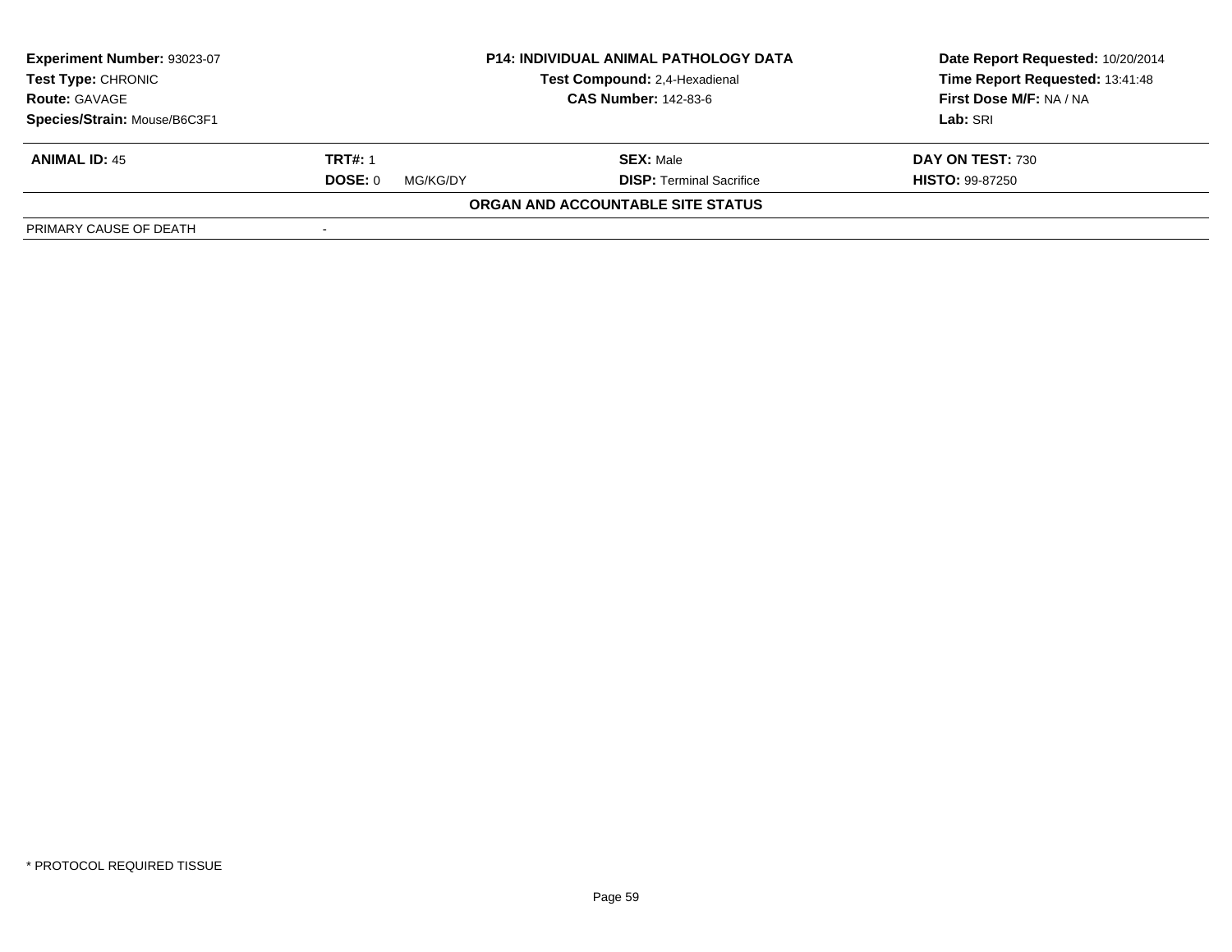| **Experiment Number:** 93023-07 | **P14: INDIVIDUAL ANIMAL PATHOLOGY DATA** | **Date Report Requested:** 10/20/2014 |
|---|---|---|
| **Test Type:** CHRONIC | **Test Compound:** 2,4-Hexadienal | **Time Report Requested:** 13:41:48 |
| **Route:** GAVAGE | **CAS Number:** 142-83-6 | **First Dose M/F:** NA / NA |
| **Species/Strain:** Mouse/B6C3F1 | | **Lab:** SRI |

| **ANIMAL ID:** 45 | **TRT#:** 1 | **SEX:** Male | **DAY ON TEST:** 730 |
|---|---|---|---|
| | **DOSE:** 0 MG/KG/DY | **DISP:** Terminal Sacrifice | **HISTO:** 99-87250 |

**ORGAN AND ACCOUNTABLE SITE STATUS**

| PRIMARY CAUSE OF DEATH | - |
|---|---|

\* PROTOCOL REQUIRED TISSUE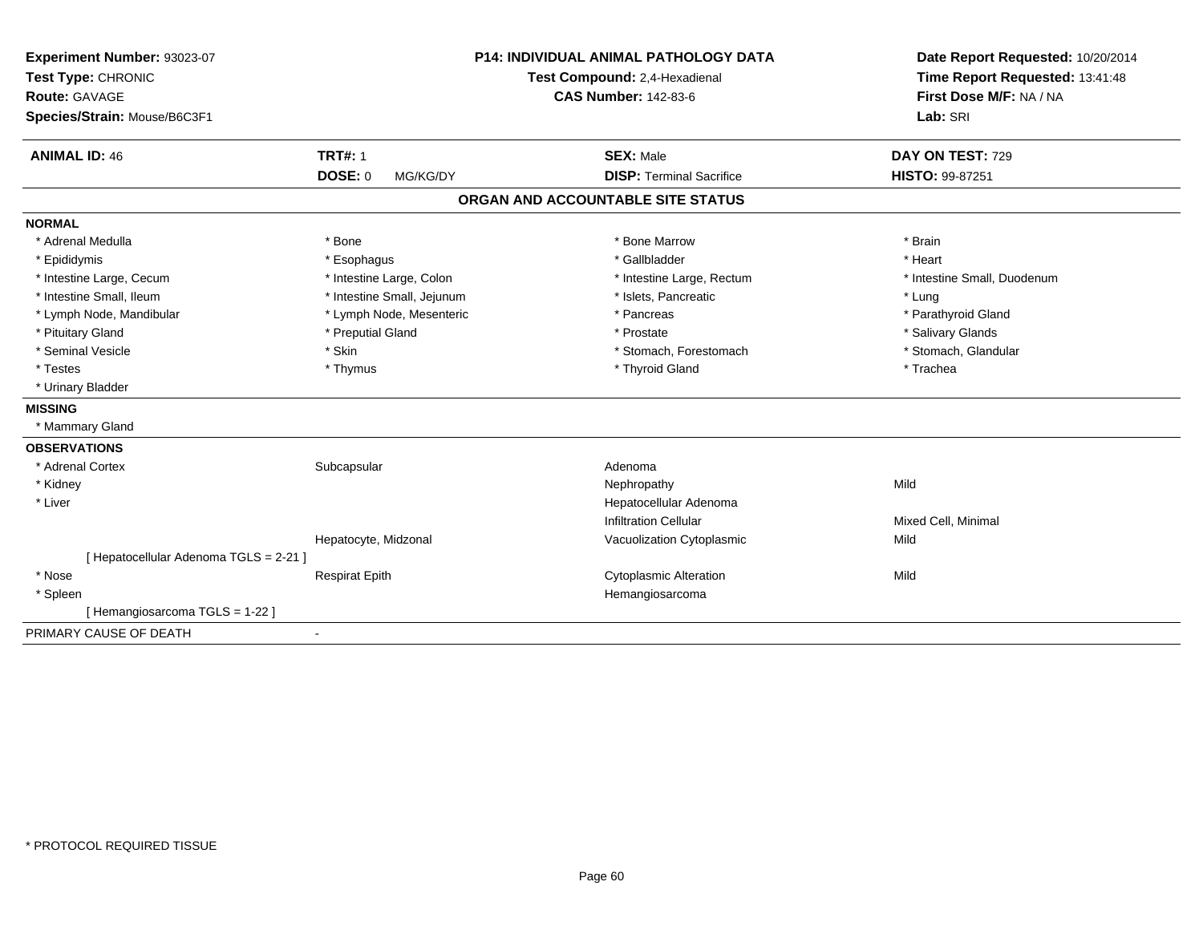**Experiment Number:** 93023-07
**Test Type:** CHRONIC
**Route:** GAVAGE
**Species/Strain:** Mouse/B6C3F1

**P14: INDIVIDUAL ANIMAL PATHOLOGY DATA**
**Test Compound:** 2,4-Hexadienal
**CAS Number:** 142-83-6

**Date Report Requested:** 10/20/2014
**Time Report Requested:** 13:41:48
**First Dose M/F:** NA / NA
**Lab:** SRI

| **ANIMAL ID:** 46 | **TRT#:** 1 | **SEX:** Male | **DAY ON TEST:** 729 |
|---|---|---|---|
| | **DOSE:** 0 MG/KG/DY | **DISP:** Terminal Sacrifice | **HISTO:** 99-87251 |

## ORGAN AND ACCOUNTABLE SITE STATUS

**NORMAL**

| | | | |
|---|---|---|---|
| * Adrenal Medulla | * Bone | * Bone Marrow | * Brain |
| * Epididymis | * Esophagus | * Gallbladder | * Heart |
| * Intestine Large, Cecum | * Intestine Large, Colon | * Intestine Large, Rectum | * Intestine Small, Duodenum |
| * Intestine Small, Ileum | * Intestine Small, Jejunum | * Islets, Pancreatic | * Lung |
| * Lymph Node, Mandibular | * Lymph Node, Mesenteric | * Pancreas | * Parathyroid Gland |
| * Pituitary Gland | * Preputial Gland | * Prostate | * Salivary Glands |
| * Seminal Vesicle | * Skin | * Stomach, Forestomach | * Stomach, Glandular |
| * Testes | * Thymus | * Thyroid Gland | * Trachea |
| * Urinary Bladder | | | |

**MISSING**

* Mammary Gland

**OBSERVATIONS**

| | | | |
|---|---|---|---|
| * Adrenal Cortex | Subcapsular | Adenoma | |
| * Kidney | | Nephropathy | Mild |
| * Liver | | Hepatocellular Adenoma | |
| | | Infiltration Cellular | Mixed Cell, Minimal |
| | Hepatocyte, Midzonal | Vacuolization Cytoplasmic | Mild |
| [ Hepatocellular Adenoma TGLS = 2-21 ] | | | |
| * Nose | Respirat Epith | Cytoplasmic Alteration | Mild |
| * Spleen | | Hemangiosarcoma | |
| [ Hemangiosarcoma TGLS = 1-22 ] | | | |

PRIMARY CAUSE OF DEATH -

* PROTOCOL REQUIRED TISSUE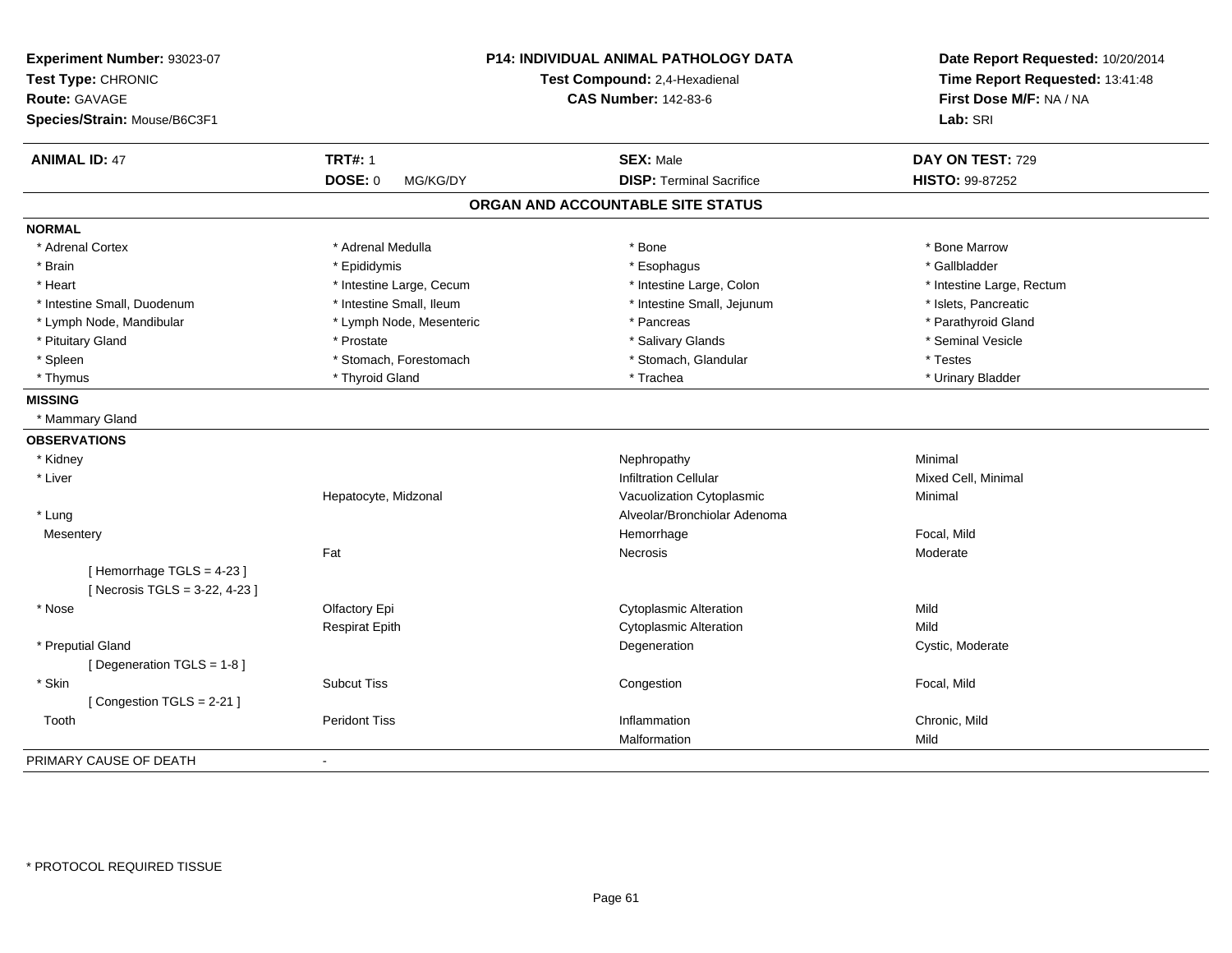**Experiment Number:** 93023-07
**Test Type:** CHRONIC
**Route:** GAVAGE
**Species/Strain:** Mouse/B6C3F1

**P14: INDIVIDUAL ANIMAL PATHOLOGY DATA**
**Test Compound:** 2,4-Hexadienal
**CAS Number:** 142-83-6

**Date Report Requested:** 10/20/2014
**Time Report Requested:** 13:41:48
**First Dose M/F:** NA / NA
**Lab:** SRI

| **ANIMAL ID:** 47 | **TRT#:** 1 | **SEX:** Male | **DAY ON TEST:** 729 |
|---|---|---|---|
| | **DOSE:** 0 MG/KG/DY | **DISP:** Terminal Sacrifice | **HISTO:** 99-87252 |

## ORGAN AND ACCOUNTABLE SITE STATUS

**NORMAL**

| | | | |
|---|---|---|---|
| * Adrenal Cortex | * Adrenal Medulla | * Bone | * Bone Marrow |
| * Brain | * Epididymis | * Esophagus | * Gallbladder |
| * Heart | * Intestine Large, Cecum | * Intestine Large, Colon | * Intestine Large, Rectum |
| * Intestine Small, Duodenum | * Intestine Small, Ileum | * Intestine Small, Jejunum | * Islets, Pancreatic |
| * Lymph Node, Mandibular | * Lymph Node, Mesenteric | * Pancreas | * Parathyroid Gland |
| * Pituitary Gland | * Prostate | * Salivary Glands | * Seminal Vesicle |
| * Spleen | * Stomach, Forestomach | * Stomach, Glandular | * Testes |
| * Thymus | * Thyroid Gland | * Trachea | * Urinary Bladder |

**MISSING**

* Mammary Gland

**OBSERVATIONS**

| | | | |
|---|---|---|---|
| * Kidney | | Nephropathy | Minimal |
| * Liver | | Infiltration Cellular | Mixed Cell, Minimal |
| | Hepatocyte, Midzonal | Vacuolization Cytoplasmic | Minimal |
| * Lung | | Alveolar/Bronchiolar Adenoma | |
| Mesentery | | Hemorrhage | Focal, Mild |
| | Fat | Necrosis | Moderate |
| [ Hemorrhage TGLS = 4-23 ] | | | |
| [ Necrosis TGLS = 3-22, 4-23 ] | | | |
| * Nose | Olfactory Epi | Cytoplasmic Alteration | Mild |
| | Respirat Epith | Cytoplasmic Alteration | Mild |
| * Preputial Gland | | Degeneration | Cystic, Moderate |
| [ Degeneration TGLS = 1-8 ] | | | |
| * Skin | Subcut Tiss | Congestion | Focal, Mild |
| [ Congestion TGLS = 2-21 ] | | | |
| Tooth | Peridont Tiss | Inflammation | Chronic, Mild |
| | | Malformation | Mild |

PRIMARY CAUSE OF DEATH -

* PROTOCOL REQUIRED TISSUE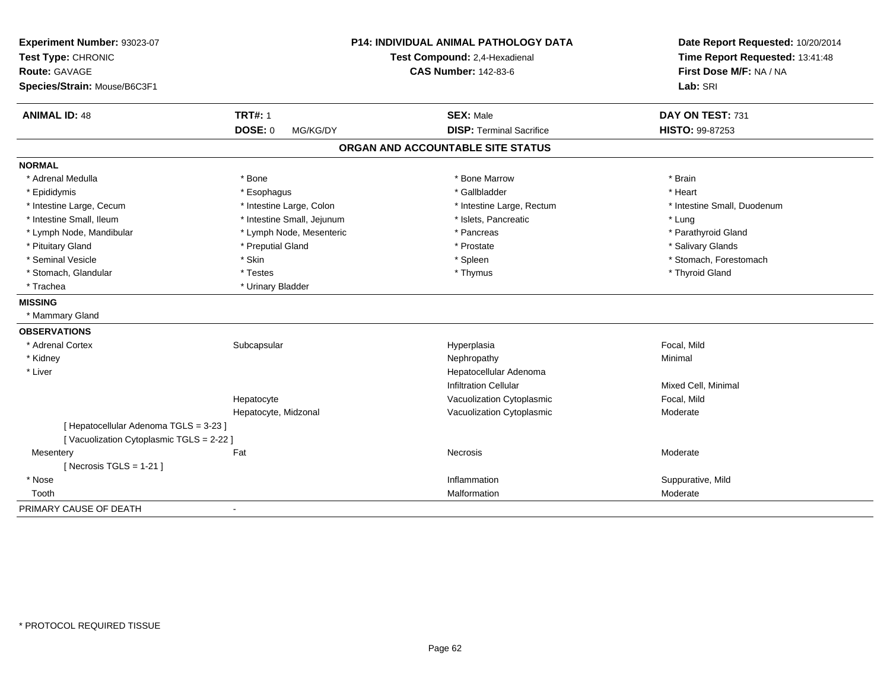**Experiment Number:** 93023-07
**Test Type:** CHRONIC
**Route:** GAVAGE
**Species/Strain:** Mouse/B6C3F1

**P14: INDIVIDUAL ANIMAL PATHOLOGY DATA**
**Test Compound:** 2,4-Hexadienal
**CAS Number:** 142-83-6

**Date Report Requested:** 10/20/2014
**Time Report Requested:** 13:41:48
**First Dose M/F:** NA / NA
**Lab:** SRI

| **ANIMAL ID:** 48 | **TRT#:** 1 | **SEX:** Male | **DAY ON TEST:** 731 |
|---|---|---|---|
| | **DOSE:** 0 MG/KG/DY | **DISP:** Terminal Sacrifice | **HISTO:** 99-87253 |

## ORGAN AND ACCOUNTABLE SITE STATUS

**NORMAL**

| | | | |
|---|---|---|---|
| * Adrenal Medulla | * Bone | * Bone Marrow | * Brain |
| * Epididymis | * Esophagus | * Gallbladder | * Heart |
| * Intestine Large, Cecum | * Intestine Large, Colon | * Intestine Large, Rectum | * Intestine Small, Duodenum |
| * Intestine Small, Ileum | * Intestine Small, Jejunum | * Islets, Pancreatic | * Lung |
| * Lymph Node, Mandibular | * Lymph Node, Mesenteric | * Pancreas | * Parathyroid Gland |
| * Pituitary Gland | * Preputial Gland | * Prostate | * Salivary Glands |
| * Seminal Vesicle | * Skin | * Spleen | * Stomach, Forestomach |
| * Stomach, Glandular | * Testes | * Thymus | * Thyroid Gland |
| * Trachea | * Urinary Bladder | | |

**MISSING**

* Mammary Gland

**OBSERVATIONS**

| | | | |
|---|---|---|---|
| * Adrenal Cortex | Subcapsular | Hyperplasia | Focal, Mild |
| * Kidney | | Nephropathy | Minimal |
| * Liver | | Hepatocellular Adenoma | |
| | | Infiltration Cellular | Mixed Cell, Minimal |
| | Hepatocyte | Vacuolization Cytoplasmic | Focal, Mild |
| | Hepatocyte, Midzonal | Vacuolization Cytoplasmic | Moderate |
| [ Hepatocellular Adenoma TGLS = 3-23 ] | | | |
| [ Vacuolization Cytoplasmic TGLS = 2-22 ] | | | |
| Mesentery | Fat | Necrosis | Moderate |
| [ Necrosis TGLS = 1-21 ] | | | |
| * Nose | | Inflammation | Suppurative, Mild |
| Tooth | | Malformation | Moderate |

PRIMARY CAUSE OF DEATH -

* PROTOCOL REQUIRED TISSUE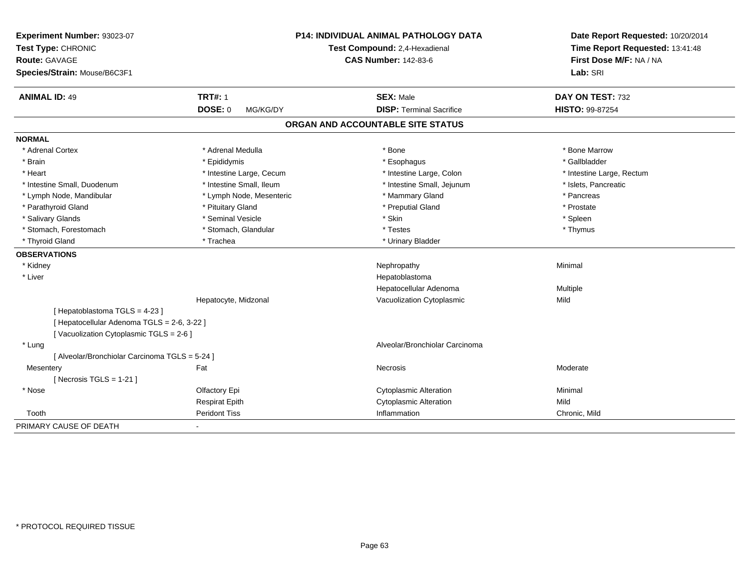**Experiment Number:** 93023-07
**Test Type:** CHRONIC
**Route:** GAVAGE
**Species/Strain:** Mouse/B6C3F1

**P14: INDIVIDUAL ANIMAL PATHOLOGY DATA**
**Test Compound:** 2,4-Hexadienal
**CAS Number:** 142-83-6

**Date Report Requested:** 10/20/2014
**Time Report Requested:** 13:41:48
**First Dose M/F:** NA / NA
**Lab:** SRI

| **ANIMAL ID:** 49 | **TRT#:** 1 | **SEX:** Male | **DAY ON TEST:** 732 |
|---|---|---|---|
| | **DOSE:** 0 MG/KG/DY | **DISP:** Terminal Sacrifice | **HISTO:** 99-87254 |

## ORGAN AND ACCOUNTABLE SITE STATUS

**NORMAL**

| | | | |
|---|---|---|---|
| * Adrenal Cortex | * Adrenal Medulla | * Bone | * Bone Marrow |
| * Brain | * Epididymis | * Esophagus | * Gallbladder |
| * Heart | * Intestine Large, Cecum | * Intestine Large, Colon | * Intestine Large, Rectum |
| * Intestine Small, Duodenum | * Intestine Small, Ileum | * Intestine Small, Jejunum | * Islets, Pancreatic |
| * Lymph Node, Mandibular | * Lymph Node, Mesenteric | * Mammary Gland | * Pancreas |
| * Parathyroid Gland | * Pituitary Gland | * Preputial Gland | * Prostate |
| * Salivary Glands | * Seminal Vesicle | * Skin | * Spleen |
| * Stomach, Forestomach | * Stomach, Glandular | * Testes | * Thymus |
| * Thyroid Gland | * Trachea | * Urinary Bladder | |

**OBSERVATIONS**

| | | | |
|---|---|---|---|
| * Kidney | | Nephropathy | Minimal |
| * Liver | | Hepatoblastoma | |
| | | Hepatocellular Adenoma | Multiple |
| | Hepatocyte, Midzonal | Vacuolization Cytoplasmic | Mild |
| [ Hepatoblastoma TGLS = 4-23 ] | | | |
| [ Hepatocellular Adenoma TGLS = 2-6, 3-22 ] | | | |
| [ Vacuolization Cytoplasmic TGLS = 2-6 ] | | | |
| * Lung | | Alveolar/Bronchiolar Carcinoma | |
| [ Alveolar/Bronchiolar Carcinoma TGLS = 5-24 ] | | | |
| Mesentery | Fat | Necrosis | Moderate |
| [ Necrosis TGLS = 1-21 ] | | | |
| * Nose | Olfactory Epi | Cytoplasmic Alteration | Minimal |
| | Respirat Epith | Cytoplasmic Alteration | Mild |
| Tooth | Peridont Tiss | Inflammation | Chronic, Mild |

PRIMARY CAUSE OF DEATH -

* PROTOCOL REQUIRED TISSUE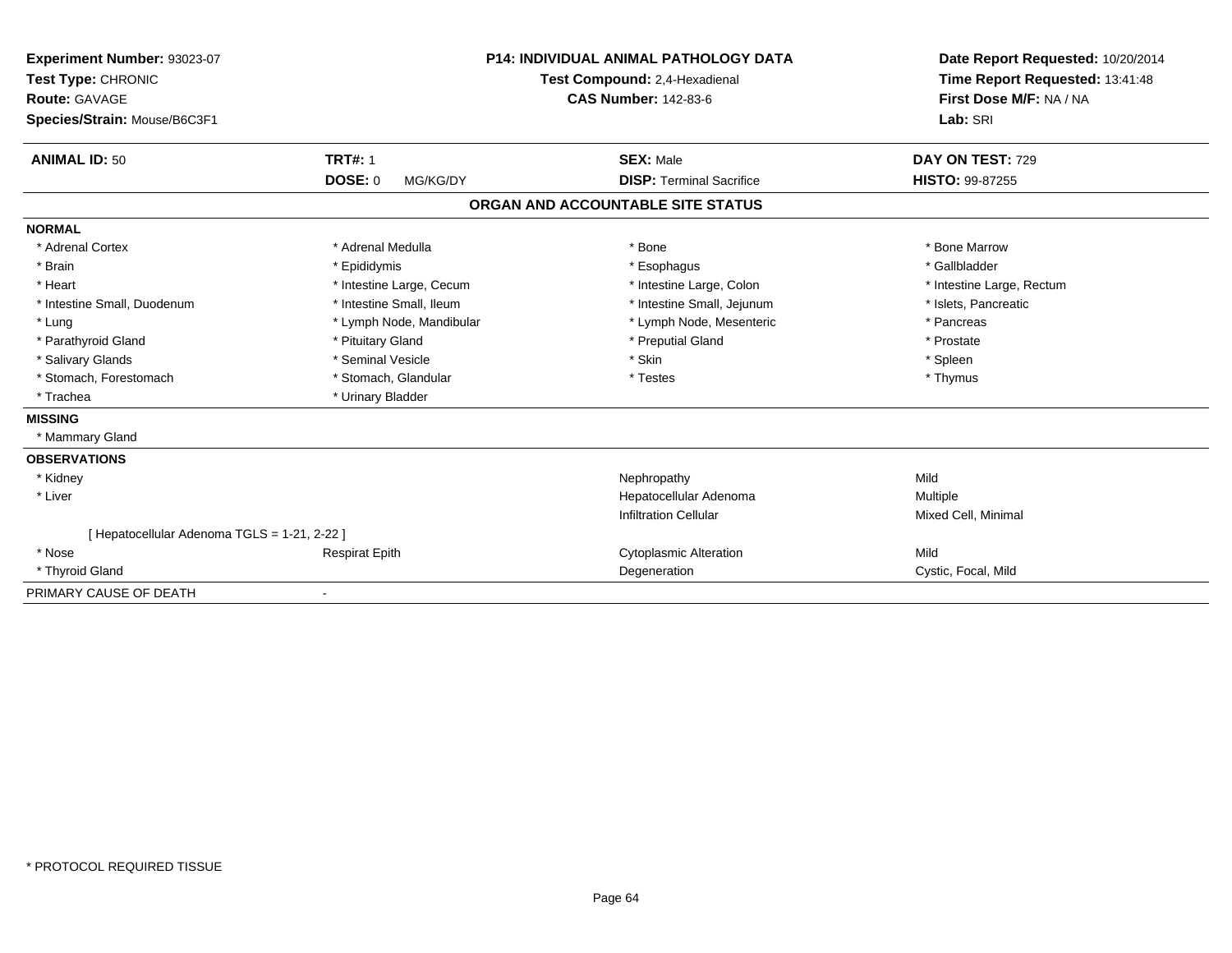**Experiment Number:** 93023-07
**Test Type:** CHRONIC
**Route:** GAVAGE
**Species/Strain:** Mouse/B6C3F1

**P14: INDIVIDUAL ANIMAL PATHOLOGY DATA**
**Test Compound:** 2,4-Hexadienal
**CAS Number:** 142-83-6

**Date Report Requested:** 10/20/2014
**Time Report Requested:** 13:41:48
**First Dose M/F:** NA / NA
**Lab:** SRI

| **ANIMAL ID:** 50 | **TRT#:** 1 | **SEX:** Male | **DAY ON TEST:** 729 |
|---|---|---|---|
| | **DOSE:** 0 MG/KG/DY | **DISP:** Terminal Sacrifice | **HISTO:** 99-87255 |

## ORGAN AND ACCOUNTABLE SITE STATUS

**NORMAL**

| | | | |
|---|---|---|---|
| * Adrenal Cortex | * Adrenal Medulla | * Bone | * Bone Marrow |
| * Brain | * Epididymis | * Esophagus | * Gallbladder |
| * Heart | * Intestine Large, Cecum | * Intestine Large, Colon | * Intestine Large, Rectum |
| * Intestine Small, Duodenum | * Intestine Small, Ileum | * Intestine Small, Jejunum | * Islets, Pancreatic |
| * Lung | * Lymph Node, Mandibular | * Lymph Node, Mesenteric | * Pancreas |
| * Parathyroid Gland | * Pituitary Gland | * Preputial Gland | * Prostate |
| * Salivary Glands | * Seminal Vesicle | * Skin | * Spleen |
| * Stomach, Forestomach | * Stomach, Glandular | * Testes | * Thymus |
| * Trachea | * Urinary Bladder | | |

**MISSING**

* Mammary Gland

**OBSERVATIONS**

| | | | |
|---|---|---|---|
| * Kidney | | Nephropathy | Mild |
| * Liver | | Hepatocellular Adenoma | Multiple |
| | | Infiltration Cellular | Mixed Cell, Minimal |
| [ Hepatocellular Adenoma TGLS = 1-21, 2-22 ] | | | |
| * Nose | Respirat Epith | Cytoplasmic Alteration | Mild |
| * Thyroid Gland | | Degeneration | Cystic, Focal, Mild |

PRIMARY CAUSE OF DEATH -

* PROTOCOL REQUIRED TISSUE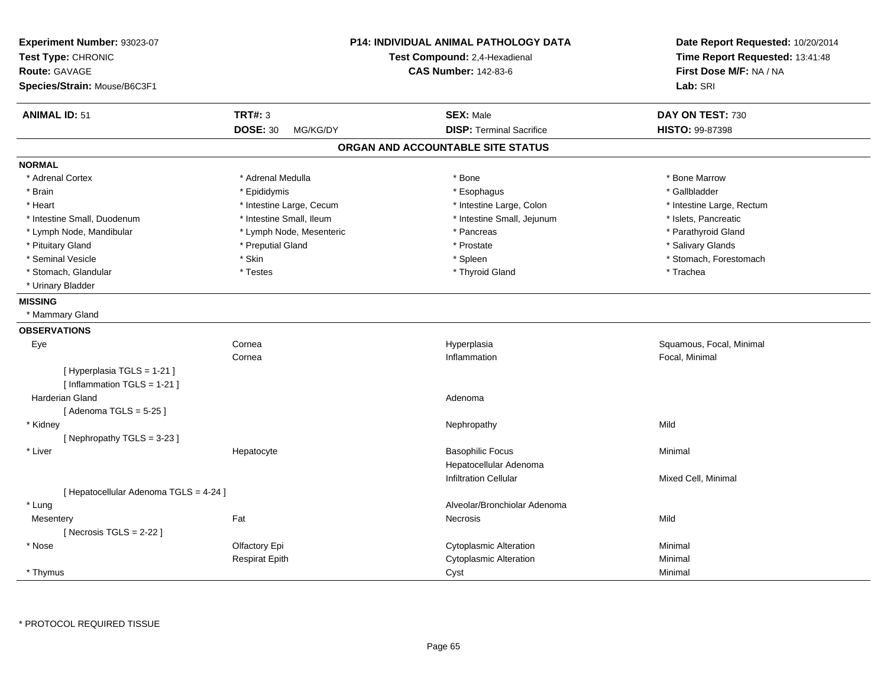**Experiment Number:** 93023-07
**Test Type:** CHRONIC
**Route:** GAVAGE
**Species/Strain:** Mouse/B6C3F1

**P14: INDIVIDUAL ANIMAL PATHOLOGY DATA**
**Test Compound:** 2,4-Hexadienal
**CAS Number:** 142-83-6

**Date Report Requested:** 10/20/2014
**Time Report Requested:** 13:41:48
**First Dose M/F:** NA / NA
**Lab:** SRI

| **ANIMAL ID:** 51 | **TRT#:** 3 | **SEX:** Male | **DAY ON TEST:** 730 |
|---|---|---|---|
| | **DOSE:** 30 MG/KG/DY | **DISP:** Terminal Sacrifice | **HISTO:** 99-87398 |

## ORGAN AND ACCOUNTABLE SITE STATUS

**NORMAL**

| | | | |
|---|---|---|---|
| * Adrenal Cortex | * Adrenal Medulla | * Bone | * Bone Marrow |
| * Brain | * Epididymis | * Esophagus | * Gallbladder |
| * Heart | * Intestine Large, Cecum | * Intestine Large, Colon | * Intestine Large, Rectum |
| * Intestine Small, Duodenum | * Intestine Small, Ileum | * Intestine Small, Jejunum | * Islets, Pancreatic |
| * Lymph Node, Mandibular | * Lymph Node, Mesenteric | * Pancreas | * Parathyroid Gland |
| * Pituitary Gland | * Preputial Gland | * Prostate | * Salivary Glands |
| * Seminal Vesicle | * Skin | * Spleen | * Stomach, Forestomach |
| * Stomach, Glandular | * Testes | * Thyroid Gland | * Trachea |
| * Urinary Bladder | | | |

**MISSING**

* Mammary Gland

**OBSERVATIONS**

| | | | |
|---|---|---|---|
| Eye | Cornea | Hyperplasia | Squamous, Focal, Minimal |
| | Cornea | Inflammation | Focal, Minimal |
| [ Hyperplasia TGLS = 1-21 ] | | | |
| [ Inflammation TGLS = 1-21 ] | | | |
| Harderian Gland | | Adenoma | |
| [ Adenoma TGLS = 5-25 ] | | | |
| * Kidney | | Nephropathy | Mild |
| [ Nephropathy TGLS = 3-23 ] | | | |
| * Liver | Hepatocyte | Basophilic Focus | Minimal |
| | | Hepatocellular Adenoma | |
| | | Infiltration Cellular | Mixed Cell, Minimal |
| [ Hepatocellular Adenoma TGLS = 4-24 ] | | | |
| * Lung | | Alveolar/Bronchiolar Adenoma | |
| Mesentery | Fat | Necrosis | Mild |
| [ Necrosis TGLS = 2-22 ] | | | |
| * Nose | Olfactory Epi | Cytoplasmic Alteration | Minimal |
| | Respirat Epith | Cytoplasmic Alteration | Minimal |
| * Thymus | | Cyst | Minimal |

* PROTOCOL REQUIRED TISSUE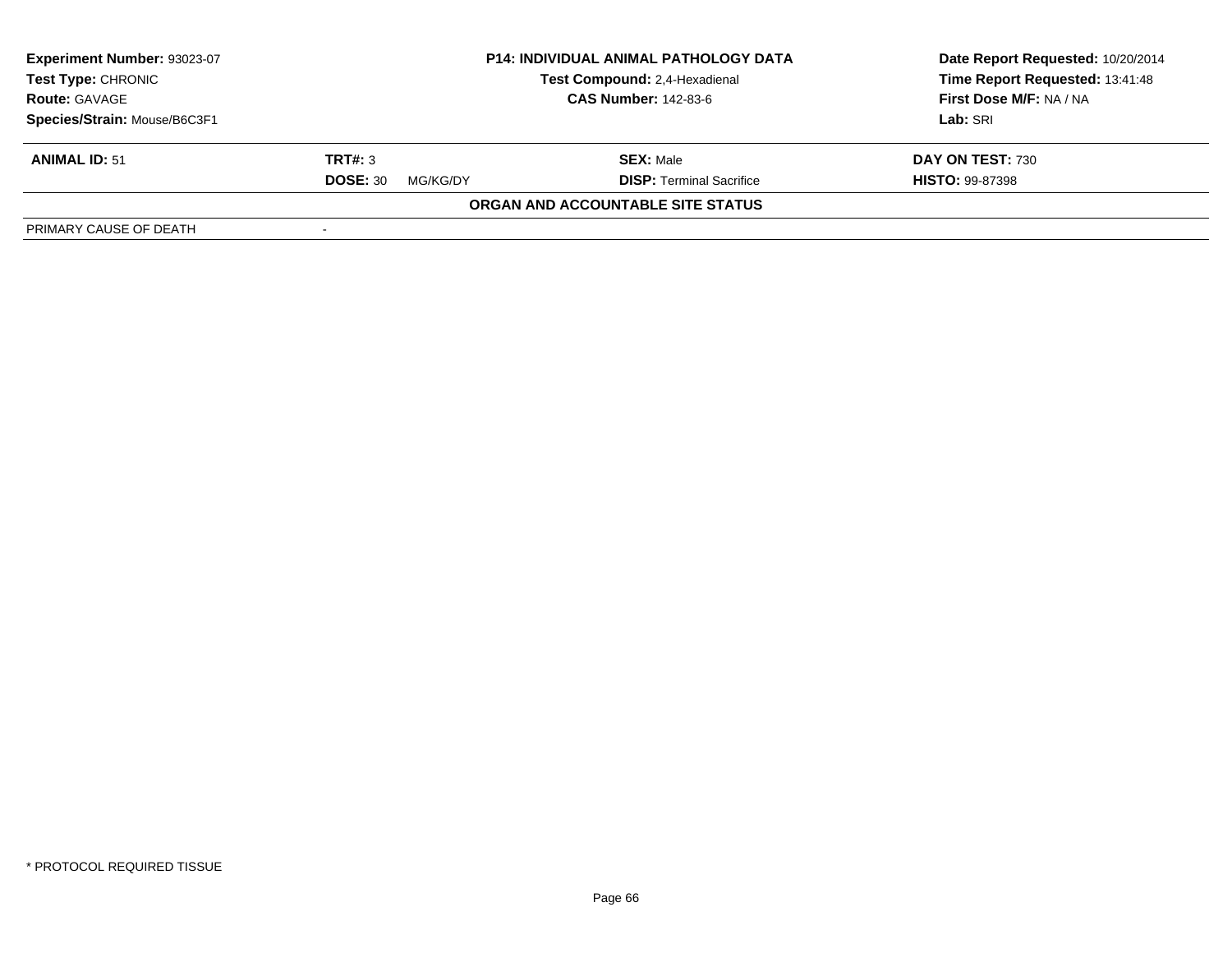| Experiment Number: 93023-07 | P14: INDIVIDUAL ANIMAL PATHOLOGY DATA | Date Report Requested: 10/20/2014 |
|---|---|---|
| Test Type: CHRONIC | Test Compound: 2,4-Hexadienal | Time Report Requested: 13:41:48 |
| Route: GAVAGE | CAS Number: 142-83-6 | First Dose M/F: NA / NA |
| Species/Strain: Mouse/B6C3F1 | | Lab: SRI |

| ANIMAL ID: 51 | TRT#: 3 | SEX: Male | DAY ON TEST: 730 |
|---|---|---|---|
| | DOSE: 30 MG/KG/DY | DISP: Terminal Sacrifice | HISTO: 99-87398 |

**ORGAN AND ACCOUNTABLE SITE STATUS**

| PRIMARY CAUSE OF DEATH | - |
|---|---|

* PROTOCOL REQUIRED TISSUE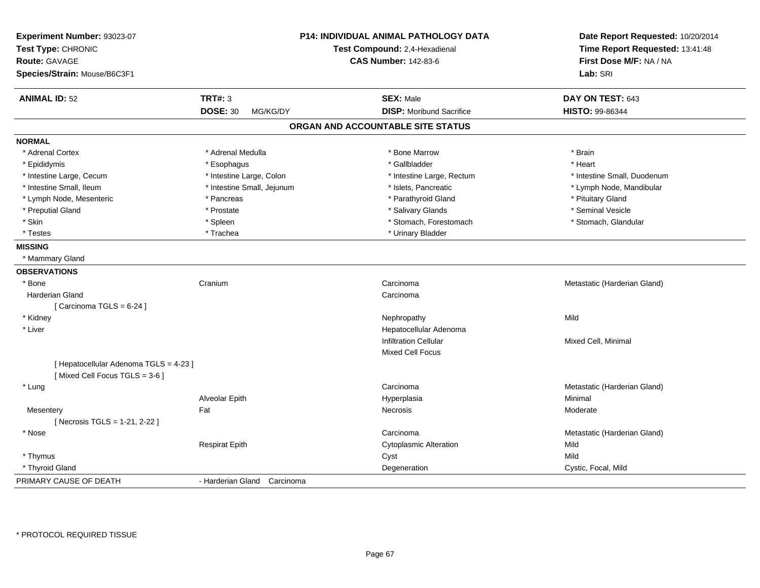**Experiment Number:** 93023-07
**Test Type:** CHRONIC
**Route:** GAVAGE
**Species/Strain:** Mouse/B6C3F1

**P14: INDIVIDUAL ANIMAL PATHOLOGY DATA**
**Test Compound:** 2,4-Hexadienal
**CAS Number:** 142-83-6

**Date Report Requested:** 10/20/2014
**Time Report Requested:** 13:41:48
**First Dose M/F:** NA / NA
**Lab:** SRI

| **ANIMAL ID:** 52 | **TRT#:** 3 | **SEX:** Male | **DAY ON TEST:** 643 |
|---|---|---|---|
| | **DOSE:** 30 MG/KG/DY | **DISP:** Moribund Sacrifice | **HISTO:** 99-86344 |

## ORGAN AND ACCOUNTABLE SITE STATUS

**NORMAL**

| | | | |
|---|---|---|---|
| * Adrenal Cortex | * Adrenal Medulla | * Bone Marrow | * Brain |
| * Epididymis | * Esophagus | * Gallbladder | * Heart |
| * Intestine Large, Cecum | * Intestine Large, Colon | * Intestine Large, Rectum | * Intestine Small, Duodenum |
| * Intestine Small, Ileum | * Intestine Small, Jejunum | * Islets, Pancreatic | * Lymph Node, Mandibular |
| * Lymph Node, Mesenteric | * Pancreas | * Parathyroid Gland | * Pituitary Gland |
| * Preputial Gland | * Prostate | * Salivary Glands | * Seminal Vesicle |
| * Skin | * Spleen | * Stomach, Forestomach | * Stomach, Glandular |
| * Testes | * Trachea | * Urinary Bladder | |

**MISSING**

* Mammary Gland

**OBSERVATIONS**

| | | | |
|---|---|---|---|
| * Bone | Cranium | Carcinoma | Metastatic (Harderian Gland) |
| Harderian Gland | | Carcinoma | |
| [ Carcinoma TGLS = 6-24 ] | | | |
| * Kidney | | Nephropathy | Mild |
| * Liver | | Hepatocellular Adenoma | |
| | | Infiltration Cellular | Mixed Cell, Minimal |
| | | Mixed Cell Focus | |
| [ Hepatocellular Adenoma TGLS = 4-23 ] | | | |
| [ Mixed Cell Focus TGLS = 3-6 ] | | | |
| * Lung | | Carcinoma | Metastatic (Harderian Gland) |
| | Alveolar Epith | Hyperplasia | Minimal |
| Mesentery | Fat | Necrosis | Moderate |
| [ Necrosis TGLS = 1-21, 2-22 ] | | | |
| * Nose | | Carcinoma | Metastatic (Harderian Gland) |
| | Respirat Epith | Cytoplasmic Alteration | Mild |
| * Thymus | | Cyst | Mild |
| * Thyroid Gland | | Degeneration | Cystic, Focal, Mild |

PRIMARY CAUSE OF DEATH - Harderian Gland Carcinoma

* PROTOCOL REQUIRED TISSUE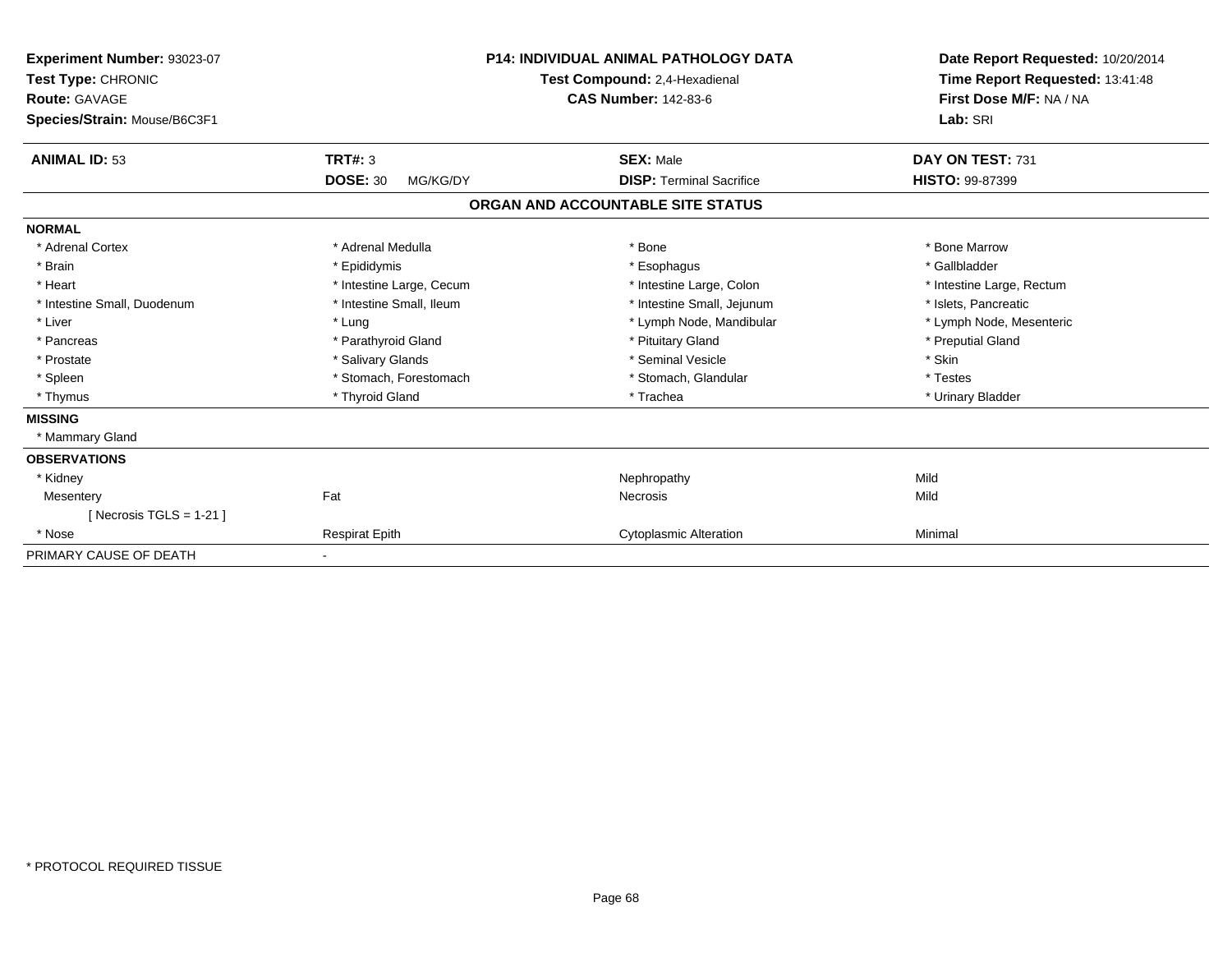**Experiment Number:** 93023-07
**Test Type:** CHRONIC
**Route:** GAVAGE
**Species/Strain:** Mouse/B6C3F1

**P14: INDIVIDUAL ANIMAL PATHOLOGY DATA**
**Test Compound:** 2,4-Hexadienal
**CAS Number:** 142-83-6

**Date Report Requested:** 10/20/2014
**Time Report Requested:** 13:41:48
**First Dose M/F:** NA / NA
**Lab:** SRI

| **ANIMAL ID:** 53 | **TRT#:** 3 | **SEX:** Male | **DAY ON TEST:** 731 |
|---|---|---|---|
| | **DOSE:** 30 MG/KG/DY | **DISP:** Terminal Sacrifice | **HISTO:** 99-87399 |

## ORGAN AND ACCOUNTABLE SITE STATUS

| | | | |
|---|---|---|---|
| **NORMAL** | | | |
| * Adrenal Cortex | * Adrenal Medulla | * Bone | * Bone Marrow |
| * Brain | * Epididymis | * Esophagus | * Gallbladder |
| * Heart | * Intestine Large, Cecum | * Intestine Large, Colon | * Intestine Large, Rectum |
| * Intestine Small, Duodenum | * Intestine Small, Ileum | * Intestine Small, Jejunum | * Islets, Pancreatic |
| * Liver | * Lung | * Lymph Node, Mandibular | * Lymph Node, Mesenteric |
| * Pancreas | * Parathyroid Gland | * Pituitary Gland | * Preputial Gland |
| * Prostate | * Salivary Glands | * Seminal Vesicle | * Skin |
| * Spleen | * Stomach, Forestomach | * Stomach, Glandular | * Testes |
| * Thymus | * Thyroid Gland | * Trachea | * Urinary Bladder |
| **MISSING** | | | |
| * Mammary Gland | | | |
| **OBSERVATIONS** | | | |
| * Kidney | | Nephropathy | Mild |
| Mesentery | Fat | Necrosis | Mild |
| [ Necrosis TGLS = 1-21 ] | | | |
| * Nose | Respirat Epith | Cytoplasmic Alteration | Minimal |
| PRIMARY CAUSE OF DEATH | - | | |

* PROTOCOL REQUIRED TISSUE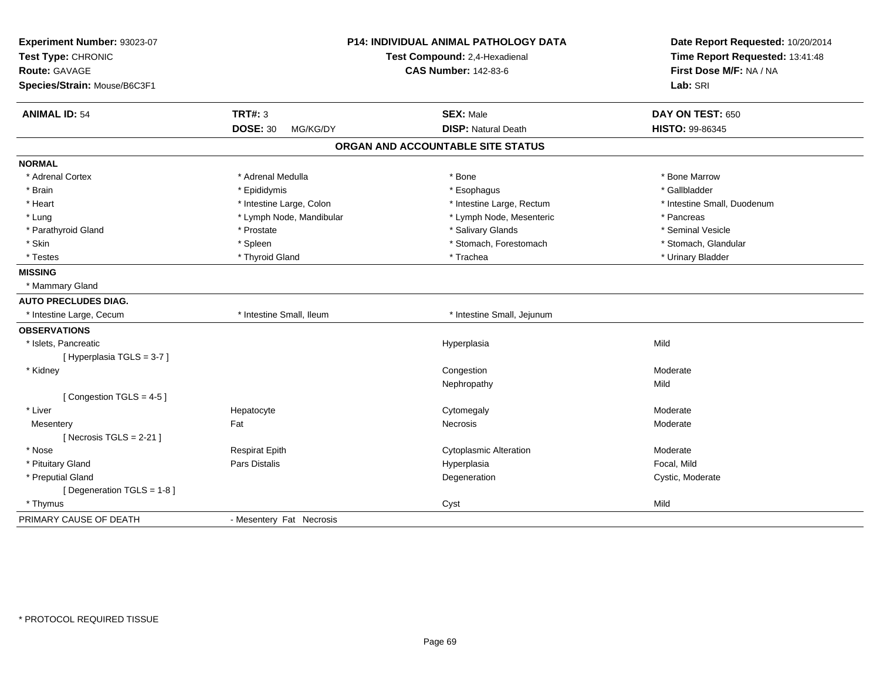**Experiment Number:** 93023-07
**Test Type:** CHRONIC
**Route:** GAVAGE
**Species/Strain:** Mouse/B6C3F1

**P14: INDIVIDUAL ANIMAL PATHOLOGY DATA**
**Test Compound:** 2,4-Hexadienal
**CAS Number:** 142-83-6

**Date Report Requested:** 10/20/2014
**Time Report Requested:** 13:41:48
**First Dose M/F:** NA / NA
**Lab:** SRI

| **ANIMAL ID:** 54 | **TRT#:** 3 | **SEX:** Male | **DAY ON TEST:** 650 |
|---|---|---|---|
| | **DOSE:** 30 MG/KG/DY | **DISP:** Natural Death | **HISTO:** 99-86345 |

## ORGAN AND ACCOUNTABLE SITE STATUS

**NORMAL**

| | | | |
|---|---|---|---|
| * Adrenal Cortex | * Adrenal Medulla | * Bone | * Bone Marrow |
| * Brain | * Epididymis | * Esophagus | * Gallbladder |
| * Heart | * Intestine Large, Colon | * Intestine Large, Rectum | * Intestine Small, Duodenum |
| * Lung | * Lymph Node, Mandibular | * Lymph Node, Mesenteric | * Pancreas |
| * Parathyroid Gland | * Prostate | * Salivary Glands | * Seminal Vesicle |
| * Skin | * Spleen | * Stomach, Forestomach | * Stomach, Glandular |
| * Testes | * Thyroid Gland | * Trachea | * Urinary Bladder |

**MISSING**

* Mammary Gland

**AUTO PRECLUDES DIAG.**

| | | |
|---|---|---|
| * Intestine Large, Cecum | * Intestine Small, Ileum | * Intestine Small, Jejunum |

**OBSERVATIONS**

| | | | |
|---|---|---|---|
| * Islets, Pancreatic | | Hyperplasia | Mild |
| [ Hyperplasia TGLS = 3-7 ] | | | |
| * Kidney | | Congestion | Moderate |
| | | Nephropathy | Mild |
| [ Congestion TGLS = 4-5 ] | | | |
| * Liver | Hepatocyte | Cytomegaly | Moderate |
| Mesentery | Fat | Necrosis | Moderate |
| [ Necrosis TGLS = 2-21 ] | | | |
| * Nose | Respirat Epith | Cytoplasmic Alteration | Moderate |
| * Pituitary Gland | Pars Distalis | Hyperplasia | Focal, Mild |
| * Preputial Gland | | Degeneration | Cystic, Moderate |
| [ Degeneration TGLS = 1-8 ] | | | |
| * Thymus | | Cyst | Mild |

PRIMARY CAUSE OF DEATH - Mesentery Fat Necrosis

* PROTOCOL REQUIRED TISSUE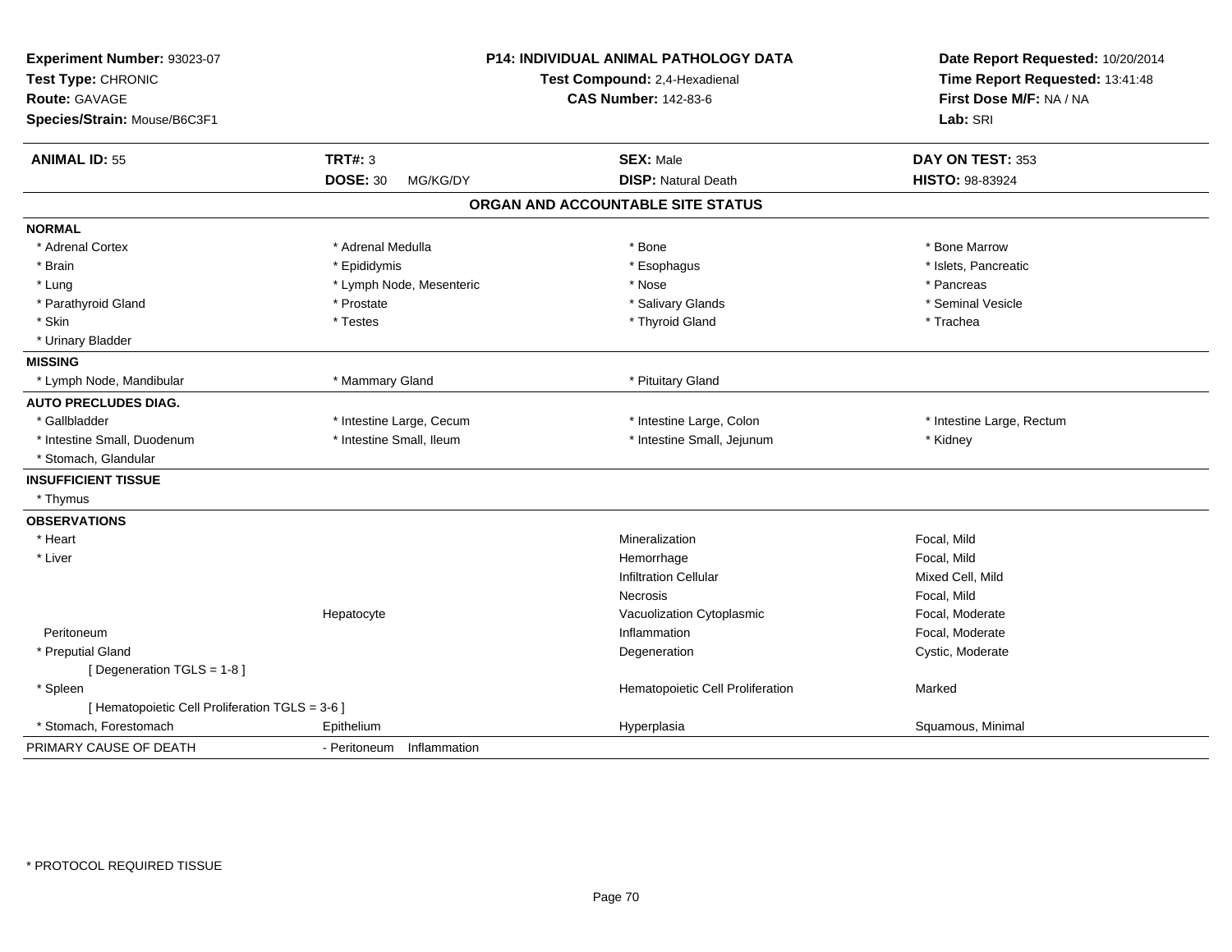**Experiment Number:** 93023-07
**Test Type:** CHRONIC
**Route:** GAVAGE
**Species/Strain:** Mouse/B6C3F1

**P14: INDIVIDUAL ANIMAL PATHOLOGY DATA**
**Test Compound:** 2,4-Hexadienal
**CAS Number:** 142-83-6

**Date Report Requested:** 10/20/2014
**Time Report Requested:** 13:41:48
**First Dose M/F:** NA / NA
**Lab:** SRI

| **ANIMAL ID:** 55 | **TRT#:** 3 | **SEX:** Male | **DAY ON TEST:** 353 |
|---|---|---|---|
| | **DOSE:** 30 MG/KG/DY | **DISP:** Natural Death | **HISTO:** 98-83924 |

## ORGAN AND ACCOUNTABLE SITE STATUS

**NORMAL**

| | | | |
|---|---|---|---|
| * Adrenal Cortex | * Adrenal Medulla | * Bone | * Bone Marrow |
| * Brain | * Epididymis | * Esophagus | * Islets, Pancreatic |
| * Lung | * Lymph Node, Mesenteric | * Nose | * Pancreas |
| * Parathyroid Gland | * Prostate | * Salivary Glands | * Seminal Vesicle |
| * Skin | * Testes | * Thyroid Gland | * Trachea |
| * Urinary Bladder | | | |

**MISSING**

| | | | |
|---|---|---|---|
| * Lymph Node, Mandibular | * Mammary Gland | * Pituitary Gland | |

**AUTO PRECLUDES DIAG.**

| | | | |
|---|---|---|---|
| * Gallbladder | * Intestine Large, Cecum | * Intestine Large, Colon | * Intestine Large, Rectum |
| * Intestine Small, Duodenum | * Intestine Small, Ileum | * Intestine Small, Jejunum | * Kidney |
| * Stomach, Glandular | | | |

**INSUFFICIENT TISSUE**

* Thymus

**OBSERVATIONS**

| Organ | Site | Observation | Qualifier |
|---|---|---|---|
| * Heart | | Mineralization | Focal, Mild |
| * Liver | | Hemorrhage | Focal, Mild |
| | | Infiltration Cellular | Mixed Cell, Mild |
| | | Necrosis | Focal, Mild |
| | Hepatocyte | Vacuolization Cytoplasmic | Focal, Moderate |
| Peritoneum | | Inflammation | Focal, Moderate |
| * Preputial Gland | | Degeneration | Cystic, Moderate |
| [ Degeneration TGLS = 1-8 ] | | | |
| * Spleen | | Hematopoietic Cell Proliferation | Marked |
| [ Hematopoietic Cell Proliferation TGLS = 3-6 ] | | | |
| * Stomach, Forestomach | Epithelium | Hyperplasia | Squamous, Minimal |

PRIMARY CAUSE OF DEATH - Peritoneum Inflammation

* PROTOCOL REQUIRED TISSUE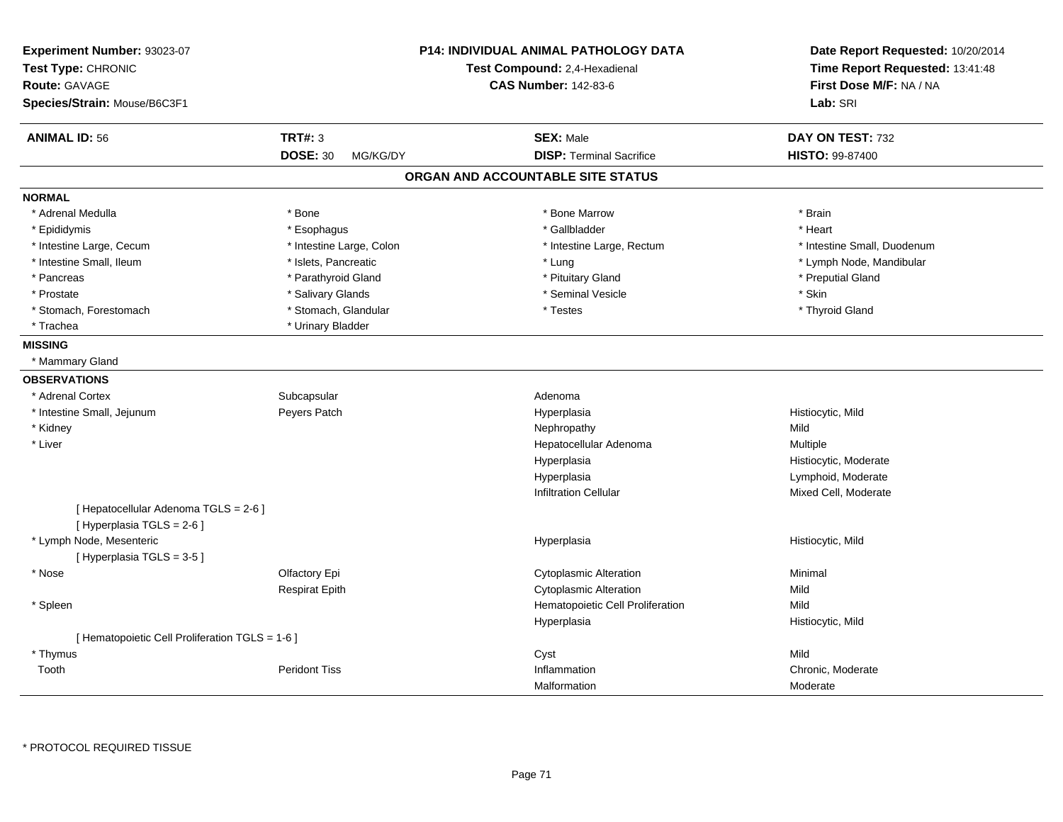**Experiment Number:** 93023-07
**Test Type:** CHRONIC
**Route:** GAVAGE
**Species/Strain:** Mouse/B6C3F1

**P14: INDIVIDUAL ANIMAL PATHOLOGY DATA**
**Test Compound:** 2,4-Hexadienal
**CAS Number:** 142-83-6

**Date Report Requested:** 10/20/2014
**Time Report Requested:** 13:41:48
**First Dose M/F:** NA / NA
**Lab:** SRI

| **ANIMAL ID:** 56 | **TRT#:** 3 | **SEX:** Male | **DAY ON TEST:** 732 |
|---|---|---|---|
| | **DOSE:** 30 MG/KG/DY | **DISP:** Terminal Sacrifice | **HISTO:** 99-87400 |

## ORGAN AND ACCOUNTABLE SITE STATUS

**NORMAL**

| | | | |
|---|---|---|---|
| * Adrenal Medulla | * Bone | * Bone Marrow | * Brain |
| * Epididymis | * Esophagus | * Gallbladder | * Heart |
| * Intestine Large, Cecum | * Intestine Large, Colon | * Intestine Large, Rectum | * Intestine Small, Duodenum |
| * Intestine Small, Ileum | * Islets, Pancreatic | * Lung | * Lymph Node, Mandibular |
| * Pancreas | * Parathyroid Gland | * Pituitary Gland | * Preputial Gland |
| * Prostate | * Salivary Glands | * Seminal Vesicle | * Skin |
| * Stomach, Forestomach | * Stomach, Glandular | * Testes | * Thyroid Gland |
| * Trachea | * Urinary Bladder | | |

**MISSING**

* Mammary Gland

**OBSERVATIONS**

| | | | |
|---|---|---|---|
| * Adrenal Cortex | Subcapsular | Adenoma | |
| * Intestine Small, Jejunum | Peyers Patch | Hyperplasia | Histiocytic, Mild |
| * Kidney | | Nephropathy | Mild |
| * Liver | | Hepatocellular Adenoma | Multiple |
| | | Hyperplasia | Histiocytic, Moderate |
| | | Hyperplasia | Lymphoid, Moderate |
| | | Infiltration Cellular | Mixed Cell, Moderate |
| [ Hepatocellular Adenoma TGLS = 2-6 ] | | | |
| [ Hyperplasia TGLS = 2-6 ] | | | |
| * Lymph Node, Mesenteric | | Hyperplasia | Histiocytic, Mild |
| [ Hyperplasia TGLS = 3-5 ] | | | |
| * Nose | Olfactory Epi | Cytoplasmic Alteration | Minimal |
| | Respirat Epith | Cytoplasmic Alteration | Mild |
| * Spleen | | Hematopoietic Cell Proliferation | Mild |
| | | Hyperplasia | Histiocytic, Mild |
| [ Hematopoietic Cell Proliferation TGLS = 1-6 ] | | | |
| * Thymus | | Cyst | Mild |
| Tooth | Peridont Tiss | Inflammation | Chronic, Moderate |
| | | Malformation | Moderate |

* PROTOCOL REQUIRED TISSUE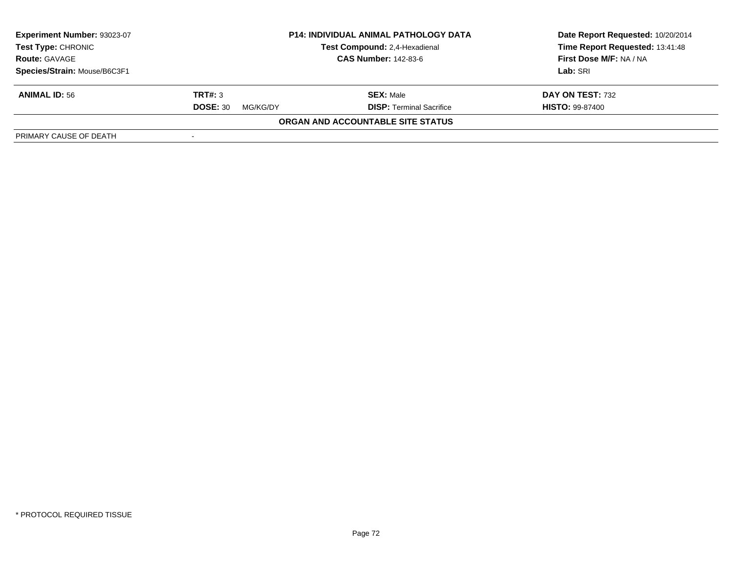**Experiment Number:** 93023-07
**Test Type:** CHRONIC
**Route:** GAVAGE
**Species/Strain:** Mouse/B6C3F1

**P14: INDIVIDUAL ANIMAL PATHOLOGY DATA**
**Test Compound:** 2,4-Hexadienal
**CAS Number:** 142-83-6

**Date Report Requested:** 10/20/2014
**Time Report Requested:** 13:41:48
**First Dose M/F:** NA / NA
**Lab:** SRI

| **ANIMAL ID:** 56 | **TRT#:** 3 | **SEX:** Male | **DAY ON TEST:** 732 |
|---|---|---|---|
| | **DOSE:** 30 MG/KG/DY | **DISP:** Terminal Sacrifice | **HISTO:** 99-87400 |

**ORGAN AND ACCOUNTABLE SITE STATUS**

| PRIMARY CAUSE OF DEATH | - |
|---|---|

* PROTOCOL REQUIRED TISSUE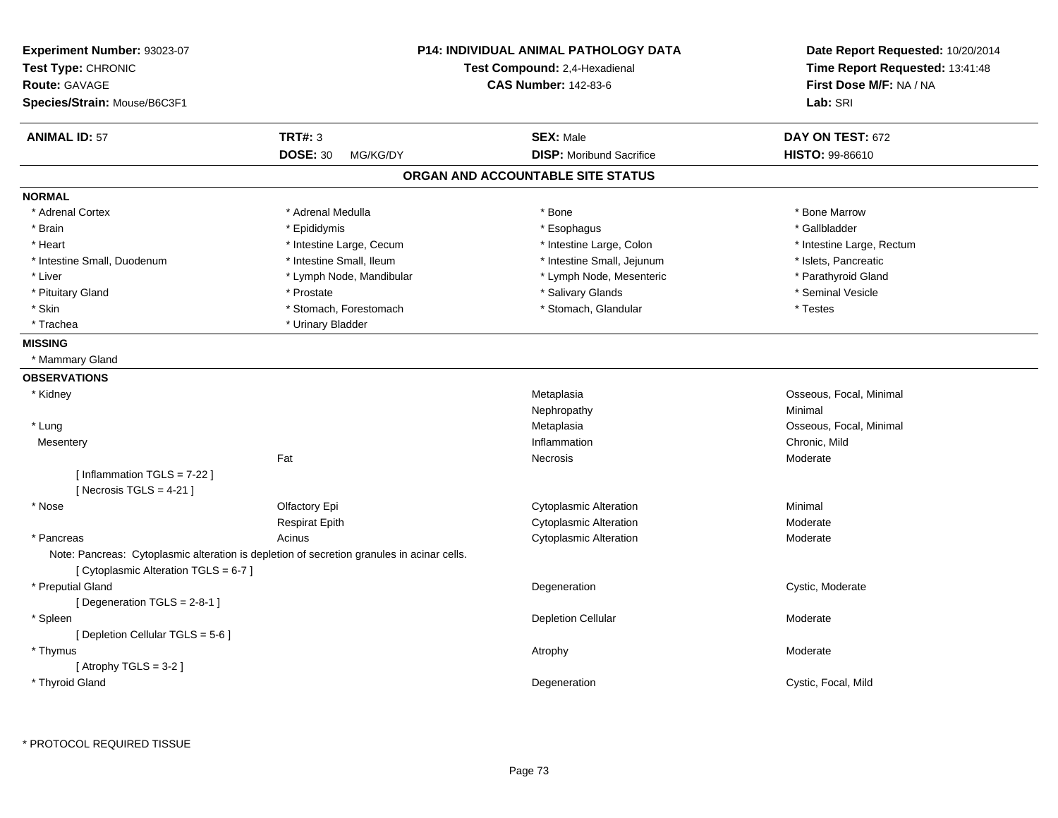**Experiment Number:** 93023-07
**Test Type:** CHRONIC
**Route:** GAVAGE
**Species/Strain:** Mouse/B6C3F1

**P14: INDIVIDUAL ANIMAL PATHOLOGY DATA**
**Test Compound:** 2,4-Hexadienal
**CAS Number:** 142-83-6

**Date Report Requested:** 10/20/2014
**Time Report Requested:** 13:41:48
**First Dose M/F:** NA / NA
**Lab:** SRI

| **ANIMAL ID:** 57 | **TRT#:** 3 | **SEX:** Male | **DAY ON TEST:** 672 |
|---|---|---|---|
| | **DOSE:** 30 MG/KG/DY | **DISP:** Moribund Sacrifice | **HISTO:** 99-86610 |

## ORGAN AND ACCOUNTABLE SITE STATUS

**NORMAL**

| | | | |
|---|---|---|---|
| * Adrenal Cortex | * Adrenal Medulla | * Bone | * Bone Marrow |
| * Brain | * Epididymis | * Esophagus | * Gallbladder |
| * Heart | * Intestine Large, Cecum | * Intestine Large, Colon | * Intestine Large, Rectum |
| * Intestine Small, Duodenum | * Intestine Small, Ileum | * Intestine Small, Jejunum | * Islets, Pancreatic |
| * Liver | * Lymph Node, Mandibular | * Lymph Node, Mesenteric | * Parathyroid Gland |
| * Pituitary Gland | * Prostate | * Salivary Glands | * Seminal Vesicle |
| * Skin | * Stomach, Forestomach | * Stomach, Glandular | * Testes |
| * Trachea | * Urinary Bladder | | |

**MISSING**

* Mammary Gland

**OBSERVATIONS**

| Organ | Site | Observation | Qualifier |
|---|---|---|---|
| * Kidney | | Metaplasia | Osseous, Focal, Minimal |
| | | Nephropathy | Minimal |
| * Lung | | Metaplasia | Osseous, Focal, Minimal |
| Mesentery | | Inflammation | Chronic, Mild |
| | Fat | Necrosis | Moderate |
| [ Inflammation TGLS = 7-22 ] | | | |
| [ Necrosis TGLS = 4-21 ] | | | |
| * Nose | Olfactory Epi | Cytoplasmic Alteration | Minimal |
| | Respirat Epith | Cytoplasmic Alteration | Moderate |
| * Pancreas | Acinus | Cytoplasmic Alteration | Moderate |

Note: Pancreas: Cytoplasmic alteration is depletion of secretion granules in acinar cells.

| Organ | Site | Observation | Qualifier |
|---|---|---|---|
| [ Cytoplasmic Alteration TGLS = 6-7 ] | | | |
| * Preputial Gland | | Degeneration | Cystic, Moderate |
| [ Degeneration TGLS = 2-8-1 ] | | | |
| * Spleen | | Depletion Cellular | Moderate |
| [ Depletion Cellular TGLS = 5-6 ] | | | |
| * Thymus | | Atrophy | Moderate |
| [ Atrophy TGLS = 3-2 ] | | | |
| * Thyroid Gland | | Degeneration | Cystic, Focal, Mild |

* PROTOCOL REQUIRED TISSUE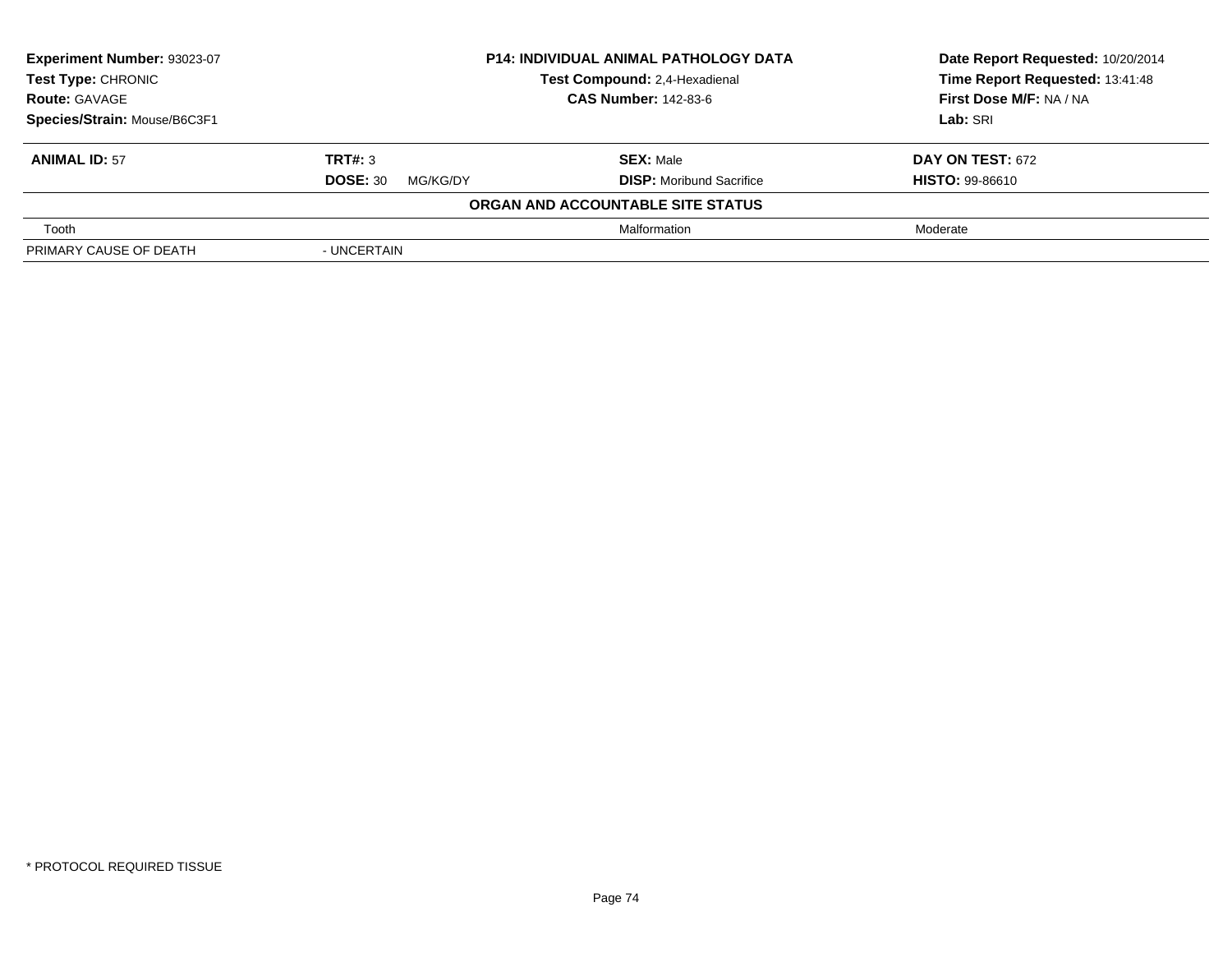**Experiment Number:** 93023-07
**Test Type:** CHRONIC
**Route:** GAVAGE
**Species/Strain:** Mouse/B6C3F1

**P14: INDIVIDUAL ANIMAL PATHOLOGY DATA**
**Test Compound:** 2,4-Hexadienal
**CAS Number:** 142-83-6

**Date Report Requested:** 10/20/2014
**Time Report Requested:** 13:41:48
**First Dose M/F:** NA / NA
**Lab:** SRI

| **ANIMAL ID:** 57 | **TRT#:** 3 | **SEX:** Male | **DAY ON TEST:** 672 |
|---|---|---|---|
| | **DOSE:** 30 MG/KG/DY | **DISP:** Moribund Sacrifice | **HISTO:** 99-86610 |

**ORGAN AND ACCOUNTABLE SITE STATUS**

| | | | |
|---|---|---|---|
| Tooth | | Malformation | Moderate |
| PRIMARY CAUSE OF DEATH | - UNCERTAIN | | |

\* PROTOCOL REQUIRED TISSUE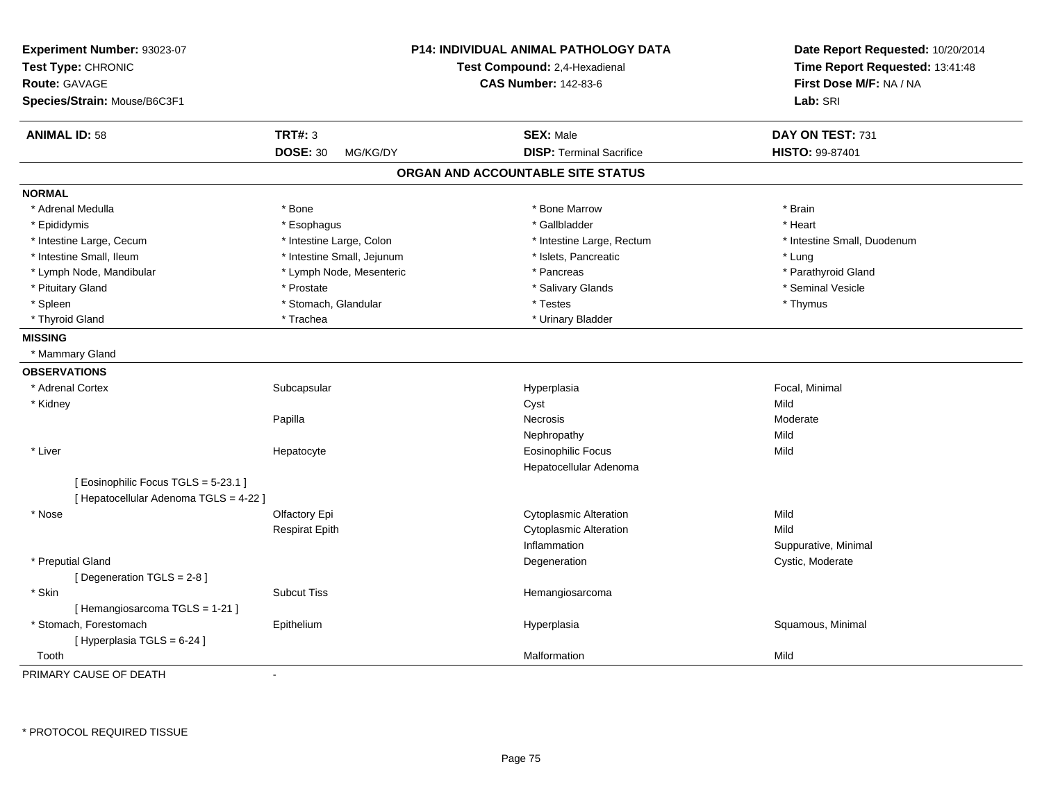**Experiment Number:** 93023-07
**Test Type:** CHRONIC
**Route:** GAVAGE
**Species/Strain:** Mouse/B6C3F1

**P14: INDIVIDUAL ANIMAL PATHOLOGY DATA**
**Test Compound:** 2,4-Hexadienal
**CAS Number:** 142-83-6

**Date Report Requested:** 10/20/2014
**Time Report Requested:** 13:41:48
**First Dose M/F:** NA / NA
**Lab:** SRI

| **ANIMAL ID:** 58 | **TRT#:** 3 | **SEX:** Male | **DAY ON TEST:** 731 |
|---|---|---|---|
| | **DOSE:** 30 MG/KG/DY | **DISP:** Terminal Sacrifice | **HISTO:** 99-87401 |

## ORGAN AND ACCOUNTABLE SITE STATUS

**NORMAL**

| | | | |
|---|---|---|---|
| * Adrenal Medulla | * Bone | * Bone Marrow | * Brain |
| * Epididymis | * Esophagus | * Gallbladder | * Heart |
| * Intestine Large, Cecum | * Intestine Large, Colon | * Intestine Large, Rectum | * Intestine Small, Duodenum |
| * Intestine Small, Ileum | * Intestine Small, Jejunum | * Islets, Pancreatic | * Lung |
| * Lymph Node, Mandibular | * Lymph Node, Mesenteric | * Pancreas | * Parathyroid Gland |
| * Pituitary Gland | * Prostate | * Salivary Glands | * Seminal Vesicle |
| * Spleen | * Stomach, Glandular | * Testes | * Thymus |
| * Thyroid Gland | * Trachea | * Urinary Bladder | |

**MISSING**

* Mammary Gland

**OBSERVATIONS**

| | | | |
|---|---|---|---|
| * Adrenal Cortex | Subcapsular | Hyperplasia | Focal, Minimal |
| * Kidney | | Cyst | Mild |
| | Papilla | Necrosis | Moderate |
| | | Nephropathy | Mild |
| * Liver | Hepatocyte | Eosinophilic Focus | Mild |
| | | Hepatocellular Adenoma | |
| [ Eosinophilic Focus TGLS = 5-23.1 ] | | | |
| [ Hepatocellular Adenoma TGLS = 4-22 ] | | | |
| * Nose | Olfactory Epi | Cytoplasmic Alteration | Mild |
| | Respirat Epith | Cytoplasmic Alteration | Mild |
| | | Inflammation | Suppurative, Minimal |
| * Preputial Gland | | Degeneration | Cystic, Moderate |
| [ Degeneration TGLS = 2-8 ] | | | |
| * Skin | Subcut Tiss | Hemangiosarcoma | |
| [ Hemangiosarcoma TGLS = 1-21 ] | | | |
| * Stomach, Forestomach | Epithelium | Hyperplasia | Squamous, Minimal |
| [ Hyperplasia TGLS = 6-24 ] | | | |
| Tooth | | Malformation | Mild |

PRIMARY CAUSE OF DEATH -

* PROTOCOL REQUIRED TISSUE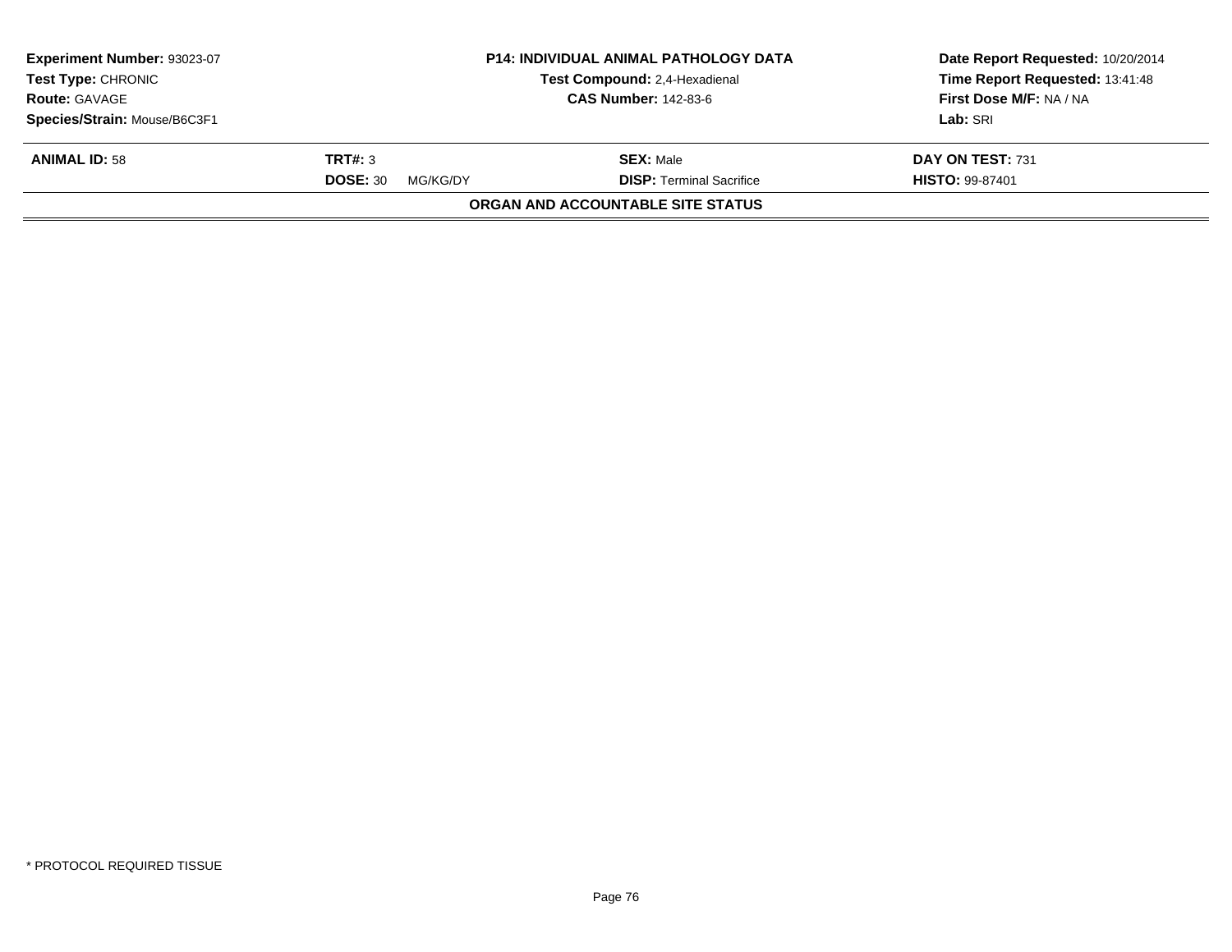| **Experiment Number:** 93023-07 | **P14: INDIVIDUAL ANIMAL PATHOLOGY DATA** | **Date Report Requested:** 10/20/2014 |
|---|---|---|
| **Test Type:** CHRONIC | **Test Compound:** 2,4-Hexadienal | **Time Report Requested:** 13:41:48 |
| **Route:** GAVAGE | **CAS Number:** 142-83-6 | **First Dose M/F:** NA / NA |
| **Species/Strain:** Mouse/B6C3F1 | | **Lab:** SRI |

| **ANIMAL ID:** 58 | **TRT#:** 3 | **SEX:** Male | **DAY ON TEST:** 731 |
|---|---|---|---|
| | **DOSE:** 30 MG/KG/DY | **DISP:** Terminal Sacrifice | **HISTO:** 99-87401 |

**ORGAN AND ACCOUNTABLE SITE STATUS**

* PROTOCOL REQUIRED TISSUE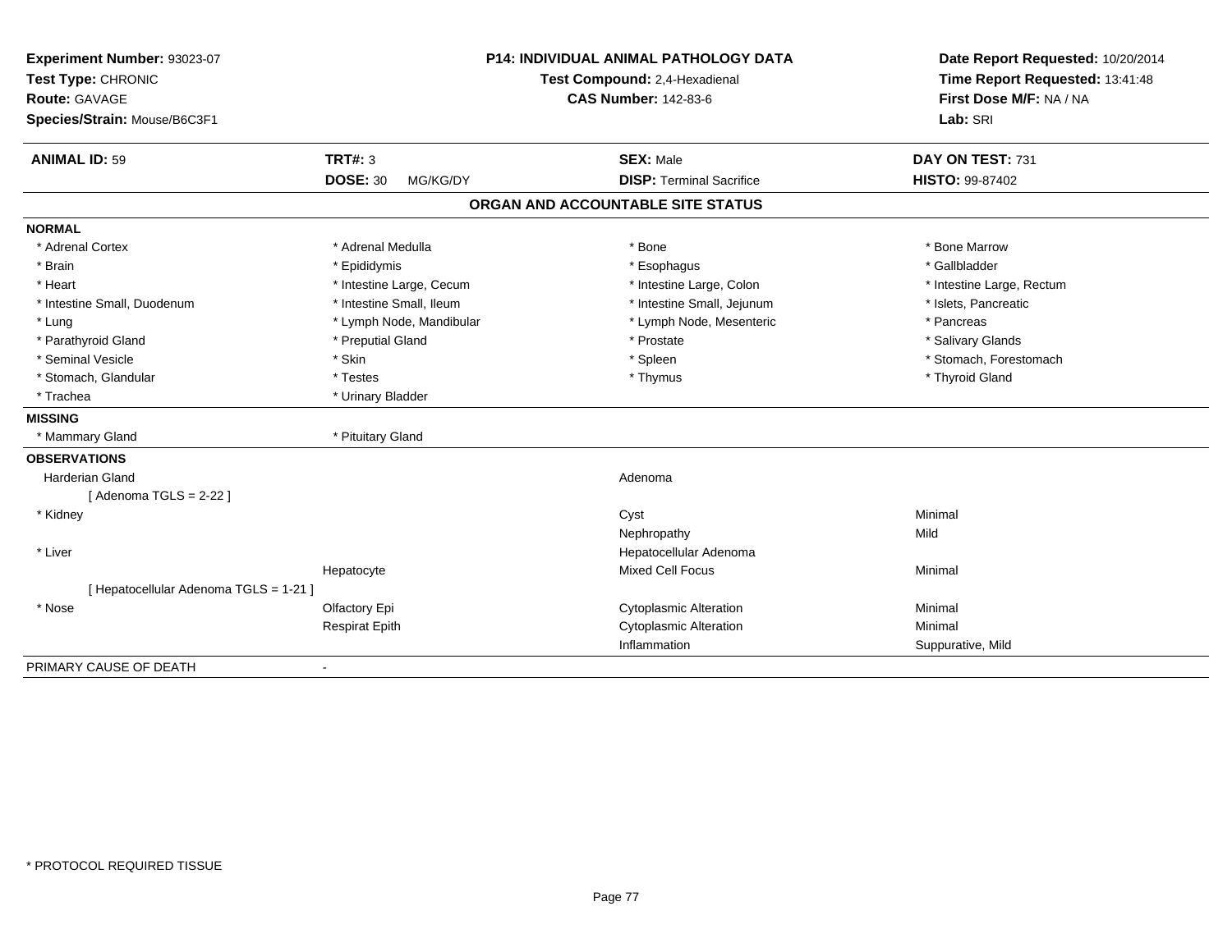**Experiment Number:** 93023-07
**Test Type:** CHRONIC
**Route:** GAVAGE
**Species/Strain:** Mouse/B6C3F1

**P14: INDIVIDUAL ANIMAL PATHOLOGY DATA**
**Test Compound:** 2,4-Hexadienal
**CAS Number:** 142-83-6

**Date Report Requested:** 10/20/2014
**Time Report Requested:** 13:41:48
**First Dose M/F:** NA / NA
**Lab:** SRI

| **ANIMAL ID:** 59 | **TRT#:** 3 | **SEX:** Male | **DAY ON TEST:** 731 |
|---|---|---|---|
| | **DOSE:** 30 MG/KG/DY | **DISP:** Terminal Sacrifice | **HISTO:** 99-87402 |

## ORGAN AND ACCOUNTABLE SITE STATUS

**NORMAL**

| | | | |
|---|---|---|---|
| * Adrenal Cortex | * Adrenal Medulla | * Bone | * Bone Marrow |
| * Brain | * Epididymis | * Esophagus | * Gallbladder |
| * Heart | * Intestine Large, Cecum | * Intestine Large, Colon | * Intestine Large, Rectum |
| * Intestine Small, Duodenum | * Intestine Small, Ileum | * Intestine Small, Jejunum | * Islets, Pancreatic |
| * Lung | * Lymph Node, Mandibular | * Lymph Node, Mesenteric | * Pancreas |
| * Parathyroid Gland | * Preputial Gland | * Prostate | * Salivary Glands |
| * Seminal Vesicle | * Skin | * Spleen | * Stomach, Forestomach |
| * Stomach, Glandular | * Testes | * Thymus | * Thyroid Gland |
| * Trachea | * Urinary Bladder | | |

**MISSING**

| | |
|---|---|
| * Mammary Gland | * Pituitary Gland |

**OBSERVATIONS**

| | | | |
|---|---|---|---|
| Harderian Gland | | Adenoma | |
| [ Adenoma TGLS = 2-22 ] | | | |
| * Kidney | | Cyst | Minimal |
| | | Nephropathy | Mild |
| * Liver | | Hepatocellular Adenoma | |
| | Hepatocyte | Mixed Cell Focus | Minimal |
| [ Hepatocellular Adenoma TGLS = 1-21 ] | | | |
| * Nose | Olfactory Epi | Cytoplasmic Alteration | Minimal |
| | Respirat Epith | Cytoplasmic Alteration | Minimal |
| | | Inflammation | Suppurative, Mild |

PRIMARY CAUSE OF DEATH -

* PROTOCOL REQUIRED TISSUE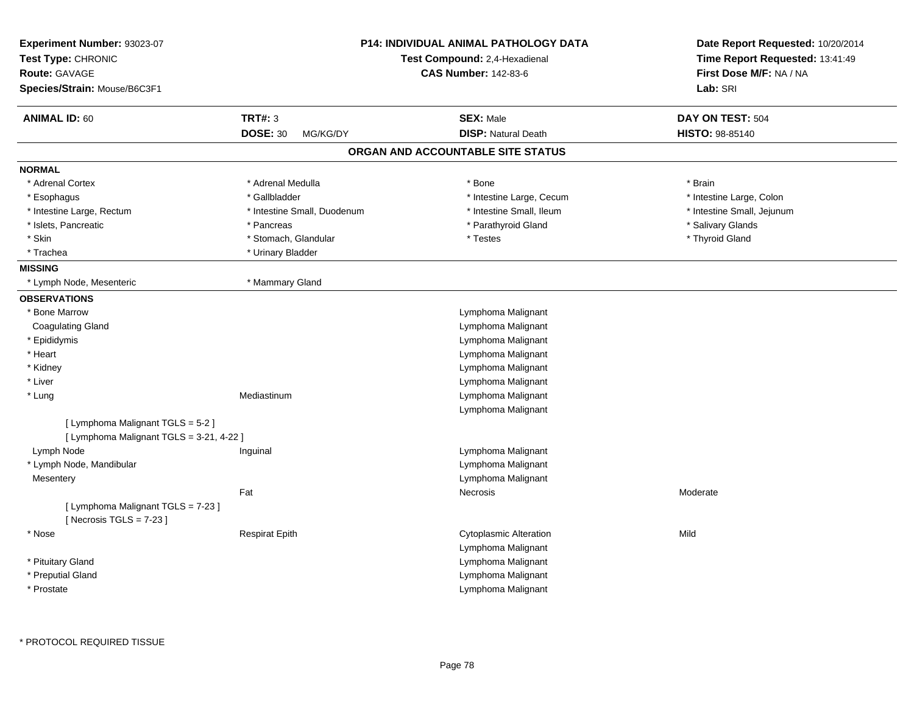**Experiment Number:** 93023-07
**Test Type:** CHRONIC
**Route:** GAVAGE
**Species/Strain:** Mouse/B6C3F1

**P14: INDIVIDUAL ANIMAL PATHOLOGY DATA**
**Test Compound:** 2,4-Hexadienal
**CAS Number:** 142-83-6

**Date Report Requested:** 10/20/2014
**Time Report Requested:** 13:41:49
**First Dose M/F:** NA / NA
**Lab:** SRI

| **ANIMAL ID:** 60 | **TRT#:** 3 | **SEX:** Male | **DAY ON TEST:** 504 |
|---|---|---|---|
| | **DOSE:** 30 MG/KG/DY | **DISP:** Natural Death | **HISTO:** 98-85140 |

## ORGAN AND ACCOUNTABLE SITE STATUS

**NORMAL**

| | | | |
|---|---|---|---|
| * Adrenal Cortex | * Adrenal Medulla | * Bone | * Brain |
| * Esophagus | * Gallbladder | * Intestine Large, Cecum | * Intestine Large, Colon |
| * Intestine Large, Rectum | * Intestine Small, Duodenum | * Intestine Small, Ileum | * Intestine Small, Jejunum |
| * Islets, Pancreatic | * Pancreas | * Parathyroid Gland | * Salivary Glands |
| * Skin | * Stomach, Glandular | * Testes | * Thyroid Gland |
| * Trachea | * Urinary Bladder | | |

**MISSING**

| | |
|---|---|
| * Lymph Node, Mesenteric | * Mammary Gland |

**OBSERVATIONS**

| Organ | Site | Observation | Severity |
|---|---|---|---|
| * Bone Marrow | | Lymphoma Malignant | |
| Coagulating Gland | | Lymphoma Malignant | |
| * Epididymis | | Lymphoma Malignant | |
| * Heart | | Lymphoma Malignant | |
| * Kidney | | Lymphoma Malignant | |
| * Liver | | Lymphoma Malignant | |
| * Lung | Mediastinum | Lymphoma Malignant | |
| | | Lymphoma Malignant | |
| [ Lymphoma Malignant TGLS = 5-2 ] | | | |
| [ Lymphoma Malignant TGLS = 3-21, 4-22 ] | | | |
| Lymph Node | Inguinal | Lymphoma Malignant | |
| * Lymph Node, Mandibular | | Lymphoma Malignant | |
| Mesentery | | Lymphoma Malignant | |
| | Fat | Necrosis | Moderate |
| [ Lymphoma Malignant TGLS = 7-23 ] | | | |
| [ Necrosis TGLS = 7-23 ] | | | |
| * Nose | Respirat Epith | Cytoplasmic Alteration | Mild |
| | | Lymphoma Malignant | |
| * Pituitary Gland | | Lymphoma Malignant | |
| * Preputial Gland | | Lymphoma Malignant | |
| * Prostate | | Lymphoma Malignant | |

\* PROTOCOL REQUIRED TISSUE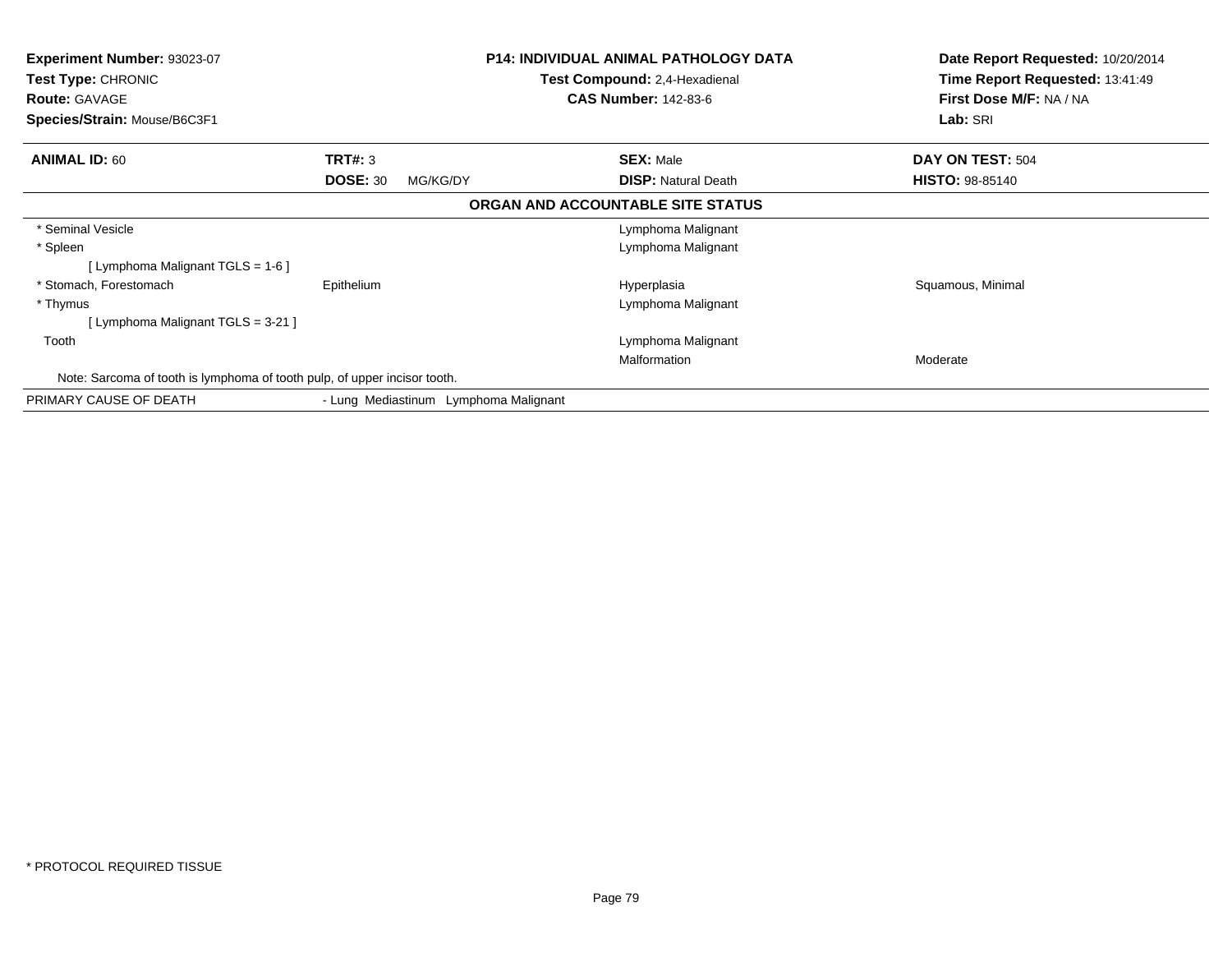**Experiment Number:** 93023-07
**Test Type:** CHRONIC
**Route:** GAVAGE
**Species/Strain:** Mouse/B6C3F1

**P14: INDIVIDUAL ANIMAL PATHOLOGY DATA**
**Test Compound:** 2,4-Hexadienal
**CAS Number:** 142-83-6

**Date Report Requested:** 10/20/2014
**Time Report Requested:** 13:41:49
**First Dose M/F:** NA / NA
**Lab:** SRI

| **ANIMAL ID:** 60 | **TRT#:** 3 | **SEX:** Male | **DAY ON TEST:** 504 |
|---|---|---|---|
| | **DOSE:** 30 MG/KG/DY | **DISP:** Natural Death | **HISTO:** 98-85140 |

**ORGAN AND ACCOUNTABLE SITE STATUS**

| | | | |
|---|---|---|---|
| * Seminal Vesicle | | Lymphoma Malignant | |
| * Spleen | | Lymphoma Malignant | |
| [ Lymphoma Malignant TGLS = 1-6 ] | | | |
| * Stomach, Forestomach | Epithelium | Hyperplasia | Squamous, Minimal |
| * Thymus | | Lymphoma Malignant | |
| [ Lymphoma Malignant TGLS = 3-21 ] | | | |
| Tooth | | Lymphoma Malignant | |
| | | Malformation | Moderate |

Note: Sarcoma of tooth is lymphoma of tooth pulp, of upper incisor tooth.

PRIMARY CAUSE OF DEATH - Lung Mediastinum Lymphoma Malignant

* PROTOCOL REQUIRED TISSUE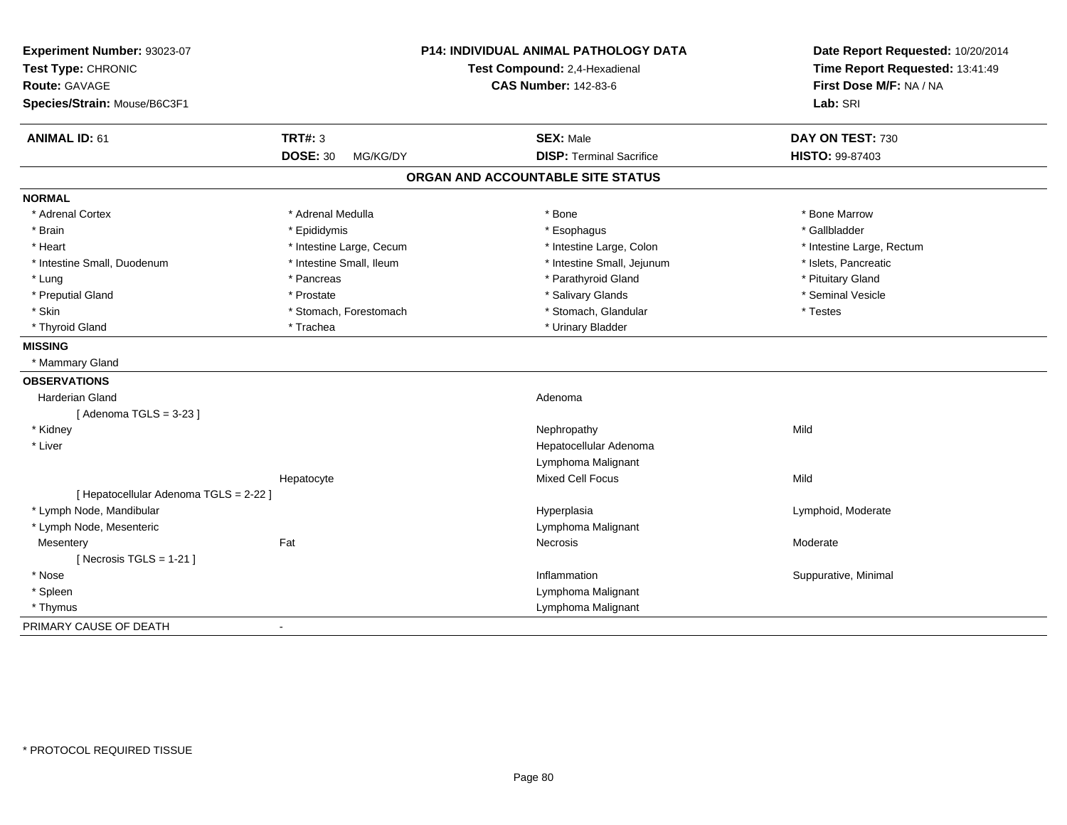**Experiment Number:** 93023-07
**Test Type:** CHRONIC
**Route:** GAVAGE
**Species/Strain:** Mouse/B6C3F1

**P14: INDIVIDUAL ANIMAL PATHOLOGY DATA**
**Test Compound:** 2,4-Hexadienal
**CAS Number:** 142-83-6

**Date Report Requested:** 10/20/2014
**Time Report Requested:** 13:41:49
**First Dose M/F:** NA / NA
**Lab:** SRI

| **ANIMAL ID:** 61 | **TRT#:** 3 | **SEX:** Male | **DAY ON TEST:** 730 |
|---|---|---|---|
| | **DOSE:** 30 MG/KG/DY | **DISP:** Terminal Sacrifice | **HISTO:** 99-87403 |

## ORGAN AND ACCOUNTABLE SITE STATUS

**NORMAL**

| | | | |
|---|---|---|---|
| * Adrenal Cortex | * Adrenal Medulla | * Bone | * Bone Marrow |
| * Brain | * Epididymis | * Esophagus | * Gallbladder |
| * Heart | * Intestine Large, Cecum | * Intestine Large, Colon | * Intestine Large, Rectum |
| * Intestine Small, Duodenum | * Intestine Small, Ileum | * Intestine Small, Jejunum | * Islets, Pancreatic |
| * Lung | * Pancreas | * Parathyroid Gland | * Pituitary Gland |
| * Preputial Gland | * Prostate | * Salivary Glands | * Seminal Vesicle |
| * Skin | * Stomach, Forestomach | * Stomach, Glandular | * Testes |
| * Thyroid Gland | * Trachea | * Urinary Bladder | |

**MISSING**

* Mammary Gland

**OBSERVATIONS**

| | | | |
|---|---|---|---|
| Harderian Gland | | Adenoma | |
| [ Adenoma TGLS = 3-23 ] | | | |
| * Kidney | | Nephropathy | Mild |
| * Liver | | Hepatocellular Adenoma | |
| | | Lymphoma Malignant | |
| | Hepatocyte | Mixed Cell Focus | Mild |
| [ Hepatocellular Adenoma TGLS = 2-22 ] | | | |
| * Lymph Node, Mandibular | | Hyperplasia | Lymphoid, Moderate |
| * Lymph Node, Mesenteric | | Lymphoma Malignant | |
| Mesentery | Fat | Necrosis | Moderate |
| [ Necrosis TGLS = 1-21 ] | | | |
| * Nose | | Inflammation | Suppurative, Minimal |
| * Spleen | | Lymphoma Malignant | |
| * Thymus | | Lymphoma Malignant | |

PRIMARY CAUSE OF DEATH -

* PROTOCOL REQUIRED TISSUE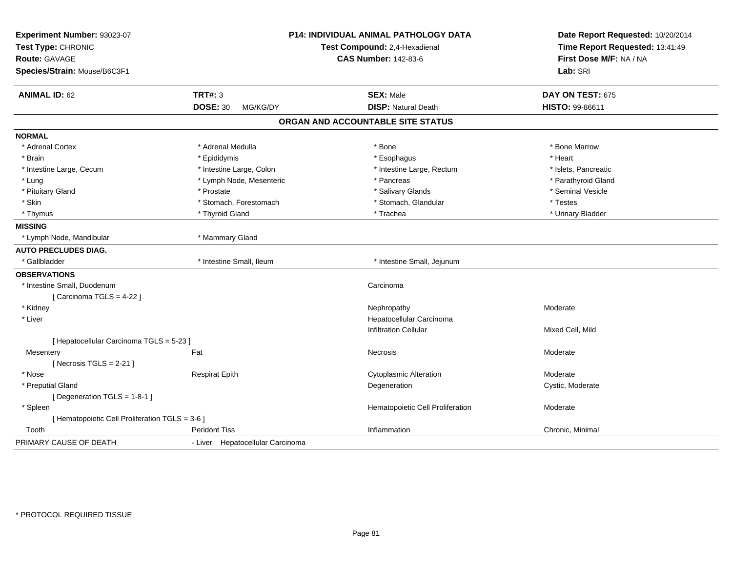**Experiment Number:** 93023-07
**Test Type:** CHRONIC
**Route:** GAVAGE
**Species/Strain:** Mouse/B6C3F1

**P14: INDIVIDUAL ANIMAL PATHOLOGY DATA**
**Test Compound:** 2,4-Hexadienal
**CAS Number:** 142-83-6

**Date Report Requested:** 10/20/2014
**Time Report Requested:** 13:41:49
**First Dose M/F:** NA / NA
**Lab:** SRI

| **ANIMAL ID:** 62 | **TRT#:** 3 | **SEX:** Male | **DAY ON TEST:** 675 |
|---|---|---|---|
| | **DOSE:** 30 MG/KG/DY | **DISP:** Natural Death | **HISTO:** 99-86611 |

## ORGAN AND ACCOUNTABLE SITE STATUS

**NORMAL**

| | | | |
|---|---|---|---|
| * Adrenal Cortex | * Adrenal Medulla | * Bone | * Bone Marrow |
| * Brain | * Epididymis | * Esophagus | * Heart |
| * Intestine Large, Cecum | * Intestine Large, Colon | * Intestine Large, Rectum | * Islets, Pancreatic |
| * Lung | * Lymph Node, Mesenteric | * Pancreas | * Parathyroid Gland |
| * Pituitary Gland | * Prostate | * Salivary Glands | * Seminal Vesicle |
| * Skin | * Stomach, Forestomach | * Stomach, Glandular | * Testes |
| * Thymus | * Thyroid Gland | * Trachea | * Urinary Bladder |

**MISSING**

| | |
|---|---|
| * Lymph Node, Mandibular | * Mammary Gland |

**AUTO PRECLUDES DIAG.**

| | | |
|---|---|---|
| * Gallbladder | * Intestine Small, Ileum | * Intestine Small, Jejunum |

**OBSERVATIONS**

| | | | |
|---|---|---|---|
| * Intestine Small, Duodenum | | Carcinoma | |
| [ Carcinoma TGLS = 4-22 ] | | | |
| * Kidney | | Nephropathy | Moderate |
| * Liver | | Hepatocellular Carcinoma | |
| | | Infiltration Cellular | Mixed Cell, Mild |
| [ Hepatocellular Carcinoma TGLS = 5-23 ] | | | |
| Mesentery | Fat | Necrosis | Moderate |
| [ Necrosis TGLS = 2-21 ] | | | |
| * Nose | Respirat Epith | Cytoplasmic Alteration | Moderate |
| * Preputial Gland | | Degeneration | Cystic, Moderate |
| [ Degeneration TGLS = 1-8-1 ] | | | |
| * Spleen | | Hematopoietic Cell Proliferation | Moderate |
| [ Hematopoietic Cell Proliferation TGLS = 3-6 ] | | | |
| Tooth | Peridont Tiss | Inflammation | Chronic, Minimal |

PRIMARY CAUSE OF DEATH - Liver Hepatocellular Carcinoma

* PROTOCOL REQUIRED TISSUE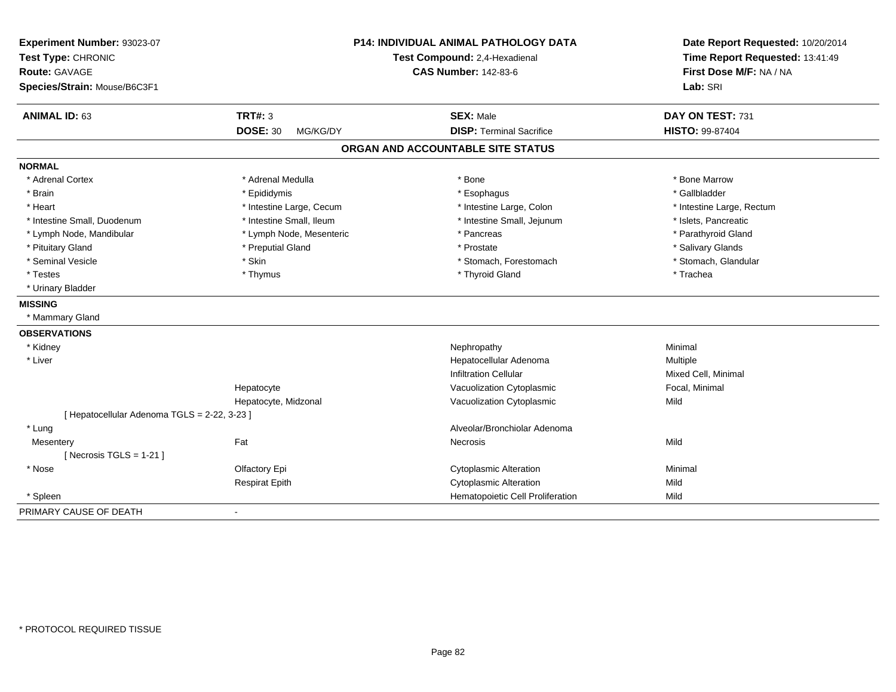**Experiment Number:** 93023-07
**Test Type:** CHRONIC
**Route:** GAVAGE
**Species/Strain:** Mouse/B6C3F1

**P14: INDIVIDUAL ANIMAL PATHOLOGY DATA**
**Test Compound:** 2,4-Hexadienal
**CAS Number:** 142-83-6

**Date Report Requested:** 10/20/2014
**Time Report Requested:** 13:41:49
**First Dose M/F:** NA / NA
**Lab:** SRI

| **ANIMAL ID:** 63 | **TRT#:** 3 | **SEX:** Male | **DAY ON TEST:** 731 |
|---|---|---|---|
| | **DOSE:** 30 MG/KG/DY | **DISP:** Terminal Sacrifice | **HISTO:** 99-87404 |

## ORGAN AND ACCOUNTABLE SITE STATUS

**NORMAL**

| | | | |
|---|---|---|---|
| * Adrenal Cortex | * Adrenal Medulla | * Bone | * Bone Marrow |
| * Brain | * Epididymis | * Esophagus | * Gallbladder |
| * Heart | * Intestine Large, Cecum | * Intestine Large, Colon | * Intestine Large, Rectum |
| * Intestine Small, Duodenum | * Intestine Small, Ileum | * Intestine Small, Jejunum | * Islets, Pancreatic |
| * Lymph Node, Mandibular | * Lymph Node, Mesenteric | * Pancreas | * Parathyroid Gland |
| * Pituitary Gland | * Preputial Gland | * Prostate | * Salivary Glands |
| * Seminal Vesicle | * Skin | * Stomach, Forestomach | * Stomach, Glandular |
| * Testes | * Thymus | * Thyroid Gland | * Trachea |
| * Urinary Bladder | | | |

**MISSING**

* Mammary Gland

**OBSERVATIONS**

| | | | |
|---|---|---|---|
| * Kidney | | Nephropathy | Minimal |
| * Liver | | Hepatocellular Adenoma | Multiple |
| | | Infiltration Cellular | Mixed Cell, Minimal |
| | Hepatocyte | Vacuolization Cytoplasmic | Focal, Minimal |
| | Hepatocyte, Midzonal | Vacuolization Cytoplasmic | Mild |
| [ Hepatocellular Adenoma TGLS = 2-22, 3-23 ] | | | |
| * Lung | | Alveolar/Bronchiolar Adenoma | |
| Mesentery | Fat | Necrosis | Mild |
| [ Necrosis TGLS = 1-21 ] | | | |
| * Nose | Olfactory Epi | Cytoplasmic Alteration | Minimal |
| | Respirat Epith | Cytoplasmic Alteration | Mild |
| * Spleen | | Hematopoietic Cell Proliferation | Mild |

PRIMARY CAUSE OF DEATH -

\* PROTOCOL REQUIRED TISSUE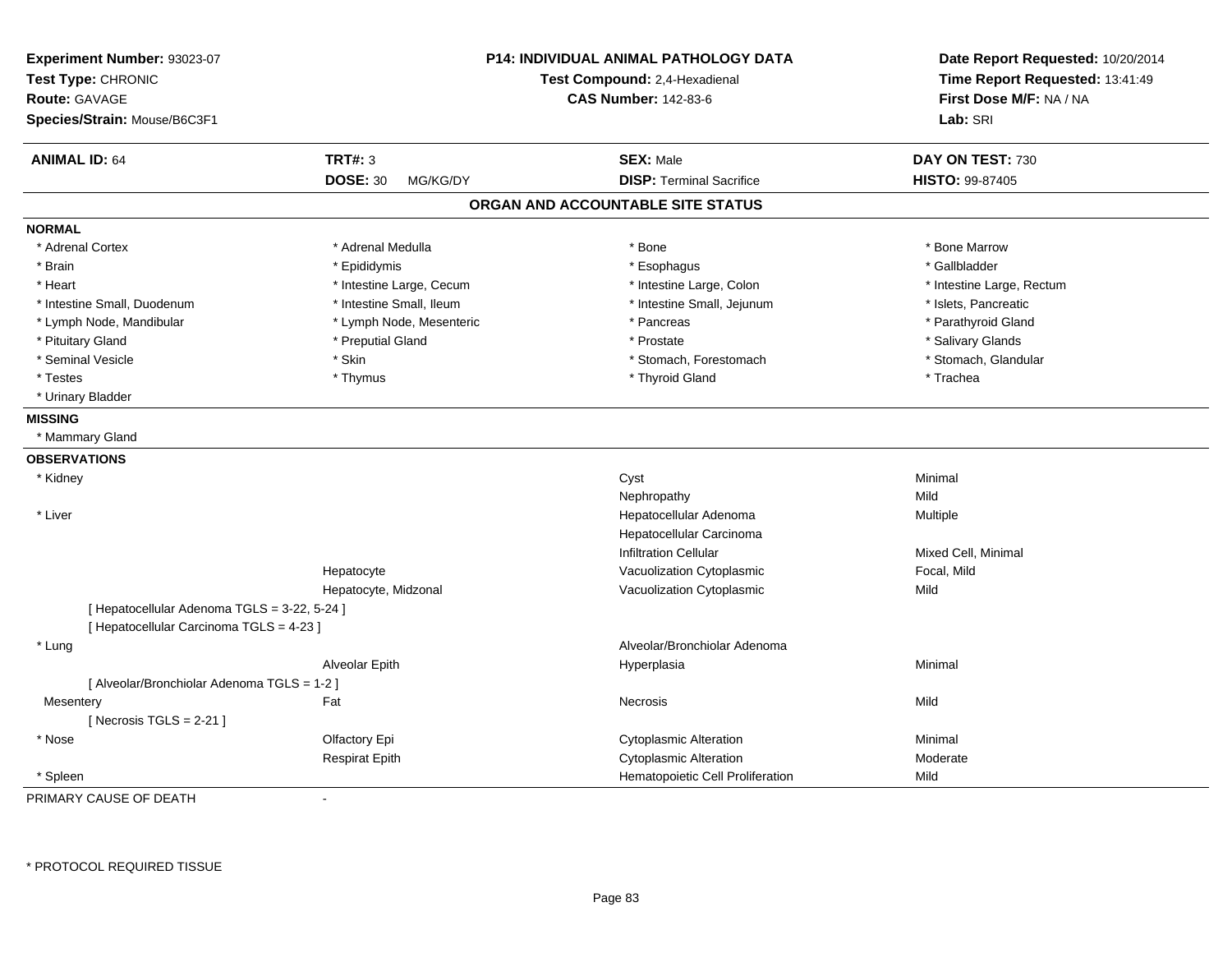**Experiment Number:** 93023-07
**Test Type:** CHRONIC
**Route:** GAVAGE
**Species/Strain:** Mouse/B6C3F1

**P14: INDIVIDUAL ANIMAL PATHOLOGY DATA**
**Test Compound:** 2,4-Hexadienal
**CAS Number:** 142-83-6

**Date Report Requested:** 10/20/2014
**Time Report Requested:** 13:41:49
**First Dose M/F:** NA / NA
**Lab:** SRI

| **ANIMAL ID:** 64 | **TRT#:** 3 | **SEX:** Male | **DAY ON TEST:** 730 |
|---|---|---|---|
| | **DOSE:** 30 MG/KG/DY | **DISP:** Terminal Sacrifice | **HISTO:** 99-87405 |

## ORGAN AND ACCOUNTABLE SITE STATUS

**NORMAL**

| | | | |
|---|---|---|---|
| * Adrenal Cortex | * Adrenal Medulla | * Bone | * Bone Marrow |
| * Brain | * Epididymis | * Esophagus | * Gallbladder |
| * Heart | * Intestine Large, Cecum | * Intestine Large, Colon | * Intestine Large, Rectum |
| * Intestine Small, Duodenum | * Intestine Small, Ileum | * Intestine Small, Jejunum | * Islets, Pancreatic |
| * Lymph Node, Mandibular | * Lymph Node, Mesenteric | * Pancreas | * Parathyroid Gland |
| * Pituitary Gland | * Preputial Gland | * Prostate | * Salivary Glands |
| * Seminal Vesicle | * Skin | * Stomach, Forestomach | * Stomach, Glandular |
| * Testes | * Thymus | * Thyroid Gland | * Trachea |
| * Urinary Bladder | | | |

**MISSING**

* Mammary Gland

**OBSERVATIONS**

| | | | |
|---|---|---|---|
| * Kidney | | Cyst | Minimal |
| | | Nephropathy | Mild |
| * Liver | | Hepatocellular Adenoma | Multiple |
| | | Hepatocellular Carcinoma | |
| | | Infiltration Cellular | Mixed Cell, Minimal |
| | Hepatocyte | Vacuolization Cytoplasmic | Focal, Mild |
| | Hepatocyte, Midzonal | Vacuolization Cytoplasmic | Mild |
| [ Hepatocellular Adenoma TGLS = 3-22, 5-24 ] | | | |
| [ Hepatocellular Carcinoma TGLS = 4-23 ] | | | |
| * Lung | | Alveolar/Bronchiolar Adenoma | |
| | Alveolar Epith | Hyperplasia | Minimal |
| [ Alveolar/Bronchiolar Adenoma TGLS = 1-2 ] | | | |
| Mesentery | Fat | Necrosis | Mild |
| [ Necrosis TGLS = 2-21 ] | | | |
| * Nose | Olfactory Epi | Cytoplasmic Alteration | Minimal |
| | Respirat Epith | Cytoplasmic Alteration | Moderate |
| * Spleen | | Hematopoietic Cell Proliferation | Mild |

PRIMARY CAUSE OF DEATH -

\* PROTOCOL REQUIRED TISSUE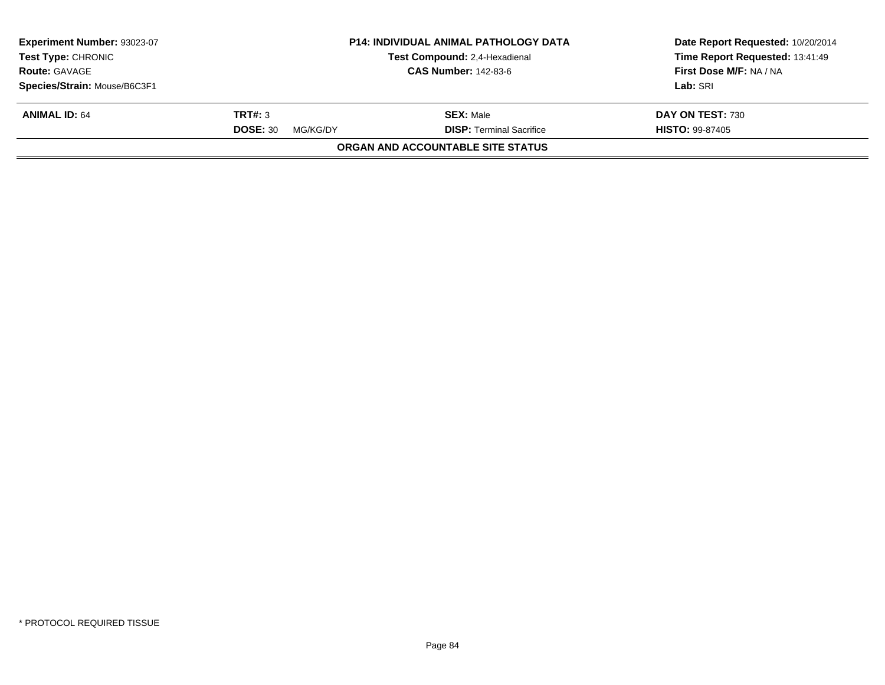| Experiment Number: 93023-07 | P14: INDIVIDUAL ANIMAL PATHOLOGY DATA | Date Report Requested: 10/20/2014 |
|---|---|---|
| Test Type: CHRONIC | Test Compound: 2,4-Hexadienal | Time Report Requested: 13:41:49 |
| Route: GAVAGE | CAS Number: 142-83-6 | First Dose M/F: NA / NA |
| Species/Strain: Mouse/B6C3F1 | | Lab: SRI |

| ANIMAL ID: 64 | TRT#: 3 | SEX: Male | DAY ON TEST: 730 |
|---|---|---|---|
| | DOSE: 30 MG/KG/DY | DISP: Terminal Sacrifice | HISTO: 99-87405 |

**ORGAN AND ACCOUNTABLE SITE STATUS**

* PROTOCOL REQUIRED TISSUE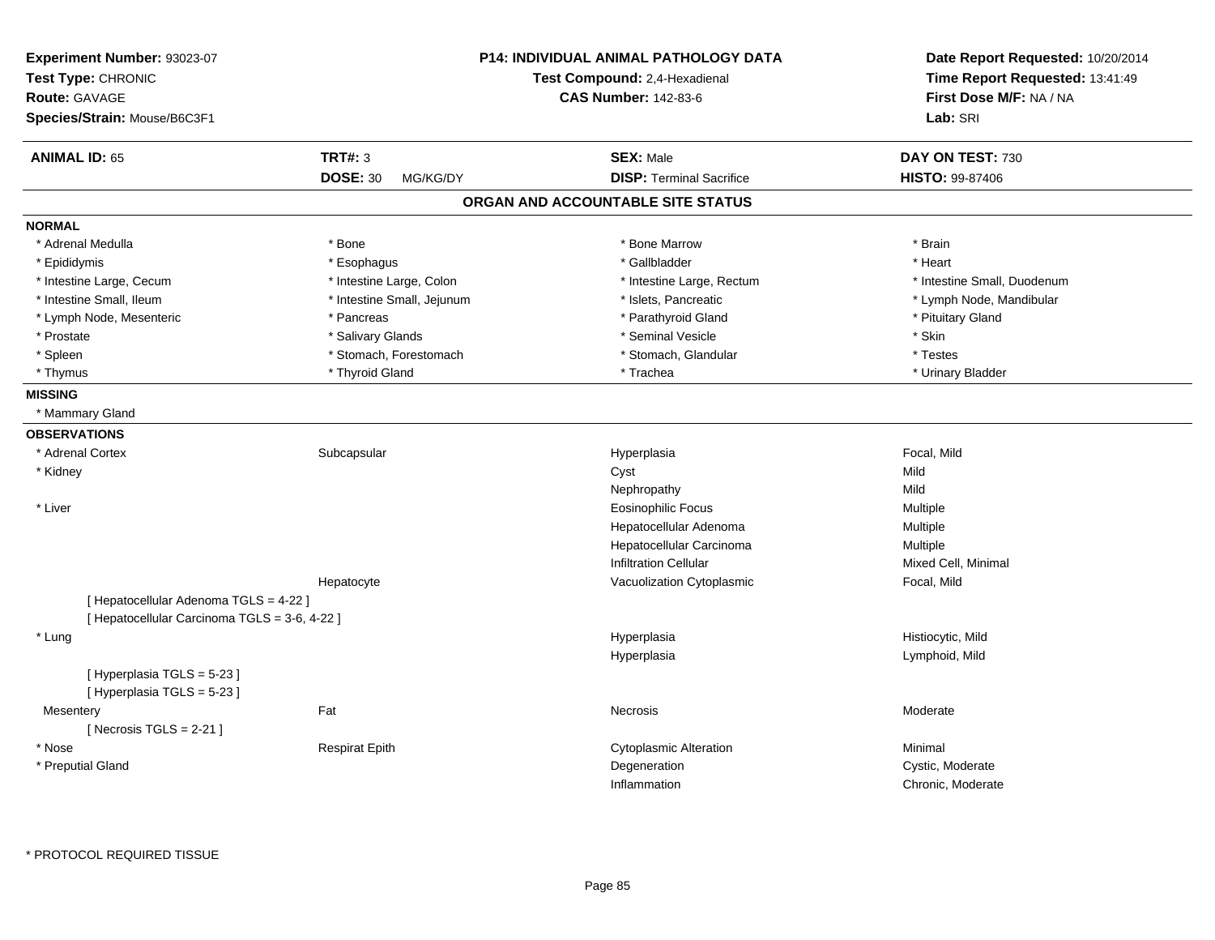**Experiment Number:** 93023-07
**Test Type:** CHRONIC
**Route:** GAVAGE
**Species/Strain:** Mouse/B6C3F1

**P14: INDIVIDUAL ANIMAL PATHOLOGY DATA**
**Test Compound:** 2,4-Hexadienal
**CAS Number:** 142-83-6

**Date Report Requested:** 10/20/2014
**Time Report Requested:** 13:41:49
**First Dose M/F:** NA / NA
**Lab:** SRI

| **ANIMAL ID:** 65 | **TRT#:** 3 | **SEX:** Male | **DAY ON TEST:** 730 |
|---|---|---|---|
| | **DOSE:** 30 MG/KG/DY | **DISP:** Terminal Sacrifice | **HISTO:** 99-87406 |

## ORGAN AND ACCOUNTABLE SITE STATUS

**NORMAL**

| | | | |
|---|---|---|---|
| * Adrenal Medulla | * Bone | * Bone Marrow | * Brain |
| * Epididymis | * Esophagus | * Gallbladder | * Heart |
| * Intestine Large, Cecum | * Intestine Large, Colon | * Intestine Large, Rectum | * Intestine Small, Duodenum |
| * Intestine Small, Ileum | * Intestine Small, Jejunum | * Islets, Pancreatic | * Lymph Node, Mandibular |
| * Lymph Node, Mesenteric | * Pancreas | * Parathyroid Gland | * Pituitary Gland |
| * Prostate | * Salivary Glands | * Seminal Vesicle | * Skin |
| * Spleen | * Stomach, Forestomach | * Stomach, Glandular | * Testes |
| * Thymus | * Thyroid Gland | * Trachea | * Urinary Bladder |

**MISSING**

* Mammary Gland

**OBSERVATIONS**

| | | | |
|---|---|---|---|
| * Adrenal Cortex | Subcapsular | Hyperplasia | Focal, Mild |
| * Kidney | | Cyst | Mild |
| | | Nephropathy | Mild |
| * Liver | | Eosinophilic Focus | Multiple |
| | | Hepatocellular Adenoma | Multiple |
| | | Hepatocellular Carcinoma | Multiple |
| | | Infiltration Cellular | Mixed Cell, Minimal |
| | Hepatocyte | Vacuolization Cytoplasmic | Focal, Mild |
| [ Hepatocellular Adenoma TGLS = 4-22 ] | | | |
| [ Hepatocellular Carcinoma TGLS = 3-6, 4-22 ] | | | |
| * Lung | | Hyperplasia | Histiocytic, Mild |
| | | Hyperplasia | Lymphoid, Mild |
| [ Hyperplasia TGLS = 5-23 ] | | | |
| [ Hyperplasia TGLS = 5-23 ] | | | |
| Mesentery | Fat | Necrosis | Moderate |
| [ Necrosis TGLS = 2-21 ] | | | |
| * Nose | Respirat Epith | Cytoplasmic Alteration | Minimal |
| * Preputial Gland | | Degeneration | Cystic, Moderate |
| | | Inflammation | Chronic, Moderate |

* PROTOCOL REQUIRED TISSUE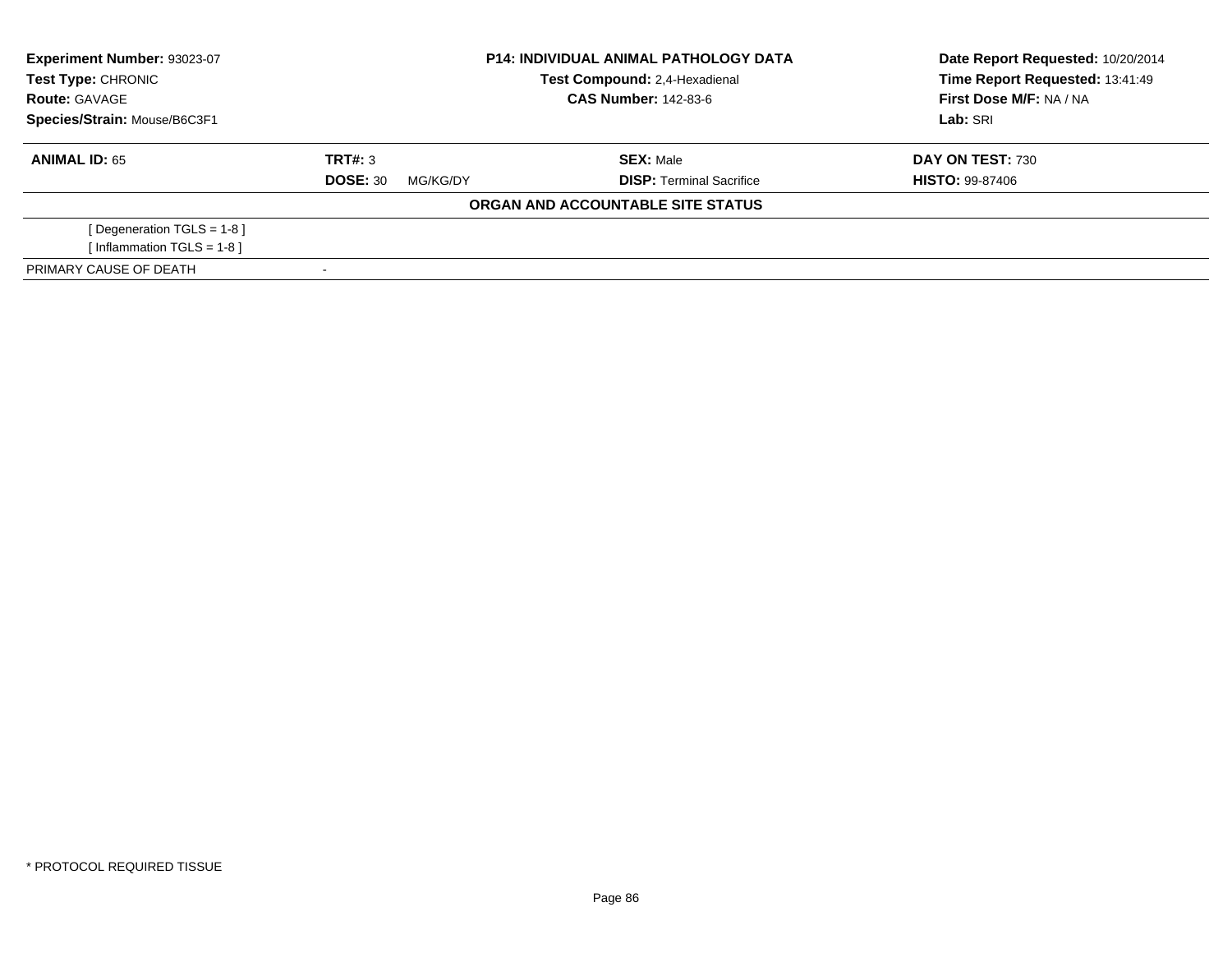**Experiment Number:** 93023-07
**Test Type:** CHRONIC
**Route:** GAVAGE
**Species/Strain:** Mouse/B6C3F1

**P14: INDIVIDUAL ANIMAL PATHOLOGY DATA**
**Test Compound:** 2,4-Hexadienal
**CAS Number:** 142-83-6

**Date Report Requested:** 10/20/2014
**Time Report Requested:** 13:41:49
**First Dose M/F:** NA / NA
**Lab:** SRI

| **ANIMAL ID:** 65 | **TRT#:** 3 | **SEX:** Male | **DAY ON TEST:** 730 |
|---|---|---|---|
| | **DOSE:** 30 MG/KG/DY | **DISP:** Terminal Sacrifice | **HISTO:** 99-87406 |

**ORGAN AND ACCOUNTABLE SITE STATUS**

[ Degeneration TGLS = 1-8 ]
[ Inflammation TGLS = 1-8 ]

| PRIMARY CAUSE OF DEATH | - |
|---|---|

* PROTOCOL REQUIRED TISSUE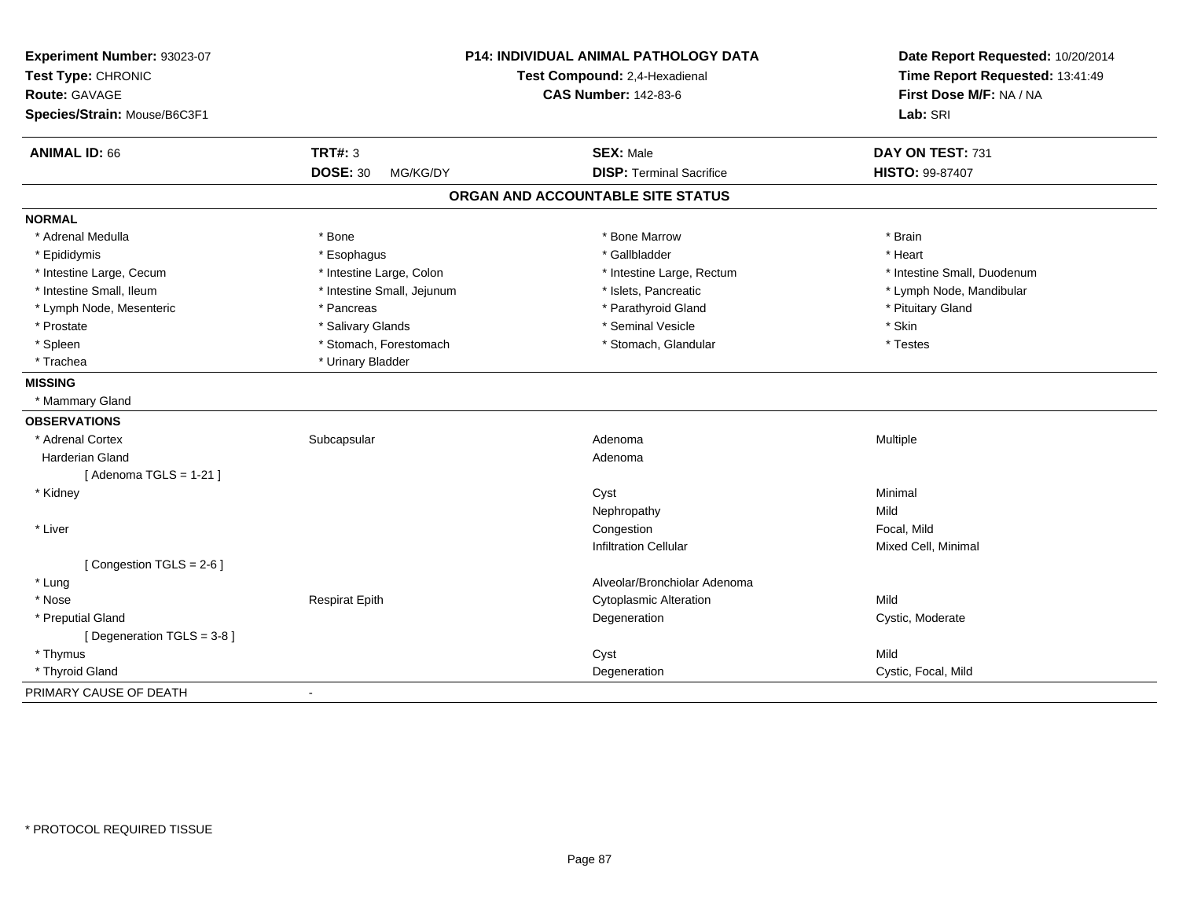**Experiment Number:** 93023-07
**Test Type:** CHRONIC
**Route:** GAVAGE
**Species/Strain:** Mouse/B6C3F1

**P14: INDIVIDUAL ANIMAL PATHOLOGY DATA**
**Test Compound:** 2,4-Hexadienal
**CAS Number:** 142-83-6

**Date Report Requested:** 10/20/2014
**Time Report Requested:** 13:41:49
**First Dose M/F:** NA / NA
**Lab:** SRI

| **ANIMAL ID:** 66 | **TRT#:** 3 | **SEX:** Male | **DAY ON TEST:** 731 |
|---|---|---|---|
| | **DOSE:** 30 MG/KG/DY | **DISP:** Terminal Sacrifice | **HISTO:** 99-87407 |

## ORGAN AND ACCOUNTABLE SITE STATUS

**NORMAL**

| | | | |
|---|---|---|---|
| * Adrenal Medulla | * Bone | * Bone Marrow | * Brain |
| * Epididymis | * Esophagus | * Gallbladder | * Heart |
| * Intestine Large, Cecum | * Intestine Large, Colon | * Intestine Large, Rectum | * Intestine Small, Duodenum |
| * Intestine Small, Ileum | * Intestine Small, Jejunum | * Islets, Pancreatic | * Lymph Node, Mandibular |
| * Lymph Node, Mesenteric | * Pancreas | * Parathyroid Gland | * Pituitary Gland |
| * Prostate | * Salivary Glands | * Seminal Vesicle | * Skin |
| * Spleen | * Stomach, Forestomach | * Stomach, Glandular | * Testes |
| * Trachea | * Urinary Bladder | | |

**MISSING**

* Mammary Gland

**OBSERVATIONS**

| | | | |
|---|---|---|---|
| * Adrenal Cortex | Subcapsular | Adenoma | Multiple |
| Harderian Gland | | Adenoma | |
| [ Adenoma TGLS = 1-21 ] | | | |
| * Kidney | | Cyst | Minimal |
| | | Nephropathy | Mild |
| * Liver | | Congestion | Focal, Mild |
| | | Infiltration Cellular | Mixed Cell, Minimal |
| [ Congestion TGLS = 2-6 ] | | | |
| * Lung | | Alveolar/Bronchiolar Adenoma | |
| * Nose | Respirat Epith | Cytoplasmic Alteration | Mild |
| * Preputial Gland | | Degeneration | Cystic, Moderate |
| [ Degeneration TGLS = 3-8 ] | | | |
| * Thymus | | Cyst | Mild |
| * Thyroid Gland | | Degeneration | Cystic, Focal, Mild |

PRIMARY CAUSE OF DEATH -

* PROTOCOL REQUIRED TISSUE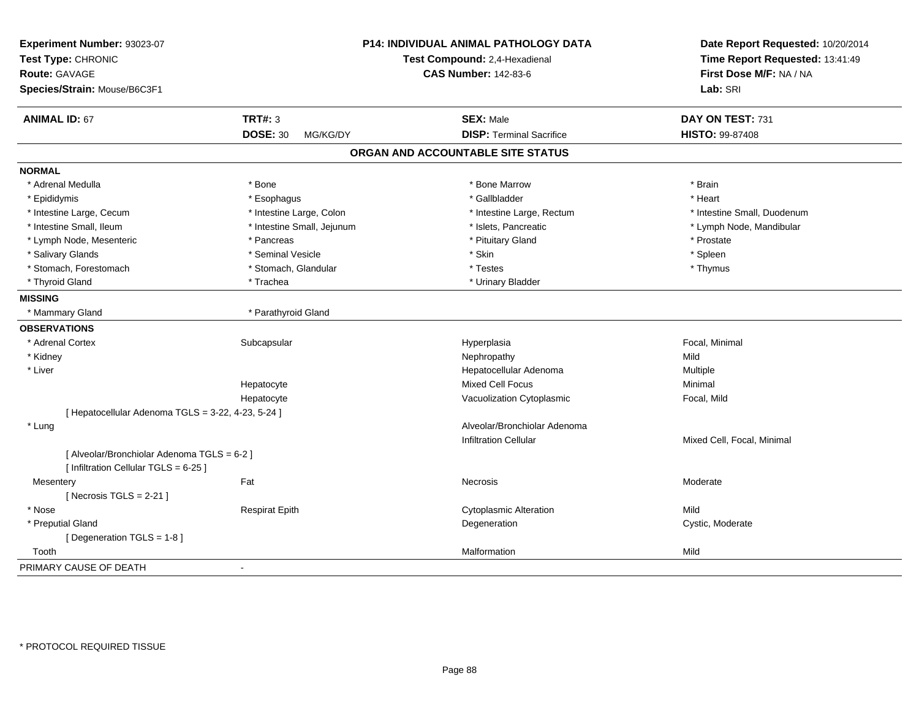**Experiment Number:** 93023-07
**Test Type:** CHRONIC
**Route:** GAVAGE
**Species/Strain:** Mouse/B6C3F1

**P14: INDIVIDUAL ANIMAL PATHOLOGY DATA**
**Test Compound:** 2,4-Hexadienal
**CAS Number:** 142-83-6

**Date Report Requested:** 10/20/2014
**Time Report Requested:** 13:41:49
**First Dose M/F:** NA / NA
**Lab:** SRI

| **ANIMAL ID:** 67 | **TRT#:** 3 | **SEX:** Male | **DAY ON TEST:** 731 |
|---|---|---|---|
| | **DOSE:** 30 MG/KG/DY | **DISP:** Terminal Sacrifice | **HISTO:** 99-87408 |

## ORGAN AND ACCOUNTABLE SITE STATUS

**NORMAL**

| | | | |
|---|---|---|---|
| * Adrenal Medulla | * Bone | * Bone Marrow | * Brain |
| * Epididymis | * Esophagus | * Gallbladder | * Heart |
| * Intestine Large, Cecum | * Intestine Large, Colon | * Intestine Large, Rectum | * Intestine Small, Duodenum |
| * Intestine Small, Ileum | * Intestine Small, Jejunum | * Islets, Pancreatic | * Lymph Node, Mandibular |
| * Lymph Node, Mesenteric | * Pancreas | * Pituitary Gland | * Prostate |
| * Salivary Glands | * Seminal Vesicle | * Skin | * Spleen |
| * Stomach, Forestomach | * Stomach, Glandular | * Testes | * Thymus |
| * Thyroid Gland | * Trachea | * Urinary Bladder | |

**MISSING**

| | |
|---|---|
| * Mammary Gland | * Parathyroid Gland |

**OBSERVATIONS**

| | | | |
|---|---|---|---|
| * Adrenal Cortex | Subcapsular | Hyperplasia | Focal, Minimal |
| * Kidney | | Nephropathy | Mild |
| * Liver | | Hepatocellular Adenoma | Multiple |
| | Hepatocyte | Mixed Cell Focus | Minimal |
| | Hepatocyte | Vacuolization Cytoplasmic | Focal, Mild |
| [ Hepatocellular Adenoma TGLS = 3-22, 4-23, 5-24 ] | | | |
| * Lung | | Alveolar/Bronchiolar Adenoma | |
| | | Infiltration Cellular | Mixed Cell, Focal, Minimal |
| [ Alveolar/Bronchiolar Adenoma TGLS = 6-2 ] | | | |
| [ Infiltration Cellular TGLS = 6-25 ] | | | |
| Mesentery | Fat | Necrosis | Moderate |
| [ Necrosis TGLS = 2-21 ] | | | |
| * Nose | Respirat Epith | Cytoplasmic Alteration | Mild |
| * Preputial Gland | | Degeneration | Cystic, Moderate |
| [ Degeneration TGLS = 1-8 ] | | | |
| Tooth | | Malformation | Mild |

PRIMARY CAUSE OF DEATH -

* PROTOCOL REQUIRED TISSUE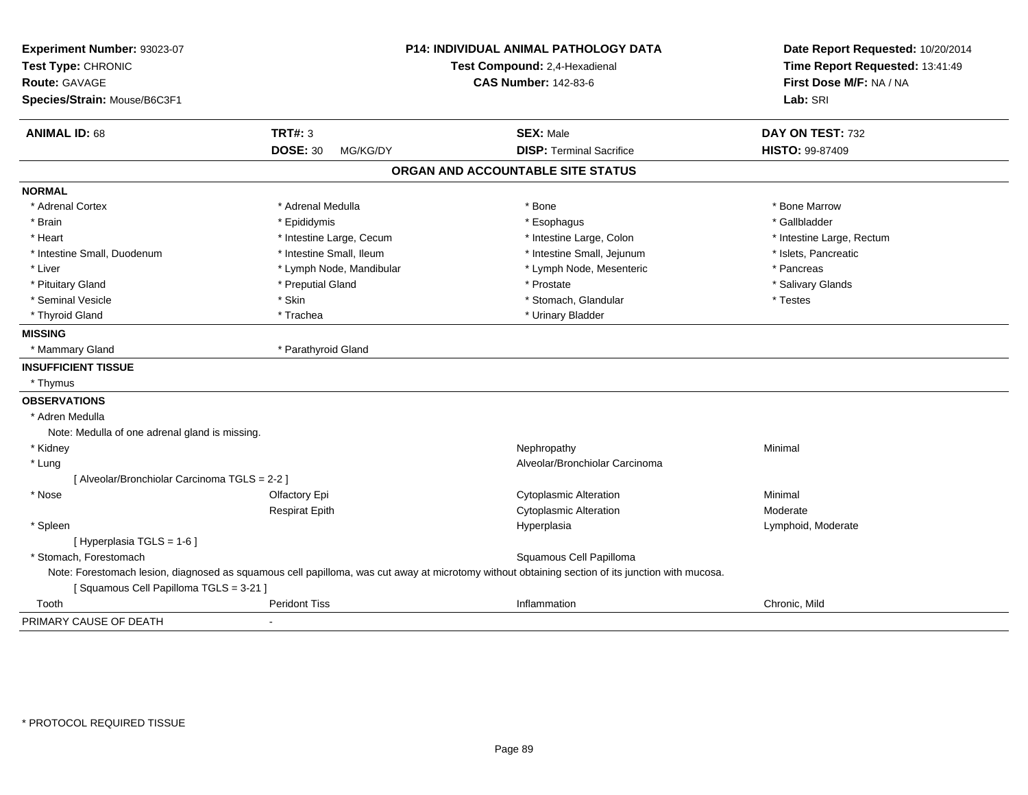**Experiment Number:** 93023-07
**Test Type:** CHRONIC
**Route:** GAVAGE
**Species/Strain:** Mouse/B6C3F1

**P14: INDIVIDUAL ANIMAL PATHOLOGY DATA**
**Test Compound:** 2,4-Hexadienal
**CAS Number:** 142-83-6

**Date Report Requested:** 10/20/2014
**Time Report Requested:** 13:41:49
**First Dose M/F:** NA / NA
**Lab:** SRI

| **ANIMAL ID:** 68 | **TRT#:** 3 | **SEX:** Male | **DAY ON TEST:** 732 |
|---|---|---|---|
| | **DOSE:** 30 MG/KG/DY | **DISP:** Terminal Sacrifice | **HISTO:** 99-87409 |

## ORGAN AND ACCOUNTABLE SITE STATUS

**NORMAL**

| | | | |
|---|---|---|---|
| * Adrenal Cortex | * Adrenal Medulla | * Bone | * Bone Marrow |
| * Brain | * Epididymis | * Esophagus | * Gallbladder |
| * Heart | * Intestine Large, Cecum | * Intestine Large, Colon | * Intestine Large, Rectum |
| * Intestine Small, Duodenum | * Intestine Small, Ileum | * Intestine Small, Jejunum | * Islets, Pancreatic |
| * Liver | * Lymph Node, Mandibular | * Lymph Node, Mesenteric | * Pancreas |
| * Pituitary Gland | * Preputial Gland | * Prostate | * Salivary Glands |
| * Seminal Vesicle | * Skin | * Stomach, Glandular | * Testes |
| * Thyroid Gland | * Trachea | * Urinary Bladder | |

**MISSING**

* Mammary Gland
* Parathyroid Gland

**INSUFFICIENT TISSUE**

* Thymus

**OBSERVATIONS**

* Adren Medulla
  Note: Medulla of one adrenal gland is missing.

| | | | |
|---|---|---|---|
| * Kidney | | Nephropathy | Minimal |
| * Lung | | Alveolar/Bronchiolar Carcinoma | |
| [ Alveolar/Bronchiolar Carcinoma TGLS = 2-2 ] | | | |
| * Nose | Olfactory Epi | Cytoplasmic Alteration | Minimal |
| | Respirat Epith | Cytoplasmic Alteration | Moderate |
| * Spleen | | Hyperplasia | Lymphoid, Moderate |
| [ Hyperplasia TGLS = 1-6 ] | | | |
| * Stomach, Forestomach | | Squamous Cell Papilloma | |

Note: Forestomach lesion, diagnosed as squamous cell papilloma, was cut away at microtomy without obtaining section of its junction with mucosa.

[ Squamous Cell Papilloma TGLS = 3-21 ]

| | | | |
|---|---|---|---|
| Tooth | Peridont Tiss | Inflammation | Chronic, Mild |

PRIMARY CAUSE OF DEATH -

* PROTOCOL REQUIRED TISSUE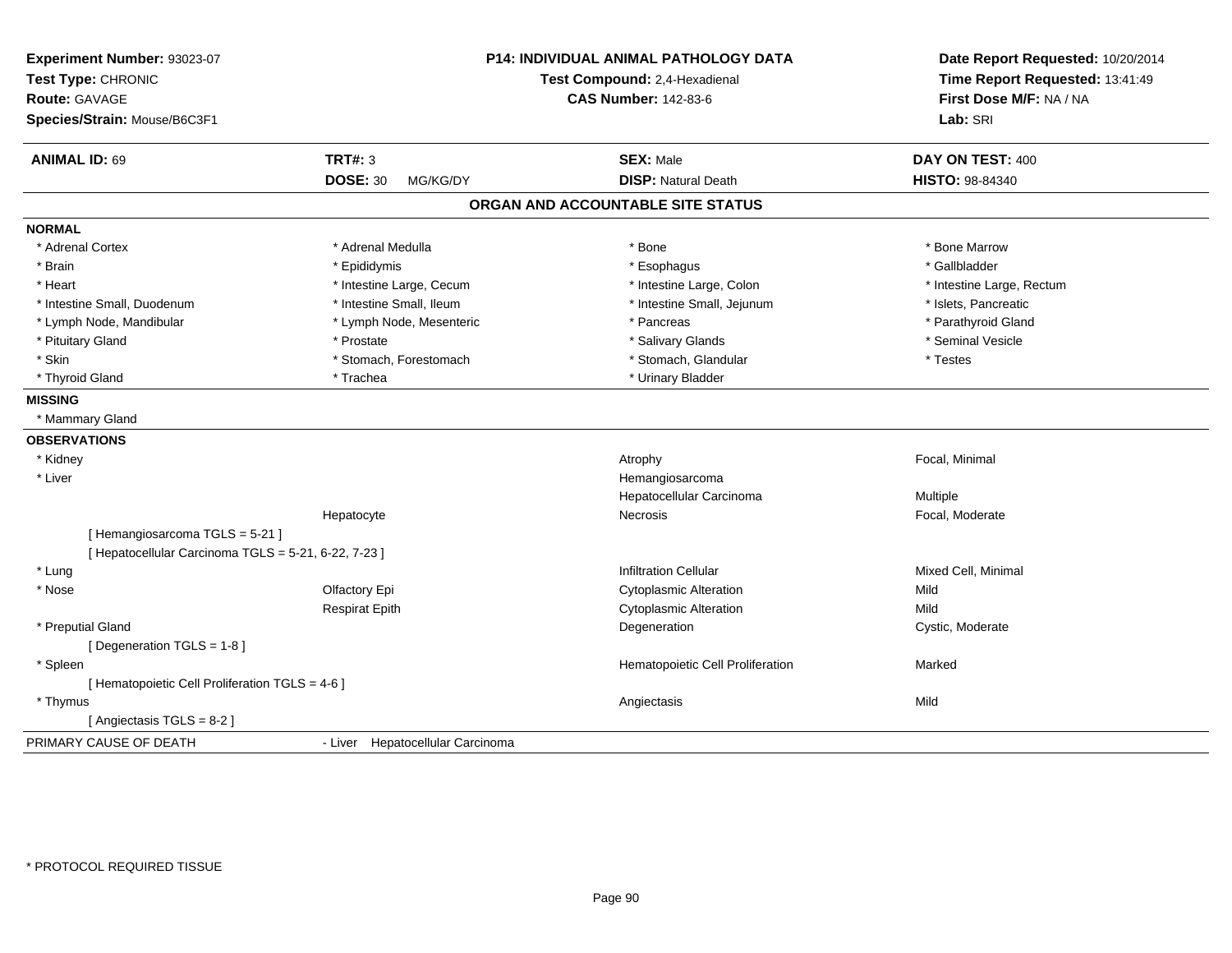**Experiment Number:** 93023-07
**Test Type:** CHRONIC
**Route:** GAVAGE
**Species/Strain:** Mouse/B6C3F1

**P14: INDIVIDUAL ANIMAL PATHOLOGY DATA**
**Test Compound:** 2,4-Hexadienal
**CAS Number:** 142-83-6

**Date Report Requested:** 10/20/2014
**Time Report Requested:** 13:41:49
**First Dose M/F:** NA / NA
**Lab:** SRI

| **ANIMAL ID:** 69 | **TRT#:** 3 | **SEX:** Male | **DAY ON TEST:** 400 |
|---|---|---|---|
| | **DOSE:** 30 MG/KG/DY | **DISP:** Natural Death | **HISTO:** 98-84340 |

## ORGAN AND ACCOUNTABLE SITE STATUS

**NORMAL**

| | | | |
|---|---|---|---|
| * Adrenal Cortex | * Adrenal Medulla | * Bone | * Bone Marrow |
| * Brain | * Epididymis | * Esophagus | * Gallbladder |
| * Heart | * Intestine Large, Cecum | * Intestine Large, Colon | * Intestine Large, Rectum |
| * Intestine Small, Duodenum | * Intestine Small, Ileum | * Intestine Small, Jejunum | * Islets, Pancreatic |
| * Lymph Node, Mandibular | * Lymph Node, Mesenteric | * Pancreas | * Parathyroid Gland |
| * Pituitary Gland | * Prostate | * Salivary Glands | * Seminal Vesicle |
| * Skin | * Stomach, Forestomach | * Stomach, Glandular | * Testes |
| * Thyroid Gland | * Trachea | * Urinary Bladder | |

**MISSING**

* Mammary Gland

**OBSERVATIONS**

| | | | |
|---|---|---|---|
| * Kidney | | Atrophy | Focal, Minimal |
| * Liver | | Hemangiosarcoma | |
| | | Hepatocellular Carcinoma | Multiple |
| | Hepatocyte | Necrosis | Focal, Moderate |
| [ Hemangiosarcoma TGLS = 5-21 ] | | | |
| [ Hepatocellular Carcinoma TGLS = 5-21, 6-22, 7-23 ] | | | |
| * Lung | | Infiltration Cellular | Mixed Cell, Minimal |
| * Nose | Olfactory Epi | Cytoplasmic Alteration | Mild |
| | Respirat Epith | Cytoplasmic Alteration | Mild |
| * Preputial Gland | | Degeneration | Cystic, Moderate |
| [ Degeneration TGLS = 1-8 ] | | | |
| * Spleen | | Hematopoietic Cell Proliferation | Marked |
| [ Hematopoietic Cell Proliferation TGLS = 4-6 ] | | | |
| * Thymus | | Angiectasis | Mild |
| [ Angiectasis TGLS = 8-2 ] | | | |

PRIMARY CAUSE OF DEATH - Liver Hepatocellular Carcinoma

* PROTOCOL REQUIRED TISSUE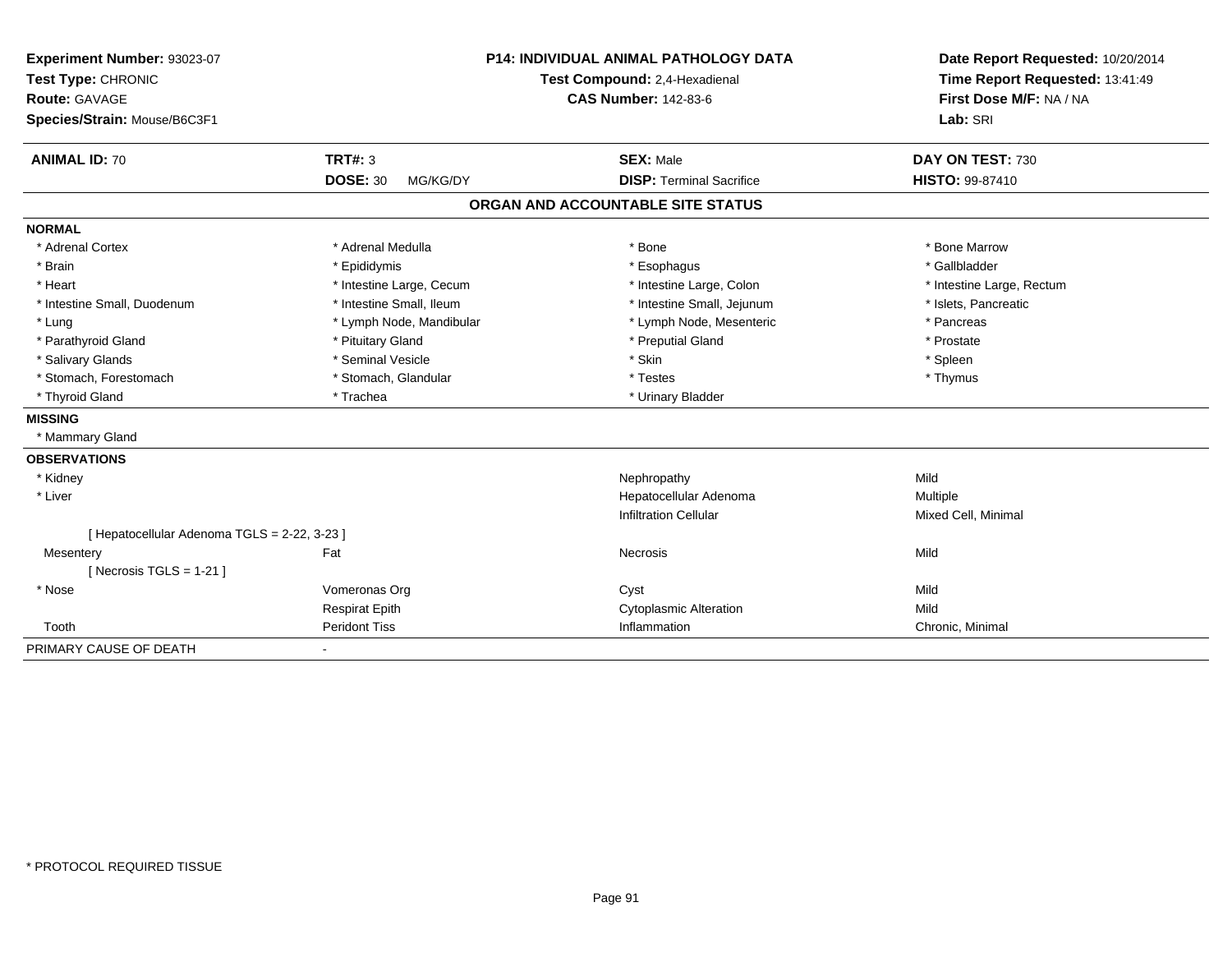**Experiment Number:** 93023-07
**Test Type:** CHRONIC
**Route:** GAVAGE
**Species/Strain:** Mouse/B6C3F1

**P14: INDIVIDUAL ANIMAL PATHOLOGY DATA**
**Test Compound:** 2,4-Hexadienal
**CAS Number:** 142-83-6

**Date Report Requested:** 10/20/2014
**Time Report Requested:** 13:41:49
**First Dose M/F:** NA / NA
**Lab:** SRI

| **ANIMAL ID:** 70 | **TRT#:** 3 | **SEX:** Male | **DAY ON TEST:** 730 |
|---|---|---|---|
| | **DOSE:** 30 MG/KG/DY | **DISP:** Terminal Sacrifice | **HISTO:** 99-87410 |

## ORGAN AND ACCOUNTABLE SITE STATUS

**NORMAL**

| | | | |
|---|---|---|---|
| * Adrenal Cortex | * Adrenal Medulla | * Bone | * Bone Marrow |
| * Brain | * Epididymis | * Esophagus | * Gallbladder |
| * Heart | * Intestine Large, Cecum | * Intestine Large, Colon | * Intestine Large, Rectum |
| * Intestine Small, Duodenum | * Intestine Small, Ileum | * Intestine Small, Jejunum | * Islets, Pancreatic |
| * Lung | * Lymph Node, Mandibular | * Lymph Node, Mesenteric | * Pancreas |
| * Parathyroid Gland | * Pituitary Gland | * Preputial Gland | * Prostate |
| * Salivary Glands | * Seminal Vesicle | * Skin | * Spleen |
| * Stomach, Forestomach | * Stomach, Glandular | * Testes | * Thymus |
| * Thyroid Gland | * Trachea | * Urinary Bladder | |

**MISSING**

* Mammary Gland

**OBSERVATIONS**

| | | | |
|---|---|---|---|
| * Kidney | | Nephropathy | Mild |
| * Liver | | Hepatocellular Adenoma | Multiple |
| | | Infiltration Cellular | Mixed Cell, Minimal |
| [ Hepatocellular Adenoma TGLS = 2-22, 3-23 ] | | | |
| Mesentery | Fat | Necrosis | Mild |
| [ Necrosis TGLS = 1-21 ] | | | |
| * Nose | Vomeronas Org | Cyst | Mild |
| | Respirat Epith | Cytoplasmic Alteration | Mild |
| Tooth | Peridont Tiss | Inflammation | Chronic, Minimal |

PRIMARY CAUSE OF DEATH -

* PROTOCOL REQUIRED TISSUE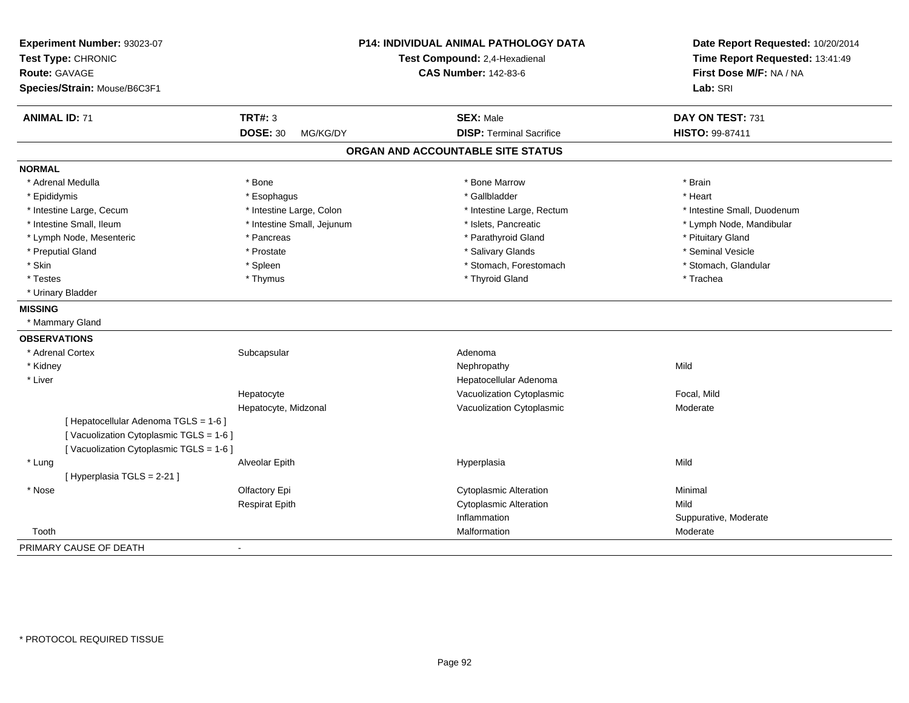**Experiment Number:** 93023-07
**Test Type:** CHRONIC
**Route:** GAVAGE
**Species/Strain:** Mouse/B6C3F1

**P14: INDIVIDUAL ANIMAL PATHOLOGY DATA**
**Test Compound:** 2,4-Hexadienal
**CAS Number:** 142-83-6

**Date Report Requested:** 10/20/2014
**Time Report Requested:** 13:41:49
**First Dose M/F:** NA / NA
**Lab:** SRI

| **ANIMAL ID:** 71 | **TRT#:** 3 | **SEX:** Male | **DAY ON TEST:** 731 |
|---|---|---|---|
| | **DOSE:** 30 MG/KG/DY | **DISP:** Terminal Sacrifice | **HISTO:** 99-87411 |

## ORGAN AND ACCOUNTABLE SITE STATUS

**NORMAL**

| | | | |
|---|---|---|---|
| * Adrenal Medulla | * Bone | * Bone Marrow | * Brain |
| * Epididymis | * Esophagus | * Gallbladder | * Heart |
| * Intestine Large, Cecum | * Intestine Large, Colon | * Intestine Large, Rectum | * Intestine Small, Duodenum |
| * Intestine Small, Ileum | * Intestine Small, Jejunum | * Islets, Pancreatic | * Lymph Node, Mandibular |
| * Lymph Node, Mesenteric | * Pancreas | * Parathyroid Gland | * Pituitary Gland |
| * Preputial Gland | * Prostate | * Salivary Glands | * Seminal Vesicle |
| * Skin | * Spleen | * Stomach, Forestomach | * Stomach, Glandular |
| * Testes | * Thymus | * Thyroid Gland | * Trachea |
| * Urinary Bladder | | | |

**MISSING**

* Mammary Gland

**OBSERVATIONS**

| | | | |
|---|---|---|---|
| * Adrenal Cortex | Subcapsular | Adenoma | |
| * Kidney | | Nephropathy | Mild |
| * Liver | | Hepatocellular Adenoma | |
| | Hepatocyte | Vacuolization Cytoplasmic | Focal, Mild |
| | Hepatocyte, Midzonal | Vacuolization Cytoplasmic | Moderate |
| [ Hepatocellular Adenoma TGLS = 1-6 ] | | | |
| [ Vacuolization Cytoplasmic TGLS = 1-6 ] | | | |
| [ Vacuolization Cytoplasmic TGLS = 1-6 ] | | | |
| * Lung | Alveolar Epith | Hyperplasia | Mild |
| [ Hyperplasia TGLS = 2-21 ] | | | |
| * Nose | Olfactory Epi | Cytoplasmic Alteration | Minimal |
| | Respirat Epith | Cytoplasmic Alteration | Mild |
| | | Inflammation | Suppurative, Moderate |
| Tooth | | Malformation | Moderate |

PRIMARY CAUSE OF DEATH -

* PROTOCOL REQUIRED TISSUE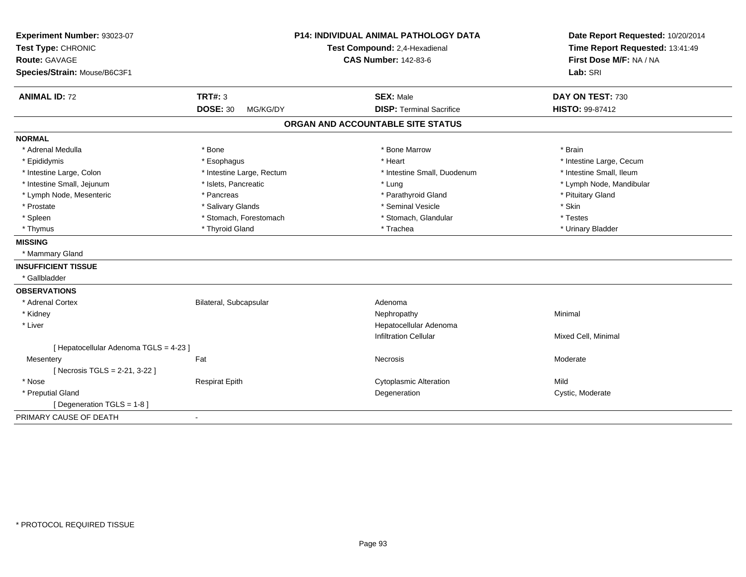**Experiment Number:** 93023-07
**Test Type:** CHRONIC
**Route:** GAVAGE
**Species/Strain:** Mouse/B6C3F1

**P14: INDIVIDUAL ANIMAL PATHOLOGY DATA**
**Test Compound:** 2,4-Hexadienal
**CAS Number:** 142-83-6

**Date Report Requested:** 10/20/2014
**Time Report Requested:** 13:41:49
**First Dose M/F:** NA / NA
**Lab:** SRI

| **ANIMAL ID:** 72 | **TRT#:** 3 | **SEX:** Male | **DAY ON TEST:** 730 |
|---|---|---|---|
| | **DOSE:** 30 MG/KG/DY | **DISP:** Terminal Sacrifice | **HISTO:** 99-87412 |

## ORGAN AND ACCOUNTABLE SITE STATUS

**NORMAL**

| | | | |
|---|---|---|---|
| * Adrenal Medulla | * Bone | * Bone Marrow | * Brain |
| * Epididymis | * Esophagus | * Heart | * Intestine Large, Cecum |
| * Intestine Large, Colon | * Intestine Large, Rectum | * Intestine Small, Duodenum | * Intestine Small, Ileum |
| * Intestine Small, Jejunum | * Islets, Pancreatic | * Lung | * Lymph Node, Mandibular |
| * Lymph Node, Mesenteric | * Pancreas | * Parathyroid Gland | * Pituitary Gland |
| * Prostate | * Salivary Glands | * Seminal Vesicle | * Skin |
| * Spleen | * Stomach, Forestomach | * Stomach, Glandular | * Testes |
| * Thymus | * Thyroid Gland | * Trachea | * Urinary Bladder |

**MISSING**

* Mammary Gland

**INSUFFICIENT TISSUE**

* Gallbladder

**OBSERVATIONS**

| | | | |
|---|---|---|---|
| * Adrenal Cortex | Bilateral, Subcapsular | Adenoma | |
| * Kidney | | Nephropathy | Minimal |
| * Liver | | Hepatocellular Adenoma | |
| | | Infiltration Cellular | Mixed Cell, Minimal |
| [ Hepatocellular Adenoma TGLS = 4-23 ] | | | |
| Mesentery | Fat | Necrosis | Moderate |
| [ Necrosis TGLS = 2-21, 3-22 ] | | | |
| * Nose | Respirat Epith | Cytoplasmic Alteration | Mild |
| * Preputial Gland | | Degeneration | Cystic, Moderate |
| [ Degeneration TGLS = 1-8 ] | | | |

PRIMARY CAUSE OF DEATH -

* PROTOCOL REQUIRED TISSUE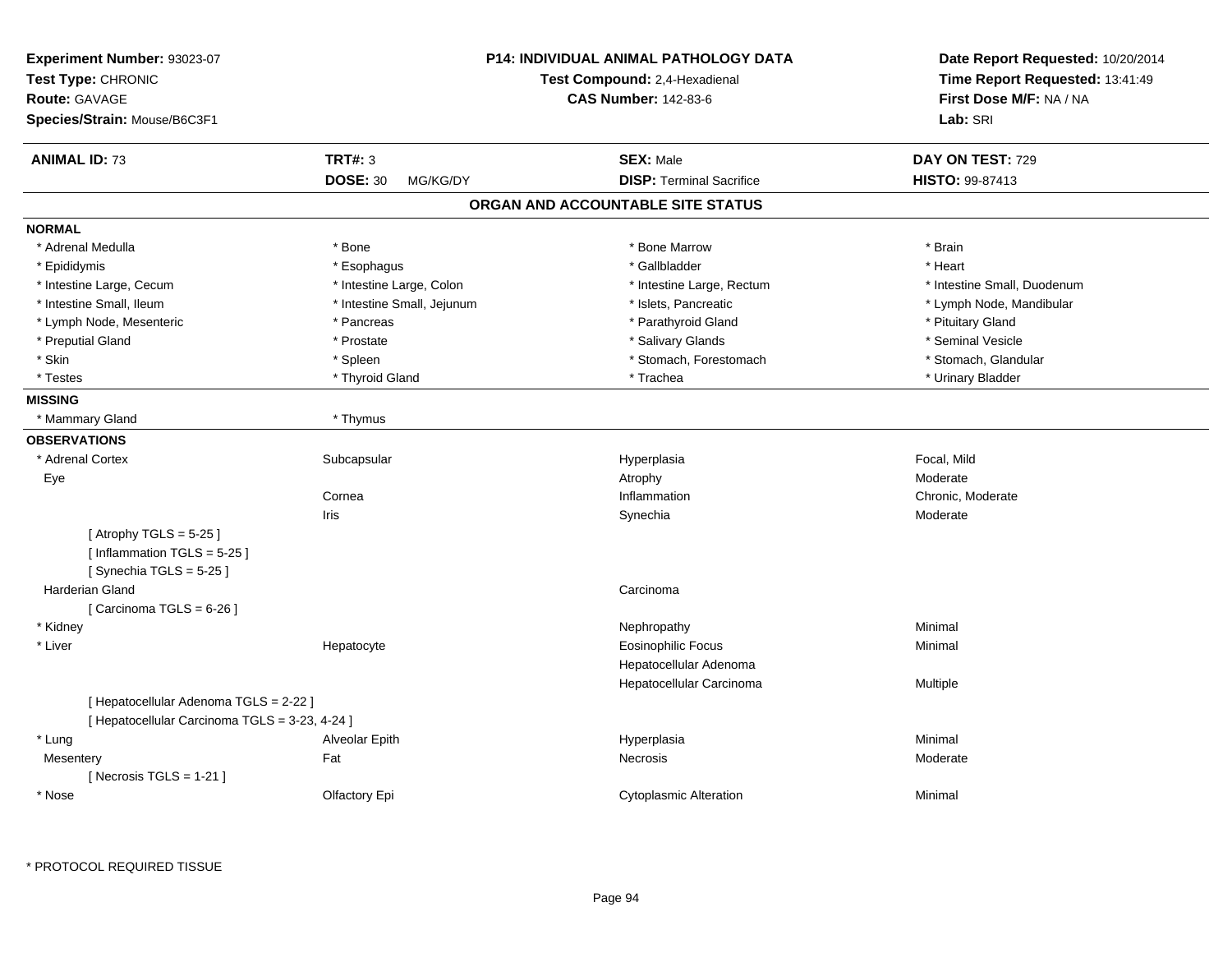**Experiment Number:** 93023-07
**Test Type:** CHRONIC
**Route:** GAVAGE
**Species/Strain:** Mouse/B6C3F1

**P14: INDIVIDUAL ANIMAL PATHOLOGY DATA**
**Test Compound:** 2,4-Hexadienal
**CAS Number:** 142-83-6

**Date Report Requested:** 10/20/2014
**Time Report Requested:** 13:41:49
**First Dose M/F:** NA / NA
**Lab:** SRI

| **ANIMAL ID:** 73 | **TRT#:** 3 | **SEX:** Male | **DAY ON TEST:** 729 |
|---|---|---|---|
| | **DOSE:** 30 MG/KG/DY | **DISP:** Terminal Sacrifice | **HISTO:** 99-87413 |

## ORGAN AND ACCOUNTABLE SITE STATUS

**NORMAL**

| | | | |
|---|---|---|---|
| * Adrenal Medulla | * Bone | * Bone Marrow | * Brain |
| * Epididymis | * Esophagus | * Gallbladder | * Heart |
| * Intestine Large, Cecum | * Intestine Large, Colon | * Intestine Large, Rectum | * Intestine Small, Duodenum |
| * Intestine Small, Ileum | * Intestine Small, Jejunum | * Islets, Pancreatic | * Lymph Node, Mandibular |
| * Lymph Node, Mesenteric | * Pancreas | * Parathyroid Gland | * Pituitary Gland |
| * Preputial Gland | * Prostate | * Salivary Glands | * Seminal Vesicle |
| * Skin | * Spleen | * Stomach, Forestomach | * Stomach, Glandular |
| * Testes | * Thyroid Gland | * Trachea | * Urinary Bladder |

**MISSING**

* Mammary Gland
* Thymus

**OBSERVATIONS**

| | | | |
|---|---|---|---|
| * Adrenal Cortex | Subcapsular | Hyperplasia | Focal, Mild |
| Eye | | Atrophy | Moderate |
| | Cornea | Inflammation | Chronic, Moderate |
| | Iris | Synechia | Moderate |
| [ Atrophy TGLS = 5-25 ] | | | |
| [ Inflammation TGLS = 5-25 ] | | | |
| [ Synechia TGLS = 5-25 ] | | | |
| Harderian Gland | | Carcinoma | |
| [ Carcinoma TGLS = 6-26 ] | | | |
| * Kidney | | Nephropathy | Minimal |
| * Liver | Hepatocyte | Eosinophilic Focus | Minimal |
| | | Hepatocellular Adenoma | |
| | | Hepatocellular Carcinoma | Multiple |
| [ Hepatocellular Adenoma TGLS = 2-22 ] | | | |
| [ Hepatocellular Carcinoma TGLS = 3-23, 4-24 ] | | | |
| * Lung | Alveolar Epith | Hyperplasia | Minimal |
| Mesentery | Fat | Necrosis | Moderate |
| [ Necrosis TGLS = 1-21 ] | | | |
| * Nose | Olfactory Epi | Cytoplasmic Alteration | Minimal |

* PROTOCOL REQUIRED TISSUE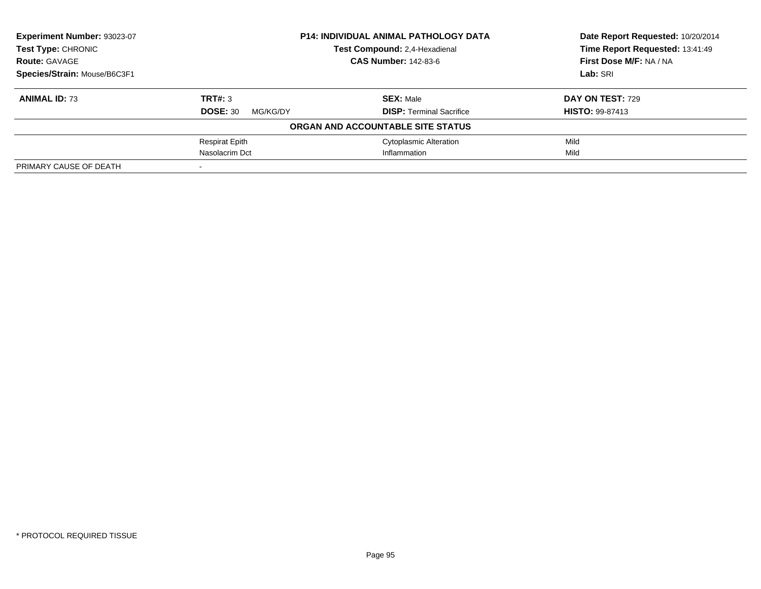| **Experiment Number:** 93023-07 | **P14: INDIVIDUAL ANIMAL PATHOLOGY DATA** | **Date Report Requested:** 10/20/2014 |
|---|---|---|
| **Test Type:** CHRONIC | **Test Compound:** 2,4-Hexadienal | **Time Report Requested:** 13:41:49 |
| **Route:** GAVAGE | **CAS Number:** 142-83-6 | **First Dose M/F:** NA / NA |
| **Species/Strain:** Mouse/B6C3F1 | | **Lab:** SRI |

| **ANIMAL ID:** 73 | **TRT#:** 3 | **SEX:** Male | **DAY ON TEST:** 729 |
|---|---|---|---|
| | **DOSE:** 30 MG/KG/DY | **DISP:** Terminal Sacrifice | **HISTO:** 99-87413 |
| | | **ORGAN AND ACCOUNTABLE SITE STATUS** | |
| | Respirat Epith | Cytoplasmic Alteration | Mild |
| | Nasolacrim Dct | Inflammation | Mild |
| PRIMARY CAUSE OF DEATH | - | | |

* PROTOCOL REQUIRED TISSUE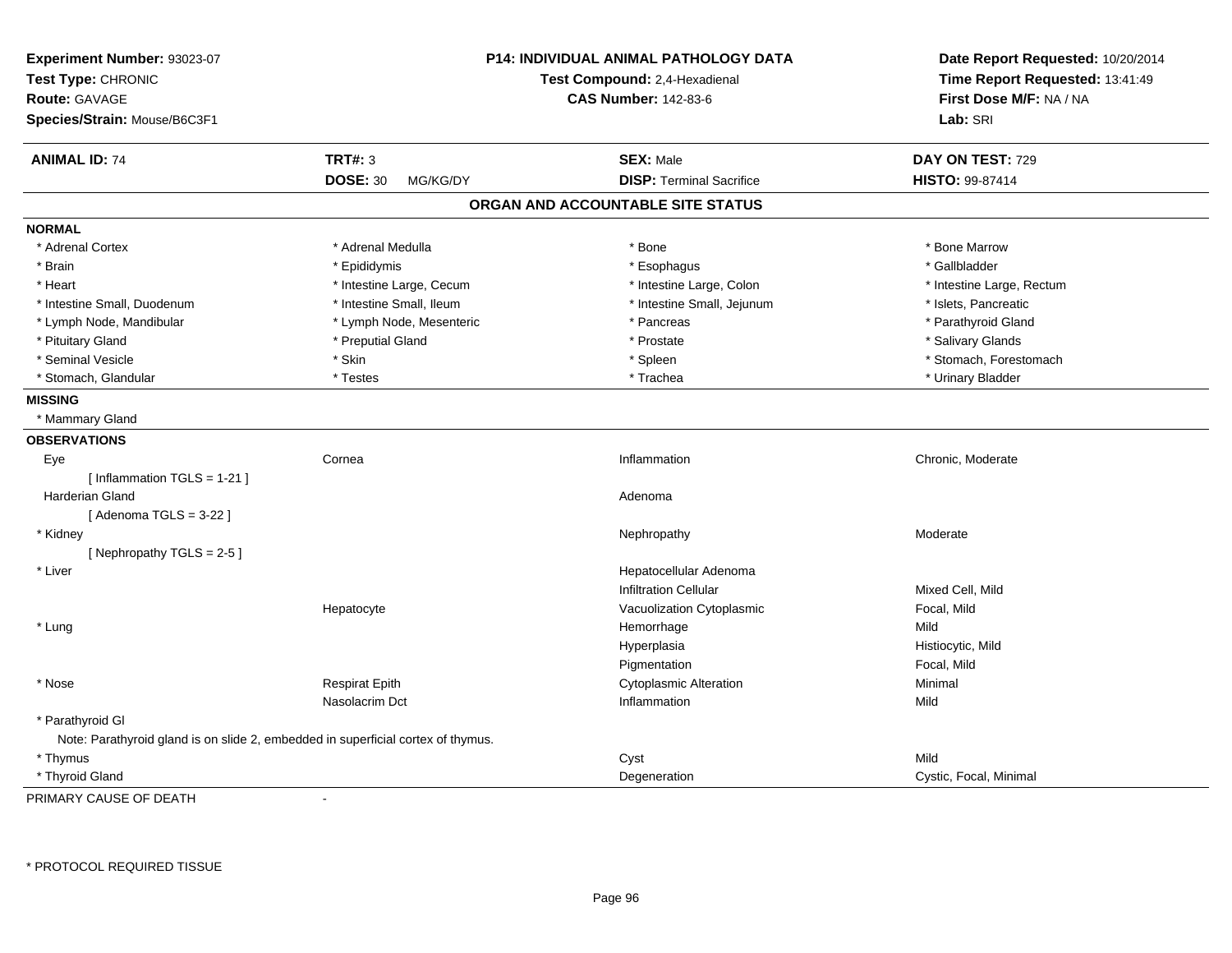**Experiment Number:** 93023-07
**Test Type:** CHRONIC
**Route:** GAVAGE
**Species/Strain:** Mouse/B6C3F1

**P14: INDIVIDUAL ANIMAL PATHOLOGY DATA**
**Test Compound:** 2,4-Hexadienal
**CAS Number:** 142-83-6

**Date Report Requested:** 10/20/2014
**Time Report Requested:** 13:41:49
**First Dose M/F:** NA / NA
**Lab:** SRI

| **ANIMAL ID:** 74 | **TRT#:** 3 | **SEX:** Male | **DAY ON TEST:** 729 |
|---|---|---|---|
| | **DOSE:** 30 MG/KG/DY | **DISP:** Terminal Sacrifice | **HISTO:** 99-87414 |

## ORGAN AND ACCOUNTABLE SITE STATUS

**NORMAL**

| | | | |
|---|---|---|---|
| * Adrenal Cortex | * Adrenal Medulla | * Bone | * Bone Marrow |
| * Brain | * Epididymis | * Esophagus | * Gallbladder |
| * Heart | * Intestine Large, Cecum | * Intestine Large, Colon | * Intestine Large, Rectum |
| * Intestine Small, Duodenum | * Intestine Small, Ileum | * Intestine Small, Jejunum | * Islets, Pancreatic |
| * Lymph Node, Mandibular | * Lymph Node, Mesenteric | * Pancreas | * Parathyroid Gland |
| * Pituitary Gland | * Preputial Gland | * Prostate | * Salivary Glands |
| * Seminal Vesicle | * Skin | * Spleen | * Stomach, Forestomach |
| * Stomach, Glandular | * Testes | * Trachea | * Urinary Bladder |

**MISSING**

* Mammary Gland

**OBSERVATIONS**

| Organ | Site | Finding | Qualifier |
|---|---|---|---|
| Eye | Cornea | Inflammation | Chronic, Moderate |
| [ Inflammation TGLS = 1-21 ] | | | |
| Harderian Gland | | Adenoma | |
| [ Adenoma TGLS = 3-22 ] | | | |
| * Kidney | | Nephropathy | Moderate |
| [ Nephropathy TGLS = 2-5 ] | | | |
| * Liver | | Hepatocellular Adenoma | |
| | | Infiltration Cellular | Mixed Cell, Mild |
| | Hepatocyte | Vacuolization Cytoplasmic | Focal, Mild |
| * Lung | | Hemorrhage | Mild |
| | | Hyperplasia | Histiocytic, Mild |
| | | Pigmentation | Focal, Mild |
| * Nose | Respirat Epith | Cytoplasmic Alteration | Minimal |
| | Nasolacrim Dct | Inflammation | Mild |
| * Parathyroid Gl | | | |
| Note: Parathyroid gland is on slide 2, embedded in superficial cortex of thymus. | | | |
| * Thymus | | Cyst | Mild |
| * Thyroid Gland | | Degeneration | Cystic, Focal, Minimal |

PRIMARY CAUSE OF DEATH -

* PROTOCOL REQUIRED TISSUE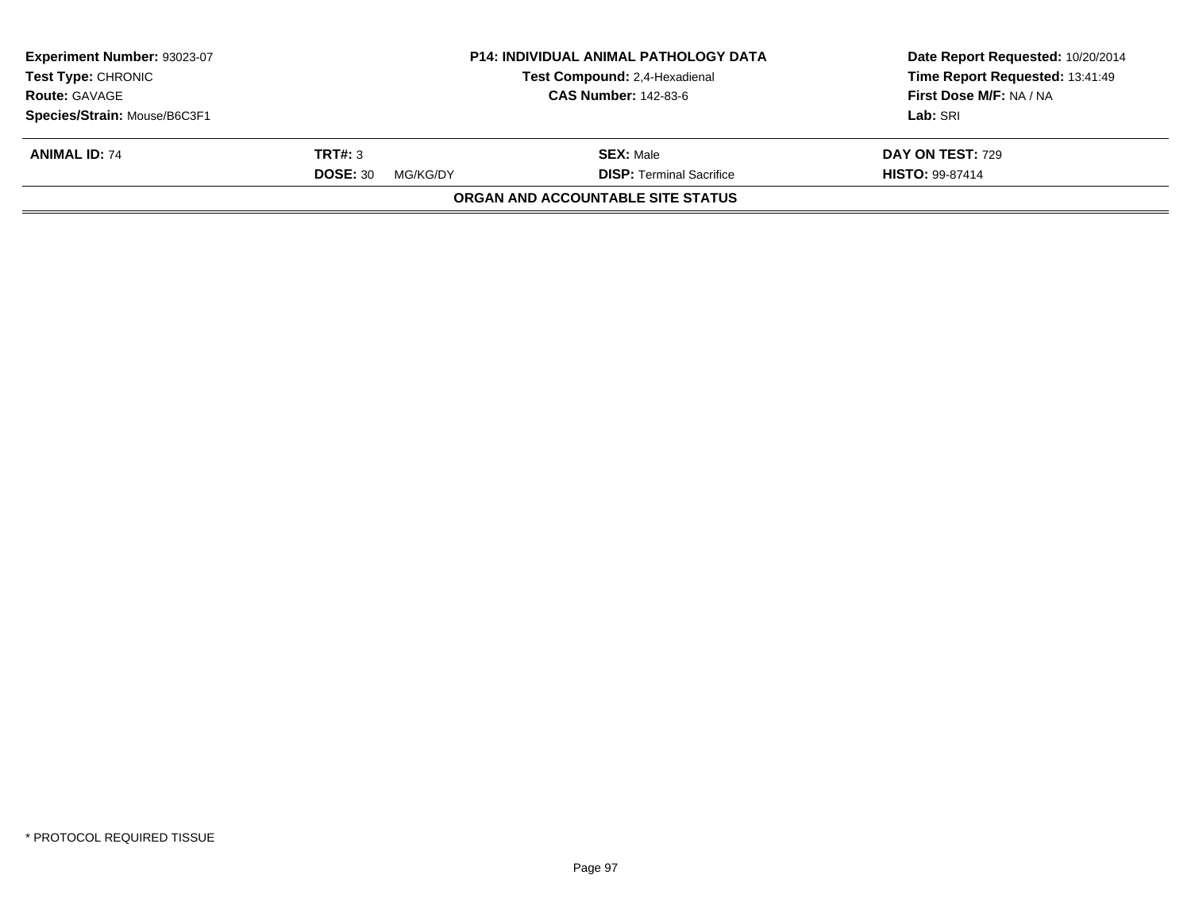| Experiment Number: 93023-07 | P14: INDIVIDUAL ANIMAL PATHOLOGY DATA | Date Report Requested: 10/20/2014 |
|---|---|---|
| Test Type: CHRONIC | Test Compound: 2,4-Hexadienal | Time Report Requested: 13:41:49 |
| Route: GAVAGE | CAS Number: 142-83-6 | First Dose M/F: NA / NA |
| Species/Strain: Mouse/B6C3F1 | | Lab: SRI |

| ANIMAL ID: 74 | TRT#: 3 | SEX: Male | DAY ON TEST: 729 |
|---|---|---|---|
| | DOSE: 30 MG/KG/DY | DISP: Terminal Sacrifice | HISTO: 99-87414 |

**ORGAN AND ACCOUNTABLE SITE STATUS**

* PROTOCOL REQUIRED TISSUE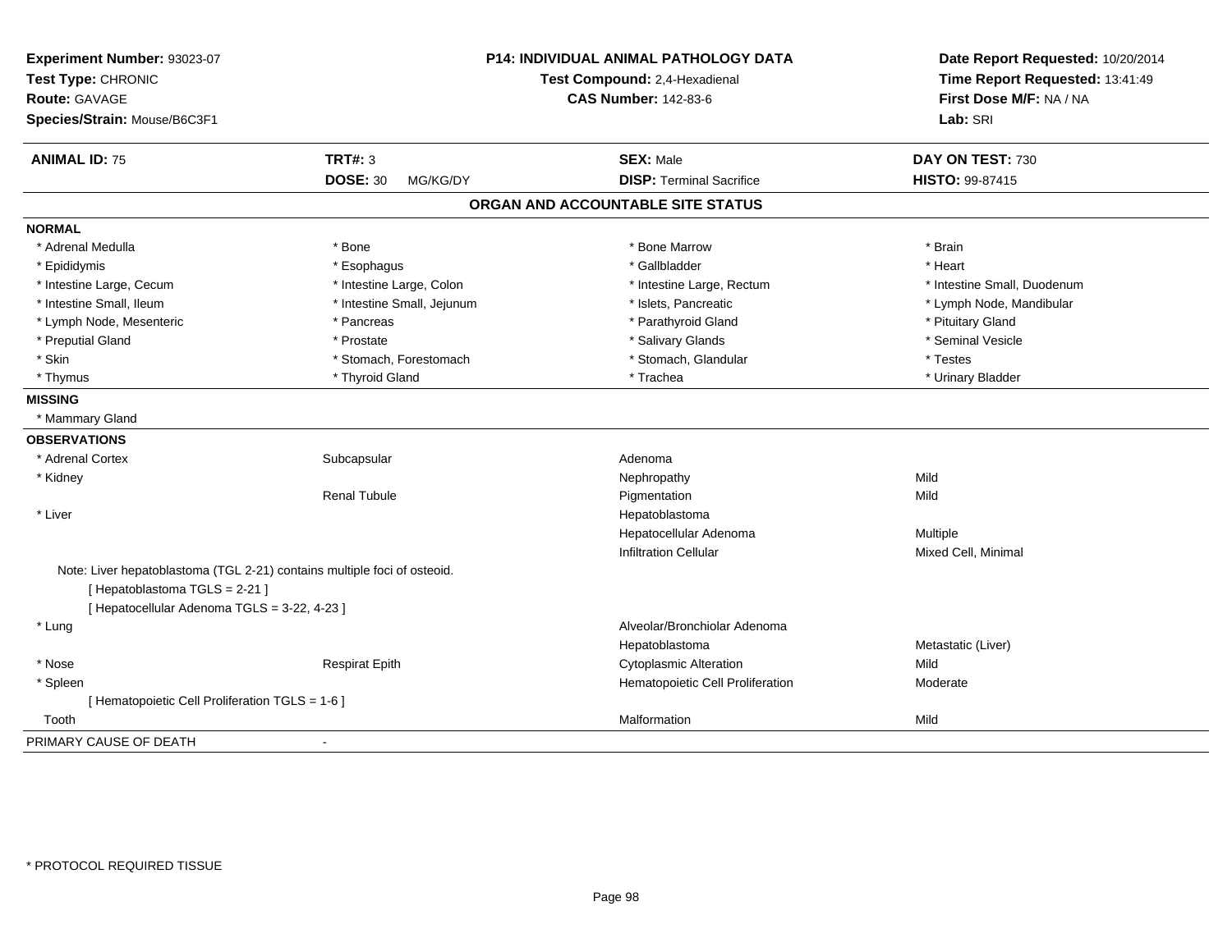**Experiment Number:** 93023-07
**Test Type:** CHRONIC
**Route:** GAVAGE
**Species/Strain:** Mouse/B6C3F1

**P14: INDIVIDUAL ANIMAL PATHOLOGY DATA**
**Test Compound:** 2,4-Hexadienal
**CAS Number:** 142-83-6

**Date Report Requested:** 10/20/2014
**Time Report Requested:** 13:41:49
**First Dose M/F:** NA / NA
**Lab:** SRI

| **ANIMAL ID:** 75 | **TRT#:** 3 | **SEX:** Male | **DAY ON TEST:** 730 |
|---|---|---|---|
| | **DOSE:** 30 MG/KG/DY | **DISP:** Terminal Sacrifice | **HISTO:** 99-87415 |

## ORGAN AND ACCOUNTABLE SITE STATUS

**NORMAL**

| | | | |
|---|---|---|---|
| * Adrenal Medulla | * Bone | * Bone Marrow | * Brain |
| * Epididymis | * Esophagus | * Gallbladder | * Heart |
| * Intestine Large, Cecum | * Intestine Large, Colon | * Intestine Large, Rectum | * Intestine Small, Duodenum |
| * Intestine Small, Ileum | * Intestine Small, Jejunum | * Islets, Pancreatic | * Lymph Node, Mandibular |
| * Lymph Node, Mesenteric | * Pancreas | * Parathyroid Gland | * Pituitary Gland |
| * Preputial Gland | * Prostate | * Salivary Glands | * Seminal Vesicle |
| * Skin | * Stomach, Forestomach | * Stomach, Glandular | * Testes |
| * Thymus | * Thyroid Gland | * Trachea | * Urinary Bladder |

**MISSING**

* Mammary Gland

**OBSERVATIONS**

| | | | |
|---|---|---|---|
| * Adrenal Cortex | Subcapsular | Adenoma | |
| * Kidney | | Nephropathy | Mild |
| | Renal Tubule | Pigmentation | Mild |
| * Liver | | Hepatoblastoma | |
| | | Hepatocellular Adenoma | Multiple |
| | | Infiltration Cellular | Mixed Cell, Minimal |

Note: Liver hepatoblastoma (TGL 2-21) contains multiple foci of osteoid.
[ Hepatoblastoma TGLS = 2-21 ]
[ Hepatocellular Adenoma TGLS = 3-22, 4-23 ]

| | | | |
|---|---|---|---|
| * Lung | | Alveolar/Bronchiolar Adenoma | |
| | | Hepatoblastoma | Metastatic (Liver) |
| * Nose | Respirat Epith | Cytoplasmic Alteration | Mild |
| * Spleen | | Hematopoietic Cell Proliferation | Moderate |

[ Hematopoietic Cell Proliferation TGLS = 1-6 ]

| | | | |
|---|---|---|---|
| Tooth | | Malformation | Mild |

PRIMARY CAUSE OF DEATH -

* PROTOCOL REQUIRED TISSUE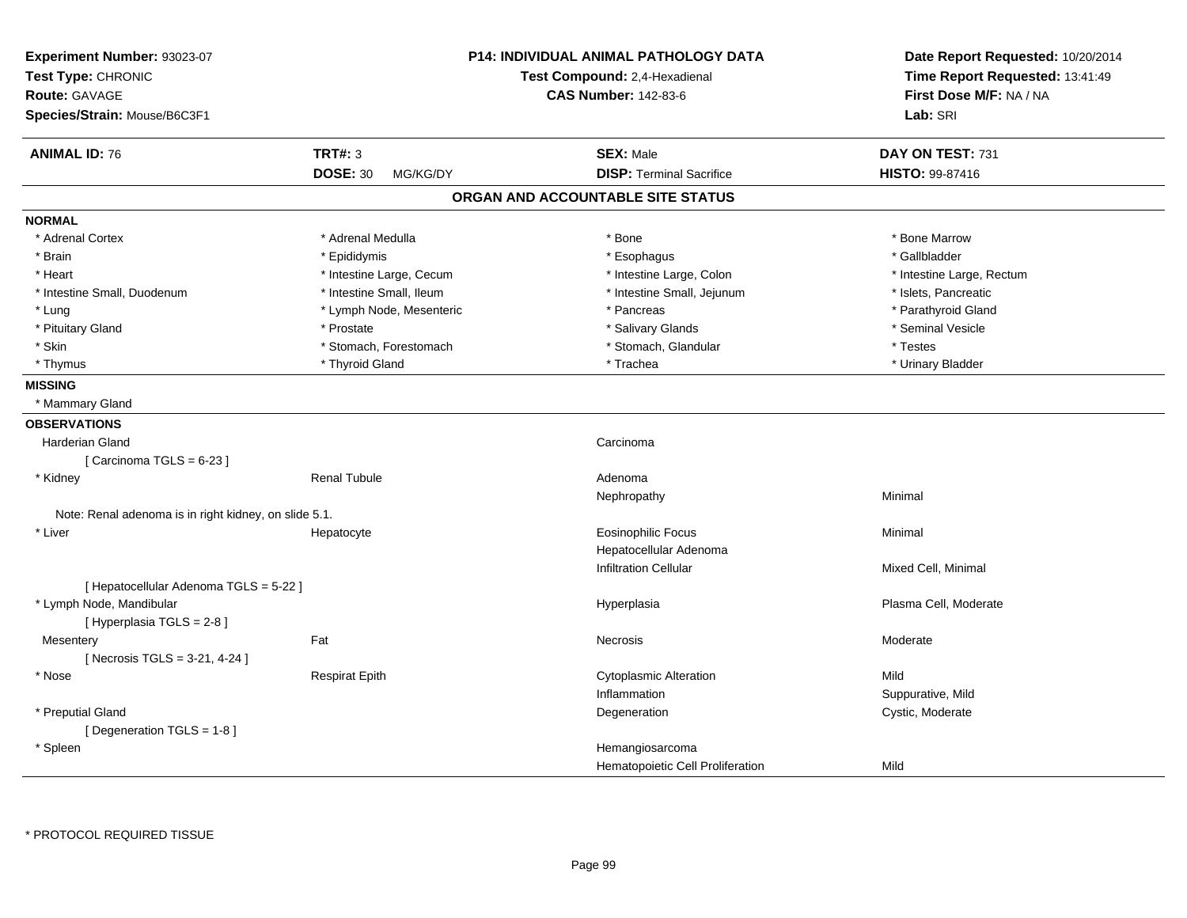**Experiment Number:** 93023-07
**Test Type:** CHRONIC
**Route:** GAVAGE
**Species/Strain:** Mouse/B6C3F1

**P14: INDIVIDUAL ANIMAL PATHOLOGY DATA**
**Test Compound:** 2,4-Hexadienal
**CAS Number:** 142-83-6

**Date Report Requested:** 10/20/2014
**Time Report Requested:** 13:41:49
**First Dose M/F:** NA / NA
**Lab:** SRI

| **ANIMAL ID:** 76 | **TRT#:** 3 | **SEX:** Male | **DAY ON TEST:** 731 |
|---|---|---|---|
| | **DOSE:** 30 MG/KG/DY | **DISP:** Terminal Sacrifice | **HISTO:** 99-87416 |

## ORGAN AND ACCOUNTABLE SITE STATUS

**NORMAL**

| | | | |
|---|---|---|---|
| * Adrenal Cortex | * Adrenal Medulla | * Bone | * Bone Marrow |
| * Brain | * Epididymis | * Esophagus | * Gallbladder |
| * Heart | * Intestine Large, Cecum | * Intestine Large, Colon | * Intestine Large, Rectum |
| * Intestine Small, Duodenum | * Intestine Small, Ileum | * Intestine Small, Jejunum | * Islets, Pancreatic |
| * Lung | * Lymph Node, Mesenteric | * Pancreas | * Parathyroid Gland |
| * Pituitary Gland | * Prostate | * Salivary Glands | * Seminal Vesicle |
| * Skin | * Stomach, Forestomach | * Stomach, Glandular | * Testes |
| * Thymus | * Thyroid Gland | * Trachea | * Urinary Bladder |

**MISSING**

* Mammary Gland

**OBSERVATIONS**

| Organ | Site | Observation | Severity/Qualifier |
|---|---|---|---|
| Harderian Gland | | Carcinoma | |
| [ Carcinoma TGLS = 6-23 ] | | | |
| * Kidney | Renal Tubule | Adenoma | |
| | | Nephropathy | Minimal |
| Note: Renal adenoma is in right kidney, on slide 5.1. | | | |
| * Liver | Hepatocyte | Eosinophilic Focus | Minimal |
| | | Hepatocellular Adenoma | |
| | | Infiltration Cellular | Mixed Cell, Minimal |
| [ Hepatocellular Adenoma TGLS = 5-22 ] | | | |
| * Lymph Node, Mandibular | | Hyperplasia | Plasma Cell, Moderate |
| [ Hyperplasia TGLS = 2-8 ] | | | |
| Mesentery | Fat | Necrosis | Moderate |
| [ Necrosis TGLS = 3-21, 4-24 ] | | | |
| * Nose | Respirat Epith | Cytoplasmic Alteration | Mild |
| | | Inflammation | Suppurative, Mild |
| * Preputial Gland | | Degeneration | Cystic, Moderate |
| [ Degeneration TGLS = 1-8 ] | | | |
| * Spleen | | Hemangiosarcoma | |
| | | Hematopoietic Cell Proliferation | Mild |

* PROTOCOL REQUIRED TISSUE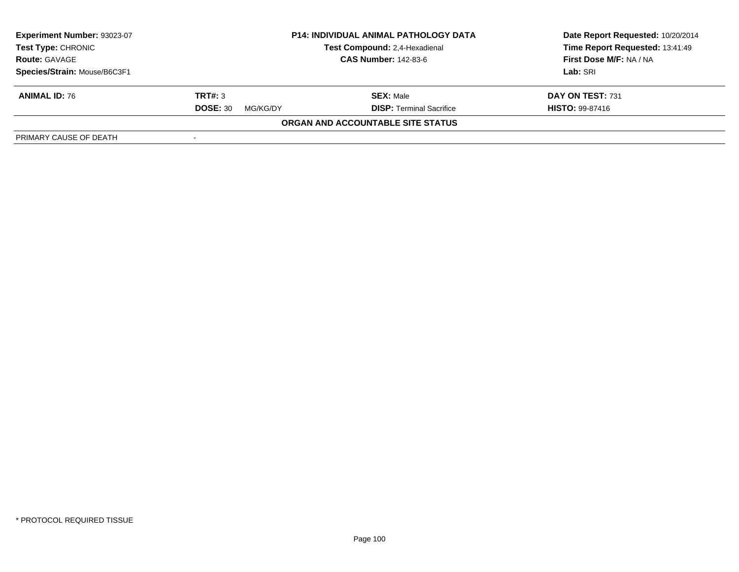| Experiment Number: 93023-07 | P14: INDIVIDUAL ANIMAL PATHOLOGY DATA | Date Report Requested: 10/20/2014 |
|---|---|---|
| Test Type: CHRONIC | Test Compound: 2,4-Hexadienal | Time Report Requested: 13:41:49 |
| Route: GAVAGE | CAS Number: 142-83-6 | First Dose M/F: NA / NA |
| Species/Strain: Mouse/B6C3F1 | | Lab: SRI |

| ANIMAL ID: 76 | TRT#: 3 | SEX: Male | DAY ON TEST: 731 |
|---|---|---|---|
| | DOSE: 30 MG/KG/DY | DISP: Terminal Sacrifice | HISTO: 99-87416 |

**ORGAN AND ACCOUNTABLE SITE STATUS**

| PRIMARY CAUSE OF DEATH | - |
|---|---|

* PROTOCOL REQUIRED TISSUE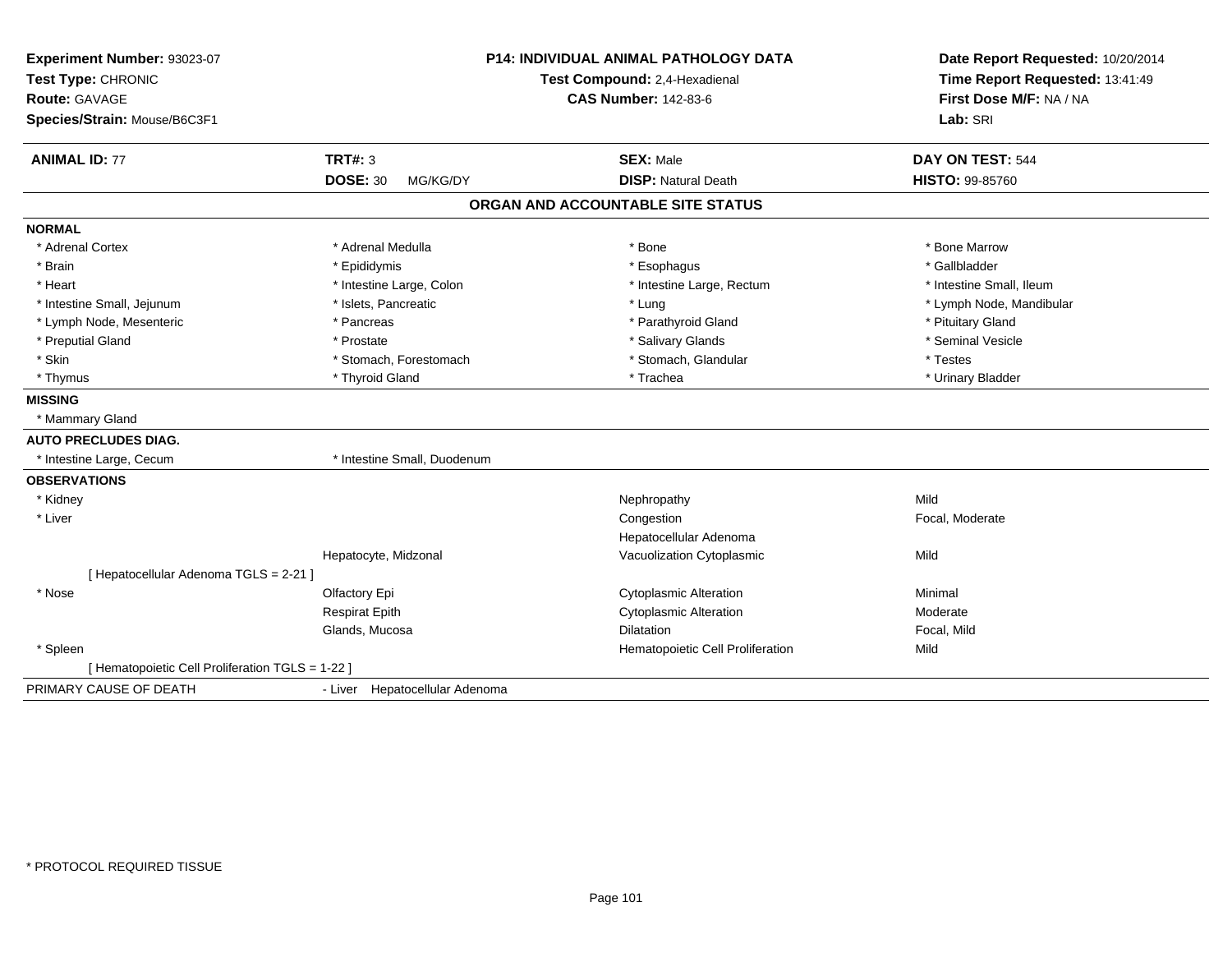**Experiment Number:** 93023-07
**Test Type:** CHRONIC
**Route:** GAVAGE
**Species/Strain:** Mouse/B6C3F1

**P14: INDIVIDUAL ANIMAL PATHOLOGY DATA**
**Test Compound:** 2,4-Hexadienal
**CAS Number:** 142-83-6

**Date Report Requested:** 10/20/2014
**Time Report Requested:** 13:41:49
**First Dose M/F:** NA / NA
**Lab:** SRI

| **ANIMAL ID:** 77 | **TRT#:** 3 | **SEX:** Male | **DAY ON TEST:** 544 |
|---|---|---|---|
| | **DOSE:** 30 MG/KG/DY | **DISP:** Natural Death | **HISTO:** 99-85760 |

## ORGAN AND ACCOUNTABLE SITE STATUS

| | | | |
|---|---|---|---|
| **NORMAL** | | | |
| * Adrenal Cortex | * Adrenal Medulla | * Bone | * Bone Marrow |
| * Brain | * Epididymis | * Esophagus | * Gallbladder |
| * Heart | * Intestine Large, Colon | * Intestine Large, Rectum | * Intestine Small, Ileum |
| * Intestine Small, Jejunum | * Islets, Pancreatic | * Lung | * Lymph Node, Mandibular |
| * Lymph Node, Mesenteric | * Pancreas | * Parathyroid Gland | * Pituitary Gland |
| * Preputial Gland | * Prostate | * Salivary Glands | * Seminal Vesicle |
| * Skin | * Stomach, Forestomach | * Stomach, Glandular | * Testes |
| * Thymus | * Thyroid Gland | * Trachea | * Urinary Bladder |
| **MISSING** | | | |
| * Mammary Gland | | | |
| **AUTO PRECLUDES DIAG.** | | | |
| * Intestine Large, Cecum | * Intestine Small, Duodenum | | |
| **OBSERVATIONS** | | | |
| * Kidney | | Nephropathy | Mild |
| * Liver | | Congestion | Focal, Moderate |
| | | Hepatocellular Adenoma | |
| | Hepatocyte, Midzonal | Vacuolization Cytoplasmic | Mild |
| [ Hepatocellular Adenoma TGLS = 2-21 ] | | | |
| * Nose | Olfactory Epi | Cytoplasmic Alteration | Minimal |
| | Respirat Epith | Cytoplasmic Alteration | Moderate |
| | Glands, Mucosa | Dilatation | Focal, Mild |
| * Spleen | | Hematopoietic Cell Proliferation | Mild |
| [ Hematopoietic Cell Proliferation TGLS = 1-22 ] | | | |
| PRIMARY CAUSE OF DEATH | - Liver Hepatocellular Adenoma | | |

* PROTOCOL REQUIRED TISSUE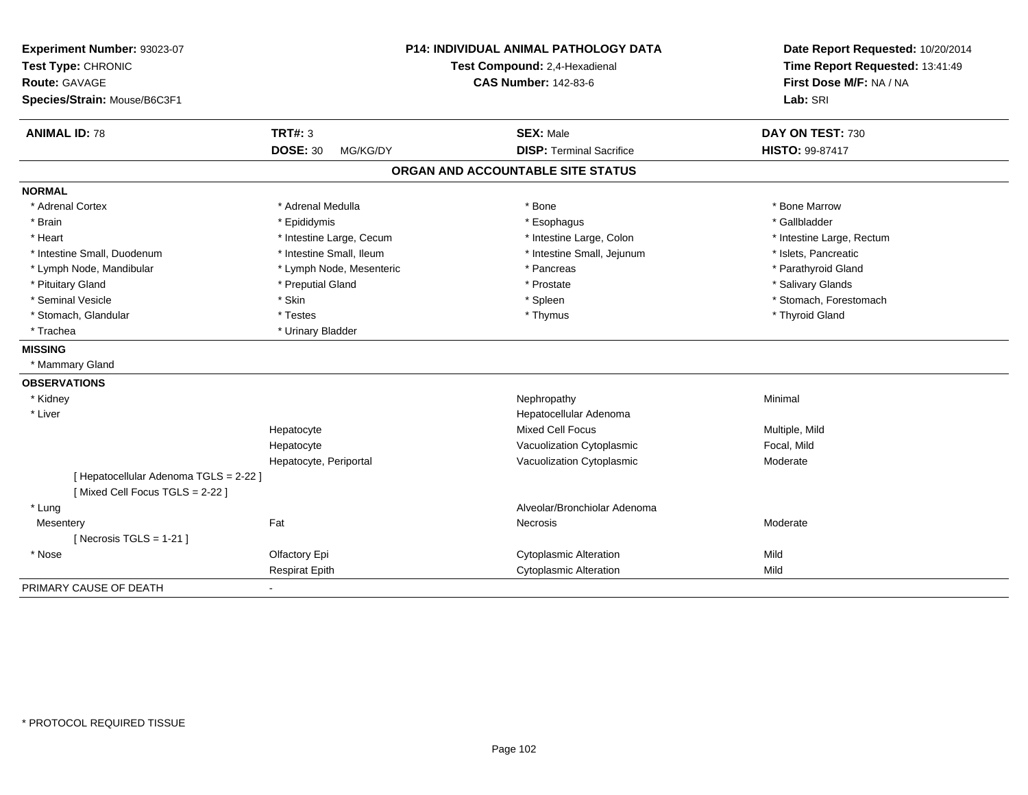**Experiment Number:** 93023-07
**Test Type:** CHRONIC
**Route:** GAVAGE
**Species/Strain:** Mouse/B6C3F1

**P14: INDIVIDUAL ANIMAL PATHOLOGY DATA**
**Test Compound:** 2,4-Hexadienal
**CAS Number:** 142-83-6

**Date Report Requested:** 10/20/2014
**Time Report Requested:** 13:41:49
**First Dose M/F:** NA / NA
**Lab:** SRI

| **ANIMAL ID:** 78 | **TRT#:** 3 | **SEX:** Male | **DAY ON TEST:** 730 |
|---|---|---|---|
| | **DOSE:** 30 MG/KG/DY | **DISP:** Terminal Sacrifice | **HISTO:** 99-87417 |

## ORGAN AND ACCOUNTABLE SITE STATUS

**NORMAL**

| | | | |
|---|---|---|---|
| * Adrenal Cortex | * Adrenal Medulla | * Bone | * Bone Marrow |
| * Brain | * Epididymis | * Esophagus | * Gallbladder |
| * Heart | * Intestine Large, Cecum | * Intestine Large, Colon | * Intestine Large, Rectum |
| * Intestine Small, Duodenum | * Intestine Small, Ileum | * Intestine Small, Jejunum | * Islets, Pancreatic |
| * Lymph Node, Mandibular | * Lymph Node, Mesenteric | * Pancreas | * Parathyroid Gland |
| * Pituitary Gland | * Preputial Gland | * Prostate | * Salivary Glands |
| * Seminal Vesicle | * Skin | * Spleen | * Stomach, Forestomach |
| * Stomach, Glandular | * Testes | * Thymus | * Thyroid Gland |
| * Trachea | * Urinary Bladder | | |

**MISSING**

* Mammary Gland

**OBSERVATIONS**

| | | | |
|---|---|---|---|
| * Kidney | | Nephropathy | Minimal |
| * Liver | | Hepatocellular Adenoma | |
| | Hepatocyte | Mixed Cell Focus | Multiple, Mild |
| | Hepatocyte | Vacuolization Cytoplasmic | Focal, Mild |
| | Hepatocyte, Periportal | Vacuolization Cytoplasmic | Moderate |
| [ Hepatocellular Adenoma TGLS = 2-22 ] | | | |
| [ Mixed Cell Focus TGLS = 2-22 ] | | | |
| * Lung | | Alveolar/Bronchiolar Adenoma | |
| Mesentery | Fat | Necrosis | Moderate |
| [ Necrosis TGLS = 1-21 ] | | | |
| * Nose | Olfactory Epi | Cytoplasmic Alteration | Mild |
| | Respirat Epith | Cytoplasmic Alteration | Mild |

PRIMARY CAUSE OF DEATH -

* PROTOCOL REQUIRED TISSUE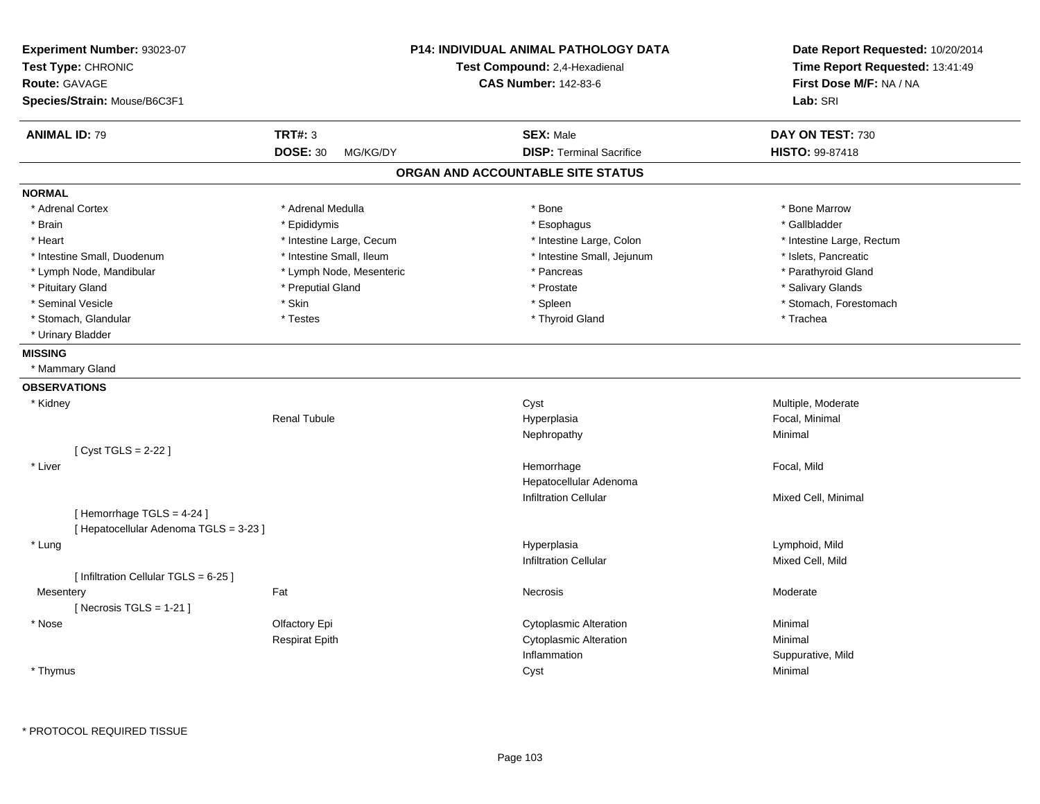**Experiment Number:** 93023-07
**Test Type:** CHRONIC
**Route:** GAVAGE
**Species/Strain:** Mouse/B6C3F1

**P14: INDIVIDUAL ANIMAL PATHOLOGY DATA**
**Test Compound:** 2,4-Hexadienal
**CAS Number:** 142-83-6

**Date Report Requested:** 10/20/2014
**Time Report Requested:** 13:41:49
**First Dose M/F:** NA / NA
**Lab:** SRI

| **ANIMAL ID:** 79 | **TRT#:** 3 | **SEX:** Male | **DAY ON TEST:** 730 |
|---|---|---|---|
| | **DOSE:** 30 MG/KG/DY | **DISP:** Terminal Sacrifice | **HISTO:** 99-87418 |

## ORGAN AND ACCOUNTABLE SITE STATUS

**NORMAL**

| | | | |
|---|---|---|---|
| * Adrenal Cortex | * Adrenal Medulla | * Bone | * Bone Marrow |
| * Brain | * Epididymis | * Esophagus | * Gallbladder |
| * Heart | * Intestine Large, Cecum | * Intestine Large, Colon | * Intestine Large, Rectum |
| * Intestine Small, Duodenum | * Intestine Small, Ileum | * Intestine Small, Jejunum | * Islets, Pancreatic |
| * Lymph Node, Mandibular | * Lymph Node, Mesenteric | * Pancreas | * Parathyroid Gland |
| * Pituitary Gland | * Preputial Gland | * Prostate | * Salivary Glands |
| * Seminal Vesicle | * Skin | * Spleen | * Stomach, Forestomach |
| * Stomach, Glandular | * Testes | * Thyroid Gland | * Trachea |
| * Urinary Bladder | | | |

**MISSING**

* Mammary Gland

**OBSERVATIONS**

| Organ | Site | Observation | Qualifier |
|---|---|---|---|
| * Kidney | | Cyst | Multiple, Moderate |
| | Renal Tubule | Hyperplasia | Focal, Minimal |
| | | Nephropathy | Minimal |
| [ Cyst TGLS = 2-22 ] | | | |
| * Liver | | Hemorrhage | Focal, Mild |
| | | Hepatocellular Adenoma | |
| | | Infiltration Cellular | Mixed Cell, Minimal |
| [ Hemorrhage TGLS = 4-24 ] | | | |
| [ Hepatocellular Adenoma TGLS = 3-23 ] | | | |
| * Lung | | Hyperplasia | Lymphoid, Mild |
| | | Infiltration Cellular | Mixed Cell, Mild |
| [ Infiltration Cellular TGLS = 6-25 ] | | | |
| Mesentery | Fat | Necrosis | Moderate |
| [ Necrosis TGLS = 1-21 ] | | | |
| * Nose | Olfactory Epi | Cytoplasmic Alteration | Minimal |
| | Respirat Epith | Cytoplasmic Alteration | Minimal |
| | | Inflammation | Suppurative, Mild |
| * Thymus | | Cyst | Minimal |

\* PROTOCOL REQUIRED TISSUE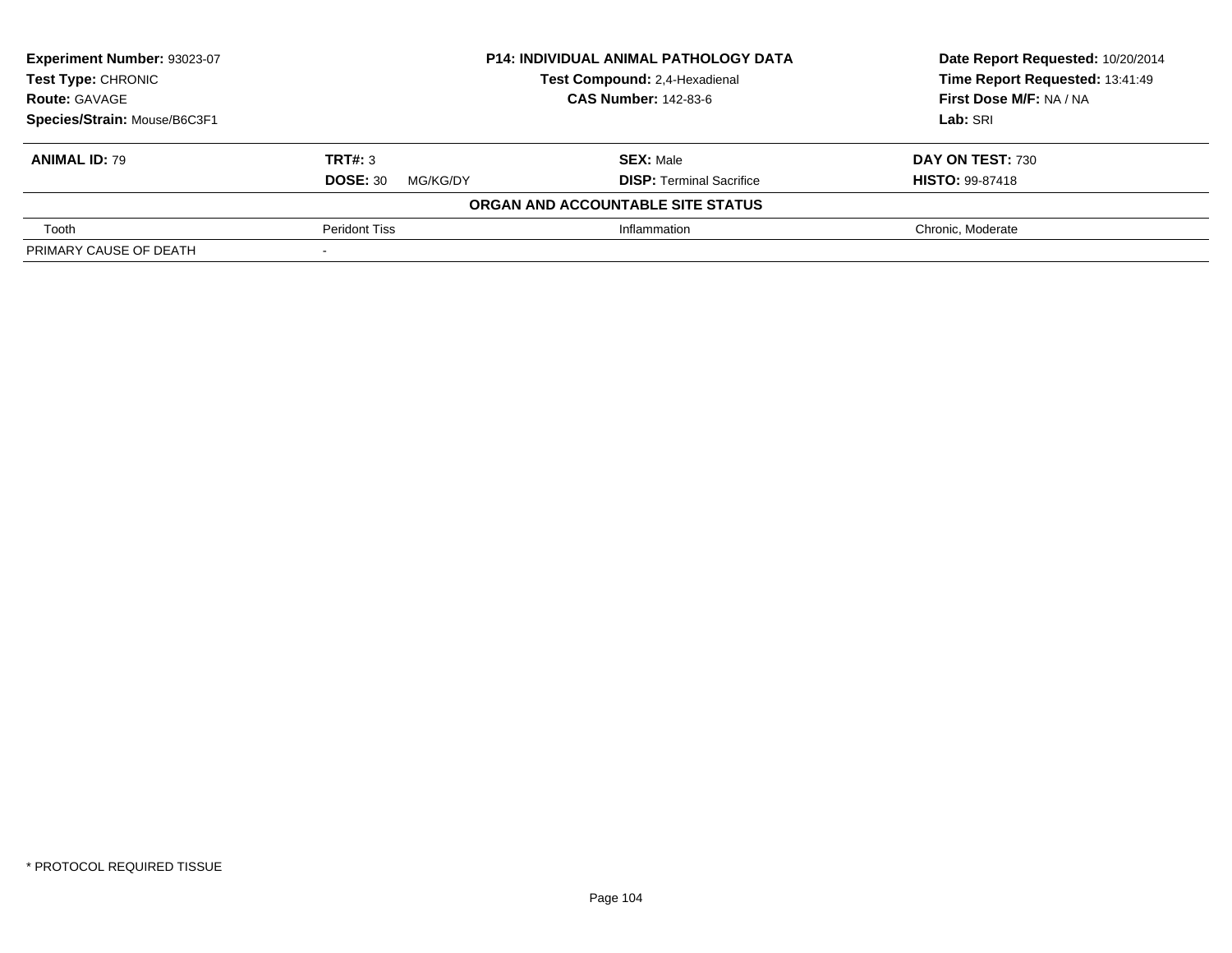**Experiment Number:** 93023-07
**Test Type:** CHRONIC
**Route:** GAVAGE
**Species/Strain:** Mouse/B6C3F1

**P14: INDIVIDUAL ANIMAL PATHOLOGY DATA**
**Test Compound:** 2,4-Hexadienal
**CAS Number:** 142-83-6

**Date Report Requested:** 10/20/2014
**Time Report Requested:** 13:41:49
**First Dose M/F:** NA / NA
**Lab:** SRI

| **ANIMAL ID:** 79 | **TRT#:** 3 | **SEX:** Male | **DAY ON TEST:** 730 |
|---|---|---|---|
| | **DOSE:** 30 MG/KG/DY | **DISP:** Terminal Sacrifice | **HISTO:** 99-87418 |

**ORGAN AND ACCOUNTABLE SITE STATUS**

| | | | |
|---|---|---|---|
| Tooth | Peridont Tiss | Inflammation | Chronic, Moderate |
| PRIMARY CAUSE OF DEATH | - | | |

* PROTOCOL REQUIRED TISSUE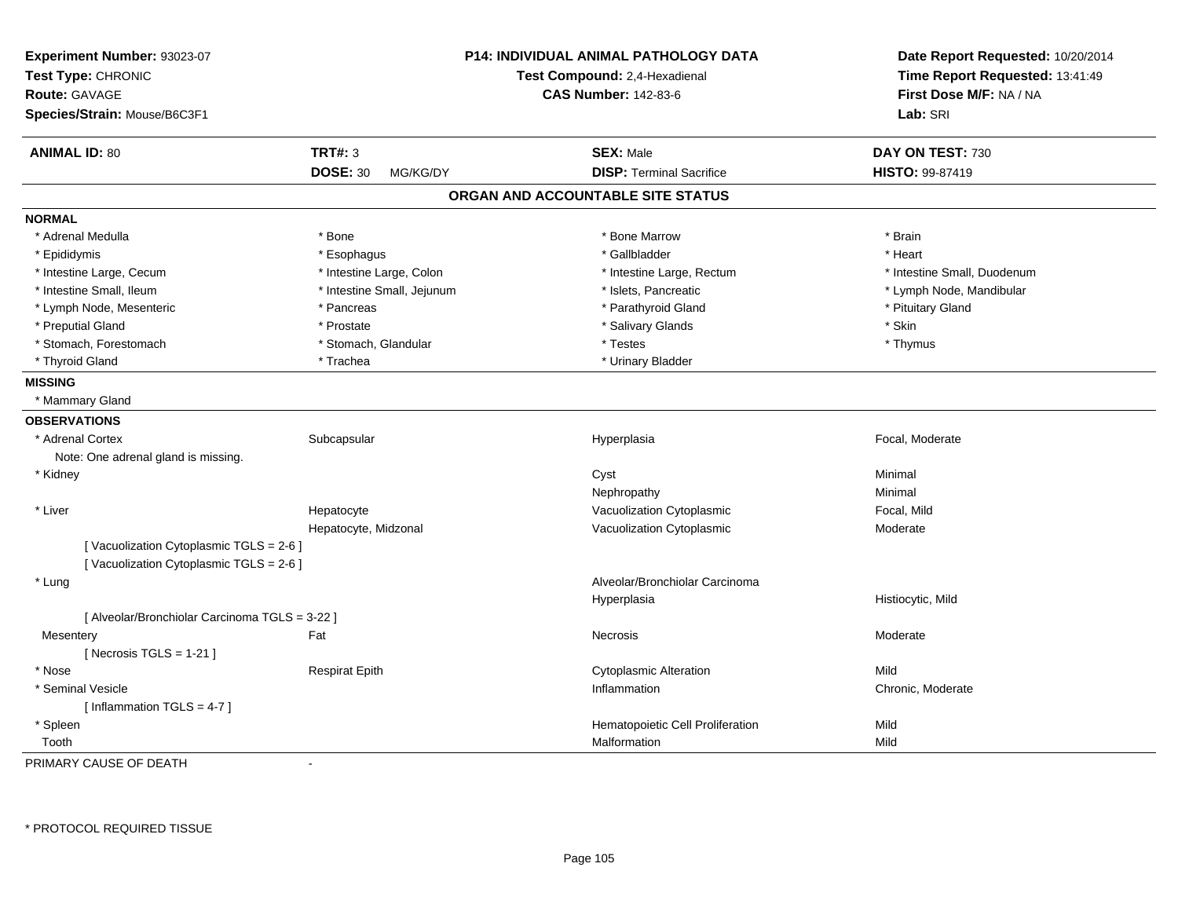**Experiment Number:** 93023-07
**Test Type:** CHRONIC
**Route:** GAVAGE
**Species/Strain:** Mouse/B6C3F1

**P14: INDIVIDUAL ANIMAL PATHOLOGY DATA**
**Test Compound:** 2,4-Hexadienal
**CAS Number:** 142-83-6

**Date Report Requested:** 10/20/2014
**Time Report Requested:** 13:41:49
**First Dose M/F:** NA / NA
**Lab:** SRI

| **ANIMAL ID:** 80 | **TRT#:** 3 | **SEX:** Male | **DAY ON TEST:** 730 |
|---|---|---|---|
| | **DOSE:** 30 MG/KG/DY | **DISP:** Terminal Sacrifice | **HISTO:** 99-87419 |

## ORGAN AND ACCOUNTABLE SITE STATUS

**NORMAL**

| | | | |
|---|---|---|---|
| * Adrenal Medulla | * Bone | * Bone Marrow | * Brain |
| * Epididymis | * Esophagus | * Gallbladder | * Heart |
| * Intestine Large, Cecum | * Intestine Large, Colon | * Intestine Large, Rectum | * Intestine Small, Duodenum |
| * Intestine Small, Ileum | * Intestine Small, Jejunum | * Islets, Pancreatic | * Lymph Node, Mandibular |
| * Lymph Node, Mesenteric | * Pancreas | * Parathyroid Gland | * Pituitary Gland |
| * Preputial Gland | * Prostate | * Salivary Glands | * Skin |
| * Stomach, Forestomach | * Stomach, Glandular | * Testes | * Thymus |
| * Thyroid Gland | * Trachea | * Urinary Bladder | |

**MISSING**

* Mammary Gland

**OBSERVATIONS**

| | | | |
|---|---|---|---|
| * Adrenal Cortex | Subcapsular | Hyperplasia | Focal, Moderate |
| Note: One adrenal gland is missing. | | | |
| * Kidney | | Cyst | Minimal |
| | | Nephropathy | Minimal |
| * Liver | Hepatocyte | Vacuolization Cytoplasmic | Focal, Mild |
| | Hepatocyte, Midzonal | Vacuolization Cytoplasmic | Moderate |
| [ Vacuolization Cytoplasmic TGLS = 2-6 ] | | | |
| [ Vacuolization Cytoplasmic TGLS = 2-6 ] | | | |
| * Lung | | Alveolar/Bronchiolar Carcinoma | |
| | | Hyperplasia | Histiocytic, Mild |
| [ Alveolar/Bronchiolar Carcinoma TGLS = 3-22 ] | | | |
| Mesentery | Fat | Necrosis | Moderate |
| [ Necrosis TGLS = 1-21 ] | | | |
| * Nose | Respirat Epith | Cytoplasmic Alteration | Mild |
| * Seminal Vesicle | | Inflammation | Chronic, Moderate |
| [ Inflammation TGLS = 4-7 ] | | | |
| * Spleen | | Hematopoietic Cell Proliferation | Mild |
| Tooth | | Malformation | Mild |

PRIMARY CAUSE OF DEATH -

* PROTOCOL REQUIRED TISSUE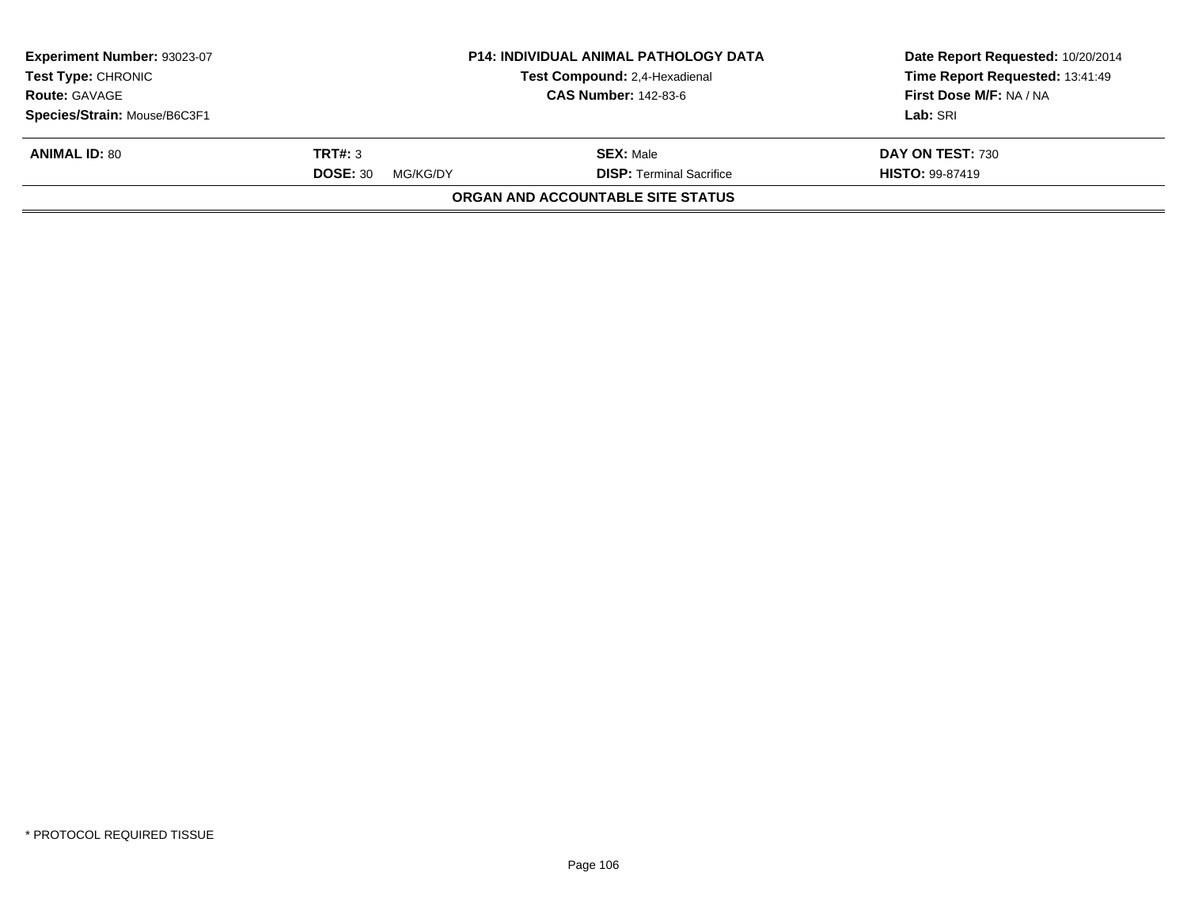| Experiment Number: 93023-07 | P14: INDIVIDUAL ANIMAL PATHOLOGY DATA | Date Report Requested: 10/20/2014 |
|---|---|---|
| Test Type: CHRONIC | Test Compound: 2,4-Hexadienal | Time Report Requested: 13:41:49 |
| Route: GAVAGE | CAS Number: 142-83-6 | First Dose M/F: NA / NA |
| Species/Strain: Mouse/B6C3F1 | | Lab: SRI |

| ANIMAL ID: 80 | TRT#: 3 | SEX: Male | DAY ON TEST: 730 |
|---|---|---|---|
| | DOSE: 30 MG/KG/DY | DISP: Terminal Sacrifice | HISTO: 99-87419 |

**ORGAN AND ACCOUNTABLE SITE STATUS**

\* PROTOCOL REQUIRED TISSUE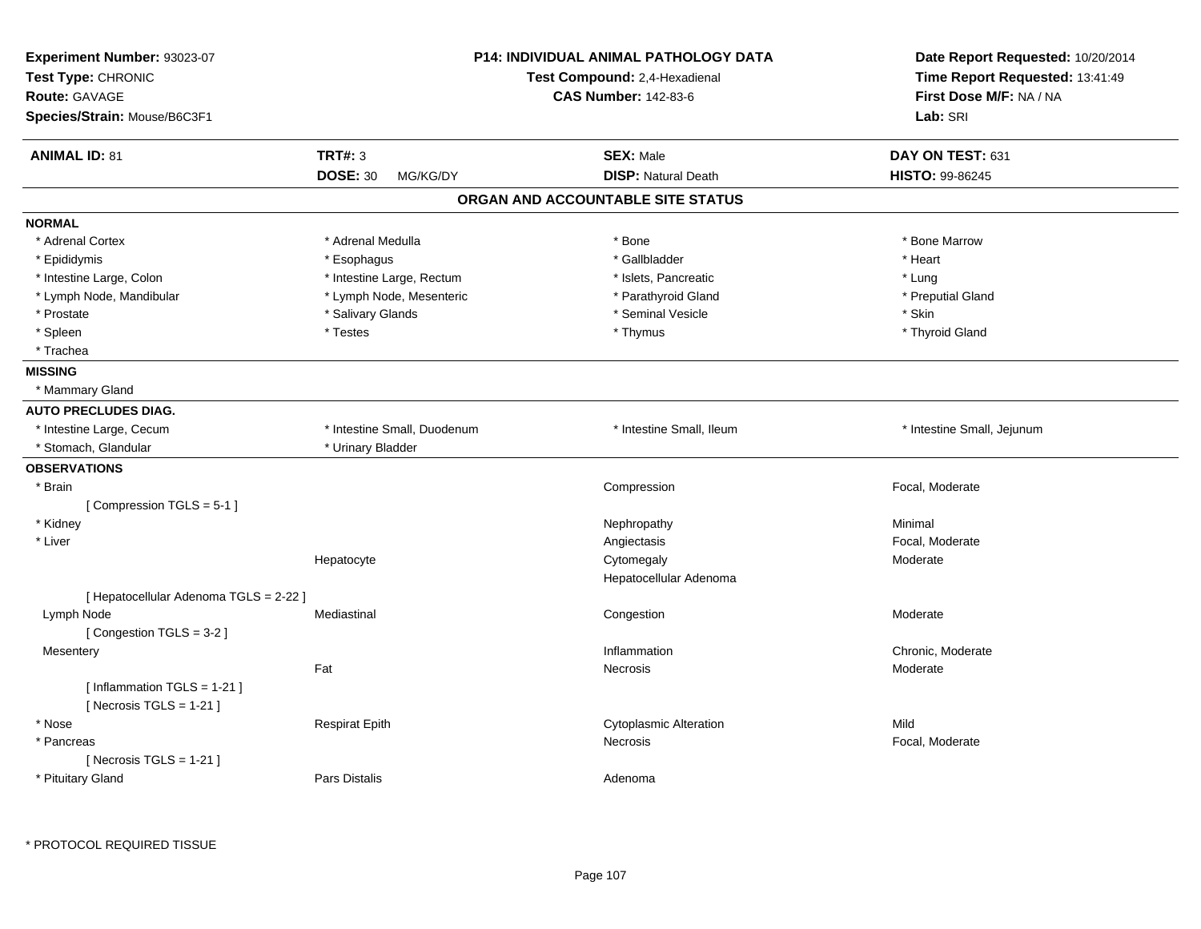**Experiment Number:** 93023-07
**Test Type:** CHRONIC
**Route:** GAVAGE
**Species/Strain:** Mouse/B6C3F1

**P14: INDIVIDUAL ANIMAL PATHOLOGY DATA**
**Test Compound:** 2,4-Hexadienal
**CAS Number:** 142-83-6

**Date Report Requested:** 10/20/2014
**Time Report Requested:** 13:41:49
**First Dose M/F:** NA / NA
**Lab:** SRI

| **ANIMAL ID:** 81 | **TRT#:** 3 | **SEX:** Male | **DAY ON TEST:** 631 |
|---|---|---|---|
| | **DOSE:** 30 MG/KG/DY | **DISP:** Natural Death | **HISTO:** 99-86245 |

## ORGAN AND ACCOUNTABLE SITE STATUS

**NORMAL**

| | | | |
|---|---|---|---|
| * Adrenal Cortex | * Adrenal Medulla | * Bone | * Bone Marrow |
| * Epididymis | * Esophagus | * Gallbladder | * Heart |
| * Intestine Large, Colon | * Intestine Large, Rectum | * Islets, Pancreatic | * Lung |
| * Lymph Node, Mandibular | * Lymph Node, Mesenteric | * Parathyroid Gland | * Preputial Gland |
| * Prostate | * Salivary Glands | * Seminal Vesicle | * Skin |
| * Spleen | * Testes | * Thymus | * Thyroid Gland |
| * Trachea | | | |

**MISSING**

* Mammary Gland

**AUTO PRECLUDES DIAG.**

| | | | |
|---|---|---|---|
| * Intestine Large, Cecum | * Intestine Small, Duodenum | * Intestine Small, Ileum | * Intestine Small, Jejunum |
| * Stomach, Glandular | * Urinary Bladder | | |

**OBSERVATIONS**

| | | | |
|---|---|---|---|
| * Brain | | Compression | Focal, Moderate |
| [ Compression TGLS = 5-1 ] | | | |
| * Kidney | | Nephropathy | Minimal |
| * Liver | | Angiectasis | Focal, Moderate |
| | Hepatocyte | Cytomegaly | Moderate |
| | | Hepatocellular Adenoma | |
| [ Hepatocellular Adenoma TGLS = 2-22 ] | | | |
| Lymph Node | Mediastinal | Congestion | Moderate |
| [ Congestion TGLS = 3-2 ] | | | |
| Mesentery | | Inflammation | Chronic, Moderate |
| | Fat | Necrosis | Moderate |
| [ Inflammation TGLS = 1-21 ] | | | |
| [ Necrosis TGLS = 1-21 ] | | | |
| * Nose | Respirat Epith | Cytoplasmic Alteration | Mild |
| * Pancreas | | Necrosis | Focal, Moderate |
| [ Necrosis TGLS = 1-21 ] | | | |
| * Pituitary Gland | Pars Distalis | Adenoma | |

* PROTOCOL REQUIRED TISSUE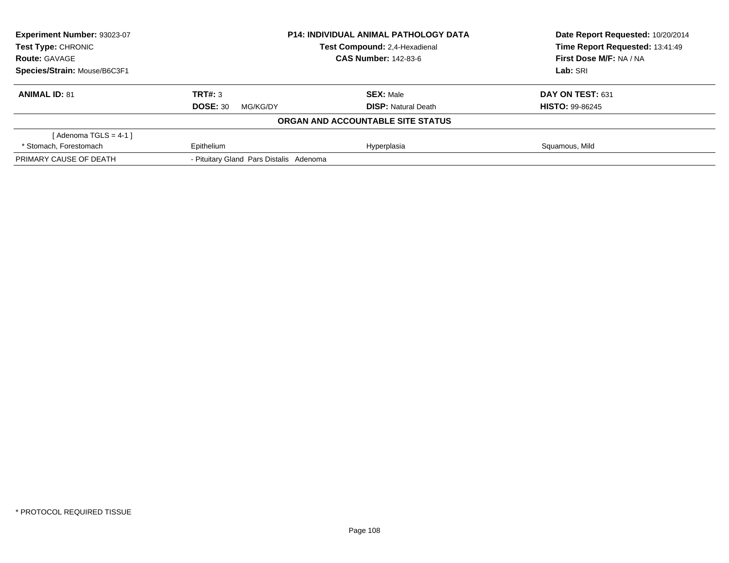**Experiment Number:** 93023-07
**Test Type:** CHRONIC
**Route:** GAVAGE
**Species/Strain:** Mouse/B6C3F1

**P14: INDIVIDUAL ANIMAL PATHOLOGY DATA**
**Test Compound:** 2,4-Hexadienal
**CAS Number:** 142-83-6

**Date Report Requested:** 10/20/2014
**Time Report Requested:** 13:41:49
**First Dose M/F:** NA / NA
**Lab:** SRI

| **ANIMAL ID:** 81 | **TRT#:** 3 | **SEX:** Male | **DAY ON TEST:** 631 |
|---|---|---|---|
| | **DOSE:** 30 MG/KG/DY | **DISP:** Natural Death | **HISTO:** 99-86245 |

**ORGAN AND ACCOUNTABLE SITE STATUS**

| | | | |
|---|---|---|---|
| [ Adenoma TGLS = 4-1 ] | | | |
| * Stomach, Forestomach | Epithelium | Hyperplasia | Squamous, Mild |
| PRIMARY CAUSE OF DEATH | - Pituitary Gland Pars Distalis Adenoma | | |

* PROTOCOL REQUIRED TISSUE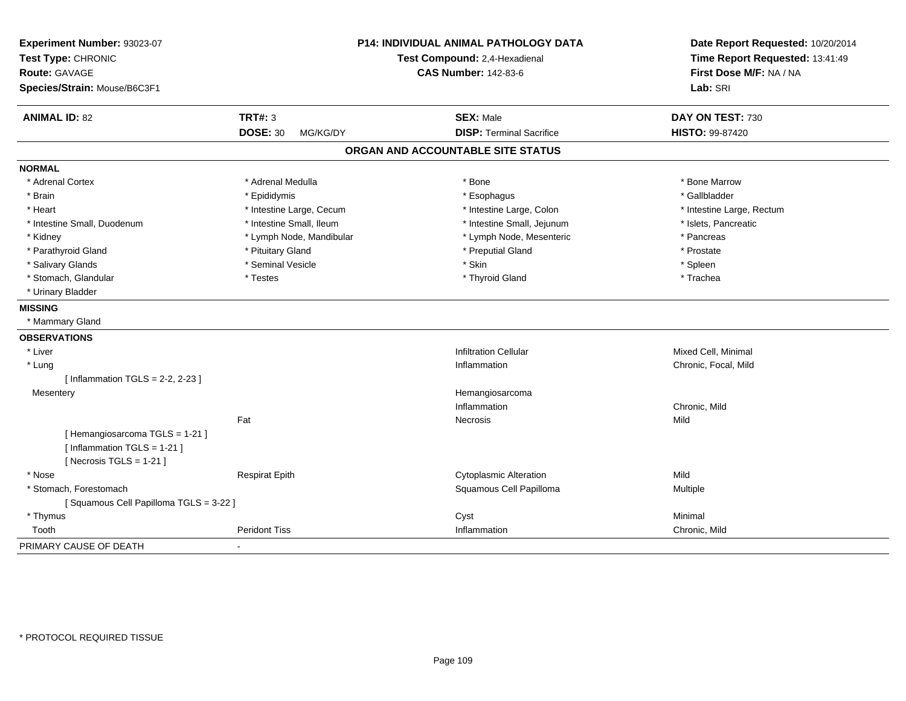**Experiment Number:** 93023-07
**Test Type:** CHRONIC
**Route:** GAVAGE
**Species/Strain:** Mouse/B6C3F1

**P14: INDIVIDUAL ANIMAL PATHOLOGY DATA**
**Test Compound:** 2,4-Hexadienal
**CAS Number:** 142-83-6

**Date Report Requested:** 10/20/2014
**Time Report Requested:** 13:41:49
**First Dose M/F:** NA / NA
**Lab:** SRI

| **ANIMAL ID:** 82 | **TRT#:** 3 | **SEX:** Male | **DAY ON TEST:** 730 |
|---|---|---|---|
| | **DOSE:** 30 MG/KG/DY | **DISP:** Terminal Sacrifice | **HISTO:** 99-87420 |

## ORGAN AND ACCOUNTABLE SITE STATUS

**NORMAL**

| | | | |
|---|---|---|---|
| * Adrenal Cortex | * Adrenal Medulla | * Bone | * Bone Marrow |
| * Brain | * Epididymis | * Esophagus | * Gallbladder |
| * Heart | * Intestine Large, Cecum | * Intestine Large, Colon | * Intestine Large, Rectum |
| * Intestine Small, Duodenum | * Intestine Small, Ileum | * Intestine Small, Jejunum | * Islets, Pancreatic |
| * Kidney | * Lymph Node, Mandibular | * Lymph Node, Mesenteric | * Pancreas |
| * Parathyroid Gland | * Pituitary Gland | * Preputial Gland | * Prostate |
| * Salivary Glands | * Seminal Vesicle | * Skin | * Spleen |
| * Stomach, Glandular | * Testes | * Thyroid Gland | * Trachea |
| * Urinary Bladder | | | |

**MISSING**

* Mammary Gland

**OBSERVATIONS**

| | | | |
|---|---|---|---|
| * Liver | | Infiltration Cellular | Mixed Cell, Minimal |
| * Lung | | Inflammation | Chronic, Focal, Mild |
| [ Inflammation TGLS = 2-2, 2-23 ] | | | |
| Mesentery | | Hemangiosarcoma | |
| | | Inflammation | Chronic, Mild |
| | Fat | Necrosis | Mild |
| [ Hemangiosarcoma TGLS = 1-21 ] | | | |
| [ Inflammation TGLS = 1-21 ] | | | |
| [ Necrosis TGLS = 1-21 ] | | | |
| * Nose | Respirat Epith | Cytoplasmic Alteration | Mild |
| * Stomach, Forestomach | | Squamous Cell Papilloma | Multiple |
| [ Squamous Cell Papilloma TGLS = 3-22 ] | | | |
| * Thymus | | Cyst | Minimal |
| Tooth | Peridont Tiss | Inflammation | Chronic, Mild |

PRIMARY CAUSE OF DEATH -

* PROTOCOL REQUIRED TISSUE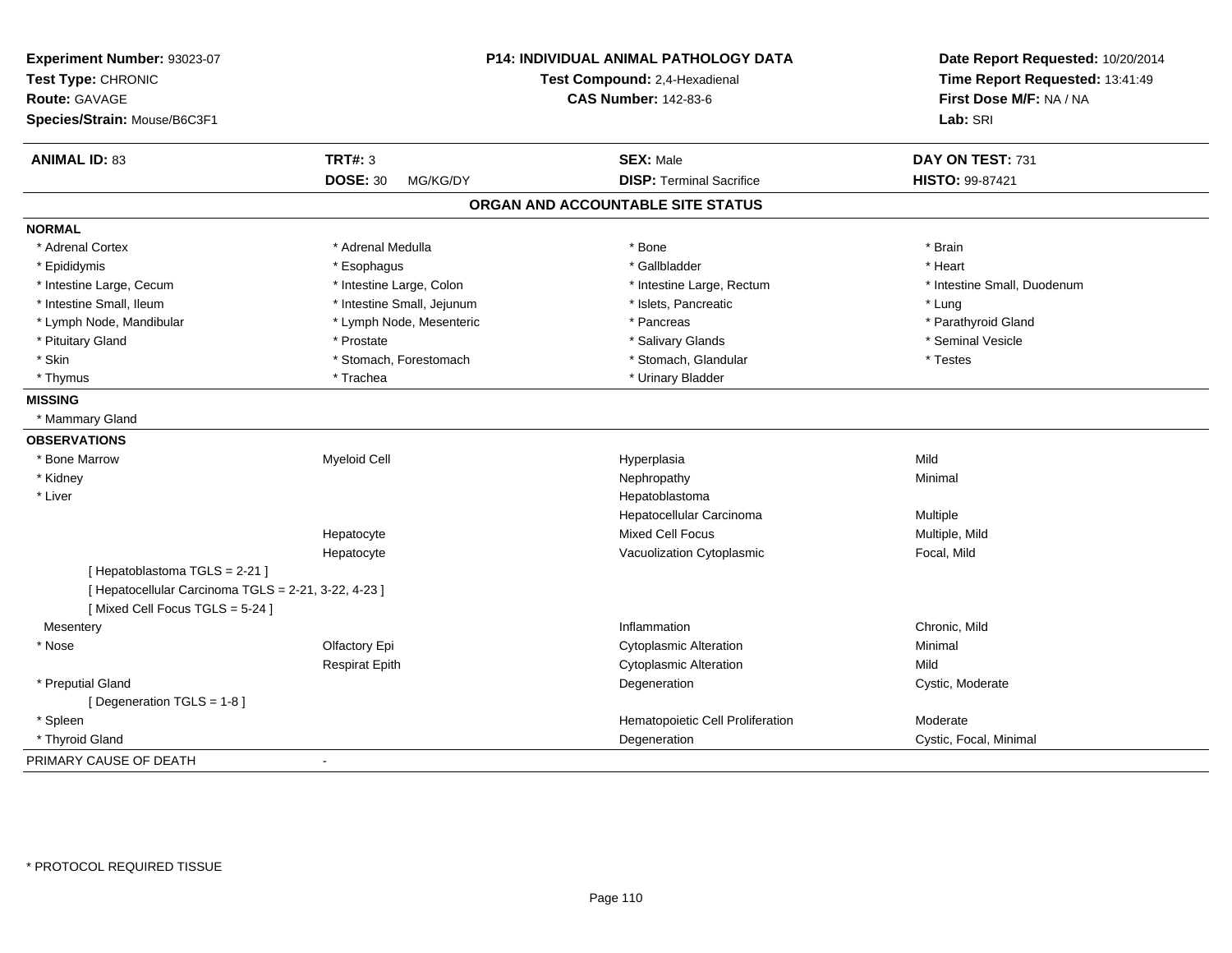**Experiment Number:** 93023-07
**Test Type:** CHRONIC
**Route:** GAVAGE
**Species/Strain:** Mouse/B6C3F1

**P14: INDIVIDUAL ANIMAL PATHOLOGY DATA**
**Test Compound:** 2,4-Hexadienal
**CAS Number:** 142-83-6

**Date Report Requested:** 10/20/2014
**Time Report Requested:** 13:41:49
**First Dose M/F:** NA / NA
**Lab:** SRI

| **ANIMAL ID:** 83 | **TRT#:** 3 | **SEX:** Male | **DAY ON TEST:** 731 |
|---|---|---|---|
| | **DOSE:** 30 MG/KG/DY | **DISP:** Terminal Sacrifice | **HISTO:** 99-87421 |

## ORGAN AND ACCOUNTABLE SITE STATUS

**NORMAL**

| | | | |
|---|---|---|---|
| * Adrenal Cortex | * Adrenal Medulla | * Bone | * Brain |
| * Epididymis | * Esophagus | * Gallbladder | * Heart |
| * Intestine Large, Cecum | * Intestine Large, Colon | * Intestine Large, Rectum | * Intestine Small, Duodenum |
| * Intestine Small, Ileum | * Intestine Small, Jejunum | * Islets, Pancreatic | * Lung |
| * Lymph Node, Mandibular | * Lymph Node, Mesenteric | * Pancreas | * Parathyroid Gland |
| * Pituitary Gland | * Prostate | * Salivary Glands | * Seminal Vesicle |
| * Skin | * Stomach, Forestomach | * Stomach, Glandular | * Testes |
| * Thymus | * Trachea | * Urinary Bladder | |

**MISSING**

* Mammary Gland

**OBSERVATIONS**

| | | | |
|---|---|---|---|
| * Bone Marrow | Myeloid Cell | Hyperplasia | Mild |
| * Kidney | | Nephropathy | Minimal |
| * Liver | | Hepatoblastoma | |
| | | Hepatocellular Carcinoma | Multiple |
| | Hepatocyte | Mixed Cell Focus | Multiple, Mild |
| | Hepatocyte | Vacuolization Cytoplasmic | Focal, Mild |
| [ Hepatoblastoma TGLS = 2-21 ] | | | |
| [ Hepatocellular Carcinoma TGLS = 2-21, 3-22, 4-23 ] | | | |
| [ Mixed Cell Focus TGLS = 5-24 ] | | | |
| Mesentery | | Inflammation | Chronic, Mild |
| * Nose | Olfactory Epi | Cytoplasmic Alteration | Minimal |
| | Respirat Epith | Cytoplasmic Alteration | Mild |
| * Preputial Gland | | Degeneration | Cystic, Moderate |
| [ Degeneration TGLS = 1-8 ] | | | |
| * Spleen | | Hematopoietic Cell Proliferation | Moderate |
| * Thyroid Gland | | Degeneration | Cystic, Focal, Minimal |

PRIMARY CAUSE OF DEATH -

* PROTOCOL REQUIRED TISSUE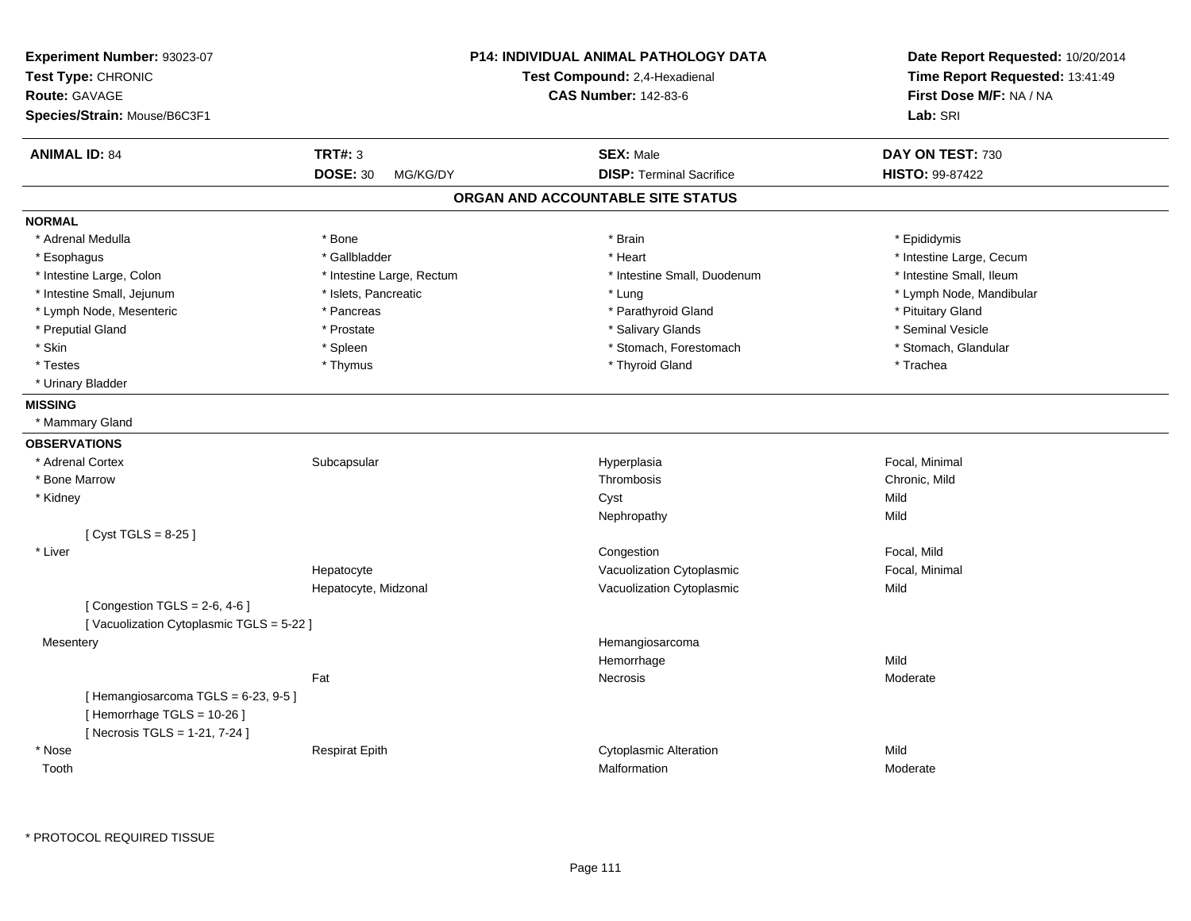**Experiment Number:** 93023-07
**Test Type:** CHRONIC
**Route:** GAVAGE
**Species/Strain:** Mouse/B6C3F1

**P14: INDIVIDUAL ANIMAL PATHOLOGY DATA**
**Test Compound:** 2,4-Hexadienal
**CAS Number:** 142-83-6

**Date Report Requested:** 10/20/2014
**Time Report Requested:** 13:41:49
**First Dose M/F:** NA / NA
**Lab:** SRI

| **ANIMAL ID:** 84 | **TRT#:** 3 | **SEX:** Male | **DAY ON TEST:** 730 |
|---|---|---|---|
| | **DOSE:** 30 MG/KG/DY | **DISP:** Terminal Sacrifice | **HISTO:** 99-87422 |

## ORGAN AND ACCOUNTABLE SITE STATUS

**NORMAL**

| | | | |
|---|---|---|---|
| * Adrenal Medulla | * Bone | * Brain | * Epididymis |
| * Esophagus | * Gallbladder | * Heart | * Intestine Large, Cecum |
| * Intestine Large, Colon | * Intestine Large, Rectum | * Intestine Small, Duodenum | * Intestine Small, Ileum |
| * Intestine Small, Jejunum | * Islets, Pancreatic | * Lung | * Lymph Node, Mandibular |
| * Lymph Node, Mesenteric | * Pancreas | * Parathyroid Gland | * Pituitary Gland |
| * Preputial Gland | * Prostate | * Salivary Glands | * Seminal Vesicle |
| * Skin | * Spleen | * Stomach, Forestomach | * Stomach, Glandular |
| * Testes | * Thymus | * Thyroid Gland | * Trachea |
| * Urinary Bladder | | | |

**MISSING**

* Mammary Gland

**OBSERVATIONS**

| | | | |
|---|---|---|---|
| * Adrenal Cortex | Subcapsular | Hyperplasia | Focal, Minimal |
| * Bone Marrow | | Thrombosis | Chronic, Mild |
| * Kidney | | Cyst | Mild |
| | | Nephropathy | Mild |
| [ Cyst TGLS = 8-25 ] | | | |
| * Liver | | Congestion | Focal, Mild |
| | Hepatocyte | Vacuolization Cytoplasmic | Focal, Minimal |
| | Hepatocyte, Midzonal | Vacuolization Cytoplasmic | Mild |
| [ Congestion TGLS = 2-6, 4-6 ] | | | |
| [ Vacuolization Cytoplasmic TGLS = 5-22 ] | | | |
| Mesentery | | Hemangiosarcoma | |
| | | Hemorrhage | Mild |
| | Fat | Necrosis | Moderate |
| [ Hemangiosarcoma TGLS = 6-23, 9-5 ] | | | |
| [ Hemorrhage TGLS = 10-26 ] | | | |
| [ Necrosis TGLS = 1-21, 7-24 ] | | | |
| * Nose | Respirat Epith | Cytoplasmic Alteration | Mild |
| Tooth | | Malformation | Moderate |

\* PROTOCOL REQUIRED TISSUE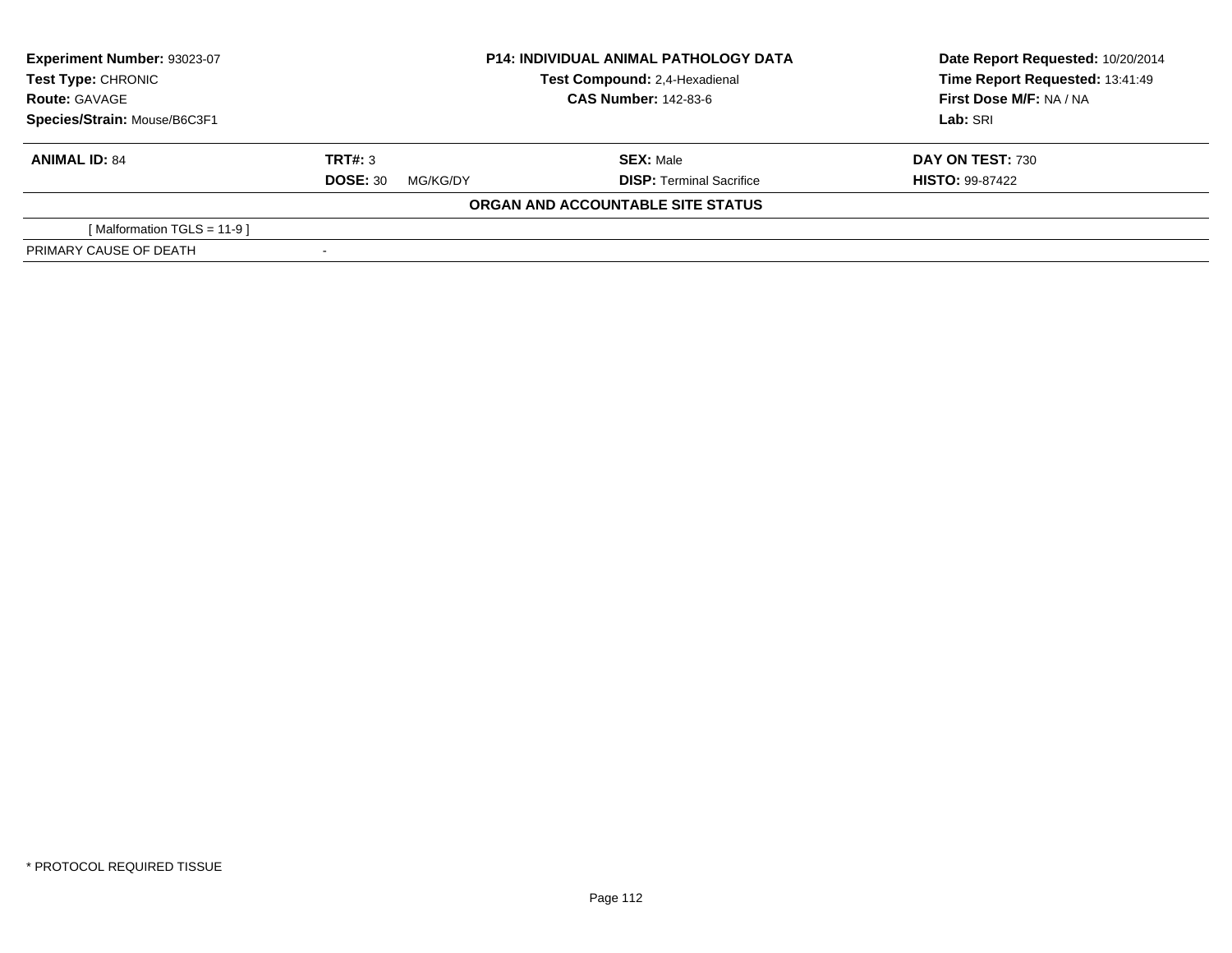| **Experiment Number:** 93023-07 | **P14: INDIVIDUAL ANIMAL PATHOLOGY DATA** | **Date Report Requested:** 10/20/2014 |
|---|---|---|
| **Test Type:** CHRONIC | **Test Compound:** 2,4-Hexadienal | **Time Report Requested:** 13:41:49 |
| **Route:** GAVAGE | **CAS Number:** 142-83-6 | **First Dose M/F:** NA / NA |
| **Species/Strain:** Mouse/B6C3F1 | | **Lab:** SRI |

| **ANIMAL ID:** 84 | **TRT#:** 3 | **SEX:** Male | **DAY ON TEST:** 730 |
|---|---|---|---|
| | **DOSE:** 30 MG/KG/DY | **DISP:** Terminal Sacrifice | **HISTO:** 99-87422 |

**ORGAN AND ACCOUNTABLE SITE STATUS**

| | |
|---|---|
| [ Malformation TGLS = 11-9 ] | |
| PRIMARY CAUSE OF DEATH | - |

* PROTOCOL REQUIRED TISSUE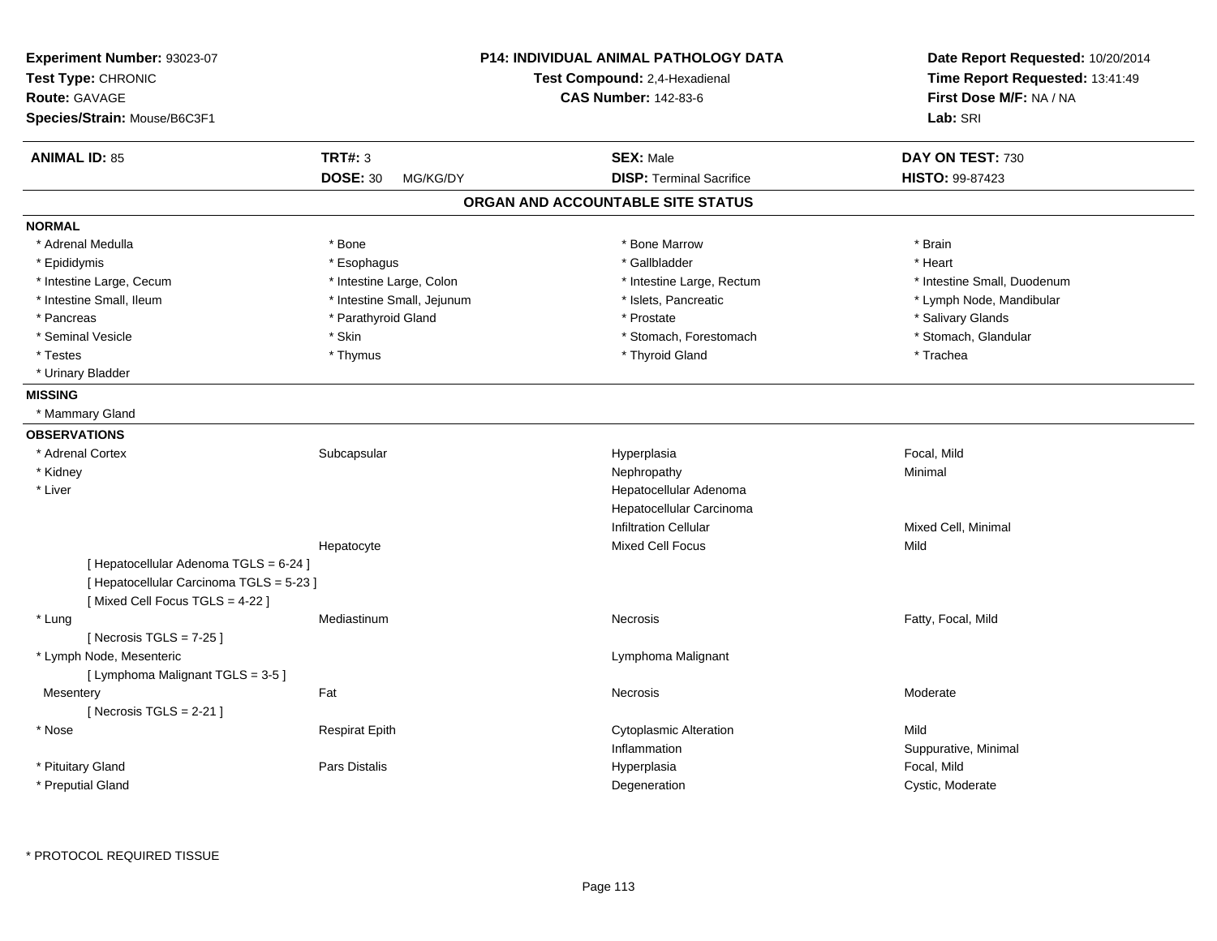**Experiment Number:** 93023-07
**Test Type:** CHRONIC
**Route:** GAVAGE
**Species/Strain:** Mouse/B6C3F1

**P14: INDIVIDUAL ANIMAL PATHOLOGY DATA**
**Test Compound:** 2,4-Hexadienal
**CAS Number:** 142-83-6

**Date Report Requested:** 10/20/2014
**Time Report Requested:** 13:41:49
**First Dose M/F:** NA / NA
**Lab:** SRI

| **ANIMAL ID:** 85 | **TRT#:** 3 | **SEX:** Male | **DAY ON TEST:** 730 |
|---|---|---|---|
| | **DOSE:** 30 MG/KG/DY | **DISP:** Terminal Sacrifice | **HISTO:** 99-87423 |

## ORGAN AND ACCOUNTABLE SITE STATUS

**NORMAL**

| | | | |
|---|---|---|---|
| * Adrenal Medulla | * Bone | * Bone Marrow | * Brain |
| * Epididymis | * Esophagus | * Gallbladder | * Heart |
| * Intestine Large, Cecum | * Intestine Large, Colon | * Intestine Large, Rectum | * Intestine Small, Duodenum |
| * Intestine Small, Ileum | * Intestine Small, Jejunum | * Islets, Pancreatic | * Lymph Node, Mandibular |
| * Pancreas | * Parathyroid Gland | * Prostate | * Salivary Glands |
| * Seminal Vesicle | * Skin | * Stomach, Forestomach | * Stomach, Glandular |
| * Testes | * Thymus | * Thyroid Gland | * Trachea |
| * Urinary Bladder | | | |

**MISSING**

* Mammary Gland

**OBSERVATIONS**

| | | | |
|---|---|---|---|
| * Adrenal Cortex | Subcapsular | Hyperplasia | Focal, Mild |
| * Kidney | | Nephropathy | Minimal |
| * Liver | | Hepatocellular Adenoma | |
| | | Hepatocellular Carcinoma | |
| | | Infiltration Cellular | Mixed Cell, Minimal |
| | Hepatocyte | Mixed Cell Focus | Mild |
| [ Hepatocellular Adenoma TGLS = 6-24 ] | | | |
| [ Hepatocellular Carcinoma TGLS = 5-23 ] | | | |
| [ Mixed Cell Focus TGLS = 4-22 ] | | | |
| * Lung | Mediastinum | Necrosis | Fatty, Focal, Mild |
| [ Necrosis TGLS = 7-25 ] | | | |
| * Lymph Node, Mesenteric | | Lymphoma Malignant | |
| [ Lymphoma Malignant TGLS = 3-5 ] | | | |
| Mesentery | Fat | Necrosis | Moderate |
| [ Necrosis TGLS = 2-21 ] | | | |
| * Nose | Respirat Epith | Cytoplasmic Alteration | Mild |
| | | Inflammation | Suppurative, Minimal |
| * Pituitary Gland | Pars Distalis | Hyperplasia | Focal, Mild |
| * Preputial Gland | | Degeneration | Cystic, Moderate |

* PROTOCOL REQUIRED TISSUE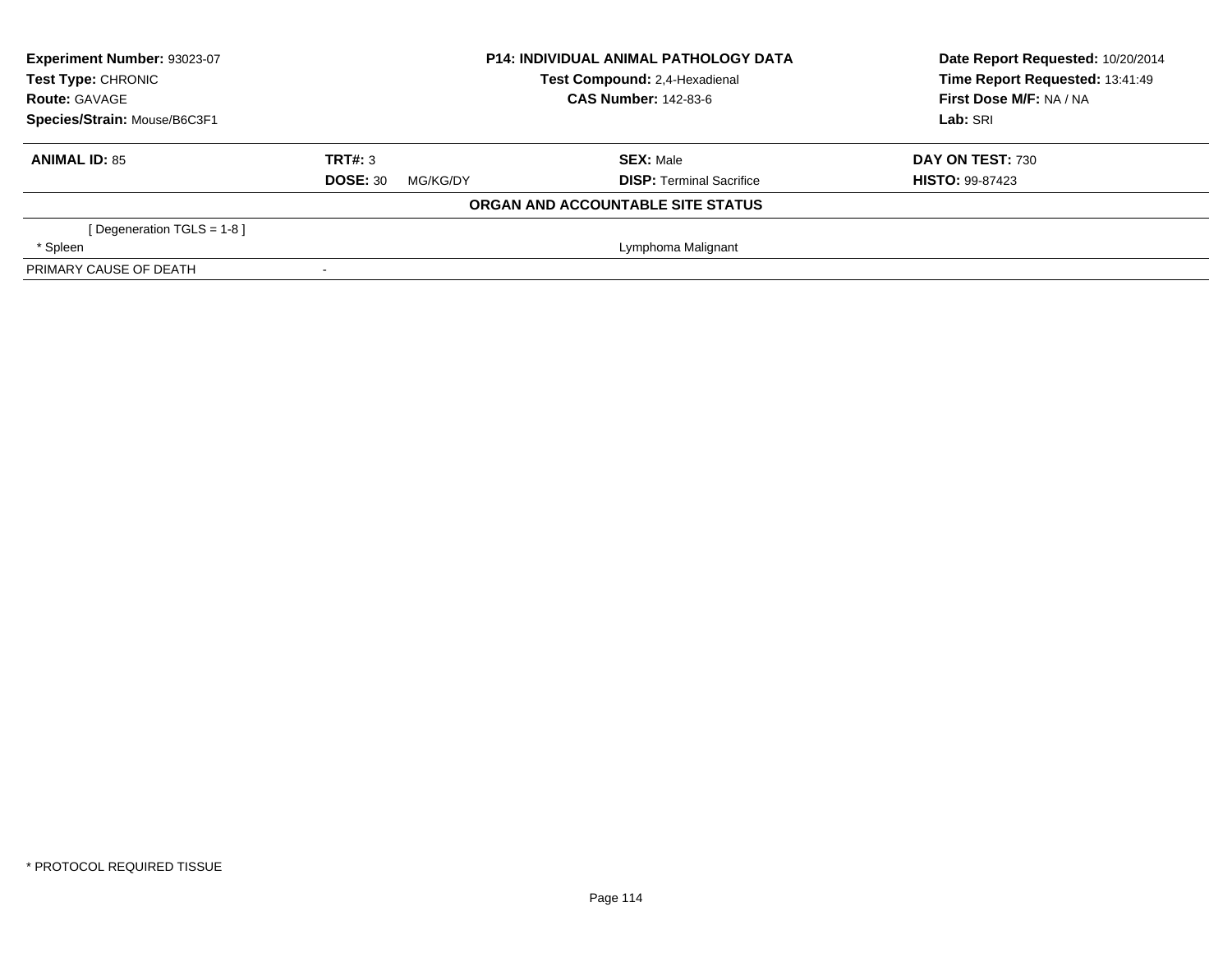**Experiment Number:** 93023-07
**Test Type:** CHRONIC
**Route:** GAVAGE
**Species/Strain:** Mouse/B6C3F1

**P14: INDIVIDUAL ANIMAL PATHOLOGY DATA**
**Test Compound:** 2,4-Hexadienal
**CAS Number:** 142-83-6

**Date Report Requested:** 10/20/2014
**Time Report Requested:** 13:41:49
**First Dose M/F:** NA / NA
**Lab:** SRI

| **ANIMAL ID:** 85 | **TRT#:** 3 | **SEX:** Male | **DAY ON TEST:** 730 |
|---|---|---|---|
| | **DOSE:** 30 MG/KG/DY | **DISP:** Terminal Sacrifice | **HISTO:** 99-87423 |

**ORGAN AND ACCOUNTABLE SITE STATUS**

| | | |
|---|---|---|
| [ Degeneration TGLS = 1-8 ] | | |
| * Spleen | | Lymphoma Malignant |
| PRIMARY CAUSE OF DEATH | - | |

* PROTOCOL REQUIRED TISSUE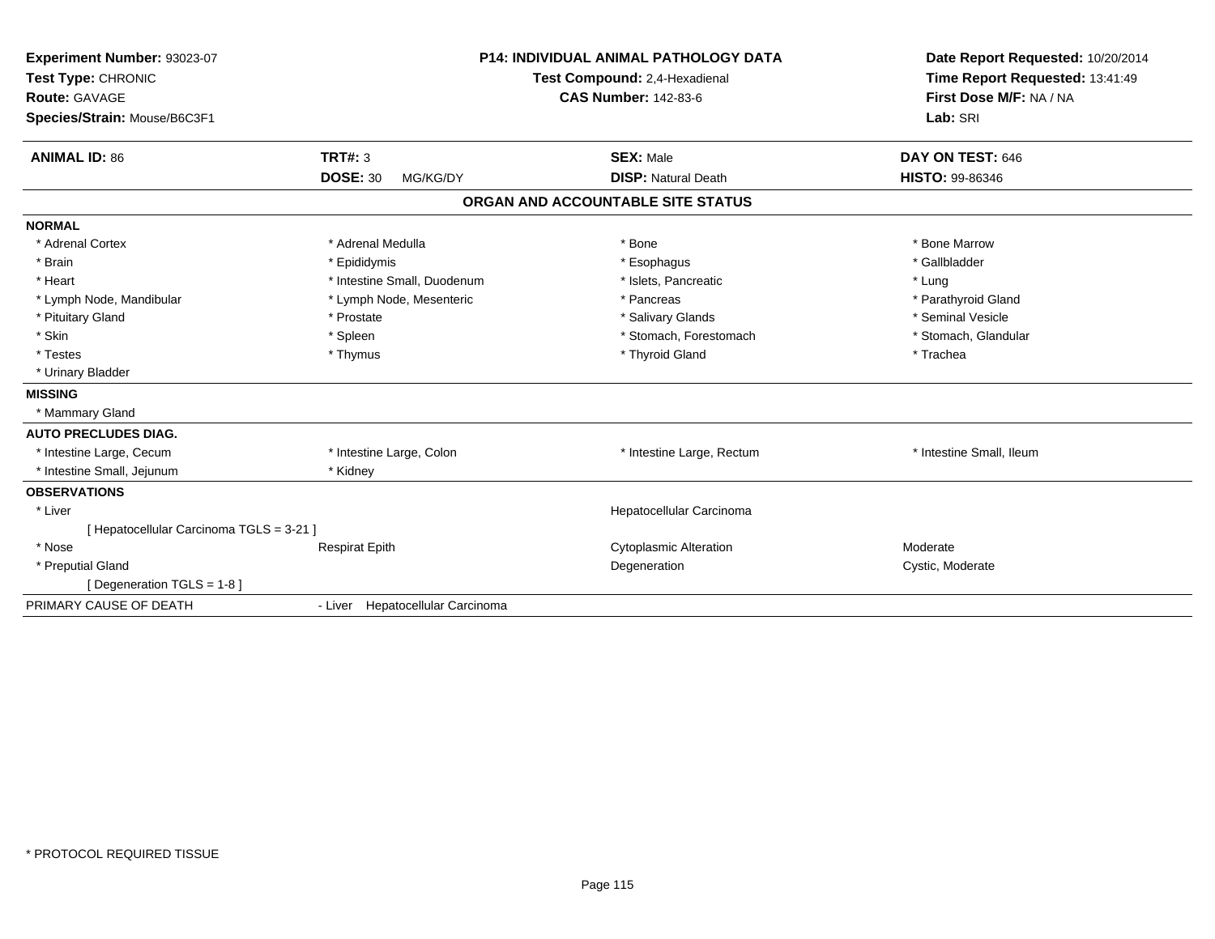**Experiment Number:** 93023-07
**Test Type:** CHRONIC
**Route:** GAVAGE
**Species/Strain:** Mouse/B6C3F1

**P14: INDIVIDUAL ANIMAL PATHOLOGY DATA**
**Test Compound:** 2,4-Hexadienal
**CAS Number:** 142-83-6

**Date Report Requested:** 10/20/2014
**Time Report Requested:** 13:41:49
**First Dose M/F:** NA / NA
**Lab:** SRI

| **ANIMAL ID:** 86 | **TRT#:** 3 | **SEX:** Male | **DAY ON TEST:** 646 |
|---|---|---|---|
| | **DOSE:** 30 MG/KG/DY | **DISP:** Natural Death | **HISTO:** 99-86346 |

## ORGAN AND ACCOUNTABLE SITE STATUS

**NORMAL**

| | | | |
|---|---|---|---|
| * Adrenal Cortex | * Adrenal Medulla | * Bone | * Bone Marrow |
| * Brain | * Epididymis | * Esophagus | * Gallbladder |
| * Heart | * Intestine Small, Duodenum | * Islets, Pancreatic | * Lung |
| * Lymph Node, Mandibular | * Lymph Node, Mesenteric | * Pancreas | * Parathyroid Gland |
| * Pituitary Gland | * Prostate | * Salivary Glands | * Seminal Vesicle |
| * Skin | * Spleen | * Stomach, Forestomach | * Stomach, Glandular |
| * Testes | * Thymus | * Thyroid Gland | * Trachea |
| * Urinary Bladder | | | |

**MISSING**

* Mammary Gland

**AUTO PRECLUDES DIAG.**

| | | | |
|---|---|---|---|
| * Intestine Large, Cecum | * Intestine Large, Colon | * Intestine Large, Rectum | * Intestine Small, Ileum |
| * Intestine Small, Jejunum | * Kidney | | |

**OBSERVATIONS**

| | | | |
|---|---|---|---|
| * Liver | | Hepatocellular Carcinoma | |
| [ Hepatocellular Carcinoma TGLS = 3-21 ] | | | |
| * Nose | Respirat Epith | Cytoplasmic Alteration | Moderate |
| * Preputial Gland | | Degeneration | Cystic, Moderate |
| [ Degeneration TGLS = 1-8 ] | | | |

PRIMARY CAUSE OF DEATH - Liver Hepatocellular Carcinoma

* PROTOCOL REQUIRED TISSUE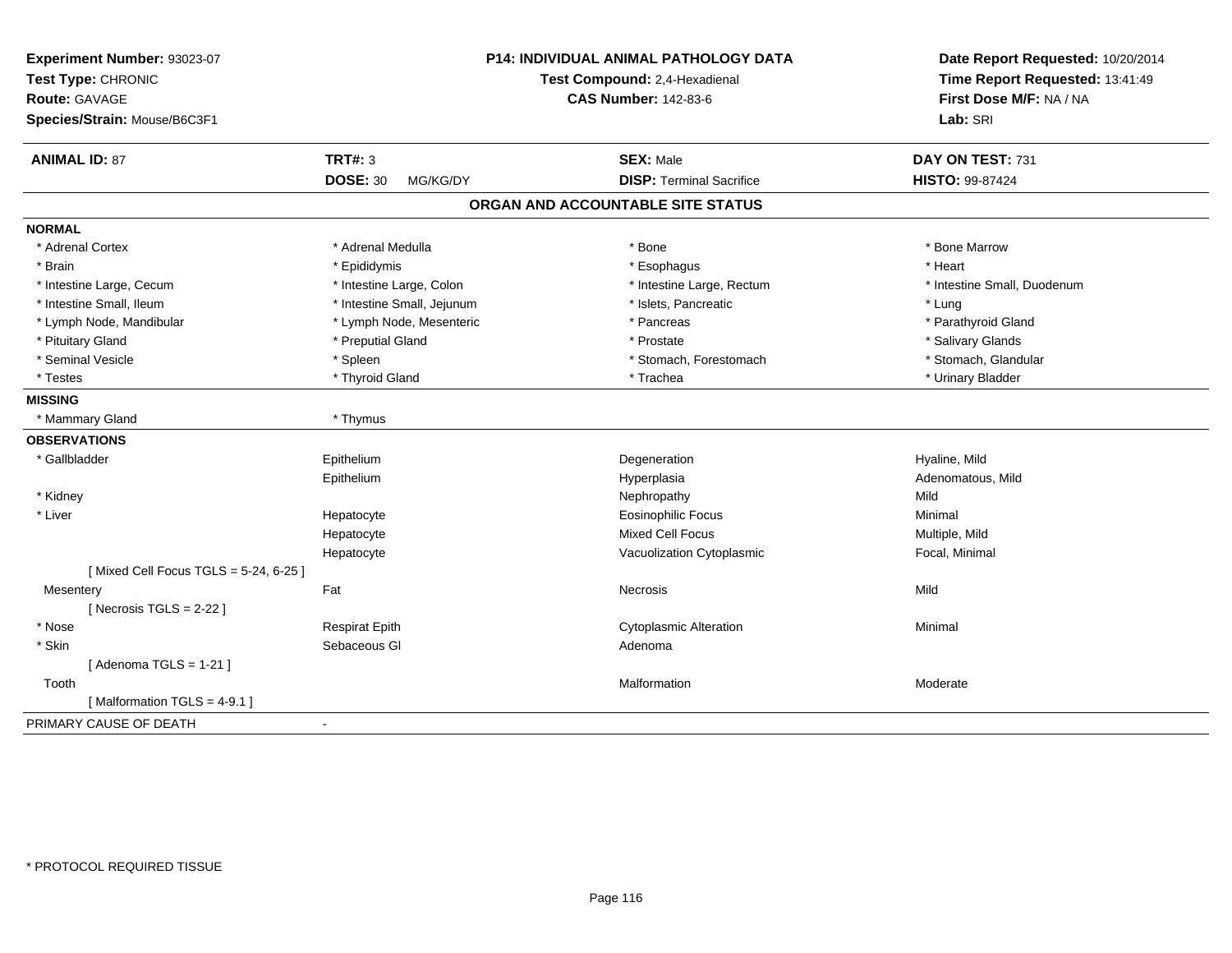**Experiment Number:** 93023-07
**Test Type:** CHRONIC
**Route:** GAVAGE
**Species/Strain:** Mouse/B6C3F1

**P14: INDIVIDUAL ANIMAL PATHOLOGY DATA**
**Test Compound:** 2,4-Hexadienal
**CAS Number:** 142-83-6

**Date Report Requested:** 10/20/2014
**Time Report Requested:** 13:41:49
**First Dose M/F:** NA / NA
**Lab:** SRI

| **ANIMAL ID:** 87 | **TRT#:** 3 | **SEX:** Male | **DAY ON TEST:** 731 |
|---|---|---|---|
| | **DOSE:** 30 MG/KG/DY | **DISP:** Terminal Sacrifice | **HISTO:** 99-87424 |

## ORGAN AND ACCOUNTABLE SITE STATUS

**NORMAL**

| | | | |
|---|---|---|---|
| * Adrenal Cortex | * Adrenal Medulla | * Bone | * Bone Marrow |
| * Brain | * Epididymis | * Esophagus | * Heart |
| * Intestine Large, Cecum | * Intestine Large, Colon | * Intestine Large, Rectum | * Intestine Small, Duodenum |
| * Intestine Small, Ileum | * Intestine Small, Jejunum | * Islets, Pancreatic | * Lung |
| * Lymph Node, Mandibular | * Lymph Node, Mesenteric | * Pancreas | * Parathyroid Gland |
| * Pituitary Gland | * Preputial Gland | * Prostate | * Salivary Glands |
| * Seminal Vesicle | * Spleen | * Stomach, Forestomach | * Stomach, Glandular |
| * Testes | * Thyroid Gland | * Trachea | * Urinary Bladder |

**MISSING**

| | |
|---|---|
| * Mammary Gland | * Thymus |

**OBSERVATIONS**

| | | | |
|---|---|---|---|
| * Gallbladder | Epithelium | Degeneration | Hyaline, Mild |
| | Epithelium | Hyperplasia | Adenomatous, Mild |
| * Kidney | | Nephropathy | Mild |
| * Liver | Hepatocyte | Eosinophilic Focus | Minimal |
| | Hepatocyte | Mixed Cell Focus | Multiple, Mild |
| | Hepatocyte | Vacuolization Cytoplasmic | Focal, Minimal |
| [ Mixed Cell Focus TGLS = 5-24, 6-25 ] | | | |
| Mesentery | Fat | Necrosis | Mild |
| [ Necrosis TGLS = 2-22 ] | | | |
| * Nose | Respirat Epith | Cytoplasmic Alteration | Minimal |
| * Skin | Sebaceous Gl | Adenoma | |
| [ Adenoma TGLS = 1-21 ] | | | |
| Tooth | | Malformation | Moderate |
| [ Malformation TGLS = 4-9.1 ] | | | |

PRIMARY CAUSE OF DEATH -

* PROTOCOL REQUIRED TISSUE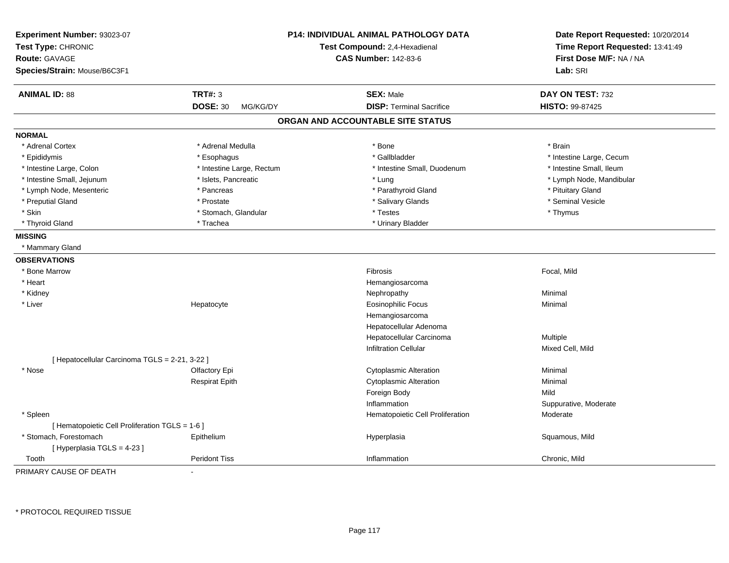**Experiment Number:** 93023-07
**Test Type:** CHRONIC
**Route:** GAVAGE
**Species/Strain:** Mouse/B6C3F1

**P14: INDIVIDUAL ANIMAL PATHOLOGY DATA**
**Test Compound:** 2,4-Hexadienal
**CAS Number:** 142-83-6

**Date Report Requested:** 10/20/2014
**Time Report Requested:** 13:41:49
**First Dose M/F:** NA / NA
**Lab:** SRI

| **ANIMAL ID:** 88 | **TRT#:** 3 | **SEX:** Male | **DAY ON TEST:** 732 |
|---|---|---|---|
| | **DOSE:** 30 MG/KG/DY | **DISP:** Terminal Sacrifice | **HISTO:** 99-87425 |

## ORGAN AND ACCOUNTABLE SITE STATUS

**NORMAL**

| | | | |
|---|---|---|---|
| * Adrenal Cortex | * Adrenal Medulla | * Bone | * Brain |
| * Epididymis | * Esophagus | * Gallbladder | * Intestine Large, Cecum |
| * Intestine Large, Colon | * Intestine Large, Rectum | * Intestine Small, Duodenum | * Intestine Small, Ileum |
| * Intestine Small, Jejunum | * Islets, Pancreatic | * Lung | * Lymph Node, Mandibular |
| * Lymph Node, Mesenteric | * Pancreas | * Parathyroid Gland | * Pituitary Gland |
| * Preputial Gland | * Prostate | * Salivary Glands | * Seminal Vesicle |
| * Skin | * Stomach, Glandular | * Testes | * Thymus |
| * Thyroid Gland | * Trachea | * Urinary Bladder | |

**MISSING**

* Mammary Gland

**OBSERVATIONS**

| | | | |
|---|---|---|---|
| * Bone Marrow | | Fibrosis | Focal, Mild |
| * Heart | | Hemangiosarcoma | |
| * Kidney | | Nephropathy | Minimal |
| * Liver | Hepatocyte | Eosinophilic Focus | Minimal |
| | | Hemangiosarcoma | |
| | | Hepatocellular Adenoma | |
| | | Hepatocellular Carcinoma | Multiple |
| | | Infiltration Cellular | Mixed Cell, Mild |
| [ Hepatocellular Carcinoma TGLS = 2-21, 3-22 ] | | | |
| * Nose | Olfactory Epi | Cytoplasmic Alteration | Minimal |
| | Respirat Epith | Cytoplasmic Alteration | Minimal |
| | | Foreign Body | Mild |
| | | Inflammation | Suppurative, Moderate |
| * Spleen | | Hematopoietic Cell Proliferation | Moderate |
| [ Hematopoietic Cell Proliferation TGLS = 1-6 ] | | | |
| * Stomach, Forestomach | Epithelium | Hyperplasia | Squamous, Mild |
| [ Hyperplasia TGLS = 4-23 ] | | | |
| Tooth | Peridont Tiss | Inflammation | Chronic, Mild |

PRIMARY CAUSE OF DEATH -

* PROTOCOL REQUIRED TISSUE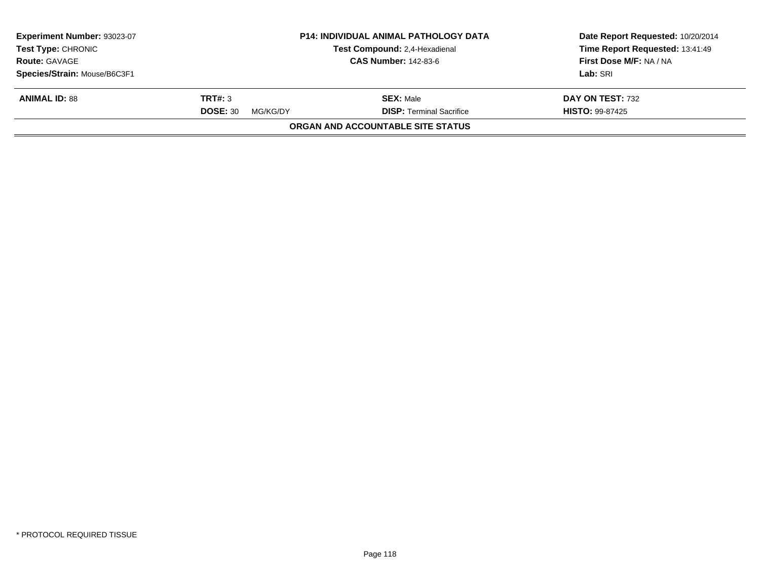| **Experiment Number:** 93023-07 | **P14: INDIVIDUAL ANIMAL PATHOLOGY DATA** | **Date Report Requested:** 10/20/2014 |
|---|---|---|
| **Test Type:** CHRONIC | **Test Compound:** 2,4-Hexadienal | **Time Report Requested:** 13:41:49 |
| **Route:** GAVAGE | **CAS Number:** 142-83-6 | **First Dose M/F:** NA / NA |
| **Species/Strain:** Mouse/B6C3F1 | | **Lab:** SRI |

| **ANIMAL ID:** 88 | **TRT#:** 3 | **SEX:** Male | **DAY ON TEST:** 732 |
|---|---|---|---|
| | **DOSE:** 30 MG/KG/DY | **DISP:** Terminal Sacrifice | **HISTO:** 99-87425 |

**ORGAN AND ACCOUNTABLE SITE STATUS**

\* PROTOCOL REQUIRED TISSUE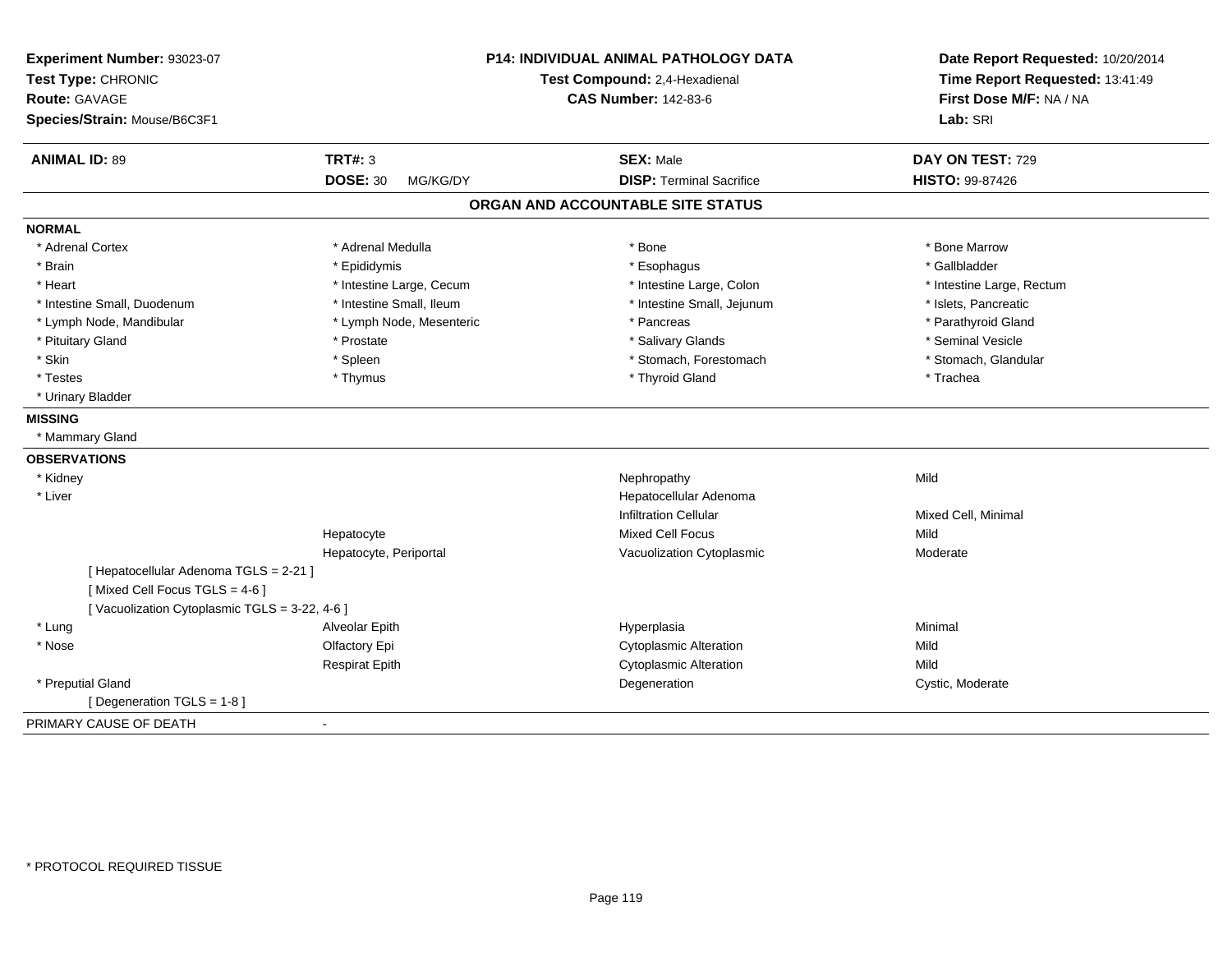**Experiment Number:** 93023-07
**Test Type:** CHRONIC
**Route:** GAVAGE
**Species/Strain:** Mouse/B6C3F1

**P14: INDIVIDUAL ANIMAL PATHOLOGY DATA**
**Test Compound:** 2,4-Hexadienal
**CAS Number:** 142-83-6

**Date Report Requested:** 10/20/2014
**Time Report Requested:** 13:41:49
**First Dose M/F:** NA / NA
**Lab:** SRI

| **ANIMAL ID:** 89 | **TRT#:** 3 | **SEX:** Male | **DAY ON TEST:** 729 |
|---|---|---|---|
| | **DOSE:** 30 MG/KG/DY | **DISP:** Terminal Sacrifice | **HISTO:** 99-87426 |

## ORGAN AND ACCOUNTABLE SITE STATUS

**NORMAL**

| | | | |
|---|---|---|---|
| * Adrenal Cortex | * Adrenal Medulla | * Bone | * Bone Marrow |
| * Brain | * Epididymis | * Esophagus | * Gallbladder |
| * Heart | * Intestine Large, Cecum | * Intestine Large, Colon | * Intestine Large, Rectum |
| * Intestine Small, Duodenum | * Intestine Small, Ileum | * Intestine Small, Jejunum | * Islets, Pancreatic |
| * Lymph Node, Mandibular | * Lymph Node, Mesenteric | * Pancreas | * Parathyroid Gland |
| * Pituitary Gland | * Prostate | * Salivary Glands | * Seminal Vesicle |
| * Skin | * Spleen | * Stomach, Forestomach | * Stomach, Glandular |
| * Testes | * Thymus | * Thyroid Gland | * Trachea |
| * Urinary Bladder | | | |

**MISSING**

* Mammary Gland

**OBSERVATIONS**

| | | | |
|---|---|---|---|
| * Kidney | | Nephropathy | Mild |
| * Liver | | Hepatocellular Adenoma | |
| | | Infiltration Cellular | Mixed Cell, Minimal |
| | Hepatocyte | Mixed Cell Focus | Mild |
| | Hepatocyte, Periportal | Vacuolization Cytoplasmic | Moderate |
| [ Hepatocellular Adenoma TGLS = 2-21 ] | | | |
| [ Mixed Cell Focus TGLS = 4-6 ] | | | |
| [ Vacuolization Cytoplasmic TGLS = 3-22, 4-6 ] | | | |
| * Lung | Alveolar Epith | Hyperplasia | Minimal |
| * Nose | Olfactory Epi | Cytoplasmic Alteration | Mild |
| | Respirat Epith | Cytoplasmic Alteration | Mild |
| * Preputial Gland | | Degeneration | Cystic, Moderate |
| [ Degeneration TGLS = 1-8 ] | | | |

PRIMARY CAUSE OF DEATH -

* PROTOCOL REQUIRED TISSUE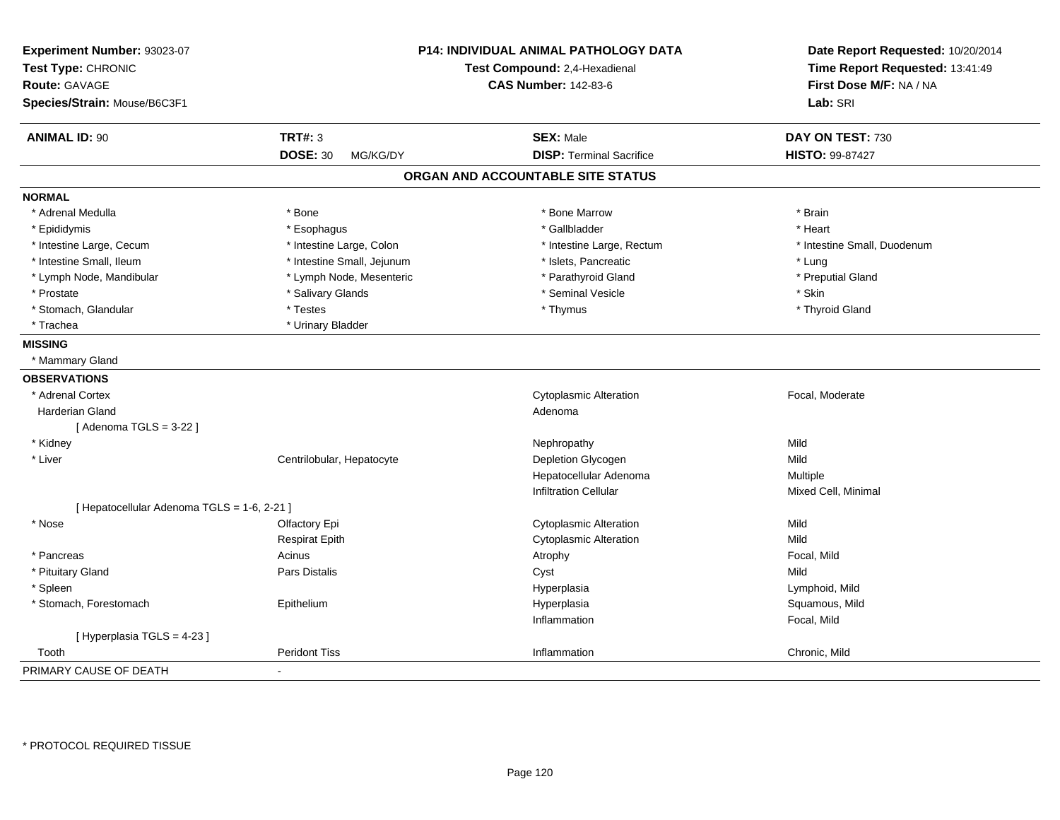**Experiment Number:** 93023-07
**Test Type:** CHRONIC
**Route:** GAVAGE
**Species/Strain:** Mouse/B6C3F1

**P14: INDIVIDUAL ANIMAL PATHOLOGY DATA**
**Test Compound:** 2,4-Hexadienal
**CAS Number:** 142-83-6

**Date Report Requested:** 10/20/2014
**Time Report Requested:** 13:41:49
**First Dose M/F:** NA / NA
**Lab:** SRI

| **ANIMAL ID:** 90 | **TRT#:** 3 | **SEX:** Male | **DAY ON TEST:** 730 |
|---|---|---|---|
| | **DOSE:** 30 MG/KG/DY | **DISP:** Terminal Sacrifice | **HISTO:** 99-87427 |

## ORGAN AND ACCOUNTABLE SITE STATUS

**NORMAL**

| | | | |
|---|---|---|---|
| * Adrenal Medulla | * Bone | * Bone Marrow | * Brain |
| * Epididymis | * Esophagus | * Gallbladder | * Heart |
| * Intestine Large, Cecum | * Intestine Large, Colon | * Intestine Large, Rectum | * Intestine Small, Duodenum |
| * Intestine Small, Ileum | * Intestine Small, Jejunum | * Islets, Pancreatic | * Lung |
| * Lymph Node, Mandibular | * Lymph Node, Mesenteric | * Parathyroid Gland | * Preputial Gland |
| * Prostate | * Salivary Glands | * Seminal Vesicle | * Skin |
| * Stomach, Glandular | * Testes | * Thymus | * Thyroid Gland |
| * Trachea | * Urinary Bladder | | |

**MISSING**

* Mammary Gland

**OBSERVATIONS**

| | | | |
|---|---|---|---|
| * Adrenal Cortex | | Cytoplasmic Alteration | Focal, Moderate |
| Harderian Gland | | Adenoma | |
| [ Adenoma TGLS = 3-22 ] | | | |
| * Kidney | | Nephropathy | Mild |
| * Liver | Centrilobular, Hepatocyte | Depletion Glycogen | Mild |
| | | Hepatocellular Adenoma | Multiple |
| | | Infiltration Cellular | Mixed Cell, Minimal |
| [ Hepatocellular Adenoma TGLS = 1-6, 2-21 ] | | | |
| * Nose | Olfactory Epi | Cytoplasmic Alteration | Mild |
| | Respirat Epith | Cytoplasmic Alteration | Mild |
| * Pancreas | Acinus | Atrophy | Focal, Mild |
| * Pituitary Gland | Pars Distalis | Cyst | Mild |
| * Spleen | | Hyperplasia | Lymphoid, Mild |
| * Stomach, Forestomach | Epithelium | Hyperplasia | Squamous, Mild |
| | | Inflammation | Focal, Mild |
| [ Hyperplasia TGLS = 4-23 ] | | | |
| Tooth | Peridont Tiss | Inflammation | Chronic, Mild |

PRIMARY CAUSE OF DEATH -

\* PROTOCOL REQUIRED TISSUE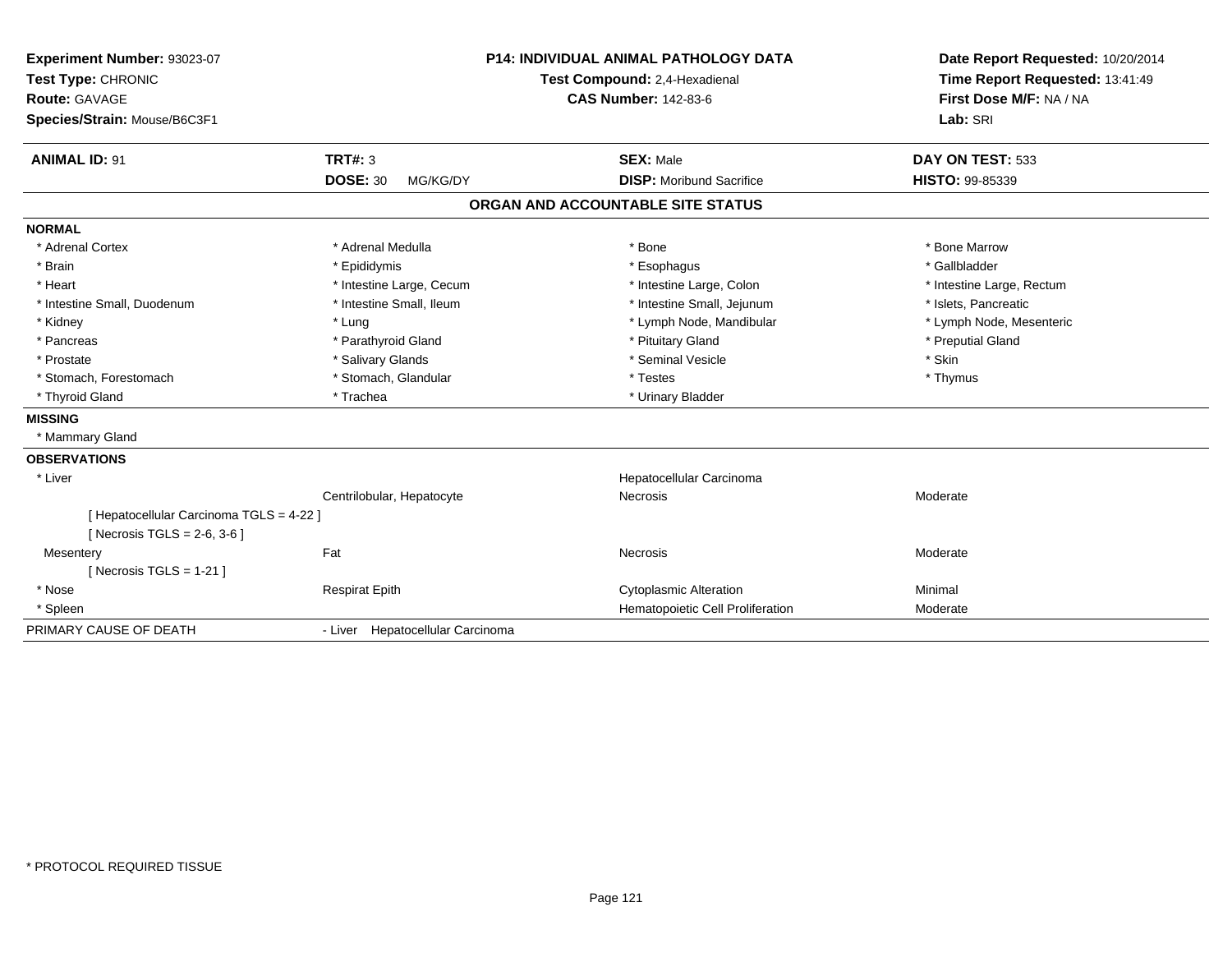**Experiment Number:** 93023-07
**Test Type:** CHRONIC
**Route:** GAVAGE
**Species/Strain:** Mouse/B6C3F1

**P14: INDIVIDUAL ANIMAL PATHOLOGY DATA**
**Test Compound:** 2,4-Hexadienal
**CAS Number:** 142-83-6

**Date Report Requested:** 10/20/2014
**Time Report Requested:** 13:41:49
**First Dose M/F:** NA / NA
**Lab:** SRI

| **ANIMAL ID:** 91 | **TRT#:** 3 | **SEX:** Male | **DAY ON TEST:** 533 |
|---|---|---|---|
| | **DOSE:** 30 MG/KG/DY | **DISP:** Moribund Sacrifice | **HISTO:** 99-85339 |

## ORGAN AND ACCOUNTABLE SITE STATUS

**NORMAL**

| | | | |
|---|---|---|---|
| * Adrenal Cortex | * Adrenal Medulla | * Bone | * Bone Marrow |
| * Brain | * Epididymis | * Esophagus | * Gallbladder |
| * Heart | * Intestine Large, Cecum | * Intestine Large, Colon | * Intestine Large, Rectum |
| * Intestine Small, Duodenum | * Intestine Small, Ileum | * Intestine Small, Jejunum | * Islets, Pancreatic |
| * Kidney | * Lung | * Lymph Node, Mandibular | * Lymph Node, Mesenteric |
| * Pancreas | * Parathyroid Gland | * Pituitary Gland | * Preputial Gland |
| * Prostate | * Salivary Glands | * Seminal Vesicle | * Skin |
| * Stomach, Forestomach | * Stomach, Glandular | * Testes | * Thymus |
| * Thyroid Gland | * Trachea | * Urinary Bladder | |

**MISSING**

* Mammary Gland

**OBSERVATIONS**

| | | | |
|---|---|---|---|
| * Liver | | Hepatocellular Carcinoma | |
| | Centrilobular, Hepatocyte | Necrosis | Moderate |
| [ Hepatocellular Carcinoma TGLS = 4-22 ] | | | |
| [ Necrosis TGLS = 2-6, 3-6 ] | | | |
| Mesentery | Fat | Necrosis | Moderate |
| [ Necrosis TGLS = 1-21 ] | | | |
| * Nose | Respirat Epith | Cytoplasmic Alteration | Minimal |
| * Spleen | | Hematopoietic Cell Proliferation | Moderate |

PRIMARY CAUSE OF DEATH - Liver Hepatocellular Carcinoma

* PROTOCOL REQUIRED TISSUE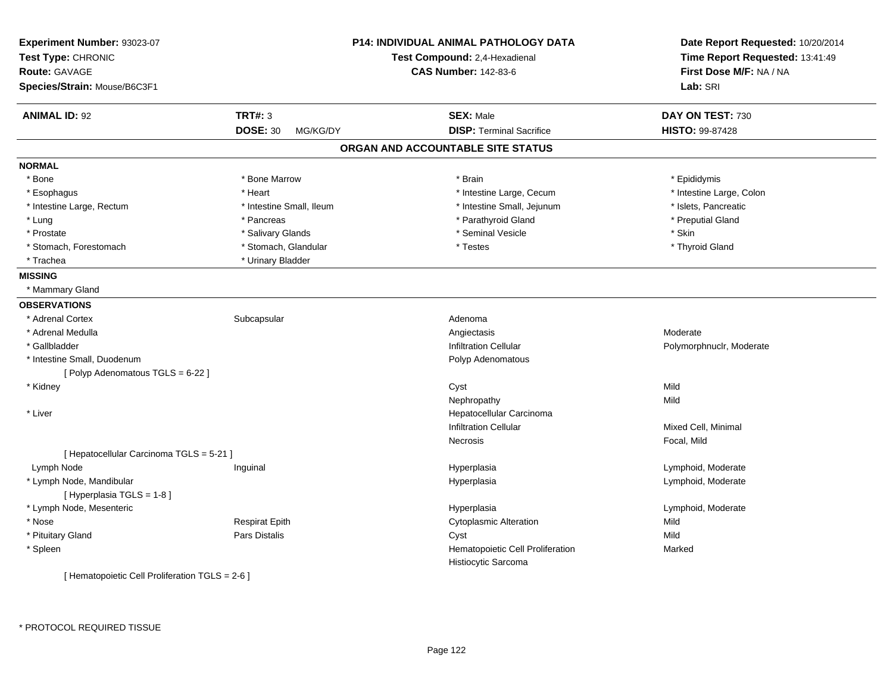**Experiment Number:** 93023-07
**Test Type:** CHRONIC
**Route:** GAVAGE
**Species/Strain:** Mouse/B6C3F1

**P14: INDIVIDUAL ANIMAL PATHOLOGY DATA**
**Test Compound:** 2,4-Hexadienal
**CAS Number:** 142-83-6

**Date Report Requested:** 10/20/2014
**Time Report Requested:** 13:41:49
**First Dose M/F:** NA / NA
**Lab:** SRI

| **ANIMAL ID:** 92 | **TRT#:** 3 | **SEX:** Male | **DAY ON TEST:** 730 |
|---|---|---|---|
| | **DOSE:** 30 MG/KG/DY | **DISP:** Terminal Sacrifice | **HISTO:** 99-87428 |

## ORGAN AND ACCOUNTABLE SITE STATUS

**NORMAL**

| | | | |
|---|---|---|---|
| * Bone | * Bone Marrow | * Brain | * Epididymis |
| * Esophagus | * Heart | * Intestine Large, Cecum | * Intestine Large, Colon |
| * Intestine Large, Rectum | * Intestine Small, Ileum | * Intestine Small, Jejunum | * Islets, Pancreatic |
| * Lung | * Pancreas | * Parathyroid Gland | * Preputial Gland |
| * Prostate | * Salivary Glands | * Seminal Vesicle | * Skin |
| * Stomach, Forestomach | * Stomach, Glandular | * Testes | * Thyroid Gland |
| * Trachea | * Urinary Bladder | | |

**MISSING**

* Mammary Gland

**OBSERVATIONS**

| | | | |
|---|---|---|---|
| * Adrenal Cortex | Subcapsular | Adenoma | |
| * Adrenal Medulla | | Angiectasis | Moderate |
| * Gallbladder | | Infiltration Cellular | Polymorphnuclr, Moderate |
| * Intestine Small, Duodenum | | Polyp Adenomatous | |
| [ Polyp Adenomatous TGLS = 6-22 ] | | | |
| * Kidney | | Cyst | Mild |
| | | Nephropathy | Mild |
| * Liver | | Hepatocellular Carcinoma | |
| | | Infiltration Cellular | Mixed Cell, Minimal |
| | | Necrosis | Focal, Mild |
| [ Hepatocellular Carcinoma TGLS = 5-21 ] | | | |
| Lymph Node | Inguinal | Hyperplasia | Lymphoid, Moderate |
| * Lymph Node, Mandibular | | Hyperplasia | Lymphoid, Moderate |
| [ Hyperplasia TGLS = 1-8 ] | | | |
| * Lymph Node, Mesenteric | | Hyperplasia | Lymphoid, Moderate |
| * Nose | Respirat Epith | Cytoplasmic Alteration | Mild |
| * Pituitary Gland | Pars Distalis | Cyst | Mild |
| * Spleen | | Hematopoietic Cell Proliferation | Marked |
| | | Histiocytic Sarcoma | |
| [ Hematopoietic Cell Proliferation TGLS = 2-6 ] | | | |

\* PROTOCOL REQUIRED TISSUE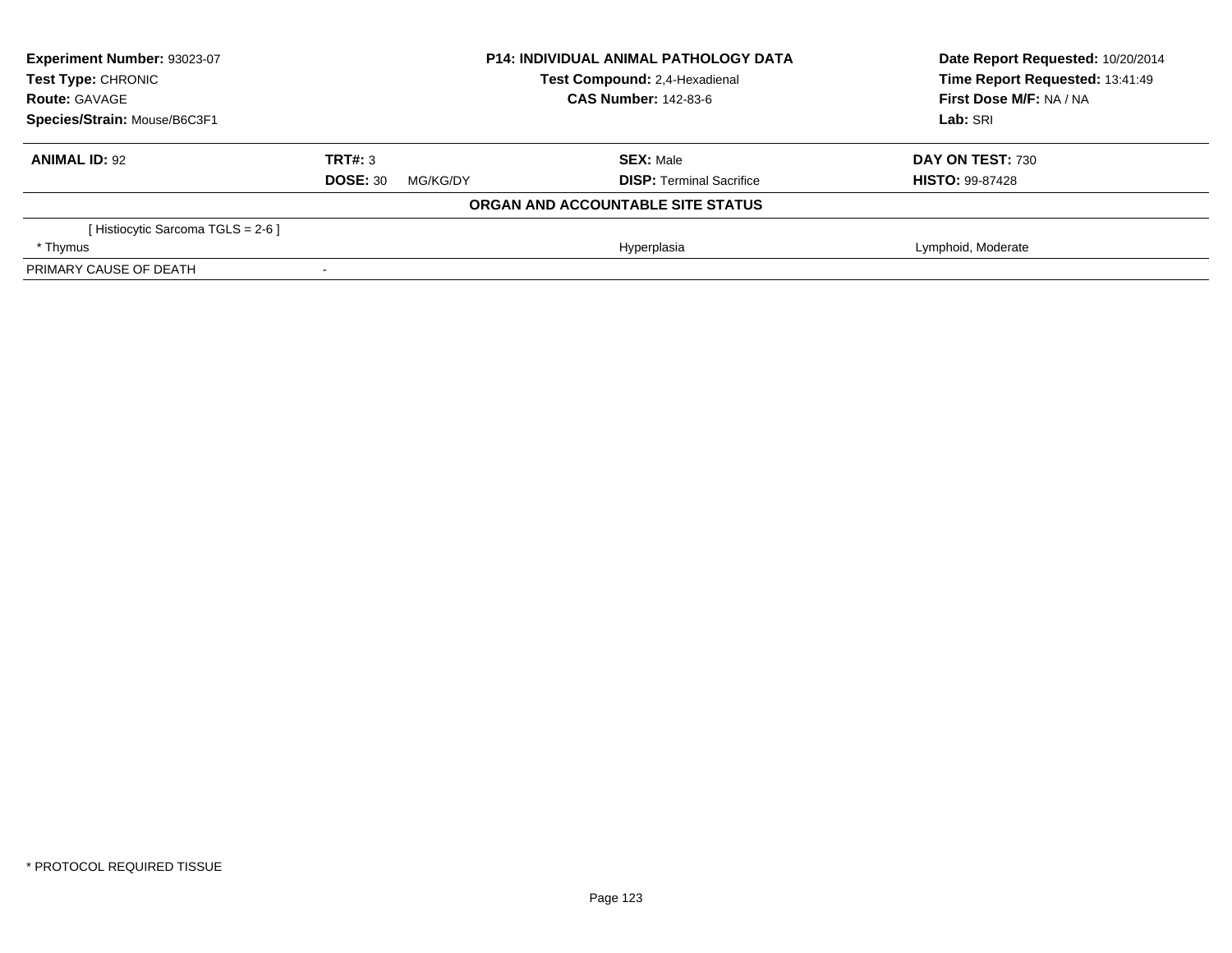| | | | |
|---|---|---|---|
| **Experiment Number:** 93023-07 | | **P14: INDIVIDUAL ANIMAL PATHOLOGY DATA** | **Date Report Requested:** 10/20/2014 |
| **Test Type:** CHRONIC | | **Test Compound:** 2,4-Hexadienal | **Time Report Requested:** 13:41:49 |
| **Route:** GAVAGE | | **CAS Number:** 142-83-6 | **First Dose M/F:** NA / NA |
| **Species/Strain:** Mouse/B6C3F1 | | | **Lab:** SRI |

| **ANIMAL ID:** 92 | **TRT#:** 3 | **SEX:** Male | **DAY ON TEST:** 730 |
|---|---|---|---|
| | **DOSE:** 30 MG/KG/DY | **DISP:** Terminal Sacrifice | **HISTO:** 99-87428 |

**ORGAN AND ACCOUNTABLE SITE STATUS**

| | | | |
|---|---|---|---|
| [ Histiocytic Sarcoma TGLS = 2-6 ] | | | |
| * Thymus | | Hyperplasia | Lymphoid, Moderate |
| PRIMARY CAUSE OF DEATH | - | | |

* PROTOCOL REQUIRED TISSUE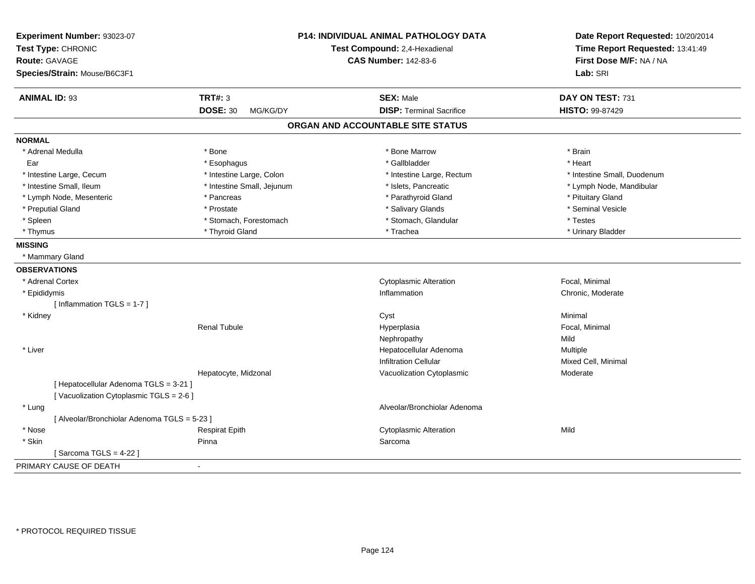**Experiment Number:** 93023-07
**Test Type:** CHRONIC
**Route:** GAVAGE
**Species/Strain:** Mouse/B6C3F1

**P14: INDIVIDUAL ANIMAL PATHOLOGY DATA**
**Test Compound:** 2,4-Hexadienal
**CAS Number:** 142-83-6

**Date Report Requested:** 10/20/2014
**Time Report Requested:** 13:41:49
**First Dose M/F:** NA / NA
**Lab:** SRI

| **ANIMAL ID:** 93 | **TRT#:** 3 | **SEX:** Male | **DAY ON TEST:** 731 |
|---|---|---|---|
| | **DOSE:** 30 MG/KG/DY | **DISP:** Terminal Sacrifice | **HISTO:** 99-87429 |

## ORGAN AND ACCOUNTABLE SITE STATUS

**NORMAL**

| | | | |
|---|---|---|---|
| * Adrenal Medulla | * Bone | * Bone Marrow | * Brain |
| Ear | * Esophagus | * Gallbladder | * Heart |
| * Intestine Large, Cecum | * Intestine Large, Colon | * Intestine Large, Rectum | * Intestine Small, Duodenum |
| * Intestine Small, Ileum | * Intestine Small, Jejunum | * Islets, Pancreatic | * Lymph Node, Mandibular |
| * Lymph Node, Mesenteric | * Pancreas | * Parathyroid Gland | * Pituitary Gland |
| * Preputial Gland | * Prostate | * Salivary Glands | * Seminal Vesicle |
| * Spleen | * Stomach, Forestomach | * Stomach, Glandular | * Testes |
| * Thymus | * Thyroid Gland | * Trachea | * Urinary Bladder |

**MISSING**

* Mammary Gland

**OBSERVATIONS**

| Organ | Site | Observation | Qualifier |
|---|---|---|---|
| * Adrenal Cortex | | Cytoplasmic Alteration | Focal, Minimal |
| * Epididymis | | Inflammation | Chronic, Moderate |
| [ Inflammation TGLS = 1-7 ] | | | |
| * Kidney | | Cyst | Minimal |
| | Renal Tubule | Hyperplasia | Focal, Minimal |
| | | Nephropathy | Mild |
| * Liver | | Hepatocellular Adenoma | Multiple |
| | | Infiltration Cellular | Mixed Cell, Minimal |
| | Hepatocyte, Midzonal | Vacuolization Cytoplasmic | Moderate |
| [ Hepatocellular Adenoma TGLS = 3-21 ] | | | |
| [ Vacuolization Cytoplasmic TGLS = 2-6 ] | | | |
| * Lung | | Alveolar/Bronchiolar Adenoma | |
| [ Alveolar/Bronchiolar Adenoma TGLS = 5-23 ] | | | |
| * Nose | Respirat Epith | Cytoplasmic Alteration | Mild |
| * Skin | Pinna | Sarcoma | |
| [ Sarcoma TGLS = 4-22 ] | | | |

PRIMARY CAUSE OF DEATH -

* PROTOCOL REQUIRED TISSUE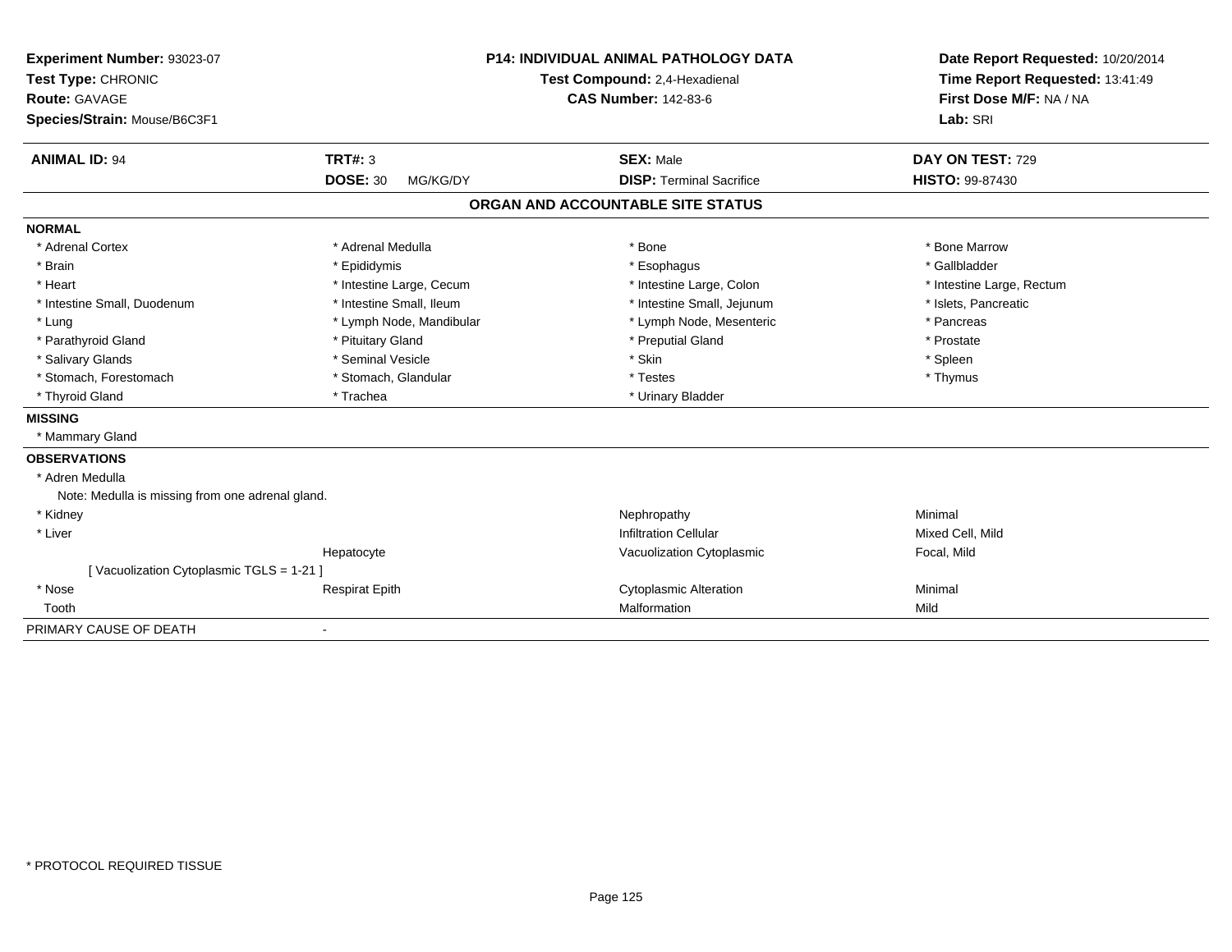**Experiment Number:** 93023-07
**Test Type:** CHRONIC
**Route:** GAVAGE
**Species/Strain:** Mouse/B6C3F1

**P14: INDIVIDUAL ANIMAL PATHOLOGY DATA**
**Test Compound:** 2,4-Hexadienal
**CAS Number:** 142-83-6

**Date Report Requested:** 10/20/2014
**Time Report Requested:** 13:41:49
**First Dose M/F:** NA / NA
**Lab:** SRI

| **ANIMAL ID:** 94 | **TRT#:** 3 | **SEX:** Male | **DAY ON TEST:** 729 |
|---|---|---|---|
| | **DOSE:** 30 MG/KG/DY | **DISP:** Terminal Sacrifice | **HISTO:** 99-87430 |

## ORGAN AND ACCOUNTABLE SITE STATUS

**NORMAL**

| | | | |
|---|---|---|---|
| * Adrenal Cortex | * Adrenal Medulla | * Bone | * Bone Marrow |
| * Brain | * Epididymis | * Esophagus | * Gallbladder |
| * Heart | * Intestine Large, Cecum | * Intestine Large, Colon | * Intestine Large, Rectum |
| * Intestine Small, Duodenum | * Intestine Small, Ileum | * Intestine Small, Jejunum | * Islets, Pancreatic |
| * Lung | * Lymph Node, Mandibular | * Lymph Node, Mesenteric | * Pancreas |
| * Parathyroid Gland | * Pituitary Gland | * Preputial Gland | * Prostate |
| * Salivary Glands | * Seminal Vesicle | * Skin | * Spleen |
| * Stomach, Forestomach | * Stomach, Glandular | * Testes | * Thymus |
| * Thyroid Gland | * Trachea | * Urinary Bladder | |

**MISSING**

* Mammary Gland

**OBSERVATIONS**

* Adren Medulla
  Note: Medulla is missing from one adrenal gland.

| | | | |
|---|---|---|---|
| * Kidney | | Nephropathy | Minimal |
| * Liver | | Infiltration Cellular | Mixed Cell, Mild |
| | Hepatocyte | Vacuolization Cytoplasmic | Focal, Mild |
| [ Vacuolization Cytoplasmic TGLS = 1-21 ] | | | |
| * Nose | Respirat Epith | Cytoplasmic Alteration | Minimal |
| Tooth | | Malformation | Mild |

PRIMARY CAUSE OF DEATH -

* PROTOCOL REQUIRED TISSUE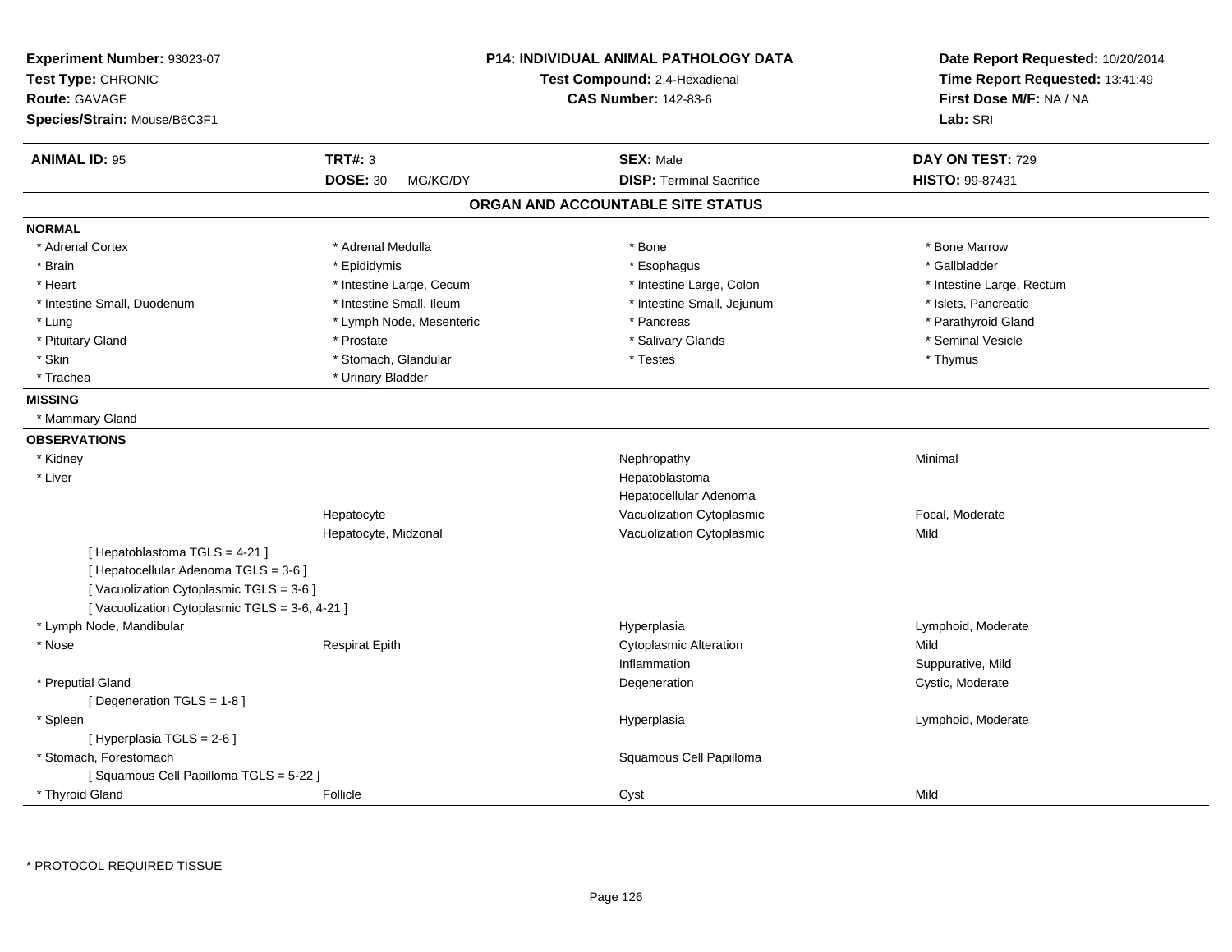**Experiment Number:** 93023-07
**Test Type:** CHRONIC
**Route:** GAVAGE
**Species/Strain:** Mouse/B6C3F1

**P14: INDIVIDUAL ANIMAL PATHOLOGY DATA**
**Test Compound:** 2,4-Hexadienal
**CAS Number:** 142-83-6

**Date Report Requested:** 10/20/2014
**Time Report Requested:** 13:41:49
**First Dose M/F:** NA / NA
**Lab:** SRI

| **ANIMAL ID:** 95 | **TRT#:** 3 | **SEX:** Male | **DAY ON TEST:** 729 |
|---|---|---|---|
| | **DOSE:** 30 MG/KG/DY | **DISP:** Terminal Sacrifice | **HISTO:** 99-87431 |

## ORGAN AND ACCOUNTABLE SITE STATUS

**NORMAL**

| | | | |
|---|---|---|---|
| * Adrenal Cortex | * Adrenal Medulla | * Bone | * Bone Marrow |
| * Brain | * Epididymis | * Esophagus | * Gallbladder |
| * Heart | * Intestine Large, Cecum | * Intestine Large, Colon | * Intestine Large, Rectum |
| * Intestine Small, Duodenum | * Intestine Small, Ileum | * Intestine Small, Jejunum | * Islets, Pancreatic |
| * Lung | * Lymph Node, Mesenteric | * Pancreas | * Parathyroid Gland |
| * Pituitary Gland | * Prostate | * Salivary Glands | * Seminal Vesicle |
| * Skin | * Stomach, Glandular | * Testes | * Thymus |
| * Trachea | * Urinary Bladder | | |

**MISSING**

* Mammary Gland

**OBSERVATIONS**

| | | | |
|---|---|---|---|
| * Kidney | | Nephropathy | Minimal |
| * Liver | | Hepatoblastoma | |
| | | Hepatocellular Adenoma | |
| | Hepatocyte | Vacuolization Cytoplasmic | Focal, Moderate |
| | Hepatocyte, Midzonal | Vacuolization Cytoplasmic | Mild |
| [ Hepatoblastoma TGLS = 4-21 ] | | | |
| [ Hepatocellular Adenoma TGLS = 3-6 ] | | | |
| [ Vacuolization Cytoplasmic TGLS = 3-6 ] | | | |
| [ Vacuolization Cytoplasmic TGLS = 3-6, 4-21 ] | | | |
| * Lymph Node, Mandibular | | Hyperplasia | Lymphoid, Moderate |
| * Nose | Respirat Epith | Cytoplasmic Alteration | Mild |
| | | Inflammation | Suppurative, Mild |
| * Preputial Gland | | Degeneration | Cystic, Moderate |
| [ Degeneration TGLS = 1-8 ] | | | |
| * Spleen | | Hyperplasia | Lymphoid, Moderate |
| [ Hyperplasia TGLS = 2-6 ] | | | |
| * Stomach, Forestomach | | Squamous Cell Papilloma | |
| [ Squamous Cell Papilloma TGLS = 5-22 ] | | | |
| * Thyroid Gland | Follicle | Cyst | Mild |

* PROTOCOL REQUIRED TISSUE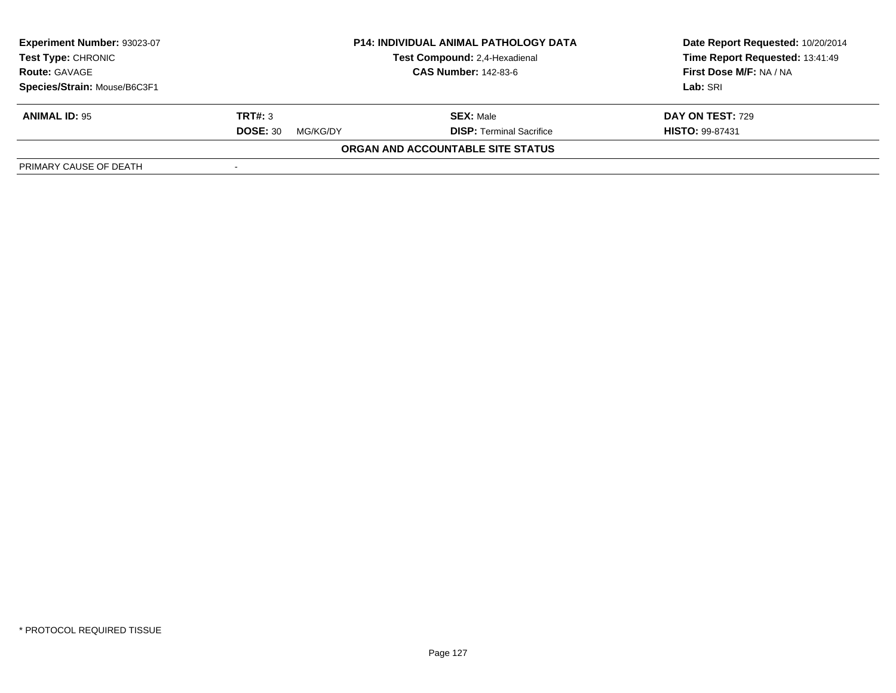**Experiment Number:** 93023-07
**Test Type:** CHRONIC
**Route:** GAVAGE
**Species/Strain:** Mouse/B6C3F1

**P14: INDIVIDUAL ANIMAL PATHOLOGY DATA**
**Test Compound:** 2,4-Hexadienal
**CAS Number:** 142-83-6

**Date Report Requested:** 10/20/2014
**Time Report Requested:** 13:41:49
**First Dose M/F:** NA / NA
**Lab:** SRI

| **ANIMAL ID:** 95 | **TRT#:** 3 | **SEX:** Male | **DAY ON TEST:** 729 |
|---|---|---|---|
| | **DOSE:** 30 MG/KG/DY | **DISP:** Terminal Sacrifice | **HISTO:** 99-87431 |

**ORGAN AND ACCOUNTABLE SITE STATUS**

| PRIMARY CAUSE OF DEATH | - |
|---|---|

\* PROTOCOL REQUIRED TISSUE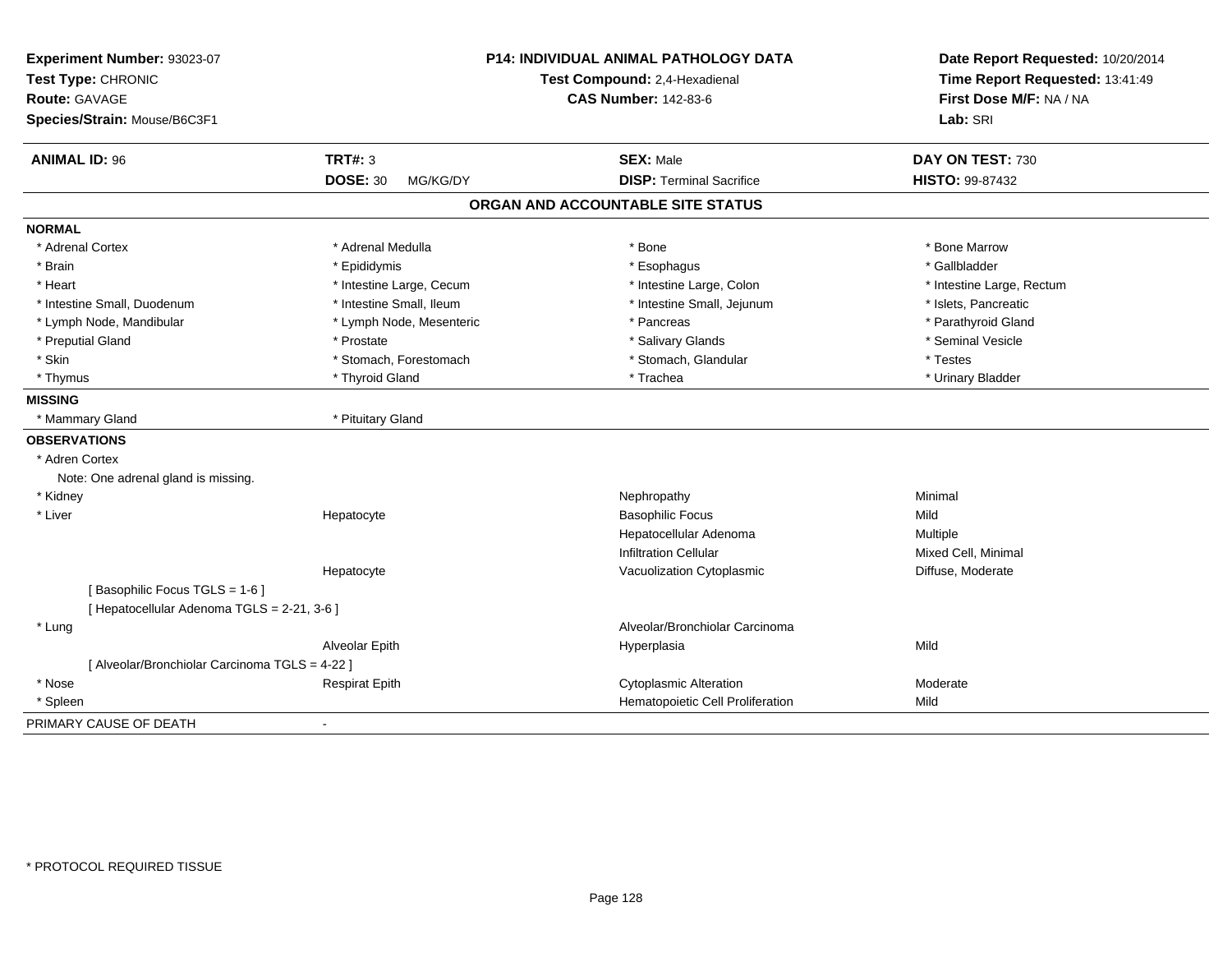**Experiment Number:** 93023-07
**Test Type:** CHRONIC
**Route:** GAVAGE
**Species/Strain:** Mouse/B6C3F1

**P14: INDIVIDUAL ANIMAL PATHOLOGY DATA**
**Test Compound:** 2,4-Hexadienal
**CAS Number:** 142-83-6

**Date Report Requested:** 10/20/2014
**Time Report Requested:** 13:41:49
**First Dose M/F:** NA / NA
**Lab:** SRI

| **ANIMAL ID:** 96 | **TRT#:** 3 | **SEX:** Male | **DAY ON TEST:** 730 |
|---|---|---|---|
| | **DOSE:** 30 MG/KG/DY | **DISP:** Terminal Sacrifice | **HISTO:** 99-87432 |

## ORGAN AND ACCOUNTABLE SITE STATUS

**NORMAL**

| | | | |
|---|---|---|---|
| * Adrenal Cortex | * Adrenal Medulla | * Bone | * Bone Marrow |
| * Brain | * Epididymis | * Esophagus | * Gallbladder |
| * Heart | * Intestine Large, Cecum | * Intestine Large, Colon | * Intestine Large, Rectum |
| * Intestine Small, Duodenum | * Intestine Small, Ileum | * Intestine Small, Jejunum | * Islets, Pancreatic |
| * Lymph Node, Mandibular | * Lymph Node, Mesenteric | * Pancreas | * Parathyroid Gland |
| * Preputial Gland | * Prostate | * Salivary Glands | * Seminal Vesicle |
| * Skin | * Stomach, Forestomach | * Stomach, Glandular | * Testes |
| * Thymus | * Thyroid Gland | * Trachea | * Urinary Bladder |

**MISSING**

| | |
|---|---|
| * Mammary Gland | * Pituitary Gland |

**OBSERVATIONS**

| | | | |
|---|---|---|---|
| * Adren Cortex | | | |
| Note: One adrenal gland is missing. | | | |
| * Kidney | | Nephropathy | Minimal |
| * Liver | Hepatocyte | Basophilic Focus | Mild |
| | | Hepatocellular Adenoma | Multiple |
| | | Infiltration Cellular | Mixed Cell, Minimal |
| | Hepatocyte | Vacuolization Cytoplasmic | Diffuse, Moderate |
| [ Basophilic Focus TGLS = 1-6 ] | | | |
| [ Hepatocellular Adenoma TGLS = 2-21, 3-6 ] | | | |
| * Lung | | Alveolar/Bronchiolar Carcinoma | |
| | Alveolar Epith | Hyperplasia | Mild |
| [ Alveolar/Bronchiolar Carcinoma TGLS = 4-22 ] | | | |
| * Nose | Respirat Epith | Cytoplasmic Alteration | Moderate |
| * Spleen | | Hematopoietic Cell Proliferation | Mild |

PRIMARY CAUSE OF DEATH -

* PROTOCOL REQUIRED TISSUE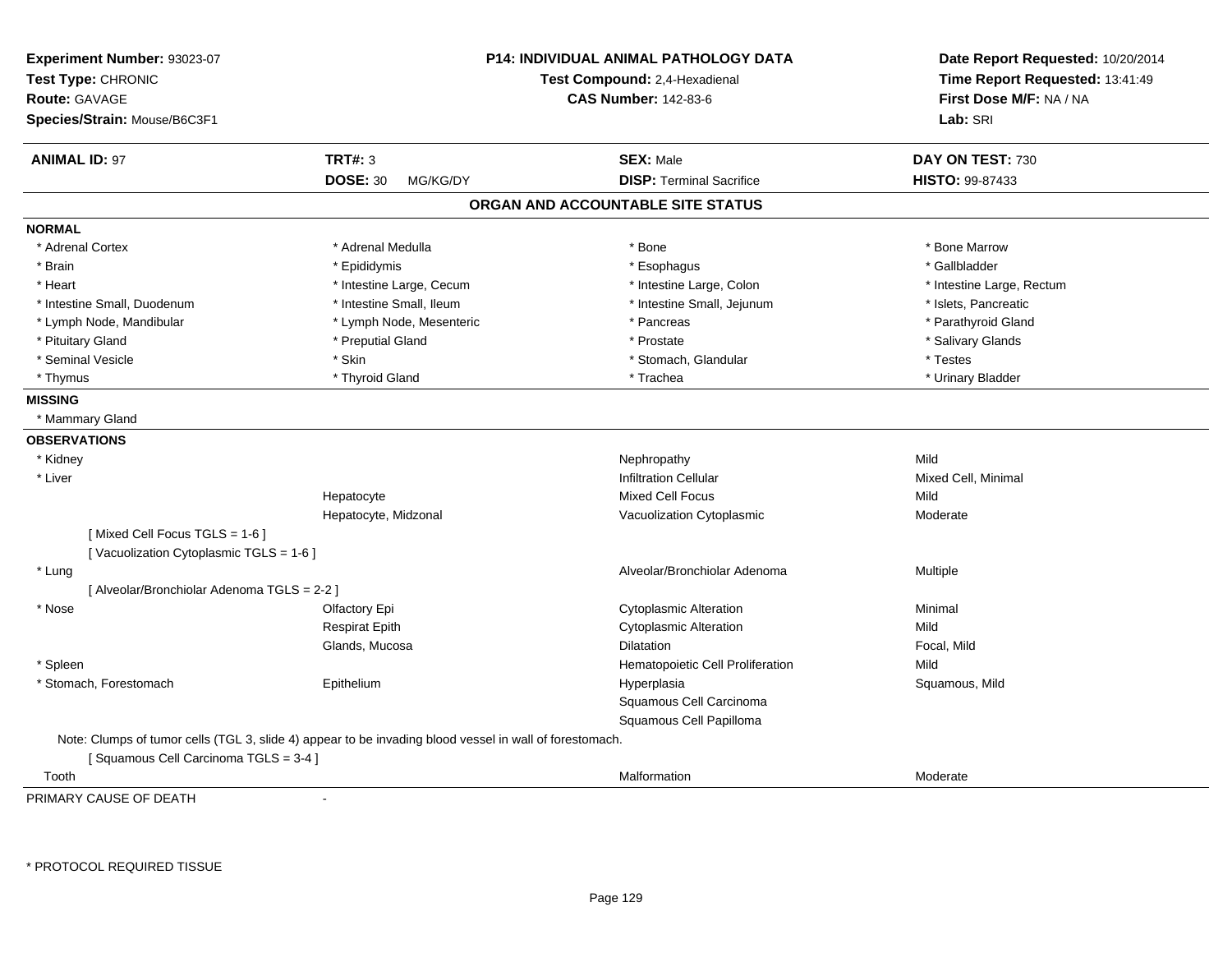**Experiment Number:** 93023-07
**Test Type:** CHRONIC
**Route:** GAVAGE
**Species/Strain:** Mouse/B6C3F1

**P14: INDIVIDUAL ANIMAL PATHOLOGY DATA**
**Test Compound:** 2,4-Hexadienal
**CAS Number:** 142-83-6

**Date Report Requested:** 10/20/2014
**Time Report Requested:** 13:41:49
**First Dose M/F:** NA / NA
**Lab:** SRI

| **ANIMAL ID:** 97 | **TRT#:** 3 | **SEX:** Male | **DAY ON TEST:** 730 |
|---|---|---|---|
| | **DOSE:** 30 MG/KG/DY | **DISP:** Terminal Sacrifice | **HISTO:** 99-87433 |

## ORGAN AND ACCOUNTABLE SITE STATUS

**NORMAL**

| | | | |
|---|---|---|---|
| * Adrenal Cortex | * Adrenal Medulla | * Bone | * Bone Marrow |
| * Brain | * Epididymis | * Esophagus | * Gallbladder |
| * Heart | * Intestine Large, Cecum | * Intestine Large, Colon | * Intestine Large, Rectum |
| * Intestine Small, Duodenum | * Intestine Small, Ileum | * Intestine Small, Jejunum | * Islets, Pancreatic |
| * Lymph Node, Mandibular | * Lymph Node, Mesenteric | * Pancreas | * Parathyroid Gland |
| * Pituitary Gland | * Preputial Gland | * Prostate | * Salivary Glands |
| * Seminal Vesicle | * Skin | * Stomach, Glandular | * Testes |
| * Thymus | * Thyroid Gland | * Trachea | * Urinary Bladder |

**MISSING**

* Mammary Gland

**OBSERVATIONS**

| | | | |
|---|---|---|---|
| * Kidney | | Nephropathy | Mild |
| * Liver | | Infiltration Cellular | Mixed Cell, Minimal |
| | Hepatocyte | Mixed Cell Focus | Mild |
| | Hepatocyte, Midzonal | Vacuolization Cytoplasmic | Moderate |
| [ Mixed Cell Focus TGLS = 1-6 ] | | | |
| [ Vacuolization Cytoplasmic TGLS = 1-6 ] | | | |
| * Lung | | Alveolar/Bronchiolar Adenoma | Multiple |
| [ Alveolar/Bronchiolar Adenoma TGLS = 2-2 ] | | | |
| * Nose | Olfactory Epi | Cytoplasmic Alteration | Minimal |
| | Respirat Epith | Cytoplasmic Alteration | Mild |
| | Glands, Mucosa | Dilatation | Focal, Mild |
| * Spleen | | Hematopoietic Cell Proliferation | Mild |
| * Stomach, Forestomach | Epithelium | Hyperplasia | Squamous, Mild |
| | | Squamous Cell Carcinoma | |
| | | Squamous Cell Papilloma | |

Note: Clumps of tumor cells (TGL 3, slide 4) appear to be invading blood vessel in wall of forestomach.

[ Squamous Cell Carcinoma TGLS = 3-4 ]

| | | | |
|---|---|---|---|
| Tooth | | Malformation | Moderate |

PRIMARY CAUSE OF DEATH -

* PROTOCOL REQUIRED TISSUE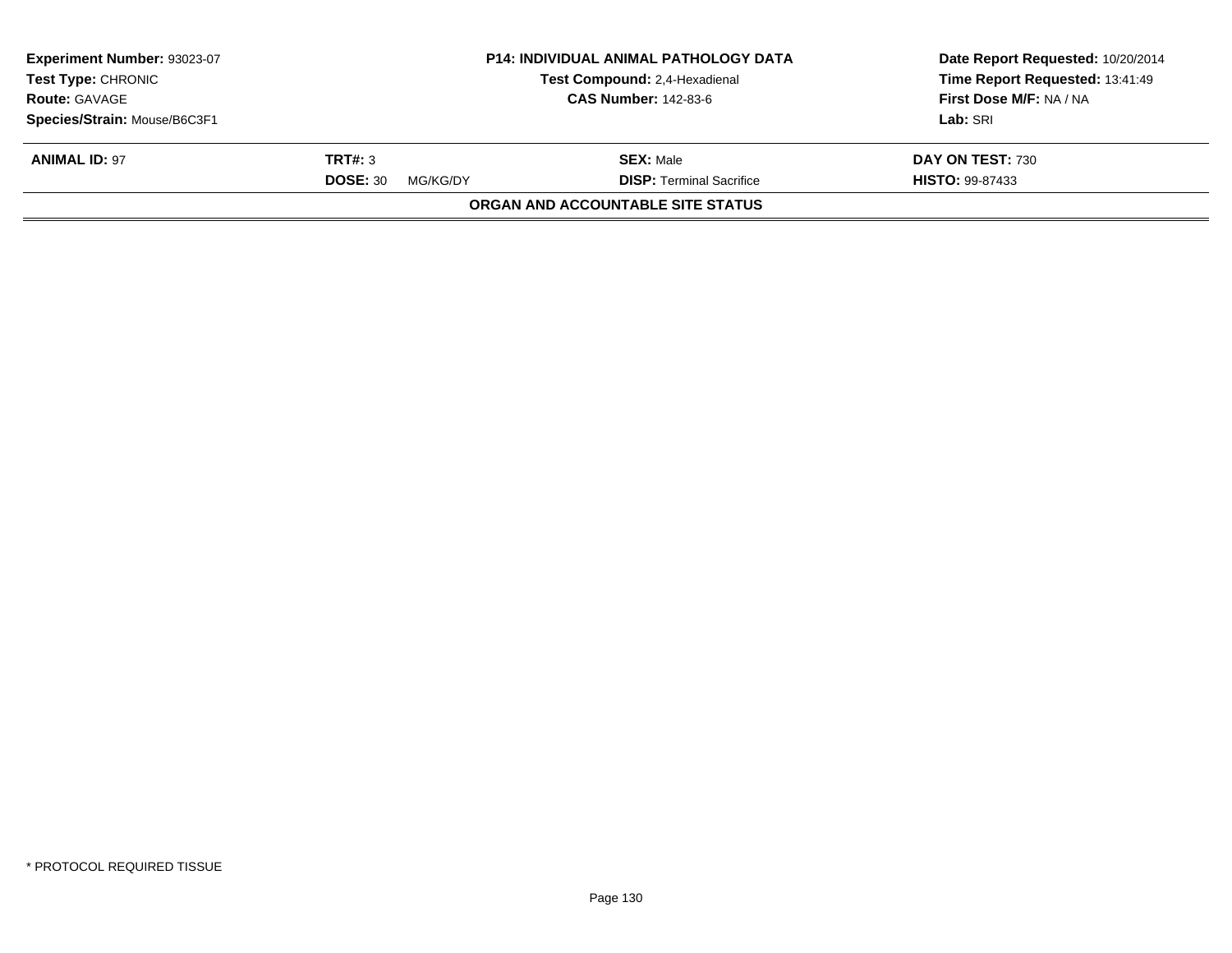| Experiment Number: 93023-07 | P14: INDIVIDUAL ANIMAL PATHOLOGY DATA | Date Report Requested: 10/20/2014 |
|---|---|---|
| Test Type: CHRONIC | Test Compound: 2,4-Hexadienal | Time Report Requested: 13:41:49 |
| Route: GAVAGE | CAS Number: 142-83-6 | First Dose M/F: NA / NA |
| Species/Strain: Mouse/B6C3F1 | | Lab: SRI |

| ANIMAL ID: 97 | TRT#: 3 | SEX: Male | DAY ON TEST: 730 |
|---|---|---|---|
| | DOSE: 30 MG/KG/DY | DISP: Terminal Sacrifice | HISTO: 99-87433 |

**ORGAN AND ACCOUNTABLE SITE STATUS**

* PROTOCOL REQUIRED TISSUE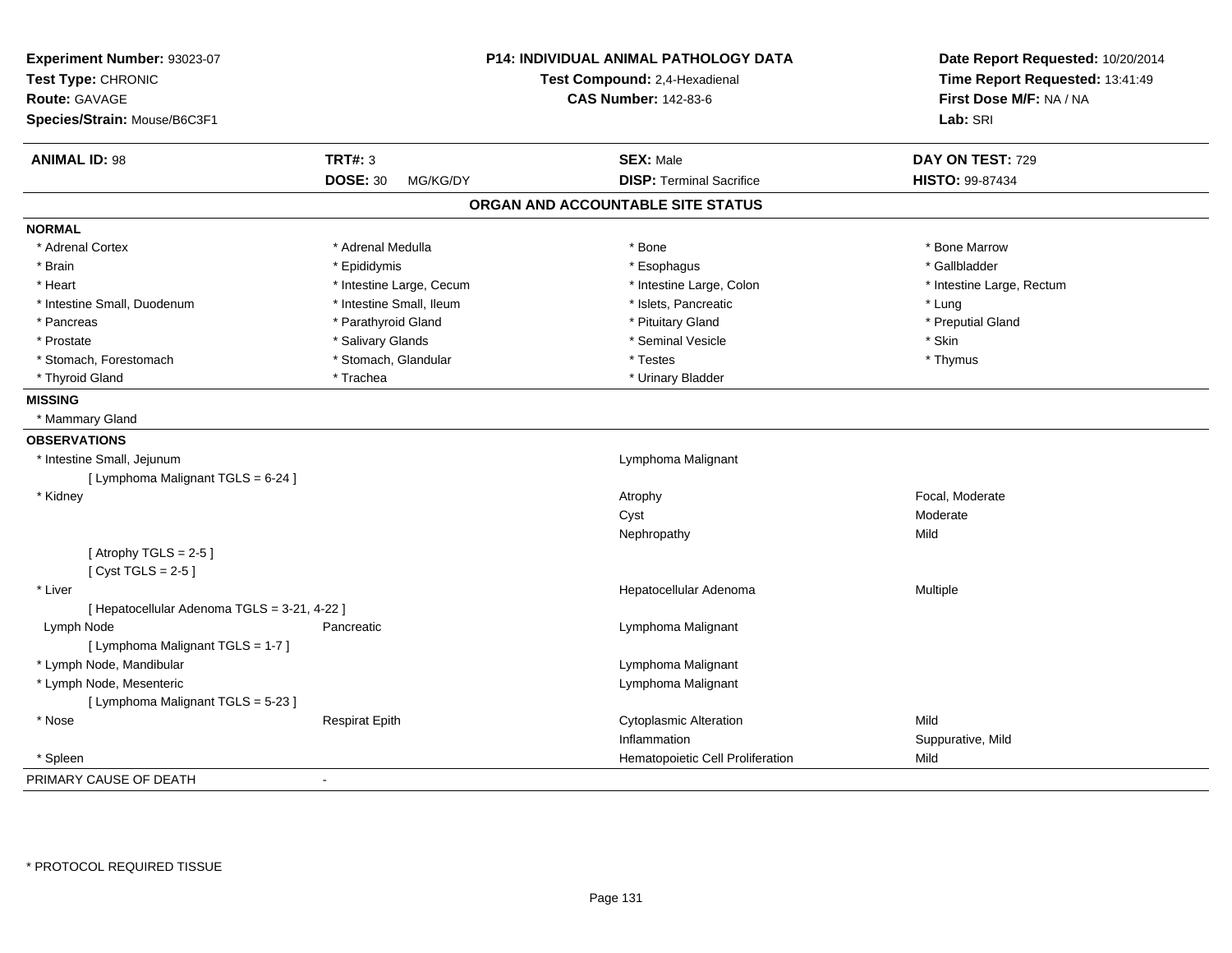**Experiment Number:** 93023-07
**Test Type:** CHRONIC
**Route:** GAVAGE
**Species/Strain:** Mouse/B6C3F1

**P14: INDIVIDUAL ANIMAL PATHOLOGY DATA**
**Test Compound:** 2,4-Hexadienal
**CAS Number:** 142-83-6

**Date Report Requested:** 10/20/2014
**Time Report Requested:** 13:41:49
**First Dose M/F:** NA / NA
**Lab:** SRI

| **ANIMAL ID:** 98 | **TRT#:** 3 | **SEX:** Male | **DAY ON TEST:** 729 |
|---|---|---|---|
| | **DOSE:** 30 MG/KG/DY | **DISP:** Terminal Sacrifice | **HISTO:** 99-87434 |

## ORGAN AND ACCOUNTABLE SITE STATUS

**NORMAL**

| | | | |
|---|---|---|---|
| * Adrenal Cortex | * Adrenal Medulla | * Bone | * Bone Marrow |
| * Brain | * Epididymis | * Esophagus | * Gallbladder |
| * Heart | * Intestine Large, Cecum | * Intestine Large, Colon | * Intestine Large, Rectum |
| * Intestine Small, Duodenum | * Intestine Small, Ileum | * Islets, Pancreatic | * Lung |
| * Pancreas | * Parathyroid Gland | * Pituitary Gland | * Preputial Gland |
| * Prostate | * Salivary Glands | * Seminal Vesicle | * Skin |
| * Stomach, Forestomach | * Stomach, Glandular | * Testes | * Thymus |
| * Thyroid Gland | * Trachea | * Urinary Bladder | |

**MISSING**

* Mammary Gland

**OBSERVATIONS**

| Organ | Site | Observation | Qualifier |
|---|---|---|---|
| * Intestine Small, Jejunum | | Lymphoma Malignant | |
| [ Lymphoma Malignant TGLS = 6-24 ] | | | |
| * Kidney | | Atrophy | Focal, Moderate |
| | | Cyst | Moderate |
| | | Nephropathy | Mild |
| [ Atrophy TGLS = 2-5 ] | | | |
| [ Cyst TGLS = 2-5 ] | | | |
| * Liver | | Hepatocellular Adenoma | Multiple |
| [ Hepatocellular Adenoma TGLS = 3-21, 4-22 ] | | | |
| Lymph Node | Pancreatic | Lymphoma Malignant | |
| [ Lymphoma Malignant TGLS = 1-7 ] | | | |
| * Lymph Node, Mandibular | | Lymphoma Malignant | |
| * Lymph Node, Mesenteric | | Lymphoma Malignant | |
| [ Lymphoma Malignant TGLS = 5-23 ] | | | |
| * Nose | Respirat Epith | Cytoplasmic Alteration | Mild |
| | | Inflammation | Suppurative, Mild |
| * Spleen | | Hematopoietic Cell Proliferation | Mild |

PRIMARY CAUSE OF DEATH -

* PROTOCOL REQUIRED TISSUE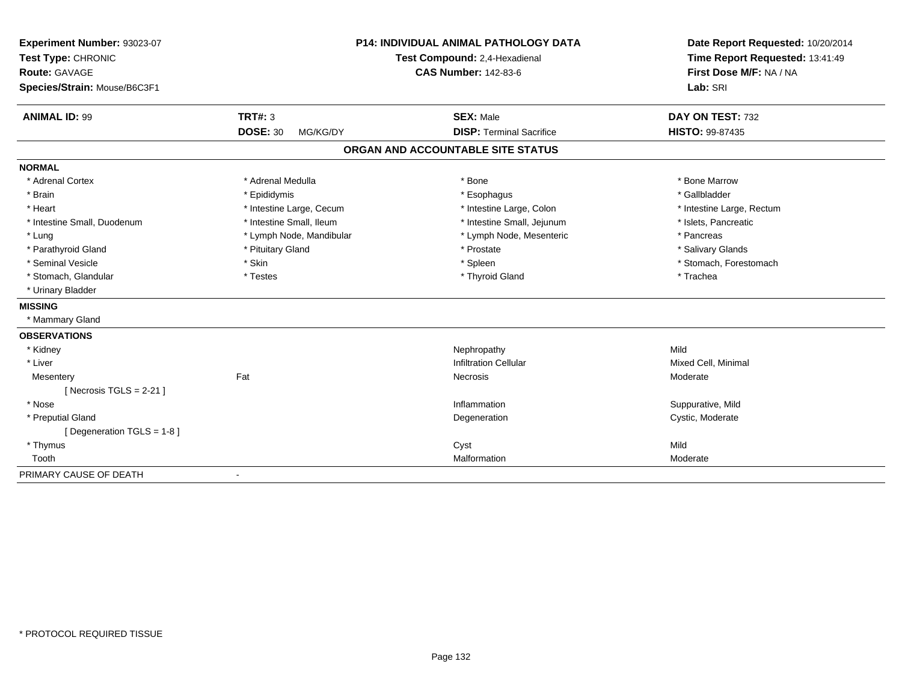**Experiment Number:** 93023-07
**Test Type:** CHRONIC
**Route:** GAVAGE
**Species/Strain:** Mouse/B6C3F1

**P14: INDIVIDUAL ANIMAL PATHOLOGY DATA**
**Test Compound:** 2,4-Hexadienal
**CAS Number:** 142-83-6

**Date Report Requested:** 10/20/2014
**Time Report Requested:** 13:41:49
**First Dose M/F:** NA / NA
**Lab:** SRI

| **ANIMAL ID:** 99 | **TRT#:** 3 | **SEX:** Male | **DAY ON TEST:** 732 |
|---|---|---|---|
| | **DOSE:** 30 MG/KG/DY | **DISP:** Terminal Sacrifice | **HISTO:** 99-87435 |

## ORGAN AND ACCOUNTABLE SITE STATUS

**NORMAL**

| | | | |
|---|---|---|---|
| * Adrenal Cortex | * Adrenal Medulla | * Bone | * Bone Marrow |
| * Brain | * Epididymis | * Esophagus | * Gallbladder |
| * Heart | * Intestine Large, Cecum | * Intestine Large, Colon | * Intestine Large, Rectum |
| * Intestine Small, Duodenum | * Intestine Small, Ileum | * Intestine Small, Jejunum | * Islets, Pancreatic |
| * Lung | * Lymph Node, Mandibular | * Lymph Node, Mesenteric | * Pancreas |
| * Parathyroid Gland | * Pituitary Gland | * Prostate | * Salivary Glands |
| * Seminal Vesicle | * Skin | * Spleen | * Stomach, Forestomach |
| * Stomach, Glandular | * Testes | * Thyroid Gland | * Trachea |
| * Urinary Bladder | | | |

**MISSING**

* Mammary Gland

**OBSERVATIONS**

| | | | |
|---|---|---|---|
| * Kidney | | Nephropathy | Mild |
| * Liver | | Infiltration Cellular | Mixed Cell, Minimal |
| Mesentery | Fat | Necrosis | Moderate |
| [ Necrosis TGLS = 2-21 ] | | | |
| * Nose | | Inflammation | Suppurative, Mild |
| * Preputial Gland | | Degeneration | Cystic, Moderate |
| [ Degeneration TGLS = 1-8 ] | | | |
| * Thymus | | Cyst | Mild |
| Tooth | | Malformation | Moderate |

PRIMARY CAUSE OF DEATH -

* PROTOCOL REQUIRED TISSUE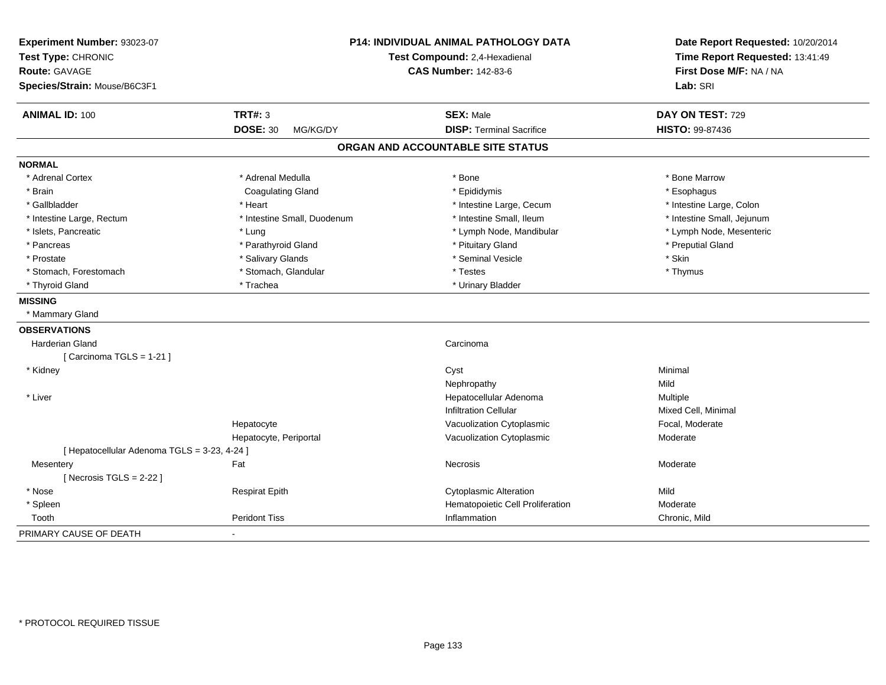**Experiment Number:** 93023-07
**Test Type:** CHRONIC
**Route:** GAVAGE
**Species/Strain:** Mouse/B6C3F1

**P14: INDIVIDUAL ANIMAL PATHOLOGY DATA**
**Test Compound:** 2,4-Hexadienal
**CAS Number:** 142-83-6

**Date Report Requested:** 10/20/2014
**Time Report Requested:** 13:41:49
**First Dose M/F:** NA / NA
**Lab:** SRI

| **ANIMAL ID:** 100 | **TRT#:** 3 | **SEX:** Male | **DAY ON TEST:** 729 |
|---|---|---|---|
| | **DOSE:** 30 MG/KG/DY | **DISP:** Terminal Sacrifice | **HISTO:** 99-87436 |

## ORGAN AND ACCOUNTABLE SITE STATUS

**NORMAL**

| | | | |
|---|---|---|---|
| * Adrenal Cortex | * Adrenal Medulla | * Bone | * Bone Marrow |
| * Brain | Coagulating Gland | * Epididymis | * Esophagus |
| * Gallbladder | * Heart | * Intestine Large, Cecum | * Intestine Large, Colon |
| * Intestine Large, Rectum | * Intestine Small, Duodenum | * Intestine Small, Ileum | * Intestine Small, Jejunum |
| * Islets, Pancreatic | * Lung | * Lymph Node, Mandibular | * Lymph Node, Mesenteric |
| * Pancreas | * Parathyroid Gland | * Pituitary Gland | * Preputial Gland |
| * Prostate | * Salivary Glands | * Seminal Vesicle | * Skin |
| * Stomach, Forestomach | * Stomach, Glandular | * Testes | * Thymus |
| * Thyroid Gland | * Trachea | * Urinary Bladder | |

**MISSING**

* Mammary Gland

**OBSERVATIONS**

| | | | |
|---|---|---|---|
| Harderian Gland | | Carcinoma | |
| [ Carcinoma TGLS = 1-21 ] | | | |
| * Kidney | | Cyst | Minimal |
| | | Nephropathy | Mild |
| * Liver | | Hepatocellular Adenoma | Multiple |
| | | Infiltration Cellular | Mixed Cell, Minimal |
| | Hepatocyte | Vacuolization Cytoplasmic | Focal, Moderate |
| | Hepatocyte, Periportal | Vacuolization Cytoplasmic | Moderate |
| [ Hepatocellular Adenoma TGLS = 3-23, 4-24 ] | | | |
| Mesentery | Fat | Necrosis | Moderate |
| [ Necrosis TGLS = 2-22 ] | | | |
| * Nose | Respirat Epith | Cytoplasmic Alteration | Mild |
| * Spleen | | Hematopoietic Cell Proliferation | Moderate |
| Tooth | Peridont Tiss | Inflammation | Chronic, Mild |

PRIMARY CAUSE OF DEATH -

* PROTOCOL REQUIRED TISSUE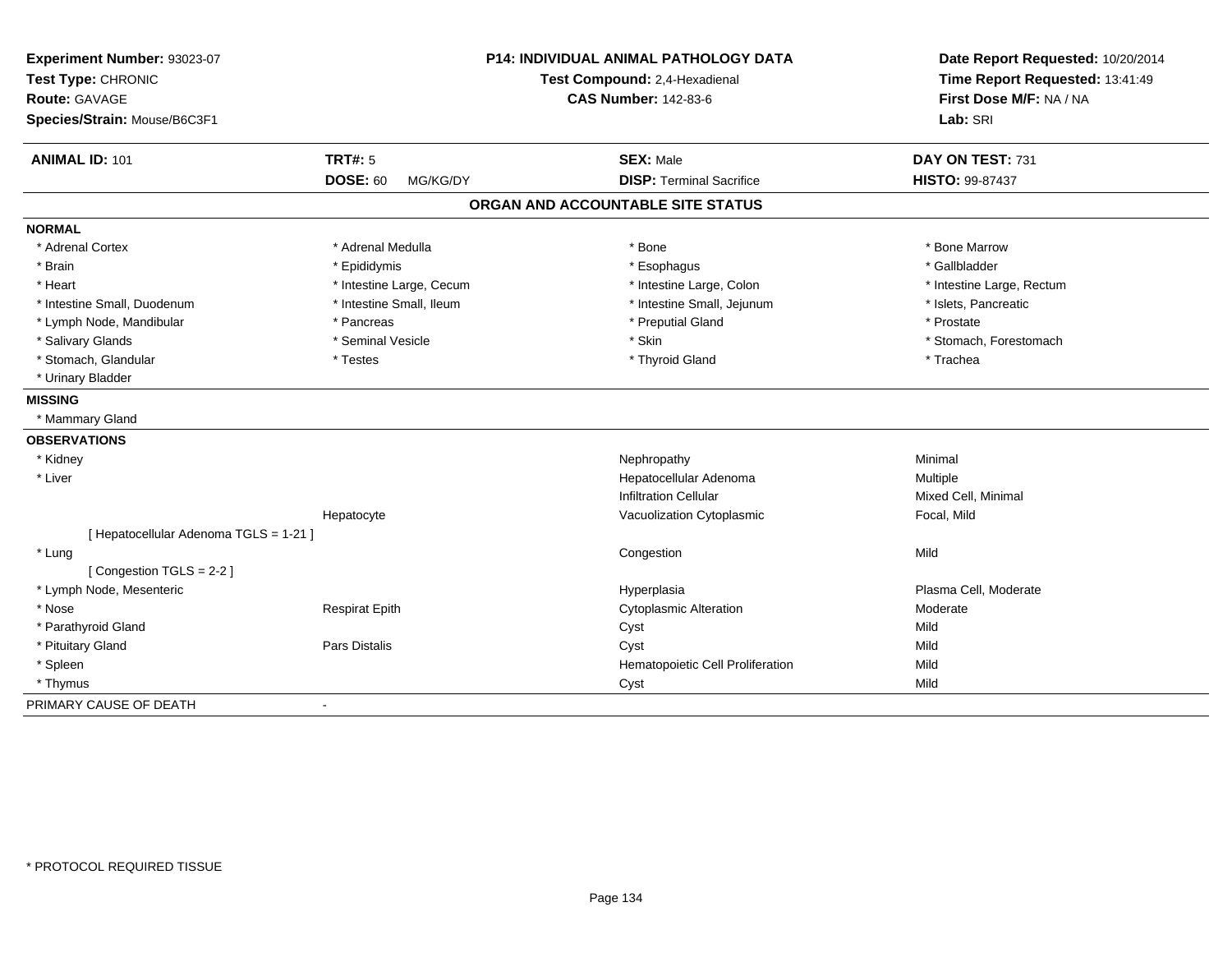**Experiment Number:** 93023-07
**Test Type:** CHRONIC
**Route:** GAVAGE
**Species/Strain:** Mouse/B6C3F1

**P14: INDIVIDUAL ANIMAL PATHOLOGY DATA**
**Test Compound:** 2,4-Hexadienal
**CAS Number:** 142-83-6

**Date Report Requested:** 10/20/2014
**Time Report Requested:** 13:41:49
**First Dose M/F:** NA / NA
**Lab:** SRI

| **ANIMAL ID:** 101 | **TRT#:** 5 | **SEX:** Male | **DAY ON TEST:** 731 |
|---|---|---|---|
| | **DOSE:** 60 MG/KG/DY | **DISP:** Terminal Sacrifice | **HISTO:** 99-87437 |

## ORGAN AND ACCOUNTABLE SITE STATUS

**NORMAL**

| | | | |
|---|---|---|---|
| * Adrenal Cortex | * Adrenal Medulla | * Bone | * Bone Marrow |
| * Brain | * Epididymis | * Esophagus | * Gallbladder |
| * Heart | * Intestine Large, Cecum | * Intestine Large, Colon | * Intestine Large, Rectum |
| * Intestine Small, Duodenum | * Intestine Small, Ileum | * Intestine Small, Jejunum | * Islets, Pancreatic |
| * Lymph Node, Mandibular | * Pancreas | * Preputial Gland | * Prostate |
| * Salivary Glands | * Seminal Vesicle | * Skin | * Stomach, Forestomach |
| * Stomach, Glandular | * Testes | * Thyroid Gland | * Trachea |
| * Urinary Bladder | | | |

**MISSING**

* Mammary Gland

**OBSERVATIONS**

| | | | |
|---|---|---|---|
| * Kidney | | Nephropathy | Minimal |
| * Liver | | Hepatocellular Adenoma | Multiple |
| | | Infiltration Cellular | Mixed Cell, Minimal |
| | Hepatocyte | Vacuolization Cytoplasmic | Focal, Mild |
| [ Hepatocellular Adenoma TGLS = 1-21 ] | | | |
| * Lung | | Congestion | Mild |
| [ Congestion TGLS = 2-2 ] | | | |
| * Lymph Node, Mesenteric | | Hyperplasia | Plasma Cell, Moderate |
| * Nose | Respirat Epith | Cytoplasmic Alteration | Moderate |
| * Parathyroid Gland | | Cyst | Mild |
| * Pituitary Gland | Pars Distalis | Cyst | Mild |
| * Spleen | | Hematopoietic Cell Proliferation | Mild |
| * Thymus | | Cyst | Mild |

PRIMARY CAUSE OF DEATH -

* PROTOCOL REQUIRED TISSUE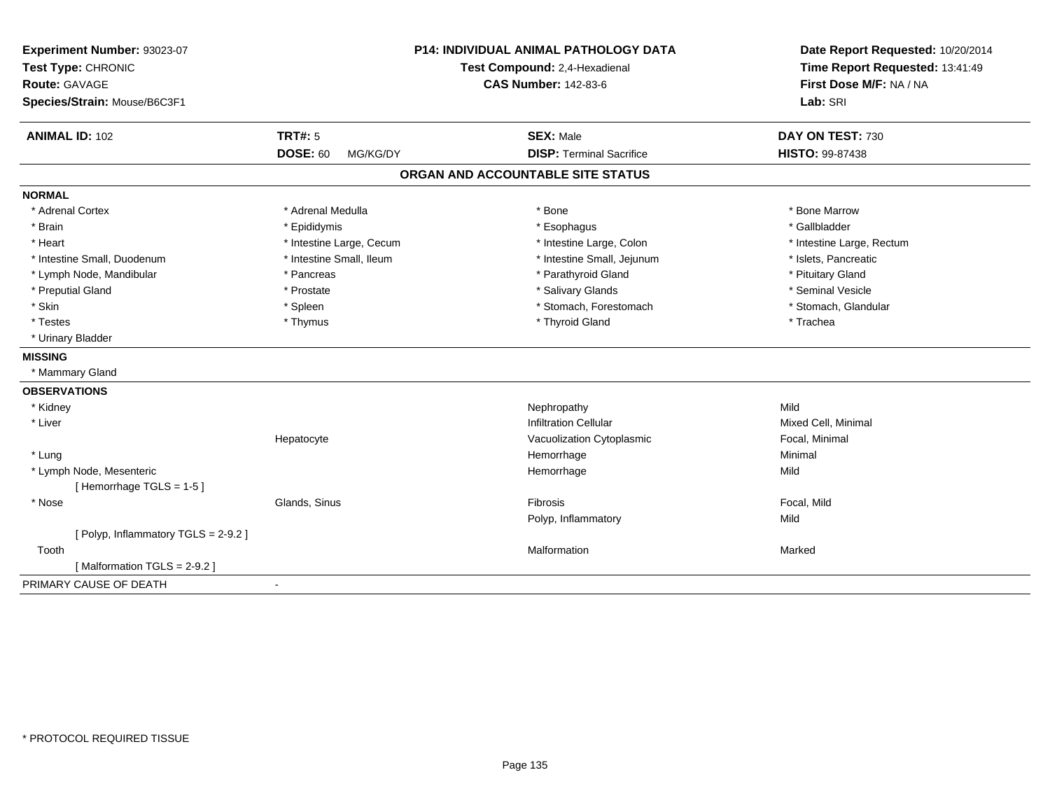**Experiment Number:** 93023-07
**Test Type:** CHRONIC
**Route:** GAVAGE
**Species/Strain:** Mouse/B6C3F1

**P14: INDIVIDUAL ANIMAL PATHOLOGY DATA**
**Test Compound:** 2,4-Hexadienal
**CAS Number:** 142-83-6

**Date Report Requested:** 10/20/2014
**Time Report Requested:** 13:41:49
**First Dose M/F:** NA / NA
**Lab:** SRI

| **ANIMAL ID:** 102 | **TRT#:** 5 | **SEX:** Male | **DAY ON TEST:** 730 |
|---|---|---|---|
| | **DOSE:** 60 MG/KG/DY | **DISP:** Terminal Sacrifice | **HISTO:** 99-87438 |

## ORGAN AND ACCOUNTABLE SITE STATUS

**NORMAL**

| | | | |
|---|---|---|---|
| * Adrenal Cortex | * Adrenal Medulla | * Bone | * Bone Marrow |
| * Brain | * Epididymis | * Esophagus | * Gallbladder |
| * Heart | * Intestine Large, Cecum | * Intestine Large, Colon | * Intestine Large, Rectum |
| * Intestine Small, Duodenum | * Intestine Small, Ileum | * Intestine Small, Jejunum | * Islets, Pancreatic |
| * Lymph Node, Mandibular | * Pancreas | * Parathyroid Gland | * Pituitary Gland |
| * Preputial Gland | * Prostate | * Salivary Glands | * Seminal Vesicle |
| * Skin | * Spleen | * Stomach, Forestomach | * Stomach, Glandular |
| * Testes | * Thymus | * Thyroid Gland | * Trachea |
| * Urinary Bladder | | | |

**MISSING**

* Mammary Gland

**OBSERVATIONS**

| | | | |
|---|---|---|---|
| * Kidney | | Nephropathy | Mild |
| * Liver | | Infiltration Cellular | Mixed Cell, Minimal |
| | Hepatocyte | Vacuolization Cytoplasmic | Focal, Minimal |
| * Lung | | Hemorrhage | Minimal |
| * Lymph Node, Mesenteric | | Hemorrhage | Mild |
| [ Hemorrhage TGLS = 1-5 ] | | | |
| * Nose | Glands, Sinus | Fibrosis | Focal, Mild |
| | | Polyp, Inflammatory | Mild |
| [ Polyp, Inflammatory TGLS = 2-9.2 ] | | | |
| Tooth | | Malformation | Marked |
| [ Malformation TGLS = 2-9.2 ] | | | |

PRIMARY CAUSE OF DEATH -

* PROTOCOL REQUIRED TISSUE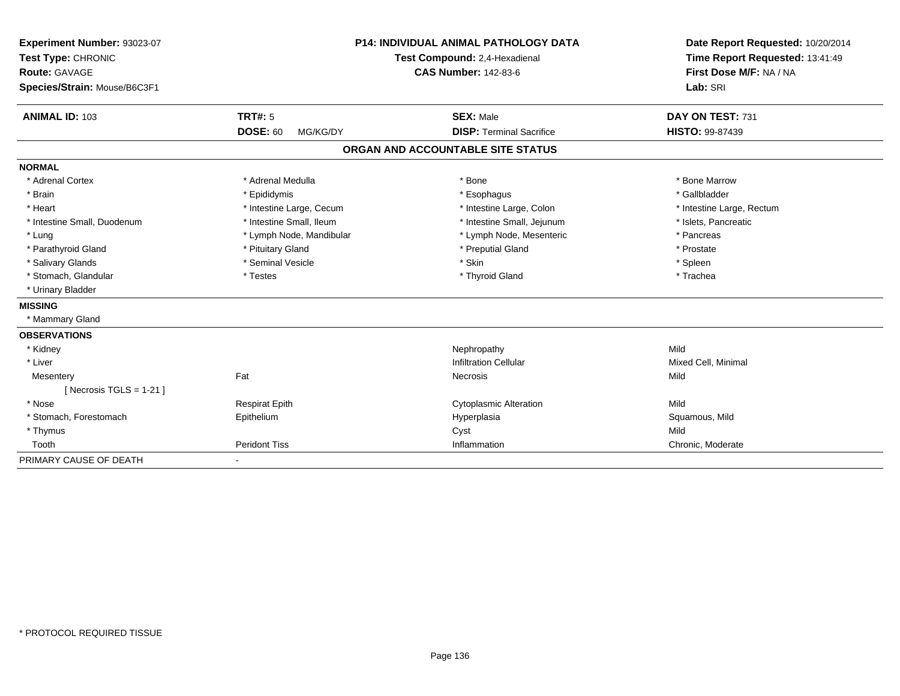**Experiment Number:** 93023-07
**Test Type:** CHRONIC
**Route:** GAVAGE
**Species/Strain:** Mouse/B6C3F1

**P14: INDIVIDUAL ANIMAL PATHOLOGY DATA**
**Test Compound:** 2,4-Hexadienal
**CAS Number:** 142-83-6

**Date Report Requested:** 10/20/2014
**Time Report Requested:** 13:41:49
**First Dose M/F:** NA / NA
**Lab:** SRI

| **ANIMAL ID:** 103 | **TRT#:** 5 | **SEX:** Male | **DAY ON TEST:** 731 |
|---|---|---|---|
| | **DOSE:** 60 MG/KG/DY | **DISP:** Terminal Sacrifice | **HISTO:** 99-87439 |

## ORGAN AND ACCOUNTABLE SITE STATUS

**NORMAL**

| | | | |
|---|---|---|---|
| * Adrenal Cortex | * Adrenal Medulla | * Bone | * Bone Marrow |
| * Brain | * Epididymis | * Esophagus | * Gallbladder |
| * Heart | * Intestine Large, Cecum | * Intestine Large, Colon | * Intestine Large, Rectum |
| * Intestine Small, Duodenum | * Intestine Small, Ileum | * Intestine Small, Jejunum | * Islets, Pancreatic |
| * Lung | * Lymph Node, Mandibular | * Lymph Node, Mesenteric | * Pancreas |
| * Parathyroid Gland | * Pituitary Gland | * Preputial Gland | * Prostate |
| * Salivary Glands | * Seminal Vesicle | * Skin | * Spleen |
| * Stomach, Glandular | * Testes | * Thyroid Gland | * Trachea |
| * Urinary Bladder | | | |

**MISSING**

* Mammary Gland

**OBSERVATIONS**

| | | | |
|---|---|---|---|
| * Kidney | | Nephropathy | Mild |
| * Liver | | Infiltration Cellular | Mixed Cell, Minimal |
| Mesentery | Fat | Necrosis | Mild |
| [ Necrosis TGLS = 1-21 ] | | | |
| * Nose | Respirat Epith | Cytoplasmic Alteration | Mild |
| * Stomach, Forestomach | Epithelium | Hyperplasia | Squamous, Mild |
| * Thymus | | Cyst | Mild |
| Tooth | Peridont Tiss | Inflammation | Chronic, Moderate |

PRIMARY CAUSE OF DEATH -

\* PROTOCOL REQUIRED TISSUE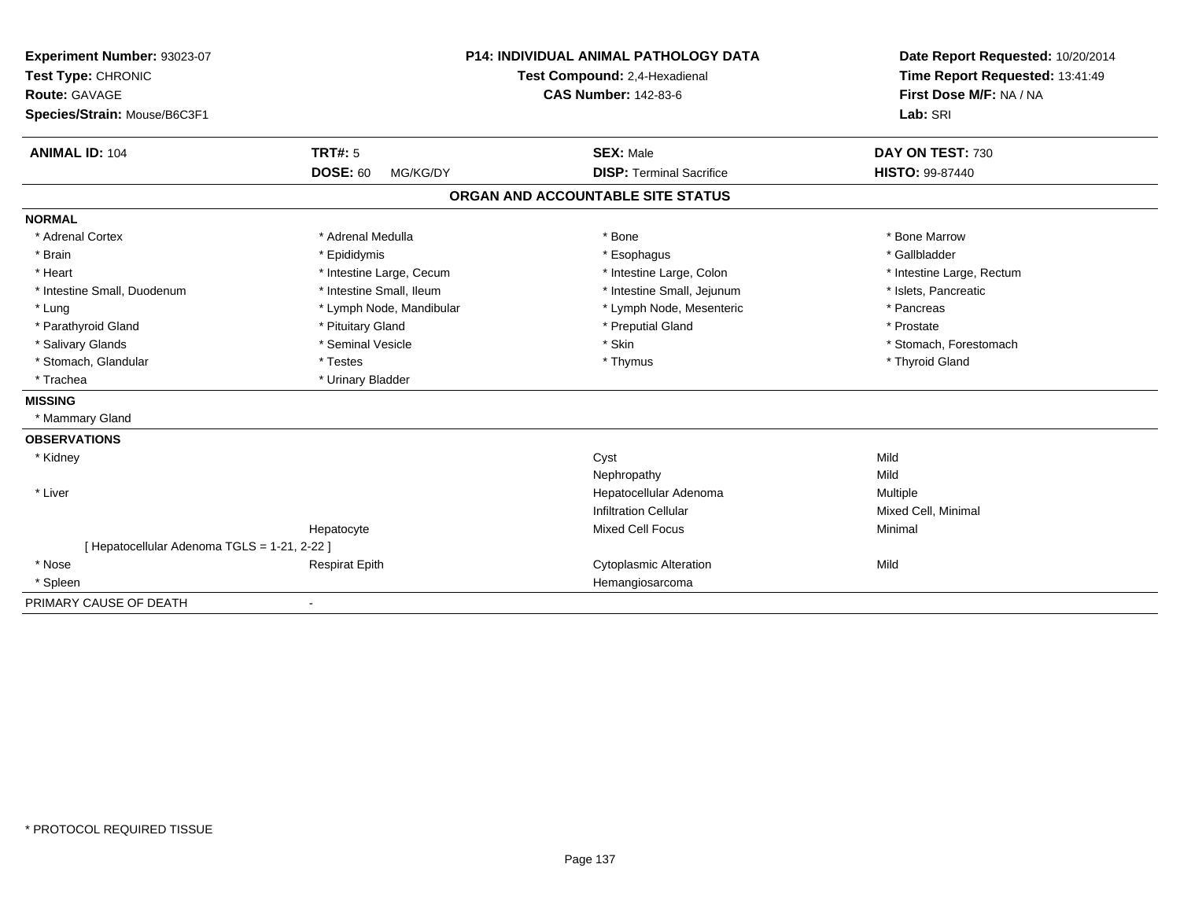**Experiment Number:** 93023-07
**Test Type:** CHRONIC
**Route:** GAVAGE
**Species/Strain:** Mouse/B6C3F1

**P14: INDIVIDUAL ANIMAL PATHOLOGY DATA**
**Test Compound:** 2,4-Hexadienal
**CAS Number:** 142-83-6

**Date Report Requested:** 10/20/2014
**Time Report Requested:** 13:41:49
**First Dose M/F:** NA / NA
**Lab:** SRI

| **ANIMAL ID:** 104 | **TRT#:** 5 | **SEX:** Male | **DAY ON TEST:** 730 |
|---|---|---|---|
| | **DOSE:** 60 MG/KG/DY | **DISP:** Terminal Sacrifice | **HISTO:** 99-87440 |

## ORGAN AND ACCOUNTABLE SITE STATUS

**NORMAL**

| | | | |
|---|---|---|---|
| * Adrenal Cortex | * Adrenal Medulla | * Bone | * Bone Marrow |
| * Brain | * Epididymis | * Esophagus | * Gallbladder |
| * Heart | * Intestine Large, Cecum | * Intestine Large, Colon | * Intestine Large, Rectum |
| * Intestine Small, Duodenum | * Intestine Small, Ileum | * Intestine Small, Jejunum | * Islets, Pancreatic |
| * Lung | * Lymph Node, Mandibular | * Lymph Node, Mesenteric | * Pancreas |
| * Parathyroid Gland | * Pituitary Gland | * Preputial Gland | * Prostate |
| * Salivary Glands | * Seminal Vesicle | * Skin | * Stomach, Forestomach |
| * Stomach, Glandular | * Testes | * Thymus | * Thyroid Gland |
| * Trachea | * Urinary Bladder | | |

**MISSING**

* Mammary Gland

**OBSERVATIONS**

| | | | |
|---|---|---|---|
| * Kidney | | Cyst | Mild |
| | | Nephropathy | Mild |
| * Liver | | Hepatocellular Adenoma | Multiple |
| | | Infiltration Cellular | Mixed Cell, Minimal |
| | Hepatocyte | Mixed Cell Focus | Minimal |
| [ Hepatocellular Adenoma TGLS = 1-21, 2-22 ] | | | |
| * Nose | Respirat Epith | Cytoplasmic Alteration | Mild |
| * Spleen | | Hemangiosarcoma | |

PRIMARY CAUSE OF DEATH -

* PROTOCOL REQUIRED TISSUE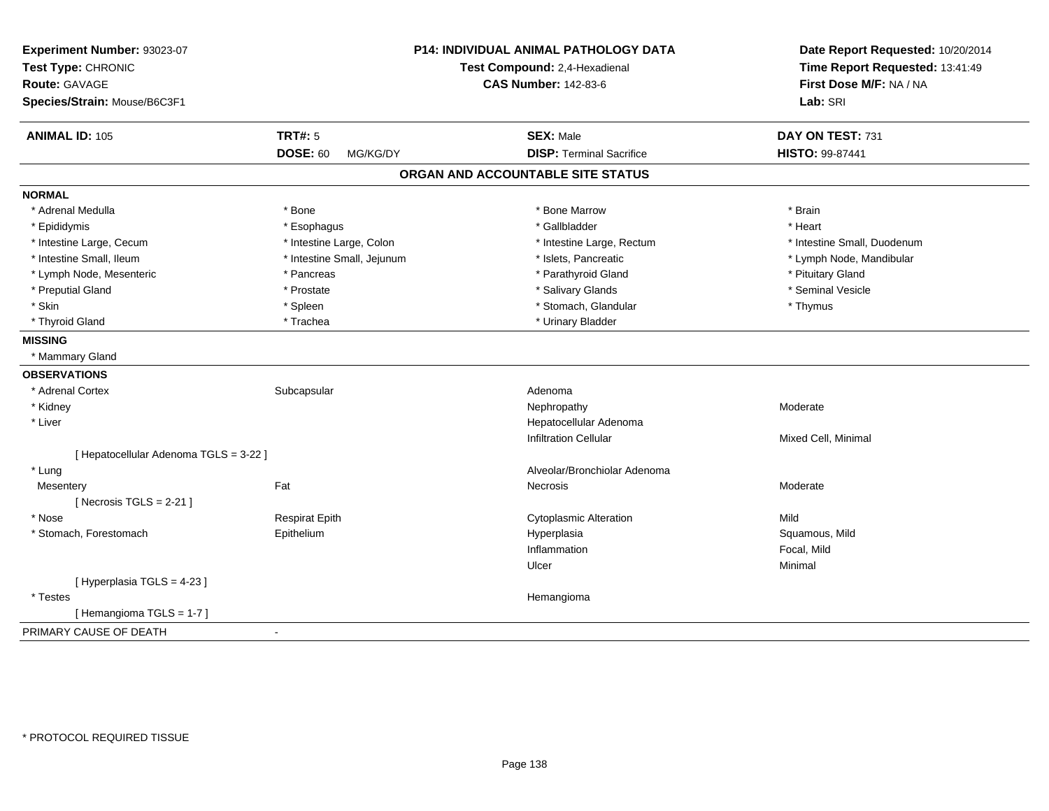**Experiment Number:** 93023-07
**Test Type:** CHRONIC
**Route:** GAVAGE
**Species/Strain:** Mouse/B6C3F1

**P14: INDIVIDUAL ANIMAL PATHOLOGY DATA**
**Test Compound:** 2,4-Hexadienal
**CAS Number:** 142-83-6

**Date Report Requested:** 10/20/2014
**Time Report Requested:** 13:41:49
**First Dose M/F:** NA / NA
**Lab:** SRI

| **ANIMAL ID:** 105 | **TRT#:** 5 | **SEX:** Male | **DAY ON TEST:** 731 |
|---|---|---|---|
| | **DOSE:** 60 MG/KG/DY | **DISP:** Terminal Sacrifice | **HISTO:** 99-87441 |

## ORGAN AND ACCOUNTABLE SITE STATUS

**NORMAL**

| | | | |
|---|---|---|---|
| * Adrenal Medulla | * Bone | * Bone Marrow | * Brain |
| * Epididymis | * Esophagus | * Gallbladder | * Heart |
| * Intestine Large, Cecum | * Intestine Large, Colon | * Intestine Large, Rectum | * Intestine Small, Duodenum |
| * Intestine Small, Ileum | * Intestine Small, Jejunum | * Islets, Pancreatic | * Lymph Node, Mandibular |
| * Lymph Node, Mesenteric | * Pancreas | * Parathyroid Gland | * Pituitary Gland |
| * Preputial Gland | * Prostate | * Salivary Glands | * Seminal Vesicle |
| * Skin | * Spleen | * Stomach, Glandular | * Thymus |
| * Thyroid Gland | * Trachea | * Urinary Bladder | |

**MISSING**

* Mammary Gland

**OBSERVATIONS**

| | | | |
|---|---|---|---|
| * Adrenal Cortex | Subcapsular | Adenoma | |
| * Kidney | | Nephropathy | Moderate |
| * Liver | | Hepatocellular Adenoma | |
| | | Infiltration Cellular | Mixed Cell, Minimal |
| [ Hepatocellular Adenoma TGLS = 3-22 ] | | | |
| * Lung | | Alveolar/Bronchiolar Adenoma | |
| Mesentery | Fat | Necrosis | Moderate |
| [ Necrosis TGLS = 2-21 ] | | | |
| * Nose | Respirat Epith | Cytoplasmic Alteration | Mild |
| * Stomach, Forestomach | Epithelium | Hyperplasia | Squamous, Mild |
| | | Inflammation | Focal, Mild |
| | | Ulcer | Minimal |
| [ Hyperplasia TGLS = 4-23 ] | | | |
| * Testes | | Hemangioma | |
| [ Hemangioma TGLS = 1-7 ] | | | |

PRIMARY CAUSE OF DEATH -

* PROTOCOL REQUIRED TISSUE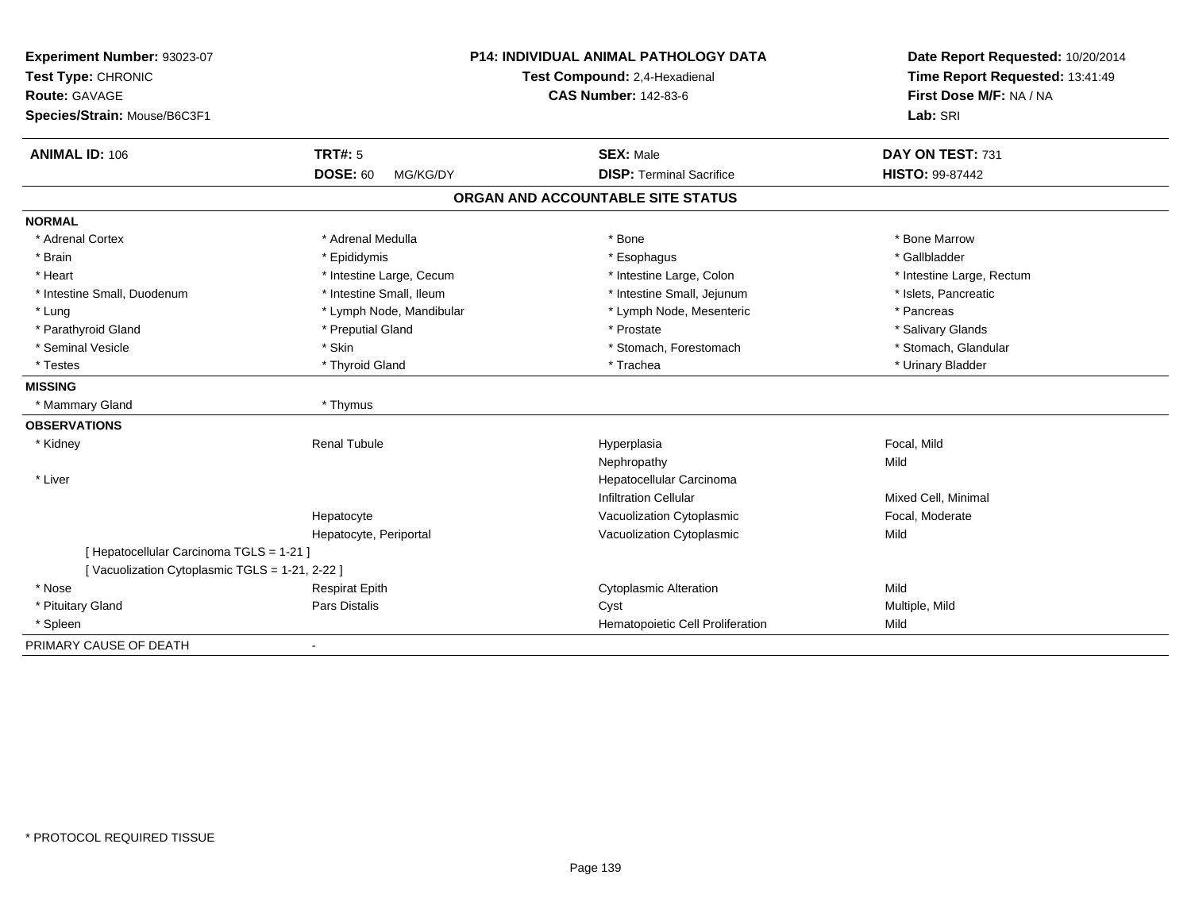**Experiment Number:** 93023-07
**Test Type:** CHRONIC
**Route:** GAVAGE
**Species/Strain:** Mouse/B6C3F1

**P14: INDIVIDUAL ANIMAL PATHOLOGY DATA**
**Test Compound:** 2,4-Hexadienal
**CAS Number:** 142-83-6

**Date Report Requested:** 10/20/2014
**Time Report Requested:** 13:41:49
**First Dose M/F:** NA / NA
**Lab:** SRI

| **ANIMAL ID:** 106 | **TRT#:** 5 | **SEX:** Male | **DAY ON TEST:** 731 |
|---|---|---|---|
| | **DOSE:** 60 MG/KG/DY | **DISP:** Terminal Sacrifice | **HISTO:** 99-87442 |

## ORGAN AND ACCOUNTABLE SITE STATUS

**NORMAL**

| | | | |
|---|---|---|---|
| * Adrenal Cortex | * Adrenal Medulla | * Bone | * Bone Marrow |
| * Brain | * Epididymis | * Esophagus | * Gallbladder |
| * Heart | * Intestine Large, Cecum | * Intestine Large, Colon | * Intestine Large, Rectum |
| * Intestine Small, Duodenum | * Intestine Small, Ileum | * Intestine Small, Jejunum | * Islets, Pancreatic |
| * Lung | * Lymph Node, Mandibular | * Lymph Node, Mesenteric | * Pancreas |
| * Parathyroid Gland | * Preputial Gland | * Prostate | * Salivary Glands |
| * Seminal Vesicle | * Skin | * Stomach, Forestomach | * Stomach, Glandular |
| * Testes | * Thyroid Gland | * Trachea | * Urinary Bladder |

**MISSING**

| | |
|---|---|
| * Mammary Gland | * Thymus |

**OBSERVATIONS**

| | | | |
|---|---|---|---|
| * Kidney | Renal Tubule | Hyperplasia | Focal, Mild |
| | | Nephropathy | Mild |
| * Liver | | Hepatocellular Carcinoma | |
| | | Infiltration Cellular | Mixed Cell, Minimal |
| | Hepatocyte | Vacuolization Cytoplasmic | Focal, Moderate |
| | Hepatocyte, Periportal | Vacuolization Cytoplasmic | Mild |
| [ Hepatocellular Carcinoma TGLS = 1-21 ] | | | |
| [ Vacuolization Cytoplasmic TGLS = 1-21, 2-22 ] | | | |
| * Nose | Respirat Epith | Cytoplasmic Alteration | Mild |
| * Pituitary Gland | Pars Distalis | Cyst | Multiple, Mild |
| * Spleen | | Hematopoietic Cell Proliferation | Mild |

PRIMARY CAUSE OF DEATH -

* PROTOCOL REQUIRED TISSUE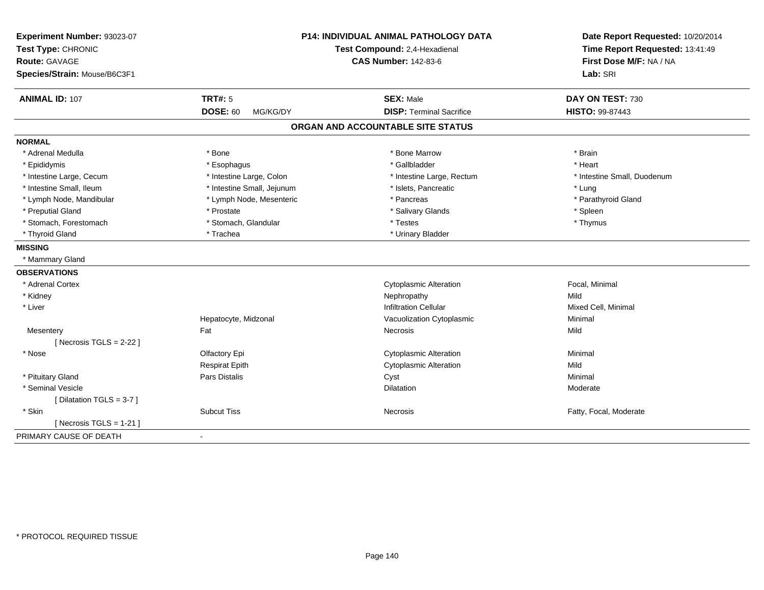**Experiment Number:** 93023-07
**Test Type:** CHRONIC
**Route:** GAVAGE
**Species/Strain:** Mouse/B6C3F1

**P14: INDIVIDUAL ANIMAL PATHOLOGY DATA**
**Test Compound:** 2,4-Hexadienal
**CAS Number:** 142-83-6

**Date Report Requested:** 10/20/2014
**Time Report Requested:** 13:41:49
**First Dose M/F:** NA / NA
**Lab:** SRI

| **ANIMAL ID:** 107 | **TRT#:** 5 | **SEX:** Male | **DAY ON TEST:** 730 |
|---|---|---|---|
| | **DOSE:** 60 MG/KG/DY | **DISP:** Terminal Sacrifice | **HISTO:** 99-87443 |

## ORGAN AND ACCOUNTABLE SITE STATUS

**NORMAL**

| | | | |
|---|---|---|---|
| * Adrenal Medulla | * Bone | * Bone Marrow | * Brain |
| * Epididymis | * Esophagus | * Gallbladder | * Heart |
| * Intestine Large, Cecum | * Intestine Large, Colon | * Intestine Large, Rectum | * Intestine Small, Duodenum |
| * Intestine Small, Ileum | * Intestine Small, Jejunum | * Islets, Pancreatic | * Lung |
| * Lymph Node, Mandibular | * Lymph Node, Mesenteric | * Pancreas | * Parathyroid Gland |
| * Preputial Gland | * Prostate | * Salivary Glands | * Spleen |
| * Stomach, Forestomach | * Stomach, Glandular | * Testes | * Thymus |
| * Thyroid Gland | * Trachea | * Urinary Bladder | |

**MISSING**

* Mammary Gland

**OBSERVATIONS**

| | | | |
|---|---|---|---|
| * Adrenal Cortex | | Cytoplasmic Alteration | Focal, Minimal |
| * Kidney | | Nephropathy | Mild |
| * Liver | | Infiltration Cellular | Mixed Cell, Minimal |
| | Hepatocyte, Midzonal | Vacuolization Cytoplasmic | Minimal |
| Mesentery | Fat | Necrosis | Mild |
| [ Necrosis TGLS = 2-22 ] | | | |
| * Nose | Olfactory Epi | Cytoplasmic Alteration | Minimal |
| | Respirat Epith | Cytoplasmic Alteration | Mild |
| * Pituitary Gland | Pars Distalis | Cyst | Minimal |
| * Seminal Vesicle | | Dilatation | Moderate |
| [ Dilatation TGLS = 3-7 ] | | | |
| * Skin | Subcut Tiss | Necrosis | Fatty, Focal, Moderate |
| [ Necrosis TGLS = 1-21 ] | | | |

PRIMARY CAUSE OF DEATH -

* PROTOCOL REQUIRED TISSUE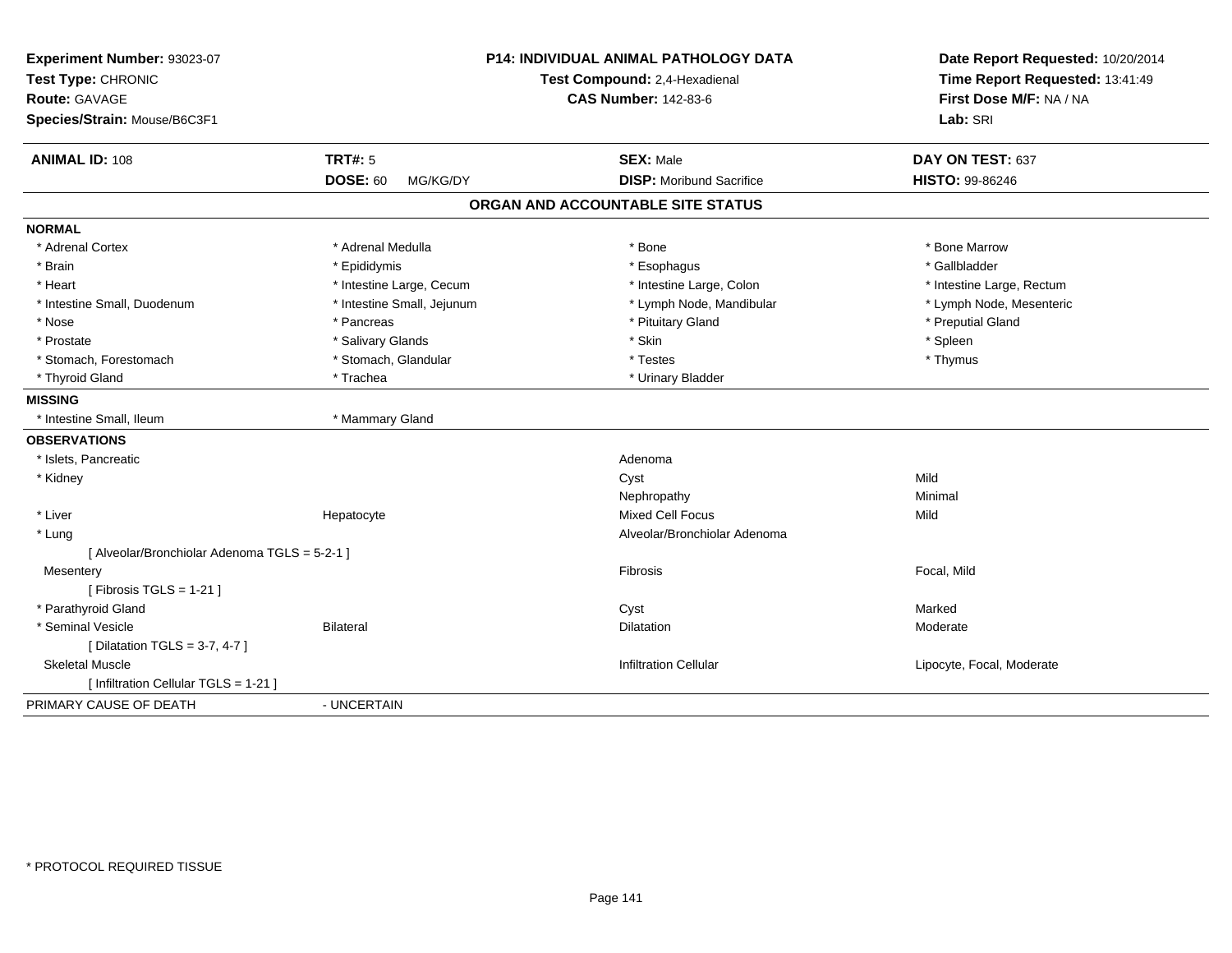**Experiment Number:** 93023-07
**Test Type:** CHRONIC
**Route:** GAVAGE
**Species/Strain:** Mouse/B6C3F1

**P14: INDIVIDUAL ANIMAL PATHOLOGY DATA**
**Test Compound:** 2,4-Hexadienal
**CAS Number:** 142-83-6

**Date Report Requested:** 10/20/2014
**Time Report Requested:** 13:41:49
**First Dose M/F:** NA / NA
**Lab:** SRI

| **ANIMAL ID:** 108 | **TRT#:** 5 | **SEX:** Male | **DAY ON TEST:** 637 |
|---|---|---|---|
| | **DOSE:** 60 MG/KG/DY | **DISP:** Moribund Sacrifice | **HISTO:** 99-86246 |

## ORGAN AND ACCOUNTABLE SITE STATUS

**NORMAL**

| | | | |
|---|---|---|---|
| * Adrenal Cortex | * Adrenal Medulla | * Bone | * Bone Marrow |
| * Brain | * Epididymis | * Esophagus | * Gallbladder |
| * Heart | * Intestine Large, Cecum | * Intestine Large, Colon | * Intestine Large, Rectum |
| * Intestine Small, Duodenum | * Intestine Small, Jejunum | * Lymph Node, Mandibular | * Lymph Node, Mesenteric |
| * Nose | * Pancreas | * Pituitary Gland | * Preputial Gland |
| * Prostate | * Salivary Glands | * Skin | * Spleen |
| * Stomach, Forestomach | * Stomach, Glandular | * Testes | * Thymus |
| * Thyroid Gland | * Trachea | * Urinary Bladder | |

**MISSING**

| | |
|---|---|
| * Intestine Small, Ileum | * Mammary Gland |

**OBSERVATIONS**

| | | | |
|---|---|---|---|
| * Islets, Pancreatic | | Adenoma | |
| * Kidney | | Cyst | Mild |
| | | Nephropathy | Minimal |
| * Liver | Hepatocyte | Mixed Cell Focus | Mild |
| * Lung | | Alveolar/Bronchiolar Adenoma | |
| [ Alveolar/Bronchiolar Adenoma TGLS = 5-2-1 ] | | | |
| Mesentery | | Fibrosis | Focal, Mild |
| [ Fibrosis TGLS = 1-21 ] | | | |
| * Parathyroid Gland | | Cyst | Marked |
| * Seminal Vesicle | Bilateral | Dilatation | Moderate |
| [ Dilatation TGLS = 3-7, 4-7 ] | | | |
| Skeletal Muscle | | Infiltration Cellular | Lipocyte, Focal, Moderate |
| [ Infiltration Cellular TGLS = 1-21 ] | | | |

PRIMARY CAUSE OF DEATH - UNCERTAIN

* PROTOCOL REQUIRED TISSUE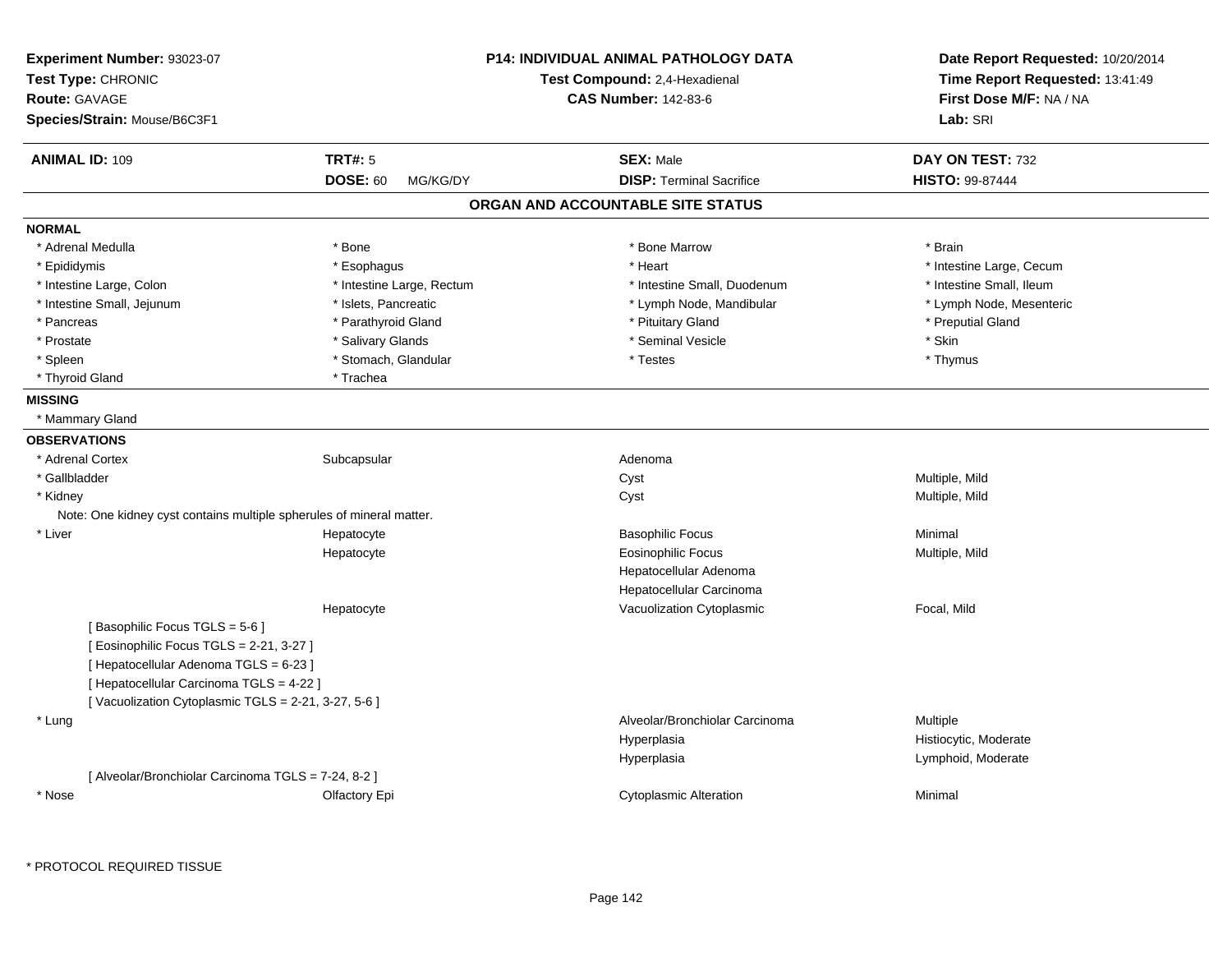**Experiment Number:** 93023-07
**Test Type:** CHRONIC
**Route:** GAVAGE
**Species/Strain:** Mouse/B6C3F1

**P14: INDIVIDUAL ANIMAL PATHOLOGY DATA**
**Test Compound:** 2,4-Hexadienal
**CAS Number:** 142-83-6

**Date Report Requested:** 10/20/2014
**Time Report Requested:** 13:41:49
**First Dose M/F:** NA / NA
**Lab:** SRI

| **ANIMAL ID:** 109 | **TRT#:** 5 | **SEX:** Male | **DAY ON TEST:** 732 |
|---|---|---|---|
| | **DOSE:** 60 MG/KG/DY | **DISP:** Terminal Sacrifice | **HISTO:** 99-87444 |

## ORGAN AND ACCOUNTABLE SITE STATUS

**NORMAL**

| | | | |
|---|---|---|---|
| * Adrenal Medulla | * Bone | * Bone Marrow | * Brain |
| * Epididymis | * Esophagus | * Heart | * Intestine Large, Cecum |
| * Intestine Large, Colon | * Intestine Large, Rectum | * Intestine Small, Duodenum | * Intestine Small, Ileum |
| * Intestine Small, Jejunum | * Islets, Pancreatic | * Lymph Node, Mandibular | * Lymph Node, Mesenteric |
| * Pancreas | * Parathyroid Gland | * Pituitary Gland | * Preputial Gland |
| * Prostate | * Salivary Glands | * Seminal Vesicle | * Skin |
| * Spleen | * Stomach, Glandular | * Testes | * Thymus |
| * Thyroid Gland | * Trachea | | |

**MISSING**

* Mammary Gland

**OBSERVATIONS**

| | | | |
|---|---|---|---|
| * Adrenal Cortex | Subcapsular | Adenoma | |
| * Gallbladder | | Cyst | Multiple, Mild |
| * Kidney | | Cyst | Multiple, Mild |
| Note: One kidney cyst contains multiple spherules of mineral matter. | | | |
| * Liver | Hepatocyte | Basophilic Focus | Minimal |
| | Hepatocyte | Eosinophilic Focus | Multiple, Mild |
| | | Hepatocellular Adenoma | |
| | | Hepatocellular Carcinoma | |
| | Hepatocyte | Vacuolization Cytoplasmic | Focal, Mild |
| [ Basophilic Focus TGLS = 5-6 ] | | | |
| [ Eosinophilic Focus TGLS = 2-21, 3-27 ] | | | |
| [ Hepatocellular Adenoma TGLS = 6-23 ] | | | |
| [ Hepatocellular Carcinoma TGLS = 4-22 ] | | | |
| [ Vacuolization Cytoplasmic TGLS = 2-21, 3-27, 5-6 ] | | | |
| * Lung | | Alveolar/Bronchiolar Carcinoma | Multiple |
| | | Hyperplasia | Histiocytic, Moderate |
| | | Hyperplasia | Lymphoid, Moderate |
| [ Alveolar/Bronchiolar Carcinoma TGLS = 7-24, 8-2 ] | | | |
| * Nose | Olfactory Epi | Cytoplasmic Alteration | Minimal |

* PROTOCOL REQUIRED TISSUE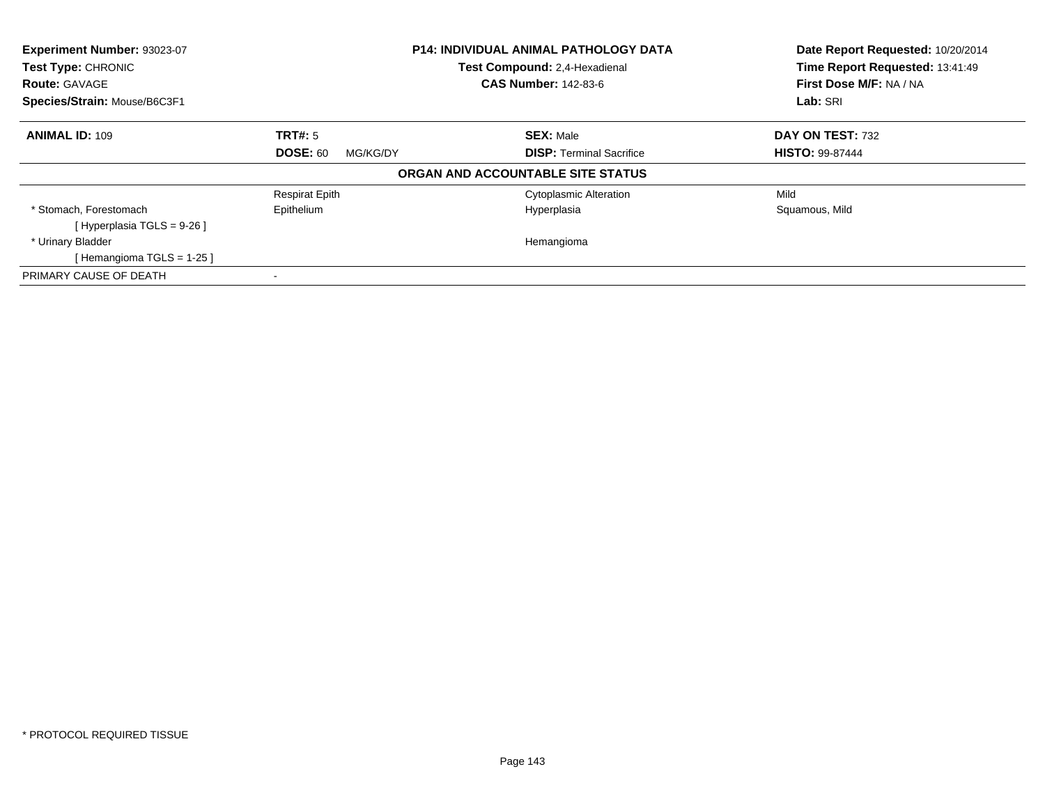**Experiment Number:** 93023-07
**Test Type:** CHRONIC
**Route:** GAVAGE
**Species/Strain:** Mouse/B6C3F1

**P14: INDIVIDUAL ANIMAL PATHOLOGY DATA**
**Test Compound:** 2,4-Hexadienal
**CAS Number:** 142-83-6

**Date Report Requested:** 10/20/2014
**Time Report Requested:** 13:41:49
**First Dose M/F:** NA / NA
**Lab:** SRI

| **ANIMAL ID:** 109 | **TRT#:** 5 | **SEX:** Male | **DAY ON TEST:** 732 |
|---|---|---|---|
| | **DOSE:** 60 MG/KG/DY | **DISP:** Terminal Sacrifice | **HISTO:** 99-87444 |

**ORGAN AND ACCOUNTABLE SITE STATUS**

| | | | |
|---|---|---|---|
| | Respirat Epith | Cytoplasmic Alteration | Mild |
| * Stomach, Forestomach | Epithelium | Hyperplasia | Squamous, Mild |
| [ Hyperplasia TGLS = 9-26 ] | | | |
| * Urinary Bladder | | Hemangioma | |
| [ Hemangioma TGLS = 1-25 ] | | | |
| PRIMARY CAUSE OF DEATH | - | | |

* PROTOCOL REQUIRED TISSUE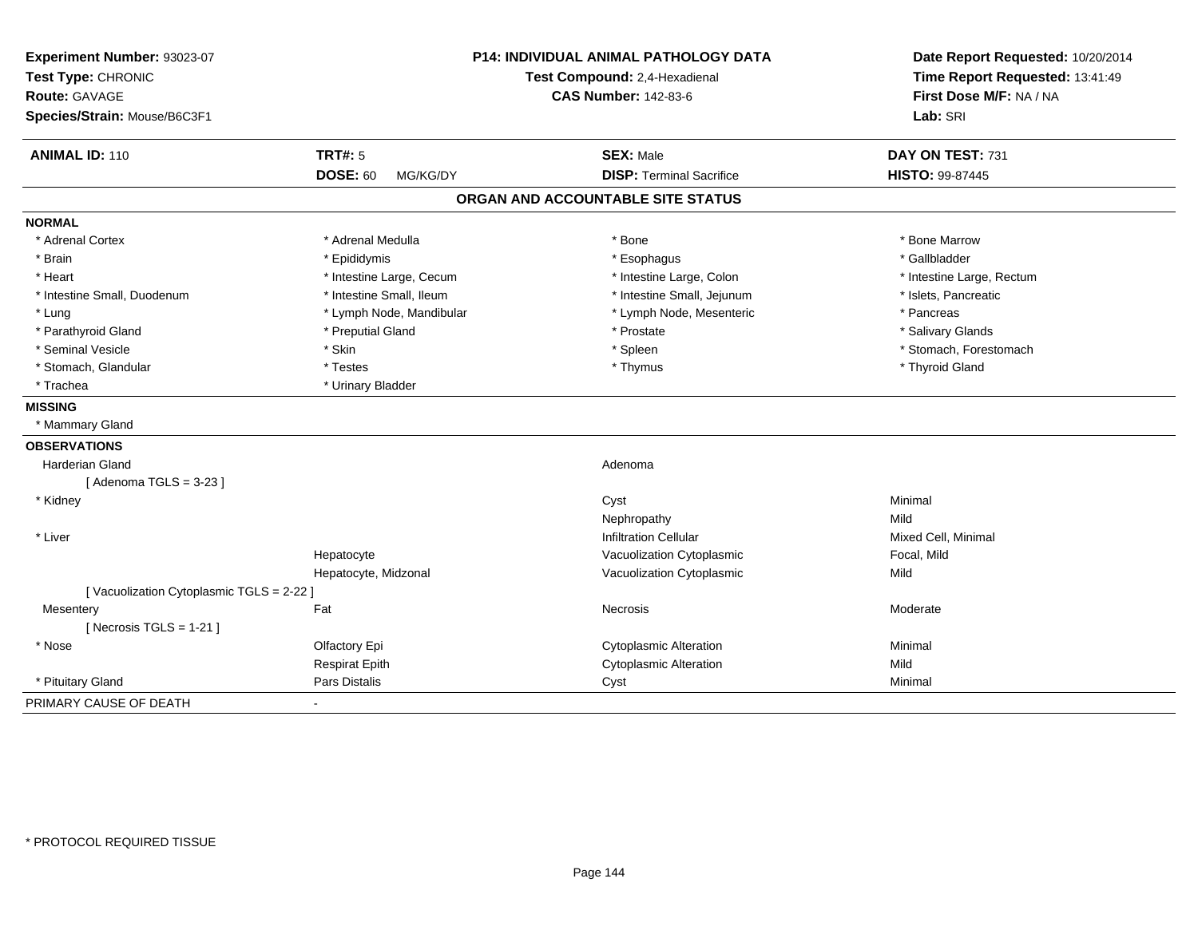**Experiment Number:** 93023-07
**Test Type:** CHRONIC
**Route:** GAVAGE
**Species/Strain:** Mouse/B6C3F1

**P14: INDIVIDUAL ANIMAL PATHOLOGY DATA**
**Test Compound:** 2,4-Hexadienal
**CAS Number:** 142-83-6

**Date Report Requested:** 10/20/2014
**Time Report Requested:** 13:41:49
**First Dose M/F:** NA / NA
**Lab:** SRI

| **ANIMAL ID:** 110 | **TRT#:** 5 | **SEX:** Male | **DAY ON TEST:** 731 |
|---|---|---|---|
| | **DOSE:** 60 MG/KG/DY | **DISP:** Terminal Sacrifice | **HISTO:** 99-87445 |

## ORGAN AND ACCOUNTABLE SITE STATUS

**NORMAL**

| | | | |
|---|---|---|---|
| * Adrenal Cortex | * Adrenal Medulla | * Bone | * Bone Marrow |
| * Brain | * Epididymis | * Esophagus | * Gallbladder |
| * Heart | * Intestine Large, Cecum | * Intestine Large, Colon | * Intestine Large, Rectum |
| * Intestine Small, Duodenum | * Intestine Small, Ileum | * Intestine Small, Jejunum | * Islets, Pancreatic |
| * Lung | * Lymph Node, Mandibular | * Lymph Node, Mesenteric | * Pancreas |
| * Parathyroid Gland | * Preputial Gland | * Prostate | * Salivary Glands |
| * Seminal Vesicle | * Skin | * Spleen | * Stomach, Forestomach |
| * Stomach, Glandular | * Testes | * Thymus | * Thyroid Gland |
| * Trachea | * Urinary Bladder | | |

**MISSING**

* Mammary Gland

**OBSERVATIONS**

| | | | |
|---|---|---|---|
| Harderian Gland | | Adenoma | |
| [ Adenoma TGLS = 3-23 ] | | | |
| * Kidney | | Cyst | Minimal |
| | | Nephropathy | Mild |
| * Liver | | Infiltration Cellular | Mixed Cell, Minimal |
| | Hepatocyte | Vacuolization Cytoplasmic | Focal, Mild |
| | Hepatocyte, Midzonal | Vacuolization Cytoplasmic | Mild |
| [ Vacuolization Cytoplasmic TGLS = 2-22 ] | | | |
| Mesentery | Fat | Necrosis | Moderate |
| [ Necrosis TGLS = 1-21 ] | | | |
| * Nose | Olfactory Epi | Cytoplasmic Alteration | Minimal |
| | Respirat Epith | Cytoplasmic Alteration | Mild |
| * Pituitary Gland | Pars Distalis | Cyst | Minimal |

PRIMARY CAUSE OF DEATH -

* PROTOCOL REQUIRED TISSUE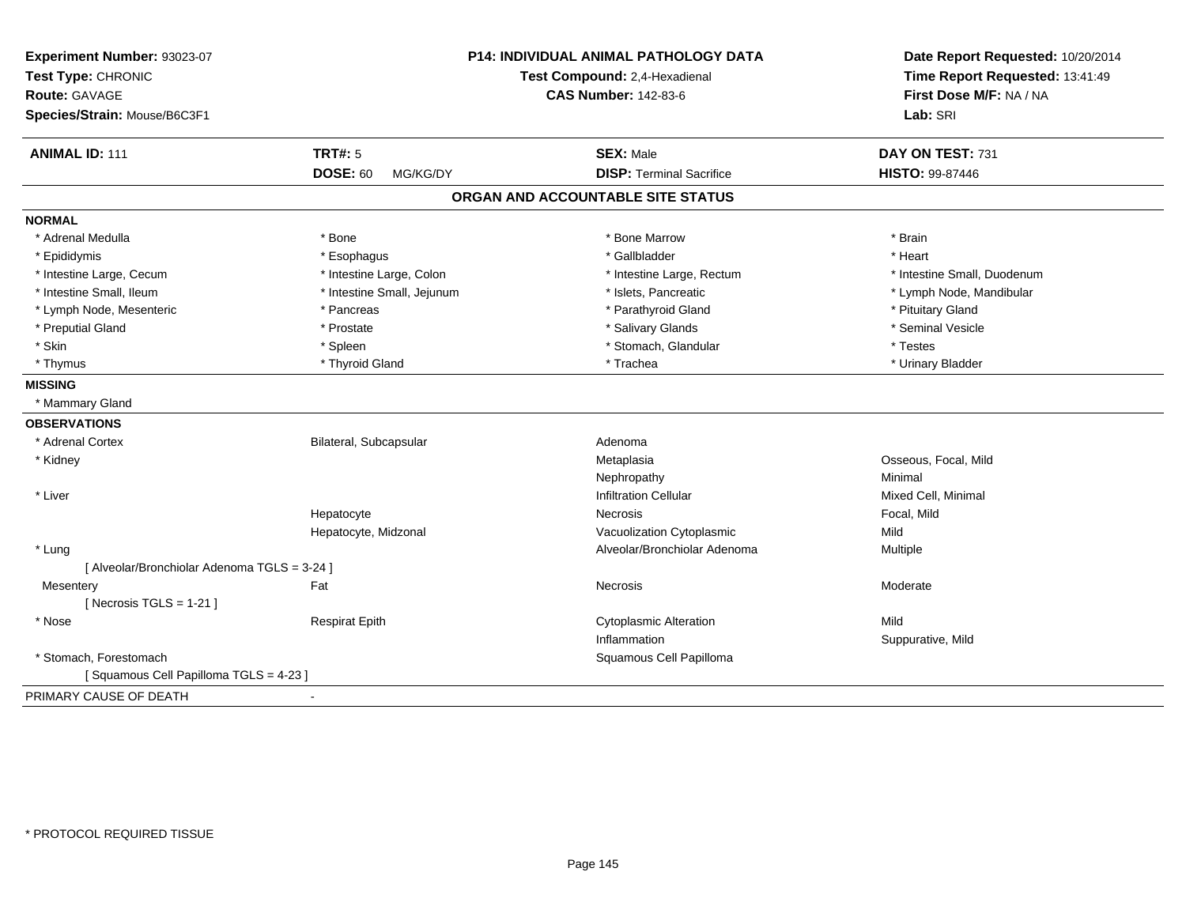**Experiment Number:** 93023-07
**Test Type:** CHRONIC
**Route:** GAVAGE
**Species/Strain:** Mouse/B6C3F1

**P14: INDIVIDUAL ANIMAL PATHOLOGY DATA**
**Test Compound:** 2,4-Hexadienal
**CAS Number:** 142-83-6

**Date Report Requested:** 10/20/2014
**Time Report Requested:** 13:41:49
**First Dose M/F:** NA / NA
**Lab:** SRI

| **ANIMAL ID:** 111 | **TRT#:** 5 | **SEX:** Male | **DAY ON TEST:** 731 |
|---|---|---|---|
| | **DOSE:** 60 MG/KG/DY | **DISP:** Terminal Sacrifice | **HISTO:** 99-87446 |

## ORGAN AND ACCOUNTABLE SITE STATUS

**NORMAL**

| | | | |
|---|---|---|---|
| * Adrenal Medulla | * Bone | * Bone Marrow | * Brain |
| * Epididymis | * Esophagus | * Gallbladder | * Heart |
| * Intestine Large, Cecum | * Intestine Large, Colon | * Intestine Large, Rectum | * Intestine Small, Duodenum |
| * Intestine Small, Ileum | * Intestine Small, Jejunum | * Islets, Pancreatic | * Lymph Node, Mandibular |
| * Lymph Node, Mesenteric | * Pancreas | * Parathyroid Gland | * Pituitary Gland |
| * Preputial Gland | * Prostate | * Salivary Glands | * Seminal Vesicle |
| * Skin | * Spleen | * Stomach, Glandular | * Testes |
| * Thymus | * Thyroid Gland | * Trachea | * Urinary Bladder |

**MISSING**

* Mammary Gland

**OBSERVATIONS**

| | | | |
|---|---|---|---|
| * Adrenal Cortex | Bilateral, Subcapsular | Adenoma | |
| * Kidney | | Metaplasia | Osseous, Focal, Mild |
| | | Nephropathy | Minimal |
| * Liver | | Infiltration Cellular | Mixed Cell, Minimal |
| | Hepatocyte | Necrosis | Focal, Mild |
| | Hepatocyte, Midzonal | Vacuolization Cytoplasmic | Mild |
| * Lung | | Alveolar/Bronchiolar Adenoma | Multiple |
| [ Alveolar/Bronchiolar Adenoma TGLS = 3-24 ] | | | |
| Mesentery | Fat | Necrosis | Moderate |
| [ Necrosis TGLS = 1-21 ] | | | |
| * Nose | Respirat Epith | Cytoplasmic Alteration | Mild |
| | | Inflammation | Suppurative, Mild |
| * Stomach, Forestomach | | Squamous Cell Papilloma | |
| [ Squamous Cell Papilloma TGLS = 4-23 ] | | | |

PRIMARY CAUSE OF DEATH -

* PROTOCOL REQUIRED TISSUE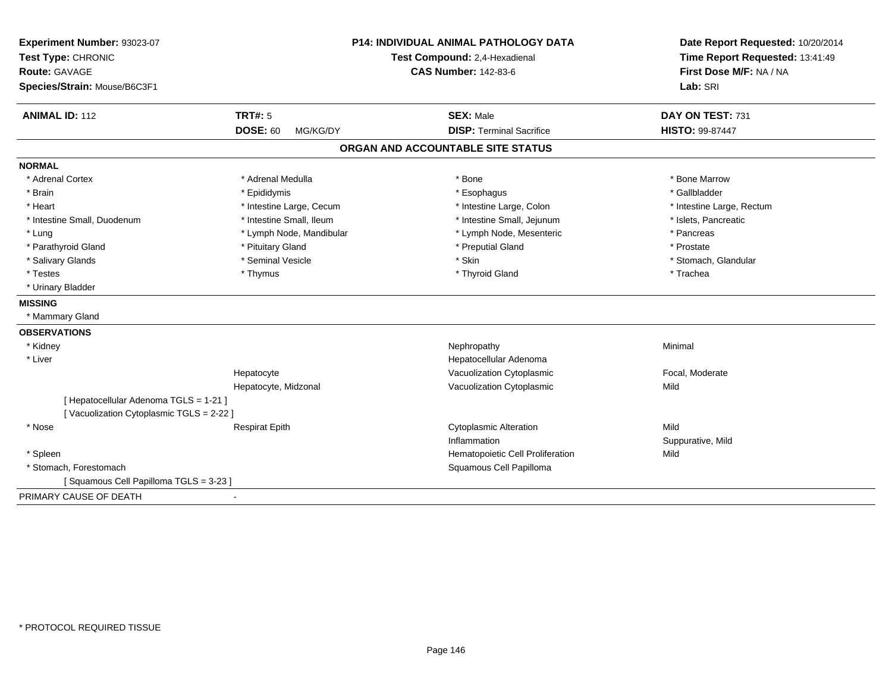**Experiment Number:** 93023-07
**Test Type:** CHRONIC
**Route:** GAVAGE
**Species/Strain:** Mouse/B6C3F1

**P14: INDIVIDUAL ANIMAL PATHOLOGY DATA**
**Test Compound:** 2,4-Hexadienal
**CAS Number:** 142-83-6

**Date Report Requested:** 10/20/2014
**Time Report Requested:** 13:41:49
**First Dose M/F:** NA / NA
**Lab:** SRI

| **ANIMAL ID:** 112 | **TRT#:** 5 | **SEX:** Male | **DAY ON TEST:** 731 |
|---|---|---|---|
| | **DOSE:** 60 MG/KG/DY | **DISP:** Terminal Sacrifice | **HISTO:** 99-87447 |

## ORGAN AND ACCOUNTABLE SITE STATUS

**NORMAL**

| | | | |
|---|---|---|---|
| * Adrenal Cortex | * Adrenal Medulla | * Bone | * Bone Marrow |
| * Brain | * Epididymis | * Esophagus | * Gallbladder |
| * Heart | * Intestine Large, Cecum | * Intestine Large, Colon | * Intestine Large, Rectum |
| * Intestine Small, Duodenum | * Intestine Small, Ileum | * Intestine Small, Jejunum | * Islets, Pancreatic |
| * Lung | * Lymph Node, Mandibular | * Lymph Node, Mesenteric | * Pancreas |
| * Parathyroid Gland | * Pituitary Gland | * Preputial Gland | * Prostate |
| * Salivary Glands | * Seminal Vesicle | * Skin | * Stomach, Glandular |
| * Testes | * Thymus | * Thyroid Gland | * Trachea |
| * Urinary Bladder | | | |

**MISSING**

* Mammary Gland

**OBSERVATIONS**

| | | | |
|---|---|---|---|
| * Kidney | | Nephropathy | Minimal |
| * Liver | | Hepatocellular Adenoma | |
| | Hepatocyte | Vacuolization Cytoplasmic | Focal, Moderate |
| | Hepatocyte, Midzonal | Vacuolization Cytoplasmic | Mild |
| [ Hepatocellular Adenoma TGLS = 1-21 ] | | | |
| [ Vacuolization Cytoplasmic TGLS = 2-22 ] | | | |
| * Nose | Respirat Epith | Cytoplasmic Alteration | Mild |
| | | Inflammation | Suppurative, Mild |
| * Spleen | | Hematopoietic Cell Proliferation | Mild |
| * Stomach, Forestomach | | Squamous Cell Papilloma | |
| [ Squamous Cell Papilloma TGLS = 3-23 ] | | | |

PRIMARY CAUSE OF DEATH -

* PROTOCOL REQUIRED TISSUE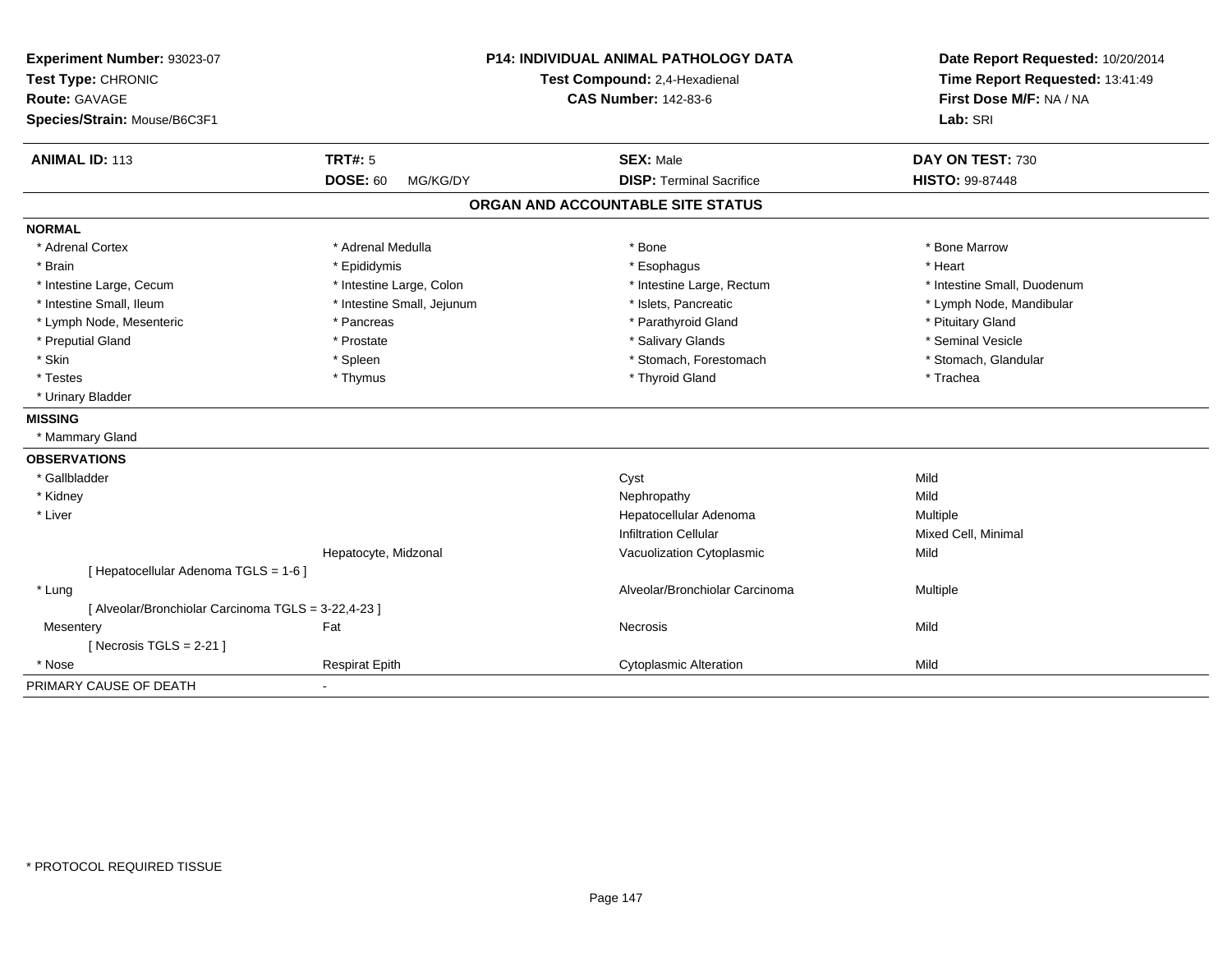**Experiment Number:** 93023-07
**Test Type:** CHRONIC
**Route:** GAVAGE
**Species/Strain:** Mouse/B6C3F1

**P14: INDIVIDUAL ANIMAL PATHOLOGY DATA**
**Test Compound:** 2,4-Hexadienal
**CAS Number:** 142-83-6

**Date Report Requested:** 10/20/2014
**Time Report Requested:** 13:41:49
**First Dose M/F:** NA / NA
**Lab:** SRI

| **ANIMAL ID:** 113 | **TRT#:** 5 | **SEX:** Male | **DAY ON TEST:** 730 |
|---|---|---|---|
| | **DOSE:** 60 MG/KG/DY | **DISP:** Terminal Sacrifice | **HISTO:** 99-87448 |

## ORGAN AND ACCOUNTABLE SITE STATUS

**NORMAL**

| | | | |
|---|---|---|---|
| * Adrenal Cortex | * Adrenal Medulla | * Bone | * Bone Marrow |
| * Brain | * Epididymis | * Esophagus | * Heart |
| * Intestine Large, Cecum | * Intestine Large, Colon | * Intestine Large, Rectum | * Intestine Small, Duodenum |
| * Intestine Small, Ileum | * Intestine Small, Jejunum | * Islets, Pancreatic | * Lymph Node, Mandibular |
| * Lymph Node, Mesenteric | * Pancreas | * Parathyroid Gland | * Pituitary Gland |
| * Preputial Gland | * Prostate | * Salivary Glands | * Seminal Vesicle |
| * Skin | * Spleen | * Stomach, Forestomach | * Stomach, Glandular |
| * Testes | * Thymus | * Thyroid Gland | * Trachea |
| * Urinary Bladder | | | |

**MISSING**

* Mammary Gland

**OBSERVATIONS**

| | | | |
|---|---|---|---|
| * Gallbladder | | Cyst | Mild |
| * Kidney | | Nephropathy | Mild |
| * Liver | | Hepatocellular Adenoma | Multiple |
| | | Infiltration Cellular | Mixed Cell, Minimal |
| | Hepatocyte, Midzonal | Vacuolization Cytoplasmic | Mild |
| [ Hepatocellular Adenoma TGLS = 1-6 ] | | | |
| * Lung | | Alveolar/Bronchiolar Carcinoma | Multiple |
| [ Alveolar/Bronchiolar Carcinoma TGLS = 3-22,4-23 ] | | | |
| Mesentery | Fat | Necrosis | Mild |
| [ Necrosis TGLS = 2-21 ] | | | |
| * Nose | Respirat Epith | Cytoplasmic Alteration | Mild |

PRIMARY CAUSE OF DEATH -

\* PROTOCOL REQUIRED TISSUE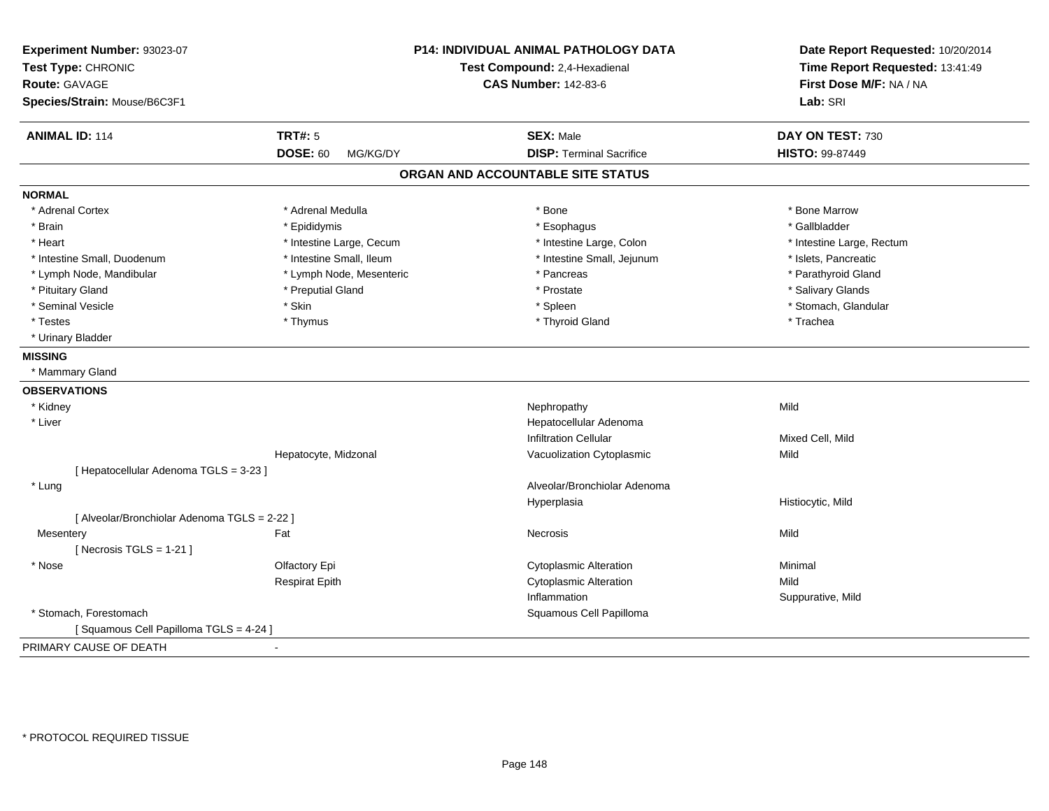**Experiment Number:** 93023-07
**Test Type:** CHRONIC
**Route:** GAVAGE
**Species/Strain:** Mouse/B6C3F1

**P14: INDIVIDUAL ANIMAL PATHOLOGY DATA**
**Test Compound:** 2,4-Hexadienal
**CAS Number:** 142-83-6

**Date Report Requested:** 10/20/2014
**Time Report Requested:** 13:41:49
**First Dose M/F:** NA / NA
**Lab:** SRI

| **ANIMAL ID:** 114 | **TRT#:** 5 | **SEX:** Male | **DAY ON TEST:** 730 |
|---|---|---|---|
| | **DOSE:** 60 MG/KG/DY | **DISP:** Terminal Sacrifice | **HISTO:** 99-87449 |

## ORGAN AND ACCOUNTABLE SITE STATUS

**NORMAL**

| | | | |
|---|---|---|---|
| * Adrenal Cortex | * Adrenal Medulla | * Bone | * Bone Marrow |
| * Brain | * Epididymis | * Esophagus | * Gallbladder |
| * Heart | * Intestine Large, Cecum | * Intestine Large, Colon | * Intestine Large, Rectum |
| * Intestine Small, Duodenum | * Intestine Small, Ileum | * Intestine Small, Jejunum | * Islets, Pancreatic |
| * Lymph Node, Mandibular | * Lymph Node, Mesenteric | * Pancreas | * Parathyroid Gland |
| * Pituitary Gland | * Preputial Gland | * Prostate | * Salivary Glands |
| * Seminal Vesicle | * Skin | * Spleen | * Stomach, Glandular |
| * Testes | * Thymus | * Thyroid Gland | * Trachea |
| * Urinary Bladder | | | |

**MISSING**

* Mammary Gland

**OBSERVATIONS**

| | | | |
|---|---|---|---|
| * Kidney | | Nephropathy | Mild |
| * Liver | | Hepatocellular Adenoma | |
| | | Infiltration Cellular | Mixed Cell, Mild |
| | Hepatocyte, Midzonal | Vacuolization Cytoplasmic | Mild |
| [ Hepatocellular Adenoma TGLS = 3-23 ] | | | |
| * Lung | | Alveolar/Bronchiolar Adenoma | |
| | | Hyperplasia | Histiocytic, Mild |
| [ Alveolar/Bronchiolar Adenoma TGLS = 2-22 ] | | | |
| Mesentery | Fat | Necrosis | Mild |
| [ Necrosis TGLS = 1-21 ] | | | |
| * Nose | Olfactory Epi | Cytoplasmic Alteration | Minimal |
| | Respirat Epith | Cytoplasmic Alteration | Mild |
| | | Inflammation | Suppurative, Mild |
| * Stomach, Forestomach | | Squamous Cell Papilloma | |
| [ Squamous Cell Papilloma TGLS = 4-24 ] | | | |

PRIMARY CAUSE OF DEATH -

* PROTOCOL REQUIRED TISSUE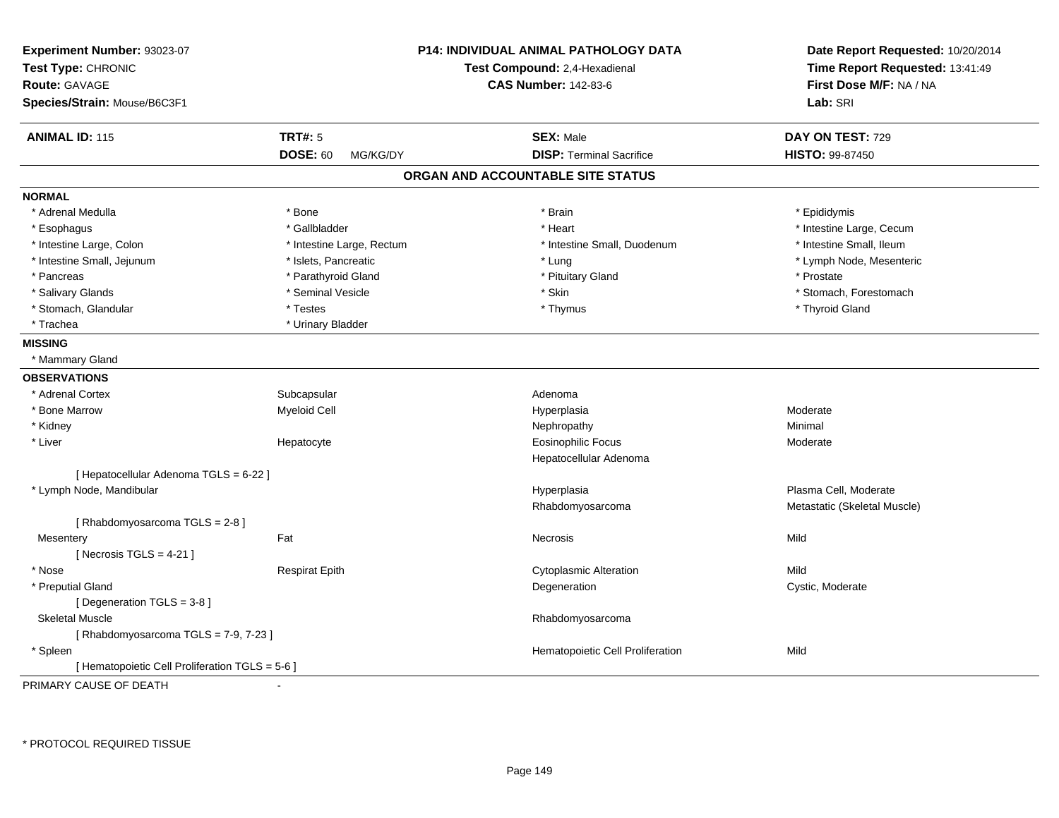**Experiment Number:** 93023-07
**Test Type:** CHRONIC
**Route:** GAVAGE
**Species/Strain:** Mouse/B6C3F1

**P14: INDIVIDUAL ANIMAL PATHOLOGY DATA**
**Test Compound:** 2,4-Hexadienal
**CAS Number:** 142-83-6

**Date Report Requested:** 10/20/2014
**Time Report Requested:** 13:41:49
**First Dose M/F:** NA / NA
**Lab:** SRI

| **ANIMAL ID:** 115 | **TRT#:** 5 | **SEX:** Male | **DAY ON TEST:** 729 |
|---|---|---|---|
| | **DOSE:** 60 MG/KG/DY | **DISP:** Terminal Sacrifice | **HISTO:** 99-87450 |

## ORGAN AND ACCOUNTABLE SITE STATUS

### NORMAL

| | | | |
|---|---|---|---|
| * Adrenal Medulla | * Bone | * Brain | * Epididymis |
| * Esophagus | * Gallbladder | * Heart | * Intestine Large, Cecum |
| * Intestine Large, Colon | * Intestine Large, Rectum | * Intestine Small, Duodenum | * Intestine Small, Ileum |
| * Intestine Small, Jejunum | * Islets, Pancreatic | * Lung | * Lymph Node, Mesenteric |
| * Pancreas | * Parathyroid Gland | * Pituitary Gland | * Prostate |
| * Salivary Glands | * Seminal Vesicle | * Skin | * Stomach, Forestomach |
| * Stomach, Glandular | * Testes | * Thymus | * Thyroid Gland |
| * Trachea | * Urinary Bladder | | |

### MISSING

* Mammary Gland

### OBSERVATIONS

| | | | |
|---|---|---|---|
| * Adrenal Cortex | Subcapsular | Adenoma | |
| * Bone Marrow | Myeloid Cell | Hyperplasia | Moderate |
| * Kidney | | Nephropathy | Minimal |
| * Liver | Hepatocyte | Eosinophilic Focus | Moderate |
| | | Hepatocellular Adenoma | |
| [ Hepatocellular Adenoma TGLS = 6-22 ] | | | |
| * Lymph Node, Mandibular | | Hyperplasia | Plasma Cell, Moderate |
| | | Rhabdomyosarcoma | Metastatic (Skeletal Muscle) |
| [ Rhabdomyosarcoma TGLS = 2-8 ] | | | |
| Mesentery | Fat | Necrosis | Mild |
| [ Necrosis TGLS = 4-21 ] | | | |
| * Nose | Respirat Epith | Cytoplasmic Alteration | Mild |
| * Preputial Gland | | Degeneration | Cystic, Moderate |
| [ Degeneration TGLS = 3-8 ] | | | |
| Skeletal Muscle | | Rhabdomyosarcoma | |
| [ Rhabdomyosarcoma TGLS = 7-9, 7-23 ] | | | |
| * Spleen | | Hematopoietic Cell Proliferation | Mild |
| [ Hematopoietic Cell Proliferation TGLS = 5-6 ] | | | |

PRIMARY CAUSE OF DEATH -

* PROTOCOL REQUIRED TISSUE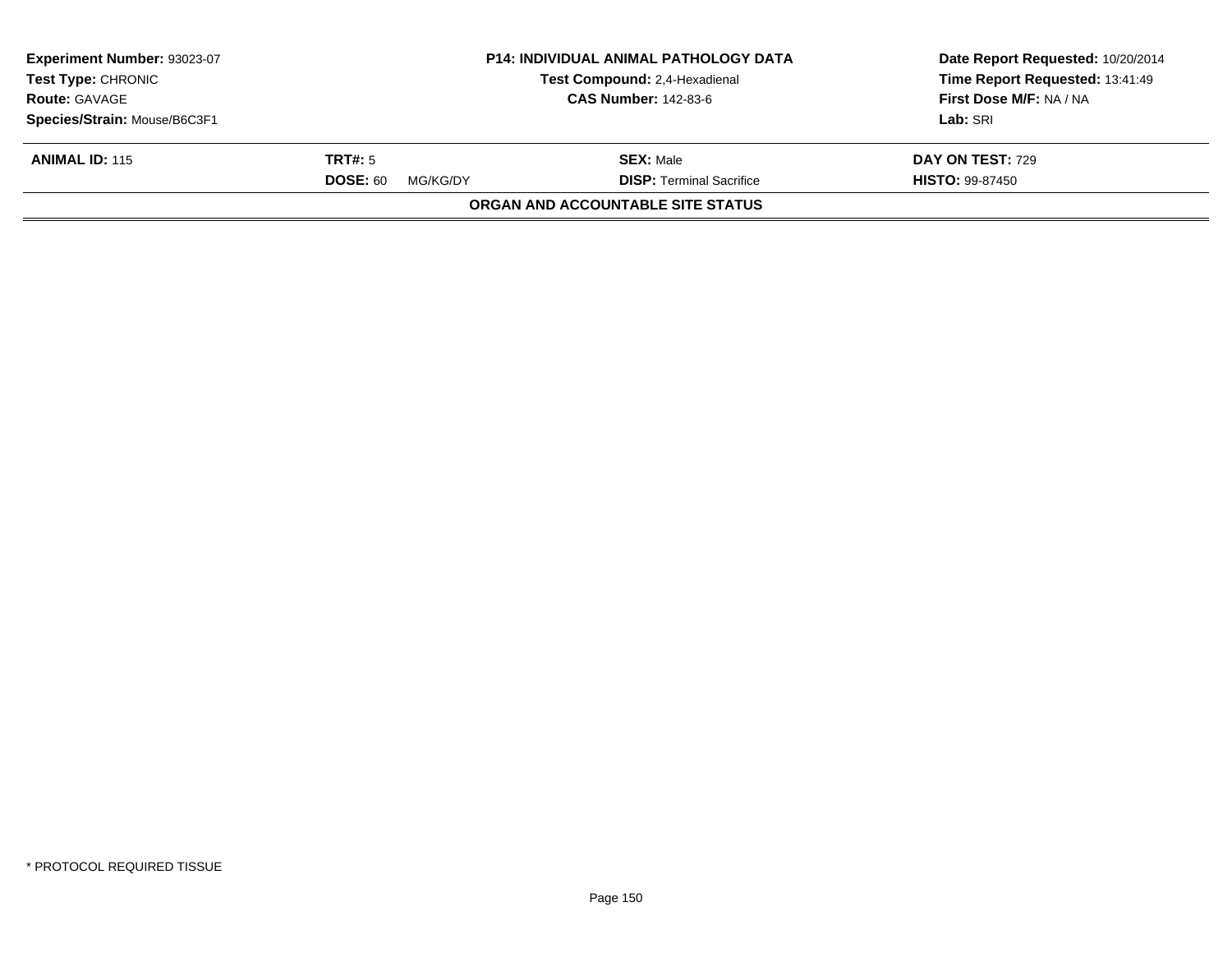| Experiment Number: 93023-07 | P14: INDIVIDUAL ANIMAL PATHOLOGY DATA | Date Report Requested: 10/20/2014 |
|---|---|---|
| Test Type: CHRONIC | Test Compound: 2,4-Hexadienal | Time Report Requested: 13:41:49 |
| Route: GAVAGE | CAS Number: 142-83-6 | First Dose M/F: NA / NA |
| Species/Strain: Mouse/B6C3F1 | | Lab: SRI |

| ANIMAL ID: 115 | TRT#: 5 | SEX: Male | DAY ON TEST: 729 |
|---|---|---|---|
| | DOSE: 60 MG/KG/DY | DISP: Terminal Sacrifice | HISTO: 99-87450 |

**ORGAN AND ACCOUNTABLE SITE STATUS**

* PROTOCOL REQUIRED TISSUE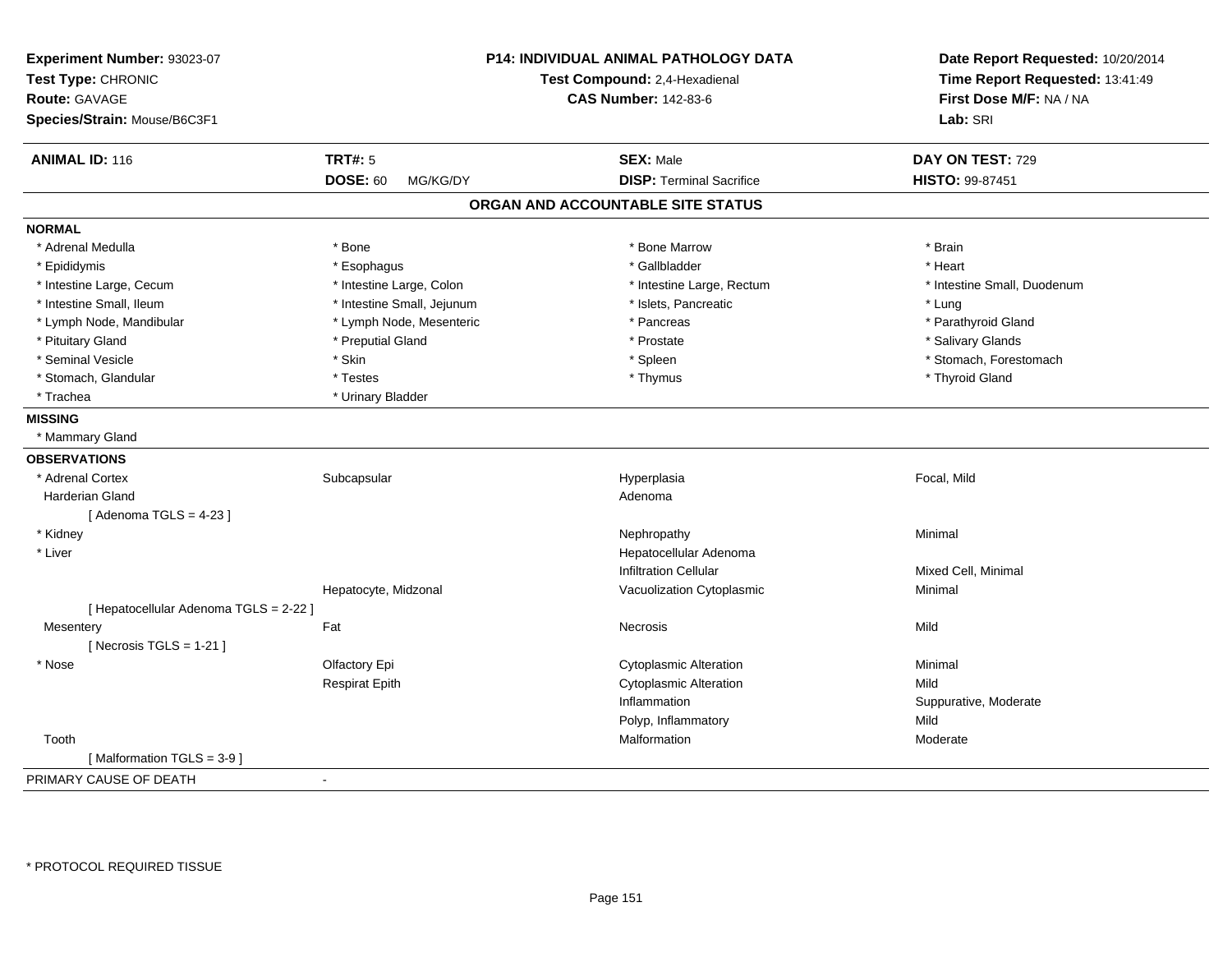**Experiment Number:** 93023-07
**Test Type:** CHRONIC
**Route:** GAVAGE
**Species/Strain:** Mouse/B6C3F1

**P14: INDIVIDUAL ANIMAL PATHOLOGY DATA**
**Test Compound:** 2,4-Hexadienal
**CAS Number:** 142-83-6

**Date Report Requested:** 10/20/2014
**Time Report Requested:** 13:41:49
**First Dose M/F:** NA / NA
**Lab:** SRI

| **ANIMAL ID:** 116 | **TRT#:** 5 | **SEX:** Male | **DAY ON TEST:** 729 |
|---|---|---|---|
| | **DOSE:** 60 MG/KG/DY | **DISP:** Terminal Sacrifice | **HISTO:** 99-87451 |

## ORGAN AND ACCOUNTABLE SITE STATUS

**NORMAL**

| | | | |
|---|---|---|---|
| * Adrenal Medulla | * Bone | * Bone Marrow | * Brain |
| * Epididymis | * Esophagus | * Gallbladder | * Heart |
| * Intestine Large, Cecum | * Intestine Large, Colon | * Intestine Large, Rectum | * Intestine Small, Duodenum |
| * Intestine Small, Ileum | * Intestine Small, Jejunum | * Islets, Pancreatic | * Lung |
| * Lymph Node, Mandibular | * Lymph Node, Mesenteric | * Pancreas | * Parathyroid Gland |
| * Pituitary Gland | * Preputial Gland | * Prostate | * Salivary Glands |
| * Seminal Vesicle | * Skin | * Spleen | * Stomach, Forestomach |
| * Stomach, Glandular | * Testes | * Thymus | * Thyroid Gland |
| * Trachea | * Urinary Bladder | | |

**MISSING**

* Mammary Gland

**OBSERVATIONS**

| | | | |
|---|---|---|---|
| * Adrenal Cortex | Subcapsular | Hyperplasia | Focal, Mild |
| Harderian Gland | | Adenoma | |
| [ Adenoma TGLS = 4-23 ] | | | |
| * Kidney | | Nephropathy | Minimal |
| * Liver | | Hepatocellular Adenoma | |
| | | Infiltration Cellular | Mixed Cell, Minimal |
| | Hepatocyte, Midzonal | Vacuolization Cytoplasmic | Minimal |
| [ Hepatocellular Adenoma TGLS = 2-22 ] | | | |
| Mesentery | Fat | Necrosis | Mild |
| [ Necrosis TGLS = 1-21 ] | | | |
| * Nose | Olfactory Epi | Cytoplasmic Alteration | Minimal |
| | Respirat Epith | Cytoplasmic Alteration | Mild |
| | | Inflammation | Suppurative, Moderate |
| | | Polyp, Inflammatory | Mild |
| Tooth | | Malformation | Moderate |
| [ Malformation TGLS = 3-9 ] | | | |

PRIMARY CAUSE OF DEATH -

* PROTOCOL REQUIRED TISSUE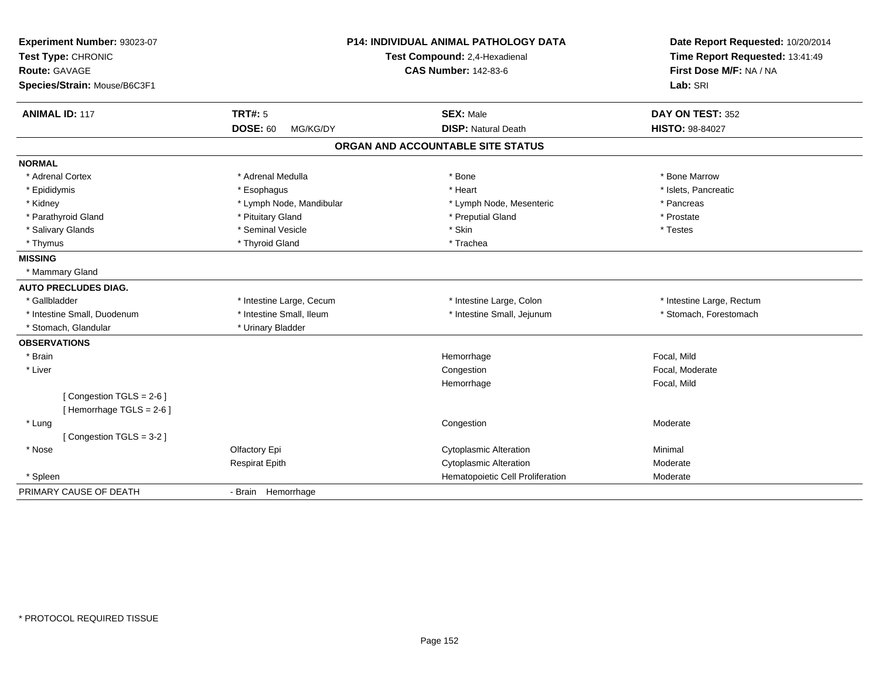**Experiment Number:** 93023-07
**Test Type:** CHRONIC
**Route:** GAVAGE
**Species/Strain:** Mouse/B6C3F1

**P14: INDIVIDUAL ANIMAL PATHOLOGY DATA**
**Test Compound:** 2,4-Hexadienal
**CAS Number:** 142-83-6

**Date Report Requested:** 10/20/2014
**Time Report Requested:** 13:41:49
**First Dose M/F:** NA / NA
**Lab:** SRI

| **ANIMAL ID:** 117 | **TRT#:** 5 | **SEX:** Male | **DAY ON TEST:** 352 |
|---|---|---|---|
| | **DOSE:** 60 MG/KG/DY | **DISP:** Natural Death | **HISTO:** 98-84027 |

## ORGAN AND ACCOUNTABLE SITE STATUS

**NORMAL**

| | | | |
|---|---|---|---|
| * Adrenal Cortex | * Adrenal Medulla | * Bone | * Bone Marrow |
| * Epididymis | * Esophagus | * Heart | * Islets, Pancreatic |
| * Kidney | * Lymph Node, Mandibular | * Lymph Node, Mesenteric | * Pancreas |
| * Parathyroid Gland | * Pituitary Gland | * Preputial Gland | * Prostate |
| * Salivary Glands | * Seminal Vesicle | * Skin | * Testes |
| * Thymus | * Thyroid Gland | * Trachea | |

**MISSING**

* Mammary Gland

**AUTO PRECLUDES DIAG.**

| | | | |
|---|---|---|---|
| * Gallbladder | * Intestine Large, Cecum | * Intestine Large, Colon | * Intestine Large, Rectum |
| * Intestine Small, Duodenum | * Intestine Small, Ileum | * Intestine Small, Jejunum | * Stomach, Forestomach |
| * Stomach, Glandular | * Urinary Bladder | | |

**OBSERVATIONS**

| | | | |
|---|---|---|---|
| * Brain | | Hemorrhage | Focal, Mild |
| * Liver | | Congestion | Focal, Moderate |
| | | Hemorrhage | Focal, Mild |
| [ Congestion TGLS = 2-6 ] | | | |
| [ Hemorrhage TGLS = 2-6 ] | | | |
| * Lung | | Congestion | Moderate |
| [ Congestion TGLS = 3-2 ] | | | |
| * Nose | Olfactory Epi | Cytoplasmic Alteration | Minimal |
| | Respirat Epith | Cytoplasmic Alteration | Moderate |
| * Spleen | | Hematopoietic Cell Proliferation | Moderate |

PRIMARY CAUSE OF DEATH - Brain Hemorrhage

* PROTOCOL REQUIRED TISSUE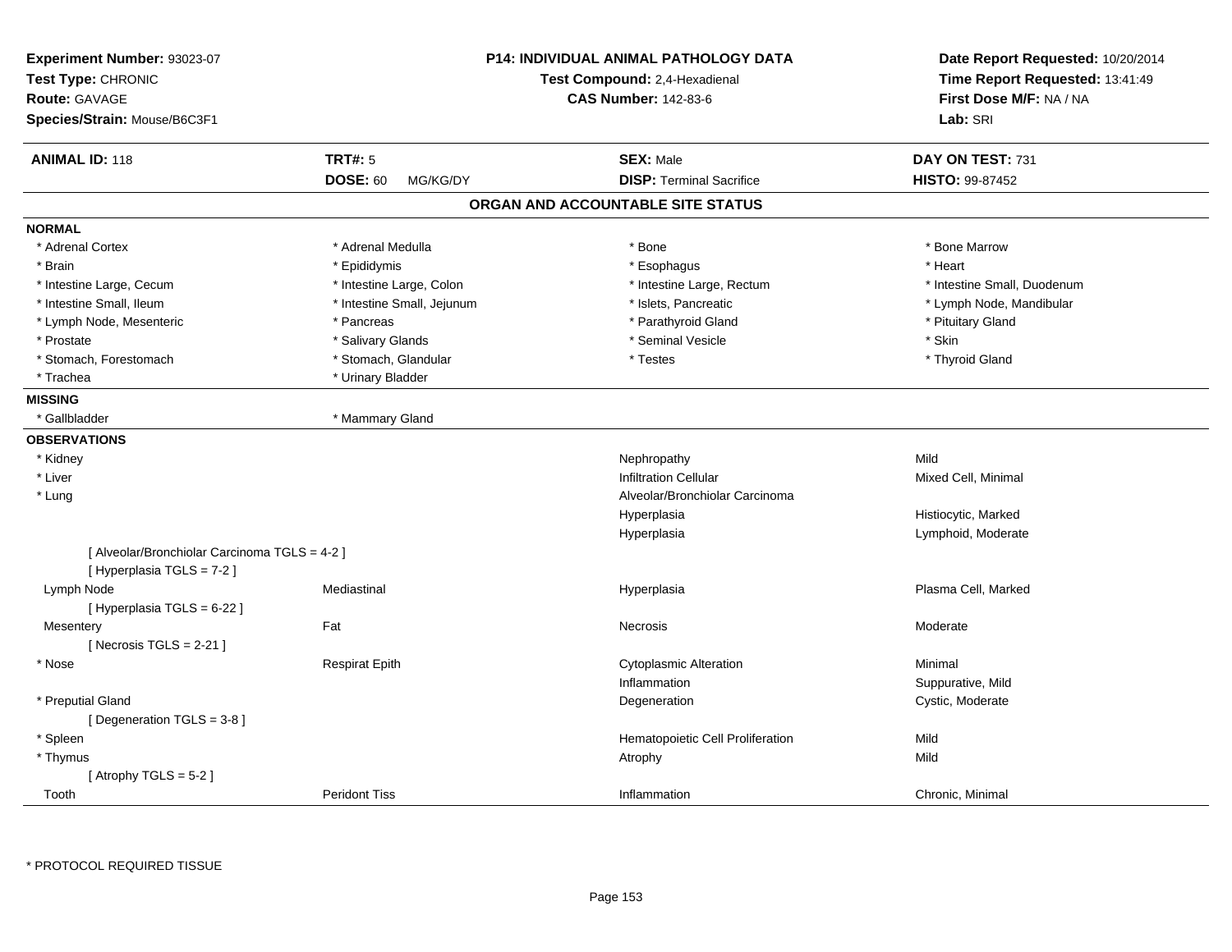**Experiment Number:** 93023-07
**Test Type:** CHRONIC
**Route:** GAVAGE
**Species/Strain:** Mouse/B6C3F1

**P14: INDIVIDUAL ANIMAL PATHOLOGY DATA**
**Test Compound:** 2,4-Hexadienal
**CAS Number:** 142-83-6

**Date Report Requested:** 10/20/2014
**Time Report Requested:** 13:41:49
**First Dose M/F:** NA / NA
**Lab:** SRI

| **ANIMAL ID:** 118 | **TRT#:** 5 | **SEX:** Male | **DAY ON TEST:** 731 |
|---|---|---|---|
| | **DOSE:** 60 MG/KG/DY | **DISP:** Terminal Sacrifice | **HISTO:** 99-87452 |

## ORGAN AND ACCOUNTABLE SITE STATUS

**NORMAL**

| | | | |
|---|---|---|---|
| * Adrenal Cortex | * Adrenal Medulla | * Bone | * Bone Marrow |
| * Brain | * Epididymis | * Esophagus | * Heart |
| * Intestine Large, Cecum | * Intestine Large, Colon | * Intestine Large, Rectum | * Intestine Small, Duodenum |
| * Intestine Small, Ileum | * Intestine Small, Jejunum | * Islets, Pancreatic | * Lymph Node, Mandibular |
| * Lymph Node, Mesenteric | * Pancreas | * Parathyroid Gland | * Pituitary Gland |
| * Prostate | * Salivary Glands | * Seminal Vesicle | * Skin |
| * Stomach, Forestomach | * Stomach, Glandular | * Testes | * Thyroid Gland |
| * Trachea | * Urinary Bladder | | |

**MISSING**

| | |
|---|---|
| * Gallbladder | * Mammary Gland |

**OBSERVATIONS**

| | | | |
|---|---|---|---|
| * Kidney | | Nephropathy | Mild |
| * Liver | | Infiltration Cellular | Mixed Cell, Minimal |
| * Lung | | Alveolar/Bronchiolar Carcinoma | |
| | | Hyperplasia | Histiocytic, Marked |
| | | Hyperplasia | Lymphoid, Moderate |
| [ Alveolar/Bronchiolar Carcinoma TGLS = 4-2 ] | | | |
| [ Hyperplasia TGLS = 7-2 ] | | | |
| Lymph Node | Mediastinal | Hyperplasia | Plasma Cell, Marked |
| [ Hyperplasia TGLS = 6-22 ] | | | |
| Mesentery | Fat | Necrosis | Moderate |
| [ Necrosis TGLS = 2-21 ] | | | |
| * Nose | Respirat Epith | Cytoplasmic Alteration | Minimal |
| | | Inflammation | Suppurative, Mild |
| * Preputial Gland | | Degeneration | Cystic, Moderate |
| [ Degeneration TGLS = 3-8 ] | | | |
| * Spleen | | Hematopoietic Cell Proliferation | Mild |
| * Thymus | | Atrophy | Mild |
| [ Atrophy TGLS = 5-2 ] | | | |
| Tooth | Peridont Tiss | Inflammation | Chronic, Minimal |

\* PROTOCOL REQUIRED TISSUE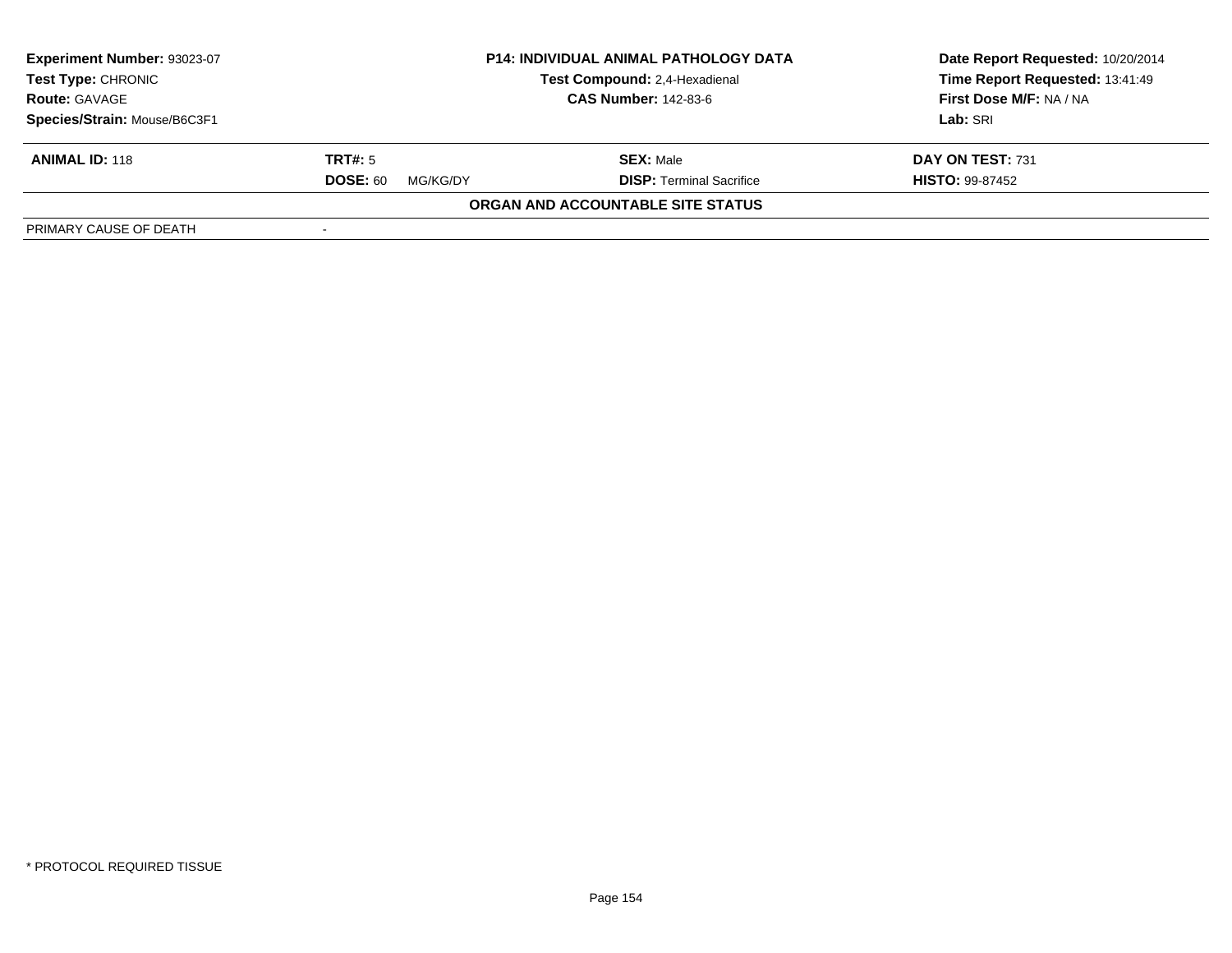**Experiment Number:** 93023-07
**Test Type:** CHRONIC
**Route:** GAVAGE
**Species/Strain:** Mouse/B6C3F1

**P14: INDIVIDUAL ANIMAL PATHOLOGY DATA**
**Test Compound:** 2,4-Hexadienal
**CAS Number:** 142-83-6

**Date Report Requested:** 10/20/2014
**Time Report Requested:** 13:41:49
**First Dose M/F:** NA / NA
**Lab:** SRI

| **ANIMAL ID:** 118 | **TRT#:** 5 | **SEX:** Male | **DAY ON TEST:** 731 |
|---|---|---|---|
| | **DOSE:** 60 MG/KG/DY | **DISP:** Terminal Sacrifice | **HISTO:** 99-87452 |

**ORGAN AND ACCOUNTABLE SITE STATUS**

| PRIMARY CAUSE OF DEATH | - |
|---|---|

* PROTOCOL REQUIRED TISSUE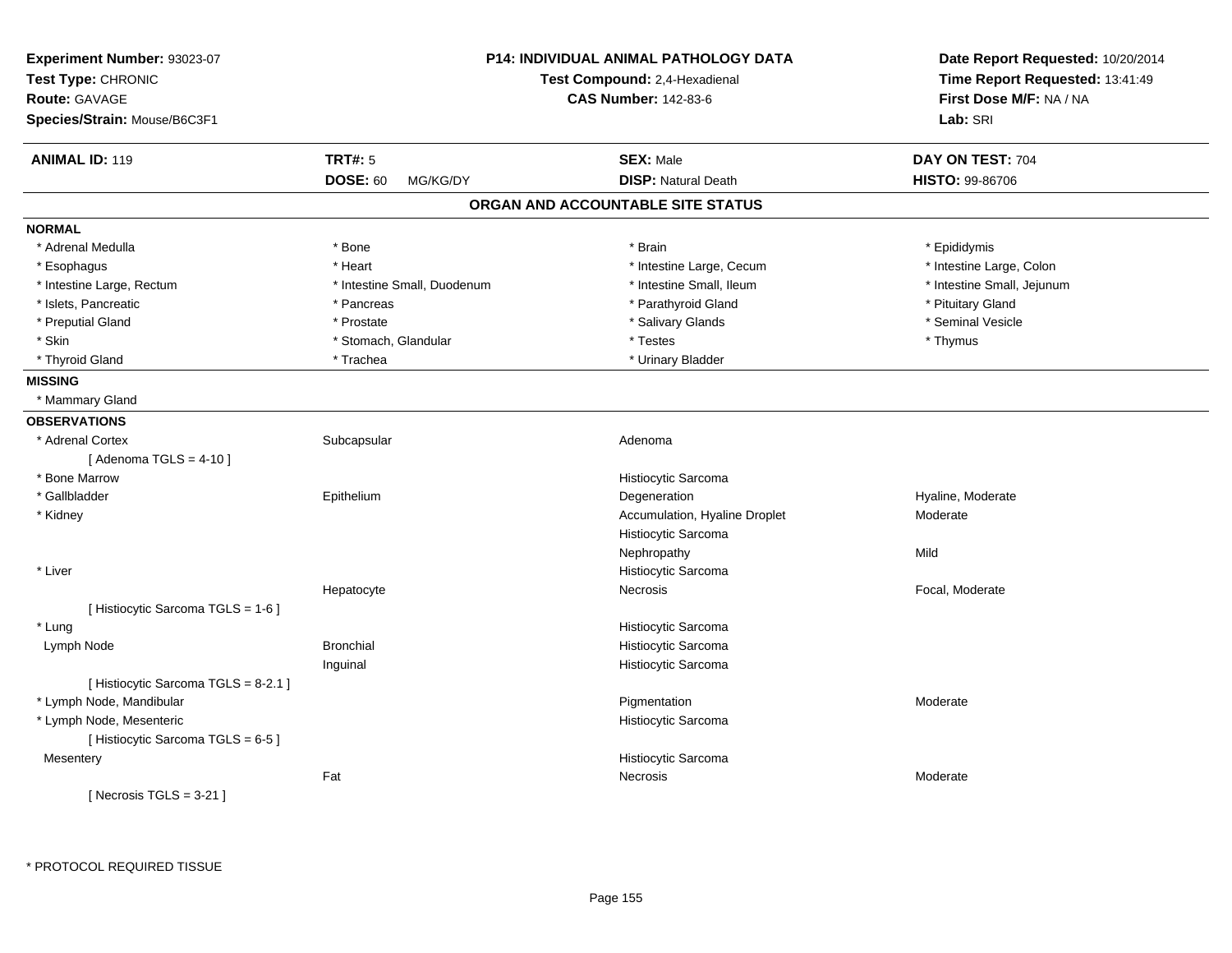| Experiment Number: 93023-07 | P14: INDIVIDUAL ANIMAL PATHOLOGY DATA | Date Report Requested: 10/20/2014 |
|---|---|---|
| Test Type: CHRONIC | Test Compound: 2,4-Hexadienal | Time Report Requested: 13:41:49 |
| Route: GAVAGE | CAS Number: 142-83-6 | First Dose M/F: NA / NA |
| Species/Strain: Mouse/B6C3F1 | | Lab: SRI |

| ANIMAL ID: 119 | TRT#: 5 | SEX: Male | DAY ON TEST: 704 |
|---|---|---|---|
| | DOSE: 60 MG/KG/DY | DISP: Natural Death | HISTO: 99-86706 |

## ORGAN AND ACCOUNTABLE SITE STATUS

**NORMAL**

| | | | |
|---|---|---|---|
| * Adrenal Medulla | * Bone | * Brain | * Epididymis |
| * Esophagus | * Heart | * Intestine Large, Cecum | * Intestine Large, Colon |
| * Intestine Large, Rectum | * Intestine Small, Duodenum | * Intestine Small, Ileum | * Intestine Small, Jejunum |
| * Islets, Pancreatic | * Pancreas | * Parathyroid Gland | * Pituitary Gland |
| * Preputial Gland | * Prostate | * Salivary Glands | * Seminal Vesicle |
| * Skin | * Stomach, Glandular | * Testes | * Thymus |
| * Thyroid Gland | * Trachea | * Urinary Bladder | |

**MISSING**

* Mammary Gland

**OBSERVATIONS**

| Organ | Site | Observation | Qualifier |
|---|---|---|---|
| * Adrenal Cortex | Subcapsular | Adenoma | |
| [ Adenoma TGLS = 4-10 ] | | | |
| * Bone Marrow | | Histiocytic Sarcoma | |
| * Gallbladder | Epithelium | Degeneration | Hyaline, Moderate |
| * Kidney | | Accumulation, Hyaline Droplet | Moderate |
| | | Histiocytic Sarcoma | |
| | | Nephropathy | Mild |
| * Liver | | Histiocytic Sarcoma | |
| | Hepatocyte | Necrosis | Focal, Moderate |
| [ Histiocytic Sarcoma TGLS = 1-6 ] | | | |
| * Lung | | Histiocytic Sarcoma | |
| Lymph Node | Bronchial | Histiocytic Sarcoma | |
| | Inguinal | Histiocytic Sarcoma | |
| [ Histiocytic Sarcoma TGLS = 8-2.1 ] | | | |
| * Lymph Node, Mandibular | | Pigmentation | Moderate |
| * Lymph Node, Mesenteric | | Histiocytic Sarcoma | |
| [ Histiocytic Sarcoma TGLS = 6-5 ] | | | |
| Mesentery | | Histiocytic Sarcoma | |
| | Fat | Necrosis | Moderate |
| [ Necrosis TGLS = 3-21 ] | | | |

* PROTOCOL REQUIRED TISSUE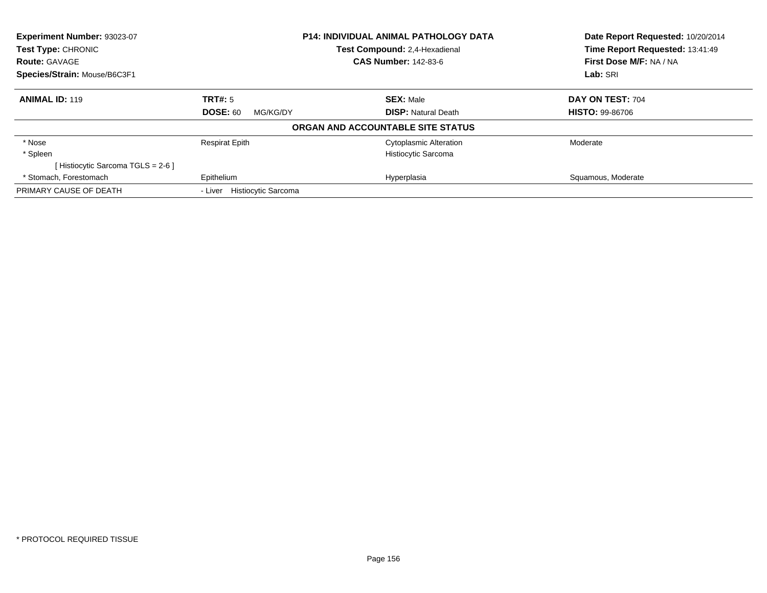**Experiment Number:** 93023-07
**Test Type:** CHRONIC
**Route:** GAVAGE
**Species/Strain:** Mouse/B6C3F1

**P14: INDIVIDUAL ANIMAL PATHOLOGY DATA**
**Test Compound:** 2,4-Hexadienal
**CAS Number:** 142-83-6

**Date Report Requested:** 10/20/2014
**Time Report Requested:** 13:41:49
**First Dose M/F:** NA / NA
**Lab:** SRI

| **ANIMAL ID:** 119 | **TRT#:** 5 | **SEX:** Male | **DAY ON TEST:** 704 |
|---|---|---|---|
| | **DOSE:** 60 MG/KG/DY | **DISP:** Natural Death | **HISTO:** 99-86706 |

**ORGAN AND ACCOUNTABLE SITE STATUS**

| | | | |
|---|---|---|---|
| * Nose | Respirat Epith | Cytoplasmic Alteration | Moderate |
| * Spleen | | Histiocytic Sarcoma | |
| [ Histiocytic Sarcoma TGLS = 2-6 ] | | | |
| * Stomach, Forestomach | Epithelium | Hyperplasia | Squamous, Moderate |
| PRIMARY CAUSE OF DEATH | - Liver Histiocytic Sarcoma | | |

* PROTOCOL REQUIRED TISSUE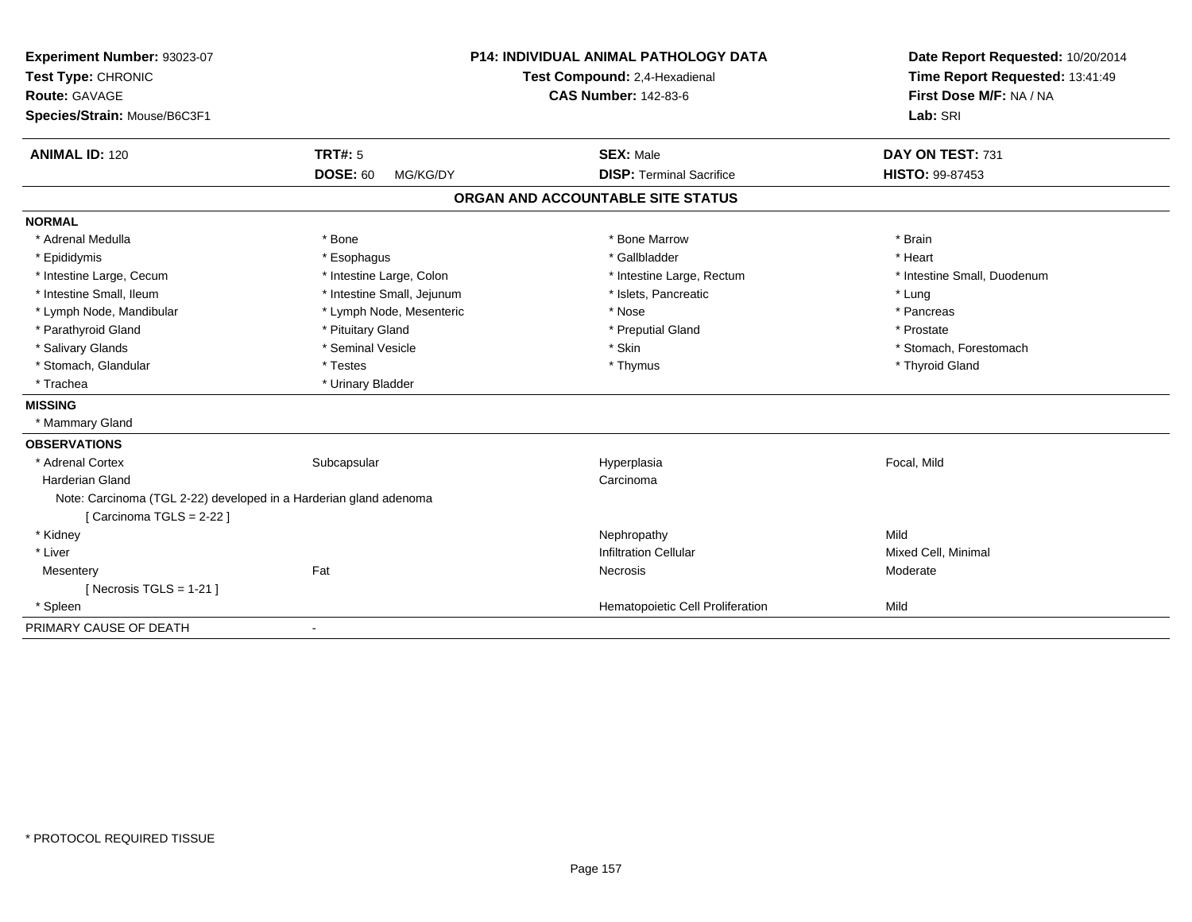**Experiment Number:** 93023-07
**Test Type:** CHRONIC
**Route:** GAVAGE
**Species/Strain:** Mouse/B6C3F1

**P14: INDIVIDUAL ANIMAL PATHOLOGY DATA**
**Test Compound:** 2,4-Hexadienal
**CAS Number:** 142-83-6

**Date Report Requested:** 10/20/2014
**Time Report Requested:** 13:41:49
**First Dose M/F:** NA / NA
**Lab:** SRI

| **ANIMAL ID:** 120 | **TRT#:** 5 | **SEX:** Male | **DAY ON TEST:** 731 |
|---|---|---|---|
| | **DOSE:** 60 MG/KG/DY | **DISP:** Terminal Sacrifice | **HISTO:** 99-87453 |

## ORGAN AND ACCOUNTABLE SITE STATUS

**NORMAL**

| | | | |
|---|---|---|---|
| * Adrenal Medulla | * Bone | * Bone Marrow | * Brain |
| * Epididymis | * Esophagus | * Gallbladder | * Heart |
| * Intestine Large, Cecum | * Intestine Large, Colon | * Intestine Large, Rectum | * Intestine Small, Duodenum |
| * Intestine Small, Ileum | * Intestine Small, Jejunum | * Islets, Pancreatic | * Lung |
| * Lymph Node, Mandibular | * Lymph Node, Mesenteric | * Nose | * Pancreas |
| * Parathyroid Gland | * Pituitary Gland | * Preputial Gland | * Prostate |
| * Salivary Glands | * Seminal Vesicle | * Skin | * Stomach, Forestomach |
| * Stomach, Glandular | * Testes | * Thymus | * Thyroid Gland |
| * Trachea | * Urinary Bladder | | |

**MISSING**

* Mammary Gland

**OBSERVATIONS**

| | | | |
|---|---|---|---|
| * Adrenal Cortex | Subcapsular | Hyperplasia | Focal, Mild |
| Harderian Gland | | Carcinoma | |
| Note: Carcinoma (TGL 2-22) developed in a Harderian gland adenoma | | | |
| [ Carcinoma TGLS = 2-22 ] | | | |
| * Kidney | | Nephropathy | Mild |
| * Liver | | Infiltration Cellular | Mixed Cell, Minimal |
| Mesentery | Fat | Necrosis | Moderate |
| [ Necrosis TGLS = 1-21 ] | | | |
| * Spleen | | Hematopoietic Cell Proliferation | Mild |

PRIMARY CAUSE OF DEATH -

* PROTOCOL REQUIRED TISSUE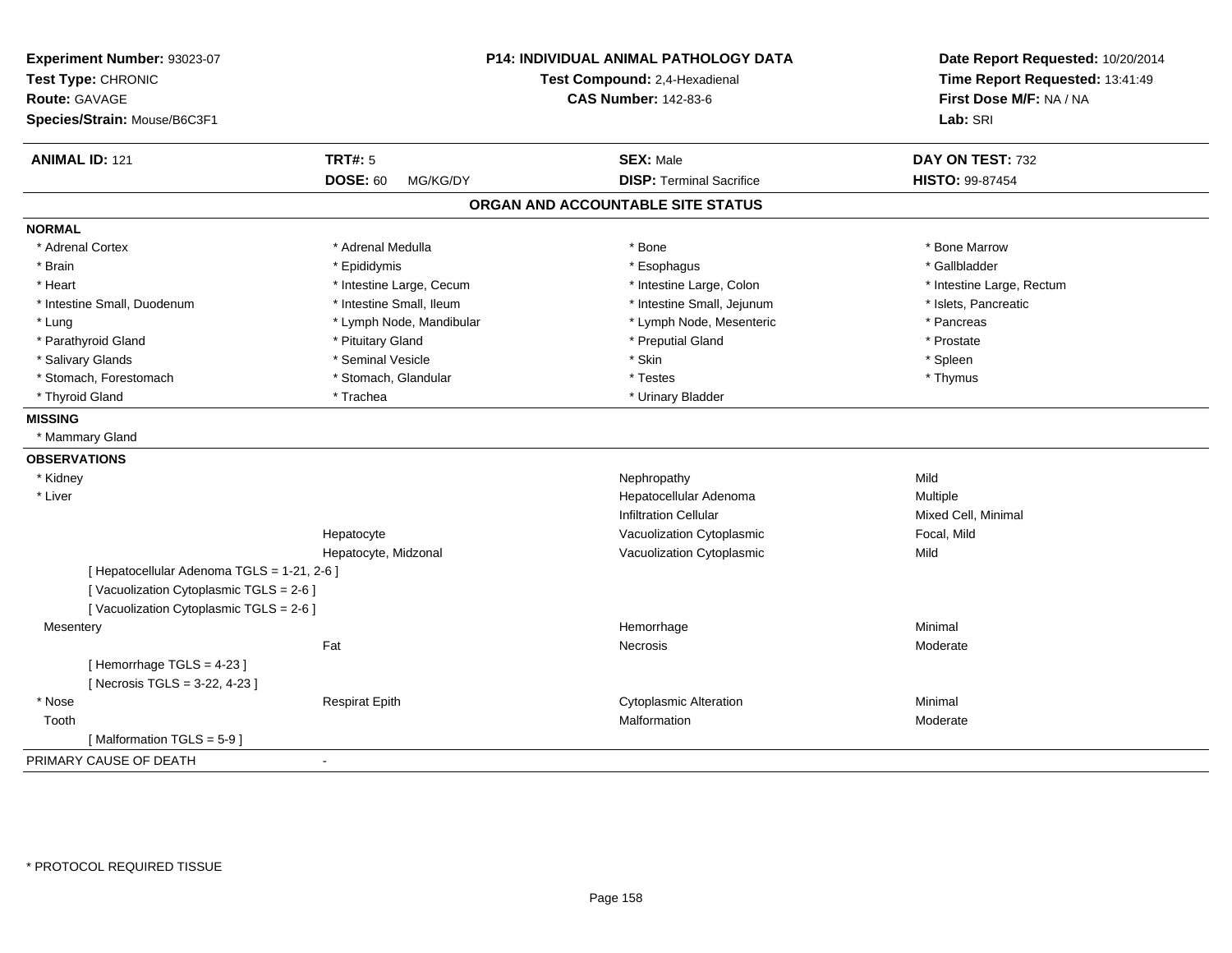**Experiment Number:** 93023-07
**Test Type:** CHRONIC
**Route:** GAVAGE
**Species/Strain:** Mouse/B6C3F1

**P14: INDIVIDUAL ANIMAL PATHOLOGY DATA**
**Test Compound:** 2,4-Hexadienal
**CAS Number:** 142-83-6

**Date Report Requested:** 10/20/2014
**Time Report Requested:** 13:41:49
**First Dose M/F:** NA / NA
**Lab:** SRI

| **ANIMAL ID:** 121 | **TRT#:** 5 | **SEX:** Male | **DAY ON TEST:** 732 |
|---|---|---|---|
| | **DOSE:** 60 MG/KG/DY | **DISP:** Terminal Sacrifice | **HISTO:** 99-87454 |

## ORGAN AND ACCOUNTABLE SITE STATUS

**NORMAL**

| | | | |
|---|---|---|---|
| * Adrenal Cortex | * Adrenal Medulla | * Bone | * Bone Marrow |
| * Brain | * Epididymis | * Esophagus | * Gallbladder |
| * Heart | * Intestine Large, Cecum | * Intestine Large, Colon | * Intestine Large, Rectum |
| * Intestine Small, Duodenum | * Intestine Small, Ileum | * Intestine Small, Jejunum | * Islets, Pancreatic |
| * Lung | * Lymph Node, Mandibular | * Lymph Node, Mesenteric | * Pancreas |
| * Parathyroid Gland | * Pituitary Gland | * Preputial Gland | * Prostate |
| * Salivary Glands | * Seminal Vesicle | * Skin | * Spleen |
| * Stomach, Forestomach | * Stomach, Glandular | * Testes | * Thymus |
| * Thyroid Gland | * Trachea | * Urinary Bladder | |

**MISSING**

* Mammary Gland

**OBSERVATIONS**

| | | | |
|---|---|---|---|
| * Kidney | | Nephropathy | Mild |
| * Liver | | Hepatocellular Adenoma | Multiple |
| | | Infiltration Cellular | Mixed Cell, Minimal |
| | Hepatocyte | Vacuolization Cytoplasmic | Focal, Mild |
| | Hepatocyte, Midzonal | Vacuolization Cytoplasmic | Mild |
| [ Hepatocellular Adenoma TGLS = 1-21, 2-6 ] | | | |
| [ Vacuolization Cytoplasmic TGLS = 2-6 ] | | | |
| [ Vacuolization Cytoplasmic TGLS = 2-6 ] | | | |
| Mesentery | | Hemorrhage | Minimal |
| | Fat | Necrosis | Moderate |
| [ Hemorrhage TGLS = 4-23 ] | | | |
| [ Necrosis TGLS = 3-22, 4-23 ] | | | |
| * Nose | Respirat Epith | Cytoplasmic Alteration | Minimal |
| Tooth | | Malformation | Moderate |
| [ Malformation TGLS = 5-9 ] | | | |

PRIMARY CAUSE OF DEATH -

\* PROTOCOL REQUIRED TISSUE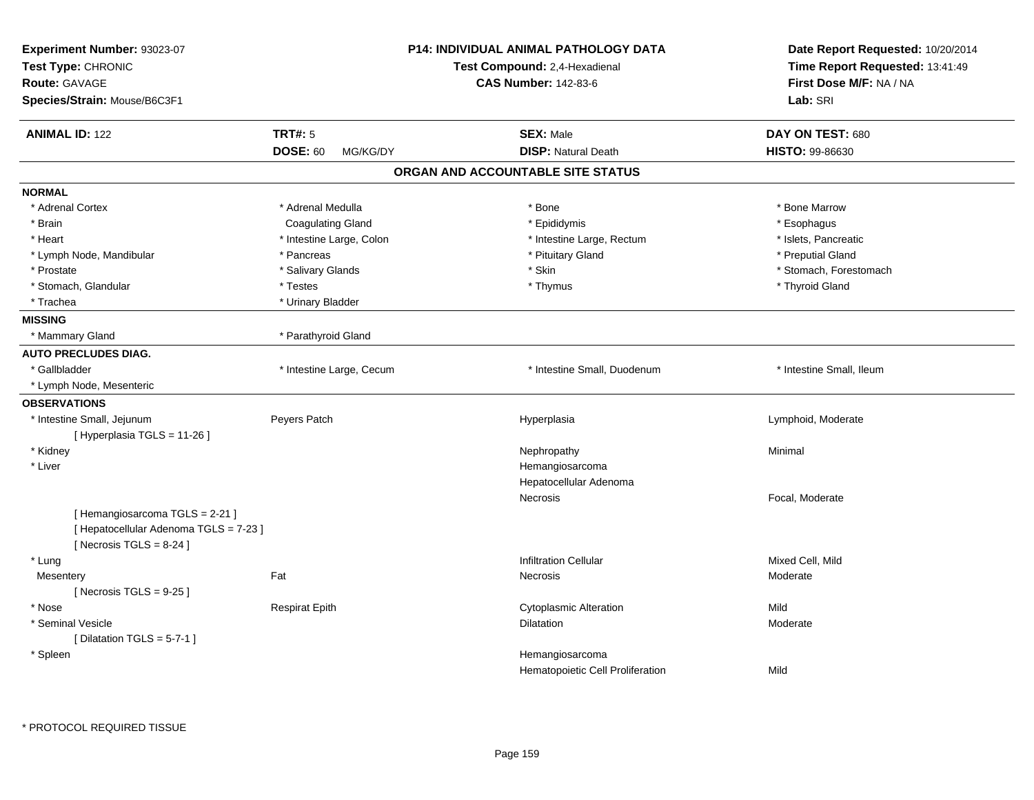**Experiment Number:** 93023-07
**Test Type:** CHRONIC
**Route:** GAVAGE
**Species/Strain:** Mouse/B6C3F1

**P14: INDIVIDUAL ANIMAL PATHOLOGY DATA**
**Test Compound:** 2,4-Hexadienal
**CAS Number:** 142-83-6

**Date Report Requested:** 10/20/2014
**Time Report Requested:** 13:41:49
**First Dose M/F:** NA / NA
**Lab:** SRI

| **ANIMAL ID:** 122 | **TRT#:** 5 | **SEX:** Male | **DAY ON TEST:** 680 |
|---|---|---|---|
| | **DOSE:** 60 MG/KG/DY | **DISP:** Natural Death | **HISTO:** 99-86630 |

## ORGAN AND ACCOUNTABLE SITE STATUS

**NORMAL**

| | | | |
|---|---|---|---|
| * Adrenal Cortex | * Adrenal Medulla | * Bone | * Bone Marrow |
| * Brain | Coagulating Gland | * Epididymis | * Esophagus |
| * Heart | * Intestine Large, Colon | * Intestine Large, Rectum | * Islets, Pancreatic |
| * Lymph Node, Mandibular | * Pancreas | * Pituitary Gland | * Preputial Gland |
| * Prostate | * Salivary Glands | * Skin | * Stomach, Forestomach |
| * Stomach, Glandular | * Testes | * Thymus | * Thyroid Gland |
| * Trachea | * Urinary Bladder | | |

**MISSING**

| | |
|---|---|
| * Mammary Gland | * Parathyroid Gland |

**AUTO PRECLUDES DIAG.**

| | | | |
|---|---|---|---|
| * Gallbladder | * Intestine Large, Cecum | * Intestine Small, Duodenum | * Intestine Small, Ileum |
| * Lymph Node, Mesenteric | | | |

**OBSERVATIONS**

| | | | |
|---|---|---|---|
| * Intestine Small, Jejunum | Peyers Patch | Hyperplasia | Lymphoid, Moderate |
| [ Hyperplasia TGLS = 11-26 ] | | | |
| * Kidney | | Nephropathy | Minimal |
| * Liver | | Hemangiosarcoma | |
| | | Hepatocellular Adenoma | |
| | | Necrosis | Focal, Moderate |
| [ Hemangiosarcoma TGLS = 2-21 ] | | | |
| [ Hepatocellular Adenoma TGLS = 7-23 ] | | | |
| [ Necrosis TGLS = 8-24 ] | | | |
| * Lung | | Infiltration Cellular | Mixed Cell, Mild |
| Mesentery | Fat | Necrosis | Moderate |
| [ Necrosis TGLS = 9-25 ] | | | |
| * Nose | Respirat Epith | Cytoplasmic Alteration | Mild |
| * Seminal Vesicle | | Dilatation | Moderate |
| [ Dilatation TGLS = 5-7-1 ] | | | |
| * Spleen | | Hemangiosarcoma | |
| | | Hematopoietic Cell Proliferation | Mild |

* PROTOCOL REQUIRED TISSUE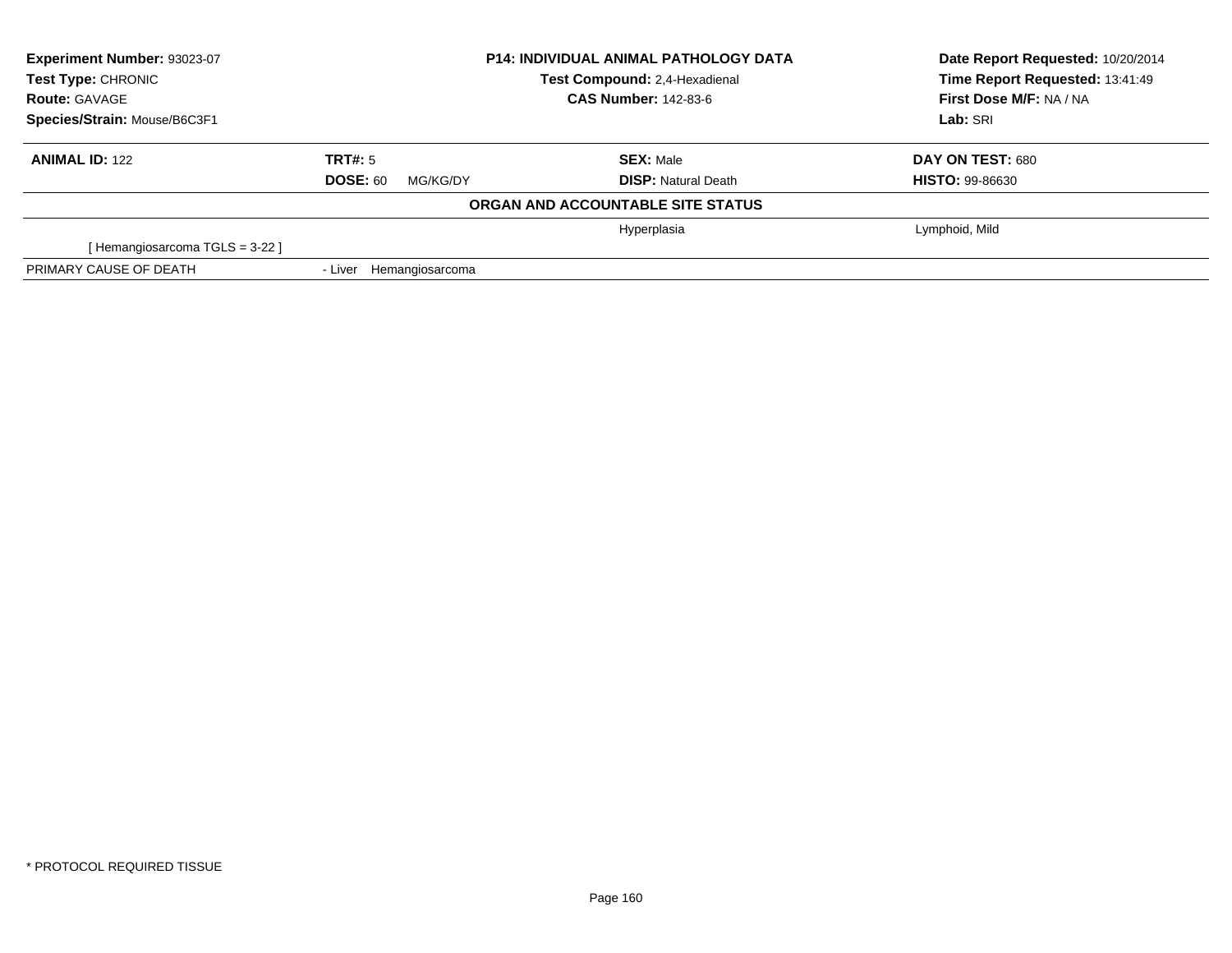| Experiment Number: 93023-07 | P14: INDIVIDUAL ANIMAL PATHOLOGY DATA | Date Report Requested: 10/20/2014 |
|---|---|---|
| Test Type: CHRONIC | Test Compound: 2,4-Hexadienal | Time Report Requested: 13:41:49 |
| Route: GAVAGE | CAS Number: 142-83-6 | First Dose M/F: NA / NA |
| Species/Strain: Mouse/B6C3F1 | | Lab: SRI |

| ANIMAL ID: 122 | TRT#: 5 | SEX: Male | DAY ON TEST: 680 |
|---|---|---|---|
| | DOSE: 60 MG/KG/DY | DISP: Natural Death | HISTO: 99-86630 |

**ORGAN AND ACCOUNTABLE SITE STATUS**

| | | | |
|---|---|---|---|
| | | Hyperplasia | Lymphoid, Mild |
| [ Hemangiosarcoma TGLS = 3-22 ] | | | |
| PRIMARY CAUSE OF DEATH | - Liver Hemangiosarcoma | | |

* PROTOCOL REQUIRED TISSUE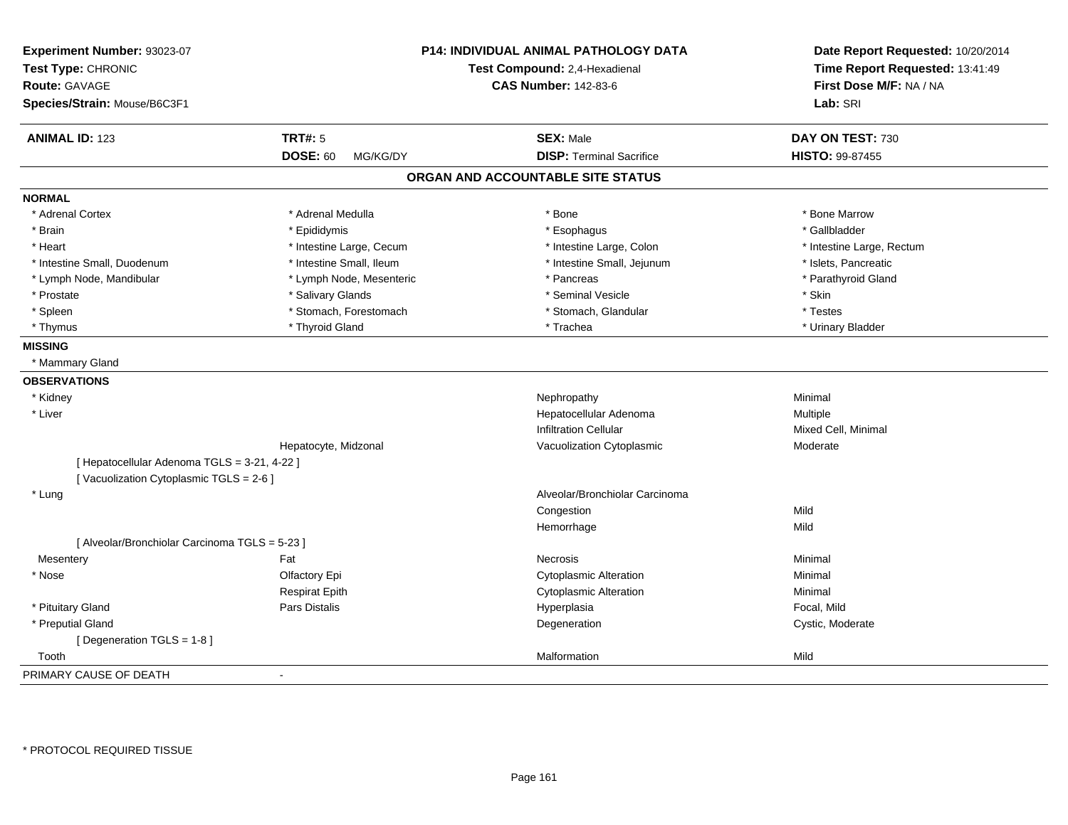**Experiment Number:** 93023-07
**Test Type:** CHRONIC
**Route:** GAVAGE
**Species/Strain:** Mouse/B6C3F1

**P14: INDIVIDUAL ANIMAL PATHOLOGY DATA**
**Test Compound:** 2,4-Hexadienal
**CAS Number:** 142-83-6

**Date Report Requested:** 10/20/2014
**Time Report Requested:** 13:41:49
**First Dose M/F:** NA / NA
**Lab:** SRI

| **ANIMAL ID:** 123 | **TRT#:** 5 | **SEX:** Male | **DAY ON TEST:** 730 |
|---|---|---|---|
| | **DOSE:** 60 MG/KG/DY | **DISP:** Terminal Sacrifice | **HISTO:** 99-87455 |

## ORGAN AND ACCOUNTABLE SITE STATUS

**NORMAL**

| | | | |
|---|---|---|---|
| * Adrenal Cortex | * Adrenal Medulla | * Bone | * Bone Marrow |
| * Brain | * Epididymis | * Esophagus | * Gallbladder |
| * Heart | * Intestine Large, Cecum | * Intestine Large, Colon | * Intestine Large, Rectum |
| * Intestine Small, Duodenum | * Intestine Small, Ileum | * Intestine Small, Jejunum | * Islets, Pancreatic |
| * Lymph Node, Mandibular | * Lymph Node, Mesenteric | * Pancreas | * Parathyroid Gland |
| * Prostate | * Salivary Glands | * Seminal Vesicle | * Skin |
| * Spleen | * Stomach, Forestomach | * Stomach, Glandular | * Testes |
| * Thymus | * Thyroid Gland | * Trachea | * Urinary Bladder |

**MISSING**

* Mammary Gland

**OBSERVATIONS**

| | | | |
|---|---|---|---|
| * Kidney | | Nephropathy | Minimal |
| * Liver | | Hepatocellular Adenoma | Multiple |
| | | Infiltration Cellular | Mixed Cell, Minimal |
| | Hepatocyte, Midzonal | Vacuolization Cytoplasmic | Moderate |
| [ Hepatocellular Adenoma TGLS = 3-21, 4-22 ] | | | |
| [ Vacuolization Cytoplasmic TGLS = 2-6 ] | | | |
| * Lung | | Alveolar/Bronchiolar Carcinoma | |
| | | Congestion | Mild |
| | | Hemorrhage | Mild |
| [ Alveolar/Bronchiolar Carcinoma TGLS = 5-23 ] | | | |
| Mesentery | Fat | Necrosis | Minimal |
| * Nose | Olfactory Epi | Cytoplasmic Alteration | Minimal |
| | Respirat Epith | Cytoplasmic Alteration | Minimal |
| * Pituitary Gland | Pars Distalis | Hyperplasia | Focal, Mild |
| * Preputial Gland | | Degeneration | Cystic, Moderate |
| [ Degeneration TGLS = 1-8 ] | | | |
| Tooth | | Malformation | Mild |

PRIMARY CAUSE OF DEATH -

* PROTOCOL REQUIRED TISSUE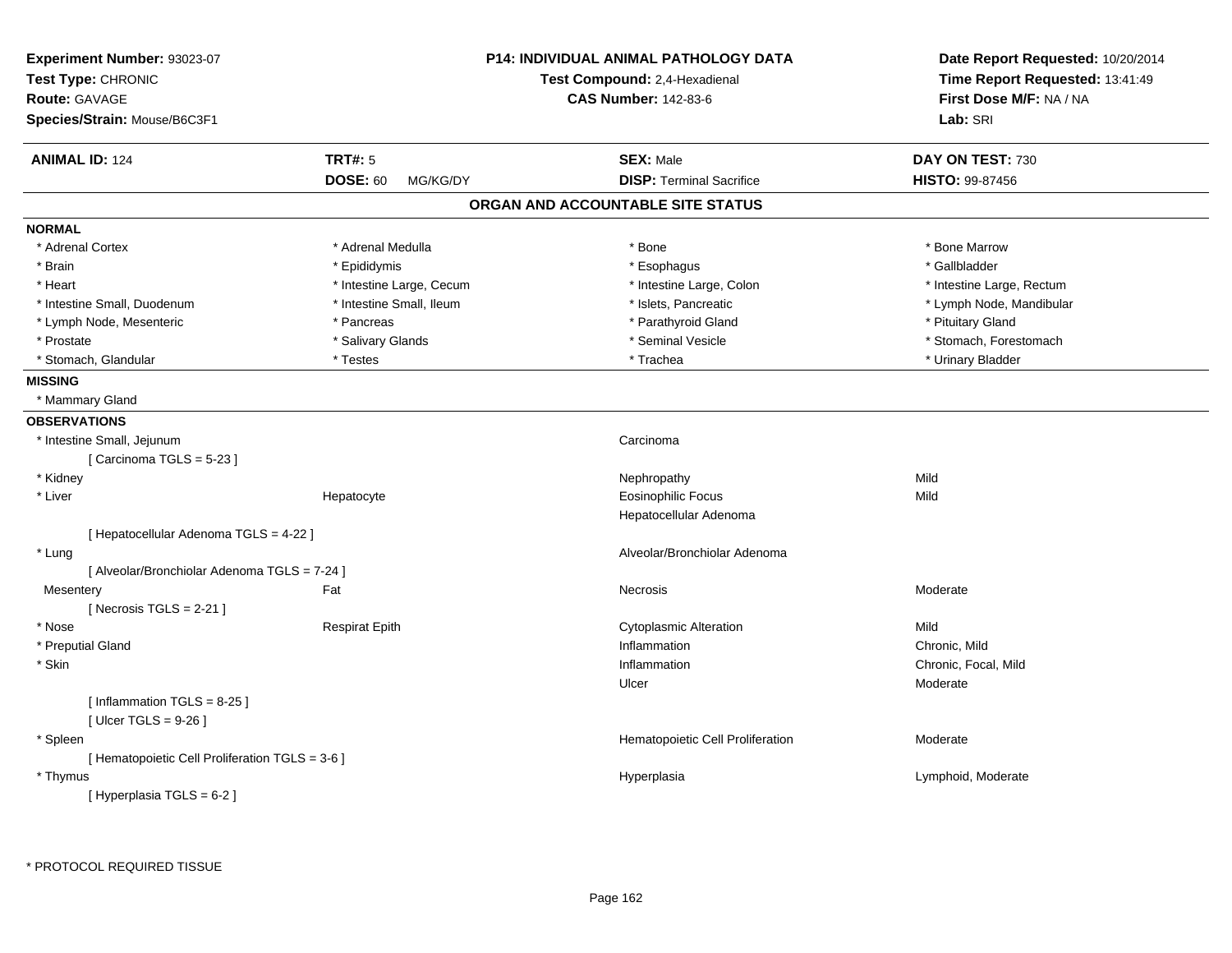**Experiment Number:** 93023-07
**Test Type:** CHRONIC
**Route:** GAVAGE
**Species/Strain:** Mouse/B6C3F1

**P14: INDIVIDUAL ANIMAL PATHOLOGY DATA**
**Test Compound:** 2,4-Hexadienal
**CAS Number:** 142-83-6

**Date Report Requested:** 10/20/2014
**Time Report Requested:** 13:41:49
**First Dose M/F:** NA / NA
**Lab:** SRI

| **ANIMAL ID:** 124 | **TRT#:** 5 | **SEX:** Male | **DAY ON TEST:** 730 |
|---|---|---|---|
| | **DOSE:** 60 MG/KG/DY | **DISP:** Terminal Sacrifice | **HISTO:** 99-87456 |

## ORGAN AND ACCOUNTABLE SITE STATUS

### NORMAL

| | | | |
|---|---|---|---|
| * Adrenal Cortex | * Adrenal Medulla | * Bone | * Bone Marrow |
| * Brain | * Epididymis | * Esophagus | * Gallbladder |
| * Heart | * Intestine Large, Cecum | * Intestine Large, Colon | * Intestine Large, Rectum |
| * Intestine Small, Duodenum | * Intestine Small, Ileum | * Islets, Pancreatic | * Lymph Node, Mandibular |
| * Lymph Node, Mesenteric | * Pancreas | * Parathyroid Gland | * Pituitary Gland |
| * Prostate | * Salivary Glands | * Seminal Vesicle | * Stomach, Forestomach |
| * Stomach, Glandular | * Testes | * Trachea | * Urinary Bladder |

### MISSING

* Mammary Gland

### OBSERVATIONS

| | | | |
|---|---|---|---|
| * Intestine Small, Jejunum | | Carcinoma | |
| [ Carcinoma TGLS = 5-23 ] | | | |
| * Kidney | | Nephropathy | Mild |
| * Liver | Hepatocyte | Eosinophilic Focus | Mild |
| | | Hepatocellular Adenoma | |
| [ Hepatocellular Adenoma TGLS = 4-22 ] | | | |
| * Lung | | Alveolar/Bronchiolar Adenoma | |
| [ Alveolar/Bronchiolar Adenoma TGLS = 7-24 ] | | | |
| Mesentery | Fat | Necrosis | Moderate |
| [ Necrosis TGLS = 2-21 ] | | | |
| * Nose | Respirat Epith | Cytoplasmic Alteration | Mild |
| * Preputial Gland | | Inflammation | Chronic, Mild |
| * Skin | | Inflammation | Chronic, Focal, Mild |
| | | Ulcer | Moderate |
| [ Inflammation TGLS = 8-25 ] | | | |
| [ Ulcer TGLS = 9-26 ] | | | |
| * Spleen | | Hematopoietic Cell Proliferation | Moderate |
| [ Hematopoietic Cell Proliferation TGLS = 3-6 ] | | | |
| * Thymus | | Hyperplasia | Lymphoid, Moderate |
| [ Hyperplasia TGLS = 6-2 ] | | | |

* PROTOCOL REQUIRED TISSUE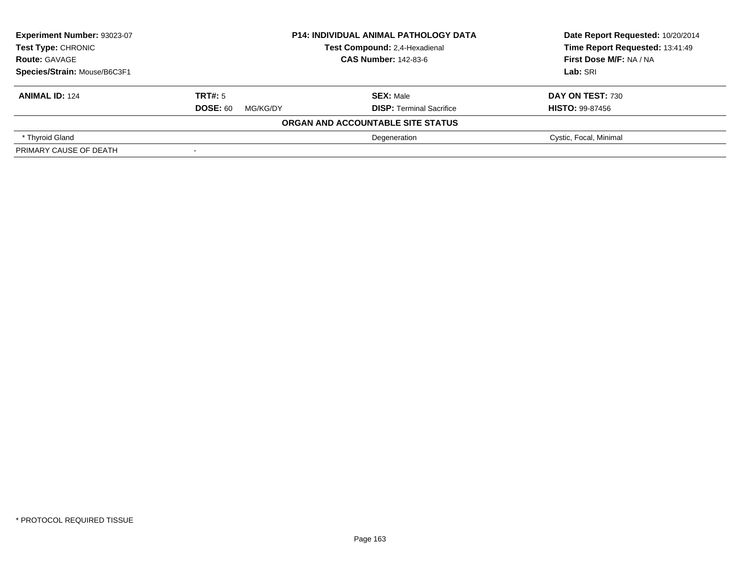| **Experiment Number:** 93023-07 | **P14: INDIVIDUAL ANIMAL PATHOLOGY DATA** | **Date Report Requested:** 10/20/2014 |
|---|---|---|
| **Test Type:** CHRONIC | **Test Compound:** 2,4-Hexadienal | **Time Report Requested:** 13:41:49 |
| **Route:** GAVAGE | **CAS Number:** 142-83-6 | **First Dose M/F:** NA / NA |
| **Species/Strain:** Mouse/B6C3F1 | | **Lab:** SRI |

| **ANIMAL ID:** 124 | **TRT#:** 5 | **SEX:** Male | **DAY ON TEST:** 730 |
|---|---|---|---|
| | **DOSE:** 60 MG/KG/DY | **DISP:** Terminal Sacrifice | **HISTO:** 99-87456 |

**ORGAN AND ACCOUNTABLE SITE STATUS**

| | | | |
|---|---|---|---|
| * Thyroid Gland | | Degeneration | Cystic, Focal, Minimal |
| PRIMARY CAUSE OF DEATH | - | | |

* PROTOCOL REQUIRED TISSUE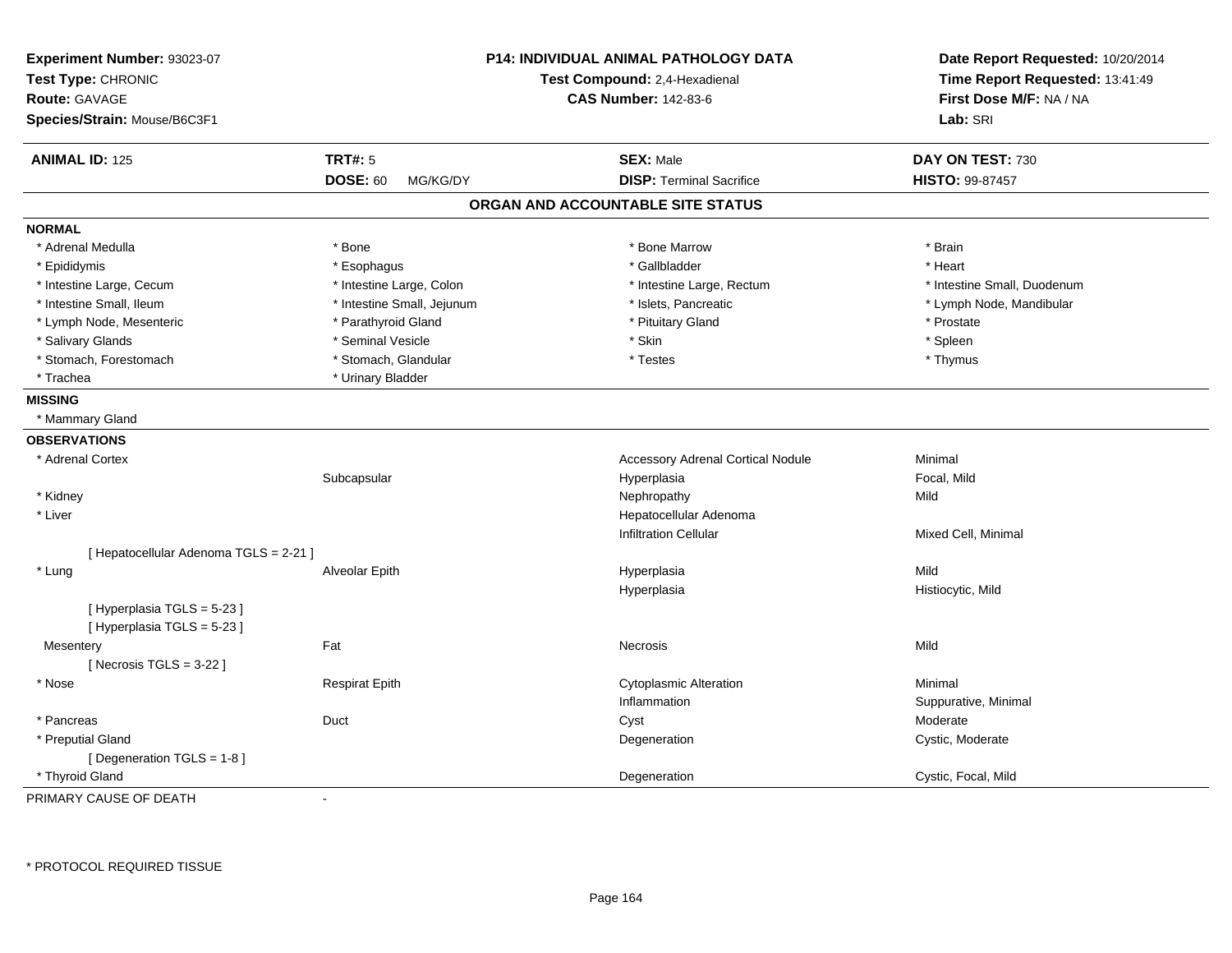**Experiment Number:** 93023-07
**Test Type:** CHRONIC
**Route:** GAVAGE
**Species/Strain:** Mouse/B6C3F1

**P14: INDIVIDUAL ANIMAL PATHOLOGY DATA**
**Test Compound:** 2,4-Hexadienal
**CAS Number:** 142-83-6

**Date Report Requested:** 10/20/2014
**Time Report Requested:** 13:41:49
**First Dose M/F:** NA / NA
**Lab:** SRI

| **ANIMAL ID:** 125 | **TRT#:** 5 | **SEX:** Male | **DAY ON TEST:** 730 |
|---|---|---|---|
| | **DOSE:** 60 MG/KG/DY | **DISP:** Terminal Sacrifice | **HISTO:** 99-87457 |

## ORGAN AND ACCOUNTABLE SITE STATUS

**NORMAL**

| | | | |
|---|---|---|---|
| * Adrenal Medulla | * Bone | * Bone Marrow | * Brain |
| * Epididymis | * Esophagus | * Gallbladder | * Heart |
| * Intestine Large, Cecum | * Intestine Large, Colon | * Intestine Large, Rectum | * Intestine Small, Duodenum |
| * Intestine Small, Ileum | * Intestine Small, Jejunum | * Islets, Pancreatic | * Lymph Node, Mandibular |
| * Lymph Node, Mesenteric | * Parathyroid Gland | * Pituitary Gland | * Prostate |
| * Salivary Glands | * Seminal Vesicle | * Skin | * Spleen |
| * Stomach, Forestomach | * Stomach, Glandular | * Testes | * Thymus |
| * Trachea | * Urinary Bladder | | |

**MISSING**

* Mammary Gland

**OBSERVATIONS**

| | | | |
|---|---|---|---|
| * Adrenal Cortex | | Accessory Adrenal Cortical Nodule | Minimal |
| | Subcapsular | Hyperplasia | Focal, Mild |
| * Kidney | | Nephropathy | Mild |
| * Liver | | Hepatocellular Adenoma | |
| | | Infiltration Cellular | Mixed Cell, Minimal |
| [ Hepatocellular Adenoma TGLS = 2-21 ] | | | |
| * Lung | Alveolar Epith | Hyperplasia | Mild |
| | | Hyperplasia | Histiocytic, Mild |
| [ Hyperplasia TGLS = 5-23 ] | | | |
| [ Hyperplasia TGLS = 5-23 ] | | | |
| Mesentery | Fat | Necrosis | Mild |
| [ Necrosis TGLS = 3-22 ] | | | |
| * Nose | Respirat Epith | Cytoplasmic Alteration | Minimal |
| | | Inflammation | Suppurative, Minimal |
| * Pancreas | Duct | Cyst | Moderate |
| * Preputial Gland | | Degeneration | Cystic, Moderate |
| [ Degeneration TGLS = 1-8 ] | | | |
| * Thyroid Gland | | Degeneration | Cystic, Focal, Mild |

PRIMARY CAUSE OF DEATH -

* PROTOCOL REQUIRED TISSUE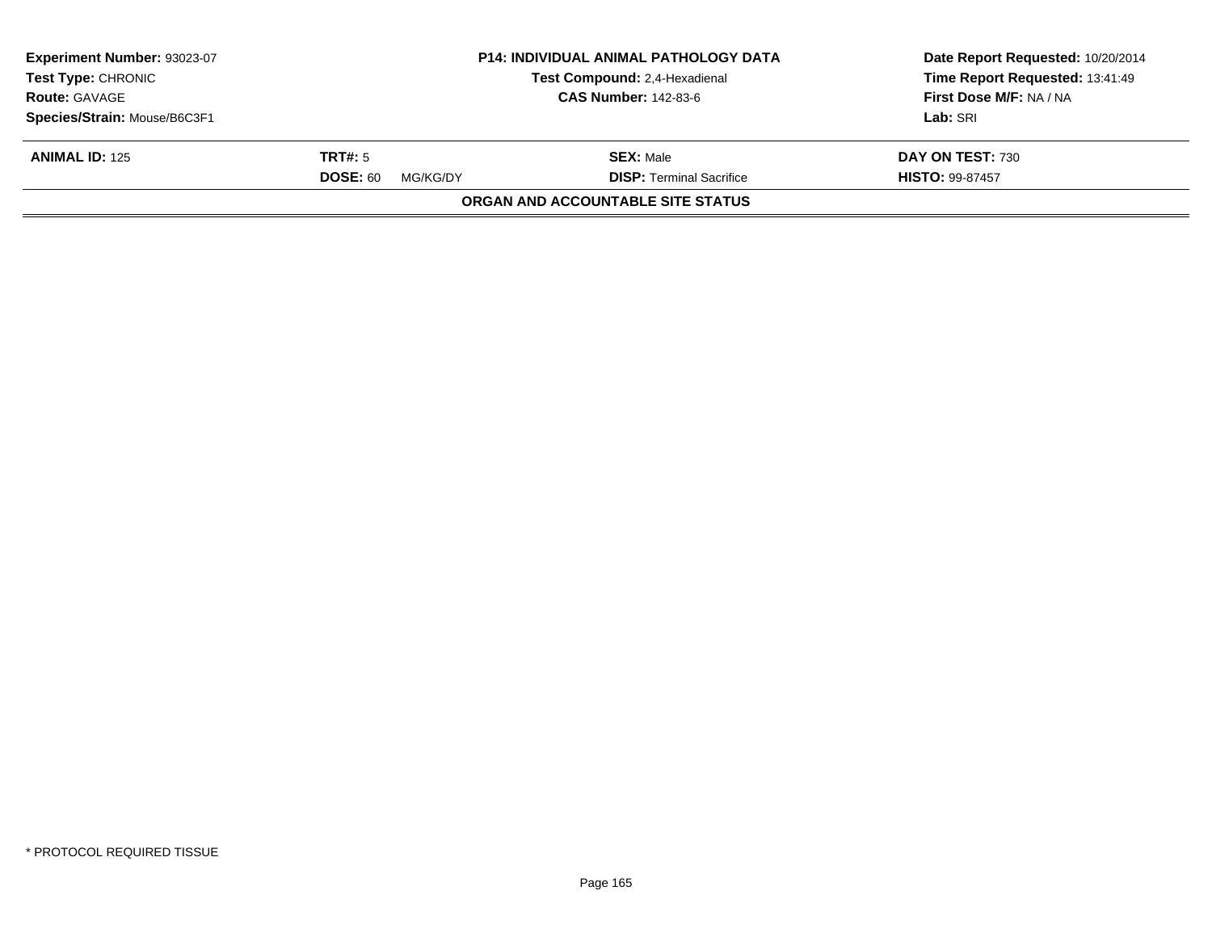**Experiment Number:** 93023-07
**Test Type:** CHRONIC
**Route:** GAVAGE
**Species/Strain:** Mouse/B6C3F1

**P14: INDIVIDUAL ANIMAL PATHOLOGY DATA**
**Test Compound:** 2,4-Hexadienal
**CAS Number:** 142-83-6

**Date Report Requested:** 10/20/2014
**Time Report Requested:** 13:41:49
**First Dose M/F:** NA / NA
**Lab:** SRI

| **ANIMAL ID:** 125 | **TRT#:** 5 | **SEX:** Male | **DAY ON TEST:** 730 |
|---|---|---|---|
| | **DOSE:** 60 MG/KG/DY | **DISP:** Terminal Sacrifice | **HISTO:** 99-87457 |

**ORGAN AND ACCOUNTABLE SITE STATUS**

* PROTOCOL REQUIRED TISSUE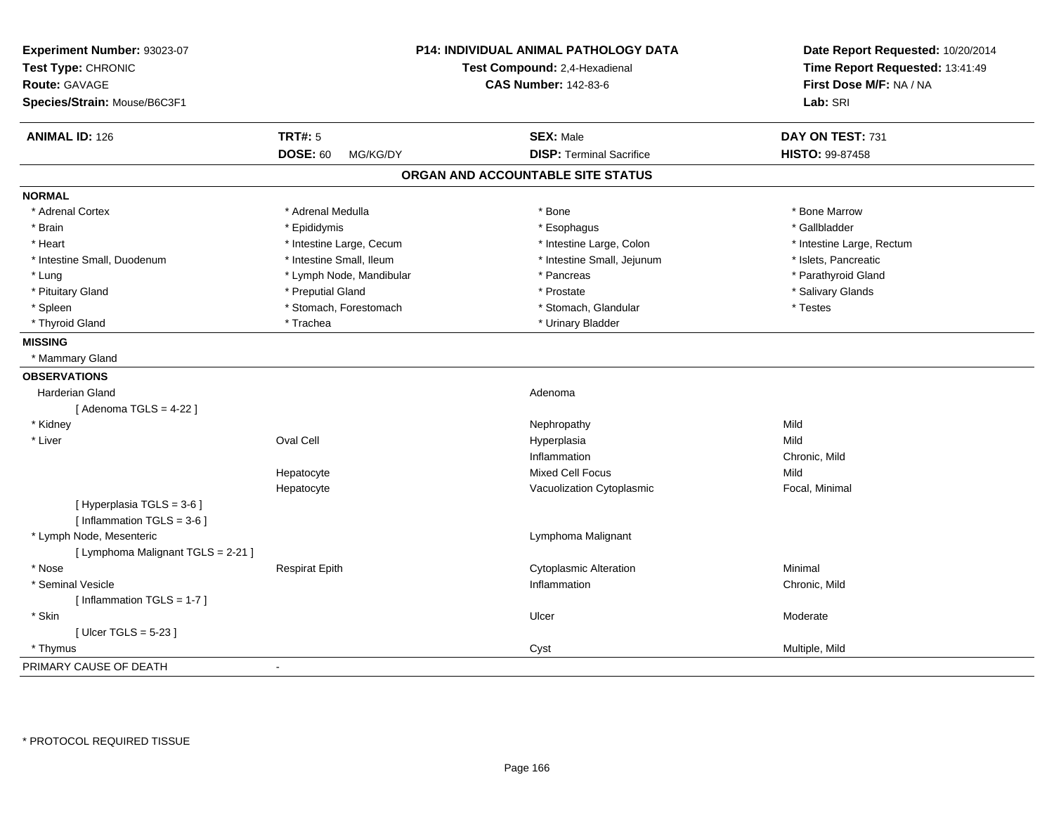**Experiment Number:** 93023-07
**Test Type:** CHRONIC
**Route:** GAVAGE
**Species/Strain:** Mouse/B6C3F1

**P14: INDIVIDUAL ANIMAL PATHOLOGY DATA**
**Test Compound:** 2,4-Hexadienal
**CAS Number:** 142-83-6

**Date Report Requested:** 10/20/2014
**Time Report Requested:** 13:41:49
**First Dose M/F:** NA / NA
**Lab:** SRI

| **ANIMAL ID:** 126 | **TRT#:** 5 | **SEX:** Male | **DAY ON TEST:** 731 |
|---|---|---|---|
| | **DOSE:** 60 MG/KG/DY | **DISP:** Terminal Sacrifice | **HISTO:** 99-87458 |

## ORGAN AND ACCOUNTABLE SITE STATUS

**NORMAL**

| | | | |
|---|---|---|---|
| * Adrenal Cortex | * Adrenal Medulla | * Bone | * Bone Marrow |
| * Brain | * Epididymis | * Esophagus | * Gallbladder |
| * Heart | * Intestine Large, Cecum | * Intestine Large, Colon | * Intestine Large, Rectum |
| * Intestine Small, Duodenum | * Intestine Small, Ileum | * Intestine Small, Jejunum | * Islets, Pancreatic |
| * Lung | * Lymph Node, Mandibular | * Pancreas | * Parathyroid Gland |
| * Pituitary Gland | * Preputial Gland | * Prostate | * Salivary Glands |
| * Spleen | * Stomach, Forestomach | * Stomach, Glandular | * Testes |
| * Thyroid Gland | * Trachea | * Urinary Bladder | |

**MISSING**

* Mammary Gland

**OBSERVATIONS**

| Organ | Site | Observation | Severity |
|---|---|---|---|
| Harderian Gland | | Adenoma | |
| [ Adenoma TGLS = 4-22 ] | | | |
| * Kidney | | Nephropathy | Mild |
| * Liver | Oval Cell | Hyperplasia | Mild |
| | | Inflammation | Chronic, Mild |
| | Hepatocyte | Mixed Cell Focus | Mild |
| | Hepatocyte | Vacuolization Cytoplasmic | Focal, Minimal |
| [ Hyperplasia TGLS = 3-6 ] | | | |
| [ Inflammation TGLS = 3-6 ] | | | |
| * Lymph Node, Mesenteric | | Lymphoma Malignant | |
| [ Lymphoma Malignant TGLS = 2-21 ] | | | |
| * Nose | Respirat Epith | Cytoplasmic Alteration | Minimal |
| * Seminal Vesicle | | Inflammation | Chronic, Mild |
| [ Inflammation TGLS = 1-7 ] | | | |
| * Skin | | Ulcer | Moderate |
| [ Ulcer TGLS = 5-23 ] | | | |
| * Thymus | | Cyst | Multiple, Mild |

PRIMARY CAUSE OF DEATH -

* PROTOCOL REQUIRED TISSUE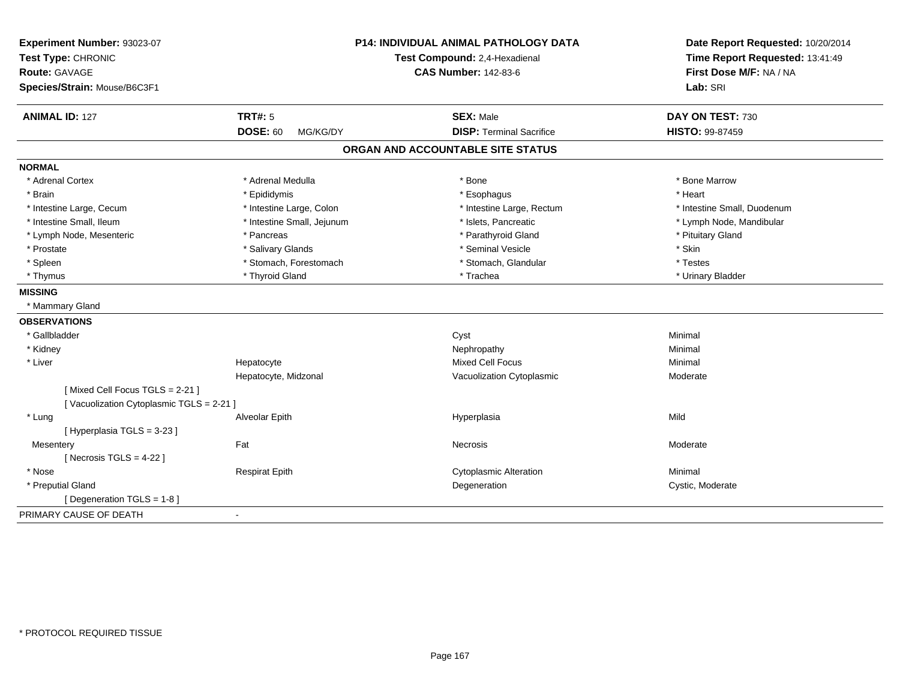**Experiment Number:** 93023-07
**Test Type:** CHRONIC
**Route:** GAVAGE
**Species/Strain:** Mouse/B6C3F1

**P14: INDIVIDUAL ANIMAL PATHOLOGY DATA**
**Test Compound:** 2,4-Hexadienal
**CAS Number:** 142-83-6

**Date Report Requested:** 10/20/2014
**Time Report Requested:** 13:41:49
**First Dose M/F:** NA / NA
**Lab:** SRI

| **ANIMAL ID:** 127 | **TRT#:** 5 | **SEX:** Male | **DAY ON TEST:** 730 |
|---|---|---|---|
| | **DOSE:** 60 MG/KG/DY | **DISP:** Terminal Sacrifice | **HISTO:** 99-87459 |

## ORGAN AND ACCOUNTABLE SITE STATUS

**NORMAL**

| | | | |
|---|---|---|---|
| * Adrenal Cortex | * Adrenal Medulla | * Bone | * Bone Marrow |
| * Brain | * Epididymis | * Esophagus | * Heart |
| * Intestine Large, Cecum | * Intestine Large, Colon | * Intestine Large, Rectum | * Intestine Small, Duodenum |
| * Intestine Small, Ileum | * Intestine Small, Jejunum | * Islets, Pancreatic | * Lymph Node, Mandibular |
| * Lymph Node, Mesenteric | * Pancreas | * Parathyroid Gland | * Pituitary Gland |
| * Prostate | * Salivary Glands | * Seminal Vesicle | * Skin |
| * Spleen | * Stomach, Forestomach | * Stomach, Glandular | * Testes |
| * Thymus | * Thyroid Gland | * Trachea | * Urinary Bladder |

**MISSING**

* Mammary Gland

**OBSERVATIONS**

| | | | |
|---|---|---|---|
| * Gallbladder | | Cyst | Minimal |
| * Kidney | | Nephropathy | Minimal |
| * Liver | Hepatocyte | Mixed Cell Focus | Minimal |
| | Hepatocyte, Midzonal | Vacuolization Cytoplasmic | Moderate |
| [ Mixed Cell Focus TGLS = 2-21 ] | | | |
| [ Vacuolization Cytoplasmic TGLS = 2-21 ] | | | |
| * Lung | Alveolar Epith | Hyperplasia | Mild |
| [ Hyperplasia TGLS = 3-23 ] | | | |
| Mesentery | Fat | Necrosis | Moderate |
| [ Necrosis TGLS = 4-22 ] | | | |
| * Nose | Respirat Epith | Cytoplasmic Alteration | Minimal |
| * Preputial Gland | | Degeneration | Cystic, Moderate |
| [ Degeneration TGLS = 1-8 ] | | | |

PRIMARY CAUSE OF DEATH -

\* PROTOCOL REQUIRED TISSUE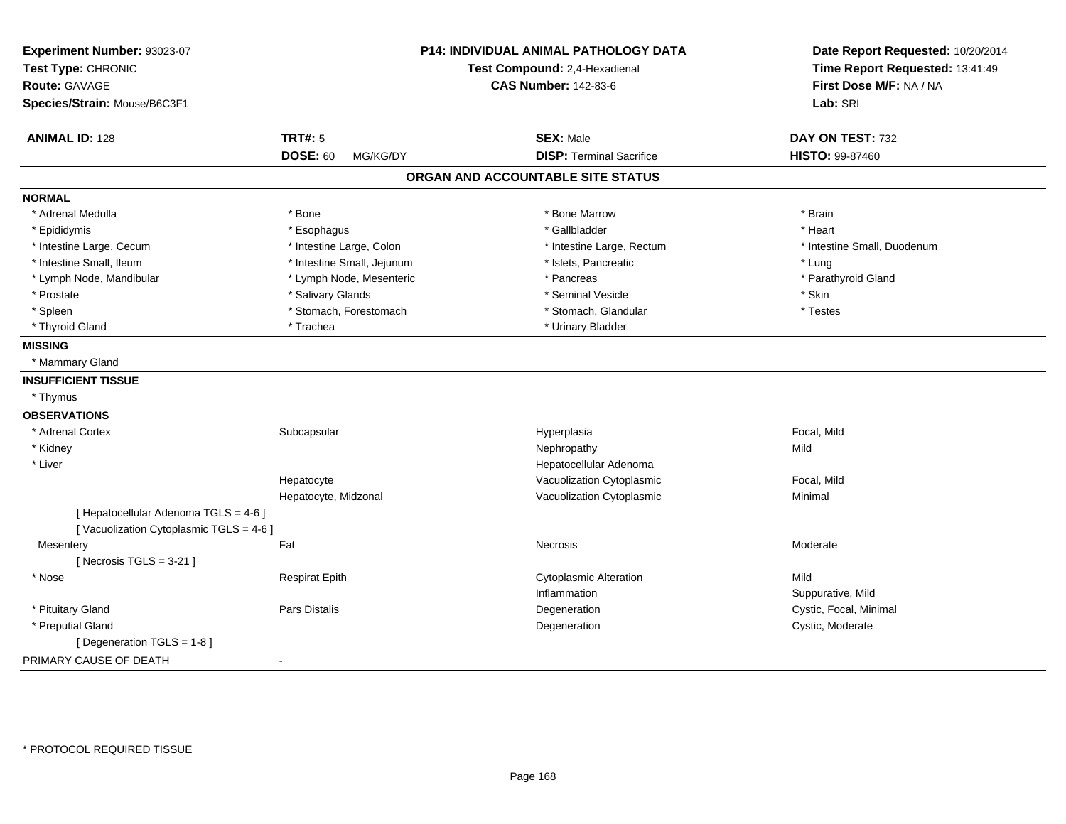**Experiment Number:** 93023-07
**Test Type:** CHRONIC
**Route:** GAVAGE
**Species/Strain:** Mouse/B6C3F1

**P14: INDIVIDUAL ANIMAL PATHOLOGY DATA**
**Test Compound:** 2,4-Hexadienal
**CAS Number:** 142-83-6

**Date Report Requested:** 10/20/2014
**Time Report Requested:** 13:41:49
**First Dose M/F:** NA / NA
**Lab:** SRI

| **ANIMAL ID:** 128 | **TRT#:** 5 | **SEX:** Male | **DAY ON TEST:** 732 |
|---|---|---|---|
| | **DOSE:** 60 MG/KG/DY | **DISP:** Terminal Sacrifice | **HISTO:** 99-87460 |

## ORGAN AND ACCOUNTABLE SITE STATUS

**NORMAL**

| | | | |
|---|---|---|---|
| * Adrenal Medulla | * Bone | * Bone Marrow | * Brain |
| * Epididymis | * Esophagus | * Gallbladder | * Heart |
| * Intestine Large, Cecum | * Intestine Large, Colon | * Intestine Large, Rectum | * Intestine Small, Duodenum |
| * Intestine Small, Ileum | * Intestine Small, Jejunum | * Islets, Pancreatic | * Lung |
| * Lymph Node, Mandibular | * Lymph Node, Mesenteric | * Pancreas | * Parathyroid Gland |
| * Prostate | * Salivary Glands | * Seminal Vesicle | * Skin |
| * Spleen | * Stomach, Forestomach | * Stomach, Glandular | * Testes |
| * Thyroid Gland | * Trachea | * Urinary Bladder | |

**MISSING**

* Mammary Gland

**INSUFFICIENT TISSUE**

* Thymus

**OBSERVATIONS**

| | | | |
|---|---|---|---|
| * Adrenal Cortex | Subcapsular | Hyperplasia | Focal, Mild |
| * Kidney | | Nephropathy | Mild |
| * Liver | | Hepatocellular Adenoma | |
| | Hepatocyte | Vacuolization Cytoplasmic | Focal, Mild |
| | Hepatocyte, Midzonal | Vacuolization Cytoplasmic | Minimal |
| [ Hepatocellular Adenoma TGLS = 4-6 ] | | | |
| [ Vacuolization Cytoplasmic TGLS = 4-6 ] | | | |
| Mesentery | Fat | Necrosis | Moderate |
| [ Necrosis TGLS = 3-21 ] | | | |
| * Nose | Respirat Epith | Cytoplasmic Alteration | Mild |
| | | Inflammation | Suppurative, Mild |
| * Pituitary Gland | Pars Distalis | Degeneration | Cystic, Focal, Minimal |
| * Preputial Gland | | Degeneration | Cystic, Moderate |
| [ Degeneration TGLS = 1-8 ] | | | |

PRIMARY CAUSE OF DEATH -

* PROTOCOL REQUIRED TISSUE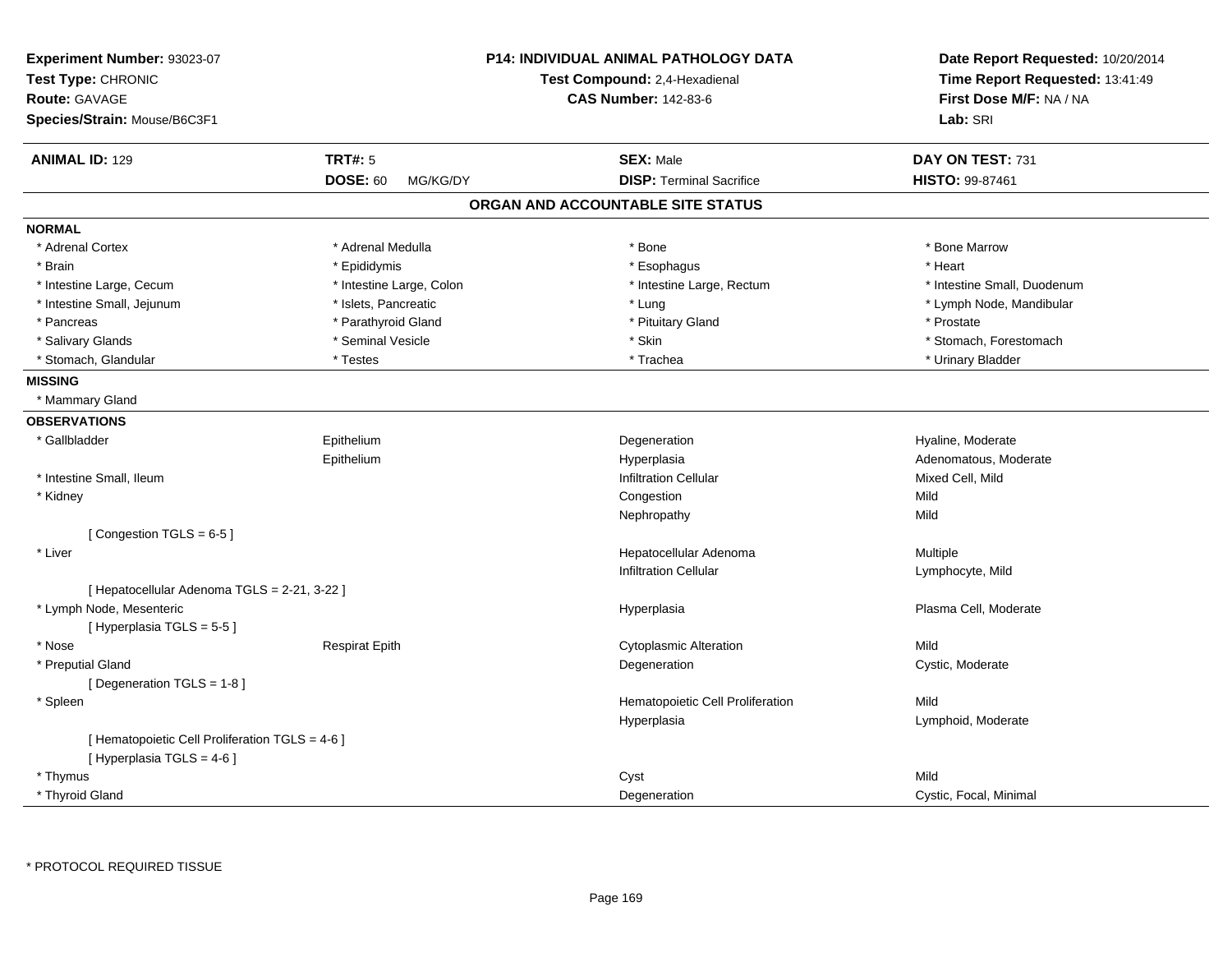**Experiment Number:** 93023-07
**Test Type:** CHRONIC
**Route:** GAVAGE
**Species/Strain:** Mouse/B6C3F1

**P14: INDIVIDUAL ANIMAL PATHOLOGY DATA**
**Test Compound:** 2,4-Hexadienal
**CAS Number:** 142-83-6

**Date Report Requested:** 10/20/2014
**Time Report Requested:** 13:41:49
**First Dose M/F:** NA / NA
**Lab:** SRI

| **ANIMAL ID:** 129 | **TRT#:** 5 | **SEX:** Male | **DAY ON TEST:** 731 |
|---|---|---|---|
| | **DOSE:** 60 MG/KG/DY | **DISP:** Terminal Sacrifice | **HISTO:** 99-87461 |

## ORGAN AND ACCOUNTABLE SITE STATUS

**NORMAL**

| | | | |
|---|---|---|---|
| * Adrenal Cortex | * Adrenal Medulla | * Bone | * Bone Marrow |
| * Brain | * Epididymis | * Esophagus | * Heart |
| * Intestine Large, Cecum | * Intestine Large, Colon | * Intestine Large, Rectum | * Intestine Small, Duodenum |
| * Intestine Small, Jejunum | * Islets, Pancreatic | * Lung | * Lymph Node, Mandibular |
| * Pancreas | * Parathyroid Gland | * Pituitary Gland | * Prostate |
| * Salivary Glands | * Seminal Vesicle | * Skin | * Stomach, Forestomach |
| * Stomach, Glandular | * Testes | * Trachea | * Urinary Bladder |

**MISSING**

* Mammary Gland

**OBSERVATIONS**

| Organ | Site | Observation | Qualifier |
|---|---|---|---|
| * Gallbladder | Epithelium | Degeneration | Hyaline, Moderate |
| | Epithelium | Hyperplasia | Adenomatous, Moderate |
| * Intestine Small, Ileum | | Infiltration Cellular | Mixed Cell, Mild |
| * Kidney | | Congestion | Mild |
| | | Nephropathy | Mild |
| [ Congestion TGLS = 6-5 ] | | | |
| * Liver | | Hepatocellular Adenoma | Multiple |
| | | Infiltration Cellular | Lymphocyte, Mild |
| [ Hepatocellular Adenoma TGLS = 2-21, 3-22 ] | | | |
| * Lymph Node, Mesenteric | | Hyperplasia | Plasma Cell, Moderate |
| [ Hyperplasia TGLS = 5-5 ] | | | |
| * Nose | Respirat Epith | Cytoplasmic Alteration | Mild |
| * Preputial Gland | | Degeneration | Cystic, Moderate |
| [ Degeneration TGLS = 1-8 ] | | | |
| * Spleen | | Hematopoietic Cell Proliferation | Mild |
| | | Hyperplasia | Lymphoid, Moderate |
| [ Hematopoietic Cell Proliferation TGLS = 4-6 ] | | | |
| [ Hyperplasia TGLS = 4-6 ] | | | |
| * Thymus | | Cyst | Mild |
| * Thyroid Gland | | Degeneration | Cystic, Focal, Minimal |

* PROTOCOL REQUIRED TISSUE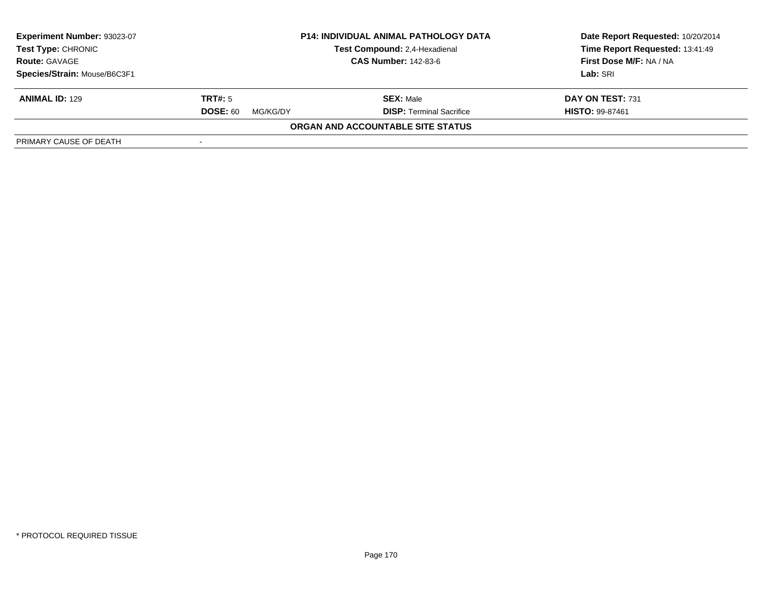**Experiment Number:** 93023-07
**Test Type:** CHRONIC
**Route:** GAVAGE
**Species/Strain:** Mouse/B6C3F1

**P14: INDIVIDUAL ANIMAL PATHOLOGY DATA**
**Test Compound:** 2,4-Hexadienal
**CAS Number:** 142-83-6

**Date Report Requested:** 10/20/2014
**Time Report Requested:** 13:41:49
**First Dose M/F:** NA / NA
**Lab:** SRI

| **ANIMAL ID:** 129 | **TRT#:** 5 | **SEX:** Male | **DAY ON TEST:** 731 |
|---|---|---|---|
| | **DOSE:** 60 MG/KG/DY | **DISP:** Terminal Sacrifice | **HISTO:** 99-87461 |

**ORGAN AND ACCOUNTABLE SITE STATUS**

| PRIMARY CAUSE OF DEATH | - |
|---|---|

* PROTOCOL REQUIRED TISSUE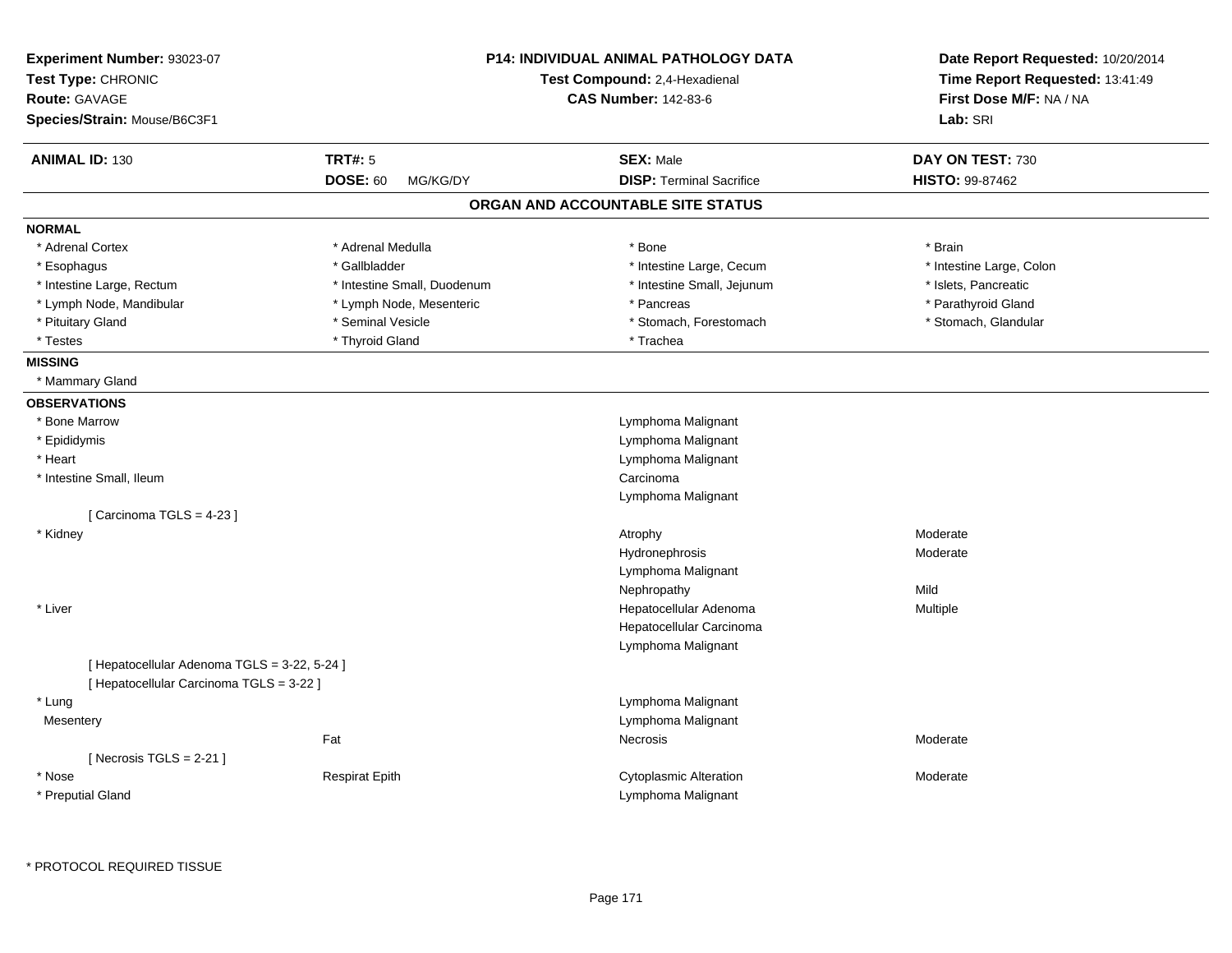**Experiment Number:** 93023-07
**Test Type:** CHRONIC
**Route:** GAVAGE
**Species/Strain:** Mouse/B6C3F1

**P14: INDIVIDUAL ANIMAL PATHOLOGY DATA**
**Test Compound:** 2,4-Hexadienal
**CAS Number:** 142-83-6

**Date Report Requested:** 10/20/2014
**Time Report Requested:** 13:41:49
**First Dose M/F:** NA / NA
**Lab:** SRI

| **ANIMAL ID:** 130 | **TRT#:** 5 | **SEX:** Male | **DAY ON TEST:** 730 |
|---|---|---|---|
| | **DOSE:** 60 MG/KG/DY | **DISP:** Terminal Sacrifice | **HISTO:** 99-87462 |

## ORGAN AND ACCOUNTABLE SITE STATUS

**NORMAL**

| | | | |
|---|---|---|---|
| * Adrenal Cortex | * Adrenal Medulla | * Bone | * Brain |
| * Esophagus | * Gallbladder | * Intestine Large, Cecum | * Intestine Large, Colon |
| * Intestine Large, Rectum | * Intestine Small, Duodenum | * Intestine Small, Jejunum | * Islets, Pancreatic |
| * Lymph Node, Mandibular | * Lymph Node, Mesenteric | * Pancreas | * Parathyroid Gland |
| * Pituitary Gland | * Seminal Vesicle | * Stomach, Forestomach | * Stomach, Glandular |
| * Testes | * Thyroid Gland | * Trachea | |

**MISSING**

* Mammary Gland

**OBSERVATIONS**

| Organ | Site | Observation | Severity |
|---|---|---|---|
| * Bone Marrow | | Lymphoma Malignant | |
| * Epididymis | | Lymphoma Malignant | |
| * Heart | | Lymphoma Malignant | |
| * Intestine Small, Ileum | | Carcinoma | |
| | | Lymphoma Malignant | |
| [ Carcinoma TGLS = 4-23 ] | | | |
| * Kidney | | Atrophy | Moderate |
| | | Hydronephrosis | Moderate |
| | | Lymphoma Malignant | |
| | | Nephropathy | Mild |
| * Liver | | Hepatocellular Adenoma | Multiple |
| | | Hepatocellular Carcinoma | |
| | | Lymphoma Malignant | |
| [ Hepatocellular Adenoma TGLS = 3-22, 5-24 ] | | | |
| [ Hepatocellular Carcinoma TGLS = 3-22 ] | | | |
| * Lung | | Lymphoma Malignant | |
| Mesentery | | Lymphoma Malignant | |
| | Fat | Necrosis | Moderate |
| [ Necrosis TGLS = 2-21 ] | | | |
| * Nose | Respirat Epith | Cytoplasmic Alteration | Moderate |
| * Preputial Gland | | Lymphoma Malignant | |

\* PROTOCOL REQUIRED TISSUE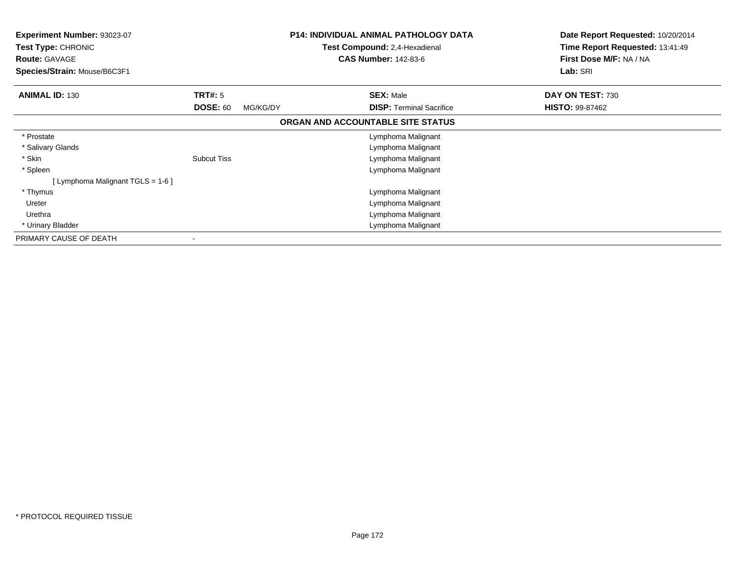**Experiment Number:** 93023-07
**Test Type:** CHRONIC
**Route:** GAVAGE
**Species/Strain:** Mouse/B6C3F1

**P14: INDIVIDUAL ANIMAL PATHOLOGY DATA**
**Test Compound:** 2,4-Hexadienal
**CAS Number:** 142-83-6

**Date Report Requested:** 10/20/2014
**Time Report Requested:** 13:41:49
**First Dose M/F:** NA / NA
**Lab:** SRI

| **ANIMAL ID:** 130 | **TRT#:** 5 | **SEX:** Male | **DAY ON TEST:** 730 |
|---|---|---|---|
| | **DOSE:** 60 MG/KG/DY | **DISP:** Terminal Sacrifice | **HISTO:** 99-87462 |

**ORGAN AND ACCOUNTABLE SITE STATUS**

| Organ | Site | Status |
|---|---|---|
| * Prostate | | Lymphoma Malignant |
| * Salivary Glands | | Lymphoma Malignant |
| * Skin | Subcut Tiss | Lymphoma Malignant |
| * Spleen | | Lymphoma Malignant |
| [ Lymphoma Malignant TGLS = 1-6 ] | | |
| * Thymus | | Lymphoma Malignant |
| Ureter | | Lymphoma Malignant |
| Urethra | | Lymphoma Malignant |
| * Urinary Bladder | | Lymphoma Malignant |
| PRIMARY CAUSE OF DEATH | - | |

* PROTOCOL REQUIRED TISSUE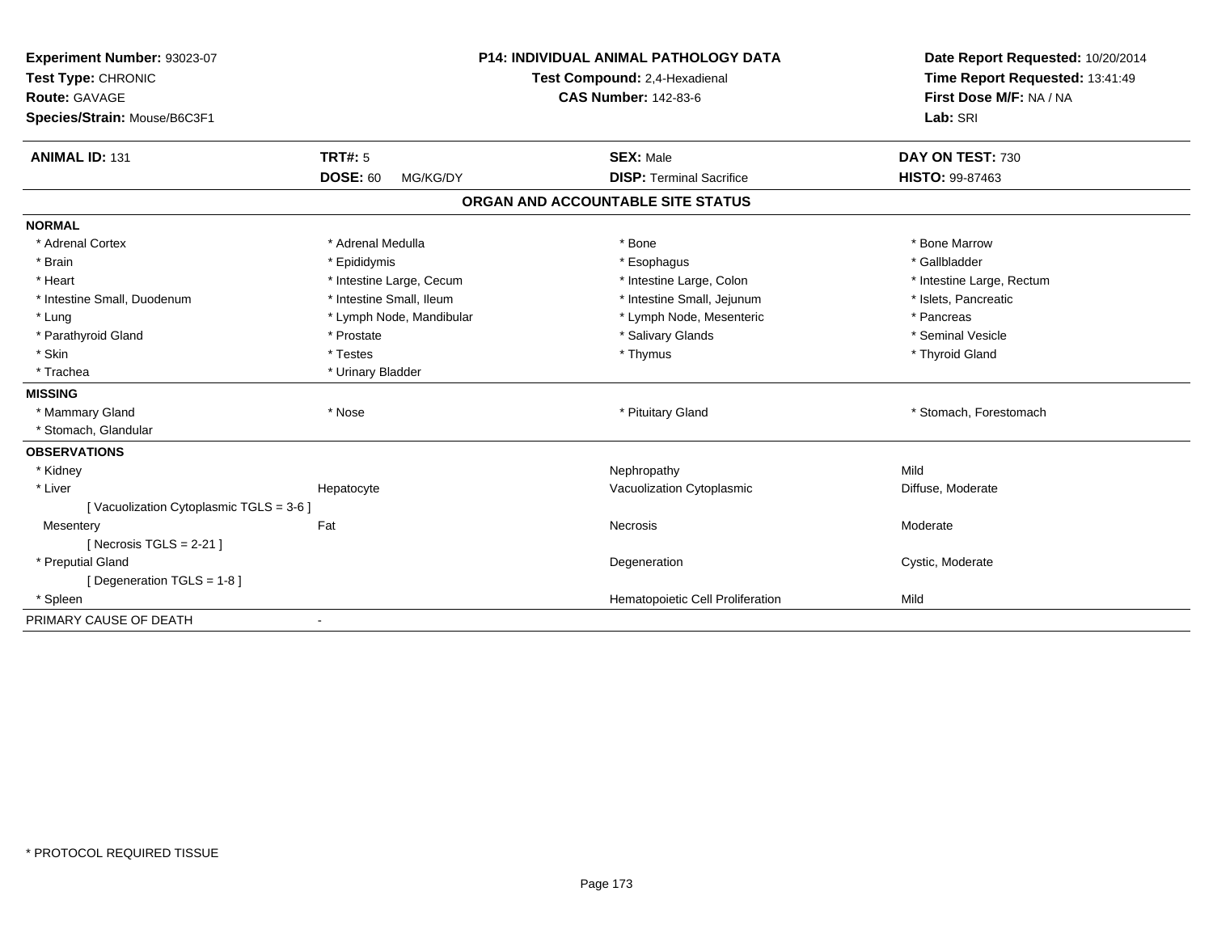**Experiment Number:** 93023-07
**Test Type:** CHRONIC
**Route:** GAVAGE
**Species/Strain:** Mouse/B6C3F1

**P14: INDIVIDUAL ANIMAL PATHOLOGY DATA**
**Test Compound:** 2,4-Hexadienal
**CAS Number:** 142-83-6

**Date Report Requested:** 10/20/2014
**Time Report Requested:** 13:41:49
**First Dose M/F:** NA / NA
**Lab:** SRI

| **ANIMAL ID:** 131 | **TRT#:** 5 | **SEX:** Male | **DAY ON TEST:** 730 |
|---|---|---|---|
| | **DOSE:** 60 MG/KG/DY | **DISP:** Terminal Sacrifice | **HISTO:** 99-87463 |

## ORGAN AND ACCOUNTABLE SITE STATUS

**NORMAL**

| | | | |
|---|---|---|---|
| * Adrenal Cortex | * Adrenal Medulla | * Bone | * Bone Marrow |
| * Brain | * Epididymis | * Esophagus | * Gallbladder |
| * Heart | * Intestine Large, Cecum | * Intestine Large, Colon | * Intestine Large, Rectum |
| * Intestine Small, Duodenum | * Intestine Small, Ileum | * Intestine Small, Jejunum | * Islets, Pancreatic |
| * Lung | * Lymph Node, Mandibular | * Lymph Node, Mesenteric | * Pancreas |
| * Parathyroid Gland | * Prostate | * Salivary Glands | * Seminal Vesicle |
| * Skin | * Testes | * Thymus | * Thyroid Gland |
| * Trachea | * Urinary Bladder | | |

**MISSING**

| | | | |
|---|---|---|---|
| * Mammary Gland | * Nose | * Pituitary Gland | * Stomach, Forestomach |
| * Stomach, Glandular | | | |

**OBSERVATIONS**

| | | | |
|---|---|---|---|
| * Kidney | | Nephropathy | Mild |
| * Liver | Hepatocyte | Vacuolization Cytoplasmic | Diffuse, Moderate |
| [ Vacuolization Cytoplasmic TGLS = 3-6 ] | | | |
| Mesentery | Fat | Necrosis | Moderate |
| [ Necrosis TGLS = 2-21 ] | | | |
| * Preputial Gland | | Degeneration | Cystic, Moderate |
| [ Degeneration TGLS = 1-8 ] | | | |
| * Spleen | | Hematopoietic Cell Proliferation | Mild |

PRIMARY CAUSE OF DEATH -

* PROTOCOL REQUIRED TISSUE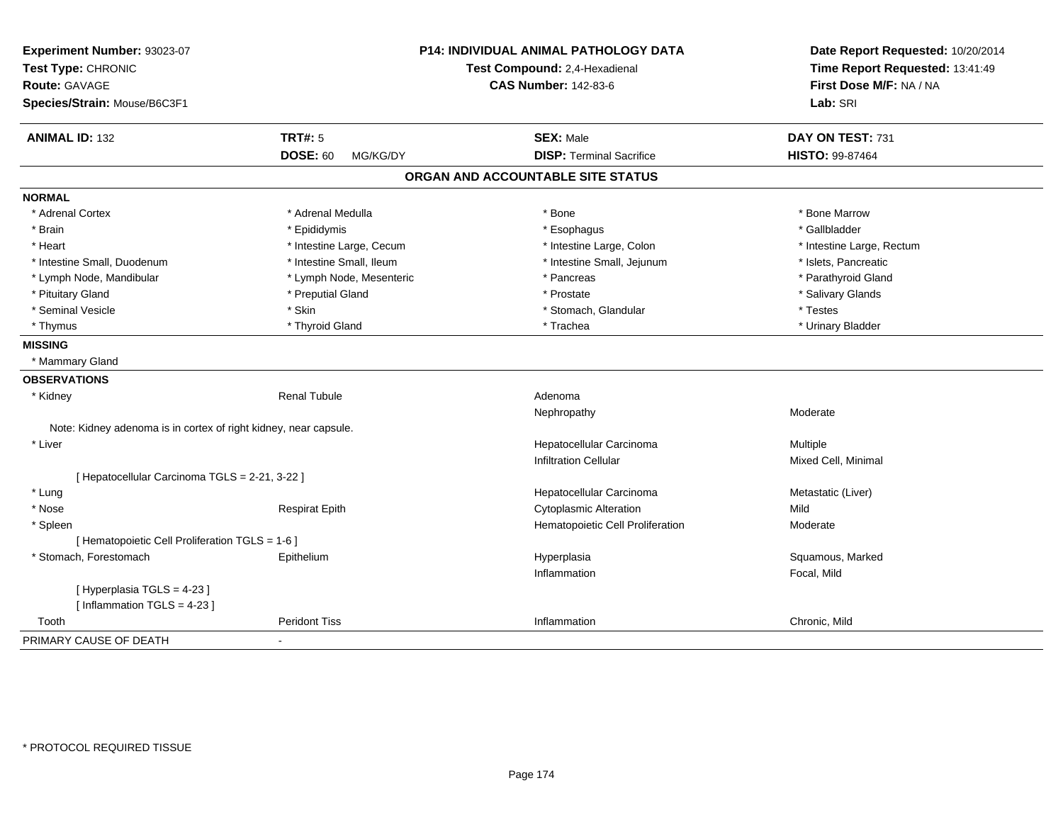**Experiment Number:** 93023-07
**Test Type:** CHRONIC
**Route:** GAVAGE
**Species/Strain:** Mouse/B6C3F1

**P14: INDIVIDUAL ANIMAL PATHOLOGY DATA**
**Test Compound:** 2,4-Hexadienal
**CAS Number:** 142-83-6

**Date Report Requested:** 10/20/2014
**Time Report Requested:** 13:41:49
**First Dose M/F:** NA / NA
**Lab:** SRI

| **ANIMAL ID:** 132 | **TRT#:** 5 | **SEX:** Male | **DAY ON TEST:** 731 |
|---|---|---|---|
| | **DOSE:** 60 MG/KG/DY | **DISP:** Terminal Sacrifice | **HISTO:** 99-87464 |

## ORGAN AND ACCOUNTABLE SITE STATUS

**NORMAL**

| | | | |
|---|---|---|---|
| * Adrenal Cortex | * Adrenal Medulla | * Bone | * Bone Marrow |
| * Brain | * Epididymis | * Esophagus | * Gallbladder |
| * Heart | * Intestine Large, Cecum | * Intestine Large, Colon | * Intestine Large, Rectum |
| * Intestine Small, Duodenum | * Intestine Small, Ileum | * Intestine Small, Jejunum | * Islets, Pancreatic |
| * Lymph Node, Mandibular | * Lymph Node, Mesenteric | * Pancreas | * Parathyroid Gland |
| * Pituitary Gland | * Preputial Gland | * Prostate | * Salivary Glands |
| * Seminal Vesicle | * Skin | * Stomach, Glandular | * Testes |
| * Thymus | * Thyroid Gland | * Trachea | * Urinary Bladder |

**MISSING**

* Mammary Gland

**OBSERVATIONS**

| | | | |
|---|---|---|---|
| * Kidney | Renal Tubule | Adenoma | |
| | | Nephropathy | Moderate |
| Note: Kidney adenoma is in cortex of right kidney, near capsule. | | | |
| * Liver | | Hepatocellular Carcinoma | Multiple |
| | | Infiltration Cellular | Mixed Cell, Minimal |
| [ Hepatocellular Carcinoma TGLS = 2-21, 3-22 ] | | | |
| * Lung | | Hepatocellular Carcinoma | Metastatic (Liver) |
| * Nose | Respirat Epith | Cytoplasmic Alteration | Mild |
| * Spleen | | Hematopoietic Cell Proliferation | Moderate |
| [ Hematopoietic Cell Proliferation TGLS = 1-6 ] | | | |
| * Stomach, Forestomach | Epithelium | Hyperplasia | Squamous, Marked |
| | | Inflammation | Focal, Mild |
| [ Hyperplasia TGLS = 4-23 ] | | | |
| [ Inflammation TGLS = 4-23 ] | | | |
| Tooth | Peridont Tiss | Inflammation | Chronic, Mild |

PRIMARY CAUSE OF DEATH -

* PROTOCOL REQUIRED TISSUE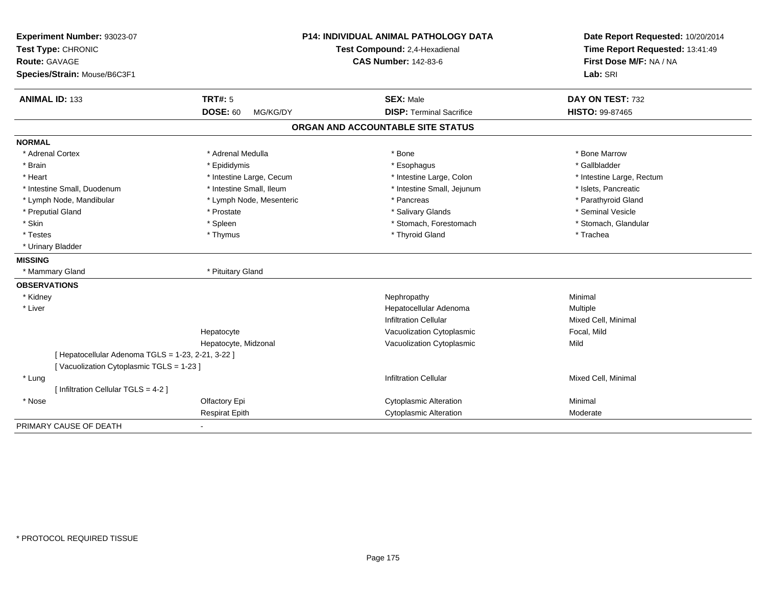**Experiment Number:** 93023-07
**Test Type:** CHRONIC
**Route:** GAVAGE
**Species/Strain:** Mouse/B6C3F1

**P14: INDIVIDUAL ANIMAL PATHOLOGY DATA**
**Test Compound:** 2,4-Hexadienal
**CAS Number:** 142-83-6

**Date Report Requested:** 10/20/2014
**Time Report Requested:** 13:41:49
**First Dose M/F:** NA / NA
**Lab:** SRI

| **ANIMAL ID:** 133 | **TRT#:** 5 | **SEX:** Male | **DAY ON TEST:** 732 |
|---|---|---|---|
| | **DOSE:** 60 MG/KG/DY | **DISP:** Terminal Sacrifice | **HISTO:** 99-87465 |

## ORGAN AND ACCOUNTABLE SITE STATUS

**NORMAL**

| | | | |
|---|---|---|---|
| * Adrenal Cortex | * Adrenal Medulla | * Bone | * Bone Marrow |
| * Brain | * Epididymis | * Esophagus | * Gallbladder |
| * Heart | * Intestine Large, Cecum | * Intestine Large, Colon | * Intestine Large, Rectum |
| * Intestine Small, Duodenum | * Intestine Small, Ileum | * Intestine Small, Jejunum | * Islets, Pancreatic |
| * Lymph Node, Mandibular | * Lymph Node, Mesenteric | * Pancreas | * Parathyroid Gland |
| * Preputial Gland | * Prostate | * Salivary Glands | * Seminal Vesicle |
| * Skin | * Spleen | * Stomach, Forestomach | * Stomach, Glandular |
| * Testes | * Thymus | * Thyroid Gland | * Trachea |
| * Urinary Bladder | | | |

**MISSING**

| | |
|---|---|
| * Mammary Gland | * Pituitary Gland |

**OBSERVATIONS**

| | | | |
|---|---|---|---|
| * Kidney | | Nephropathy | Minimal |
| * Liver | | Hepatocellular Adenoma | Multiple |
| | | Infiltration Cellular | Mixed Cell, Minimal |
| | Hepatocyte | Vacuolization Cytoplasmic | Focal, Mild |
| | Hepatocyte, Midzonal | Vacuolization Cytoplasmic | Mild |
| [ Hepatocellular Adenoma TGLS = 1-23, 2-21, 3-22 ] | | | |
| [ Vacuolization Cytoplasmic TGLS = 1-23 ] | | | |
| * Lung | | Infiltration Cellular | Mixed Cell, Minimal |
| [ Infiltration Cellular TGLS = 4-2 ] | | | |
| * Nose | Olfactory Epi | Cytoplasmic Alteration | Minimal |
| | Respirat Epith | Cytoplasmic Alteration | Moderate |

PRIMARY CAUSE OF DEATH -

* PROTOCOL REQUIRED TISSUE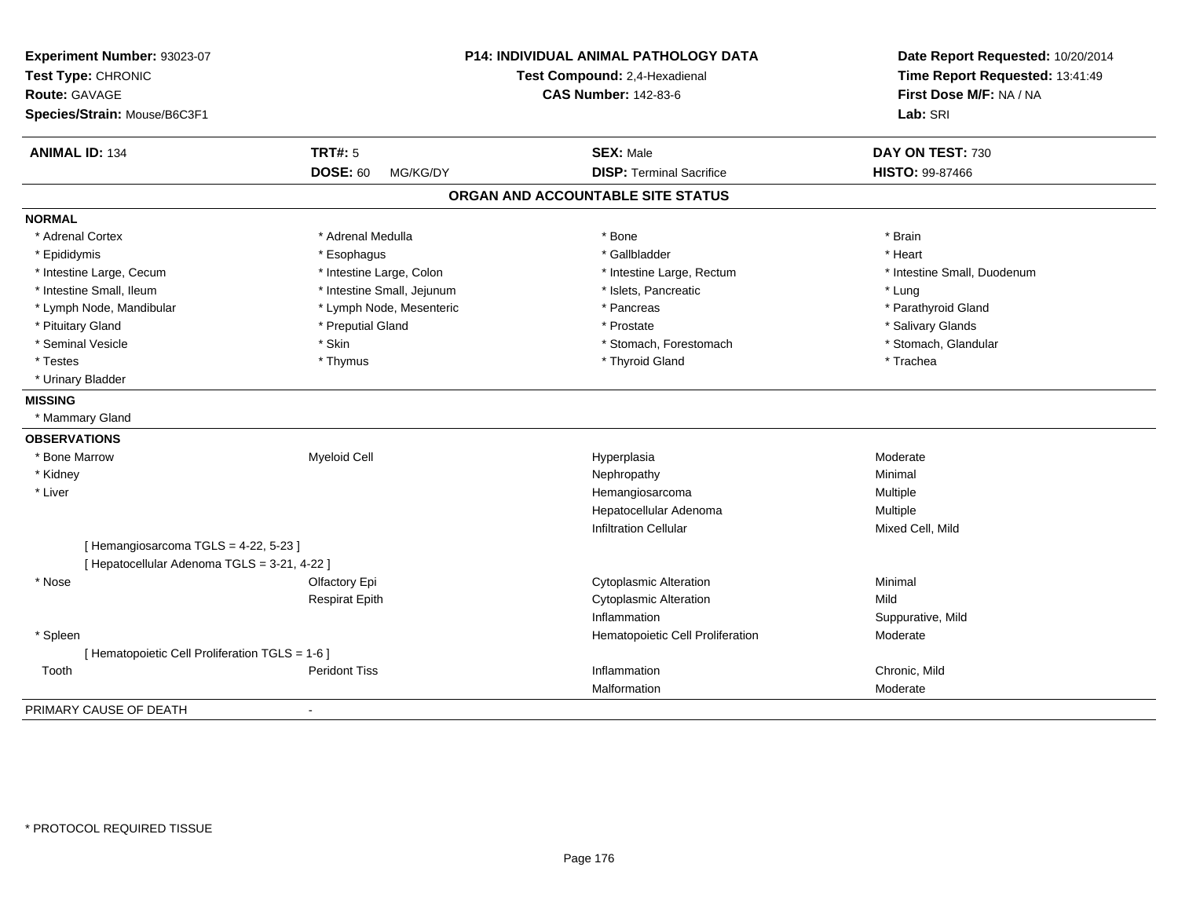**Experiment Number:** 93023-07
**Test Type:** CHRONIC
**Route:** GAVAGE
**Species/Strain:** Mouse/B6C3F1

**P14: INDIVIDUAL ANIMAL PATHOLOGY DATA**
**Test Compound:** 2,4-Hexadienal
**CAS Number:** 142-83-6

**Date Report Requested:** 10/20/2014
**Time Report Requested:** 13:41:49
**First Dose M/F:** NA / NA
**Lab:** SRI

| **ANIMAL ID:** 134 | **TRT#:** 5 | **SEX:** Male | **DAY ON TEST:** 730 |
|---|---|---|---|
| | **DOSE:** 60 MG/KG/DY | **DISP:** Terminal Sacrifice | **HISTO:** 99-87466 |

## ORGAN AND ACCOUNTABLE SITE STATUS

**NORMAL**

| | | | |
|---|---|---|---|
| * Adrenal Cortex | * Adrenal Medulla | * Bone | * Brain |
| * Epididymis | * Esophagus | * Gallbladder | * Heart |
| * Intestine Large, Cecum | * Intestine Large, Colon | * Intestine Large, Rectum | * Intestine Small, Duodenum |
| * Intestine Small, Ileum | * Intestine Small, Jejunum | * Islets, Pancreatic | * Lung |
| * Lymph Node, Mandibular | * Lymph Node, Mesenteric | * Pancreas | * Parathyroid Gland |
| * Pituitary Gland | * Preputial Gland | * Prostate | * Salivary Glands |
| * Seminal Vesicle | * Skin | * Stomach, Forestomach | * Stomach, Glandular |
| * Testes | * Thymus | * Thyroid Gland | * Trachea |
| * Urinary Bladder | | | |

**MISSING**

* Mammary Gland

**OBSERVATIONS**

| | | | |
|---|---|---|---|
| * Bone Marrow | Myeloid Cell | Hyperplasia | Moderate |
| * Kidney | | Nephropathy | Minimal |
| * Liver | | Hemangiosarcoma | Multiple |
| | | Hepatocellular Adenoma | Multiple |
| | | Infiltration Cellular | Mixed Cell, Mild |
| [ Hemangiosarcoma TGLS = 4-22, 5-23 ] | | | |
| [ Hepatocellular Adenoma TGLS = 3-21, 4-22 ] | | | |
| * Nose | Olfactory Epi | Cytoplasmic Alteration | Minimal |
| | Respirat Epith | Cytoplasmic Alteration | Mild |
| | | Inflammation | Suppurative, Mild |
| * Spleen | | Hematopoietic Cell Proliferation | Moderate |
| [ Hematopoietic Cell Proliferation TGLS = 1-6 ] | | | |
| Tooth | Peridont Tiss | Inflammation | Chronic, Mild |
| | | Malformation | Moderate |

PRIMARY CAUSE OF DEATH -

* PROTOCOL REQUIRED TISSUE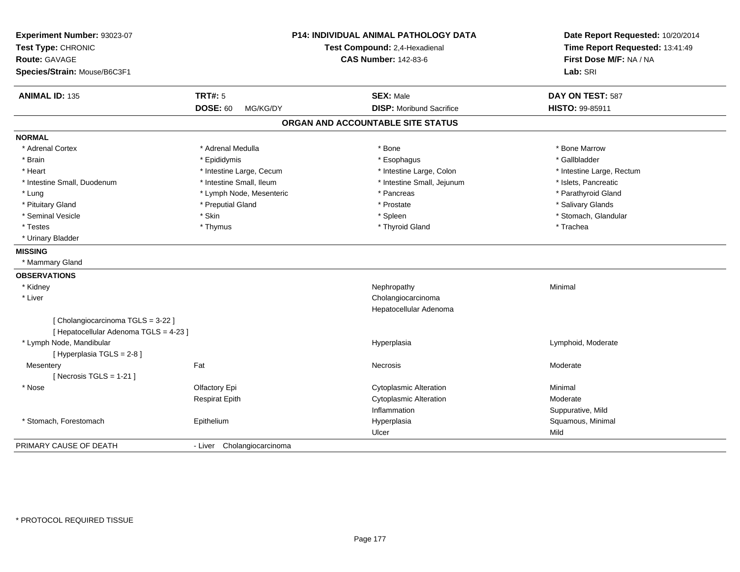**Experiment Number:** 93023-07
**Test Type:** CHRONIC
**Route:** GAVAGE
**Species/Strain:** Mouse/B6C3F1

**P14: INDIVIDUAL ANIMAL PATHOLOGY DATA**
**Test Compound:** 2,4-Hexadienal
**CAS Number:** 142-83-6

**Date Report Requested:** 10/20/2014
**Time Report Requested:** 13:41:49
**First Dose M/F:** NA / NA
**Lab:** SRI

| **ANIMAL ID:** 135 | **TRT#:** 5 | **SEX:** Male | **DAY ON TEST:** 587 |
|---|---|---|---|
| | **DOSE:** 60 MG/KG/DY | **DISP:** Moribund Sacrifice | **HISTO:** 99-85911 |

## ORGAN AND ACCOUNTABLE SITE STATUS

**NORMAL**

| | | | |
|---|---|---|---|
| * Adrenal Cortex | * Adrenal Medulla | * Bone | * Bone Marrow |
| * Brain | * Epididymis | * Esophagus | * Gallbladder |
| * Heart | * Intestine Large, Cecum | * Intestine Large, Colon | * Intestine Large, Rectum |
| * Intestine Small, Duodenum | * Intestine Small, Ileum | * Intestine Small, Jejunum | * Islets, Pancreatic |
| * Lung | * Lymph Node, Mesenteric | * Pancreas | * Parathyroid Gland |
| * Pituitary Gland | * Preputial Gland | * Prostate | * Salivary Glands |
| * Seminal Vesicle | * Skin | * Spleen | * Stomach, Glandular |
| * Testes | * Thymus | * Thyroid Gland | * Trachea |
| * Urinary Bladder | | | |

**MISSING**

* Mammary Gland

**OBSERVATIONS**

| | | | |
|---|---|---|---|
| * Kidney | | Nephropathy | Minimal |
| * Liver | | Cholangiocarcinoma | |
| | | Hepatocellular Adenoma | |
| [ Cholangiocarcinoma TGLS = 3-22 ] | | | |
| [ Hepatocellular Adenoma TGLS = 4-23 ] | | | |
| * Lymph Node, Mandibular | | Hyperplasia | Lymphoid, Moderate |
| [ Hyperplasia TGLS = 2-8 ] | | | |
| Mesentery | Fat | Necrosis | Moderate |
| [ Necrosis TGLS = 1-21 ] | | | |
| * Nose | Olfactory Epi | Cytoplasmic Alteration | Minimal |
| | Respirat Epith | Cytoplasmic Alteration | Moderate |
| | | Inflammation | Suppurative, Mild |
| * Stomach, Forestomach | Epithelium | Hyperplasia | Squamous, Minimal |
| | | Ulcer | Mild |

PRIMARY CAUSE OF DEATH - Liver Cholangiocarcinoma

* PROTOCOL REQUIRED TISSUE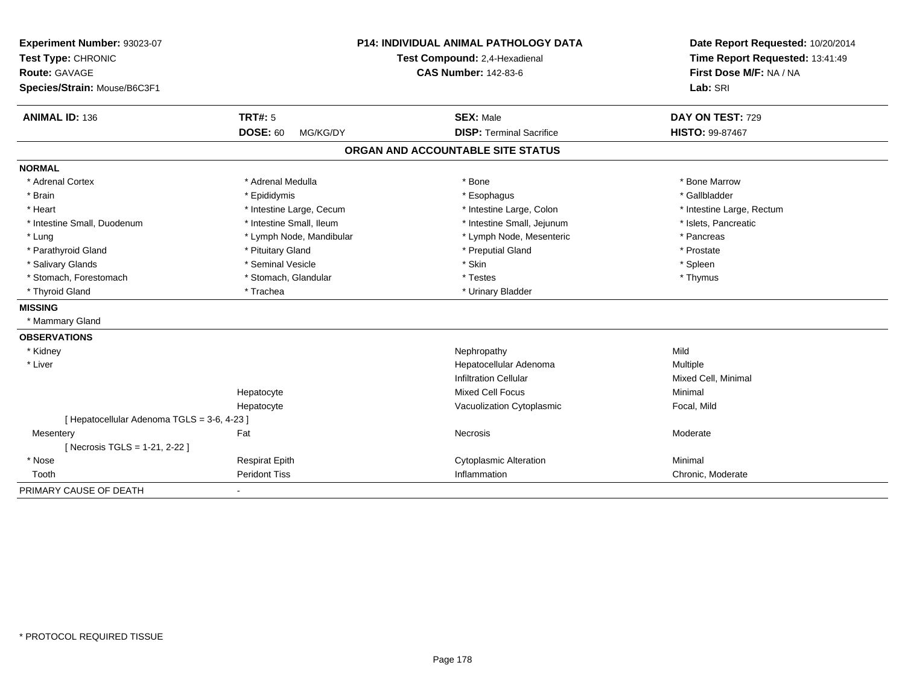**Experiment Number:** 93023-07
**Test Type:** CHRONIC
**Route:** GAVAGE
**Species/Strain:** Mouse/B6C3F1

**P14: INDIVIDUAL ANIMAL PATHOLOGY DATA**
**Test Compound:** 2,4-Hexadienal
**CAS Number:** 142-83-6

**Date Report Requested:** 10/20/2014
**Time Report Requested:** 13:41:49
**First Dose M/F:** NA / NA
**Lab:** SRI

| **ANIMAL ID:** 136 | **TRT#:** 5 | **SEX:** Male | **DAY ON TEST:** 729 |
|---|---|---|---|
| | **DOSE:** 60 MG/KG/DY | **DISP:** Terminal Sacrifice | **HISTO:** 99-87467 |

## ORGAN AND ACCOUNTABLE SITE STATUS

**NORMAL**

| | | | |
|---|---|---|---|
| * Adrenal Cortex | * Adrenal Medulla | * Bone | * Bone Marrow |
| * Brain | * Epididymis | * Esophagus | * Gallbladder |
| * Heart | * Intestine Large, Cecum | * Intestine Large, Colon | * Intestine Large, Rectum |
| * Intestine Small, Duodenum | * Intestine Small, Ileum | * Intestine Small, Jejunum | * Islets, Pancreatic |
| * Lung | * Lymph Node, Mandibular | * Lymph Node, Mesenteric | * Pancreas |
| * Parathyroid Gland | * Pituitary Gland | * Preputial Gland | * Prostate |
| * Salivary Glands | * Seminal Vesicle | * Skin | * Spleen |
| * Stomach, Forestomach | * Stomach, Glandular | * Testes | * Thymus |
| * Thyroid Gland | * Trachea | * Urinary Bladder | |

**MISSING**

* Mammary Gland

**OBSERVATIONS**

| | | | |
|---|---|---|---|
| * Kidney | | Nephropathy | Mild |
| * Liver | | Hepatocellular Adenoma | Multiple |
| | | Infiltration Cellular | Mixed Cell, Minimal |
| | Hepatocyte | Mixed Cell Focus | Minimal |
| | Hepatocyte | Vacuolization Cytoplasmic | Focal, Mild |
| [ Hepatocellular Adenoma TGLS = 3-6, 4-23 ] | | | |
| Mesentery | Fat | Necrosis | Moderate |
| [ Necrosis TGLS = 1-21, 2-22 ] | | | |
| * Nose | Respirat Epith | Cytoplasmic Alteration | Minimal |
| Tooth | Peridont Tiss | Inflammation | Chronic, Moderate |

PRIMARY CAUSE OF DEATH -

\* PROTOCOL REQUIRED TISSUE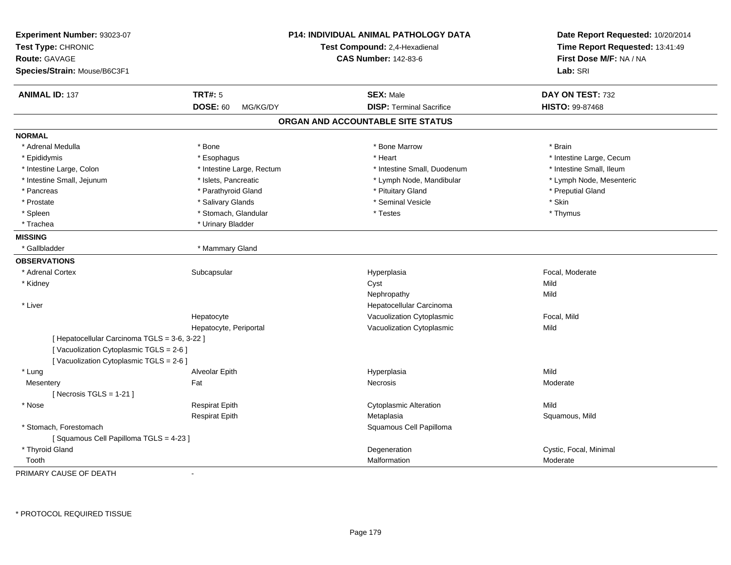**Experiment Number:** 93023-07
**Test Type:** CHRONIC
**Route:** GAVAGE
**Species/Strain:** Mouse/B6C3F1

**P14: INDIVIDUAL ANIMAL PATHOLOGY DATA**
**Test Compound:** 2,4-Hexadienal
**CAS Number:** 142-83-6

**Date Report Requested:** 10/20/2014
**Time Report Requested:** 13:41:49
**First Dose M/F:** NA / NA
**Lab:** SRI

| **ANIMAL ID:** 137 | **TRT#:** 5 | **SEX:** Male | **DAY ON TEST:** 732 |
|---|---|---|---|
| | **DOSE:** 60 MG/KG/DY | **DISP:** Terminal Sacrifice | **HISTO:** 99-87468 |

## ORGAN AND ACCOUNTABLE SITE STATUS

**NORMAL**

| | | | |
|---|---|---|---|
| * Adrenal Medulla | * Bone | * Bone Marrow | * Brain |
| * Epididymis | * Esophagus | * Heart | * Intestine Large, Cecum |
| * Intestine Large, Colon | * Intestine Large, Rectum | * Intestine Small, Duodenum | * Intestine Small, Ileum |
| * Intestine Small, Jejunum | * Islets, Pancreatic | * Lymph Node, Mandibular | * Lymph Node, Mesenteric |
| * Pancreas | * Parathyroid Gland | * Pituitary Gland | * Preputial Gland |
| * Prostate | * Salivary Glands | * Seminal Vesicle | * Skin |
| * Spleen | * Stomach, Glandular | * Testes | * Thymus |
| * Trachea | * Urinary Bladder | | |

**MISSING**

| | |
|---|---|
| * Gallbladder | * Mammary Gland |

**OBSERVATIONS**

| | | | |
|---|---|---|---|
| * Adrenal Cortex | Subcapsular | Hyperplasia | Focal, Moderate |
| * Kidney | | Cyst | Mild |
| | | Nephropathy | Mild |
| * Liver | | Hepatocellular Carcinoma | |
| | Hepatocyte | Vacuolization Cytoplasmic | Focal, Mild |
| | Hepatocyte, Periportal | Vacuolization Cytoplasmic | Mild |
| [ Hepatocellular Carcinoma TGLS = 3-6, 3-22 ] | | | |
| [ Vacuolization Cytoplasmic TGLS = 2-6 ] | | | |
| [ Vacuolization Cytoplasmic TGLS = 2-6 ] | | | |
| * Lung | Alveolar Epith | Hyperplasia | Mild |
| Mesentery | Fat | Necrosis | Moderate |
| [ Necrosis TGLS = 1-21 ] | | | |
| * Nose | Respirat Epith | Cytoplasmic Alteration | Mild |
| | Respirat Epith | Metaplasia | Squamous, Mild |
| * Stomach, Forestomach | | Squamous Cell Papilloma | |
| [ Squamous Cell Papilloma TGLS = 4-23 ] | | | |
| * Thyroid Gland | | Degeneration | Cystic, Focal, Minimal |
| Tooth | | Malformation | Moderate |

PRIMARY CAUSE OF DEATH -

* PROTOCOL REQUIRED TISSUE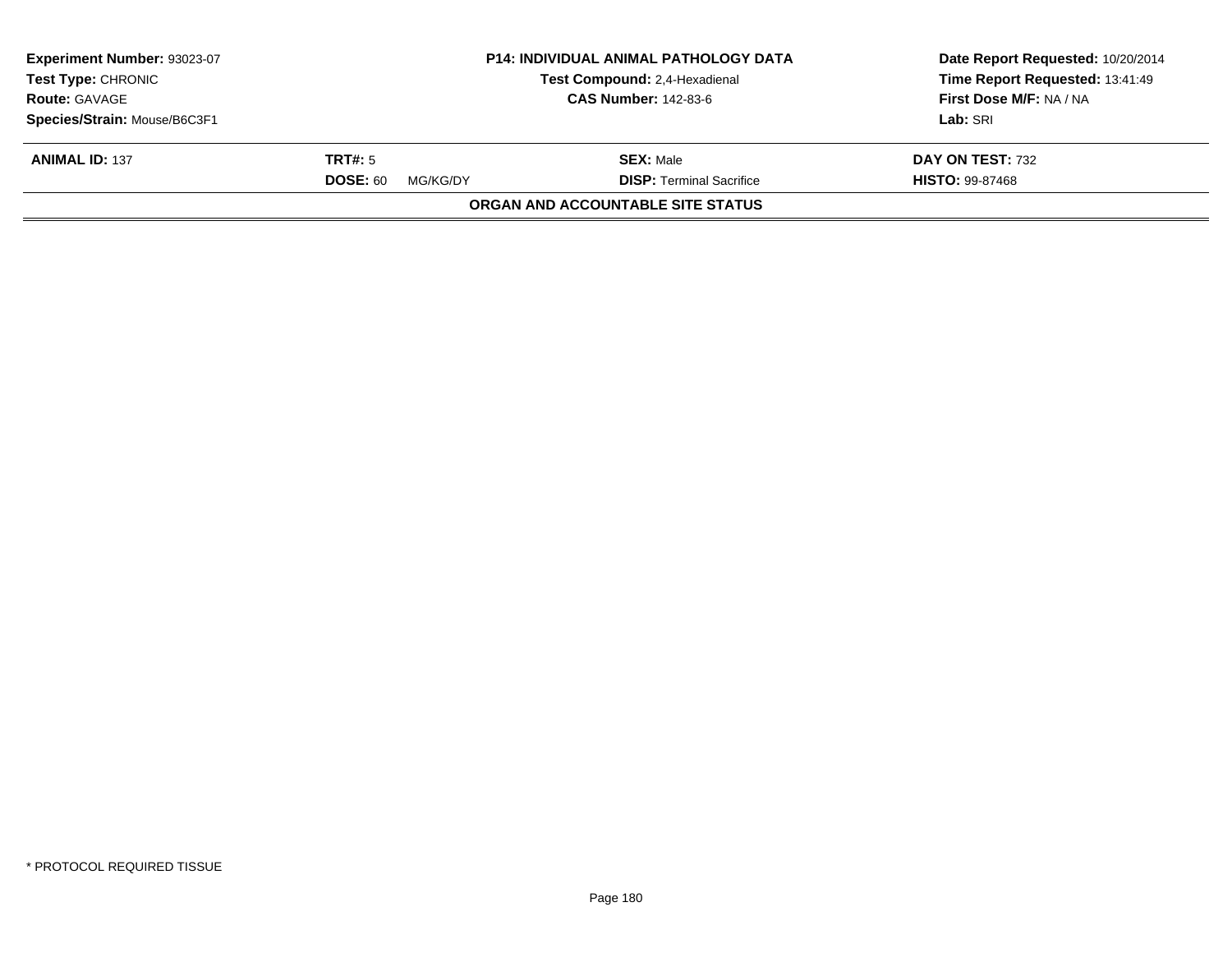| **Experiment Number:** 93023-07 | **P14: INDIVIDUAL ANIMAL PATHOLOGY DATA** | **Date Report Requested:** 10/20/2014 |
|---|---|---|
| **Test Type:** CHRONIC | **Test Compound:** 2,4-Hexadienal | **Time Report Requested:** 13:41:49 |
| **Route:** GAVAGE | **CAS Number:** 142-83-6 | **First Dose M/F:** NA / NA |
| **Species/Strain:** Mouse/B6C3F1 | | **Lab:** SRI |

| **ANIMAL ID:** 137 | **TRT#:** 5 | **SEX:** Male | **DAY ON TEST:** 732 |
|---|---|---|---|
| | **DOSE:** 60 MG/KG/DY | **DISP:** Terminal Sacrifice | **HISTO:** 99-87468 |

**ORGAN AND ACCOUNTABLE SITE STATUS**

* PROTOCOL REQUIRED TISSUE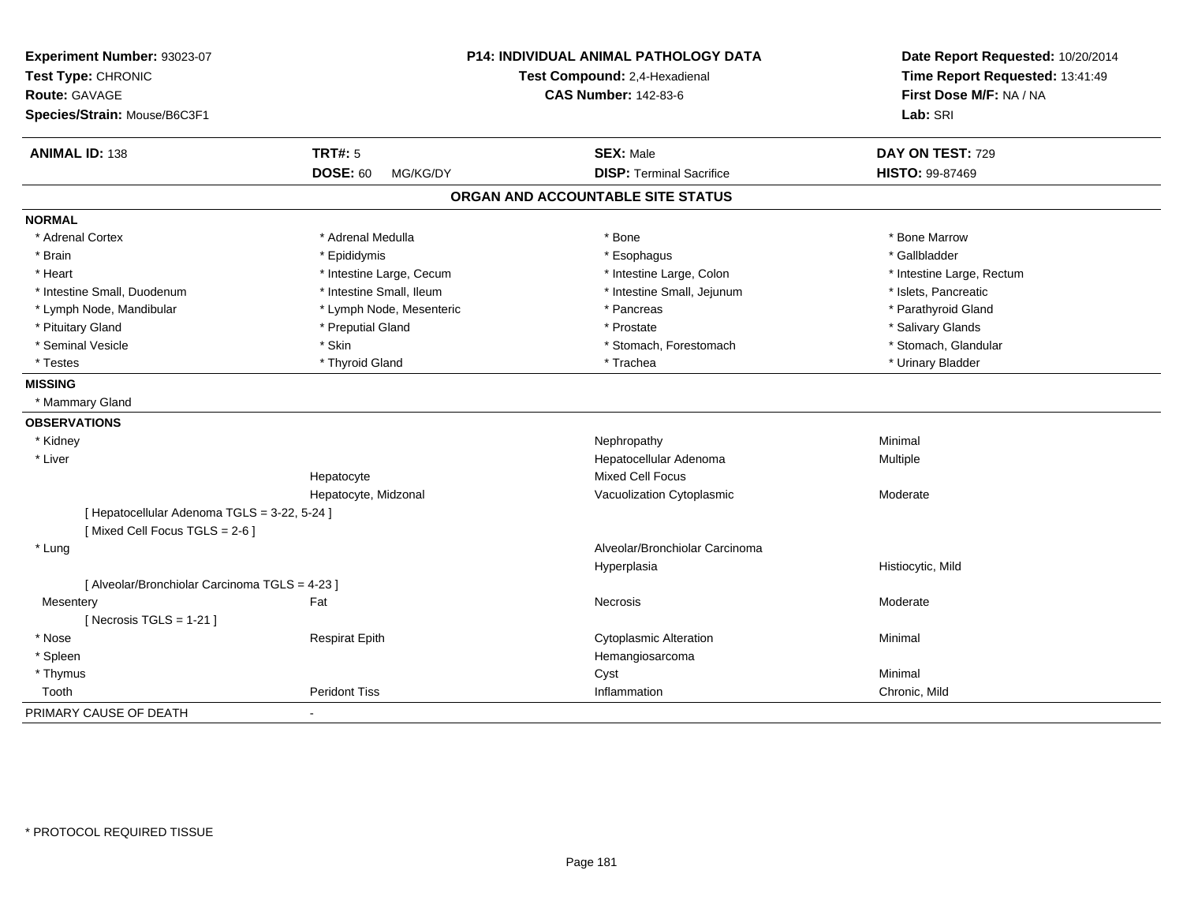| | | | |
|---|---|---|---|
| **Experiment Number:** 93023-07 | **P14: INDIVIDUAL ANIMAL PATHOLOGY DATA** | | **Date Report Requested:** 10/20/2014 |
| **Test Type:** CHRONIC | **Test Compound:** 2,4-Hexadienal | | **Time Report Requested:** 13:41:49 |
| **Route:** GAVAGE | **CAS Number:** 142-83-6 | | **First Dose M/F:** NA / NA |
| **Species/Strain:** Mouse/B6C3F1 | | | **Lab:** SRI |

| | | | |
|---|---|---|---|
| **ANIMAL ID:** 138 | **TRT#:** 5 | **SEX:** Male | **DAY ON TEST:** 729 |
| | **DOSE:** 60 MG/KG/DY | **DISP:** Terminal Sacrifice | **HISTO:** 99-87469 |

## ORGAN AND ACCOUNTABLE SITE STATUS

**NORMAL**

| | | | |
|---|---|---|---|
| * Adrenal Cortex | * Adrenal Medulla | * Bone | * Bone Marrow |
| * Brain | * Epididymis | * Esophagus | * Gallbladder |
| * Heart | * Intestine Large, Cecum | * Intestine Large, Colon | * Intestine Large, Rectum |
| * Intestine Small, Duodenum | * Intestine Small, Ileum | * Intestine Small, Jejunum | * Islets, Pancreatic |
| * Lymph Node, Mandibular | * Lymph Node, Mesenteric | * Pancreas | * Parathyroid Gland |
| * Pituitary Gland | * Preputial Gland | * Prostate | * Salivary Glands |
| * Seminal Vesicle | * Skin | * Stomach, Forestomach | * Stomach, Glandular |
| * Testes | * Thyroid Gland | * Trachea | * Urinary Bladder |

**MISSING**

* Mammary Gland

**OBSERVATIONS**

| | | | |
|---|---|---|---|
| * Kidney | | Nephropathy | Minimal |
| * Liver | | Hepatocellular Adenoma | Multiple |
| | Hepatocyte | Mixed Cell Focus | |
| | Hepatocyte, Midzonal | Vacuolization Cytoplasmic | Moderate |
| [ Hepatocellular Adenoma TGLS = 3-22, 5-24 ] | | | |
| [ Mixed Cell Focus TGLS = 2-6 ] | | | |
| * Lung | | Alveolar/Bronchiolar Carcinoma | |
| | | Hyperplasia | Histiocytic, Mild |
| [ Alveolar/Bronchiolar Carcinoma TGLS = 4-23 ] | | | |
| Mesentery | Fat | Necrosis | Moderate |
| [ Necrosis TGLS = 1-21 ] | | | |
| * Nose | Respirat Epith | Cytoplasmic Alteration | Minimal |
| * Spleen | | Hemangiosarcoma | |
| * Thymus | | Cyst | Minimal |
| Tooth | Peridont Tiss | Inflammation | Chronic, Mild |

PRIMARY CAUSE OF DEATH -

\* PROTOCOL REQUIRED TISSUE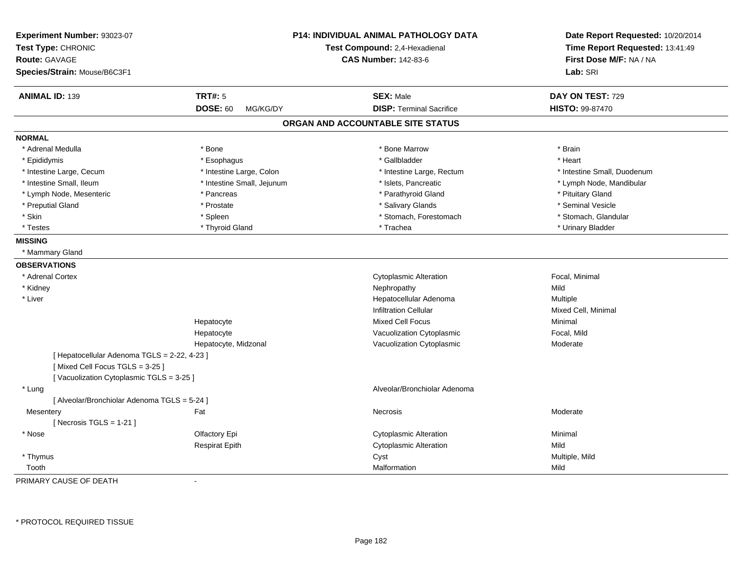**Experiment Number:** 93023-07
**Test Type:** CHRONIC
**Route:** GAVAGE
**Species/Strain:** Mouse/B6C3F1

**P14: INDIVIDUAL ANIMAL PATHOLOGY DATA**
**Test Compound:** 2,4-Hexadienal
**CAS Number:** 142-83-6

**Date Report Requested:** 10/20/2014
**Time Report Requested:** 13:41:49
**First Dose M/F:** NA / NA
**Lab:** SRI

| **ANIMAL ID:** 139 | **TRT#:** 5 | **SEX:** Male | **DAY ON TEST:** 729 |
|---|---|---|---|
| | **DOSE:** 60 MG/KG/DY | **DISP:** Terminal Sacrifice | **HISTO:** 99-87470 |

## ORGAN AND ACCOUNTABLE SITE STATUS

**NORMAL**

| | | | |
|---|---|---|---|
| * Adrenal Medulla | * Bone | * Bone Marrow | * Brain |
| * Epididymis | * Esophagus | * Gallbladder | * Heart |
| * Intestine Large, Cecum | * Intestine Large, Colon | * Intestine Large, Rectum | * Intestine Small, Duodenum |
| * Intestine Small, Ileum | * Intestine Small, Jejunum | * Islets, Pancreatic | * Lymph Node, Mandibular |
| * Lymph Node, Mesenteric | * Pancreas | * Parathyroid Gland | * Pituitary Gland |
| * Preputial Gland | * Prostate | * Salivary Glands | * Seminal Vesicle |
| * Skin | * Spleen | * Stomach, Forestomach | * Stomach, Glandular |
| * Testes | * Thyroid Gland | * Trachea | * Urinary Bladder |

**MISSING**

* Mammary Gland

**OBSERVATIONS**

| | | | |
|---|---|---|---|
| * Adrenal Cortex | | Cytoplasmic Alteration | Focal, Minimal |
| * Kidney | | Nephropathy | Mild |
| * Liver | | Hepatocellular Adenoma | Multiple |
| | | Infiltration Cellular | Mixed Cell, Minimal |
| | Hepatocyte | Mixed Cell Focus | Minimal |
| | Hepatocyte | Vacuolization Cytoplasmic | Focal, Mild |
| | Hepatocyte, Midzonal | Vacuolization Cytoplasmic | Moderate |
| [ Hepatocellular Adenoma TGLS = 2-22, 4-23 ] | | | |
| [ Mixed Cell Focus TGLS = 3-25 ] | | | |
| [ Vacuolization Cytoplasmic TGLS = 3-25 ] | | | |
| * Lung | | Alveolar/Bronchiolar Adenoma | |
| [ Alveolar/Bronchiolar Adenoma TGLS = 5-24 ] | | | |
| Mesentery | Fat | Necrosis | Moderate |
| [ Necrosis TGLS = 1-21 ] | | | |
| * Nose | Olfactory Epi | Cytoplasmic Alteration | Minimal |
| | Respirat Epith | Cytoplasmic Alteration | Mild |
| * Thymus | | Cyst | Multiple, Mild |
| Tooth | | Malformation | Mild |

PRIMARY CAUSE OF DEATH -

* PROTOCOL REQUIRED TISSUE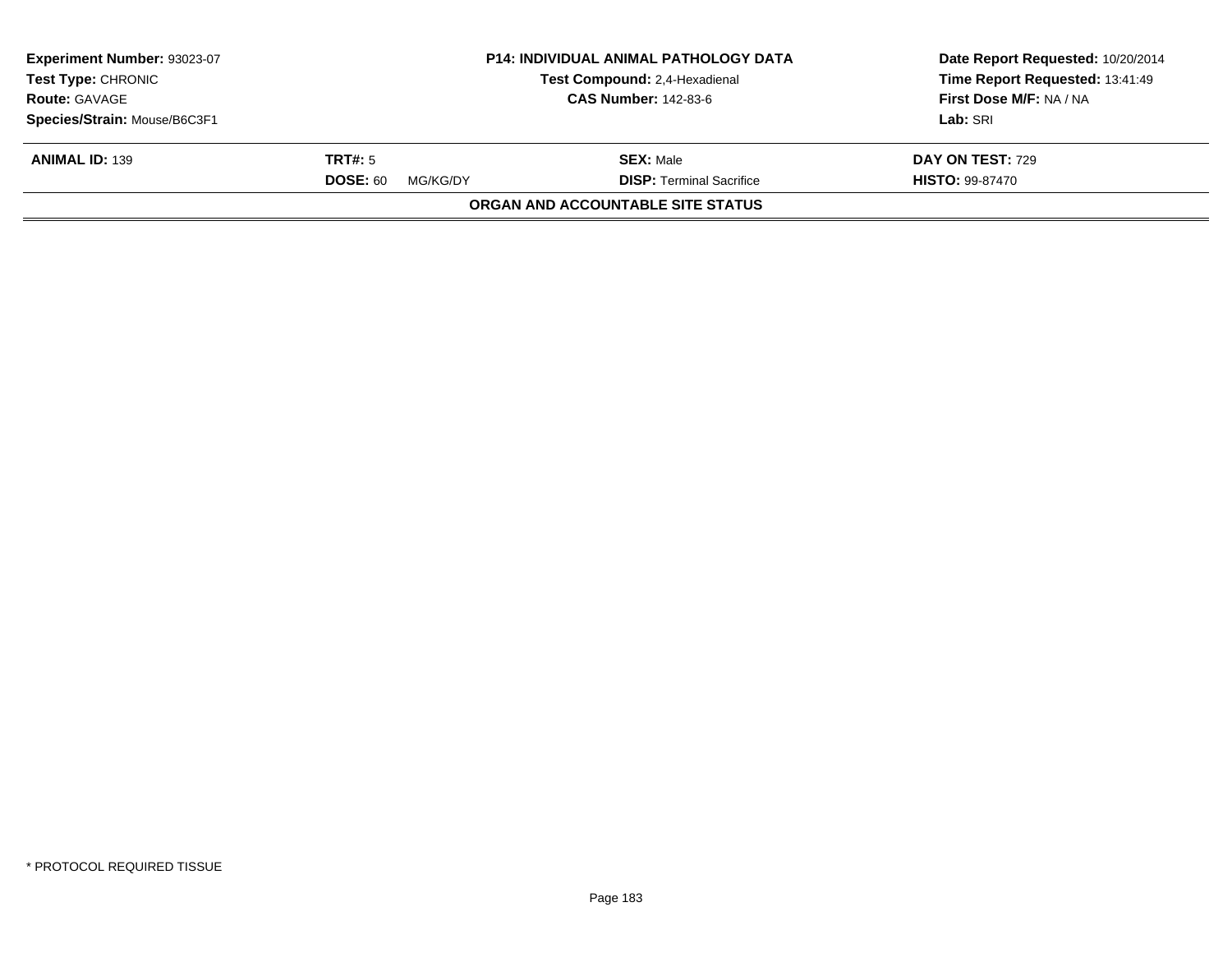| **Experiment Number:** 93023-07 | **P14: INDIVIDUAL ANIMAL PATHOLOGY DATA** | **Date Report Requested:** 10/20/2014 |
|---|---|---|
| **Test Type:** CHRONIC | **Test Compound:** 2,4-Hexadienal | **Time Report Requested:** 13:41:49 |
| **Route:** GAVAGE | **CAS Number:** 142-83-6 | **First Dose M/F:** NA / NA |
| **Species/Strain:** Mouse/B6C3F1 | | **Lab:** SRI |

| **ANIMAL ID:** 139 | **TRT#:** 5 | **SEX:** Male | **DAY ON TEST:** 729 |
|---|---|---|---|
| | **DOSE:** 60 MG/KG/DY | **DISP:** Terminal Sacrifice | **HISTO:** 99-87470 |

**ORGAN AND ACCOUNTABLE SITE STATUS**

* PROTOCOL REQUIRED TISSUE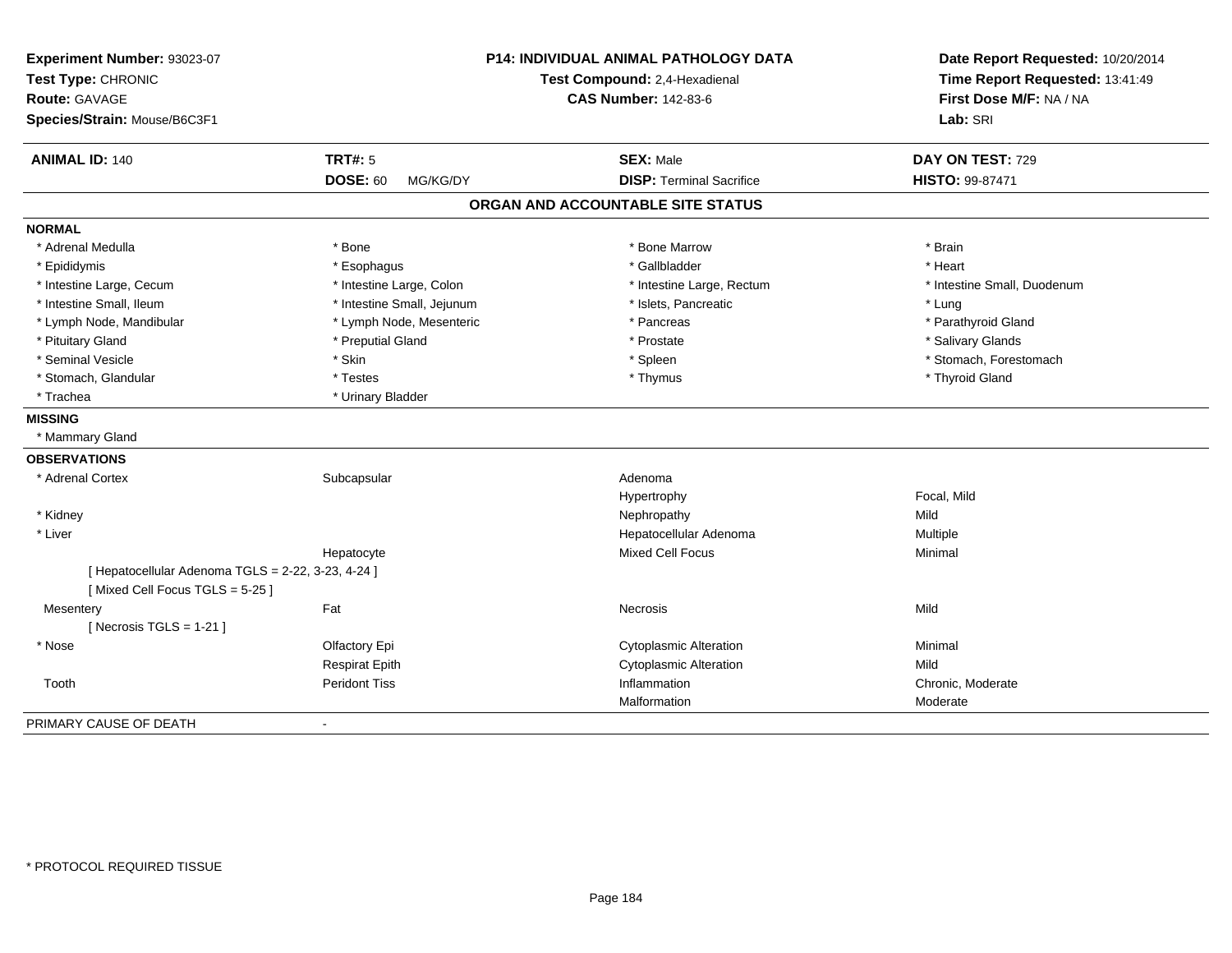**Experiment Number:** 93023-07
**Test Type:** CHRONIC
**Route:** GAVAGE
**Species/Strain:** Mouse/B6C3F1

**P14: INDIVIDUAL ANIMAL PATHOLOGY DATA**
**Test Compound:** 2,4-Hexadienal
**CAS Number:** 142-83-6

**Date Report Requested:** 10/20/2014
**Time Report Requested:** 13:41:49
**First Dose M/F:** NA / NA
**Lab:** SRI

| **ANIMAL ID:** 140 | **TRT#:** 5 | **SEX:** Male | **DAY ON TEST:** 729 |
|---|---|---|---|
| | **DOSE:** 60 MG/KG/DY | **DISP:** Terminal Sacrifice | **HISTO:** 99-87471 |

## ORGAN AND ACCOUNTABLE SITE STATUS

**NORMAL**

| | | | |
|---|---|---|---|
| * Adrenal Medulla | * Bone | * Bone Marrow | * Brain |
| * Epididymis | * Esophagus | * Gallbladder | * Heart |
| * Intestine Large, Cecum | * Intestine Large, Colon | * Intestine Large, Rectum | * Intestine Small, Duodenum |
| * Intestine Small, Ileum | * Intestine Small, Jejunum | * Islets, Pancreatic | * Lung |
| * Lymph Node, Mandibular | * Lymph Node, Mesenteric | * Pancreas | * Parathyroid Gland |
| * Pituitary Gland | * Preputial Gland | * Prostate | * Salivary Glands |
| * Seminal Vesicle | * Skin | * Spleen | * Stomach, Forestomach |
| * Stomach, Glandular | * Testes | * Thymus | * Thyroid Gland |
| * Trachea | * Urinary Bladder | | |

**MISSING**

* Mammary Gland

**OBSERVATIONS**

| | | | |
|---|---|---|---|
| * Adrenal Cortex | Subcapsular | Adenoma | |
| | | Hypertrophy | Focal, Mild |
| * Kidney | | Nephropathy | Mild |
| * Liver | | Hepatocellular Adenoma | Multiple |
| | Hepatocyte | Mixed Cell Focus | Minimal |
| [ Hepatocellular Adenoma TGLS = 2-22, 3-23, 4-24 ] | | | |
| [ Mixed Cell Focus TGLS = 5-25 ] | | | |
| Mesentery | Fat | Necrosis | Mild |
| [ Necrosis TGLS = 1-21 ] | | | |
| * Nose | Olfactory Epi | Cytoplasmic Alteration | Minimal |
| | Respirat Epith | Cytoplasmic Alteration | Mild |
| Tooth | Peridont Tiss | Inflammation | Chronic, Moderate |
| | | Malformation | Moderate |

PRIMARY CAUSE OF DEATH -

* PROTOCOL REQUIRED TISSUE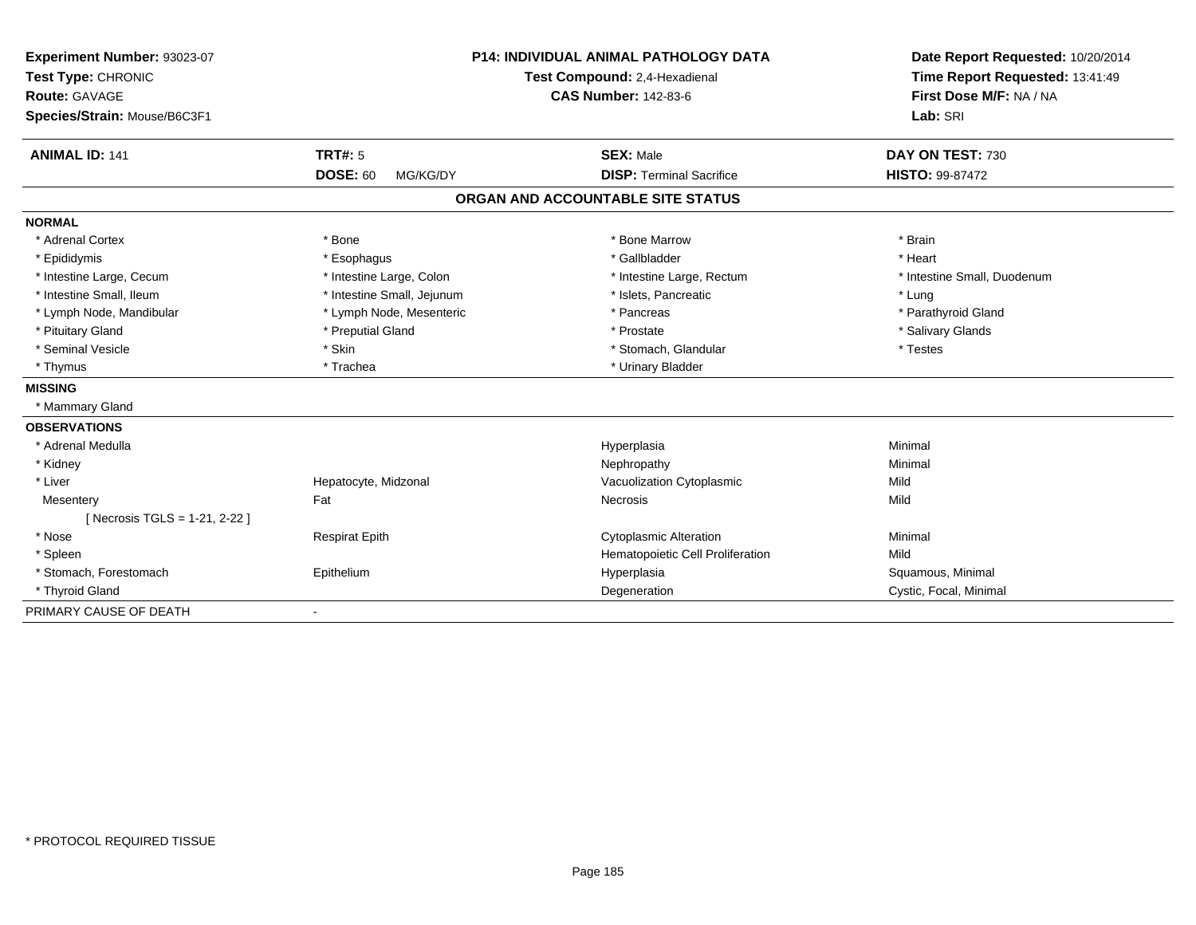**Experiment Number:** 93023-07
**Test Type:** CHRONIC
**Route:** GAVAGE
**Species/Strain:** Mouse/B6C3F1

**P14: INDIVIDUAL ANIMAL PATHOLOGY DATA**
**Test Compound:** 2,4-Hexadienal
**CAS Number:** 142-83-6

**Date Report Requested:** 10/20/2014
**Time Report Requested:** 13:41:49
**First Dose M/F:** NA / NA
**Lab:** SRI

| **ANIMAL ID:** 141 | **TRT#:** 5 | **SEX:** Male | **DAY ON TEST:** 730 |
|---|---|---|---|
| | **DOSE:** 60 MG/KG/DY | **DISP:** Terminal Sacrifice | **HISTO:** 99-87472 |

## ORGAN AND ACCOUNTABLE SITE STATUS

**NORMAL**

| | | | |
|---|---|---|---|
| * Adrenal Cortex | * Bone | * Bone Marrow | * Brain |
| * Epididymis | * Esophagus | * Gallbladder | * Heart |
| * Intestine Large, Cecum | * Intestine Large, Colon | * Intestine Large, Rectum | * Intestine Small, Duodenum |
| * Intestine Small, Ileum | * Intestine Small, Jejunum | * Islets, Pancreatic | * Lung |
| * Lymph Node, Mandibular | * Lymph Node, Mesenteric | * Pancreas | * Parathyroid Gland |
| * Pituitary Gland | * Preputial Gland | * Prostate | * Salivary Glands |
| * Seminal Vesicle | * Skin | * Stomach, Glandular | * Testes |
| * Thymus | * Trachea | * Urinary Bladder | |

**MISSING**

* Mammary Gland

**OBSERVATIONS**

| | | | |
|---|---|---|---|
| * Adrenal Medulla | | Hyperplasia | Minimal |
| * Kidney | | Nephropathy | Minimal |
| * Liver | Hepatocyte, Midzonal | Vacuolization Cytoplasmic | Mild |
| Mesentery | Fat | Necrosis | Mild |
| [ Necrosis TGLS = 1-21, 2-22 ] | | | |
| * Nose | Respirat Epith | Cytoplasmic Alteration | Minimal |
| * Spleen | | Hematopoietic Cell Proliferation | Mild |
| * Stomach, Forestomach | Epithelium | Hyperplasia | Squamous, Minimal |
| * Thyroid Gland | | Degeneration | Cystic, Focal, Minimal |

PRIMARY CAUSE OF DEATH -

* PROTOCOL REQUIRED TISSUE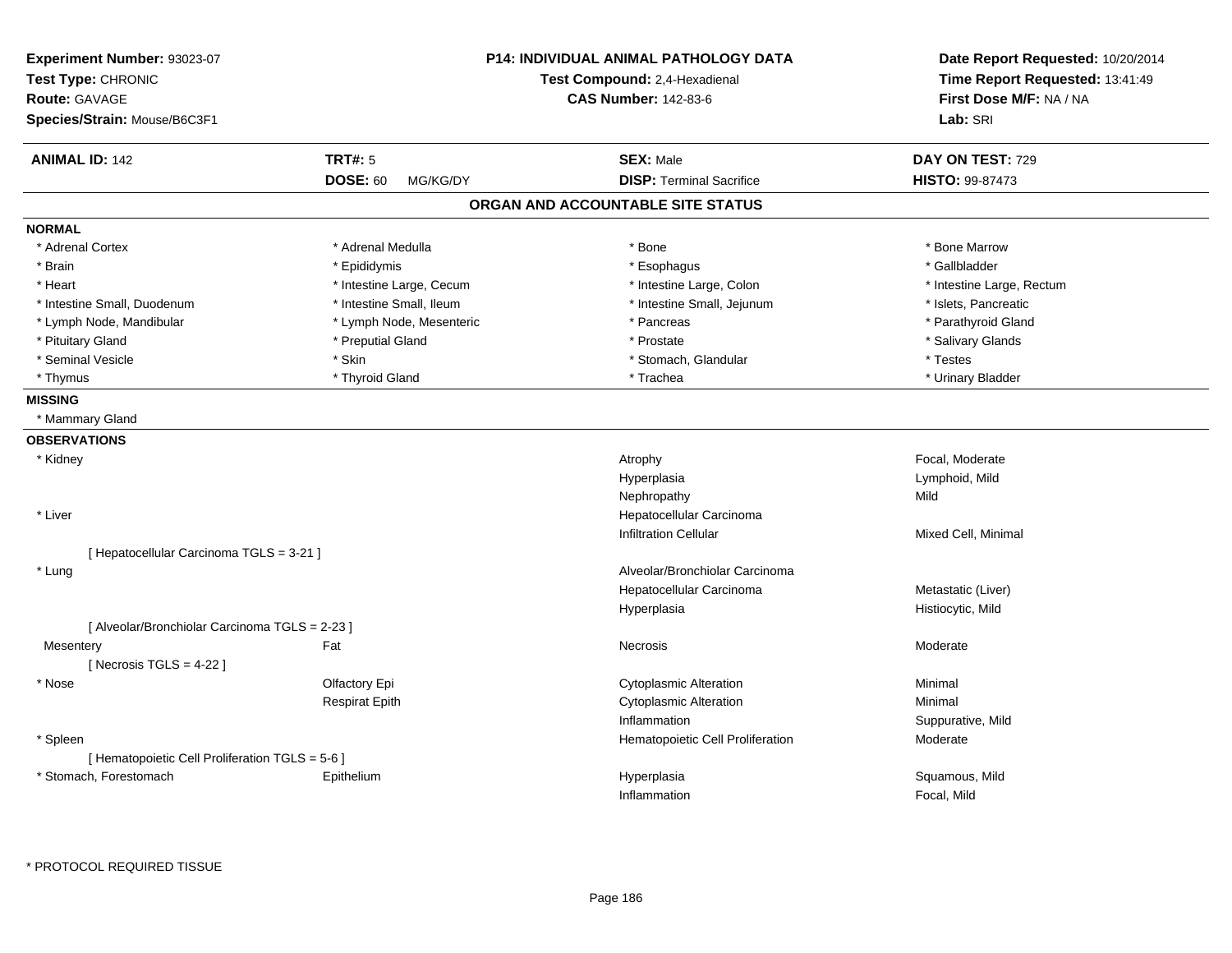**Experiment Number:** 93023-07
**Test Type:** CHRONIC
**Route:** GAVAGE
**Species/Strain:** Mouse/B6C3F1

**P14: INDIVIDUAL ANIMAL PATHOLOGY DATA**
**Test Compound:** 2,4-Hexadienal
**CAS Number:** 142-83-6

**Date Report Requested:** 10/20/2014
**Time Report Requested:** 13:41:49
**First Dose M/F:** NA / NA
**Lab:** SRI

| **ANIMAL ID:** 142 | **TRT#:** 5 | **SEX:** Male | **DAY ON TEST:** 729 |
|---|---|---|---|
| | **DOSE:** 60 MG/KG/DY | **DISP:** Terminal Sacrifice | **HISTO:** 99-87473 |

## ORGAN AND ACCOUNTABLE SITE STATUS

**NORMAL**

| | | | |
|---|---|---|---|
| * Adrenal Cortex | * Adrenal Medulla | * Bone | * Bone Marrow |
| * Brain | * Epididymis | * Esophagus | * Gallbladder |
| * Heart | * Intestine Large, Cecum | * Intestine Large, Colon | * Intestine Large, Rectum |
| * Intestine Small, Duodenum | * Intestine Small, Ileum | * Intestine Small, Jejunum | * Islets, Pancreatic |
| * Lymph Node, Mandibular | * Lymph Node, Mesenteric | * Pancreas | * Parathyroid Gland |
| * Pituitary Gland | * Preputial Gland | * Prostate | * Salivary Glands |
| * Seminal Vesicle | * Skin | * Stomach, Glandular | * Testes |
| * Thymus | * Thyroid Gland | * Trachea | * Urinary Bladder |

**MISSING**

* Mammary Gland

**OBSERVATIONS**

| Organ | Site | Observation | Qualifier |
|---|---|---|---|
| * Kidney | | Atrophy | Focal, Moderate |
| | | Hyperplasia | Lymphoid, Mild |
| | | Nephropathy | Mild |
| * Liver | | Hepatocellular Carcinoma | |
| | | Infiltration Cellular | Mixed Cell, Minimal |
| [ Hepatocellular Carcinoma TGLS = 3-21 ] | | | |
| * Lung | | Alveolar/Bronchiolar Carcinoma | |
| | | Hepatocellular Carcinoma | Metastatic (Liver) |
| | | Hyperplasia | Histiocytic, Mild |
| [ Alveolar/Bronchiolar Carcinoma TGLS = 2-23 ] | | | |
| Mesentery | Fat | Necrosis | Moderate |
| [ Necrosis TGLS = 4-22 ] | | | |
| * Nose | Olfactory Epi | Cytoplasmic Alteration | Minimal |
| | Respirat Epith | Cytoplasmic Alteration | Minimal |
| | | Inflammation | Suppurative, Mild |
| * Spleen | | Hematopoietic Cell Proliferation | Moderate |
| [ Hematopoietic Cell Proliferation TGLS = 5-6 ] | | | |
| * Stomach, Forestomach | Epithelium | Hyperplasia | Squamous, Mild |
| | | Inflammation | Focal, Mild |

* PROTOCOL REQUIRED TISSUE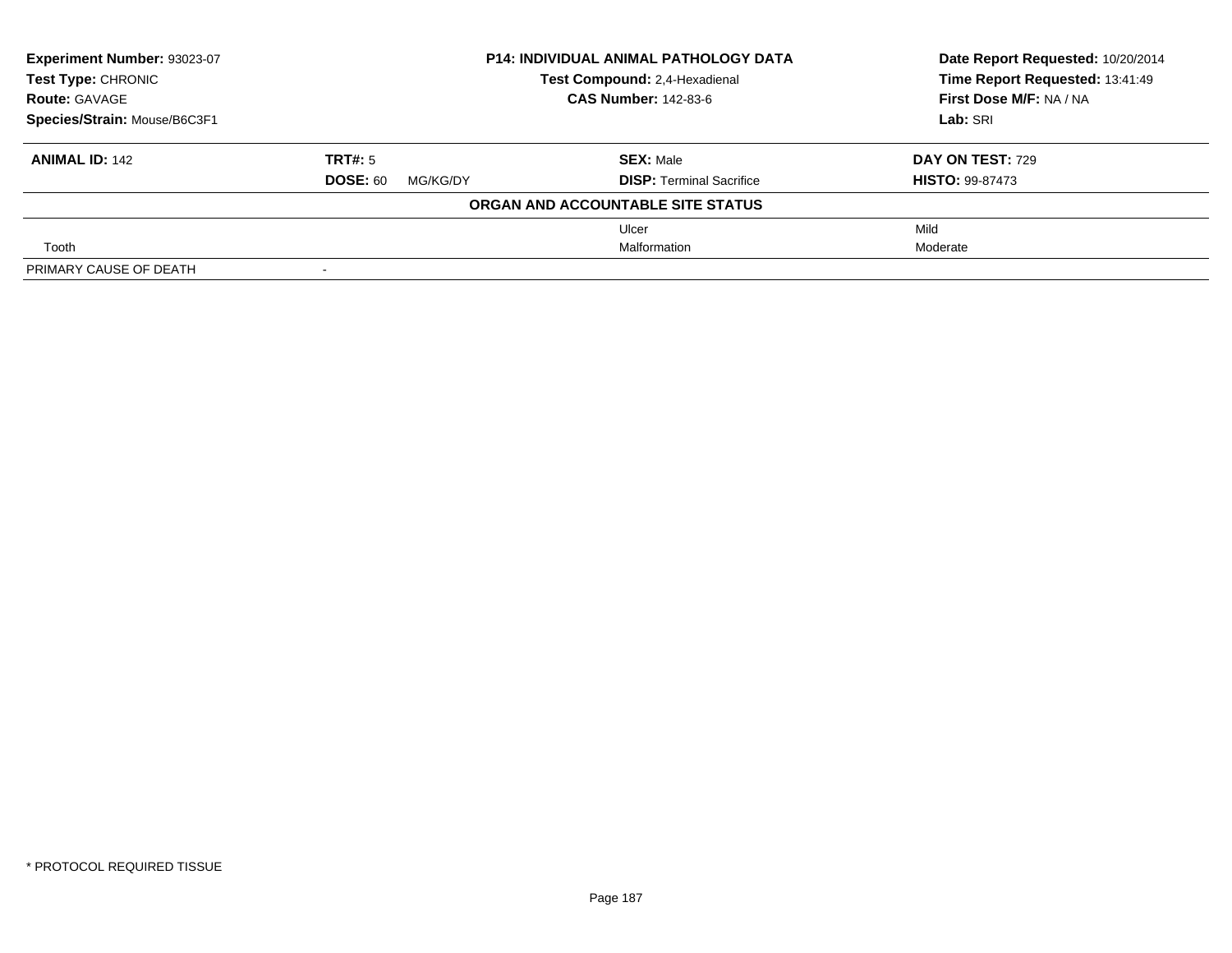| Experiment Number: 93023-07 | P14: INDIVIDUAL ANIMAL PATHOLOGY DATA | Date Report Requested: 10/20/2014 |
|---|---|---|
| Test Type: CHRONIC | Test Compound: 2,4-Hexadienal | Time Report Requested: 13:41:49 |
| Route: GAVAGE | CAS Number: 142-83-6 | First Dose M/F: NA / NA |
| Species/Strain: Mouse/B6C3F1 | | Lab: SRI |

| ANIMAL ID: 142 | TRT#: 5 | SEX: Male | DAY ON TEST: 729 |
|---|---|---|---|
| | DOSE: 60 MG/KG/DY | DISP: Terminal Sacrifice | HISTO: 99-87473 |

**ORGAN AND ACCOUNTABLE SITE STATUS**

| | | | |
|---|---|---|---|
| | | Ulcer | Mild |
| Tooth | | Malformation | Moderate |
| PRIMARY CAUSE OF DEATH | - | | |

* PROTOCOL REQUIRED TISSUE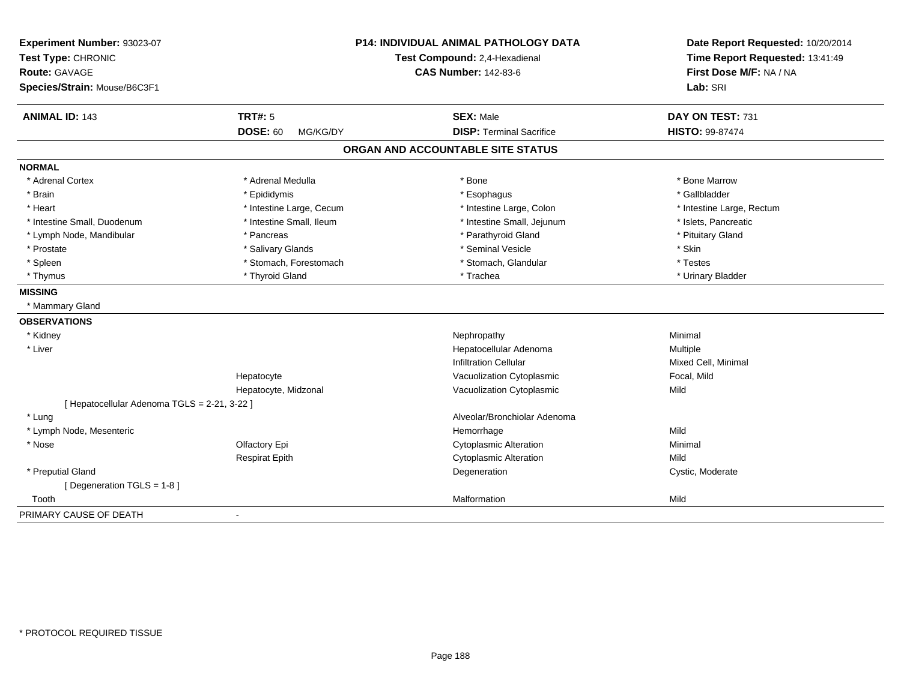**Experiment Number:** 93023-07
**Test Type:** CHRONIC
**Route:** GAVAGE
**Species/Strain:** Mouse/B6C3F1

**P14: INDIVIDUAL ANIMAL PATHOLOGY DATA**
**Test Compound:** 2,4-Hexadienal
**CAS Number:** 142-83-6

**Date Report Requested:** 10/20/2014
**Time Report Requested:** 13:41:49
**First Dose M/F:** NA / NA
**Lab:** SRI

| **ANIMAL ID:** 143 | **TRT#:** 5 | **SEX:** Male | **DAY ON TEST:** 731 |
|---|---|---|---|
| | **DOSE:** 60 MG/KG/DY | **DISP:** Terminal Sacrifice | **HISTO:** 99-87474 |

## ORGAN AND ACCOUNTABLE SITE STATUS

**NORMAL**

| | | | |
|---|---|---|---|
| * Adrenal Cortex | * Adrenal Medulla | * Bone | * Bone Marrow |
| * Brain | * Epididymis | * Esophagus | * Gallbladder |
| * Heart | * Intestine Large, Cecum | * Intestine Large, Colon | * Intestine Large, Rectum |
| * Intestine Small, Duodenum | * Intestine Small, Ileum | * Intestine Small, Jejunum | * Islets, Pancreatic |
| * Lymph Node, Mandibular | * Pancreas | * Parathyroid Gland | * Pituitary Gland |
| * Prostate | * Salivary Glands | * Seminal Vesicle | * Skin |
| * Spleen | * Stomach, Forestomach | * Stomach, Glandular | * Testes |
| * Thymus | * Thyroid Gland | * Trachea | * Urinary Bladder |

**MISSING**

* Mammary Gland

**OBSERVATIONS**

| | | | |
|---|---|---|---|
| * Kidney | | Nephropathy | Minimal |
| * Liver | | Hepatocellular Adenoma | Multiple |
| | | Infiltration Cellular | Mixed Cell, Minimal |
| | Hepatocyte | Vacuolization Cytoplasmic | Focal, Mild |
| | Hepatocyte, Midzonal | Vacuolization Cytoplasmic | Mild |
| [ Hepatocellular Adenoma TGLS = 2-21, 3-22 ] | | | |
| * Lung | | Alveolar/Bronchiolar Adenoma | |
| * Lymph Node, Mesenteric | | Hemorrhage | Mild |
| * Nose | Olfactory Epi | Cytoplasmic Alteration | Minimal |
| | Respirat Epith | Cytoplasmic Alteration | Mild |
| * Preputial Gland | | Degeneration | Cystic, Moderate |
| [ Degeneration TGLS = 1-8 ] | | | |
| Tooth | | Malformation | Mild |

PRIMARY CAUSE OF DEATH -

* PROTOCOL REQUIRED TISSUE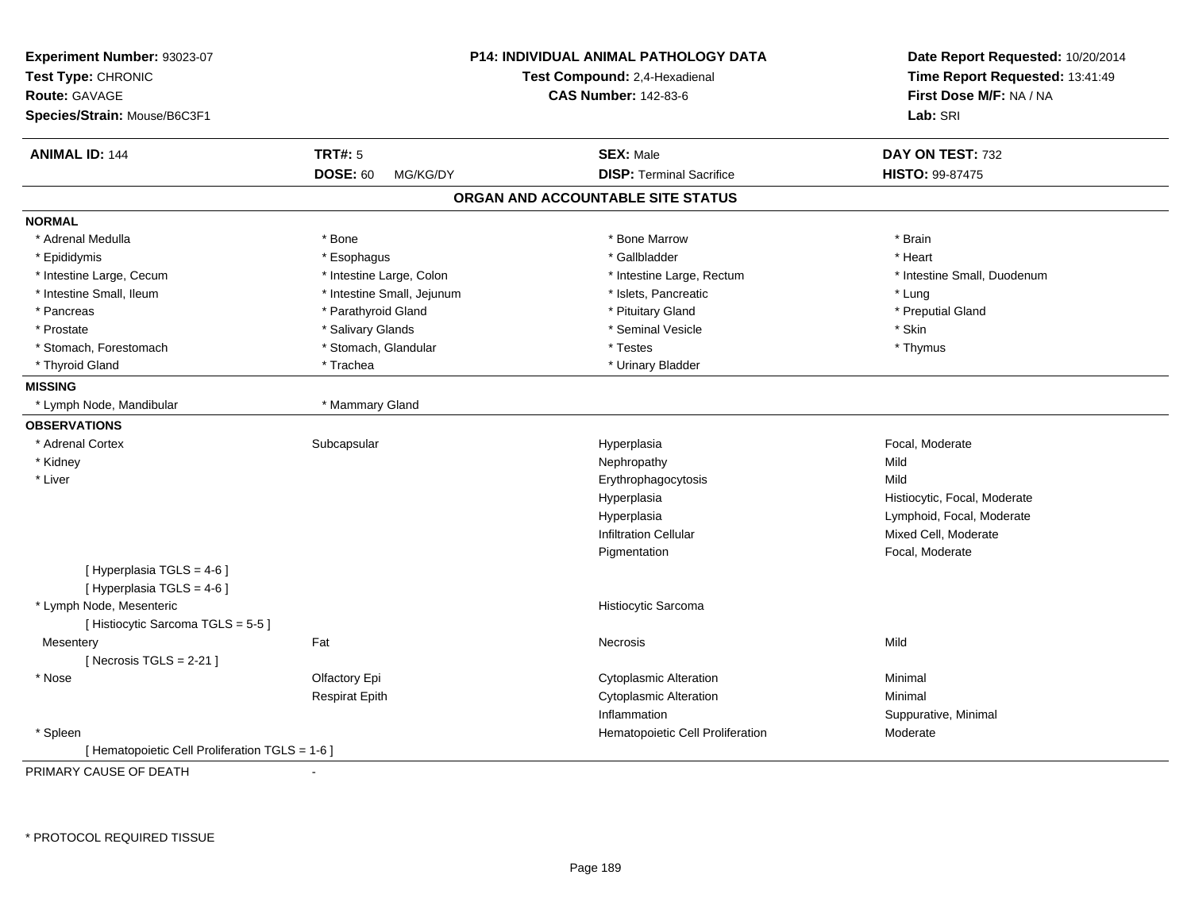**Experiment Number:** 93023-07
**Test Type:** CHRONIC
**Route:** GAVAGE
**Species/Strain:** Mouse/B6C3F1

**P14: INDIVIDUAL ANIMAL PATHOLOGY DATA**
**Test Compound:** 2,4-Hexadienal
**CAS Number:** 142-83-6

**Date Report Requested:** 10/20/2014
**Time Report Requested:** 13:41:49
**First Dose M/F:** NA / NA
**Lab:** SRI

| **ANIMAL ID:** 144 | **TRT#:** 5 | **SEX:** Male | **DAY ON TEST:** 732 |
|---|---|---|---|
| | **DOSE:** 60 MG/KG/DY | **DISP:** Terminal Sacrifice | **HISTO:** 99-87475 |

## ORGAN AND ACCOUNTABLE SITE STATUS

**NORMAL**

| | | | |
|---|---|---|---|
| * Adrenal Medulla | * Bone | * Bone Marrow | * Brain |
| * Epididymis | * Esophagus | * Gallbladder | * Heart |
| * Intestine Large, Cecum | * Intestine Large, Colon | * Intestine Large, Rectum | * Intestine Small, Duodenum |
| * Intestine Small, Ileum | * Intestine Small, Jejunum | * Islets, Pancreatic | * Lung |
| * Pancreas | * Parathyroid Gland | * Pituitary Gland | * Preputial Gland |
| * Prostate | * Salivary Glands | * Seminal Vesicle | * Skin |
| * Stomach, Forestomach | * Stomach, Glandular | * Testes | * Thymus |
| * Thyroid Gland | * Trachea | * Urinary Bladder | |

**MISSING**

| | |
|---|---|
| * Lymph Node, Mandibular | * Mammary Gland |

**OBSERVATIONS**

| | | | |
|---|---|---|---|
| * Adrenal Cortex | Subcapsular | Hyperplasia | Focal, Moderate |
| * Kidney | | Nephropathy | Mild |
| * Liver | | Erythrophagocytosis | Mild |
| | | Hyperplasia | Histiocytic, Focal, Moderate |
| | | Hyperplasia | Lymphoid, Focal, Moderate |
| | | Infiltration Cellular | Mixed Cell, Moderate |
| | | Pigmentation | Focal, Moderate |
| [ Hyperplasia TGLS = 4-6 ] | | | |
| [ Hyperplasia TGLS = 4-6 ] | | | |
| * Lymph Node, Mesenteric | | Histiocytic Sarcoma | |
| [ Histiocytic Sarcoma TGLS = 5-5 ] | | | |
| Mesentery | Fat | Necrosis | Mild |
| [ Necrosis TGLS = 2-21 ] | | | |
| * Nose | Olfactory Epi | Cytoplasmic Alteration | Minimal |
| | Respirat Epith | Cytoplasmic Alteration | Minimal |
| | | Inflammation | Suppurative, Minimal |
| * Spleen | | Hematopoietic Cell Proliferation | Moderate |
| [ Hematopoietic Cell Proliferation TGLS = 1-6 ] | | | |

PRIMARY CAUSE OF DEATH -

* PROTOCOL REQUIRED TISSUE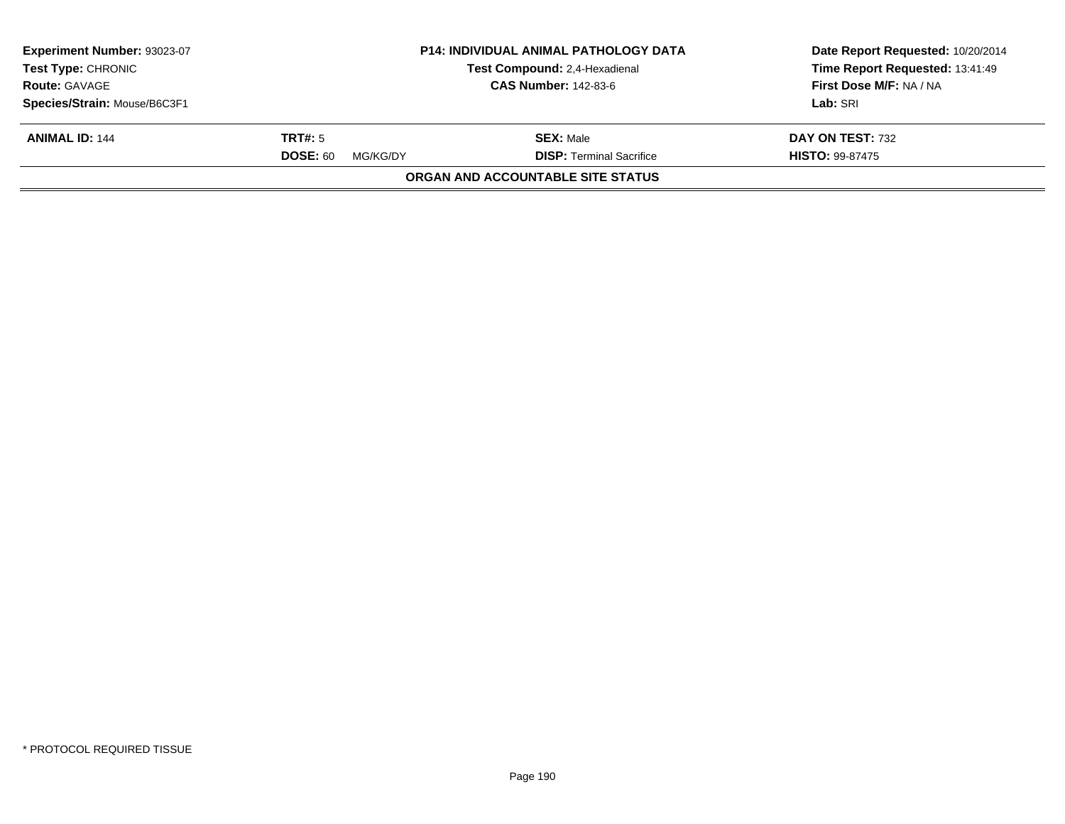| **Experiment Number:** 93023-07 | **P14: INDIVIDUAL ANIMAL PATHOLOGY DATA** | **Date Report Requested:** 10/20/2014 |
|---|---|---|
| **Test Type:** CHRONIC | **Test Compound:** 2,4-Hexadienal | **Time Report Requested:** 13:41:49 |
| **Route:** GAVAGE | **CAS Number:** 142-83-6 | **First Dose M/F:** NA / NA |
| **Species/Strain:** Mouse/B6C3F1 | | **Lab:** SRI |

| **ANIMAL ID:** 144 | **TRT#:** 5 | **SEX:** Male | **DAY ON TEST:** 732 |
|---|---|---|---|
| | **DOSE:** 60 MG/KG/DY | **DISP:** Terminal Sacrifice | **HISTO:** 99-87475 |

**ORGAN AND ACCOUNTABLE SITE STATUS**

* PROTOCOL REQUIRED TISSUE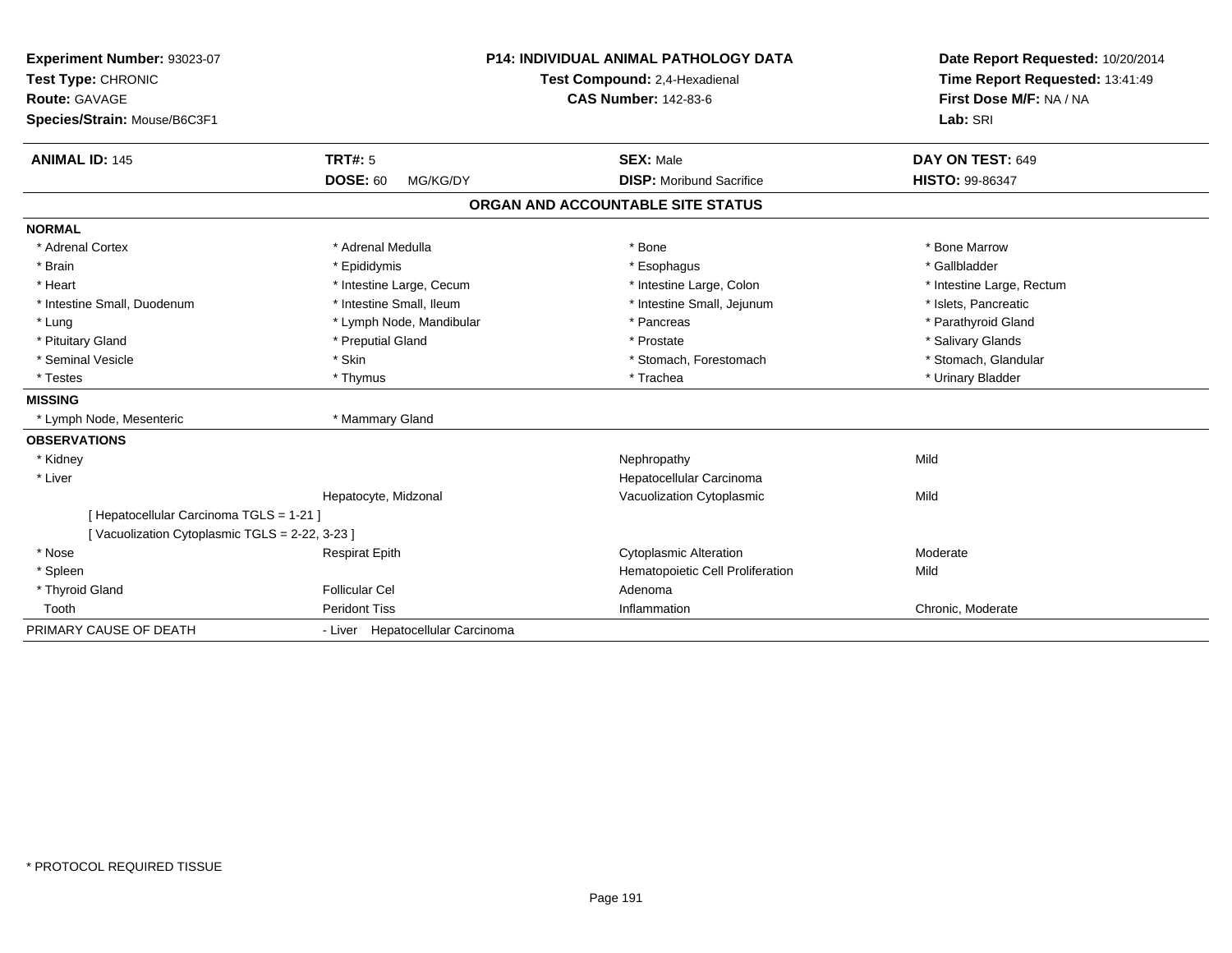**Experiment Number:** 93023-07
**Test Type:** CHRONIC
**Route:** GAVAGE
**Species/Strain:** Mouse/B6C3F1

**P14: INDIVIDUAL ANIMAL PATHOLOGY DATA**
**Test Compound:** 2,4-Hexadienal
**CAS Number:** 142-83-6

**Date Report Requested:** 10/20/2014
**Time Report Requested:** 13:41:49
**First Dose M/F:** NA / NA
**Lab:** SRI

| **ANIMAL ID:** 145 | **TRT#:** 5 | **SEX:** Male | **DAY ON TEST:** 649 |
|---|---|---|---|
| | **DOSE:** 60 MG/KG/DY | **DISP:** Moribund Sacrifice | **HISTO:** 99-86347 |

## ORGAN AND ACCOUNTABLE SITE STATUS

**NORMAL**

| | | | |
|---|---|---|---|
| * Adrenal Cortex | * Adrenal Medulla | * Bone | * Bone Marrow |
| * Brain | * Epididymis | * Esophagus | * Gallbladder |
| * Heart | * Intestine Large, Cecum | * Intestine Large, Colon | * Intestine Large, Rectum |
| * Intestine Small, Duodenum | * Intestine Small, Ileum | * Intestine Small, Jejunum | * Islets, Pancreatic |
| * Lung | * Lymph Node, Mandibular | * Pancreas | * Parathyroid Gland |
| * Pituitary Gland | * Preputial Gland | * Prostate | * Salivary Glands |
| * Seminal Vesicle | * Skin | * Stomach, Forestomach | * Stomach, Glandular |
| * Testes | * Thymus | * Trachea | * Urinary Bladder |

**MISSING**

| | |
|---|---|
| * Lymph Node, Mesenteric | * Mammary Gland |

**OBSERVATIONS**

| Organ | Site | Observation | Severity |
|---|---|---|---|
| * Kidney | | Nephropathy | Mild |
| * Liver | | Hepatocellular Carcinoma | |
| | Hepatocyte, Midzonal | Vacuolization Cytoplasmic | Mild |
| [ Hepatocellular Carcinoma TGLS = 1-21 ] | | | |
| [ Vacuolization Cytoplasmic TGLS = 2-22, 3-23 ] | | | |
| * Nose | Respirat Epith | Cytoplasmic Alteration | Moderate |
| * Spleen | | Hematopoietic Cell Proliferation | Mild |
| * Thyroid Gland | Follicular Cel | Adenoma | |
| Tooth | Peridont Tiss | Inflammation | Chronic, Moderate |

| PRIMARY CAUSE OF DEATH | - Liver Hepatocellular Carcinoma |
|---|---|

* PROTOCOL REQUIRED TISSUE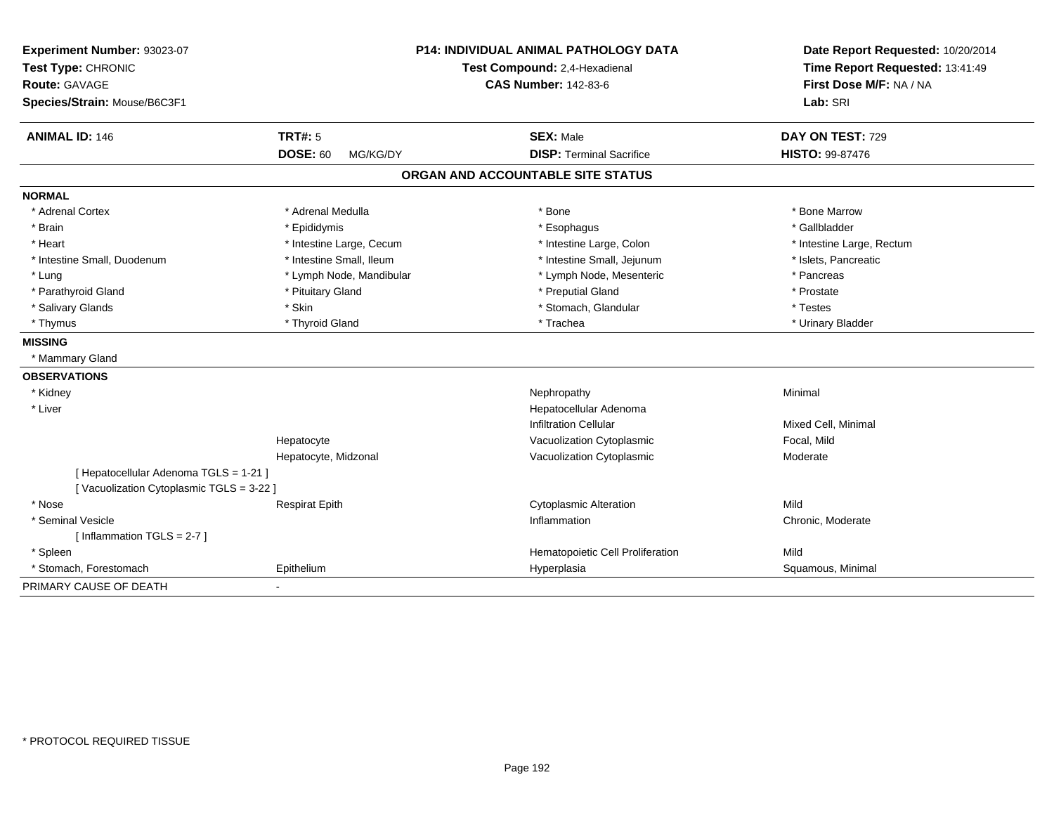**Experiment Number:** 93023-07
**Test Type:** CHRONIC
**Route:** GAVAGE
**Species/Strain:** Mouse/B6C3F1

**P14: INDIVIDUAL ANIMAL PATHOLOGY DATA**
**Test Compound:** 2,4-Hexadienal
**CAS Number:** 142-83-6

**Date Report Requested:** 10/20/2014
**Time Report Requested:** 13:41:49
**First Dose M/F:** NA / NA
**Lab:** SRI

| **ANIMAL ID:** 146 | **TRT#:** 5 | **SEX:** Male | **DAY ON TEST:** 729 |
|---|---|---|---|
| | **DOSE:** 60 MG/KG/DY | **DISP:** Terminal Sacrifice | **HISTO:** 99-87476 |

## ORGAN AND ACCOUNTABLE SITE STATUS

**NORMAL**

| | | | |
|---|---|---|---|
| * Adrenal Cortex | * Adrenal Medulla | * Bone | * Bone Marrow |
| * Brain | * Epididymis | * Esophagus | * Gallbladder |
| * Heart | * Intestine Large, Cecum | * Intestine Large, Colon | * Intestine Large, Rectum |
| * Intestine Small, Duodenum | * Intestine Small, Ileum | * Intestine Small, Jejunum | * Islets, Pancreatic |
| * Lung | * Lymph Node, Mandibular | * Lymph Node, Mesenteric | * Pancreas |
| * Parathyroid Gland | * Pituitary Gland | * Preputial Gland | * Prostate |
| * Salivary Glands | * Skin | * Stomach, Glandular | * Testes |
| * Thymus | * Thyroid Gland | * Trachea | * Urinary Bladder |

**MISSING**

* Mammary Gland

**OBSERVATIONS**

| | | | |
|---|---|---|---|
| * Kidney | | Nephropathy | Minimal |
| * Liver | | Hepatocellular Adenoma | |
| | | Infiltration Cellular | Mixed Cell, Minimal |
| | Hepatocyte | Vacuolization Cytoplasmic | Focal, Mild |
| | Hepatocyte, Midzonal | Vacuolization Cytoplasmic | Moderate |
| [ Hepatocellular Adenoma TGLS = 1-21 ] | | | |
| [ Vacuolization Cytoplasmic TGLS = 3-22 ] | | | |
| * Nose | Respirat Epith | Cytoplasmic Alteration | Mild |
| * Seminal Vesicle | | Inflammation | Chronic, Moderate |
| [ Inflammation TGLS = 2-7 ] | | | |
| * Spleen | | Hematopoietic Cell Proliferation | Mild |
| * Stomach, Forestomach | Epithelium | Hyperplasia | Squamous, Minimal |

PRIMARY CAUSE OF DEATH -

* PROTOCOL REQUIRED TISSUE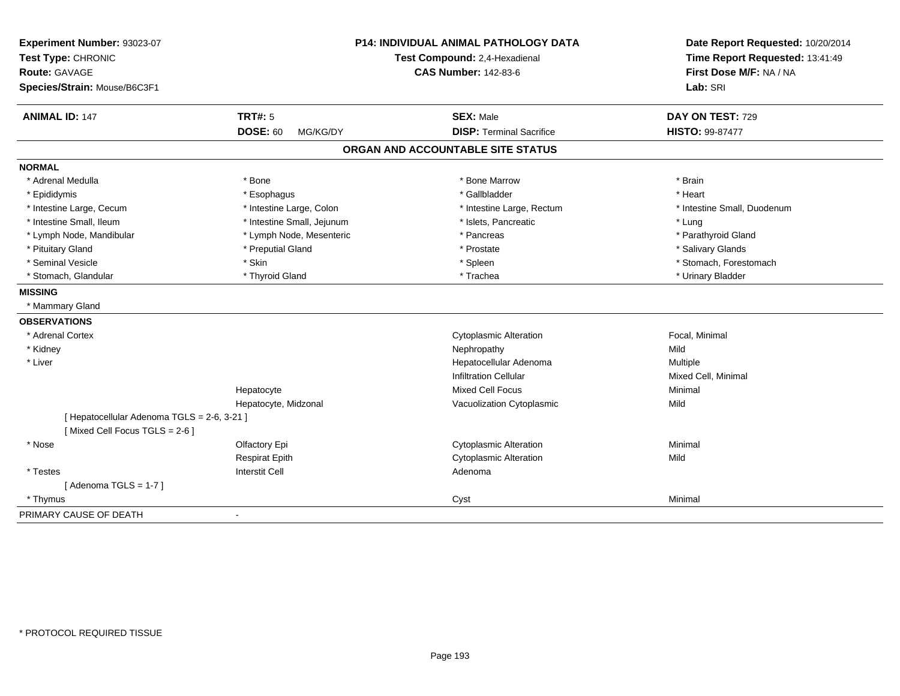**Experiment Number:** 93023-07
**Test Type:** CHRONIC
**Route:** GAVAGE
**Species/Strain:** Mouse/B6C3F1

**P14: INDIVIDUAL ANIMAL PATHOLOGY DATA**
**Test Compound:** 2,4-Hexadienal
**CAS Number:** 142-83-6

**Date Report Requested:** 10/20/2014
**Time Report Requested:** 13:41:49
**First Dose M/F:** NA / NA
**Lab:** SRI

| **ANIMAL ID:** 147 | **TRT#:** 5 | **SEX:** Male | **DAY ON TEST:** 729 |
|---|---|---|---|
| | **DOSE:** 60 MG/KG/DY | **DISP:** Terminal Sacrifice | **HISTO:** 99-87477 |

## ORGAN AND ACCOUNTABLE SITE STATUS

**NORMAL**

| | | | |
|---|---|---|---|
| * Adrenal Medulla | * Bone | * Bone Marrow | * Brain |
| * Epididymis | * Esophagus | * Gallbladder | * Heart |
| * Intestine Large, Cecum | * Intestine Large, Colon | * Intestine Large, Rectum | * Intestine Small, Duodenum |
| * Intestine Small, Ileum | * Intestine Small, Jejunum | * Islets, Pancreatic | * Lung |
| * Lymph Node, Mandibular | * Lymph Node, Mesenteric | * Pancreas | * Parathyroid Gland |
| * Pituitary Gland | * Preputial Gland | * Prostate | * Salivary Glands |
| * Seminal Vesicle | * Skin | * Spleen | * Stomach, Forestomach |
| * Stomach, Glandular | * Thyroid Gland | * Trachea | * Urinary Bladder |

**MISSING**

* Mammary Gland

**OBSERVATIONS**

| | | | |
|---|---|---|---|
| * Adrenal Cortex | | Cytoplasmic Alteration | Focal, Minimal |
| * Kidney | | Nephropathy | Mild |
| * Liver | | Hepatocellular Adenoma | Multiple |
| | | Infiltration Cellular | Mixed Cell, Minimal |
| | Hepatocyte | Mixed Cell Focus | Minimal |
| | Hepatocyte, Midzonal | Vacuolization Cytoplasmic | Mild |
| [ Hepatocellular Adenoma TGLS = 2-6, 3-21 ] | | | |
| [ Mixed Cell Focus TGLS = 2-6 ] | | | |
| * Nose | Olfactory Epi | Cytoplasmic Alteration | Minimal |
| | Respirat Epith | Cytoplasmic Alteration | Mild |
| * Testes | Interstit Cell | Adenoma | |
| [ Adenoma TGLS = 1-7 ] | | | |
| * Thymus | | Cyst | Minimal |

PRIMARY CAUSE OF DEATH -

* PROTOCOL REQUIRED TISSUE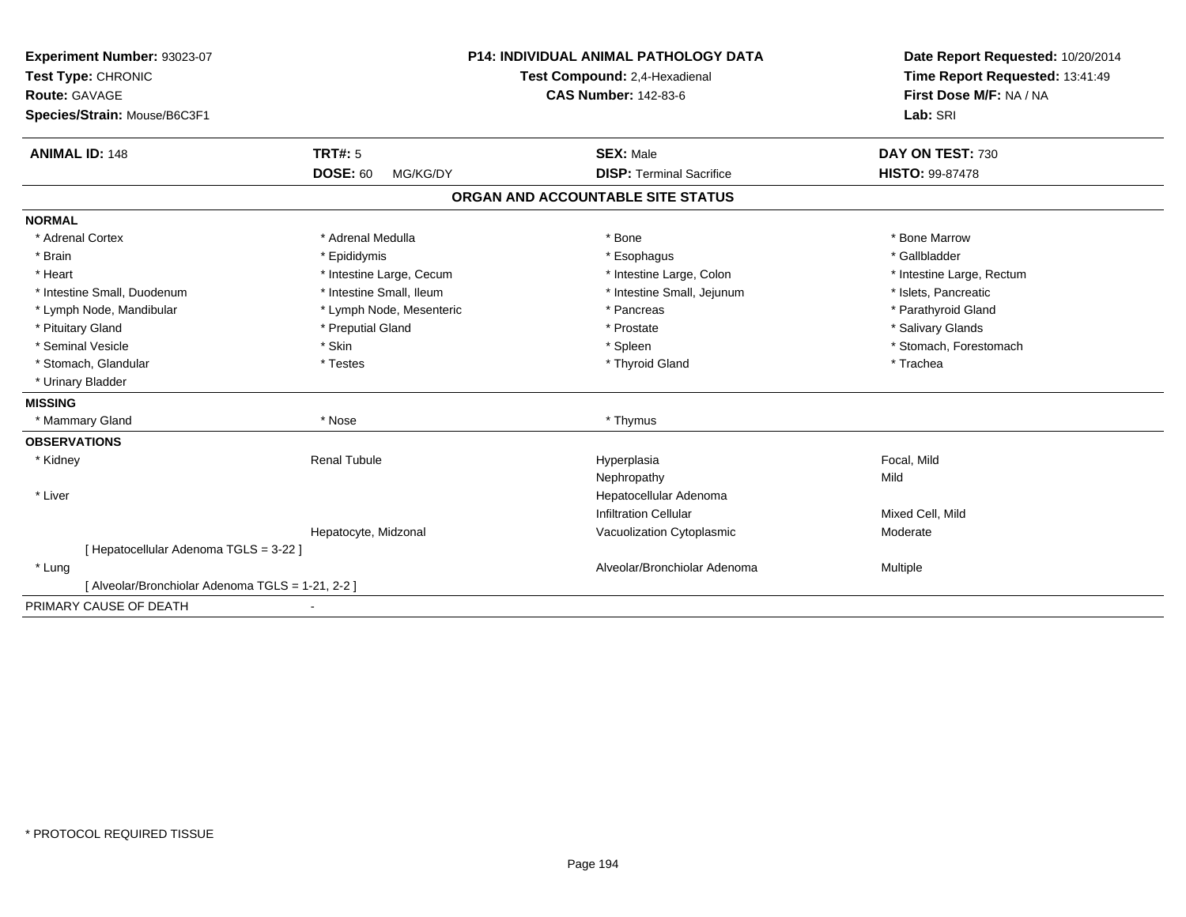**Experiment Number:** 93023-07
**Test Type:** CHRONIC
**Route:** GAVAGE
**Species/Strain:** Mouse/B6C3F1

**P14: INDIVIDUAL ANIMAL PATHOLOGY DATA**
**Test Compound:** 2,4-Hexadienal
**CAS Number:** 142-83-6

**Date Report Requested:** 10/20/2014
**Time Report Requested:** 13:41:49
**First Dose M/F:** NA / NA
**Lab:** SRI

| **ANIMAL ID:** 148 | **TRT#:** 5 | **SEX:** Male | **DAY ON TEST:** 730 |
|---|---|---|---|
| | **DOSE:** 60 MG/KG/DY | **DISP:** Terminal Sacrifice | **HISTO:** 99-87478 |

## ORGAN AND ACCOUNTABLE SITE STATUS

**NORMAL**

| | | | |
|---|---|---|---|
| * Adrenal Cortex | * Adrenal Medulla | * Bone | * Bone Marrow |
| * Brain | * Epididymis | * Esophagus | * Gallbladder |
| * Heart | * Intestine Large, Cecum | * Intestine Large, Colon | * Intestine Large, Rectum |
| * Intestine Small, Duodenum | * Intestine Small, Ileum | * Intestine Small, Jejunum | * Islets, Pancreatic |
| * Lymph Node, Mandibular | * Lymph Node, Mesenteric | * Pancreas | * Parathyroid Gland |
| * Pituitary Gland | * Preputial Gland | * Prostate | * Salivary Glands |
| * Seminal Vesicle | * Skin | * Spleen | * Stomach, Forestomach |
| * Stomach, Glandular | * Testes | * Thyroid Gland | * Trachea |
| * Urinary Bladder | | | |

**MISSING**

| | | |
|---|---|---|
| * Mammary Gland | * Nose | * Thymus |

**OBSERVATIONS**

| | | | |
|---|---|---|---|
| * Kidney | Renal Tubule | Hyperplasia | Focal, Mild |
| | | Nephropathy | Mild |
| * Liver | | Hepatocellular Adenoma | |
| | | Infiltration Cellular | Mixed Cell, Mild |
| | Hepatocyte, Midzonal | Vacuolization Cytoplasmic | Moderate |
| [ Hepatocellular Adenoma TGLS = 3-22 ] | | | |
| * Lung | | Alveolar/Bronchiolar Adenoma | Multiple |
| [ Alveolar/Bronchiolar Adenoma TGLS = 1-21, 2-2 ] | | | |

PRIMARY CAUSE OF DEATH -

* PROTOCOL REQUIRED TISSUE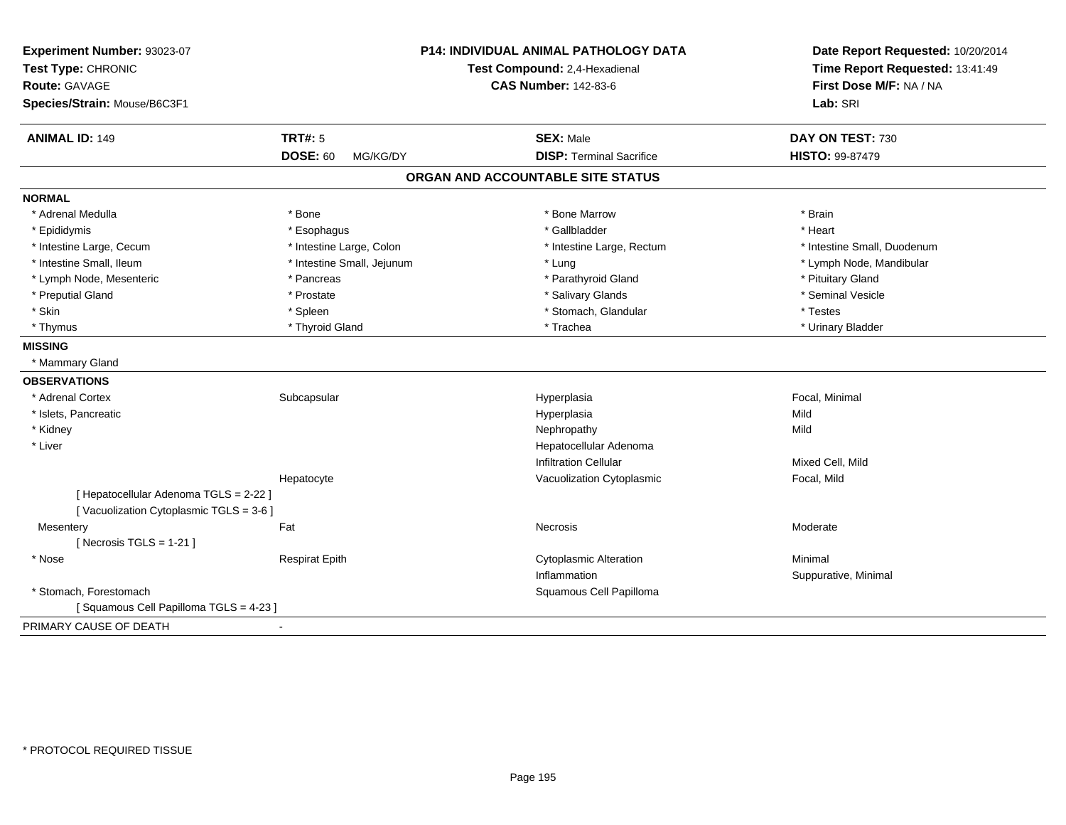**Experiment Number:** 93023-07
**Test Type:** CHRONIC
**Route:** GAVAGE
**Species/Strain:** Mouse/B6C3F1

**P14: INDIVIDUAL ANIMAL PATHOLOGY DATA**
**Test Compound:** 2,4-Hexadienal
**CAS Number:** 142-83-6

**Date Report Requested:** 10/20/2014
**Time Report Requested:** 13:41:49
**First Dose M/F:** NA / NA
**Lab:** SRI

| **ANIMAL ID:** 149 | **TRT#:** 5 | **SEX:** Male | **DAY ON TEST:** 730 |
|---|---|---|---|
| | **DOSE:** 60 MG/KG/DY | **DISP:** Terminal Sacrifice | **HISTO:** 99-87479 |

## ORGAN AND ACCOUNTABLE SITE STATUS

**NORMAL**

| | | | |
|---|---|---|---|
| * Adrenal Medulla | * Bone | * Bone Marrow | * Brain |
| * Epididymis | * Esophagus | * Gallbladder | * Heart |
| * Intestine Large, Cecum | * Intestine Large, Colon | * Intestine Large, Rectum | * Intestine Small, Duodenum |
| * Intestine Small, Ileum | * Intestine Small, Jejunum | * Lung | * Lymph Node, Mandibular |
| * Lymph Node, Mesenteric | * Pancreas | * Parathyroid Gland | * Pituitary Gland |
| * Preputial Gland | * Prostate | * Salivary Glands | * Seminal Vesicle |
| * Skin | * Spleen | * Stomach, Glandular | * Testes |
| * Thymus | * Thyroid Gland | * Trachea | * Urinary Bladder |

**MISSING**

* Mammary Gland

**OBSERVATIONS**

| | | | |
|---|---|---|---|
| * Adrenal Cortex | Subcapsular | Hyperplasia | Focal, Minimal |
| * Islets, Pancreatic | | Hyperplasia | Mild |
| * Kidney | | Nephropathy | Mild |
| * Liver | | Hepatocellular Adenoma | |
| | | Infiltration Cellular | Mixed Cell, Mild |
| | Hepatocyte | Vacuolization Cytoplasmic | Focal, Mild |
| [ Hepatocellular Adenoma TGLS = 2-22 ] | | | |
| [ Vacuolization Cytoplasmic TGLS = 3-6 ] | | | |
| Mesentery | Fat | Necrosis | Moderate |
| [ Necrosis TGLS = 1-21 ] | | | |
| * Nose | Respirat Epith | Cytoplasmic Alteration | Minimal |
| | | Inflammation | Suppurative, Minimal |
| * Stomach, Forestomach | | Squamous Cell Papilloma | |
| [ Squamous Cell Papilloma TGLS = 4-23 ] | | | |

PRIMARY CAUSE OF DEATH -

* PROTOCOL REQUIRED TISSUE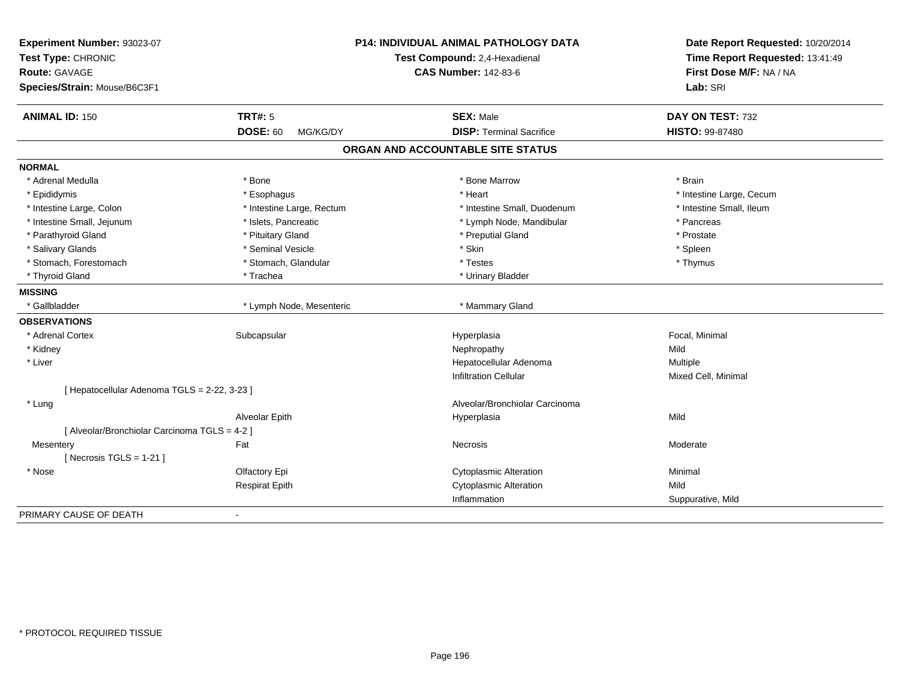**Experiment Number:** 93023-07
**Test Type:** CHRONIC
**Route:** GAVAGE
**Species/Strain:** Mouse/B6C3F1

**P14: INDIVIDUAL ANIMAL PATHOLOGY DATA**
**Test Compound:** 2,4-Hexadienal
**CAS Number:** 142-83-6

**Date Report Requested:** 10/20/2014
**Time Report Requested:** 13:41:49
**First Dose M/F:** NA / NA
**Lab:** SRI

| **ANIMAL ID:** 150 | **TRT#:** 5 | **SEX:** Male | **DAY ON TEST:** 732 |
|---|---|---|---|
| | **DOSE:** 60 MG/KG/DY | **DISP:** Terminal Sacrifice | **HISTO:** 99-87480 |

## ORGAN AND ACCOUNTABLE SITE STATUS

**NORMAL**

| | | | |
|---|---|---|---|
| * Adrenal Medulla | * Bone | * Bone Marrow | * Brain |
| * Epididymis | * Esophagus | * Heart | * Intestine Large, Cecum |
| * Intestine Large, Colon | * Intestine Large, Rectum | * Intestine Small, Duodenum | * Intestine Small, Ileum |
| * Intestine Small, Jejunum | * Islets, Pancreatic | * Lymph Node, Mandibular | * Pancreas |
| * Parathyroid Gland | * Pituitary Gland | * Preputial Gland | * Prostate |
| * Salivary Glands | * Seminal Vesicle | * Skin | * Spleen |
| * Stomach, Forestomach | * Stomach, Glandular | * Testes | * Thymus |
| * Thyroid Gland | * Trachea | * Urinary Bladder | |

**MISSING**

| | | |
|---|---|---|
| * Gallbladder | * Lymph Node, Mesenteric | * Mammary Gland |

**OBSERVATIONS**

| | | | |
|---|---|---|---|
| * Adrenal Cortex | Subcapsular | Hyperplasia | Focal, Minimal |
| * Kidney | | Nephropathy | Mild |
| * Liver | | Hepatocellular Adenoma | Multiple |
| | | Infiltration Cellular | Mixed Cell, Minimal |
| [ Hepatocellular Adenoma TGLS = 2-22, 3-23 ] | | | |
| * Lung | | Alveolar/Bronchiolar Carcinoma | |
| | Alveolar Epith | Hyperplasia | Mild |
| [ Alveolar/Bronchiolar Carcinoma TGLS = 4-2 ] | | | |
| Mesentery | Fat | Necrosis | Moderate |
| [ Necrosis TGLS = 1-21 ] | | | |
| * Nose | Olfactory Epi | Cytoplasmic Alteration | Minimal |
| | Respirat Epith | Cytoplasmic Alteration | Mild |
| | | Inflammation | Suppurative, Mild |

PRIMARY CAUSE OF DEATH -

* PROTOCOL REQUIRED TISSUE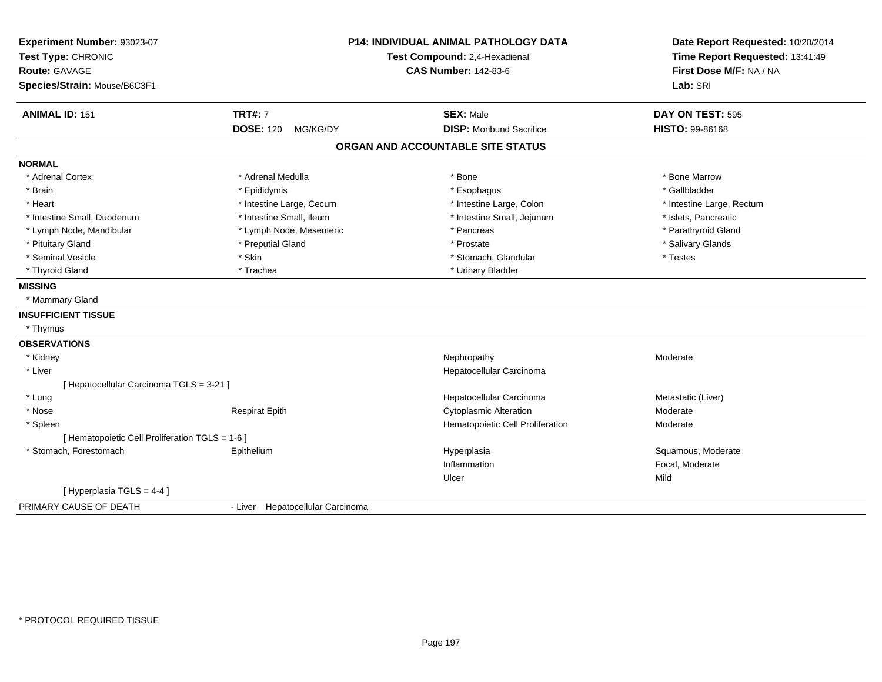**Experiment Number:** 93023-07
**Test Type:** CHRONIC
**Route:** GAVAGE
**Species/Strain:** Mouse/B6C3F1

**P14: INDIVIDUAL ANIMAL PATHOLOGY DATA**
**Test Compound:** 2,4-Hexadienal
**CAS Number:** 142-83-6

**Date Report Requested:** 10/20/2014
**Time Report Requested:** 13:41:49
**First Dose M/F:** NA / NA
**Lab:** SRI

| **ANIMAL ID:** 151 | **TRT#:** 7 | **SEX:** Male | **DAY ON TEST:** 595 |
|---|---|---|---|
| | **DOSE:** 120 MG/KG/DY | **DISP:** Moribund Sacrifice | **HISTO:** 99-86168 |

## ORGAN AND ACCOUNTABLE SITE STATUS

**NORMAL**

| | | | |
|---|---|---|---|
| * Adrenal Cortex | * Adrenal Medulla | * Bone | * Bone Marrow |
| * Brain | * Epididymis | * Esophagus | * Gallbladder |
| * Heart | * Intestine Large, Cecum | * Intestine Large, Colon | * Intestine Large, Rectum |
| * Intestine Small, Duodenum | * Intestine Small, Ileum | * Intestine Small, Jejunum | * Islets, Pancreatic |
| * Lymph Node, Mandibular | * Lymph Node, Mesenteric | * Pancreas | * Parathyroid Gland |
| * Pituitary Gland | * Preputial Gland | * Prostate | * Salivary Glands |
| * Seminal Vesicle | * Skin | * Stomach, Glandular | * Testes |
| * Thyroid Gland | * Trachea | * Urinary Bladder | |

**MISSING**

* Mammary Gland

**INSUFFICIENT TISSUE**

* Thymus

**OBSERVATIONS**

| | | | |
|---|---|---|---|
| * Kidney | | Nephropathy | Moderate |
| * Liver | | Hepatocellular Carcinoma | |
| [ Hepatocellular Carcinoma TGLS = 3-21 ] | | | |
| * Lung | | Hepatocellular Carcinoma | Metastatic (Liver) |
| * Nose | Respirat Epith | Cytoplasmic Alteration | Moderate |
| * Spleen | | Hematopoietic Cell Proliferation | Moderate |
| [ Hematopoietic Cell Proliferation TGLS = 1-6 ] | | | |
| * Stomach, Forestomach | Epithelium | Hyperplasia | Squamous, Moderate |
| | | Inflammation | Focal, Moderate |
| | | Ulcer | Mild |
| [ Hyperplasia TGLS = 4-4 ] | | | |

PRIMARY CAUSE OF DEATH - Liver Hepatocellular Carcinoma

* PROTOCOL REQUIRED TISSUE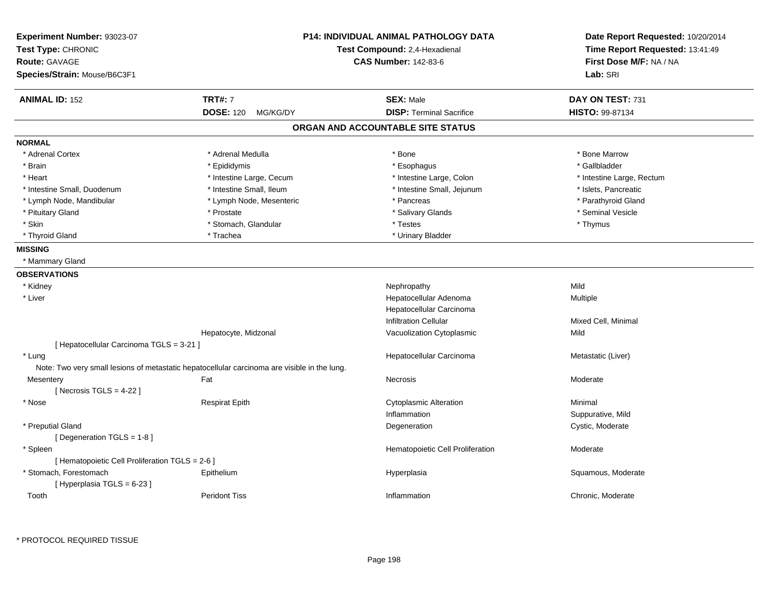**Experiment Number:** 93023-07
**Test Type:** CHRONIC
**Route:** GAVAGE
**Species/Strain:** Mouse/B6C3F1

**P14: INDIVIDUAL ANIMAL PATHOLOGY DATA**
**Test Compound:** 2,4-Hexadienal
**CAS Number:** 142-83-6

**Date Report Requested:** 10/20/2014
**Time Report Requested:** 13:41:49
**First Dose M/F:** NA / NA
**Lab:** SRI

| **ANIMAL ID:** 152 | **TRT#:** 7 | **SEX:** Male | **DAY ON TEST:** 731 |
|---|---|---|---|
| | **DOSE:** 120 MG/KG/DY | **DISP:** Terminal Sacrifice | **HISTO:** 99-87134 |

## ORGAN AND ACCOUNTABLE SITE STATUS

**NORMAL**

| | | | |
|---|---|---|---|
| * Adrenal Cortex | * Adrenal Medulla | * Bone | * Bone Marrow |
| * Brain | * Epididymis | * Esophagus | * Gallbladder |
| * Heart | * Intestine Large, Cecum | * Intestine Large, Colon | * Intestine Large, Rectum |
| * Intestine Small, Duodenum | * Intestine Small, Ileum | * Intestine Small, Jejunum | * Islets, Pancreatic |
| * Lymph Node, Mandibular | * Lymph Node, Mesenteric | * Pancreas | * Parathyroid Gland |
| * Pituitary Gland | * Prostate | * Salivary Glands | * Seminal Vesicle |
| * Skin | * Stomach, Glandular | * Testes | * Thymus |
| * Thyroid Gland | * Trachea | * Urinary Bladder | |

**MISSING**

* Mammary Gland

**OBSERVATIONS**

| | | | |
|---|---|---|---|
| * Kidney | | Nephropathy | Mild |
| * Liver | | Hepatocellular Adenoma | Multiple |
| | | Hepatocellular Carcinoma | |
| | | Infiltration Cellular | Mixed Cell, Minimal |
| | Hepatocyte, Midzonal | Vacuolization Cytoplasmic | Mild |
| [ Hepatocellular Carcinoma TGLS = 3-21 ] | | | |
| * Lung | | Hepatocellular Carcinoma | Metastatic (Liver) |
| Note: Two very small lesions of metastatic hepatocellular carcinoma are visible in the lung. | | | |
| Mesentery | Fat | Necrosis | Moderate |
| [ Necrosis TGLS = 4-22 ] | | | |
| * Nose | Respirat Epith | Cytoplasmic Alteration | Minimal |
| | | Inflammation | Suppurative, Mild |
| * Preputial Gland | | Degeneration | Cystic, Moderate |
| [ Degeneration TGLS = 1-8 ] | | | |
| * Spleen | | Hematopoietic Cell Proliferation | Moderate |
| [ Hematopoietic Cell Proliferation TGLS = 2-6 ] | | | |
| * Stomach, Forestomach | Epithelium | Hyperplasia | Squamous, Moderate |
| [ Hyperplasia TGLS = 6-23 ] | | | |
| Tooth | Peridont Tiss | Inflammation | Chronic, Moderate |

* PROTOCOL REQUIRED TISSUE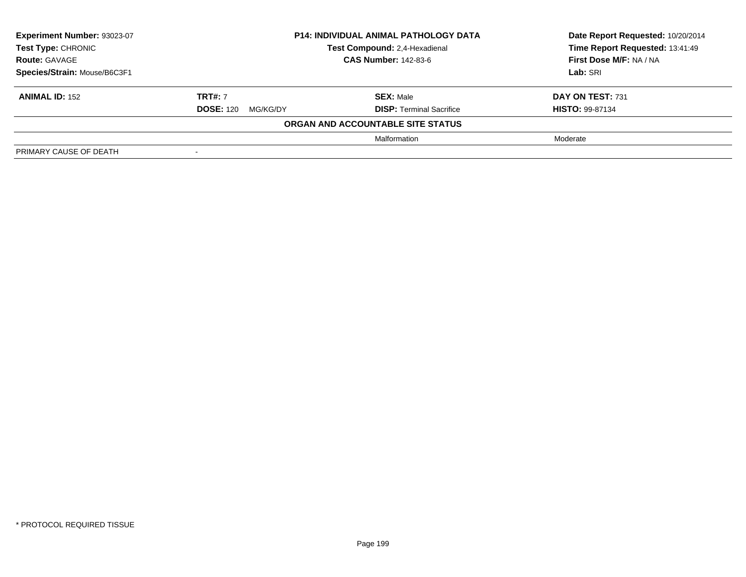| **Experiment Number:** 93023-07 | **P14: INDIVIDUAL ANIMAL PATHOLOGY DATA** | **Date Report Requested:** 10/20/2014 |
|---|---|---|
| **Test Type:** CHRONIC | **Test Compound:** 2,4-Hexadienal | **Time Report Requested:** 13:41:49 |
| **Route:** GAVAGE | **CAS Number:** 142-83-6 | **First Dose M/F:** NA / NA |
| **Species/Strain:** Mouse/B6C3F1 | | **Lab:** SRI |

| **ANIMAL ID:** 152 | **TRT#:** 7 | **SEX:** Male | **DAY ON TEST:** 731 |
|---|---|---|---|
| | **DOSE:** 120 MG/KG/DY | **DISP:** Terminal Sacrifice | **HISTO:** 99-87134 |

**ORGAN AND ACCOUNTABLE SITE STATUS**

| | | | |
|---|---|---|---|
| | | Malformation | Moderate |
| PRIMARY CAUSE OF DEATH | - | | |

* PROTOCOL REQUIRED TISSUE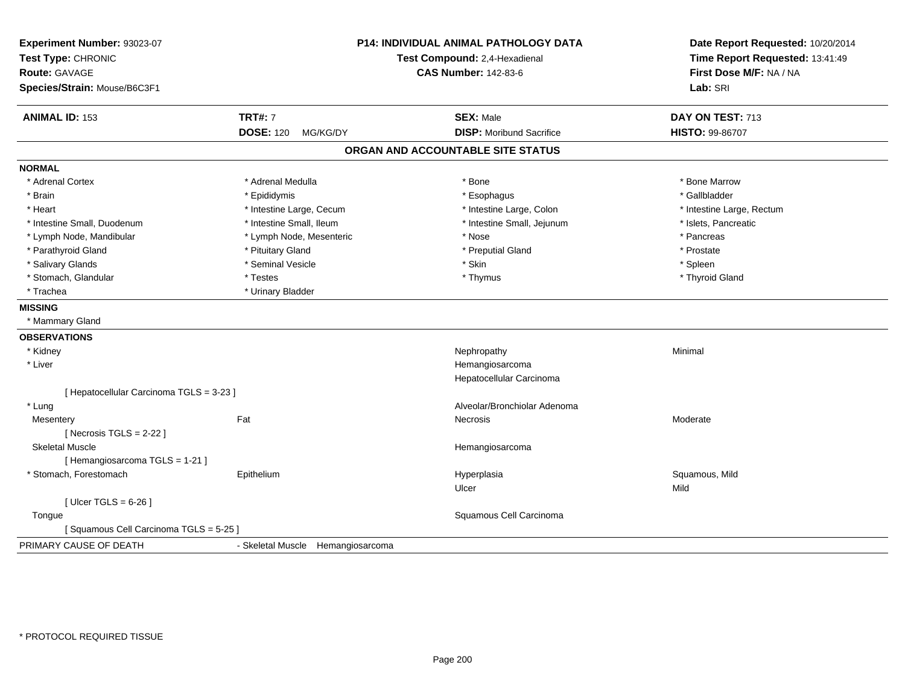**Experiment Number:** 93023-07
**Test Type:** CHRONIC
**Route:** GAVAGE
**Species/Strain:** Mouse/B6C3F1

**P14: INDIVIDUAL ANIMAL PATHOLOGY DATA**
**Test Compound:** 2,4-Hexadienal
**CAS Number:** 142-83-6

**Date Report Requested:** 10/20/2014
**Time Report Requested:** 13:41:49
**First Dose M/F:** NA / NA
**Lab:** SRI

| **ANIMAL ID:** 153 | **TRT#:** 7 | **SEX:** Male | **DAY ON TEST:** 713 |
|---|---|---|---|
| | **DOSE:** 120 MG/KG/DY | **DISP:** Moribund Sacrifice | **HISTO:** 99-86707 |

## ORGAN AND ACCOUNTABLE SITE STATUS

**NORMAL**

| | | | |
|---|---|---|---|
| * Adrenal Cortex | * Adrenal Medulla | * Bone | * Bone Marrow |
| * Brain | * Epididymis | * Esophagus | * Gallbladder |
| * Heart | * Intestine Large, Cecum | * Intestine Large, Colon | * Intestine Large, Rectum |
| * Intestine Small, Duodenum | * Intestine Small, Ileum | * Intestine Small, Jejunum | * Islets, Pancreatic |
| * Lymph Node, Mandibular | * Lymph Node, Mesenteric | * Nose | * Pancreas |
| * Parathyroid Gland | * Pituitary Gland | * Preputial Gland | * Prostate |
| * Salivary Glands | * Seminal Vesicle | * Skin | * Spleen |
| * Stomach, Glandular | * Testes | * Thymus | * Thyroid Gland |
| * Trachea | * Urinary Bladder | | |

**MISSING**

* Mammary Gland

**OBSERVATIONS**

| | | | |
|---|---|---|---|
| * Kidney | | Nephropathy | Minimal |
| * Liver | | Hemangiosarcoma | |
| | | Hepatocellular Carcinoma | |
| [ Hepatocellular Carcinoma TGLS = 3-23 ] | | | |
| * Lung | | Alveolar/Bronchiolar Adenoma | |
| Mesentery | Fat | Necrosis | Moderate |
| [ Necrosis TGLS = 2-22 ] | | | |
| Skeletal Muscle | | Hemangiosarcoma | |
| [ Hemangiosarcoma TGLS = 1-21 ] | | | |
| * Stomach, Forestomach | Epithelium | Hyperplasia | Squamous, Mild |
| | | Ulcer | Mild |
| [ Ulcer TGLS = 6-26 ] | | | |
| Tongue | | Squamous Cell Carcinoma | |
| [ Squamous Cell Carcinoma TGLS = 5-25 ] | | | |

PRIMARY CAUSE OF DEATH - Skeletal Muscle Hemangiosarcoma

* PROTOCOL REQUIRED TISSUE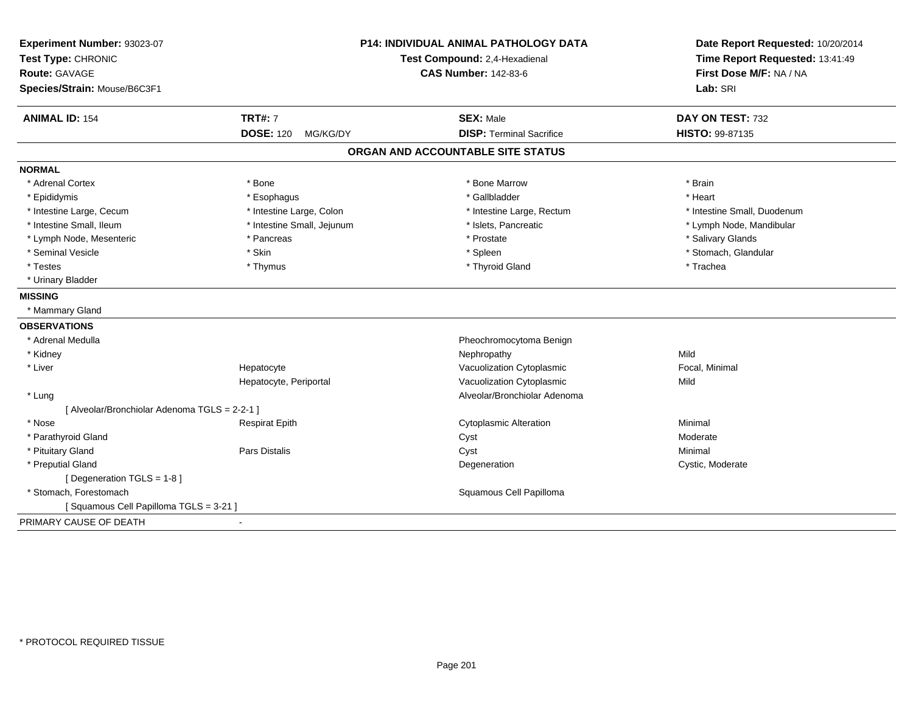**Experiment Number:** 93023-07
**Test Type:** CHRONIC
**Route:** GAVAGE
**Species/Strain:** Mouse/B6C3F1

**P14: INDIVIDUAL ANIMAL PATHOLOGY DATA**
**Test Compound:** 2,4-Hexadienal
**CAS Number:** 142-83-6

**Date Report Requested:** 10/20/2014
**Time Report Requested:** 13:41:49
**First Dose M/F:** NA / NA
**Lab:** SRI

| **ANIMAL ID:** 154 | **TRT#:** 7 | **SEX:** Male | **DAY ON TEST:** 732 |
|---|---|---|---|
| | **DOSE:** 120 MG/KG/DY | **DISP:** Terminal Sacrifice | **HISTO:** 99-87135 |

## ORGAN AND ACCOUNTABLE SITE STATUS

**NORMAL**

| | | | |
|---|---|---|---|
| * Adrenal Cortex | * Bone | * Bone Marrow | * Brain |
| * Epididymis | * Esophagus | * Gallbladder | * Heart |
| * Intestine Large, Cecum | * Intestine Large, Colon | * Intestine Large, Rectum | * Intestine Small, Duodenum |
| * Intestine Small, Ileum | * Intestine Small, Jejunum | * Islets, Pancreatic | * Lymph Node, Mandibular |
| * Lymph Node, Mesenteric | * Pancreas | * Prostate | * Salivary Glands |
| * Seminal Vesicle | * Skin | * Spleen | * Stomach, Glandular |
| * Testes | * Thymus | * Thyroid Gland | * Trachea |
| * Urinary Bladder | | | |

**MISSING**

* Mammary Gland

**OBSERVATIONS**

| | | | |
|---|---|---|---|
| * Adrenal Medulla | | Pheochromocytoma Benign | |
| * Kidney | | Nephropathy | Mild |
| * Liver | Hepatocyte | Vacuolization Cytoplasmic | Focal, Minimal |
| | Hepatocyte, Periportal | Vacuolization Cytoplasmic | Mild |
| * Lung | | Alveolar/Bronchiolar Adenoma | |
| [ Alveolar/Bronchiolar Adenoma TGLS = 2-2-1 ] | | | |
| * Nose | Respirat Epith | Cytoplasmic Alteration | Minimal |
| * Parathyroid Gland | | Cyst | Moderate |
| * Pituitary Gland | Pars Distalis | Cyst | Minimal |
| * Preputial Gland | | Degeneration | Cystic, Moderate |
| [ Degeneration TGLS = 1-8 ] | | | |
| * Stomach, Forestomach | | Squamous Cell Papilloma | |
| [ Squamous Cell Papilloma TGLS = 3-21 ] | | | |

PRIMARY CAUSE OF DEATH -

* PROTOCOL REQUIRED TISSUE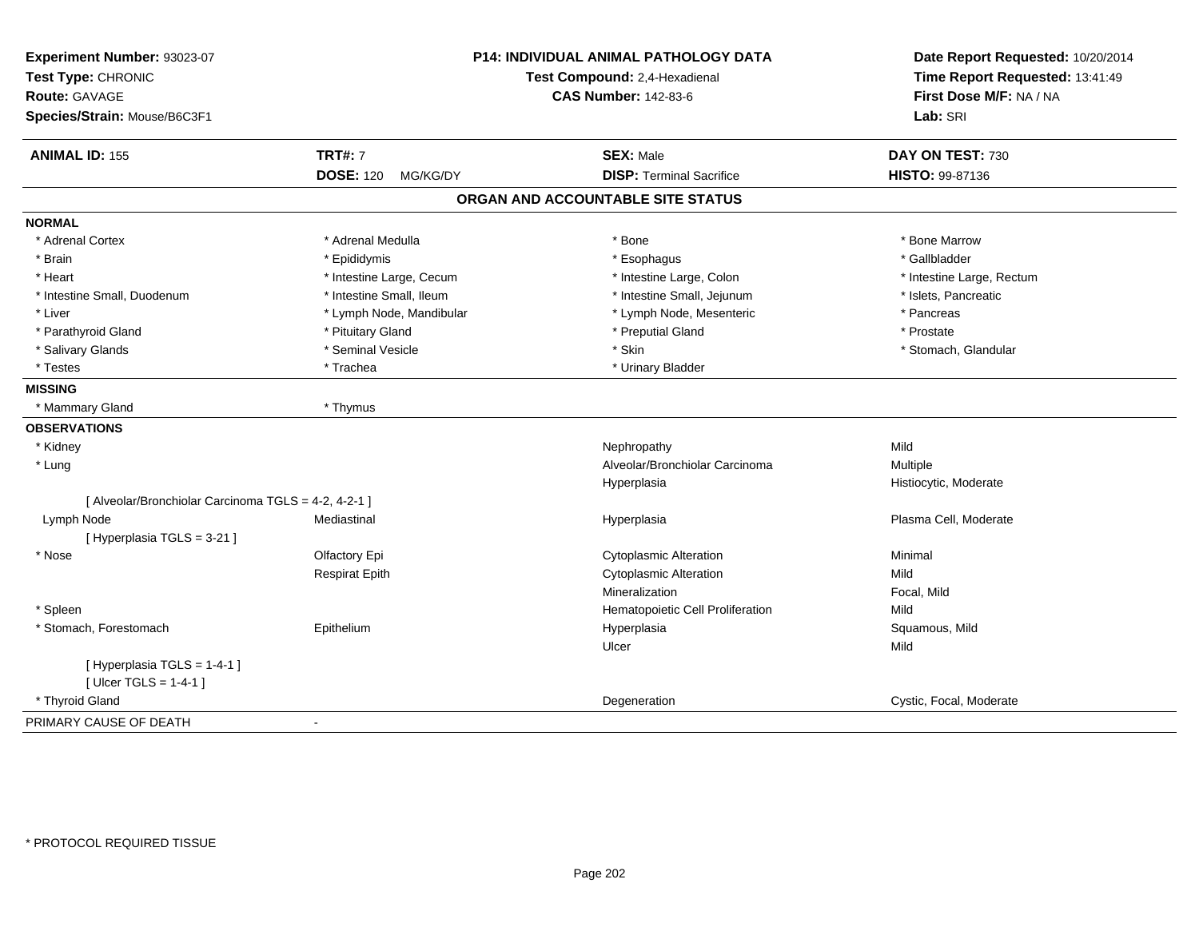**Experiment Number:** 93023-07
**Test Type:** CHRONIC
**Route:** GAVAGE
**Species/Strain:** Mouse/B6C3F1

**P14: INDIVIDUAL ANIMAL PATHOLOGY DATA**
**Test Compound:** 2,4-Hexadienal
**CAS Number:** 142-83-6

**Date Report Requested:** 10/20/2014
**Time Report Requested:** 13:41:49
**First Dose M/F:** NA / NA
**Lab:** SRI

| **ANIMAL ID:** 155 | **TRT#:** 7 | **SEX:** Male | **DAY ON TEST:** 730 |
|---|---|---|---|
| | **DOSE:** 120 MG/KG/DY | **DISP:** Terminal Sacrifice | **HISTO:** 99-87136 |

## ORGAN AND ACCOUNTABLE SITE STATUS

**NORMAL**

| | | | |
|---|---|---|---|
| * Adrenal Cortex | * Adrenal Medulla | * Bone | * Bone Marrow |
| * Brain | * Epididymis | * Esophagus | * Gallbladder |
| * Heart | * Intestine Large, Cecum | * Intestine Large, Colon | * Intestine Large, Rectum |
| * Intestine Small, Duodenum | * Intestine Small, Ileum | * Intestine Small, Jejunum | * Islets, Pancreatic |
| * Liver | * Lymph Node, Mandibular | * Lymph Node, Mesenteric | * Pancreas |
| * Parathyroid Gland | * Pituitary Gland | * Preputial Gland | * Prostate |
| * Salivary Glands | * Seminal Vesicle | * Skin | * Stomach, Glandular |
| * Testes | * Trachea | * Urinary Bladder | |

**MISSING**

| | |
|---|---|
| * Mammary Gland | * Thymus |

**OBSERVATIONS**

| | | | |
|---|---|---|---|
| * Kidney | | Nephropathy | Mild |
| * Lung | | Alveolar/Bronchiolar Carcinoma | Multiple |
| | | Hyperplasia | Histiocytic, Moderate |
| [ Alveolar/Bronchiolar Carcinoma TGLS = 4-2, 4-2-1 ] | | | |
| Lymph Node | Mediastinal | Hyperplasia | Plasma Cell, Moderate |
| [ Hyperplasia TGLS = 3-21 ] | | | |
| * Nose | Olfactory Epi | Cytoplasmic Alteration | Minimal |
| | Respirat Epith | Cytoplasmic Alteration | Mild |
| | | Mineralization | Focal, Mild |
| * Spleen | | Hematopoietic Cell Proliferation | Mild |
| * Stomach, Forestomach | Epithelium | Hyperplasia | Squamous, Mild |
| | | Ulcer | Mild |
| [ Hyperplasia TGLS = 1-4-1 ] | | | |
| [ Ulcer TGLS = 1-4-1 ] | | | |
| * Thyroid Gland | | Degeneration | Cystic, Focal, Moderate |

PRIMARY CAUSE OF DEATH -

* PROTOCOL REQUIRED TISSUE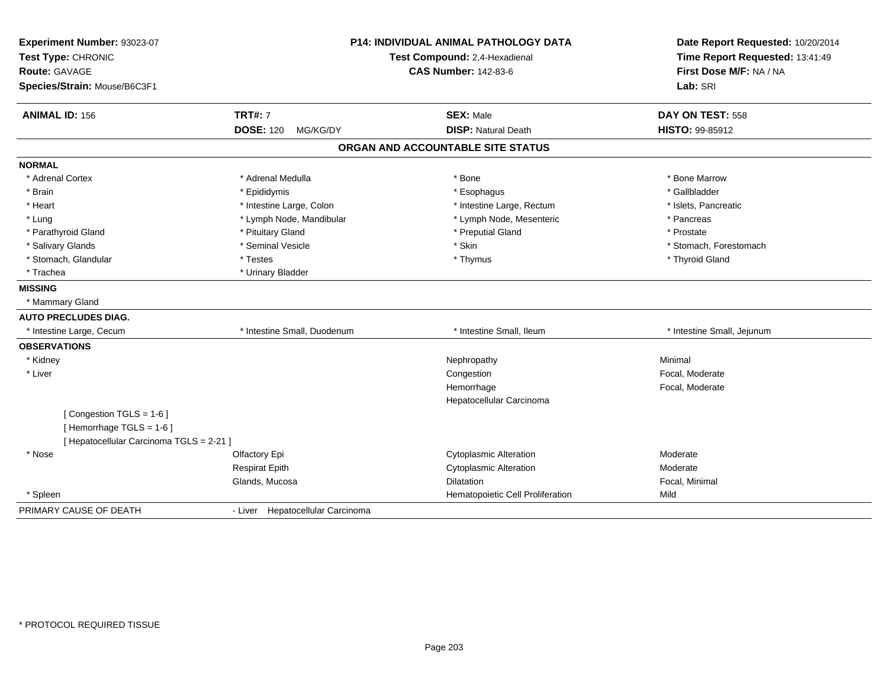**Experiment Number:** 93023-07
**Test Type:** CHRONIC
**Route:** GAVAGE
**Species/Strain:** Mouse/B6C3F1

**P14: INDIVIDUAL ANIMAL PATHOLOGY DATA**
**Test Compound:** 2,4-Hexadienal
**CAS Number:** 142-83-6

**Date Report Requested:** 10/20/2014
**Time Report Requested:** 13:41:49
**First Dose M/F:** NA / NA
**Lab:** SRI

| **ANIMAL ID:** 156 | **TRT#:** 7 | **SEX:** Male | **DAY ON TEST:** 558 |
|---|---|---|---|
| | **DOSE:** 120 MG/KG/DY | **DISP:** Natural Death | **HISTO:** 99-85912 |

**ORGAN AND ACCOUNTABLE SITE STATUS**

**NORMAL**

| | | | |
|---|---|---|---|
| * Adrenal Cortex | * Adrenal Medulla | * Bone | * Bone Marrow |
| * Brain | * Epididymis | * Esophagus | * Gallbladder |
| * Heart | * Intestine Large, Colon | * Intestine Large, Rectum | * Islets, Pancreatic |
| * Lung | * Lymph Node, Mandibular | * Lymph Node, Mesenteric | * Pancreas |
| * Parathyroid Gland | * Pituitary Gland | * Preputial Gland | * Prostate |
| * Salivary Glands | * Seminal Vesicle | * Skin | * Stomach, Forestomach |
| * Stomach, Glandular | * Testes | * Thymus | * Thyroid Gland |
| * Trachea | * Urinary Bladder | | |

**MISSING**

* Mammary Gland

**AUTO PRECLUDES DIAG.**

| | | | |
|---|---|---|---|
| * Intestine Large, Cecum | * Intestine Small, Duodenum | * Intestine Small, Ileum | * Intestine Small, Jejunum |

**OBSERVATIONS**

| | | | |
|---|---|---|---|
| * Kidney | | Nephropathy | Minimal |
| * Liver | | Congestion | Focal, Moderate |
| | | Hemorrhage | Focal, Moderate |
| | | Hepatocellular Carcinoma | |
| [ Congestion TGLS = 1-6 ] | | | |
| [ Hemorrhage TGLS = 1-6 ] | | | |
| [ Hepatocellular Carcinoma TGLS = 2-21 ] | | | |
| * Nose | Olfactory Epi | Cytoplasmic Alteration | Moderate |
| | Respirat Epith | Cytoplasmic Alteration | Moderate |
| | Glands, Mucosa | Dilatation | Focal, Minimal |
| * Spleen | | Hematopoietic Cell Proliferation | Mild |

PRIMARY CAUSE OF DEATH - Liver Hepatocellular Carcinoma

* PROTOCOL REQUIRED TISSUE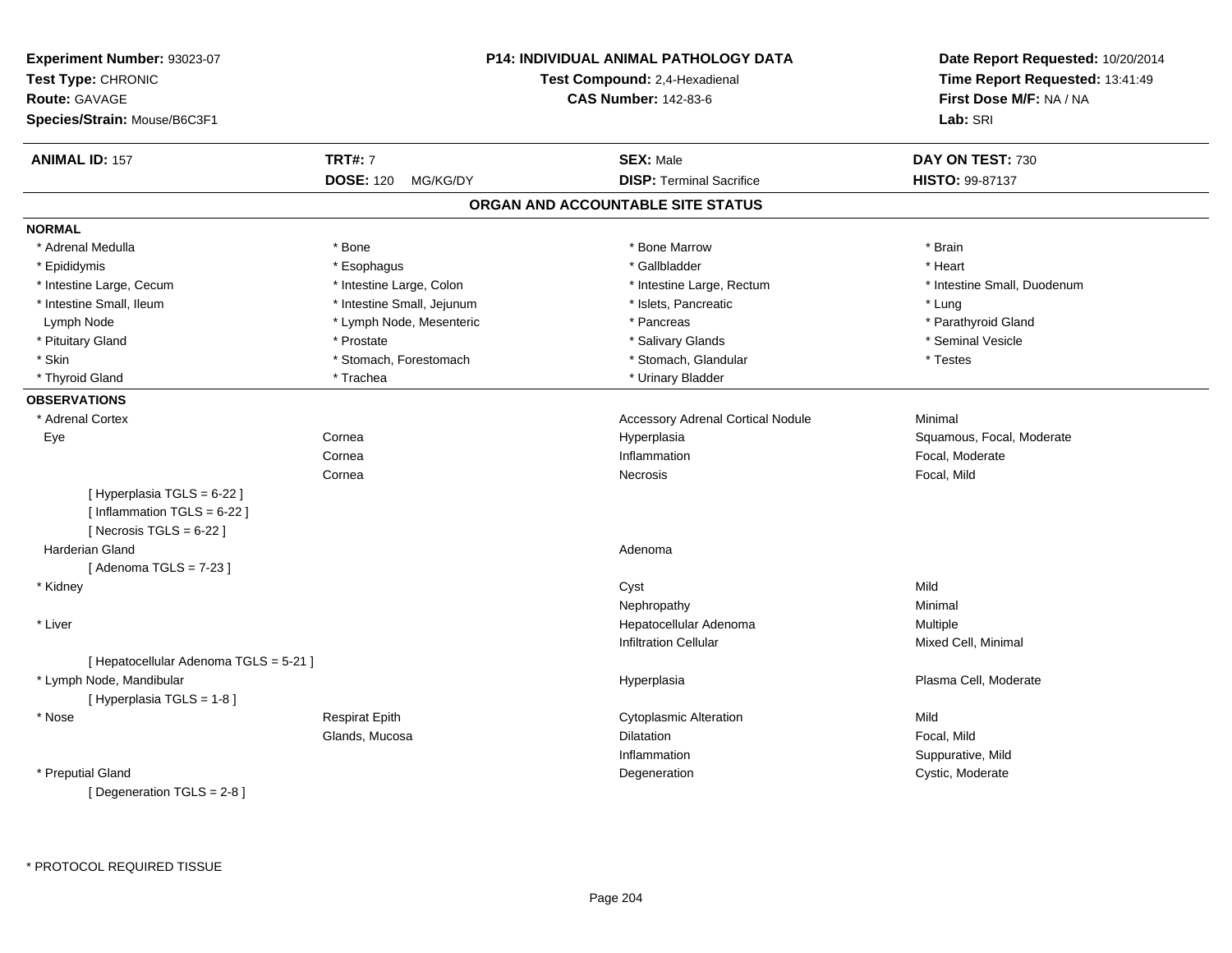**Experiment Number:** 93023-07
**Test Type:** CHRONIC
**Route:** GAVAGE
**Species/Strain:** Mouse/B6C3F1

**P14: INDIVIDUAL ANIMAL PATHOLOGY DATA**
**Test Compound:** 2,4-Hexadienal
**CAS Number:** 142-83-6

**Date Report Requested:** 10/20/2014
**Time Report Requested:** 13:41:49
**First Dose M/F:** NA / NA
**Lab:** SRI

| **ANIMAL ID:** 157 | **TRT#:** 7 | **SEX:** Male | **DAY ON TEST:** 730 |
|---|---|---|---|
| | **DOSE:** 120 MG/KG/DY | **DISP:** Terminal Sacrifice | **HISTO:** 99-87137 |

## ORGAN AND ACCOUNTABLE SITE STATUS

**NORMAL**

| | | | |
|---|---|---|---|
| * Adrenal Medulla | * Bone | * Bone Marrow | * Brain |
| * Epididymis | * Esophagus | * Gallbladder | * Heart |
| * Intestine Large, Cecum | * Intestine Large, Colon | * Intestine Large, Rectum | * Intestine Small, Duodenum |
| * Intestine Small, Ileum | * Intestine Small, Jejunum | * Islets, Pancreatic | * Lung |
| Lymph Node | * Lymph Node, Mesenteric | * Pancreas | * Parathyroid Gland |
| * Pituitary Gland | * Prostate | * Salivary Glands | * Seminal Vesicle |
| * Skin | * Stomach, Forestomach | * Stomach, Glandular | * Testes |
| * Thyroid Gland | * Trachea | * Urinary Bladder | |

**OBSERVATIONS**

| | | | |
|---|---|---|---|
| * Adrenal Cortex | | Accessory Adrenal Cortical Nodule | Minimal |
| Eye | Cornea | Hyperplasia | Squamous, Focal, Moderate |
| | Cornea | Inflammation | Focal, Moderate |
| | Cornea | Necrosis | Focal, Mild |
| [ Hyperplasia TGLS = 6-22 ] | | | |
| [ Inflammation TGLS = 6-22 ] | | | |
| [ Necrosis TGLS = 6-22 ] | | | |
| Harderian Gland | | Adenoma | |
| [ Adenoma TGLS = 7-23 ] | | | |
| * Kidney | | Cyst | Mild |
| | | Nephropathy | Minimal |
| * Liver | | Hepatocellular Adenoma | Multiple |
| | | Infiltration Cellular | Mixed Cell, Minimal |
| [ Hepatocellular Adenoma TGLS = 5-21 ] | | | |
| * Lymph Node, Mandibular | | Hyperplasia | Plasma Cell, Moderate |
| [ Hyperplasia TGLS = 1-8 ] | | | |
| * Nose | Respirat Epith | Cytoplasmic Alteration | Mild |
| | Glands, Mucosa | Dilatation | Focal, Mild |
| | | Inflammation | Suppurative, Mild |
| * Preputial Gland | | Degeneration | Cystic, Moderate |
| [ Degeneration TGLS = 2-8 ] | | | |

\* PROTOCOL REQUIRED TISSUE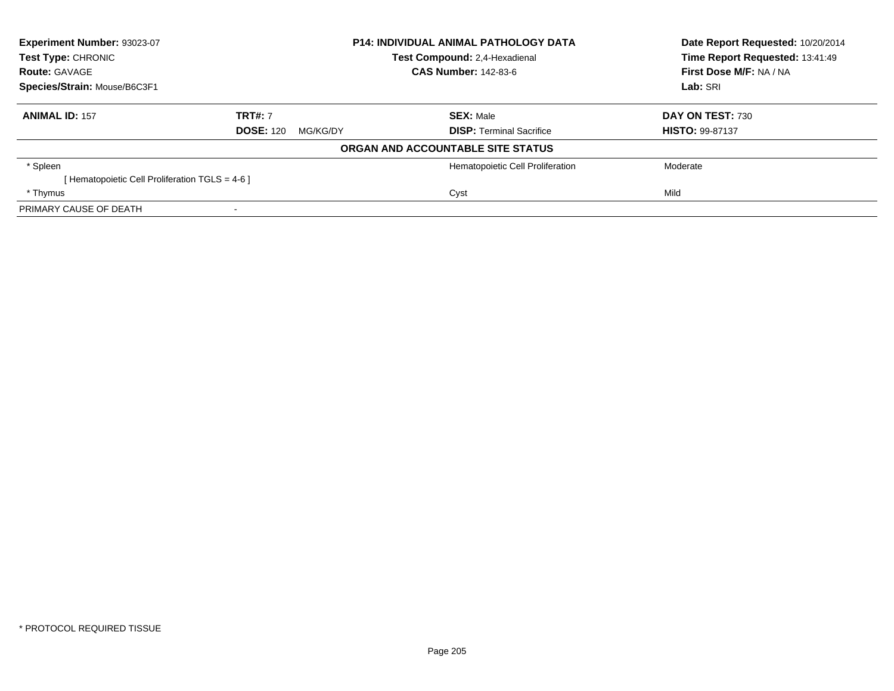**Experiment Number:** 93023-07
**Test Type:** CHRONIC
**Route:** GAVAGE
**Species/Strain:** Mouse/B6C3F1

**P14: INDIVIDUAL ANIMAL PATHOLOGY DATA**
**Test Compound:** 2,4-Hexadienal
**CAS Number:** 142-83-6

**Date Report Requested:** 10/20/2014
**Time Report Requested:** 13:41:49
**First Dose M/F:** NA / NA
**Lab:** SRI

| **ANIMAL ID:** 157 | **TRT#:** 7 | **SEX:** Male | **DAY ON TEST:** 730 |
|---|---|---|---|
| | **DOSE:** 120 MG/KG/DY | **DISP:** Terminal Sacrifice | **HISTO:** 99-87137 |

**ORGAN AND ACCOUNTABLE SITE STATUS**

| | | | |
|---|---|---|---|
| * Spleen | | Hematopoietic Cell Proliferation | Moderate |
| [ Hematopoietic Cell Proliferation TGLS = 4-6 ] | | | |
| * Thymus | | Cyst | Mild |
| PRIMARY CAUSE OF DEATH | - | | |

* PROTOCOL REQUIRED TISSUE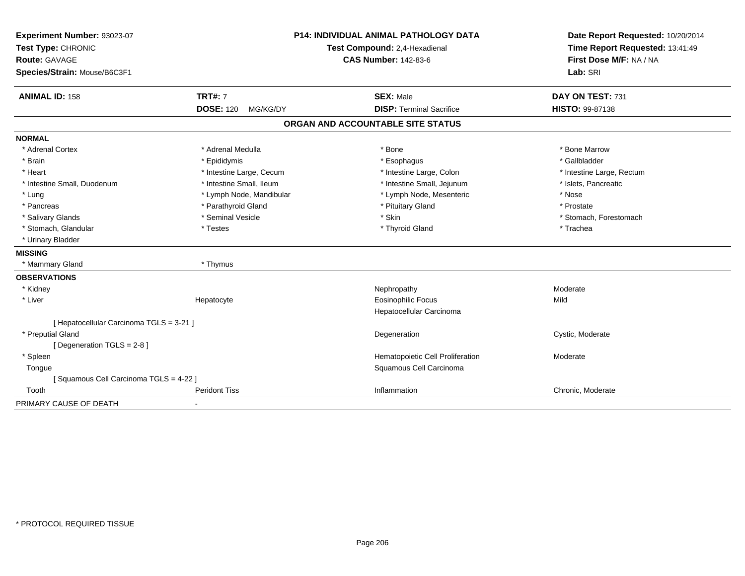**Experiment Number:** 93023-07
**Test Type:** CHRONIC
**Route:** GAVAGE
**Species/Strain:** Mouse/B6C3F1

**P14: INDIVIDUAL ANIMAL PATHOLOGY DATA**
**Test Compound:** 2,4-Hexadienal
**CAS Number:** 142-83-6

**Date Report Requested:** 10/20/2014
**Time Report Requested:** 13:41:49
**First Dose M/F:** NA / NA
**Lab:** SRI

| **ANIMAL ID:** 158 | **TRT#:** 7 | **SEX:** Male | **DAY ON TEST:** 731 |
|---|---|---|---|
| | **DOSE:** 120 MG/KG/DY | **DISP:** Terminal Sacrifice | **HISTO:** 99-87138 |

## ORGAN AND ACCOUNTABLE SITE STATUS

**NORMAL**

| | | | |
|---|---|---|---|
| * Adrenal Cortex | * Adrenal Medulla | * Bone | * Bone Marrow |
| * Brain | * Epididymis | * Esophagus | * Gallbladder |
| * Heart | * Intestine Large, Cecum | * Intestine Large, Colon | * Intestine Large, Rectum |
| * Intestine Small, Duodenum | * Intestine Small, Ileum | * Intestine Small, Jejunum | * Islets, Pancreatic |
| * Lung | * Lymph Node, Mandibular | * Lymph Node, Mesenteric | * Nose |
| * Pancreas | * Parathyroid Gland | * Pituitary Gland | * Prostate |
| * Salivary Glands | * Seminal Vesicle | * Skin | * Stomach, Forestomach |
| * Stomach, Glandular | * Testes | * Thyroid Gland | * Trachea |
| * Urinary Bladder | | | |

**MISSING**

| | |
|---|---|
| * Mammary Gland | * Thymus |

**OBSERVATIONS**

| | | | |
|---|---|---|---|
| * Kidney | | Nephropathy | Moderate |
| * Liver | Hepatocyte | Eosinophilic Focus | Mild |
| | | Hepatocellular Carcinoma | |
| [ Hepatocellular Carcinoma TGLS = 3-21 ] | | | |
| * Preputial Gland | | Degeneration | Cystic, Moderate |
| [ Degeneration TGLS = 2-8 ] | | | |
| * Spleen | | Hematopoietic Cell Proliferation | Moderate |
| Tongue | | Squamous Cell Carcinoma | |
| [ Squamous Cell Carcinoma TGLS = 4-22 ] | | | |
| Tooth | Peridont Tiss | Inflammation | Chronic, Moderate |

PRIMARY CAUSE OF DEATH -

* PROTOCOL REQUIRED TISSUE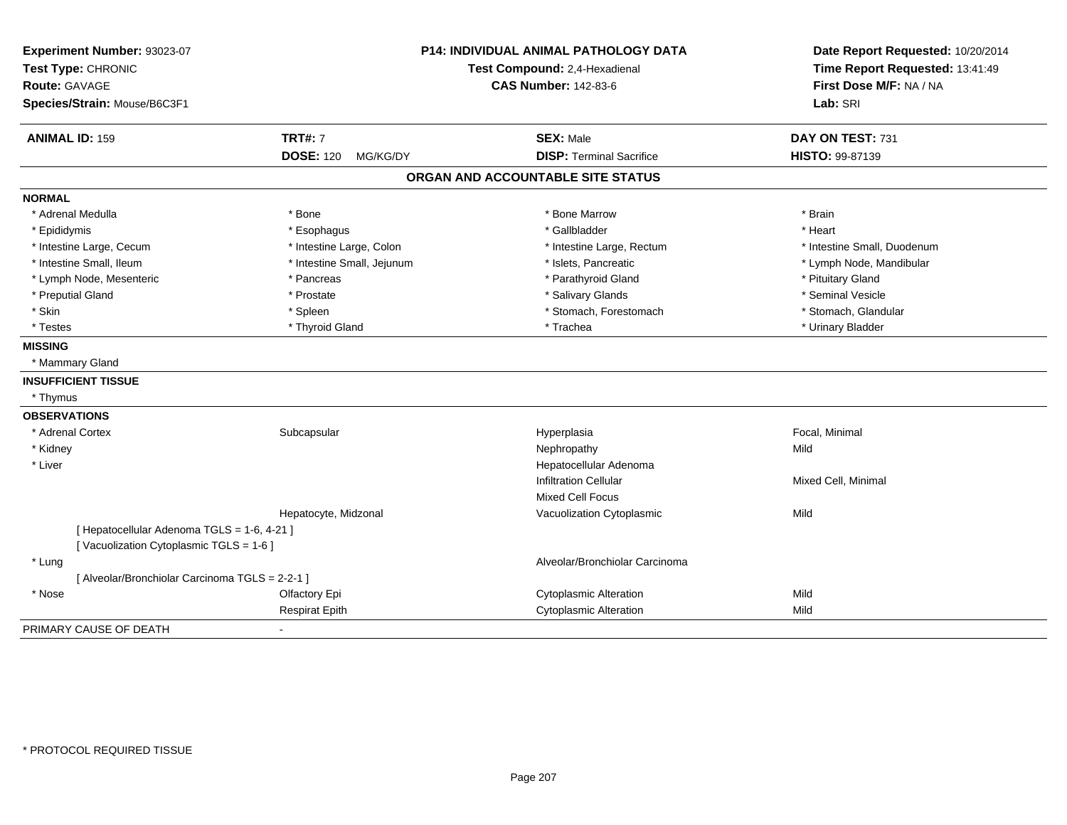**Experiment Number:** 93023-07
**Test Type:** CHRONIC
**Route:** GAVAGE
**Species/Strain:** Mouse/B6C3F1

**P14: INDIVIDUAL ANIMAL PATHOLOGY DATA**
**Test Compound:** 2,4-Hexadienal
**CAS Number:** 142-83-6

**Date Report Requested:** 10/20/2014
**Time Report Requested:** 13:41:49
**First Dose M/F:** NA / NA
**Lab:** SRI

| **ANIMAL ID:** 159 | **TRT#:** 7 | **SEX:** Male | **DAY ON TEST:** 731 |
|---|---|---|---|
| | **DOSE:** 120 MG/KG/DY | **DISP:** Terminal Sacrifice | **HISTO:** 99-87139 |

## ORGAN AND ACCOUNTABLE SITE STATUS

**NORMAL**

| | | | |
|---|---|---|---|
| * Adrenal Medulla | * Bone | * Bone Marrow | * Brain |
| * Epididymis | * Esophagus | * Gallbladder | * Heart |
| * Intestine Large, Cecum | * Intestine Large, Colon | * Intestine Large, Rectum | * Intestine Small, Duodenum |
| * Intestine Small, Ileum | * Intestine Small, Jejunum | * Islets, Pancreatic | * Lymph Node, Mandibular |
| * Lymph Node, Mesenteric | * Pancreas | * Parathyroid Gland | * Pituitary Gland |
| * Preputial Gland | * Prostate | * Salivary Glands | * Seminal Vesicle |
| * Skin | * Spleen | * Stomach, Forestomach | * Stomach, Glandular |
| * Testes | * Thyroid Gland | * Trachea | * Urinary Bladder |

**MISSING**

* Mammary Gland

**INSUFFICIENT TISSUE**

* Thymus

**OBSERVATIONS**

| | | | |
|---|---|---|---|
| * Adrenal Cortex | Subcapsular | Hyperplasia | Focal, Minimal |
| * Kidney | | Nephropathy | Mild |
| * Liver | | Hepatocellular Adenoma | |
| | | Infiltration Cellular | Mixed Cell, Minimal |
| | | Mixed Cell Focus | |
| | Hepatocyte, Midzonal | Vacuolization Cytoplasmic | Mild |
| [ Hepatocellular Adenoma TGLS = 1-6, 4-21 ] | | | |
| [ Vacuolization Cytoplasmic TGLS = 1-6 ] | | | |
| * Lung | | Alveolar/Bronchiolar Carcinoma | |
| [ Alveolar/Bronchiolar Carcinoma TGLS = 2-2-1 ] | | | |
| * Nose | Olfactory Epi | Cytoplasmic Alteration | Mild |
| | Respirat Epith | Cytoplasmic Alteration | Mild |

PRIMARY CAUSE OF DEATH -

* PROTOCOL REQUIRED TISSUE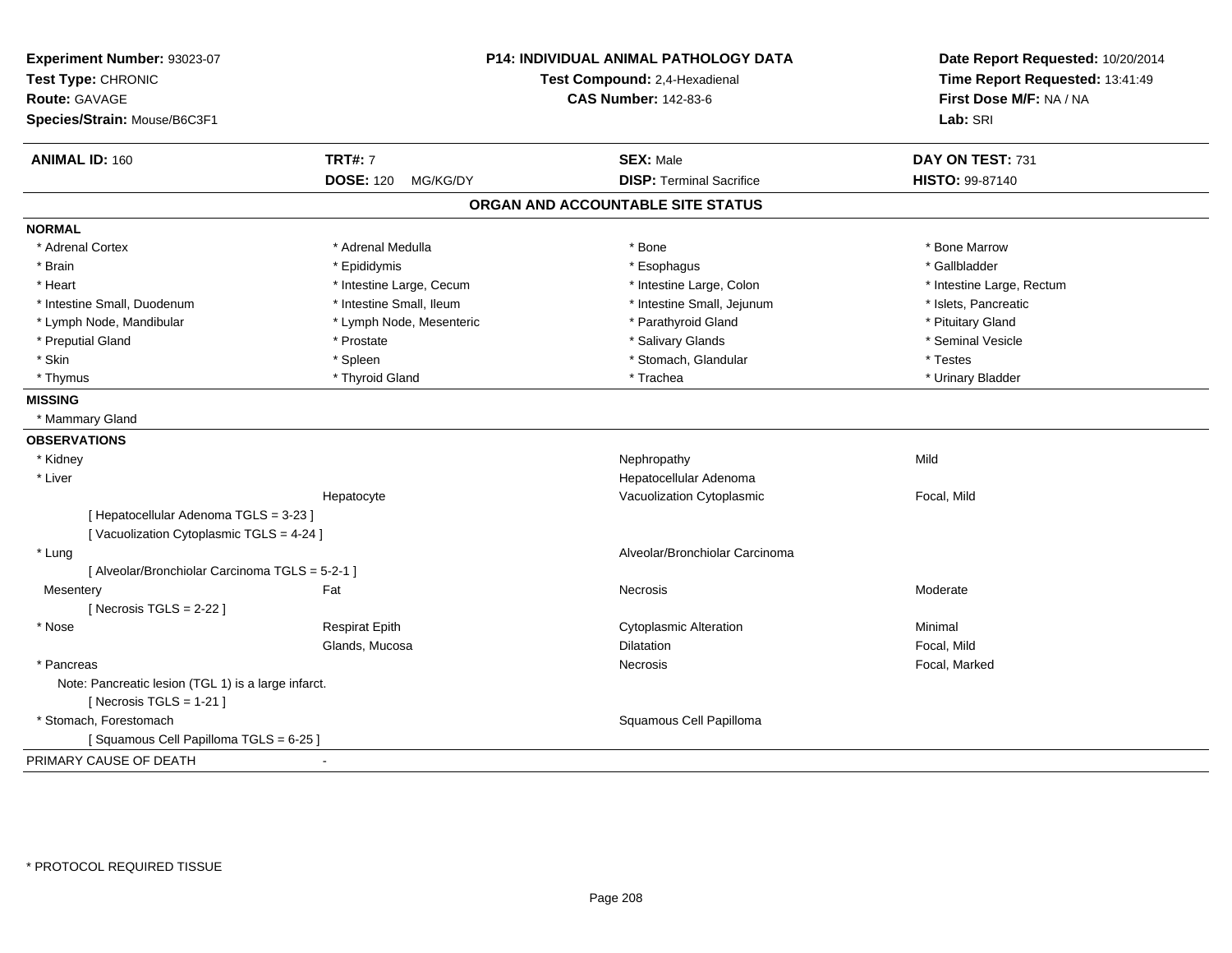**Experiment Number:** 93023-07
**Test Type:** CHRONIC
**Route:** GAVAGE
**Species/Strain:** Mouse/B6C3F1

**P14: INDIVIDUAL ANIMAL PATHOLOGY DATA**
**Test Compound:** 2,4-Hexadienal
**CAS Number:** 142-83-6

**Date Report Requested:** 10/20/2014
**Time Report Requested:** 13:41:49
**First Dose M/F:** NA / NA
**Lab:** SRI

| **ANIMAL ID:** 160 | **TRT#:** 7 | **SEX:** Male | **DAY ON TEST:** 731 |
|---|---|---|---|
| | **DOSE:** 120 MG/KG/DY | **DISP:** Terminal Sacrifice | **HISTO:** 99-87140 |

## ORGAN AND ACCOUNTABLE SITE STATUS

**NORMAL**

| | | | |
|---|---|---|---|
| * Adrenal Cortex | * Adrenal Medulla | * Bone | * Bone Marrow |
| * Brain | * Epididymis | * Esophagus | * Gallbladder |
| * Heart | * Intestine Large, Cecum | * Intestine Large, Colon | * Intestine Large, Rectum |
| * Intestine Small, Duodenum | * Intestine Small, Ileum | * Intestine Small, Jejunum | * Islets, Pancreatic |
| * Lymph Node, Mandibular | * Lymph Node, Mesenteric | * Parathyroid Gland | * Pituitary Gland |
| * Preputial Gland | * Prostate | * Salivary Glands | * Seminal Vesicle |
| * Skin | * Spleen | * Stomach, Glandular | * Testes |
| * Thymus | * Thyroid Gland | * Trachea | * Urinary Bladder |

**MISSING**

* Mammary Gland

**OBSERVATIONS**

| | | | |
|---|---|---|---|
| * Kidney | | Nephropathy | Mild |
| * Liver | | Hepatocellular Adenoma | |
| | Hepatocyte | Vacuolization Cytoplasmic | Focal, Mild |
| [ Hepatocellular Adenoma TGLS = 3-23 ] | | | |
| [ Vacuolization Cytoplasmic TGLS = 4-24 ] | | | |
| * Lung | | Alveolar/Bronchiolar Carcinoma | |
| [ Alveolar/Bronchiolar Carcinoma TGLS = 5-2-1 ] | | | |
| Mesentery | Fat | Necrosis | Moderate |
| [ Necrosis TGLS = 2-22 ] | | | |
| * Nose | Respirat Epith | Cytoplasmic Alteration | Minimal |
| | Glands, Mucosa | Dilatation | Focal, Mild |
| * Pancreas | | Necrosis | Focal, Marked |
| Note: Pancreatic lesion (TGL 1) is a large infarct. | | | |
| [ Necrosis TGLS = 1-21 ] | | | |
| * Stomach, Forestomach | | Squamous Cell Papilloma | |
| [ Squamous Cell Papilloma TGLS = 6-25 ] | | | |

PRIMARY CAUSE OF DEATH -

* PROTOCOL REQUIRED TISSUE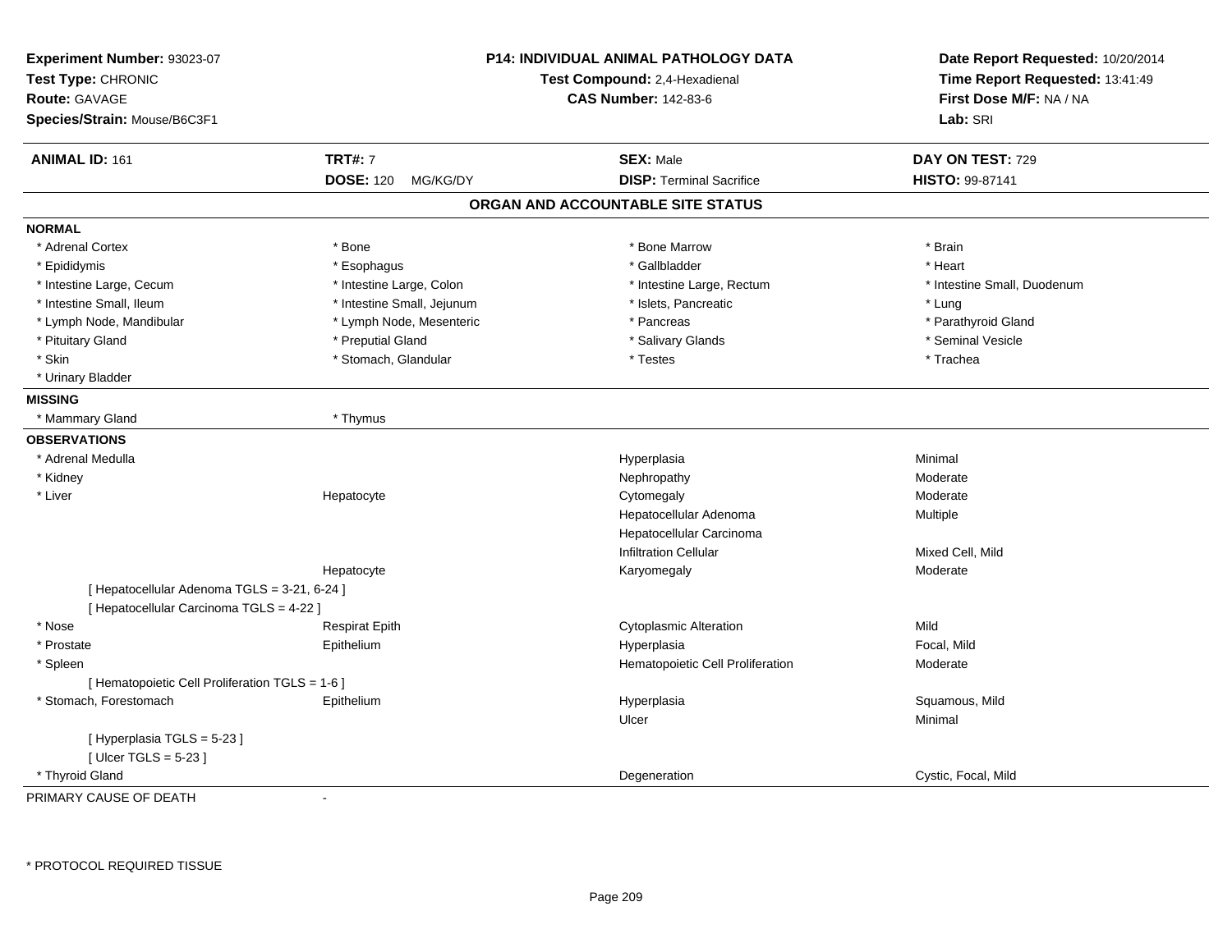**Experiment Number:** 93023-07
**Test Type:** CHRONIC
**Route:** GAVAGE
**Species/Strain:** Mouse/B6C3F1

**P14: INDIVIDUAL ANIMAL PATHOLOGY DATA**
**Test Compound:** 2,4-Hexadienal
**CAS Number:** 142-83-6

**Date Report Requested:** 10/20/2014
**Time Report Requested:** 13:41:49
**First Dose M/F:** NA / NA
**Lab:** SRI

| **ANIMAL ID:** 161 | **TRT#:** 7 | **SEX:** Male | **DAY ON TEST:** 729 |
|---|---|---|---|
| | **DOSE:** 120 MG/KG/DY | **DISP:** Terminal Sacrifice | **HISTO:** 99-87141 |

## ORGAN AND ACCOUNTABLE SITE STATUS

**NORMAL**

| | | | |
|---|---|---|---|
| * Adrenal Cortex | * Bone | * Bone Marrow | * Brain |
| * Epididymis | * Esophagus | * Gallbladder | * Heart |
| * Intestine Large, Cecum | * Intestine Large, Colon | * Intestine Large, Rectum | * Intestine Small, Duodenum |
| * Intestine Small, Ileum | * Intestine Small, Jejunum | * Islets, Pancreatic | * Lung |
| * Lymph Node, Mandibular | * Lymph Node, Mesenteric | * Pancreas | * Parathyroid Gland |
| * Pituitary Gland | * Preputial Gland | * Salivary Glands | * Seminal Vesicle |
| * Skin | * Stomach, Glandular | * Testes | * Trachea |
| * Urinary Bladder | | | |

**MISSING**

| | |
|---|---|
| * Mammary Gland | * Thymus |

**OBSERVATIONS**

| Organ | Site | Observation | Severity |
|---|---|---|---|
| * Adrenal Medulla | | Hyperplasia | Minimal |
| * Kidney | | Nephropathy | Moderate |
| * Liver | Hepatocyte | Cytomegaly | Moderate |
| | | Hepatocellular Adenoma | Multiple |
| | | Hepatocellular Carcinoma | |
| | | Infiltration Cellular | Mixed Cell, Mild |
| | Hepatocyte | Karyomegaly | Moderate |
| [ Hepatocellular Adenoma TGLS = 3-21, 6-24 ] | | | |
| [ Hepatocellular Carcinoma TGLS = 4-22 ] | | | |
| * Nose | Respirat Epith | Cytoplasmic Alteration | Mild |
| * Prostate | Epithelium | Hyperplasia | Focal, Mild |
| * Spleen | | Hematopoietic Cell Proliferation | Moderate |
| [ Hematopoietic Cell Proliferation TGLS = 1-6 ] | | | |
| * Stomach, Forestomach | Epithelium | Hyperplasia | Squamous, Mild |
| | | Ulcer | Minimal |
| [ Hyperplasia TGLS = 5-23 ] | | | |
| [ Ulcer TGLS = 5-23 ] | | | |
| * Thyroid Gland | | Degeneration | Cystic, Focal, Mild |

PRIMARY CAUSE OF DEATH -

* PROTOCOL REQUIRED TISSUE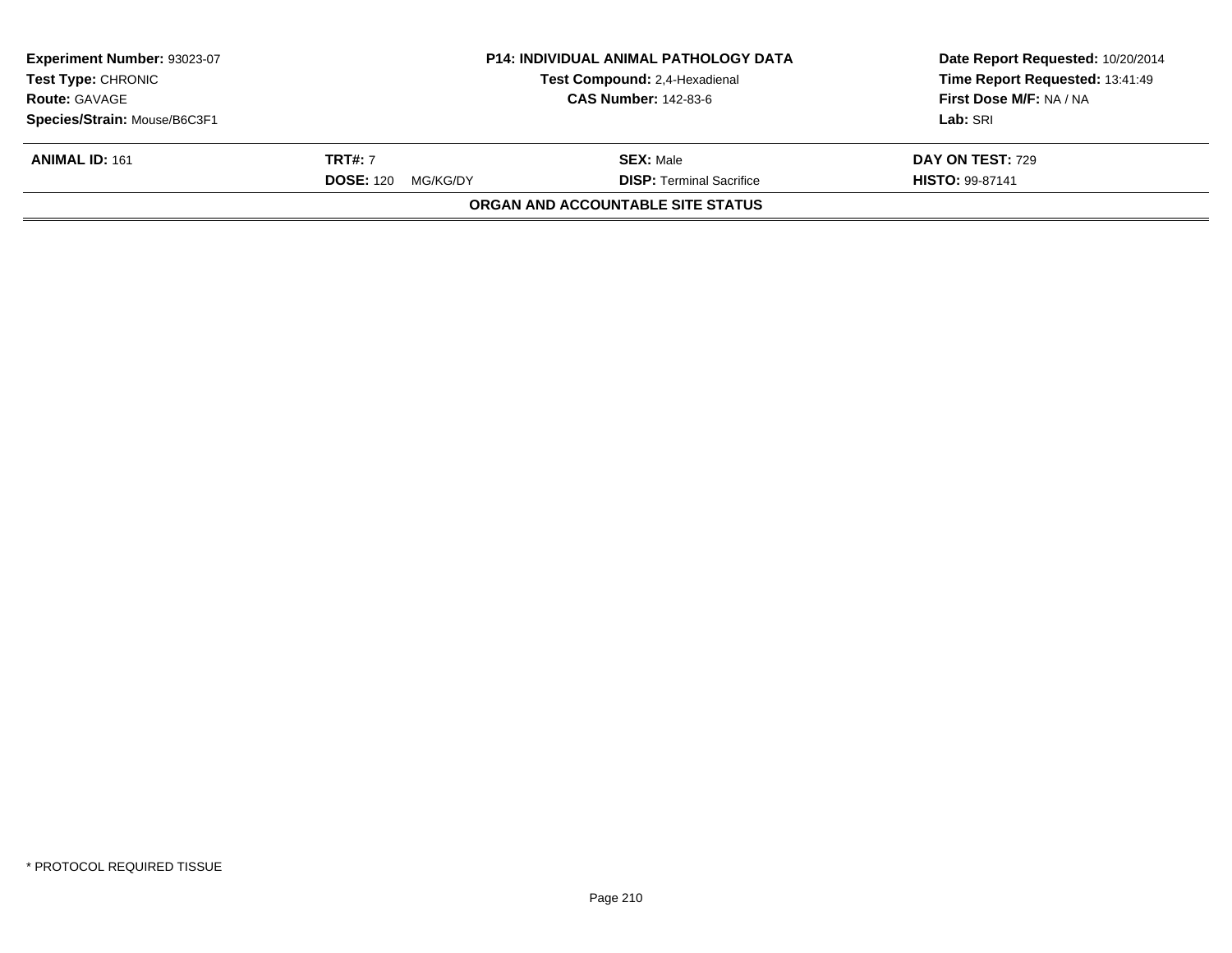| Experiment Number: 93023-07 | P14: INDIVIDUAL ANIMAL PATHOLOGY DATA | Date Report Requested: 10/20/2014 |
|---|---|---|
| Test Type: CHRONIC | Test Compound: 2,4-Hexadienal | Time Report Requested: 13:41:49 |
| Route: GAVAGE | CAS Number: 142-83-6 | First Dose M/F: NA / NA |
| Species/Strain: Mouse/B6C3F1 | | Lab: SRI |

| ANIMAL ID: 161 | TRT#: 7 | SEX: Male | DAY ON TEST: 729 |
|---|---|---|---|
| | DOSE: 120 MG/KG/DY | DISP: Terminal Sacrifice | HISTO: 99-87141 |

**ORGAN AND ACCOUNTABLE SITE STATUS**

* PROTOCOL REQUIRED TISSUE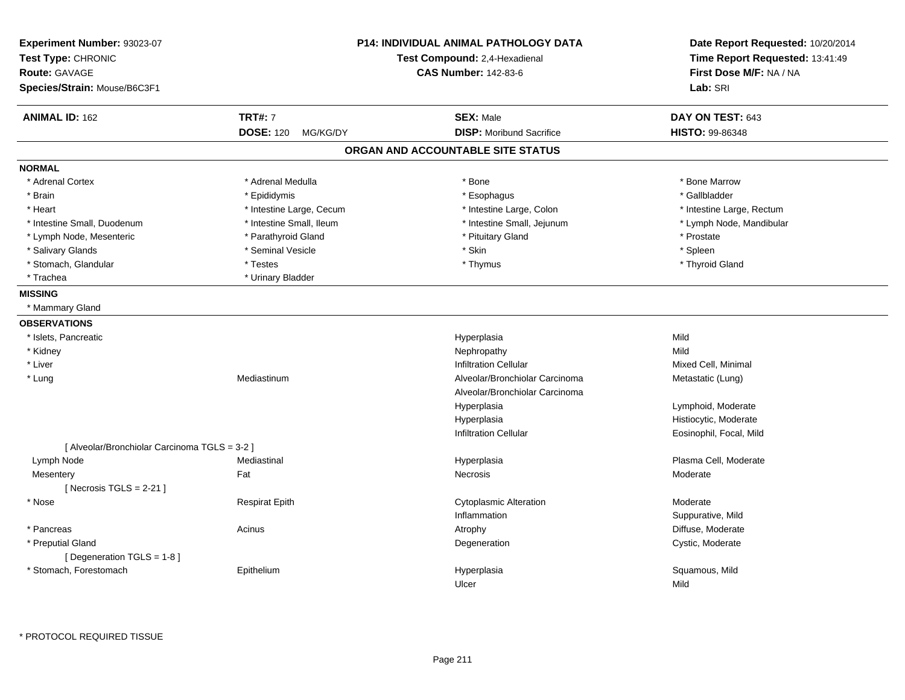**Experiment Number:** 93023-07
**Test Type:** CHRONIC
**Route:** GAVAGE
**Species/Strain:** Mouse/B6C3F1

**P14: INDIVIDUAL ANIMAL PATHOLOGY DATA**
**Test Compound:** 2,4-Hexadienal
**CAS Number:** 142-83-6

**Date Report Requested:** 10/20/2014
**Time Report Requested:** 13:41:49
**First Dose M/F:** NA / NA
**Lab:** SRI

| **ANIMAL ID:** 162 | **TRT#:** 7 | **SEX:** Male | **DAY ON TEST:** 643 |
|---|---|---|---|
| | **DOSE:** 120 MG/KG/DY | **DISP:** Moribund Sacrifice | **HISTO:** 99-86348 |

## ORGAN AND ACCOUNTABLE SITE STATUS

**NORMAL**

| | | | |
|---|---|---|---|
| * Adrenal Cortex | * Adrenal Medulla | * Bone | * Bone Marrow |
| * Brain | * Epididymis | * Esophagus | * Gallbladder |
| * Heart | * Intestine Large, Cecum | * Intestine Large, Colon | * Intestine Large, Rectum |
| * Intestine Small, Duodenum | * Intestine Small, Ileum | * Intestine Small, Jejunum | * Lymph Node, Mandibular |
| * Lymph Node, Mesenteric | * Parathyroid Gland | * Pituitary Gland | * Prostate |
| * Salivary Glands | * Seminal Vesicle | * Skin | * Spleen |
| * Stomach, Glandular | * Testes | * Thymus | * Thyroid Gland |
| * Trachea | * Urinary Bladder | | |

**MISSING**

* Mammary Gland

**OBSERVATIONS**

| | | | |
|---|---|---|---|
| * Islets, Pancreatic | | Hyperplasia | Mild |
| * Kidney | | Nephropathy | Mild |
| * Liver | | Infiltration Cellular | Mixed Cell, Minimal |
| * Lung | Mediastinum | Alveolar/Bronchiolar Carcinoma | Metastatic (Lung) |
| | | Alveolar/Bronchiolar Carcinoma | |
| | | Hyperplasia | Lymphoid, Moderate |
| | | Hyperplasia | Histiocytic, Moderate |
| | | Infiltration Cellular | Eosinophil, Focal, Mild |
| [ Alveolar/Bronchiolar Carcinoma TGLS = 3-2 ] | | | |
| Lymph Node | Mediastinal | Hyperplasia | Plasma Cell, Moderate |
| Mesentery | Fat | Necrosis | Moderate |
| [ Necrosis TGLS = 2-21 ] | | | |
| * Nose | Respirat Epith | Cytoplasmic Alteration | Moderate |
| | | Inflammation | Suppurative, Mild |
| * Pancreas | Acinus | Atrophy | Diffuse, Moderate |
| * Preputial Gland | | Degeneration | Cystic, Moderate |
| [ Degeneration TGLS = 1-8 ] | | | |
| * Stomach, Forestomach | Epithelium | Hyperplasia | Squamous, Mild |
| | | Ulcer | Mild |

* PROTOCOL REQUIRED TISSUE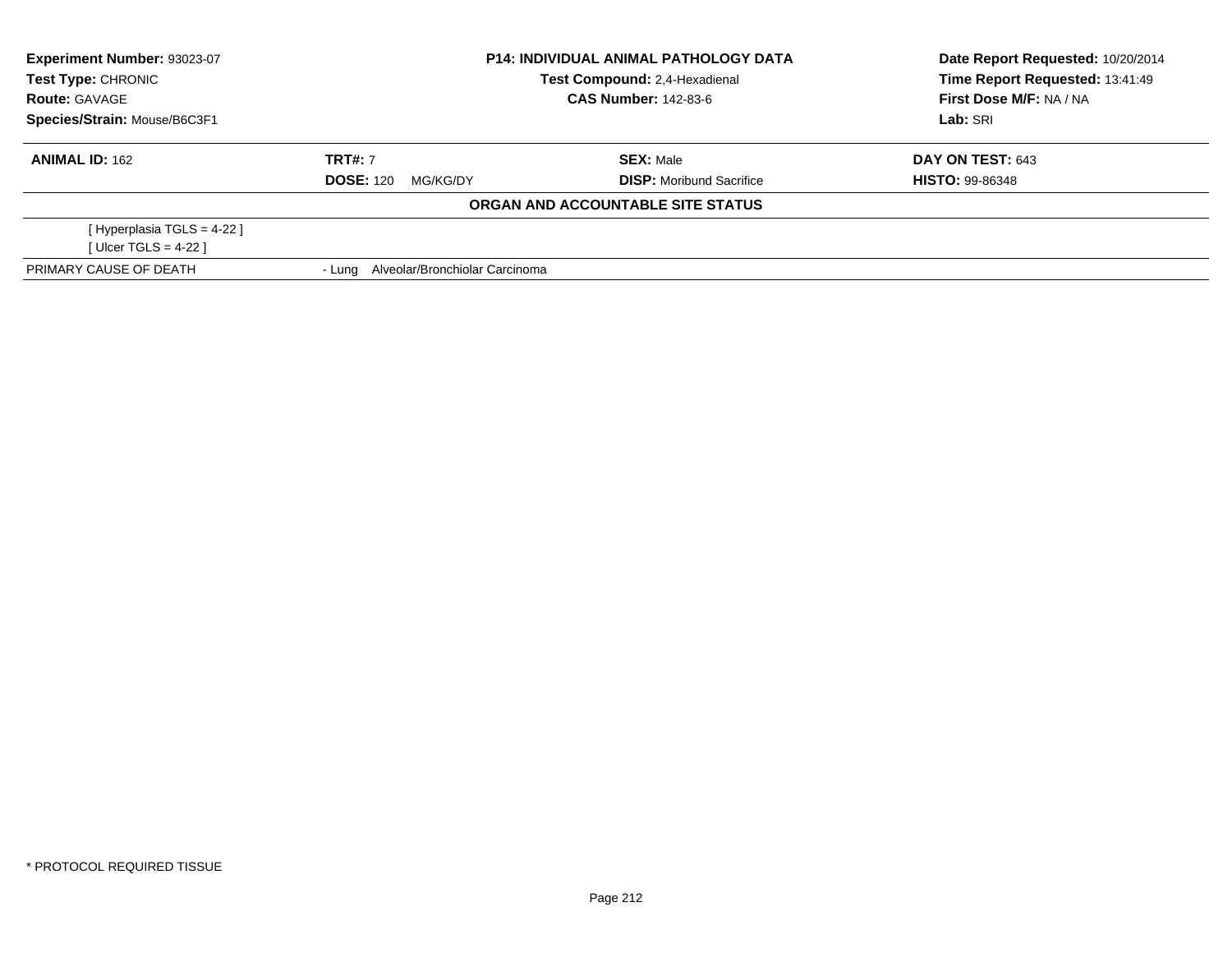**Experiment Number:** 93023-07
**Test Type:** CHRONIC
**Route:** GAVAGE
**Species/Strain:** Mouse/B6C3F1

**P14: INDIVIDUAL ANIMAL PATHOLOGY DATA**
**Test Compound:** 2,4-Hexadienal
**CAS Number:** 142-83-6

**Date Report Requested:** 10/20/2014
**Time Report Requested:** 13:41:49
**First Dose M/F:** NA / NA
**Lab:** SRI

| **ANIMAL ID:** 162 | **TRT#:** 7 | **SEX:** Male | **DAY ON TEST:** 643 |
|---|---|---|---|
| | **DOSE:** 120 MG/KG/DY | **DISP:** Moribund Sacrifice | **HISTO:** 99-86348 |

**ORGAN AND ACCOUNTABLE SITE STATUS**

[ Hyperplasia TGLS = 4-22 ]
[ Ulcer TGLS = 4-22 ]

| PRIMARY CAUSE OF DEATH | - Lung Alveolar/Bronchiolar Carcinoma |
|---|---|

* PROTOCOL REQUIRED TISSUE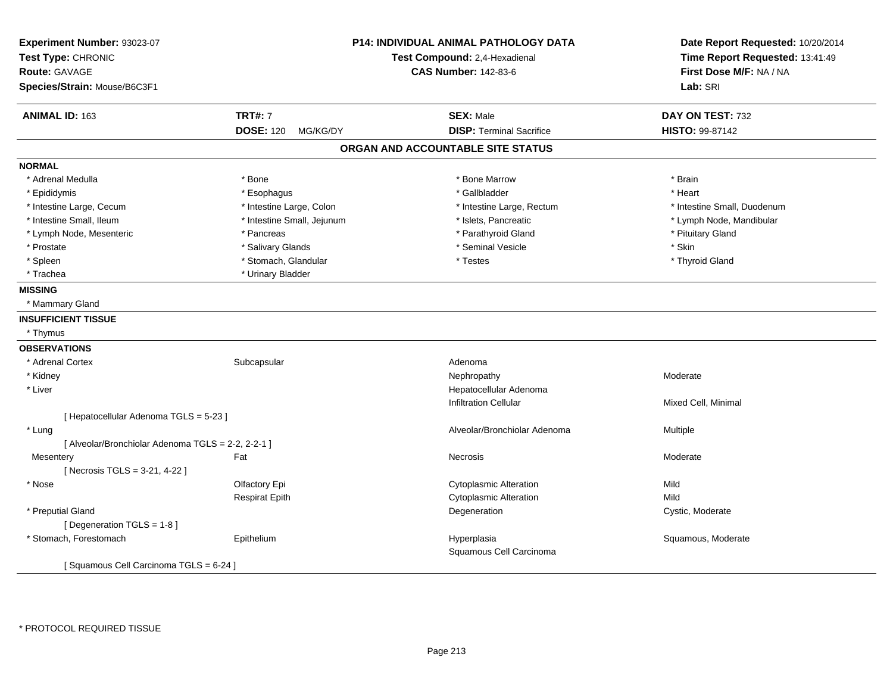**Experiment Number:** 93023-07
**Test Type:** CHRONIC
**Route:** GAVAGE
**Species/Strain:** Mouse/B6C3F1

**P14: INDIVIDUAL ANIMAL PATHOLOGY DATA**
**Test Compound:** 2,4-Hexadienal
**CAS Number:** 142-83-6

**Date Report Requested:** 10/20/2014
**Time Report Requested:** 13:41:49
**First Dose M/F:** NA / NA
**Lab:** SRI

| **ANIMAL ID:** 163 | **TRT#:** 7 | **SEX:** Male | **DAY ON TEST:** 732 |
|---|---|---|---|
| | **DOSE:** 120 MG/KG/DY | **DISP:** Terminal Sacrifice | **HISTO:** 99-87142 |

## ORGAN AND ACCOUNTABLE SITE STATUS

**NORMAL**

| | | | |
|---|---|---|---|
| * Adrenal Medulla | * Bone | * Bone Marrow | * Brain |
| * Epididymis | * Esophagus | * Gallbladder | * Heart |
| * Intestine Large, Cecum | * Intestine Large, Colon | * Intestine Large, Rectum | * Intestine Small, Duodenum |
| * Intestine Small, Ileum | * Intestine Small, Jejunum | * Islets, Pancreatic | * Lymph Node, Mandibular |
| * Lymph Node, Mesenteric | * Pancreas | * Parathyroid Gland | * Pituitary Gland |
| * Prostate | * Salivary Glands | * Seminal Vesicle | * Skin |
| * Spleen | * Stomach, Glandular | * Testes | * Thyroid Gland |
| * Trachea | * Urinary Bladder | | |

**MISSING**

* Mammary Gland

**INSUFFICIENT TISSUE**

* Thymus

**OBSERVATIONS**

| | | | |
|---|---|---|---|
| * Adrenal Cortex | Subcapsular | Adenoma | |
| * Kidney | | Nephropathy | Moderate |
| * Liver | | Hepatocellular Adenoma | |
| | | Infiltration Cellular | Mixed Cell, Minimal |
| [ Hepatocellular Adenoma TGLS = 5-23 ] | | | |
| * Lung | | Alveolar/Bronchiolar Adenoma | Multiple |
| [ Alveolar/Bronchiolar Adenoma TGLS = 2-2, 2-2-1 ] | | | |
| Mesentery | Fat | Necrosis | Moderate |
| [ Necrosis TGLS = 3-21, 4-22 ] | | | |
| * Nose | Olfactory Epi | Cytoplasmic Alteration | Mild |
| | Respirat Epith | Cytoplasmic Alteration | Mild |
| * Preputial Gland | | Degeneration | Cystic, Moderate |
| [ Degeneration TGLS = 1-8 ] | | | |
| * Stomach, Forestomach | Epithelium | Hyperplasia | Squamous, Moderate |
| | | Squamous Cell Carcinoma | |
| [ Squamous Cell Carcinoma TGLS = 6-24 ] | | | |

* PROTOCOL REQUIRED TISSUE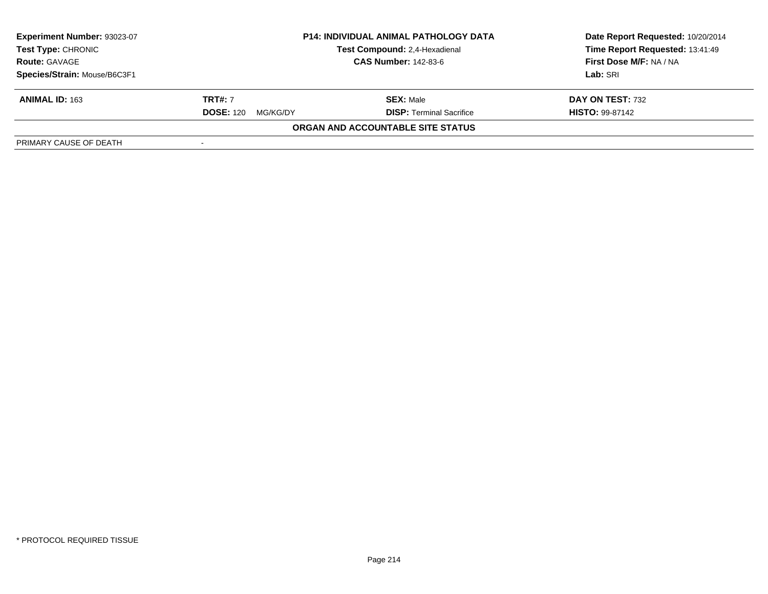| **Experiment Number:** 93023-07 | **P14: INDIVIDUAL ANIMAL PATHOLOGY DATA** | **Date Report Requested:** 10/20/2014 |
|---|---|---|
| **Test Type:** CHRONIC | **Test Compound:** 2,4-Hexadienal | **Time Report Requested:** 13:41:49 |
| **Route:** GAVAGE | **CAS Number:** 142-83-6 | **First Dose M/F:** NA / NA |
| **Species/Strain:** Mouse/B6C3F1 | | **Lab:** SRI |

| **ANIMAL ID:** 163 | **TRT#:** 7 | **SEX:** Male | **DAY ON TEST:** 732 |
|---|---|---|---|
| | **DOSE:** 120 MG/KG/DY | **DISP:** Terminal Sacrifice | **HISTO:** 99-87142 |

**ORGAN AND ACCOUNTABLE SITE STATUS**

| PRIMARY CAUSE OF DEATH | - |
|---|---|

\* PROTOCOL REQUIRED TISSUE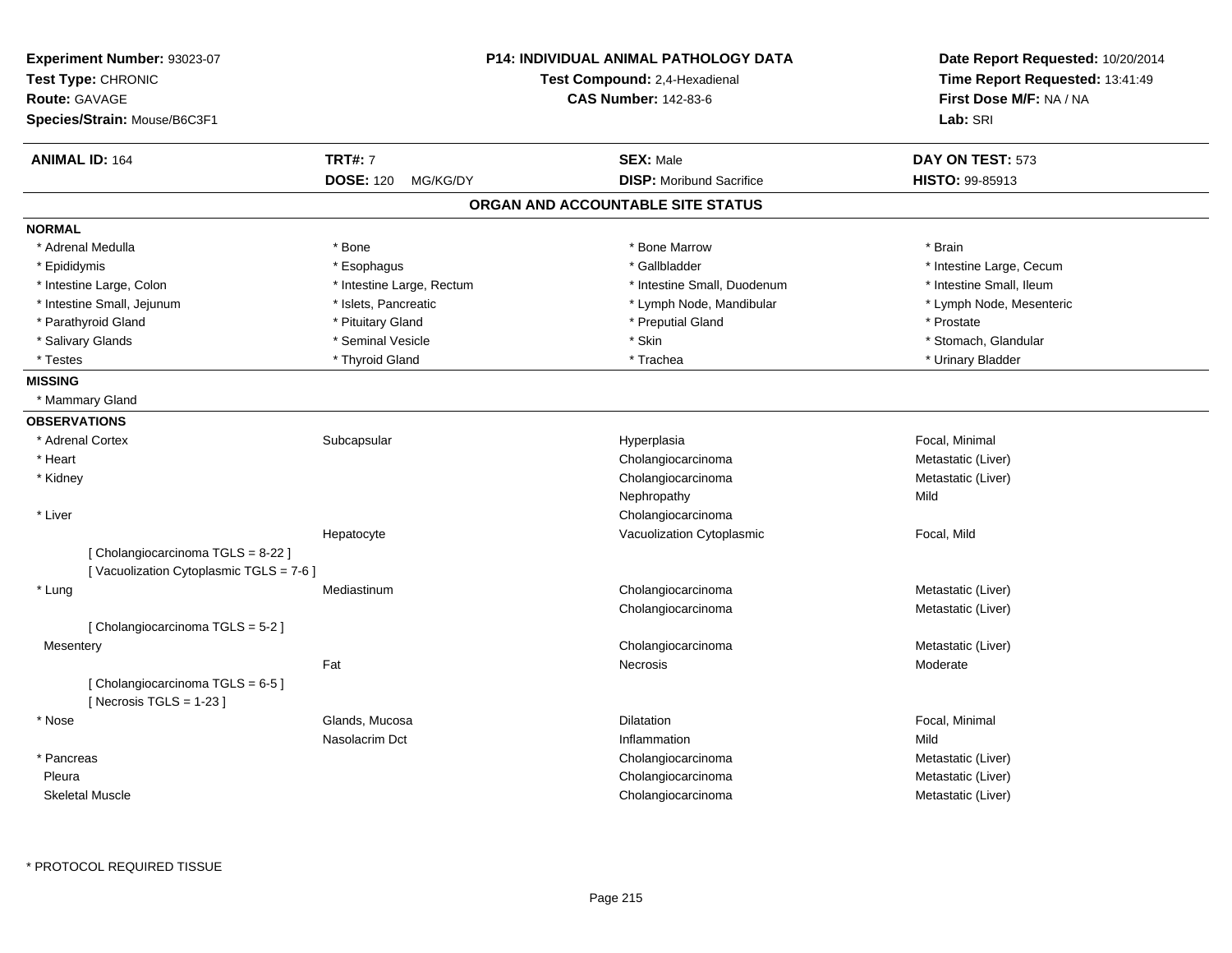**Experiment Number:** 93023-07
**Test Type:** CHRONIC
**Route:** GAVAGE
**Species/Strain:** Mouse/B6C3F1

**P14: INDIVIDUAL ANIMAL PATHOLOGY DATA**
**Test Compound:** 2,4-Hexadienal
**CAS Number:** 142-83-6

**Date Report Requested:** 10/20/2014
**Time Report Requested:** 13:41:49
**First Dose M/F:** NA / NA
**Lab:** SRI

| **ANIMAL ID:** 164 | **TRT#:** 7 | **SEX:** Male | **DAY ON TEST:** 573 |
|---|---|---|---|
| | **DOSE:** 120 MG/KG/DY | **DISP:** Moribund Sacrifice | **HISTO:** 99-85913 |

## ORGAN AND ACCOUNTABLE SITE STATUS

**NORMAL**

| | | | |
|---|---|---|---|
| * Adrenal Medulla | * Bone | * Bone Marrow | * Brain |
| * Epididymis | * Esophagus | * Gallbladder | * Intestine Large, Cecum |
| * Intestine Large, Colon | * Intestine Large, Rectum | * Intestine Small, Duodenum | * Intestine Small, Ileum |
| * Intestine Small, Jejunum | * Islets, Pancreatic | * Lymph Node, Mandibular | * Lymph Node, Mesenteric |
| * Parathyroid Gland | * Pituitary Gland | * Preputial Gland | * Prostate |
| * Salivary Glands | * Seminal Vesicle | * Skin | * Stomach, Glandular |
| * Testes | * Thyroid Gland | * Trachea | * Urinary Bladder |

**MISSING**

* Mammary Gland

**OBSERVATIONS**

| | | | |
|---|---|---|---|
| * Adrenal Cortex | Subcapsular | Hyperplasia | Focal, Minimal |
| * Heart | | Cholangiocarcinoma | Metastatic (Liver) |
| * Kidney | | Cholangiocarcinoma | Metastatic (Liver) |
| | | Nephropathy | Mild |
| * Liver | | Cholangiocarcinoma | |
| | Hepatocyte | Vacuolization Cytoplasmic | Focal, Mild |
| [ Cholangiocarcinoma TGLS = 8-22 ] | | | |
| [ Vacuolization Cytoplasmic TGLS = 7-6 ] | | | |
| * Lung | Mediastinum | Cholangiocarcinoma | Metastatic (Liver) |
| | | Cholangiocarcinoma | Metastatic (Liver) |
| [ Cholangiocarcinoma TGLS = 5-2 ] | | | |
| Mesentery | | Cholangiocarcinoma | Metastatic (Liver) |
| | Fat | Necrosis | Moderate |
| [ Cholangiocarcinoma TGLS = 6-5 ] | | | |
| [ Necrosis TGLS = 1-23 ] | | | |
| * Nose | Glands, Mucosa | Dilatation | Focal, Minimal |
| | Nasolacrim Dct | Inflammation | Mild |
| * Pancreas | | Cholangiocarcinoma | Metastatic (Liver) |
| Pleura | | Cholangiocarcinoma | Metastatic (Liver) |
| Skeletal Muscle | | Cholangiocarcinoma | Metastatic (Liver) |

* PROTOCOL REQUIRED TISSUE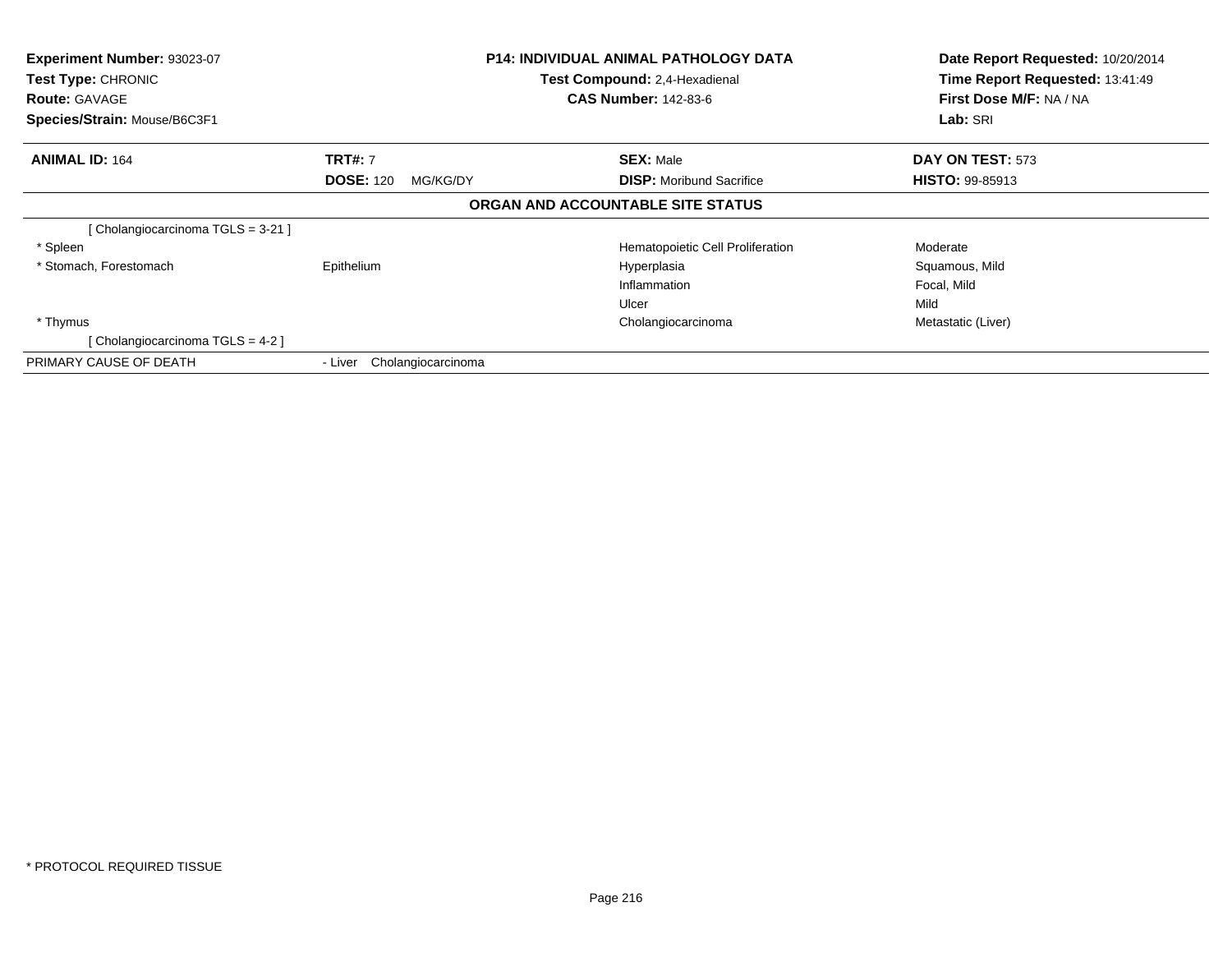**Experiment Number:** 93023-07
**Test Type:** CHRONIC
**Route:** GAVAGE
**Species/Strain:** Mouse/B6C3F1

**P14: INDIVIDUAL ANIMAL PATHOLOGY DATA**
**Test Compound:** 2,4-Hexadienal
**CAS Number:** 142-83-6

**Date Report Requested:** 10/20/2014
**Time Report Requested:** 13:41:49
**First Dose M/F:** NA / NA
**Lab:** SRI

| **ANIMAL ID:** 164 | **TRT#:** 7 | **SEX:** Male | **DAY ON TEST:** 573 |
|---|---|---|---|
| | **DOSE:** 120 MG/KG/DY | **DISP:** Moribund Sacrifice | **HISTO:** 99-85913 |

**ORGAN AND ACCOUNTABLE SITE STATUS**

| | | | |
|---|---|---|---|
| [ Cholangiocarcinoma TGLS = 3-21 ] | | | |
| * Spleen | | Hematopoietic Cell Proliferation | Moderate |
| * Stomach, Forestomach | Epithelium | Hyperplasia | Squamous, Mild |
| | | Inflammation | Focal, Mild |
| | | Ulcer | Mild |
| * Thymus | | Cholangiocarcinoma | Metastatic (Liver) |
| [ Cholangiocarcinoma TGLS = 4-2 ] | | | |
| PRIMARY CAUSE OF DEATH | - Liver Cholangiocarcinoma | | |

* PROTOCOL REQUIRED TISSUE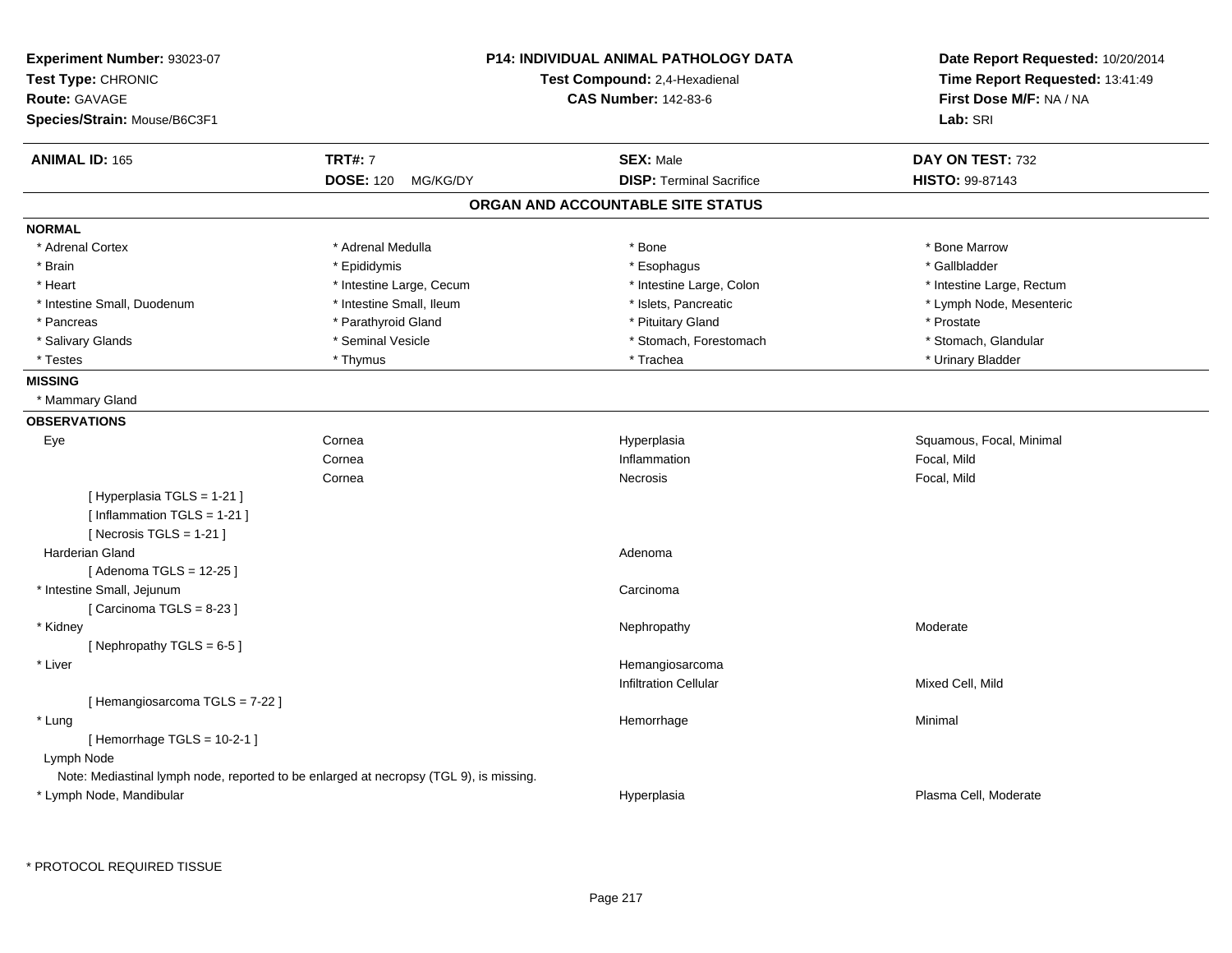**Experiment Number:** 93023-07
**Test Type:** CHRONIC
**Route:** GAVAGE
**Species/Strain:** Mouse/B6C3F1

**P14: INDIVIDUAL ANIMAL PATHOLOGY DATA**
**Test Compound:** 2,4-Hexadienal
**CAS Number:** 142-83-6

**Date Report Requested:** 10/20/2014
**Time Report Requested:** 13:41:49
**First Dose M/F:** NA / NA
**Lab:** SRI

| **ANIMAL ID:** 165 | **TRT#:** 7 | **SEX:** Male | **DAY ON TEST:** 732 |
|---|---|---|---|
| | **DOSE:** 120 MG/KG/DY | **DISP:** Terminal Sacrifice | **HISTO:** 99-87143 |

## ORGAN AND ACCOUNTABLE SITE STATUS

**NORMAL**

| | | | |
|---|---|---|---|
| * Adrenal Cortex | * Adrenal Medulla | * Bone | * Bone Marrow |
| * Brain | * Epididymis | * Esophagus | * Gallbladder |
| * Heart | * Intestine Large, Cecum | * Intestine Large, Colon | * Intestine Large, Rectum |
| * Intestine Small, Duodenum | * Intestine Small, Ileum | * Islets, Pancreatic | * Lymph Node, Mesenteric |
| * Pancreas | * Parathyroid Gland | * Pituitary Gland | * Prostate |
| * Salivary Glands | * Seminal Vesicle | * Stomach, Forestomach | * Stomach, Glandular |
| * Testes | * Thymus | * Trachea | * Urinary Bladder |

**MISSING**

* Mammary Gland

**OBSERVATIONS**

| | | | |
|---|---|---|---|
| Eye | Cornea | Hyperplasia | Squamous, Focal, Minimal |
| | Cornea | Inflammation | Focal, Mild |
| | Cornea | Necrosis | Focal, Mild |
| [ Hyperplasia TGLS = 1-21 ] | | | |
| [ Inflammation TGLS = 1-21 ] | | | |
| [ Necrosis TGLS = 1-21 ] | | | |
| Harderian Gland | | Adenoma | |
| [ Adenoma TGLS = 12-25 ] | | | |
| * Intestine Small, Jejunum | | Carcinoma | |
| [ Carcinoma TGLS = 8-23 ] | | | |
| * Kidney | | Nephropathy | Moderate |
| [ Nephropathy TGLS = 6-5 ] | | | |
| * Liver | | Hemangiosarcoma | |
| | | Infiltration Cellular | Mixed Cell, Mild |
| [ Hemangiosarcoma TGLS = 7-22 ] | | | |
| * Lung | | Hemorrhage | Minimal |
| [ Hemorrhage TGLS = 10-2-1 ] | | | |
| Lymph Node | | | |
| Note: Mediastinal lymph node, reported to be enlarged at necropsy (TGL 9), is missing. | | | |
| * Lymph Node, Mandibular | | Hyperplasia | Plasma Cell, Moderate |

* PROTOCOL REQUIRED TISSUE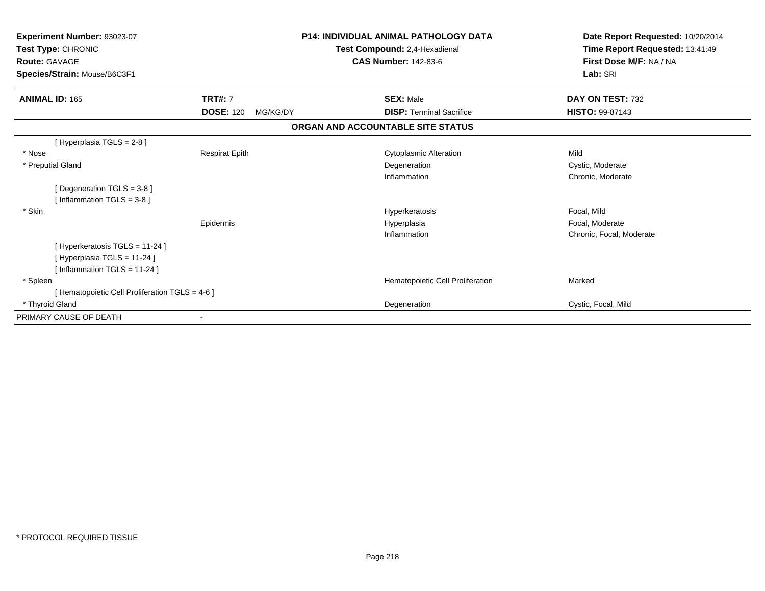**Experiment Number:** 93023-07
**Test Type:** CHRONIC
**Route:** GAVAGE
**Species/Strain:** Mouse/B6C3F1

**P14: INDIVIDUAL ANIMAL PATHOLOGY DATA**
**Test Compound:** 2,4-Hexadienal
**CAS Number:** 142-83-6

**Date Report Requested:** 10/20/2014
**Time Report Requested:** 13:41:49
**First Dose M/F:** NA / NA
**Lab:** SRI

| **ANIMAL ID:** 165 | **TRT#:** 7 | **SEX:** Male | **DAY ON TEST:** 732 |
|---|---|---|---|
| | **DOSE:** 120 MG/KG/DY | **DISP:** Terminal Sacrifice | **HISTO:** 99-87143 |

## ORGAN AND ACCOUNTABLE SITE STATUS

| | | | |
|---|---|---|---|
| [ Hyperplasia TGLS = 2-8 ] | | | |
| * Nose | Respirat Epith | Cytoplasmic Alteration | Mild |
| * Preputial Gland | | Degeneration | Cystic, Moderate |
| | | Inflammation | Chronic, Moderate |
| [ Degeneration TGLS = 3-8 ] | | | |
| [ Inflammation TGLS = 3-8 ] | | | |
| * Skin | | Hyperkeratosis | Focal, Mild |
| | Epidermis | Hyperplasia | Focal, Moderate |
| | | Inflammation | Chronic, Focal, Moderate |
| [ Hyperkeratosis TGLS = 11-24 ] | | | |
| [ Hyperplasia TGLS = 11-24 ] | | | |
| [ Inflammation TGLS = 11-24 ] | | | |
| * Spleen | | Hematopoietic Cell Proliferation | Marked |
| [ Hematopoietic Cell Proliferation TGLS = 4-6 ] | | | |
| * Thyroid Gland | | Degeneration | Cystic, Focal, Mild |
| PRIMARY CAUSE OF DEATH | - | | |

* PROTOCOL REQUIRED TISSUE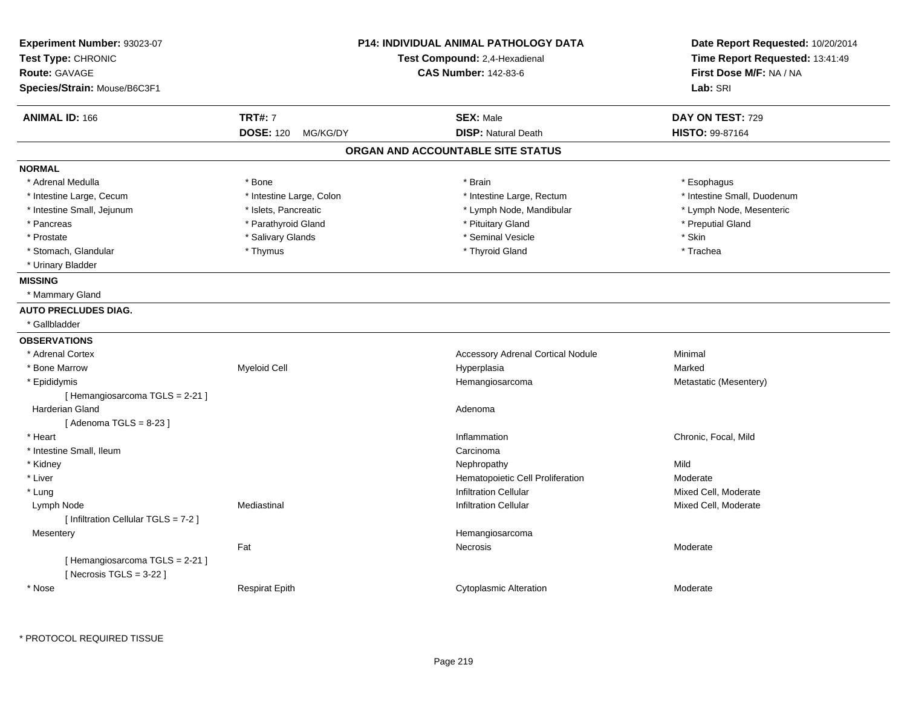**Experiment Number:** 93023-07
**Test Type:** CHRONIC
**Route:** GAVAGE
**Species/Strain:** Mouse/B6C3F1

**P14: INDIVIDUAL ANIMAL PATHOLOGY DATA**
**Test Compound:** 2,4-Hexadienal
**CAS Number:** 142-83-6

**Date Report Requested:** 10/20/2014
**Time Report Requested:** 13:41:49
**First Dose M/F:** NA / NA
**Lab:** SRI

| **ANIMAL ID:** 166 | **TRT#:** 7 | **SEX:** Male | **DAY ON TEST:** 729 |
|---|---|---|---|
| | **DOSE:** 120 MG/KG/DY | **DISP:** Natural Death | **HISTO:** 99-87164 |

## ORGAN AND ACCOUNTABLE SITE STATUS

**NORMAL**

| | | | |
|---|---|---|---|
| * Adrenal Medulla | * Bone | * Brain | * Esophagus |
| * Intestine Large, Cecum | * Intestine Large, Colon | * Intestine Large, Rectum | * Intestine Small, Duodenum |
| * Intestine Small, Jejunum | * Islets, Pancreatic | * Lymph Node, Mandibular | * Lymph Node, Mesenteric |
| * Pancreas | * Parathyroid Gland | * Pituitary Gland | * Preputial Gland |
| * Prostate | * Salivary Glands | * Seminal Vesicle | * Skin |
| * Stomach, Glandular | * Thymus | * Thyroid Gland | * Trachea |
| * Urinary Bladder | | | |

**MISSING**

* Mammary Gland

**AUTO PRECLUDES DIAG.**

* Gallbladder

**OBSERVATIONS**

| | | | |
|---|---|---|---|
| * Adrenal Cortex | | Accessory Adrenal Cortical Nodule | Minimal |
| * Bone Marrow | Myeloid Cell | Hyperplasia | Marked |
| * Epididymis | | Hemangiosarcoma | Metastatic (Mesentery) |
| [ Hemangiosarcoma TGLS = 2-21 ] | | | |
| Harderian Gland | | Adenoma | |
| [ Adenoma TGLS = 8-23 ] | | | |
| * Heart | | Inflammation | Chronic, Focal, Mild |
| * Intestine Small, Ileum | | Carcinoma | |
| * Kidney | | Nephropathy | Mild |
| * Liver | | Hematopoietic Cell Proliferation | Moderate |
| * Lung | | Infiltration Cellular | Mixed Cell, Moderate |
| Lymph Node | Mediastinal | Infiltration Cellular | Mixed Cell, Moderate |
| [ Infiltration Cellular TGLS = 7-2 ] | | | |
| Mesentery | | Hemangiosarcoma | |
| | Fat | Necrosis | Moderate |
| [ Hemangiosarcoma TGLS = 2-21 ] | | | |
| [ Necrosis TGLS = 3-22 ] | | | |
| * Nose | Respirat Epith | Cytoplasmic Alteration | Moderate |

\* PROTOCOL REQUIRED TISSUE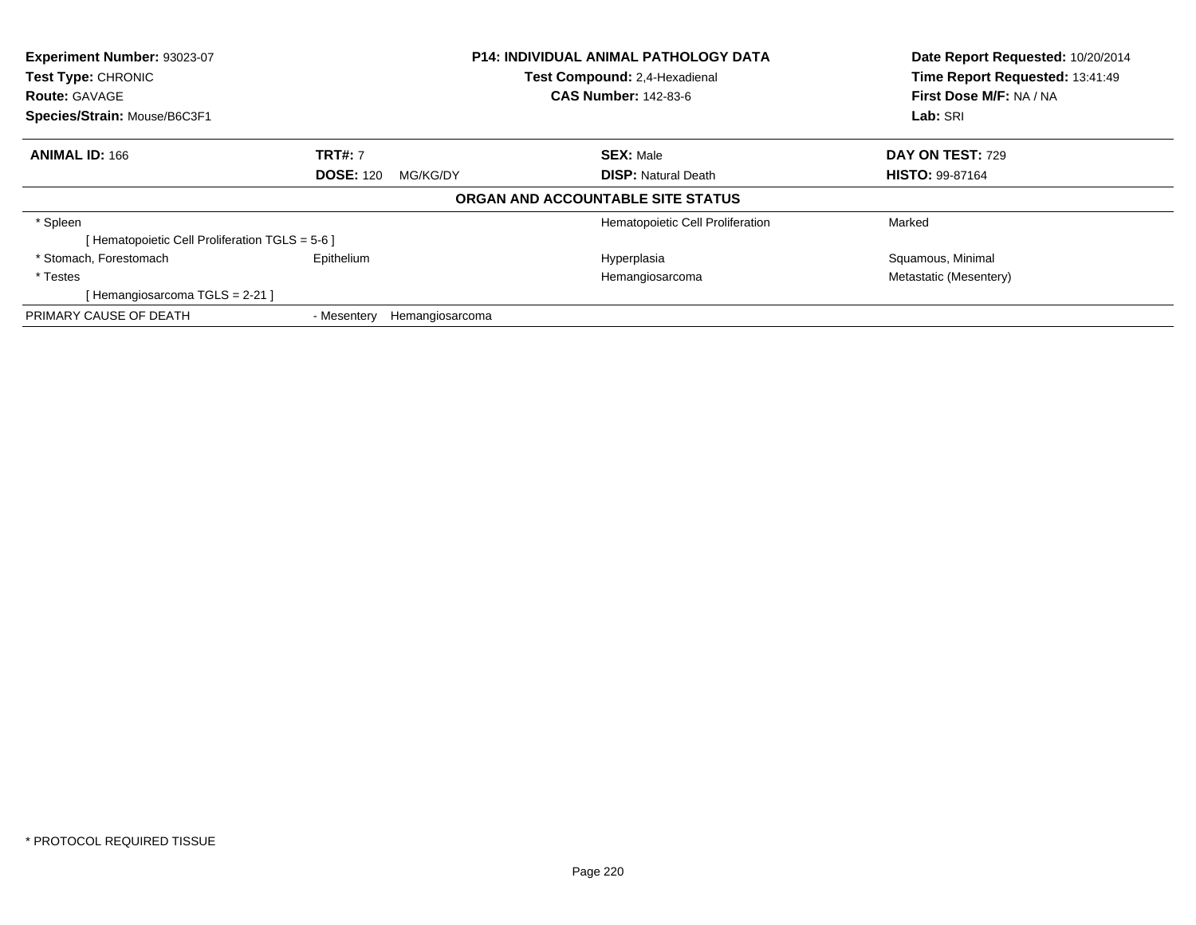**Experiment Number:** 93023-07
**Test Type:** CHRONIC
**Route:** GAVAGE
**Species/Strain:** Mouse/B6C3F1

**P14: INDIVIDUAL ANIMAL PATHOLOGY DATA**
**Test Compound:** 2,4-Hexadienal
**CAS Number:** 142-83-6

**Date Report Requested:** 10/20/2014
**Time Report Requested:** 13:41:49
**First Dose M/F:** NA / NA
**Lab:** SRI

| **ANIMAL ID:** 166 | **TRT#:** 7 | **SEX:** Male | **DAY ON TEST:** 729 |
|---|---|---|---|
| | **DOSE:** 120 MG/KG/DY | **DISP:** Natural Death | **HISTO:** 99-87164 |

**ORGAN AND ACCOUNTABLE SITE STATUS**

| | | | |
|---|---|---|---|
| * Spleen | | Hematopoietic Cell Proliferation | Marked |
| [ Hematopoietic Cell Proliferation TGLS = 5-6 ] | | | |
| * Stomach, Forestomach | Epithelium | Hyperplasia | Squamous, Minimal |
| * Testes | | Hemangiosarcoma | Metastatic (Mesentery) |
| [ Hemangiosarcoma TGLS = 2-21 ] | | | |
| PRIMARY CAUSE OF DEATH | - Mesentery Hemangiosarcoma | | |

* PROTOCOL REQUIRED TISSUE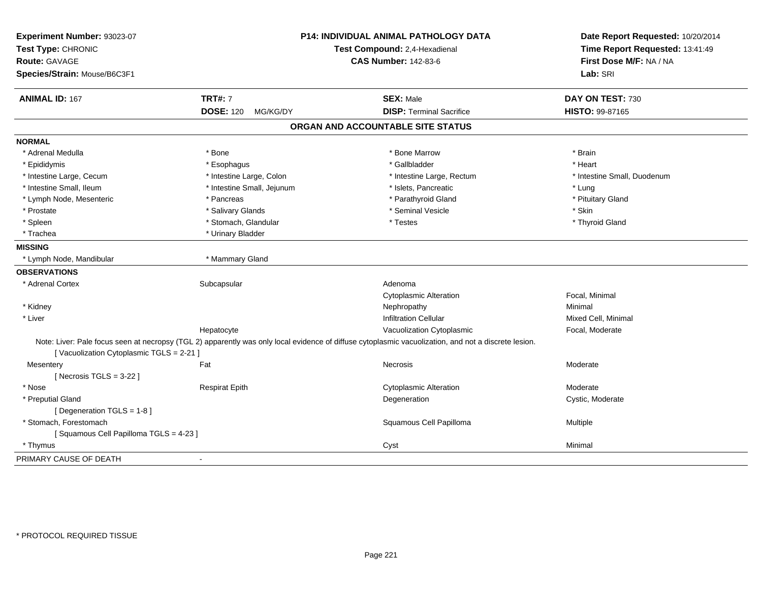**Experiment Number:** 93023-07
**Test Type:** CHRONIC
**Route:** GAVAGE
**Species/Strain:** Mouse/B6C3F1

**P14: INDIVIDUAL ANIMAL PATHOLOGY DATA**
**Test Compound:** 2,4-Hexadienal
**CAS Number:** 142-83-6

**Date Report Requested:** 10/20/2014
**Time Report Requested:** 13:41:49
**First Dose M/F:** NA / NA
**Lab:** SRI

| **ANIMAL ID:** 167 | **TRT#:** 7 | **SEX:** Male | **DAY ON TEST:** 730 |
|---|---|---|---|
| | **DOSE:** 120 MG/KG/DY | **DISP:** Terminal Sacrifice | **HISTO:** 99-87165 |

## ORGAN AND ACCOUNTABLE SITE STATUS

**NORMAL**

| | | | |
|---|---|---|---|
| * Adrenal Medulla | * Bone | * Bone Marrow | * Brain |
| * Epididymis | * Esophagus | * Gallbladder | * Heart |
| * Intestine Large, Cecum | * Intestine Large, Colon | * Intestine Large, Rectum | * Intestine Small, Duodenum |
| * Intestine Small, Ileum | * Intestine Small, Jejunum | * Islets, Pancreatic | * Lung |
| * Lymph Node, Mesenteric | * Pancreas | * Parathyroid Gland | * Pituitary Gland |
| * Prostate | * Salivary Glands | * Seminal Vesicle | * Skin |
| * Spleen | * Stomach, Glandular | * Testes | * Thyroid Gland |
| * Trachea | * Urinary Bladder | | |

**MISSING**

| | |
|---|---|
| * Lymph Node, Mandibular | * Mammary Gland |

**OBSERVATIONS**

| | | | |
|---|---|---|---|
| * Adrenal Cortex | Subcapsular | Adenoma | |
| | | Cytoplasmic Alteration | Focal, Minimal |
| * Kidney | | Nephropathy | Minimal |
| * Liver | | Infiltration Cellular | Mixed Cell, Minimal |
| | Hepatocyte | Vacuolization Cytoplasmic | Focal, Moderate |

Note: Liver: Pale focus seen at necropsy (TGL 2) apparently was only local evidence of diffuse cytoplasmic vacuolization, and not a discrete lesion.
[ Vacuolization Cytoplasmic TGLS = 2-21 ]

| | | | |
|---|---|---|---|
| Mesentery | Fat | Necrosis | Moderate |
| [ Necrosis TGLS = 3-22 ] | | | |
| * Nose | Respirat Epith | Cytoplasmic Alteration | Moderate |
| * Preputial Gland | | Degeneration | Cystic, Moderate |
| [ Degeneration TGLS = 1-8 ] | | | |
| * Stomach, Forestomach | | Squamous Cell Papilloma | Multiple |
| [ Squamous Cell Papilloma TGLS = 4-23 ] | | | |
| * Thymus | | Cyst | Minimal |

PRIMARY CAUSE OF DEATH -

* PROTOCOL REQUIRED TISSUE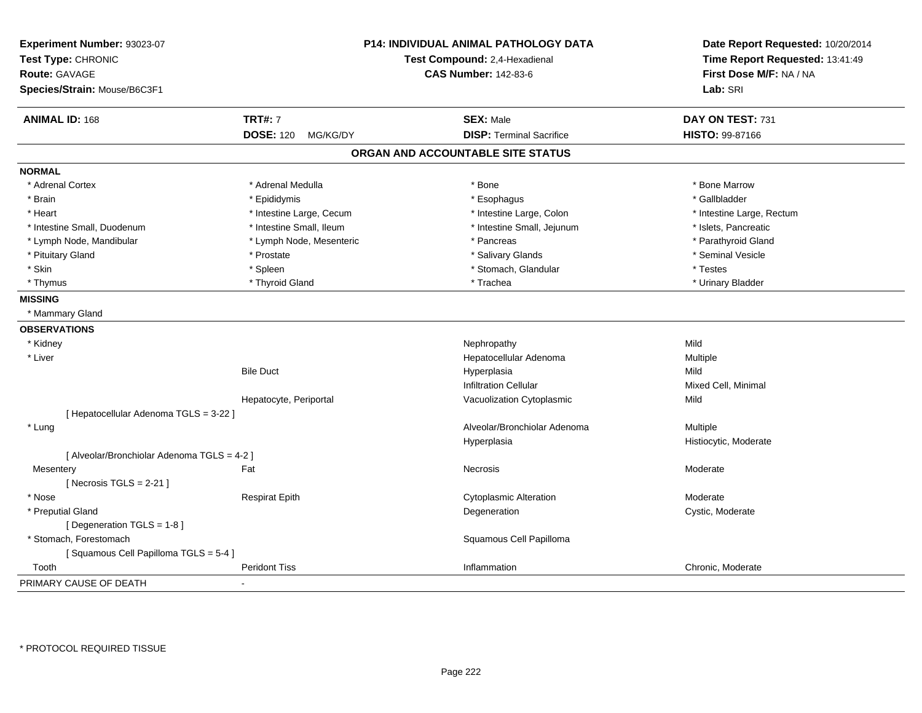**Experiment Number:** 93023-07
**Test Type:** CHRONIC
**Route:** GAVAGE
**Species/Strain:** Mouse/B6C3F1

**P14: INDIVIDUAL ANIMAL PATHOLOGY DATA**
**Test Compound:** 2,4-Hexadienal
**CAS Number:** 142-83-6

**Date Report Requested:** 10/20/2014
**Time Report Requested:** 13:41:49
**First Dose M/F:** NA / NA
**Lab:** SRI

| **ANIMAL ID:** 168 | **TRT#:** 7 | **SEX:** Male | **DAY ON TEST:** 731 |
|---|---|---|---|
| | **DOSE:** 120 MG/KG/DY | **DISP:** Terminal Sacrifice | **HISTO:** 99-87166 |

## ORGAN AND ACCOUNTABLE SITE STATUS

**NORMAL**

| | | | |
|---|---|---|---|
| * Adrenal Cortex | * Adrenal Medulla | * Bone | * Bone Marrow |
| * Brain | * Epididymis | * Esophagus | * Gallbladder |
| * Heart | * Intestine Large, Cecum | * Intestine Large, Colon | * Intestine Large, Rectum |
| * Intestine Small, Duodenum | * Intestine Small, Ileum | * Intestine Small, Jejunum | * Islets, Pancreatic |
| * Lymph Node, Mandibular | * Lymph Node, Mesenteric | * Pancreas | * Parathyroid Gland |
| * Pituitary Gland | * Prostate | * Salivary Glands | * Seminal Vesicle |
| * Skin | * Spleen | * Stomach, Glandular | * Testes |
| * Thymus | * Thyroid Gland | * Trachea | * Urinary Bladder |

**MISSING**

* Mammary Gland

**OBSERVATIONS**

| | | | |
|---|---|---|---|
| * Kidney | | Nephropathy | Mild |
| * Liver | | Hepatocellular Adenoma | Multiple |
| | Bile Duct | Hyperplasia | Mild |
| | | Infiltration Cellular | Mixed Cell, Minimal |
| | Hepatocyte, Periportal | Vacuolization Cytoplasmic | Mild |
| [ Hepatocellular Adenoma TGLS = 3-22 ] | | | |
| * Lung | | Alveolar/Bronchiolar Adenoma | Multiple |
| | | Hyperplasia | Histiocytic, Moderate |
| [ Alveolar/Bronchiolar Adenoma TGLS = 4-2 ] | | | |
| Mesentery | Fat | Necrosis | Moderate |
| [ Necrosis TGLS = 2-21 ] | | | |
| * Nose | Respirat Epith | Cytoplasmic Alteration | Moderate |
| * Preputial Gland | | Degeneration | Cystic, Moderate |
| [ Degeneration TGLS = 1-8 ] | | | |
| * Stomach, Forestomach | | Squamous Cell Papilloma | |
| [ Squamous Cell Papilloma TGLS = 5-4 ] | | | |
| Tooth | Peridont Tiss | Inflammation | Chronic, Moderate |

PRIMARY CAUSE OF DEATH -

* PROTOCOL REQUIRED TISSUE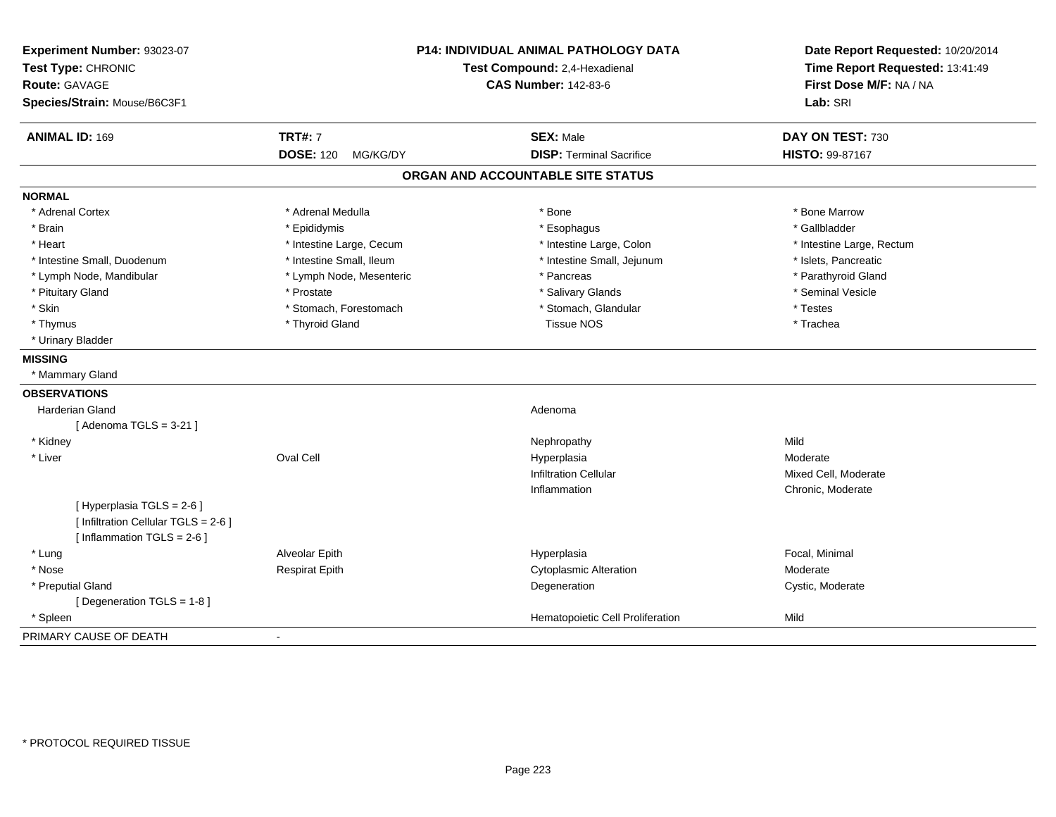**Experiment Number:** 93023-07
**Test Type:** CHRONIC
**Route:** GAVAGE
**Species/Strain:** Mouse/B6C3F1

**P14: INDIVIDUAL ANIMAL PATHOLOGY DATA**
**Test Compound:** 2,4-Hexadienal
**CAS Number:** 142-83-6

**Date Report Requested:** 10/20/2014
**Time Report Requested:** 13:41:49
**First Dose M/F:** NA / NA
**Lab:** SRI

| **ANIMAL ID:** 169 | **TRT#:** 7 | **SEX:** Male | **DAY ON TEST:** 730 |
|---|---|---|---|
| | **DOSE:** 120 MG/KG/DY | **DISP:** Terminal Sacrifice | **HISTO:** 99-87167 |

## ORGAN AND ACCOUNTABLE SITE STATUS

**NORMAL**

| | | | |
|---|---|---|---|
| * Adrenal Cortex | * Adrenal Medulla | * Bone | * Bone Marrow |
| * Brain | * Epididymis | * Esophagus | * Gallbladder |
| * Heart | * Intestine Large, Cecum | * Intestine Large, Colon | * Intestine Large, Rectum |
| * Intestine Small, Duodenum | * Intestine Small, Ileum | * Intestine Small, Jejunum | * Islets, Pancreatic |
| * Lymph Node, Mandibular | * Lymph Node, Mesenteric | * Pancreas | * Parathyroid Gland |
| * Pituitary Gland | * Prostate | * Salivary Glands | * Seminal Vesicle |
| * Skin | * Stomach, Forestomach | * Stomach, Glandular | * Testes |
| * Thymus | * Thyroid Gland | Tissue NOS | * Trachea |
| * Urinary Bladder | | | |

**MISSING**

* Mammary Gland

**OBSERVATIONS**

| | | | |
|---|---|---|---|
| Harderian Gland | | Adenoma | |
| [ Adenoma TGLS = 3-21 ] | | | |
| * Kidney | | Nephropathy | Mild |
| * Liver | Oval Cell | Hyperplasia | Moderate |
| | | Infiltration Cellular | Mixed Cell, Moderate |
| | | Inflammation | Chronic, Moderate |
| [ Hyperplasia TGLS = 2-6 ] | | | |
| [ Infiltration Cellular TGLS = 2-6 ] | | | |
| [ Inflammation TGLS = 2-6 ] | | | |
| * Lung | Alveolar Epith | Hyperplasia | Focal, Minimal |
| * Nose | Respirat Epith | Cytoplasmic Alteration | Moderate |
| * Preputial Gland | | Degeneration | Cystic, Moderate |
| [ Degeneration TGLS = 1-8 ] | | | |
| * Spleen | | Hematopoietic Cell Proliferation | Mild |

PRIMARY CAUSE OF DEATH -

\* PROTOCOL REQUIRED TISSUE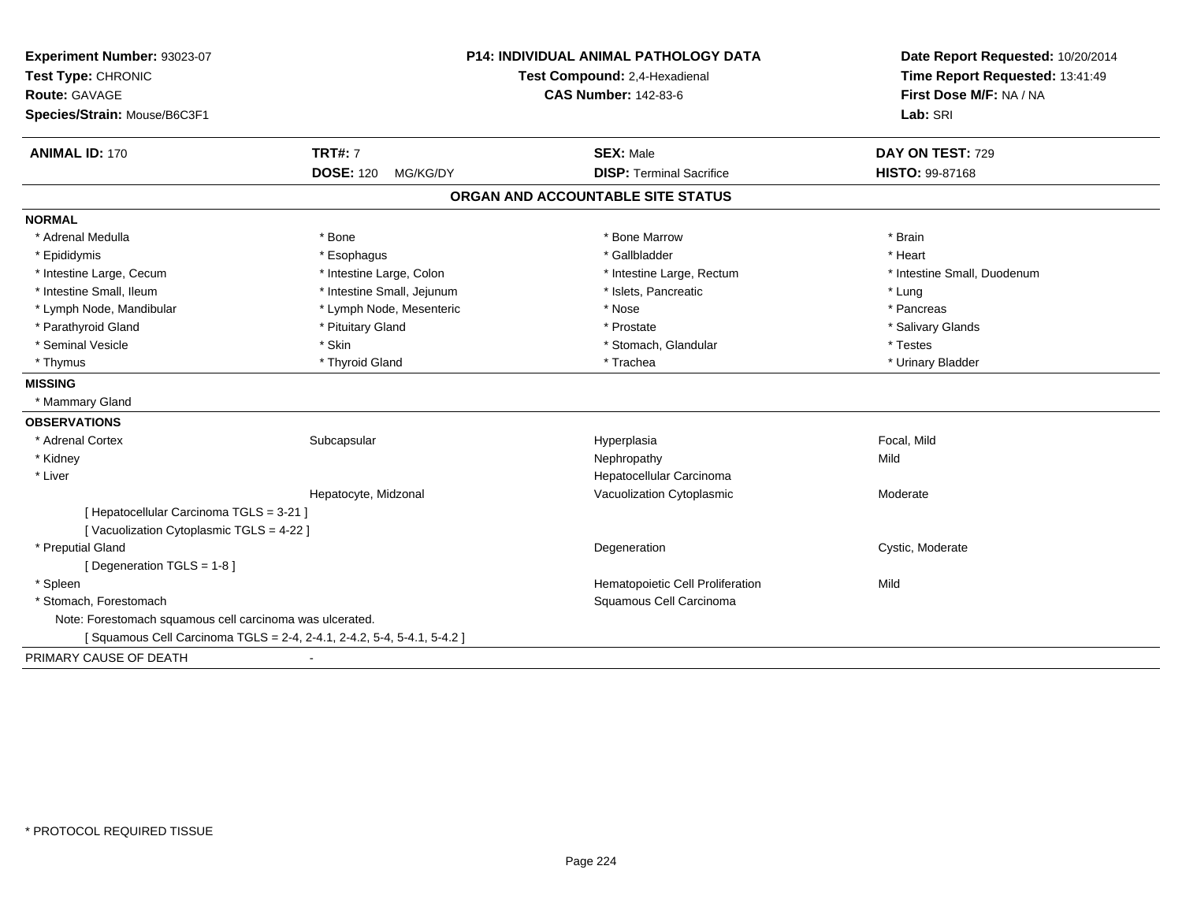**Experiment Number:** 93023-07
**Test Type:** CHRONIC
**Route:** GAVAGE
**Species/Strain:** Mouse/B6C3F1

**P14: INDIVIDUAL ANIMAL PATHOLOGY DATA**
**Test Compound:** 2,4-Hexadienal
**CAS Number:** 142-83-6

**Date Report Requested:** 10/20/2014
**Time Report Requested:** 13:41:49
**First Dose M/F:** NA / NA
**Lab:** SRI

| **ANIMAL ID:** 170 | **TRT#:** 7 | **SEX:** Male | **DAY ON TEST:** 729 |
|---|---|---|---|
| | **DOSE:** 120 MG/KG/DY | **DISP:** Terminal Sacrifice | **HISTO:** 99-87168 |

## ORGAN AND ACCOUNTABLE SITE STATUS

**NORMAL**

| | | | |
|---|---|---|---|
| * Adrenal Medulla | * Bone | * Bone Marrow | * Brain |
| * Epididymis | * Esophagus | * Gallbladder | * Heart |
| * Intestine Large, Cecum | * Intestine Large, Colon | * Intestine Large, Rectum | * Intestine Small, Duodenum |
| * Intestine Small, Ileum | * Intestine Small, Jejunum | * Islets, Pancreatic | * Lung |
| * Lymph Node, Mandibular | * Lymph Node, Mesenteric | * Nose | * Pancreas |
| * Parathyroid Gland | * Pituitary Gland | * Prostate | * Salivary Glands |
| * Seminal Vesicle | * Skin | * Stomach, Glandular | * Testes |
| * Thymus | * Thyroid Gland | * Trachea | * Urinary Bladder |

**MISSING**

* Mammary Gland

**OBSERVATIONS**

| | | | |
|---|---|---|---|
| * Adrenal Cortex | Subcapsular | Hyperplasia | Focal, Mild |
| * Kidney | | Nephropathy | Mild |
| * Liver | | Hepatocellular Carcinoma | |
| | Hepatocyte, Midzonal | Vacuolization Cytoplasmic | Moderate |
| [ Hepatocellular Carcinoma TGLS = 3-21 ] | | | |
| [ Vacuolization Cytoplasmic TGLS = 4-22 ] | | | |
| * Preputial Gland | | Degeneration | Cystic, Moderate |
| [ Degeneration TGLS = 1-8 ] | | | |
| * Spleen | | Hematopoietic Cell Proliferation | Mild |
| * Stomach, Forestomach | | Squamous Cell Carcinoma | |

Note: Forestomach squamous cell carcinoma was ulcerated.

[ Squamous Cell Carcinoma TGLS = 2-4, 2-4.1, 2-4.2, 5-4, 5-4.1, 5-4.2 ]

PRIMARY CAUSE OF DEATH -

* PROTOCOL REQUIRED TISSUE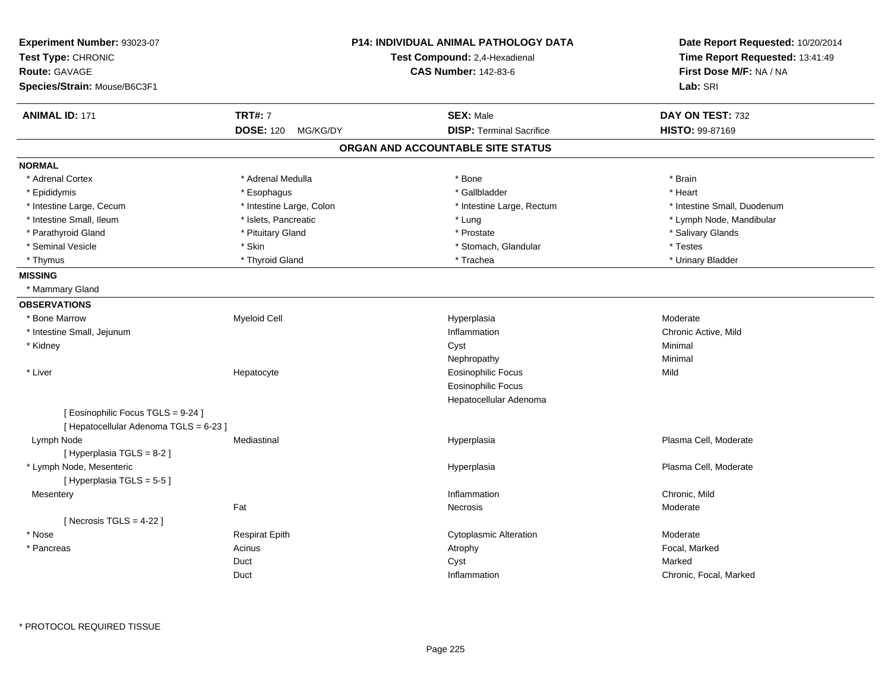**Experiment Number:** 93023-07
**Test Type:** CHRONIC
**Route:** GAVAGE
**Species/Strain:** Mouse/B6C3F1

**P14: INDIVIDUAL ANIMAL PATHOLOGY DATA**
**Test Compound:** 2,4-Hexadienal
**CAS Number:** 142-83-6

**Date Report Requested:** 10/20/2014
**Time Report Requested:** 13:41:49
**First Dose M/F:** NA / NA
**Lab:** SRI

| **ANIMAL ID:** 171 | **TRT#:** 7 | **SEX:** Male | **DAY ON TEST:** 732 |
|---|---|---|---|
| | **DOSE:** 120 MG/KG/DY | **DISP:** Terminal Sacrifice | **HISTO:** 99-87169 |

## ORGAN AND ACCOUNTABLE SITE STATUS

**NORMAL**

| | | | |
|---|---|---|---|
| * Adrenal Cortex | * Adrenal Medulla | * Bone | * Brain |
| * Epididymis | * Esophagus | * Gallbladder | * Heart |
| * Intestine Large, Cecum | * Intestine Large, Colon | * Intestine Large, Rectum | * Intestine Small, Duodenum |
| * Intestine Small, Ileum | * Islets, Pancreatic | * Lung | * Lymph Node, Mandibular |
| * Parathyroid Gland | * Pituitary Gland | * Prostate | * Salivary Glands |
| * Seminal Vesicle | * Skin | * Stomach, Glandular | * Testes |
| * Thymus | * Thyroid Gland | * Trachea | * Urinary Bladder |

**MISSING**

* Mammary Gland

**OBSERVATIONS**

| | | | |
|---|---|---|---|
| * Bone Marrow | Myeloid Cell | Hyperplasia | Moderate |
| * Intestine Small, Jejunum | | Inflammation | Chronic Active, Mild |
| * Kidney | | Cyst | Minimal |
| | | Nephropathy | Minimal |
| * Liver | Hepatocyte | Eosinophilic Focus | Mild |
| | | Eosinophilic Focus | |
| | | Hepatocellular Adenoma | |
| [ Eosinophilic Focus TGLS = 9-24 ] | | | |
| [ Hepatocellular Adenoma TGLS = 6-23 ] | | | |
| Lymph Node | Mediastinal | Hyperplasia | Plasma Cell, Moderate |
| [ Hyperplasia TGLS = 8-2 ] | | | |
| * Lymph Node, Mesenteric | | Hyperplasia | Plasma Cell, Moderate |
| [ Hyperplasia TGLS = 5-5 ] | | | |
| Mesentery | | Inflammation | Chronic, Mild |
| | Fat | Necrosis | Moderate |
| [ Necrosis TGLS = 4-22 ] | | | |
| * Nose | Respirat Epith | Cytoplasmic Alteration | Moderate |
| * Pancreas | Acinus | Atrophy | Focal, Marked |
| | Duct | Cyst | Marked |
| | Duct | Inflammation | Chronic, Focal, Marked |

\* PROTOCOL REQUIRED TISSUE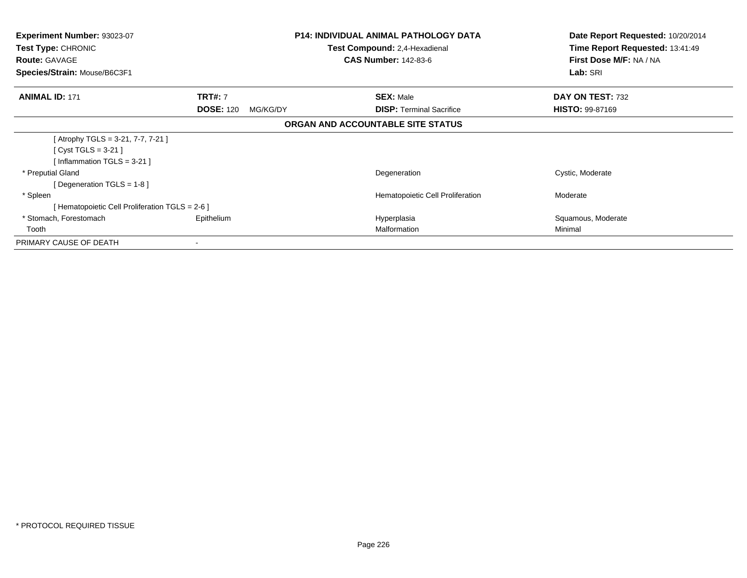**Experiment Number:** 93023-07
**Test Type:** CHRONIC
**Route:** GAVAGE
**Species/Strain:** Mouse/B6C3F1

**P14: INDIVIDUAL ANIMAL PATHOLOGY DATA**
**Test Compound:** 2,4-Hexadienal
**CAS Number:** 142-83-6

**Date Report Requested:** 10/20/2014
**Time Report Requested:** 13:41:49
**First Dose M/F:** NA / NA
**Lab:** SRI

| **ANIMAL ID:** 171 | **TRT#:** 7 | **SEX:** Male | **DAY ON TEST:** 732 |
|---|---|---|---|
| | **DOSE:** 120 MG/KG/DY | **DISP:** Terminal Sacrifice | **HISTO:** 99-87169 |

## ORGAN AND ACCOUNTABLE SITE STATUS

| | | | |
|---|---|---|---|
| [ Atrophy TGLS = 3-21, 7-7, 7-21 ] | | | |
| [ Cyst TGLS = 3-21 ] | | | |
| [ Inflammation TGLS = 3-21 ] | | | |
| * Preputial Gland | | Degeneration | Cystic, Moderate |
| [ Degeneration TGLS = 1-8 ] | | | |
| * Spleen | | Hematopoietic Cell Proliferation | Moderate |
| [ Hematopoietic Cell Proliferation TGLS = 2-6 ] | | | |
| * Stomach, Forestomach | Epithelium | Hyperplasia | Squamous, Moderate |
| Tooth | | Malformation | Minimal |
| PRIMARY CAUSE OF DEATH | - | | |

* PROTOCOL REQUIRED TISSUE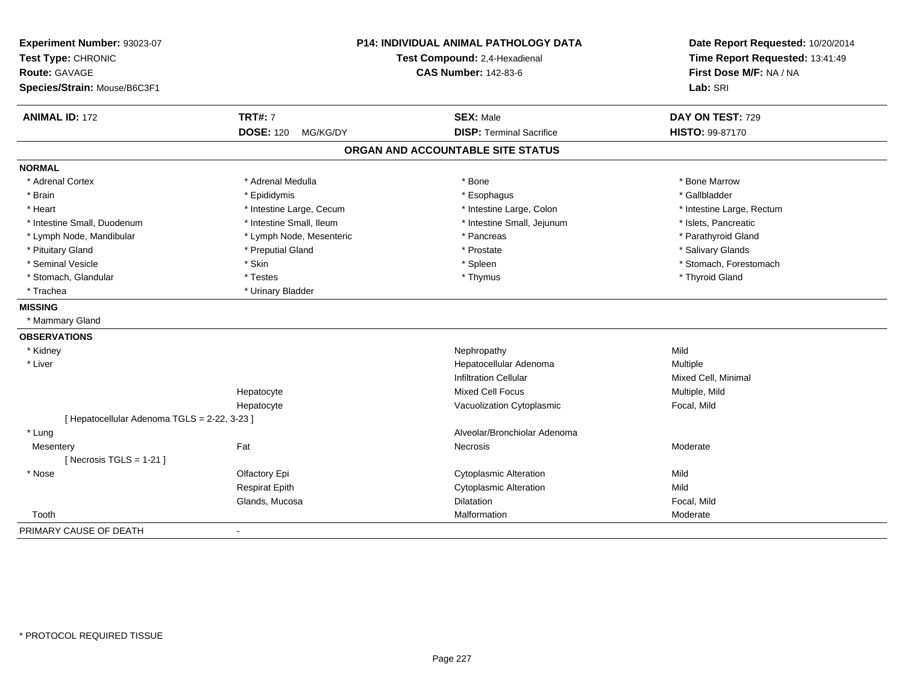**Experiment Number:** 93023-07
**Test Type:** CHRONIC
**Route:** GAVAGE
**Species/Strain:** Mouse/B6C3F1

**P14: INDIVIDUAL ANIMAL PATHOLOGY DATA**
**Test Compound:** 2,4-Hexadienal
**CAS Number:** 142-83-6

**Date Report Requested:** 10/20/2014
**Time Report Requested:** 13:41:49
**First Dose M/F:** NA / NA
**Lab:** SRI

| **ANIMAL ID:** 172 | **TRT#:** 7 | **SEX:** Male | **DAY ON TEST:** 729 |
|---|---|---|---|
| | **DOSE:** 120 MG/KG/DY | **DISP:** Terminal Sacrifice | **HISTO:** 99-87170 |

## ORGAN AND ACCOUNTABLE SITE STATUS

**NORMAL**

| | | | |
|---|---|---|---|
| * Adrenal Cortex | * Adrenal Medulla | * Bone | * Bone Marrow |
| * Brain | * Epididymis | * Esophagus | * Gallbladder |
| * Heart | * Intestine Large, Cecum | * Intestine Large, Colon | * Intestine Large, Rectum |
| * Intestine Small, Duodenum | * Intestine Small, Ileum | * Intestine Small, Jejunum | * Islets, Pancreatic |
| * Lymph Node, Mandibular | * Lymph Node, Mesenteric | * Pancreas | * Parathyroid Gland |
| * Pituitary Gland | * Preputial Gland | * Prostate | * Salivary Glands |
| * Seminal Vesicle | * Skin | * Spleen | * Stomach, Forestomach |
| * Stomach, Glandular | * Testes | * Thymus | * Thyroid Gland |
| * Trachea | * Urinary Bladder | | |

**MISSING**

* Mammary Gland

**OBSERVATIONS**

| | | | |
|---|---|---|---|
| * Kidney | | Nephropathy | Mild |
| * Liver | | Hepatocellular Adenoma | Multiple |
| | | Infiltration Cellular | Mixed Cell, Minimal |
| | Hepatocyte | Mixed Cell Focus | Multiple, Mild |
| | Hepatocyte | Vacuolization Cytoplasmic | Focal, Mild |
| [ Hepatocellular Adenoma TGLS = 2-22, 3-23 ] | | | |
| * Lung | | Alveolar/Bronchiolar Adenoma | |
| Mesentery | Fat | Necrosis | Moderate |
| [ Necrosis TGLS = 1-21 ] | | | |
| * Nose | Olfactory Epi | Cytoplasmic Alteration | Mild |
| | Respirat Epith | Cytoplasmic Alteration | Mild |
| | Glands, Mucosa | Dilatation | Focal, Mild |
| Tooth | | Malformation | Moderate |

PRIMARY CAUSE OF DEATH -

* PROTOCOL REQUIRED TISSUE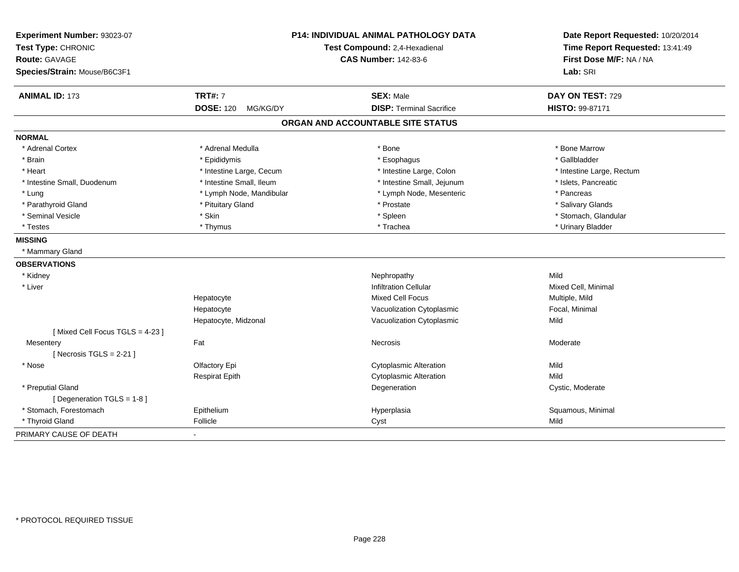**Experiment Number:** 93023-07
**Test Type:** CHRONIC
**Route:** GAVAGE
**Species/Strain:** Mouse/B6C3F1

**P14: INDIVIDUAL ANIMAL PATHOLOGY DATA**
**Test Compound:** 2,4-Hexadienal
**CAS Number:** 142-83-6

**Date Report Requested:** 10/20/2014
**Time Report Requested:** 13:41:49
**First Dose M/F:** NA / NA
**Lab:** SRI

| **ANIMAL ID:** 173 | **TRT#:** 7 | **SEX:** Male | **DAY ON TEST:** 729 |
|---|---|---|---|
| | **DOSE:** 120 MG/KG/DY | **DISP:** Terminal Sacrifice | **HISTO:** 99-87171 |

## ORGAN AND ACCOUNTABLE SITE STATUS

**NORMAL**

| | | | |
|---|---|---|---|
| * Adrenal Cortex | * Adrenal Medulla | * Bone | * Bone Marrow |
| * Brain | * Epididymis | * Esophagus | * Gallbladder |
| * Heart | * Intestine Large, Cecum | * Intestine Large, Colon | * Intestine Large, Rectum |
| * Intestine Small, Duodenum | * Intestine Small, Ileum | * Intestine Small, Jejunum | * Islets, Pancreatic |
| * Lung | * Lymph Node, Mandibular | * Lymph Node, Mesenteric | * Pancreas |
| * Parathyroid Gland | * Pituitary Gland | * Prostate | * Salivary Glands |
| * Seminal Vesicle | * Skin | * Spleen | * Stomach, Glandular |
| * Testes | * Thymus | * Trachea | * Urinary Bladder |

**MISSING**

* Mammary Gland

**OBSERVATIONS**

| | | | |
|---|---|---|---|
| * Kidney | | Nephropathy | Mild |
| * Liver | | Infiltration Cellular | Mixed Cell, Minimal |
| | Hepatocyte | Mixed Cell Focus | Multiple, Mild |
| | Hepatocyte | Vacuolization Cytoplasmic | Focal, Minimal |
| | Hepatocyte, Midzonal | Vacuolization Cytoplasmic | Mild |
| [ Mixed Cell Focus TGLS = 4-23 ] | | | |
| Mesentery | Fat | Necrosis | Moderate |
| [ Necrosis TGLS = 2-21 ] | | | |
| * Nose | Olfactory Epi | Cytoplasmic Alteration | Mild |
| | Respirat Epith | Cytoplasmic Alteration | Mild |
| * Preputial Gland | | Degeneration | Cystic, Moderate |
| [ Degeneration TGLS = 1-8 ] | | | |
| * Stomach, Forestomach | Epithelium | Hyperplasia | Squamous, Minimal |
| * Thyroid Gland | Follicle | Cyst | Mild |

PRIMARY CAUSE OF DEATH -

* PROTOCOL REQUIRED TISSUE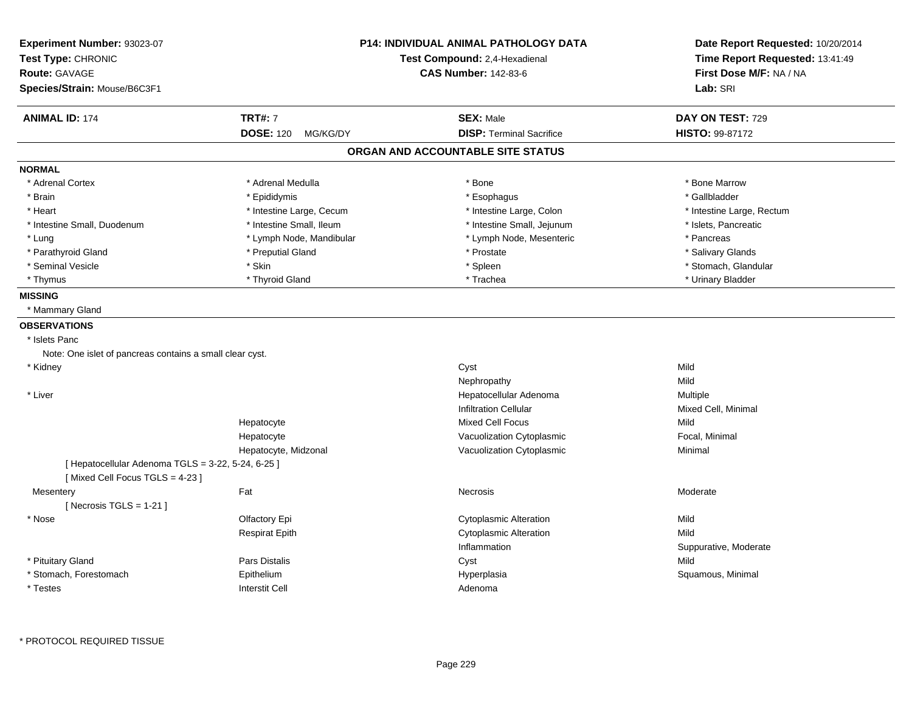**Experiment Number:** 93023-07
**Test Type:** CHRONIC
**Route:** GAVAGE
**Species/Strain:** Mouse/B6C3F1

**P14: INDIVIDUAL ANIMAL PATHOLOGY DATA**
**Test Compound:** 2,4-Hexadienal
**CAS Number:** 142-83-6

**Date Report Requested:** 10/20/2014
**Time Report Requested:** 13:41:49
**First Dose M/F:** NA / NA
**Lab:** SRI

| **ANIMAL ID:** 174 | **TRT#:** 7 | **SEX:** Male | **DAY ON TEST:** 729 |
|---|---|---|---|
| | **DOSE:** 120 MG/KG/DY | **DISP:** Terminal Sacrifice | **HISTO:** 99-87172 |

## ORGAN AND ACCOUNTABLE SITE STATUS

**NORMAL**

| | | | |
|---|---|---|---|
| * Adrenal Cortex | * Adrenal Medulla | * Bone | * Bone Marrow |
| * Brain | * Epididymis | * Esophagus | * Gallbladder |
| * Heart | * Intestine Large, Cecum | * Intestine Large, Colon | * Intestine Large, Rectum |
| * Intestine Small, Duodenum | * Intestine Small, Ileum | * Intestine Small, Jejunum | * Islets, Pancreatic |
| * Lung | * Lymph Node, Mandibular | * Lymph Node, Mesenteric | * Pancreas |
| * Parathyroid Gland | * Preputial Gland | * Prostate | * Salivary Glands |
| * Seminal Vesicle | * Skin | * Spleen | * Stomach, Glandular |
| * Thymus | * Thyroid Gland | * Trachea | * Urinary Bladder |

**MISSING**

* Mammary Gland

**OBSERVATIONS**

* Islets Panc
  Note: One islet of pancreas contains a small clear cyst.

| | | | |
|---|---|---|---|
| * Kidney | | Cyst | Mild |
| | | Nephropathy | Mild |
| * Liver | | Hepatocellular Adenoma | Multiple |
| | | Infiltration Cellular | Mixed Cell, Minimal |
| | Hepatocyte | Mixed Cell Focus | Mild |
| | Hepatocyte | Vacuolization Cytoplasmic | Focal, Minimal |
| | Hepatocyte, Midzonal | Vacuolization Cytoplasmic | Minimal |
| [ Hepatocellular Adenoma TGLS = 3-22, 5-24, 6-25 ] | | | |
| [ Mixed Cell Focus TGLS = 4-23 ] | | | |
| Mesentery | Fat | Necrosis | Moderate |
| [ Necrosis TGLS = 1-21 ] | | | |
| * Nose | Olfactory Epi | Cytoplasmic Alteration | Mild |
| | Respirat Epith | Cytoplasmic Alteration | Mild |
| | | Inflammation | Suppurative, Moderate |
| * Pituitary Gland | Pars Distalis | Cyst | Mild |
| * Stomach, Forestomach | Epithelium | Hyperplasia | Squamous, Minimal |
| * Testes | Interstit Cell | Adenoma | |

* PROTOCOL REQUIRED TISSUE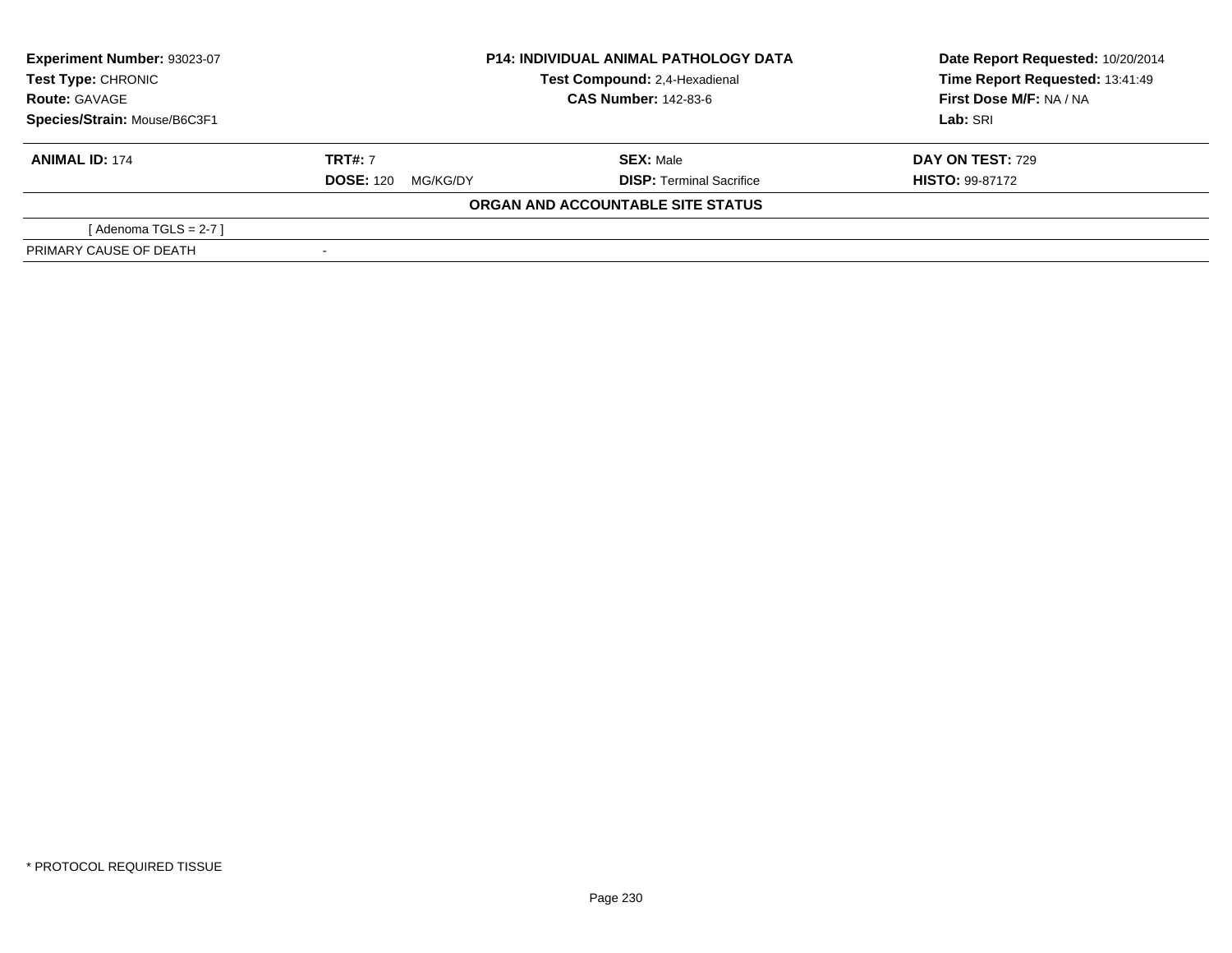**Experiment Number:** 93023-07
**Test Type:** CHRONIC
**Route:** GAVAGE
**Species/Strain:** Mouse/B6C3F1

**P14: INDIVIDUAL ANIMAL PATHOLOGY DATA**
**Test Compound:** 2,4-Hexadienal
**CAS Number:** 142-83-6

**Date Report Requested:** 10/20/2014
**Time Report Requested:** 13:41:49
**First Dose M/F:** NA / NA
**Lab:** SRI

| **ANIMAL ID:** 174 | **TRT#:** 7 | **SEX:** Male | **DAY ON TEST:** 729 |
|---|---|---|---|
| | **DOSE:** 120 MG/KG/DY | **DISP:** Terminal Sacrifice | **HISTO:** 99-87172 |

**ORGAN AND ACCOUNTABLE SITE STATUS**

| | |
|---|---|
| [ Adenoma TGLS = 2-7 ] | |
| PRIMARY CAUSE OF DEATH | - |

* PROTOCOL REQUIRED TISSUE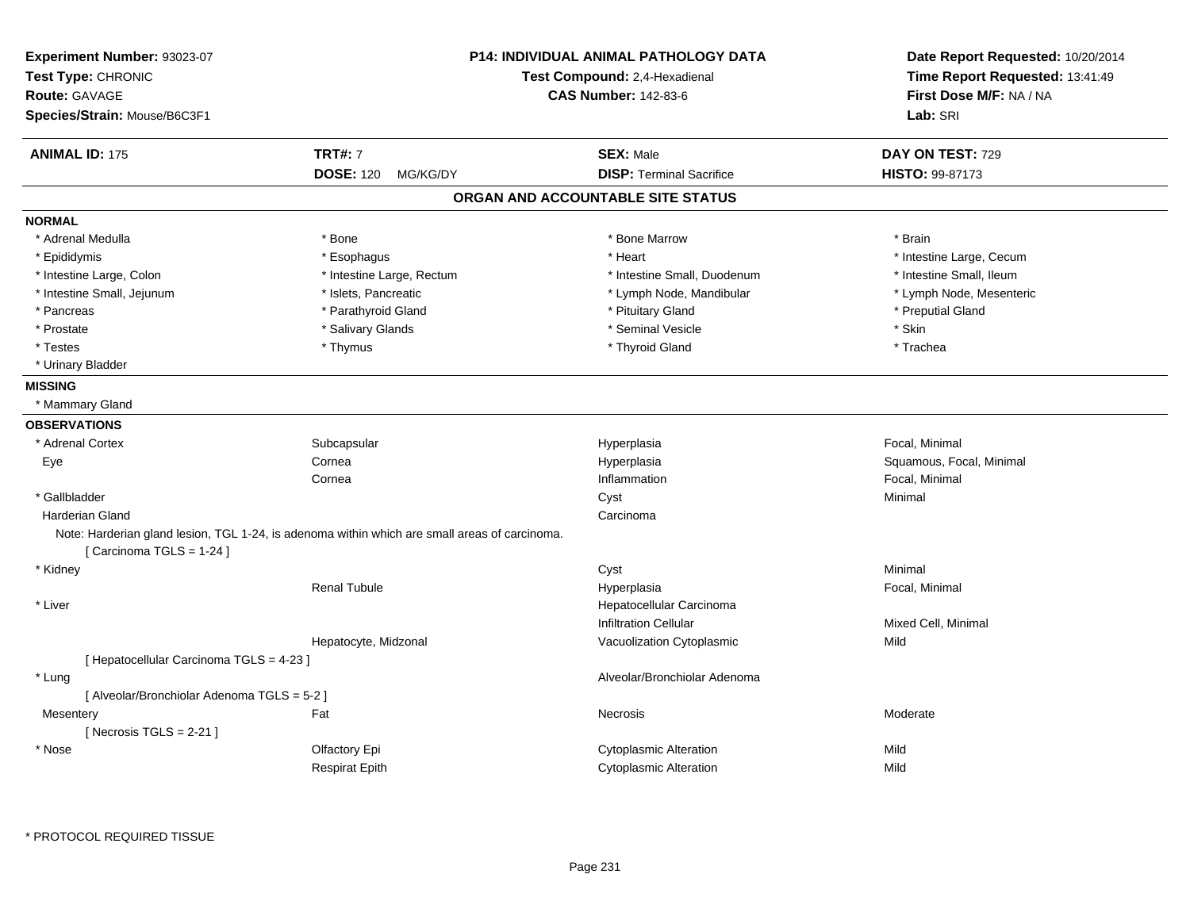**Experiment Number:** 93023-07
**Test Type:** CHRONIC
**Route:** GAVAGE
**Species/Strain:** Mouse/B6C3F1

**P14: INDIVIDUAL ANIMAL PATHOLOGY DATA**
**Test Compound:** 2,4-Hexadienal
**CAS Number:** 142-83-6

**Date Report Requested:** 10/20/2014
**Time Report Requested:** 13:41:49
**First Dose M/F:** NA / NA
**Lab:** SRI

| **ANIMAL ID:** 175 | **TRT#:** 7 | **SEX:** Male | **DAY ON TEST:** 729 |
|---|---|---|---|
| | **DOSE:** 120 MG/KG/DY | **DISP:** Terminal Sacrifice | **HISTO:** 99-87173 |

## ORGAN AND ACCOUNTABLE SITE STATUS

**NORMAL**

| | | | |
|---|---|---|---|
| * Adrenal Medulla | * Bone | * Bone Marrow | * Brain |
| * Epididymis | * Esophagus | * Heart | * Intestine Large, Cecum |
| * Intestine Large, Colon | * Intestine Large, Rectum | * Intestine Small, Duodenum | * Intestine Small, Ileum |
| * Intestine Small, Jejunum | * Islets, Pancreatic | * Lymph Node, Mandibular | * Lymph Node, Mesenteric |
| * Pancreas | * Parathyroid Gland | * Pituitary Gland | * Preputial Gland |
| * Prostate | * Salivary Glands | * Seminal Vesicle | * Skin |
| * Testes | * Thymus | * Thyroid Gland | * Trachea |
| * Urinary Bladder | | | |

**MISSING**

* Mammary Gland

**OBSERVATIONS**

| | | | |
|---|---|---|---|
| * Adrenal Cortex | Subcapsular | Hyperplasia | Focal, Minimal |
| Eye | Cornea | Hyperplasia | Squamous, Focal, Minimal |
| | Cornea | Inflammation | Focal, Minimal |
| * Gallbladder | | Cyst | Minimal |
| Harderian Gland | | Carcinoma | |

Note: Harderian gland lesion, TGL 1-24, is adenoma within which are small areas of carcinoma.
[ Carcinoma TGLS = 1-24 ]

| | | | |
|---|---|---|---|
| * Kidney | | Cyst | Minimal |
| | Renal Tubule | Hyperplasia | Focal, Minimal |
| * Liver | | Hepatocellular Carcinoma | |
| | | Infiltration Cellular | Mixed Cell, Minimal |
| | Hepatocyte, Midzonal | Vacuolization Cytoplasmic | Mild |

[ Hepatocellular Carcinoma TGLS = 4-23 ]

| | | | |
|---|---|---|---|
| * Lung | | Alveolar/Bronchiolar Adenoma | |

[ Alveolar/Bronchiolar Adenoma TGLS = 5-2 ]

| | | | |
|---|---|---|---|
| Mesentery | Fat | Necrosis | Moderate |

[ Necrosis TGLS = 2-21 ]

| | | | |
|---|---|---|---|
| * Nose | Olfactory Epi | Cytoplasmic Alteration | Mild |
| | Respirat Epith | Cytoplasmic Alteration | Mild |

\* PROTOCOL REQUIRED TISSUE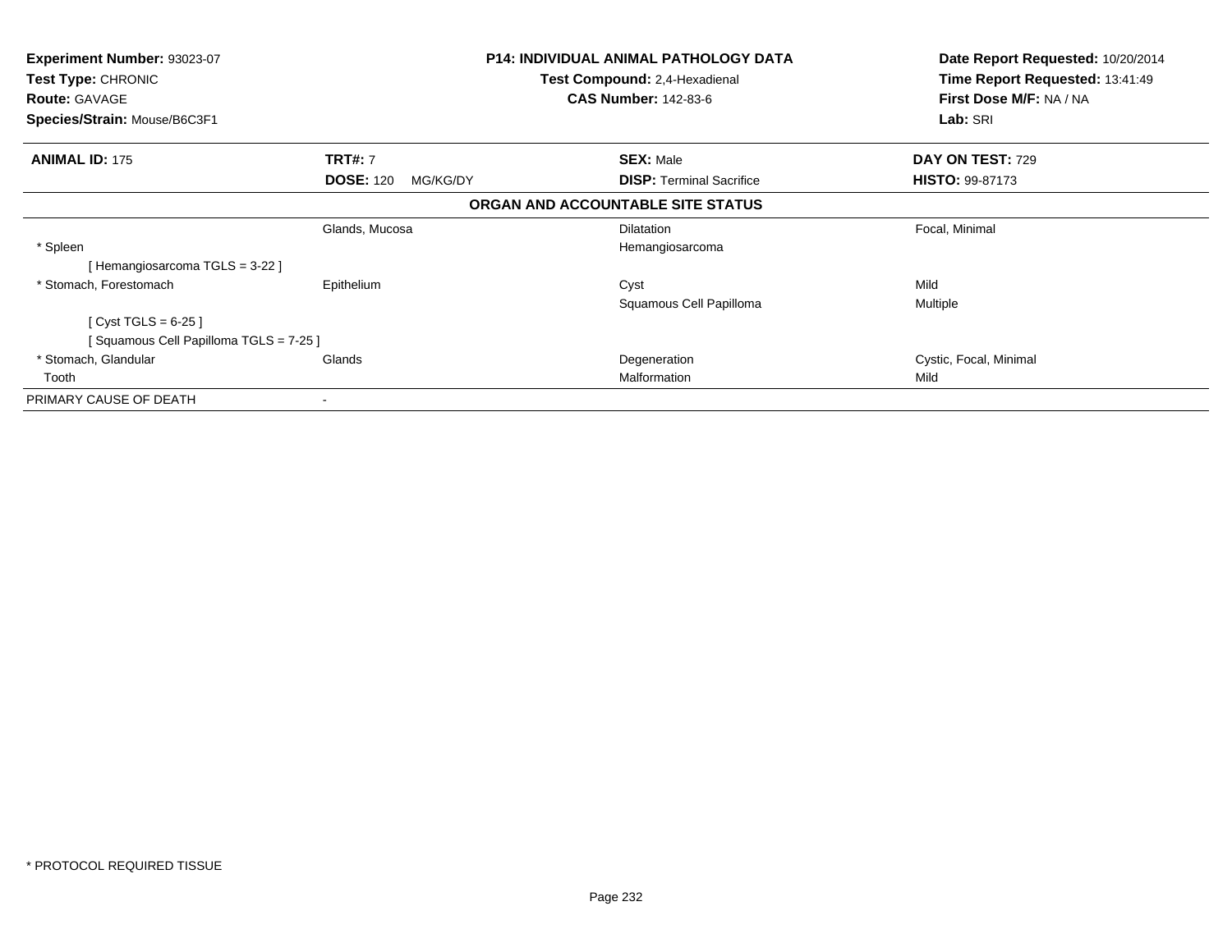**Experiment Number:** 93023-07
**Test Type:** CHRONIC
**Route:** GAVAGE
**Species/Strain:** Mouse/B6C3F1

**P14: INDIVIDUAL ANIMAL PATHOLOGY DATA**
**Test Compound:** 2,4-Hexadienal
**CAS Number:** 142-83-6

**Date Report Requested:** 10/20/2014
**Time Report Requested:** 13:41:49
**First Dose M/F:** NA / NA
**Lab:** SRI

| **ANIMAL ID:** 175 | **TRT#:** 7 | **SEX:** Male | **DAY ON TEST:** 729 |
|---|---|---|---|
| | **DOSE:** 120 MG/KG/DY | **DISP:** Terminal Sacrifice | **HISTO:** 99-87173 |

**ORGAN AND ACCOUNTABLE SITE STATUS**

| | | | |
|---|---|---|---|
| | Glands, Mucosa | Dilatation | Focal, Minimal |
| * Spleen | | Hemangiosarcoma | |
| [ Hemangiosarcoma TGLS = 3-22 ] | | | |
| * Stomach, Forestomach | Epithelium | Cyst | Mild |
| | | Squamous Cell Papilloma | Multiple |
| [ Cyst TGLS = 6-25 ] | | | |
| [ Squamous Cell Papilloma TGLS = 7-25 ] | | | |
| * Stomach, Glandular | Glands | Degeneration | Cystic, Focal, Minimal |
| Tooth | | Malformation | Mild |
| PRIMARY CAUSE OF DEATH | - | | |

* PROTOCOL REQUIRED TISSUE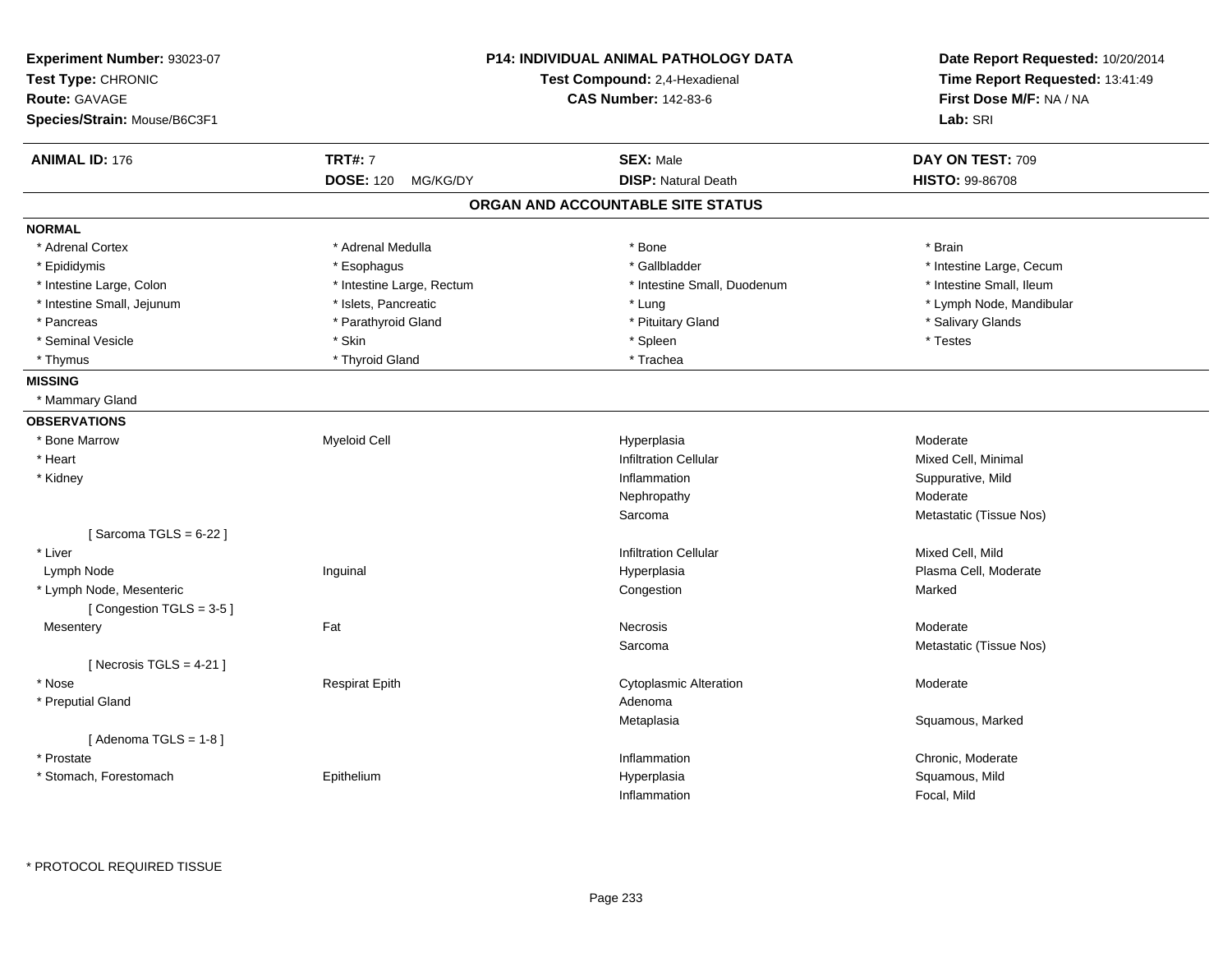**Experiment Number:** 93023-07
**Test Type:** CHRONIC
**Route:** GAVAGE
**Species/Strain:** Mouse/B6C3F1

**P14: INDIVIDUAL ANIMAL PATHOLOGY DATA**
**Test Compound:** 2,4-Hexadienal
**CAS Number:** 142-83-6

**Date Report Requested:** 10/20/2014
**Time Report Requested:** 13:41:49
**First Dose M/F:** NA / NA
**Lab:** SRI

| **ANIMAL ID:** 176 | **TRT#:** 7 | **SEX:** Male | **DAY ON TEST:** 709 |
|---|---|---|---|
| | **DOSE:** 120 MG/KG/DY | **DISP:** Natural Death | **HISTO:** 99-86708 |

## ORGAN AND ACCOUNTABLE SITE STATUS

**NORMAL**

| | | | |
|---|---|---|---|
| * Adrenal Cortex | * Adrenal Medulla | * Bone | * Brain |
| * Epididymis | * Esophagus | * Gallbladder | * Intestine Large, Cecum |
| * Intestine Large, Colon | * Intestine Large, Rectum | * Intestine Small, Duodenum | * Intestine Small, Ileum |
| * Intestine Small, Jejunum | * Islets, Pancreatic | * Lung | * Lymph Node, Mandibular |
| * Pancreas | * Parathyroid Gland | * Pituitary Gland | * Salivary Glands |
| * Seminal Vesicle | * Skin | * Spleen | * Testes |
| * Thymus | * Thyroid Gland | * Trachea | |

**MISSING**

* Mammary Gland

**OBSERVATIONS**

| | | | |
|---|---|---|---|
| * Bone Marrow | Myeloid Cell | Hyperplasia | Moderate |
| * Heart | | Infiltration Cellular | Mixed Cell, Minimal |
| * Kidney | | Inflammation | Suppurative, Mild |
| | | Nephropathy | Moderate |
| | | Sarcoma | Metastatic (Tissue Nos) |
| [ Sarcoma TGLS = 6-22 ] | | | |
| * Liver | | Infiltration Cellular | Mixed Cell, Mild |
| Lymph Node | Inguinal | Hyperplasia | Plasma Cell, Moderate |
| * Lymph Node, Mesenteric | | Congestion | Marked |
| [ Congestion TGLS = 3-5 ] | | | |
| Mesentery | Fat | Necrosis | Moderate |
| | | Sarcoma | Metastatic (Tissue Nos) |
| [ Necrosis TGLS = 4-21 ] | | | |
| * Nose | Respirat Epith | Cytoplasmic Alteration | Moderate |
| * Preputial Gland | | Adenoma | |
| | | Metaplasia | Squamous, Marked |
| [ Adenoma TGLS = 1-8 ] | | | |
| * Prostate | | Inflammation | Chronic, Moderate |
| * Stomach, Forestomach | Epithelium | Hyperplasia | Squamous, Mild |
| | | Inflammation | Focal, Mild |

* PROTOCOL REQUIRED TISSUE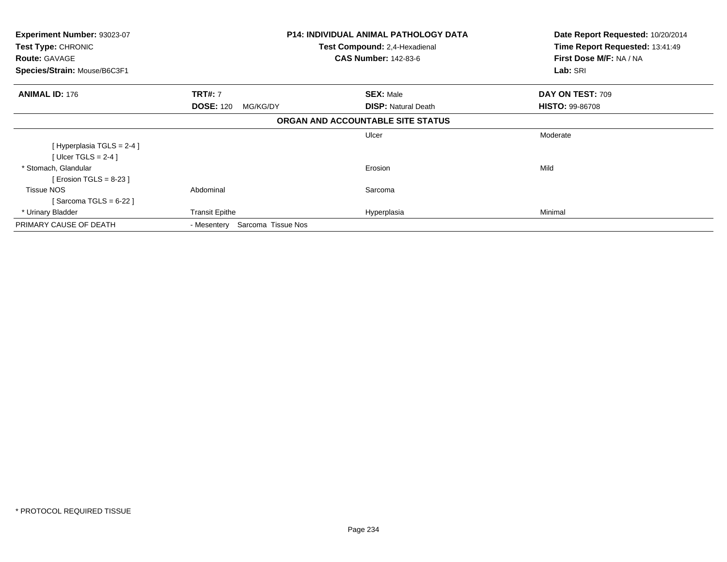**Experiment Number:** 93023-07
**Test Type:** CHRONIC
**Route:** GAVAGE
**Species/Strain:** Mouse/B6C3F1

**P14: INDIVIDUAL ANIMAL PATHOLOGY DATA**
**Test Compound:** 2,4-Hexadienal
**CAS Number:** 142-83-6

**Date Report Requested:** 10/20/2014
**Time Report Requested:** 13:41:49
**First Dose M/F:** NA / NA
**Lab:** SRI

| **ANIMAL ID:** 176 | **TRT#:** 7 | **SEX:** Male | **DAY ON TEST:** 709 |
|---|---|---|---|
| | **DOSE:** 120 MG/KG/DY | **DISP:** Natural Death | **HISTO:** 99-86708 |

**ORGAN AND ACCOUNTABLE SITE STATUS**

| | | | |
|---|---|---|---|
| | | Ulcer | Moderate |
| [ Hyperplasia TGLS = 2-4 ] | | | |
| [ Ulcer TGLS = 2-4 ] | | | |
| * Stomach, Glandular | | Erosion | Mild |
| [ Erosion TGLS = 8-23 ] | | | |
| Tissue NOS | Abdominal | Sarcoma | |
| [ Sarcoma TGLS = 6-22 ] | | | |
| * Urinary Bladder | Transit Epithe | Hyperplasia | Minimal |
| PRIMARY CAUSE OF DEATH | - Mesentery Sarcoma Tissue Nos | | |

* PROTOCOL REQUIRED TISSUE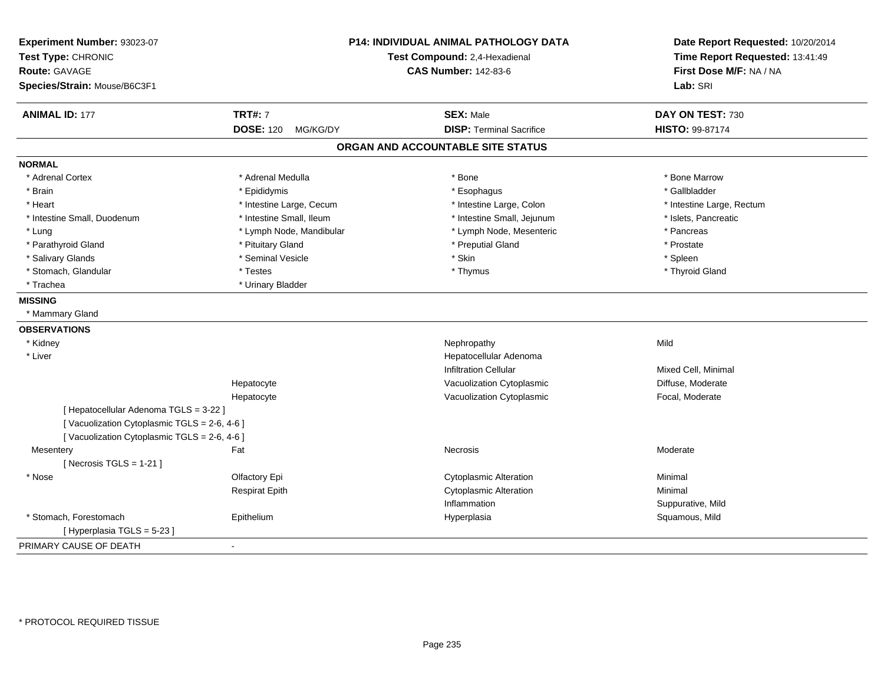**Experiment Number:** 93023-07
**Test Type:** CHRONIC
**Route:** GAVAGE
**Species/Strain:** Mouse/B6C3F1

**P14: INDIVIDUAL ANIMAL PATHOLOGY DATA**
**Test Compound:** 2,4-Hexadienal
**CAS Number:** 142-83-6

**Date Report Requested:** 10/20/2014
**Time Report Requested:** 13:41:49
**First Dose M/F:** NA / NA
**Lab:** SRI

| **ANIMAL ID:** 177 | **TRT#:** 7 | **SEX:** Male | **DAY ON TEST:** 730 |
|---|---|---|---|
| | **DOSE:** 120 MG/KG/DY | **DISP:** Terminal Sacrifice | **HISTO:** 99-87174 |

## ORGAN AND ACCOUNTABLE SITE STATUS

**NORMAL**

| | | | |
|---|---|---|---|
| * Adrenal Cortex | * Adrenal Medulla | * Bone | * Bone Marrow |
| * Brain | * Epididymis | * Esophagus | * Gallbladder |
| * Heart | * Intestine Large, Cecum | * Intestine Large, Colon | * Intestine Large, Rectum |
| * Intestine Small, Duodenum | * Intestine Small, Ileum | * Intestine Small, Jejunum | * Islets, Pancreatic |
| * Lung | * Lymph Node, Mandibular | * Lymph Node, Mesenteric | * Pancreas |
| * Parathyroid Gland | * Pituitary Gland | * Preputial Gland | * Prostate |
| * Salivary Glands | * Seminal Vesicle | * Skin | * Spleen |
| * Stomach, Glandular | * Testes | * Thymus | * Thyroid Gland |
| * Trachea | * Urinary Bladder | | |

**MISSING**

* Mammary Gland

**OBSERVATIONS**

| | | | |
|---|---|---|---|
| * Kidney | | Nephropathy | Mild |
| * Liver | | Hepatocellular Adenoma | |
| | | Infiltration Cellular | Mixed Cell, Minimal |
| | Hepatocyte | Vacuolization Cytoplasmic | Diffuse, Moderate |
| | Hepatocyte | Vacuolization Cytoplasmic | Focal, Moderate |
| [ Hepatocellular Adenoma TGLS = 3-22 ] | | | |
| [ Vacuolization Cytoplasmic TGLS = 2-6, 4-6 ] | | | |
| [ Vacuolization Cytoplasmic TGLS = 2-6, 4-6 ] | | | |
| Mesentery | Fat | Necrosis | Moderate |
| [ Necrosis TGLS = 1-21 ] | | | |
| * Nose | Olfactory Epi | Cytoplasmic Alteration | Minimal |
| | Respirat Epith | Cytoplasmic Alteration | Minimal |
| | | Inflammation | Suppurative, Mild |
| * Stomach, Forestomach | Epithelium | Hyperplasia | Squamous, Mild |
| [ Hyperplasia TGLS = 5-23 ] | | | |

PRIMARY CAUSE OF DEATH -

\* PROTOCOL REQUIRED TISSUE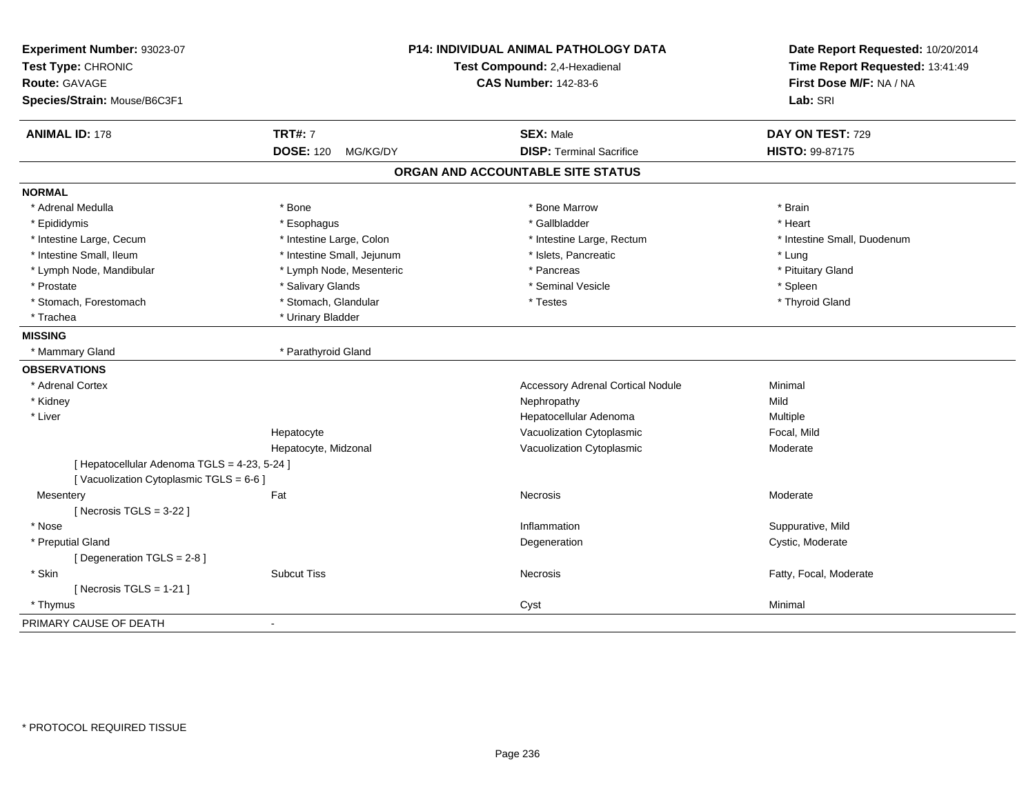**Experiment Number:** 93023-07
**Test Type:** CHRONIC
**Route:** GAVAGE
**Species/Strain:** Mouse/B6C3F1

**P14: INDIVIDUAL ANIMAL PATHOLOGY DATA**
**Test Compound:** 2,4-Hexadienal
**CAS Number:** 142-83-6

**Date Report Requested:** 10/20/2014
**Time Report Requested:** 13:41:49
**First Dose M/F:** NA / NA
**Lab:** SRI

| **ANIMAL ID:** 178 | **TRT#:** 7 | **SEX:** Male | **DAY ON TEST:** 729 |
|---|---|---|---|
| | **DOSE:** 120 MG/KG/DY | **DISP:** Terminal Sacrifice | **HISTO:** 99-87175 |

## ORGAN AND ACCOUNTABLE SITE STATUS

**NORMAL**

| | | | |
|---|---|---|---|
| * Adrenal Medulla | * Bone | * Bone Marrow | * Brain |
| * Epididymis | * Esophagus | * Gallbladder | * Heart |
| * Intestine Large, Cecum | * Intestine Large, Colon | * Intestine Large, Rectum | * Intestine Small, Duodenum |
| * Intestine Small, Ileum | * Intestine Small, Jejunum | * Islets, Pancreatic | * Lung |
| * Lymph Node, Mandibular | * Lymph Node, Mesenteric | * Pancreas | * Pituitary Gland |
| * Prostate | * Salivary Glands | * Seminal Vesicle | * Spleen |
| * Stomach, Forestomach | * Stomach, Glandular | * Testes | * Thyroid Gland |
| * Trachea | * Urinary Bladder | | |

**MISSING**

| | |
|---|---|
| * Mammary Gland | * Parathyroid Gland |

**OBSERVATIONS**

| | | | |
|---|---|---|---|
| * Adrenal Cortex | | Accessory Adrenal Cortical Nodule | Minimal |
| * Kidney | | Nephropathy | Mild |
| * Liver | | Hepatocellular Adenoma | Multiple |
| | Hepatocyte | Vacuolization Cytoplasmic | Focal, Mild |
| | Hepatocyte, Midzonal | Vacuolization Cytoplasmic | Moderate |
| [ Hepatocellular Adenoma TGLS = 4-23, 5-24 ] | | | |
| [ Vacuolization Cytoplasmic TGLS = 6-6 ] | | | |
| Mesentery | Fat | Necrosis | Moderate |
| [ Necrosis TGLS = 3-22 ] | | | |
| * Nose | | Inflammation | Suppurative, Mild |
| * Preputial Gland | | Degeneration | Cystic, Moderate |
| [ Degeneration TGLS = 2-8 ] | | | |
| * Skin | Subcut Tiss | Necrosis | Fatty, Focal, Moderate |
| [ Necrosis TGLS = 1-21 ] | | | |
| * Thymus | | Cyst | Minimal |

PRIMARY CAUSE OF DEATH -

* PROTOCOL REQUIRED TISSUE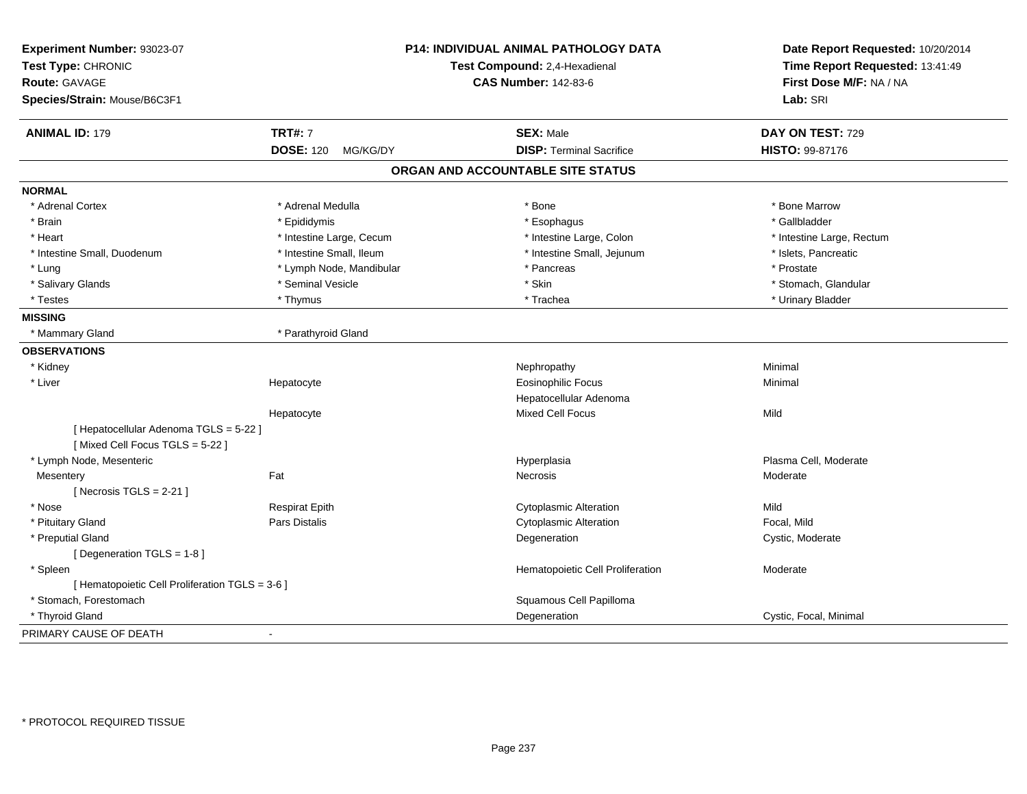**Experiment Number:** 93023-07
**Test Type:** CHRONIC
**Route:** GAVAGE
**Species/Strain:** Mouse/B6C3F1

**P14: INDIVIDUAL ANIMAL PATHOLOGY DATA**
**Test Compound:** 2,4-Hexadienal
**CAS Number:** 142-83-6

**Date Report Requested:** 10/20/2014
**Time Report Requested:** 13:41:49
**First Dose M/F:** NA / NA
**Lab:** SRI

| **ANIMAL ID:** 179 | **TRT#:** 7 | **SEX:** Male | **DAY ON TEST:** 729 |
|---|---|---|---|
| | **DOSE:** 120 MG/KG/DY | **DISP:** Terminal Sacrifice | **HISTO:** 99-87176 |

## ORGAN AND ACCOUNTABLE SITE STATUS

**NORMAL**

| | | | |
|---|---|---|---|
| * Adrenal Cortex | * Adrenal Medulla | * Bone | * Bone Marrow |
| * Brain | * Epididymis | * Esophagus | * Gallbladder |
| * Heart | * Intestine Large, Cecum | * Intestine Large, Colon | * Intestine Large, Rectum |
| * Intestine Small, Duodenum | * Intestine Small, Ileum | * Intestine Small, Jejunum | * Islets, Pancreatic |
| * Lung | * Lymph Node, Mandibular | * Pancreas | * Prostate |
| * Salivary Glands | * Seminal Vesicle | * Skin | * Stomach, Glandular |
| * Testes | * Thymus | * Trachea | * Urinary Bladder |

**MISSING**

| | |
|---|---|
| * Mammary Gland | * Parathyroid Gland |

**OBSERVATIONS**

| | | | |
|---|---|---|---|
| * Kidney | | Nephropathy | Minimal |
| * Liver | Hepatocyte | Eosinophilic Focus | Minimal |
| | | Hepatocellular Adenoma | |
| | Hepatocyte | Mixed Cell Focus | Mild |
| [ Hepatocellular Adenoma TGLS = 5-22 ] | | | |
| [ Mixed Cell Focus TGLS = 5-22 ] | | | |
| * Lymph Node, Mesenteric | | Hyperplasia | Plasma Cell, Moderate |
| Mesentery | Fat | Necrosis | Moderate |
| [ Necrosis TGLS = 2-21 ] | | | |
| * Nose | Respirat Epith | Cytoplasmic Alteration | Mild |
| * Pituitary Gland | Pars Distalis | Cytoplasmic Alteration | Focal, Mild |
| * Preputial Gland | | Degeneration | Cystic, Moderate |
| [ Degeneration TGLS = 1-8 ] | | | |
| * Spleen | | Hematopoietic Cell Proliferation | Moderate |
| [ Hematopoietic Cell Proliferation TGLS = 3-6 ] | | | |
| * Stomach, Forestomach | | Squamous Cell Papilloma | |
| * Thyroid Gland | | Degeneration | Cystic, Focal, Minimal |

PRIMARY CAUSE OF DEATH -

* PROTOCOL REQUIRED TISSUE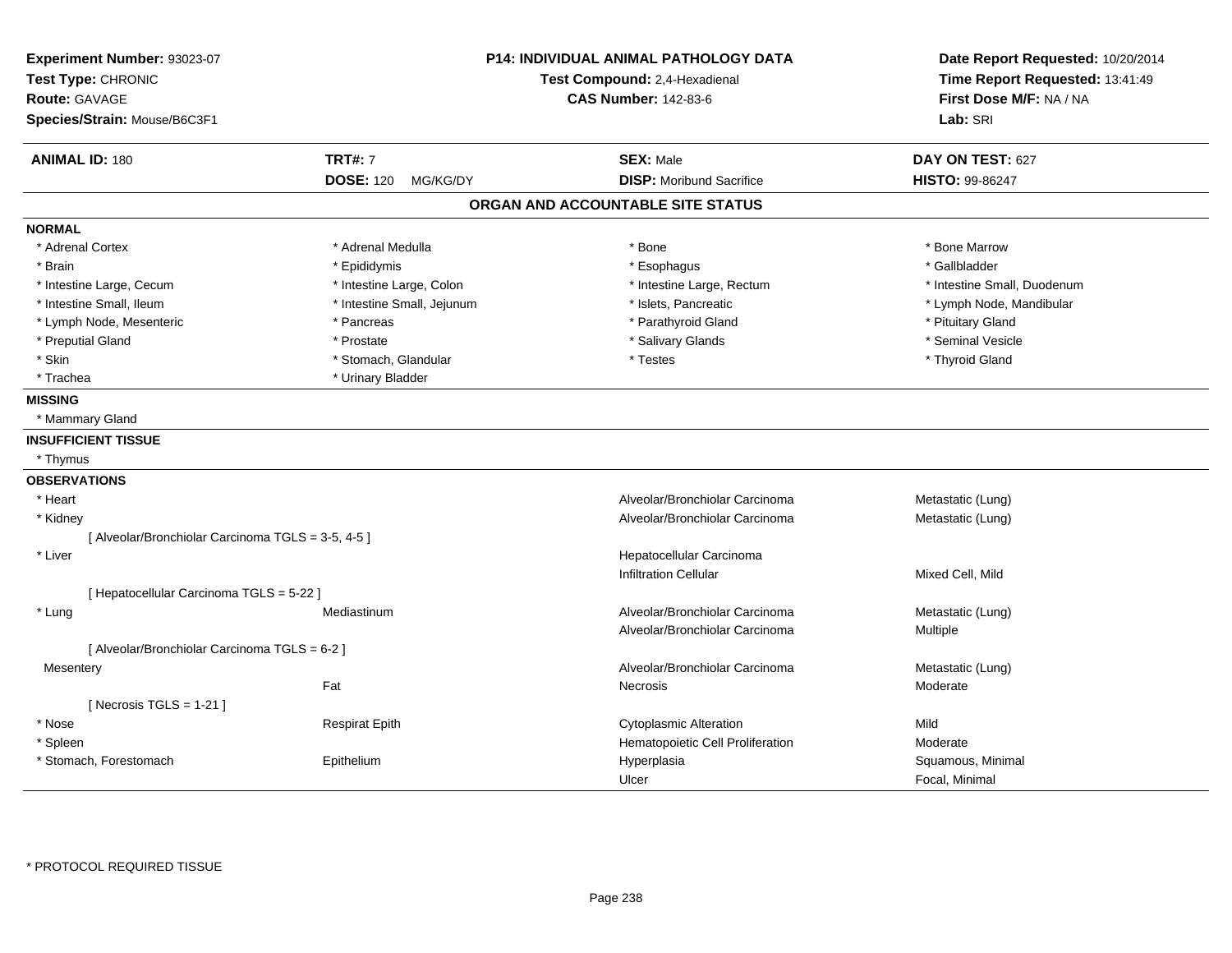**Experiment Number:** 93023-07
**Test Type:** CHRONIC
**Route:** GAVAGE
**Species/Strain:** Mouse/B6C3F1

**P14: INDIVIDUAL ANIMAL PATHOLOGY DATA**
**Test Compound:** 2,4-Hexadienal
**CAS Number:** 142-83-6

**Date Report Requested:** 10/20/2014
**Time Report Requested:** 13:41:49
**First Dose M/F:** NA / NA
**Lab:** SRI

| **ANIMAL ID:** 180 | **TRT#:** 7 | **SEX:** Male | **DAY ON TEST:** 627 |
|---|---|---|---|
| | **DOSE:** 120 MG/KG/DY | **DISP:** Moribund Sacrifice | **HISTO:** 99-86247 |

## ORGAN AND ACCOUNTABLE SITE STATUS

**NORMAL**

| | | | |
|---|---|---|---|
| * Adrenal Cortex | * Adrenal Medulla | * Bone | * Bone Marrow |
| * Brain | * Epididymis | * Esophagus | * Gallbladder |
| * Intestine Large, Cecum | * Intestine Large, Colon | * Intestine Large, Rectum | * Intestine Small, Duodenum |
| * Intestine Small, Ileum | * Intestine Small, Jejunum | * Islets, Pancreatic | * Lymph Node, Mandibular |
| * Lymph Node, Mesenteric | * Pancreas | * Parathyroid Gland | * Pituitary Gland |
| * Preputial Gland | * Prostate | * Salivary Glands | * Seminal Vesicle |
| * Skin | * Stomach, Glandular | * Testes | * Thyroid Gland |
| * Trachea | * Urinary Bladder | | |

**MISSING**

* Mammary Gland

**INSUFFICIENT TISSUE**

* Thymus

**OBSERVATIONS**

| | | | |
|---|---|---|---|
| * Heart | | Alveolar/Bronchiolar Carcinoma | Metastatic (Lung) |
| * Kidney | | Alveolar/Bronchiolar Carcinoma | Metastatic (Lung) |
| [ Alveolar/Bronchiolar Carcinoma TGLS = 3-5, 4-5 ] | | | |
| * Liver | | Hepatocellular Carcinoma | |
| | | Infiltration Cellular | Mixed Cell, Mild |
| [ Hepatocellular Carcinoma TGLS = 5-22 ] | | | |
| * Lung | Mediastinum | Alveolar/Bronchiolar Carcinoma | Metastatic (Lung) |
| | | Alveolar/Bronchiolar Carcinoma | Multiple |
| [ Alveolar/Bronchiolar Carcinoma TGLS = 6-2 ] | | | |
| Mesentery | | Alveolar/Bronchiolar Carcinoma | Metastatic (Lung) |
| | Fat | Necrosis | Moderate |
| [ Necrosis TGLS = 1-21 ] | | | |
| * Nose | Respirat Epith | Cytoplasmic Alteration | Mild |
| * Spleen | | Hematopoietic Cell Proliferation | Moderate |
| * Stomach, Forestomach | Epithelium | Hyperplasia | Squamous, Minimal |
| | | Ulcer | Focal, Minimal |

* PROTOCOL REQUIRED TISSUE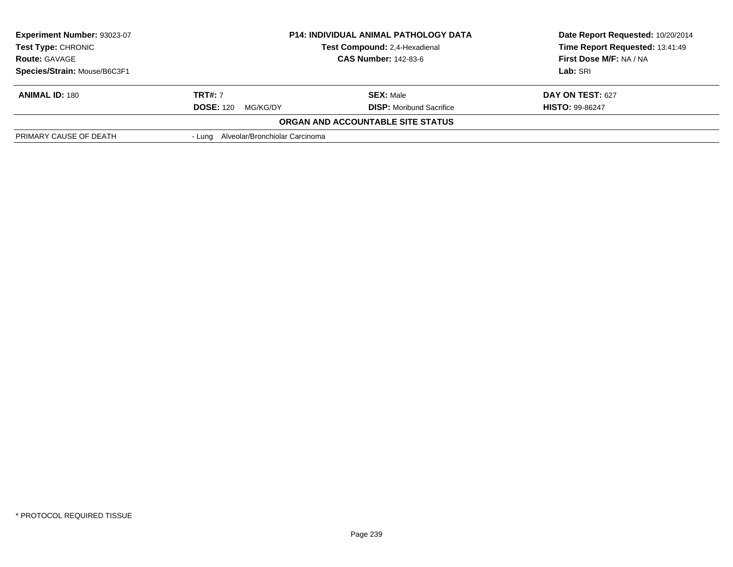**Experiment Number:** 93023-07
**Test Type:** CHRONIC
**Route:** GAVAGE
**Species/Strain:** Mouse/B6C3F1

**P14: INDIVIDUAL ANIMAL PATHOLOGY DATA**
**Test Compound:** 2,4-Hexadienal
**CAS Number:** 142-83-6

**Date Report Requested:** 10/20/2014
**Time Report Requested:** 13:41:49
**First Dose M/F:** NA / NA
**Lab:** SRI

| **ANIMAL ID:** 180 | **TRT#:** 7 | **SEX:** Male | **DAY ON TEST:** 627 |
|---|---|---|---|
| | **DOSE:** 120 MG/KG/DY | **DISP:** Moribund Sacrifice | **HISTO:** 99-86247 |

**ORGAN AND ACCOUNTABLE SITE STATUS**

| | |
|---|---|
| PRIMARY CAUSE OF DEATH | - Lung Alveolar/Bronchiolar Carcinoma |

* PROTOCOL REQUIRED TISSUE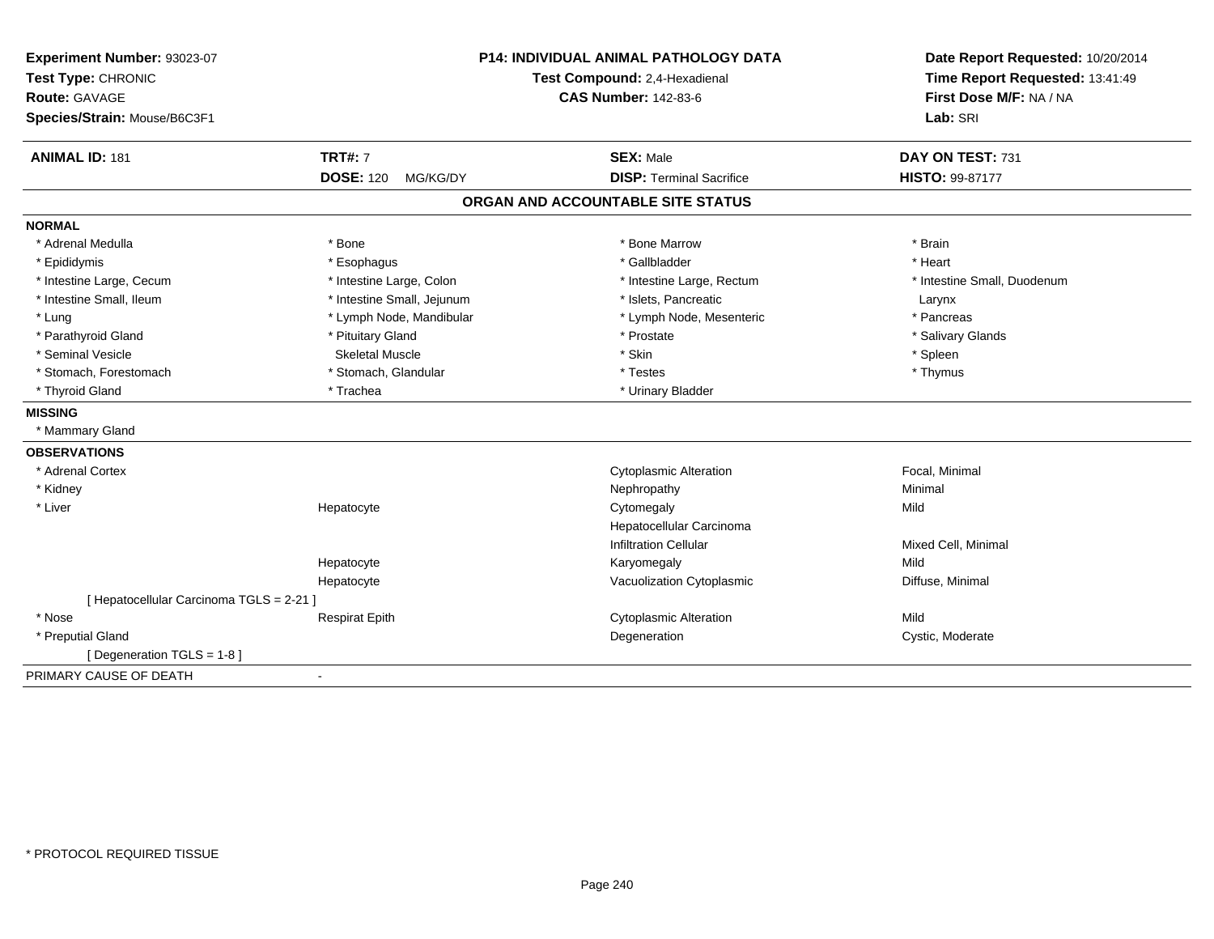**Experiment Number:** 93023-07
**Test Type:** CHRONIC
**Route:** GAVAGE
**Species/Strain:** Mouse/B6C3F1

**P14: INDIVIDUAL ANIMAL PATHOLOGY DATA**
**Test Compound:** 2,4-Hexadienal
**CAS Number:** 142-83-6

**Date Report Requested:** 10/20/2014
**Time Report Requested:** 13:41:49
**First Dose M/F:** NA / NA
**Lab:** SRI

| **ANIMAL ID:** 181 | **TRT#:** 7 | **SEX:** Male | **DAY ON TEST:** 731 |
|---|---|---|---|
| | **DOSE:** 120 MG/KG/DY | **DISP:** Terminal Sacrifice | **HISTO:** 99-87177 |

## ORGAN AND ACCOUNTABLE SITE STATUS

**NORMAL**

| | | | |
|---|---|---|---|
| * Adrenal Medulla | * Bone | * Bone Marrow | * Brain |
| * Epididymis | * Esophagus | * Gallbladder | * Heart |
| * Intestine Large, Cecum | * Intestine Large, Colon | * Intestine Large, Rectum | * Intestine Small, Duodenum |
| * Intestine Small, Ileum | * Intestine Small, Jejunum | * Islets, Pancreatic | Larynx |
| * Lung | * Lymph Node, Mandibular | * Lymph Node, Mesenteric | * Pancreas |
| * Parathyroid Gland | * Pituitary Gland | * Prostate | * Salivary Glands |
| * Seminal Vesicle | Skeletal Muscle | * Skin | * Spleen |
| * Stomach, Forestomach | * Stomach, Glandular | * Testes | * Thymus |
| * Thyroid Gland | * Trachea | * Urinary Bladder | |

**MISSING**

* Mammary Gland

**OBSERVATIONS**

| | | | |
|---|---|---|---|
| * Adrenal Cortex | | Cytoplasmic Alteration | Focal, Minimal |
| * Kidney | | Nephropathy | Minimal |
| * Liver | Hepatocyte | Cytomegaly | Mild |
| | | Hepatocellular Carcinoma | |
| | | Infiltration Cellular | Mixed Cell, Minimal |
| | Hepatocyte | Karyomegaly | Mild |
| | Hepatocyte | Vacuolization Cytoplasmic | Diffuse, Minimal |
| [ Hepatocellular Carcinoma TGLS = 2-21 ] | | | |
| * Nose | Respirat Epith | Cytoplasmic Alteration | Mild |
| * Preputial Gland | | Degeneration | Cystic, Moderate |
| [ Degeneration TGLS = 1-8 ] | | | |

PRIMARY CAUSE OF DEATH -

* PROTOCOL REQUIRED TISSUE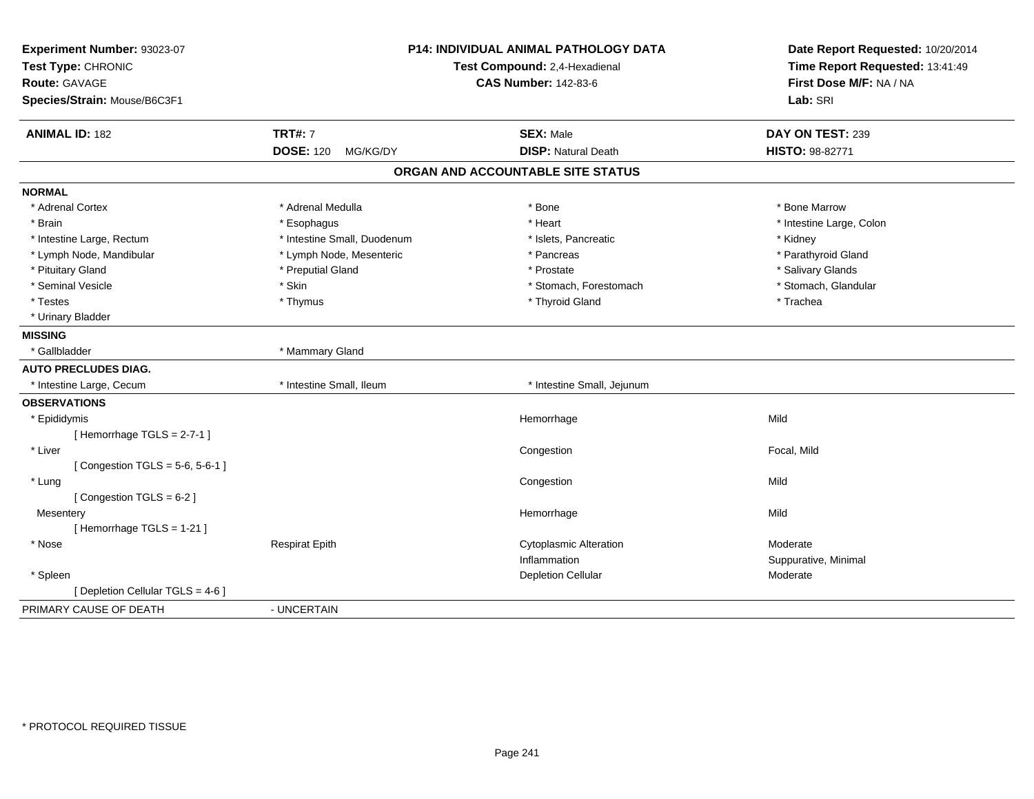**Experiment Number:** 93023-07
**Test Type:** CHRONIC
**Route:** GAVAGE
**Species/Strain:** Mouse/B6C3F1

**P14: INDIVIDUAL ANIMAL PATHOLOGY DATA**
**Test Compound:** 2,4-Hexadienal
**CAS Number:** 142-83-6

**Date Report Requested:** 10/20/2014
**Time Report Requested:** 13:41:49
**First Dose M/F:** NA / NA
**Lab:** SRI

| **ANIMAL ID:** 182 | **TRT#:** 7 | **SEX:** Male | **DAY ON TEST:** 239 |
|---|---|---|---|
| | **DOSE:** 120 MG/KG/DY | **DISP:** Natural Death | **HISTO:** 98-82771 |

## ORGAN AND ACCOUNTABLE SITE STATUS

**NORMAL**

| | | | |
|---|---|---|---|
| * Adrenal Cortex | * Adrenal Medulla | * Bone | * Bone Marrow |
| * Brain | * Esophagus | * Heart | * Intestine Large, Colon |
| * Intestine Large, Rectum | * Intestine Small, Duodenum | * Islets, Pancreatic | * Kidney |
| * Lymph Node, Mandibular | * Lymph Node, Mesenteric | * Pancreas | * Parathyroid Gland |
| * Pituitary Gland | * Preputial Gland | * Prostate | * Salivary Glands |
| * Seminal Vesicle | * Skin | * Stomach, Forestomach | * Stomach, Glandular |
| * Testes | * Thymus | * Thyroid Gland | * Trachea |
| * Urinary Bladder | | | |

**MISSING**

| | |
|---|---|
| * Gallbladder | * Mammary Gland |

**AUTO PRECLUDES DIAG.**

| | | |
|---|---|---|
| * Intestine Large, Cecum | * Intestine Small, Ileum | * Intestine Small, Jejunum |

**OBSERVATIONS**

| | | | |
|---|---|---|---|
| * Epididymis | | Hemorrhage | Mild |
| [ Hemorrhage TGLS = 2-7-1 ] | | | |
| * Liver | | Congestion | Focal, Mild |
| [ Congestion TGLS = 5-6, 5-6-1 ] | | | |
| * Lung | | Congestion | Mild |
| [ Congestion TGLS = 6-2 ] | | | |
| Mesentery | | Hemorrhage | Mild |
| [ Hemorrhage TGLS = 1-21 ] | | | |
| * Nose | Respirat Epith | Cytoplasmic Alteration | Moderate |
| | | Inflammation | Suppurative, Minimal |
| * Spleen | | Depletion Cellular | Moderate |
| [ Depletion Cellular TGLS = 4-6 ] | | | |

PRIMARY CAUSE OF DEATH - UNCERTAIN

* PROTOCOL REQUIRED TISSUE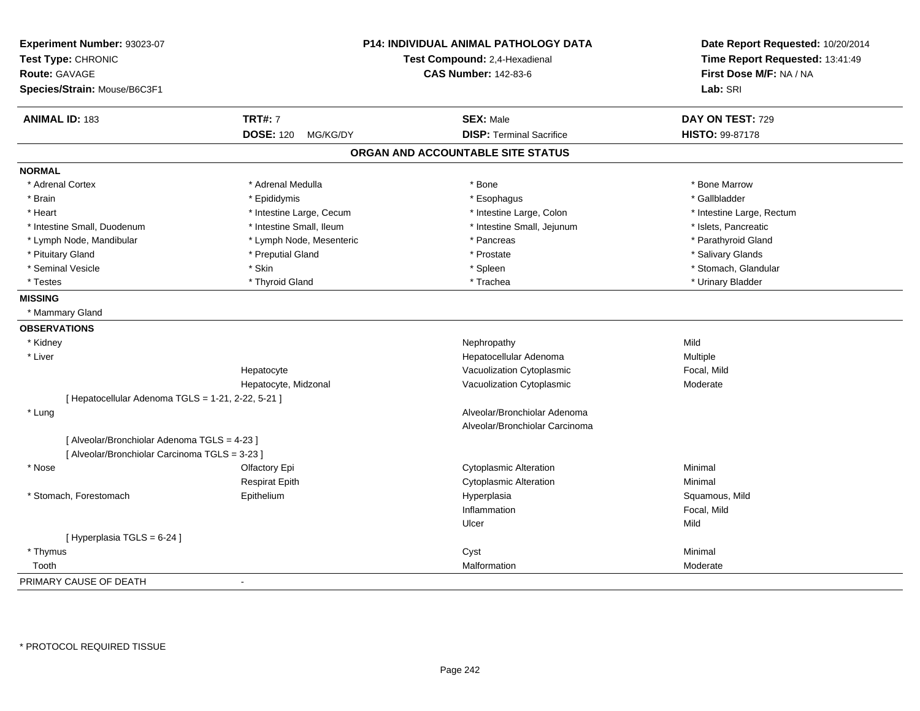**Experiment Number:** 93023-07
**Test Type:** CHRONIC
**Route:** GAVAGE
**Species/Strain:** Mouse/B6C3F1

**P14: INDIVIDUAL ANIMAL PATHOLOGY DATA**
**Test Compound:** 2,4-Hexadienal
**CAS Number:** 142-83-6

**Date Report Requested:** 10/20/2014
**Time Report Requested:** 13:41:49
**First Dose M/F:** NA / NA
**Lab:** SRI

| **ANIMAL ID:** 183 | **TRT#:** 7 | **SEX:** Male | **DAY ON TEST:** 729 |
|---|---|---|---|
| | **DOSE:** 120 MG/KG/DY | **DISP:** Terminal Sacrifice | **HISTO:** 99-87178 |

## ORGAN AND ACCOUNTABLE SITE STATUS

**NORMAL**

| | | | |
|---|---|---|---|
| * Adrenal Cortex | * Adrenal Medulla | * Bone | * Bone Marrow |
| * Brain | * Epididymis | * Esophagus | * Gallbladder |
| * Heart | * Intestine Large, Cecum | * Intestine Large, Colon | * Intestine Large, Rectum |
| * Intestine Small, Duodenum | * Intestine Small, Ileum | * Intestine Small, Jejunum | * Islets, Pancreatic |
| * Lymph Node, Mandibular | * Lymph Node, Mesenteric | * Pancreas | * Parathyroid Gland |
| * Pituitary Gland | * Preputial Gland | * Prostate | * Salivary Glands |
| * Seminal Vesicle | * Skin | * Spleen | * Stomach, Glandular |
| * Testes | * Thyroid Gland | * Trachea | * Urinary Bladder |

**MISSING**

* Mammary Gland

**OBSERVATIONS**

| | | | |
|---|---|---|---|
| * Kidney | | Nephropathy | Mild |
| * Liver | | Hepatocellular Adenoma | Multiple |
| | Hepatocyte | Vacuolization Cytoplasmic | Focal, Mild |
| | Hepatocyte, Midzonal | Vacuolization Cytoplasmic | Moderate |
| [ Hepatocellular Adenoma TGLS = 1-21, 2-22, 5-21 ] | | | |
| * Lung | | Alveolar/Bronchiolar Adenoma | |
| | | Alveolar/Bronchiolar Carcinoma | |
| [ Alveolar/Bronchiolar Adenoma TGLS = 4-23 ] | | | |
| [ Alveolar/Bronchiolar Carcinoma TGLS = 3-23 ] | | | |
| * Nose | Olfactory Epi | Cytoplasmic Alteration | Minimal |
| | Respirat Epith | Cytoplasmic Alteration | Minimal |
| * Stomach, Forestomach | Epithelium | Hyperplasia | Squamous, Mild |
| | | Inflammation | Focal, Mild |
| | | Ulcer | Mild |
| [ Hyperplasia TGLS = 6-24 ] | | | |
| * Thymus | | Cyst | Minimal |
| Tooth | | Malformation | Moderate |

PRIMARY CAUSE OF DEATH -

* PROTOCOL REQUIRED TISSUE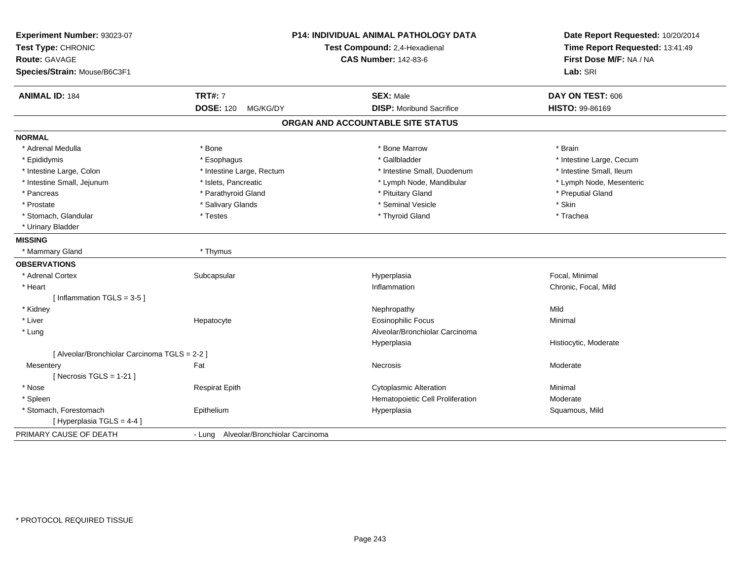**Experiment Number:** 93023-07
**Test Type:** CHRONIC
**Route:** GAVAGE
**Species/Strain:** Mouse/B6C3F1

**P14: INDIVIDUAL ANIMAL PATHOLOGY DATA**
**Test Compound:** 2,4-Hexadienal
**CAS Number:** 142-83-6

**Date Report Requested:** 10/20/2014
**Time Report Requested:** 13:41:49
**First Dose M/F:** NA / NA
**Lab:** SRI

| **ANIMAL ID:** 184 | **TRT#:** 7 | **SEX:** Male | **DAY ON TEST:** 606 |
|---|---|---|---|
| | **DOSE:** 120 MG/KG/DY | **DISP:** Moribund Sacrifice | **HISTO:** 99-86169 |

## ORGAN AND ACCOUNTABLE SITE STATUS

**NORMAL**

| | | | |
|---|---|---|---|
| * Adrenal Medulla | * Bone | * Bone Marrow | * Brain |
| * Epididymis | * Esophagus | * Gallbladder | * Intestine Large, Cecum |
| * Intestine Large, Colon | * Intestine Large, Rectum | * Intestine Small, Duodenum | * Intestine Small, Ileum |
| * Intestine Small, Jejunum | * Islets, Pancreatic | * Lymph Node, Mandibular | * Lymph Node, Mesenteric |
| * Pancreas | * Parathyroid Gland | * Pituitary Gland | * Preputial Gland |
| * Prostate | * Salivary Glands | * Seminal Vesicle | * Skin |
| * Stomach, Glandular | * Testes | * Thyroid Gland | * Trachea |
| * Urinary Bladder | | | |

**MISSING**

| | |
|---|---|
| * Mammary Gland | * Thymus |

**OBSERVATIONS**

| | | | |
|---|---|---|---|
| * Adrenal Cortex | Subcapsular | Hyperplasia | Focal, Minimal |
| * Heart | | Inflammation | Chronic, Focal, Mild |
| [ Inflammation TGLS = 3-5 ] | | | |
| * Kidney | | Nephropathy | Mild |
| * Liver | Hepatocyte | Eosinophilic Focus | Minimal |
| * Lung | | Alveolar/Bronchiolar Carcinoma | |
| | | Hyperplasia | Histiocytic, Moderate |
| [ Alveolar/Bronchiolar Carcinoma TGLS = 2-2 ] | | | |
| Mesentery | Fat | Necrosis | Moderate |
| [ Necrosis TGLS = 1-21 ] | | | |
| * Nose | Respirat Epith | Cytoplasmic Alteration | Minimal |
| * Spleen | | Hematopoietic Cell Proliferation | Moderate |
| * Stomach, Forestomach | Epithelium | Hyperplasia | Squamous, Mild |
| [ Hyperplasia TGLS = 4-4 ] | | | |

PRIMARY CAUSE OF DEATH - Lung Alveolar/Bronchiolar Carcinoma

* PROTOCOL REQUIRED TISSUE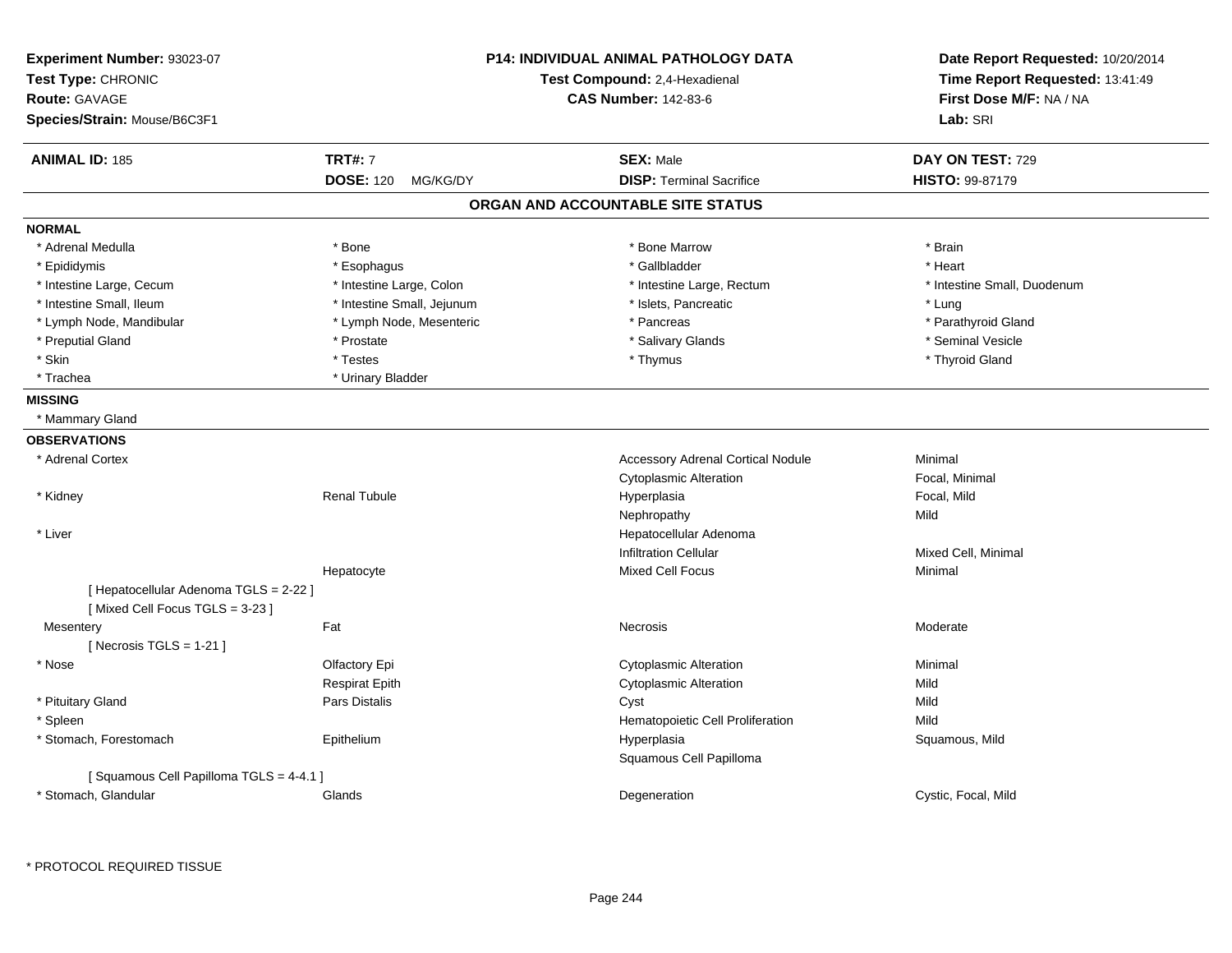**Experiment Number:** 93023-07
**Test Type:** CHRONIC
**Route:** GAVAGE
**Species/Strain:** Mouse/B6C3F1

**P14: INDIVIDUAL ANIMAL PATHOLOGY DATA**
**Test Compound:** 2,4-Hexadienal
**CAS Number:** 142-83-6

**Date Report Requested:** 10/20/2014
**Time Report Requested:** 13:41:49
**First Dose M/F:** NA / NA
**Lab:** SRI

| **ANIMAL ID:** 185 | **TRT#:** 7 | **SEX:** Male | **DAY ON TEST:** 729 |
|---|---|---|---|
| | **DOSE:** 120 MG/KG/DY | **DISP:** Terminal Sacrifice | **HISTO:** 99-87179 |

## ORGAN AND ACCOUNTABLE SITE STATUS

**NORMAL**

| | | | |
|---|---|---|---|
| * Adrenal Medulla | * Bone | * Bone Marrow | * Brain |
| * Epididymis | * Esophagus | * Gallbladder | * Heart |
| * Intestine Large, Cecum | * Intestine Large, Colon | * Intestine Large, Rectum | * Intestine Small, Duodenum |
| * Intestine Small, Ileum | * Intestine Small, Jejunum | * Islets, Pancreatic | * Lung |
| * Lymph Node, Mandibular | * Lymph Node, Mesenteric | * Pancreas | * Parathyroid Gland |
| * Preputial Gland | * Prostate | * Salivary Glands | * Seminal Vesicle |
| * Skin | * Testes | * Thymus | * Thyroid Gland |
| * Trachea | * Urinary Bladder | | |

**MISSING**

* Mammary Gland

**OBSERVATIONS**

| | | | |
|---|---|---|---|
| * Adrenal Cortex | | Accessory Adrenal Cortical Nodule | Minimal |
| | | Cytoplasmic Alteration | Focal, Minimal |
| * Kidney | Renal Tubule | Hyperplasia | Focal, Mild |
| | | Nephropathy | Mild |
| * Liver | | Hepatocellular Adenoma | |
| | | Infiltration Cellular | Mixed Cell, Minimal |
| | Hepatocyte | Mixed Cell Focus | Minimal |
| [ Hepatocellular Adenoma TGLS = 2-22 ] | | | |
| [ Mixed Cell Focus TGLS = 3-23 ] | | | |
| Mesentery | Fat | Necrosis | Moderate |
| [ Necrosis TGLS = 1-21 ] | | | |
| * Nose | Olfactory Epi | Cytoplasmic Alteration | Minimal |
| | Respirat Epith | Cytoplasmic Alteration | Mild |
| * Pituitary Gland | Pars Distalis | Cyst | Mild |
| * Spleen | | Hematopoietic Cell Proliferation | Mild |
| * Stomach, Forestomach | Epithelium | Hyperplasia | Squamous, Mild |
| | | Squamous Cell Papilloma | |
| [ Squamous Cell Papilloma TGLS = 4-4.1 ] | | | |
| * Stomach, Glandular | Glands | Degeneration | Cystic, Focal, Mild |

* PROTOCOL REQUIRED TISSUE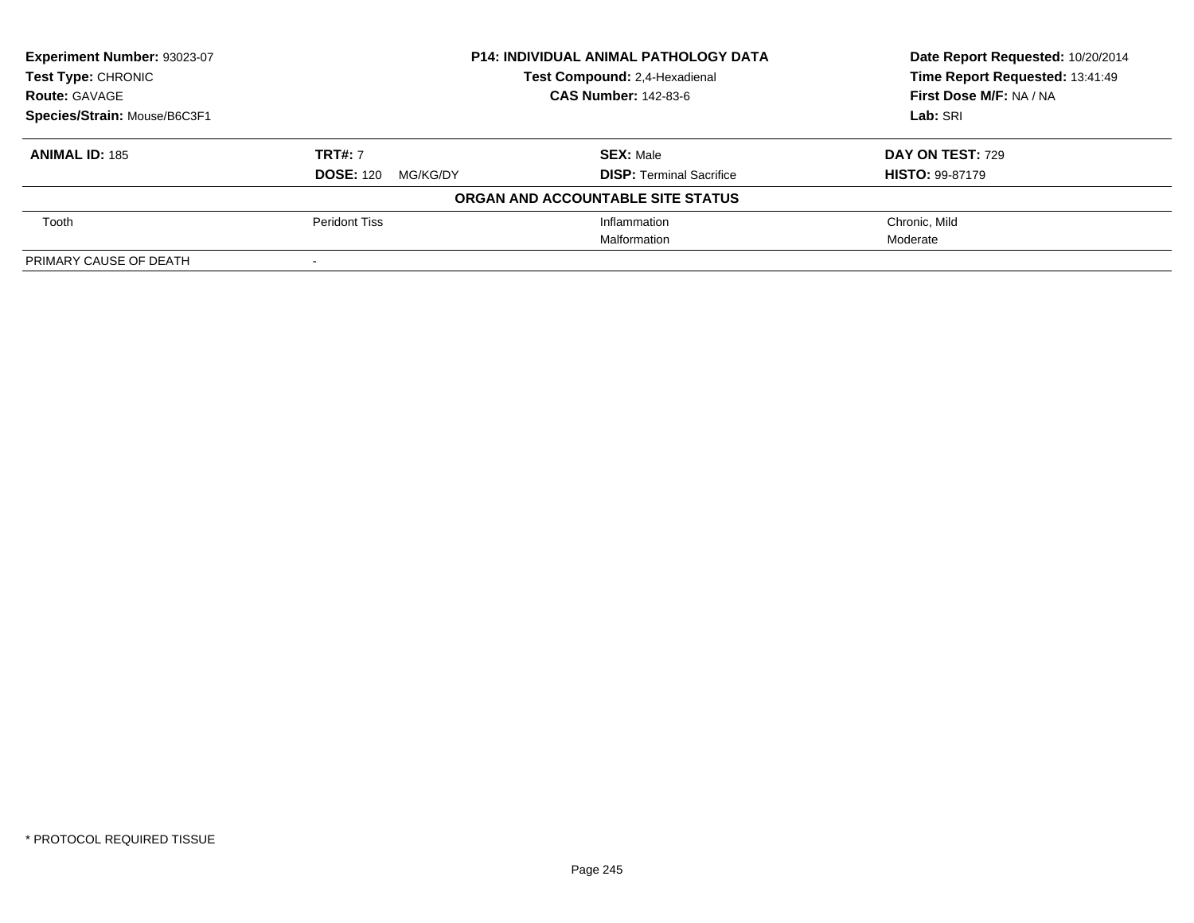**Experiment Number:** 93023-07
**Test Type:** CHRONIC
**Route:** GAVAGE
**Species/Strain:** Mouse/B6C3F1

**P14: INDIVIDUAL ANIMAL PATHOLOGY DATA**
**Test Compound:** 2,4-Hexadienal
**CAS Number:** 142-83-6

**Date Report Requested:** 10/20/2014
**Time Report Requested:** 13:41:49
**First Dose M/F:** NA / NA
**Lab:** SRI

| **ANIMAL ID:** 185 | **TRT#:** 7 | **SEX:** Male | **DAY ON TEST:** 729 |
|---|---|---|---|
| | **DOSE:** 120 MG/KG/DY | **DISP:** Terminal Sacrifice | **HISTO:** 99-87179 |

**ORGAN AND ACCOUNTABLE SITE STATUS**

| | | | |
|---|---|---|---|
| Tooth | Peridont Tiss | Inflammation | Chronic, Mild |
| | | Malformation | Moderate |
| PRIMARY CAUSE OF DEATH | - | | |

* PROTOCOL REQUIRED TISSUE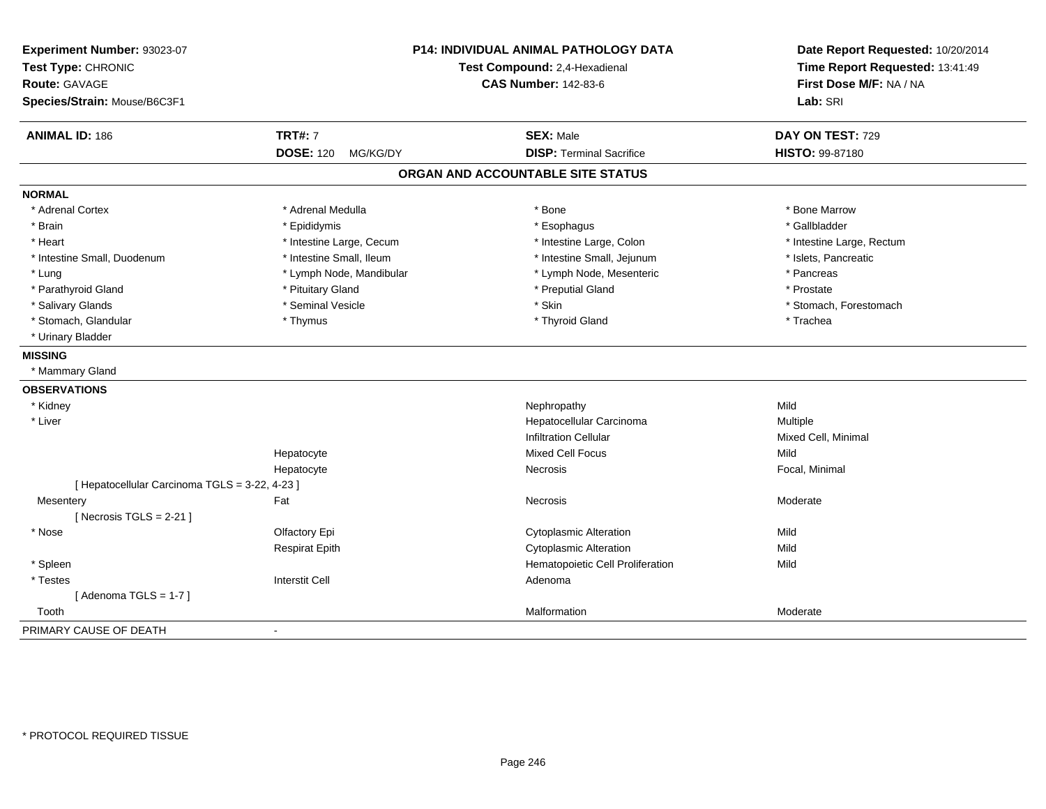**Experiment Number:** 93023-07
**Test Type:** CHRONIC
**Route:** GAVAGE
**Species/Strain:** Mouse/B6C3F1

**P14: INDIVIDUAL ANIMAL PATHOLOGY DATA**
**Test Compound:** 2,4-Hexadienal
**CAS Number:** 142-83-6

**Date Report Requested:** 10/20/2014
**Time Report Requested:** 13:41:49
**First Dose M/F:** NA / NA
**Lab:** SRI

| **ANIMAL ID:** 186 | **TRT#:** 7 | **SEX:** Male | **DAY ON TEST:** 729 |
|---|---|---|---|
| | **DOSE:** 120 MG/KG/DY | **DISP:** Terminal Sacrifice | **HISTO:** 99-87180 |

## ORGAN AND ACCOUNTABLE SITE STATUS

**NORMAL**

| | | | |
|---|---|---|---|
| * Adrenal Cortex | * Adrenal Medulla | * Bone | * Bone Marrow |
| * Brain | * Epididymis | * Esophagus | * Gallbladder |
| * Heart | * Intestine Large, Cecum | * Intestine Large, Colon | * Intestine Large, Rectum |
| * Intestine Small, Duodenum | * Intestine Small, Ileum | * Intestine Small, Jejunum | * Islets, Pancreatic |
| * Lung | * Lymph Node, Mandibular | * Lymph Node, Mesenteric | * Pancreas |
| * Parathyroid Gland | * Pituitary Gland | * Preputial Gland | * Prostate |
| * Salivary Glands | * Seminal Vesicle | * Skin | * Stomach, Forestomach |
| * Stomach, Glandular | * Thymus | * Thyroid Gland | * Trachea |
| * Urinary Bladder | | | |

**MISSING**

* Mammary Gland

**OBSERVATIONS**

| | | | |
|---|---|---|---|
| * Kidney | | Nephropathy | Mild |
| * Liver | | Hepatocellular Carcinoma | Multiple |
| | | Infiltration Cellular | Mixed Cell, Minimal |
| | Hepatocyte | Mixed Cell Focus | Mild |
| | Hepatocyte | Necrosis | Focal, Minimal |
| [ Hepatocellular Carcinoma TGLS = 3-22, 4-23 ] | | | |
| Mesentery | Fat | Necrosis | Moderate |
| [ Necrosis TGLS = 2-21 ] | | | |
| * Nose | Olfactory Epi | Cytoplasmic Alteration | Mild |
| | Respirat Epith | Cytoplasmic Alteration | Mild |
| * Spleen | | Hematopoietic Cell Proliferation | Mild |
| * Testes | Interstit Cell | Adenoma | |
| [ Adenoma TGLS = 1-7 ] | | | |
| Tooth | | Malformation | Moderate |

PRIMARY CAUSE OF DEATH -

\* PROTOCOL REQUIRED TISSUE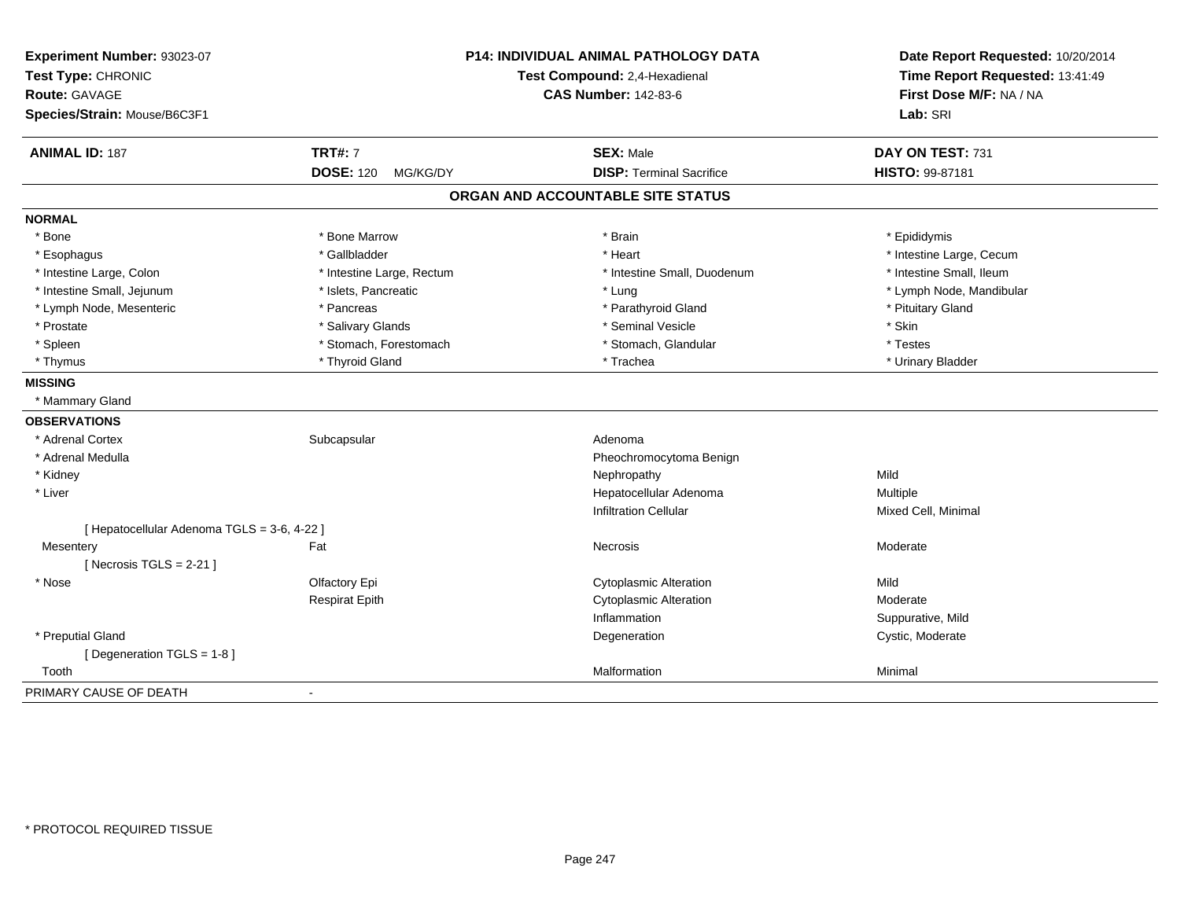**Experiment Number:** 93023-07
**Test Type:** CHRONIC
**Route:** GAVAGE
**Species/Strain:** Mouse/B6C3F1

**P14: INDIVIDUAL ANIMAL PATHOLOGY DATA**
**Test Compound:** 2,4-Hexadienal
**CAS Number:** 142-83-6

**Date Report Requested:** 10/20/2014
**Time Report Requested:** 13:41:49
**First Dose M/F:** NA / NA
**Lab:** SRI

| **ANIMAL ID:** 187 | **TRT#:** 7 | **SEX:** Male | **DAY ON TEST:** 731 |
|---|---|---|---|
| | **DOSE:** 120 MG/KG/DY | **DISP:** Terminal Sacrifice | **HISTO:** 99-87181 |

## ORGAN AND ACCOUNTABLE SITE STATUS

**NORMAL**

| | | | |
|---|---|---|---|
| * Bone | * Bone Marrow | * Brain | * Epididymis |
| * Esophagus | * Gallbladder | * Heart | * Intestine Large, Cecum |
| * Intestine Large, Colon | * Intestine Large, Rectum | * Intestine Small, Duodenum | * Intestine Small, Ileum |
| * Intestine Small, Jejunum | * Islets, Pancreatic | * Lung | * Lymph Node, Mandibular |
| * Lymph Node, Mesenteric | * Pancreas | * Parathyroid Gland | * Pituitary Gland |
| * Prostate | * Salivary Glands | * Seminal Vesicle | * Skin |
| * Spleen | * Stomach, Forestomach | * Stomach, Glandular | * Testes |
| * Thymus | * Thyroid Gland | * Trachea | * Urinary Bladder |

**MISSING**

* Mammary Gland

**OBSERVATIONS**

| | | | |
|---|---|---|---|
| * Adrenal Cortex | Subcapsular | Adenoma | |
| * Adrenal Medulla | | Pheochromocytoma Benign | |
| * Kidney | | Nephropathy | Mild |
| * Liver | | Hepatocellular Adenoma | Multiple |
| | | Infiltration Cellular | Mixed Cell, Minimal |
| [ Hepatocellular Adenoma TGLS = 3-6, 4-22 ] | | | |
| Mesentery | Fat | Necrosis | Moderate |
| [ Necrosis TGLS = 2-21 ] | | | |
| * Nose | Olfactory Epi | Cytoplasmic Alteration | Mild |
| | Respirat Epith | Cytoplasmic Alteration | Moderate |
| | | Inflammation | Suppurative, Mild |
| * Preputial Gland | | Degeneration | Cystic, Moderate |
| [ Degeneration TGLS = 1-8 ] | | | |
| Tooth | | Malformation | Minimal |

PRIMARY CAUSE OF DEATH -

* PROTOCOL REQUIRED TISSUE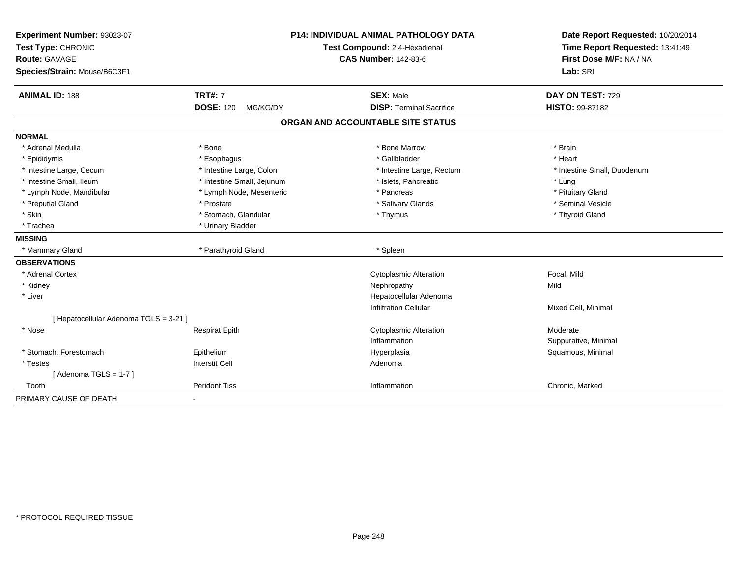**Experiment Number:** 93023-07
**Test Type:** CHRONIC
**Route:** GAVAGE
**Species/Strain:** Mouse/B6C3F1

**P14: INDIVIDUAL ANIMAL PATHOLOGY DATA**
**Test Compound:** 2,4-Hexadienal
**CAS Number:** 142-83-6

**Date Report Requested:** 10/20/2014
**Time Report Requested:** 13:41:49
**First Dose M/F:** NA / NA
**Lab:** SRI

| **ANIMAL ID:** 188 | **TRT#:** 7 | **SEX:** Male | **DAY ON TEST:** 729 |
|---|---|---|---|
| | **DOSE:** 120 MG/KG/DY | **DISP:** Terminal Sacrifice | **HISTO:** 99-87182 |

## ORGAN AND ACCOUNTABLE SITE STATUS

**NORMAL**

| | | | |
|---|---|---|---|
| * Adrenal Medulla | * Bone | * Bone Marrow | * Brain |
| * Epididymis | * Esophagus | * Gallbladder | * Heart |
| * Intestine Large, Cecum | * Intestine Large, Colon | * Intestine Large, Rectum | * Intestine Small, Duodenum |
| * Intestine Small, Ileum | * Intestine Small, Jejunum | * Islets, Pancreatic | * Lung |
| * Lymph Node, Mandibular | * Lymph Node, Mesenteric | * Pancreas | * Pituitary Gland |
| * Preputial Gland | * Prostate | * Salivary Glands | * Seminal Vesicle |
| * Skin | * Stomach, Glandular | * Thymus | * Thyroid Gland |
| * Trachea | * Urinary Bladder | | |

**MISSING**

| | | |
|---|---|---|
| * Mammary Gland | * Parathyroid Gland | * Spleen |

**OBSERVATIONS**

| Organ | Site | Observation | Qualifier |
|---|---|---|---|
| * Adrenal Cortex | | Cytoplasmic Alteration | Focal, Mild |
| * Kidney | | Nephropathy | Mild |
| * Liver | | Hepatocellular Adenoma | |
| | | Infiltration Cellular | Mixed Cell, Minimal |
| [ Hepatocellular Adenoma TGLS = 3-21 ] | | | |
| * Nose | Respirat Epith | Cytoplasmic Alteration | Moderate |
| | | Inflammation | Suppurative, Minimal |
| * Stomach, Forestomach | Epithelium | Hyperplasia | Squamous, Minimal |
| * Testes | Interstit Cell | Adenoma | |
| [ Adenoma TGLS = 1-7 ] | | | |
| Tooth | Peridont Tiss | Inflammation | Chronic, Marked |

PRIMARY CAUSE OF DEATH -

* PROTOCOL REQUIRED TISSUE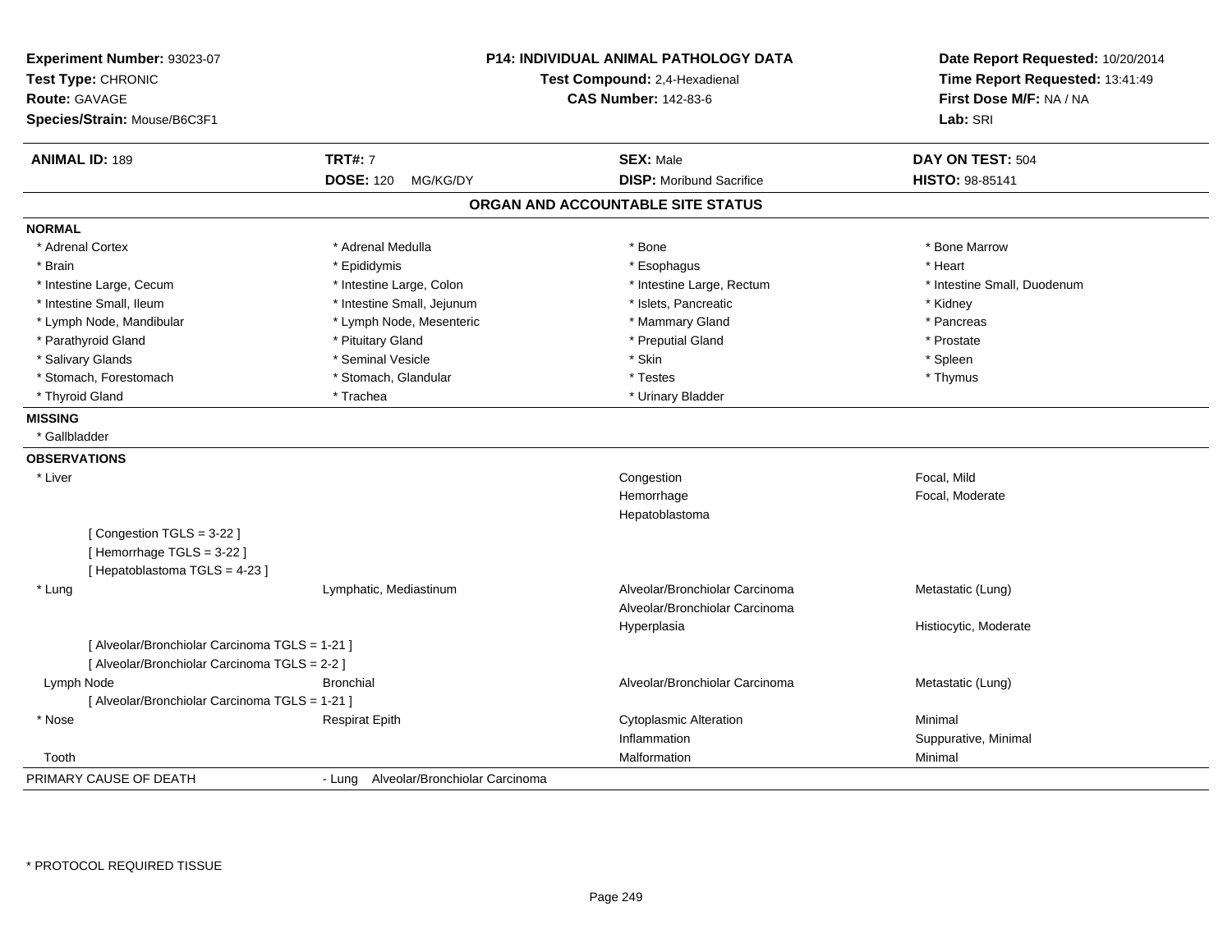**Experiment Number:** 93023-07
**Test Type:** CHRONIC
**Route:** GAVAGE
**Species/Strain:** Mouse/B6C3F1

**P14: INDIVIDUAL ANIMAL PATHOLOGY DATA**
**Test Compound:** 2,4-Hexadienal
**CAS Number:** 142-83-6

**Date Report Requested:** 10/20/2014
**Time Report Requested:** 13:41:49
**First Dose M/F:** NA / NA
**Lab:** SRI

| **ANIMAL ID:** 189 | **TRT#:** 7 | **SEX:** Male | **DAY ON TEST:** 504 |
|---|---|---|---|
| | **DOSE:** 120 MG/KG/DY | **DISP:** Moribund Sacrifice | **HISTO:** 98-85141 |

## ORGAN AND ACCOUNTABLE SITE STATUS

**NORMAL**

| | | | |
|---|---|---|---|
| * Adrenal Cortex | * Adrenal Medulla | * Bone | * Bone Marrow |
| * Brain | * Epididymis | * Esophagus | * Heart |
| * Intestine Large, Cecum | * Intestine Large, Colon | * Intestine Large, Rectum | * Intestine Small, Duodenum |
| * Intestine Small, Ileum | * Intestine Small, Jejunum | * Islets, Pancreatic | * Kidney |
| * Lymph Node, Mandibular | * Lymph Node, Mesenteric | * Mammary Gland | * Pancreas |
| * Parathyroid Gland | * Pituitary Gland | * Preputial Gland | * Prostate |
| * Salivary Glands | * Seminal Vesicle | * Skin | * Spleen |
| * Stomach, Forestomach | * Stomach, Glandular | * Testes | * Thymus |
| * Thyroid Gland | * Trachea | * Urinary Bladder | |

**MISSING**

* Gallbladder

**OBSERVATIONS**

| | | | |
|---|---|---|---|
| * Liver | | Congestion | Focal, Mild |
| | | Hemorrhage | Focal, Moderate |
| | | Hepatoblastoma | |
| [ Congestion TGLS = 3-22 ] | | | |
| [ Hemorrhage TGLS = 3-22 ] | | | |
| [ Hepatoblastoma TGLS = 4-23 ] | | | |
| * Lung | Lymphatic, Mediastinum | Alveolar/Bronchiolar Carcinoma | Metastatic (Lung) |
| | | Alveolar/Bronchiolar Carcinoma | |
| | | Hyperplasia | Histiocytic, Moderate |
| [ Alveolar/Bronchiolar Carcinoma TGLS = 1-21 ] | | | |
| [ Alveolar/Bronchiolar Carcinoma TGLS = 2-2 ] | | | |
| Lymph Node | Bronchial | Alveolar/Bronchiolar Carcinoma | Metastatic (Lung) |
| [ Alveolar/Bronchiolar Carcinoma TGLS = 1-21 ] | | | |
| * Nose | Respirat Epith | Cytoplasmic Alteration | Minimal |
| | | Inflammation | Suppurative, Minimal |
| Tooth | | Malformation | Minimal |

PRIMARY CAUSE OF DEATH - Lung Alveolar/Bronchiolar Carcinoma

* PROTOCOL REQUIRED TISSUE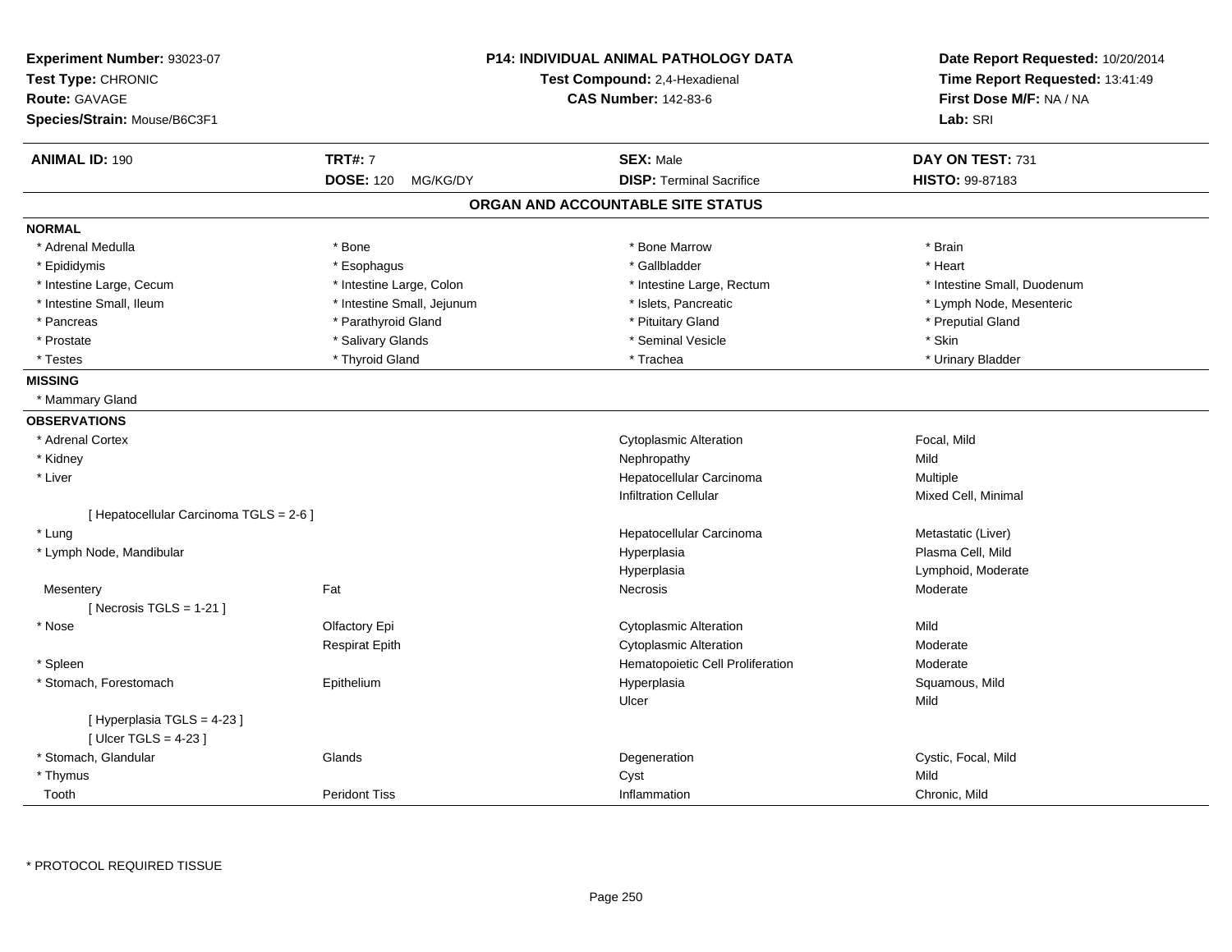**Experiment Number:** 93023-07
**Test Type:** CHRONIC
**Route:** GAVAGE
**Species/Strain:** Mouse/B6C3F1

**P14: INDIVIDUAL ANIMAL PATHOLOGY DATA**
**Test Compound:** 2,4-Hexadienal
**CAS Number:** 142-83-6

**Date Report Requested:** 10/20/2014
**Time Report Requested:** 13:41:49
**First Dose M/F:** NA / NA
**Lab:** SRI

| **ANIMAL ID:** 190 | **TRT#:** 7 | **SEX:** Male | **DAY ON TEST:** 731 |
|---|---|---|---|
| | **DOSE:** 120 MG/KG/DY | **DISP:** Terminal Sacrifice | **HISTO:** 99-87183 |

## ORGAN AND ACCOUNTABLE SITE STATUS

**NORMAL**

| | | | |
|---|---|---|---|
| * Adrenal Medulla | * Bone | * Bone Marrow | * Brain |
| * Epididymis | * Esophagus | * Gallbladder | * Heart |
| * Intestine Large, Cecum | * Intestine Large, Colon | * Intestine Large, Rectum | * Intestine Small, Duodenum |
| * Intestine Small, Ileum | * Intestine Small, Jejunum | * Islets, Pancreatic | * Lymph Node, Mesenteric |
| * Pancreas | * Parathyroid Gland | * Pituitary Gland | * Preputial Gland |
| * Prostate | * Salivary Glands | * Seminal Vesicle | * Skin |
| * Testes | * Thyroid Gland | * Trachea | * Urinary Bladder |

**MISSING**

* Mammary Gland

**OBSERVATIONS**

| | | | |
|---|---|---|---|
| * Adrenal Cortex | | Cytoplasmic Alteration | Focal, Mild |
| * Kidney | | Nephropathy | Mild |
| * Liver | | Hepatocellular Carcinoma | Multiple |
| | | Infiltration Cellular | Mixed Cell, Minimal |
| [ Hepatocellular Carcinoma TGLS = 2-6 ] | | | |
| * Lung | | Hepatocellular Carcinoma | Metastatic (Liver) |
| * Lymph Node, Mandibular | | Hyperplasia | Plasma Cell, Mild |
| | | Hyperplasia | Lymphoid, Moderate |
| Mesentery | Fat | Necrosis | Moderate |
| [ Necrosis TGLS = 1-21 ] | | | |
| * Nose | Olfactory Epi | Cytoplasmic Alteration | Mild |
| | Respirat Epith | Cytoplasmic Alteration | Moderate |
| * Spleen | | Hematopoietic Cell Proliferation | Moderate |
| * Stomach, Forestomach | Epithelium | Hyperplasia | Squamous, Mild |
| | | Ulcer | Mild |
| [ Hyperplasia TGLS = 4-23 ]<br>[ Ulcer TGLS = 4-23 ] | | | |
| * Stomach, Glandular | Glands | Degeneration | Cystic, Focal, Mild |
| * Thymus | | Cyst | Mild |
| Tooth | Peridont Tiss | Inflammation | Chronic, Mild |

* PROTOCOL REQUIRED TISSUE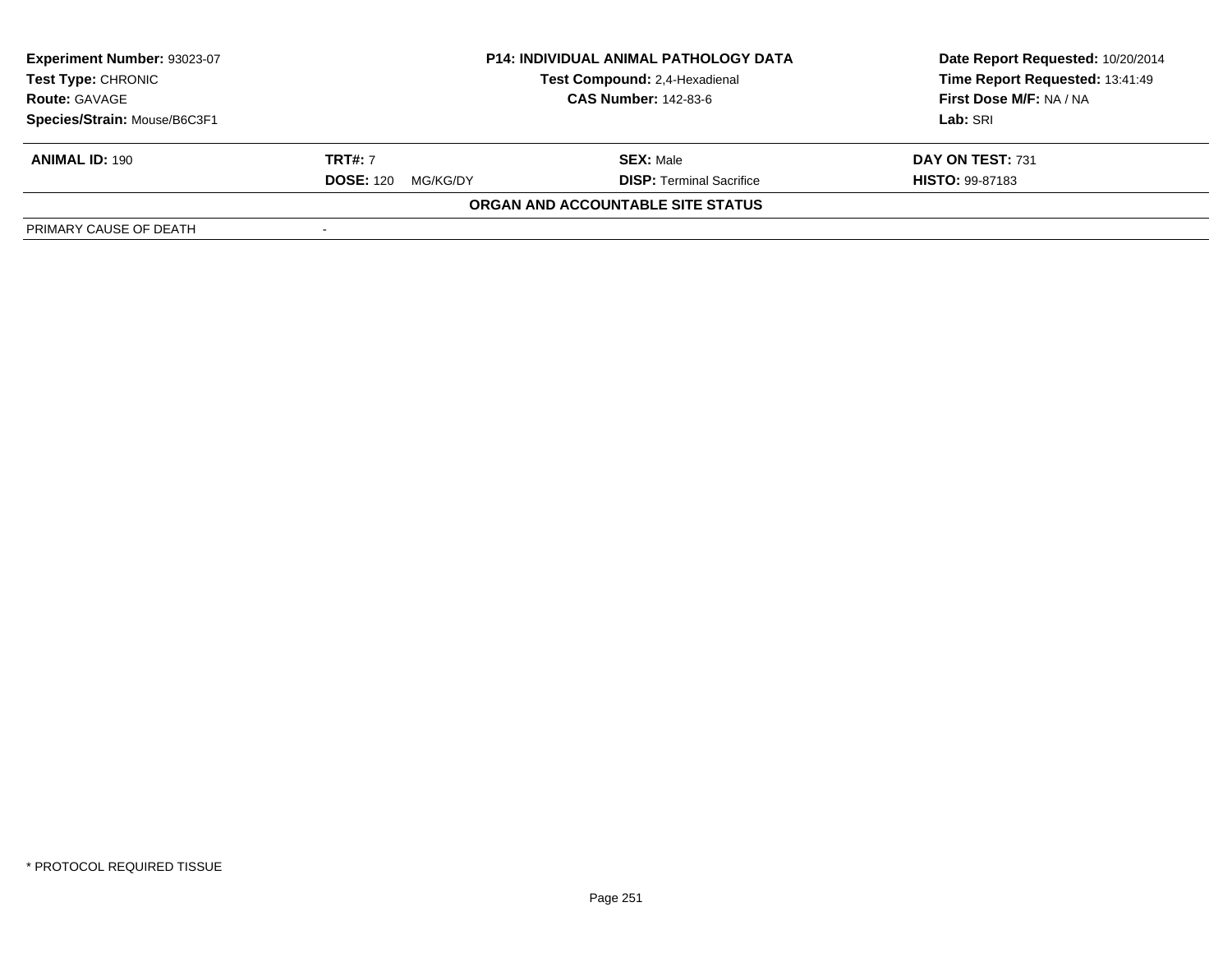| **Experiment Number:** 93023-07 | **P14: INDIVIDUAL ANIMAL PATHOLOGY DATA** | **Date Report Requested:** 10/20/2014 |
|---|---|---|
| **Test Type:** CHRONIC | **Test Compound:** 2,4-Hexadienal | **Time Report Requested:** 13:41:49 |
| **Route:** GAVAGE | **CAS Number:** 142-83-6 | **First Dose M/F:** NA / NA |
| **Species/Strain:** Mouse/B6C3F1 | | **Lab:** SRI |

| **ANIMAL ID:** 190 | **TRT#:** 7 | **SEX:** Male | **DAY ON TEST:** 731 |
|---|---|---|---|
| | **DOSE:** 120 MG/KG/DY | **DISP:** Terminal Sacrifice | **HISTO:** 99-87183 |

**ORGAN AND ACCOUNTABLE SITE STATUS**

| PRIMARY CAUSE OF DEATH | - |
|---|---|

* PROTOCOL REQUIRED TISSUE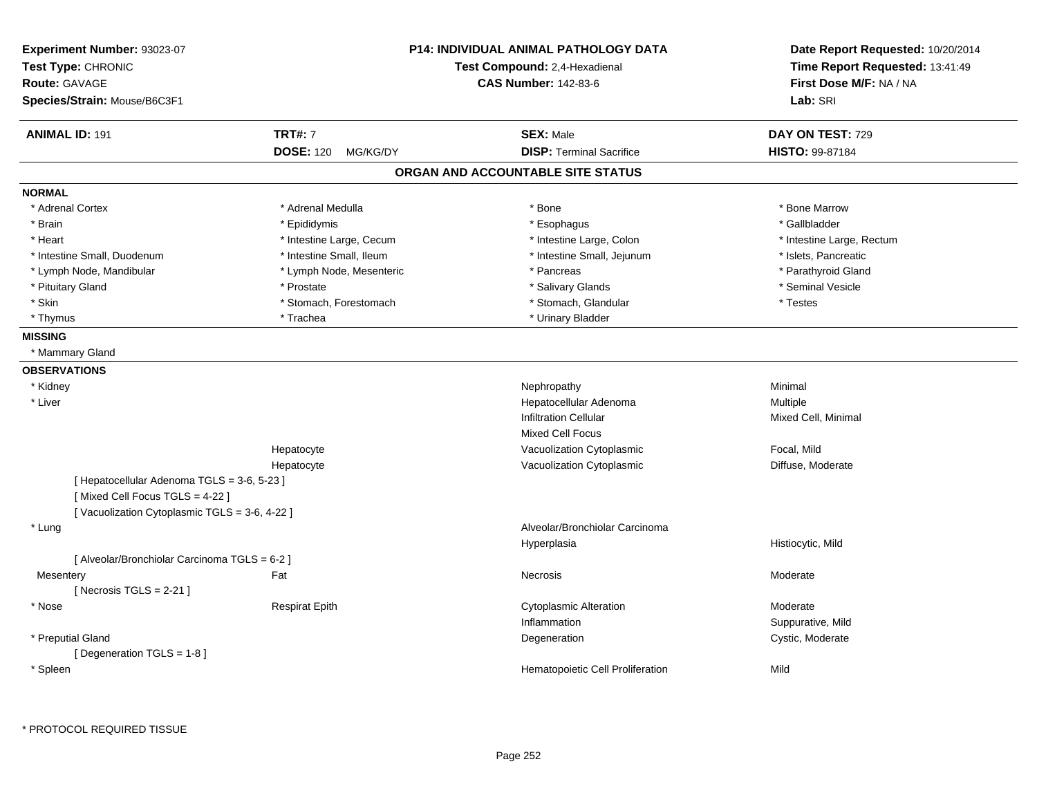**Experiment Number:** 93023-07
**Test Type:** CHRONIC
**Route:** GAVAGE
**Species/Strain:** Mouse/B6C3F1

**P14: INDIVIDUAL ANIMAL PATHOLOGY DATA**
**Test Compound:** 2,4-Hexadienal
**CAS Number:** 142-83-6

**Date Report Requested:** 10/20/2014
**Time Report Requested:** 13:41:49
**First Dose M/F:** NA / NA
**Lab:** SRI

| **ANIMAL ID:** 191 | **TRT#:** 7 | **SEX:** Male | **DAY ON TEST:** 729 |
|---|---|---|---|
| | **DOSE:** 120 MG/KG/DY | **DISP:** Terminal Sacrifice | **HISTO:** 99-87184 |

## ORGAN AND ACCOUNTABLE SITE STATUS

**NORMAL**

| | | | |
|---|---|---|---|
| * Adrenal Cortex | * Adrenal Medulla | * Bone | * Bone Marrow |
| * Brain | * Epididymis | * Esophagus | * Gallbladder |
| * Heart | * Intestine Large, Cecum | * Intestine Large, Colon | * Intestine Large, Rectum |
| * Intestine Small, Duodenum | * Intestine Small, Ileum | * Intestine Small, Jejunum | * Islets, Pancreatic |
| * Lymph Node, Mandibular | * Lymph Node, Mesenteric | * Pancreas | * Parathyroid Gland |
| * Pituitary Gland | * Prostate | * Salivary Glands | * Seminal Vesicle |
| * Skin | * Stomach, Forestomach | * Stomach, Glandular | * Testes |
| * Thymus | * Trachea | * Urinary Bladder | |

**MISSING**

* Mammary Gland

**OBSERVATIONS**

| Organ | Site | Observation | Qualifier |
|---|---|---|---|
| * Kidney | | Nephropathy | Minimal |
| * Liver | | Hepatocellular Adenoma | Multiple |
| | | Infiltration Cellular | Mixed Cell, Minimal |
| | | Mixed Cell Focus | |
| | Hepatocyte | Vacuolization Cytoplasmic | Focal, Mild |
| | Hepatocyte | Vacuolization Cytoplasmic | Diffuse, Moderate |
| [ Hepatocellular Adenoma TGLS = 3-6, 5-23 ] | | | |
| [ Mixed Cell Focus TGLS = 4-22 ] | | | |
| [ Vacuolization Cytoplasmic TGLS = 3-6, 4-22 ] | | | |
| * Lung | | Alveolar/Bronchiolar Carcinoma | |
| | | Hyperplasia | Histiocytic, Mild |
| [ Alveolar/Bronchiolar Carcinoma TGLS = 6-2 ] | | | |
| Mesentery | Fat | Necrosis | Moderate |
| [ Necrosis TGLS = 2-21 ] | | | |
| * Nose | Respirat Epith | Cytoplasmic Alteration | Moderate |
| | | Inflammation | Suppurative, Mild |
| * Preputial Gland | | Degeneration | Cystic, Moderate |
| [ Degeneration TGLS = 1-8 ] | | | |
| * Spleen | | Hematopoietic Cell Proliferation | Mild |

* PROTOCOL REQUIRED TISSUE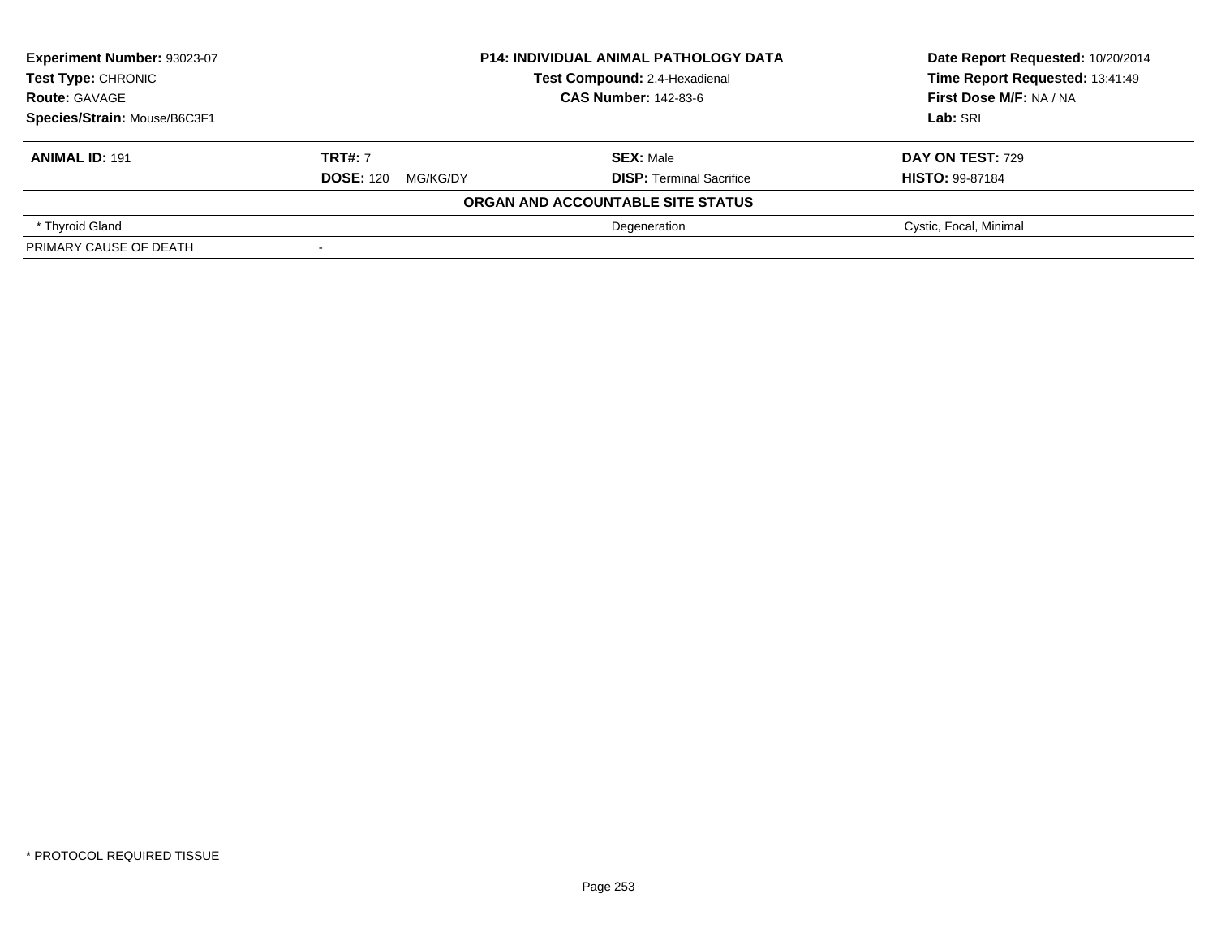| **Experiment Number:** 93023-07 | **P14: INDIVIDUAL ANIMAL PATHOLOGY DATA** | **Date Report Requested:** 10/20/2014 |
|---|---|---|
| **Test Type:** CHRONIC | **Test Compound:** 2,4-Hexadienal | **Time Report Requested:** 13:41:49 |
| **Route:** GAVAGE | **CAS Number:** 142-83-6 | **First Dose M/F:** NA / NA |
| **Species/Strain:** Mouse/B6C3F1 | | **Lab:** SRI |

| **ANIMAL ID:** 191 | **TRT#:** 7 | **SEX:** Male | **DAY ON TEST:** 729 |
|---|---|---|---|
| | **DOSE:** 120 MG/KG/DY | **DISP:** Terminal Sacrifice | **HISTO:** 99-87184 |
| **ORGAN AND ACCOUNTABLE SITE STATUS** | | | |
| * Thyroid Gland | | Degeneration | Cystic, Focal, Minimal |
| PRIMARY CAUSE OF DEATH | - | | |

* PROTOCOL REQUIRED TISSUE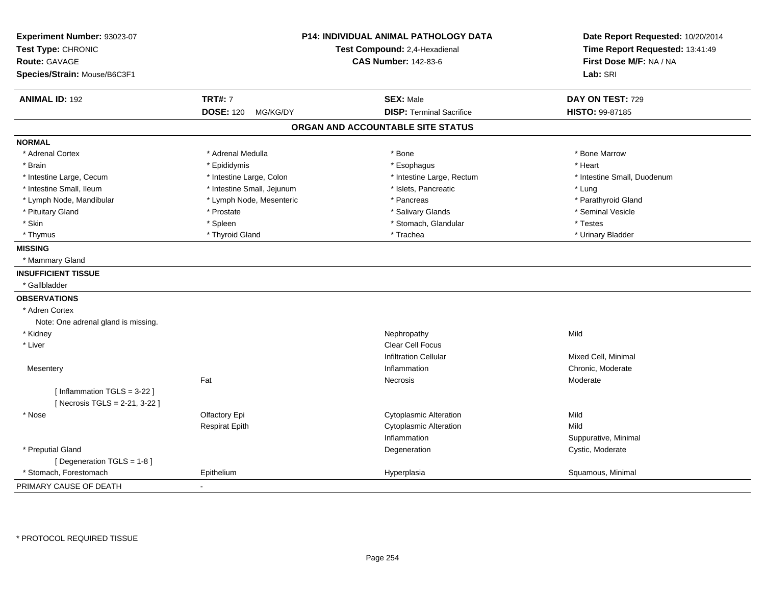**Experiment Number:** 93023-07
**Test Type:** CHRONIC
**Route:** GAVAGE
**Species/Strain:** Mouse/B6C3F1

**P14: INDIVIDUAL ANIMAL PATHOLOGY DATA**
**Test Compound:** 2,4-Hexadienal
**CAS Number:** 142-83-6

**Date Report Requested:** 10/20/2014
**Time Report Requested:** 13:41:49
**First Dose M/F:** NA / NA
**Lab:** SRI

| **ANIMAL ID:** 192 | **TRT#:** 7 | **SEX:** Male | **DAY ON TEST:** 729 |
|---|---|---|---|
| | **DOSE:** 120 MG/KG/DY | **DISP:** Terminal Sacrifice | **HISTO:** 99-87185 |

## ORGAN AND ACCOUNTABLE SITE STATUS

**NORMAL**

| | | | |
|---|---|---|---|
| * Adrenal Cortex | * Adrenal Medulla | * Bone | * Bone Marrow |
| * Brain | * Epididymis | * Esophagus | * Heart |
| * Intestine Large, Cecum | * Intestine Large, Colon | * Intestine Large, Rectum | * Intestine Small, Duodenum |
| * Intestine Small, Ileum | * Intestine Small, Jejunum | * Islets, Pancreatic | * Lung |
| * Lymph Node, Mandibular | * Lymph Node, Mesenteric | * Pancreas | * Parathyroid Gland |
| * Pituitary Gland | * Prostate | * Salivary Glands | * Seminal Vesicle |
| * Skin | * Spleen | * Stomach, Glandular | * Testes |
| * Thymus | * Thyroid Gland | * Trachea | * Urinary Bladder |

**MISSING**

* Mammary Gland

**INSUFFICIENT TISSUE**

* Gallbladder

**OBSERVATIONS**

| | | | |
|---|---|---|---|
| * Adren Cortex | | | |
| Note: One adrenal gland is missing. | | | |
| * Kidney | | Nephropathy | Mild |
| * Liver | | Clear Cell Focus | |
| | | Infiltration Cellular | Mixed Cell, Minimal |
| Mesentery | | Inflammation | Chronic, Moderate |
| | Fat | Necrosis | Moderate |
| [ Inflammation TGLS = 3-22 ] | | | |
| [ Necrosis TGLS = 2-21, 3-22 ] | | | |
| * Nose | Olfactory Epi | Cytoplasmic Alteration | Mild |
| | Respirat Epith | Cytoplasmic Alteration | Mild |
| | | Inflammation | Suppurative, Minimal |
| * Preputial Gland | | Degeneration | Cystic, Moderate |
| [ Degeneration TGLS = 1-8 ] | | | |
| * Stomach, Forestomach | Epithelium | Hyperplasia | Squamous, Minimal |

PRIMARY CAUSE OF DEATH -

* PROTOCOL REQUIRED TISSUE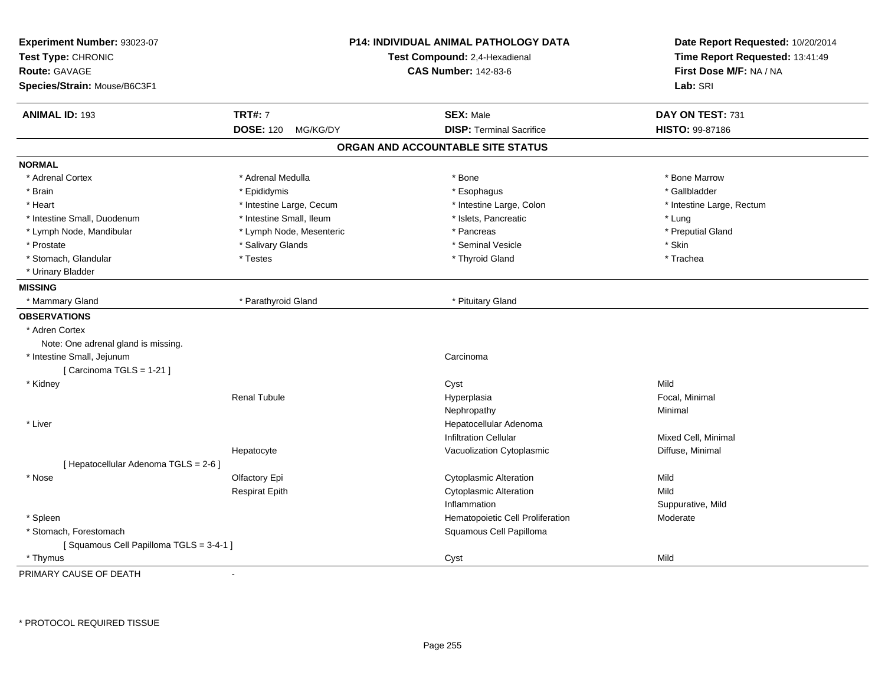**Experiment Number:** 93023-07
**Test Type:** CHRONIC
**Route:** GAVAGE
**Species/Strain:** Mouse/B6C3F1

**P14: INDIVIDUAL ANIMAL PATHOLOGY DATA**
**Test Compound:** 2,4-Hexadienal
**CAS Number:** 142-83-6

**Date Report Requested:** 10/20/2014
**Time Report Requested:** 13:41:49
**First Dose M/F:** NA / NA
**Lab:** SRI

| **ANIMAL ID:** 193 | **TRT#:** 7 | **SEX:** Male | **DAY ON TEST:** 731 |
|---|---|---|---|
| | **DOSE:** 120 MG/KG/DY | **DISP:** Terminal Sacrifice | **HISTO:** 99-87186 |

## ORGAN AND ACCOUNTABLE SITE STATUS

**NORMAL**

| | | | |
|---|---|---|---|
| * Adrenal Cortex | * Adrenal Medulla | * Bone | * Bone Marrow |
| * Brain | * Epididymis | * Esophagus | * Gallbladder |
| * Heart | * Intestine Large, Cecum | * Intestine Large, Colon | * Intestine Large, Rectum |
| * Intestine Small, Duodenum | * Intestine Small, Ileum | * Islets, Pancreatic | * Lung |
| * Lymph Node, Mandibular | * Lymph Node, Mesenteric | * Pancreas | * Preputial Gland |
| * Prostate | * Salivary Glands | * Seminal Vesicle | * Skin |
| * Stomach, Glandular | * Testes | * Thyroid Gland | * Trachea |
| * Urinary Bladder | | | |

**MISSING**

| | | |
|---|---|---|
| * Mammary Gland | * Parathyroid Gland | * Pituitary Gland |

**OBSERVATIONS**

| Organ | Site | Observation | Qualifier |
|---|---|---|---|
| * Adren Cortex | | | |
| Note: One adrenal gland is missing. | | | |
| * Intestine Small, Jejunum | | Carcinoma | |
| [ Carcinoma TGLS = 1-21 ] | | | |
| * Kidney | | Cyst | Mild |
| | Renal Tubule | Hyperplasia | Focal, Minimal |
| | | Nephropathy | Minimal |
| * Liver | | Hepatocellular Adenoma | |
| | | Infiltration Cellular | Mixed Cell, Minimal |
| | Hepatocyte | Vacuolization Cytoplasmic | Diffuse, Minimal |
| [ Hepatocellular Adenoma TGLS = 2-6 ] | | | |
| * Nose | Olfactory Epi | Cytoplasmic Alteration | Mild |
| | Respirat Epith | Cytoplasmic Alteration | Mild |
| | | Inflammation | Suppurative, Mild |
| * Spleen | | Hematopoietic Cell Proliferation | Moderate |
| * Stomach, Forestomach | | Squamous Cell Papilloma | |
| [ Squamous Cell Papilloma TGLS = 3-4-1 ] | | | |
| * Thymus | | Cyst | Mild |

PRIMARY CAUSE OF DEATH -

* PROTOCOL REQUIRED TISSUE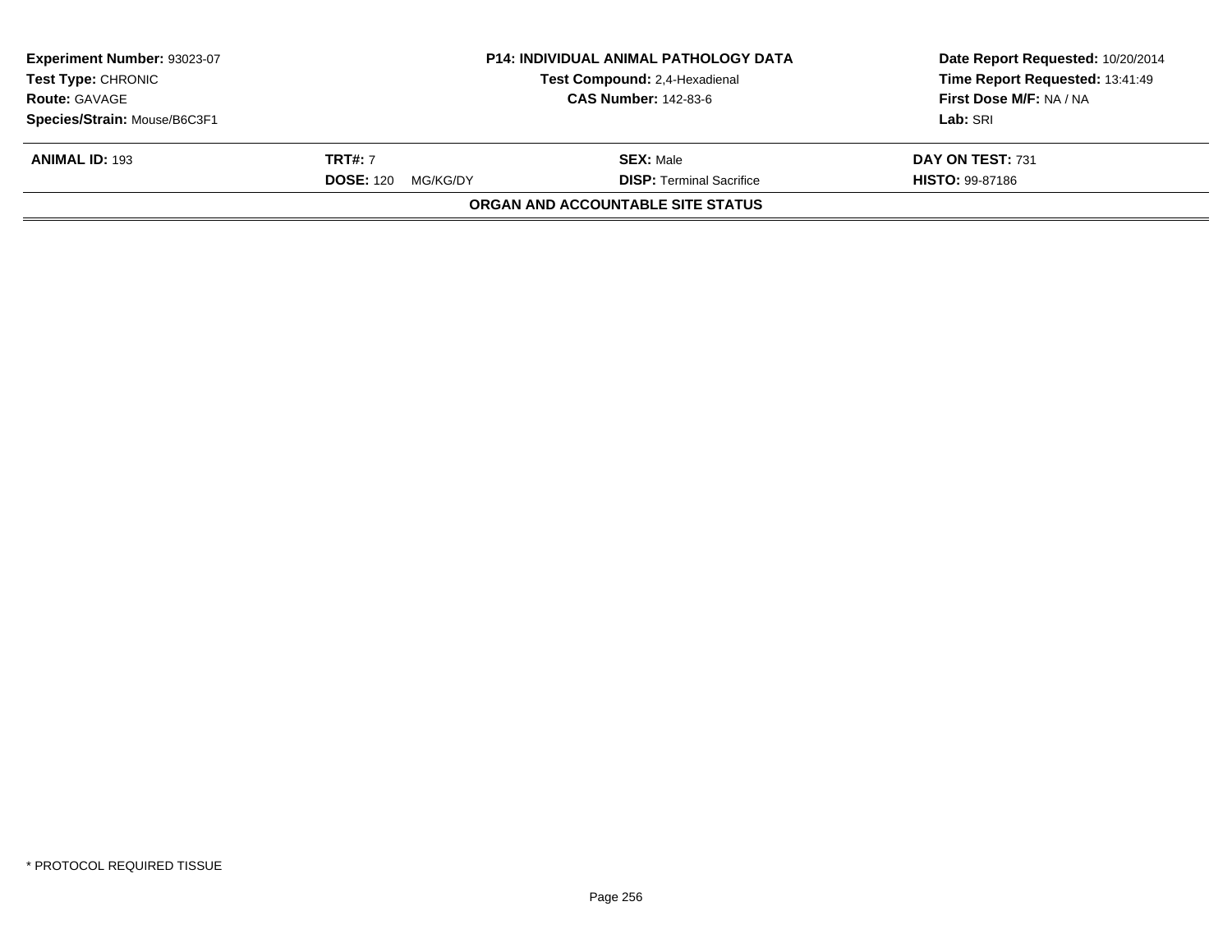| **Experiment Number:** 93023-07 | **P14: INDIVIDUAL ANIMAL PATHOLOGY DATA** | **Date Report Requested:** 10/20/2014 |
|---|---|---|
| **Test Type:** CHRONIC | **Test Compound:** 2,4-Hexadienal | **Time Report Requested:** 13:41:49 |
| **Route:** GAVAGE | **CAS Number:** 142-83-6 | **First Dose M/F:** NA / NA |
| **Species/Strain:** Mouse/B6C3F1 | | **Lab:** SRI |

| **ANIMAL ID:** 193 | **TRT#:** 7 | **SEX:** Male | **DAY ON TEST:** 731 |
|---|---|---|---|
| | **DOSE:** 120 MG/KG/DY | **DISP:** Terminal Sacrifice | **HISTO:** 99-87186 |

**ORGAN AND ACCOUNTABLE SITE STATUS**

* PROTOCOL REQUIRED TISSUE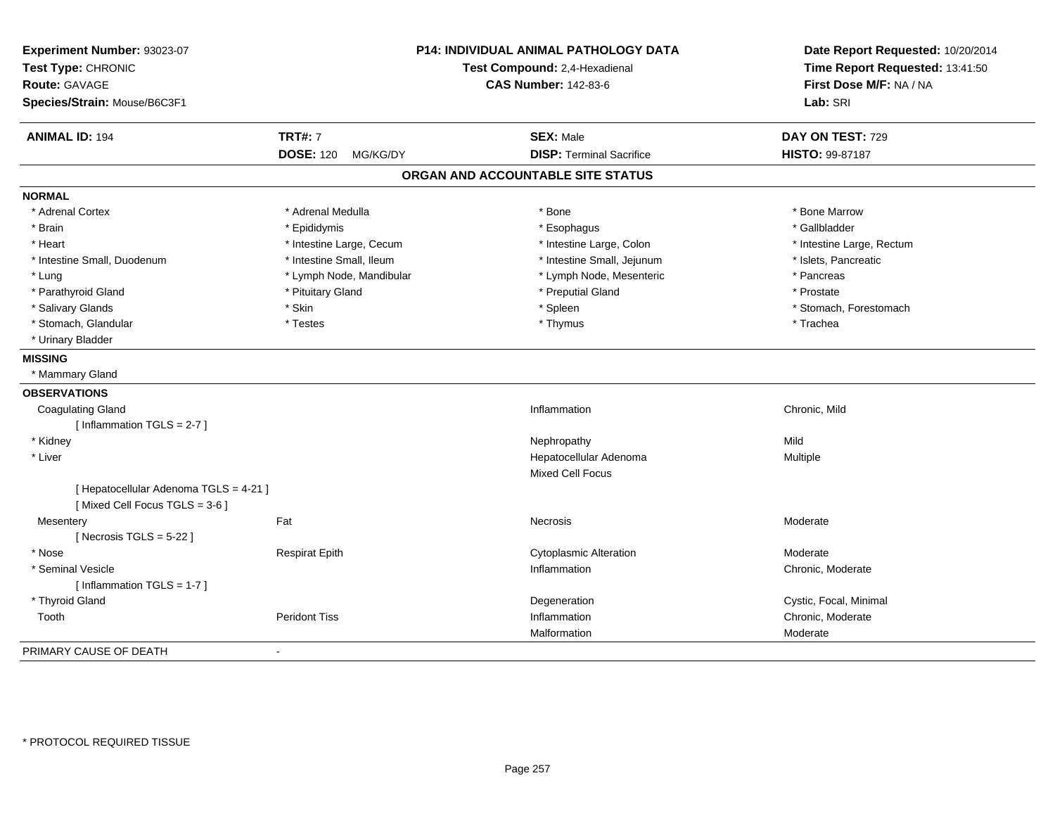**Experiment Number:** 93023-07
**Test Type:** CHRONIC
**Route:** GAVAGE
**Species/Strain:** Mouse/B6C3F1

**P14: INDIVIDUAL ANIMAL PATHOLOGY DATA**
**Test Compound:** 2,4-Hexadienal
**CAS Number:** 142-83-6

**Date Report Requested:** 10/20/2014
**Time Report Requested:** 13:41:50
**First Dose M/F:** NA / NA
**Lab:** SRI

| **ANIMAL ID:** 194 | **TRT#:** 7 | **SEX:** Male | **DAY ON TEST:** 729 |
|---|---|---|---|
| | **DOSE:** 120 MG/KG/DY | **DISP:** Terminal Sacrifice | **HISTO:** 99-87187 |

## ORGAN AND ACCOUNTABLE SITE STATUS

**NORMAL**

| | | | |
|---|---|---|---|
| * Adrenal Cortex | * Adrenal Medulla | * Bone | * Bone Marrow |
| * Brain | * Epididymis | * Esophagus | * Gallbladder |
| * Heart | * Intestine Large, Cecum | * Intestine Large, Colon | * Intestine Large, Rectum |
| * Intestine Small, Duodenum | * Intestine Small, Ileum | * Intestine Small, Jejunum | * Islets, Pancreatic |
| * Lung | * Lymph Node, Mandibular | * Lymph Node, Mesenteric | * Pancreas |
| * Parathyroid Gland | * Pituitary Gland | * Preputial Gland | * Prostate |
| * Salivary Glands | * Skin | * Spleen | * Stomach, Forestomach |
| * Stomach, Glandular | * Testes | * Thymus | * Trachea |
| * Urinary Bladder | | | |

**MISSING**

* Mammary Gland

**OBSERVATIONS**

| | | | |
|---|---|---|---|
| Coagulating Gland | | Inflammation | Chronic, Mild |
| [ Inflammation TGLS = 2-7 ] | | | |
| * Kidney | | Nephropathy | Mild |
| * Liver | | Hepatocellular Adenoma | Multiple |
| | | Mixed Cell Focus | |
| [ Hepatocellular Adenoma TGLS = 4-21 ] | | | |
| [ Mixed Cell Focus TGLS = 3-6 ] | | | |
| Mesentery | Fat | Necrosis | Moderate |
| [ Necrosis TGLS = 5-22 ] | | | |
| * Nose | Respirat Epith | Cytoplasmic Alteration | Moderate |
| * Seminal Vesicle | | Inflammation | Chronic, Moderate |
| [ Inflammation TGLS = 1-7 ] | | | |
| * Thyroid Gland | | Degeneration | Cystic, Focal, Minimal |
| Tooth | Peridont Tiss | Inflammation | Chronic, Moderate |
| | | Malformation | Moderate |

PRIMARY CAUSE OF DEATH -

* PROTOCOL REQUIRED TISSUE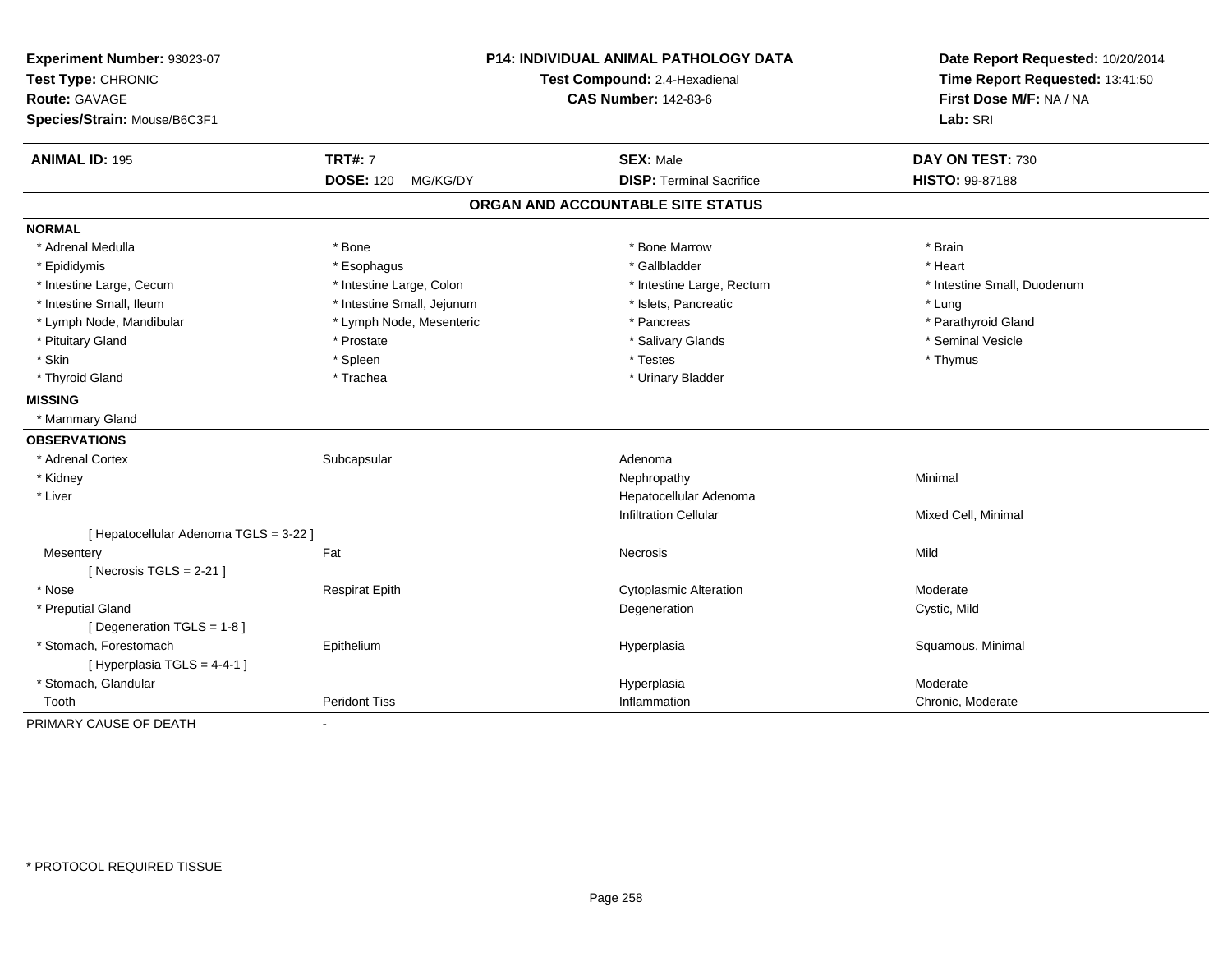**Experiment Number:** 93023-07
**Test Type:** CHRONIC
**Route:** GAVAGE
**Species/Strain:** Mouse/B6C3F1

**P14: INDIVIDUAL ANIMAL PATHOLOGY DATA**
**Test Compound:** 2,4-Hexadienal
**CAS Number:** 142-83-6

**Date Report Requested:** 10/20/2014
**Time Report Requested:** 13:41:50
**First Dose M/F:** NA / NA
**Lab:** SRI

| **ANIMAL ID:** 195 | **TRT#:** 7 | **SEX:** Male | **DAY ON TEST:** 730 |
|---|---|---|---|
| | **DOSE:** 120 MG/KG/DY | **DISP:** Terminal Sacrifice | **HISTO:** 99-87188 |

## ORGAN AND ACCOUNTABLE SITE STATUS

**NORMAL**

| | | | |
|---|---|---|---|
| * Adrenal Medulla | * Bone | * Bone Marrow | * Brain |
| * Epididymis | * Esophagus | * Gallbladder | * Heart |
| * Intestine Large, Cecum | * Intestine Large, Colon | * Intestine Large, Rectum | * Intestine Small, Duodenum |
| * Intestine Small, Ileum | * Intestine Small, Jejunum | * Islets, Pancreatic | * Lung |
| * Lymph Node, Mandibular | * Lymph Node, Mesenteric | * Pancreas | * Parathyroid Gland |
| * Pituitary Gland | * Prostate | * Salivary Glands | * Seminal Vesicle |
| * Skin | * Spleen | * Testes | * Thymus |
| * Thyroid Gland | * Trachea | * Urinary Bladder | |

**MISSING**

* Mammary Gland

**OBSERVATIONS**

| | | | |
|---|---|---|---|
| * Adrenal Cortex | Subcapsular | Adenoma | |
| * Kidney | | Nephropathy | Minimal |
| * Liver | | Hepatocellular Adenoma | |
| | | Infiltration Cellular | Mixed Cell, Minimal |
| [ Hepatocellular Adenoma TGLS = 3-22 ] | | | |
| Mesentery | Fat | Necrosis | Mild |
| [ Necrosis TGLS = 2-21 ] | | | |
| * Nose | Respirat Epith | Cytoplasmic Alteration | Moderate |
| * Preputial Gland | | Degeneration | Cystic, Mild |
| [ Degeneration TGLS = 1-8 ] | | | |
| * Stomach, Forestomach | Epithelium | Hyperplasia | Squamous, Minimal |
| [ Hyperplasia TGLS = 4-4-1 ] | | | |
| * Stomach, Glandular | | Hyperplasia | Moderate |
| Tooth | Peridont Tiss | Inflammation | Chronic, Moderate |

PRIMARY CAUSE OF DEATH -

* PROTOCOL REQUIRED TISSUE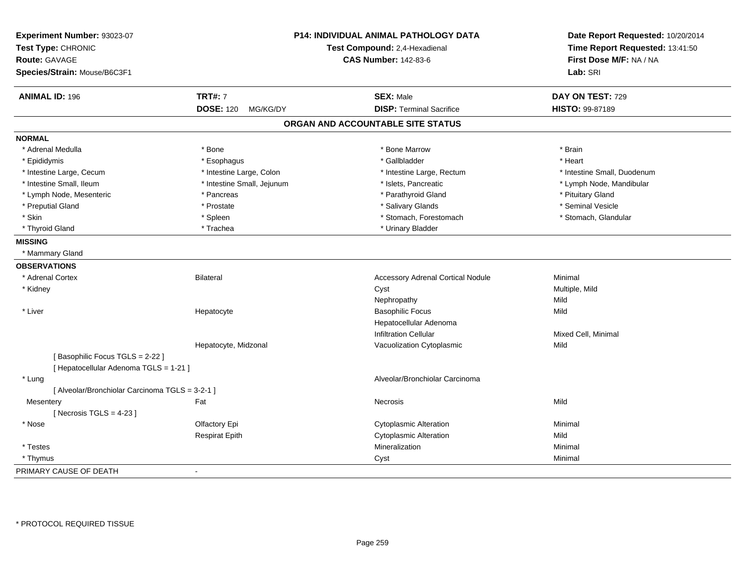**Experiment Number:** 93023-07
**Test Type:** CHRONIC
**Route:** GAVAGE
**Species/Strain:** Mouse/B6C3F1

**P14: INDIVIDUAL ANIMAL PATHOLOGY DATA**
**Test Compound:** 2,4-Hexadienal
**CAS Number:** 142-83-6

**Date Report Requested:** 10/20/2014
**Time Report Requested:** 13:41:50
**First Dose M/F:** NA / NA
**Lab:** SRI

| **ANIMAL ID:** 196 | **TRT#:** 7 | **SEX:** Male | **DAY ON TEST:** 729 |
|---|---|---|---|
| | **DOSE:** 120 MG/KG/DY | **DISP:** Terminal Sacrifice | **HISTO:** 99-87189 |

## ORGAN AND ACCOUNTABLE SITE STATUS

**NORMAL**

| | | | |
|---|---|---|---|
| * Adrenal Medulla | * Bone | * Bone Marrow | * Brain |
| * Epididymis | * Esophagus | * Gallbladder | * Heart |
| * Intestine Large, Cecum | * Intestine Large, Colon | * Intestine Large, Rectum | * Intestine Small, Duodenum |
| * Intestine Small, Ileum | * Intestine Small, Jejunum | * Islets, Pancreatic | * Lymph Node, Mandibular |
| * Lymph Node, Mesenteric | * Pancreas | * Parathyroid Gland | * Pituitary Gland |
| * Preputial Gland | * Prostate | * Salivary Glands | * Seminal Vesicle |
| * Skin | * Spleen | * Stomach, Forestomach | * Stomach, Glandular |
| * Thyroid Gland | * Trachea | * Urinary Bladder | |

**MISSING**

* Mammary Gland

**OBSERVATIONS**

| | | | |
|---|---|---|---|
| * Adrenal Cortex | Bilateral | Accessory Adrenal Cortical Nodule | Minimal |
| * Kidney | | Cyst | Multiple, Mild |
| | | Nephropathy | Mild |
| * Liver | Hepatocyte | Basophilic Focus | Mild |
| | | Hepatocellular Adenoma | |
| | | Infiltration Cellular | Mixed Cell, Minimal |
| | Hepatocyte, Midzonal | Vacuolization Cytoplasmic | Mild |
| [ Basophilic Focus TGLS = 2-22 ] | | | |
| [ Hepatocellular Adenoma TGLS = 1-21 ] | | | |
| * Lung | | Alveolar/Bronchiolar Carcinoma | |
| [ Alveolar/Bronchiolar Carcinoma TGLS = 3-2-1 ] | | | |
| Mesentery | Fat | Necrosis | Mild |
| [ Necrosis TGLS = 4-23 ] | | | |
| * Nose | Olfactory Epi | Cytoplasmic Alteration | Minimal |
| | Respirat Epith | Cytoplasmic Alteration | Mild |
| * Testes | | Mineralization | Minimal |
| * Thymus | | Cyst | Minimal |

PRIMARY CAUSE OF DEATH -

* PROTOCOL REQUIRED TISSUE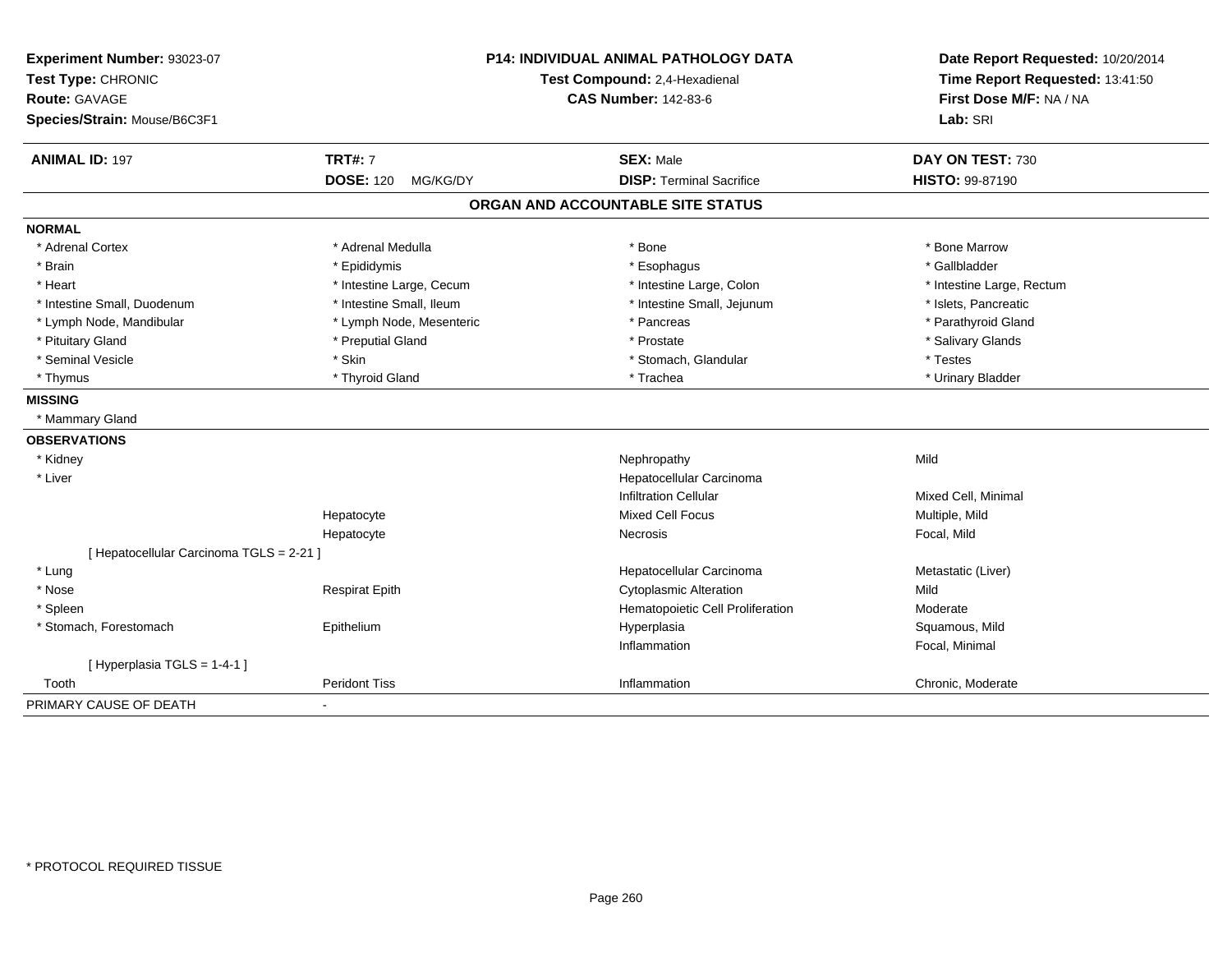**Experiment Number:** 93023-07
**Test Type:** CHRONIC
**Route:** GAVAGE
**Species/Strain:** Mouse/B6C3F1

**P14: INDIVIDUAL ANIMAL PATHOLOGY DATA**
**Test Compound:** 2,4-Hexadienal
**CAS Number:** 142-83-6

**Date Report Requested:** 10/20/2014
**Time Report Requested:** 13:41:50
**First Dose M/F:** NA / NA
**Lab:** SRI

| **ANIMAL ID:** 197 | **TRT#:** 7 | **SEX:** Male | **DAY ON TEST:** 730 |
|---|---|---|---|
| | **DOSE:** 120 MG/KG/DY | **DISP:** Terminal Sacrifice | **HISTO:** 99-87190 |

## ORGAN AND ACCOUNTABLE SITE STATUS

**NORMAL**

| | | | |
|---|---|---|---|
| * Adrenal Cortex | * Adrenal Medulla | * Bone | * Bone Marrow |
| * Brain | * Epididymis | * Esophagus | * Gallbladder |
| * Heart | * Intestine Large, Cecum | * Intestine Large, Colon | * Intestine Large, Rectum |
| * Intestine Small, Duodenum | * Intestine Small, Ileum | * Intestine Small, Jejunum | * Islets, Pancreatic |
| * Lymph Node, Mandibular | * Lymph Node, Mesenteric | * Pancreas | * Parathyroid Gland |
| * Pituitary Gland | * Preputial Gland | * Prostate | * Salivary Glands |
| * Seminal Vesicle | * Skin | * Stomach, Glandular | * Testes |
| * Thymus | * Thyroid Gland | * Trachea | * Urinary Bladder |

**MISSING**

* Mammary Gland

**OBSERVATIONS**

| | | | |
|---|---|---|---|
| * Kidney | | Nephropathy | Mild |
| * Liver | | Hepatocellular Carcinoma | |
| | | Infiltration Cellular | Mixed Cell, Minimal |
| | Hepatocyte | Mixed Cell Focus | Multiple, Mild |
| | Hepatocyte | Necrosis | Focal, Mild |
| [ Hepatocellular Carcinoma TGLS = 2-21 ] | | | |
| * Lung | | Hepatocellular Carcinoma | Metastatic (Liver) |
| * Nose | Respirat Epith | Cytoplasmic Alteration | Mild |
| * Spleen | | Hematopoietic Cell Proliferation | Moderate |
| * Stomach, Forestomach | Epithelium | Hyperplasia | Squamous, Mild |
| | | Inflammation | Focal, Minimal |
| [ Hyperplasia TGLS = 1-4-1 ] | | | |
| Tooth | Peridont Tiss | Inflammation | Chronic, Moderate |

PRIMARY CAUSE OF DEATH -

* PROTOCOL REQUIRED TISSUE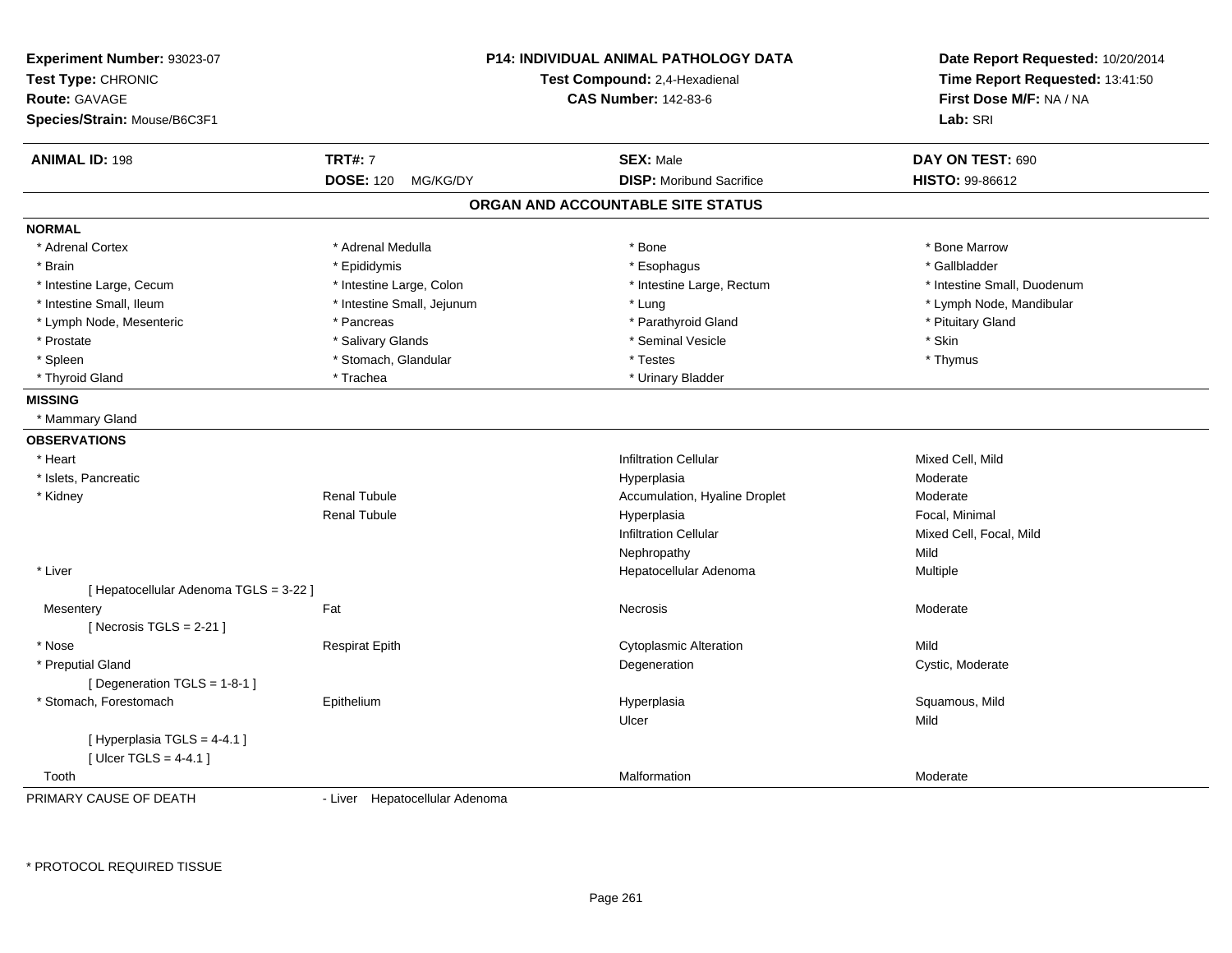**Experiment Number:** 93023-07
**Test Type:** CHRONIC
**Route:** GAVAGE
**Species/Strain:** Mouse/B6C3F1

**P14: INDIVIDUAL ANIMAL PATHOLOGY DATA**
**Test Compound:** 2,4-Hexadienal
**CAS Number:** 142-83-6

**Date Report Requested:** 10/20/2014
**Time Report Requested:** 13:41:50
**First Dose M/F:** NA / NA
**Lab:** SRI

| **ANIMAL ID:** 198 | **TRT#:** 7 | **SEX:** Male | **DAY ON TEST:** 690 |
|---|---|---|---|
| | **DOSE:** 120 MG/KG/DY | **DISP:** Moribund Sacrifice | **HISTO:** 99-86612 |

## ORGAN AND ACCOUNTABLE SITE STATUS

**NORMAL**

| | | | |
|---|---|---|---|
| * Adrenal Cortex | * Adrenal Medulla | * Bone | * Bone Marrow |
| * Brain | * Epididymis | * Esophagus | * Gallbladder |
| * Intestine Large, Cecum | * Intestine Large, Colon | * Intestine Large, Rectum | * Intestine Small, Duodenum |
| * Intestine Small, Ileum | * Intestine Small, Jejunum | * Lung | * Lymph Node, Mandibular |
| * Lymph Node, Mesenteric | * Pancreas | * Parathyroid Gland | * Pituitary Gland |
| * Prostate | * Salivary Glands | * Seminal Vesicle | * Skin |
| * Spleen | * Stomach, Glandular | * Testes | * Thymus |
| * Thyroid Gland | * Trachea | * Urinary Bladder | |

**MISSING**

* Mammary Gland

**OBSERVATIONS**

| Organ | Site | Observation | Severity |
|---|---|---|---|
| * Heart | | Infiltration Cellular | Mixed Cell, Mild |
| * Islets, Pancreatic | | Hyperplasia | Moderate |
| * Kidney | Renal Tubule | Accumulation, Hyaline Droplet | Moderate |
| | Renal Tubule | Hyperplasia | Focal, Minimal |
| | | Infiltration Cellular | Mixed Cell, Focal, Mild |
| | | Nephropathy | Mild |
| * Liver | | Hepatocellular Adenoma | Multiple |
| [ Hepatocellular Adenoma TGLS = 3-22 ] | | | |
| Mesentery | Fat | Necrosis | Moderate |
| [ Necrosis TGLS = 2-21 ] | | | |
| * Nose | Respirat Epith | Cytoplasmic Alteration | Mild |
| * Preputial Gland | | Degeneration | Cystic, Moderate |
| [ Degeneration TGLS = 1-8-1 ] | | | |
| * Stomach, Forestomach | Epithelium | Hyperplasia | Squamous, Mild |
| | | Ulcer | Mild |
| [ Hyperplasia TGLS = 4-4.1 ] | | | |
| [ Ulcer TGLS = 4-4.1 ] | | | |
| Tooth | | Malformation | Moderate |

PRIMARY CAUSE OF DEATH - Liver Hepatocellular Adenoma

* PROTOCOL REQUIRED TISSUE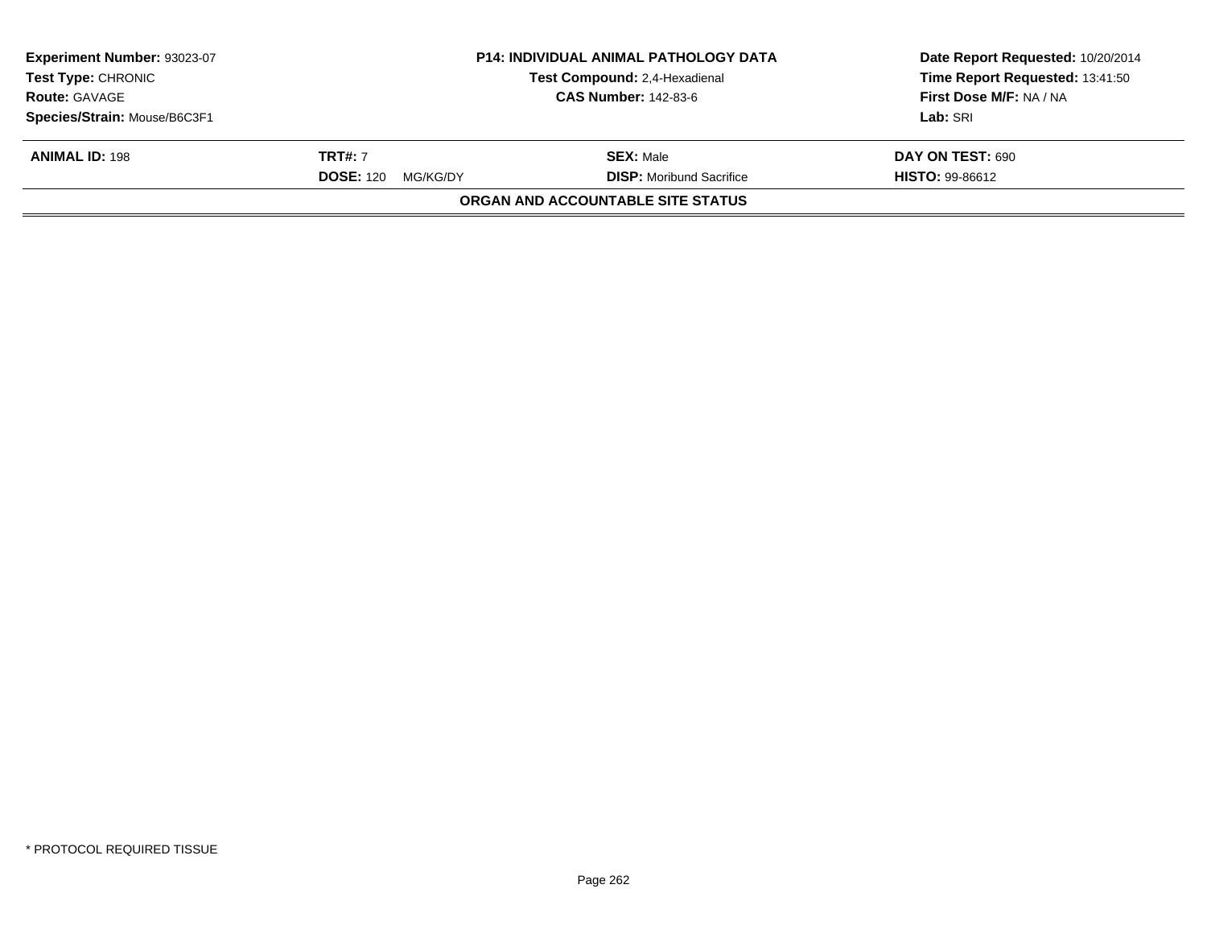**Experiment Number:** 93023-07
**Test Type:** CHRONIC
**Route:** GAVAGE
**Species/Strain:** Mouse/B6C3F1

**P14: INDIVIDUAL ANIMAL PATHOLOGY DATA**
**Test Compound:** 2,4-Hexadienal
**CAS Number:** 142-83-6

**Date Report Requested:** 10/20/2014
**Time Report Requested:** 13:41:50
**First Dose M/F:** NA / NA
**Lab:** SRI

| **ANIMAL ID:** 198 | **TRT#:** 7 | **SEX:** Male | **DAY ON TEST:** 690 |
|---|---|---|---|
| | **DOSE:** 120 MG/KG/DY | **DISP:** Moribund Sacrifice | **HISTO:** 99-86612 |

**ORGAN AND ACCOUNTABLE SITE STATUS**

* PROTOCOL REQUIRED TISSUE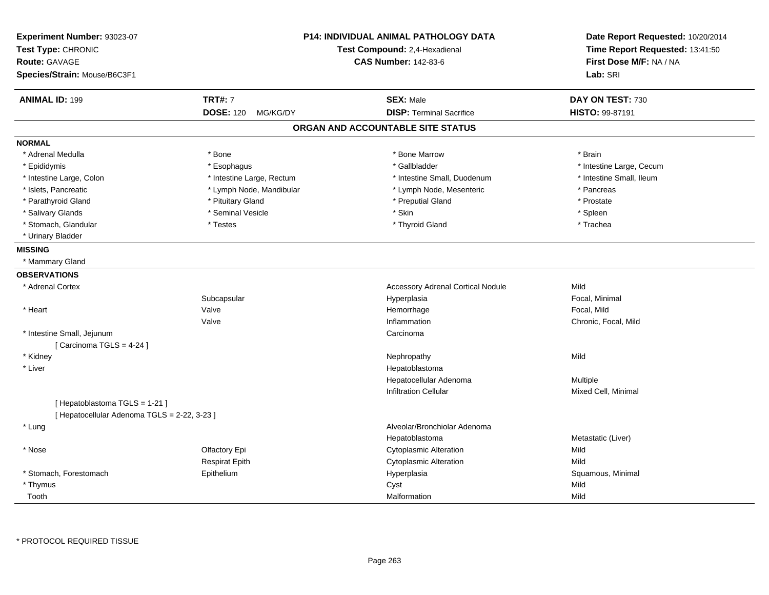**Experiment Number:** 93023-07
**Test Type:** CHRONIC
**Route:** GAVAGE
**Species/Strain:** Mouse/B6C3F1

**P14: INDIVIDUAL ANIMAL PATHOLOGY DATA**
**Test Compound:** 2,4-Hexadienal
**CAS Number:** 142-83-6

**Date Report Requested:** 10/20/2014
**Time Report Requested:** 13:41:50
**First Dose M/F:** NA / NA
**Lab:** SRI

| **ANIMAL ID:** 199 | **TRT#:** 7 | **SEX:** Male | **DAY ON TEST:** 730 |
|---|---|---|---|
| | **DOSE:** 120 MG/KG/DY | **DISP:** Terminal Sacrifice | **HISTO:** 99-87191 |

## ORGAN AND ACCOUNTABLE SITE STATUS

**NORMAL**

| | | | |
|---|---|---|---|
| * Adrenal Medulla | * Bone | * Bone Marrow | * Brain |
| * Epididymis | * Esophagus | * Gallbladder | * Intestine Large, Cecum |
| * Intestine Large, Colon | * Intestine Large, Rectum | * Intestine Small, Duodenum | * Intestine Small, Ileum |
| * Islets, Pancreatic | * Lymph Node, Mandibular | * Lymph Node, Mesenteric | * Pancreas |
| * Parathyroid Gland | * Pituitary Gland | * Preputial Gland | * Prostate |
| * Salivary Glands | * Seminal Vesicle | * Skin | * Spleen |
| * Stomach, Glandular | * Testes | * Thyroid Gland | * Trachea |
| * Urinary Bladder | | | |

**MISSING**

* Mammary Gland

**OBSERVATIONS**

| | | | |
|---|---|---|---|
| * Adrenal Cortex | | Accessory Adrenal Cortical Nodule | Mild |
| | Subcapsular | Hyperplasia | Focal, Minimal |
| * Heart | Valve | Hemorrhage | Focal, Mild |
| | Valve | Inflammation | Chronic, Focal, Mild |
| * Intestine Small, Jejunum | | Carcinoma | |
| [ Carcinoma TGLS = 4-24 ] | | | |
| * Kidney | | Nephropathy | Mild |
| * Liver | | Hepatoblastoma | |
| | | Hepatocellular Adenoma | Multiple |
| | | Infiltration Cellular | Mixed Cell, Minimal |
| [ Hepatoblastoma TGLS = 1-21 ] | | | |
| [ Hepatocellular Adenoma TGLS = 2-22, 3-23 ] | | | |
| * Lung | | Alveolar/Bronchiolar Adenoma | |
| | | Hepatoblastoma | Metastatic (Liver) |
| * Nose | Olfactory Epi | Cytoplasmic Alteration | Mild |
| | Respirat Epith | Cytoplasmic Alteration | Mild |
| * Stomach, Forestomach | Epithelium | Hyperplasia | Squamous, Minimal |
| * Thymus | | Cyst | Mild |
| Tooth | | Malformation | Mild |

* PROTOCOL REQUIRED TISSUE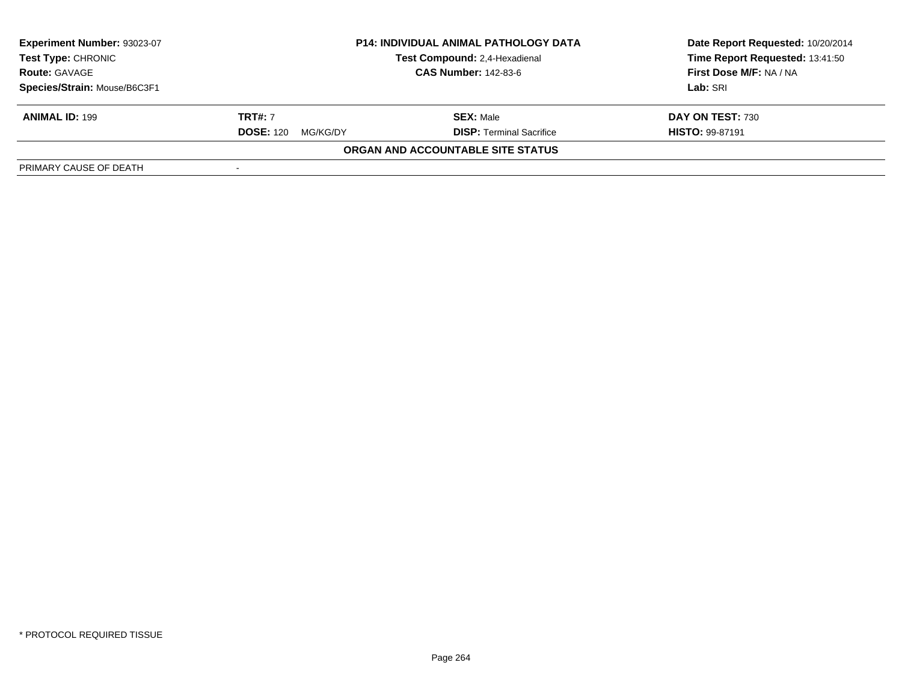| **Experiment Number:** 93023-07 | **P14: INDIVIDUAL ANIMAL PATHOLOGY DATA** | **Date Report Requested:** 10/20/2014 |
|---|---|---|
| **Test Type:** CHRONIC | **Test Compound:** 2,4-Hexadienal | **Time Report Requested:** 13:41:50 |
| **Route:** GAVAGE | **CAS Number:** 142-83-6 | **First Dose M/F:** NA / NA |
| **Species/Strain:** Mouse/B6C3F1 | | **Lab:** SRI |

| **ANIMAL ID:** 199 | **TRT#:** 7 | **SEX:** Male | **DAY ON TEST:** 730 |
|---|---|---|---|
| | **DOSE:** 120 MG/KG/DY | **DISP:** Terminal Sacrifice | **HISTO:** 99-87191 |

**ORGAN AND ACCOUNTABLE SITE STATUS**

| PRIMARY CAUSE OF DEATH | - |
|---|---|

\* PROTOCOL REQUIRED TISSUE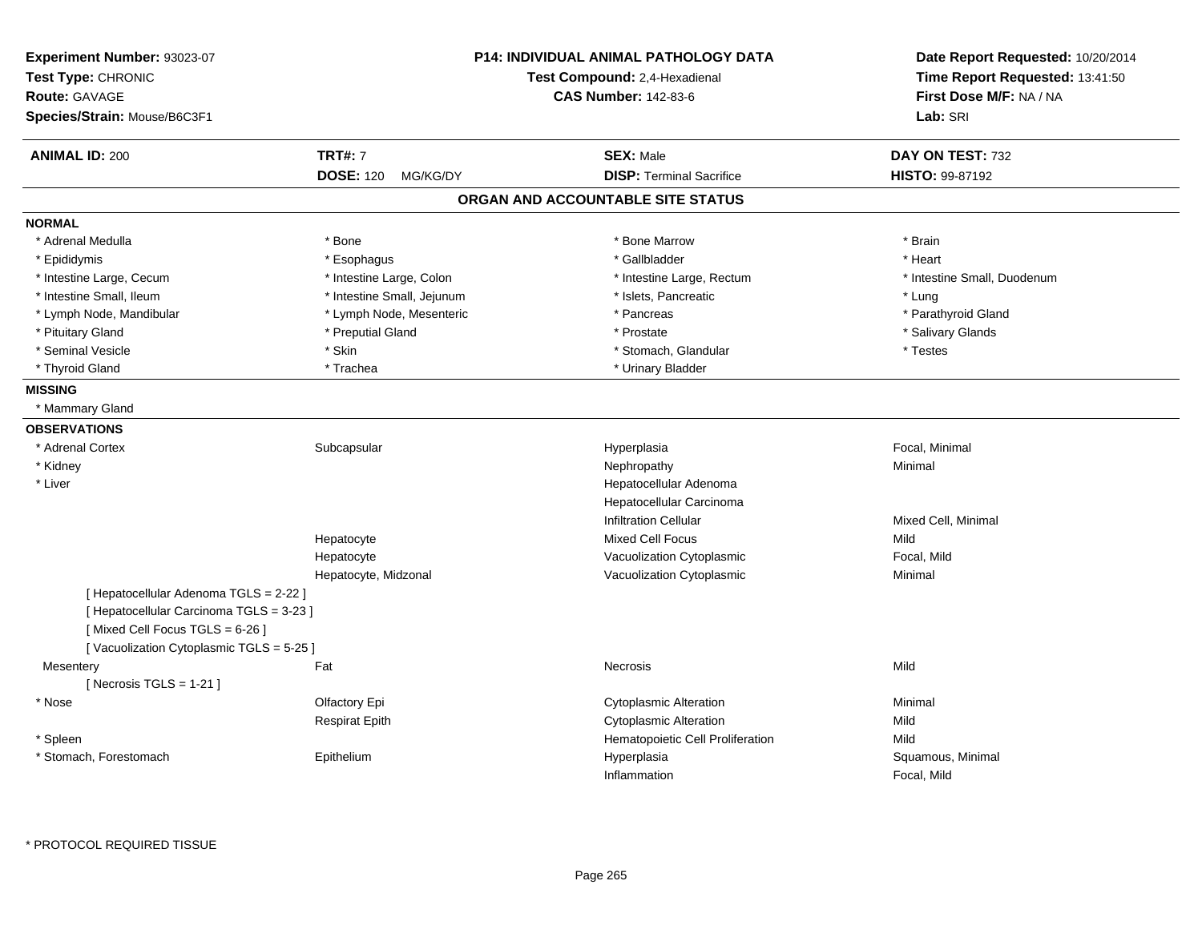**Experiment Number:** 93023-07
**Test Type:** CHRONIC
**Route:** GAVAGE
**Species/Strain:** Mouse/B6C3F1

**P14: INDIVIDUAL ANIMAL PATHOLOGY DATA**
**Test Compound:** 2,4-Hexadienal
**CAS Number:** 142-83-6

**Date Report Requested:** 10/20/2014
**Time Report Requested:** 13:41:50
**First Dose M/F:** NA / NA
**Lab:** SRI

| **ANIMAL ID:** 200 | **TRT#:** 7 | **SEX:** Male | **DAY ON TEST:** 732 |
|---|---|---|---|
| | **DOSE:** 120 MG/KG/DY | **DISP:** Terminal Sacrifice | **HISTO:** 99-87192 |

## ORGAN AND ACCOUNTABLE SITE STATUS

**NORMAL**

| | | | |
|---|---|---|---|
| * Adrenal Medulla | * Bone | * Bone Marrow | * Brain |
| * Epididymis | * Esophagus | * Gallbladder | * Heart |
| * Intestine Large, Cecum | * Intestine Large, Colon | * Intestine Large, Rectum | * Intestine Small, Duodenum |
| * Intestine Small, Ileum | * Intestine Small, Jejunum | * Islets, Pancreatic | * Lung |
| * Lymph Node, Mandibular | * Lymph Node, Mesenteric | * Pancreas | * Parathyroid Gland |
| * Pituitary Gland | * Preputial Gland | * Prostate | * Salivary Glands |
| * Seminal Vesicle | * Skin | * Stomach, Glandular | * Testes |
| * Thyroid Gland | * Trachea | * Urinary Bladder | |

**MISSING**

* Mammary Gland

**OBSERVATIONS**

| | | | |
|---|---|---|---|
| * Adrenal Cortex | Subcapsular | Hyperplasia | Focal, Minimal |
| * Kidney | | Nephropathy | Minimal |
| * Liver | | Hepatocellular Adenoma | |
| | | Hepatocellular Carcinoma | |
| | | Infiltration Cellular | Mixed Cell, Minimal |
| | Hepatocyte | Mixed Cell Focus | Mild |
| | Hepatocyte | Vacuolization Cytoplasmic | Focal, Mild |
| | Hepatocyte, Midzonal | Vacuolization Cytoplasmic | Minimal |
| [ Hepatocellular Adenoma TGLS = 2-22 ] | | | |
| [ Hepatocellular Carcinoma TGLS = 3-23 ] | | | |
| [ Mixed Cell Focus TGLS = 6-26 ] | | | |
| [ Vacuolization Cytoplasmic TGLS = 5-25 ] | | | |
| Mesentery | Fat | Necrosis | Mild |
| [ Necrosis TGLS = 1-21 ] | | | |
| * Nose | Olfactory Epi | Cytoplasmic Alteration | Minimal |
| | Respirat Epith | Cytoplasmic Alteration | Mild |
| * Spleen | | Hematopoietic Cell Proliferation | Mild |
| * Stomach, Forestomach | Epithelium | Hyperplasia | Squamous, Minimal |
| | | Inflammation | Focal, Mild |

* PROTOCOL REQUIRED TISSUE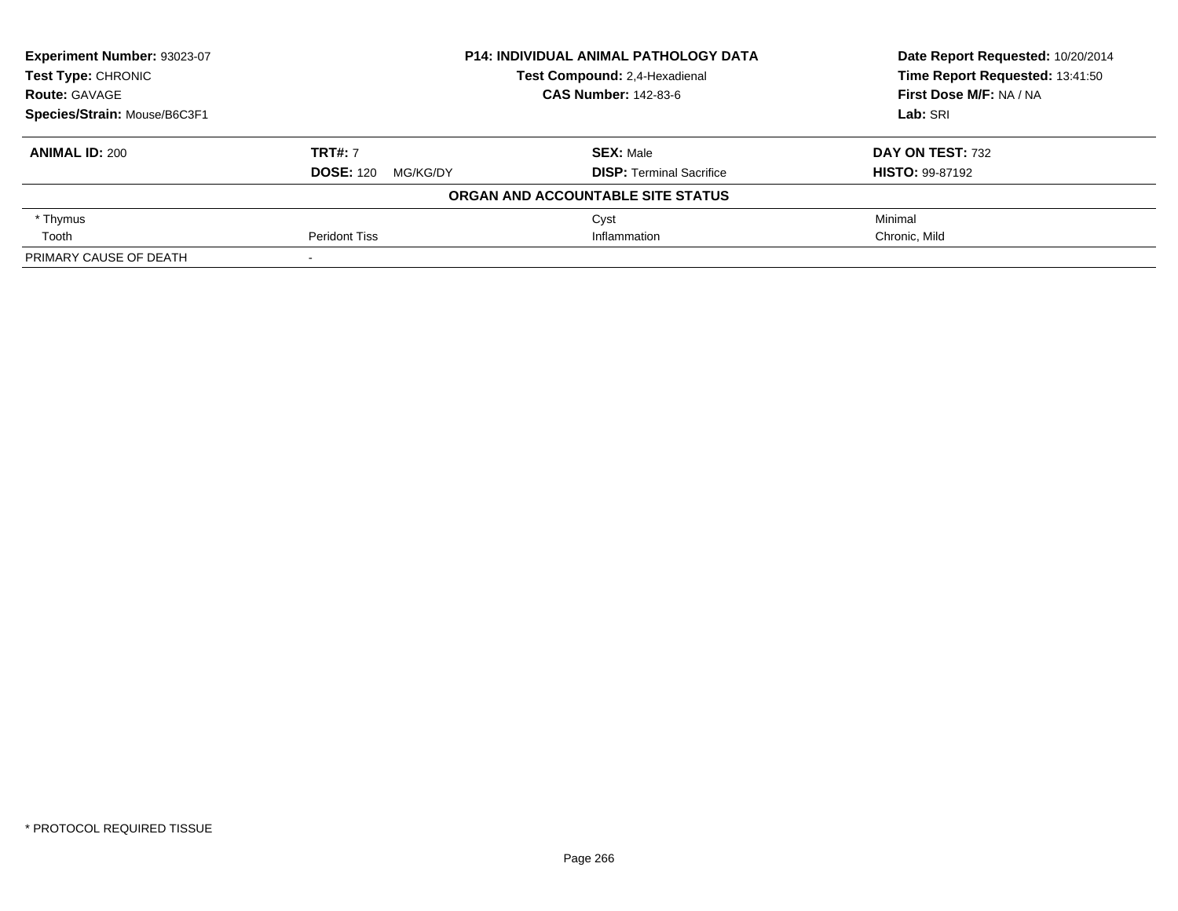| **Experiment Number:** 93023-07 | **P14: INDIVIDUAL ANIMAL PATHOLOGY DATA** | **Date Report Requested:** 10/20/2014 |
|---|---|---|
| **Test Type:** CHRONIC | **Test Compound:** 2,4-Hexadienal | **Time Report Requested:** 13:41:50 |
| **Route:** GAVAGE | **CAS Number:** 142-83-6 | **First Dose M/F:** NA / NA |
| **Species/Strain:** Mouse/B6C3F1 | | **Lab:** SRI |

| **ANIMAL ID:** 200 | **TRT#:** 7 | **SEX:** Male | **DAY ON TEST:** 732 |
|---|---|---|---|
| | **DOSE:** 120 MG/KG/DY | **DISP:** Terminal Sacrifice | **HISTO:** 99-87192 |
| **ORGAN AND ACCOUNTABLE SITE STATUS** | | | |
| * Thymus | | Cyst | Minimal |
| Tooth | Peridont Tiss | Inflammation | Chronic, Mild |
| PRIMARY CAUSE OF DEATH | - | | |

* PROTOCOL REQUIRED TISSUE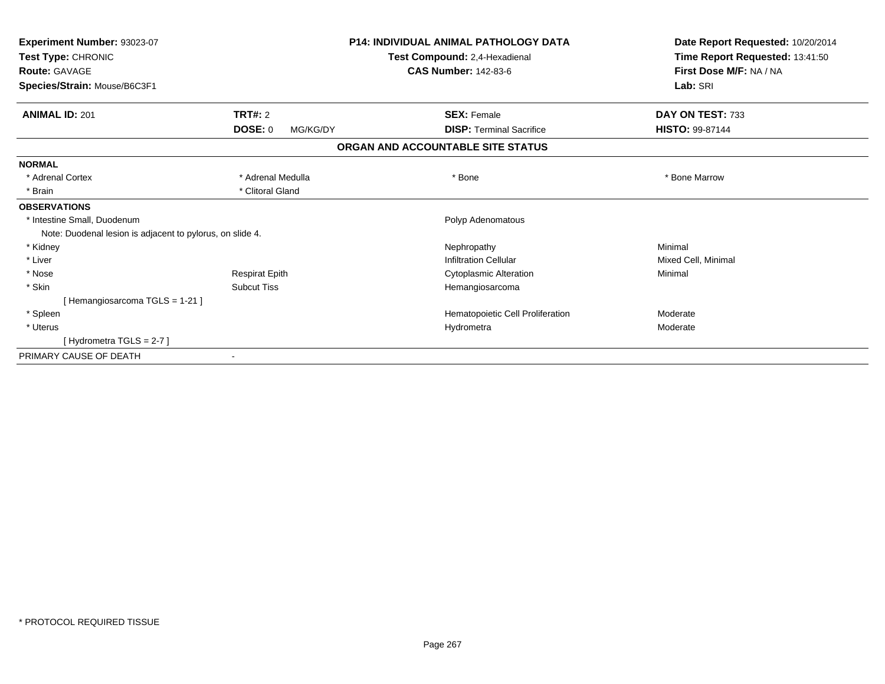**Experiment Number:** 93023-07
**Test Type:** CHRONIC
**Route:** GAVAGE
**Species/Strain:** Mouse/B6C3F1

**P14: INDIVIDUAL ANIMAL PATHOLOGY DATA**
**Test Compound:** 2,4-Hexadienal
**CAS Number:** 142-83-6

**Date Report Requested:** 10/20/2014
**Time Report Requested:** 13:41:50
**First Dose M/F:** NA / NA
**Lab:** SRI

| **ANIMAL ID:** 201 | **TRT#:** 2 | **SEX:** Female | **DAY ON TEST:** 733 |
|---|---|---|---|
| | **DOSE:** 0 MG/KG/DY | **DISP:** Terminal Sacrifice | **HISTO:** 99-87144 |

## ORGAN AND ACCOUNTABLE SITE STATUS

| | | | |
|---|---|---|---|
| **NORMAL** | | | |
| * Adrenal Cortex | * Adrenal Medulla | * Bone | * Bone Marrow |
| * Brain | * Clitoral Gland | | |
| **OBSERVATIONS** | | | |
| * Intestine Small, Duodenum | | Polyp Adenomatous | |
| Note: Duodenal lesion is adjacent to pylorus, on slide 4. | | | |
| * Kidney | | Nephropathy | Minimal |
| * Liver | | Infiltration Cellular | Mixed Cell, Minimal |
| * Nose | Respirat Epith | Cytoplasmic Alteration | Minimal |
| * Skin | Subcut Tiss | Hemangiosarcoma | |
| [ Hemangiosarcoma TGLS = 1-21 ] | | | |
| * Spleen | | Hematopoietic Cell Proliferation | Moderate |
| * Uterus | | Hydrometra | Moderate |
| [ Hydrometra TGLS = 2-7 ] | | | |
| PRIMARY CAUSE OF DEATH | - | | |

* PROTOCOL REQUIRED TISSUE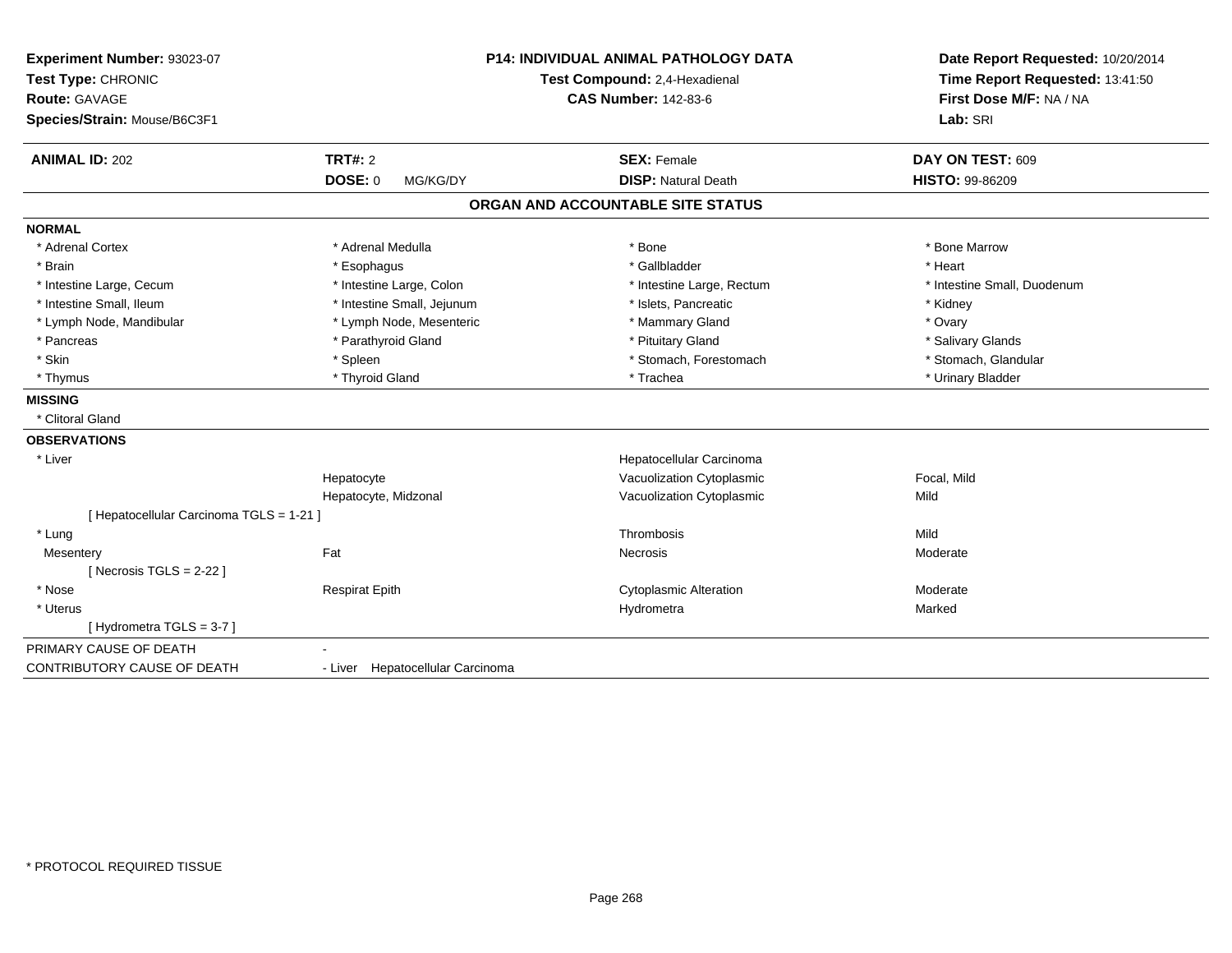**Experiment Number:** 93023-07
**Test Type:** CHRONIC
**Route:** GAVAGE
**Species/Strain:** Mouse/B6C3F1

**P14: INDIVIDUAL ANIMAL PATHOLOGY DATA**
**Test Compound:** 2,4-Hexadienal
**CAS Number:** 142-83-6

**Date Report Requested:** 10/20/2014
**Time Report Requested:** 13:41:50
**First Dose M/F:** NA / NA
**Lab:** SRI

| **ANIMAL ID:** 202 | **TRT#:** 2 | **SEX:** Female | **DAY ON TEST:** 609 |
|---|---|---|---|
| | **DOSE:** 0 MG/KG/DY | **DISP:** Natural Death | **HISTO:** 99-86209 |

## ORGAN AND ACCOUNTABLE SITE STATUS

**NORMAL**

| | | | |
|---|---|---|---|
| * Adrenal Cortex | * Adrenal Medulla | * Bone | * Bone Marrow |
| * Brain | * Esophagus | * Gallbladder | * Heart |
| * Intestine Large, Cecum | * Intestine Large, Colon | * Intestine Large, Rectum | * Intestine Small, Duodenum |
| * Intestine Small, Ileum | * Intestine Small, Jejunum | * Islets, Pancreatic | * Kidney |
| * Lymph Node, Mandibular | * Lymph Node, Mesenteric | * Mammary Gland | * Ovary |
| * Pancreas | * Parathyroid Gland | * Pituitary Gland | * Salivary Glands |
| * Skin | * Spleen | * Stomach, Forestomach | * Stomach, Glandular |
| * Thymus | * Thyroid Gland | * Trachea | * Urinary Bladder |

**MISSING**

* Clitoral Gland

**OBSERVATIONS**

| | | | |
|---|---|---|---|
| * Liver | | Hepatocellular Carcinoma | |
| | Hepatocyte | Vacuolization Cytoplasmic | Focal, Mild |
| | Hepatocyte, Midzonal | Vacuolization Cytoplasmic | Mild |
| [ Hepatocellular Carcinoma TGLS = 1-21 ] | | | |
| * Lung | | Thrombosis | Mild |
| Mesentery | Fat | Necrosis | Moderate |
| [ Necrosis TGLS = 2-22 ] | | | |
| * Nose | Respirat Epith | Cytoplasmic Alteration | Moderate |
| * Uterus | | Hydrometra | Marked |
| [ Hydrometra TGLS = 3-7 ] | | | |

| | |
|---|---|
| PRIMARY CAUSE OF DEATH | - |
| CONTRIBUTORY CAUSE OF DEATH | - Liver Hepatocellular Carcinoma |

* PROTOCOL REQUIRED TISSUE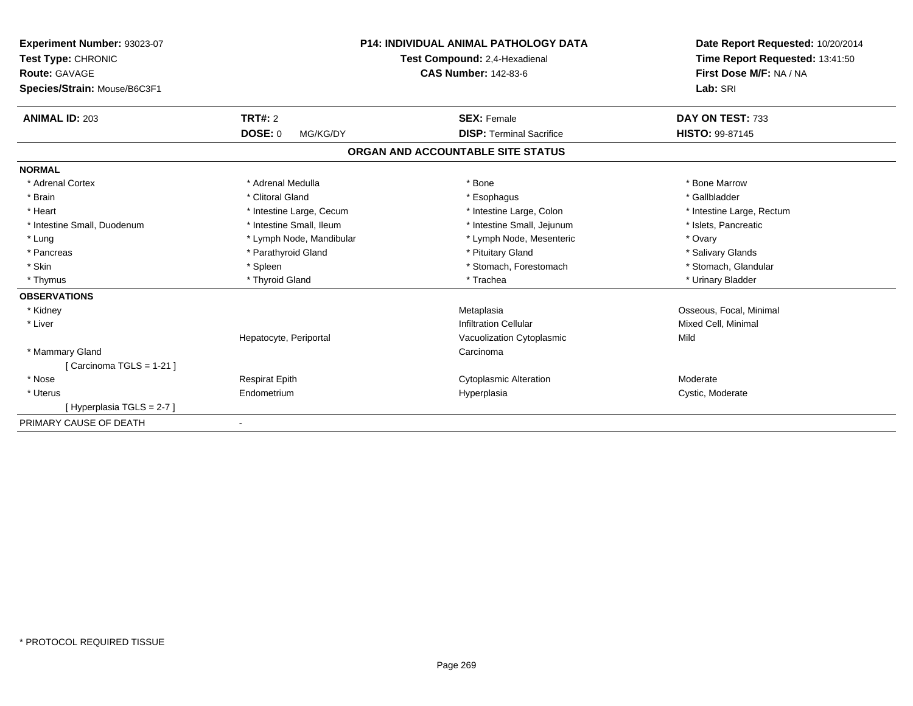**Experiment Number:** 93023-07
**Test Type:** CHRONIC
**Route:** GAVAGE
**Species/Strain:** Mouse/B6C3F1

**P14: INDIVIDUAL ANIMAL PATHOLOGY DATA**
**Test Compound:** 2,4-Hexadienal
**CAS Number:** 142-83-6

**Date Report Requested:** 10/20/2014
**Time Report Requested:** 13:41:50
**First Dose M/F:** NA / NA
**Lab:** SRI

| **ANIMAL ID:** 203 | **TRT#:** 2 | **SEX:** Female | **DAY ON TEST:** 733 |
|---|---|---|---|
| | **DOSE:** 0 MG/KG/DY | **DISP:** Terminal Sacrifice | **HISTO:** 99-87145 |

## ORGAN AND ACCOUNTABLE SITE STATUS

| | | | |
|---|---|---|---|
| **NORMAL** | | | |
| * Adrenal Cortex | * Adrenal Medulla | * Bone | * Bone Marrow |
| * Brain | * Clitoral Gland | * Esophagus | * Gallbladder |
| * Heart | * Intestine Large, Cecum | * Intestine Large, Colon | * Intestine Large, Rectum |
| * Intestine Small, Duodenum | * Intestine Small, Ileum | * Intestine Small, Jejunum | * Islets, Pancreatic |
| * Lung | * Lymph Node, Mandibular | * Lymph Node, Mesenteric | * Ovary |
| * Pancreas | * Parathyroid Gland | * Pituitary Gland | * Salivary Glands |
| * Skin | * Spleen | * Stomach, Forestomach | * Stomach, Glandular |
| * Thymus | * Thyroid Gland | * Trachea | * Urinary Bladder |
| **OBSERVATIONS** | | | |
| * Kidney | | Metaplasia | Osseous, Focal, Minimal |
| * Liver | | Infiltration Cellular | Mixed Cell, Minimal |
| | Hepatocyte, Periportal | Vacuolization Cytoplasmic | Mild |
| * Mammary Gland | | Carcinoma | |
| [ Carcinoma TGLS = 1-21 ] | | | |
| * Nose | Respirat Epith | Cytoplasmic Alteration | Moderate |
| * Uterus | Endometrium | Hyperplasia | Cystic, Moderate |
| [ Hyperplasia TGLS = 2-7 ] | | | |
| PRIMARY CAUSE OF DEATH | - | | |

* PROTOCOL REQUIRED TISSUE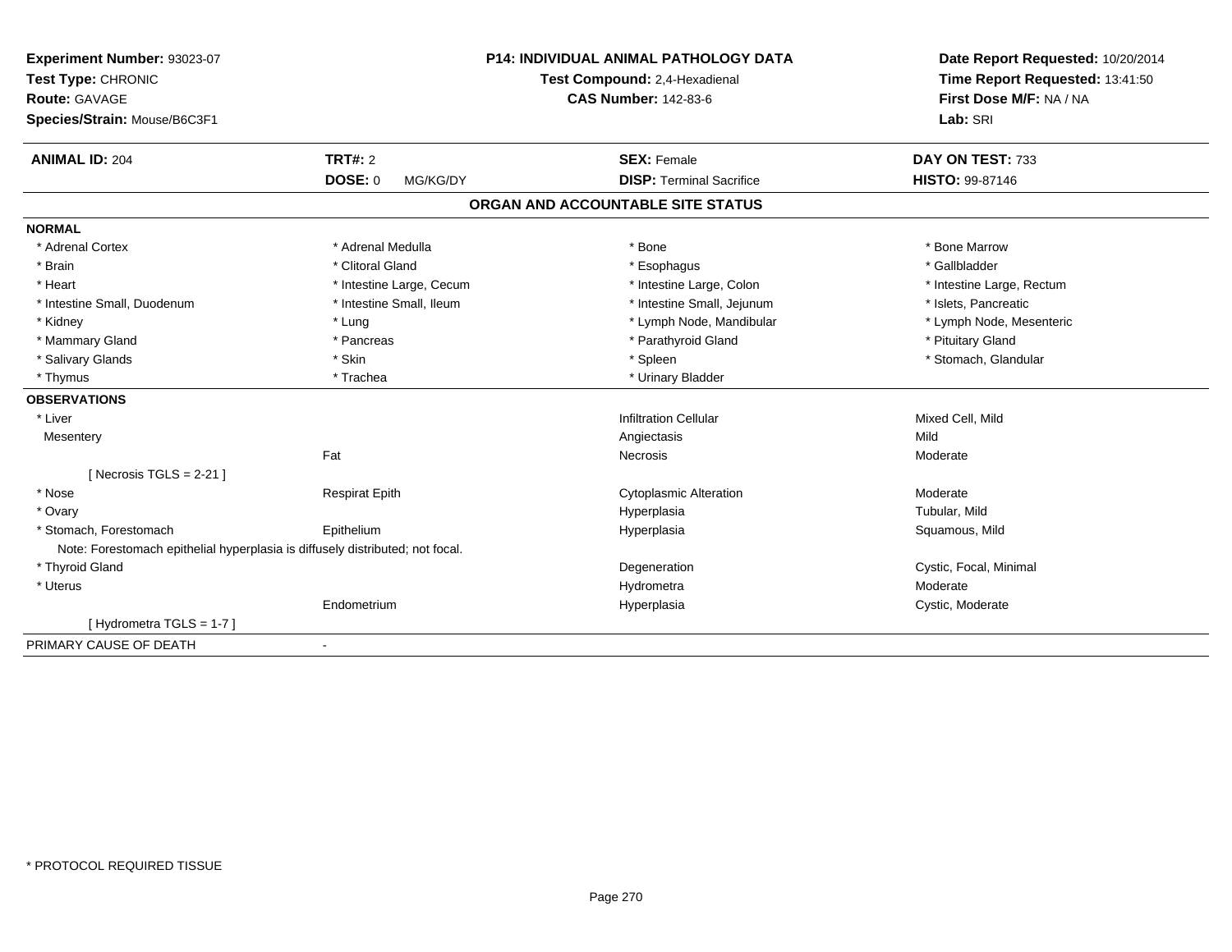**Experiment Number:** 93023-07
**Test Type:** CHRONIC
**Route:** GAVAGE
**Species/Strain:** Mouse/B6C3F1

**P14: INDIVIDUAL ANIMAL PATHOLOGY DATA**
**Test Compound:** 2,4-Hexadienal
**CAS Number:** 142-83-6

**Date Report Requested:** 10/20/2014
**Time Report Requested:** 13:41:50
**First Dose M/F:** NA / NA
**Lab:** SRI

| **ANIMAL ID:** 204 | **TRT#:** 2 | **SEX:** Female | **DAY ON TEST:** 733 |
|---|---|---|---|
| | **DOSE:** 0 MG/KG/DY | **DISP:** Terminal Sacrifice | **HISTO:** 99-87146 |

## ORGAN AND ACCOUNTABLE SITE STATUS

**NORMAL**

| | | | |
|---|---|---|---|
| * Adrenal Cortex | * Adrenal Medulla | * Bone | * Bone Marrow |
| * Brain | * Clitoral Gland | * Esophagus | * Gallbladder |
| * Heart | * Intestine Large, Cecum | * Intestine Large, Colon | * Intestine Large, Rectum |
| * Intestine Small, Duodenum | * Intestine Small, Ileum | * Intestine Small, Jejunum | * Islets, Pancreatic |
| * Kidney | * Lung | * Lymph Node, Mandibular | * Lymph Node, Mesenteric |
| * Mammary Gland | * Pancreas | * Parathyroid Gland | * Pituitary Gland |
| * Salivary Glands | * Skin | * Spleen | * Stomach, Glandular |
| * Thymus | * Trachea | * Urinary Bladder | |

**OBSERVATIONS**

| | | | |
|---|---|---|---|
| * Liver | | Infiltration Cellular | Mixed Cell, Mild |
| Mesentery | | Angiectasis | Mild |
| | Fat | Necrosis | Moderate |
| [ Necrosis TGLS = 2-21 ] | | | |
| * Nose | Respirat Epith | Cytoplasmic Alteration | Moderate |
| * Ovary | | Hyperplasia | Tubular, Mild |
| * Stomach, Forestomach | Epithelium | Hyperplasia | Squamous, Mild |
| Note: Forestomach epithelial hyperplasia is diffusely distributed; not focal. | | | |
| * Thyroid Gland | | Degeneration | Cystic, Focal, Minimal |
| * Uterus | | Hydrometra | Moderate |
| | Endometrium | Hyperplasia | Cystic, Moderate |
| [ Hydrometra TGLS = 1-7 ] | | | |

PRIMARY CAUSE OF DEATH -

* PROTOCOL REQUIRED TISSUE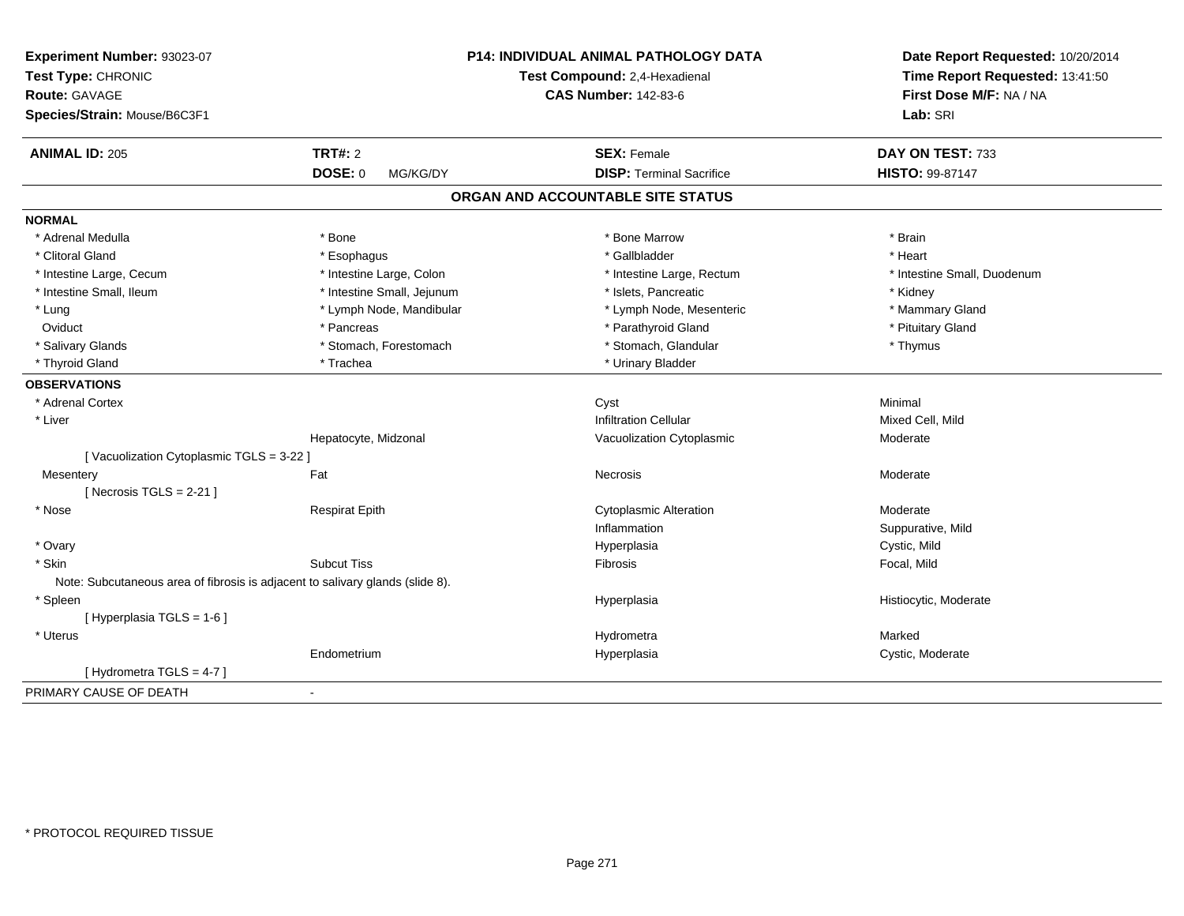**Experiment Number:** 93023-07
**Test Type:** CHRONIC
**Route:** GAVAGE
**Species/Strain:** Mouse/B6C3F1

**P14: INDIVIDUAL ANIMAL PATHOLOGY DATA**
**Test Compound:** 2,4-Hexadienal
**CAS Number:** 142-83-6

**Date Report Requested:** 10/20/2014
**Time Report Requested:** 13:41:50
**First Dose M/F:** NA / NA
**Lab:** SRI

| **ANIMAL ID:** 205 | **TRT#:** 2 | **SEX:** Female | **DAY ON TEST:** 733 |
|---|---|---|---|
| | **DOSE:** 0 MG/KG/DY | **DISP:** Terminal Sacrifice | **HISTO:** 99-87147 |

## ORGAN AND ACCOUNTABLE SITE STATUS

**NORMAL**

| | | | |
|---|---|---|---|
| * Adrenal Medulla | * Bone | * Bone Marrow | * Brain |
| * Clitoral Gland | * Esophagus | * Gallbladder | * Heart |
| * Intestine Large, Cecum | * Intestine Large, Colon | * Intestine Large, Rectum | * Intestine Small, Duodenum |
| * Intestine Small, Ileum | * Intestine Small, Jejunum | * Islets, Pancreatic | * Kidney |
| * Lung | * Lymph Node, Mandibular | * Lymph Node, Mesenteric | * Mammary Gland |
| Oviduct | * Pancreas | * Parathyroid Gland | * Pituitary Gland |
| * Salivary Glands | * Stomach, Forestomach | * Stomach, Glandular | * Thymus |
| * Thyroid Gland | * Trachea | * Urinary Bladder | |

**OBSERVATIONS**

| | | | |
|---|---|---|---|
| * Adrenal Cortex | | Cyst | Minimal |
| * Liver | | Infiltration Cellular | Mixed Cell, Mild |
| | Hepatocyte, Midzonal | Vacuolization Cytoplasmic | Moderate |
| [ Vacuolization Cytoplasmic TGLS = 3-22 ] | | | |
| Mesentery | Fat | Necrosis | Moderate |
| [ Necrosis TGLS = 2-21 ] | | | |
| * Nose | Respirat Epith | Cytoplasmic Alteration | Moderate |
| | | Inflammation | Suppurative, Mild |
| * Ovary | | Hyperplasia | Cystic, Mild |
| * Skin | Subcut Tiss | Fibrosis | Focal, Mild |
| Note: Subcutaneous area of fibrosis is adjacent to salivary glands (slide 8). | | | |
| * Spleen | | Hyperplasia | Histiocytic, Moderate |
| [ Hyperplasia TGLS = 1-6 ] | | | |
| * Uterus | | Hydrometra | Marked |
| | Endometrium | Hyperplasia | Cystic, Moderate |
| [ Hydrometra TGLS = 4-7 ] | | | |

PRIMARY CAUSE OF DEATH -

* PROTOCOL REQUIRED TISSUE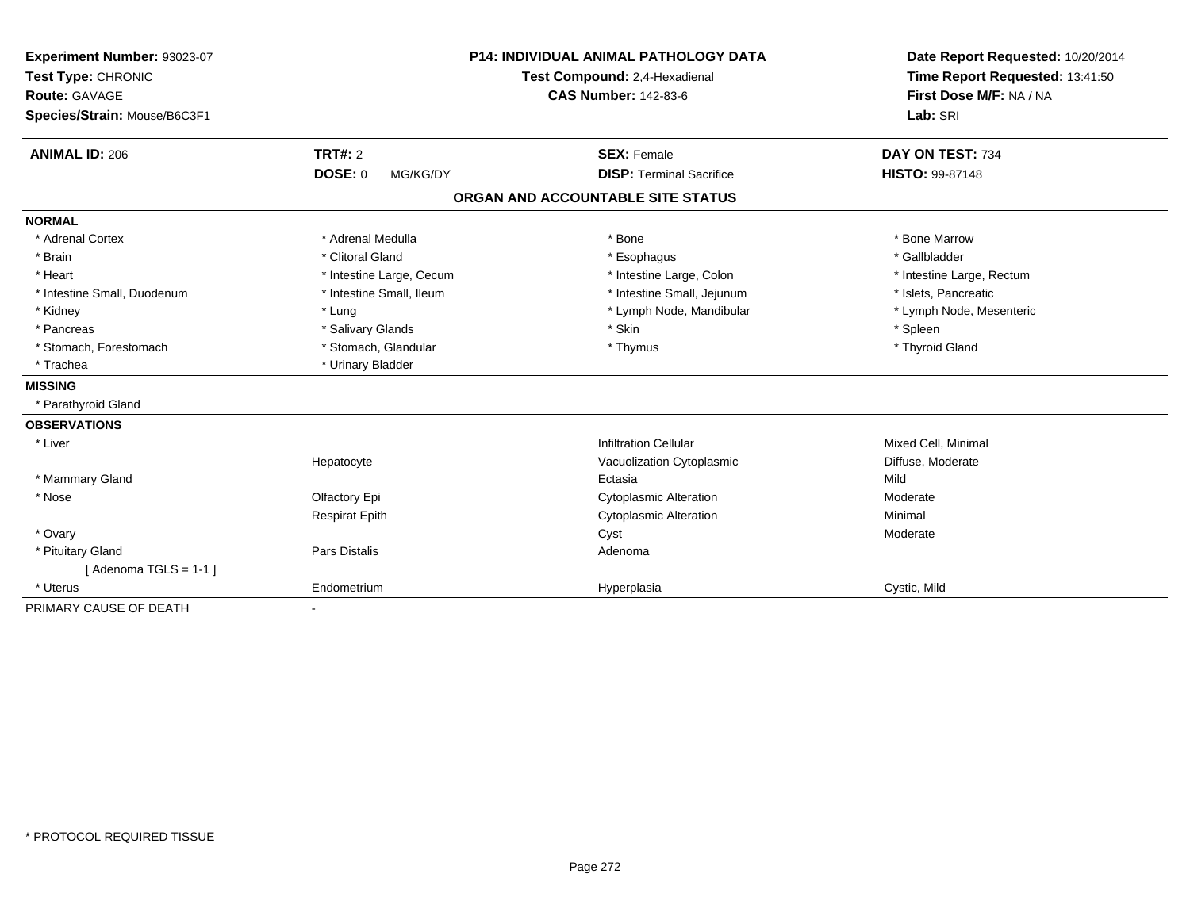**Experiment Number:** 93023-07
**Test Type:** CHRONIC
**Route:** GAVAGE
**Species/Strain:** Mouse/B6C3F1

**P14: INDIVIDUAL ANIMAL PATHOLOGY DATA**
**Test Compound:** 2,4-Hexadienal
**CAS Number:** 142-83-6

**Date Report Requested:** 10/20/2014
**Time Report Requested:** 13:41:50
**First Dose M/F:** NA / NA
**Lab:** SRI

| **ANIMAL ID:** 206 | **TRT#:** 2 | **SEX:** Female | **DAY ON TEST:** 734 |
|---|---|---|---|
| | **DOSE:** 0 MG/KG/DY | **DISP:** Terminal Sacrifice | **HISTO:** 99-87148 |

## ORGAN AND ACCOUNTABLE SITE STATUS

**NORMAL**

| | | | |
|---|---|---|---|
| * Adrenal Cortex | * Adrenal Medulla | * Bone | * Bone Marrow |
| * Brain | * Clitoral Gland | * Esophagus | * Gallbladder |
| * Heart | * Intestine Large, Cecum | * Intestine Large, Colon | * Intestine Large, Rectum |
| * Intestine Small, Duodenum | * Intestine Small, Ileum | * Intestine Small, Jejunum | * Islets, Pancreatic |
| * Kidney | * Lung | * Lymph Node, Mandibular | * Lymph Node, Mesenteric |
| * Pancreas | * Salivary Glands | * Skin | * Spleen |
| * Stomach, Forestomach | * Stomach, Glandular | * Thymus | * Thyroid Gland |
| * Trachea | * Urinary Bladder | | |

**MISSING**

* Parathyroid Gland

**OBSERVATIONS**

| | | | |
|---|---|---|---|
| * Liver | | Infiltration Cellular | Mixed Cell, Minimal |
| | Hepatocyte | Vacuolization Cytoplasmic | Diffuse, Moderate |
| * Mammary Gland | | Ectasia | Mild |
| * Nose | Olfactory Epi | Cytoplasmic Alteration | Moderate |
| | Respirat Epith | Cytoplasmic Alteration | Minimal |
| * Ovary | | Cyst | Moderate |
| * Pituitary Gland | Pars Distalis | Adenoma | |
| [ Adenoma TGLS = 1-1 ] | | | |
| * Uterus | Endometrium | Hyperplasia | Cystic, Mild |

PRIMARY CAUSE OF DEATH -

* PROTOCOL REQUIRED TISSUE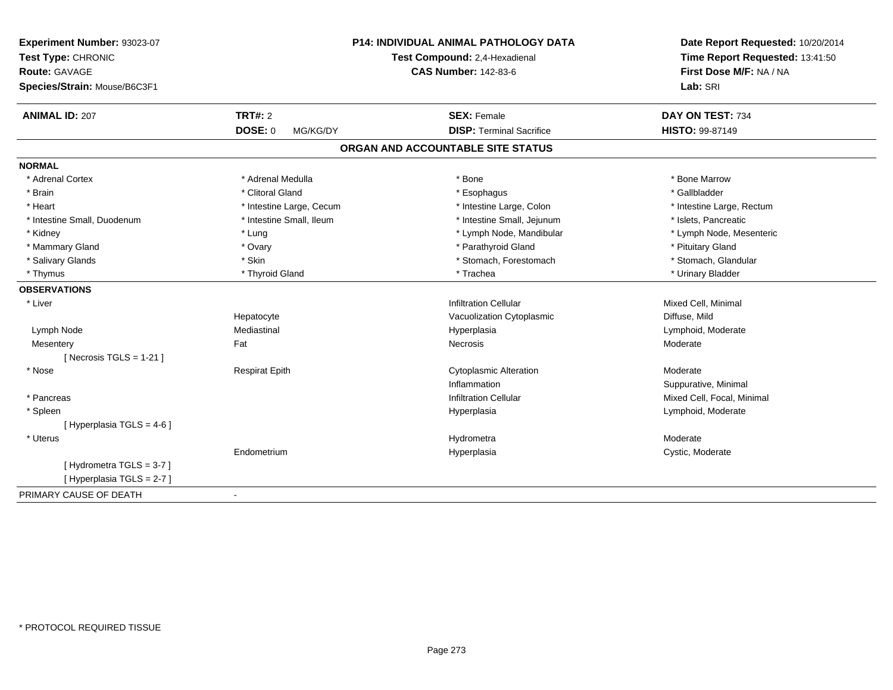**Experiment Number:** 93023-07
**Test Type:** CHRONIC
**Route:** GAVAGE
**Species/Strain:** Mouse/B6C3F1

**P14: INDIVIDUAL ANIMAL PATHOLOGY DATA**
**Test Compound:** 2,4-Hexadienal
**CAS Number:** 142-83-6

**Date Report Requested:** 10/20/2014
**Time Report Requested:** 13:41:50
**First Dose M/F:** NA / NA
**Lab:** SRI

| **ANIMAL ID:** 207 | **TRT#:** 2 | **SEX:** Female | **DAY ON TEST:** 734 |
|---|---|---|---|
| | **DOSE:** 0 MG/KG/DY | **DISP:** Terminal Sacrifice | **HISTO:** 99-87149 |

## ORGAN AND ACCOUNTABLE SITE STATUS

**NORMAL**

| | | | |
|---|---|---|---|
| * Adrenal Cortex | * Adrenal Medulla | * Bone | * Bone Marrow |
| * Brain | * Clitoral Gland | * Esophagus | * Gallbladder |
| * Heart | * Intestine Large, Cecum | * Intestine Large, Colon | * Intestine Large, Rectum |
| * Intestine Small, Duodenum | * Intestine Small, Ileum | * Intestine Small, Jejunum | * Islets, Pancreatic |
| * Kidney | * Lung | * Lymph Node, Mandibular | * Lymph Node, Mesenteric |
| * Mammary Gland | * Ovary | * Parathyroid Gland | * Pituitary Gland |
| * Salivary Glands | * Skin | * Stomach, Forestomach | * Stomach, Glandular |
| * Thymus | * Thyroid Gland | * Trachea | * Urinary Bladder |

**OBSERVATIONS**

| | | | |
|---|---|---|---|
| * Liver | | Infiltration Cellular | Mixed Cell, Minimal |
| | Hepatocyte | Vacuolization Cytoplasmic | Diffuse, Mild |
| Lymph Node | Mediastinal | Hyperplasia | Lymphoid, Moderate |
| Mesentery | Fat | Necrosis | Moderate |
| [ Necrosis TGLS = 1-21 ] | | | |
| * Nose | Respirat Epith | Cytoplasmic Alteration | Moderate |
| | | Inflammation | Suppurative, Minimal |
| * Pancreas | | Infiltration Cellular | Mixed Cell, Focal, Minimal |
| * Spleen | | Hyperplasia | Lymphoid, Moderate |
| [ Hyperplasia TGLS = 4-6 ] | | | |
| * Uterus | | Hydrometra | Moderate |
| | Endometrium | Hyperplasia | Cystic, Moderate |
| [ Hydrometra TGLS = 3-7 ] | | | |
| [ Hyperplasia TGLS = 2-7 ] | | | |

PRIMARY CAUSE OF DEATH -

* PROTOCOL REQUIRED TISSUE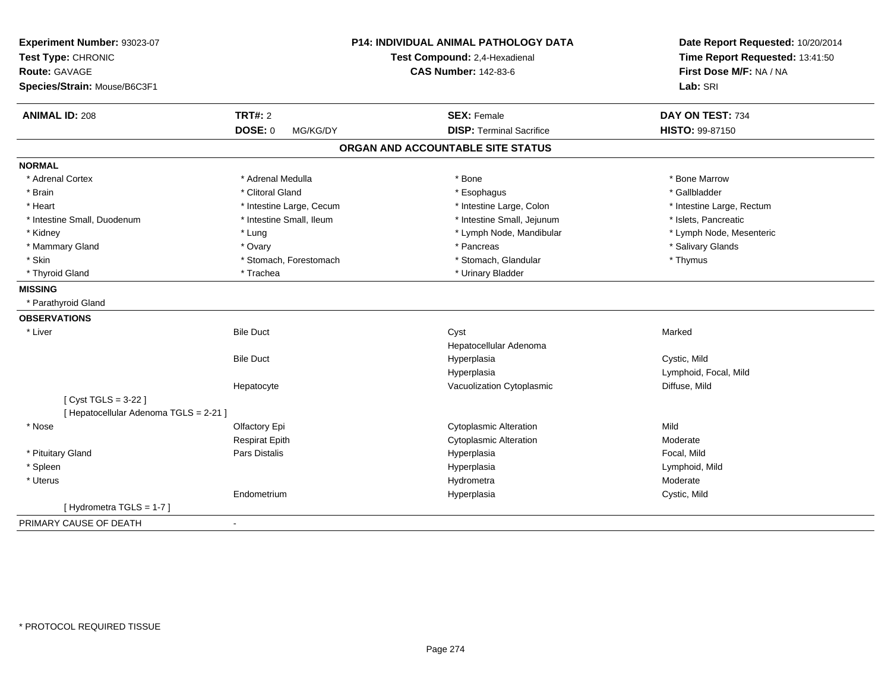**Experiment Number:** 93023-07
**Test Type:** CHRONIC
**Route:** GAVAGE
**Species/Strain:** Mouse/B6C3F1

**P14: INDIVIDUAL ANIMAL PATHOLOGY DATA**
**Test Compound:** 2,4-Hexadienal
**CAS Number:** 142-83-6

**Date Report Requested:** 10/20/2014
**Time Report Requested:** 13:41:50
**First Dose M/F:** NA / NA
**Lab:** SRI

| **ANIMAL ID:** 208 | **TRT#:** 2 | **SEX:** Female | **DAY ON TEST:** 734 |
|---|---|---|---|
| | **DOSE:** 0 MG/KG/DY | **DISP:** Terminal Sacrifice | **HISTO:** 99-87150 |

## ORGAN AND ACCOUNTABLE SITE STATUS

**NORMAL**

| | | | |
|---|---|---|---|
| * Adrenal Cortex | * Adrenal Medulla | * Bone | * Bone Marrow |
| * Brain | * Clitoral Gland | * Esophagus | * Gallbladder |
| * Heart | * Intestine Large, Cecum | * Intestine Large, Colon | * Intestine Large, Rectum |
| * Intestine Small, Duodenum | * Intestine Small, Ileum | * Intestine Small, Jejunum | * Islets, Pancreatic |
| * Kidney | * Lung | * Lymph Node, Mandibular | * Lymph Node, Mesenteric |
| * Mammary Gland | * Ovary | * Pancreas | * Salivary Glands |
| * Skin | * Stomach, Forestomach | * Stomach, Glandular | * Thymus |
| * Thyroid Gland | * Trachea | * Urinary Bladder | |

**MISSING**

* Parathyroid Gland

**OBSERVATIONS**

| | | | |
|---|---|---|---|
| * Liver | Bile Duct | Cyst | Marked |
| | | Hepatocellular Adenoma | |
| | Bile Duct | Hyperplasia | Cystic, Mild |
| | | Hyperplasia | Lymphoid, Focal, Mild |
| | Hepatocyte | Vacuolization Cytoplasmic | Diffuse, Mild |
| [ Cyst TGLS = 3-22 ] | | | |
| [ Hepatocellular Adenoma TGLS = 2-21 ] | | | |
| * Nose | Olfactory Epi | Cytoplasmic Alteration | Mild |
| | Respirat Epith | Cytoplasmic Alteration | Moderate |
| * Pituitary Gland | Pars Distalis | Hyperplasia | Focal, Mild |
| * Spleen | | Hyperplasia | Lymphoid, Mild |
| * Uterus | | Hydrometra | Moderate |
| | Endometrium | Hyperplasia | Cystic, Mild |
| [ Hydrometra TGLS = 1-7 ] | | | |

PRIMARY CAUSE OF DEATH -

* PROTOCOL REQUIRED TISSUE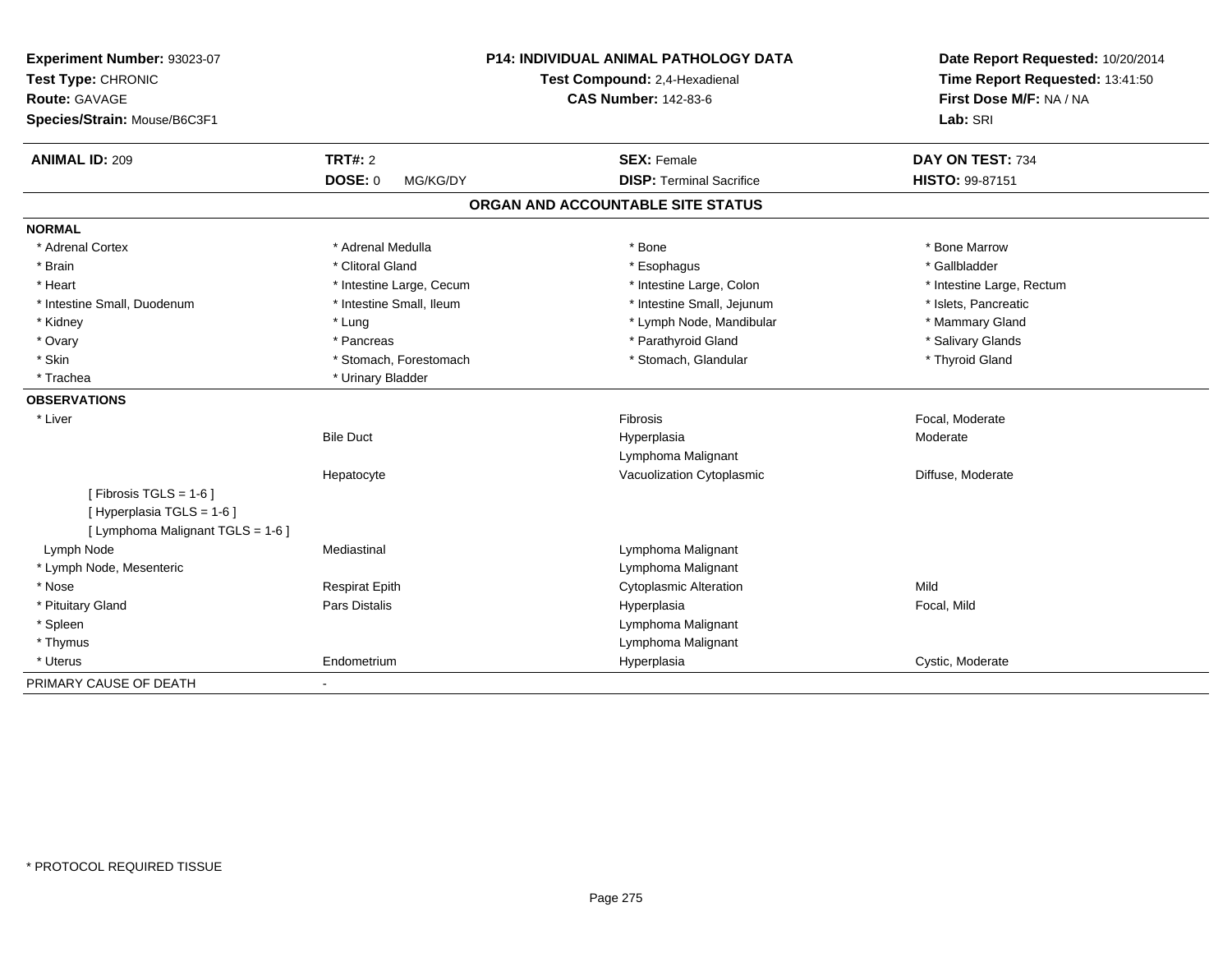**Experiment Number:** 93023-07
**Test Type:** CHRONIC
**Route:** GAVAGE
**Species/Strain:** Mouse/B6C3F1

**P14: INDIVIDUAL ANIMAL PATHOLOGY DATA**
**Test Compound:** 2,4-Hexadienal
**CAS Number:** 142-83-6

**Date Report Requested:** 10/20/2014
**Time Report Requested:** 13:41:50
**First Dose M/F:** NA / NA
**Lab:** SRI

| **ANIMAL ID:** 209 | **TRT#:** 2 | **SEX:** Female | **DAY ON TEST:** 734 |
|---|---|---|---|
| | **DOSE:** 0 MG/KG/DY | **DISP:** Terminal Sacrifice | **HISTO:** 99-87151 |

## ORGAN AND ACCOUNTABLE SITE STATUS

**NORMAL**

| | | | |
|---|---|---|---|
| * Adrenal Cortex | * Adrenal Medulla | * Bone | * Bone Marrow |
| * Brain | * Clitoral Gland | * Esophagus | * Gallbladder |
| * Heart | * Intestine Large, Cecum | * Intestine Large, Colon | * Intestine Large, Rectum |
| * Intestine Small, Duodenum | * Intestine Small, Ileum | * Intestine Small, Jejunum | * Islets, Pancreatic |
| * Kidney | * Lung | * Lymph Node, Mandibular | * Mammary Gland |
| * Ovary | * Pancreas | * Parathyroid Gland | * Salivary Glands |
| * Skin | * Stomach, Forestomach | * Stomach, Glandular | * Thyroid Gland |
| * Trachea | * Urinary Bladder | | |

**OBSERVATIONS**

| | | | |
|---|---|---|---|
| * Liver | | Fibrosis | Focal, Moderate |
| | Bile Duct | Hyperplasia | Moderate |
| | | Lymphoma Malignant | |
| | Hepatocyte | Vacuolization Cytoplasmic | Diffuse, Moderate |
| [ Fibrosis TGLS = 1-6 ] | | | |
| [ Hyperplasia TGLS = 1-6 ] | | | |
| [ Lymphoma Malignant TGLS = 1-6 ] | | | |
| Lymph Node | Mediastinal | Lymphoma Malignant | |
| * Lymph Node, Mesenteric | | Lymphoma Malignant | |
| * Nose | Respirat Epith | Cytoplasmic Alteration | Mild |
| * Pituitary Gland | Pars Distalis | Hyperplasia | Focal, Mild |
| * Spleen | | Lymphoma Malignant | |
| * Thymus | | Lymphoma Malignant | |
| * Uterus | Endometrium | Hyperplasia | Cystic, Moderate |

PRIMARY CAUSE OF DEATH -

* PROTOCOL REQUIRED TISSUE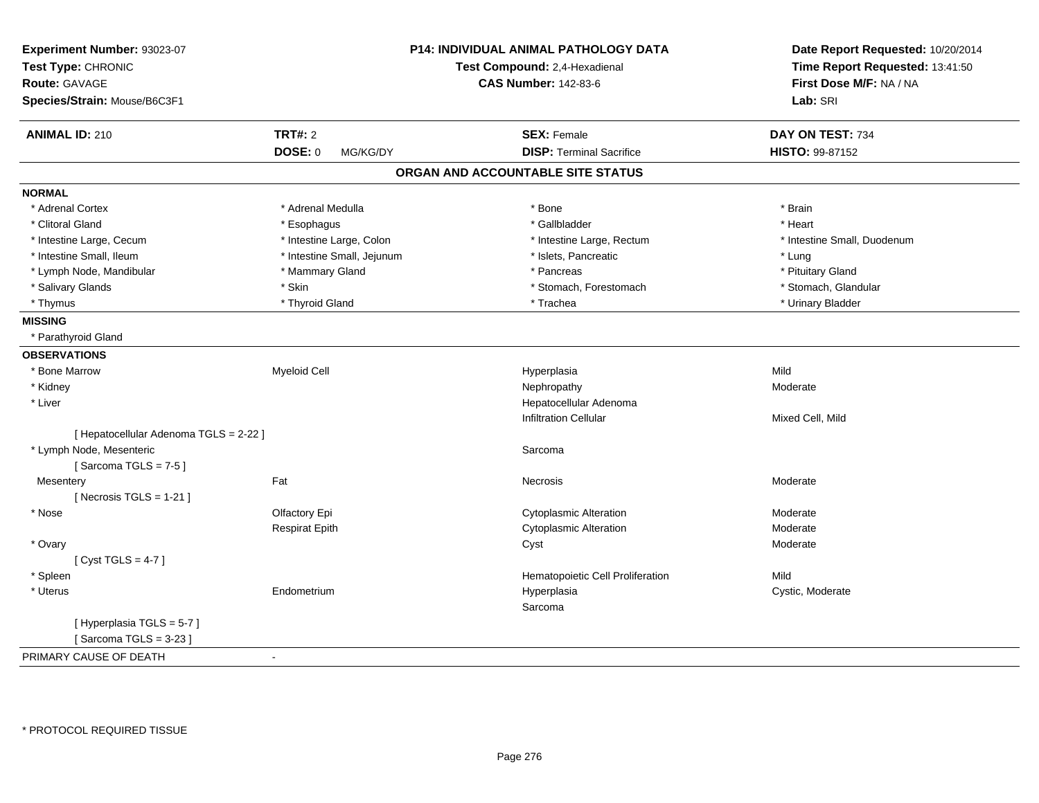**Experiment Number:** 93023-07
**Test Type:** CHRONIC
**Route:** GAVAGE
**Species/Strain:** Mouse/B6C3F1

**P14: INDIVIDUAL ANIMAL PATHOLOGY DATA**
**Test Compound:** 2,4-Hexadienal
**CAS Number:** 142-83-6

**Date Report Requested:** 10/20/2014
**Time Report Requested:** 13:41:50
**First Dose M/F:** NA / NA
**Lab:** SRI

| **ANIMAL ID:** 210 | **TRT#:** 2 | **SEX:** Female | **DAY ON TEST:** 734 |
|---|---|---|---|
| | **DOSE:** 0 MG/KG/DY | **DISP:** Terminal Sacrifice | **HISTO:** 99-87152 |

## ORGAN AND ACCOUNTABLE SITE STATUS

**NORMAL**

| | | | |
|---|---|---|---|
| * Adrenal Cortex | * Adrenal Medulla | * Bone | * Brain |
| * Clitoral Gland | * Esophagus | * Gallbladder | * Heart |
| * Intestine Large, Cecum | * Intestine Large, Colon | * Intestine Large, Rectum | * Intestine Small, Duodenum |
| * Intestine Small, Ileum | * Intestine Small, Jejunum | * Islets, Pancreatic | * Lung |
| * Lymph Node, Mandibular | * Mammary Gland | * Pancreas | * Pituitary Gland |
| * Salivary Glands | * Skin | * Stomach, Forestomach | * Stomach, Glandular |
| * Thymus | * Thyroid Gland | * Trachea | * Urinary Bladder |

**MISSING**

* Parathyroid Gland

**OBSERVATIONS**

| | | | |
|---|---|---|---|
| * Bone Marrow | Myeloid Cell | Hyperplasia | Mild |
| * Kidney | | Nephropathy | Moderate |
| * Liver | | Hepatocellular Adenoma | |
| | | Infiltration Cellular | Mixed Cell, Mild |
| [ Hepatocellular Adenoma TGLS = 2-22 ] | | | |
| * Lymph Node, Mesenteric | | Sarcoma | |
| [ Sarcoma TGLS = 7-5 ] | | | |
| Mesentery | Fat | Necrosis | Moderate |
| [ Necrosis TGLS = 1-21 ] | | | |
| * Nose | Olfactory Epi | Cytoplasmic Alteration | Moderate |
| | Respirat Epith | Cytoplasmic Alteration | Moderate |
| * Ovary | | Cyst | Moderate |
| [ Cyst TGLS = 4-7 ] | | | |
| * Spleen | | Hematopoietic Cell Proliferation | Mild |
| * Uterus | Endometrium | Hyperplasia | Cystic, Moderate |
| | | Sarcoma | |
| [ Hyperplasia TGLS = 5-7 ] | | | |
| [ Sarcoma TGLS = 3-23 ] | | | |

PRIMARY CAUSE OF DEATH -

* PROTOCOL REQUIRED TISSUE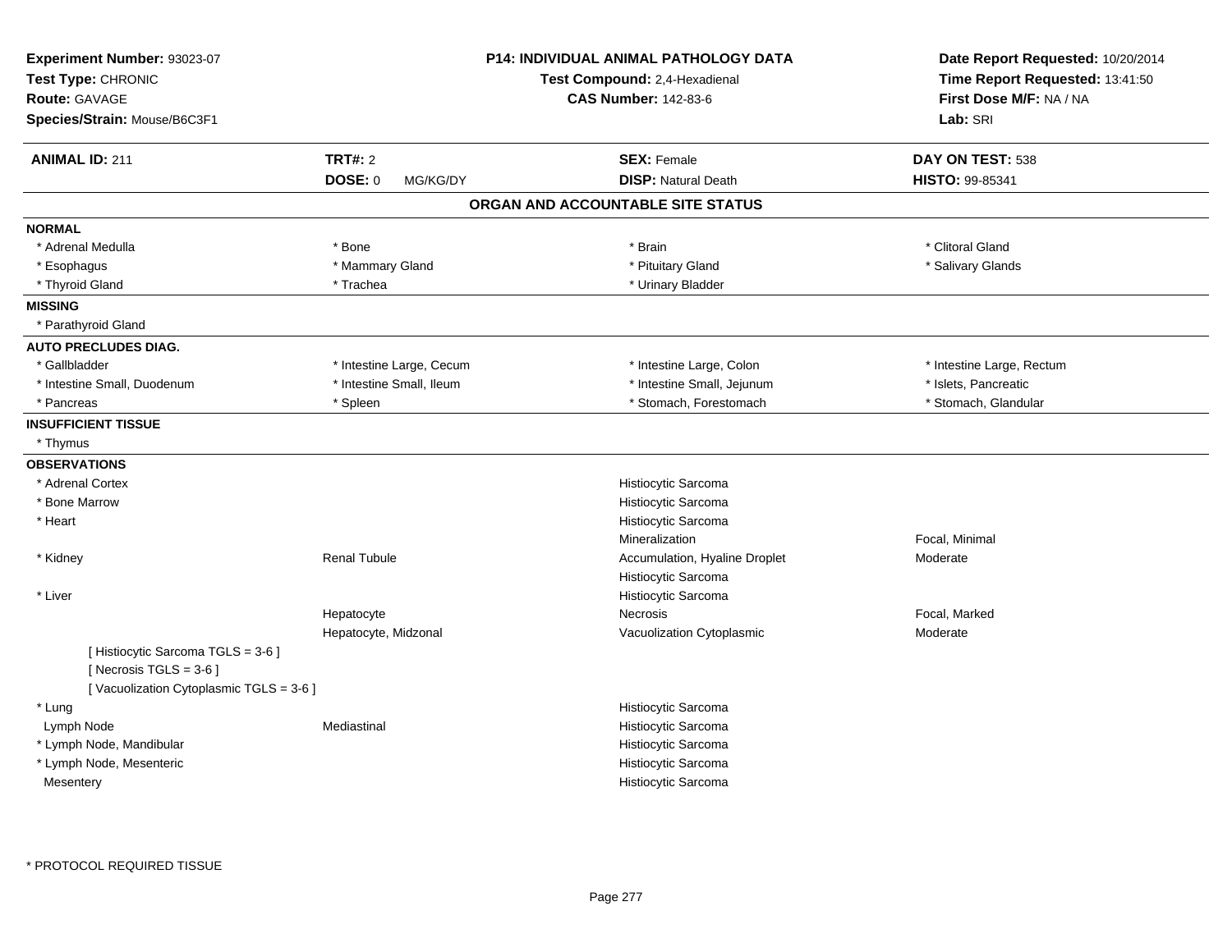**Experiment Number:** 93023-07
**Test Type:** CHRONIC
**Route:** GAVAGE
**Species/Strain:** Mouse/B6C3F1

**P14: INDIVIDUAL ANIMAL PATHOLOGY DATA**
**Test Compound:** 2,4-Hexadienal
**CAS Number:** 142-83-6

**Date Report Requested:** 10/20/2014
**Time Report Requested:** 13:41:50
**First Dose M/F:** NA / NA
**Lab:** SRI

| **ANIMAL ID:** 211 | **TRT#:** 2 | **SEX:** Female | **DAY ON TEST:** 538 |
|---|---|---|---|
| | **DOSE:** 0 MG/KG/DY | **DISP:** Natural Death | **HISTO:** 99-85341 |

## ORGAN AND ACCOUNTABLE SITE STATUS

**NORMAL**

| | | | |
|---|---|---|---|
| * Adrenal Medulla | * Bone | * Brain | * Clitoral Gland |
| * Esophagus | * Mammary Gland | * Pituitary Gland | * Salivary Glands |
| * Thyroid Gland | * Trachea | * Urinary Bladder | |

**MISSING**

* Parathyroid Gland

**AUTO PRECLUDES DIAG.**

| | | | |
|---|---|---|---|
| * Gallbladder | * Intestine Large, Cecum | * Intestine Large, Colon | * Intestine Large, Rectum |
| * Intestine Small, Duodenum | * Intestine Small, Ileum | * Intestine Small, Jejunum | * Islets, Pancreatic |
| * Pancreas | * Spleen | * Stomach, Forestomach | * Stomach, Glandular |

**INSUFFICIENT TISSUE**

* Thymus

**OBSERVATIONS**

| Organ | Site | Observation | Severity |
|---|---|---|---|
| * Adrenal Cortex | | Histiocytic Sarcoma | |
| * Bone Marrow | | Histiocytic Sarcoma | |
| * Heart | | Histiocytic Sarcoma | |
| | | Mineralization | Focal, Minimal |
| * Kidney | Renal Tubule | Accumulation, Hyaline Droplet | Moderate |
| | | Histiocytic Sarcoma | |
| * Liver | | Histiocytic Sarcoma | |
| | Hepatocyte | Necrosis | Focal, Marked |
| | Hepatocyte, Midzonal | Vacuolization Cytoplasmic | Moderate |
| [ Histiocytic Sarcoma TGLS = 3-6 ] | | | |
| [ Necrosis TGLS = 3-6 ] | | | |
| [ Vacuolization Cytoplasmic TGLS = 3-6 ] | | | |
| * Lung | | Histiocytic Sarcoma | |
| Lymph Node | Mediastinal | Histiocytic Sarcoma | |
| * Lymph Node, Mandibular | | Histiocytic Sarcoma | |
| * Lymph Node, Mesenteric | | Histiocytic Sarcoma | |
| Mesentery | | Histiocytic Sarcoma | |

* PROTOCOL REQUIRED TISSUE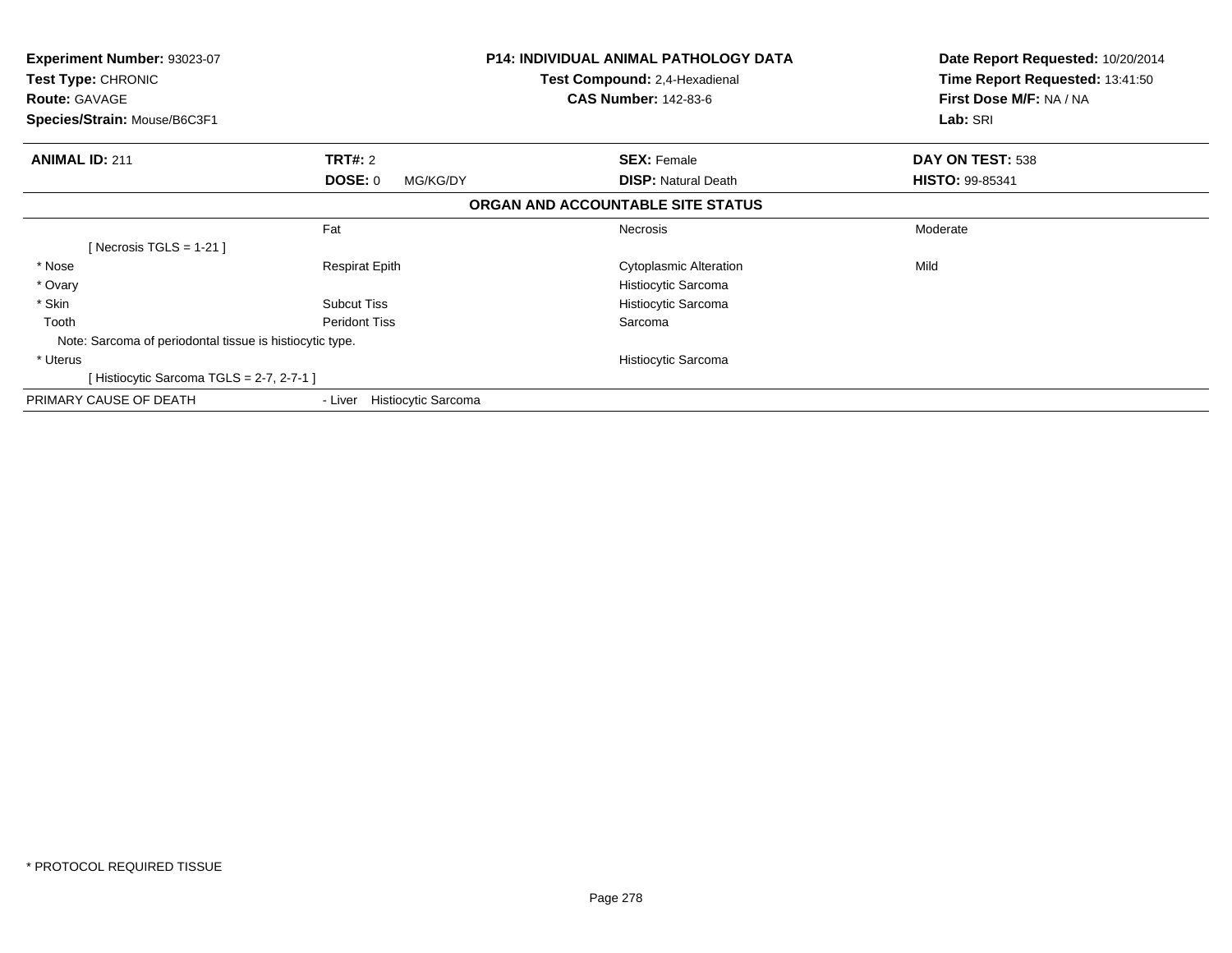**Experiment Number:** 93023-07
**Test Type:** CHRONIC
**Route:** GAVAGE
**Species/Strain:** Mouse/B6C3F1

**P14: INDIVIDUAL ANIMAL PATHOLOGY DATA**
**Test Compound:** 2,4-Hexadienal
**CAS Number:** 142-83-6

**Date Report Requested:** 10/20/2014
**Time Report Requested:** 13:41:50
**First Dose M/F:** NA / NA
**Lab:** SRI

| **ANIMAL ID:** 211 | **TRT#:** 2 | **SEX:** Female | **DAY ON TEST:** 538 |
|---|---|---|---|
| | **DOSE:** 0 MG/KG/DY | **DISP:** Natural Death | **HISTO:** 99-85341 |

**ORGAN AND ACCOUNTABLE SITE STATUS**

| | | | |
|---|---|---|---|
| | Fat | Necrosis | Moderate |
| [ Necrosis TGLS = 1-21 ] | | | |
| * Nose | Respirat Epith | Cytoplasmic Alteration | Mild |
| * Ovary | | Histiocytic Sarcoma | |
| * Skin | Subcut Tiss | Histiocytic Sarcoma | |
| Tooth | Peridont Tiss | Sarcoma | |
| Note: Sarcoma of periodontal tissue is histiocytic type. | | | |
| * Uterus | | Histiocytic Sarcoma | |
| [ Histiocytic Sarcoma TGLS = 2-7, 2-7-1 ] | | | |

PRIMARY CAUSE OF DEATH - Liver Histiocytic Sarcoma

* PROTOCOL REQUIRED TISSUE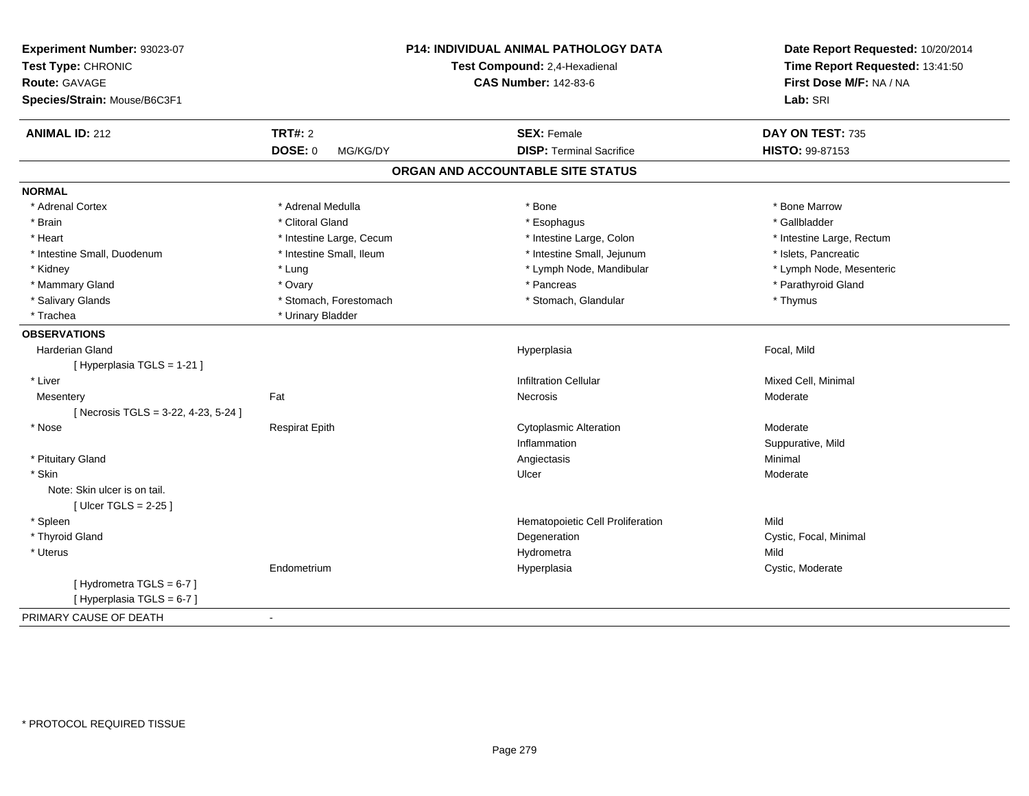**Experiment Number:** 93023-07
**Test Type:** CHRONIC
**Route:** GAVAGE
**Species/Strain:** Mouse/B6C3F1

**P14: INDIVIDUAL ANIMAL PATHOLOGY DATA**
**Test Compound:** 2,4-Hexadienal
**CAS Number:** 142-83-6

**Date Report Requested:** 10/20/2014
**Time Report Requested:** 13:41:50
**First Dose M/F:** NA / NA
**Lab:** SRI

| **ANIMAL ID:** 212 | **TRT#:** 2 | **SEX:** Female | **DAY ON TEST:** 735 |
|---|---|---|---|
| | **DOSE:** 0 MG/KG/DY | **DISP:** Terminal Sacrifice | **HISTO:** 99-87153 |

## ORGAN AND ACCOUNTABLE SITE STATUS

**NORMAL**

| | | | |
|---|---|---|---|
| * Adrenal Cortex | * Adrenal Medulla | * Bone | * Bone Marrow |
| * Brain | * Clitoral Gland | * Esophagus | * Gallbladder |
| * Heart | * Intestine Large, Cecum | * Intestine Large, Colon | * Intestine Large, Rectum |
| * Intestine Small, Duodenum | * Intestine Small, Ileum | * Intestine Small, Jejunum | * Islets, Pancreatic |
| * Kidney | * Lung | * Lymph Node, Mandibular | * Lymph Node, Mesenteric |
| * Mammary Gland | * Ovary | * Pancreas | * Parathyroid Gland |
| * Salivary Glands | * Stomach, Forestomach | * Stomach, Glandular | * Thymus |
| * Trachea | * Urinary Bladder | | |

**OBSERVATIONS**

| | | | |
|---|---|---|---|
| Harderian Gland | | Hyperplasia | Focal, Mild |
| [ Hyperplasia TGLS = 1-21 ] | | | |
| * Liver | | Infiltration Cellular | Mixed Cell, Minimal |
| Mesentery | Fat | Necrosis | Moderate |
| [ Necrosis TGLS = 3-22, 4-23, 5-24 ] | | | |
| * Nose | Respirat Epith | Cytoplasmic Alteration | Moderate |
| | | Inflammation | Suppurative, Mild |
| * Pituitary Gland | | Angiectasis | Minimal |
| * Skin | | Ulcer | Moderate |
| Note: Skin ulcer is on tail. | | | |
| [ Ulcer TGLS = 2-25 ] | | | |
| * Spleen | | Hematopoietic Cell Proliferation | Mild |
| * Thyroid Gland | | Degeneration | Cystic, Focal, Minimal |
| * Uterus | | Hydrometra | Mild |
| | Endometrium | Hyperplasia | Cystic, Moderate |
| [ Hydrometra TGLS = 6-7 ] | | | |
| [ Hyperplasia TGLS = 6-7 ] | | | |

PRIMARY CAUSE OF DEATH -

* PROTOCOL REQUIRED TISSUE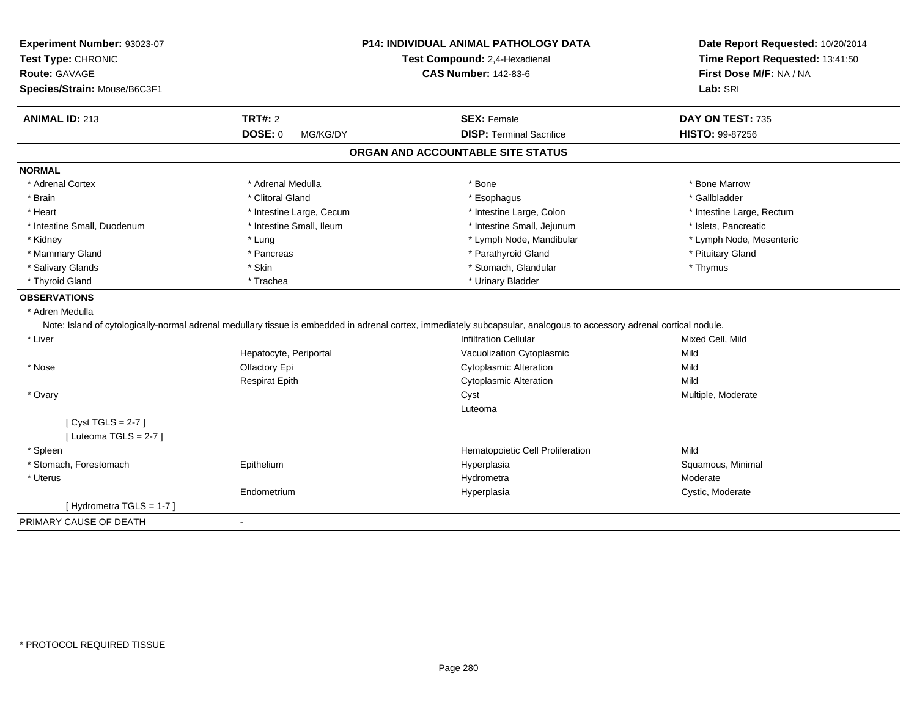**Experiment Number:** 93023-07
**Test Type:** CHRONIC
**Route:** GAVAGE
**Species/Strain:** Mouse/B6C3F1

**P14: INDIVIDUAL ANIMAL PATHOLOGY DATA**
**Test Compound:** 2,4-Hexadienal
**CAS Number:** 142-83-6

**Date Report Requested:** 10/20/2014
**Time Report Requested:** 13:41:50
**First Dose M/F:** NA / NA
**Lab:** SRI

| **ANIMAL ID:** 213 | **TRT#:** 2 | **SEX:** Female | **DAY ON TEST:** 735 |
|---|---|---|---|
| | **DOSE:** 0 MG/KG/DY | **DISP:** Terminal Sacrifice | **HISTO:** 99-87256 |

## ORGAN AND ACCOUNTABLE SITE STATUS

**NORMAL**

| | | | |
|---|---|---|---|
| * Adrenal Cortex | * Adrenal Medulla | * Bone | * Bone Marrow |
| * Brain | * Clitoral Gland | * Esophagus | * Gallbladder |
| * Heart | * Intestine Large, Cecum | * Intestine Large, Colon | * Intestine Large, Rectum |
| * Intestine Small, Duodenum | * Intestine Small, Ileum | * Intestine Small, Jejunum | * Islets, Pancreatic |
| * Kidney | * Lung | * Lymph Node, Mandibular | * Lymph Node, Mesenteric |
| * Mammary Gland | * Pancreas | * Parathyroid Gland | * Pituitary Gland |
| * Salivary Glands | * Skin | * Stomach, Glandular | * Thymus |
| * Thyroid Gland | * Trachea | * Urinary Bladder | |

**OBSERVATIONS**

* Adren Medulla

Note: Island of cytologically-normal adrenal medullary tissue is embedded in adrenal cortex, immediately subcapsular, analogous to accessory adrenal cortical nodule.

| | | | |
|---|---|---|---|
| * Liver | | Infiltration Cellular | Mixed Cell, Mild |
| | Hepatocyte, Periportal | Vacuolization Cytoplasmic | Mild |
| * Nose | Olfactory Epi | Cytoplasmic Alteration | Mild |
| | Respirat Epith | Cytoplasmic Alteration | Mild |
| * Ovary | | Cyst | Multiple, Moderate |
| | | Luteoma | |
| [ Cyst TGLS = 2-7 ] | | | |
| [ Luteoma TGLS = 2-7 ] | | | |
| * Spleen | | Hematopoietic Cell Proliferation | Mild |
| * Stomach, Forestomach | Epithelium | Hyperplasia | Squamous, Minimal |
| * Uterus | | Hydrometra | Moderate |
| | Endometrium | Hyperplasia | Cystic, Moderate |
| [ Hydrometra TGLS = 1-7 ] | | | |

PRIMARY CAUSE OF DEATH -

* PROTOCOL REQUIRED TISSUE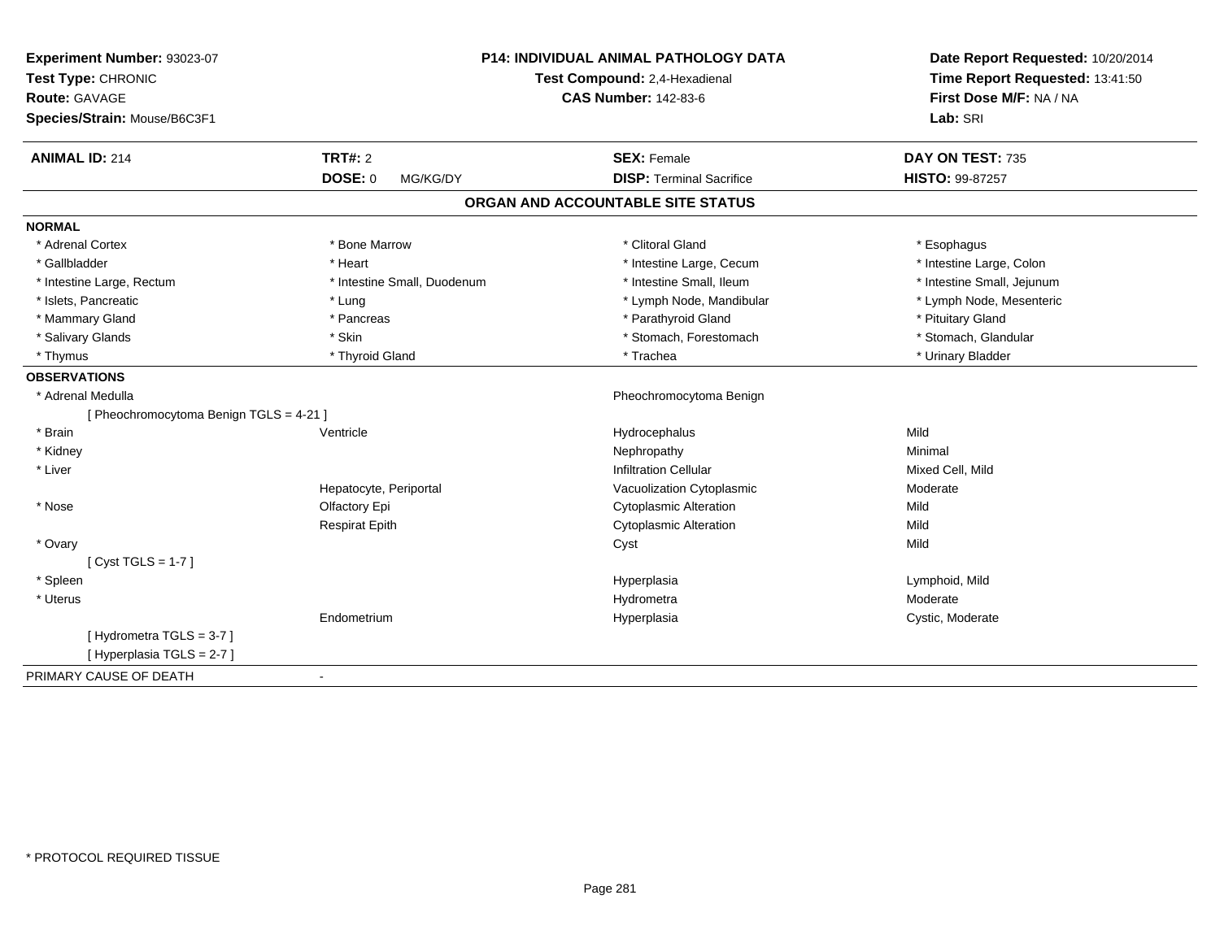**Experiment Number:** 93023-07
**Test Type:** CHRONIC
**Route:** GAVAGE
**Species/Strain:** Mouse/B6C3F1

**P14: INDIVIDUAL ANIMAL PATHOLOGY DATA**
**Test Compound:** 2,4-Hexadienal
**CAS Number:** 142-83-6

**Date Report Requested:** 10/20/2014
**Time Report Requested:** 13:41:50
**First Dose M/F:** NA / NA
**Lab:** SRI

| **ANIMAL ID:** 214 | **TRT#:** 2 | **SEX:** Female | **DAY ON TEST:** 735 |
|---|---|---|---|
| | **DOSE:** 0 MG/KG/DY | **DISP:** Terminal Sacrifice | **HISTO:** 99-87257 |

## ORGAN AND ACCOUNTABLE SITE STATUS

**NORMAL**

| | | | |
|---|---|---|---|
| * Adrenal Cortex | * Bone Marrow | * Clitoral Gland | * Esophagus |
| * Gallbladder | * Heart | * Intestine Large, Cecum | * Intestine Large, Colon |
| * Intestine Large, Rectum | * Intestine Small, Duodenum | * Intestine Small, Ileum | * Intestine Small, Jejunum |
| * Islets, Pancreatic | * Lung | * Lymph Node, Mandibular | * Lymph Node, Mesenteric |
| * Mammary Gland | * Pancreas | * Parathyroid Gland | * Pituitary Gland |
| * Salivary Glands | * Skin | * Stomach, Forestomach | * Stomach, Glandular |
| * Thymus | * Thyroid Gland | * Trachea | * Urinary Bladder |

**OBSERVATIONS**

| | | | |
|---|---|---|---|
| * Adrenal Medulla | | Pheochromocytoma Benign | |
| [ Pheochromocytoma Benign TGLS = 4-21 ] | | | |
| * Brain | Ventricle | Hydrocephalus | Mild |
| * Kidney | | Nephropathy | Minimal |
| * Liver | | Infiltration Cellular | Mixed Cell, Mild |
| | Hepatocyte, Periportal | Vacuolization Cytoplasmic | Moderate |
| * Nose | Olfactory Epi | Cytoplasmic Alteration | Mild |
| | Respirat Epith | Cytoplasmic Alteration | Mild |
| * Ovary | | Cyst | Mild |
| [ Cyst TGLS = 1-7 ] | | | |
| * Spleen | | Hyperplasia | Lymphoid, Mild |
| * Uterus | | Hydrometra | Moderate |
| | Endometrium | Hyperplasia | Cystic, Moderate |
| [ Hydrometra TGLS = 3-7 ] | | | |
| [ Hyperplasia TGLS = 2-7 ] | | | |

PRIMARY CAUSE OF DEATH -

* PROTOCOL REQUIRED TISSUE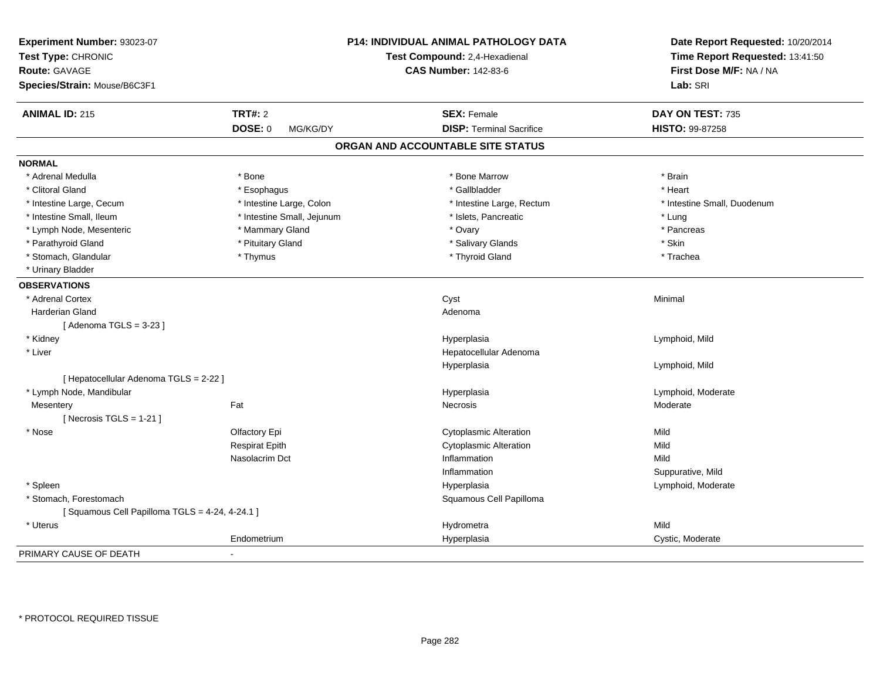**Experiment Number:** 93023-07
**Test Type:** CHRONIC
**Route:** GAVAGE
**Species/Strain:** Mouse/B6C3F1

**P14: INDIVIDUAL ANIMAL PATHOLOGY DATA**
**Test Compound:** 2,4-Hexadienal
**CAS Number:** 142-83-6

**Date Report Requested:** 10/20/2014
**Time Report Requested:** 13:41:50
**First Dose M/F:** NA / NA
**Lab:** SRI

| **ANIMAL ID:** 215 | **TRT#:** 2 | **SEX:** Female | **DAY ON TEST:** 735 |
|---|---|---|---|
| | **DOSE:** 0 MG/KG/DY | **DISP:** Terminal Sacrifice | **HISTO:** 99-87258 |

## ORGAN AND ACCOUNTABLE SITE STATUS

**NORMAL**

| | | | |
|---|---|---|---|
| * Adrenal Medulla | * Bone | * Bone Marrow | * Brain |
| * Clitoral Gland | * Esophagus | * Gallbladder | * Heart |
| * Intestine Large, Cecum | * Intestine Large, Colon | * Intestine Large, Rectum | * Intestine Small, Duodenum |
| * Intestine Small, Ileum | * Intestine Small, Jejunum | * Islets, Pancreatic | * Lung |
| * Lymph Node, Mesenteric | * Mammary Gland | * Ovary | * Pancreas |
| * Parathyroid Gland | * Pituitary Gland | * Salivary Glands | * Skin |
| * Stomach, Glandular | * Thymus | * Thyroid Gland | * Trachea |
| * Urinary Bladder | | | |

**OBSERVATIONS**

| | | | |
|---|---|---|---|
| * Adrenal Cortex | | Cyst | Minimal |
| Harderian Gland | | Adenoma | |
| [ Adenoma TGLS = 3-23 ] | | | |
| * Kidney | | Hyperplasia | Lymphoid, Mild |
| * Liver | | Hepatocellular Adenoma | |
| | | Hyperplasia | Lymphoid, Mild |
| [ Hepatocellular Adenoma TGLS = 2-22 ] | | | |
| * Lymph Node, Mandibular | | Hyperplasia | Lymphoid, Moderate |
| Mesentery | Fat | Necrosis | Moderate |
| [ Necrosis TGLS = 1-21 ] | | | |
| * Nose | Olfactory Epi | Cytoplasmic Alteration | Mild |
| | Respirat Epith | Cytoplasmic Alteration | Mild |
| | Nasolacrim Dct | Inflammation | Mild |
| | | Inflammation | Suppurative, Mild |
| * Spleen | | Hyperplasia | Lymphoid, Moderate |
| * Stomach, Forestomach | | Squamous Cell Papilloma | |
| [ Squamous Cell Papilloma TGLS = 4-24, 4-24.1 ] | | | |
| * Uterus | | Hydrometra | Mild |
| | Endometrium | Hyperplasia | Cystic, Moderate |

PRIMARY CAUSE OF DEATH -

* PROTOCOL REQUIRED TISSUE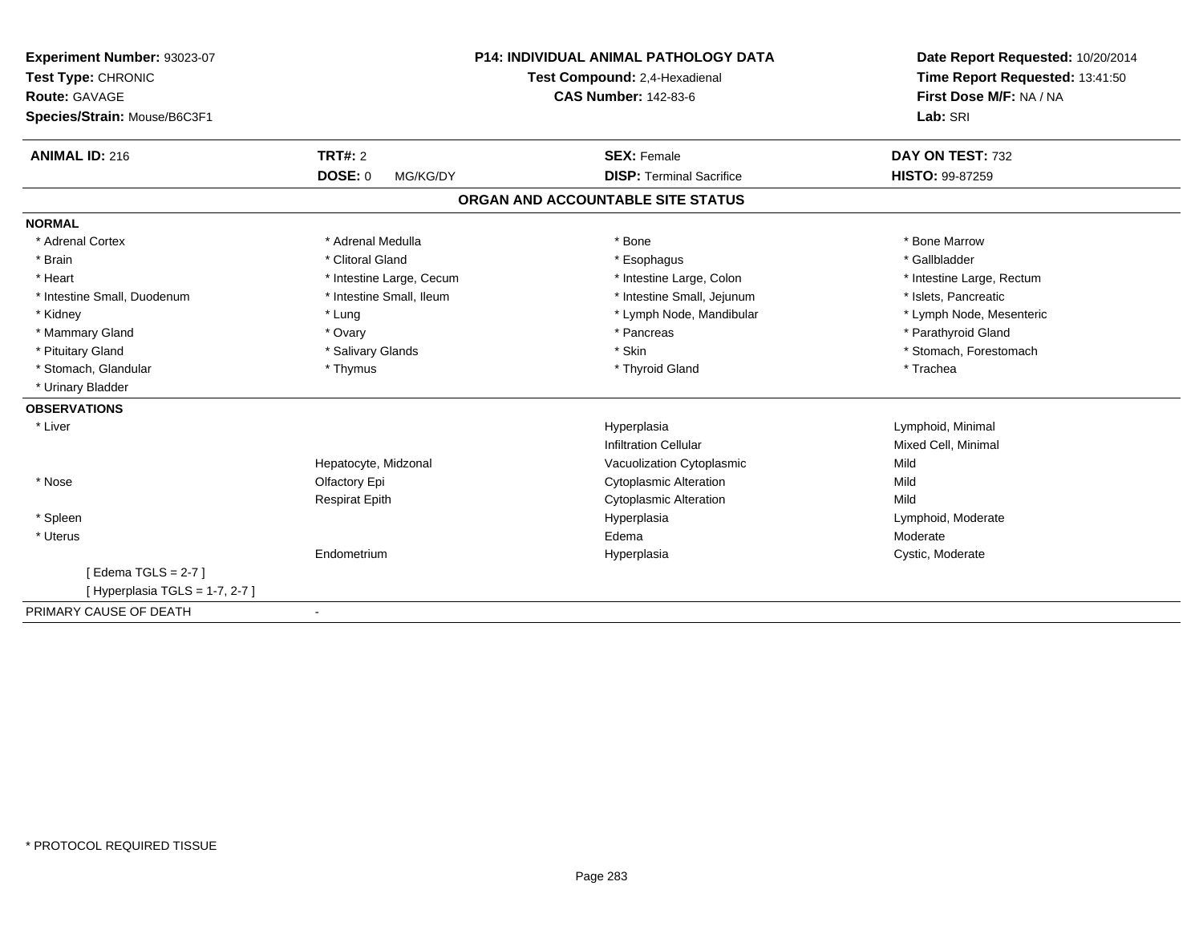**Experiment Number:** 93023-07
**Test Type:** CHRONIC
**Route:** GAVAGE
**Species/Strain:** Mouse/B6C3F1

**P14: INDIVIDUAL ANIMAL PATHOLOGY DATA**
**Test Compound:** 2,4-Hexadienal
**CAS Number:** 142-83-6

**Date Report Requested:** 10/20/2014
**Time Report Requested:** 13:41:50
**First Dose M/F:** NA / NA
**Lab:** SRI

| **ANIMAL ID:** 216 | **TRT#:** 2 | **SEX:** Female | **DAY ON TEST:** 732 |
|---|---|---|---|
| | **DOSE:** 0 MG/KG/DY | **DISP:** Terminal Sacrifice | **HISTO:** 99-87259 |

## ORGAN AND ACCOUNTABLE SITE STATUS

**NORMAL**

| | | | |
|---|---|---|---|
| * Adrenal Cortex | * Adrenal Medulla | * Bone | * Bone Marrow |
| * Brain | * Clitoral Gland | * Esophagus | * Gallbladder |
| * Heart | * Intestine Large, Cecum | * Intestine Large, Colon | * Intestine Large, Rectum |
| * Intestine Small, Duodenum | * Intestine Small, Ileum | * Intestine Small, Jejunum | * Islets, Pancreatic |
| * Kidney | * Lung | * Lymph Node, Mandibular | * Lymph Node, Mesenteric |
| * Mammary Gland | * Ovary | * Pancreas | * Parathyroid Gland |
| * Pituitary Gland | * Salivary Glands | * Skin | * Stomach, Forestomach |
| * Stomach, Glandular | * Thymus | * Thyroid Gland | * Trachea |
| * Urinary Bladder | | | |

**OBSERVATIONS**

| | | | |
|---|---|---|---|
| * Liver | | Hyperplasia | Lymphoid, Minimal |
| | | Infiltration Cellular | Mixed Cell, Minimal |
| | Hepatocyte, Midzonal | Vacuolization Cytoplasmic | Mild |
| * Nose | Olfactory Epi | Cytoplasmic Alteration | Mild |
| | Respirat Epith | Cytoplasmic Alteration | Mild |
| * Spleen | | Hyperplasia | Lymphoid, Moderate |
| * Uterus | | Edema | Moderate |
| | Endometrium | Hyperplasia | Cystic, Moderate |
| [ Edema TGLS = 2-7 ] | | | |
| [ Hyperplasia TGLS = 1-7, 2-7 ] | | | |

PRIMARY CAUSE OF DEATH -

* PROTOCOL REQUIRED TISSUE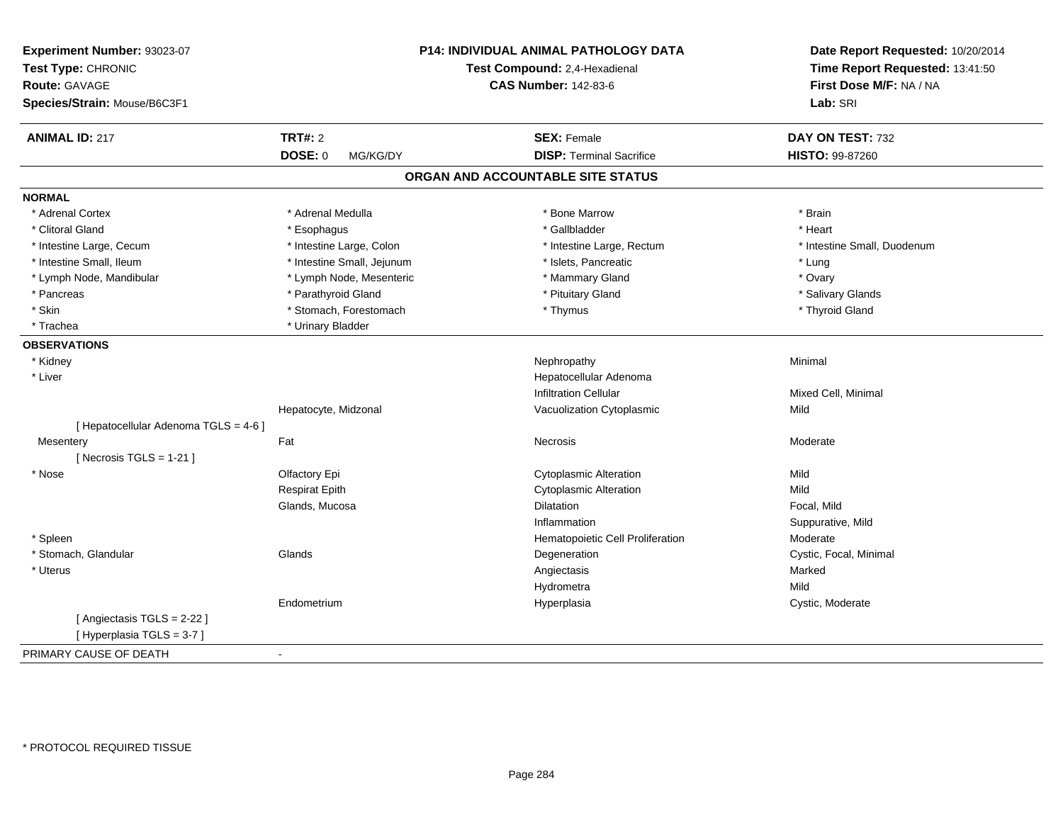**Experiment Number:** 93023-07
**Test Type:** CHRONIC
**Route:** GAVAGE
**Species/Strain:** Mouse/B6C3F1

**P14: INDIVIDUAL ANIMAL PATHOLOGY DATA**
**Test Compound:** 2,4-Hexadienal
**CAS Number:** 142-83-6

**Date Report Requested:** 10/20/2014
**Time Report Requested:** 13:41:50
**First Dose M/F:** NA / NA
**Lab:** SRI

| **ANIMAL ID:** 217 | **TRT#:** 2 | **SEX:** Female | **DAY ON TEST:** 732 |
|---|---|---|---|
| | **DOSE:** 0 MG/KG/DY | **DISP:** Terminal Sacrifice | **HISTO:** 99-87260 |

## ORGAN AND ACCOUNTABLE SITE STATUS

**NORMAL**

| | | | |
|---|---|---|---|
| * Adrenal Cortex | * Adrenal Medulla | * Bone Marrow | * Brain |
| * Clitoral Gland | * Esophagus | * Gallbladder | * Heart |
| * Intestine Large, Cecum | * Intestine Large, Colon | * Intestine Large, Rectum | * Intestine Small, Duodenum |
| * Intestine Small, Ileum | * Intestine Small, Jejunum | * Islets, Pancreatic | * Lung |
| * Lymph Node, Mandibular | * Lymph Node, Mesenteric | * Mammary Gland | * Ovary |
| * Pancreas | * Parathyroid Gland | * Pituitary Gland | * Salivary Glands |
| * Skin | * Stomach, Forestomach | * Thymus | * Thyroid Gland |
| * Trachea | * Urinary Bladder | | |

**OBSERVATIONS**

| | | | |
|---|---|---|---|
| * Kidney | | Nephropathy | Minimal |
| * Liver | | Hepatocellular Adenoma | |
| | | Infiltration Cellular | Mixed Cell, Minimal |
| | Hepatocyte, Midzonal | Vacuolization Cytoplasmic | Mild |
| [ Hepatocellular Adenoma TGLS = 4-6 ] | | | |
| Mesentery | Fat | Necrosis | Moderate |
| [ Necrosis TGLS = 1-21 ] | | | |
| * Nose | Olfactory Epi | Cytoplasmic Alteration | Mild |
| | Respirat Epith | Cytoplasmic Alteration | Mild |
| | Glands, Mucosa | Dilatation | Focal, Mild |
| | | Inflammation | Suppurative, Mild |
| * Spleen | | Hematopoietic Cell Proliferation | Moderate |
| * Stomach, Glandular | Glands | Degeneration | Cystic, Focal, Minimal |
| * Uterus | | Angiectasis | Marked |
| | | Hydrometra | Mild |
| | Endometrium | Hyperplasia | Cystic, Moderate |
| [ Angiectasis TGLS = 2-22 ] | | | |
| [ Hyperplasia TGLS = 3-7 ] | | | |

PRIMARY CAUSE OF DEATH -

* PROTOCOL REQUIRED TISSUE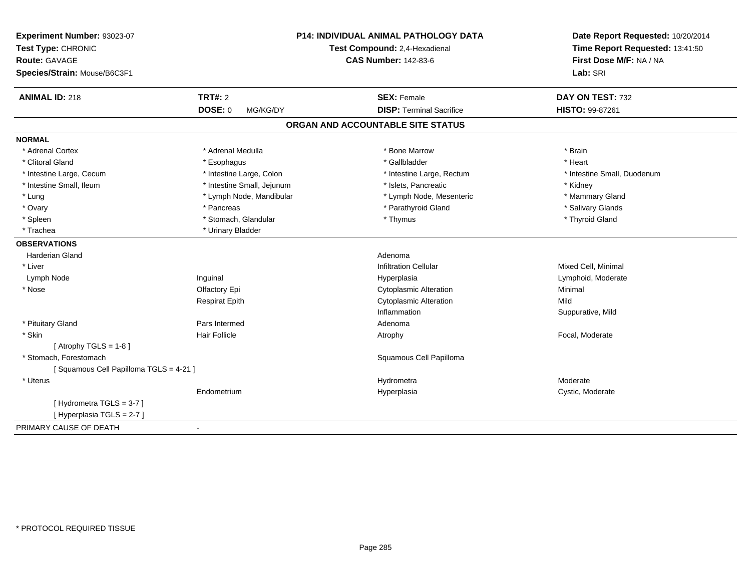**Experiment Number:** 93023-07
**Test Type:** CHRONIC
**Route:** GAVAGE
**Species/Strain:** Mouse/B6C3F1

**P14: INDIVIDUAL ANIMAL PATHOLOGY DATA**
**Test Compound:** 2,4-Hexadienal
**CAS Number:** 142-83-6

**Date Report Requested:** 10/20/2014
**Time Report Requested:** 13:41:50
**First Dose M/F:** NA / NA
**Lab:** SRI

| **ANIMAL ID:** 218 | **TRT#:** 2 | **SEX:** Female | **DAY ON TEST:** 732 |
|---|---|---|---|
| | **DOSE:** 0 MG/KG/DY | **DISP:** Terminal Sacrifice | **HISTO:** 99-87261 |

## ORGAN AND ACCOUNTABLE SITE STATUS

**NORMAL**

| | | | |
|---|---|---|---|
| * Adrenal Cortex | * Adrenal Medulla | * Bone Marrow | * Brain |
| * Clitoral Gland | * Esophagus | * Gallbladder | * Heart |
| * Intestine Large, Cecum | * Intestine Large, Colon | * Intestine Large, Rectum | * Intestine Small, Duodenum |
| * Intestine Small, Ileum | * Intestine Small, Jejunum | * Islets, Pancreatic | * Kidney |
| * Lung | * Lymph Node, Mandibular | * Lymph Node, Mesenteric | * Mammary Gland |
| * Ovary | * Pancreas | * Parathyroid Gland | * Salivary Glands |
| * Spleen | * Stomach, Glandular | * Thymus | * Thyroid Gland |
| * Trachea | * Urinary Bladder | | |

**OBSERVATIONS**

| | | | |
|---|---|---|---|
| Harderian Gland | | Adenoma | |
| * Liver | | Infiltration Cellular | Mixed Cell, Minimal |
| Lymph Node | Inguinal | Hyperplasia | Lymphoid, Moderate |
| * Nose | Olfactory Epi | Cytoplasmic Alteration | Minimal |
| | Respirat Epith | Cytoplasmic Alteration | Mild |
| | | Inflammation | Suppurative, Mild |
| * Pituitary Gland | Pars Intermed | Adenoma | |
| * Skin | Hair Follicle | Atrophy | Focal, Moderate |
| [ Atrophy TGLS = 1-8 ] | | | |
| * Stomach, Forestomach | | Squamous Cell Papilloma | |
| [ Squamous Cell Papilloma TGLS = 4-21 ] | | | |
| * Uterus | | Hydrometra | Moderate |
| | Endometrium | Hyperplasia | Cystic, Moderate |
| [ Hydrometra TGLS = 3-7 ] | | | |
| [ Hyperplasia TGLS = 2-7 ] | | | |

PRIMARY CAUSE OF DEATH -

* PROTOCOL REQUIRED TISSUE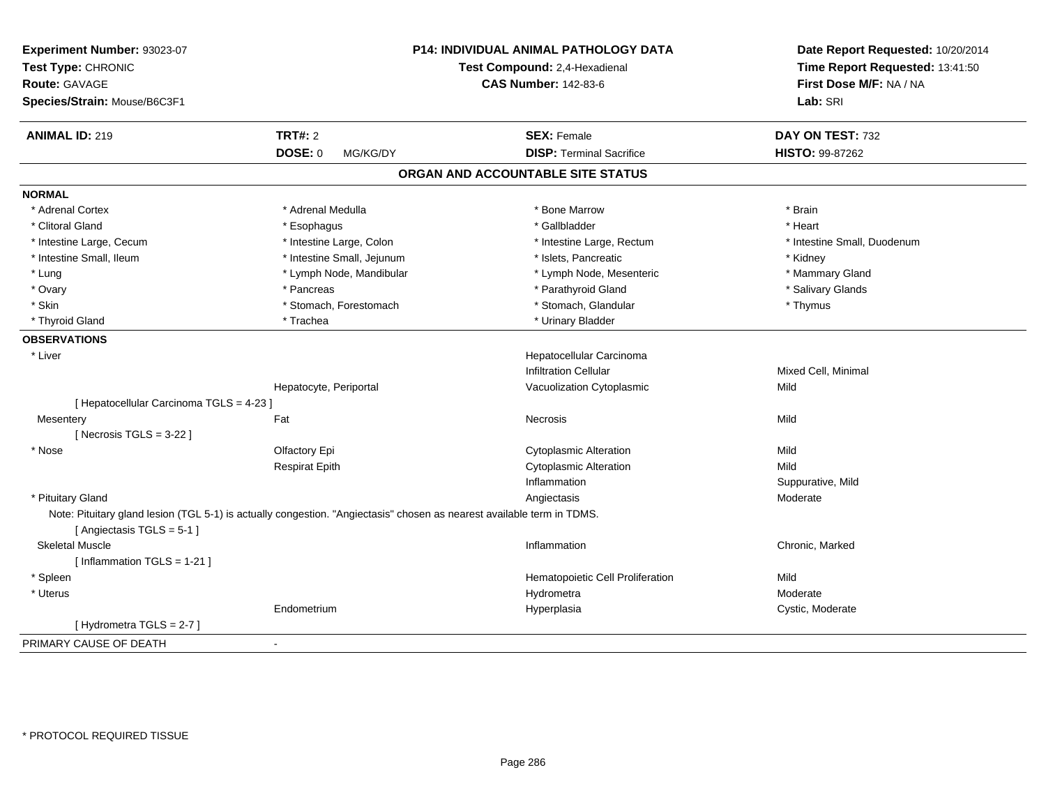**Experiment Number:** 93023-07
**Test Type:** CHRONIC
**Route:** GAVAGE
**Species/Strain:** Mouse/B6C3F1

**P14: INDIVIDUAL ANIMAL PATHOLOGY DATA**
**Test Compound:** 2,4-Hexadienal
**CAS Number:** 142-83-6

**Date Report Requested:** 10/20/2014
**Time Report Requested:** 13:41:50
**First Dose M/F:** NA / NA
**Lab:** SRI

| **ANIMAL ID:** 219 | **TRT#:** 2 | **SEX:** Female | **DAY ON TEST:** 732 |
|---|---|---|---|
| | **DOSE:** 0 MG/KG/DY | **DISP:** Terminal Sacrifice | **HISTO:** 99-87262 |

## ORGAN AND ACCOUNTABLE SITE STATUS

**NORMAL**

| | | | |
|---|---|---|---|
| * Adrenal Cortex | * Adrenal Medulla | * Bone Marrow | * Brain |
| * Clitoral Gland | * Esophagus | * Gallbladder | * Heart |
| * Intestine Large, Cecum | * Intestine Large, Colon | * Intestine Large, Rectum | * Intestine Small, Duodenum |
| * Intestine Small, Ileum | * Intestine Small, Jejunum | * Islets, Pancreatic | * Kidney |
| * Lung | * Lymph Node, Mandibular | * Lymph Node, Mesenteric | * Mammary Gland |
| * Ovary | * Pancreas | * Parathyroid Gland | * Salivary Glands |
| * Skin | * Stomach, Forestomach | * Stomach, Glandular | * Thymus |
| * Thyroid Gland | * Trachea | * Urinary Bladder | |

**OBSERVATIONS**

| | | | |
|---|---|---|---|
| * Liver | | Hepatocellular Carcinoma | |
| | | Infiltration Cellular | Mixed Cell, Minimal |
| | Hepatocyte, Periportal | Vacuolization Cytoplasmic | Mild |
| [ Hepatocellular Carcinoma TGLS = 4-23 ] | | | |
| Mesentery | Fat | Necrosis | Mild |
| [ Necrosis TGLS = 3-22 ] | | | |
| * Nose | Olfactory Epi | Cytoplasmic Alteration | Mild |
| | Respirat Epith | Cytoplasmic Alteration | Mild |
| | | Inflammation | Suppurative, Mild |
| * Pituitary Gland | | Angiectasis | Moderate |
| Note: Pituitary gland lesion (TGL 5-1) is actually congestion. "Angiectasis" chosen as nearest available term in TDMS. | | | |
| [ Angiectasis TGLS = 5-1 ] | | | |
| Skeletal Muscle | | Inflammation | Chronic, Marked |
| [ Inflammation TGLS = 1-21 ] | | | |
| * Spleen | | Hematopoietic Cell Proliferation | Mild |
| * Uterus | | Hydrometra | Moderate |
| | Endometrium | Hyperplasia | Cystic, Moderate |
| [ Hydrometra TGLS = 2-7 ] | | | |

PRIMARY CAUSE OF DEATH -

\* PROTOCOL REQUIRED TISSUE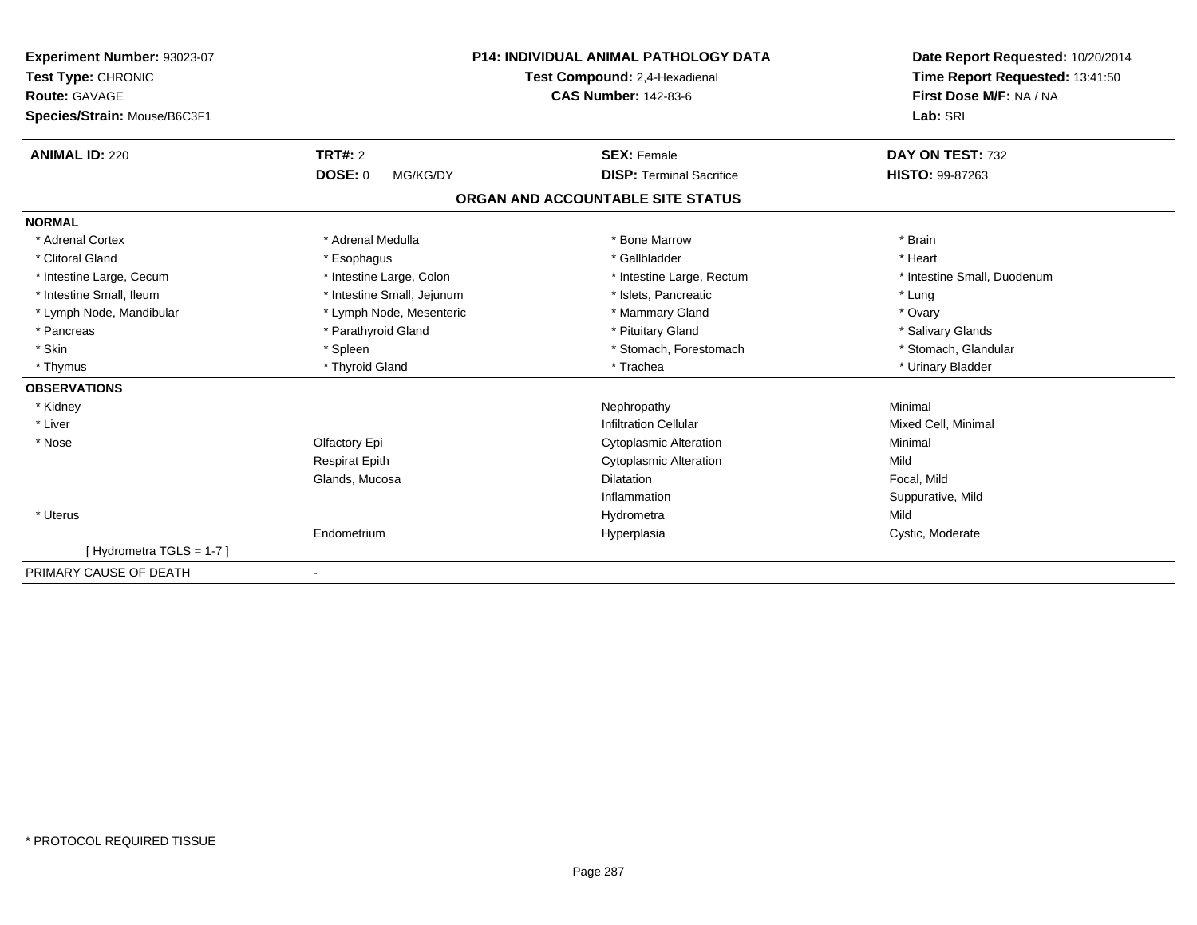**Experiment Number:** 93023-07
**Test Type:** CHRONIC
**Route:** GAVAGE
**Species/Strain:** Mouse/B6C3F1

**P14: INDIVIDUAL ANIMAL PATHOLOGY DATA**
**Test Compound:** 2,4-Hexadienal
**CAS Number:** 142-83-6

**Date Report Requested:** 10/20/2014
**Time Report Requested:** 13:41:50
**First Dose M/F:** NA / NA
**Lab:** SRI

| **ANIMAL ID:** 220 | **TRT#:** 2 | **SEX:** Female | **DAY ON TEST:** 732 |
|---|---|---|---|
| | **DOSE:** 0 MG/KG/DY | **DISP:** Terminal Sacrifice | **HISTO:** 99-87263 |

## ORGAN AND ACCOUNTABLE SITE STATUS

**NORMAL**

| | | | |
|---|---|---|---|
| * Adrenal Cortex | * Adrenal Medulla | * Bone Marrow | * Brain |
| * Clitoral Gland | * Esophagus | * Gallbladder | * Heart |
| * Intestine Large, Cecum | * Intestine Large, Colon | * Intestine Large, Rectum | * Intestine Small, Duodenum |
| * Intestine Small, Ileum | * Intestine Small, Jejunum | * Islets, Pancreatic | * Lung |
| * Lymph Node, Mandibular | * Lymph Node, Mesenteric | * Mammary Gland | * Ovary |
| * Pancreas | * Parathyroid Gland | * Pituitary Gland | * Salivary Glands |
| * Skin | * Spleen | * Stomach, Forestomach | * Stomach, Glandular |
| * Thymus | * Thyroid Gland | * Trachea | * Urinary Bladder |

**OBSERVATIONS**

| | | | |
|---|---|---|---|
| * Kidney | | Nephropathy | Minimal |
| * Liver | | Infiltration Cellular | Mixed Cell, Minimal |
| * Nose | Olfactory Epi | Cytoplasmic Alteration | Minimal |
| | Respirat Epith | Cytoplasmic Alteration | Mild |
| | Glands, Mucosa | Dilatation | Focal, Mild |
| | | Inflammation | Suppurative, Mild |
| * Uterus | | Hydrometra | Mild |
| | Endometrium | Hyperplasia | Cystic, Moderate |
| [ Hydrometra TGLS = 1-7 ] | | | |

PRIMARY CAUSE OF DEATH -

\* PROTOCOL REQUIRED TISSUE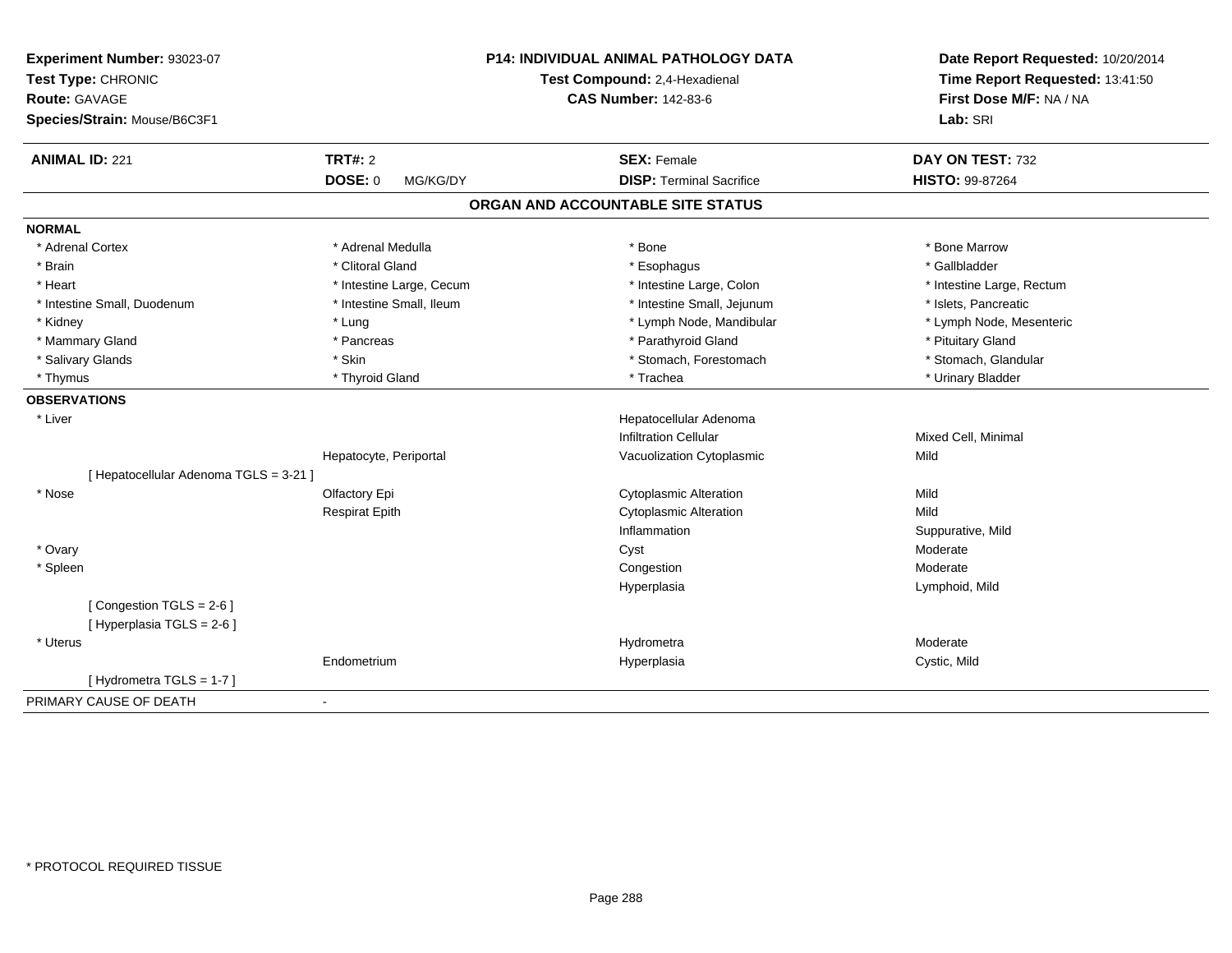**Experiment Number:** 93023-07
**Test Type:** CHRONIC
**Route:** GAVAGE
**Species/Strain:** Mouse/B6C3F1

**P14: INDIVIDUAL ANIMAL PATHOLOGY DATA**
**Test Compound:** 2,4-Hexadienal
**CAS Number:** 142-83-6

**Date Report Requested:** 10/20/2014
**Time Report Requested:** 13:41:50
**First Dose M/F:** NA / NA
**Lab:** SRI

| **ANIMAL ID:** 221 | **TRT#:** 2 | **SEX:** Female | **DAY ON TEST:** 732 |
|---|---|---|---|
| | **DOSE:** 0 MG/KG/DY | **DISP:** Terminal Sacrifice | **HISTO:** 99-87264 |

## ORGAN AND ACCOUNTABLE SITE STATUS

**NORMAL**

| | | | |
|---|---|---|---|
| * Adrenal Cortex | * Adrenal Medulla | * Bone | * Bone Marrow |
| * Brain | * Clitoral Gland | * Esophagus | * Gallbladder |
| * Heart | * Intestine Large, Cecum | * Intestine Large, Colon | * Intestine Large, Rectum |
| * Intestine Small, Duodenum | * Intestine Small, Ileum | * Intestine Small, Jejunum | * Islets, Pancreatic |
| * Kidney | * Lung | * Lymph Node, Mandibular | * Lymph Node, Mesenteric |
| * Mammary Gland | * Pancreas | * Parathyroid Gland | * Pituitary Gland |
| * Salivary Glands | * Skin | * Stomach, Forestomach | * Stomach, Glandular |
| * Thymus | * Thyroid Gland | * Trachea | * Urinary Bladder |

**OBSERVATIONS**

| | | | |
|---|---|---|---|
| * Liver | | Hepatocellular Adenoma | |
| | | Infiltration Cellular | Mixed Cell, Minimal |
| | Hepatocyte, Periportal | Vacuolization Cytoplasmic | Mild |
| [ Hepatocellular Adenoma TGLS = 3-21 ] | | | |
| * Nose | Olfactory Epi | Cytoplasmic Alteration | Mild |
| | Respirat Epith | Cytoplasmic Alteration | Mild |
| | | Inflammation | Suppurative, Mild |
| * Ovary | | Cyst | Moderate |
| * Spleen | | Congestion | Moderate |
| | | Hyperplasia | Lymphoid, Mild |
| [ Congestion TGLS = 2-6 ] | | | |
| [ Hyperplasia TGLS = 2-6 ] | | | |
| * Uterus | | Hydrometra | Moderate |
| | Endometrium | Hyperplasia | Cystic, Mild |
| [ Hydrometra TGLS = 1-7 ] | | | |

PRIMARY CAUSE OF DEATH -

* PROTOCOL REQUIRED TISSUE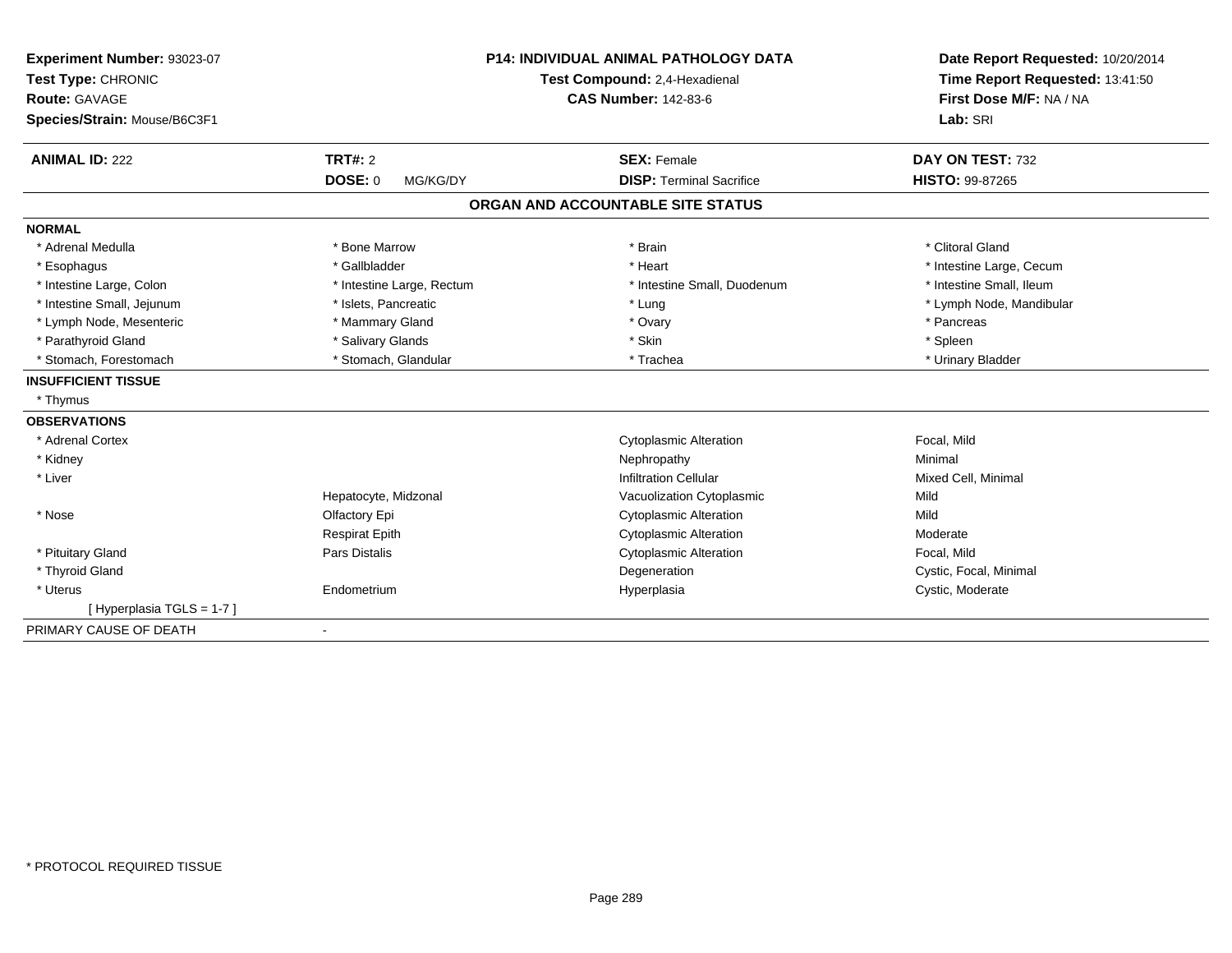**Experiment Number:** 93023-07
**Test Type:** CHRONIC
**Route:** GAVAGE
**Species/Strain:** Mouse/B6C3F1

**P14: INDIVIDUAL ANIMAL PATHOLOGY DATA**
**Test Compound:** 2,4-Hexadienal
**CAS Number:** 142-83-6

**Date Report Requested:** 10/20/2014
**Time Report Requested:** 13:41:50
**First Dose M/F:** NA / NA
**Lab:** SRI

| **ANIMAL ID:** 222 | **TRT#:** 2 | **SEX:** Female | **DAY ON TEST:** 732 |
|---|---|---|---|
| | **DOSE:** 0 MG/KG/DY | **DISP:** Terminal Sacrifice | **HISTO:** 99-87265 |

## ORGAN AND ACCOUNTABLE SITE STATUS

**NORMAL**

| | | | |
|---|---|---|---|
| * Adrenal Medulla | * Bone Marrow | * Brain | * Clitoral Gland |
| * Esophagus | * Gallbladder | * Heart | * Intestine Large, Cecum |
| * Intestine Large, Colon | * Intestine Large, Rectum | * Intestine Small, Duodenum | * Intestine Small, Ileum |
| * Intestine Small, Jejunum | * Islets, Pancreatic | * Lung | * Lymph Node, Mandibular |
| * Lymph Node, Mesenteric | * Mammary Gland | * Ovary | * Pancreas |
| * Parathyroid Gland | * Salivary Glands | * Skin | * Spleen |
| * Stomach, Forestomach | * Stomach, Glandular | * Trachea | * Urinary Bladder |

**INSUFFICIENT TISSUE**

* Thymus

**OBSERVATIONS**

| | | | |
|---|---|---|---|
| * Adrenal Cortex | | Cytoplasmic Alteration | Focal, Mild |
| * Kidney | | Nephropathy | Minimal |
| * Liver | | Infiltration Cellular | Mixed Cell, Minimal |
| | Hepatocyte, Midzonal | Vacuolization Cytoplasmic | Mild |
| * Nose | Olfactory Epi | Cytoplasmic Alteration | Mild |
| | Respirat Epith | Cytoplasmic Alteration | Moderate |
| * Pituitary Gland | Pars Distalis | Cytoplasmic Alteration | Focal, Mild |
| * Thyroid Gland | | Degeneration | Cystic, Focal, Minimal |
| * Uterus | Endometrium | Hyperplasia | Cystic, Moderate |
| [ Hyperplasia TGLS = 1-7 ] | | | |

PRIMARY CAUSE OF DEATH -

* PROTOCOL REQUIRED TISSUE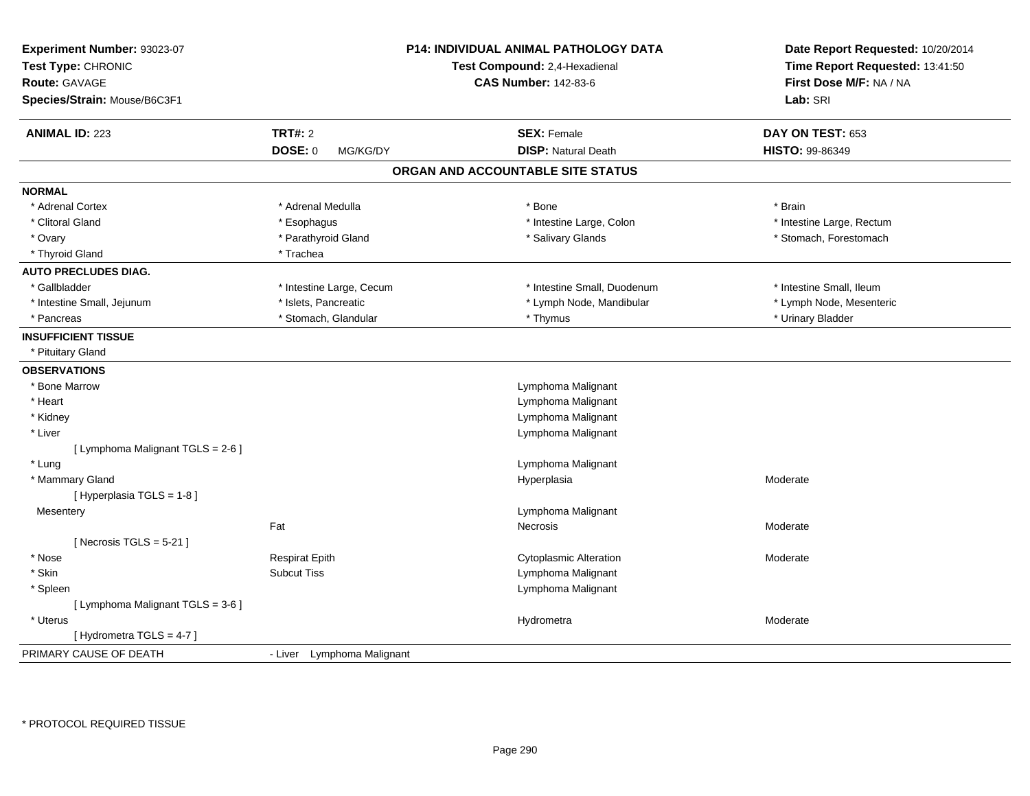**Experiment Number:** 93023-07
**Test Type:** CHRONIC
**Route:** GAVAGE
**Species/Strain:** Mouse/B6C3F1

**P14: INDIVIDUAL ANIMAL PATHOLOGY DATA**
**Test Compound:** 2,4-Hexadienal
**CAS Number:** 142-83-6

**Date Report Requested:** 10/20/2014
**Time Report Requested:** 13:41:50
**First Dose M/F:** NA / NA
**Lab:** SRI

| **ANIMAL ID:** 223 | **TRT#:** 2 | **SEX:** Female | **DAY ON TEST:** 653 |
|---|---|---|---|
| | **DOSE:** 0 MG/KG/DY | **DISP:** Natural Death | **HISTO:** 99-86349 |

## ORGAN AND ACCOUNTABLE SITE STATUS

**NORMAL**

| | | | |
|---|---|---|---|
| * Adrenal Cortex | * Adrenal Medulla | * Bone | * Brain |
| * Clitoral Gland | * Esophagus | * Intestine Large, Colon | * Intestine Large, Rectum |
| * Ovary | * Parathyroid Gland | * Salivary Glands | * Stomach, Forestomach |
| * Thyroid Gland | * Trachea | | |

**AUTO PRECLUDES DIAG.**

| | | | |
|---|---|---|---|
| * Gallbladder | * Intestine Large, Cecum | * Intestine Small, Duodenum | * Intestine Small, Ileum |
| * Intestine Small, Jejunum | * Islets, Pancreatic | * Lymph Node, Mandibular | * Lymph Node, Mesenteric |
| * Pancreas | * Stomach, Glandular | * Thymus | * Urinary Bladder |

**INSUFFICIENT TISSUE**

* Pituitary Gland

**OBSERVATIONS**

| Organ | Site | Observation | Severity |
|---|---|---|---|
| * Bone Marrow | | Lymphoma Malignant | |
| * Heart | | Lymphoma Malignant | |
| * Kidney | | Lymphoma Malignant | |
| * Liver | | Lymphoma Malignant | |
| [ Lymphoma Malignant TGLS = 2-6 ] | | | |
| * Lung | | Lymphoma Malignant | |
| * Mammary Gland | | Hyperplasia | Moderate |
| [ Hyperplasia TGLS = 1-8 ] | | | |
| Mesentery | | Lymphoma Malignant | |
| | Fat | Necrosis | Moderate |
| [ Necrosis TGLS = 5-21 ] | | | |
| * Nose | Respirat Epith | Cytoplasmic Alteration | Moderate |
| * Skin | Subcut Tiss | Lymphoma Malignant | |
| * Spleen | | Lymphoma Malignant | |
| [ Lymphoma Malignant TGLS = 3-6 ] | | | |
| * Uterus | | Hydrometra | Moderate |
| [ Hydrometra TGLS = 4-7 ] | | | |

PRIMARY CAUSE OF DEATH - Liver Lymphoma Malignant

* PROTOCOL REQUIRED TISSUE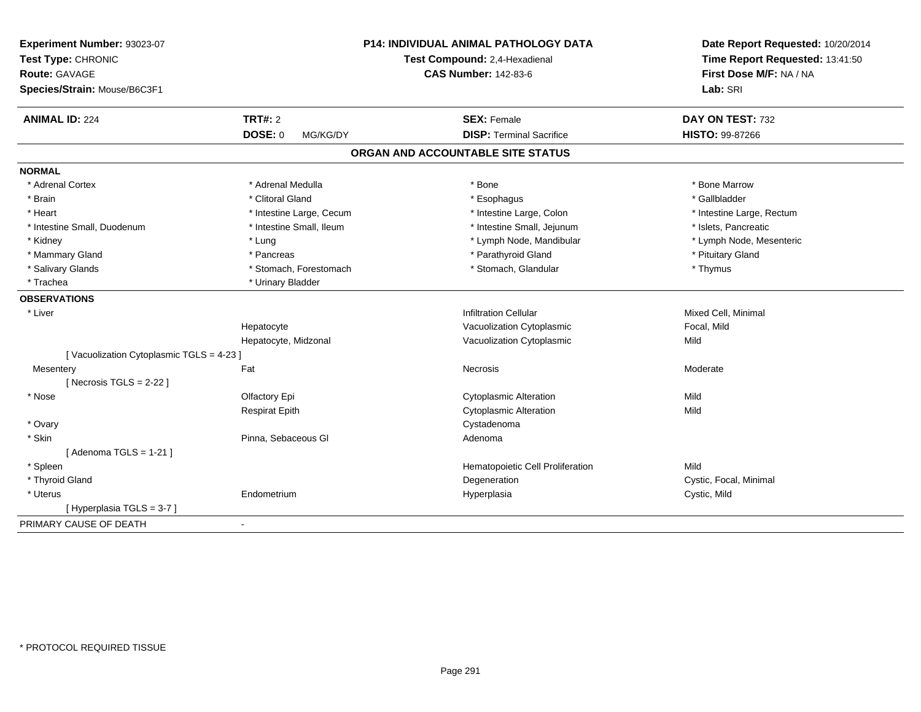**Experiment Number:** 93023-07
**Test Type:** CHRONIC
**Route:** GAVAGE
**Species/Strain:** Mouse/B6C3F1

**P14: INDIVIDUAL ANIMAL PATHOLOGY DATA**
**Test Compound:** 2,4-Hexadienal
**CAS Number:** 142-83-6

**Date Report Requested:** 10/20/2014
**Time Report Requested:** 13:41:50
**First Dose M/F:** NA / NA
**Lab:** SRI

| **ANIMAL ID:** 224 | **TRT#:** 2 | **SEX:** Female | **DAY ON TEST:** 732 |
|---|---|---|---|
| | **DOSE:** 0 MG/KG/DY | **DISP:** Terminal Sacrifice | **HISTO:** 99-87266 |

## ORGAN AND ACCOUNTABLE SITE STATUS

**NORMAL**

| | | | |
|---|---|---|---|
| * Adrenal Cortex | * Adrenal Medulla | * Bone | * Bone Marrow |
| * Brain | * Clitoral Gland | * Esophagus | * Gallbladder |
| * Heart | * Intestine Large, Cecum | * Intestine Large, Colon | * Intestine Large, Rectum |
| * Intestine Small, Duodenum | * Intestine Small, Ileum | * Intestine Small, Jejunum | * Islets, Pancreatic |
| * Kidney | * Lung | * Lymph Node, Mandibular | * Lymph Node, Mesenteric |
| * Mammary Gland | * Pancreas | * Parathyroid Gland | * Pituitary Gland |
| * Salivary Glands | * Stomach, Forestomach | * Stomach, Glandular | * Thymus |
| * Trachea | * Urinary Bladder | | |

**OBSERVATIONS**

| | | | |
|---|---|---|---|
| * Liver | | Infiltration Cellular | Mixed Cell, Minimal |
| | Hepatocyte | Vacuolization Cytoplasmic | Focal, Mild |
| | Hepatocyte, Midzonal | Vacuolization Cytoplasmic | Mild |
| [ Vacuolization Cytoplasmic TGLS = 4-23 ] | | | |
| Mesentery | Fat | Necrosis | Moderate |
| [ Necrosis TGLS = 2-22 ] | | | |
| * Nose | Olfactory Epi | Cytoplasmic Alteration | Mild |
| | Respirat Epith | Cytoplasmic Alteration | Mild |
| * Ovary | | Cystadenoma | |
| * Skin | Pinna, Sebaceous Gl | Adenoma | |
| [ Adenoma TGLS = 1-21 ] | | | |
| * Spleen | | Hematopoietic Cell Proliferation | Mild |
| * Thyroid Gland | | Degeneration | Cystic, Focal, Minimal |
| * Uterus | Endometrium | Hyperplasia | Cystic, Mild |
| [ Hyperplasia TGLS = 3-7 ] | | | |

PRIMARY CAUSE OF DEATH -

* PROTOCOL REQUIRED TISSUE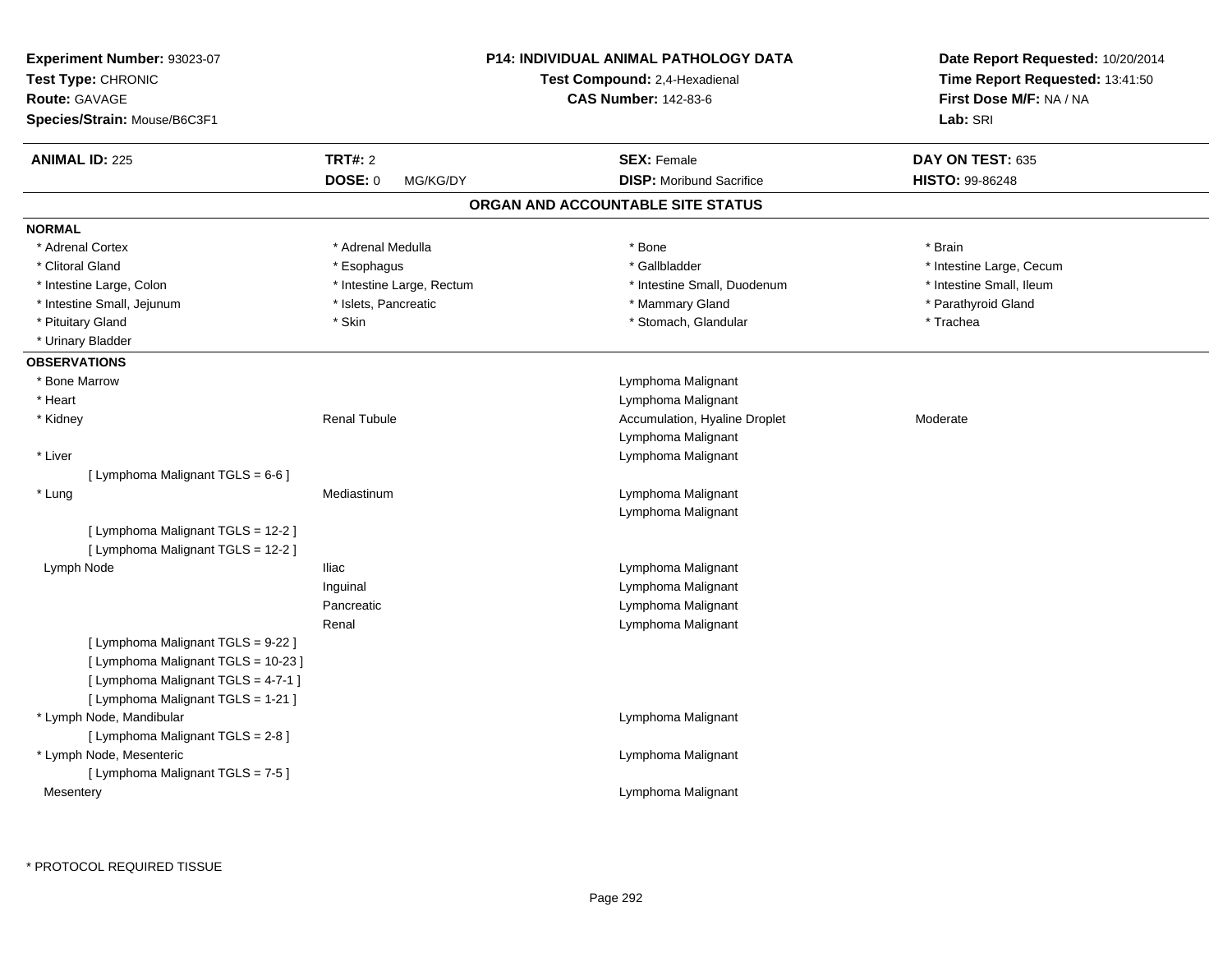**Experiment Number:** 93023-07
**Test Type:** CHRONIC
**Route:** GAVAGE
**Species/Strain:** Mouse/B6C3F1

**P14: INDIVIDUAL ANIMAL PATHOLOGY DATA**
**Test Compound:** 2,4-Hexadienal
**CAS Number:** 142-83-6

**Date Report Requested:** 10/20/2014
**Time Report Requested:** 13:41:50
**First Dose M/F:** NA / NA
**Lab:** SRI

| **ANIMAL ID:** 225 | **TRT#:** 2 | **SEX:** Female | **DAY ON TEST:** 635 |
|---|---|---|---|
| | **DOSE:** 0 MG/KG/DY | **DISP:** Moribund Sacrifice | **HISTO:** 99-86248 |

## ORGAN AND ACCOUNTABLE SITE STATUS

**NORMAL**

| | | | |
|---|---|---|---|
| * Adrenal Cortex | * Adrenal Medulla | * Bone | * Brain |
| * Clitoral Gland | * Esophagus | * Gallbladder | * Intestine Large, Cecum |
| * Intestine Large, Colon | * Intestine Large, Rectum | * Intestine Small, Duodenum | * Intestine Small, Ileum |
| * Intestine Small, Jejunum | * Islets, Pancreatic | * Mammary Gland | * Parathyroid Gland |
| * Pituitary Gland | * Skin | * Stomach, Glandular | * Trachea |
| * Urinary Bladder | | | |

**OBSERVATIONS**

| | | | |
|---|---|---|---|
| * Bone Marrow | | Lymphoma Malignant | |
| * Heart | | Lymphoma Malignant | |
| * Kidney | Renal Tubule | Accumulation, Hyaline Droplet | Moderate |
| | | Lymphoma Malignant | |
| * Liver | | Lymphoma Malignant | |
| [ Lymphoma Malignant TGLS = 6-6 ] | | | |
| * Lung | Mediastinum | Lymphoma Malignant | |
| | | Lymphoma Malignant | |
| [ Lymphoma Malignant TGLS = 12-2 ] | | | |
| [ Lymphoma Malignant TGLS = 12-2 ] | | | |
| Lymph Node | Iliac | Lymphoma Malignant | |
| | Inguinal | Lymphoma Malignant | |
| | Pancreatic | Lymphoma Malignant | |
| | Renal | Lymphoma Malignant | |
| [ Lymphoma Malignant TGLS = 9-22 ] | | | |
| [ Lymphoma Malignant TGLS = 10-23 ] | | | |
| [ Lymphoma Malignant TGLS = 4-7-1 ] | | | |
| [ Lymphoma Malignant TGLS = 1-21 ] | | | |
| * Lymph Node, Mandibular | | Lymphoma Malignant | |
| [ Lymphoma Malignant TGLS = 2-8 ] | | | |
| * Lymph Node, Mesenteric | | Lymphoma Malignant | |
| [ Lymphoma Malignant TGLS = 7-5 ] | | | |
| Mesentery | | Lymphoma Malignant | |

* PROTOCOL REQUIRED TISSUE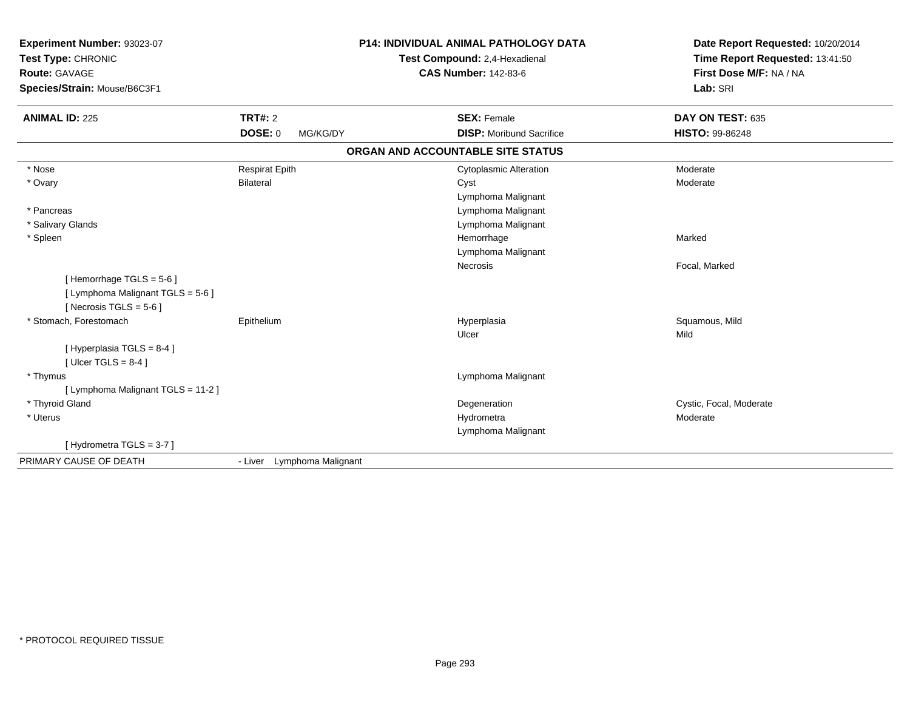**Experiment Number:** 93023-07
**Test Type:** CHRONIC
**Route:** GAVAGE
**Species/Strain:** Mouse/B6C3F1

**P14: INDIVIDUAL ANIMAL PATHOLOGY DATA**
**Test Compound:** 2,4-Hexadienal
**CAS Number:** 142-83-6

**Date Report Requested:** 10/20/2014
**Time Report Requested:** 13:41:50
**First Dose M/F:** NA / NA
**Lab:** SRI

| **ANIMAL ID:** 225 | **TRT#:** 2 | **SEX:** Female | **DAY ON TEST:** 635 |
|---|---|---|---|
| | **DOSE:** 0 MG/KG/DY | **DISP:** Moribund Sacrifice | **HISTO:** 99-86248 |

**ORGAN AND ACCOUNTABLE SITE STATUS**

| | | | |
|---|---|---|---|
| * Nose | Respirat Epith | Cytoplasmic Alteration | Moderate |
| * Ovary | Bilateral | Cyst | Moderate |
| | | Lymphoma Malignant | |
| * Pancreas | | Lymphoma Malignant | |
| * Salivary Glands | | Lymphoma Malignant | |
| * Spleen | | Hemorrhage | Marked |
| | | Lymphoma Malignant | |
| | | Necrosis | Focal, Marked |
| [ Hemorrhage TGLS = 5-6 ] | | | |
| [ Lymphoma Malignant TGLS = 5-6 ] | | | |
| [ Necrosis TGLS = 5-6 ] | | | |
| * Stomach, Forestomach | Epithelium | Hyperplasia | Squamous, Mild |
| | | Ulcer | Mild |
| [ Hyperplasia TGLS = 8-4 ] | | | |
| [ Ulcer TGLS = 8-4 ] | | | |
| * Thymus | | Lymphoma Malignant | |
| [ Lymphoma Malignant TGLS = 11-2 ] | | | |
| * Thyroid Gland | | Degeneration | Cystic, Focal, Moderate |
| * Uterus | | Hydrometra | Moderate |
| | | Lymphoma Malignant | |
| [ Hydrometra TGLS = 3-7 ] | | | |
| PRIMARY CAUSE OF DEATH | - Liver Lymphoma Malignant | | |

* PROTOCOL REQUIRED TISSUE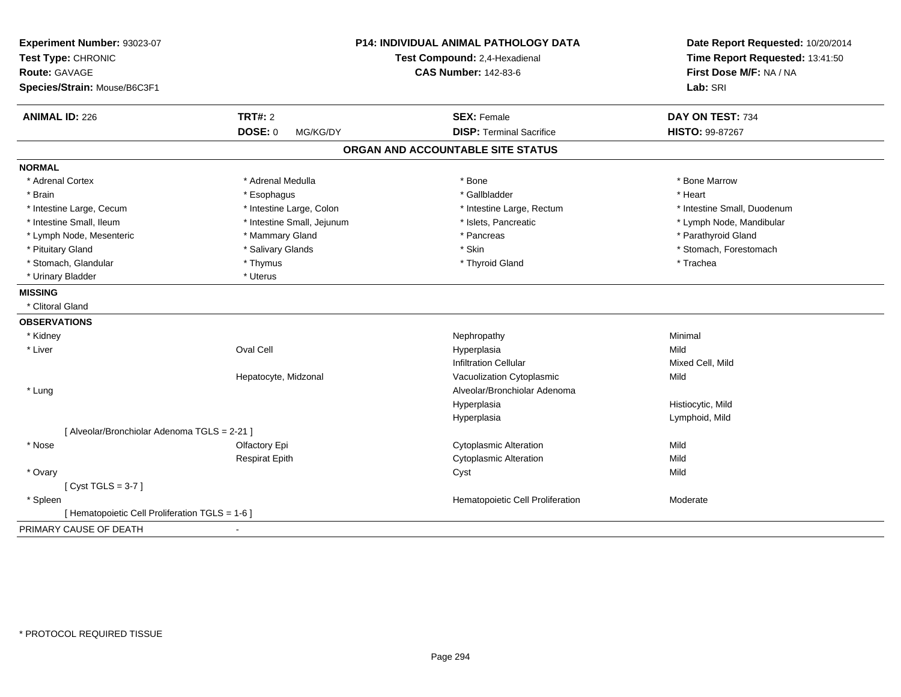**Experiment Number:** 93023-07
**Test Type:** CHRONIC
**Route:** GAVAGE
**Species/Strain:** Mouse/B6C3F1

**P14: INDIVIDUAL ANIMAL PATHOLOGY DATA**
**Test Compound:** 2,4-Hexadienal
**CAS Number:** 142-83-6

**Date Report Requested:** 10/20/2014
**Time Report Requested:** 13:41:50
**First Dose M/F:** NA / NA
**Lab:** SRI

| **ANIMAL ID:** 226 | **TRT#:** 2 | **SEX:** Female | **DAY ON TEST:** 734 |
|---|---|---|---|
| | **DOSE:** 0 MG/KG/DY | **DISP:** Terminal Sacrifice | **HISTO:** 99-87267 |

## ORGAN AND ACCOUNTABLE SITE STATUS

**NORMAL**

| | | | |
|---|---|---|---|
| * Adrenal Cortex | * Adrenal Medulla | * Bone | * Bone Marrow |
| * Brain | * Esophagus | * Gallbladder | * Heart |
| * Intestine Large, Cecum | * Intestine Large, Colon | * Intestine Large, Rectum | * Intestine Small, Duodenum |
| * Intestine Small, Ileum | * Intestine Small, Jejunum | * Islets, Pancreatic | * Lymph Node, Mandibular |
| * Lymph Node, Mesenteric | * Mammary Gland | * Pancreas | * Parathyroid Gland |
| * Pituitary Gland | * Salivary Glands | * Skin | * Stomach, Forestomach |
| * Stomach, Glandular | * Thymus | * Thyroid Gland | * Trachea |
| * Urinary Bladder | * Uterus | | |

**MISSING**

* Clitoral Gland

**OBSERVATIONS**

| | | | |
|---|---|---|---|
| * Kidney | | Nephropathy | Minimal |
| * Liver | Oval Cell | Hyperplasia | Mild |
| | | Infiltration Cellular | Mixed Cell, Mild |
| | Hepatocyte, Midzonal | Vacuolization Cytoplasmic | Mild |
| * Lung | | Alveolar/Bronchiolar Adenoma | |
| | | Hyperplasia | Histiocytic, Mild |
| | | Hyperplasia | Lymphoid, Mild |
| [ Alveolar/Bronchiolar Adenoma TGLS = 2-21 ] | | | |
| * Nose | Olfactory Epi | Cytoplasmic Alteration | Mild |
| | Respirat Epith | Cytoplasmic Alteration | Mild |
| * Ovary | | Cyst | Mild |
| [ Cyst TGLS = 3-7 ] | | | |
| * Spleen | | Hematopoietic Cell Proliferation | Moderate |
| [ Hematopoietic Cell Proliferation TGLS = 1-6 ] | | | |

PRIMARY CAUSE OF DEATH -

* PROTOCOL REQUIRED TISSUE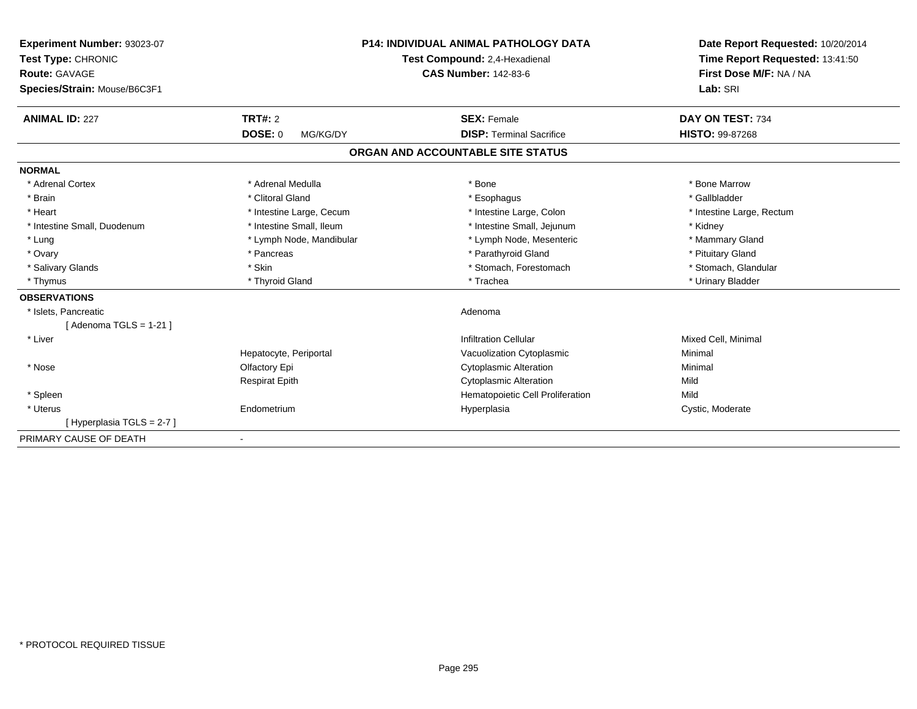**Experiment Number:** 93023-07
**Test Type:** CHRONIC
**Route:** GAVAGE
**Species/Strain:** Mouse/B6C3F1

**P14: INDIVIDUAL ANIMAL PATHOLOGY DATA**
**Test Compound:** 2,4-Hexadienal
**CAS Number:** 142-83-6

**Date Report Requested:** 10/20/2014
**Time Report Requested:** 13:41:50
**First Dose M/F:** NA / NA
**Lab:** SRI

| **ANIMAL ID:** 227 | **TRT#:** 2 | **SEX:** Female | **DAY ON TEST:** 734 |
|---|---|---|---|
| | **DOSE:** 0 MG/KG/DY | **DISP:** Terminal Sacrifice | **HISTO:** 99-87268 |

## ORGAN AND ACCOUNTABLE SITE STATUS

**NORMAL**

| | | | |
|---|---|---|---|
| * Adrenal Cortex | * Adrenal Medulla | * Bone | * Bone Marrow |
| * Brain | * Clitoral Gland | * Esophagus | * Gallbladder |
| * Heart | * Intestine Large, Cecum | * Intestine Large, Colon | * Intestine Large, Rectum |
| * Intestine Small, Duodenum | * Intestine Small, Ileum | * Intestine Small, Jejunum | * Kidney |
| * Lung | * Lymph Node, Mandibular | * Lymph Node, Mesenteric | * Mammary Gland |
| * Ovary | * Pancreas | * Parathyroid Gland | * Pituitary Gland |
| * Salivary Glands | * Skin | * Stomach, Forestomach | * Stomach, Glandular |
| * Thymus | * Thyroid Gland | * Trachea | * Urinary Bladder |

**OBSERVATIONS**

| | | | |
|---|---|---|---|
| * Islets, Pancreatic | | Adenoma | |
| [ Adenoma TGLS = 1-21 ] | | | |
| * Liver | | Infiltration Cellular | Mixed Cell, Minimal |
| | Hepatocyte, Periportal | Vacuolization Cytoplasmic | Minimal |
| * Nose | Olfactory Epi | Cytoplasmic Alteration | Minimal |
| | Respirat Epith | Cytoplasmic Alteration | Mild |
| * Spleen | | Hematopoietic Cell Proliferation | Mild |
| * Uterus | Endometrium | Hyperplasia | Cystic, Moderate |
| [ Hyperplasia TGLS = 2-7 ] | | | |

PRIMARY CAUSE OF DEATH -

* PROTOCOL REQUIRED TISSUE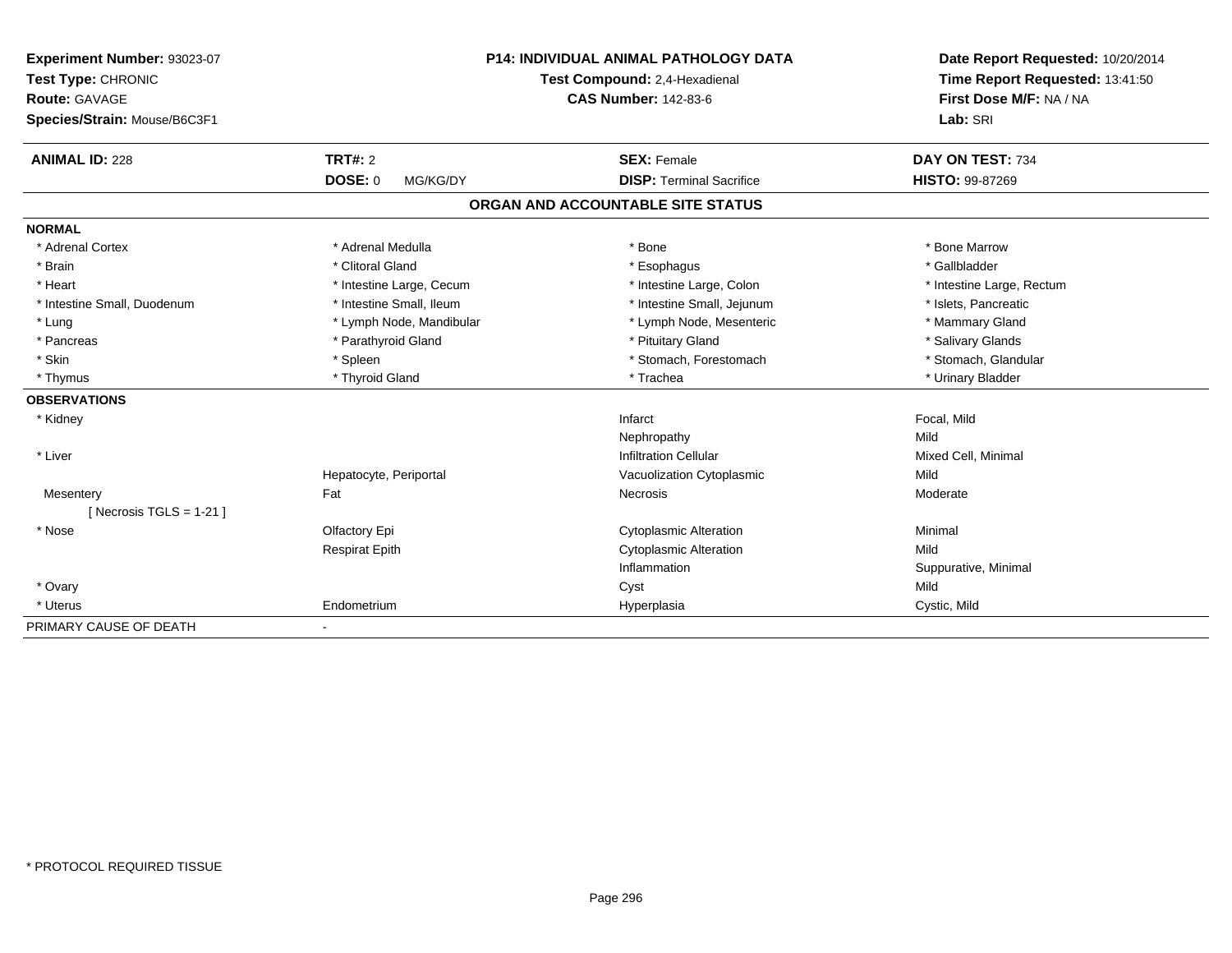**Experiment Number:** 93023-07
**Test Type:** CHRONIC
**Route:** GAVAGE
**Species/Strain:** Mouse/B6C3F1

**P14: INDIVIDUAL ANIMAL PATHOLOGY DATA**
**Test Compound:** 2,4-Hexadienal
**CAS Number:** 142-83-6

**Date Report Requested:** 10/20/2014
**Time Report Requested:** 13:41:50
**First Dose M/F:** NA / NA
**Lab:** SRI

| **ANIMAL ID:** 228 | **TRT#:** 2 | **SEX:** Female | **DAY ON TEST:** 734 |
|---|---|---|---|
| | **DOSE:** 0 MG/KG/DY | **DISP:** Terminal Sacrifice | **HISTO:** 99-87269 |

## ORGAN AND ACCOUNTABLE SITE STATUS

**NORMAL**

| | | | |
|---|---|---|---|
| * Adrenal Cortex | * Adrenal Medulla | * Bone | * Bone Marrow |
| * Brain | * Clitoral Gland | * Esophagus | * Gallbladder |
| * Heart | * Intestine Large, Cecum | * Intestine Large, Colon | * Intestine Large, Rectum |
| * Intestine Small, Duodenum | * Intestine Small, Ileum | * Intestine Small, Jejunum | * Islets, Pancreatic |
| * Lung | * Lymph Node, Mandibular | * Lymph Node, Mesenteric | * Mammary Gland |
| * Pancreas | * Parathyroid Gland | * Pituitary Gland | * Salivary Glands |
| * Skin | * Spleen | * Stomach, Forestomach | * Stomach, Glandular |
| * Thymus | * Thyroid Gland | * Trachea | * Urinary Bladder |

**OBSERVATIONS**

| | | | |
|---|---|---|---|
| * Kidney | | Infarct | Focal, Mild |
| | | Nephropathy | Mild |
| * Liver | | Infiltration Cellular | Mixed Cell, Minimal |
| | Hepatocyte, Periportal | Vacuolization Cytoplasmic | Mild |
| Mesentery | Fat | Necrosis | Moderate |
| [ Necrosis TGLS = 1-21 ] | | | |
| * Nose | Olfactory Epi | Cytoplasmic Alteration | Minimal |
| | Respirat Epith | Cytoplasmic Alteration | Mild |
| | | Inflammation | Suppurative, Minimal |
| * Ovary | | Cyst | Mild |
| * Uterus | Endometrium | Hyperplasia | Cystic, Mild |

PRIMARY CAUSE OF DEATH -

* PROTOCOL REQUIRED TISSUE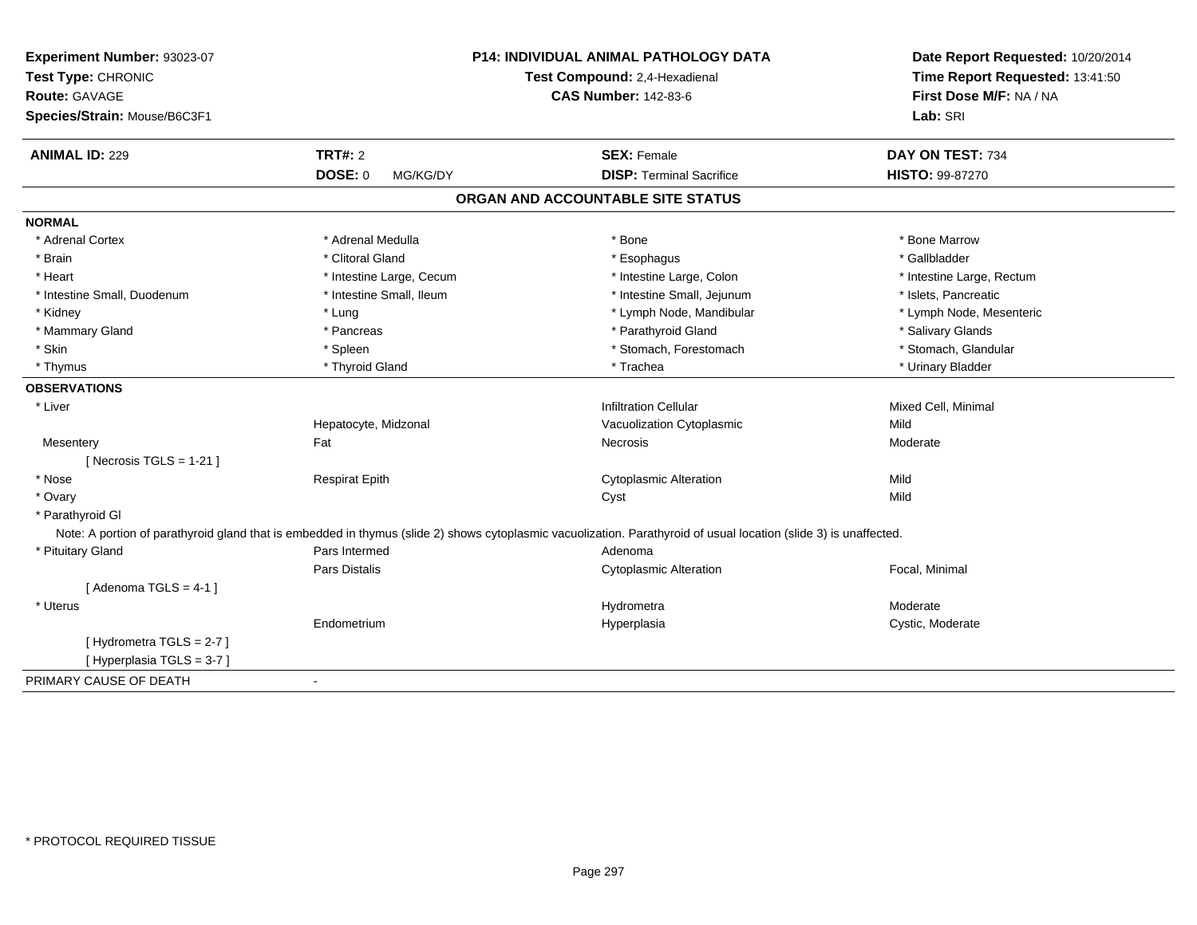**Experiment Number:** 93023-07
**Test Type:** CHRONIC
**Route:** GAVAGE
**Species/Strain:** Mouse/B6C3F1

**P14: INDIVIDUAL ANIMAL PATHOLOGY DATA**
**Test Compound:** 2,4-Hexadienal
**CAS Number:** 142-83-6

**Date Report Requested:** 10/20/2014
**Time Report Requested:** 13:41:50
**First Dose M/F:** NA / NA
**Lab:** SRI

| **ANIMAL ID:** 229 | **TRT#:** 2 | **SEX:** Female | **DAY ON TEST:** 734 |
|---|---|---|---|
| | **DOSE:** 0 MG/KG/DY | **DISP:** Terminal Sacrifice | **HISTO:** 99-87270 |

## ORGAN AND ACCOUNTABLE SITE STATUS

**NORMAL**

| | | | |
|---|---|---|---|
| * Adrenal Cortex | * Adrenal Medulla | * Bone | * Bone Marrow |
| * Brain | * Clitoral Gland | * Esophagus | * Gallbladder |
| * Heart | * Intestine Large, Cecum | * Intestine Large, Colon | * Intestine Large, Rectum |
| * Intestine Small, Duodenum | * Intestine Small, Ileum | * Intestine Small, Jejunum | * Islets, Pancreatic |
| * Kidney | * Lung | * Lymph Node, Mandibular | * Lymph Node, Mesenteric |
| * Mammary Gland | * Pancreas | * Parathyroid Gland | * Salivary Glands |
| * Skin | * Spleen | * Stomach, Forestomach | * Stomach, Glandular |
| * Thymus | * Thyroid Gland | * Trachea | * Urinary Bladder |

**OBSERVATIONS**

| | | | |
|---|---|---|---|
| * Liver | | Infiltration Cellular | Mixed Cell, Minimal |
| | Hepatocyte, Midzonal | Vacuolization Cytoplasmic | Mild |
| Mesentery | Fat | Necrosis | Moderate |
| [ Necrosis TGLS = 1-21 ] | | | |
| * Nose | Respirat Epith | Cytoplasmic Alteration | Mild |
| * Ovary | | Cyst | Mild |
| * Parathyroid Gl | | | |

Note: A portion of parathyroid gland that is embedded in thymus (slide 2) shows cytoplasmic vacuolization. Parathyroid of usual location (slide 3) is unaffected.

| | | | |
|---|---|---|---|
| * Pituitary Gland | Pars Intermed | Adenoma | |
| | Pars Distalis | Cytoplasmic Alteration | Focal, Minimal |
| [ Adenoma TGLS = 4-1 ] | | | |
| * Uterus | | Hydrometra | Moderate |
| | Endometrium | Hyperplasia | Cystic, Moderate |
| [ Hydrometra TGLS = 2-7 ] | | | |
| [ Hyperplasia TGLS = 3-7 ] | | | |

PRIMARY CAUSE OF DEATH -

* PROTOCOL REQUIRED TISSUE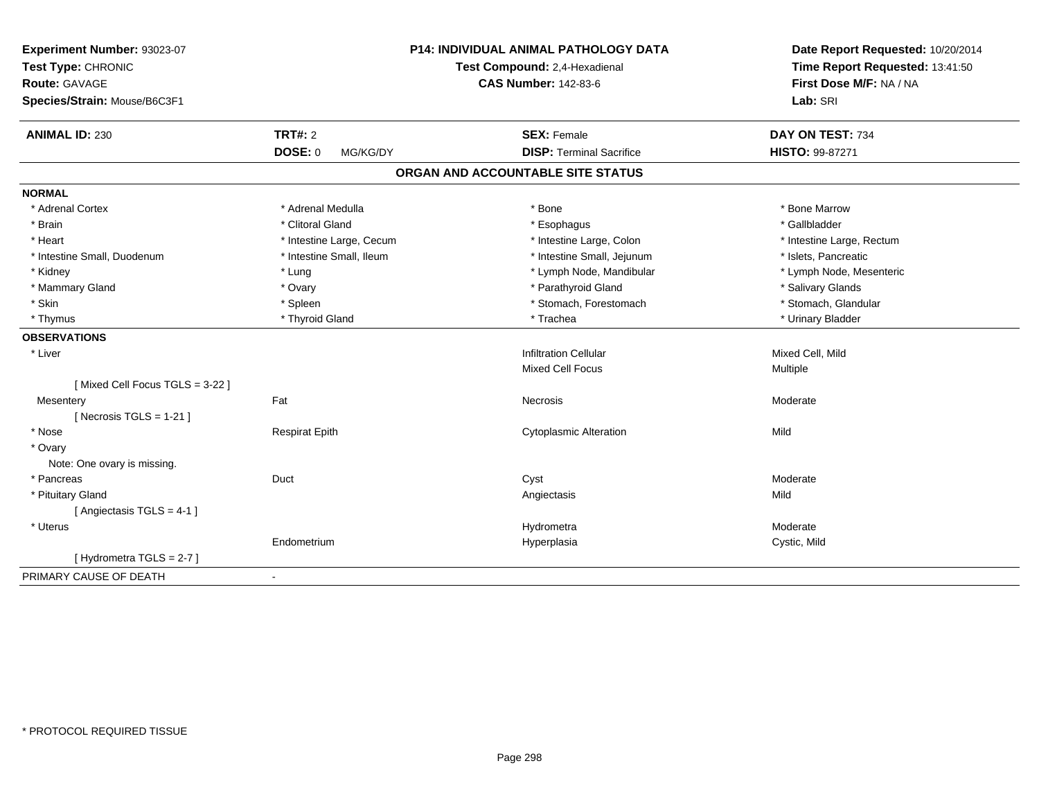**Experiment Number:** 93023-07
**Test Type:** CHRONIC
**Route:** GAVAGE
**Species/Strain:** Mouse/B6C3F1

**P14: INDIVIDUAL ANIMAL PATHOLOGY DATA**
**Test Compound:** 2,4-Hexadienal
**CAS Number:** 142-83-6

**Date Report Requested:** 10/20/2014
**Time Report Requested:** 13:41:50
**First Dose M/F:** NA / NA
**Lab:** SRI

| **ANIMAL ID:** 230 | **TRT#:** 2 | **SEX:** Female | **DAY ON TEST:** 734 |
|---|---|---|---|
| | **DOSE:** 0 MG/KG/DY | **DISP:** Terminal Sacrifice | **HISTO:** 99-87271 |

## ORGAN AND ACCOUNTABLE SITE STATUS

**NORMAL**

| | | | |
|---|---|---|---|
| * Adrenal Cortex | * Adrenal Medulla | * Bone | * Bone Marrow |
| * Brain | * Clitoral Gland | * Esophagus | * Gallbladder |
| * Heart | * Intestine Large, Cecum | * Intestine Large, Colon | * Intestine Large, Rectum |
| * Intestine Small, Duodenum | * Intestine Small, Ileum | * Intestine Small, Jejunum | * Islets, Pancreatic |
| * Kidney | * Lung | * Lymph Node, Mandibular | * Lymph Node, Mesenteric |
| * Mammary Gland | * Ovary | * Parathyroid Gland | * Salivary Glands |
| * Skin | * Spleen | * Stomach, Forestomach | * Stomach, Glandular |
| * Thymus | * Thyroid Gland | * Trachea | * Urinary Bladder |

**OBSERVATIONS**

| | | | |
|---|---|---|---|
| * Liver | | Infiltration Cellular | Mixed Cell, Mild |
| | | Mixed Cell Focus | Multiple |
| [ Mixed Cell Focus TGLS = 3-22 ] | | | |
| Mesentery | Fat | Necrosis | Moderate |
| [ Necrosis TGLS = 1-21 ] | | | |
| * Nose | Respirat Epith | Cytoplasmic Alteration | Mild |
| * Ovary | | | |
| Note: One ovary is missing. | | | |
| * Pancreas | Duct | Cyst | Moderate |
| * Pituitary Gland | | Angiectasis | Mild |
| [ Angiectasis TGLS = 4-1 ] | | | |
| * Uterus | | Hydrometra | Moderate |
| | Endometrium | Hyperplasia | Cystic, Mild |
| [ Hydrometra TGLS = 2-7 ] | | | |

PRIMARY CAUSE OF DEATH -

* PROTOCOL REQUIRED TISSUE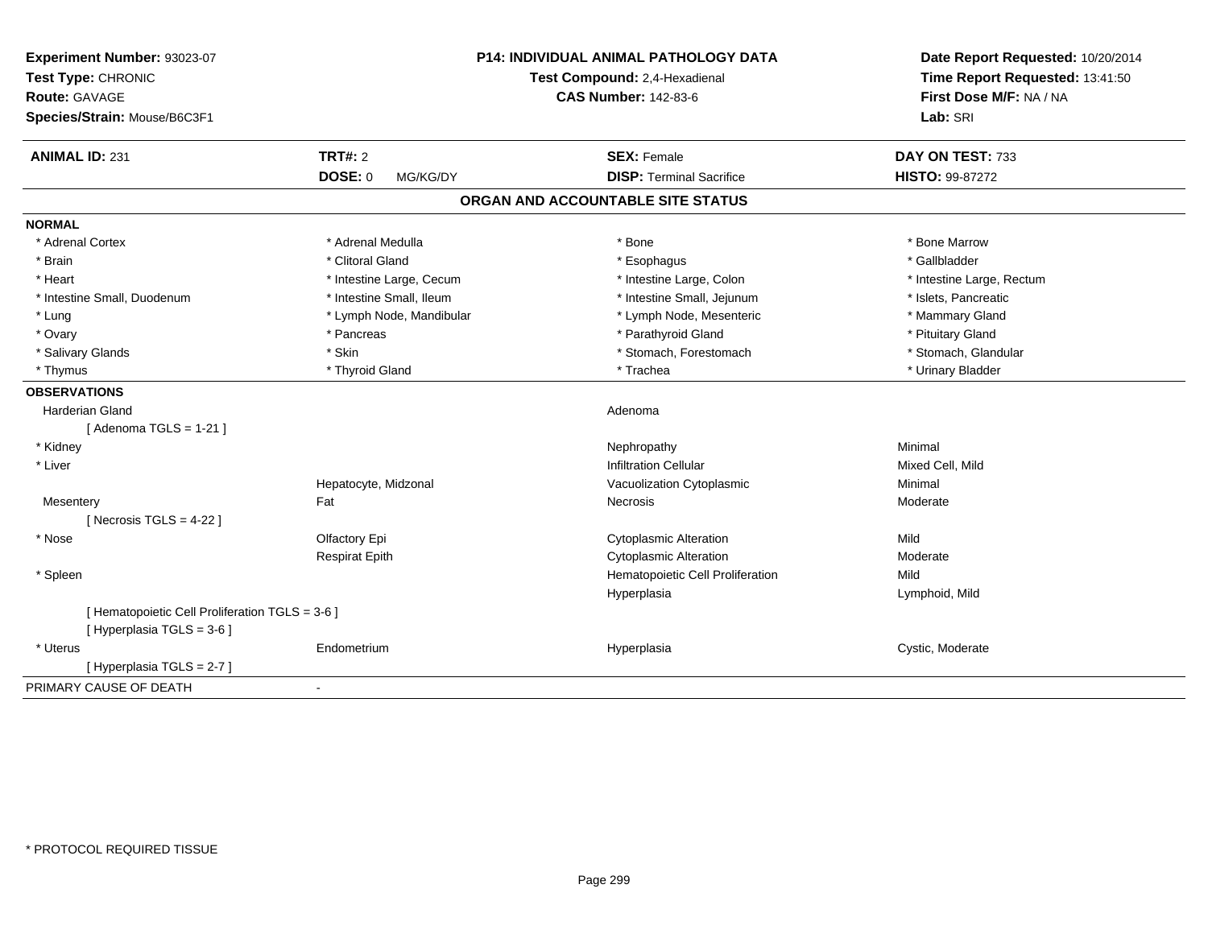**Experiment Number:** 93023-07
**Test Type:** CHRONIC
**Route:** GAVAGE
**Species/Strain:** Mouse/B6C3F1

**P14: INDIVIDUAL ANIMAL PATHOLOGY DATA**
**Test Compound:** 2,4-Hexadienal
**CAS Number:** 142-83-6

**Date Report Requested:** 10/20/2014
**Time Report Requested:** 13:41:50
**First Dose M/F:** NA / NA
**Lab:** SRI

| **ANIMAL ID:** 231 | **TRT#:** 2 | **SEX:** Female | **DAY ON TEST:** 733 |
|---|---|---|---|
| | **DOSE:** 0 MG/KG/DY | **DISP:** Terminal Sacrifice | **HISTO:** 99-87272 |

## ORGAN AND ACCOUNTABLE SITE STATUS

**NORMAL**

| | | | |
|---|---|---|---|
| * Adrenal Cortex | * Adrenal Medulla | * Bone | * Bone Marrow |
| * Brain | * Clitoral Gland | * Esophagus | * Gallbladder |
| * Heart | * Intestine Large, Cecum | * Intestine Large, Colon | * Intestine Large, Rectum |
| * Intestine Small, Duodenum | * Intestine Small, Ileum | * Intestine Small, Jejunum | * Islets, Pancreatic |
| * Lung | * Lymph Node, Mandibular | * Lymph Node, Mesenteric | * Mammary Gland |
| * Ovary | * Pancreas | * Parathyroid Gland | * Pituitary Gland |
| * Salivary Glands | * Skin | * Stomach, Forestomach | * Stomach, Glandular |
| * Thymus | * Thyroid Gland | * Trachea | * Urinary Bladder |

**OBSERVATIONS**

| | | | |
|---|---|---|---|
| Harderian Gland | | Adenoma | |
| [ Adenoma TGLS = 1-21 ] | | | |
| * Kidney | | Nephropathy | Minimal |
| * Liver | | Infiltration Cellular | Mixed Cell, Mild |
| | Hepatocyte, Midzonal | Vacuolization Cytoplasmic | Minimal |
| Mesentery | Fat | Necrosis | Moderate |
| [ Necrosis TGLS = 4-22 ] | | | |
| * Nose | Olfactory Epi | Cytoplasmic Alteration | Mild |
| | Respirat Epith | Cytoplasmic Alteration | Moderate |
| * Spleen | | Hematopoietic Cell Proliferation | Mild |
| | | Hyperplasia | Lymphoid, Mild |
| [ Hematopoietic Cell Proliferation TGLS = 3-6 ] | | | |
| [ Hyperplasia TGLS = 3-6 ] | | | |
| * Uterus | Endometrium | Hyperplasia | Cystic, Moderate |
| [ Hyperplasia TGLS = 2-7 ] | | | |

PRIMARY CAUSE OF DEATH -

* PROTOCOL REQUIRED TISSUE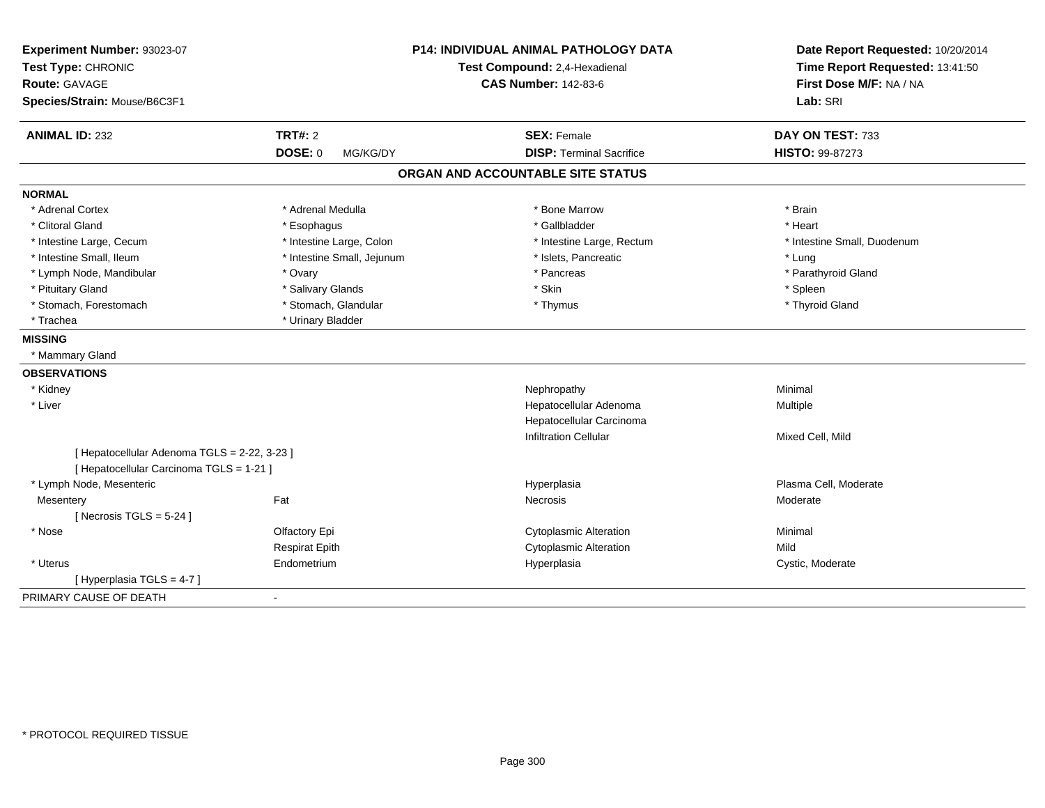**Experiment Number:** 93023-07
**Test Type:** CHRONIC
**Route:** GAVAGE
**Species/Strain:** Mouse/B6C3F1

**P14: INDIVIDUAL ANIMAL PATHOLOGY DATA**
**Test Compound:** 2,4-Hexadienal
**CAS Number:** 142-83-6

**Date Report Requested:** 10/20/2014
**Time Report Requested:** 13:41:50
**First Dose M/F:** NA / NA
**Lab:** SRI

| **ANIMAL ID:** 232 | **TRT#:** 2 | **SEX:** Female | **DAY ON TEST:** 733 |
|---|---|---|---|
| | **DOSE:** 0 MG/KG/DY | **DISP:** Terminal Sacrifice | **HISTO:** 99-87273 |

## ORGAN AND ACCOUNTABLE SITE STATUS

**NORMAL**

| | | | |
|---|---|---|---|
| * Adrenal Cortex | * Adrenal Medulla | * Bone Marrow | * Brain |
| * Clitoral Gland | * Esophagus | * Gallbladder | * Heart |
| * Intestine Large, Cecum | * Intestine Large, Colon | * Intestine Large, Rectum | * Intestine Small, Duodenum |
| * Intestine Small, Ileum | * Intestine Small, Jejunum | * Islets, Pancreatic | * Lung |
| * Lymph Node, Mandibular | * Ovary | * Pancreas | * Parathyroid Gland |
| * Pituitary Gland | * Salivary Glands | * Skin | * Spleen |
| * Stomach, Forestomach | * Stomach, Glandular | * Thymus | * Thyroid Gland |
| * Trachea | * Urinary Bladder | | |

**MISSING**

* Mammary Gland

**OBSERVATIONS**

| | | | |
|---|---|---|---|
| * Kidney | | Nephropathy | Minimal |
| * Liver | | Hepatocellular Adenoma | Multiple |
| | | Hepatocellular Carcinoma | |
| | | Infiltration Cellular | Mixed Cell, Mild |
| [ Hepatocellular Adenoma TGLS = 2-22, 3-23 ] | | | |
| [ Hepatocellular Carcinoma TGLS = 1-21 ] | | | |
| * Lymph Node, Mesenteric | | Hyperplasia | Plasma Cell, Moderate |
| Mesentery | Fat | Necrosis | Moderate |
| [ Necrosis TGLS = 5-24 ] | | | |
| * Nose | Olfactory Epi | Cytoplasmic Alteration | Minimal |
| | Respirat Epith | Cytoplasmic Alteration | Mild |
| * Uterus | Endometrium | Hyperplasia | Cystic, Moderate |
| [ Hyperplasia TGLS = 4-7 ] | | | |

PRIMARY CAUSE OF DEATH -

* PROTOCOL REQUIRED TISSUE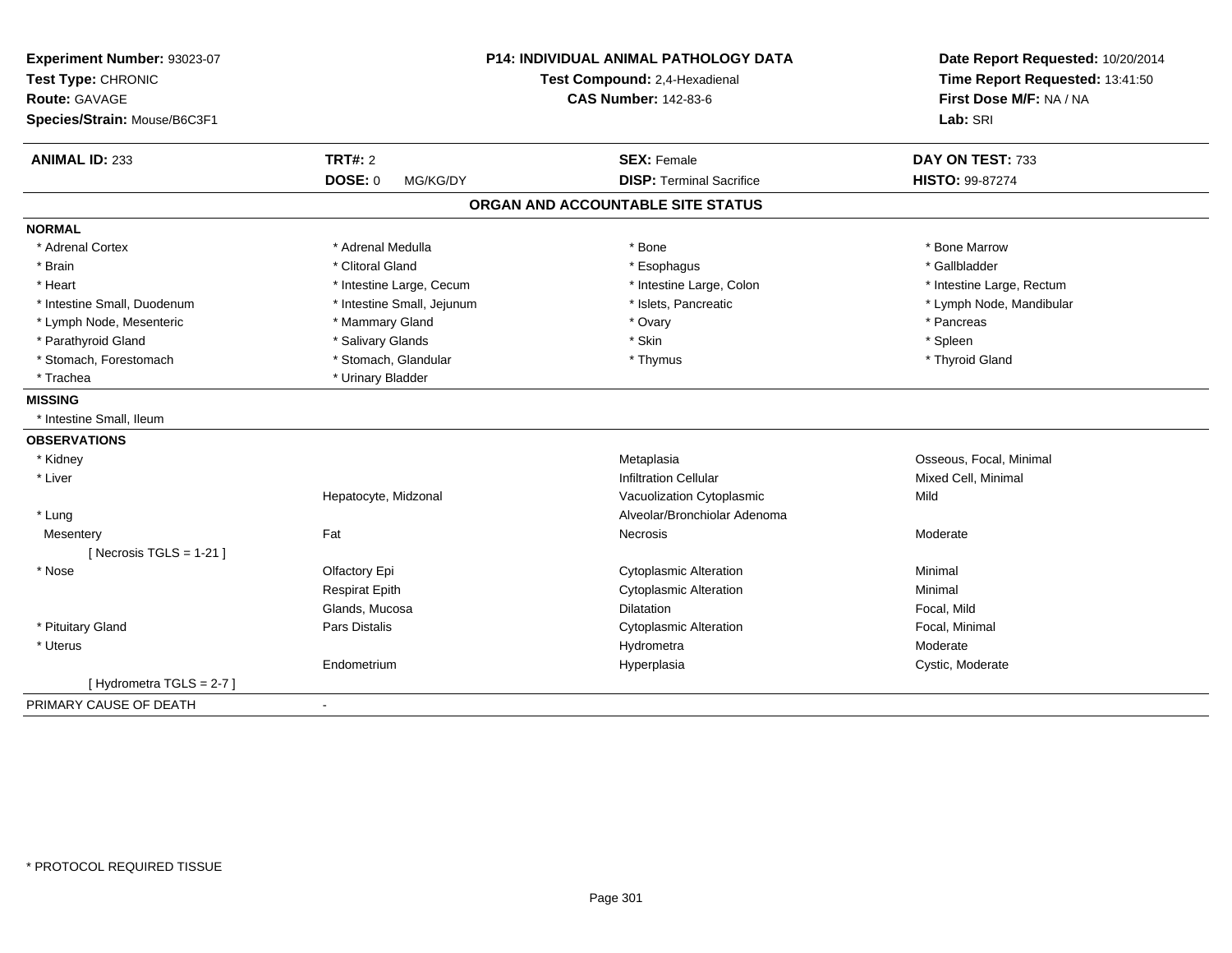**Experiment Number:** 93023-07
**Test Type:** CHRONIC
**Route:** GAVAGE
**Species/Strain:** Mouse/B6C3F1

**P14: INDIVIDUAL ANIMAL PATHOLOGY DATA**
**Test Compound:** 2,4-Hexadienal
**CAS Number:** 142-83-6

**Date Report Requested:** 10/20/2014
**Time Report Requested:** 13:41:50
**First Dose M/F:** NA / NA
**Lab:** SRI

| **ANIMAL ID:** 233 | **TRT#:** 2 | **SEX:** Female | **DAY ON TEST:** 733 |
|---|---|---|---|
| | **DOSE:** 0 MG/KG/DY | **DISP:** Terminal Sacrifice | **HISTO:** 99-87274 |

## ORGAN AND ACCOUNTABLE SITE STATUS

**NORMAL**

| | | | |
|---|---|---|---|
| * Adrenal Cortex | * Adrenal Medulla | * Bone | * Bone Marrow |
| * Brain | * Clitoral Gland | * Esophagus | * Gallbladder |
| * Heart | * Intestine Large, Cecum | * Intestine Large, Colon | * Intestine Large, Rectum |
| * Intestine Small, Duodenum | * Intestine Small, Jejunum | * Islets, Pancreatic | * Lymph Node, Mandibular |
| * Lymph Node, Mesenteric | * Mammary Gland | * Ovary | * Pancreas |
| * Parathyroid Gland | * Salivary Glands | * Skin | * Spleen |
| * Stomach, Forestomach | * Stomach, Glandular | * Thymus | * Thyroid Gland |
| * Trachea | * Urinary Bladder | | |

**MISSING**

* Intestine Small, Ileum

**OBSERVATIONS**

| | | | |
|---|---|---|---|
| * Kidney | | Metaplasia | Osseous, Focal, Minimal |
| * Liver | | Infiltration Cellular | Mixed Cell, Minimal |
| | Hepatocyte, Midzonal | Vacuolization Cytoplasmic | Mild |
| * Lung | | Alveolar/Bronchiolar Adenoma | |
| Mesentery | Fat | Necrosis | Moderate |
| [ Necrosis TGLS = 1-21 ] | | | |
| * Nose | Olfactory Epi | Cytoplasmic Alteration | Minimal |
| | Respirat Epith | Cytoplasmic Alteration | Minimal |
| | Glands, Mucosa | Dilatation | Focal, Mild |
| * Pituitary Gland | Pars Distalis | Cytoplasmic Alteration | Focal, Minimal |
| * Uterus | | Hydrometra | Moderate |
| | Endometrium | Hyperplasia | Cystic, Moderate |
| [ Hydrometra TGLS = 2-7 ] | | | |

PRIMARY CAUSE OF DEATH -

* PROTOCOL REQUIRED TISSUE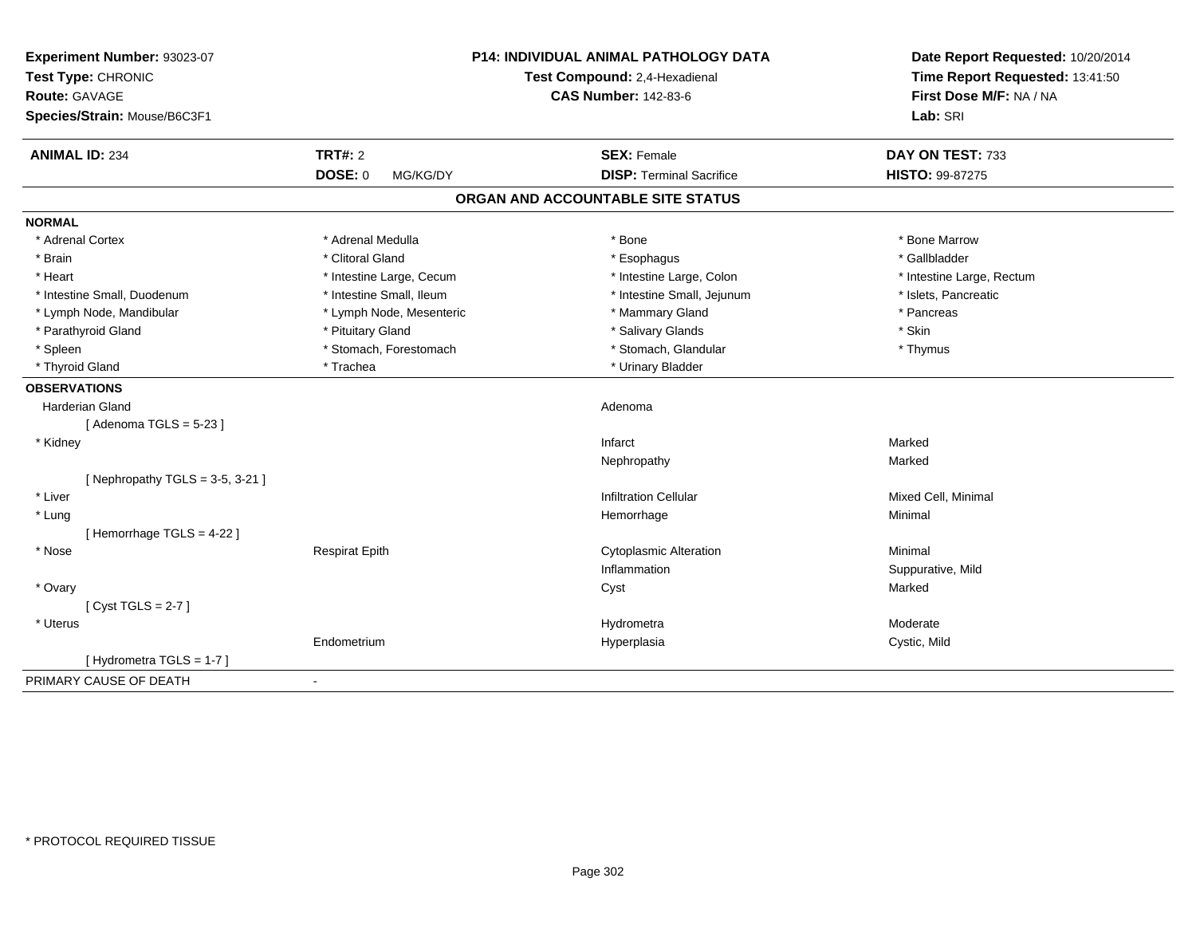**Experiment Number:** 93023-07
**Test Type:** CHRONIC
**Route:** GAVAGE
**Species/Strain:** Mouse/B6C3F1

**P14: INDIVIDUAL ANIMAL PATHOLOGY DATA**
**Test Compound:** 2,4-Hexadienal
**CAS Number:** 142-83-6

**Date Report Requested:** 10/20/2014
**Time Report Requested:** 13:41:50
**First Dose M/F:** NA / NA
**Lab:** SRI

| **ANIMAL ID:** 234 | **TRT#:** 2 | **SEX:** Female | **DAY ON TEST:** 733 |
|---|---|---|---|
| | **DOSE:** 0 MG/KG/DY | **DISP:** Terminal Sacrifice | **HISTO:** 99-87275 |

## ORGAN AND ACCOUNTABLE SITE STATUS

**NORMAL**

| | | | |
|---|---|---|---|
| * Adrenal Cortex | * Adrenal Medulla | * Bone | * Bone Marrow |
| * Brain | * Clitoral Gland | * Esophagus | * Gallbladder |
| * Heart | * Intestine Large, Cecum | * Intestine Large, Colon | * Intestine Large, Rectum |
| * Intestine Small, Duodenum | * Intestine Small, Ileum | * Intestine Small, Jejunum | * Islets, Pancreatic |
| * Lymph Node, Mandibular | * Lymph Node, Mesenteric | * Mammary Gland | * Pancreas |
| * Parathyroid Gland | * Pituitary Gland | * Salivary Glands | * Skin |
| * Spleen | * Stomach, Forestomach | * Stomach, Glandular | * Thymus |
| * Thyroid Gland | * Trachea | * Urinary Bladder | |

**OBSERVATIONS**

| | | | |
|---|---|---|---|
| Harderian Gland | | Adenoma | |
| [ Adenoma TGLS = 5-23 ] | | | |
| * Kidney | | Infarct | Marked |
| | | Nephropathy | Marked |
| [ Nephropathy TGLS = 3-5, 3-21 ] | | | |
| * Liver | | Infiltration Cellular | Mixed Cell, Minimal |
| * Lung | | Hemorrhage | Minimal |
| [ Hemorrhage TGLS = 4-22 ] | | | |
| * Nose | Respirat Epith | Cytoplasmic Alteration | Minimal |
| | | Inflammation | Suppurative, Mild |
| * Ovary | | Cyst | Marked |
| [ Cyst TGLS = 2-7 ] | | | |
| * Uterus | | Hydrometra | Moderate |
| | Endometrium | Hyperplasia | Cystic, Mild |
| [ Hydrometra TGLS = 1-7 ] | | | |

PRIMARY CAUSE OF DEATH -

\* PROTOCOL REQUIRED TISSUE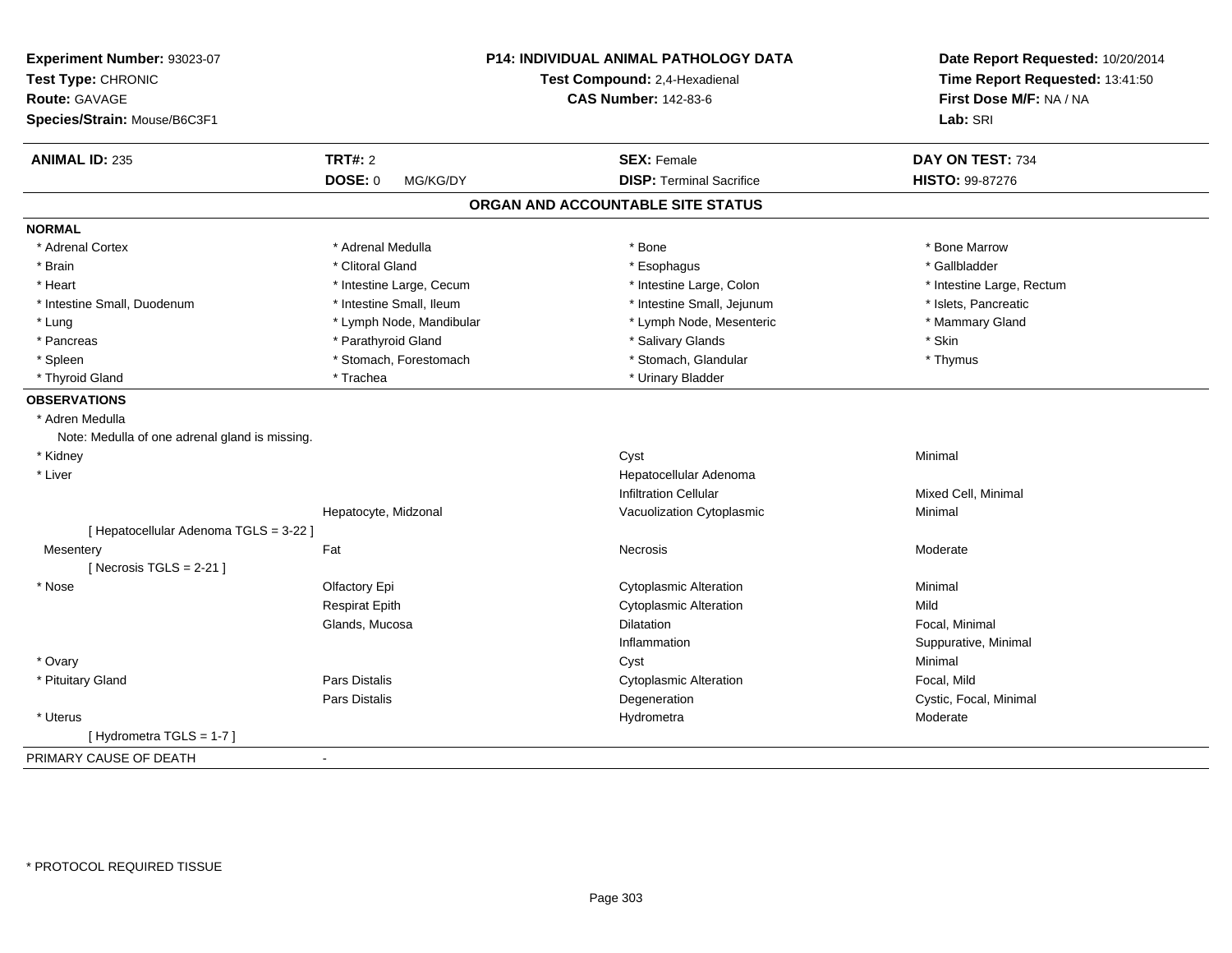**Experiment Number:** 93023-07
**Test Type:** CHRONIC
**Route:** GAVAGE
**Species/Strain:** Mouse/B6C3F1

**P14: INDIVIDUAL ANIMAL PATHOLOGY DATA**
**Test Compound:** 2,4-Hexadienal
**CAS Number:** 142-83-6

**Date Report Requested:** 10/20/2014
**Time Report Requested:** 13:41:50
**First Dose M/F:** NA / NA
**Lab:** SRI

| **ANIMAL ID:** 235 | **TRT#:** 2 | **SEX:** Female | **DAY ON TEST:** 734 |
|---|---|---|---|
| | **DOSE:** 0 MG/KG/DY | **DISP:** Terminal Sacrifice | **HISTO:** 99-87276 |

## ORGAN AND ACCOUNTABLE SITE STATUS

**NORMAL**

| | | | |
|---|---|---|---|
| * Adrenal Cortex | * Adrenal Medulla | * Bone | * Bone Marrow |
| * Brain | * Clitoral Gland | * Esophagus | * Gallbladder |
| * Heart | * Intestine Large, Cecum | * Intestine Large, Colon | * Intestine Large, Rectum |
| * Intestine Small, Duodenum | * Intestine Small, Ileum | * Intestine Small, Jejunum | * Islets, Pancreatic |
| * Lung | * Lymph Node, Mandibular | * Lymph Node, Mesenteric | * Mammary Gland |
| * Pancreas | * Parathyroid Gland | * Salivary Glands | * Skin |
| * Spleen | * Stomach, Forestomach | * Stomach, Glandular | * Thymus |
| * Thyroid Gland | * Trachea | * Urinary Bladder | |

**OBSERVATIONS**

| | | | |
|---|---|---|---|
| * Adren Medulla | | | |
| Note: Medulla of one adrenal gland is missing. | | | |
| * Kidney | | Cyst | Minimal |
| * Liver | | Hepatocellular Adenoma | |
| | | Infiltration Cellular | Mixed Cell, Minimal |
| | Hepatocyte, Midzonal | Vacuolization Cytoplasmic | Minimal |
| [ Hepatocellular Adenoma TGLS = 3-22 ] | | | |
| Mesentery | Fat | Necrosis | Moderate |
| [ Necrosis TGLS = 2-21 ] | | | |
| * Nose | Olfactory Epi | Cytoplasmic Alteration | Minimal |
| | Respirat Epith | Cytoplasmic Alteration | Mild |
| | Glands, Mucosa | Dilatation | Focal, Minimal |
| | | Inflammation | Suppurative, Minimal |
| * Ovary | | Cyst | Minimal |
| * Pituitary Gland | Pars Distalis | Cytoplasmic Alteration | Focal, Mild |
| | Pars Distalis | Degeneration | Cystic, Focal, Minimal |
| * Uterus | | Hydrometra | Moderate |
| [ Hydrometra TGLS = 1-7 ] | | | |

PRIMARY CAUSE OF DEATH -

* PROTOCOL REQUIRED TISSUE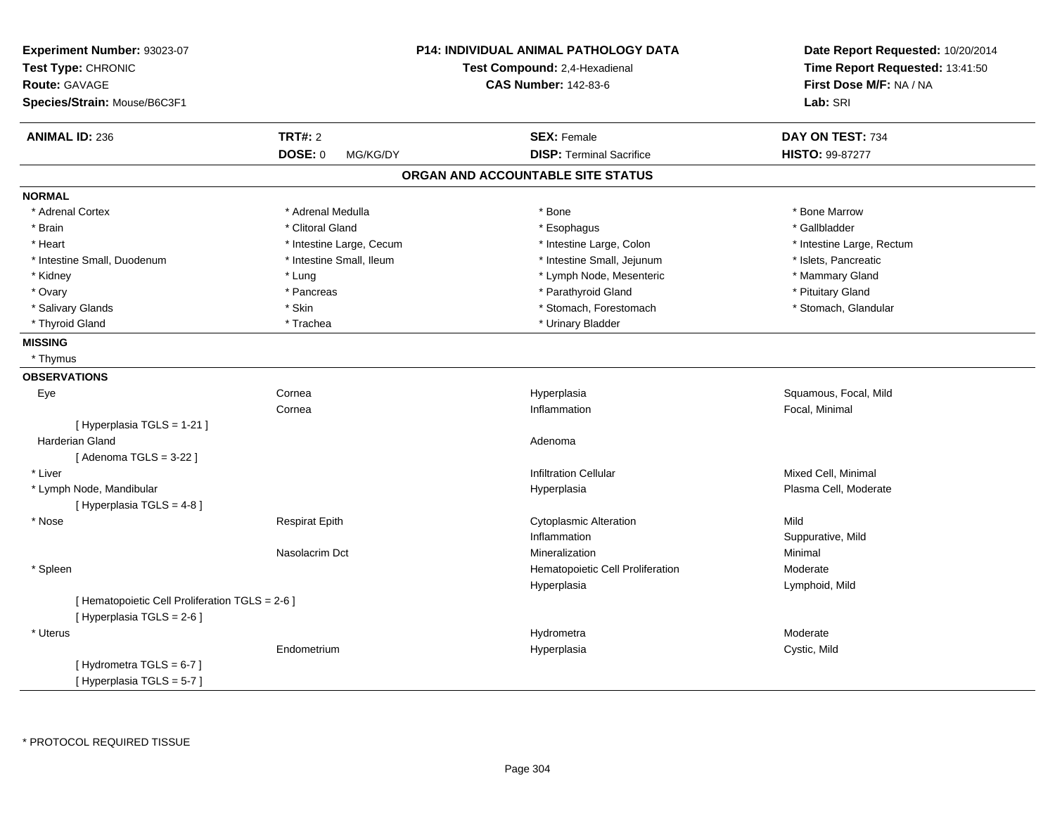**Experiment Number:** 93023-07
**Test Type:** CHRONIC
**Route:** GAVAGE
**Species/Strain:** Mouse/B6C3F1

**P14: INDIVIDUAL ANIMAL PATHOLOGY DATA**
**Test Compound:** 2,4-Hexadienal
**CAS Number:** 142-83-6

**Date Report Requested:** 10/20/2014
**Time Report Requested:** 13:41:50
**First Dose M/F:** NA / NA
**Lab:** SRI

| **ANIMAL ID:** 236 | **TRT#:** 2 | **SEX:** Female | **DAY ON TEST:** 734 |
|---|---|---|---|
| | **DOSE:** 0 MG/KG/DY | **DISP:** Terminal Sacrifice | **HISTO:** 99-87277 |

## ORGAN AND ACCOUNTABLE SITE STATUS

**NORMAL**

| | | | |
|---|---|---|---|
| * Adrenal Cortex | * Adrenal Medulla | * Bone | * Bone Marrow |
| * Brain | * Clitoral Gland | * Esophagus | * Gallbladder |
| * Heart | * Intestine Large, Cecum | * Intestine Large, Colon | * Intestine Large, Rectum |
| * Intestine Small, Duodenum | * Intestine Small, Ileum | * Intestine Small, Jejunum | * Islets, Pancreatic |
| * Kidney | * Lung | * Lymph Node, Mesenteric | * Mammary Gland |
| * Ovary | * Pancreas | * Parathyroid Gland | * Pituitary Gland |
| * Salivary Glands | * Skin | * Stomach, Forestomach | * Stomach, Glandular |
| * Thyroid Gland | * Trachea | * Urinary Bladder | |

**MISSING**

* Thymus

**OBSERVATIONS**

| | | | |
|---|---|---|---|
| Eye | Cornea | Hyperplasia | Squamous, Focal, Mild |
| | Cornea | Inflammation | Focal, Minimal |
| [ Hyperplasia TGLS = 1-21 ] | | | |
| Harderian Gland | | Adenoma | |
| [ Adenoma TGLS = 3-22 ] | | | |
| * Liver | | Infiltration Cellular | Mixed Cell, Minimal |
| * Lymph Node, Mandibular | | Hyperplasia | Plasma Cell, Moderate |
| [ Hyperplasia TGLS = 4-8 ] | | | |
| * Nose | Respirat Epith | Cytoplasmic Alteration | Mild |
| | | Inflammation | Suppurative, Mild |
| | Nasolacrim Dct | Mineralization | Minimal |
| * Spleen | | Hematopoietic Cell Proliferation | Moderate |
| | | Hyperplasia | Lymphoid, Mild |
| [ Hematopoietic Cell Proliferation TGLS = 2-6 ] | | | |
| [ Hyperplasia TGLS = 2-6 ] | | | |
| * Uterus | | Hydrometra | Moderate |
| | Endometrium | Hyperplasia | Cystic, Mild |
| [ Hydrometra TGLS = 6-7 ] | | | |
| [ Hyperplasia TGLS = 5-7 ] | | | |

* PROTOCOL REQUIRED TISSUE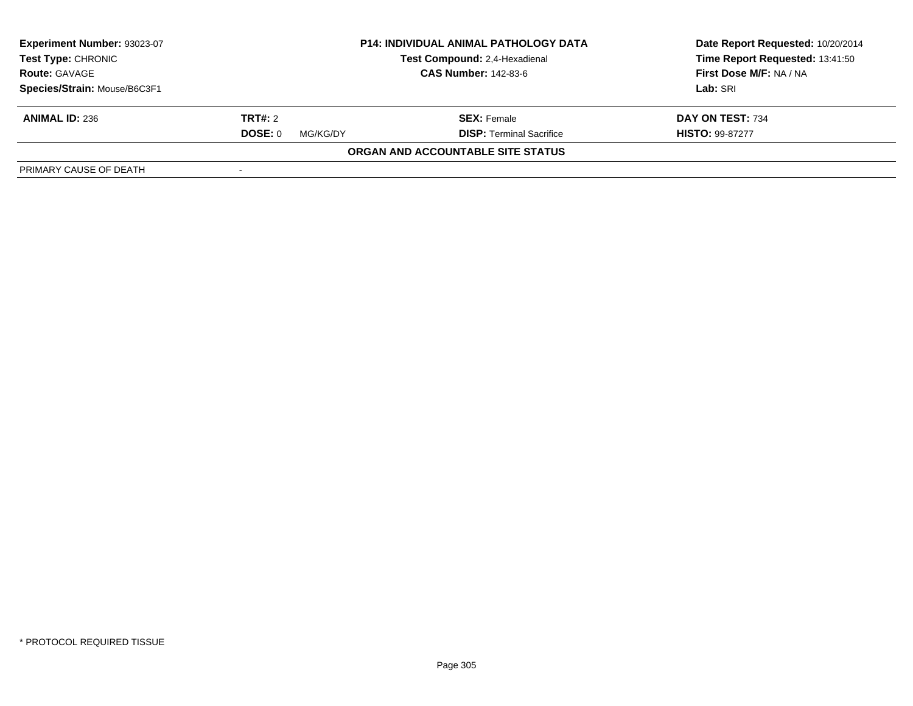| **Experiment Number:** 93023-07 | **P14: INDIVIDUAL ANIMAL PATHOLOGY DATA** | **Date Report Requested:** 10/20/2014 |
|---|---|---|
| **Test Type:** CHRONIC | **Test Compound:** 2,4-Hexadienal | **Time Report Requested:** 13:41:50 |
| **Route:** GAVAGE | **CAS Number:** 142-83-6 | **First Dose M/F:** NA / NA |
| **Species/Strain:** Mouse/B6C3F1 | | **Lab:** SRI |

| **ANIMAL ID:** 236 | **TRT#:** 2 | **SEX:** Female | **DAY ON TEST:** 734 |
|---|---|---|---|
| | **DOSE:** 0 MG/KG/DY | **DISP:** Terminal Sacrifice | **HISTO:** 99-87277 |

**ORGAN AND ACCOUNTABLE SITE STATUS**

| PRIMARY CAUSE OF DEATH | - |
|---|---|

* PROTOCOL REQUIRED TISSUE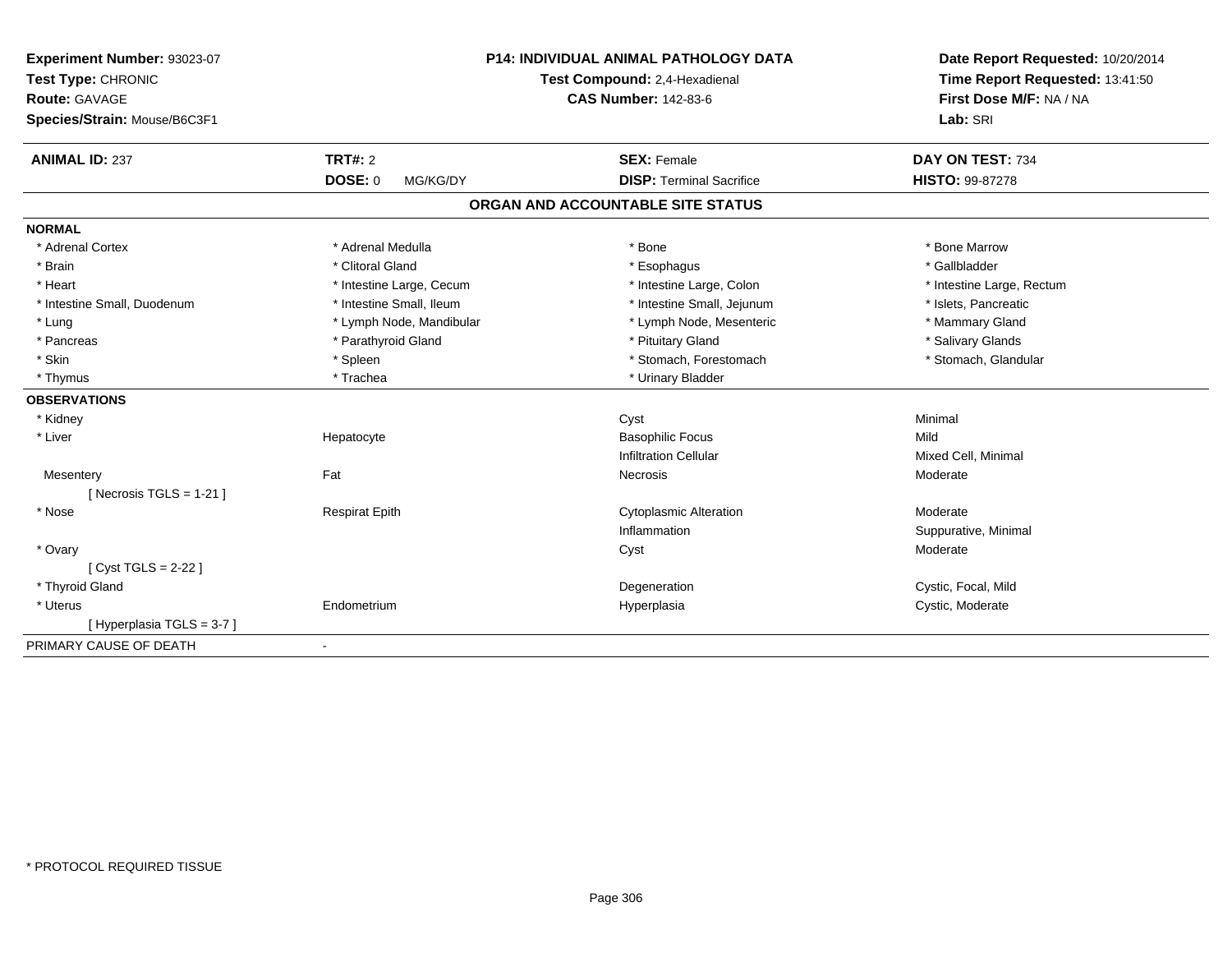**Experiment Number:** 93023-07
**Test Type:** CHRONIC
**Route:** GAVAGE
**Species/Strain:** Mouse/B6C3F1

**P14: INDIVIDUAL ANIMAL PATHOLOGY DATA**
**Test Compound:** 2,4-Hexadienal
**CAS Number:** 142-83-6

**Date Report Requested:** 10/20/2014
**Time Report Requested:** 13:41:50
**First Dose M/F:** NA / NA
**Lab:** SRI

| **ANIMAL ID:** 237 | **TRT#:** 2 | **SEX:** Female | **DAY ON TEST:** 734 |
|---|---|---|---|
| | **DOSE:** 0 MG/KG/DY | **DISP:** Terminal Sacrifice | **HISTO:** 99-87278 |

## ORGAN AND ACCOUNTABLE SITE STATUS

| | | | |
|---|---|---|---|
| **NORMAL** | | | |
| * Adrenal Cortex | * Adrenal Medulla | * Bone | * Bone Marrow |
| * Brain | * Clitoral Gland | * Esophagus | * Gallbladder |
| * Heart | * Intestine Large, Cecum | * Intestine Large, Colon | * Intestine Large, Rectum |
| * Intestine Small, Duodenum | * Intestine Small, Ileum | * Intestine Small, Jejunum | * Islets, Pancreatic |
| * Lung | * Lymph Node, Mandibular | * Lymph Node, Mesenteric | * Mammary Gland |
| * Pancreas | * Parathyroid Gland | * Pituitary Gland | * Salivary Glands |
| * Skin | * Spleen | * Stomach, Forestomach | * Stomach, Glandular |
| * Thymus | * Trachea | * Urinary Bladder | |
| **OBSERVATIONS** | | | |
| * Kidney | | Cyst | Minimal |
| * Liver | Hepatocyte | Basophilic Focus | Mild |
| | | Infiltration Cellular | Mixed Cell, Minimal |
| Mesentery | Fat | Necrosis | Moderate |
| [ Necrosis TGLS = 1-21 ] | | | |
| * Nose | Respirat Epith | Cytoplasmic Alteration | Moderate |
| | | Inflammation | Suppurative, Minimal |
| * Ovary | | Cyst | Moderate |
| [ Cyst TGLS = 2-22 ] | | | |
| * Thyroid Gland | | Degeneration | Cystic, Focal, Mild |
| * Uterus | Endometrium | Hyperplasia | Cystic, Moderate |
| [ Hyperplasia TGLS = 3-7 ] | | | |
| PRIMARY CAUSE OF DEATH | - | | |

* PROTOCOL REQUIRED TISSUE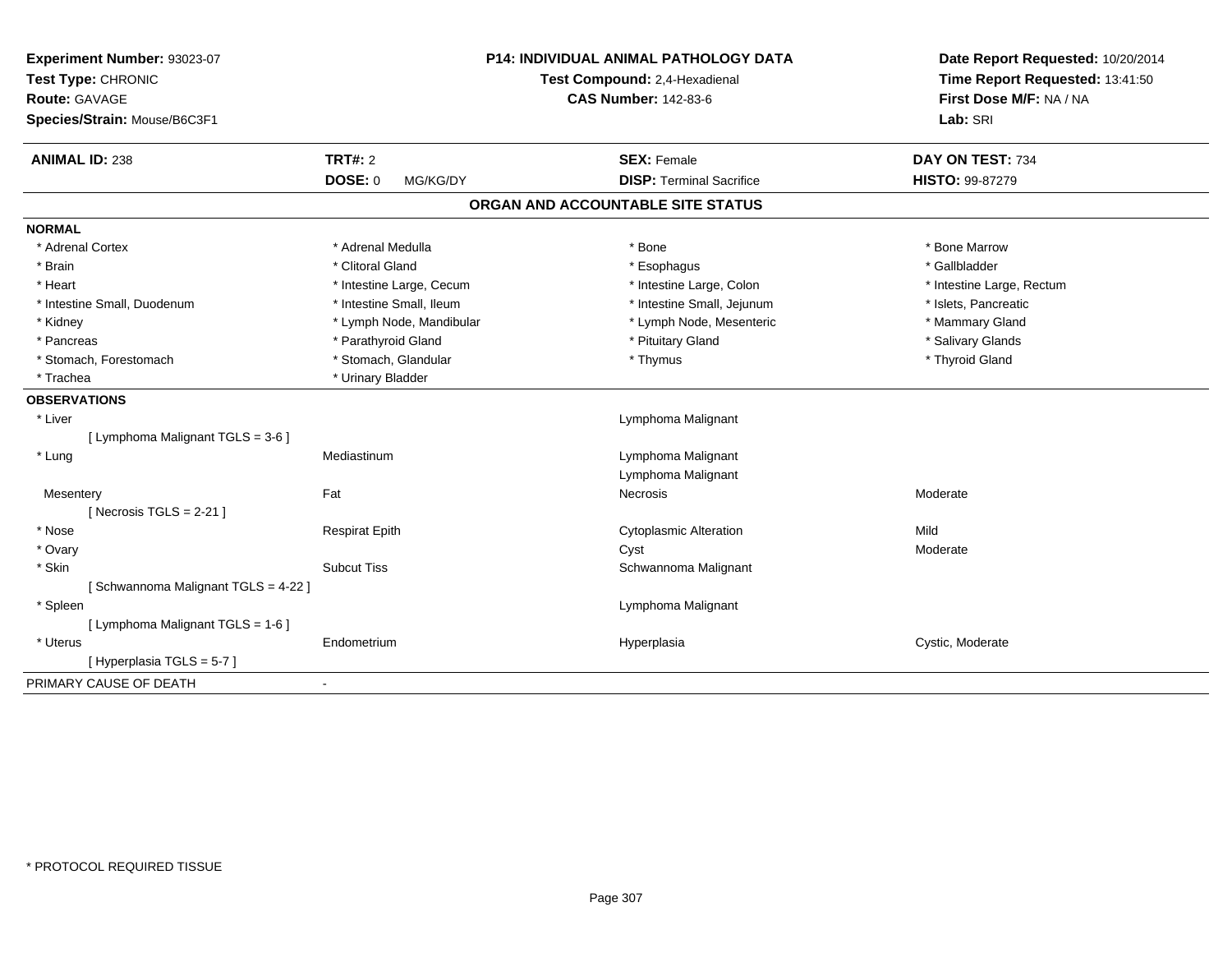**Experiment Number:** 93023-07
**Test Type:** CHRONIC
**Route:** GAVAGE
**Species/Strain:** Mouse/B6C3F1

**P14: INDIVIDUAL ANIMAL PATHOLOGY DATA**
**Test Compound:** 2,4-Hexadienal
**CAS Number:** 142-83-6

**Date Report Requested:** 10/20/2014
**Time Report Requested:** 13:41:50
**First Dose M/F:** NA / NA
**Lab:** SRI

| **ANIMAL ID:** 238 | **TRT#:** 2 | **SEX:** Female | **DAY ON TEST:** 734 |
|---|---|---|---|
| | **DOSE:** 0 MG/KG/DY | **DISP:** Terminal Sacrifice | **HISTO:** 99-87279 |

## ORGAN AND ACCOUNTABLE SITE STATUS

**NORMAL**

| | | | |
|---|---|---|---|
| * Adrenal Cortex | * Adrenal Medulla | * Bone | * Bone Marrow |
| * Brain | * Clitoral Gland | * Esophagus | * Gallbladder |
| * Heart | * Intestine Large, Cecum | * Intestine Large, Colon | * Intestine Large, Rectum |
| * Intestine Small, Duodenum | * Intestine Small, Ileum | * Intestine Small, Jejunum | * Islets, Pancreatic |
| * Kidney | * Lymph Node, Mandibular | * Lymph Node, Mesenteric | * Mammary Gland |
| * Pancreas | * Parathyroid Gland | * Pituitary Gland | * Salivary Glands |
| * Stomach, Forestomach | * Stomach, Glandular | * Thymus | * Thyroid Gland |
| * Trachea | * Urinary Bladder | | |

**OBSERVATIONS**

| | | | |
|---|---|---|---|
| * Liver | | Lymphoma Malignant | |
| [ Lymphoma Malignant TGLS = 3-6 ] | | | |
| * Lung | Mediastinum | Lymphoma Malignant | |
| | | Lymphoma Malignant | |
| Mesentery | Fat | Necrosis | Moderate |
| [ Necrosis TGLS = 2-21 ] | | | |
| * Nose | Respirat Epith | Cytoplasmic Alteration | Mild |
| * Ovary | | Cyst | Moderate |
| * Skin | Subcut Tiss | Schwannoma Malignant | |
| [ Schwannoma Malignant TGLS = 4-22 ] | | | |
| * Spleen | | Lymphoma Malignant | |
| [ Lymphoma Malignant TGLS = 1-6 ] | | | |
| * Uterus | Endometrium | Hyperplasia | Cystic, Moderate |
| [ Hyperplasia TGLS = 5-7 ] | | | |

PRIMARY CAUSE OF DEATH -

* PROTOCOL REQUIRED TISSUE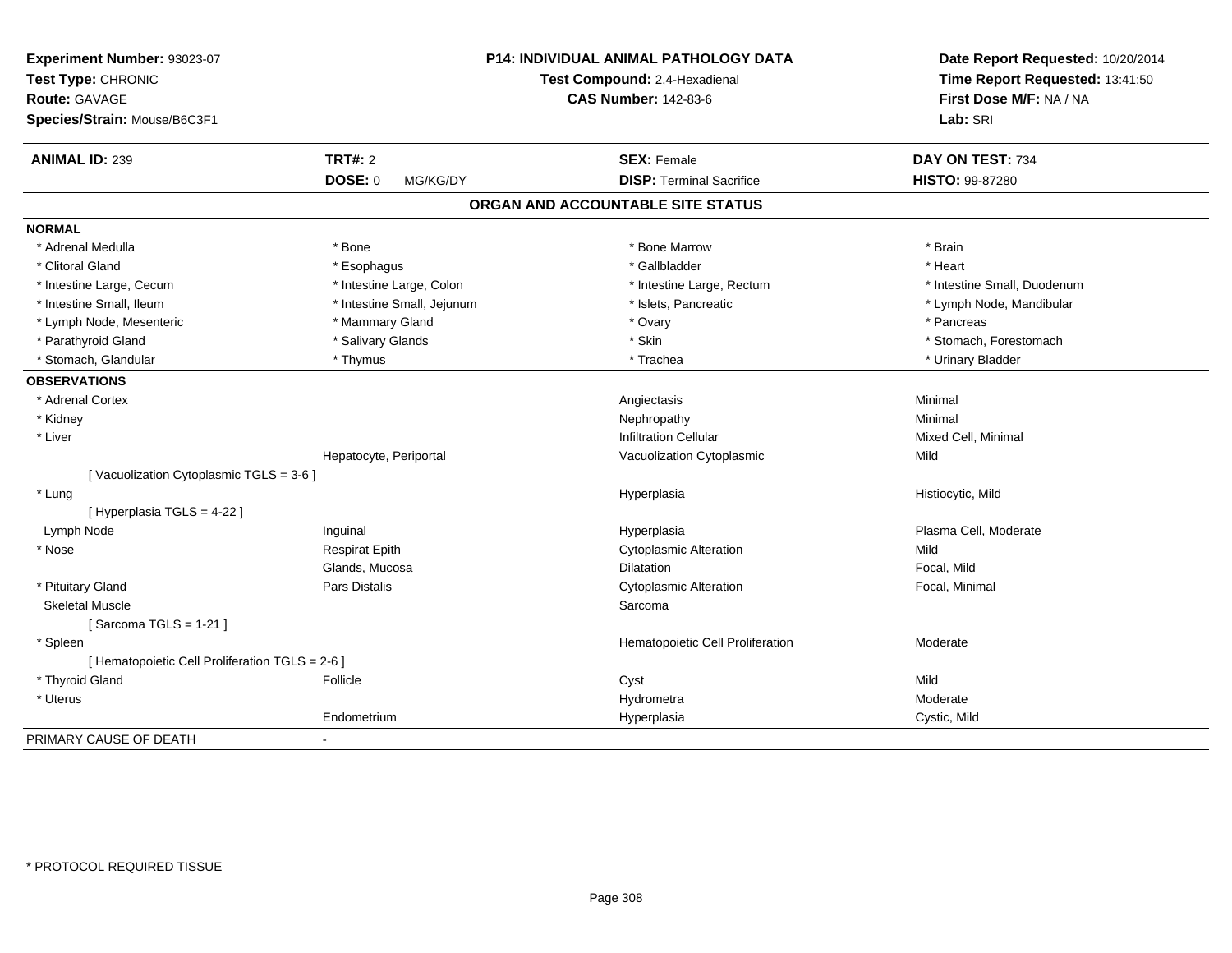**Experiment Number:** 93023-07
**Test Type:** CHRONIC
**Route:** GAVAGE
**Species/Strain:** Mouse/B6C3F1

**P14: INDIVIDUAL ANIMAL PATHOLOGY DATA**
**Test Compound:** 2,4-Hexadienal
**CAS Number:** 142-83-6

**Date Report Requested:** 10/20/2014
**Time Report Requested:** 13:41:50
**First Dose M/F:** NA / NA
**Lab:** SRI

| **ANIMAL ID:** 239 | **TRT#:** 2 | **SEX:** Female | **DAY ON TEST:** 734 |
|---|---|---|---|
| | **DOSE:** 0 MG/KG/DY | **DISP:** Terminal Sacrifice | **HISTO:** 99-87280 |

## ORGAN AND ACCOUNTABLE SITE STATUS

**NORMAL**

| | | | |
|---|---|---|---|
| * Adrenal Medulla | * Bone | * Bone Marrow | * Brain |
| * Clitoral Gland | * Esophagus | * Gallbladder | * Heart |
| * Intestine Large, Cecum | * Intestine Large, Colon | * Intestine Large, Rectum | * Intestine Small, Duodenum |
| * Intestine Small, Ileum | * Intestine Small, Jejunum | * Islets, Pancreatic | * Lymph Node, Mandibular |
| * Lymph Node, Mesenteric | * Mammary Gland | * Ovary | * Pancreas |
| * Parathyroid Gland | * Salivary Glands | * Skin | * Stomach, Forestomach |
| * Stomach, Glandular | * Thymus | * Trachea | * Urinary Bladder |

**OBSERVATIONS**

| | | | |
|---|---|---|---|
| * Adrenal Cortex | | Angiectasis | Minimal |
| * Kidney | | Nephropathy | Minimal |
| * Liver | | Infiltration Cellular | Mixed Cell, Minimal |
| | Hepatocyte, Periportal | Vacuolization Cytoplasmic | Mild |
| [ Vacuolization Cytoplasmic TGLS = 3-6 ] | | | |
| * Lung | | Hyperplasia | Histiocytic, Mild |
| [ Hyperplasia TGLS = 4-22 ] | | | |
| Lymph Node | Inguinal | Hyperplasia | Plasma Cell, Moderate |
| * Nose | Respirat Epith | Cytoplasmic Alteration | Mild |
| | Glands, Mucosa | Dilatation | Focal, Mild |
| * Pituitary Gland | Pars Distalis | Cytoplasmic Alteration | Focal, Minimal |
| Skeletal Muscle | | Sarcoma | |
| [ Sarcoma TGLS = 1-21 ] | | | |
| * Spleen | | Hematopoietic Cell Proliferation | Moderate |
| [ Hematopoietic Cell Proliferation TGLS = 2-6 ] | | | |
| * Thyroid Gland | Follicle | Cyst | Mild |
| * Uterus | | Hydrometra | Moderate |
| | Endometrium | Hyperplasia | Cystic, Mild |

PRIMARY CAUSE OF DEATH -

* PROTOCOL REQUIRED TISSUE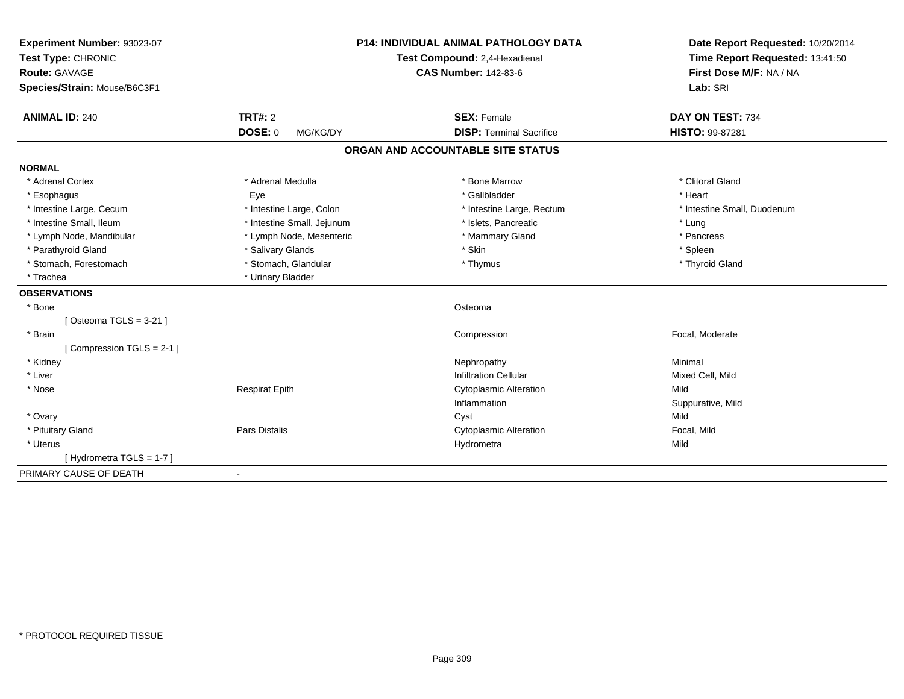**Experiment Number:** 93023-07
**Test Type:** CHRONIC
**Route:** GAVAGE
**Species/Strain:** Mouse/B6C3F1

**P14: INDIVIDUAL ANIMAL PATHOLOGY DATA**
**Test Compound:** 2,4-Hexadienal
**CAS Number:** 142-83-6

**Date Report Requested:** 10/20/2014
**Time Report Requested:** 13:41:50
**First Dose M/F:** NA / NA
**Lab:** SRI

| **ANIMAL ID:** 240 | **TRT#:** 2 | **SEX:** Female | **DAY ON TEST:** 734 |
|---|---|---|---|
| | **DOSE:** 0 MG/KG/DY | **DISP:** Terminal Sacrifice | **HISTO:** 99-87281 |

## ORGAN AND ACCOUNTABLE SITE STATUS

### NORMAL

| | | | |
|---|---|---|---|
| * Adrenal Cortex | * Adrenal Medulla | * Bone Marrow | * Clitoral Gland |
| * Esophagus | Eye | * Gallbladder | * Heart |
| * Intestine Large, Cecum | * Intestine Large, Colon | * Intestine Large, Rectum | * Intestine Small, Duodenum |
| * Intestine Small, Ileum | * Intestine Small, Jejunum | * Islets, Pancreatic | * Lung |
| * Lymph Node, Mandibular | * Lymph Node, Mesenteric | * Mammary Gland | * Pancreas |
| * Parathyroid Gland | * Salivary Glands | * Skin | * Spleen |
| * Stomach, Forestomach | * Stomach, Glandular | * Thymus | * Thyroid Gland |
| * Trachea | * Urinary Bladder | | |

### OBSERVATIONS

| | | | |
|---|---|---|---|
| * Bone | | Osteoma | |
| [ Osteoma TGLS = 3-21 ] | | | |
| * Brain | | Compression | Focal, Moderate |
| [ Compression TGLS = 2-1 ] | | | |
| * Kidney | | Nephropathy | Minimal |
| * Liver | | Infiltration Cellular | Mixed Cell, Mild |
| * Nose | Respirat Epith | Cytoplasmic Alteration | Mild |
| | | Inflammation | Suppurative, Mild |
| * Ovary | | Cyst | Mild |
| * Pituitary Gland | Pars Distalis | Cytoplasmic Alteration | Focal, Mild |
| * Uterus | | Hydrometra | Mild |
| [ Hydrometra TGLS = 1-7 ] | | | |

PRIMARY CAUSE OF DEATH -

* PROTOCOL REQUIRED TISSUE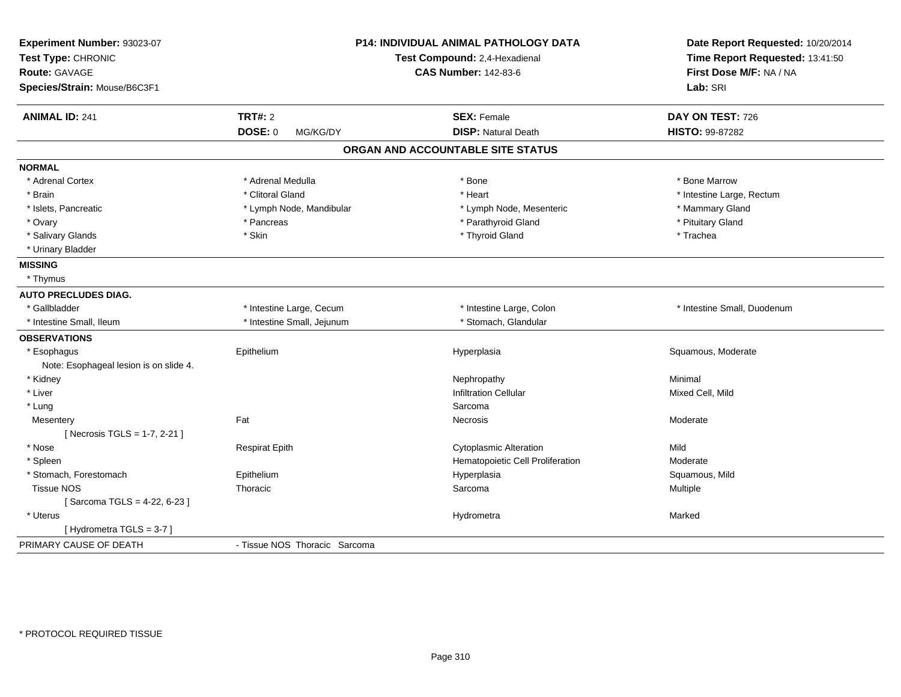**Experiment Number:** 93023-07
**Test Type:** CHRONIC
**Route:** GAVAGE
**Species/Strain:** Mouse/B6C3F1

**P14: INDIVIDUAL ANIMAL PATHOLOGY DATA**
**Test Compound:** 2,4-Hexadienal
**CAS Number:** 142-83-6

**Date Report Requested:** 10/20/2014
**Time Report Requested:** 13:41:50
**First Dose M/F:** NA / NA
**Lab:** SRI

| **ANIMAL ID:** 241 | **TRT#:** 2 | **SEX:** Female | **DAY ON TEST:** 726 |
|---|---|---|---|
| | **DOSE:** 0 MG/KG/DY | **DISP:** Natural Death | **HISTO:** 99-87282 |

## ORGAN AND ACCOUNTABLE SITE STATUS

**NORMAL**

| | | | |
|---|---|---|---|
| * Adrenal Cortex | * Adrenal Medulla | * Bone | * Bone Marrow |
| * Brain | * Clitoral Gland | * Heart | * Intestine Large, Rectum |
| * Islets, Pancreatic | * Lymph Node, Mandibular | * Lymph Node, Mesenteric | * Mammary Gland |
| * Ovary | * Pancreas | * Parathyroid Gland | * Pituitary Gland |
| * Salivary Glands | * Skin | * Thyroid Gland | * Trachea |
| * Urinary Bladder | | | |

**MISSING**

* Thymus

**AUTO PRECLUDES DIAG.**

| | | | |
|---|---|---|---|
| * Gallbladder | * Intestine Large, Cecum | * Intestine Large, Colon | * Intestine Small, Duodenum |
| * Intestine Small, Ileum | * Intestine Small, Jejunum | * Stomach, Glandular | |

**OBSERVATIONS**

| | | | |
|---|---|---|---|
| * Esophagus | Epithelium | Hyperplasia | Squamous, Moderate |
| Note: Esophageal lesion is on slide 4. | | | |
| * Kidney | | Nephropathy | Minimal |
| * Liver | | Infiltration Cellular | Mixed Cell, Mild |
| * Lung | | Sarcoma | |
| Mesentery | Fat | Necrosis | Moderate |
| [ Necrosis TGLS = 1-7, 2-21 ] | | | |
| * Nose | Respirat Epith | Cytoplasmic Alteration | Mild |
| * Spleen | | Hematopoietic Cell Proliferation | Moderate |
| * Stomach, Forestomach | Epithelium | Hyperplasia | Squamous, Mild |
| Tissue NOS | Thoracic | Sarcoma | Multiple |
| [ Sarcoma TGLS = 4-22, 6-23 ] | | | |
| * Uterus | | Hydrometra | Marked |
| [ Hydrometra TGLS = 3-7 ] | | | |

PRIMARY CAUSE OF DEATH - Tissue NOS Thoracic Sarcoma

* PROTOCOL REQUIRED TISSUE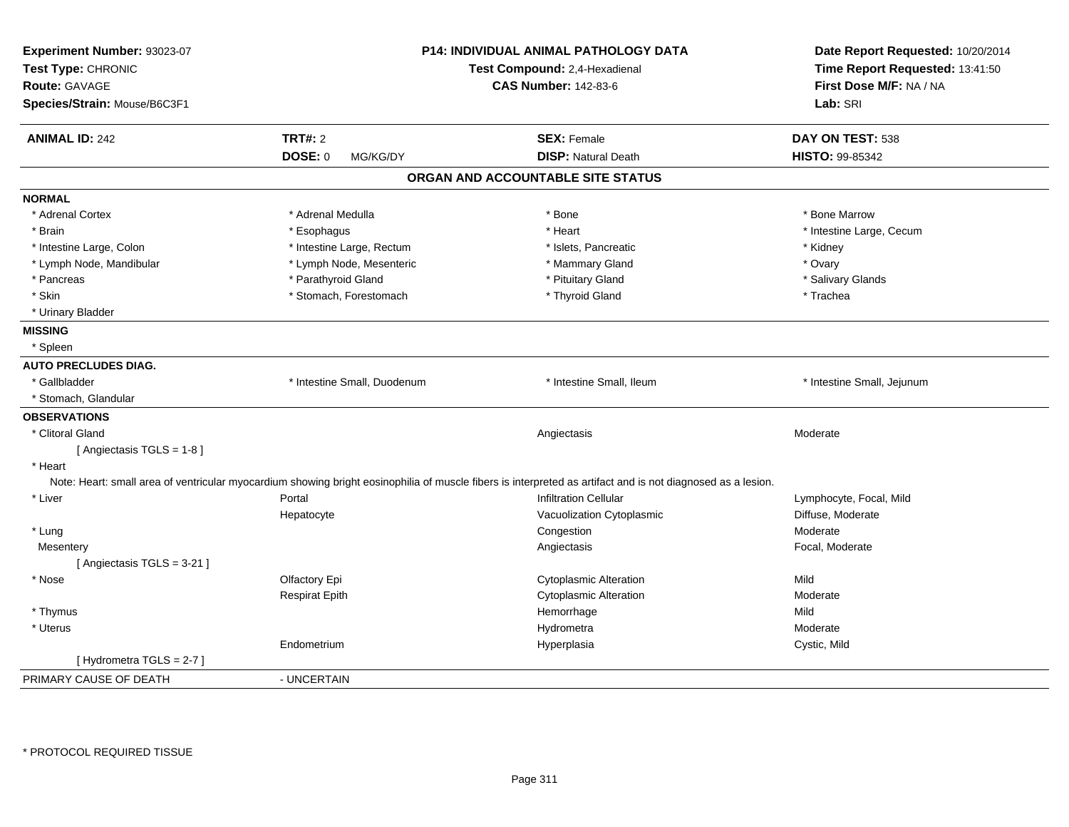**Experiment Number:** 93023-07
**Test Type:** CHRONIC
**Route:** GAVAGE
**Species/Strain:** Mouse/B6C3F1

**P14: INDIVIDUAL ANIMAL PATHOLOGY DATA**
**Test Compound:** 2,4-Hexadienal
**CAS Number:** 142-83-6

**Date Report Requested:** 10/20/2014
**Time Report Requested:** 13:41:50
**First Dose M/F:** NA / NA
**Lab:** SRI

| **ANIMAL ID:** 242 | **TRT#:** 2 | **SEX:** Female | **DAY ON TEST:** 538 |
|---|---|---|---|
| | **DOSE:** 0 MG/KG/DY | **DISP:** Natural Death | **HISTO:** 99-85342 |

## ORGAN AND ACCOUNTABLE SITE STATUS

**NORMAL**

| | | | |
|---|---|---|---|
| * Adrenal Cortex | * Adrenal Medulla | * Bone | * Bone Marrow |
| * Brain | * Esophagus | * Heart | * Intestine Large, Cecum |
| * Intestine Large, Colon | * Intestine Large, Rectum | * Islets, Pancreatic | * Kidney |
| * Lymph Node, Mandibular | * Lymph Node, Mesenteric | * Mammary Gland | * Ovary |
| * Pancreas | * Parathyroid Gland | * Pituitary Gland | * Salivary Glands |
| * Skin | * Stomach, Forestomach | * Thyroid Gland | * Trachea |
| * Urinary Bladder | | | |

**MISSING**

* Spleen

**AUTO PRECLUDES DIAG.**

| | | | |
|---|---|---|---|
| * Gallbladder | * Intestine Small, Duodenum | * Intestine Small, Ileum | * Intestine Small, Jejunum |
| * Stomach, Glandular | | | |

**OBSERVATIONS**

| | | | |
|---|---|---|---|
| * Clitoral Gland | | Angiectasis | Moderate |
| [ Angiectasis TGLS = 1-8 ] | | | |
| * Heart | | | |

Note: Heart: small area of ventricular myocardium showing bright eosinophilia of muscle fibers is interpreted as artifact and is not diagnosed as a lesion.

| | | | |
|---|---|---|---|
| * Liver | Portal | Infiltration Cellular | Lymphocyte, Focal, Mild |
| | Hepatocyte | Vacuolization Cytoplasmic | Diffuse, Moderate |
| * Lung | | Congestion | Moderate |
| Mesentery | | Angiectasis | Focal, Moderate |
| [ Angiectasis TGLS = 3-21 ] | | | |
| * Nose | Olfactory Epi | Cytoplasmic Alteration | Mild |
| | Respirat Epith | Cytoplasmic Alteration | Moderate |
| * Thymus | | Hemorrhage | Mild |
| * Uterus | | Hydrometra | Moderate |
| | Endometrium | Hyperplasia | Cystic, Mild |
| [ Hydrometra TGLS = 2-7 ] | | | |

PRIMARY CAUSE OF DEATH - UNCERTAIN

* PROTOCOL REQUIRED TISSUE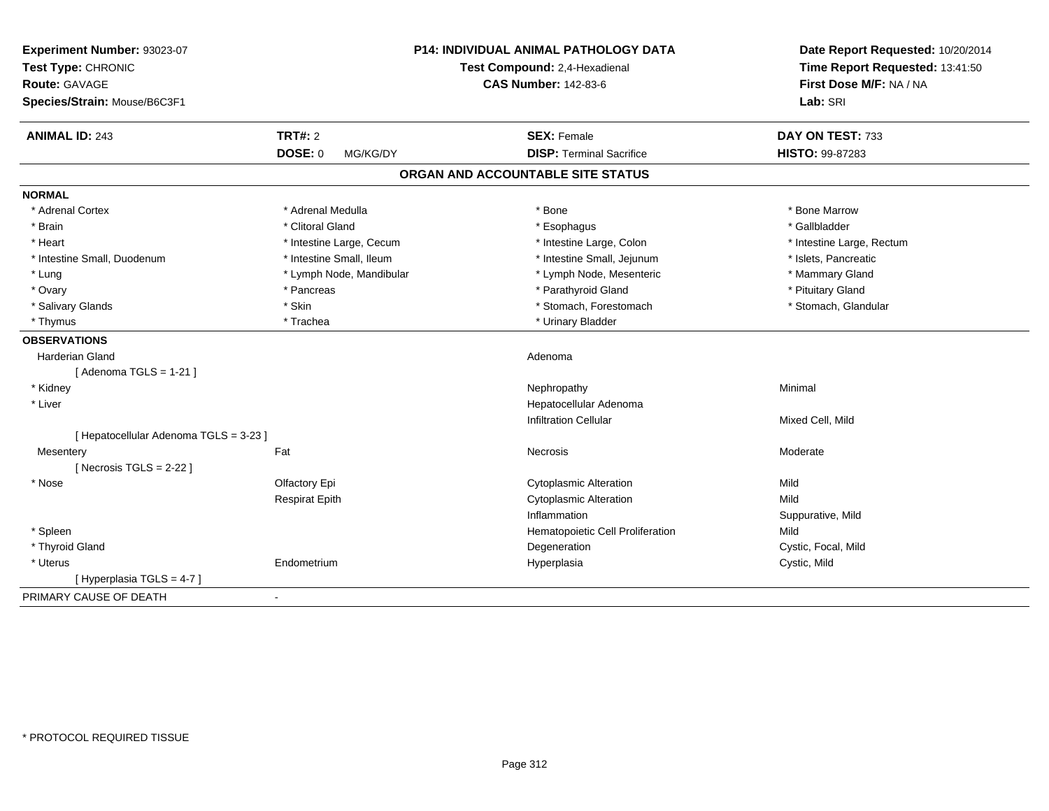**Experiment Number:** 93023-07
**Test Type:** CHRONIC
**Route:** GAVAGE
**Species/Strain:** Mouse/B6C3F1

**P14: INDIVIDUAL ANIMAL PATHOLOGY DATA**
**Test Compound:** 2,4-Hexadienal
**CAS Number:** 142-83-6

**Date Report Requested:** 10/20/2014
**Time Report Requested:** 13:41:50
**First Dose M/F:** NA / NA
**Lab:** SRI

| **ANIMAL ID:** 243 | **TRT#:** 2 | **SEX:** Female | **DAY ON TEST:** 733 |
|---|---|---|---|
| | **DOSE:** 0 MG/KG/DY | **DISP:** Terminal Sacrifice | **HISTO:** 99-87283 |

## ORGAN AND ACCOUNTABLE SITE STATUS

**NORMAL**

| | | | |
|---|---|---|---|
| * Adrenal Cortex | * Adrenal Medulla | * Bone | * Bone Marrow |
| * Brain | * Clitoral Gland | * Esophagus | * Gallbladder |
| * Heart | * Intestine Large, Cecum | * Intestine Large, Colon | * Intestine Large, Rectum |
| * Intestine Small, Duodenum | * Intestine Small, Ileum | * Intestine Small, Jejunum | * Islets, Pancreatic |
| * Lung | * Lymph Node, Mandibular | * Lymph Node, Mesenteric | * Mammary Gland |
| * Ovary | * Pancreas | * Parathyroid Gland | * Pituitary Gland |
| * Salivary Glands | * Skin | * Stomach, Forestomach | * Stomach, Glandular |
| * Thymus | * Trachea | * Urinary Bladder | |

**OBSERVATIONS**

| | | | |
|---|---|---|---|
| Harderian Gland | | Adenoma | |
| [ Adenoma TGLS = 1-21 ] | | | |
| * Kidney | | Nephropathy | Minimal |
| * Liver | | Hepatocellular Adenoma | |
| | | Infiltration Cellular | Mixed Cell, Mild |
| [ Hepatocellular Adenoma TGLS = 3-23 ] | | | |
| Mesentery | Fat | Necrosis | Moderate |
| [ Necrosis TGLS = 2-22 ] | | | |
| * Nose | Olfactory Epi | Cytoplasmic Alteration | Mild |
| | Respirat Epith | Cytoplasmic Alteration | Mild |
| | | Inflammation | Suppurative, Mild |
| * Spleen | | Hematopoietic Cell Proliferation | Mild |
| * Thyroid Gland | | Degeneration | Cystic, Focal, Mild |
| * Uterus | Endometrium | Hyperplasia | Cystic, Mild |
| [ Hyperplasia TGLS = 4-7 ] | | | |

PRIMARY CAUSE OF DEATH -

* PROTOCOL REQUIRED TISSUE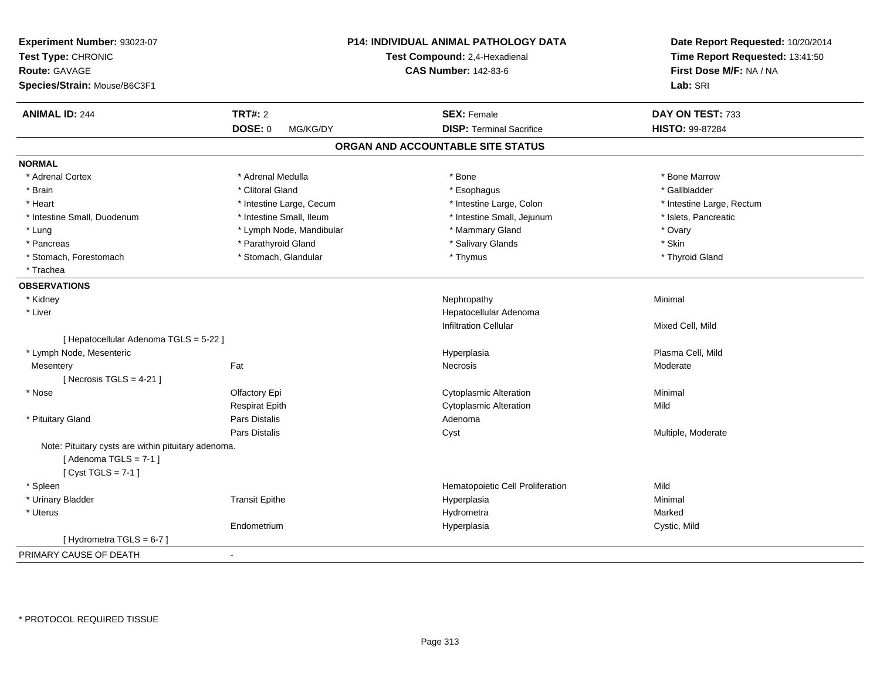**Experiment Number:** 93023-07
**Test Type:** CHRONIC
**Route:** GAVAGE
**Species/Strain:** Mouse/B6C3F1

**P14: INDIVIDUAL ANIMAL PATHOLOGY DATA**
**Test Compound:** 2,4-Hexadienal
**CAS Number:** 142-83-6

**Date Report Requested:** 10/20/2014
**Time Report Requested:** 13:41:50
**First Dose M/F:** NA / NA
**Lab:** SRI

| **ANIMAL ID:** 244 | **TRT#:** 2 | **SEX:** Female | **DAY ON TEST:** 733 |
|---|---|---|---|
| | **DOSE:** 0 MG/KG/DY | **DISP:** Terminal Sacrifice | **HISTO:** 99-87284 |

## ORGAN AND ACCOUNTABLE SITE STATUS

**NORMAL**

| | | | |
|---|---|---|---|
| * Adrenal Cortex | * Adrenal Medulla | * Bone | * Bone Marrow |
| * Brain | * Clitoral Gland | * Esophagus | * Gallbladder |
| * Heart | * Intestine Large, Cecum | * Intestine Large, Colon | * Intestine Large, Rectum |
| * Intestine Small, Duodenum | * Intestine Small, Ileum | * Intestine Small, Jejunum | * Islets, Pancreatic |
| * Lung | * Lymph Node, Mandibular | * Mammary Gland | * Ovary |
| * Pancreas | * Parathyroid Gland | * Salivary Glands | * Skin |
| * Stomach, Forestomach | * Stomach, Glandular | * Thymus | * Thyroid Gland |
| * Trachea | | | |

**OBSERVATIONS**

| | | | |
|---|---|---|---|
| * Kidney | | Nephropathy | Minimal |
| * Liver | | Hepatocellular Adenoma | |
| | | Infiltration Cellular | Mixed Cell, Mild |
| [ Hepatocellular Adenoma TGLS = 5-22 ] | | | |
| * Lymph Node, Mesenteric | | Hyperplasia | Plasma Cell, Mild |
| Mesentery | Fat | Necrosis | Moderate |
| [ Necrosis TGLS = 4-21 ] | | | |
| * Nose | Olfactory Epi | Cytoplasmic Alteration | Minimal |
| | Respirat Epith | Cytoplasmic Alteration | Mild |
| * Pituitary Gland | Pars Distalis | Adenoma | |
| | Pars Distalis | Cyst | Multiple, Moderate |
| Note: Pituitary cysts are within pituitary adenoma. | | | |
| [ Adenoma TGLS = 7-1 ] | | | |
| [ Cyst TGLS = 7-1 ] | | | |
| * Spleen | | Hematopoietic Cell Proliferation | Mild |
| * Urinary Bladder | Transit Epithe | Hyperplasia | Minimal |
| * Uterus | | Hydrometra | Marked |
| | Endometrium | Hyperplasia | Cystic, Mild |
| [ Hydrometra TGLS = 6-7 ] | | | |

PRIMARY CAUSE OF DEATH -

* PROTOCOL REQUIRED TISSUE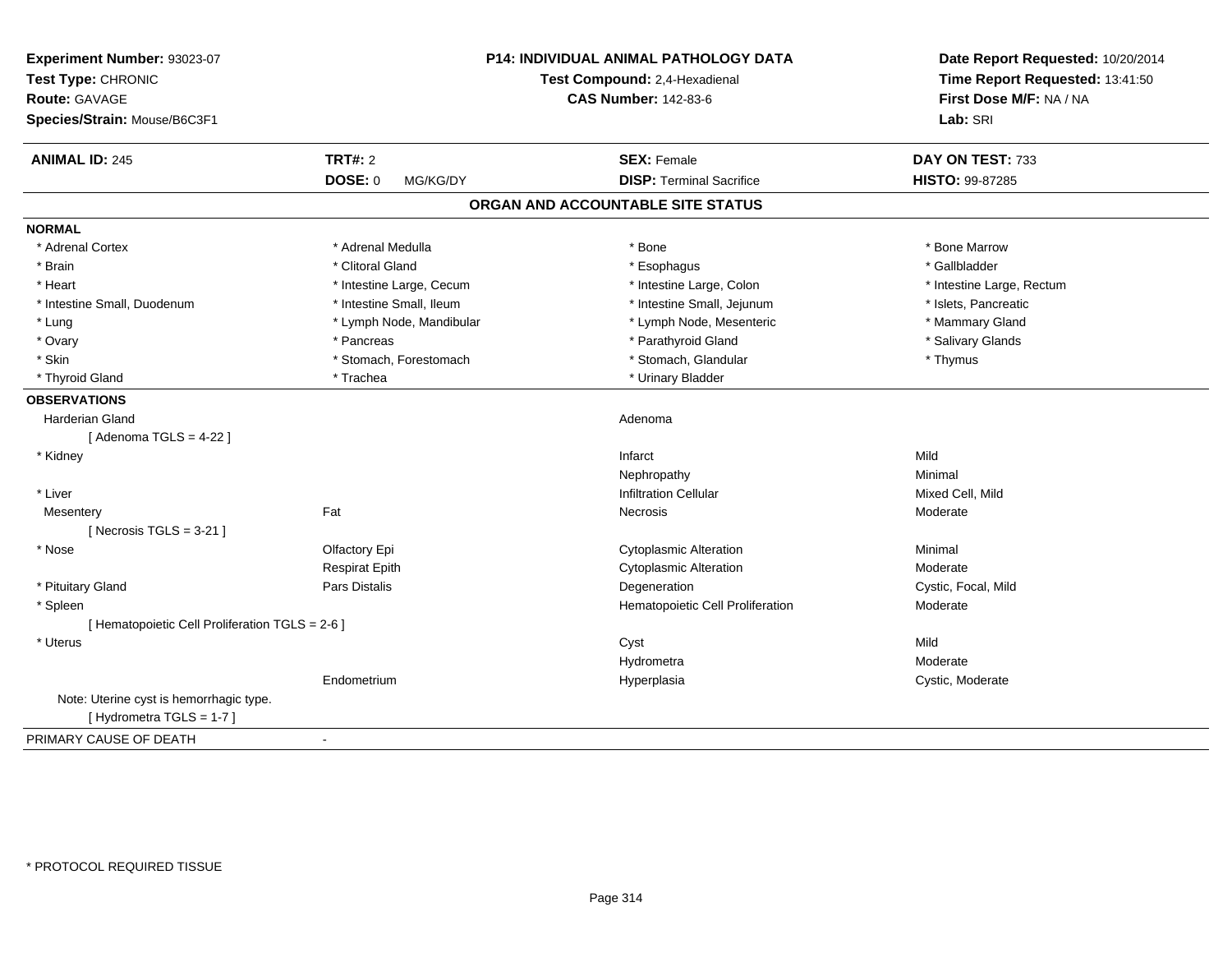**Experiment Number:** 93023-07
**Test Type:** CHRONIC
**Route:** GAVAGE
**Species/Strain:** Mouse/B6C3F1

**P14: INDIVIDUAL ANIMAL PATHOLOGY DATA**
**Test Compound:** 2,4-Hexadienal
**CAS Number:** 142-83-6

**Date Report Requested:** 10/20/2014
**Time Report Requested:** 13:41:50
**First Dose M/F:** NA / NA
**Lab:** SRI

| **ANIMAL ID:** 245 | **TRT#:** 2 | **SEX:** Female | **DAY ON TEST:** 733 |
|---|---|---|---|
| | **DOSE:** 0 MG/KG/DY | **DISP:** Terminal Sacrifice | **HISTO:** 99-87285 |

## ORGAN AND ACCOUNTABLE SITE STATUS

**NORMAL**

| | | | |
|---|---|---|---|
| * Adrenal Cortex | * Adrenal Medulla | * Bone | * Bone Marrow |
| * Brain | * Clitoral Gland | * Esophagus | * Gallbladder |
| * Heart | * Intestine Large, Cecum | * Intestine Large, Colon | * Intestine Large, Rectum |
| * Intestine Small, Duodenum | * Intestine Small, Ileum | * Intestine Small, Jejunum | * Islets, Pancreatic |
| * Lung | * Lymph Node, Mandibular | * Lymph Node, Mesenteric | * Mammary Gland |
| * Ovary | * Pancreas | * Parathyroid Gland | * Salivary Glands |
| * Skin | * Stomach, Forestomach | * Stomach, Glandular | * Thymus |
| * Thyroid Gland | * Trachea | * Urinary Bladder | |

**OBSERVATIONS**

| | | | |
|---|---|---|---|
| Harderian Gland | | Adenoma | |
| [ Adenoma TGLS = 4-22 ] | | | |
| * Kidney | | Infarct | Mild |
| | | Nephropathy | Minimal |
| * Liver | | Infiltration Cellular | Mixed Cell, Mild |
| Mesentery | Fat | Necrosis | Moderate |
| [ Necrosis TGLS = 3-21 ] | | | |
| * Nose | Olfactory Epi | Cytoplasmic Alteration | Minimal |
| | Respirat Epith | Cytoplasmic Alteration | Moderate |
| * Pituitary Gland | Pars Distalis | Degeneration | Cystic, Focal, Mild |
| * Spleen | | Hematopoietic Cell Proliferation | Moderate |
| [ Hematopoietic Cell Proliferation TGLS = 2-6 ] | | | |
| * Uterus | | Cyst | Mild |
| | | Hydrometra | Moderate |
| | Endometrium | Hyperplasia | Cystic, Moderate |
| Note: Uterine cyst is hemorrhagic type. | | | |
| [ Hydrometra TGLS = 1-7 ] | | | |

PRIMARY CAUSE OF DEATH -

* PROTOCOL REQUIRED TISSUE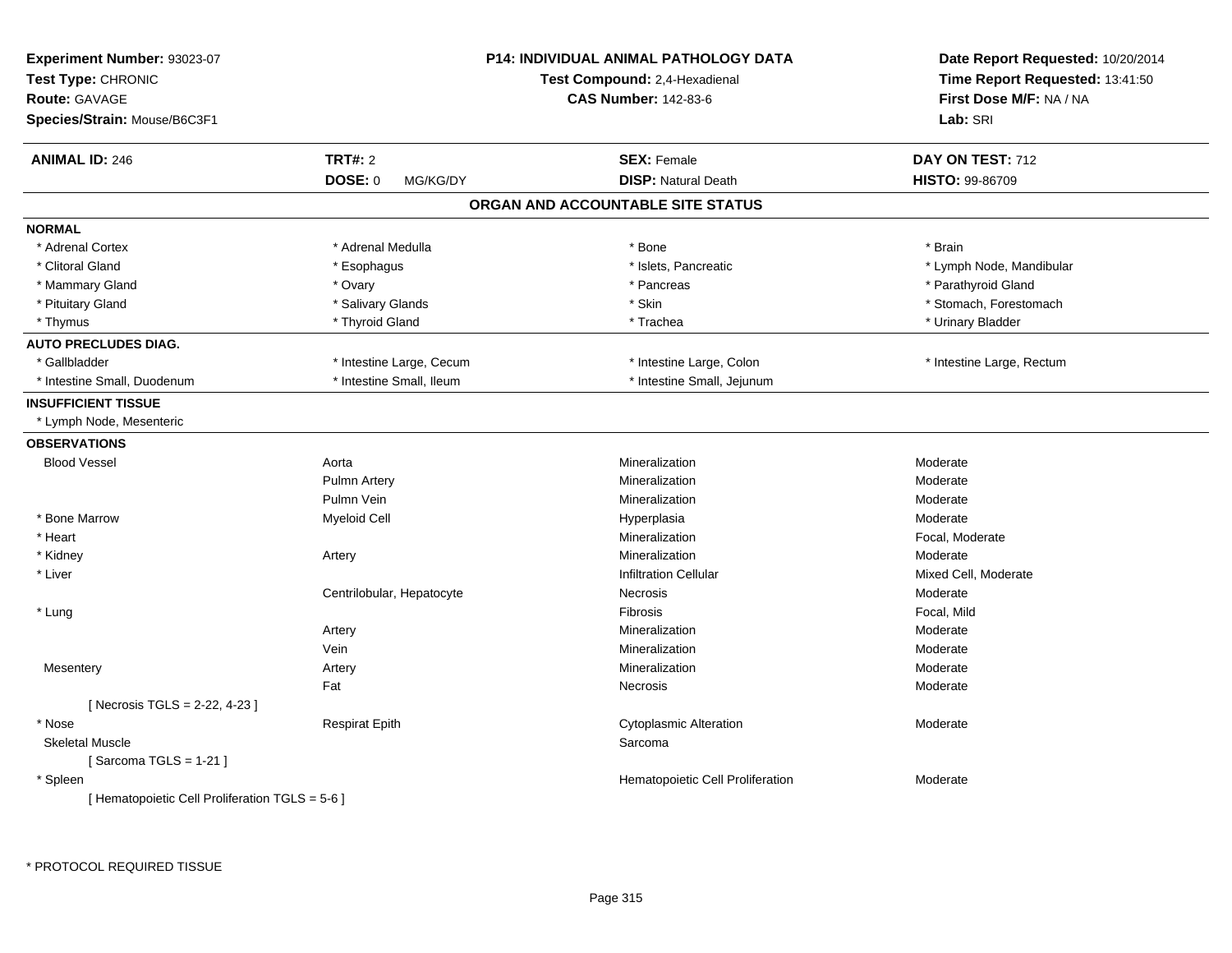**Experiment Number:** 93023-07
**Test Type:** CHRONIC
**Route:** GAVAGE
**Species/Strain:** Mouse/B6C3F1

**P14: INDIVIDUAL ANIMAL PATHOLOGY DATA**
**Test Compound:** 2,4-Hexadienal
**CAS Number:** 142-83-6

**Date Report Requested:** 10/20/2014
**Time Report Requested:** 13:41:50
**First Dose M/F:** NA / NA
**Lab:** SRI

| **ANIMAL ID:** 246 | **TRT#:** 2 | **SEX:** Female | **DAY ON TEST:** 712 |
|---|---|---|---|
| | **DOSE:** 0 MG/KG/DY | **DISP:** Natural Death | **HISTO:** 99-86709 |

## ORGAN AND ACCOUNTABLE SITE STATUS

**NORMAL**

| | | | |
|---|---|---|---|
| * Adrenal Cortex | * Adrenal Medulla | * Bone | * Brain |
| * Clitoral Gland | * Esophagus | * Islets, Pancreatic | * Lymph Node, Mandibular |
| * Mammary Gland | * Ovary | * Pancreas | * Parathyroid Gland |
| * Pituitary Gland | * Salivary Glands | * Skin | * Stomach, Forestomach |
| * Thymus | * Thyroid Gland | * Trachea | * Urinary Bladder |

**AUTO PRECLUDES DIAG.**

| | | | |
|---|---|---|---|
| * Gallbladder | * Intestine Large, Cecum | * Intestine Large, Colon | * Intestine Large, Rectum |
| * Intestine Small, Duodenum | * Intestine Small, Ileum | * Intestine Small, Jejunum | |

**INSUFFICIENT TISSUE**

* Lymph Node, Mesenteric

**OBSERVATIONS**

| | | | |
|---|---|---|---|
| Blood Vessel | Aorta | Mineralization | Moderate |
| | Pulmn Artery | Mineralization | Moderate |
| | Pulmn Vein | Mineralization | Moderate |
| * Bone Marrow | Myeloid Cell | Hyperplasia | Moderate |
| * Heart | | Mineralization | Focal, Moderate |
| * Kidney | Artery | Mineralization | Moderate |
| * Liver | | Infiltration Cellular | Mixed Cell, Moderate |
| | Centrilobular, Hepatocyte | Necrosis | Moderate |
| * Lung | | Fibrosis | Focal, Mild |
| | Artery | Mineralization | Moderate |
| | Vein | Mineralization | Moderate |
| Mesentery | Artery | Mineralization | Moderate |
| | Fat | Necrosis | Moderate |
| [ Necrosis TGLS = 2-22, 4-23 ] | | | |
| * Nose | Respirat Epith | Cytoplasmic Alteration | Moderate |
| Skeletal Muscle | | Sarcoma | |
| [ Sarcoma TGLS = 1-21 ] | | | |
| * Spleen | | Hematopoietic Cell Proliferation | Moderate |
| [ Hematopoietic Cell Proliferation TGLS = 5-6 ] | | | |

\* PROTOCOL REQUIRED TISSUE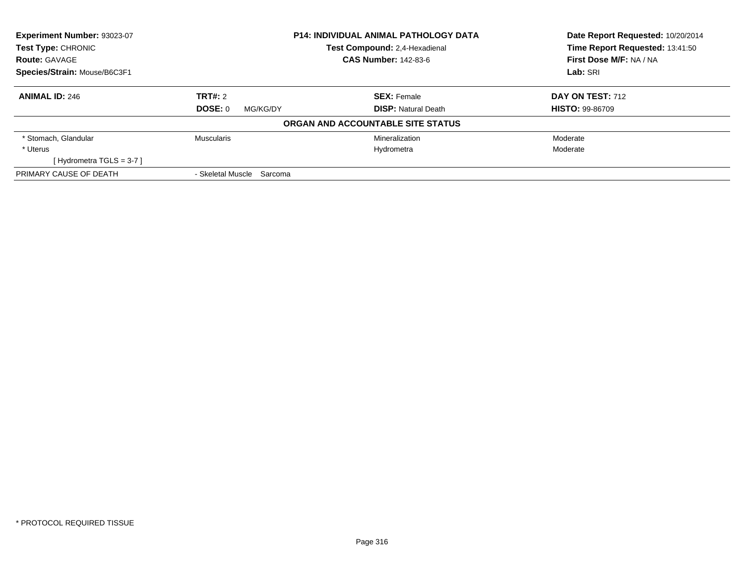**Experiment Number:** 93023-07
**Test Type:** CHRONIC
**Route:** GAVAGE
**Species/Strain:** Mouse/B6C3F1

**P14: INDIVIDUAL ANIMAL PATHOLOGY DATA**
**Test Compound:** 2,4-Hexadienal
**CAS Number:** 142-83-6

**Date Report Requested:** 10/20/2014
**Time Report Requested:** 13:41:50
**First Dose M/F:** NA / NA
**Lab:** SRI

| **ANIMAL ID:** 246 | **TRT#:** 2 | **SEX:** Female | **DAY ON TEST:** 712 |
|---|---|---|---|
| | **DOSE:** 0 MG/KG/DY | **DISP:** Natural Death | **HISTO:** 99-86709 |

**ORGAN AND ACCOUNTABLE SITE STATUS**

| | | | |
|---|---|---|---|
| * Stomach, Glandular | Muscularis | Mineralization | Moderate |
| * Uterus | | Hydrometra | Moderate |
| [ Hydrometra TGLS = 3-7 ] | | | |
| PRIMARY CAUSE OF DEATH | - Skeletal Muscle Sarcoma | | |

* PROTOCOL REQUIRED TISSUE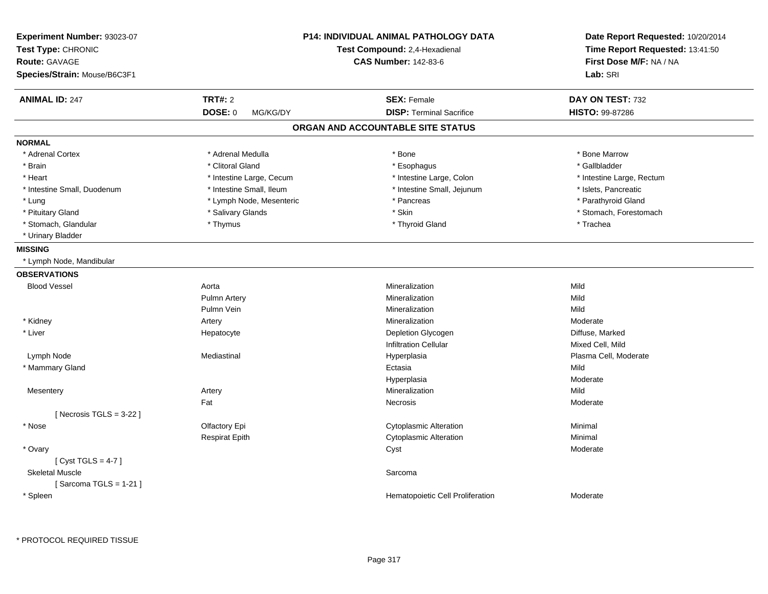**Experiment Number:** 93023-07
**Test Type:** CHRONIC
**Route:** GAVAGE
**Species/Strain:** Mouse/B6C3F1

**P14: INDIVIDUAL ANIMAL PATHOLOGY DATA**
**Test Compound:** 2,4-Hexadienal
**CAS Number:** 142-83-6

**Date Report Requested:** 10/20/2014
**Time Report Requested:** 13:41:50
**First Dose M/F:** NA / NA
**Lab:** SRI

| **ANIMAL ID:** 247 | **TRT#:** 2 | **SEX:** Female | **DAY ON TEST:** 732 |
|---|---|---|---|
| | **DOSE:** 0 MG/KG/DY | **DISP:** Terminal Sacrifice | **HISTO:** 99-87286 |

## ORGAN AND ACCOUNTABLE SITE STATUS

**NORMAL**

| | | | |
|---|---|---|---|
| * Adrenal Cortex | * Adrenal Medulla | * Bone | * Bone Marrow |
| * Brain | * Clitoral Gland | * Esophagus | * Gallbladder |
| * Heart | * Intestine Large, Cecum | * Intestine Large, Colon | * Intestine Large, Rectum |
| * Intestine Small, Duodenum | * Intestine Small, Ileum | * Intestine Small, Jejunum | * Islets, Pancreatic |
| * Lung | * Lymph Node, Mesenteric | * Pancreas | * Parathyroid Gland |
| * Pituitary Gland | * Salivary Glands | * Skin | * Stomach, Forestomach |
| * Stomach, Glandular | * Thymus | * Thyroid Gland | * Trachea |
| * Urinary Bladder | | | |

**MISSING**

* Lymph Node, Mandibular

**OBSERVATIONS**

| | | | |
|---|---|---|---|
| Blood Vessel | Aorta | Mineralization | Mild |
| | Pulmn Artery | Mineralization | Mild |
| | Pulmn Vein | Mineralization | Mild |
| * Kidney | Artery | Mineralization | Moderate |
| * Liver | Hepatocyte | Depletion Glycogen | Diffuse, Marked |
| | | Infiltration Cellular | Mixed Cell, Mild |
| Lymph Node | Mediastinal | Hyperplasia | Plasma Cell, Moderate |
| * Mammary Gland | | Ectasia | Mild |
| | | Hyperplasia | Moderate |
| Mesentery | Artery | Mineralization | Mild |
| | Fat | Necrosis | Moderate |
| [ Necrosis TGLS = 3-22 ] | | | |
| * Nose | Olfactory Epi | Cytoplasmic Alteration | Minimal |
| | Respirat Epith | Cytoplasmic Alteration | Minimal |
| * Ovary | | Cyst | Moderate |
| [ Cyst TGLS = 4-7 ] | | | |
| Skeletal Muscle | | Sarcoma | |
| [ Sarcoma TGLS = 1-21 ] | | | |
| * Spleen | | Hematopoietic Cell Proliferation | Moderate |

* PROTOCOL REQUIRED TISSUE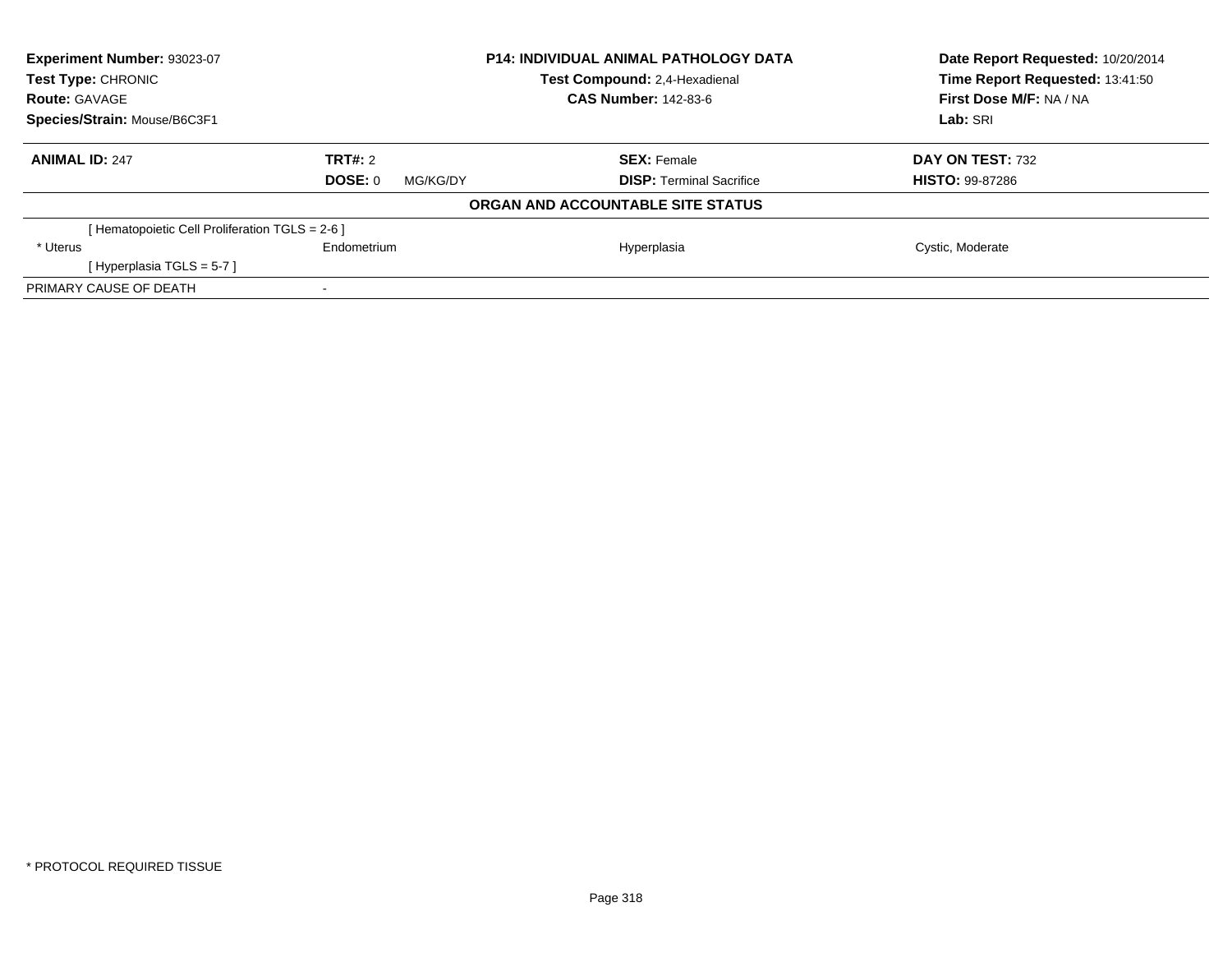| **Experiment Number:** 93023-07 | **P14: INDIVIDUAL ANIMAL PATHOLOGY DATA** | **Date Report Requested:** 10/20/2014 |
|---|---|---|
| **Test Type:** CHRONIC | **Test Compound:** 2,4-Hexadienal | **Time Report Requested:** 13:41:50 |
| **Route:** GAVAGE | **CAS Number:** 142-83-6 | **First Dose M/F:** NA / NA |
| **Species/Strain:** Mouse/B6C3F1 | | **Lab:** SRI |

| **ANIMAL ID:** 247 | **TRT#:** 2 | **SEX:** Female | **DAY ON TEST:** 732 |
|---|---|---|---|
| | **DOSE:** 0 MG/KG/DY | **DISP:** Terminal Sacrifice | **HISTO:** 99-87286 |

**ORGAN AND ACCOUNTABLE SITE STATUS**

| | | | |
|---|---|---|---|
| [ Hematopoietic Cell Proliferation TGLS = 2-6 ] | | | |
| * Uterus | Endometrium | Hyperplasia | Cystic, Moderate |
| [ Hyperplasia TGLS = 5-7 ] | | | |
| PRIMARY CAUSE OF DEATH | - | | |

* PROTOCOL REQUIRED TISSUE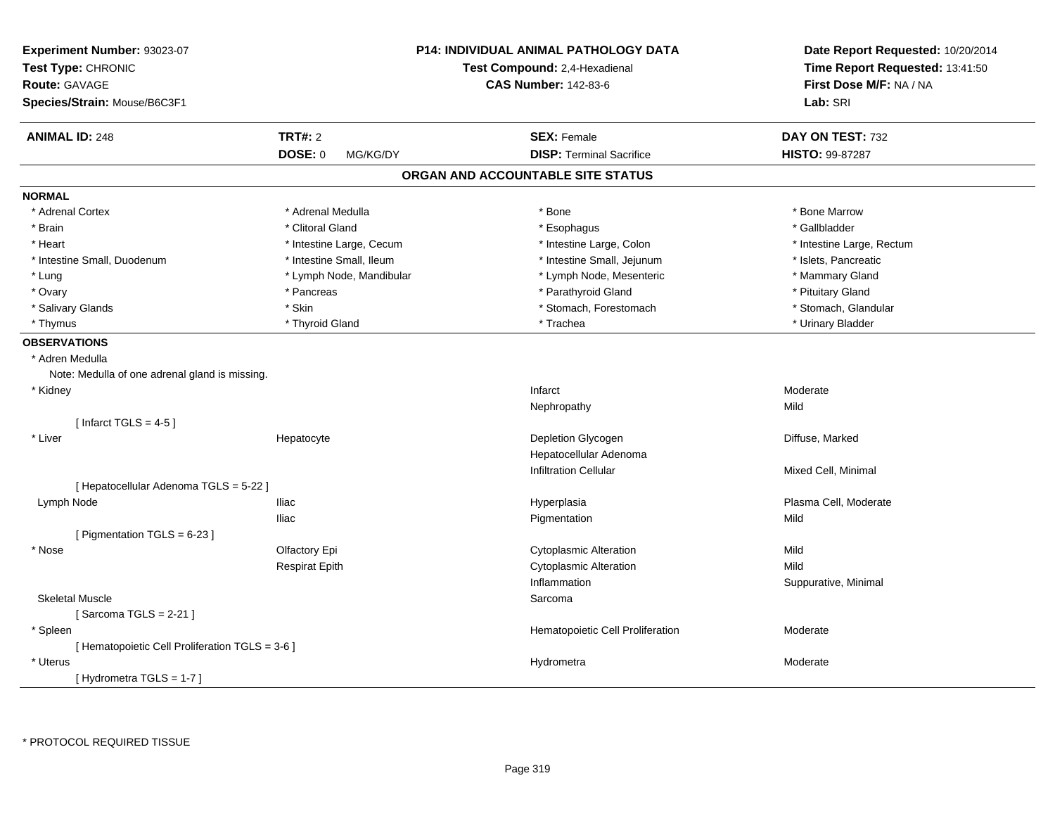**Experiment Number:** 93023-07
**Test Type:** CHRONIC
**Route:** GAVAGE
**Species/Strain:** Mouse/B6C3F1

**P14: INDIVIDUAL ANIMAL PATHOLOGY DATA**
**Test Compound:** 2,4-Hexadienal
**CAS Number:** 142-83-6

**Date Report Requested:** 10/20/2014
**Time Report Requested:** 13:41:50
**First Dose M/F:** NA / NA
**Lab:** SRI

| **ANIMAL ID:** 248 | **TRT#:** 2 | **SEX:** Female | **DAY ON TEST:** 732 |
|---|---|---|---|
| | **DOSE:** 0 MG/KG/DY | **DISP:** Terminal Sacrifice | **HISTO:** 99-87287 |

## ORGAN AND ACCOUNTABLE SITE STATUS

**NORMAL**

| | | | |
|---|---|---|---|
| * Adrenal Cortex | * Adrenal Medulla | * Bone | * Bone Marrow |
| * Brain | * Clitoral Gland | * Esophagus | * Gallbladder |
| * Heart | * Intestine Large, Cecum | * Intestine Large, Colon | * Intestine Large, Rectum |
| * Intestine Small, Duodenum | * Intestine Small, Ileum | * Intestine Small, Jejunum | * Islets, Pancreatic |
| * Lung | * Lymph Node, Mandibular | * Lymph Node, Mesenteric | * Mammary Gland |
| * Ovary | * Pancreas | * Parathyroid Gland | * Pituitary Gland |
| * Salivary Glands | * Skin | * Stomach, Forestomach | * Stomach, Glandular |
| * Thymus | * Thyroid Gland | * Trachea | * Urinary Bladder |

**OBSERVATIONS**

| | | | |
|---|---|---|---|
| * Adren Medulla | | | |
| Note: Medulla of one adrenal gland is missing. | | | |
| * Kidney | | Infarct | Moderate |
| | | Nephropathy | Mild |
| [ Infarct TGLS = 4-5 ] | | | |
| * Liver | Hepatocyte | Depletion Glycogen | Diffuse, Marked |
| | | Hepatocellular Adenoma | |
| | | Infiltration Cellular | Mixed Cell, Minimal |
| [ Hepatocellular Adenoma TGLS = 5-22 ] | | | |
| Lymph Node | Iliac | Hyperplasia | Plasma Cell, Moderate |
| | Iliac | Pigmentation | Mild |
| [ Pigmentation TGLS = 6-23 ] | | | |
| * Nose | Olfactory Epi | Cytoplasmic Alteration | Mild |
| | Respirat Epith | Cytoplasmic Alteration | Mild |
| | | Inflammation | Suppurative, Minimal |
| Skeletal Muscle | | Sarcoma | |
| [ Sarcoma TGLS = 2-21 ] | | | |
| * Spleen | | Hematopoietic Cell Proliferation | Moderate |
| [ Hematopoietic Cell Proliferation TGLS = 3-6 ] | | | |
| * Uterus | | Hydrometra | Moderate |
| [ Hydrometra TGLS = 1-7 ] | | | |

* PROTOCOL REQUIRED TISSUE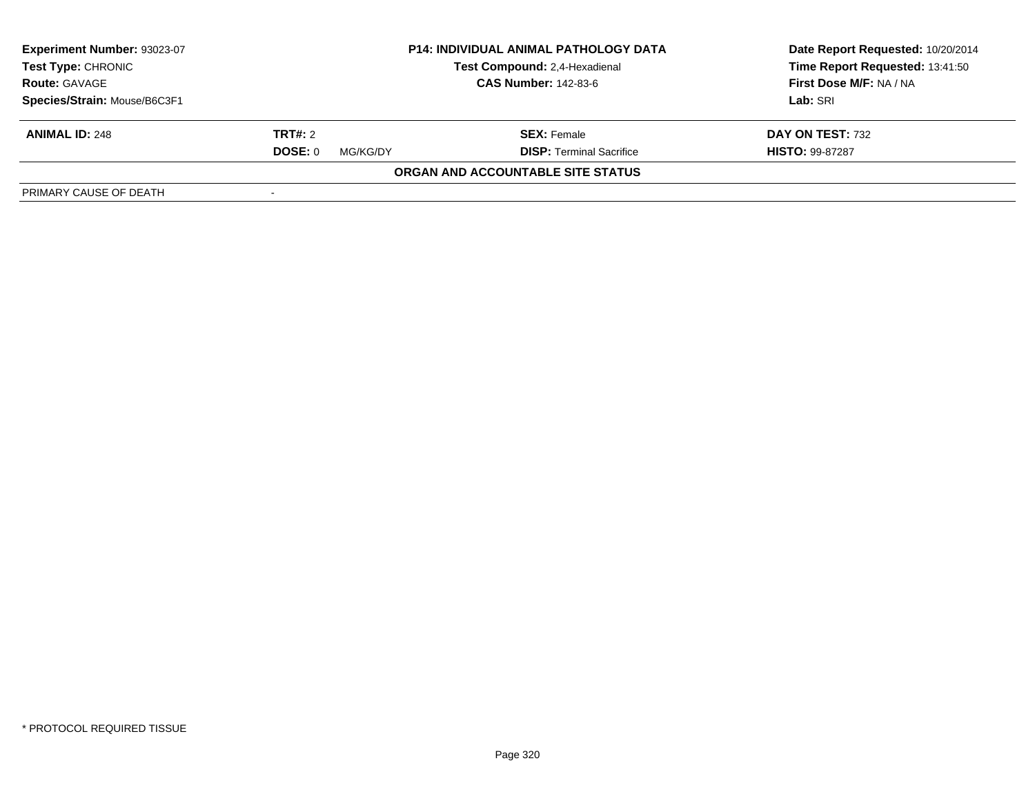**Experiment Number:** 93023-07
**Test Type:** CHRONIC
**Route:** GAVAGE
**Species/Strain:** Mouse/B6C3F1

**P14: INDIVIDUAL ANIMAL PATHOLOGY DATA**
**Test Compound:** 2,4-Hexadienal
**CAS Number:** 142-83-6

**Date Report Requested:** 10/20/2014
**Time Report Requested:** 13:41:50
**First Dose M/F:** NA / NA
**Lab:** SRI

| **ANIMAL ID:** 248 | **TRT#:** 2 | **SEX:** Female | **DAY ON TEST:** 732 |
|---|---|---|---|
| | **DOSE:** 0 MG/KG/DY | **DISP:** Terminal Sacrifice | **HISTO:** 99-87287 |

**ORGAN AND ACCOUNTABLE SITE STATUS**

| PRIMARY CAUSE OF DEATH | - |
|---|---|

* PROTOCOL REQUIRED TISSUE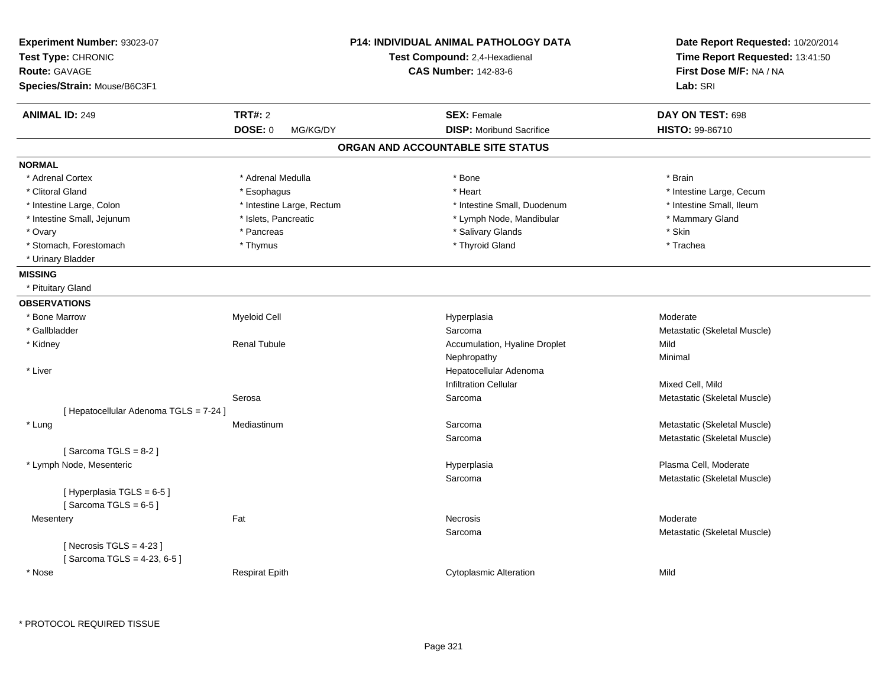**Experiment Number:** 93023-07
**Test Type:** CHRONIC
**Route:** GAVAGE
**Species/Strain:** Mouse/B6C3F1

**P14: INDIVIDUAL ANIMAL PATHOLOGY DATA**
**Test Compound:** 2,4-Hexadienal
**CAS Number:** 142-83-6

**Date Report Requested:** 10/20/2014
**Time Report Requested:** 13:41:50
**First Dose M/F:** NA / NA
**Lab:** SRI

| **ANIMAL ID:** 249 | **TRT#:** 2 | **SEX:** Female | **DAY ON TEST:** 698 |
|---|---|---|---|
| | **DOSE:** 0 MG/KG/DY | **DISP:** Moribund Sacrifice | **HISTO:** 99-86710 |

## ORGAN AND ACCOUNTABLE SITE STATUS

**NORMAL**

| | | | |
|---|---|---|---|
| * Adrenal Cortex | * Adrenal Medulla | * Bone | * Brain |
| * Clitoral Gland | * Esophagus | * Heart | * Intestine Large, Cecum |
| * Intestine Large, Colon | * Intestine Large, Rectum | * Intestine Small, Duodenum | * Intestine Small, Ileum |
| * Intestine Small, Jejunum | * Islets, Pancreatic | * Lymph Node, Mandibular | * Mammary Gland |
| * Ovary | * Pancreas | * Salivary Glands | * Skin |
| * Stomach, Forestomach | * Thymus | * Thyroid Gland | * Trachea |
| * Urinary Bladder | | | |

**MISSING**

* Pituitary Gland

**OBSERVATIONS**

| | | | |
|---|---|---|---|
| * Bone Marrow | Myeloid Cell | Hyperplasia | Moderate |
| * Gallbladder | | Sarcoma | Metastatic (Skeletal Muscle) |
| * Kidney | Renal Tubule | Accumulation, Hyaline Droplet | Mild |
| | | Nephropathy | Minimal |
| * Liver | | Hepatocellular Adenoma | |
| | | Infiltration Cellular | Mixed Cell, Mild |
| | Serosa | Sarcoma | Metastatic (Skeletal Muscle) |
| [ Hepatocellular Adenoma TGLS = 7-24 ] | | | |
| * Lung | Mediastinum | Sarcoma | Metastatic (Skeletal Muscle) |
| | | Sarcoma | Metastatic (Skeletal Muscle) |
| [ Sarcoma TGLS = 8-2 ] | | | |
| * Lymph Node, Mesenteric | | Hyperplasia | Plasma Cell, Moderate |
| | | Sarcoma | Metastatic (Skeletal Muscle) |
| [ Hyperplasia TGLS = 6-5 ] | | | |
| [ Sarcoma TGLS = 6-5 ] | | | |
| Mesentery | Fat | Necrosis | Moderate |
| | | Sarcoma | Metastatic (Skeletal Muscle) |
| [ Necrosis TGLS = 4-23 ] | | | |
| [ Sarcoma TGLS = 4-23, 6-5 ] | | | |
| * Nose | Respirat Epith | Cytoplasmic Alteration | Mild |

* PROTOCOL REQUIRED TISSUE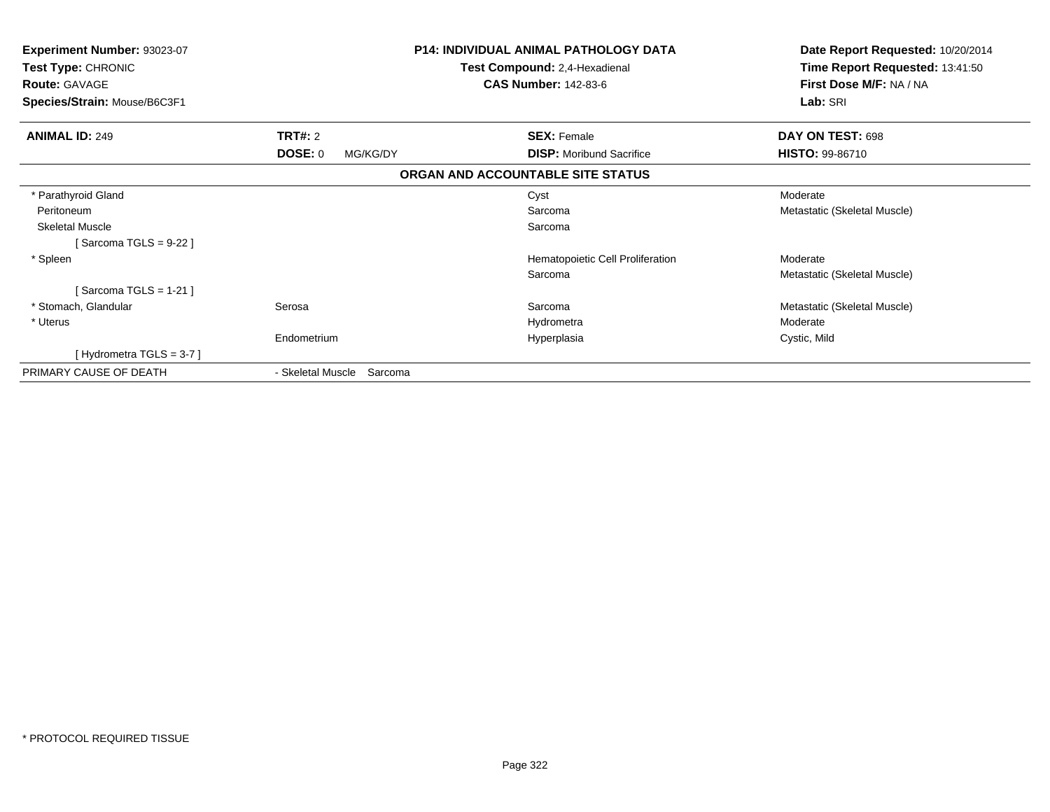**Experiment Number:** 93023-07
**Test Type:** CHRONIC
**Route:** GAVAGE
**Species/Strain:** Mouse/B6C3F1

**P14: INDIVIDUAL ANIMAL PATHOLOGY DATA**
**Test Compound:** 2,4-Hexadienal
**CAS Number:** 142-83-6

**Date Report Requested:** 10/20/2014
**Time Report Requested:** 13:41:50
**First Dose M/F:** NA / NA
**Lab:** SRI

| **ANIMAL ID:** 249 | **TRT#:** 2 | **SEX:** Female | **DAY ON TEST:** 698 |
|---|---|---|---|
| | **DOSE:** 0 MG/KG/DY | **DISP:** Moribund Sacrifice | **HISTO:** 99-86710 |

**ORGAN AND ACCOUNTABLE SITE STATUS**

| | | | |
|---|---|---|---|
| * Parathyroid Gland | | Cyst | Moderate |
| Peritoneum | | Sarcoma | Metastatic (Skeletal Muscle) |
| Skeletal Muscle | | Sarcoma | |
| [ Sarcoma TGLS = 9-22 ] | | | |
| * Spleen | | Hematopoietic Cell Proliferation | Moderate |
| | | Sarcoma | Metastatic (Skeletal Muscle) |
| [ Sarcoma TGLS = 1-21 ] | | | |
| * Stomach, Glandular | Serosa | Sarcoma | Metastatic (Skeletal Muscle) |
| * Uterus | | Hydrometra | Moderate |
| | Endometrium | Hyperplasia | Cystic, Mild |
| [ Hydrometra TGLS = 3-7 ] | | | |
| PRIMARY CAUSE OF DEATH | - Skeletal Muscle Sarcoma | | |

* PROTOCOL REQUIRED TISSUE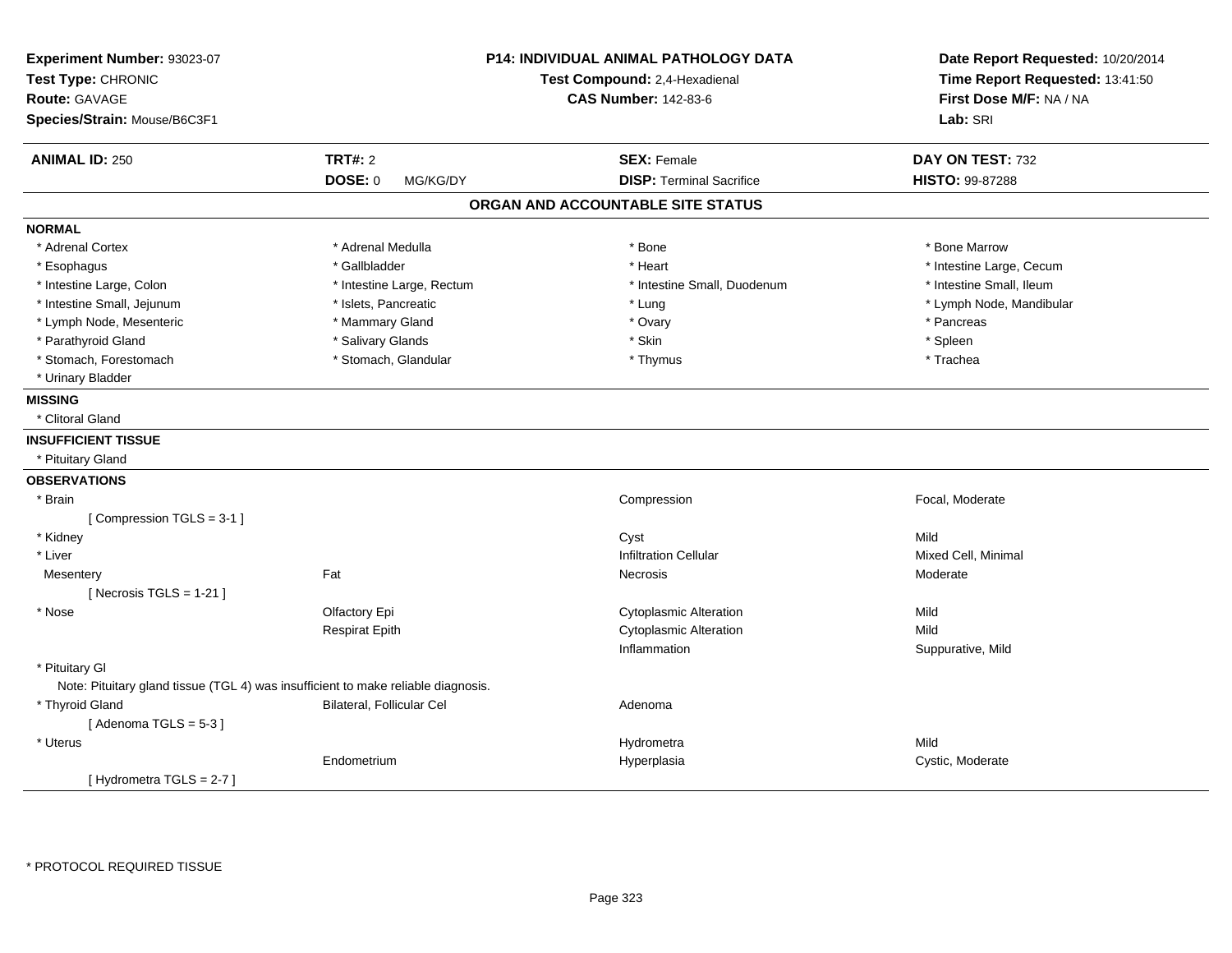**Experiment Number:** 93023-07
**Test Type:** CHRONIC
**Route:** GAVAGE
**Species/Strain:** Mouse/B6C3F1

**P14: INDIVIDUAL ANIMAL PATHOLOGY DATA**
**Test Compound:** 2,4-Hexadienal
**CAS Number:** 142-83-6

**Date Report Requested:** 10/20/2014
**Time Report Requested:** 13:41:50
**First Dose M/F:** NA / NA
**Lab:** SRI

| **ANIMAL ID:** 250 | **TRT#:** 2 | **SEX:** Female | **DAY ON TEST:** 732 |
|---|---|---|---|
| | **DOSE:** 0 MG/KG/DY | **DISP:** Terminal Sacrifice | **HISTO:** 99-87288 |

## ORGAN AND ACCOUNTABLE SITE STATUS

**NORMAL**

| | | | |
|---|---|---|---|
| * Adrenal Cortex | * Adrenal Medulla | * Bone | * Bone Marrow |
| * Esophagus | * Gallbladder | * Heart | * Intestine Large, Cecum |
| * Intestine Large, Colon | * Intestine Large, Rectum | * Intestine Small, Duodenum | * Intestine Small, Ileum |
| * Intestine Small, Jejunum | * Islets, Pancreatic | * Lung | * Lymph Node, Mandibular |
| * Lymph Node, Mesenteric | * Mammary Gland | * Ovary | * Pancreas |
| * Parathyroid Gland | * Salivary Glands | * Skin | * Spleen |
| * Stomach, Forestomach | * Stomach, Glandular | * Thymus | * Trachea |
| * Urinary Bladder | | | |

**MISSING**

* Clitoral Gland

**INSUFFICIENT TISSUE**

* Pituitary Gland

**OBSERVATIONS**

| | | | |
|---|---|---|---|
| * Brain | | Compression | Focal, Moderate |
| [ Compression TGLS = 3-1 ] | | | |
| * Kidney | | Cyst | Mild |
| * Liver | | Infiltration Cellular | Mixed Cell, Minimal |
| Mesentery | Fat | Necrosis | Moderate |
| [ Necrosis TGLS = 1-21 ] | | | |
| * Nose | Olfactory Epi | Cytoplasmic Alteration | Mild |
| | Respirat Epith | Cytoplasmic Alteration | Mild |
| | | Inflammation | Suppurative, Mild |
| * Pituitary Gl | | | |
| Note: Pituitary gland tissue (TGL 4) was insufficient to make reliable diagnosis. | | | |
| * Thyroid Gland | Bilateral, Follicular Cel | Adenoma | |
| [ Adenoma TGLS = 5-3 ] | | | |
| * Uterus | | Hydrometra | Mild |
| | Endometrium | Hyperplasia | Cystic, Moderate |
| [ Hydrometra TGLS = 2-7 ] | | | |

* PROTOCOL REQUIRED TISSUE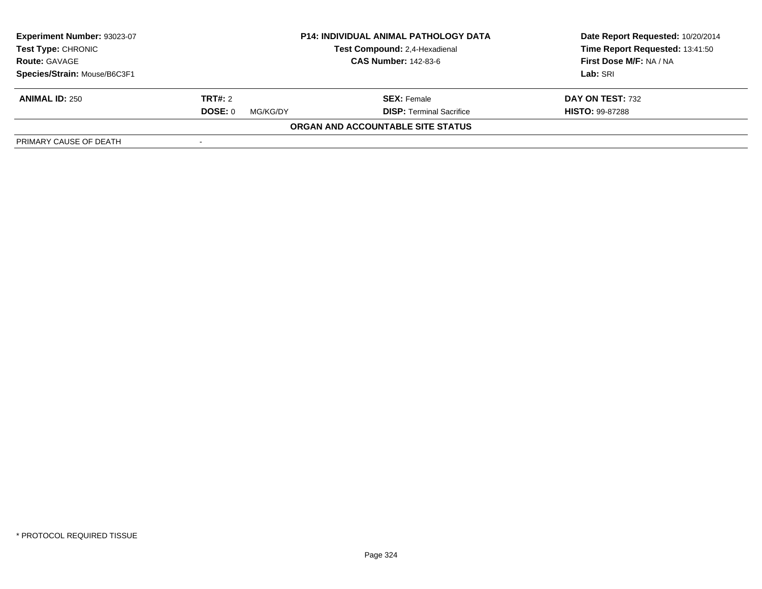**Experiment Number:** 93023-07
**Test Type:** CHRONIC
**Route:** GAVAGE
**Species/Strain:** Mouse/B6C3F1

**P14: INDIVIDUAL ANIMAL PATHOLOGY DATA**
**Test Compound:** 2,4-Hexadienal
**CAS Number:** 142-83-6

**Date Report Requested:** 10/20/2014
**Time Report Requested:** 13:41:50
**First Dose M/F:** NA / NA
**Lab:** SRI

| **ANIMAL ID:** 250 | **TRT#:** 2 | **SEX:** Female | **DAY ON TEST:** 732 |
|---|---|---|---|
| | **DOSE:** 0 MG/KG/DY | **DISP:** Terminal Sacrifice | **HISTO:** 99-87288 |

**ORGAN AND ACCOUNTABLE SITE STATUS**

| PRIMARY CAUSE OF DEATH | - |
|---|---|

* PROTOCOL REQUIRED TISSUE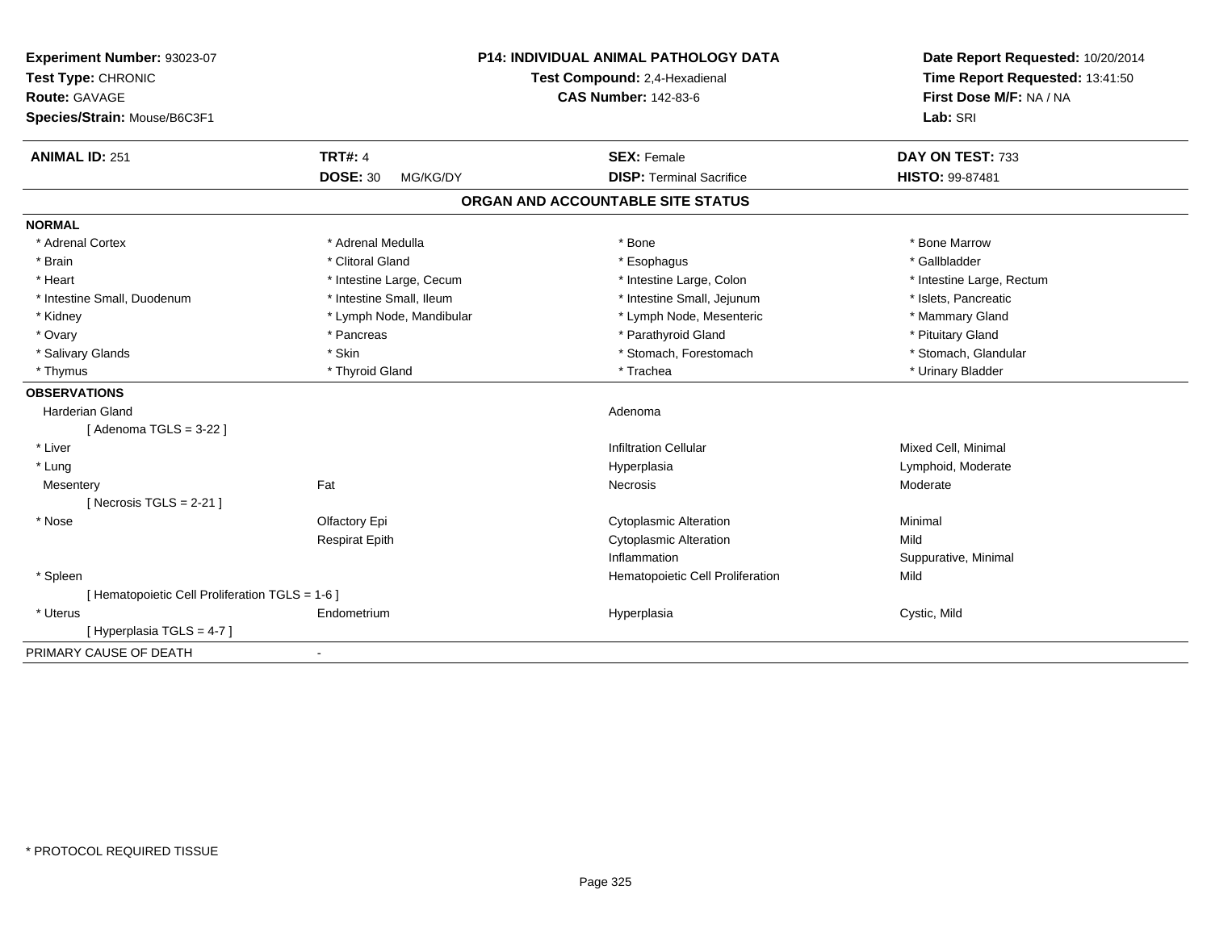**Experiment Number:** 93023-07
**Test Type:** CHRONIC
**Route:** GAVAGE
**Species/Strain:** Mouse/B6C3F1

**P14: INDIVIDUAL ANIMAL PATHOLOGY DATA**
**Test Compound:** 2,4-Hexadienal
**CAS Number:** 142-83-6

**Date Report Requested:** 10/20/2014
**Time Report Requested:** 13:41:50
**First Dose M/F:** NA / NA
**Lab:** SRI

| **ANIMAL ID:** 251 | **TRT#:** 4 | **SEX:** Female | **DAY ON TEST:** 733 |
|---|---|---|---|
| | **DOSE:** 30 MG/KG/DY | **DISP:** Terminal Sacrifice | **HISTO:** 99-87481 |

## ORGAN AND ACCOUNTABLE SITE STATUS

**NORMAL**

| | | | |
|---|---|---|---|
| * Adrenal Cortex | * Adrenal Medulla | * Bone | * Bone Marrow |
| * Brain | * Clitoral Gland | * Esophagus | * Gallbladder |
| * Heart | * Intestine Large, Cecum | * Intestine Large, Colon | * Intestine Large, Rectum |
| * Intestine Small, Duodenum | * Intestine Small, Ileum | * Intestine Small, Jejunum | * Islets, Pancreatic |
| * Kidney | * Lymph Node, Mandibular | * Lymph Node, Mesenteric | * Mammary Gland |
| * Ovary | * Pancreas | * Parathyroid Gland | * Pituitary Gland |
| * Salivary Glands | * Skin | * Stomach, Forestomach | * Stomach, Glandular |
| * Thymus | * Thyroid Gland | * Trachea | * Urinary Bladder |

**OBSERVATIONS**

| | | | |
|---|---|---|---|
| Harderian Gland | | Adenoma | |
| [ Adenoma TGLS = 3-22 ] | | | |
| * Liver | | Infiltration Cellular | Mixed Cell, Minimal |
| * Lung | | Hyperplasia | Lymphoid, Moderate |
| Mesentery | Fat | Necrosis | Moderate |
| [ Necrosis TGLS = 2-21 ] | | | |
| * Nose | Olfactory Epi | Cytoplasmic Alteration | Minimal |
| | Respirat Epith | Cytoplasmic Alteration | Mild |
| | | Inflammation | Suppurative, Minimal |
| * Spleen | | Hematopoietic Cell Proliferation | Mild |
| [ Hematopoietic Cell Proliferation TGLS = 1-6 ] | | | |
| * Uterus | Endometrium | Hyperplasia | Cystic, Mild |
| [ Hyperplasia TGLS = 4-7 ] | | | |

PRIMARY CAUSE OF DEATH -

* PROTOCOL REQUIRED TISSUE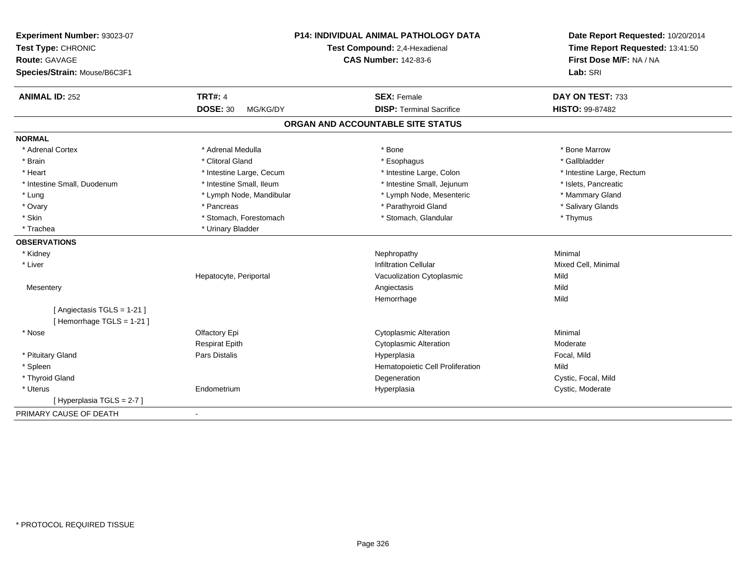**Experiment Number:** 93023-07
**Test Type:** CHRONIC
**Route:** GAVAGE
**Species/Strain:** Mouse/B6C3F1

**P14: INDIVIDUAL ANIMAL PATHOLOGY DATA**
**Test Compound:** 2,4-Hexadienal
**CAS Number:** 142-83-6

**Date Report Requested:** 10/20/2014
**Time Report Requested:** 13:41:50
**First Dose M/F:** NA / NA
**Lab:** SRI

| **ANIMAL ID:** 252 | **TRT#:** 4 | **SEX:** Female | **DAY ON TEST:** 733 |
|---|---|---|---|
| | **DOSE:** 30 MG/KG/DY | **DISP:** Terminal Sacrifice | **HISTO:** 99-87482 |

## ORGAN AND ACCOUNTABLE SITE STATUS

**NORMAL**

| | | | |
|---|---|---|---|
| * Adrenal Cortex | * Adrenal Medulla | * Bone | * Bone Marrow |
| * Brain | * Clitoral Gland | * Esophagus | * Gallbladder |
| * Heart | * Intestine Large, Cecum | * Intestine Large, Colon | * Intestine Large, Rectum |
| * Intestine Small, Duodenum | * Intestine Small, Ileum | * Intestine Small, Jejunum | * Islets, Pancreatic |
| * Lung | * Lymph Node, Mandibular | * Lymph Node, Mesenteric | * Mammary Gland |
| * Ovary | * Pancreas | * Parathyroid Gland | * Salivary Glands |
| * Skin | * Stomach, Forestomach | * Stomach, Glandular | * Thymus |
| * Trachea | * Urinary Bladder | | |

**OBSERVATIONS**

| | | | |
|---|---|---|---|
| * Kidney | | Nephropathy | Minimal |
| * Liver | | Infiltration Cellular | Mixed Cell, Minimal |
| | Hepatocyte, Periportal | Vacuolization Cytoplasmic | Mild |
| Mesentery | | Angiectasis | Mild |
| | | Hemorrhage | Mild |
| [ Angiectasis TGLS = 1-21 ] | | | |
| [ Hemorrhage TGLS = 1-21 ] | | | |
| * Nose | Olfactory Epi | Cytoplasmic Alteration | Minimal |
| | Respirat Epith | Cytoplasmic Alteration | Moderate |
| * Pituitary Gland | Pars Distalis | Hyperplasia | Focal, Mild |
| * Spleen | | Hematopoietic Cell Proliferation | Mild |
| * Thyroid Gland | | Degeneration | Cystic, Focal, Mild |
| * Uterus | Endometrium | Hyperplasia | Cystic, Moderate |
| [ Hyperplasia TGLS = 2-7 ] | | | |

PRIMARY CAUSE OF DEATH -

* PROTOCOL REQUIRED TISSUE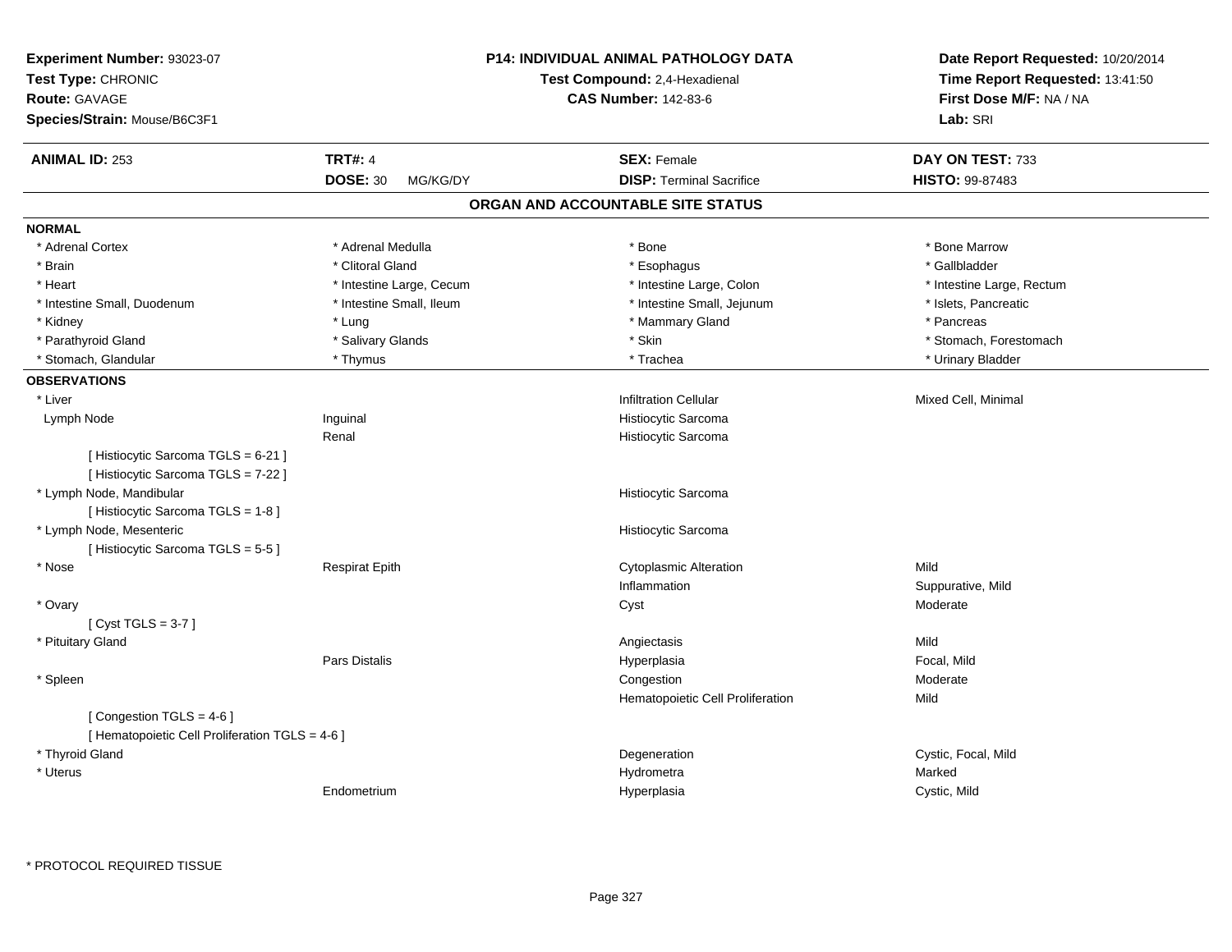**Experiment Number:** 93023-07
**Test Type:** CHRONIC
**Route:** GAVAGE
**Species/Strain:** Mouse/B6C3F1

**P14: INDIVIDUAL ANIMAL PATHOLOGY DATA**
**Test Compound:** 2,4-Hexadienal
**CAS Number:** 142-83-6

**Date Report Requested:** 10/20/2014
**Time Report Requested:** 13:41:50
**First Dose M/F:** NA / NA
**Lab:** SRI

| **ANIMAL ID:** 253 | **TRT#:** 4 | **SEX:** Female | **DAY ON TEST:** 733 |
|---|---|---|---|
| | **DOSE:** 30 MG/KG/DY | **DISP:** Terminal Sacrifice | **HISTO:** 99-87483 |

## ORGAN AND ACCOUNTABLE SITE STATUS

**NORMAL**

| | | | |
|---|---|---|---|
| * Adrenal Cortex | * Adrenal Medulla | * Bone | * Bone Marrow |
| * Brain | * Clitoral Gland | * Esophagus | * Gallbladder |
| * Heart | * Intestine Large, Cecum | * Intestine Large, Colon | * Intestine Large, Rectum |
| * Intestine Small, Duodenum | * Intestine Small, Ileum | * Intestine Small, Jejunum | * Islets, Pancreatic |
| * Kidney | * Lung | * Mammary Gland | * Pancreas |
| * Parathyroid Gland | * Salivary Glands | * Skin | * Stomach, Forestomach |
| * Stomach, Glandular | * Thymus | * Trachea | * Urinary Bladder |

**OBSERVATIONS**

| | | | |
|---|---|---|---|
| * Liver | | Infiltration Cellular | Mixed Cell, Minimal |
| Lymph Node | Inguinal | Histiocytic Sarcoma | |
| | Renal | Histiocytic Sarcoma | |
| [ Histiocytic Sarcoma TGLS = 6-21 ] | | | |
| [ Histiocytic Sarcoma TGLS = 7-22 ] | | | |
| * Lymph Node, Mandibular | | Histiocytic Sarcoma | |
| [ Histiocytic Sarcoma TGLS = 1-8 ] | | | |
| * Lymph Node, Mesenteric | | Histiocytic Sarcoma | |
| [ Histiocytic Sarcoma TGLS = 5-5 ] | | | |
| * Nose | Respirat Epith | Cytoplasmic Alteration | Mild |
| | | Inflammation | Suppurative, Mild |
| * Ovary | | Cyst | Moderate |
| [ Cyst TGLS = 3-7 ] | | | |
| * Pituitary Gland | | Angiectasis | Mild |
| | Pars Distalis | Hyperplasia | Focal, Mild |
| * Spleen | | Congestion | Moderate |
| | | Hematopoietic Cell Proliferation | Mild |
| [ Congestion TGLS = 4-6 ] | | | |
| [ Hematopoietic Cell Proliferation TGLS = 4-6 ] | | | |
| * Thyroid Gland | | Degeneration | Cystic, Focal, Mild |
| * Uterus | | Hydrometra | Marked |
| | Endometrium | Hyperplasia | Cystic, Mild |

* PROTOCOL REQUIRED TISSUE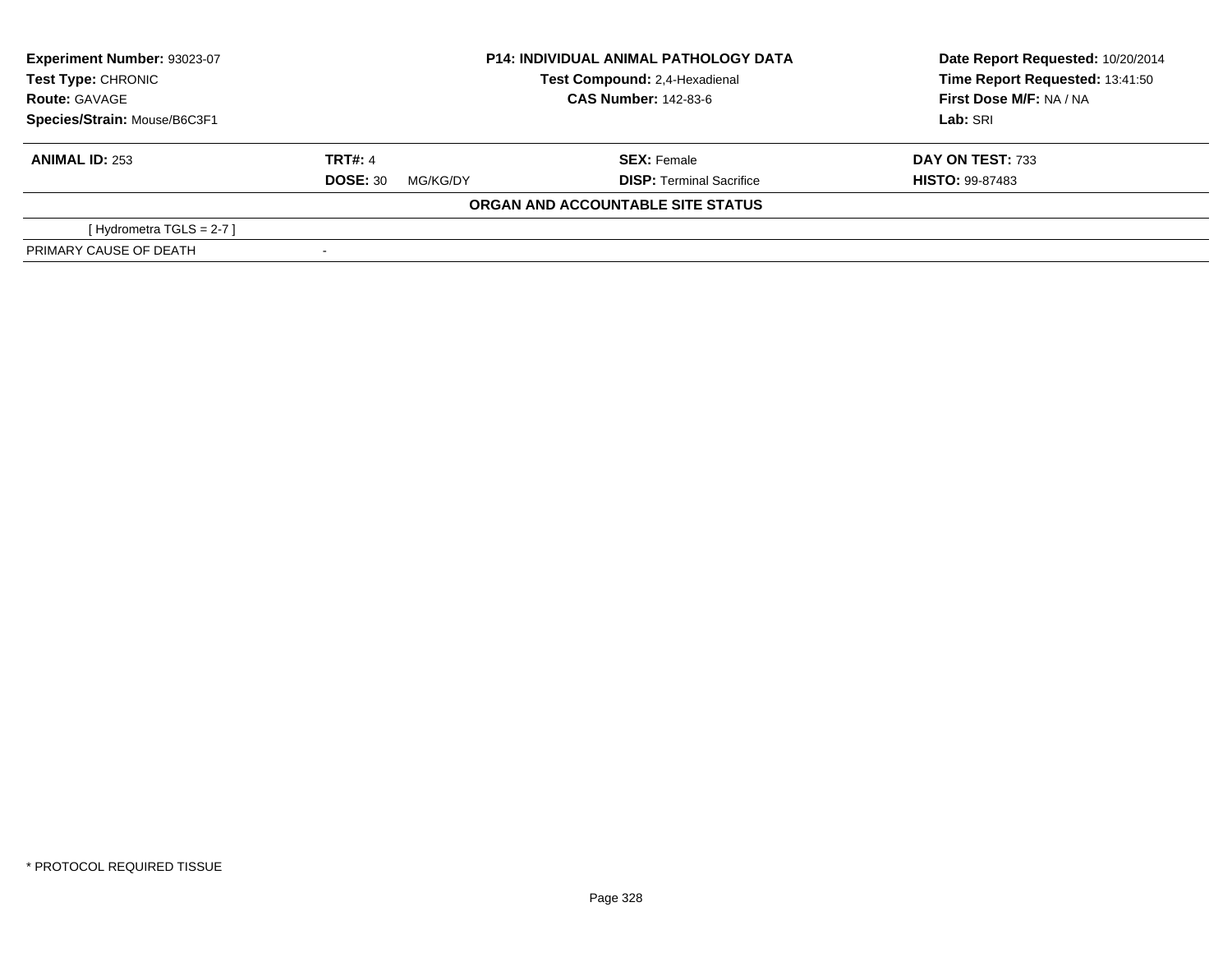| **Experiment Number:** 93023-07 | **P14: INDIVIDUAL ANIMAL PATHOLOGY DATA** | **Date Report Requested:** 10/20/2014 |
|---|---|---|
| **Test Type:** CHRONIC | **Test Compound:** 2,4-Hexadienal | **Time Report Requested:** 13:41:50 |
| **Route:** GAVAGE | **CAS Number:** 142-83-6 | **First Dose M/F:** NA / NA |
| **Species/Strain:** Mouse/B6C3F1 | | **Lab:** SRI |

| **ANIMAL ID:** 253 | **TRT#:** 4 | **SEX:** Female | **DAY ON TEST:** 733 |
|---|---|---|---|
| | **DOSE:** 30 MG/KG/DY | **DISP:** Terminal Sacrifice | **HISTO:** 99-87483 |

**ORGAN AND ACCOUNTABLE SITE STATUS**

| | |
|---|---|
| [ Hydrometra TGLS = 2-7 ] | |
| PRIMARY CAUSE OF DEATH | - |

* PROTOCOL REQUIRED TISSUE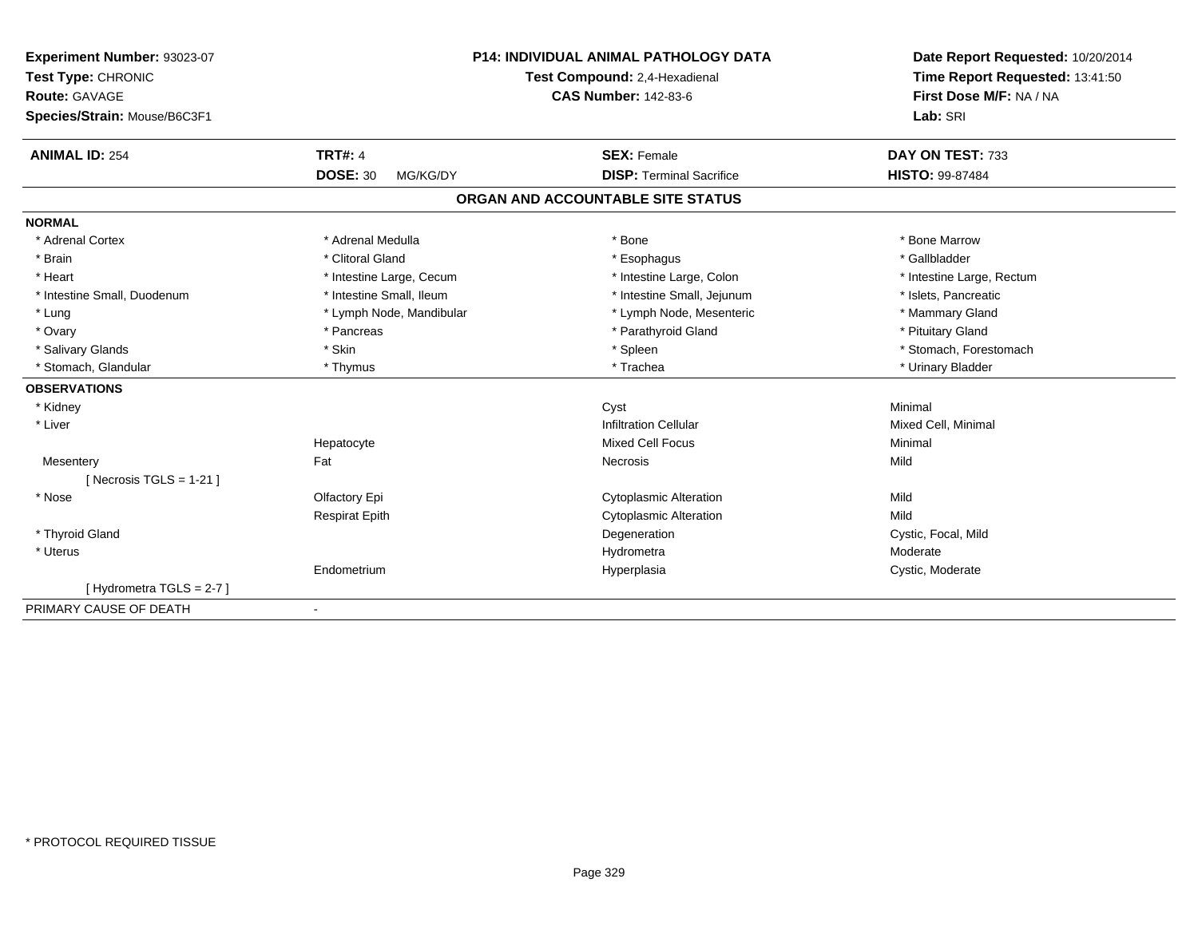**Experiment Number:** 93023-07
**Test Type:** CHRONIC
**Route:** GAVAGE
**Species/Strain:** Mouse/B6C3F1

**P14: INDIVIDUAL ANIMAL PATHOLOGY DATA**
**Test Compound:** 2,4-Hexadienal
**CAS Number:** 142-83-6

**Date Report Requested:** 10/20/2014
**Time Report Requested:** 13:41:50
**First Dose M/F:** NA / NA
**Lab:** SRI

| **ANIMAL ID:** 254 | **TRT#:** 4 | **SEX:** Female | **DAY ON TEST:** 733 |
|---|---|---|---|
| | **DOSE:** 30 MG/KG/DY | **DISP:** Terminal Sacrifice | **HISTO:** 99-87484 |

## ORGAN AND ACCOUNTABLE SITE STATUS

**NORMAL**

| | | | |
|---|---|---|---|
| * Adrenal Cortex | * Adrenal Medulla | * Bone | * Bone Marrow |
| * Brain | * Clitoral Gland | * Esophagus | * Gallbladder |
| * Heart | * Intestine Large, Cecum | * Intestine Large, Colon | * Intestine Large, Rectum |
| * Intestine Small, Duodenum | * Intestine Small, Ileum | * Intestine Small, Jejunum | * Islets, Pancreatic |
| * Lung | * Lymph Node, Mandibular | * Lymph Node, Mesenteric | * Mammary Gland |
| * Ovary | * Pancreas | * Parathyroid Gland | * Pituitary Gland |
| * Salivary Glands | * Skin | * Spleen | * Stomach, Forestomach |
| * Stomach, Glandular | * Thymus | * Trachea | * Urinary Bladder |

**OBSERVATIONS**

| | | | |
|---|---|---|---|
| * Kidney | | Cyst | Minimal |
| * Liver | | Infiltration Cellular | Mixed Cell, Minimal |
| | Hepatocyte | Mixed Cell Focus | Minimal |
| Mesentery | Fat | Necrosis | Mild |
| [ Necrosis TGLS = 1-21 ] | | | |
| * Nose | Olfactory Epi | Cytoplasmic Alteration | Mild |
| | Respirat Epith | Cytoplasmic Alteration | Mild |
| * Thyroid Gland | | Degeneration | Cystic, Focal, Mild |
| * Uterus | | Hydrometra | Moderate |
| | Endometrium | Hyperplasia | Cystic, Moderate |
| [ Hydrometra TGLS = 2-7 ] | | | |

PRIMARY CAUSE OF DEATH -

* PROTOCOL REQUIRED TISSUE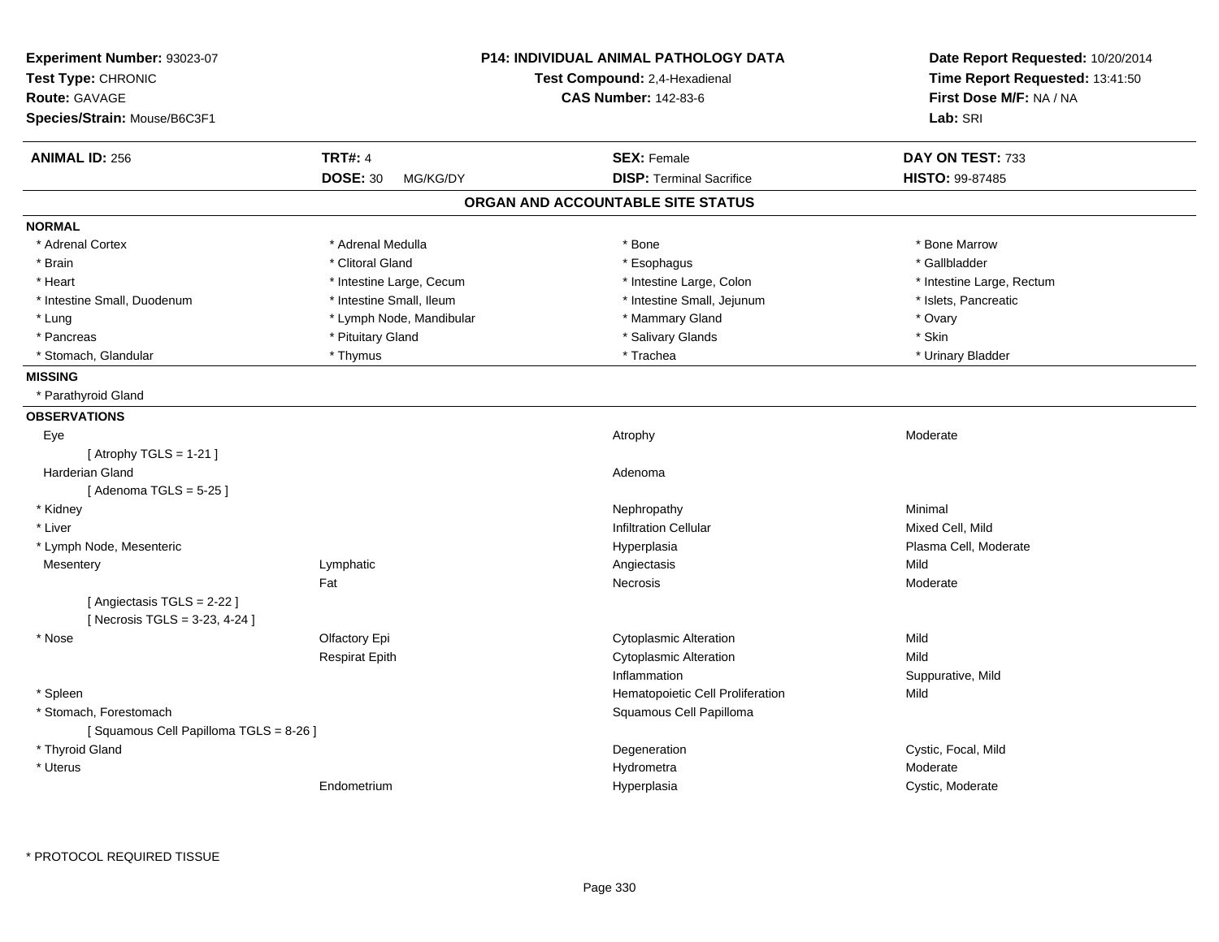**Experiment Number:** 93023-07
**Test Type:** CHRONIC
**Route:** GAVAGE
**Species/Strain:** Mouse/B6C3F1

**P14: INDIVIDUAL ANIMAL PATHOLOGY DATA**
**Test Compound:** 2,4-Hexadienal
**CAS Number:** 142-83-6

**Date Report Requested:** 10/20/2014
**Time Report Requested:** 13:41:50
**First Dose M/F:** NA / NA
**Lab:** SRI

| **ANIMAL ID:** 256 | **TRT#:** 4 | **SEX:** Female | **DAY ON TEST:** 733 |
|---|---|---|---|
| | **DOSE:** 30 MG/KG/DY | **DISP:** Terminal Sacrifice | **HISTO:** 99-87485 |

## ORGAN AND ACCOUNTABLE SITE STATUS

**NORMAL**

| | | | |
|---|---|---|---|
| * Adrenal Cortex | * Adrenal Medulla | * Bone | * Bone Marrow |
| * Brain | * Clitoral Gland | * Esophagus | * Gallbladder |
| * Heart | * Intestine Large, Cecum | * Intestine Large, Colon | * Intestine Large, Rectum |
| * Intestine Small, Duodenum | * Intestine Small, Ileum | * Intestine Small, Jejunum | * Islets, Pancreatic |
| * Lung | * Lymph Node, Mandibular | * Mammary Gland | * Ovary |
| * Pancreas | * Pituitary Gland | * Salivary Glands | * Skin |
| * Stomach, Glandular | * Thymus | * Trachea | * Urinary Bladder |

**MISSING**

* Parathyroid Gland

**OBSERVATIONS**

| | | | |
|---|---|---|---|
| Eye | | Atrophy | Moderate |
| [ Atrophy TGLS = 1-21 ] | | | |
| Harderian Gland | | Adenoma | |
| [ Adenoma TGLS = 5-25 ] | | | |
| * Kidney | | Nephropathy | Minimal |
| * Liver | | Infiltration Cellular | Mixed Cell, Mild |
| * Lymph Node, Mesenteric | | Hyperplasia | Plasma Cell, Moderate |
| Mesentery | Lymphatic | Angiectasis | Mild |
| | Fat | Necrosis | Moderate |
| [ Angiectasis TGLS = 2-22 ] | | | |
| [ Necrosis TGLS = 3-23, 4-24 ] | | | |
| * Nose | Olfactory Epi | Cytoplasmic Alteration | Mild |
| | Respirat Epith | Cytoplasmic Alteration | Mild |
| | | Inflammation | Suppurative, Mild |
| * Spleen | | Hematopoietic Cell Proliferation | Mild |
| * Stomach, Forestomach | | Squamous Cell Papilloma | |
| [ Squamous Cell Papilloma TGLS = 8-26 ] | | | |
| * Thyroid Gland | | Degeneration | Cystic, Focal, Mild |
| * Uterus | | Hydrometra | Moderate |
| | Endometrium | Hyperplasia | Cystic, Moderate |

\* PROTOCOL REQUIRED TISSUE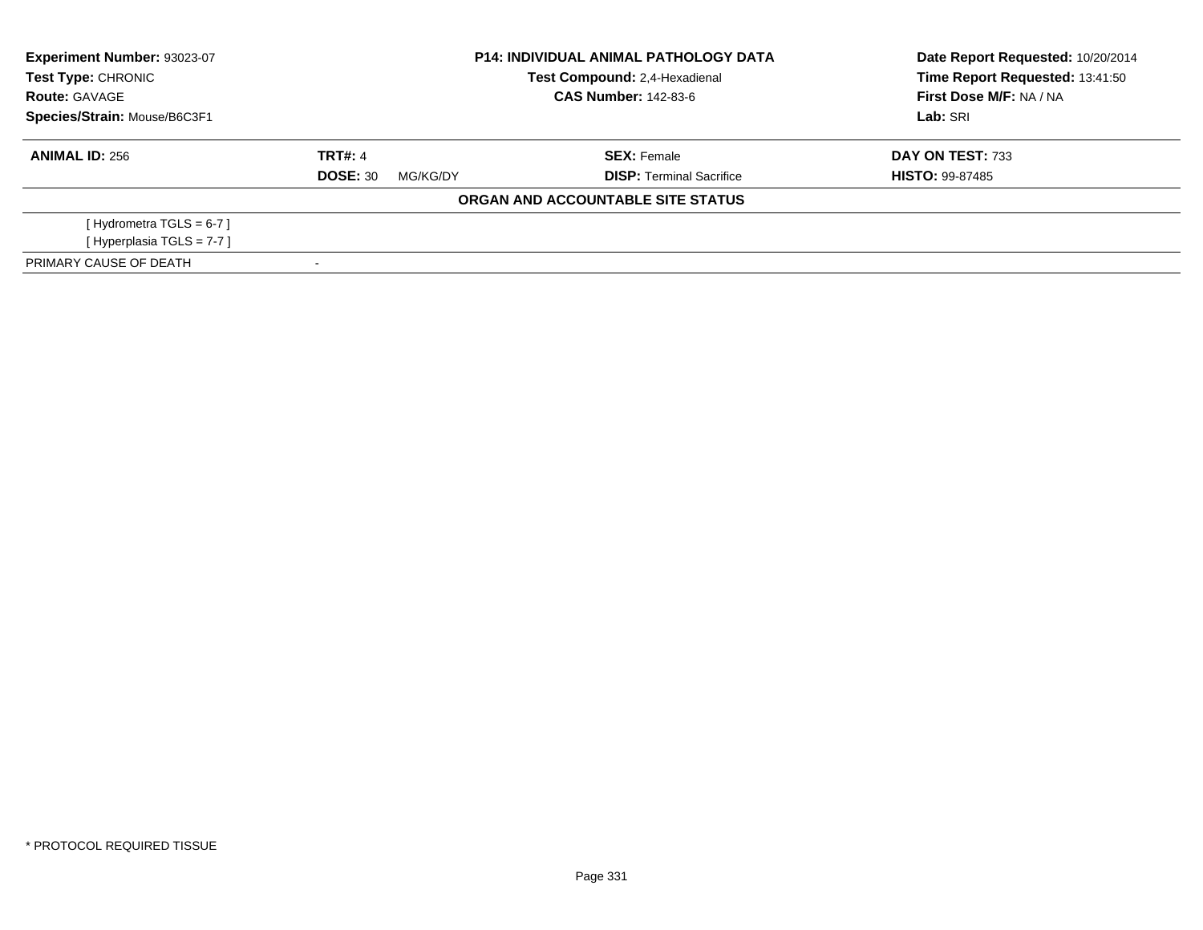**Experiment Number:** 93023-07
**Test Type:** CHRONIC
**Route:** GAVAGE
**Species/Strain:** Mouse/B6C3F1

**P14: INDIVIDUAL ANIMAL PATHOLOGY DATA**
**Test Compound:** 2,4-Hexadienal
**CAS Number:** 142-83-6

**Date Report Requested:** 10/20/2014
**Time Report Requested:** 13:41:50
**First Dose M/F:** NA / NA
**Lab:** SRI

| **ANIMAL ID:** 256 | **TRT#:** 4 | **SEX:** Female | **DAY ON TEST:** 733 |
|---|---|---|---|
| | **DOSE:** 30 MG/KG/DY | **DISP:** Terminal Sacrifice | **HISTO:** 99-87485 |

**ORGAN AND ACCOUNTABLE SITE STATUS**

[ Hydrometra TGLS = 6-7 ]
[ Hyperplasia TGLS = 7-7 ]

PRIMARY CAUSE OF DEATH -

* PROTOCOL REQUIRED TISSUE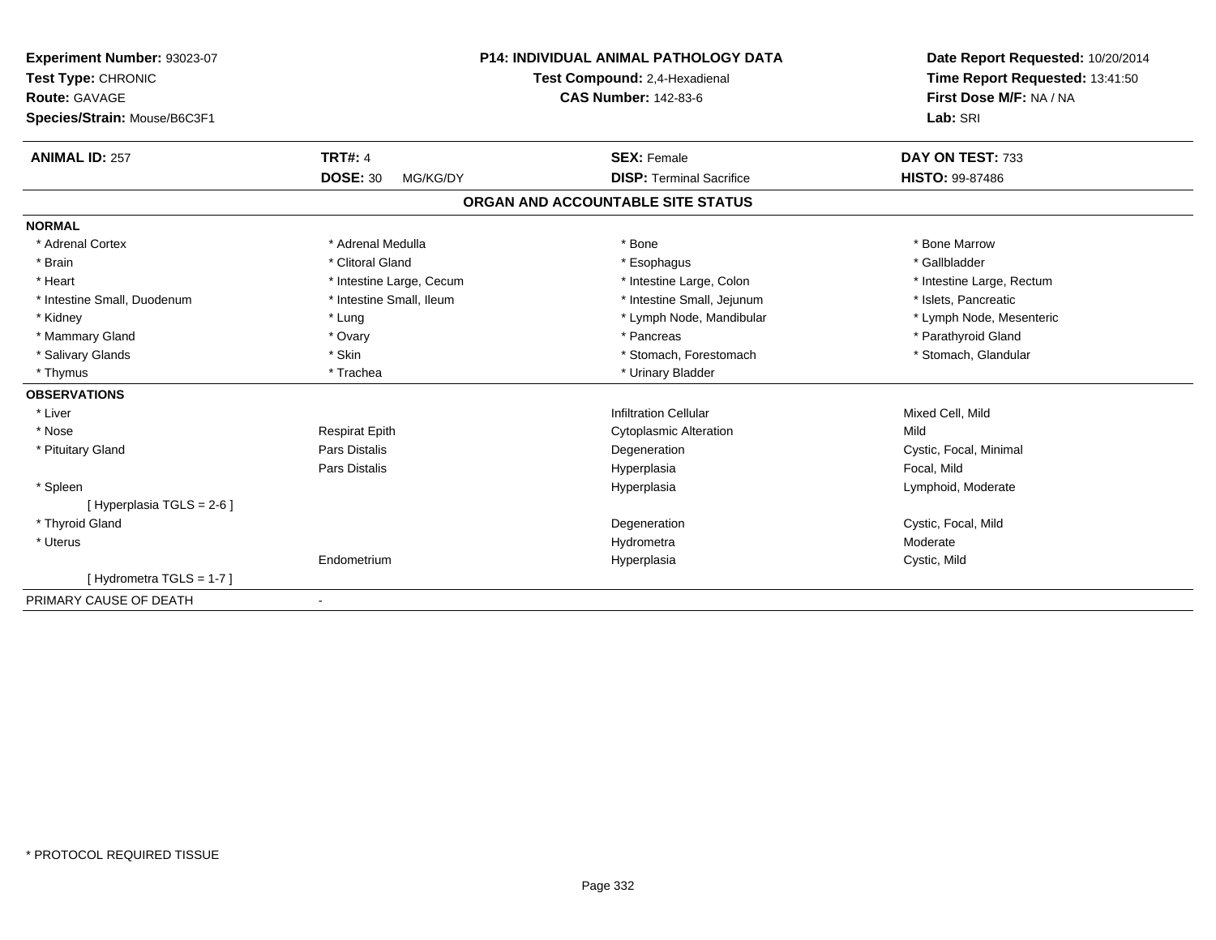**Experiment Number:** 93023-07
**Test Type:** CHRONIC
**Route:** GAVAGE
**Species/Strain:** Mouse/B6C3F1

**P14: INDIVIDUAL ANIMAL PATHOLOGY DATA**
**Test Compound:** 2,4-Hexadienal
**CAS Number:** 142-83-6

**Date Report Requested:** 10/20/2014
**Time Report Requested:** 13:41:50
**First Dose M/F:** NA / NA
**Lab:** SRI

| **ANIMAL ID:** 257 | **TRT#:** 4 | **SEX:** Female | **DAY ON TEST:** 733 |
|---|---|---|---|
| | **DOSE:** 30 MG/KG/DY | **DISP:** Terminal Sacrifice | **HISTO:** 99-87486 |

## ORGAN AND ACCOUNTABLE SITE STATUS

| | | | |
|---|---|---|---|
| **NORMAL** | | | |
| * Adrenal Cortex | * Adrenal Medulla | * Bone | * Bone Marrow |
| * Brain | * Clitoral Gland | * Esophagus | * Gallbladder |
| * Heart | * Intestine Large, Cecum | * Intestine Large, Colon | * Intestine Large, Rectum |
| * Intestine Small, Duodenum | * Intestine Small, Ileum | * Intestine Small, Jejunum | * Islets, Pancreatic |
| * Kidney | * Lung | * Lymph Node, Mandibular | * Lymph Node, Mesenteric |
| * Mammary Gland | * Ovary | * Pancreas | * Parathyroid Gland |
| * Salivary Glands | * Skin | * Stomach, Forestomach | * Stomach, Glandular |
| * Thymus | * Trachea | * Urinary Bladder | |
| **OBSERVATIONS** | | | |
| * Liver | | Infiltration Cellular | Mixed Cell, Mild |
| * Nose | Respirat Epith | Cytoplasmic Alteration | Mild |
| * Pituitary Gland | Pars Distalis | Degeneration | Cystic, Focal, Minimal |
| | Pars Distalis | Hyperplasia | Focal, Mild |
| * Spleen | | Hyperplasia | Lymphoid, Moderate |
| [ Hyperplasia TGLS = 2-6 ] | | | |
| * Thyroid Gland | | Degeneration | Cystic, Focal, Mild |
| * Uterus | | Hydrometra | Moderate |
| | Endometrium | Hyperplasia | Cystic, Mild |
| [ Hydrometra TGLS = 1-7 ] | | | |
| PRIMARY CAUSE OF DEATH | - | | |

* PROTOCOL REQUIRED TISSUE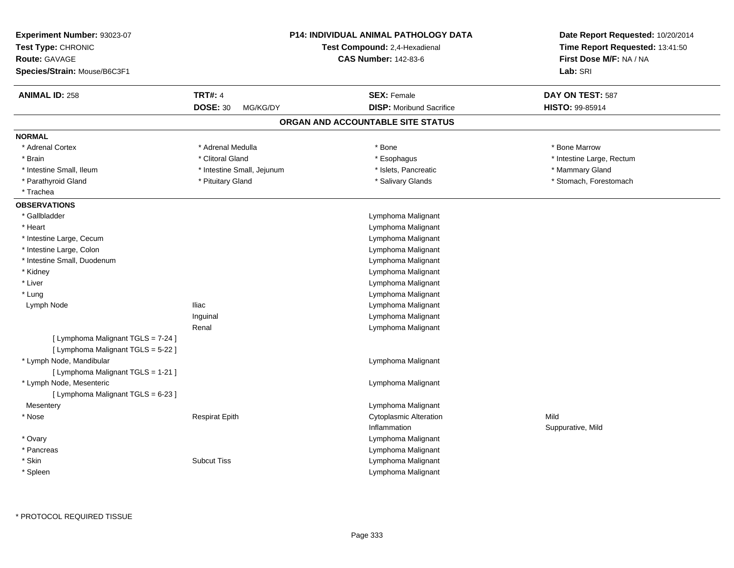**Experiment Number:** 93023-07
**Test Type:** CHRONIC
**Route:** GAVAGE
**Species/Strain:** Mouse/B6C3F1

**P14: INDIVIDUAL ANIMAL PATHOLOGY DATA**
**Test Compound:** 2,4-Hexadienal
**CAS Number:** 142-83-6

**Date Report Requested:** 10/20/2014
**Time Report Requested:** 13:41:50
**First Dose M/F:** NA / NA
**Lab:** SRI

| **ANIMAL ID:** 258 | **TRT#:** 4 | **SEX:** Female | **DAY ON TEST:** 587 |
|---|---|---|---|
| | **DOSE:** 30 MG/KG/DY | **DISP:** Moribund Sacrifice | **HISTO:** 99-85914 |

## ORGAN AND ACCOUNTABLE SITE STATUS

### NORMAL

| | | | |
|---|---|---|---|
| * Adrenal Cortex | * Adrenal Medulla | * Bone | * Bone Marrow |
| * Brain | * Clitoral Gland | * Esophagus | * Intestine Large, Rectum |
| * Intestine Small, Ileum | * Intestine Small, Jejunum | * Islets, Pancreatic | * Mammary Gland |
| * Parathyroid Gland | * Pituitary Gland | * Salivary Glands | * Stomach, Forestomach |
| * Trachea | | | |

### OBSERVATIONS

| | | | |
|---|---|---|---|
| * Gallbladder | | Lymphoma Malignant | |
| * Heart | | Lymphoma Malignant | |
| * Intestine Large, Cecum | | Lymphoma Malignant | |
| * Intestine Large, Colon | | Lymphoma Malignant | |
| * Intestine Small, Duodenum | | Lymphoma Malignant | |
| * Kidney | | Lymphoma Malignant | |
| * Liver | | Lymphoma Malignant | |
| * Lung | | Lymphoma Malignant | |
| Lymph Node | Iliac | Lymphoma Malignant | |
| | Inguinal | Lymphoma Malignant | |
| | Renal | Lymphoma Malignant | |
| [ Lymphoma Malignant TGLS = 7-24 ] | | | |
| [ Lymphoma Malignant TGLS = 5-22 ] | | | |
| * Lymph Node, Mandibular | | Lymphoma Malignant | |
| [ Lymphoma Malignant TGLS = 1-21 ] | | | |
| * Lymph Node, Mesenteric | | Lymphoma Malignant | |
| [ Lymphoma Malignant TGLS = 6-23 ] | | | |
| Mesentery | | Lymphoma Malignant | |
| * Nose | Respirat Epith | Cytoplasmic Alteration | Mild |
| | | Inflammation | Suppurative, Mild |
| * Ovary | | Lymphoma Malignant | |
| * Pancreas | | Lymphoma Malignant | |
| * Skin | Subcut Tiss | Lymphoma Malignant | |
| * Spleen | | Lymphoma Malignant | |

\* PROTOCOL REQUIRED TISSUE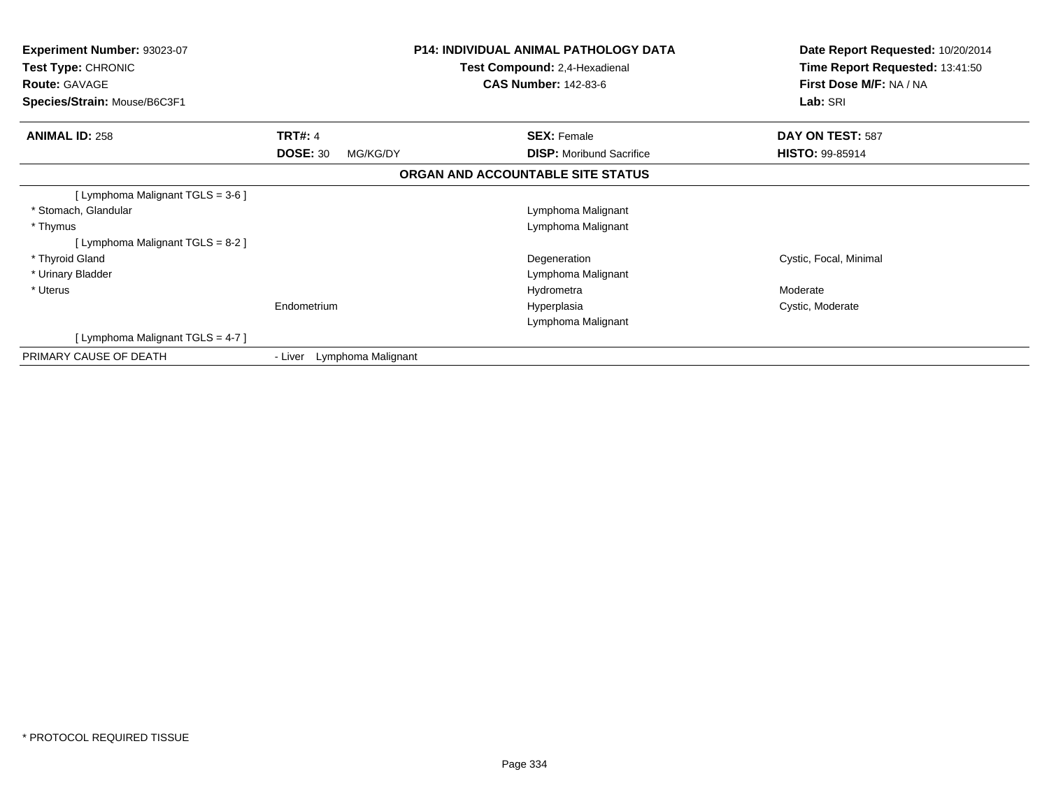**Experiment Number:** 93023-07
**Test Type:** CHRONIC
**Route:** GAVAGE
**Species/Strain:** Mouse/B6C3F1

**P14: INDIVIDUAL ANIMAL PATHOLOGY DATA**
**Test Compound:** 2,4-Hexadienal
**CAS Number:** 142-83-6

**Date Report Requested:** 10/20/2014
**Time Report Requested:** 13:41:50
**First Dose M/F:** NA / NA
**Lab:** SRI

| **ANIMAL ID:** 258 | **TRT#:** 4 | **SEX:** Female | **DAY ON TEST:** 587 |
|---|---|---|---|
| | **DOSE:** 30 MG/KG/DY | **DISP:** Moribund Sacrifice | **HISTO:** 99-85914 |

## ORGAN AND ACCOUNTABLE SITE STATUS

| | | | |
|---|---|---|---|
| [ Lymphoma Malignant TGLS = 3-6 ] | | | |
| * Stomach, Glandular | | Lymphoma Malignant | |
| * Thymus | | Lymphoma Malignant | |
| [ Lymphoma Malignant TGLS = 8-2 ] | | | |
| * Thyroid Gland | | Degeneration | Cystic, Focal, Minimal |
| * Urinary Bladder | | Lymphoma Malignant | |
| * Uterus | | Hydrometra | Moderate |
| | Endometrium | Hyperplasia | Cystic, Moderate |
| | | Lymphoma Malignant | |
| [ Lymphoma Malignant TGLS = 4-7 ] | | | |
| PRIMARY CAUSE OF DEATH | - Liver Lymphoma Malignant | | |

* PROTOCOL REQUIRED TISSUE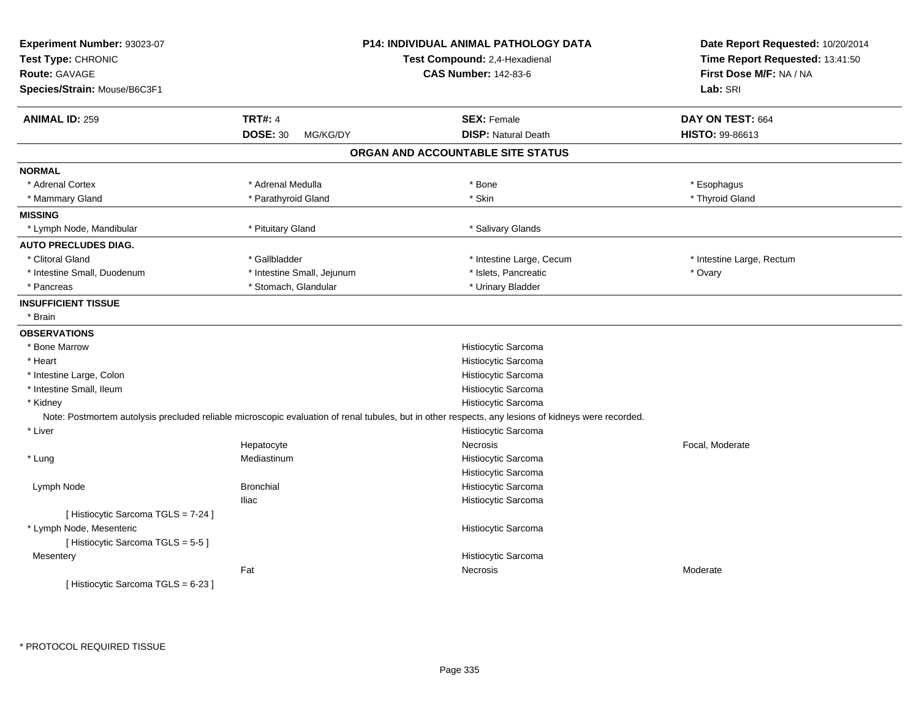**Experiment Number:** 93023-07
**Test Type:** CHRONIC
**Route:** GAVAGE
**Species/Strain:** Mouse/B6C3F1

**P14: INDIVIDUAL ANIMAL PATHOLOGY DATA**
**Test Compound:** 2,4-Hexadienal
**CAS Number:** 142-83-6

**Date Report Requested:** 10/20/2014
**Time Report Requested:** 13:41:50
**First Dose M/F:** NA / NA
**Lab:** SRI

| **ANIMAL ID:** 259 | **TRT#:** 4 | **SEX:** Female | **DAY ON TEST:** 664 |
|---|---|---|---|
| | **DOSE:** 30 MG/KG/DY | **DISP:** Natural Death | **HISTO:** 99-86613 |

## ORGAN AND ACCOUNTABLE SITE STATUS

**NORMAL**

| | | | |
|---|---|---|---|
| * Adrenal Cortex | * Adrenal Medulla | * Bone | * Esophagus |
| * Mammary Gland | * Parathyroid Gland | * Skin | * Thyroid Gland |

**MISSING**

| | | | |
|---|---|---|---|
| * Lymph Node, Mandibular | * Pituitary Gland | * Salivary Glands | |

**AUTO PRECLUDES DIAG.**

| | | | |
|---|---|---|---|
| * Clitoral Gland | * Gallbladder | * Intestine Large, Cecum | * Intestine Large, Rectum |
| * Intestine Small, Duodenum | * Intestine Small, Jejunum | * Islets, Pancreatic | * Ovary |
| * Pancreas | * Stomach, Glandular | * Urinary Bladder | |

**INSUFFICIENT TISSUE**

* Brain

**OBSERVATIONS**

| | | | |
|---|---|---|---|
| * Bone Marrow | | Histiocytic Sarcoma | |
| * Heart | | Histiocytic Sarcoma | |
| * Intestine Large, Colon | | Histiocytic Sarcoma | |
| * Intestine Small, Ileum | | Histiocytic Sarcoma | |
| * Kidney | | Histiocytic Sarcoma | |

Note: Postmortem autolysis precluded reliable microscopic evaluation of renal tubules, but in other respects, any lesions of kidneys were recorded.

| | | | |
|---|---|---|---|
| * Liver | | Histiocytic Sarcoma | |
| | Hepatocyte | Necrosis | Focal, Moderate |
| * Lung | Mediastinum | Histiocytic Sarcoma | |
| | | Histiocytic Sarcoma | |
| Lymph Node | Bronchial | Histiocytic Sarcoma | |
| | Iliac | Histiocytic Sarcoma | |
| [ Histiocytic Sarcoma TGLS = 7-24 ] | | | |
| * Lymph Node, Mesenteric | | Histiocytic Sarcoma | |
| [ Histiocytic Sarcoma TGLS = 5-5 ] | | | |
| Mesentery | | Histiocytic Sarcoma | |
| | Fat | Necrosis | Moderate |
| [ Histiocytic Sarcoma TGLS = 6-23 ] | | | |

\* PROTOCOL REQUIRED TISSUE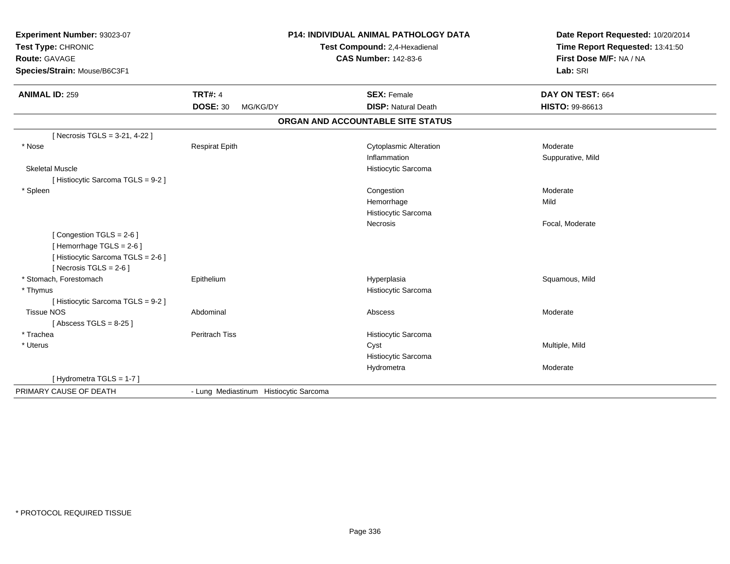**Experiment Number:** 93023-07
**Test Type:** CHRONIC
**Route:** GAVAGE
**Species/Strain:** Mouse/B6C3F1

# P14: INDIVIDUAL ANIMAL PATHOLOGY DATA

**Test Compound:** 2,4-Hexadienal
**CAS Number:** 142-83-6

**Date Report Requested:** 10/20/2014
**Time Report Requested:** 13:41:50
**First Dose M/F:** NA / NA
**Lab:** SRI

| **ANIMAL ID:** 259 | **TRT#:** 4 | **SEX:** Female | **DAY ON TEST:** 664 |
|---|---|---|---|
| | **DOSE:** 30 MG/KG/DY | **DISP:** Natural Death | **HISTO:** 99-86613 |

## ORGAN AND ACCOUNTABLE SITE STATUS

| | | | |
|---|---|---|---|
| [ Necrosis TGLS = 3-21, 4-22 ] | | | |
| * Nose | Respirat Epith | Cytoplasmic Alteration | Moderate |
| | | Inflammation | Suppurative, Mild |
| Skeletal Muscle | | Histiocytic Sarcoma | |
| [ Histiocytic Sarcoma TGLS = 9-2 ] | | | |
| * Spleen | | Congestion | Moderate |
| | | Hemorrhage | Mild |
| | | Histiocytic Sarcoma | |
| | | Necrosis | Focal, Moderate |
| [ Congestion TGLS = 2-6 ] | | | |
| [ Hemorrhage TGLS = 2-6 ] | | | |
| [ Histiocytic Sarcoma TGLS = 2-6 ] | | | |
| [ Necrosis TGLS = 2-6 ] | | | |
| * Stomach, Forestomach | Epithelium | Hyperplasia | Squamous, Mild |
| * Thymus | | Histiocytic Sarcoma | |
| [ Histiocytic Sarcoma TGLS = 9-2 ] | | | |
| Tissue NOS | Abdominal | Abscess | Moderate |
| [ Abscess TGLS = 8-25 ] | | | |
| * Trachea | Peritrach Tiss | Histiocytic Sarcoma | |
| * Uterus | | Cyst | Multiple, Mild |
| | | Histiocytic Sarcoma | |
| | | Hydrometra | Moderate |
| [ Hydrometra TGLS = 1-7 ] | | | |
| PRIMARY CAUSE OF DEATH | - Lung Mediastinum Histiocytic Sarcoma | | |

* PROTOCOL REQUIRED TISSUE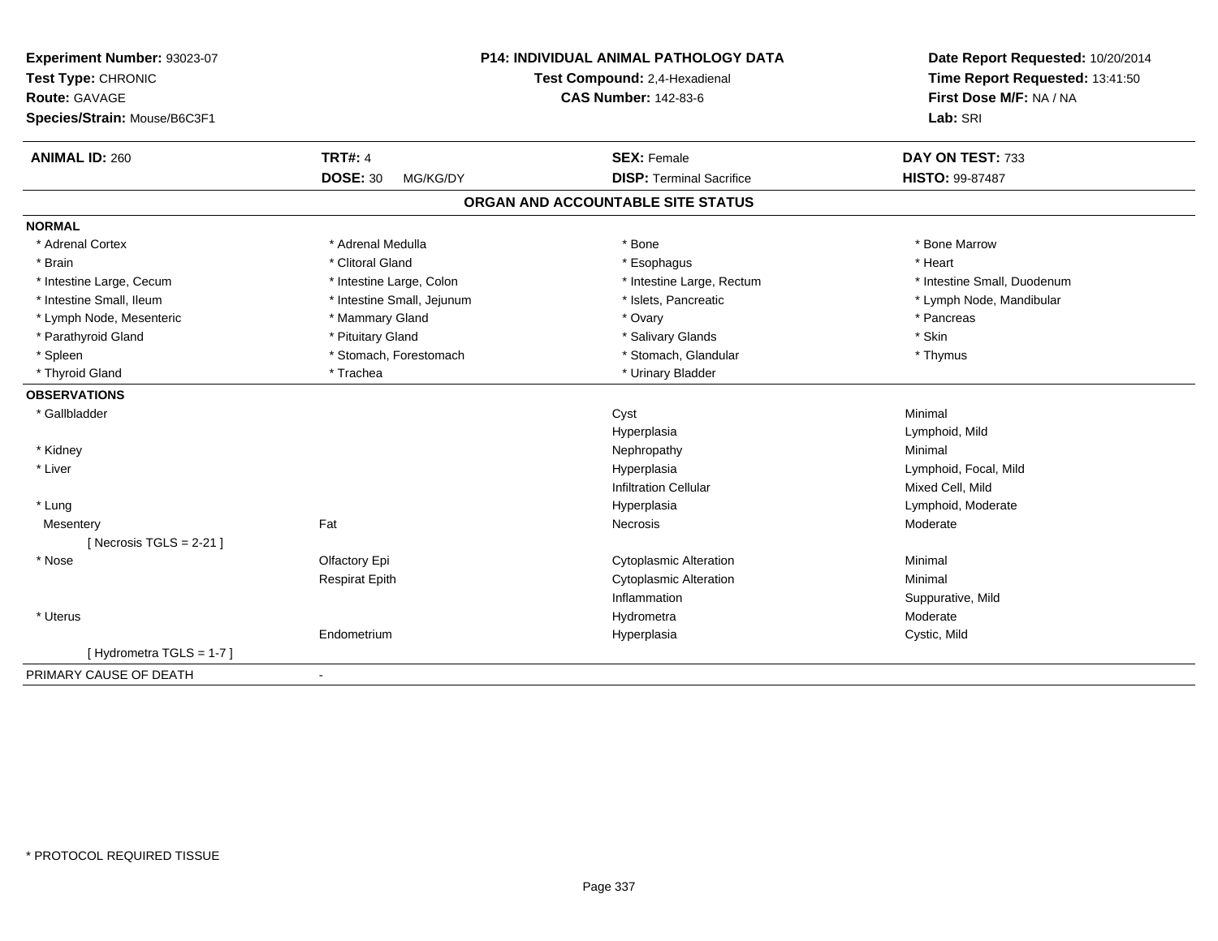**Experiment Number:** 93023-07
**Test Type:** CHRONIC
**Route:** GAVAGE
**Species/Strain:** Mouse/B6C3F1

**P14: INDIVIDUAL ANIMAL PATHOLOGY DATA**
**Test Compound:** 2,4-Hexadienal
**CAS Number:** 142-83-6

**Date Report Requested:** 10/20/2014
**Time Report Requested:** 13:41:50
**First Dose M/F:** NA / NA
**Lab:** SRI

| **ANIMAL ID:** 260 | **TRT#:** 4 | **SEX:** Female | **DAY ON TEST:** 733 |
|---|---|---|---|
| | **DOSE:** 30 MG/KG/DY | **DISP:** Terminal Sacrifice | **HISTO:** 99-87487 |

## ORGAN AND ACCOUNTABLE SITE STATUS

**NORMAL**

| | | | |
|---|---|---|---|
| * Adrenal Cortex | * Adrenal Medulla | * Bone | * Bone Marrow |
| * Brain | * Clitoral Gland | * Esophagus | * Heart |
| * Intestine Large, Cecum | * Intestine Large, Colon | * Intestine Large, Rectum | * Intestine Small, Duodenum |
| * Intestine Small, Ileum | * Intestine Small, Jejunum | * Islets, Pancreatic | * Lymph Node, Mandibular |
| * Lymph Node, Mesenteric | * Mammary Gland | * Ovary | * Pancreas |
| * Parathyroid Gland | * Pituitary Gland | * Salivary Glands | * Skin |
| * Spleen | * Stomach, Forestomach | * Stomach, Glandular | * Thymus |
| * Thyroid Gland | * Trachea | * Urinary Bladder | |

**OBSERVATIONS**

| | | | |
|---|---|---|---|
| * Gallbladder | | Cyst | Minimal |
| | | Hyperplasia | Lymphoid, Mild |
| * Kidney | | Nephropathy | Minimal |
| * Liver | | Hyperplasia | Lymphoid, Focal, Mild |
| | | Infiltration Cellular | Mixed Cell, Mild |
| * Lung | | Hyperplasia | Lymphoid, Moderate |
| Mesentery | Fat | Necrosis | Moderate |
| [ Necrosis TGLS = 2-21 ] | | | |
| * Nose | Olfactory Epi | Cytoplasmic Alteration | Minimal |
| | Respirat Epith | Cytoplasmic Alteration | Minimal |
| | | Inflammation | Suppurative, Mild |
| * Uterus | | Hydrometra | Moderate |
| | Endometrium | Hyperplasia | Cystic, Mild |
| [ Hydrometra TGLS = 1-7 ] | | | |

PRIMARY CAUSE OF DEATH -

* PROTOCOL REQUIRED TISSUE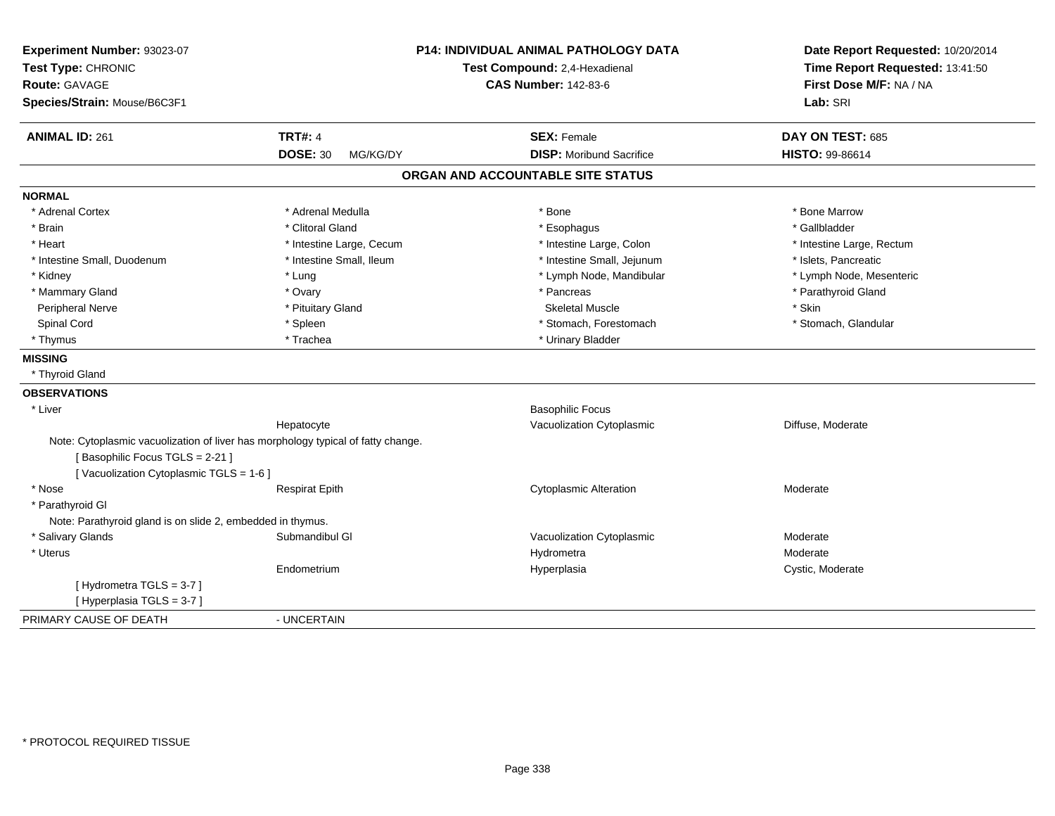**Experiment Number:** 93023-07
**Test Type:** CHRONIC
**Route:** GAVAGE
**Species/Strain:** Mouse/B6C3F1

**P14: INDIVIDUAL ANIMAL PATHOLOGY DATA**
**Test Compound:** 2,4-Hexadienal
**CAS Number:** 142-83-6

**Date Report Requested:** 10/20/2014
**Time Report Requested:** 13:41:50
**First Dose M/F:** NA / NA
**Lab:** SRI

| **ANIMAL ID:** 261 | **TRT#:** 4 | **SEX:** Female | **DAY ON TEST:** 685 |
|---|---|---|---|
| | **DOSE:** 30 MG/KG/DY | **DISP:** Moribund Sacrifice | **HISTO:** 99-86614 |

## ORGAN AND ACCOUNTABLE SITE STATUS

**NORMAL**

| | | | |
|---|---|---|---|
| * Adrenal Cortex | * Adrenal Medulla | * Bone | * Bone Marrow |
| * Brain | * Clitoral Gland | * Esophagus | * Gallbladder |
| * Heart | * Intestine Large, Cecum | * Intestine Large, Colon | * Intestine Large, Rectum |
| * Intestine Small, Duodenum | * Intestine Small, Ileum | * Intestine Small, Jejunum | * Islets, Pancreatic |
| * Kidney | * Lung | * Lymph Node, Mandibular | * Lymph Node, Mesenteric |
| * Mammary Gland | * Ovary | * Pancreas | * Parathyroid Gland |
| Peripheral Nerve | * Pituitary Gland | Skeletal Muscle | * Skin |
| Spinal Cord | * Spleen | * Stomach, Forestomach | * Stomach, Glandular |
| * Thymus | * Trachea | * Urinary Bladder | |

**MISSING**

* Thyroid Gland

**OBSERVATIONS**

| | | | |
|---|---|---|---|
| * Liver | | Basophilic Focus | |
| | Hepatocyte | Vacuolization Cytoplasmic | Diffuse, Moderate |

Note: Cytoplasmic vacuolization of liver has morphology typical of fatty change.
[ Basophilic Focus TGLS = 2-21 ]
[ Vacuolization Cytoplasmic TGLS = 1-6 ]

| | | | |
|---|---|---|---|
| * Nose | Respirat Epith | Cytoplasmic Alteration | Moderate |
| * Parathyroid Gl | | | |

Note: Parathyroid gland is on slide 2, embedded in thymus.

| | | | |
|---|---|---|---|
| * Salivary Glands | Submandibul Gl | Vacuolization Cytoplasmic | Moderate |
| * Uterus | | Hydrometra | Moderate |
| | Endometrium | Hyperplasia | Cystic, Moderate |

[ Hydrometra TGLS = 3-7 ]
[ Hyperplasia TGLS = 3-7 ]

PRIMARY CAUSE OF DEATH - UNCERTAIN

* PROTOCOL REQUIRED TISSUE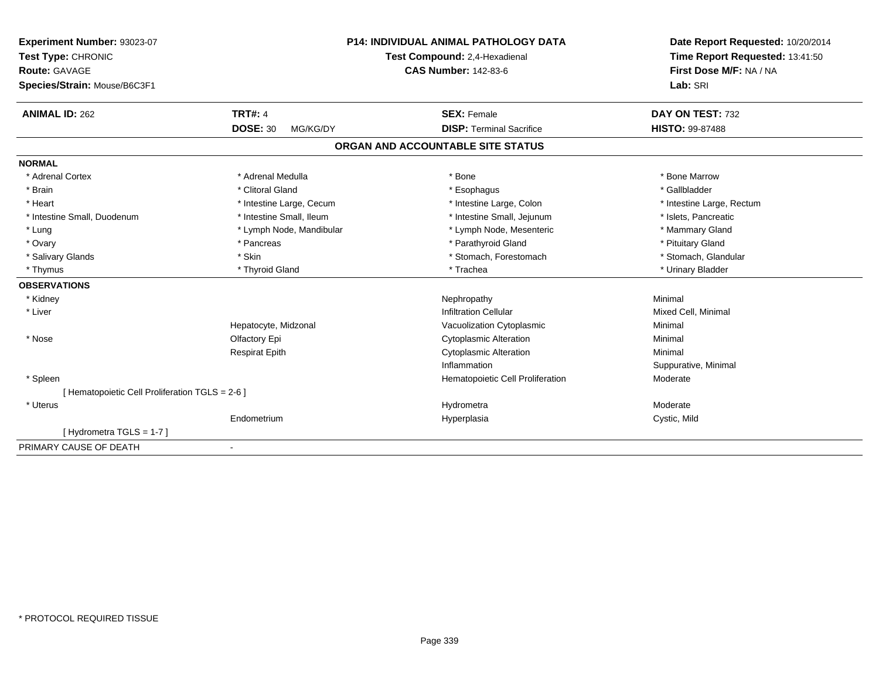**Experiment Number:** 93023-07
**Test Type:** CHRONIC
**Route:** GAVAGE
**Species/Strain:** Mouse/B6C3F1

**P14: INDIVIDUAL ANIMAL PATHOLOGY DATA**
**Test Compound:** 2,4-Hexadienal
**CAS Number:** 142-83-6

**Date Report Requested:** 10/20/2014
**Time Report Requested:** 13:41:50
**First Dose M/F:** NA / NA
**Lab:** SRI

| **ANIMAL ID:** 262 | **TRT#:** 4 | **SEX:** Female | **DAY ON TEST:** 732 |
|---|---|---|---|
| | **DOSE:** 30 MG/KG/DY | **DISP:** Terminal Sacrifice | **HISTO:** 99-87488 |

## ORGAN AND ACCOUNTABLE SITE STATUS

**NORMAL**

| | | | |
|---|---|---|---|
| * Adrenal Cortex | * Adrenal Medulla | * Bone | * Bone Marrow |
| * Brain | * Clitoral Gland | * Esophagus | * Gallbladder |
| * Heart | * Intestine Large, Cecum | * Intestine Large, Colon | * Intestine Large, Rectum |
| * Intestine Small, Duodenum | * Intestine Small, Ileum | * Intestine Small, Jejunum | * Islets, Pancreatic |
| * Lung | * Lymph Node, Mandibular | * Lymph Node, Mesenteric | * Mammary Gland |
| * Ovary | * Pancreas | * Parathyroid Gland | * Pituitary Gland |
| * Salivary Glands | * Skin | * Stomach, Forestomach | * Stomach, Glandular |
| * Thymus | * Thyroid Gland | * Trachea | * Urinary Bladder |

**OBSERVATIONS**

| | | | |
|---|---|---|---|
| * Kidney | | Nephropathy | Minimal |
| * Liver | | Infiltration Cellular | Mixed Cell, Minimal |
| | Hepatocyte, Midzonal | Vacuolization Cytoplasmic | Minimal |
| * Nose | Olfactory Epi | Cytoplasmic Alteration | Minimal |
| | Respirat Epith | Cytoplasmic Alteration | Minimal |
| | | Inflammation | Suppurative, Minimal |
| * Spleen | | Hematopoietic Cell Proliferation | Moderate |
| [ Hematopoietic Cell Proliferation TGLS = 2-6 ] | | | |
| * Uterus | | Hydrometra | Moderate |
| | Endometrium | Hyperplasia | Cystic, Mild |
| [ Hydrometra TGLS = 1-7 ] | | | |

PRIMARY CAUSE OF DEATH -

* PROTOCOL REQUIRED TISSUE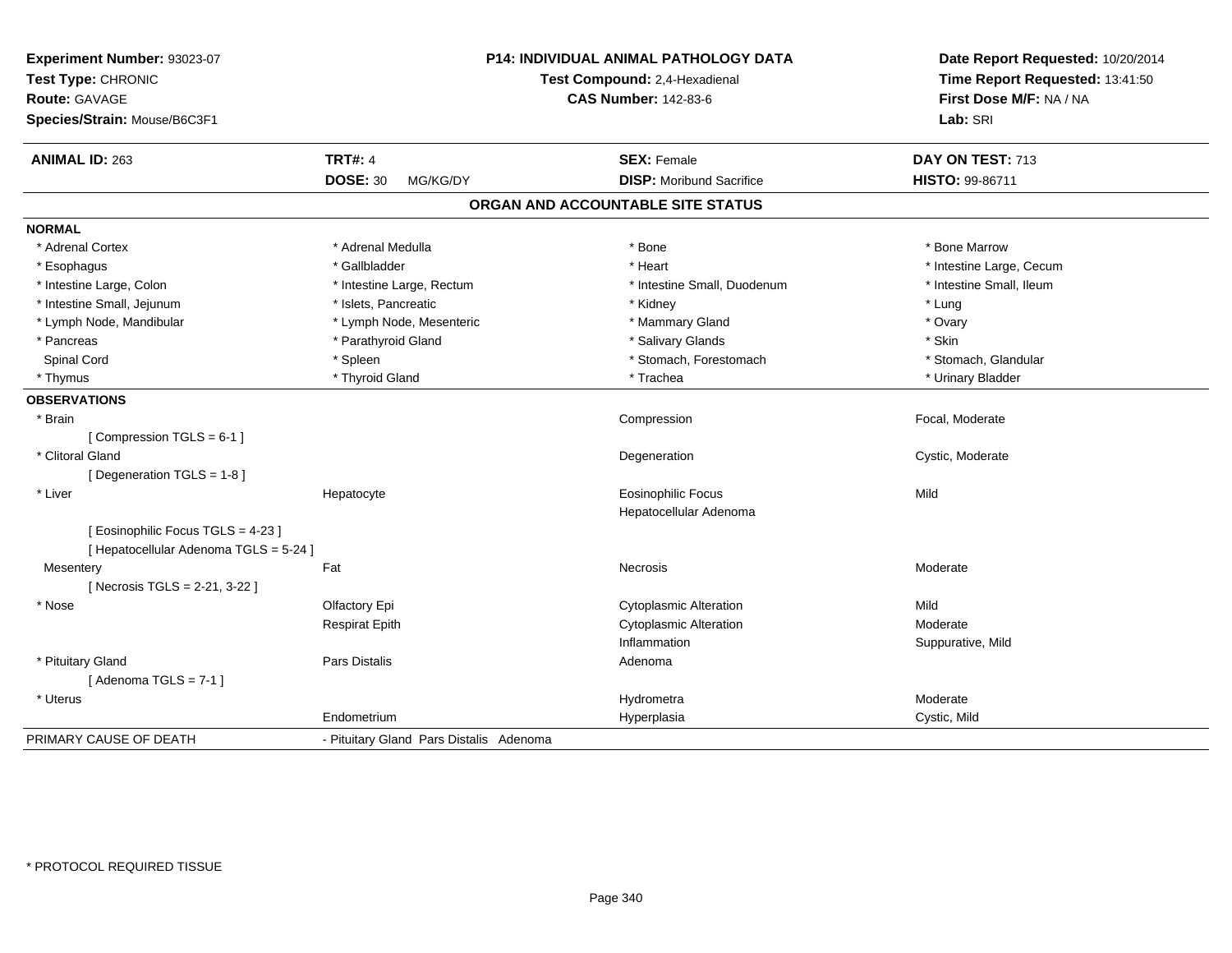**Experiment Number:** 93023-07
**Test Type:** CHRONIC
**Route:** GAVAGE
**Species/Strain:** Mouse/B6C3F1

**P14: INDIVIDUAL ANIMAL PATHOLOGY DATA**
**Test Compound:** 2,4-Hexadienal
**CAS Number:** 142-83-6

**Date Report Requested:** 10/20/2014
**Time Report Requested:** 13:41:50
**First Dose M/F:** NA / NA
**Lab:** SRI

| **ANIMAL ID:** 263 | **TRT#:** 4 | **SEX:** Female | **DAY ON TEST:** 713 |
|---|---|---|---|
| | **DOSE:** 30 MG/KG/DY | **DISP:** Moribund Sacrifice | **HISTO:** 99-86711 |

## ORGAN AND ACCOUNTABLE SITE STATUS

**NORMAL**

| | | | |
|---|---|---|---|
| * Adrenal Cortex | * Adrenal Medulla | * Bone | * Bone Marrow |
| * Esophagus | * Gallbladder | * Heart | * Intestine Large, Cecum |
| * Intestine Large, Colon | * Intestine Large, Rectum | * Intestine Small, Duodenum | * Intestine Small, Ileum |
| * Intestine Small, Jejunum | * Islets, Pancreatic | * Kidney | * Lung |
| * Lymph Node, Mandibular | * Lymph Node, Mesenteric | * Mammary Gland | * Ovary |
| * Pancreas | * Parathyroid Gland | * Salivary Glands | * Skin |
| Spinal Cord | * Spleen | * Stomach, Forestomach | * Stomach, Glandular |
| * Thymus | * Thyroid Gland | * Trachea | * Urinary Bladder |

**OBSERVATIONS**

| | | | |
|---|---|---|---|
| * Brain | | Compression | Focal, Moderate |
| [ Compression TGLS = 6-1 ] | | | |
| * Clitoral Gland | | Degeneration | Cystic, Moderate |
| [ Degeneration TGLS = 1-8 ] | | | |
| * Liver | Hepatocyte | Eosinophilic Focus | Mild |
| | | Hepatocellular Adenoma | |
| [ Eosinophilic Focus TGLS = 4-23 ] | | | |
| [ Hepatocellular Adenoma TGLS = 5-24 ] | | | |
| Mesentery | Fat | Necrosis | Moderate |
| [ Necrosis TGLS = 2-21, 3-22 ] | | | |
| * Nose | Olfactory Epi | Cytoplasmic Alteration | Mild |
| | Respirat Epith | Cytoplasmic Alteration | Moderate |
| | | Inflammation | Suppurative, Mild |
| * Pituitary Gland | Pars Distalis | Adenoma | |
| [ Adenoma TGLS = 7-1 ] | | | |
| * Uterus | | Hydrometra | Moderate |
| | Endometrium | Hyperplasia | Cystic, Mild |

PRIMARY CAUSE OF DEATH - Pituitary Gland Pars Distalis Adenoma

* PROTOCOL REQUIRED TISSUE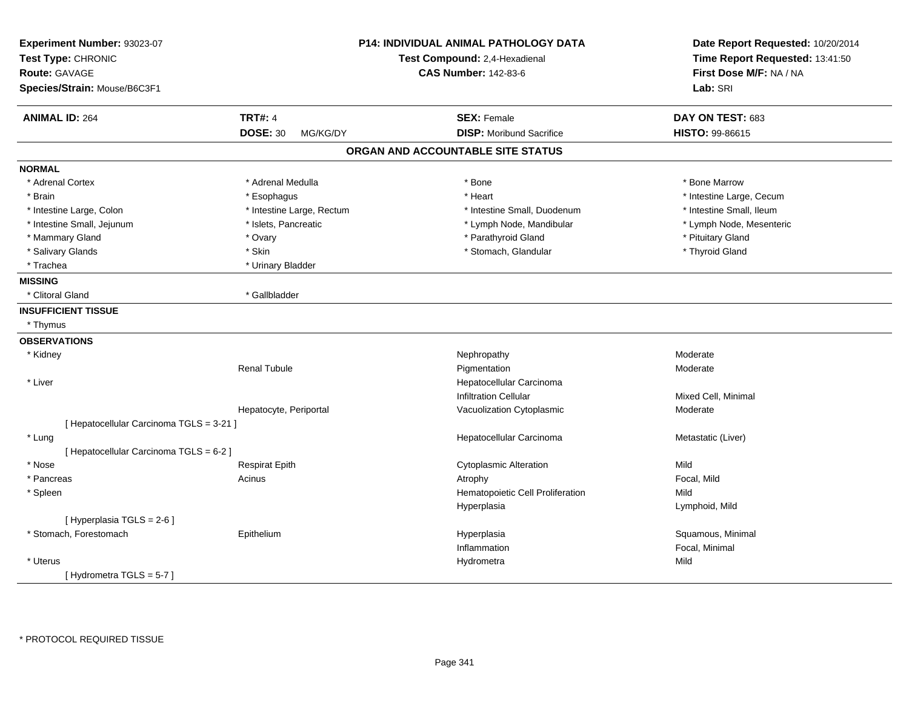**Experiment Number:** 93023-07
**Test Type:** CHRONIC
**Route:** GAVAGE
**Species/Strain:** Mouse/B6C3F1

**P14: INDIVIDUAL ANIMAL PATHOLOGY DATA**
**Test Compound:** 2,4-Hexadienal
**CAS Number:** 142-83-6

**Date Report Requested:** 10/20/2014
**Time Report Requested:** 13:41:50
**First Dose M/F:** NA / NA
**Lab:** SRI

| **ANIMAL ID:** 264 | **TRT#:** 4 | **SEX:** Female | **DAY ON TEST:** 683 |
|---|---|---|---|
| | **DOSE:** 30 MG/KG/DY | **DISP:** Moribund Sacrifice | **HISTO:** 99-86615 |

## ORGAN AND ACCOUNTABLE SITE STATUS

**NORMAL**

| | | | |
|---|---|---|---|
| * Adrenal Cortex | * Adrenal Medulla | * Bone | * Bone Marrow |
| * Brain | * Esophagus | * Heart | * Intestine Large, Cecum |
| * Intestine Large, Colon | * Intestine Large, Rectum | * Intestine Small, Duodenum | * Intestine Small, Ileum |
| * Intestine Small, Jejunum | * Islets, Pancreatic | * Lymph Node, Mandibular | * Lymph Node, Mesenteric |
| * Mammary Gland | * Ovary | * Parathyroid Gland | * Pituitary Gland |
| * Salivary Glands | * Skin | * Stomach, Glandular | * Thyroid Gland |
| * Trachea | * Urinary Bladder | | |

**MISSING**

| | |
|---|---|
| * Clitoral Gland | * Gallbladder |

**INSUFFICIENT TISSUE**

* Thymus

**OBSERVATIONS**

| Organ | Site | Observation | Qualifier |
|---|---|---|---|
| * Kidney | | Nephropathy | Moderate |
| | Renal Tubule | Pigmentation | Moderate |
| * Liver | | Hepatocellular Carcinoma | |
| | | Infiltration Cellular | Mixed Cell, Minimal |
| | Hepatocyte, Periportal | Vacuolization Cytoplasmic | Moderate |
| [ Hepatocellular Carcinoma TGLS = 3-21 ] | | | |
| * Lung | | Hepatocellular Carcinoma | Metastatic (Liver) |
| [ Hepatocellular Carcinoma TGLS = 6-2 ] | | | |
| * Nose | Respirat Epith | Cytoplasmic Alteration | Mild |
| * Pancreas | Acinus | Atrophy | Focal, Mild |
| * Spleen | | Hematopoietic Cell Proliferation | Mild |
| | | Hyperplasia | Lymphoid, Mild |
| [ Hyperplasia TGLS = 2-6 ] | | | |
| * Stomach, Forestomach | Epithelium | Hyperplasia | Squamous, Minimal |
| | | Inflammation | Focal, Minimal |
| * Uterus | | Hydrometra | Mild |
| [ Hydrometra TGLS = 5-7 ] | | | |

* PROTOCOL REQUIRED TISSUE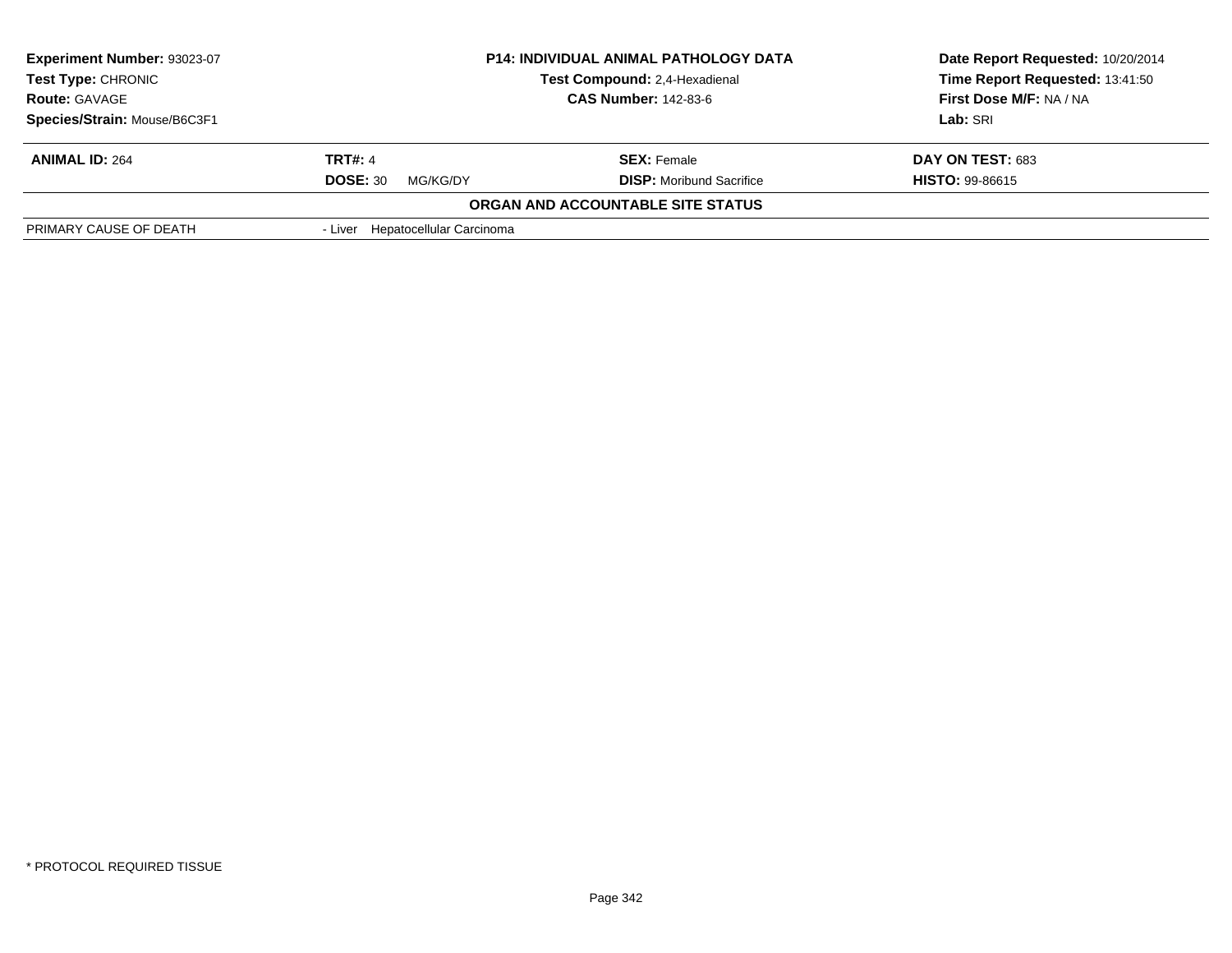| **Experiment Number:** 93023-07 | **P14: INDIVIDUAL ANIMAL PATHOLOGY DATA** | **Date Report Requested:** 10/20/2014 |
|---|---|---|
| **Test Type:** CHRONIC | **Test Compound:** 2,4-Hexadienal | **Time Report Requested:** 13:41:50 |
| **Route:** GAVAGE | **CAS Number:** 142-83-6 | **First Dose M/F:** NA / NA |
| **Species/Strain:** Mouse/B6C3F1 | | **Lab:** SRI |

| **ANIMAL ID:** 264 | **TRT#:** 4 | **SEX:** Female | **DAY ON TEST:** 683 |
|---|---|---|---|
| | **DOSE:** 30 MG/KG/DY | **DISP:** Moribund Sacrifice | **HISTO:** 99-86615 |

**ORGAN AND ACCOUNTABLE SITE STATUS**

| PRIMARY CAUSE OF DEATH | - Liver Hepatocellular Carcinoma |
|---|---|

* PROTOCOL REQUIRED TISSUE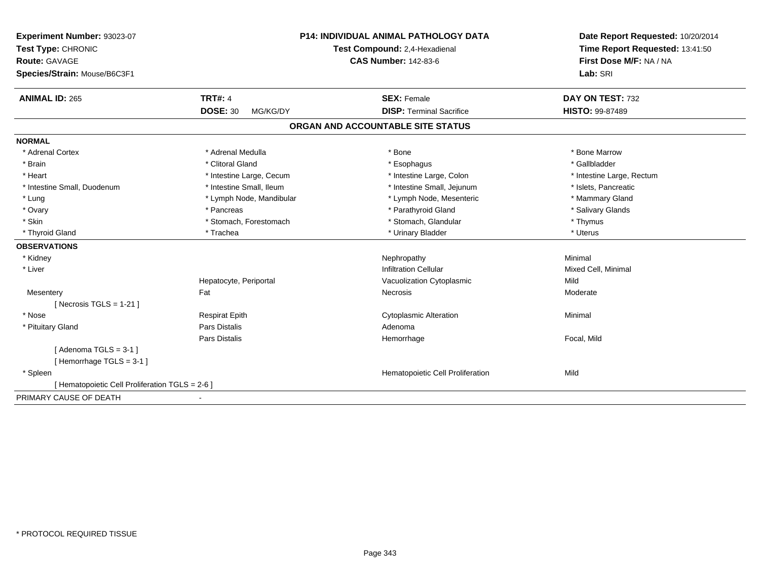**Experiment Number:** 93023-07
**Test Type:** CHRONIC
**Route:** GAVAGE
**Species/Strain:** Mouse/B6C3F1

**P14: INDIVIDUAL ANIMAL PATHOLOGY DATA**
**Test Compound:** 2,4-Hexadienal
**CAS Number:** 142-83-6

**Date Report Requested:** 10/20/2014
**Time Report Requested:** 13:41:50
**First Dose M/F:** NA / NA
**Lab:** SRI

| **ANIMAL ID:** 265 | **TRT#:** 4 | **SEX:** Female | **DAY ON TEST:** 732 |
|---|---|---|---|
| | **DOSE:** 30 MG/KG/DY | **DISP:** Terminal Sacrifice | **HISTO:** 99-87489 |

## ORGAN AND ACCOUNTABLE SITE STATUS

**NORMAL**

| | | | |
|---|---|---|---|
| * Adrenal Cortex | * Adrenal Medulla | * Bone | * Bone Marrow |
| * Brain | * Clitoral Gland | * Esophagus | * Gallbladder |
| * Heart | * Intestine Large, Cecum | * Intestine Large, Colon | * Intestine Large, Rectum |
| * Intestine Small, Duodenum | * Intestine Small, Ileum | * Intestine Small, Jejunum | * Islets, Pancreatic |
| * Lung | * Lymph Node, Mandibular | * Lymph Node, Mesenteric | * Mammary Gland |
| * Ovary | * Pancreas | * Parathyroid Gland | * Salivary Glands |
| * Skin | * Stomach, Forestomach | * Stomach, Glandular | * Thymus |
| * Thyroid Gland | * Trachea | * Urinary Bladder | * Uterus |

**OBSERVATIONS**

| | | | |
|---|---|---|---|
| * Kidney | | Nephropathy | Minimal |
| * Liver | | Infiltration Cellular | Mixed Cell, Minimal |
| | Hepatocyte, Periportal | Vacuolization Cytoplasmic | Mild |
| Mesentery | Fat | Necrosis | Moderate |
| [ Necrosis TGLS = 1-21 ] | | | |
| * Nose | Respirat Epith | Cytoplasmic Alteration | Minimal |
| * Pituitary Gland | Pars Distalis | Adenoma | |
| | Pars Distalis | Hemorrhage | Focal, Mild |
| [ Adenoma TGLS = 3-1 ] | | | |
| [ Hemorrhage TGLS = 3-1 ] | | | |
| * Spleen | | Hematopoietic Cell Proliferation | Mild |
| [ Hematopoietic Cell Proliferation TGLS = 2-6 ] | | | |

PRIMARY CAUSE OF DEATH -

* PROTOCOL REQUIRED TISSUE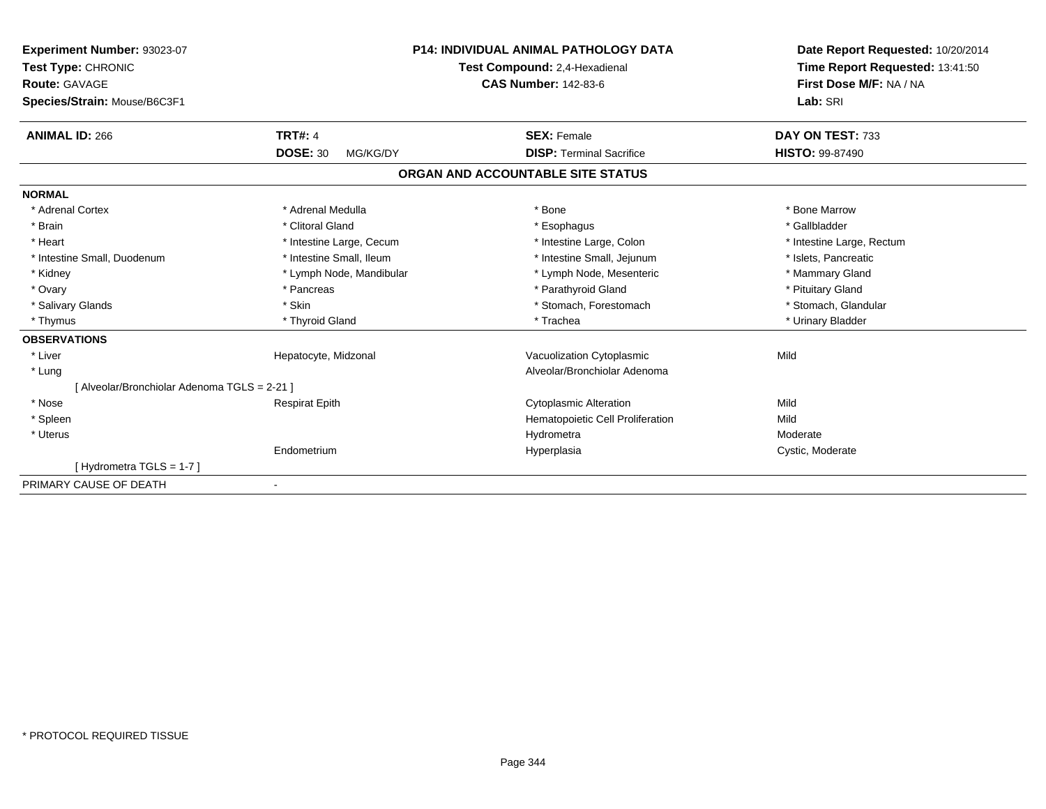**Experiment Number:** 93023-07
**Test Type:** CHRONIC
**Route:** GAVAGE
**Species/Strain:** Mouse/B6C3F1

**P14: INDIVIDUAL ANIMAL PATHOLOGY DATA**
**Test Compound:** 2,4-Hexadienal
**CAS Number:** 142-83-6

**Date Report Requested:** 10/20/2014
**Time Report Requested:** 13:41:50
**First Dose M/F:** NA / NA
**Lab:** SRI

| **ANIMAL ID:** 266 | **TRT#:** 4 | **SEX:** Female | **DAY ON TEST:** 733 |
|---|---|---|---|
| | **DOSE:** 30 MG/KG/DY | **DISP:** Terminal Sacrifice | **HISTO:** 99-87490 |

## ORGAN AND ACCOUNTABLE SITE STATUS

**NORMAL**

| | | | |
|---|---|---|---|
| * Adrenal Cortex | * Adrenal Medulla | * Bone | * Bone Marrow |
| * Brain | * Clitoral Gland | * Esophagus | * Gallbladder |
| * Heart | * Intestine Large, Cecum | * Intestine Large, Colon | * Intestine Large, Rectum |
| * Intestine Small, Duodenum | * Intestine Small, Ileum | * Intestine Small, Jejunum | * Islets, Pancreatic |
| * Kidney | * Lymph Node, Mandibular | * Lymph Node, Mesenteric | * Mammary Gland |
| * Ovary | * Pancreas | * Parathyroid Gland | * Pituitary Gland |
| * Salivary Glands | * Skin | * Stomach, Forestomach | * Stomach, Glandular |
| * Thymus | * Thyroid Gland | * Trachea | * Urinary Bladder |

**OBSERVATIONS**

| | | | |
|---|---|---|---|
| * Liver | Hepatocyte, Midzonal | Vacuolization Cytoplasmic | Mild |
| * Lung | | Alveolar/Bronchiolar Adenoma | |
| [ Alveolar/Bronchiolar Adenoma TGLS = 2-21 ] | | | |
| * Nose | Respirat Epith | Cytoplasmic Alteration | Mild |
| * Spleen | | Hematopoietic Cell Proliferation | Mild |
| * Uterus | | Hydrometra | Moderate |
| | Endometrium | Hyperplasia | Cystic, Moderate |
| [ Hydrometra TGLS = 1-7 ] | | | |

PRIMARY CAUSE OF DEATH -

* PROTOCOL REQUIRED TISSUE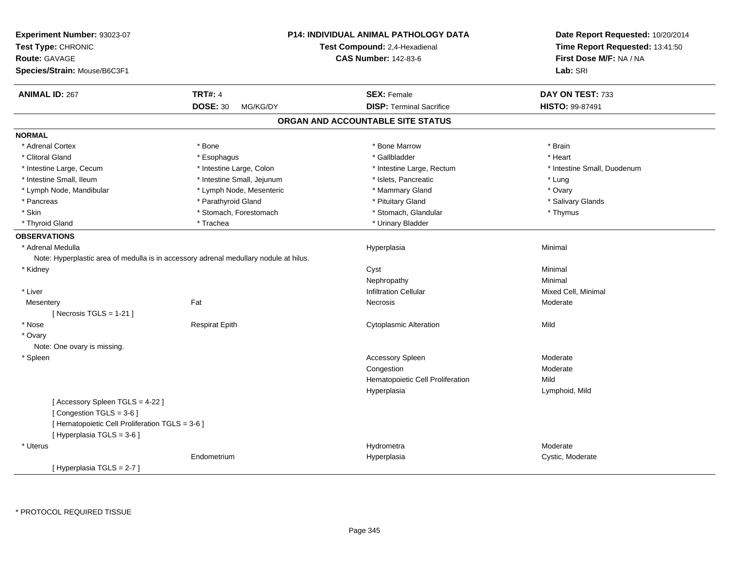**Experiment Number:** 93023-07
**Test Type:** CHRONIC
**Route:** GAVAGE
**Species/Strain:** Mouse/B6C3F1

**P14: INDIVIDUAL ANIMAL PATHOLOGY DATA**
**Test Compound:** 2,4-Hexadienal
**CAS Number:** 142-83-6

**Date Report Requested:** 10/20/2014
**Time Report Requested:** 13:41:50
**First Dose M/F:** NA / NA
**Lab:** SRI

| **ANIMAL ID:** 267 | **TRT#:** 4 | **SEX:** Female | **DAY ON TEST:** 733 |
|---|---|---|---|
| | **DOSE:** 30 MG/KG/DY | **DISP:** Terminal Sacrifice | **HISTO:** 99-87491 |

## ORGAN AND ACCOUNTABLE SITE STATUS

**NORMAL**

| | | | |
|---|---|---|---|
| * Adrenal Cortex | * Bone | * Bone Marrow | * Brain |
| * Clitoral Gland | * Esophagus | * Gallbladder | * Heart |
| * Intestine Large, Cecum | * Intestine Large, Colon | * Intestine Large, Rectum | * Intestine Small, Duodenum |
| * Intestine Small, Ileum | * Intestine Small, Jejunum | * Islets, Pancreatic | * Lung |
| * Lymph Node, Mandibular | * Lymph Node, Mesenteric | * Mammary Gland | * Ovary |
| * Pancreas | * Parathyroid Gland | * Pituitary Gland | * Salivary Glands |
| * Skin | * Stomach, Forestomach | * Stomach, Glandular | * Thymus |
| * Thyroid Gland | * Trachea | * Urinary Bladder | |

**OBSERVATIONS**

| Organ | Site | Observation | Severity |
|---|---|---|---|
| * Adrenal Medulla | | Hyperplasia | Minimal |
| Note: Hyperplastic area of medulla is in accessory adrenal medullary nodule at hilus. | | | |
| * Kidney | | Cyst | Minimal |
| | | Nephropathy | Minimal |
| * Liver | | Infiltration Cellular | Mixed Cell, Minimal |
| Mesentery | Fat | Necrosis | Moderate |
| [ Necrosis TGLS = 1-21 ] | | | |
| * Nose | Respirat Epith | Cytoplasmic Alteration | Mild |
| * Ovary | | | |
| Note: One ovary is missing. | | | |
| * Spleen | | Accessory Spleen | Moderate |
| | | Congestion | Moderate |
| | | Hematopoietic Cell Proliferation | Mild |
| | | Hyperplasia | Lymphoid, Mild |
| [ Accessory Spleen TGLS = 4-22 ] | | | |
| [ Congestion TGLS = 3-6 ] | | | |
| [ Hematopoietic Cell Proliferation TGLS = 3-6 ] | | | |
| [ Hyperplasia TGLS = 3-6 ] | | | |
| * Uterus | | Hydrometra | Moderate |
| | Endometrium | Hyperplasia | Cystic, Moderate |
| [ Hyperplasia TGLS = 2-7 ] | | | |

* PROTOCOL REQUIRED TISSUE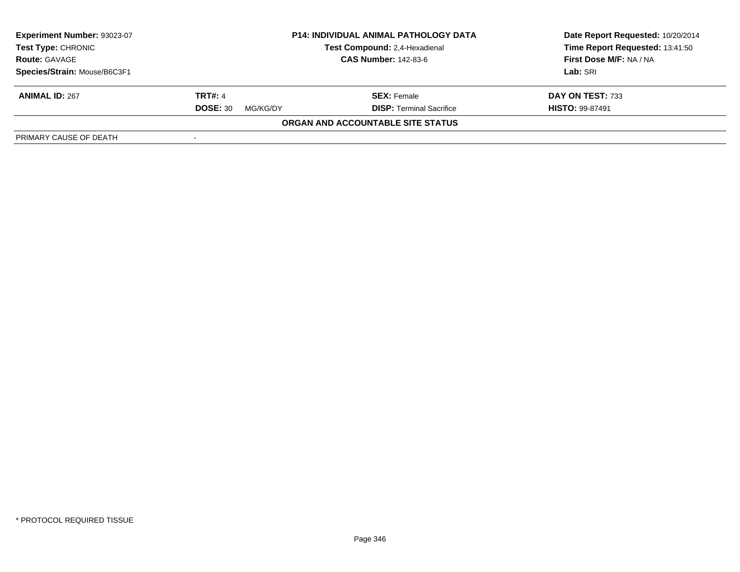| Experiment Number: 93023-07 | P14: INDIVIDUAL ANIMAL PATHOLOGY DATA | Date Report Requested: 10/20/2014 |
|---|---|---|
| Test Type: CHRONIC | Test Compound: 2,4-Hexadienal | Time Report Requested: 13:41:50 |
| Route: GAVAGE | CAS Number: 142-83-6 | First Dose M/F: NA / NA |
| Species/Strain: Mouse/B6C3F1 | | Lab: SRI |

| ANIMAL ID: 267 | TRT#: 4 | SEX: Female | DAY ON TEST: 733 |
|---|---|---|---|
| | DOSE: 30 MG/KG/DY | DISP: Terminal Sacrifice | HISTO: 99-87491 |

**ORGAN AND ACCOUNTABLE SITE STATUS**

| PRIMARY CAUSE OF DEATH | - |
|---|---|

* PROTOCOL REQUIRED TISSUE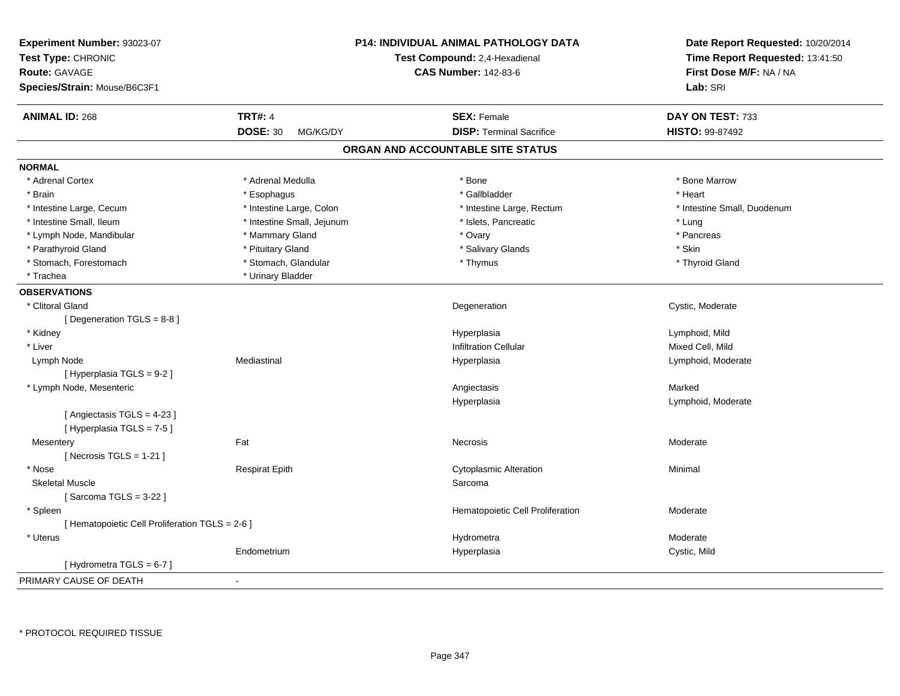**Experiment Number:** 93023-07
**Test Type:** CHRONIC
**Route:** GAVAGE
**Species/Strain:** Mouse/B6C3F1

**P14: INDIVIDUAL ANIMAL PATHOLOGY DATA**
**Test Compound:** 2,4-Hexadienal
**CAS Number:** 142-83-6

**Date Report Requested:** 10/20/2014
**Time Report Requested:** 13:41:50
**First Dose M/F:** NA / NA
**Lab:** SRI

| **ANIMAL ID:** 268 | **TRT#:** 4 | **SEX:** Female | **DAY ON TEST:** 733 |
|---|---|---|---|
| | **DOSE:** 30 MG/KG/DY | **DISP:** Terminal Sacrifice | **HISTO:** 99-87492 |

## ORGAN AND ACCOUNTABLE SITE STATUS

**NORMAL**

| | | | |
|---|---|---|---|
| * Adrenal Cortex | * Adrenal Medulla | * Bone | * Bone Marrow |
| * Brain | * Esophagus | * Gallbladder | * Heart |
| * Intestine Large, Cecum | * Intestine Large, Colon | * Intestine Large, Rectum | * Intestine Small, Duodenum |
| * Intestine Small, Ileum | * Intestine Small, Jejunum | * Islets, Pancreatic | * Lung |
| * Lymph Node, Mandibular | * Mammary Gland | * Ovary | * Pancreas |
| * Parathyroid Gland | * Pituitary Gland | * Salivary Glands | * Skin |
| * Stomach, Forestomach | * Stomach, Glandular | * Thymus | * Thyroid Gland |
| * Trachea | * Urinary Bladder | | |

**OBSERVATIONS**

| | | | |
|---|---|---|---|
| * Clitoral Gland | | Degeneration | Cystic, Moderate |
| [ Degeneration TGLS = 8-8 ] | | | |
| * Kidney | | Hyperplasia | Lymphoid, Mild |
| * Liver | | Infiltration Cellular | Mixed Cell, Mild |
| Lymph Node | Mediastinal | Hyperplasia | Lymphoid, Moderate |
| [ Hyperplasia TGLS = 9-2 ] | | | |
| * Lymph Node, Mesenteric | | Angiectasis | Marked |
| | | Hyperplasia | Lymphoid, Moderate |
| [ Angiectasis TGLS = 4-23 ] | | | |
| [ Hyperplasia TGLS = 7-5 ] | | | |
| Mesentery | Fat | Necrosis | Moderate |
| [ Necrosis TGLS = 1-21 ] | | | |
| * Nose | Respirat Epith | Cytoplasmic Alteration | Minimal |
| Skeletal Muscle | | Sarcoma | |
| [ Sarcoma TGLS = 3-22 ] | | | |
| * Spleen | | Hematopoietic Cell Proliferation | Moderate |
| [ Hematopoietic Cell Proliferation TGLS = 2-6 ] | | | |
| * Uterus | | Hydrometra | Moderate |
| | Endometrium | Hyperplasia | Cystic, Mild |
| [ Hydrometra TGLS = 6-7 ] | | | |

PRIMARY CAUSE OF DEATH -

* PROTOCOL REQUIRED TISSUE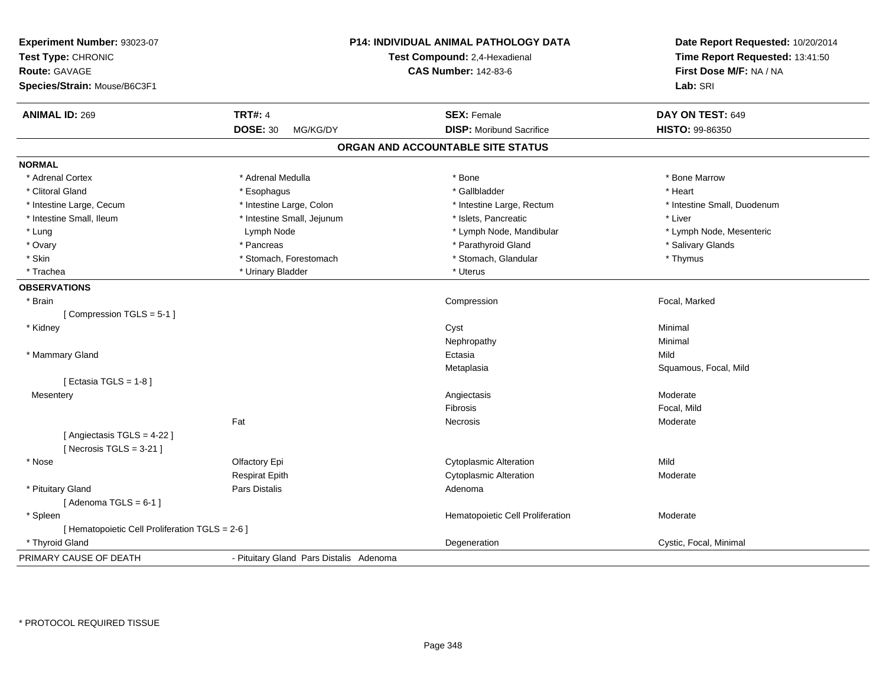**Experiment Number:** 93023-07
**Test Type:** CHRONIC
**Route:** GAVAGE
**Species/Strain:** Mouse/B6C3F1

**P14: INDIVIDUAL ANIMAL PATHOLOGY DATA**
**Test Compound:** 2,4-Hexadienal
**CAS Number:** 142-83-6

**Date Report Requested:** 10/20/2014
**Time Report Requested:** 13:41:50
**First Dose M/F:** NA / NA
**Lab:** SRI

| **ANIMAL ID:** 269 | **TRT#:** 4 | **SEX:** Female | **DAY ON TEST:** 649 |
|---|---|---|---|
| | **DOSE:** 30 MG/KG/DY | **DISP:** Moribund Sacrifice | **HISTO:** 99-86350 |

## ORGAN AND ACCOUNTABLE SITE STATUS

**NORMAL**

| | | | |
|---|---|---|---|
| * Adrenal Cortex | * Adrenal Medulla | * Bone | * Bone Marrow |
| * Clitoral Gland | * Esophagus | * Gallbladder | * Heart |
| * Intestine Large, Cecum | * Intestine Large, Colon | * Intestine Large, Rectum | * Intestine Small, Duodenum |
| * Intestine Small, Ileum | * Intestine Small, Jejunum | * Islets, Pancreatic | * Liver |
| * Lung | Lymph Node | * Lymph Node, Mandibular | * Lymph Node, Mesenteric |
| * Ovary | * Pancreas | * Parathyroid Gland | * Salivary Glands |
| * Skin | * Stomach, Forestomach | * Stomach, Glandular | * Thymus |
| * Trachea | * Urinary Bladder | * Uterus | |

**OBSERVATIONS**

| | | | |
|---|---|---|---|
| * Brain | | Compression | Focal, Marked |
| [ Compression TGLS = 5-1 ] | | | |
| * Kidney | | Cyst | Minimal |
| | | Nephropathy | Minimal |
| * Mammary Gland | | Ectasia | Mild |
| | | Metaplasia | Squamous, Focal, Mild |
| [ Ectasia TGLS = 1-8 ] | | | |
| Mesentery | | Angiectasis | Moderate |
| | | Fibrosis | Focal, Mild |
| | Fat | Necrosis | Moderate |
| [ Angiectasis TGLS = 4-22 ] | | | |
| [ Necrosis TGLS = 3-21 ] | | | |
| * Nose | Olfactory Epi | Cytoplasmic Alteration | Mild |
| | Respirat Epith | Cytoplasmic Alteration | Moderate |
| * Pituitary Gland | Pars Distalis | Adenoma | |
| [ Adenoma TGLS = 6-1 ] | | | |
| * Spleen | | Hematopoietic Cell Proliferation | Moderate |
| [ Hematopoietic Cell Proliferation TGLS = 2-6 ] | | | |
| * Thyroid Gland | | Degeneration | Cystic, Focal, Minimal |

PRIMARY CAUSE OF DEATH - Pituitary Gland Pars Distalis Adenoma

\* PROTOCOL REQUIRED TISSUE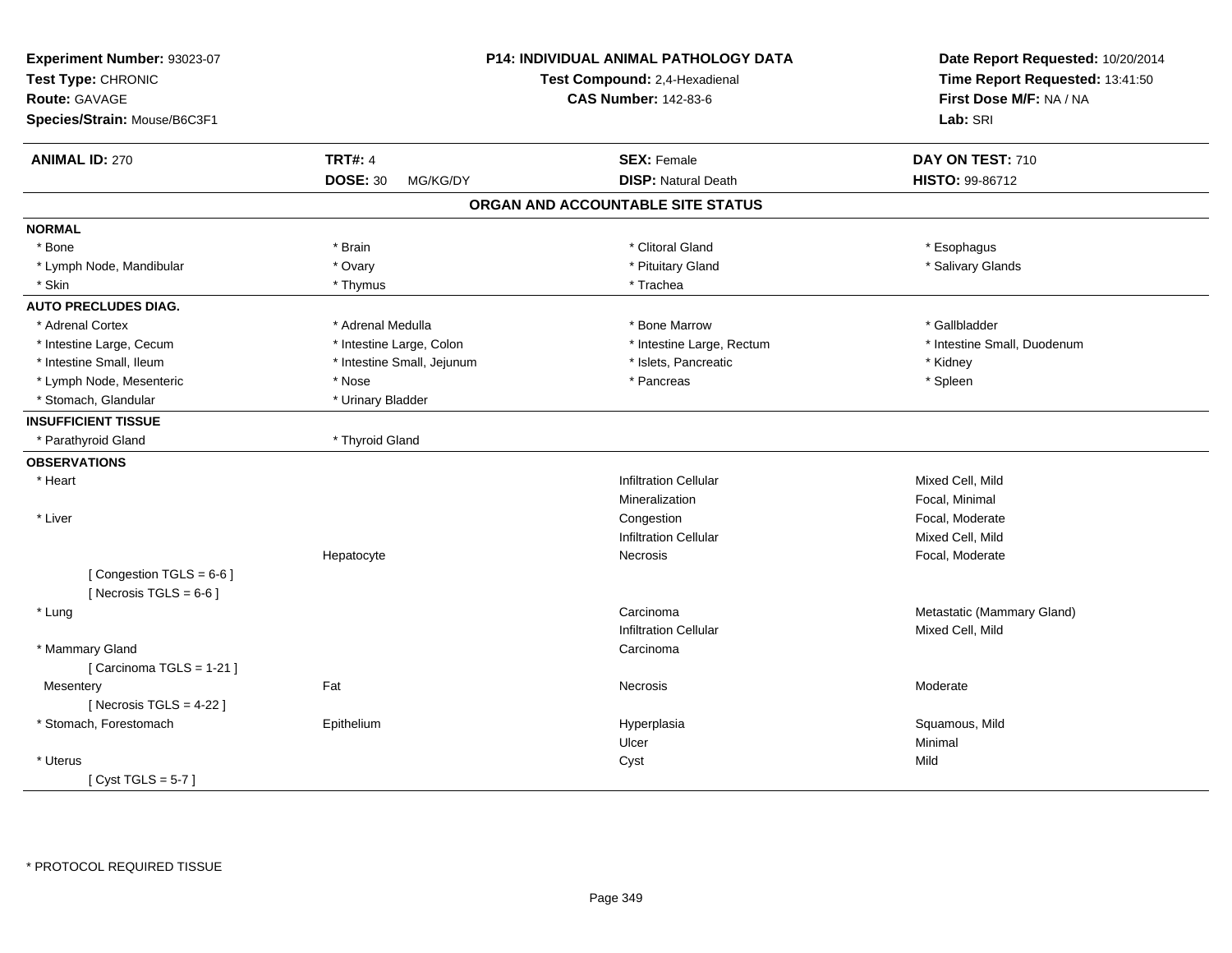**Experiment Number:** 93023-07
**Test Type:** CHRONIC
**Route:** GAVAGE
**Species/Strain:** Mouse/B6C3F1

**P14: INDIVIDUAL ANIMAL PATHOLOGY DATA**
**Test Compound:** 2,4-Hexadienal
**CAS Number:** 142-83-6

**Date Report Requested:** 10/20/2014
**Time Report Requested:** 13:41:50
**First Dose M/F:** NA / NA
**Lab:** SRI

| **ANIMAL ID:** 270 | **TRT#:** 4 | **SEX:** Female | **DAY ON TEST:** 710 |
|---|---|---|---|
| | **DOSE:** 30 MG/KG/DY | **DISP:** Natural Death | **HISTO:** 99-86712 |

## ORGAN AND ACCOUNTABLE SITE STATUS

| | | | |
|---|---|---|---|
| **NORMAL** | | | |
| * Bone | * Brain | * Clitoral Gland | * Esophagus |
| * Lymph Node, Mandibular | * Ovary | * Pituitary Gland | * Salivary Glands |
| * Skin | * Thymus | * Trachea | |
| **AUTO PRECLUDES DIAG.** | | | |
| * Adrenal Cortex | * Adrenal Medulla | * Bone Marrow | * Gallbladder |
| * Intestine Large, Cecum | * Intestine Large, Colon | * Intestine Large, Rectum | * Intestine Small, Duodenum |
| * Intestine Small, Ileum | * Intestine Small, Jejunum | * Islets, Pancreatic | * Kidney |
| * Lymph Node, Mesenteric | * Nose | * Pancreas | * Spleen |
| * Stomach, Glandular | * Urinary Bladder | | |
| **INSUFFICIENT TISSUE** | | | |
| * Parathyroid Gland | * Thyroid Gland | | |
| **OBSERVATIONS** | | | |
| * Heart | | Infiltration Cellular | Mixed Cell, Mild |
| | | Mineralization | Focal, Minimal |
| * Liver | | Congestion | Focal, Moderate |
| | | Infiltration Cellular | Mixed Cell, Mild |
| | Hepatocyte | Necrosis | Focal, Moderate |
| [ Congestion TGLS = 6-6 ] | | | |
| [ Necrosis TGLS = 6-6 ] | | | |
| * Lung | | Carcinoma | Metastatic (Mammary Gland) |
| | | Infiltration Cellular | Mixed Cell, Mild |
| * Mammary Gland | | Carcinoma | |
| [ Carcinoma TGLS = 1-21 ] | | | |
| Mesentery | Fat | Necrosis | Moderate |
| [ Necrosis TGLS = 4-22 ] | | | |
| * Stomach, Forestomach | Epithelium | Hyperplasia | Squamous, Mild |
| | | Ulcer | Minimal |
| * Uterus | | Cyst | Mild |
| [ Cyst TGLS = 5-7 ] | | | |

* PROTOCOL REQUIRED TISSUE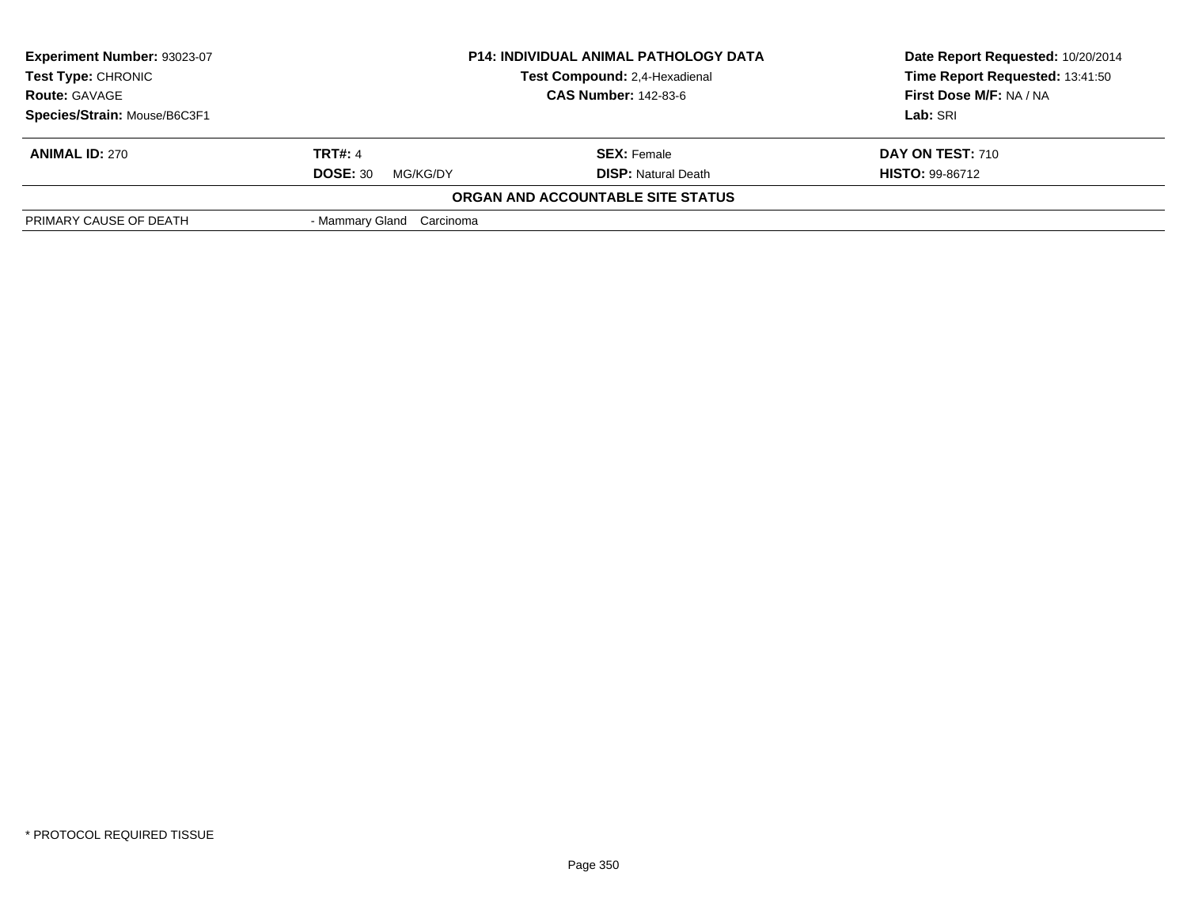**Experiment Number:** 93023-07
**Test Type:** CHRONIC
**Route:** GAVAGE
**Species/Strain:** Mouse/B6C3F1

**P14: INDIVIDUAL ANIMAL PATHOLOGY DATA**
**Test Compound:** 2,4-Hexadienal
**CAS Number:** 142-83-6

**Date Report Requested:** 10/20/2014
**Time Report Requested:** 13:41:50
**First Dose M/F:** NA / NA
**Lab:** SRI

| **ANIMAL ID:** 270 | **TRT#:** 4 | **SEX:** Female | **DAY ON TEST:** 710 |
|---|---|---|---|
| | **DOSE:** 30 MG/KG/DY | **DISP:** Natural Death | **HISTO:** 99-86712 |

**ORGAN AND ACCOUNTABLE SITE STATUS**

| | |
|---|---|
| PRIMARY CAUSE OF DEATH | - Mammary Gland Carcinoma |

* PROTOCOL REQUIRED TISSUE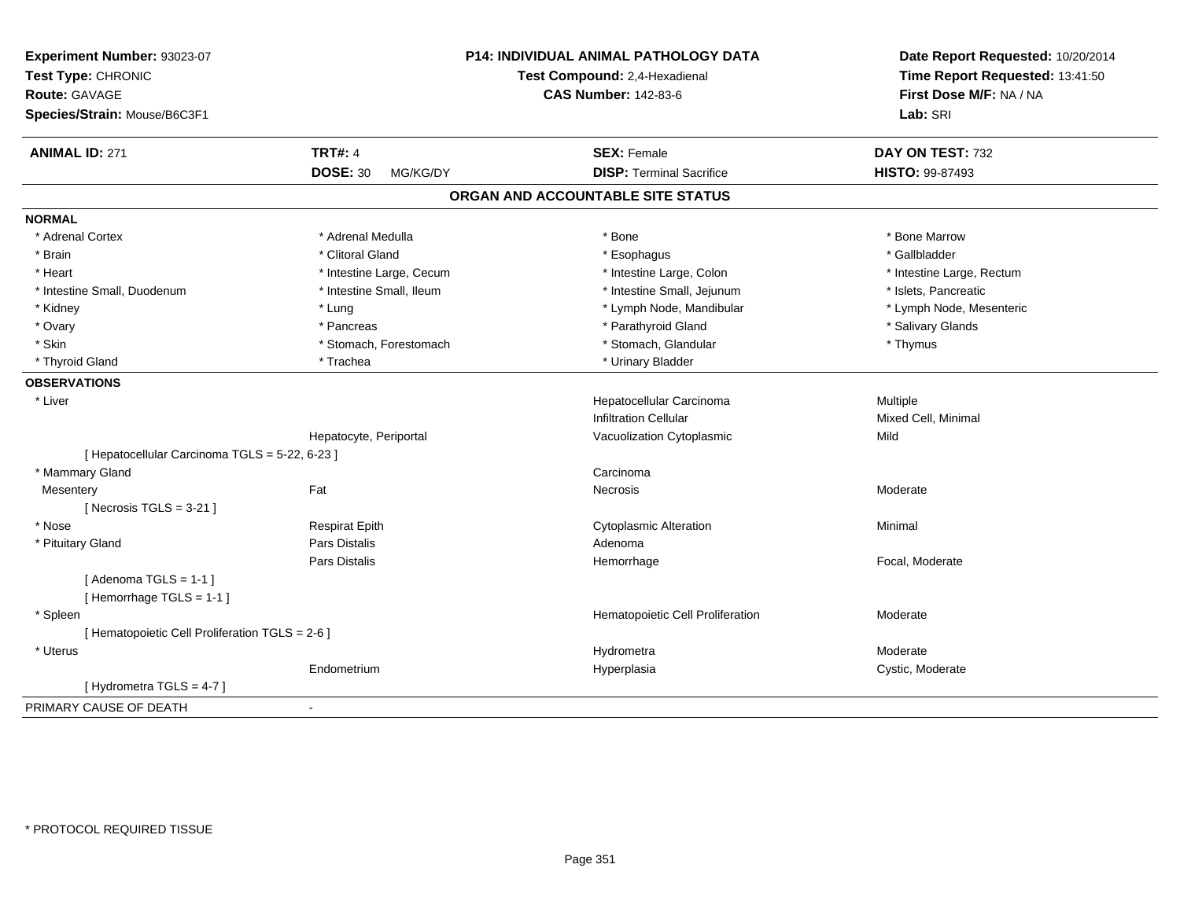**Experiment Number:** 93023-07
**Test Type:** CHRONIC
**Route:** GAVAGE
**Species/Strain:** Mouse/B6C3F1

**P14: INDIVIDUAL ANIMAL PATHOLOGY DATA**
**Test Compound:** 2,4-Hexadienal
**CAS Number:** 142-83-6

**Date Report Requested:** 10/20/2014
**Time Report Requested:** 13:41:50
**First Dose M/F:** NA / NA
**Lab:** SRI

| **ANIMAL ID:** 271 | **TRT#:** 4 | **SEX:** Female | **DAY ON TEST:** 732 |
|---|---|---|---|
| | **DOSE:** 30 MG/KG/DY | **DISP:** Terminal Sacrifice | **HISTO:** 99-87493 |

## ORGAN AND ACCOUNTABLE SITE STATUS

**NORMAL**

| | | | |
|---|---|---|---|
| * Adrenal Cortex | * Adrenal Medulla | * Bone | * Bone Marrow |
| * Brain | * Clitoral Gland | * Esophagus | * Gallbladder |
| * Heart | * Intestine Large, Cecum | * Intestine Large, Colon | * Intestine Large, Rectum |
| * Intestine Small, Duodenum | * Intestine Small, Ileum | * Intestine Small, Jejunum | * Islets, Pancreatic |
| * Kidney | * Lung | * Lymph Node, Mandibular | * Lymph Node, Mesenteric |
| * Ovary | * Pancreas | * Parathyroid Gland | * Salivary Glands |
| * Skin | * Stomach, Forestomach | * Stomach, Glandular | * Thymus |
| * Thyroid Gland | * Trachea | * Urinary Bladder | |

**OBSERVATIONS**

| | | | |
|---|---|---|---|
| * Liver | | Hepatocellular Carcinoma | Multiple |
| | | Infiltration Cellular | Mixed Cell, Minimal |
| | Hepatocyte, Periportal | Vacuolization Cytoplasmic | Mild |
| [ Hepatocellular Carcinoma TGLS = 5-22, 6-23 ] | | | |
| * Mammary Gland | | Carcinoma | |
| Mesentery | Fat | Necrosis | Moderate |
| [ Necrosis TGLS = 3-21 ] | | | |
| * Nose | Respirat Epith | Cytoplasmic Alteration | Minimal |
| * Pituitary Gland | Pars Distalis | Adenoma | |
| | Pars Distalis | Hemorrhage | Focal, Moderate |
| [ Adenoma TGLS = 1-1 ] | | | |
| [ Hemorrhage TGLS = 1-1 ] | | | |
| * Spleen | | Hematopoietic Cell Proliferation | Moderate |
| [ Hematopoietic Cell Proliferation TGLS = 2-6 ] | | | |
| * Uterus | | Hydrometra | Moderate |
| | Endometrium | Hyperplasia | Cystic, Moderate |
| [ Hydrometra TGLS = 4-7 ] | | | |

PRIMARY CAUSE OF DEATH -

* PROTOCOL REQUIRED TISSUE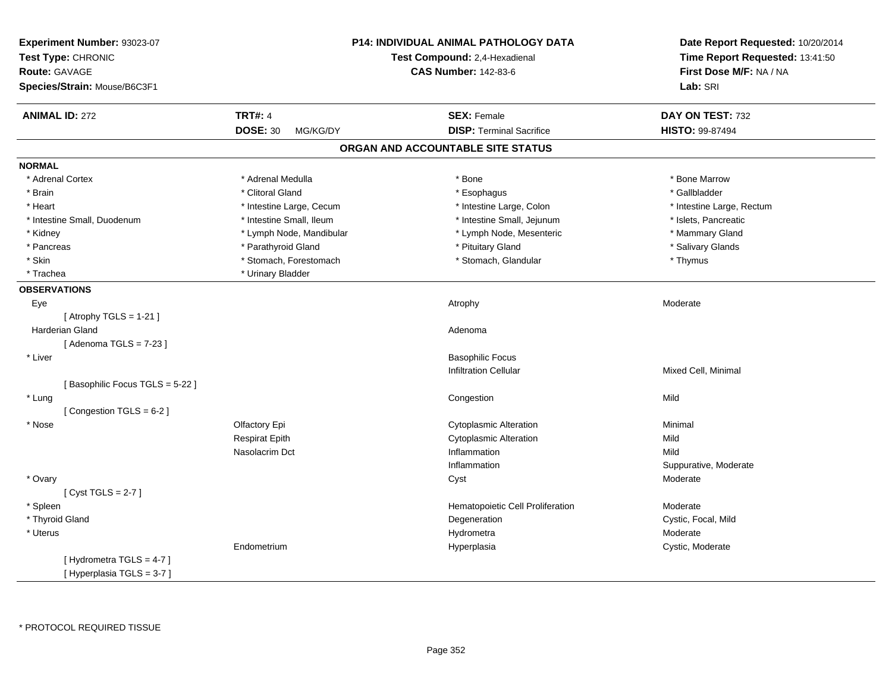**Experiment Number:** 93023-07
**Test Type:** CHRONIC
**Route:** GAVAGE
**Species/Strain:** Mouse/B6C3F1

**P14: INDIVIDUAL ANIMAL PATHOLOGY DATA**
**Test Compound:** 2,4-Hexadienal
**CAS Number:** 142-83-6

**Date Report Requested:** 10/20/2014
**Time Report Requested:** 13:41:50
**First Dose M/F:** NA / NA
**Lab:** SRI

| **ANIMAL ID:** 272 | **TRT#:** 4 | **SEX:** Female | **DAY ON TEST:** 732 |
|---|---|---|---|
| | **DOSE:** 30 MG/KG/DY | **DISP:** Terminal Sacrifice | **HISTO:** 99-87494 |

## ORGAN AND ACCOUNTABLE SITE STATUS

**NORMAL**

| | | | |
|---|---|---|---|
| * Adrenal Cortex | * Adrenal Medulla | * Bone | * Bone Marrow |
| * Brain | * Clitoral Gland | * Esophagus | * Gallbladder |
| * Heart | * Intestine Large, Cecum | * Intestine Large, Colon | * Intestine Large, Rectum |
| * Intestine Small, Duodenum | * Intestine Small, Ileum | * Intestine Small, Jejunum | * Islets, Pancreatic |
| * Kidney | * Lymph Node, Mandibular | * Lymph Node, Mesenteric | * Mammary Gland |
| * Pancreas | * Parathyroid Gland | * Pituitary Gland | * Salivary Glands |
| * Skin | * Stomach, Forestomach | * Stomach, Glandular | * Thymus |
| * Trachea | * Urinary Bladder | | |

**OBSERVATIONS**

| | | | |
|---|---|---|---|
| Eye | | Atrophy | Moderate |
| [ Atrophy TGLS = 1-21 ] | | | |
| Harderian Gland | | Adenoma | |
| [ Adenoma TGLS = 7-23 ] | | | |
| * Liver | | Basophilic Focus | |
| | | Infiltration Cellular | Mixed Cell, Minimal |
| [ Basophilic Focus TGLS = 5-22 ] | | | |
| * Lung | | Congestion | Mild |
| [ Congestion TGLS = 6-2 ] | | | |
| * Nose | Olfactory Epi | Cytoplasmic Alteration | Minimal |
| | Respirat Epith | Cytoplasmic Alteration | Mild |
| | Nasolacrim Dct | Inflammation | Mild |
| | | Inflammation | Suppurative, Moderate |
| * Ovary | | Cyst | Moderate |
| [ Cyst TGLS = 2-7 ] | | | |
| * Spleen | | Hematopoietic Cell Proliferation | Moderate |
| * Thyroid Gland | | Degeneration | Cystic, Focal, Mild |
| * Uterus | | Hydrometra | Moderate |
| | Endometrium | Hyperplasia | Cystic, Moderate |
| [ Hydrometra TGLS = 4-7 ] | | | |
| [ Hyperplasia TGLS = 3-7 ] | | | |

* PROTOCOL REQUIRED TISSUE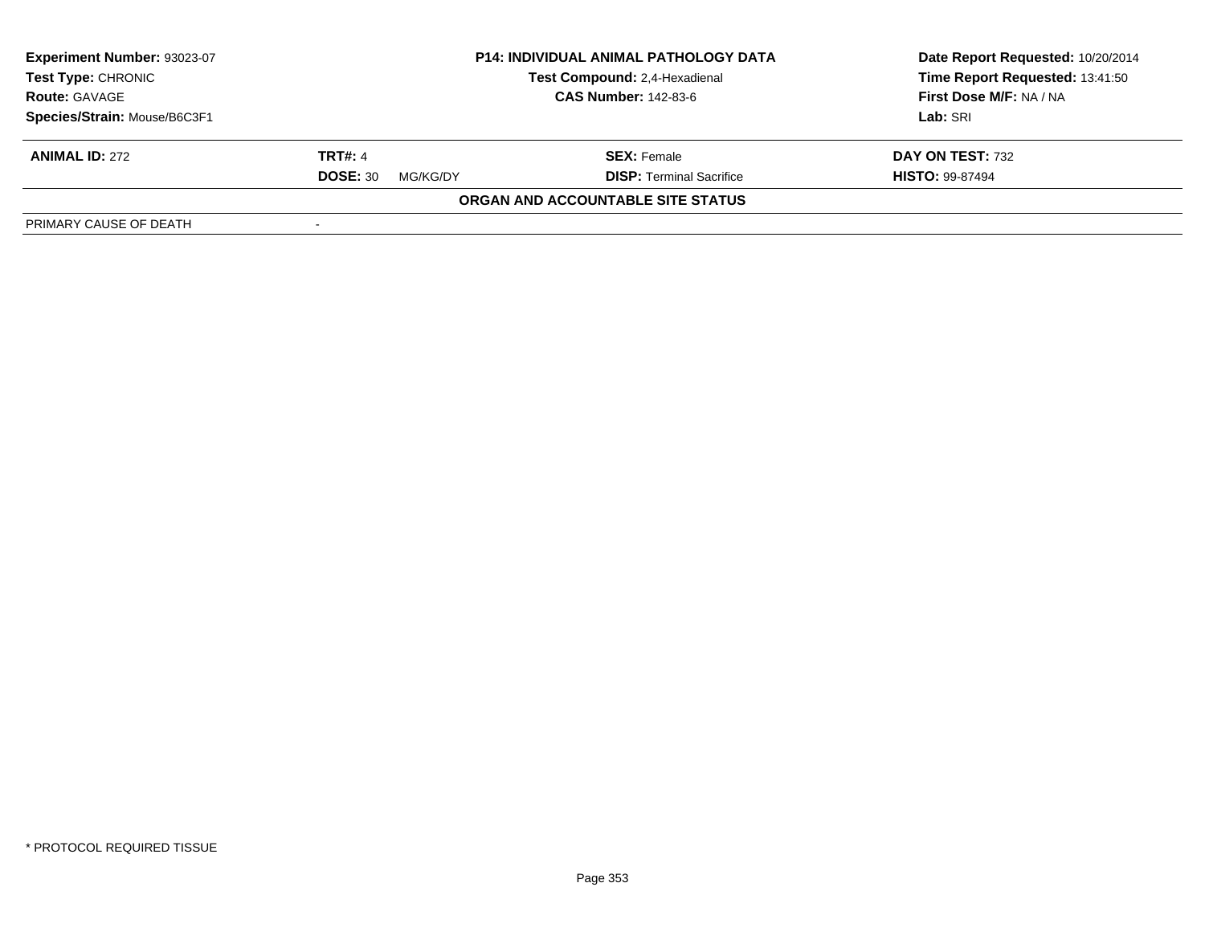**Experiment Number:** 93023-07
**Test Type:** CHRONIC
**Route:** GAVAGE
**Species/Strain:** Mouse/B6C3F1

**P14: INDIVIDUAL ANIMAL PATHOLOGY DATA**
**Test Compound:** 2,4-Hexadienal
**CAS Number:** 142-83-6

**Date Report Requested:** 10/20/2014
**Time Report Requested:** 13:41:50
**First Dose M/F:** NA / NA
**Lab:** SRI

| **ANIMAL ID:** 272 | **TRT#:** 4 | **SEX:** Female | **DAY ON TEST:** 732 |
|---|---|---|---|
| | **DOSE:** 30 MG/KG/DY | **DISP:** Terminal Sacrifice | **HISTO:** 99-87494 |

**ORGAN AND ACCOUNTABLE SITE STATUS**

| PRIMARY CAUSE OF DEATH | - |
|---|---|

* PROTOCOL REQUIRED TISSUE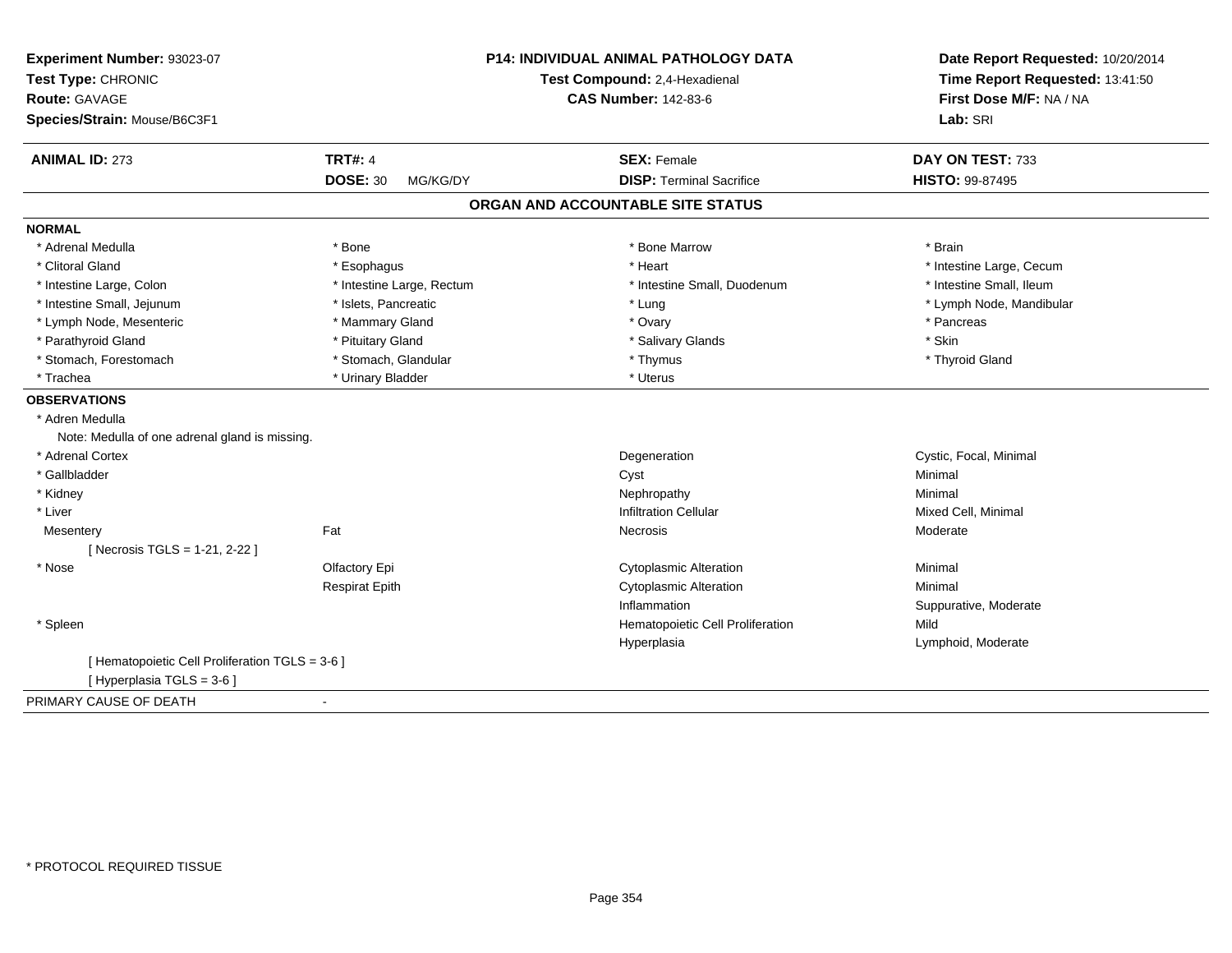**Experiment Number:** 93023-07
**Test Type:** CHRONIC
**Route:** GAVAGE
**Species/Strain:** Mouse/B6C3F1

**P14: INDIVIDUAL ANIMAL PATHOLOGY DATA**
**Test Compound:** 2,4-Hexadienal
**CAS Number:** 142-83-6

**Date Report Requested:** 10/20/2014
**Time Report Requested:** 13:41:50
**First Dose M/F:** NA / NA
**Lab:** SRI

| **ANIMAL ID:** 273 | **TRT#:** 4 | **SEX:** Female | **DAY ON TEST:** 733 |
|---|---|---|---|
| | **DOSE:** 30 MG/KG/DY | **DISP:** Terminal Sacrifice | **HISTO:** 99-87495 |

## ORGAN AND ACCOUNTABLE SITE STATUS

**NORMAL**

| | | | |
|---|---|---|---|
| * Adrenal Medulla | * Bone | * Bone Marrow | * Brain |
| * Clitoral Gland | * Esophagus | * Heart | * Intestine Large, Cecum |
| * Intestine Large, Colon | * Intestine Large, Rectum | * Intestine Small, Duodenum | * Intestine Small, Ileum |
| * Intestine Small, Jejunum | * Islets, Pancreatic | * Lung | * Lymph Node, Mandibular |
| * Lymph Node, Mesenteric | * Mammary Gland | * Ovary | * Pancreas |
| * Parathyroid Gland | * Pituitary Gland | * Salivary Glands | * Skin |
| * Stomach, Forestomach | * Stomach, Glandular | * Thymus | * Thyroid Gland |
| * Trachea | * Urinary Bladder | * Uterus | |

**OBSERVATIONS**

| | | | |
|---|---|---|---|
| * Adren Medulla | | | |
| Note: Medulla of one adrenal gland is missing. | | | |
| * Adrenal Cortex | | Degeneration | Cystic, Focal, Minimal |
| * Gallbladder | | Cyst | Minimal |
| * Kidney | | Nephropathy | Minimal |
| * Liver | | Infiltration Cellular | Mixed Cell, Minimal |
| Mesentery | Fat | Necrosis | Moderate |
| [ Necrosis TGLS = 1-21, 2-22 ] | | | |
| * Nose | Olfactory Epi | Cytoplasmic Alteration | Minimal |
| | Respirat Epith | Cytoplasmic Alteration | Minimal |
| | | Inflammation | Suppurative, Moderate |
| * Spleen | | Hematopoietic Cell Proliferation | Mild |
| | | Hyperplasia | Lymphoid, Moderate |
| [ Hematopoietic Cell Proliferation TGLS = 3-6 ] | | | |
| [ Hyperplasia TGLS = 3-6 ] | | | |

PRIMARY CAUSE OF DEATH -

* PROTOCOL REQUIRED TISSUE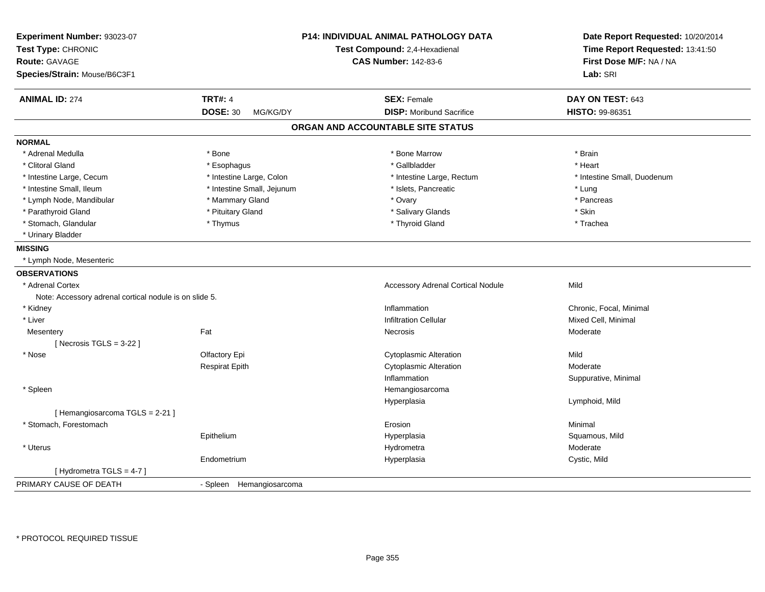**Experiment Number:** 93023-07
**Test Type:** CHRONIC
**Route:** GAVAGE
**Species/Strain:** Mouse/B6C3F1

**P14: INDIVIDUAL ANIMAL PATHOLOGY DATA**
**Test Compound:** 2,4-Hexadienal
**CAS Number:** 142-83-6

**Date Report Requested:** 10/20/2014
**Time Report Requested:** 13:41:50
**First Dose M/F:** NA / NA
**Lab:** SRI

| **ANIMAL ID:** 274 | **TRT#:** 4 | **SEX:** Female | **DAY ON TEST:** 643 |
|---|---|---|---|
| | **DOSE:** 30 MG/KG/DY | **DISP:** Moribund Sacrifice | **HISTO:** 99-86351 |

## ORGAN AND ACCOUNTABLE SITE STATUS

**NORMAL**

| | | | |
|---|---|---|---|
| * Adrenal Medulla | * Bone | * Bone Marrow | * Brain |
| * Clitoral Gland | * Esophagus | * Gallbladder | * Heart |
| * Intestine Large, Cecum | * Intestine Large, Colon | * Intestine Large, Rectum | * Intestine Small, Duodenum |
| * Intestine Small, Ileum | * Intestine Small, Jejunum | * Islets, Pancreatic | * Lung |
| * Lymph Node, Mandibular | * Mammary Gland | * Ovary | * Pancreas |
| * Parathyroid Gland | * Pituitary Gland | * Salivary Glands | * Skin |
| * Stomach, Glandular | * Thymus | * Thyroid Gland | * Trachea |
| * Urinary Bladder | | | |

**MISSING**

* Lymph Node, Mesenteric

**OBSERVATIONS**

| | | | |
|---|---|---|---|
| * Adrenal Cortex | | Accessory Adrenal Cortical Nodule | Mild |
| Note: Accessory adrenal cortical nodule is on slide 5. | | | |
| * Kidney | | Inflammation | Chronic, Focal, Minimal |
| * Liver | | Infiltration Cellular | Mixed Cell, Minimal |
| Mesentery | Fat | Necrosis | Moderate |
| [ Necrosis TGLS = 3-22 ] | | | |
| * Nose | Olfactory Epi | Cytoplasmic Alteration | Mild |
| | Respirat Epith | Cytoplasmic Alteration | Moderate |
| | | Inflammation | Suppurative, Minimal |
| * Spleen | | Hemangiosarcoma | |
| | | Hyperplasia | Lymphoid, Mild |
| [ Hemangiosarcoma TGLS = 2-21 ] | | | |
| * Stomach, Forestomach | | Erosion | Minimal |
| | Epithelium | Hyperplasia | Squamous, Mild |
| * Uterus | | Hydrometra | Moderate |
| | Endometrium | Hyperplasia | Cystic, Mild |
| [ Hydrometra TGLS = 4-7 ] | | | |

PRIMARY CAUSE OF DEATH - Spleen Hemangiosarcoma

\* PROTOCOL REQUIRED TISSUE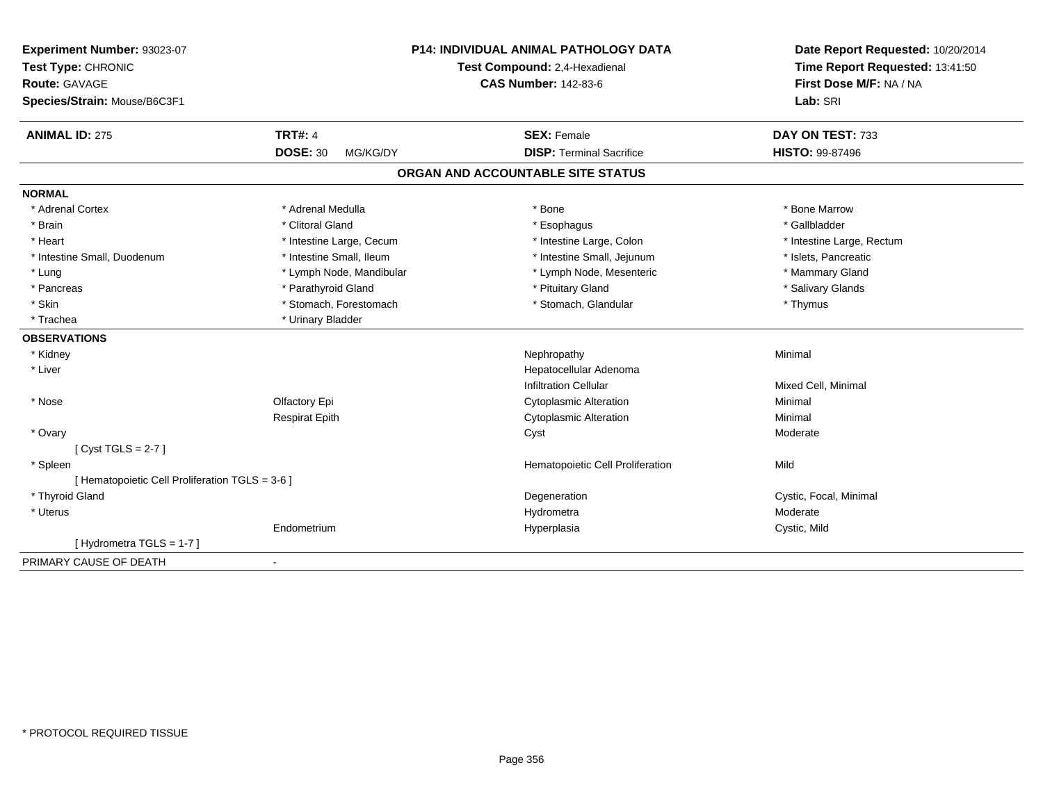**Experiment Number:** 93023-07
**Test Type:** CHRONIC
**Route:** GAVAGE
**Species/Strain:** Mouse/B6C3F1

**P14: INDIVIDUAL ANIMAL PATHOLOGY DATA**
**Test Compound:** 2,4-Hexadienal
**CAS Number:** 142-83-6

**Date Report Requested:** 10/20/2014
**Time Report Requested:** 13:41:50
**First Dose M/F:** NA / NA
**Lab:** SRI

| **ANIMAL ID:** 275 | **TRT#:** 4 | **SEX:** Female | **DAY ON TEST:** 733 |
|---|---|---|---|
| | **DOSE:** 30 MG/KG/DY | **DISP:** Terminal Sacrifice | **HISTO:** 99-87496 |

## ORGAN AND ACCOUNTABLE SITE STATUS

**NORMAL**

| | | | |
|---|---|---|---|
| * Adrenal Cortex | * Adrenal Medulla | * Bone | * Bone Marrow |
| * Brain | * Clitoral Gland | * Esophagus | * Gallbladder |
| * Heart | * Intestine Large, Cecum | * Intestine Large, Colon | * Intestine Large, Rectum |
| * Intestine Small, Duodenum | * Intestine Small, Ileum | * Intestine Small, Jejunum | * Islets, Pancreatic |
| * Lung | * Lymph Node, Mandibular | * Lymph Node, Mesenteric | * Mammary Gland |
| * Pancreas | * Parathyroid Gland | * Pituitary Gland | * Salivary Glands |
| * Skin | * Stomach, Forestomach | * Stomach, Glandular | * Thymus |
| * Trachea | * Urinary Bladder | | |

**OBSERVATIONS**

| | | | |
|---|---|---|---|
| * Kidney | | Nephropathy | Minimal |
| * Liver | | Hepatocellular Adenoma | |
| | | Infiltration Cellular | Mixed Cell, Minimal |
| * Nose | Olfactory Epi | Cytoplasmic Alteration | Minimal |
| | Respirat Epith | Cytoplasmic Alteration | Minimal |
| * Ovary | | Cyst | Moderate |
| [ Cyst TGLS = 2-7 ] | | | |
| * Spleen | | Hematopoietic Cell Proliferation | Mild |
| [ Hematopoietic Cell Proliferation TGLS = 3-6 ] | | | |
| * Thyroid Gland | | Degeneration | Cystic, Focal, Minimal |
| * Uterus | | Hydrometra | Moderate |
| | Endometrium | Hyperplasia | Cystic, Mild |
| [ Hydrometra TGLS = 1-7 ] | | | |

PRIMARY CAUSE OF DEATH -

* PROTOCOL REQUIRED TISSUE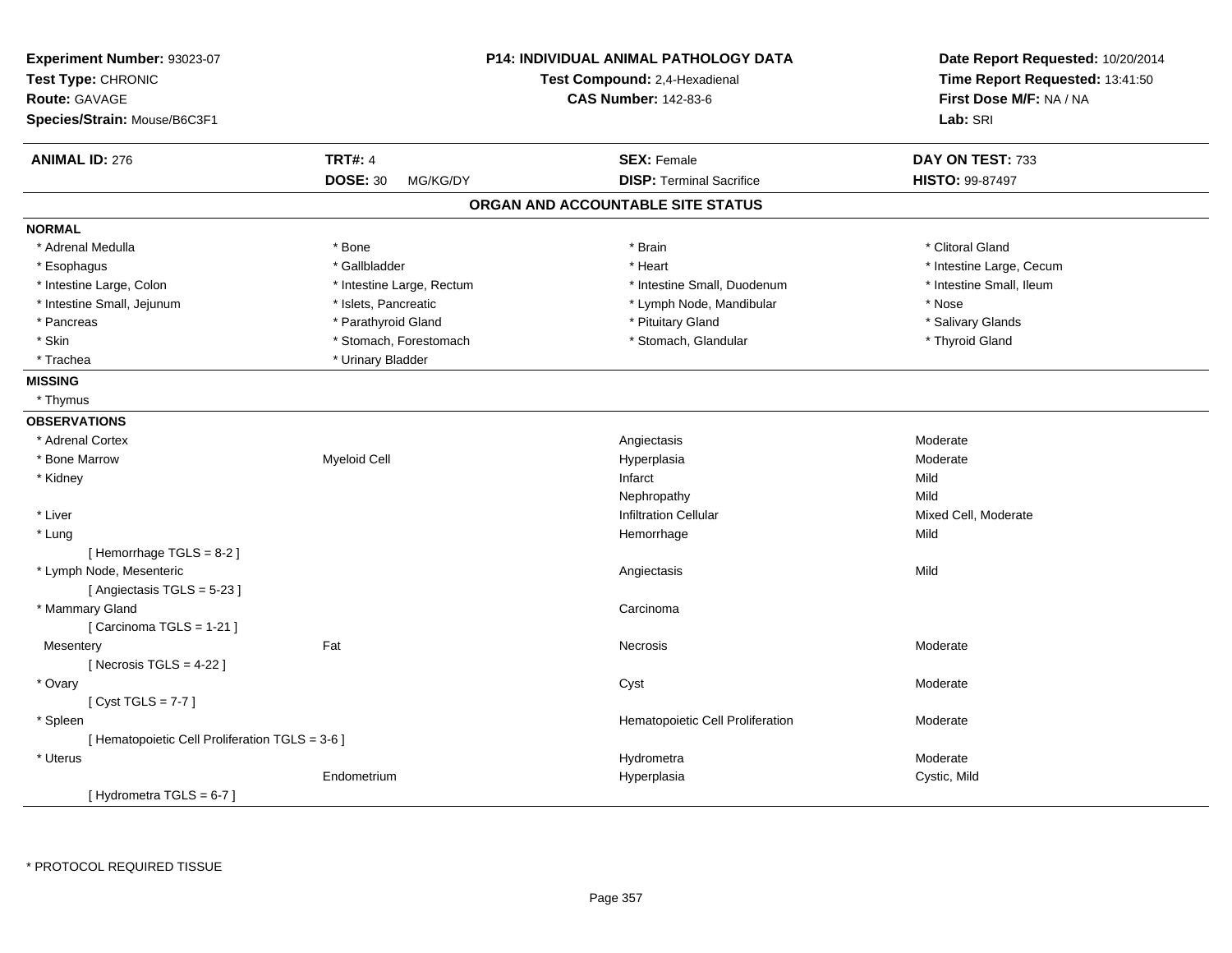**Experiment Number:** 93023-07
**Test Type:** CHRONIC
**Route:** GAVAGE
**Species/Strain:** Mouse/B6C3F1

**P14: INDIVIDUAL ANIMAL PATHOLOGY DATA**
**Test Compound:** 2,4-Hexadienal
**CAS Number:** 142-83-6

**Date Report Requested:** 10/20/2014
**Time Report Requested:** 13:41:50
**First Dose M/F:** NA / NA
**Lab:** SRI

| **ANIMAL ID:** 276 | **TRT#:** 4 | **SEX:** Female | **DAY ON TEST:** 733 |
|---|---|---|---|
| | **DOSE:** 30 MG/KG/DY | **DISP:** Terminal Sacrifice | **HISTO:** 99-87497 |

## ORGAN AND ACCOUNTABLE SITE STATUS

**NORMAL**

| | | | |
|---|---|---|---|
| * Adrenal Medulla | * Bone | * Brain | * Clitoral Gland |
| * Esophagus | * Gallbladder | * Heart | * Intestine Large, Cecum |
| * Intestine Large, Colon | * Intestine Large, Rectum | * Intestine Small, Duodenum | * Intestine Small, Ileum |
| * Intestine Small, Jejunum | * Islets, Pancreatic | * Lymph Node, Mandibular | * Nose |
| * Pancreas | * Parathyroid Gland | * Pituitary Gland | * Salivary Glands |
| * Skin | * Stomach, Forestomach | * Stomach, Glandular | * Thyroid Gland |
| * Trachea | * Urinary Bladder | | |

**MISSING**

* Thymus

**OBSERVATIONS**

| | | | |
|---|---|---|---|
| * Adrenal Cortex | | Angiectasis | Moderate |
| * Bone Marrow | Myeloid Cell | Hyperplasia | Moderate |
| * Kidney | | Infarct | Mild |
| | | Nephropathy | Mild |
| * Liver | | Infiltration Cellular | Mixed Cell, Moderate |
| * Lung | | Hemorrhage | Mild |
| [ Hemorrhage TGLS = 8-2 ] | | | |
| * Lymph Node, Mesenteric | | Angiectasis | Mild |
| [ Angiectasis TGLS = 5-23 ] | | | |
| * Mammary Gland | | Carcinoma | |
| [ Carcinoma TGLS = 1-21 ] | | | |
| Mesentery | Fat | Necrosis | Moderate |
| [ Necrosis TGLS = 4-22 ] | | | |
| * Ovary | | Cyst | Moderate |
| [ Cyst TGLS = 7-7 ] | | | |
| * Spleen | | Hematopoietic Cell Proliferation | Moderate |
| [ Hematopoietic Cell Proliferation TGLS = 3-6 ] | | | |
| * Uterus | | Hydrometra | Moderate |
| | Endometrium | Hyperplasia | Cystic, Mild |
| [ Hydrometra TGLS = 6-7 ] | | | |

\* PROTOCOL REQUIRED TISSUE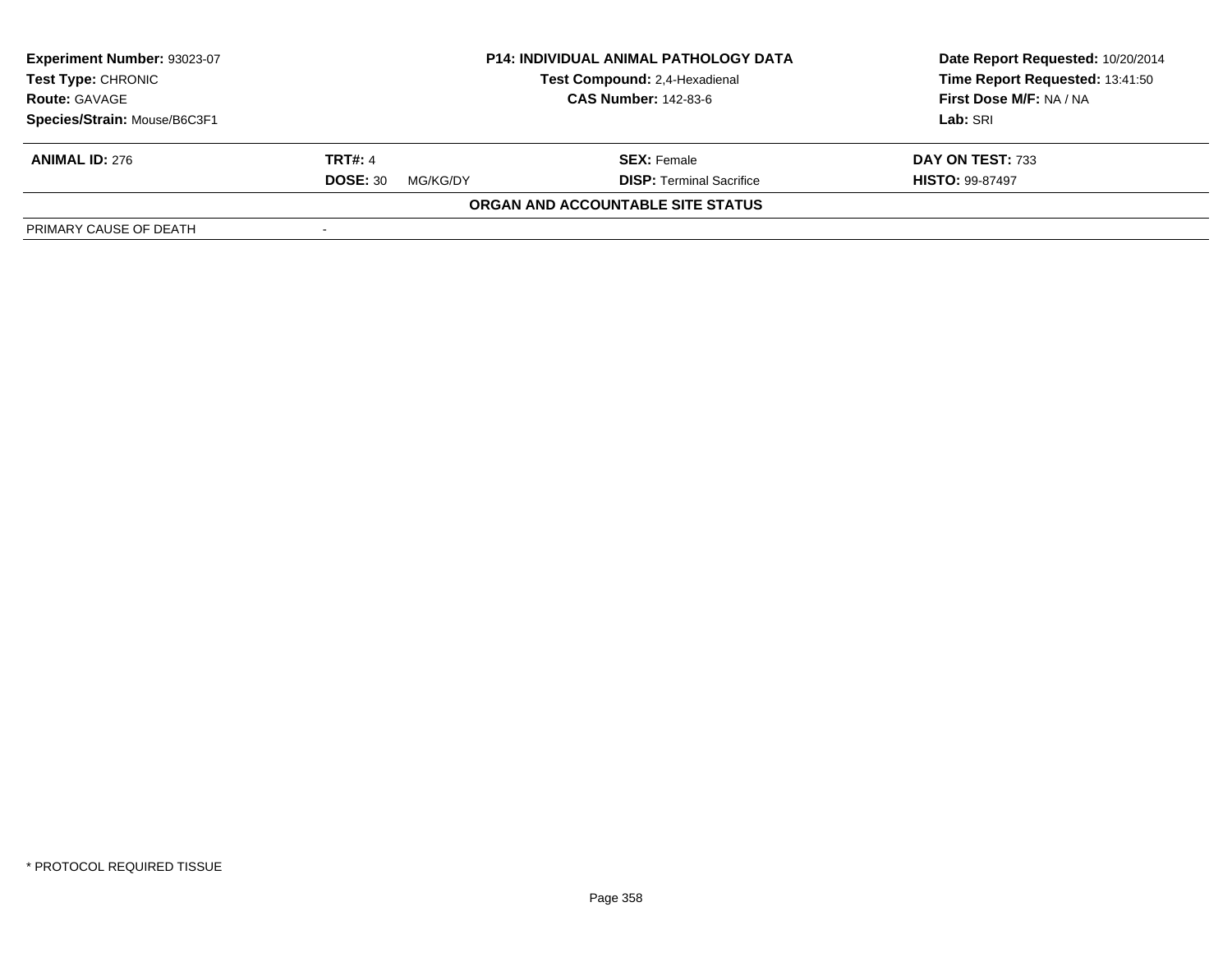| **Experiment Number:** 93023-07 | **P14: INDIVIDUAL ANIMAL PATHOLOGY DATA** | **Date Report Requested:** 10/20/2014 |
|---|---|---|
| **Test Type:** CHRONIC | **Test Compound:** 2,4-Hexadienal | **Time Report Requested:** 13:41:50 |
| **Route:** GAVAGE | **CAS Number:** 142-83-6 | **First Dose M/F:** NA / NA |
| **Species/Strain:** Mouse/B6C3F1 | | **Lab:** SRI |

| **ANIMAL ID:** 276 | **TRT#:** 4 | **SEX:** Female | **DAY ON TEST:** 733 |
|---|---|---|---|
| | **DOSE:** 30 MG/KG/DY | **DISP:** Terminal Sacrifice | **HISTO:** 99-87497 |

**ORGAN AND ACCOUNTABLE SITE STATUS**

| PRIMARY CAUSE OF DEATH | - |
|---|---|

* PROTOCOL REQUIRED TISSUE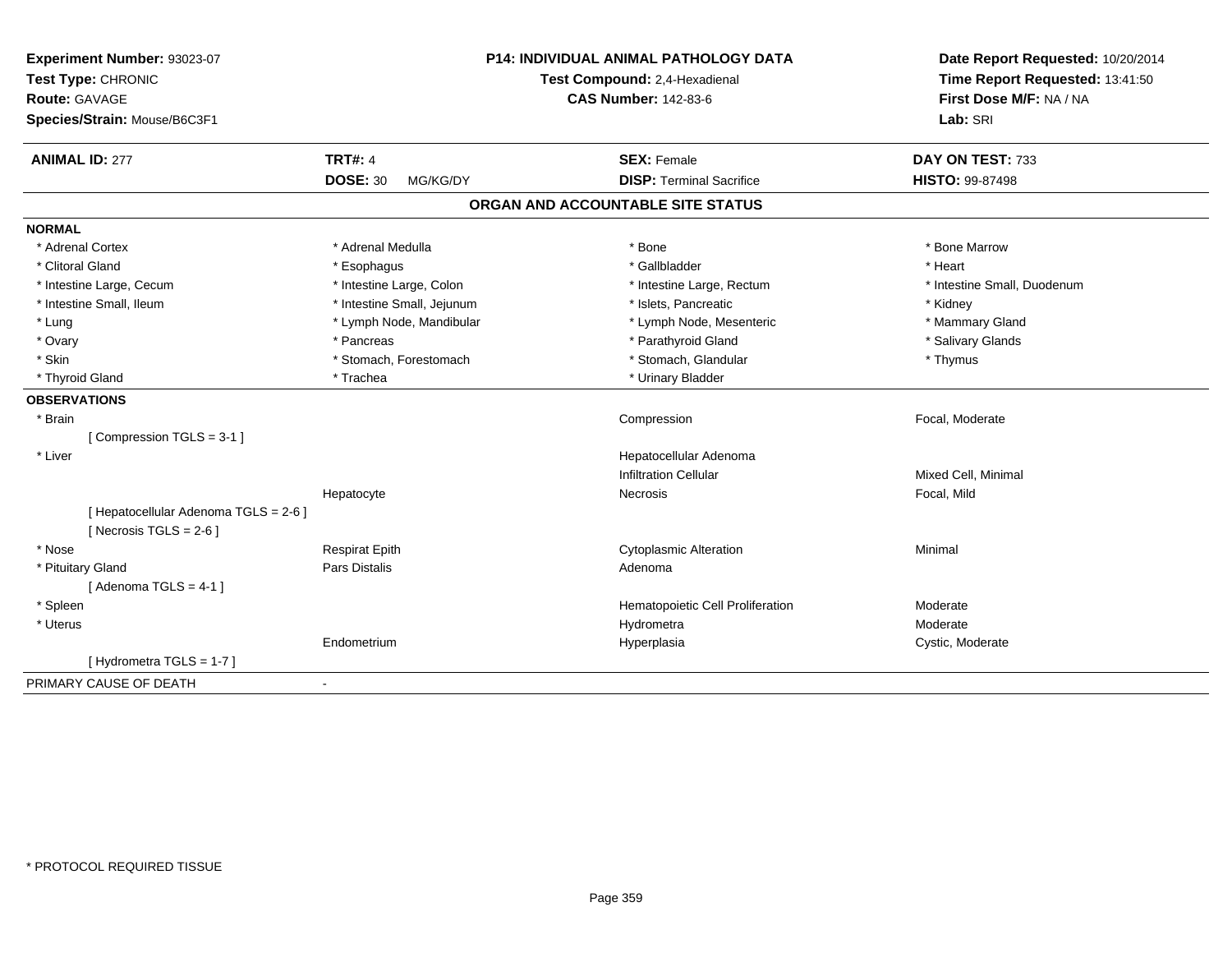**Experiment Number:** 93023-07
**Test Type:** CHRONIC
**Route:** GAVAGE
**Species/Strain:** Mouse/B6C3F1

**P14: INDIVIDUAL ANIMAL PATHOLOGY DATA**
**Test Compound:** 2,4-Hexadienal
**CAS Number:** 142-83-6

**Date Report Requested:** 10/20/2014
**Time Report Requested:** 13:41:50
**First Dose M/F:** NA / NA
**Lab:** SRI

| **ANIMAL ID:** 277 | **TRT#:** 4 | **SEX:** Female | **DAY ON TEST:** 733 |
|---|---|---|---|
| | **DOSE:** 30 MG/KG/DY | **DISP:** Terminal Sacrifice | **HISTO:** 99-87498 |

## ORGAN AND ACCOUNTABLE SITE STATUS

**NORMAL**

| | | | |
|---|---|---|---|
| * Adrenal Cortex | * Adrenal Medulla | * Bone | * Bone Marrow |
| * Clitoral Gland | * Esophagus | * Gallbladder | * Heart |
| * Intestine Large, Cecum | * Intestine Large, Colon | * Intestine Large, Rectum | * Intestine Small, Duodenum |
| * Intestine Small, Ileum | * Intestine Small, Jejunum | * Islets, Pancreatic | * Kidney |
| * Lung | * Lymph Node, Mandibular | * Lymph Node, Mesenteric | * Mammary Gland |
| * Ovary | * Pancreas | * Parathyroid Gland | * Salivary Glands |
| * Skin | * Stomach, Forestomach | * Stomach, Glandular | * Thymus |
| * Thyroid Gland | * Trachea | * Urinary Bladder | |

**OBSERVATIONS**

| | | | |
|---|---|---|---|
| * Brain | | Compression | Focal, Moderate |
| [ Compression TGLS = 3-1 ] | | | |
| * Liver | | Hepatocellular Adenoma | |
| | | Infiltration Cellular | Mixed Cell, Minimal |
| | Hepatocyte | Necrosis | Focal, Mild |
| [ Hepatocellular Adenoma TGLS = 2-6 ] | | | |
| [ Necrosis TGLS = 2-6 ] | | | |
| * Nose | Respirat Epith | Cytoplasmic Alteration | Minimal |
| * Pituitary Gland | Pars Distalis | Adenoma | |
| [ Adenoma TGLS = 4-1 ] | | | |
| * Spleen | | Hematopoietic Cell Proliferation | Moderate |
| * Uterus | | Hydrometra | Moderate |
| | Endometrium | Hyperplasia | Cystic, Moderate |
| [ Hydrometra TGLS = 1-7 ] | | | |

PRIMARY CAUSE OF DEATH -

* PROTOCOL REQUIRED TISSUE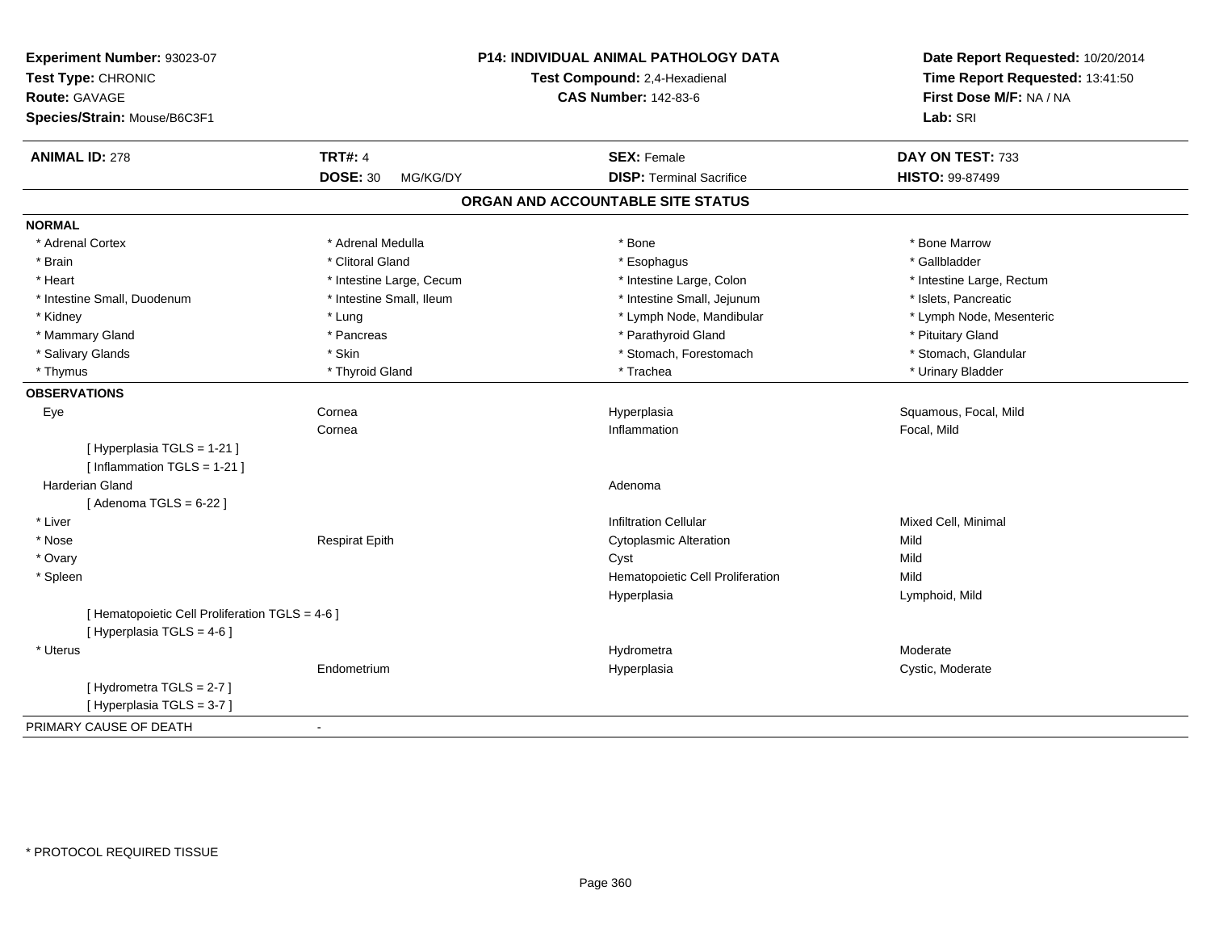**Experiment Number:** 93023-07
**Test Type:** CHRONIC
**Route:** GAVAGE
**Species/Strain:** Mouse/B6C3F1

**P14: INDIVIDUAL ANIMAL PATHOLOGY DATA**
**Test Compound:** 2,4-Hexadienal
**CAS Number:** 142-83-6

**Date Report Requested:** 10/20/2014
**Time Report Requested:** 13:41:50
**First Dose M/F:** NA / NA
**Lab:** SRI

| **ANIMAL ID:** 278 | **TRT#:** 4 | **SEX:** Female | **DAY ON TEST:** 733 |
|---|---|---|---|
| | **DOSE:** 30 MG/KG/DY | **DISP:** Terminal Sacrifice | **HISTO:** 99-87499 |

## ORGAN AND ACCOUNTABLE SITE STATUS

**NORMAL**

| | | | |
|---|---|---|---|
| * Adrenal Cortex | * Adrenal Medulla | * Bone | * Bone Marrow |
| * Brain | * Clitoral Gland | * Esophagus | * Gallbladder |
| * Heart | * Intestine Large, Cecum | * Intestine Large, Colon | * Intestine Large, Rectum |
| * Intestine Small, Duodenum | * Intestine Small, Ileum | * Intestine Small, Jejunum | * Islets, Pancreatic |
| * Kidney | * Lung | * Lymph Node, Mandibular | * Lymph Node, Mesenteric |
| * Mammary Gland | * Pancreas | * Parathyroid Gland | * Pituitary Gland |
| * Salivary Glands | * Skin | * Stomach, Forestomach | * Stomach, Glandular |
| * Thymus | * Thyroid Gland | * Trachea | * Urinary Bladder |

**OBSERVATIONS**

| | | | |
|---|---|---|---|
| Eye | Cornea | Hyperplasia | Squamous, Focal, Mild |
| | Cornea | Inflammation | Focal, Mild |
| [ Hyperplasia TGLS = 1-21 ] | | | |
| [ Inflammation TGLS = 1-21 ] | | | |
| Harderian Gland | | Adenoma | |
| [ Adenoma TGLS = 6-22 ] | | | |
| * Liver | | Infiltration Cellular | Mixed Cell, Minimal |
| * Nose | Respirat Epith | Cytoplasmic Alteration | Mild |
| * Ovary | | Cyst | Mild |
| * Spleen | | Hematopoietic Cell Proliferation | Mild |
| | | Hyperplasia | Lymphoid, Mild |
| [ Hematopoietic Cell Proliferation TGLS = 4-6 ] | | | |
| [ Hyperplasia TGLS = 4-6 ] | | | |
| * Uterus | | Hydrometra | Moderate |
| | Endometrium | Hyperplasia | Cystic, Moderate |
| [ Hydrometra TGLS = 2-7 ] | | | |
| [ Hyperplasia TGLS = 3-7 ] | | | |

PRIMARY CAUSE OF DEATH -

* PROTOCOL REQUIRED TISSUE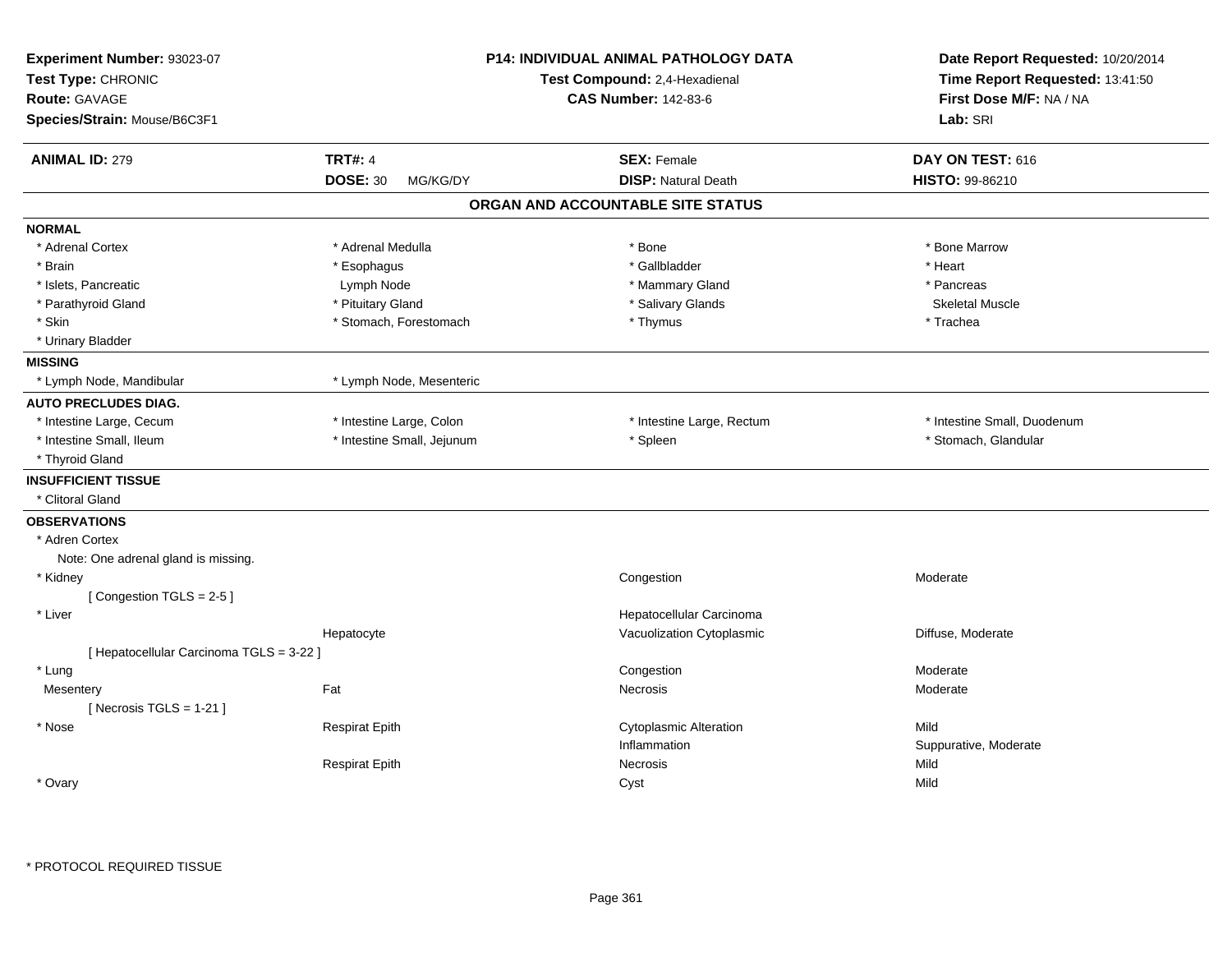**Experiment Number:** 93023-07
**Test Type:** CHRONIC
**Route:** GAVAGE
**Species/Strain:** Mouse/B6C3F1

**P14: INDIVIDUAL ANIMAL PATHOLOGY DATA**
**Test Compound:** 2,4-Hexadienal
**CAS Number:** 142-83-6

**Date Report Requested:** 10/20/2014
**Time Report Requested:** 13:41:50
**First Dose M/F:** NA / NA
**Lab:** SRI

| **ANIMAL ID:** 279 | **TRT#:** 4 | **SEX:** Female | **DAY ON TEST:** 616 |
|---|---|---|---|
| | **DOSE:** 30 MG/KG/DY | **DISP:** Natural Death | **HISTO:** 99-86210 |

## ORGAN AND ACCOUNTABLE SITE STATUS

**NORMAL**

| | | | |
|---|---|---|---|
| * Adrenal Cortex | * Adrenal Medulla | * Bone | * Bone Marrow |
| * Brain | * Esophagus | * Gallbladder | * Heart |
| * Islets, Pancreatic | Lymph Node | * Mammary Gland | * Pancreas |
| * Parathyroid Gland | * Pituitary Gland | * Salivary Glands | Skeletal Muscle |
| * Skin | * Stomach, Forestomach | * Thymus | * Trachea |
| * Urinary Bladder | | | |

**MISSING**

| | |
|---|---|
| * Lymph Node, Mandibular | * Lymph Node, Mesenteric |

**AUTO PRECLUDES DIAG.**

| | | | |
|---|---|---|---|
| * Intestine Large, Cecum | * Intestine Large, Colon | * Intestine Large, Rectum | * Intestine Small, Duodenum |
| * Intestine Small, Ileum | * Intestine Small, Jejunum | * Spleen | * Stomach, Glandular |
| * Thyroid Gland | | | |

**INSUFFICIENT TISSUE**

* Clitoral Gland

**OBSERVATIONS**

| | | | |
|---|---|---|---|
| * Adren Cortex | | | |
| Note: One adrenal gland is missing. | | | |
| * Kidney | | Congestion | Moderate |
| [ Congestion TGLS = 2-5 ] | | | |
| * Liver | | Hepatocellular Carcinoma | |
| | Hepatocyte | Vacuolization Cytoplasmic | Diffuse, Moderate |
| [ Hepatocellular Carcinoma TGLS = 3-22 ] | | | |
| * Lung | | Congestion | Moderate |
| Mesentery | Fat | Necrosis | Moderate |
| [ Necrosis TGLS = 1-21 ] | | | |
| * Nose | Respirat Epith | Cytoplasmic Alteration | Mild |
| | | Inflammation | Suppurative, Moderate |
| | Respirat Epith | Necrosis | Mild |
| * Ovary | | Cyst | Mild |

* PROTOCOL REQUIRED TISSUE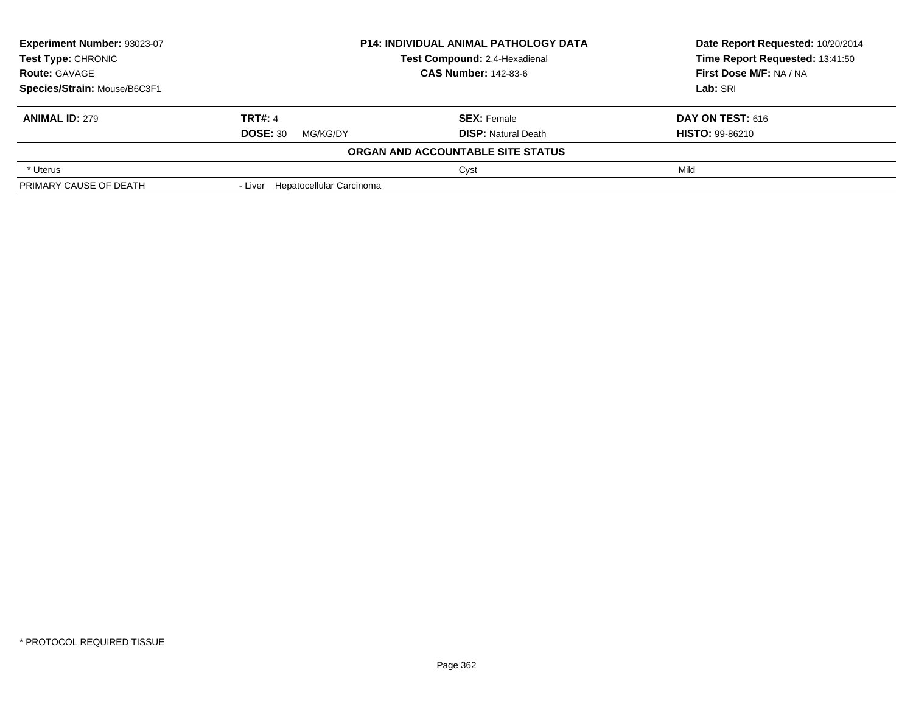| Experiment Number: 93023-07 | P14: INDIVIDUAL ANIMAL PATHOLOGY DATA | Date Report Requested: 10/20/2014 |
|---|---|---|
| Test Type: CHRONIC | Test Compound: 2,4-Hexadienal | Time Report Requested: 13:41:50 |
| Route: GAVAGE | CAS Number: 142-83-6 | First Dose M/F: NA / NA |
| Species/Strain: Mouse/B6C3F1 | | Lab: SRI |

| ANIMAL ID: 279 | TRT#: 4 | SEX: Female | DAY ON TEST: 616 |
|---|---|---|---|
| | DOSE: 30 MG/KG/DY | DISP: Natural Death | HISTO: 99-86210 |
| | ORGAN AND ACCOUNTABLE SITE STATUS | | |
| * Uterus | | Cyst | Mild |
| PRIMARY CAUSE OF DEATH | - Liver Hepatocellular Carcinoma | | |

* PROTOCOL REQUIRED TISSUE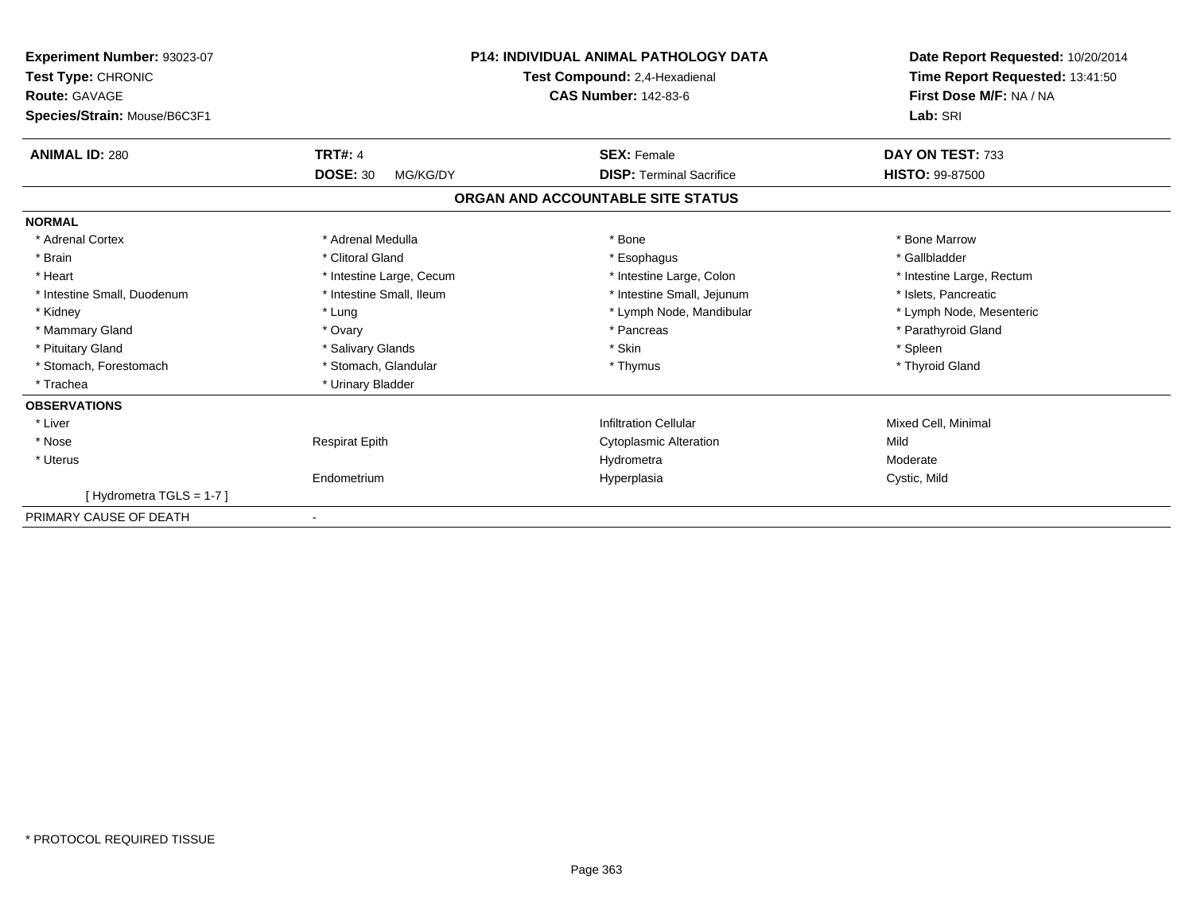**Experiment Number:** 93023-07
**Test Type:** CHRONIC
**Route:** GAVAGE
**Species/Strain:** Mouse/B6C3F1

**P14: INDIVIDUAL ANIMAL PATHOLOGY DATA**
**Test Compound:** 2,4-Hexadienal
**CAS Number:** 142-83-6

**Date Report Requested:** 10/20/2014
**Time Report Requested:** 13:41:50
**First Dose M/F:** NA / NA
**Lab:** SRI

| **ANIMAL ID:** 280 | **TRT#:** 4 | **SEX:** Female | **DAY ON TEST:** 733 |
|---|---|---|---|
| | **DOSE:** 30 MG/KG/DY | **DISP:** Terminal Sacrifice | **HISTO:** 99-87500 |

## ORGAN AND ACCOUNTABLE SITE STATUS

| | | | |
|---|---|---|---|
| **NORMAL** | | | |
| * Adrenal Cortex | * Adrenal Medulla | * Bone | * Bone Marrow |
| * Brain | * Clitoral Gland | * Esophagus | * Gallbladder |
| * Heart | * Intestine Large, Cecum | * Intestine Large, Colon | * Intestine Large, Rectum |
| * Intestine Small, Duodenum | * Intestine Small, Ileum | * Intestine Small, Jejunum | * Islets, Pancreatic |
| * Kidney | * Lung | * Lymph Node, Mandibular | * Lymph Node, Mesenteric |
| * Mammary Gland | * Ovary | * Pancreas | * Parathyroid Gland |
| * Pituitary Gland | * Salivary Glands | * Skin | * Spleen |
| * Stomach, Forestomach | * Stomach, Glandular | * Thymus | * Thyroid Gland |
| * Trachea | * Urinary Bladder | | |
| **OBSERVATIONS** | | | |
| * Liver | | Infiltration Cellular | Mixed Cell, Minimal |
| * Nose | Respirat Epith | Cytoplasmic Alteration | Mild |
| * Uterus | | Hydrometra | Moderate |
| | Endometrium | Hyperplasia | Cystic, Mild |
| [ Hydrometra TGLS = 1-7 ] | | | |
| PRIMARY CAUSE OF DEATH | - | | |

* PROTOCOL REQUIRED TISSUE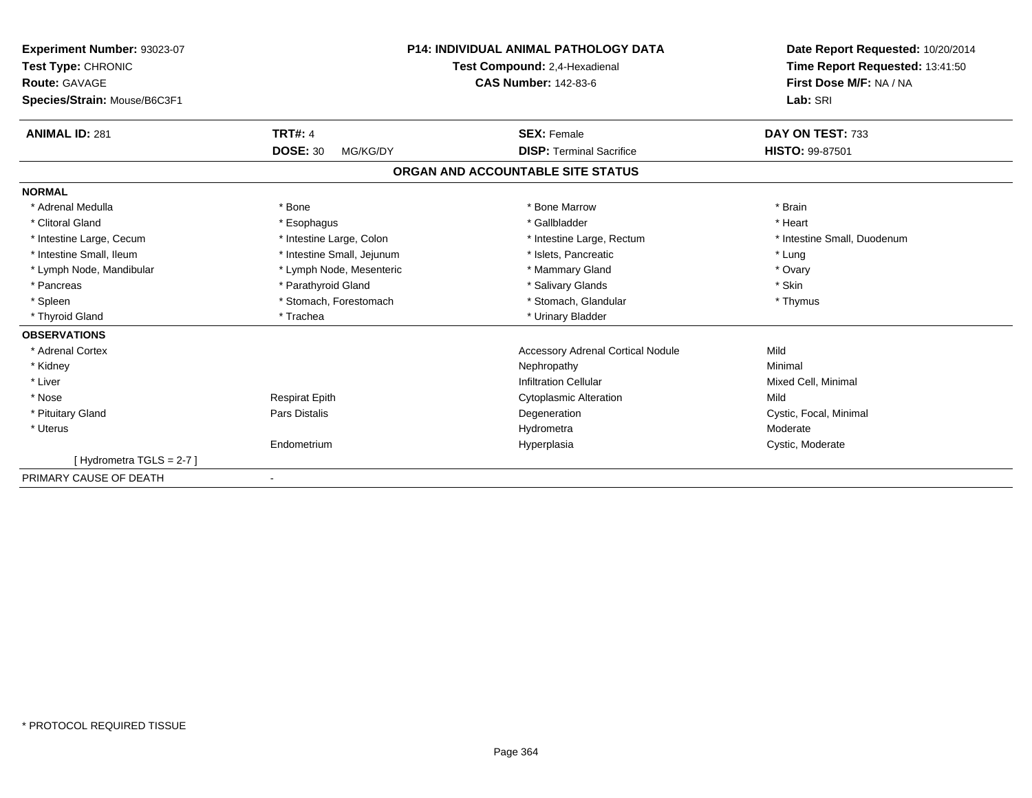**Experiment Number:** 93023-07
**Test Type:** CHRONIC
**Route:** GAVAGE
**Species/Strain:** Mouse/B6C3F1

**P14: INDIVIDUAL ANIMAL PATHOLOGY DATA**
**Test Compound:** 2,4-Hexadienal
**CAS Number:** 142-83-6

**Date Report Requested:** 10/20/2014
**Time Report Requested:** 13:41:50
**First Dose M/F:** NA / NA
**Lab:** SRI

| **ANIMAL ID:** 281 | **TRT#:** 4 | **SEX:** Female | **DAY ON TEST:** 733 |
|---|---|---|---|
| | **DOSE:** 30 MG/KG/DY | **DISP:** Terminal Sacrifice | **HISTO:** 99-87501 |

## ORGAN AND ACCOUNTABLE SITE STATUS

**NORMAL**

| | | | |
|---|---|---|---|
| * Adrenal Medulla | * Bone | * Bone Marrow | * Brain |
| * Clitoral Gland | * Esophagus | * Gallbladder | * Heart |
| * Intestine Large, Cecum | * Intestine Large, Colon | * Intestine Large, Rectum | * Intestine Small, Duodenum |
| * Intestine Small, Ileum | * Intestine Small, Jejunum | * Islets, Pancreatic | * Lung |
| * Lymph Node, Mandibular | * Lymph Node, Mesenteric | * Mammary Gland | * Ovary |
| * Pancreas | * Parathyroid Gland | * Salivary Glands | * Skin |
| * Spleen | * Stomach, Forestomach | * Stomach, Glandular | * Thymus |
| * Thyroid Gland | * Trachea | * Urinary Bladder | |

**OBSERVATIONS**

| | | | |
|---|---|---|---|
| * Adrenal Cortex | | Accessory Adrenal Cortical Nodule | Mild |
| * Kidney | | Nephropathy | Minimal |
| * Liver | | Infiltration Cellular | Mixed Cell, Minimal |
| * Nose | Respirat Epith | Cytoplasmic Alteration | Mild |
| * Pituitary Gland | Pars Distalis | Degeneration | Cystic, Focal, Minimal |
| * Uterus | | Hydrometra | Moderate |
| | Endometrium | Hyperplasia | Cystic, Moderate |
| [ Hydrometra TGLS = 2-7 ] | | | |

PRIMARY CAUSE OF DEATH -

* PROTOCOL REQUIRED TISSUE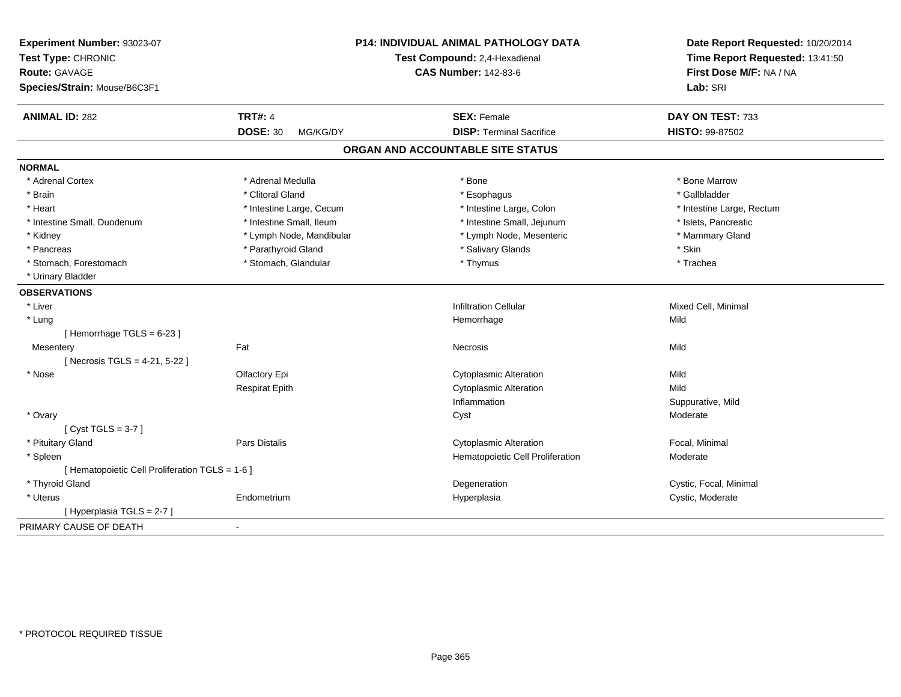**Experiment Number:** 93023-07
**Test Type:** CHRONIC
**Route:** GAVAGE
**Species/Strain:** Mouse/B6C3F1

**P14: INDIVIDUAL ANIMAL PATHOLOGY DATA**
**Test Compound:** 2,4-Hexadienal
**CAS Number:** 142-83-6

**Date Report Requested:** 10/20/2014
**Time Report Requested:** 13:41:50
**First Dose M/F:** NA / NA
**Lab:** SRI

| **ANIMAL ID:** 282 | **TRT#:** 4 | **SEX:** Female | **DAY ON TEST:** 733 |
|---|---|---|---|
| | **DOSE:** 30 MG/KG/DY | **DISP:** Terminal Sacrifice | **HISTO:** 99-87502 |

## ORGAN AND ACCOUNTABLE SITE STATUS

**NORMAL**

| | | | |
|---|---|---|---|
| * Adrenal Cortex | * Adrenal Medulla | * Bone | * Bone Marrow |
| * Brain | * Clitoral Gland | * Esophagus | * Gallbladder |
| * Heart | * Intestine Large, Cecum | * Intestine Large, Colon | * Intestine Large, Rectum |
| * Intestine Small, Duodenum | * Intestine Small, Ileum | * Intestine Small, Jejunum | * Islets, Pancreatic |
| * Kidney | * Lymph Node, Mandibular | * Lymph Node, Mesenteric | * Mammary Gland |
| * Pancreas | * Parathyroid Gland | * Salivary Glands | * Skin |
| * Stomach, Forestomach | * Stomach, Glandular | * Thymus | * Trachea |
| * Urinary Bladder | | | |

**OBSERVATIONS**

| | | | |
|---|---|---|---|
| * Liver | | Infiltration Cellular | Mixed Cell, Minimal |
| * Lung | | Hemorrhage | Mild |
| [ Hemorrhage TGLS = 6-23 ] | | | |
| Mesentery | Fat | Necrosis | Mild |
| [ Necrosis TGLS = 4-21, 5-22 ] | | | |
| * Nose | Olfactory Epi | Cytoplasmic Alteration | Mild |
| | Respirat Epith | Cytoplasmic Alteration | Mild |
| | | Inflammation | Suppurative, Mild |
| * Ovary | | Cyst | Moderate |
| [ Cyst TGLS = 3-7 ] | | | |
| * Pituitary Gland | Pars Distalis | Cytoplasmic Alteration | Focal, Minimal |
| * Spleen | | Hematopoietic Cell Proliferation | Moderate |
| [ Hematopoietic Cell Proliferation TGLS = 1-6 ] | | | |
| * Thyroid Gland | | Degeneration | Cystic, Focal, Minimal |
| * Uterus | Endometrium | Hyperplasia | Cystic, Moderate |
| [ Hyperplasia TGLS = 2-7 ] | | | |

PRIMARY CAUSE OF DEATH -

* PROTOCOL REQUIRED TISSUE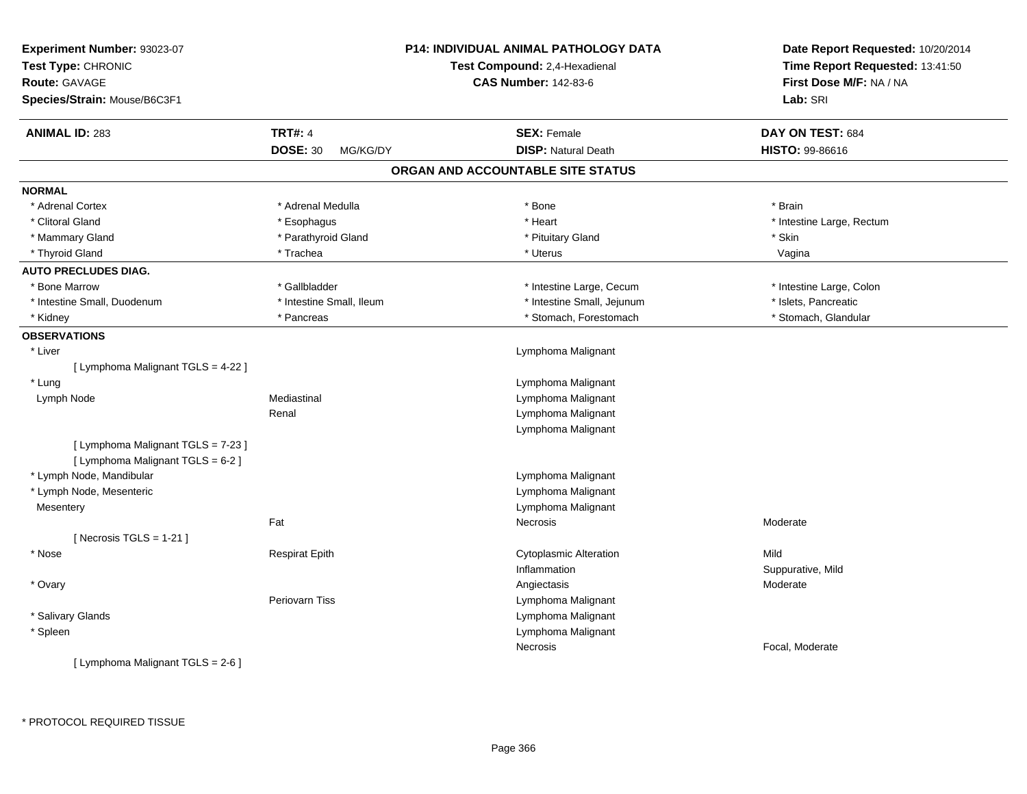**Experiment Number:** 93023-07
**Test Type:** CHRONIC
**Route:** GAVAGE
**Species/Strain:** Mouse/B6C3F1

**P14: INDIVIDUAL ANIMAL PATHOLOGY DATA**
**Test Compound:** 2,4-Hexadienal
**CAS Number:** 142-83-6

**Date Report Requested:** 10/20/2014
**Time Report Requested:** 13:41:50
**First Dose M/F:** NA / NA
**Lab:** SRI

| **ANIMAL ID:** 283 | **TRT#:** 4 | **SEX:** Female | **DAY ON TEST:** 684 |
|---|---|---|---|
| | **DOSE:** 30 MG/KG/DY | **DISP:** Natural Death | **HISTO:** 99-86616 |

## ORGAN AND ACCOUNTABLE SITE STATUS

**NORMAL**

| | | | |
|---|---|---|---|
| * Adrenal Cortex | * Adrenal Medulla | * Bone | * Brain |
| * Clitoral Gland | * Esophagus | * Heart | * Intestine Large, Rectum |
| * Mammary Gland | * Parathyroid Gland | * Pituitary Gland | * Skin |
| * Thyroid Gland | * Trachea | * Uterus | Vagina |

**AUTO PRECLUDES DIAG.**

| | | | |
|---|---|---|---|
| * Bone Marrow | * Gallbladder | * Intestine Large, Cecum | * Intestine Large, Colon |
| * Intestine Small, Duodenum | * Intestine Small, Ileum | * Intestine Small, Jejunum | * Islets, Pancreatic |
| * Kidney | * Pancreas | * Stomach, Forestomach | * Stomach, Glandular |

**OBSERVATIONS**

| | | | |
|---|---|---|---|
| * Liver | | Lymphoma Malignant | |
| [ Lymphoma Malignant TGLS = 4-22 ] | | | |
| * Lung | | Lymphoma Malignant | |
| Lymph Node | Mediastinal | Lymphoma Malignant | |
| | Renal | Lymphoma Malignant | |
| | | Lymphoma Malignant | |
| [ Lymphoma Malignant TGLS = 7-23 ] | | | |
| [ Lymphoma Malignant TGLS = 6-2 ] | | | |
| * Lymph Node, Mandibular | | Lymphoma Malignant | |
| * Lymph Node, Mesenteric | | Lymphoma Malignant | |
| Mesentery | | Lymphoma Malignant | |
| | Fat | Necrosis | Moderate |
| [ Necrosis TGLS = 1-21 ] | | | |
| * Nose | Respirat Epith | Cytoplasmic Alteration | Mild |
| | | Inflammation | Suppurative, Mild |
| * Ovary | | Angiectasis | Moderate |
| | Periovarn Tiss | Lymphoma Malignant | |
| * Salivary Glands | | Lymphoma Malignant | |
| * Spleen | | Lymphoma Malignant | |
| | | Necrosis | Focal, Moderate |
| [ Lymphoma Malignant TGLS = 2-6 ] | | | |

\* PROTOCOL REQUIRED TISSUE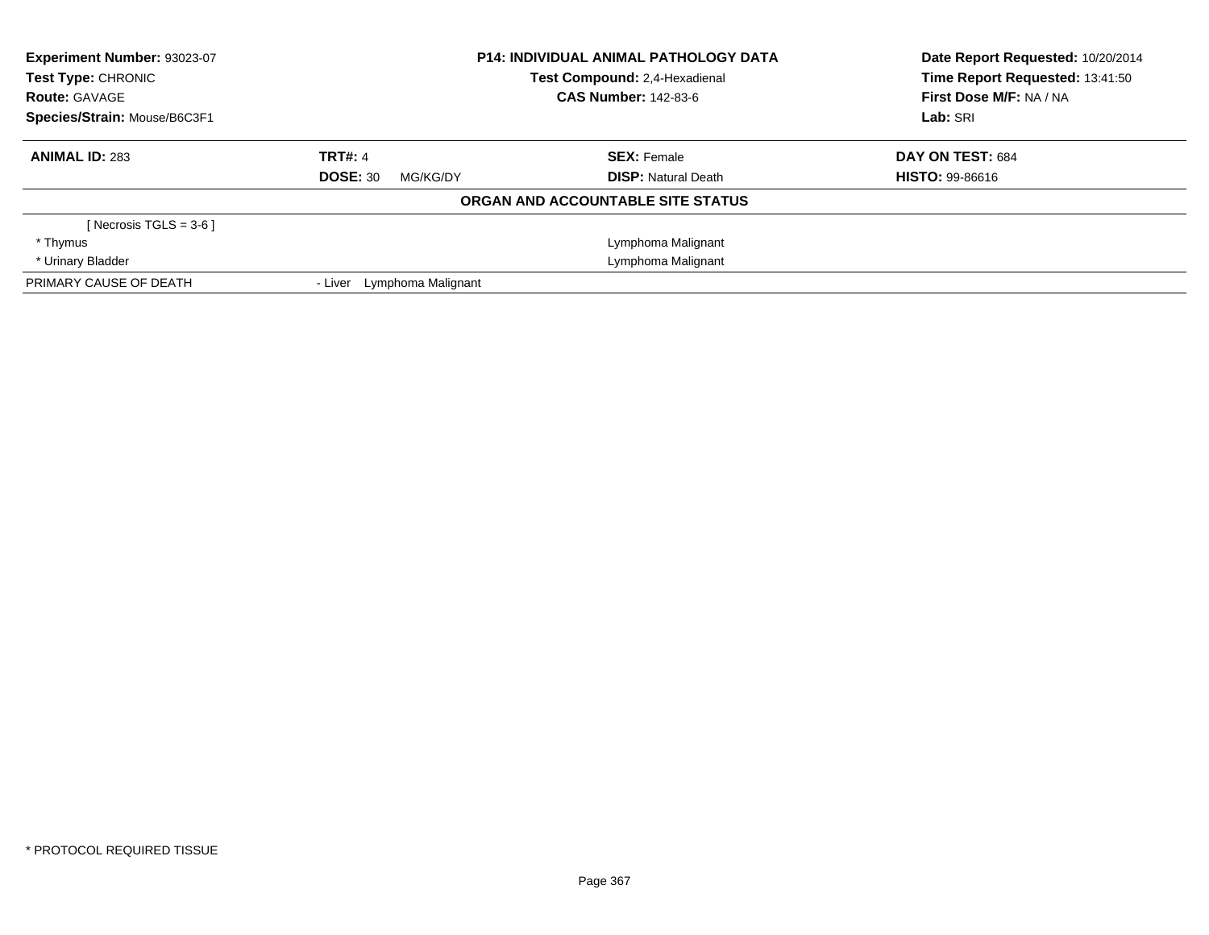**Experiment Number:** 93023-07
**Test Type:** CHRONIC
**Route:** GAVAGE
**Species/Strain:** Mouse/B6C3F1

**P14: INDIVIDUAL ANIMAL PATHOLOGY DATA**
**Test Compound:** 2,4-Hexadienal
**CAS Number:** 142-83-6

**Date Report Requested:** 10/20/2014
**Time Report Requested:** 13:41:50
**First Dose M/F:** NA / NA
**Lab:** SRI

| **ANIMAL ID:** 283 | **TRT#:** 4 | **SEX:** Female | **DAY ON TEST:** 684 |
|---|---|---|---|
| | **DOSE:** 30 MG/KG/DY | **DISP:** Natural Death | **HISTO:** 99-86616 |

**ORGAN AND ACCOUNTABLE SITE STATUS**

| | | |
|---|---|---|
| [ Necrosis TGLS = 3-6 ] | | |
| * Thymus | | Lymphoma Malignant |
| * Urinary Bladder | | Lymphoma Malignant |
| PRIMARY CAUSE OF DEATH | - Liver Lymphoma Malignant | |

* PROTOCOL REQUIRED TISSUE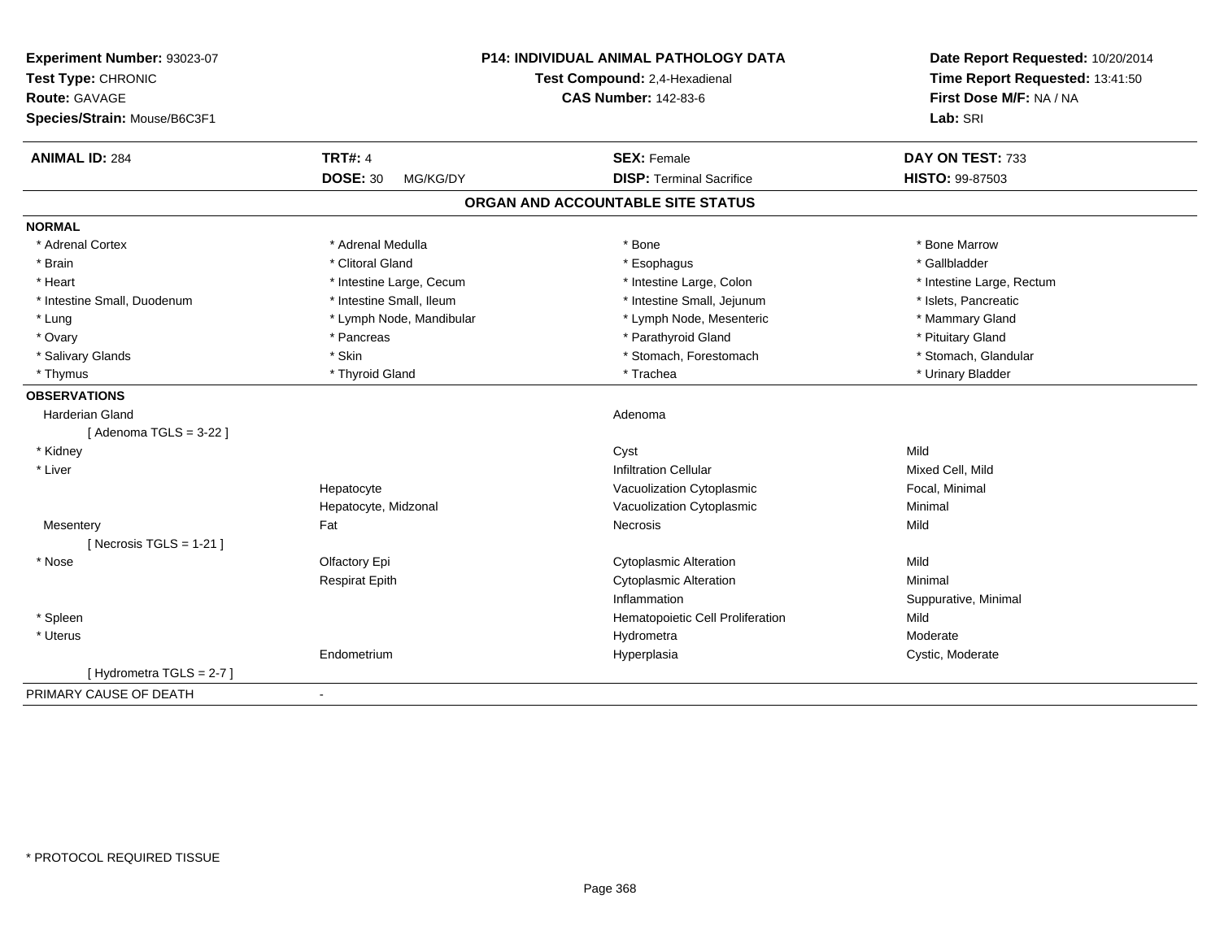**Experiment Number:** 93023-07
**Test Type:** CHRONIC
**Route:** GAVAGE
**Species/Strain:** Mouse/B6C3F1

**P14: INDIVIDUAL ANIMAL PATHOLOGY DATA**
**Test Compound:** 2,4-Hexadienal
**CAS Number:** 142-83-6

**Date Report Requested:** 10/20/2014
**Time Report Requested:** 13:41:50
**First Dose M/F:** NA / NA
**Lab:** SRI

| **ANIMAL ID:** 284 | **TRT#:** 4 | **SEX:** Female | **DAY ON TEST:** 733 |
|---|---|---|---|
| | **DOSE:** 30 MG/KG/DY | **DISP:** Terminal Sacrifice | **HISTO:** 99-87503 |

## ORGAN AND ACCOUNTABLE SITE STATUS

**NORMAL**

| | | | |
|---|---|---|---|
| * Adrenal Cortex | * Adrenal Medulla | * Bone | * Bone Marrow |
| * Brain | * Clitoral Gland | * Esophagus | * Gallbladder |
| * Heart | * Intestine Large, Cecum | * Intestine Large, Colon | * Intestine Large, Rectum |
| * Intestine Small, Duodenum | * Intestine Small, Ileum | * Intestine Small, Jejunum | * Islets, Pancreatic |
| * Lung | * Lymph Node, Mandibular | * Lymph Node, Mesenteric | * Mammary Gland |
| * Ovary | * Pancreas | * Parathyroid Gland | * Pituitary Gland |
| * Salivary Glands | * Skin | * Stomach, Forestomach | * Stomach, Glandular |
| * Thymus | * Thyroid Gland | * Trachea | * Urinary Bladder |

**OBSERVATIONS**

| | | | |
|---|---|---|---|
| Harderian Gland | | Adenoma | |
| [ Adenoma TGLS = 3-22 ] | | | |
| * Kidney | | Cyst | Mild |
| * Liver | | Infiltration Cellular | Mixed Cell, Mild |
| | Hepatocyte | Vacuolization Cytoplasmic | Focal, Minimal |
| | Hepatocyte, Midzonal | Vacuolization Cytoplasmic | Minimal |
| Mesentery | Fat | Necrosis | Mild |
| [ Necrosis TGLS = 1-21 ] | | | |
| * Nose | Olfactory Epi | Cytoplasmic Alteration | Mild |
| | Respirat Epith | Cytoplasmic Alteration | Minimal |
| | | Inflammation | Suppurative, Minimal |
| * Spleen | | Hematopoietic Cell Proliferation | Mild |
| * Uterus | | Hydrometra | Moderate |
| | Endometrium | Hyperplasia | Cystic, Moderate |
| [ Hydrometra TGLS = 2-7 ] | | | |

PRIMARY CAUSE OF DEATH -

* PROTOCOL REQUIRED TISSUE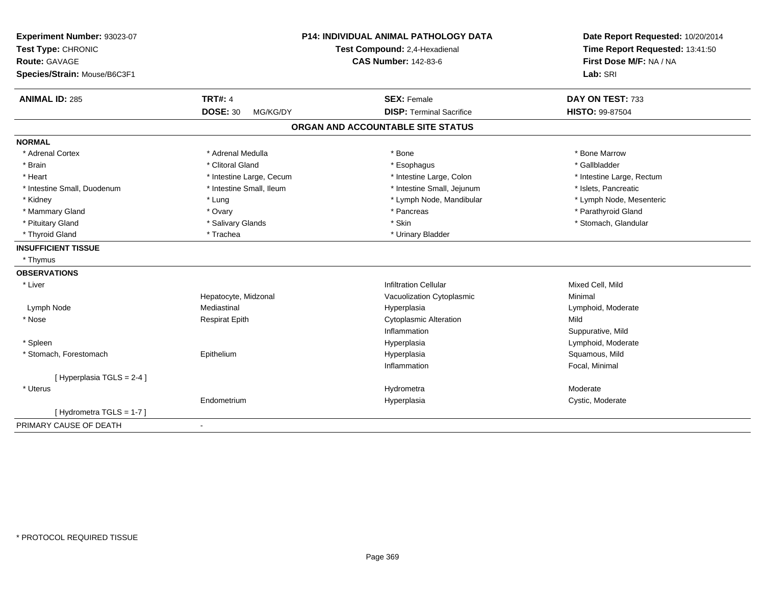**Experiment Number:** 93023-07
**Test Type:** CHRONIC
**Route:** GAVAGE
**Species/Strain:** Mouse/B6C3F1

**P14: INDIVIDUAL ANIMAL PATHOLOGY DATA**
**Test Compound:** 2,4-Hexadienal
**CAS Number:** 142-83-6

**Date Report Requested:** 10/20/2014
**Time Report Requested:** 13:41:50
**First Dose M/F:** NA / NA
**Lab:** SRI

| **ANIMAL ID:** 285 | **TRT#:** 4 | **SEX:** Female | **DAY ON TEST:** 733 |
|---|---|---|---|
| | **DOSE:** 30 MG/KG/DY | **DISP:** Terminal Sacrifice | **HISTO:** 99-87504 |

## ORGAN AND ACCOUNTABLE SITE STATUS

**NORMAL**

| | | | |
|---|---|---|---|
| * Adrenal Cortex | * Adrenal Medulla | * Bone | * Bone Marrow |
| * Brain | * Clitoral Gland | * Esophagus | * Gallbladder |
| * Heart | * Intestine Large, Cecum | * Intestine Large, Colon | * Intestine Large, Rectum |
| * Intestine Small, Duodenum | * Intestine Small, Ileum | * Intestine Small, Jejunum | * Islets, Pancreatic |
| * Kidney | * Lung | * Lymph Node, Mandibular | * Lymph Node, Mesenteric |
| * Mammary Gland | * Ovary | * Pancreas | * Parathyroid Gland |
| * Pituitary Gland | * Salivary Glands | * Skin | * Stomach, Glandular |
| * Thyroid Gland | * Trachea | * Urinary Bladder | |

**INSUFFICIENT TISSUE**

* Thymus

**OBSERVATIONS**

| | | | |
|---|---|---|---|
| * Liver | | Infiltration Cellular | Mixed Cell, Mild |
| | Hepatocyte, Midzonal | Vacuolization Cytoplasmic | Minimal |
| Lymph Node | Mediastinal | Hyperplasia | Lymphoid, Moderate |
| * Nose | Respirat Epith | Cytoplasmic Alteration | Mild |
| | | Inflammation | Suppurative, Mild |
| * Spleen | | Hyperplasia | Lymphoid, Moderate |
| * Stomach, Forestomach | Epithelium | Hyperplasia | Squamous, Mild |
| | | Inflammation | Focal, Minimal |
| [ Hyperplasia TGLS = 2-4 ] | | | |
| * Uterus | | Hydrometra | Moderate |
| | Endometrium | Hyperplasia | Cystic, Moderate |
| [ Hydrometra TGLS = 1-7 ] | | | |

PRIMARY CAUSE OF DEATH -

* PROTOCOL REQUIRED TISSUE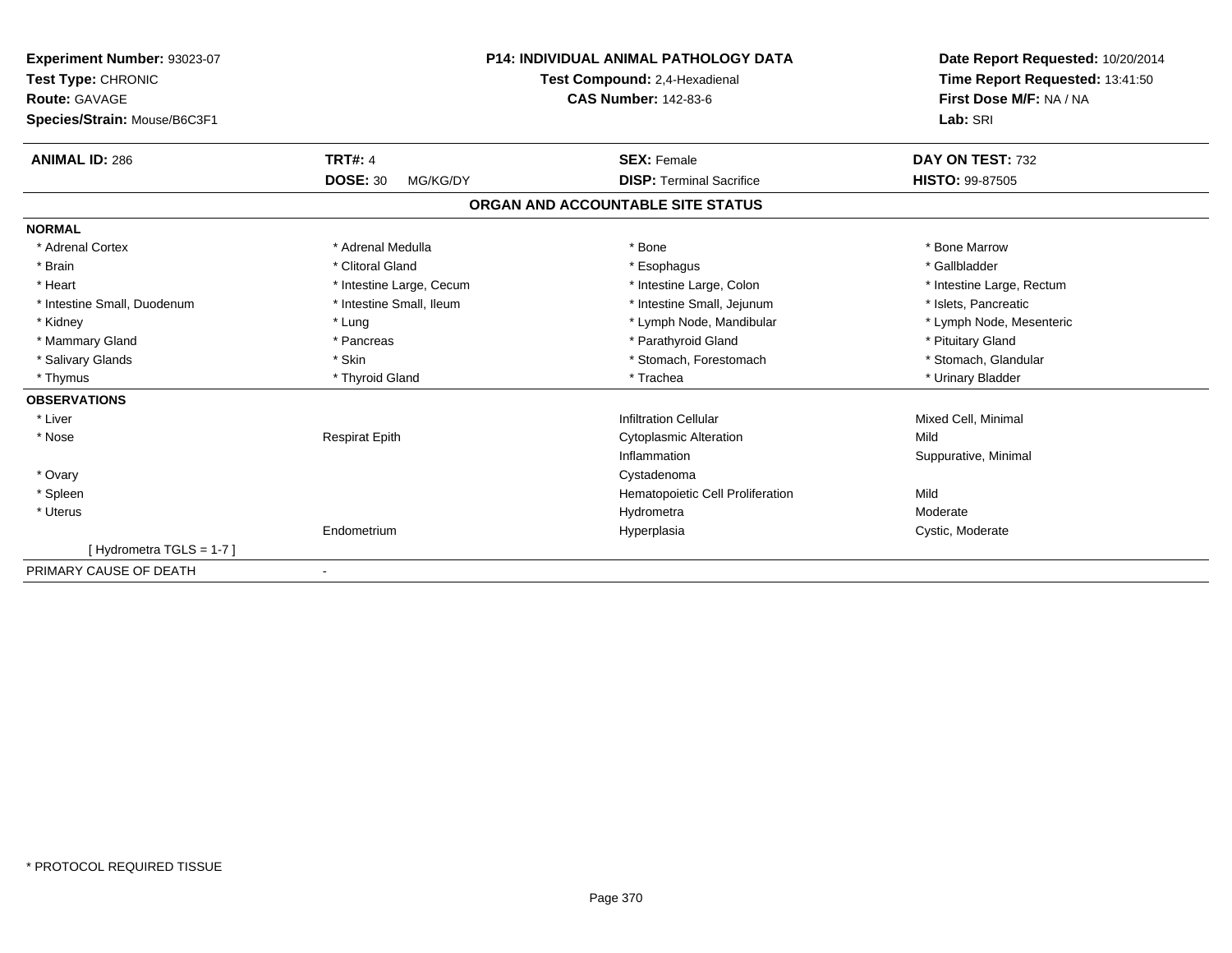**Experiment Number:** 93023-07
**Test Type:** CHRONIC
**Route:** GAVAGE
**Species/Strain:** Mouse/B6C3F1

**P14: INDIVIDUAL ANIMAL PATHOLOGY DATA**
**Test Compound:** 2,4-Hexadienal
**CAS Number:** 142-83-6

**Date Report Requested:** 10/20/2014
**Time Report Requested:** 13:41:50
**First Dose M/F:** NA / NA
**Lab:** SRI

| **ANIMAL ID:** 286 | **TRT#:** 4 | **SEX:** Female | **DAY ON TEST:** 732 |
|---|---|---|---|
| | **DOSE:** 30 MG/KG/DY | **DISP:** Terminal Sacrifice | **HISTO:** 99-87505 |

## ORGAN AND ACCOUNTABLE SITE STATUS

| | | | |
|---|---|---|---|
| **NORMAL** | | | |
| * Adrenal Cortex | * Adrenal Medulla | * Bone | * Bone Marrow |
| * Brain | * Clitoral Gland | * Esophagus | * Gallbladder |
| * Heart | * Intestine Large, Cecum | * Intestine Large, Colon | * Intestine Large, Rectum |
| * Intestine Small, Duodenum | * Intestine Small, Ileum | * Intestine Small, Jejunum | * Islets, Pancreatic |
| * Kidney | * Lung | * Lymph Node, Mandibular | * Lymph Node, Mesenteric |
| * Mammary Gland | * Pancreas | * Parathyroid Gland | * Pituitary Gland |
| * Salivary Glands | * Skin | * Stomach, Forestomach | * Stomach, Glandular |
| * Thymus | * Thyroid Gland | * Trachea | * Urinary Bladder |
| **OBSERVATIONS** | | | |
| * Liver | | Infiltration Cellular | Mixed Cell, Minimal |
| * Nose | Respirat Epith | Cytoplasmic Alteration | Mild |
| | | Inflammation | Suppurative, Minimal |
| * Ovary | | Cystadenoma | |
| * Spleen | | Hematopoietic Cell Proliferation | Mild |
| * Uterus | | Hydrometra | Moderate |
| | Endometrium | Hyperplasia | Cystic, Moderate |
| [ Hydrometra TGLS = 1-7 ] | | | |
| PRIMARY CAUSE OF DEATH | - | | |

* PROTOCOL REQUIRED TISSUE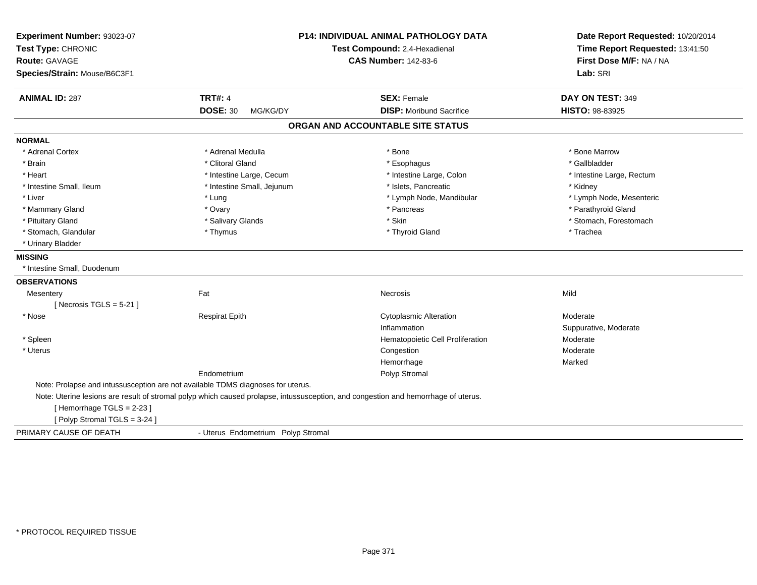**Experiment Number:** 93023-07
**Test Type:** CHRONIC
**Route:** GAVAGE
**Species/Strain:** Mouse/B6C3F1

**P14: INDIVIDUAL ANIMAL PATHOLOGY DATA**
**Test Compound:** 2,4-Hexadienal
**CAS Number:** 142-83-6

**Date Report Requested:** 10/20/2014
**Time Report Requested:** 13:41:50
**First Dose M/F:** NA / NA
**Lab:** SRI

| **ANIMAL ID:** 287 | **TRT#:** 4 | **SEX:** Female | **DAY ON TEST:** 349 |
|---|---|---|---|
| | **DOSE:** 30 MG/KG/DY | **DISP:** Moribund Sacrifice | **HISTO:** 98-83925 |

## ORGAN AND ACCOUNTABLE SITE STATUS

**NORMAL**

| | | | |
|---|---|---|---|
| * Adrenal Cortex | * Adrenal Medulla | * Bone | * Bone Marrow |
| * Brain | * Clitoral Gland | * Esophagus | * Gallbladder |
| * Heart | * Intestine Large, Cecum | * Intestine Large, Colon | * Intestine Large, Rectum |
| * Intestine Small, Ileum | * Intestine Small, Jejunum | * Islets, Pancreatic | * Kidney |
| * Liver | * Lung | * Lymph Node, Mandibular | * Lymph Node, Mesenteric |
| * Mammary Gland | * Ovary | * Pancreas | * Parathyroid Gland |
| * Pituitary Gland | * Salivary Glands | * Skin | * Stomach, Forestomach |
| * Stomach, Glandular | * Thymus | * Thyroid Gland | * Trachea |
| * Urinary Bladder | | | |

**MISSING**

* Intestine Small, Duodenum

**OBSERVATIONS**

| | | | |
|---|---|---|---|
| Mesentery | Fat | Necrosis | Mild |
| [ Necrosis TGLS = 5-21 ] | | | |
| * Nose | Respirat Epith | Cytoplasmic Alteration | Moderate |
| | | Inflammation | Suppurative, Moderate |
| * Spleen | | Hematopoietic Cell Proliferation | Moderate |
| * Uterus | | Congestion | Moderate |
| | | Hemorrhage | Marked |
| | Endometrium | Polyp Stromal | |

Note: Prolapse and intussusception are not available TDMS diagnoses for uterus.

Note: Uterine lesions are result of stromal polyp which caused prolapse, intussusception, and congestion and hemorrhage of uterus.

[ Hemorrhage TGLS = 2-23 ]

[ Polyp Stromal TGLS = 3-24 ]

PRIMARY CAUSE OF DEATH - Uterus Endometrium Polyp Stromal

* PROTOCOL REQUIRED TISSUE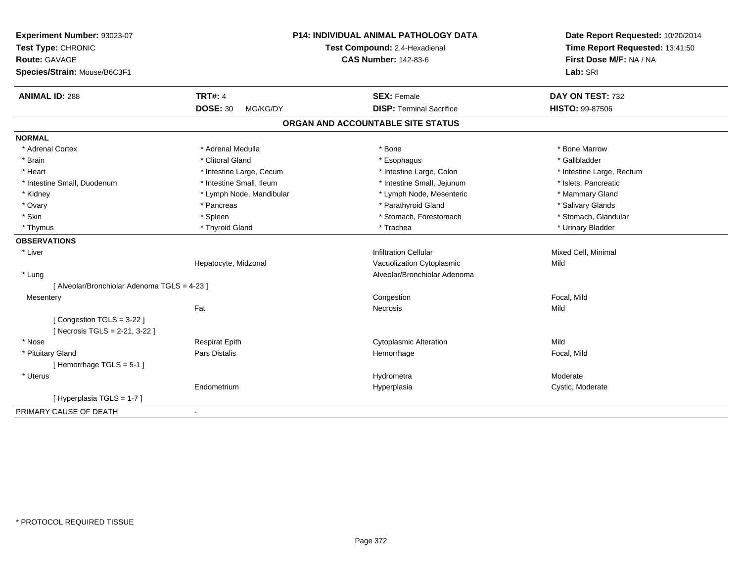**Experiment Number:** 93023-07
**Test Type:** CHRONIC
**Route:** GAVAGE
**Species/Strain:** Mouse/B6C3F1

**P14: INDIVIDUAL ANIMAL PATHOLOGY DATA**
**Test Compound:** 2,4-Hexadienal
**CAS Number:** 142-83-6

**Date Report Requested:** 10/20/2014
**Time Report Requested:** 13:41:50
**First Dose M/F:** NA / NA
**Lab:** SRI

| **ANIMAL ID:** 288 | **TRT#:** 4 | **SEX:** Female | **DAY ON TEST:** 732 |
|---|---|---|---|
| | **DOSE:** 30 MG/KG/DY | **DISP:** Terminal Sacrifice | **HISTO:** 99-87506 |

## ORGAN AND ACCOUNTABLE SITE STATUS

**NORMAL**

| | | | |
|---|---|---|---|
| * Adrenal Cortex | * Adrenal Medulla | * Bone | * Bone Marrow |
| * Brain | * Clitoral Gland | * Esophagus | * Gallbladder |
| * Heart | * Intestine Large, Cecum | * Intestine Large, Colon | * Intestine Large, Rectum |
| * Intestine Small, Duodenum | * Intestine Small, Ileum | * Intestine Small, Jejunum | * Islets, Pancreatic |
| * Kidney | * Lymph Node, Mandibular | * Lymph Node, Mesenteric | * Mammary Gland |
| * Ovary | * Pancreas | * Parathyroid Gland | * Salivary Glands |
| * Skin | * Spleen | * Stomach, Forestomach | * Stomach, Glandular |
| * Thymus | * Thyroid Gland | * Trachea | * Urinary Bladder |

**OBSERVATIONS**

| | | | |
|---|---|---|---|
| * Liver | | Infiltration Cellular | Mixed Cell, Minimal |
| | Hepatocyte, Midzonal | Vacuolization Cytoplasmic | Mild |
| * Lung | | Alveolar/Bronchiolar Adenoma | |
| [ Alveolar/Bronchiolar Adenoma TGLS = 4-23 ] | | | |
| Mesentery | | Congestion | Focal, Mild |
| | Fat | Necrosis | Mild |
| [ Congestion TGLS = 3-22 ] | | | |
| [ Necrosis TGLS = 2-21, 3-22 ] | | | |
| * Nose | Respirat Epith | Cytoplasmic Alteration | Mild |
| * Pituitary Gland | Pars Distalis | Hemorrhage | Focal, Mild |
| [ Hemorrhage TGLS = 5-1 ] | | | |
| * Uterus | | Hydrometra | Moderate |
| | Endometrium | Hyperplasia | Cystic, Moderate |
| [ Hyperplasia TGLS = 1-7 ] | | | |

PRIMARY CAUSE OF DEATH -

* PROTOCOL REQUIRED TISSUE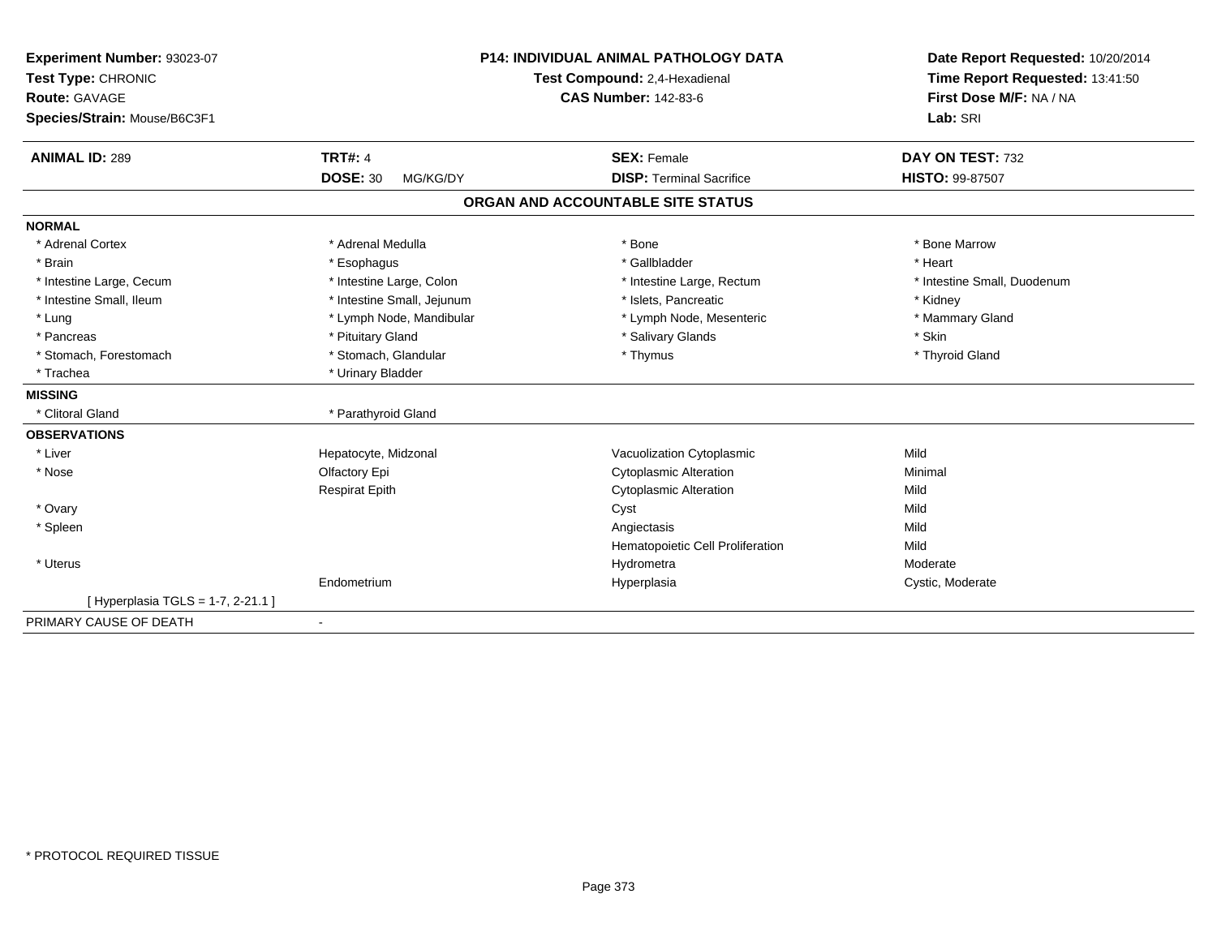**Experiment Number:** 93023-07
**Test Type:** CHRONIC
**Route:** GAVAGE
**Species/Strain:** Mouse/B6C3F1

**P14: INDIVIDUAL ANIMAL PATHOLOGY DATA**
**Test Compound:** 2,4-Hexadienal
**CAS Number:** 142-83-6

**Date Report Requested:** 10/20/2014
**Time Report Requested:** 13:41:50
**First Dose M/F:** NA / NA
**Lab:** SRI

| **ANIMAL ID:** 289 | **TRT#:** 4 | **SEX:** Female | **DAY ON TEST:** 732 |
|---|---|---|---|
| | **DOSE:** 30 MG/KG/DY | **DISP:** Terminal Sacrifice | **HISTO:** 99-87507 |

## ORGAN AND ACCOUNTABLE SITE STATUS

**NORMAL**

| | | | |
|---|---|---|---|
| * Adrenal Cortex | * Adrenal Medulla | * Bone | * Bone Marrow |
| * Brain | * Esophagus | * Gallbladder | * Heart |
| * Intestine Large, Cecum | * Intestine Large, Colon | * Intestine Large, Rectum | * Intestine Small, Duodenum |
| * Intestine Small, Ileum | * Intestine Small, Jejunum | * Islets, Pancreatic | * Kidney |
| * Lung | * Lymph Node, Mandibular | * Lymph Node, Mesenteric | * Mammary Gland |
| * Pancreas | * Pituitary Gland | * Salivary Glands | * Skin |
| * Stomach, Forestomach | * Stomach, Glandular | * Thymus | * Thyroid Gland |
| * Trachea | * Urinary Bladder | | |

**MISSING**

| | |
|---|---|
| * Clitoral Gland | * Parathyroid Gland |

**OBSERVATIONS**

| | | | |
|---|---|---|---|
| * Liver | Hepatocyte, Midzonal | Vacuolization Cytoplasmic | Mild |
| * Nose | Olfactory Epi | Cytoplasmic Alteration | Minimal |
| | Respirat Epith | Cytoplasmic Alteration | Mild |
| * Ovary | | Cyst | Mild |
| * Spleen | | Angiectasis | Mild |
| | | Hematopoietic Cell Proliferation | Mild |
| * Uterus | | Hydrometra | Moderate |
| | Endometrium | Hyperplasia | Cystic, Moderate |
| [ Hyperplasia TGLS = 1-7, 2-21.1 ] | | | |

PRIMARY CAUSE OF DEATH -

* PROTOCOL REQUIRED TISSUE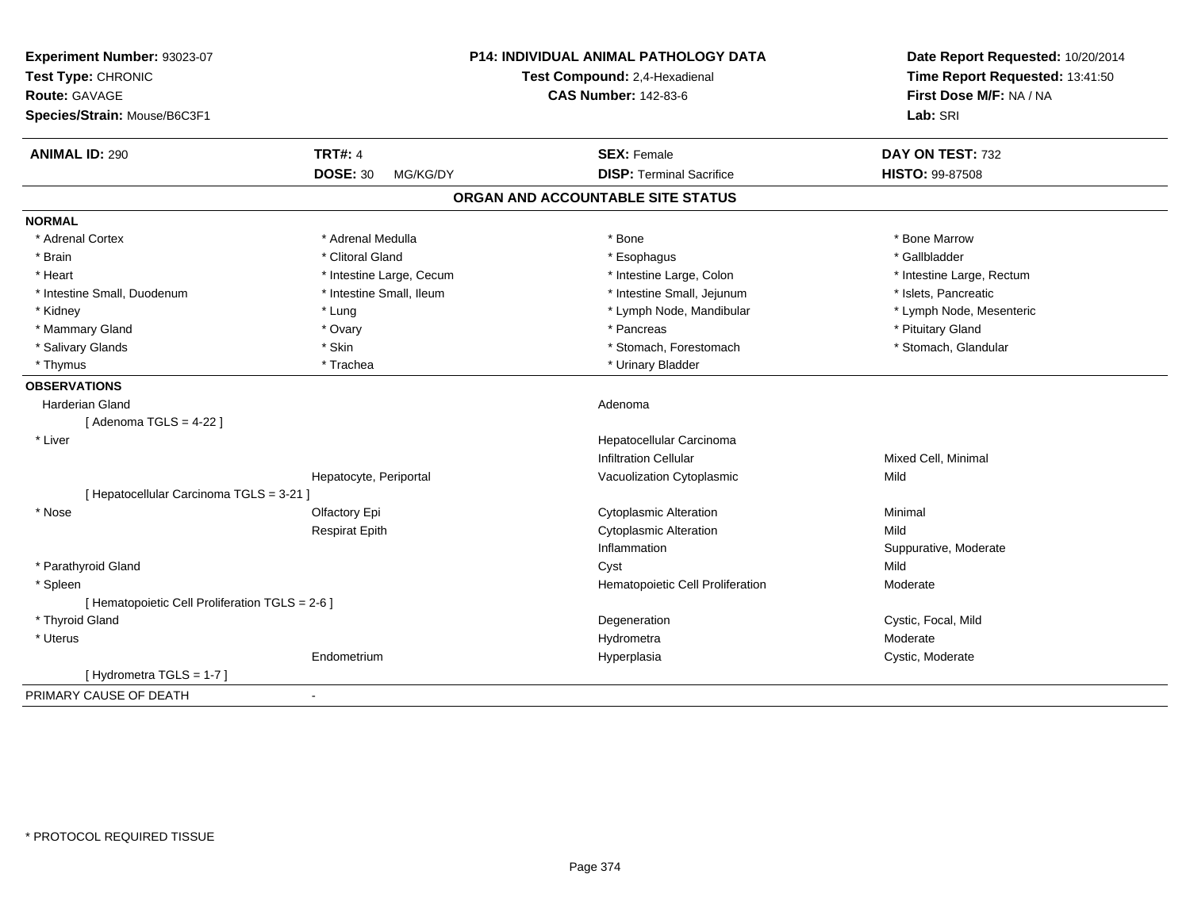**Experiment Number:** 93023-07
**Test Type:** CHRONIC
**Route:** GAVAGE
**Species/Strain:** Mouse/B6C3F1

**P14: INDIVIDUAL ANIMAL PATHOLOGY DATA**
**Test Compound:** 2,4-Hexadienal
**CAS Number:** 142-83-6

**Date Report Requested:** 10/20/2014
**Time Report Requested:** 13:41:50
**First Dose M/F:** NA / NA
**Lab:** SRI

| **ANIMAL ID:** 290 | **TRT#:** 4 | **SEX:** Female | **DAY ON TEST:** 732 |
|---|---|---|---|
| | **DOSE:** 30 MG/KG/DY | **DISP:** Terminal Sacrifice | **HISTO:** 99-87508 |

## ORGAN AND ACCOUNTABLE SITE STATUS

**NORMAL**

| | | | |
|---|---|---|---|
| * Adrenal Cortex | * Adrenal Medulla | * Bone | * Bone Marrow |
| * Brain | * Clitoral Gland | * Esophagus | * Gallbladder |
| * Heart | * Intestine Large, Cecum | * Intestine Large, Colon | * Intestine Large, Rectum |
| * Intestine Small, Duodenum | * Intestine Small, Ileum | * Intestine Small, Jejunum | * Islets, Pancreatic |
| * Kidney | * Lung | * Lymph Node, Mandibular | * Lymph Node, Mesenteric |
| * Mammary Gland | * Ovary | * Pancreas | * Pituitary Gland |
| * Salivary Glands | * Skin | * Stomach, Forestomach | * Stomach, Glandular |
| * Thymus | * Trachea | * Urinary Bladder | |

**OBSERVATIONS**

| | | | |
|---|---|---|---|
| Harderian Gland | | Adenoma | |
| [ Adenoma TGLS = 4-22 ] | | | |
| * Liver | | Hepatocellular Carcinoma | |
| | | Infiltration Cellular | Mixed Cell, Minimal |
| | Hepatocyte, Periportal | Vacuolization Cytoplasmic | Mild |
| [ Hepatocellular Carcinoma TGLS = 3-21 ] | | | |
| * Nose | Olfactory Epi | Cytoplasmic Alteration | Minimal |
| | Respirat Epith | Cytoplasmic Alteration | Mild |
| | | Inflammation | Suppurative, Moderate |
| * Parathyroid Gland | | Cyst | Mild |
| * Spleen | | Hematopoietic Cell Proliferation | Moderate |
| [ Hematopoietic Cell Proliferation TGLS = 2-6 ] | | | |
| * Thyroid Gland | | Degeneration | Cystic, Focal, Mild |
| * Uterus | | Hydrometra | Moderate |
| | Endometrium | Hyperplasia | Cystic, Moderate |
| [ Hydrometra TGLS = 1-7 ] | | | |

PRIMARY CAUSE OF DEATH -

* PROTOCOL REQUIRED TISSUE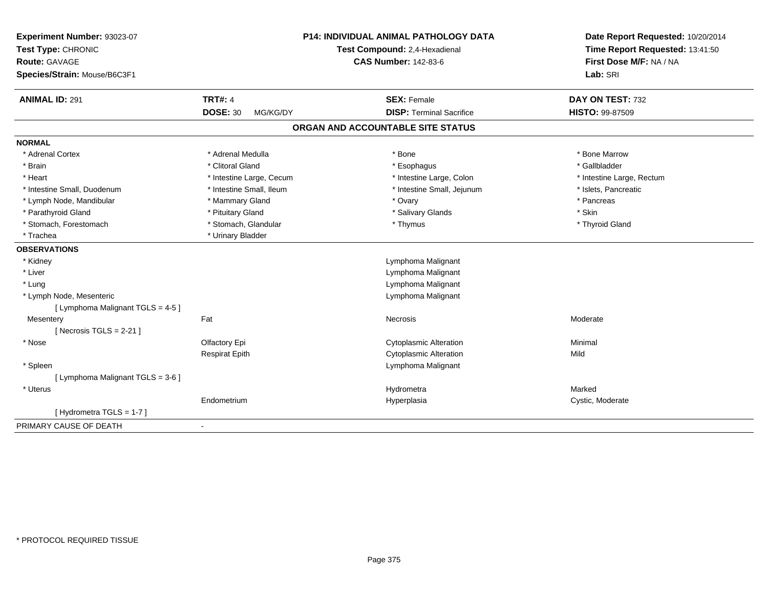**Experiment Number:** 93023-07
**Test Type:** CHRONIC
**Route:** GAVAGE
**Species/Strain:** Mouse/B6C3F1

**P14: INDIVIDUAL ANIMAL PATHOLOGY DATA**
**Test Compound:** 2,4-Hexadienal
**CAS Number:** 142-83-6

**Date Report Requested:** 10/20/2014
**Time Report Requested:** 13:41:50
**First Dose M/F:** NA / NA
**Lab:** SRI

| **ANIMAL ID:** 291 | **TRT#:** 4 | **SEX:** Female | **DAY ON TEST:** 732 |
|---|---|---|---|
| | **DOSE:** 30 MG/KG/DY | **DISP:** Terminal Sacrifice | **HISTO:** 99-87509 |

## ORGAN AND ACCOUNTABLE SITE STATUS

**NORMAL**

| | | | |
|---|---|---|---|
| * Adrenal Cortex | * Adrenal Medulla | * Bone | * Bone Marrow |
| * Brain | * Clitoral Gland | * Esophagus | * Gallbladder |
| * Heart | * Intestine Large, Cecum | * Intestine Large, Colon | * Intestine Large, Rectum |
| * Intestine Small, Duodenum | * Intestine Small, Ileum | * Intestine Small, Jejunum | * Islets, Pancreatic |
| * Lymph Node, Mandibular | * Mammary Gland | * Ovary | * Pancreas |
| * Parathyroid Gland | * Pituitary Gland | * Salivary Glands | * Skin |
| * Stomach, Forestomach | * Stomach, Glandular | * Thymus | * Thyroid Gland |
| * Trachea | * Urinary Bladder | | |

**OBSERVATIONS**

| | | | |
|---|---|---|---|
| * Kidney | | Lymphoma Malignant | |
| * Liver | | Lymphoma Malignant | |
| * Lung | | Lymphoma Malignant | |
| * Lymph Node, Mesenteric | | Lymphoma Malignant | |
| [ Lymphoma Malignant TGLS = 4-5 ] | | | |
| Mesentery | Fat | Necrosis | Moderate |
| [ Necrosis TGLS = 2-21 ] | | | |
| * Nose | Olfactory Epi | Cytoplasmic Alteration | Minimal |
| | Respirat Epith | Cytoplasmic Alteration | Mild |
| * Spleen | | Lymphoma Malignant | |
| [ Lymphoma Malignant TGLS = 3-6 ] | | | |
| * Uterus | | Hydrometra | Marked |
| | Endometrium | Hyperplasia | Cystic, Moderate |
| [ Hydrometra TGLS = 1-7 ] | | | |

PRIMARY CAUSE OF DEATH -

* PROTOCOL REQUIRED TISSUE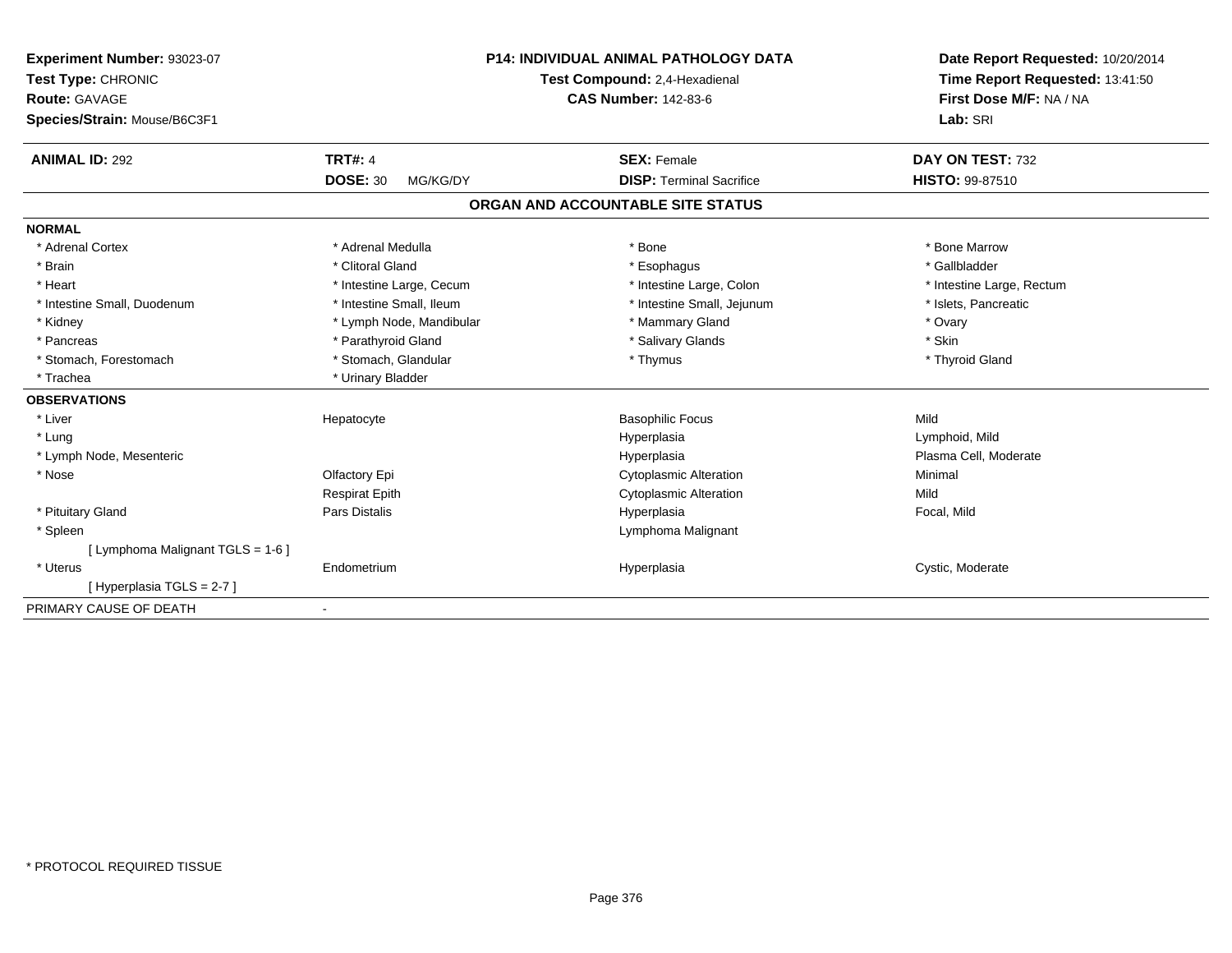**Experiment Number:** 93023-07
**Test Type:** CHRONIC
**Route:** GAVAGE
**Species/Strain:** Mouse/B6C3F1

**P14: INDIVIDUAL ANIMAL PATHOLOGY DATA**
**Test Compound:** 2,4-Hexadienal
**CAS Number:** 142-83-6

**Date Report Requested:** 10/20/2014
**Time Report Requested:** 13:41:50
**First Dose M/F:** NA / NA
**Lab:** SRI

| **ANIMAL ID:** 292 | **TRT#:** 4 | **SEX:** Female | **DAY ON TEST:** 732 |
|---|---|---|---|
| | **DOSE:** 30 MG/KG/DY | **DISP:** Terminal Sacrifice | **HISTO:** 99-87510 |

## ORGAN AND ACCOUNTABLE SITE STATUS

**NORMAL**

| | | | |
|---|---|---|---|
| * Adrenal Cortex | * Adrenal Medulla | * Bone | * Bone Marrow |
| * Brain | * Clitoral Gland | * Esophagus | * Gallbladder |
| * Heart | * Intestine Large, Cecum | * Intestine Large, Colon | * Intestine Large, Rectum |
| * Intestine Small, Duodenum | * Intestine Small, Ileum | * Intestine Small, Jejunum | * Islets, Pancreatic |
| * Kidney | * Lymph Node, Mandibular | * Mammary Gland | * Ovary |
| * Pancreas | * Parathyroid Gland | * Salivary Glands | * Skin |
| * Stomach, Forestomach | * Stomach, Glandular | * Thymus | * Thyroid Gland |
| * Trachea | * Urinary Bladder | | |

**OBSERVATIONS**

| | | | |
|---|---|---|---|
| * Liver | Hepatocyte | Basophilic Focus | Mild |
| * Lung | | Hyperplasia | Lymphoid, Mild |
| * Lymph Node, Mesenteric | | Hyperplasia | Plasma Cell, Moderate |
| * Nose | Olfactory Epi | Cytoplasmic Alteration | Minimal |
| | Respirat Epith | Cytoplasmic Alteration | Mild |
| * Pituitary Gland | Pars Distalis | Hyperplasia | Focal, Mild |
| * Spleen | | Lymphoma Malignant | |
| [ Lymphoma Malignant TGLS = 1-6 ] | | | |
| * Uterus | Endometrium | Hyperplasia | Cystic, Moderate |
| [ Hyperplasia TGLS = 2-7 ] | | | |

PRIMARY CAUSE OF DEATH -

* PROTOCOL REQUIRED TISSUE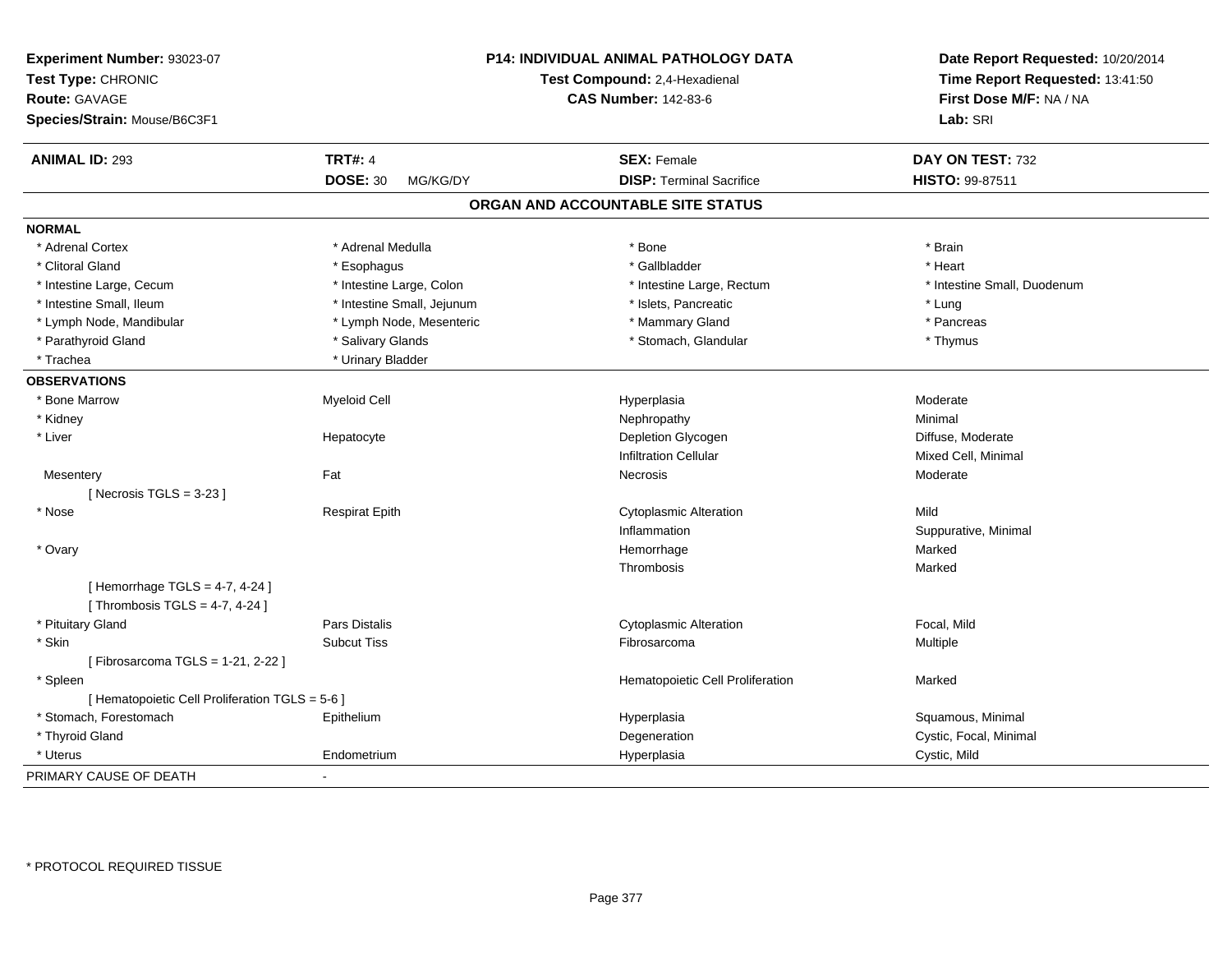**Experiment Number:** 93023-07
**Test Type:** CHRONIC
**Route:** GAVAGE
**Species/Strain:** Mouse/B6C3F1

**P14: INDIVIDUAL ANIMAL PATHOLOGY DATA**
**Test Compound:** 2,4-Hexadienal
**CAS Number:** 142-83-6

**Date Report Requested:** 10/20/2014
**Time Report Requested:** 13:41:50
**First Dose M/F:** NA / NA
**Lab:** SRI

| **ANIMAL ID:** 293 | **TRT#:** 4 | **SEX:** Female | **DAY ON TEST:** 732 |
|---|---|---|---|
| | **DOSE:** 30 MG/KG/DY | **DISP:** Terminal Sacrifice | **HISTO:** 99-87511 |

## ORGAN AND ACCOUNTABLE SITE STATUS

**NORMAL**

| | | | |
|---|---|---|---|
| * Adrenal Cortex | * Adrenal Medulla | * Bone | * Brain |
| * Clitoral Gland | * Esophagus | * Gallbladder | * Heart |
| * Intestine Large, Cecum | * Intestine Large, Colon | * Intestine Large, Rectum | * Intestine Small, Duodenum |
| * Intestine Small, Ileum | * Intestine Small, Jejunum | * Islets, Pancreatic | * Lung |
| * Lymph Node, Mandibular | * Lymph Node, Mesenteric | * Mammary Gland | * Pancreas |
| * Parathyroid Gland | * Salivary Glands | * Stomach, Glandular | * Thymus |
| * Trachea | * Urinary Bladder | | |

**OBSERVATIONS**

| | | | |
|---|---|---|---|
| * Bone Marrow | Myeloid Cell | Hyperplasia | Moderate |
| * Kidney | | Nephropathy | Minimal |
| * Liver | Hepatocyte | Depletion Glycogen | Diffuse, Moderate |
| | | Infiltration Cellular | Mixed Cell, Minimal |
| Mesentery | Fat | Necrosis | Moderate |
| [ Necrosis TGLS = 3-23 ] | | | |
| * Nose | Respirat Epith | Cytoplasmic Alteration | Mild |
| | | Inflammation | Suppurative, Minimal |
| * Ovary | | Hemorrhage | Marked |
| | | Thrombosis | Marked |
| [ Hemorrhage TGLS = 4-7, 4-24 ] | | | |
| [ Thrombosis TGLS = 4-7, 4-24 ] | | | |
| * Pituitary Gland | Pars Distalis | Cytoplasmic Alteration | Focal, Mild |
| * Skin | Subcut Tiss | Fibrosarcoma | Multiple |
| [ Fibrosarcoma TGLS = 1-21, 2-22 ] | | | |
| * Spleen | | Hematopoietic Cell Proliferation | Marked |
| [ Hematopoietic Cell Proliferation TGLS = 5-6 ] | | | |
| * Stomach, Forestomach | Epithelium | Hyperplasia | Squamous, Minimal |
| * Thyroid Gland | | Degeneration | Cystic, Focal, Minimal |
| * Uterus | Endometrium | Hyperplasia | Cystic, Mild |

PRIMARY CAUSE OF DEATH -

* PROTOCOL REQUIRED TISSUE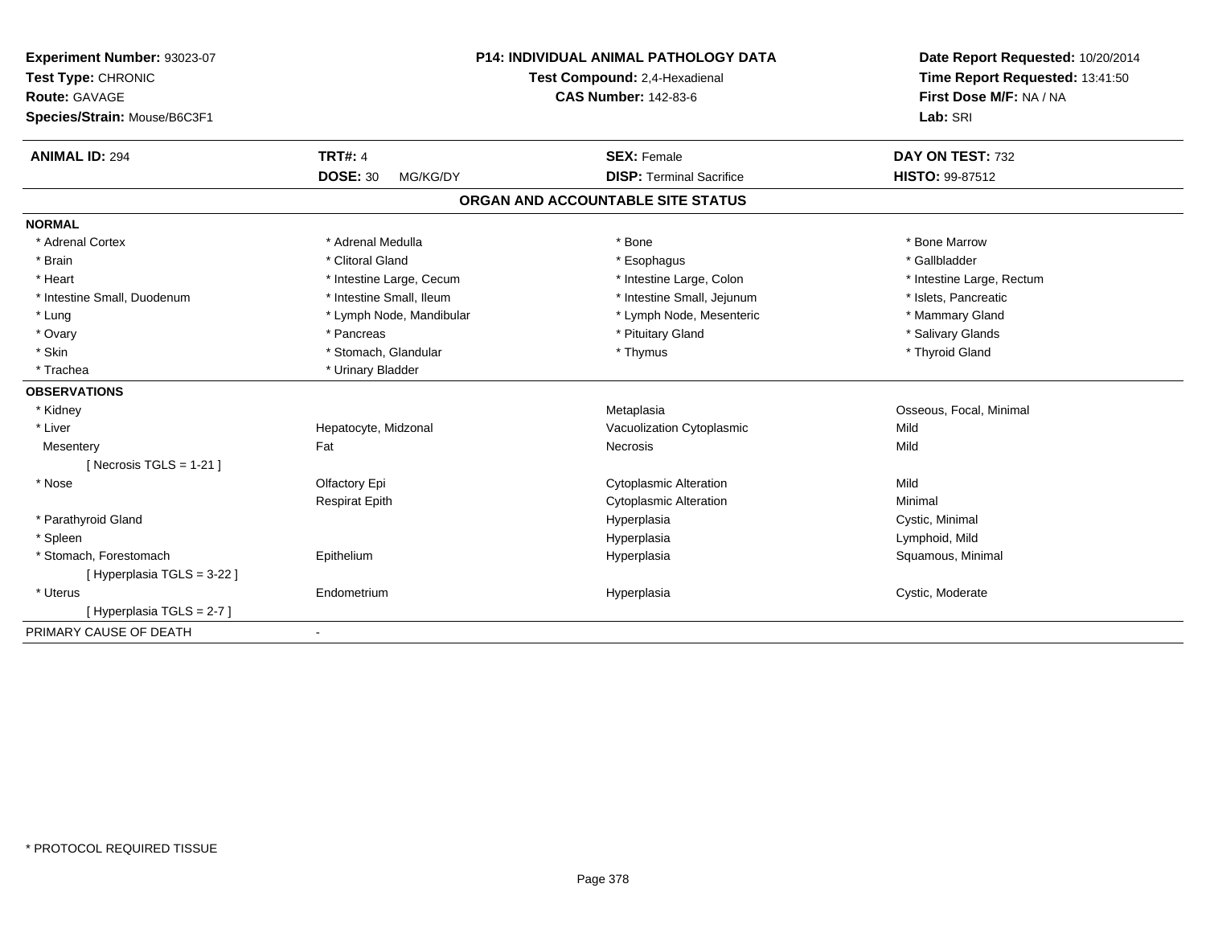**Experiment Number:** 93023-07
**Test Type:** CHRONIC
**Route:** GAVAGE
**Species/Strain:** Mouse/B6C3F1

**P14: INDIVIDUAL ANIMAL PATHOLOGY DATA**
**Test Compound:** 2,4-Hexadienal
**CAS Number:** 142-83-6

**Date Report Requested:** 10/20/2014
**Time Report Requested:** 13:41:50
**First Dose M/F:** NA / NA
**Lab:** SRI

| **ANIMAL ID:** 294 | **TRT#:** 4 | **SEX:** Female | **DAY ON TEST:** 732 |
|---|---|---|---|
| | **DOSE:** 30 MG/KG/DY | **DISP:** Terminal Sacrifice | **HISTO:** 99-87512 |

## ORGAN AND ACCOUNTABLE SITE STATUS

| | | | |
|---|---|---|---|
| **NORMAL** | | | |
| * Adrenal Cortex | * Adrenal Medulla | * Bone | * Bone Marrow |
| * Brain | * Clitoral Gland | * Esophagus | * Gallbladder |
| * Heart | * Intestine Large, Cecum | * Intestine Large, Colon | * Intestine Large, Rectum |
| * Intestine Small, Duodenum | * Intestine Small, Ileum | * Intestine Small, Jejunum | * Islets, Pancreatic |
| * Lung | * Lymph Node, Mandibular | * Lymph Node, Mesenteric | * Mammary Gland |
| * Ovary | * Pancreas | * Pituitary Gland | * Salivary Glands |
| * Skin | * Stomach, Glandular | * Thymus | * Thyroid Gland |
| * Trachea | * Urinary Bladder | | |
| **OBSERVATIONS** | | | |
| * Kidney | | Metaplasia | Osseous, Focal, Minimal |
| * Liver | Hepatocyte, Midzonal | Vacuolization Cytoplasmic | Mild |
| Mesentery | Fat | Necrosis | Mild |
| [ Necrosis TGLS = 1-21 ] | | | |
| * Nose | Olfactory Epi | Cytoplasmic Alteration | Mild |
| | Respirat Epith | Cytoplasmic Alteration | Minimal |
| * Parathyroid Gland | | Hyperplasia | Cystic, Minimal |
| * Spleen | | Hyperplasia | Lymphoid, Mild |
| * Stomach, Forestomach | Epithelium | Hyperplasia | Squamous, Minimal |
| [ Hyperplasia TGLS = 3-22 ] | | | |
| * Uterus | Endometrium | Hyperplasia | Cystic, Moderate |
| [ Hyperplasia TGLS = 2-7 ] | | | |
| PRIMARY CAUSE OF DEATH | - | | |

* PROTOCOL REQUIRED TISSUE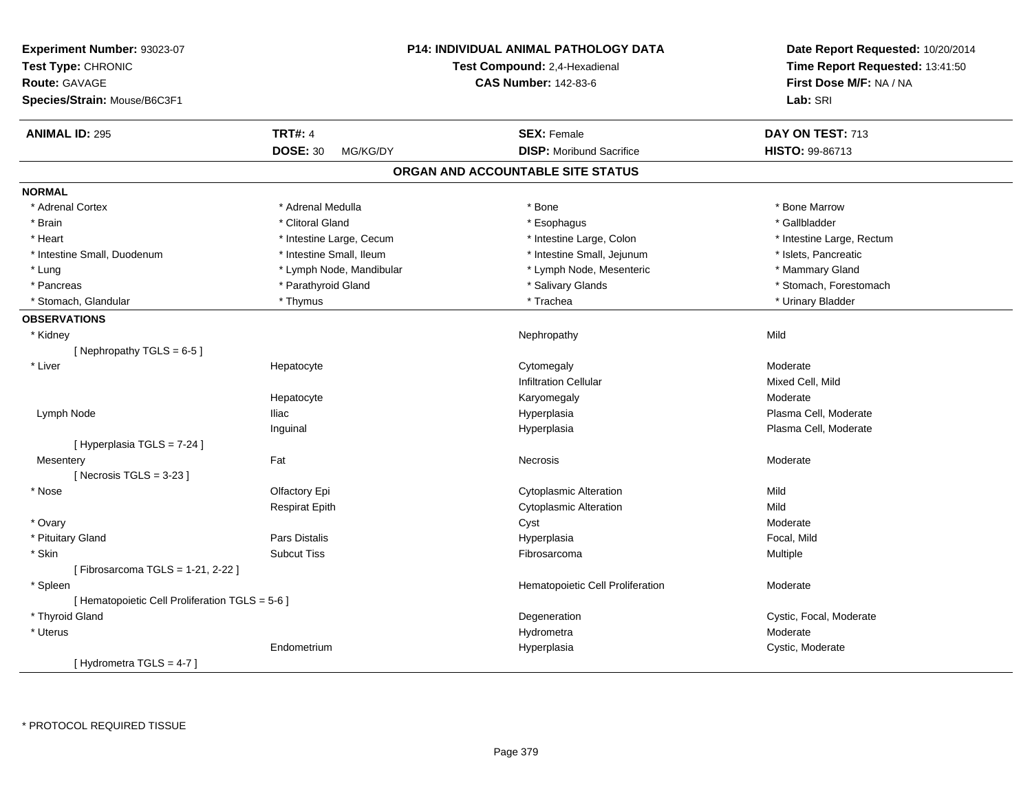**Experiment Number:** 93023-07
**Test Type:** CHRONIC
**Route:** GAVAGE
**Species/Strain:** Mouse/B6C3F1

**P14: INDIVIDUAL ANIMAL PATHOLOGY DATA**
**Test Compound:** 2,4-Hexadienal
**CAS Number:** 142-83-6

**Date Report Requested:** 10/20/2014
**Time Report Requested:** 13:41:50
**First Dose M/F:** NA / NA
**Lab:** SRI

| **ANIMAL ID:** 295 | **TRT#:** 4 | **SEX:** Female | **DAY ON TEST:** 713 |
|---|---|---|---|
| | **DOSE:** 30 MG/KG/DY | **DISP:** Moribund Sacrifice | **HISTO:** 99-86713 |

## ORGAN AND ACCOUNTABLE SITE STATUS

**NORMAL**

| | | | |
|---|---|---|---|
| * Adrenal Cortex | * Adrenal Medulla | * Bone | * Bone Marrow |
| * Brain | * Clitoral Gland | * Esophagus | * Gallbladder |
| * Heart | * Intestine Large, Cecum | * Intestine Large, Colon | * Intestine Large, Rectum |
| * Intestine Small, Duodenum | * Intestine Small, Ileum | * Intestine Small, Jejunum | * Islets, Pancreatic |
| * Lung | * Lymph Node, Mandibular | * Lymph Node, Mesenteric | * Mammary Gland |
| * Pancreas | * Parathyroid Gland | * Salivary Glands | * Stomach, Forestomach |
| * Stomach, Glandular | * Thymus | * Trachea | * Urinary Bladder |

**OBSERVATIONS**

| | | | |
|---|---|---|---|
| * Kidney | | Nephropathy | Mild |
| [ Nephropathy TGLS = 6-5 ] | | | |
| * Liver | Hepatocyte | Cytomegaly | Moderate |
| | | Infiltration Cellular | Mixed Cell, Mild |
| | Hepatocyte | Karyomegaly | Moderate |
| Lymph Node | Iliac | Hyperplasia | Plasma Cell, Moderate |
| | Inguinal | Hyperplasia | Plasma Cell, Moderate |
| [ Hyperplasia TGLS = 7-24 ] | | | |
| Mesentery | Fat | Necrosis | Moderate |
| [ Necrosis TGLS = 3-23 ] | | | |
| * Nose | Olfactory Epi | Cytoplasmic Alteration | Mild |
| | Respirat Epith | Cytoplasmic Alteration | Mild |
| * Ovary | | Cyst | Moderate |
| * Pituitary Gland | Pars Distalis | Hyperplasia | Focal, Mild |
| * Skin | Subcut Tiss | Fibrosarcoma | Multiple |
| [ Fibrosarcoma TGLS = 1-21, 2-22 ] | | | |
| * Spleen | | Hematopoietic Cell Proliferation | Moderate |
| [ Hematopoietic Cell Proliferation TGLS = 5-6 ] | | | |
| * Thyroid Gland | | Degeneration | Cystic, Focal, Moderate |
| * Uterus | | Hydrometra | Moderate |
| | Endometrium | Hyperplasia | Cystic, Moderate |
| [ Hydrometra TGLS = 4-7 ] | | | |

* PROTOCOL REQUIRED TISSUE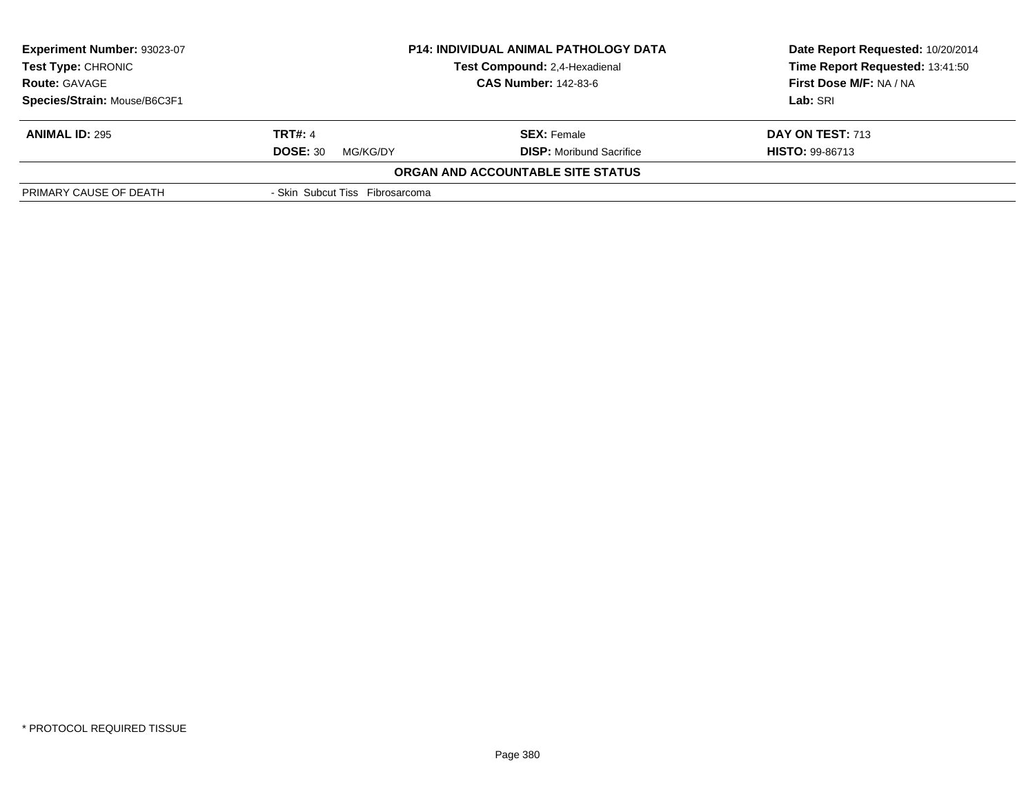| Experiment Number: 93023-07 | P14: INDIVIDUAL ANIMAL PATHOLOGY DATA | Date Report Requested: 10/20/2014 |
|---|---|---|
| Test Type: CHRONIC | Test Compound: 2,4-Hexadienal | Time Report Requested: 13:41:50 |
| Route: GAVAGE | CAS Number: 142-83-6 | First Dose M/F: NA / NA |
| Species/Strain: Mouse/B6C3F1 | | Lab: SRI |

| ANIMAL ID: 295 | TRT#: 4 | SEX: Female | DAY ON TEST: 713 |
|---|---|---|---|
| | DOSE: 30 MG/KG/DY | DISP: Moribund Sacrifice | HISTO: 99-86713 |

**ORGAN AND ACCOUNTABLE SITE STATUS**

| | |
|---|---|
| PRIMARY CAUSE OF DEATH | - Skin Subcut Tiss Fibrosarcoma |

* PROTOCOL REQUIRED TISSUE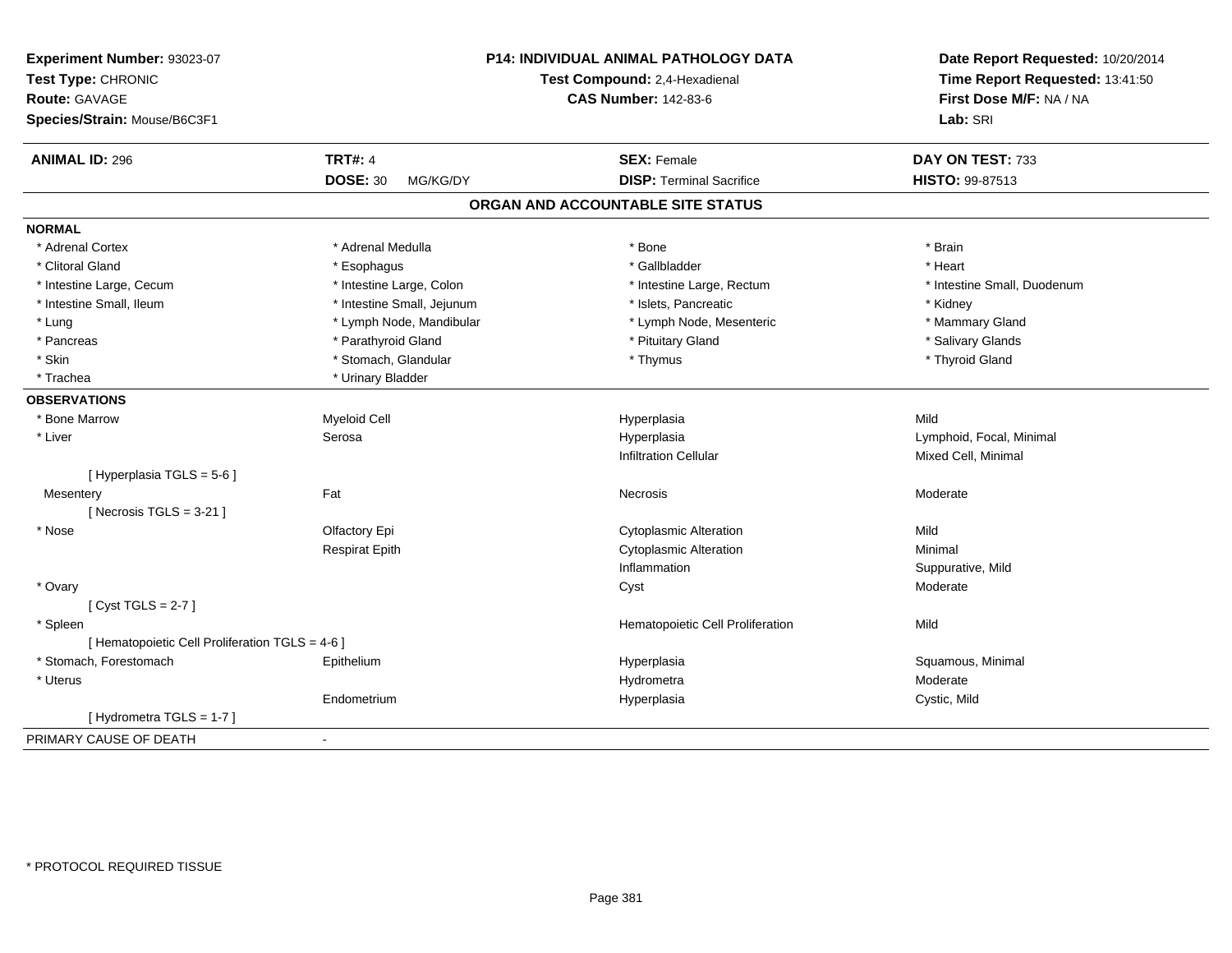**Experiment Number:** 93023-07
**Test Type:** CHRONIC
**Route:** GAVAGE
**Species/Strain:** Mouse/B6C3F1

**P14: INDIVIDUAL ANIMAL PATHOLOGY DATA**
**Test Compound:** 2,4-Hexadienal
**CAS Number:** 142-83-6

**Date Report Requested:** 10/20/2014
**Time Report Requested:** 13:41:50
**First Dose M/F:** NA / NA
**Lab:** SRI

| **ANIMAL ID:** 296 | **TRT#:** 4 | **SEX:** Female | **DAY ON TEST:** 733 |
|---|---|---|---|
| | **DOSE:** 30 MG/KG/DY | **DISP:** Terminal Sacrifice | **HISTO:** 99-87513 |

## ORGAN AND ACCOUNTABLE SITE STATUS

**NORMAL**

| | | | |
|---|---|---|---|
| * Adrenal Cortex | * Adrenal Medulla | * Bone | * Brain |
| * Clitoral Gland | * Esophagus | * Gallbladder | * Heart |
| * Intestine Large, Cecum | * Intestine Large, Colon | * Intestine Large, Rectum | * Intestine Small, Duodenum |
| * Intestine Small, Ileum | * Intestine Small, Jejunum | * Islets, Pancreatic | * Kidney |
| * Lung | * Lymph Node, Mandibular | * Lymph Node, Mesenteric | * Mammary Gland |
| * Pancreas | * Parathyroid Gland | * Pituitary Gland | * Salivary Glands |
| * Skin | * Stomach, Glandular | * Thymus | * Thyroid Gland |
| * Trachea | * Urinary Bladder | | |

**OBSERVATIONS**

| | | | |
|---|---|---|---|
| * Bone Marrow | Myeloid Cell | Hyperplasia | Mild |
| * Liver | Serosa | Hyperplasia | Lymphoid, Focal, Minimal |
| | | Infiltration Cellular | Mixed Cell, Minimal |
| [ Hyperplasia TGLS = 5-6 ] | | | |
| Mesentery | Fat | Necrosis | Moderate |
| [ Necrosis TGLS = 3-21 ] | | | |
| * Nose | Olfactory Epi | Cytoplasmic Alteration | Mild |
| | Respirat Epith | Cytoplasmic Alteration | Minimal |
| | | Inflammation | Suppurative, Mild |
| * Ovary | | Cyst | Moderate |
| [ Cyst TGLS = 2-7 ] | | | |
| * Spleen | | Hematopoietic Cell Proliferation | Mild |
| [ Hematopoietic Cell Proliferation TGLS = 4-6 ] | | | |
| * Stomach, Forestomach | Epithelium | Hyperplasia | Squamous, Minimal |
| * Uterus | | Hydrometra | Moderate |
| | Endometrium | Hyperplasia | Cystic, Mild |
| [ Hydrometra TGLS = 1-7 ] | | | |

PRIMARY CAUSE OF DEATH -

\* PROTOCOL REQUIRED TISSUE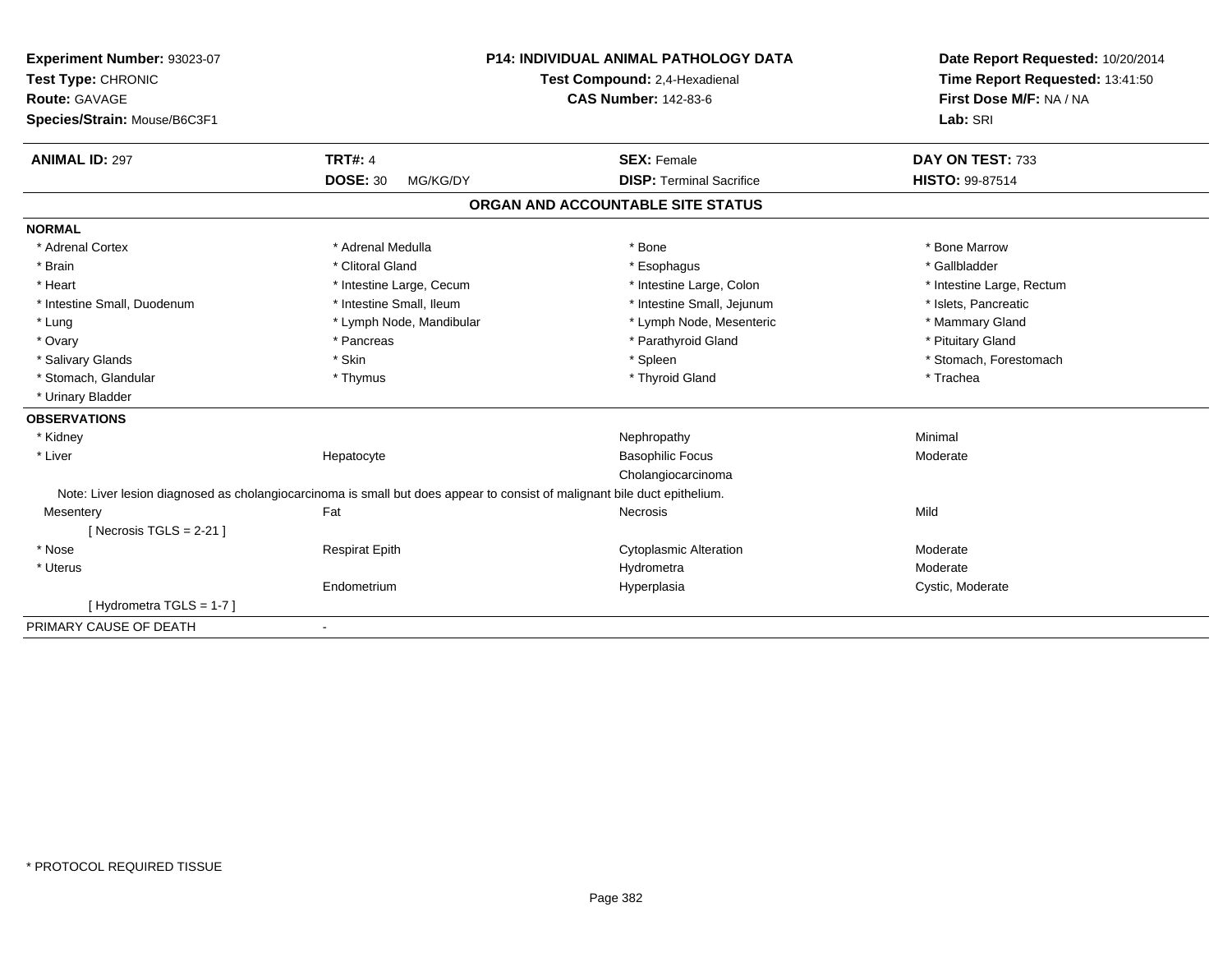**Experiment Number:** 93023-07
**Test Type:** CHRONIC
**Route:** GAVAGE
**Species/Strain:** Mouse/B6C3F1

**P14: INDIVIDUAL ANIMAL PATHOLOGY DATA**
**Test Compound:** 2,4-Hexadienal
**CAS Number:** 142-83-6

**Date Report Requested:** 10/20/2014
**Time Report Requested:** 13:41:50
**First Dose M/F:** NA / NA
**Lab:** SRI

| **ANIMAL ID:** 297 | **TRT#:** 4 | **SEX:** Female | **DAY ON TEST:** 733 |
|---|---|---|---|
| | **DOSE:** 30 MG/KG/DY | **DISP:** Terminal Sacrifice | **HISTO:** 99-87514 |

## ORGAN AND ACCOUNTABLE SITE STATUS

**NORMAL**

| | | | |
|---|---|---|---|
| * Adrenal Cortex | * Adrenal Medulla | * Bone | * Bone Marrow |
| * Brain | * Clitoral Gland | * Esophagus | * Gallbladder |
| * Heart | * Intestine Large, Cecum | * Intestine Large, Colon | * Intestine Large, Rectum |
| * Intestine Small, Duodenum | * Intestine Small, Ileum | * Intestine Small, Jejunum | * Islets, Pancreatic |
| * Lung | * Lymph Node, Mandibular | * Lymph Node, Mesenteric | * Mammary Gland |
| * Ovary | * Pancreas | * Parathyroid Gland | * Pituitary Gland |
| * Salivary Glands | * Skin | * Spleen | * Stomach, Forestomach |
| * Stomach, Glandular | * Thymus | * Thyroid Gland | * Trachea |
| * Urinary Bladder | | | |

**OBSERVATIONS**

| | | | |
|---|---|---|---|
| * Kidney | | Nephropathy | Minimal |
| * Liver | Hepatocyte | Basophilic Focus | Moderate |
| | | Cholangiocarcinoma | |

Note: Liver lesion diagnosed as cholangiocarcinoma is small but does appear to consist of malignant bile duct epithelium.

| | | | |
|---|---|---|---|
| Mesentery | Fat | Necrosis | Mild |
| [ Necrosis TGLS = 2-21 ] | | | |
| * Nose | Respirat Epith | Cytoplasmic Alteration | Moderate |
| * Uterus | | Hydrometra | Moderate |
| | Endometrium | Hyperplasia | Cystic, Moderate |
| [ Hydrometra TGLS = 1-7 ] | | | |

PRIMARY CAUSE OF DEATH -

* PROTOCOL REQUIRED TISSUE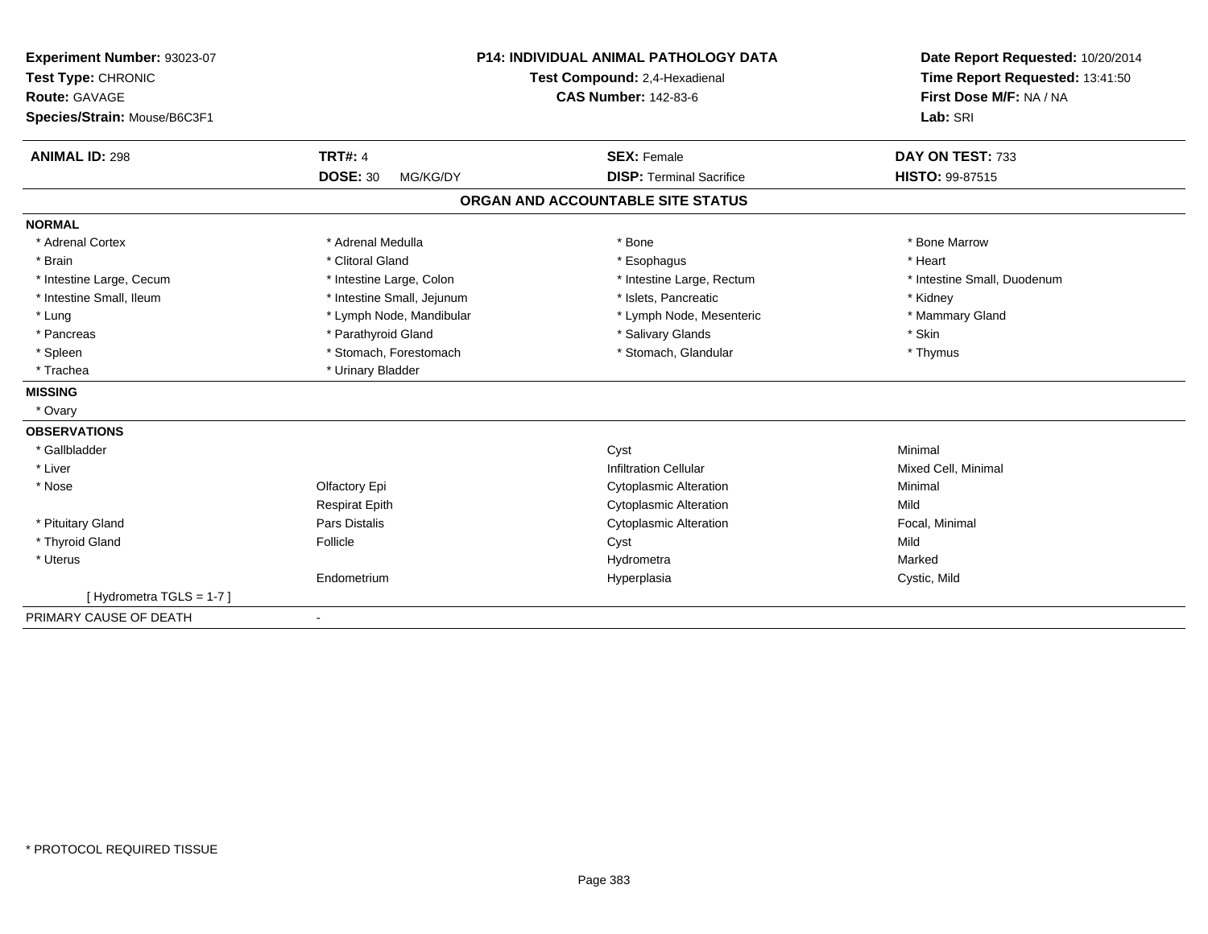**Experiment Number:** 93023-07
**Test Type:** CHRONIC
**Route:** GAVAGE
**Species/Strain:** Mouse/B6C3F1

**P14: INDIVIDUAL ANIMAL PATHOLOGY DATA**
**Test Compound:** 2,4-Hexadienal
**CAS Number:** 142-83-6

**Date Report Requested:** 10/20/2014
**Time Report Requested:** 13:41:50
**First Dose M/F:** NA / NA
**Lab:** SRI

| **ANIMAL ID:** 298 | **TRT#:** 4 | **SEX:** Female | **DAY ON TEST:** 733 |
|---|---|---|---|
| | **DOSE:** 30 MG/KG/DY | **DISP:** Terminal Sacrifice | **HISTO:** 99-87515 |

## ORGAN AND ACCOUNTABLE SITE STATUS

**NORMAL**

| | | | |
|---|---|---|---|
| * Adrenal Cortex | * Adrenal Medulla | * Bone | * Bone Marrow |
| * Brain | * Clitoral Gland | * Esophagus | * Heart |
| * Intestine Large, Cecum | * Intestine Large, Colon | * Intestine Large, Rectum | * Intestine Small, Duodenum |
| * Intestine Small, Ileum | * Intestine Small, Jejunum | * Islets, Pancreatic | * Kidney |
| * Lung | * Lymph Node, Mandibular | * Lymph Node, Mesenteric | * Mammary Gland |
| * Pancreas | * Parathyroid Gland | * Salivary Glands | * Skin |
| * Spleen | * Stomach, Forestomach | * Stomach, Glandular | * Thymus |
| * Trachea | * Urinary Bladder | | |

**MISSING**

* Ovary

**OBSERVATIONS**

| | | | |
|---|---|---|---|
| * Gallbladder | | Cyst | Minimal |
| * Liver | | Infiltration Cellular | Mixed Cell, Minimal |
| * Nose | Olfactory Epi | Cytoplasmic Alteration | Minimal |
| | Respirat Epith | Cytoplasmic Alteration | Mild |
| * Pituitary Gland | Pars Distalis | Cytoplasmic Alteration | Focal, Minimal |
| * Thyroid Gland | Follicle | Cyst | Mild |
| * Uterus | | Hydrometra | Marked |
| | Endometrium | Hyperplasia | Cystic, Mild |
| [ Hydrometra TGLS = 1-7 ] | | | |

PRIMARY CAUSE OF DEATH -

* PROTOCOL REQUIRED TISSUE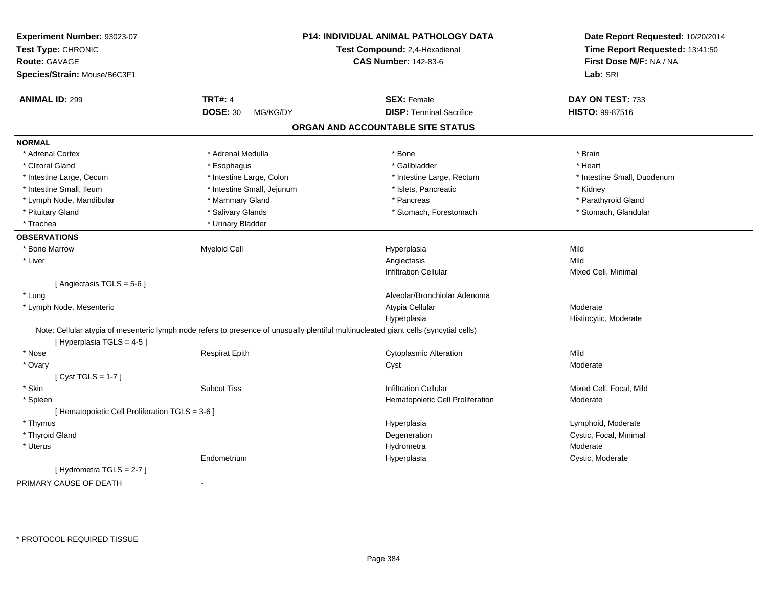**Experiment Number:** 93023-07
**Test Type:** CHRONIC
**Route:** GAVAGE
**Species/Strain:** Mouse/B6C3F1

**P14: INDIVIDUAL ANIMAL PATHOLOGY DATA**
**Test Compound:** 2,4-Hexadienal
**CAS Number:** 142-83-6

**Date Report Requested:** 10/20/2014
**Time Report Requested:** 13:41:50
**First Dose M/F:** NA / NA
**Lab:** SRI

| **ANIMAL ID:** 299 | **TRT#:** 4 | **SEX:** Female | **DAY ON TEST:** 733 |
|---|---|---|---|
| | **DOSE:** 30 MG/KG/DY | **DISP:** Terminal Sacrifice | **HISTO:** 99-87516 |

## ORGAN AND ACCOUNTABLE SITE STATUS

**NORMAL**

| | | | |
|---|---|---|---|
| * Adrenal Cortex | * Adrenal Medulla | * Bone | * Brain |
| * Clitoral Gland | * Esophagus | * Gallbladder | * Heart |
| * Intestine Large, Cecum | * Intestine Large, Colon | * Intestine Large, Rectum | * Intestine Small, Duodenum |
| * Intestine Small, Ileum | * Intestine Small, Jejunum | * Islets, Pancreatic | * Kidney |
| * Lymph Node, Mandibular | * Mammary Gland | * Pancreas | * Parathyroid Gland |
| * Pituitary Gland | * Salivary Glands | * Stomach, Forestomach | * Stomach, Glandular |
| * Trachea | * Urinary Bladder | | |

**OBSERVATIONS**

| | | | |
|---|---|---|---|
| * Bone Marrow | Myeloid Cell | Hyperplasia | Mild |
| * Liver | | Angiectasis | Mild |
| | | Infiltration Cellular | Mixed Cell, Minimal |
| [ Angiectasis TGLS = 5-6 ] | | | |
| * Lung | | Alveolar/Bronchiolar Adenoma | |
| * Lymph Node, Mesenteric | | Atypia Cellular | Moderate |
| | | Hyperplasia | Histiocytic, Moderate |
| Note: Cellular atypia of mesenteric lymph node refers to presence of unusually plentiful multinucleated giant cells (syncytial cells) | | | |
| [ Hyperplasia TGLS = 4-5 ] | | | |
| * Nose | Respirat Epith | Cytoplasmic Alteration | Mild |
| * Ovary | | Cyst | Moderate |
| [ Cyst TGLS = 1-7 ] | | | |
| * Skin | Subcut Tiss | Infiltration Cellular | Mixed Cell, Focal, Mild |
| * Spleen | | Hematopoietic Cell Proliferation | Moderate |
| [ Hematopoietic Cell Proliferation TGLS = 3-6 ] | | | |
| * Thymus | | Hyperplasia | Lymphoid, Moderate |
| * Thyroid Gland | | Degeneration | Cystic, Focal, Minimal |
| * Uterus | | Hydrometra | Moderate |
| | Endometrium | Hyperplasia | Cystic, Moderate |
| [ Hydrometra TGLS = 2-7 ] | | | |

PRIMARY CAUSE OF DEATH -

\* PROTOCOL REQUIRED TISSUE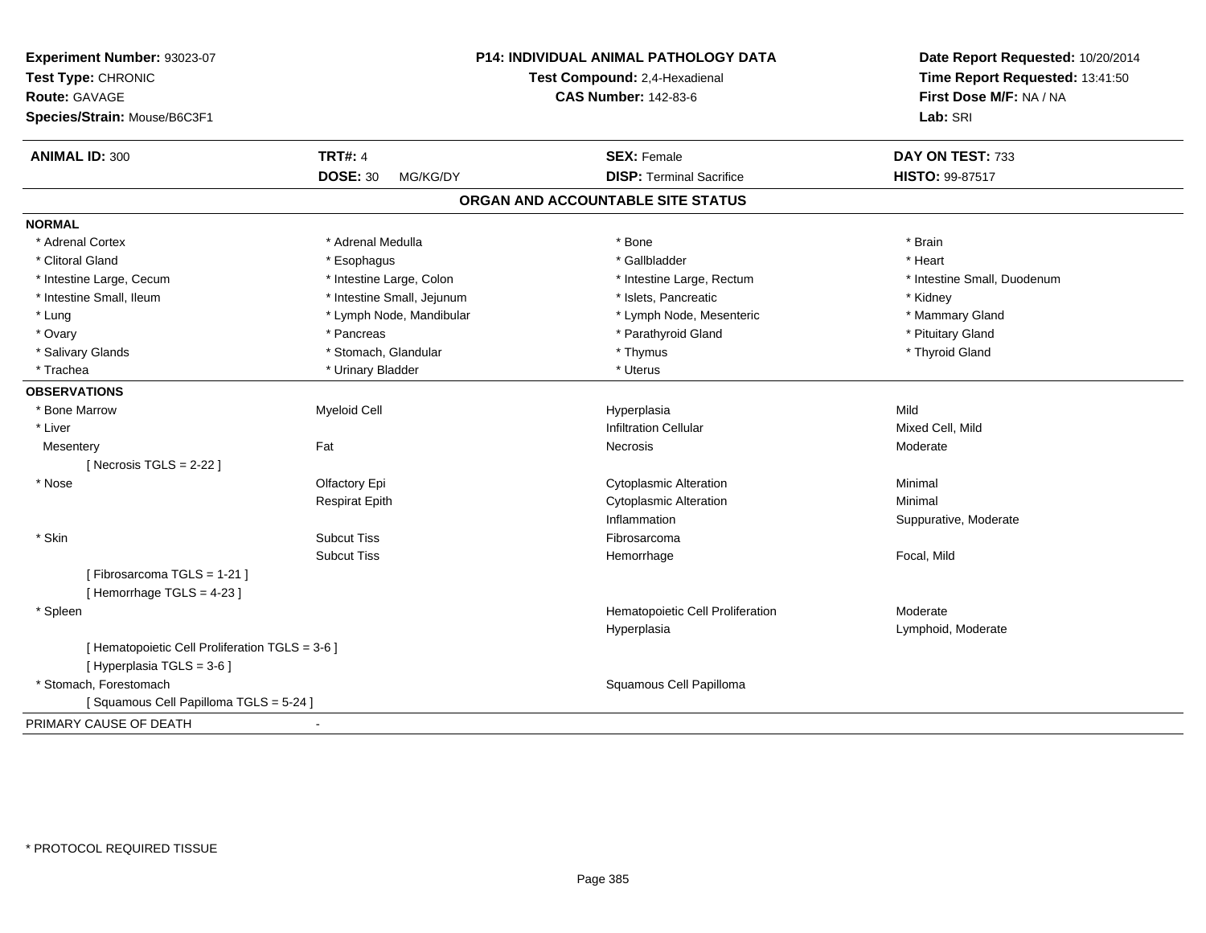**Experiment Number:** 93023-07
**Test Type:** CHRONIC
**Route:** GAVAGE
**Species/Strain:** Mouse/B6C3F1

**P14: INDIVIDUAL ANIMAL PATHOLOGY DATA**
**Test Compound:** 2,4-Hexadienal
**CAS Number:** 142-83-6

**Date Report Requested:** 10/20/2014
**Time Report Requested:** 13:41:50
**First Dose M/F:** NA / NA
**Lab:** SRI

| **ANIMAL ID:** 300 | **TRT#:** 4 | **SEX:** Female | **DAY ON TEST:** 733 |
|---|---|---|---|
| | **DOSE:** 30 MG/KG/DY | **DISP:** Terminal Sacrifice | **HISTO:** 99-87517 |

## ORGAN AND ACCOUNTABLE SITE STATUS

**NORMAL**

| | | | |
|---|---|---|---|
| * Adrenal Cortex | * Adrenal Medulla | * Bone | * Brain |
| * Clitoral Gland | * Esophagus | * Gallbladder | * Heart |
| * Intestine Large, Cecum | * Intestine Large, Colon | * Intestine Large, Rectum | * Intestine Small, Duodenum |
| * Intestine Small, Ileum | * Intestine Small, Jejunum | * Islets, Pancreatic | * Kidney |
| * Lung | * Lymph Node, Mandibular | * Lymph Node, Mesenteric | * Mammary Gland |
| * Ovary | * Pancreas | * Parathyroid Gland | * Pituitary Gland |
| * Salivary Glands | * Stomach, Glandular | * Thymus | * Thyroid Gland |
| * Trachea | * Urinary Bladder | * Uterus | |

**OBSERVATIONS**

| | | | |
|---|---|---|---|
| * Bone Marrow | Myeloid Cell | Hyperplasia | Mild |
| * Liver | | Infiltration Cellular | Mixed Cell, Mild |
| Mesentery | Fat | Necrosis | Moderate |
| [ Necrosis TGLS = 2-22 ] | | | |
| * Nose | Olfactory Epi | Cytoplasmic Alteration | Minimal |
| | Respirat Epith | Cytoplasmic Alteration | Minimal |
| | | Inflammation | Suppurative, Moderate |
| * Skin | Subcut Tiss | Fibrosarcoma | |
| | Subcut Tiss | Hemorrhage | Focal, Mild |
| [ Fibrosarcoma TGLS = 1-21 ] | | | |
| [ Hemorrhage TGLS = 4-23 ] | | | |
| * Spleen | | Hematopoietic Cell Proliferation | Moderate |
| | | Hyperplasia | Lymphoid, Moderate |
| [ Hematopoietic Cell Proliferation TGLS = 3-6 ] | | | |
| [ Hyperplasia TGLS = 3-6 ] | | | |
| * Stomach, Forestomach | | Squamous Cell Papilloma | |
| [ Squamous Cell Papilloma TGLS = 5-24 ] | | | |

PRIMARY CAUSE OF DEATH -

* PROTOCOL REQUIRED TISSUE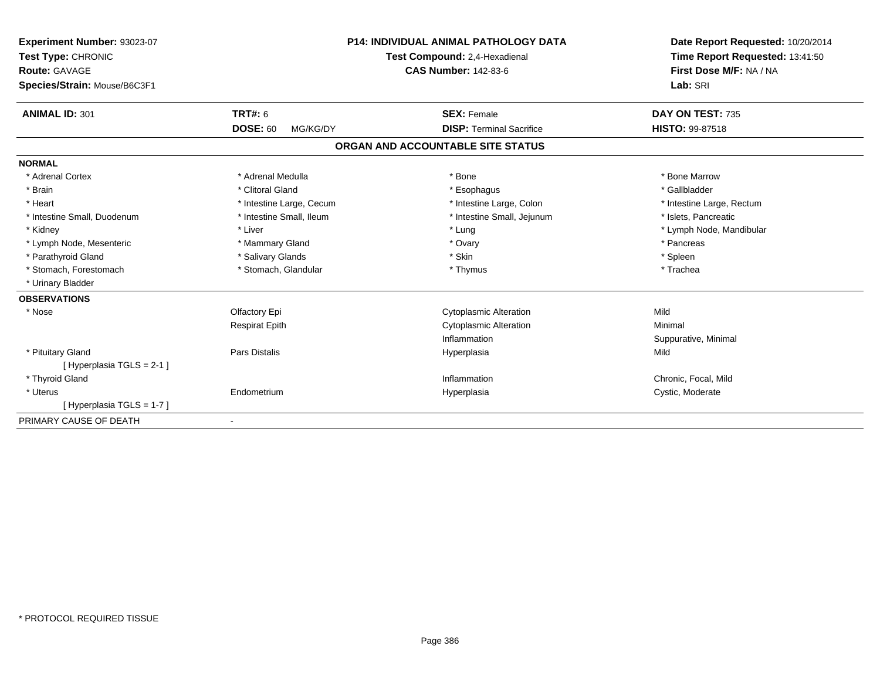**Experiment Number:** 93023-07
**Test Type:** CHRONIC
**Route:** GAVAGE
**Species/Strain:** Mouse/B6C3F1

**P14: INDIVIDUAL ANIMAL PATHOLOGY DATA**
**Test Compound:** 2,4-Hexadienal
**CAS Number:** 142-83-6

**Date Report Requested:** 10/20/2014
**Time Report Requested:** 13:41:50
**First Dose M/F:** NA / NA
**Lab:** SRI

| **ANIMAL ID:** 301 | **TRT#:** 6 | **SEX:** Female | **DAY ON TEST:** 735 |
|---|---|---|---|
| | **DOSE:** 60 MG/KG/DY | **DISP:** Terminal Sacrifice | **HISTO:** 99-87518 |

## ORGAN AND ACCOUNTABLE SITE STATUS

**NORMAL**

| | | | |
|---|---|---|---|
| * Adrenal Cortex | * Adrenal Medulla | * Bone | * Bone Marrow |
| * Brain | * Clitoral Gland | * Esophagus | * Gallbladder |
| * Heart | * Intestine Large, Cecum | * Intestine Large, Colon | * Intestine Large, Rectum |
| * Intestine Small, Duodenum | * Intestine Small, Ileum | * Intestine Small, Jejunum | * Islets, Pancreatic |
| * Kidney | * Liver | * Lung | * Lymph Node, Mandibular |
| * Lymph Node, Mesenteric | * Mammary Gland | * Ovary | * Pancreas |
| * Parathyroid Gland | * Salivary Glands | * Skin | * Spleen |
| * Stomach, Forestomach | * Stomach, Glandular | * Thymus | * Trachea |
| * Urinary Bladder | | | |

**OBSERVATIONS**

| | | | |
|---|---|---|---|
| * Nose | Olfactory Epi | Cytoplasmic Alteration | Mild |
| | Respirat Epith | Cytoplasmic Alteration | Minimal |
| | | Inflammation | Suppurative, Minimal |
| * Pituitary Gland | Pars Distalis | Hyperplasia | Mild |
| [ Hyperplasia TGLS = 2-1 ] | | | |
| * Thyroid Gland | | Inflammation | Chronic, Focal, Mild |
| * Uterus | Endometrium | Hyperplasia | Cystic, Moderate |
| [ Hyperplasia TGLS = 1-7 ] | | | |

PRIMARY CAUSE OF DEATH -

* PROTOCOL REQUIRED TISSUE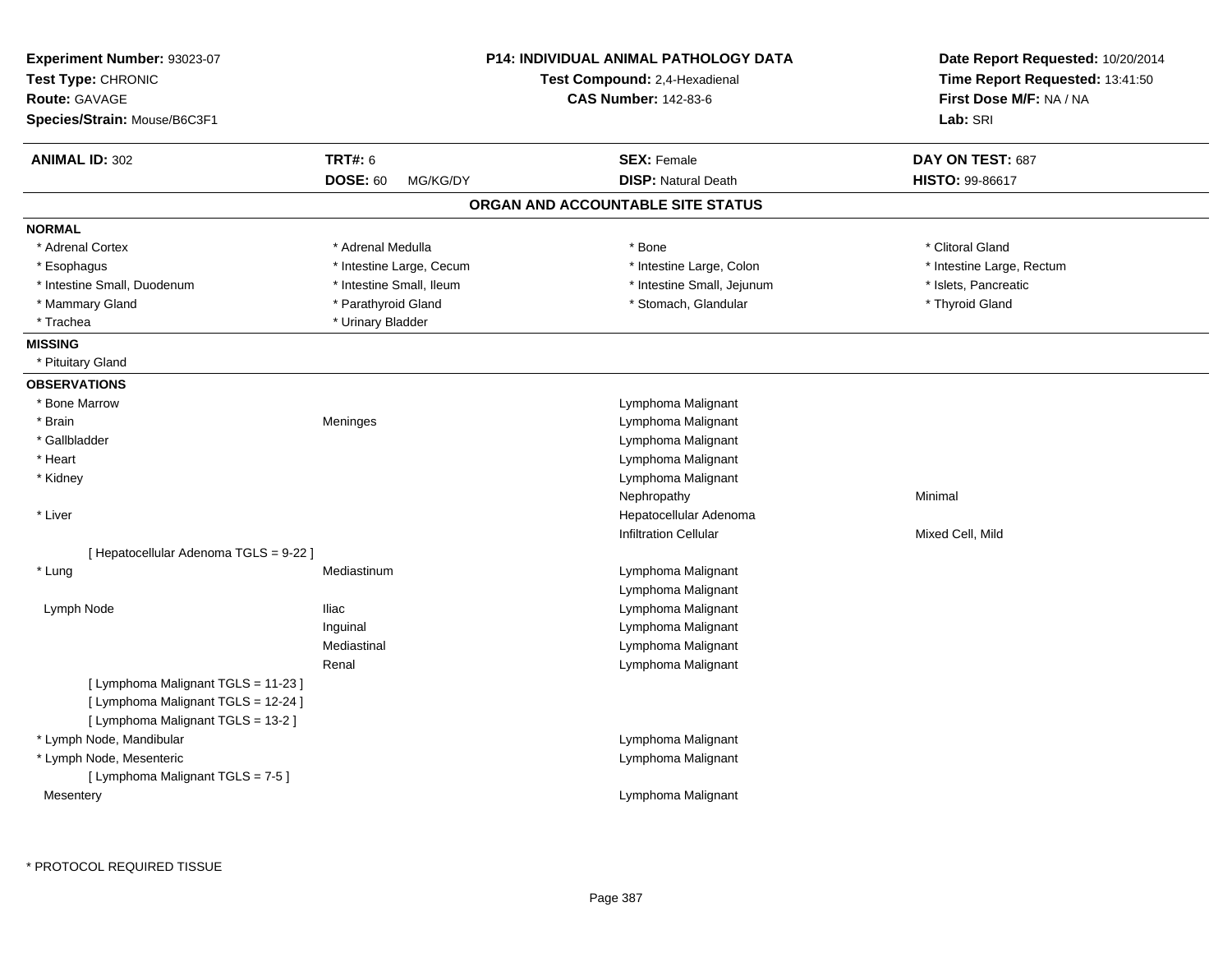**Experiment Number:** 93023-07
**Test Type:** CHRONIC
**Route:** GAVAGE
**Species/Strain:** Mouse/B6C3F1

**P14: INDIVIDUAL ANIMAL PATHOLOGY DATA**
**Test Compound:** 2,4-Hexadienal
**CAS Number:** 142-83-6

**Date Report Requested:** 10/20/2014
**Time Report Requested:** 13:41:50
**First Dose M/F:** NA / NA
**Lab:** SRI

| **ANIMAL ID:** 302 | **TRT#:** 6 | **SEX:** Female | **DAY ON TEST:** 687 |
|---|---|---|---|
| | **DOSE:** 60 MG/KG/DY | **DISP:** Natural Death | **HISTO:** 99-86617 |

## ORGAN AND ACCOUNTABLE SITE STATUS

**NORMAL**

| | | | |
|---|---|---|---|
| * Adrenal Cortex | * Adrenal Medulla | * Bone | * Clitoral Gland |
| * Esophagus | * Intestine Large, Cecum | * Intestine Large, Colon | * Intestine Large, Rectum |
| * Intestine Small, Duodenum | * Intestine Small, Ileum | * Intestine Small, Jejunum | * Islets, Pancreatic |
| * Mammary Gland | * Parathyroid Gland | * Stomach, Glandular | * Thyroid Gland |
| * Trachea | * Urinary Bladder | | |

**MISSING**

* Pituitary Gland

**OBSERVATIONS**

| | | | |
|---|---|---|---|
| * Bone Marrow | | Lymphoma Malignant | |
| * Brain | Meninges | Lymphoma Malignant | |
| * Gallbladder | | Lymphoma Malignant | |
| * Heart | | Lymphoma Malignant | |
| * Kidney | | Lymphoma Malignant | |
| | | Nephropathy | Minimal |
| * Liver | | Hepatocellular Adenoma | |
| | | Infiltration Cellular | Mixed Cell, Mild |
| [ Hepatocellular Adenoma TGLS = 9-22 ] | | | |
| * Lung | Mediastinum | Lymphoma Malignant | |
| | | Lymphoma Malignant | |
| Lymph Node | Iliac | Lymphoma Malignant | |
| | Inguinal | Lymphoma Malignant | |
| | Mediastinal | Lymphoma Malignant | |
| | Renal | Lymphoma Malignant | |
| [ Lymphoma Malignant TGLS = 11-23 ] | | | |
| [ Lymphoma Malignant TGLS = 12-24 ] | | | |
| [ Lymphoma Malignant TGLS = 13-2 ] | | | |
| * Lymph Node, Mandibular | | Lymphoma Malignant | |
| * Lymph Node, Mesenteric | | Lymphoma Malignant | |
| [ Lymphoma Malignant TGLS = 7-5 ] | | | |
| Mesentery | | Lymphoma Malignant | |

\* PROTOCOL REQUIRED TISSUE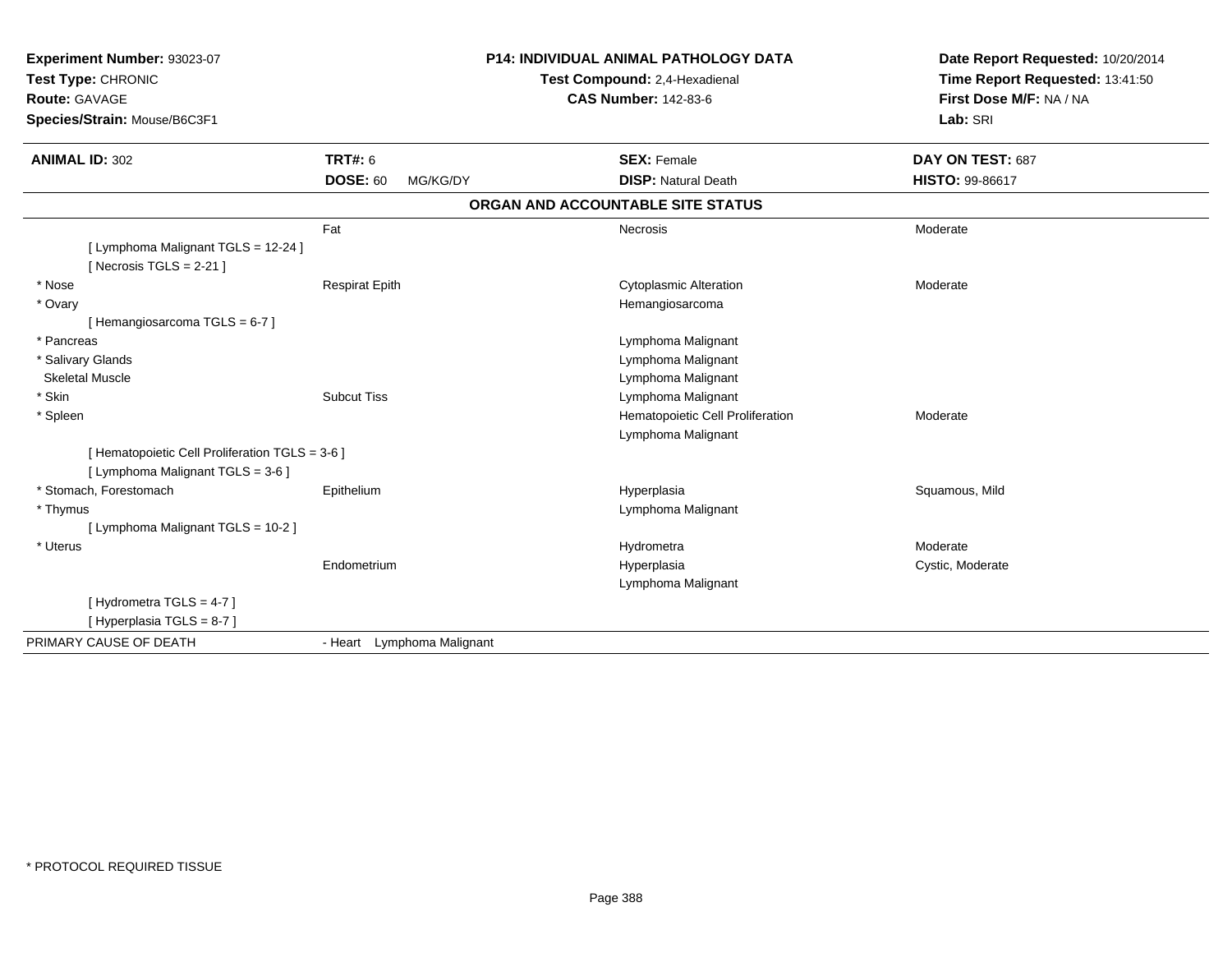**Experiment Number:** 93023-07
**Test Type:** CHRONIC
**Route:** GAVAGE
**Species/Strain:** Mouse/B6C3F1

**P14: INDIVIDUAL ANIMAL PATHOLOGY DATA**
**Test Compound:** 2,4-Hexadienal
**CAS Number:** 142-83-6

**Date Report Requested:** 10/20/2014
**Time Report Requested:** 13:41:50
**First Dose M/F:** NA / NA
**Lab:** SRI

| **ANIMAL ID:** 302 | **TRT#:** 6 | **SEX:** Female | **DAY ON TEST:** 687 |
|---|---|---|---|
| | **DOSE:** 60 MG/KG/DY | **DISP:** Natural Death | **HISTO:** 99-86617 |

## ORGAN AND ACCOUNTABLE SITE STATUS

| | | | |
|---|---|---|---|
| | Fat | Necrosis | Moderate |
| [ Lymphoma Malignant TGLS = 12-24 ] | | | |
| [ Necrosis TGLS = 2-21 ] | | | |
| * Nose | Respirat Epith | Cytoplasmic Alteration | Moderate |
| * Ovary | | Hemangiosarcoma | |
| [ Hemangiosarcoma TGLS = 6-7 ] | | | |
| * Pancreas | | Lymphoma Malignant | |
| * Salivary Glands | | Lymphoma Malignant | |
| Skeletal Muscle | | Lymphoma Malignant | |
| * Skin | Subcut Tiss | Lymphoma Malignant | |
| * Spleen | | Hematopoietic Cell Proliferation | Moderate |
| | | Lymphoma Malignant | |
| [ Hematopoietic Cell Proliferation TGLS = 3-6 ] | | | |
| [ Lymphoma Malignant TGLS = 3-6 ] | | | |
| * Stomach, Forestomach | Epithelium | Hyperplasia | Squamous, Mild |
| * Thymus | | Lymphoma Malignant | |
| [ Lymphoma Malignant TGLS = 10-2 ] | | | |
| * Uterus | | Hydrometra | Moderate |
| | Endometrium | Hyperplasia | Cystic, Moderate |
| | | Lymphoma Malignant | |
| [ Hydrometra TGLS = 4-7 ] | | | |
| [ Hyperplasia TGLS = 8-7 ] | | | |
| PRIMARY CAUSE OF DEATH | - Heart Lymphoma Malignant | | |

* PROTOCOL REQUIRED TISSUE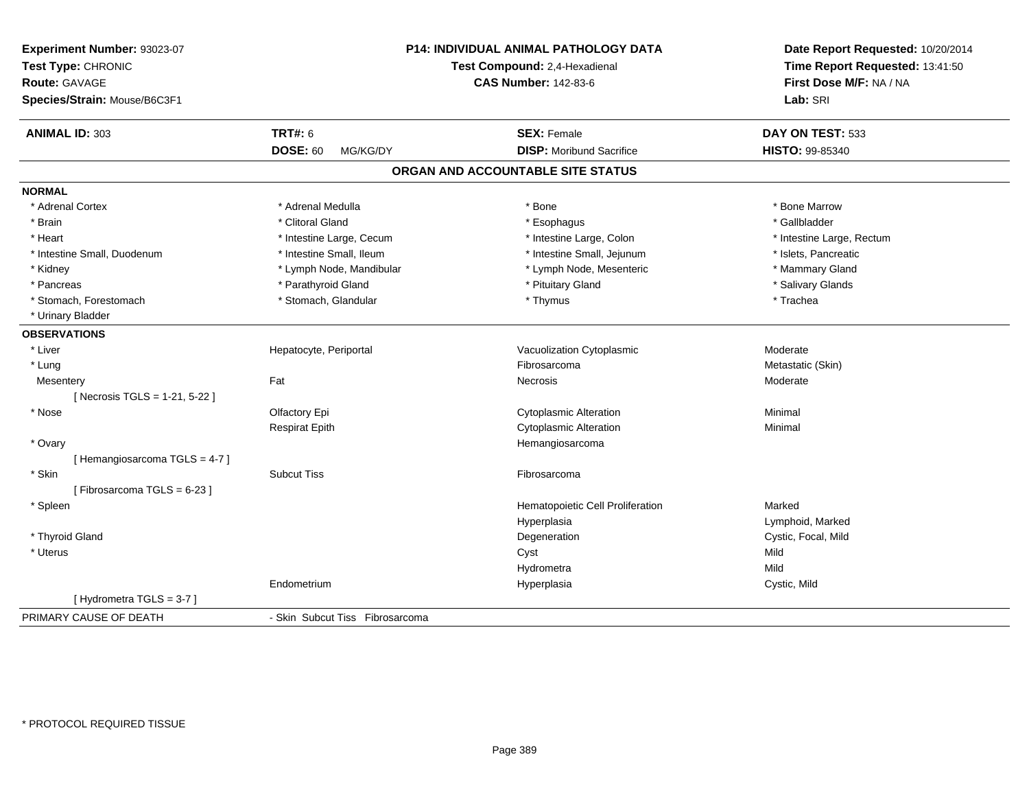**Experiment Number:** 93023-07
**Test Type:** CHRONIC
**Route:** GAVAGE
**Species/Strain:** Mouse/B6C3F1

**P14: INDIVIDUAL ANIMAL PATHOLOGY DATA**
**Test Compound:** 2,4-Hexadienal
**CAS Number:** 142-83-6

**Date Report Requested:** 10/20/2014
**Time Report Requested:** 13:41:50
**First Dose M/F:** NA / NA
**Lab:** SRI

| **ANIMAL ID:** 303 | **TRT#:** 6 | **SEX:** Female | **DAY ON TEST:** 533 |
|---|---|---|---|
| | **DOSE:** 60 MG/KG/DY | **DISP:** Moribund Sacrifice | **HISTO:** 99-85340 |

## ORGAN AND ACCOUNTABLE SITE STATUS

**NORMAL**

| | | | |
|---|---|---|---|
| * Adrenal Cortex | * Adrenal Medulla | * Bone | * Bone Marrow |
| * Brain | * Clitoral Gland | * Esophagus | * Gallbladder |
| * Heart | * Intestine Large, Cecum | * Intestine Large, Colon | * Intestine Large, Rectum |
| * Intestine Small, Duodenum | * Intestine Small, Ileum | * Intestine Small, Jejunum | * Islets, Pancreatic |
| * Kidney | * Lymph Node, Mandibular | * Lymph Node, Mesenteric | * Mammary Gland |
| * Pancreas | * Parathyroid Gland | * Pituitary Gland | * Salivary Glands |
| * Stomach, Forestomach | * Stomach, Glandular | * Thymus | * Trachea |
| * Urinary Bladder | | | |

**OBSERVATIONS**

| | | | |
|---|---|---|---|
| * Liver | Hepatocyte, Periportal | Vacuolization Cytoplasmic | Moderate |
| * Lung | | Fibrosarcoma | Metastatic (Skin) |
| Mesentery | Fat | Necrosis | Moderate |
| [ Necrosis TGLS = 1-21, 5-22 ] | | | |
| * Nose | Olfactory Epi | Cytoplasmic Alteration | Minimal |
| | Respirat Epith | Cytoplasmic Alteration | Minimal |
| * Ovary | | Hemangiosarcoma | |
| [ Hemangiosarcoma TGLS = 4-7 ] | | | |
| * Skin | Subcut Tiss | Fibrosarcoma | |
| [ Fibrosarcoma TGLS = 6-23 ] | | | |
| * Spleen | | Hematopoietic Cell Proliferation | Marked |
| | | Hyperplasia | Lymphoid, Marked |
| * Thyroid Gland | | Degeneration | Cystic, Focal, Mild |
| * Uterus | | Cyst | Mild |
| | | Hydrometra | Mild |
| | Endometrium | Hyperplasia | Cystic, Mild |
| [ Hydrometra TGLS = 3-7 ] | | | |

PRIMARY CAUSE OF DEATH - Skin Subcut Tiss Fibrosarcoma

* PROTOCOL REQUIRED TISSUE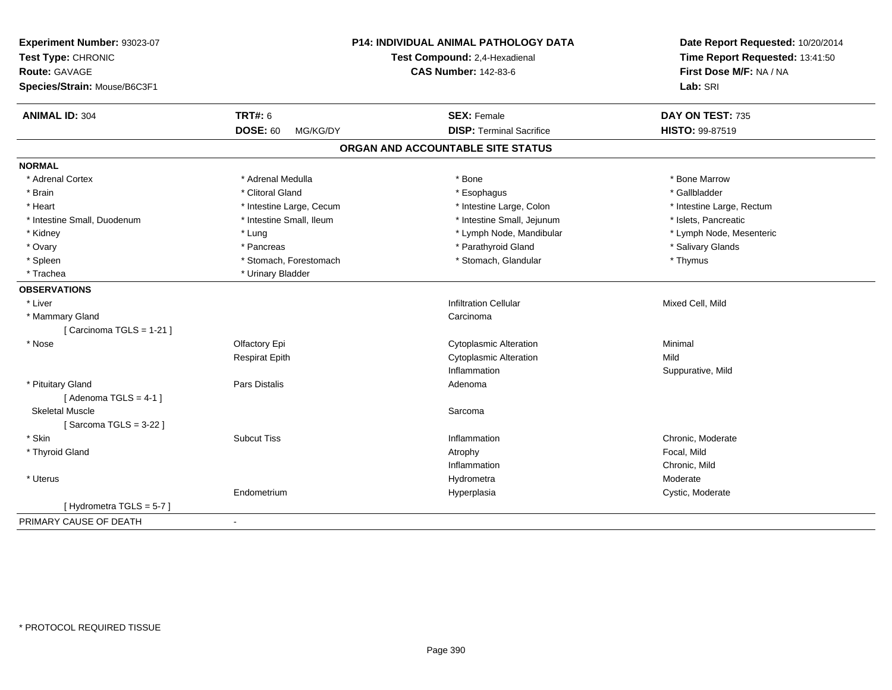**Experiment Number:** 93023-07
**Test Type:** CHRONIC
**Route:** GAVAGE
**Species/Strain:** Mouse/B6C3F1

**P14: INDIVIDUAL ANIMAL PATHOLOGY DATA**
**Test Compound:** 2,4-Hexadienal
**CAS Number:** 142-83-6

**Date Report Requested:** 10/20/2014
**Time Report Requested:** 13:41:50
**First Dose M/F:** NA / NA
**Lab:** SRI

| **ANIMAL ID:** 304 | **TRT#:** 6 | **SEX:** Female | **DAY ON TEST:** 735 |
|---|---|---|---|
| | **DOSE:** 60 MG/KG/DY | **DISP:** Terminal Sacrifice | **HISTO:** 99-87519 |

## ORGAN AND ACCOUNTABLE SITE STATUS

**NORMAL**

| | | | |
|---|---|---|---|
| * Adrenal Cortex | * Adrenal Medulla | * Bone | * Bone Marrow |
| * Brain | * Clitoral Gland | * Esophagus | * Gallbladder |
| * Heart | * Intestine Large, Cecum | * Intestine Large, Colon | * Intestine Large, Rectum |
| * Intestine Small, Duodenum | * Intestine Small, Ileum | * Intestine Small, Jejunum | * Islets, Pancreatic |
| * Kidney | * Lung | * Lymph Node, Mandibular | * Lymph Node, Mesenteric |
| * Ovary | * Pancreas | * Parathyroid Gland | * Salivary Glands |
| * Spleen | * Stomach, Forestomach | * Stomach, Glandular | * Thymus |
| * Trachea | * Urinary Bladder | | |

**OBSERVATIONS**

| | | | |
|---|---|---|---|
| * Liver | | Infiltration Cellular | Mixed Cell, Mild |
| * Mammary Gland | | Carcinoma | |
| [ Carcinoma TGLS = 1-21 ] | | | |
| * Nose | Olfactory Epi | Cytoplasmic Alteration | Minimal |
| | Respirat Epith | Cytoplasmic Alteration | Mild |
| | | Inflammation | Suppurative, Mild |
| * Pituitary Gland | Pars Distalis | Adenoma | |
| [ Adenoma TGLS = 4-1 ] | | | |
| Skeletal Muscle | | Sarcoma | |
| [ Sarcoma TGLS = 3-22 ] | | | |
| * Skin | Subcut Tiss | Inflammation | Chronic, Moderate |
| * Thyroid Gland | | Atrophy | Focal, Mild |
| | | Inflammation | Chronic, Mild |
| * Uterus | | Hydrometra | Moderate |
| | Endometrium | Hyperplasia | Cystic, Moderate |
| [ Hydrometra TGLS = 5-7 ] | | | |

PRIMARY CAUSE OF DEATH -

* PROTOCOL REQUIRED TISSUE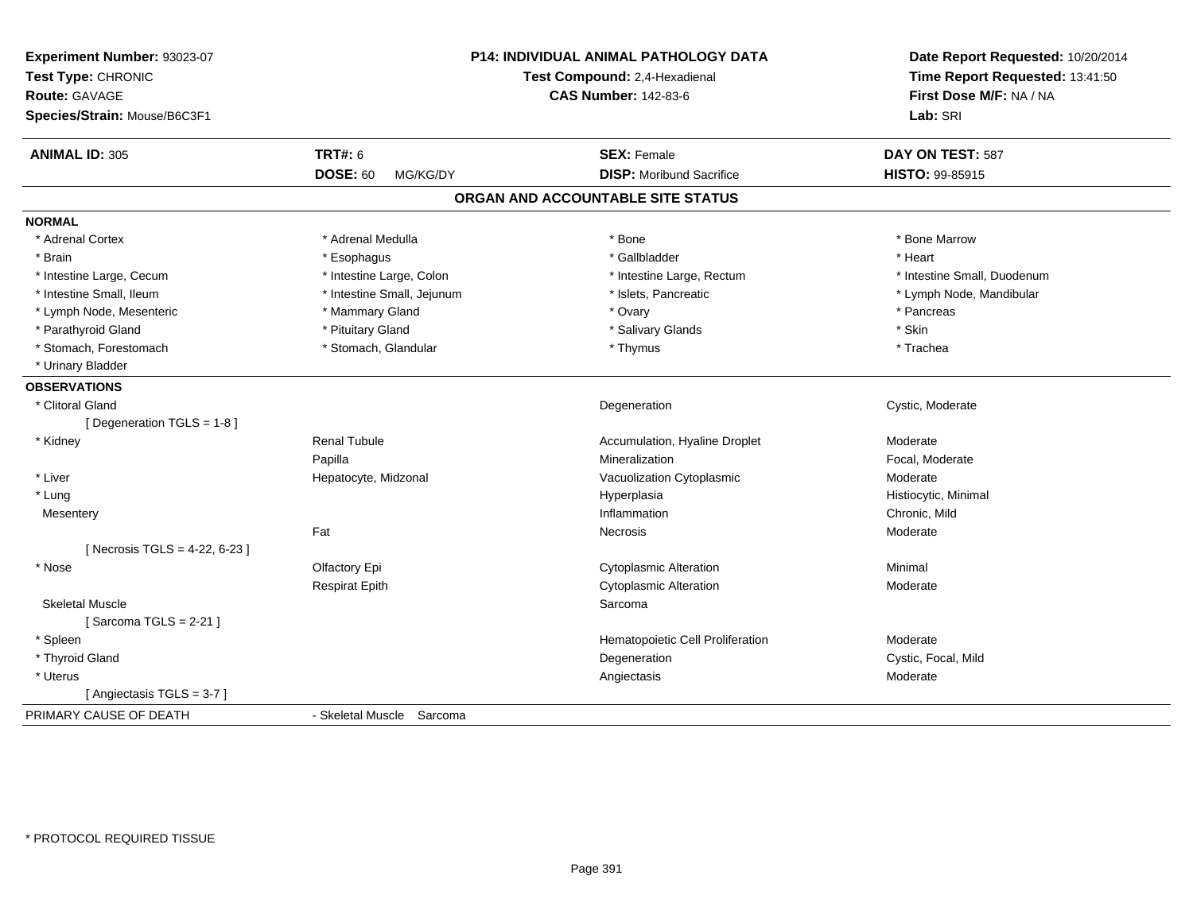**Experiment Number:** 93023-07
**Test Type:** CHRONIC
**Route:** GAVAGE
**Species/Strain:** Mouse/B6C3F1

**P14: INDIVIDUAL ANIMAL PATHOLOGY DATA**
**Test Compound:** 2,4-Hexadienal
**CAS Number:** 142-83-6

**Date Report Requested:** 10/20/2014
**Time Report Requested:** 13:41:50
**First Dose M/F:** NA / NA
**Lab:** SRI

| **ANIMAL ID:** 305 | **TRT#:** 6 | **SEX:** Female | **DAY ON TEST:** 587 |
|---|---|---|---|
| | **DOSE:** 60 MG/KG/DY | **DISP:** Moribund Sacrifice | **HISTO:** 99-85915 |

## ORGAN AND ACCOUNTABLE SITE STATUS

**NORMAL**

| | | | |
|---|---|---|---|
| * Adrenal Cortex | * Adrenal Medulla | * Bone | * Bone Marrow |
| * Brain | * Esophagus | * Gallbladder | * Heart |
| * Intestine Large, Cecum | * Intestine Large, Colon | * Intestine Large, Rectum | * Intestine Small, Duodenum |
| * Intestine Small, Ileum | * Intestine Small, Jejunum | * Islets, Pancreatic | * Lymph Node, Mandibular |
| * Lymph Node, Mesenteric | * Mammary Gland | * Ovary | * Pancreas |
| * Parathyroid Gland | * Pituitary Gland | * Salivary Glands | * Skin |
| * Stomach, Forestomach | * Stomach, Glandular | * Thymus | * Trachea |
| * Urinary Bladder | | | |

**OBSERVATIONS**

| | | | |
|---|---|---|---|
| * Clitoral Gland | | Degeneration | Cystic, Moderate |
| [ Degeneration TGLS = 1-8 ] | | | |
| * Kidney | Renal Tubule | Accumulation, Hyaline Droplet | Moderate |
| | Papilla | Mineralization | Focal, Moderate |
| * Liver | Hepatocyte, Midzonal | Vacuolization Cytoplasmic | Moderate |
| * Lung | | Hyperplasia | Histiocytic, Minimal |
| Mesentery | | Inflammation | Chronic, Mild |
| | Fat | Necrosis | Moderate |
| [ Necrosis TGLS = 4-22, 6-23 ] | | | |
| * Nose | Olfactory Epi | Cytoplasmic Alteration | Minimal |
| | Respirat Epith | Cytoplasmic Alteration | Moderate |
| Skeletal Muscle | | Sarcoma | |
| [ Sarcoma TGLS = 2-21 ] | | | |
| * Spleen | | Hematopoietic Cell Proliferation | Moderate |
| * Thyroid Gland | | Degeneration | Cystic, Focal, Mild |
| * Uterus | | Angiectasis | Moderate |
| [ Angiectasis TGLS = 3-7 ] | | | |

PRIMARY CAUSE OF DEATH - Skeletal Muscle Sarcoma

* PROTOCOL REQUIRED TISSUE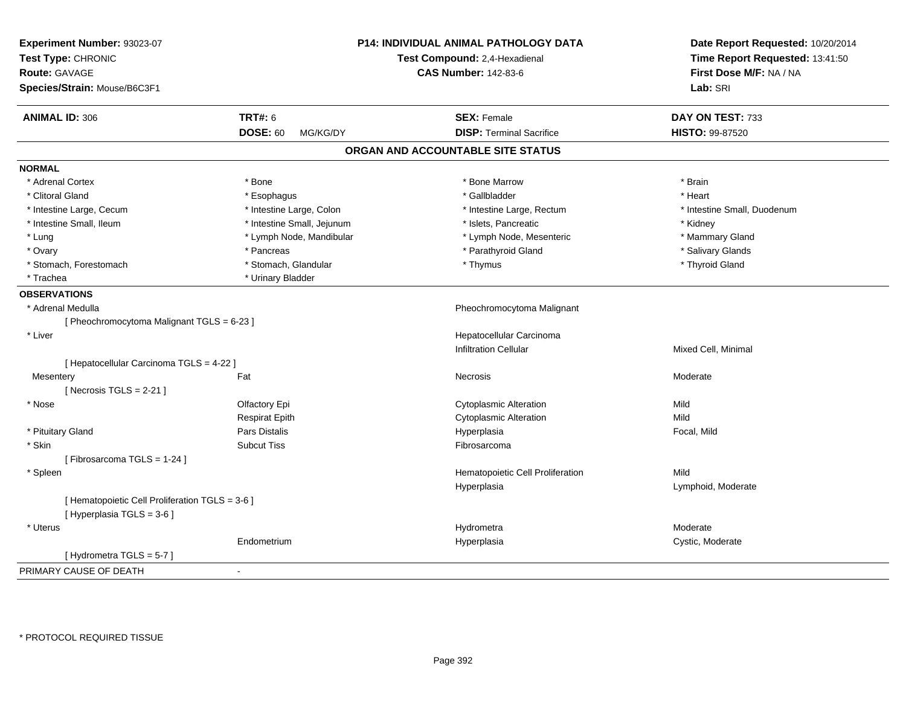**Experiment Number:** 93023-07
**Test Type:** CHRONIC
**Route:** GAVAGE
**Species/Strain:** Mouse/B6C3F1

**P14: INDIVIDUAL ANIMAL PATHOLOGY DATA**
**Test Compound:** 2,4-Hexadienal
**CAS Number:** 142-83-6

**Date Report Requested:** 10/20/2014
**Time Report Requested:** 13:41:50
**First Dose M/F:** NA / NA
**Lab:** SRI

| **ANIMAL ID:** 306 | **TRT#:** 6 | **SEX:** Female | **DAY ON TEST:** 733 |
|---|---|---|---|
| | **DOSE:** 60 MG/KG/DY | **DISP:** Terminal Sacrifice | **HISTO:** 99-87520 |

## ORGAN AND ACCOUNTABLE SITE STATUS

**NORMAL**

| | | | |
|---|---|---|---|
| * Adrenal Cortex | * Bone | * Bone Marrow | * Brain |
| * Clitoral Gland | * Esophagus | * Gallbladder | * Heart |
| * Intestine Large, Cecum | * Intestine Large, Colon | * Intestine Large, Rectum | * Intestine Small, Duodenum |
| * Intestine Small, Ileum | * Intestine Small, Jejunum | * Islets, Pancreatic | * Kidney |
| * Lung | * Lymph Node, Mandibular | * Lymph Node, Mesenteric | * Mammary Gland |
| * Ovary | * Pancreas | * Parathyroid Gland | * Salivary Glands |
| * Stomach, Forestomach | * Stomach, Glandular | * Thymus | * Thyroid Gland |
| * Trachea | * Urinary Bladder | | |

**OBSERVATIONS**

| | | | |
|---|---|---|---|
| * Adrenal Medulla | | Pheochromocytoma Malignant | |
| [ Pheochromocytoma Malignant TGLS = 6-23 ] | | | |
| * Liver | | Hepatocellular Carcinoma | |
| | | Infiltration Cellular | Mixed Cell, Minimal |
| [ Hepatocellular Carcinoma TGLS = 4-22 ] | | | |
| Mesentery | Fat | Necrosis | Moderate |
| [ Necrosis TGLS = 2-21 ] | | | |
| * Nose | Olfactory Epi | Cytoplasmic Alteration | Mild |
| | Respirat Epith | Cytoplasmic Alteration | Mild |
| * Pituitary Gland | Pars Distalis | Hyperplasia | Focal, Mild |
| * Skin | Subcut Tiss | Fibrosarcoma | |
| [ Fibrosarcoma TGLS = 1-24 ] | | | |
| * Spleen | | Hematopoietic Cell Proliferation | Mild |
| | | Hyperplasia | Lymphoid, Moderate |
| [ Hematopoietic Cell Proliferation TGLS = 3-6 ] | | | |
| [ Hyperplasia TGLS = 3-6 ] | | | |
| * Uterus | | Hydrometra | Moderate |
| | Endometrium | Hyperplasia | Cystic, Moderate |
| [ Hydrometra TGLS = 5-7 ] | | | |

PRIMARY CAUSE OF DEATH -

\* PROTOCOL REQUIRED TISSUE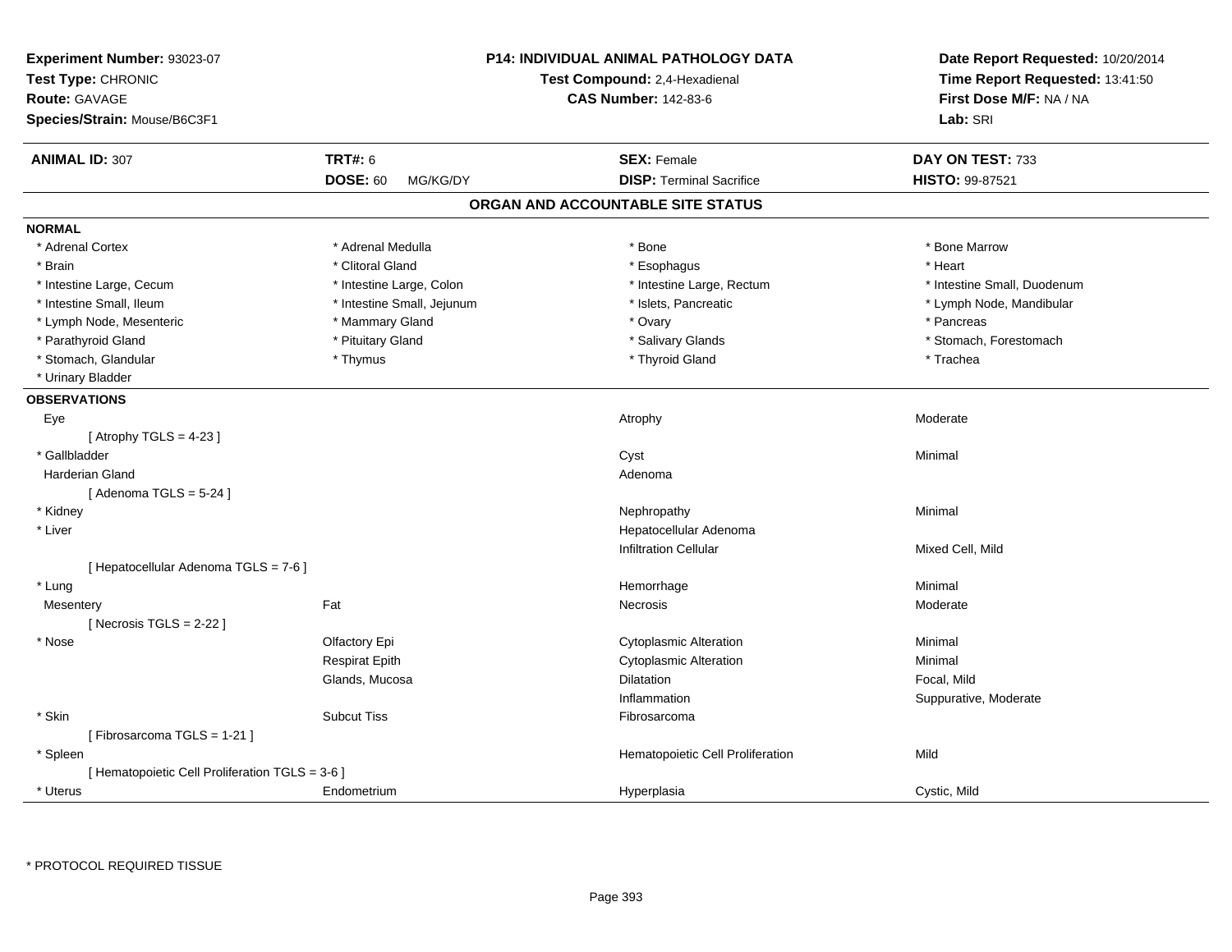**Experiment Number:** 93023-07
**Test Type:** CHRONIC
**Route:** GAVAGE
**Species/Strain:** Mouse/B6C3F1

**P14: INDIVIDUAL ANIMAL PATHOLOGY DATA**
**Test Compound:** 2,4-Hexadienal
**CAS Number:** 142-83-6

**Date Report Requested:** 10/20/2014
**Time Report Requested:** 13:41:50
**First Dose M/F:** NA / NA
**Lab:** SRI

| **ANIMAL ID:** 307 | **TRT#:** 6 | **SEX:** Female | **DAY ON TEST:** 733 |
|---|---|---|---|
| | **DOSE:** 60 MG/KG/DY | **DISP:** Terminal Sacrifice | **HISTO:** 99-87521 |

## ORGAN AND ACCOUNTABLE SITE STATUS

**NORMAL**

| | | | |
|---|---|---|---|
| * Adrenal Cortex | * Adrenal Medulla | * Bone | * Bone Marrow |
| * Brain | * Clitoral Gland | * Esophagus | * Heart |
| * Intestine Large, Cecum | * Intestine Large, Colon | * Intestine Large, Rectum | * Intestine Small, Duodenum |
| * Intestine Small, Ileum | * Intestine Small, Jejunum | * Islets, Pancreatic | * Lymph Node, Mandibular |
| * Lymph Node, Mesenteric | * Mammary Gland | * Ovary | * Pancreas |
| * Parathyroid Gland | * Pituitary Gland | * Salivary Glands | * Stomach, Forestomach |
| * Stomach, Glandular | * Thymus | * Thyroid Gland | * Trachea |
| * Urinary Bladder | | | |

**OBSERVATIONS**

| | | | |
|---|---|---|---|
| Eye | | Atrophy | Moderate |
| [ Atrophy TGLS = 4-23 ] | | | |
| * Gallbladder | | Cyst | Minimal |
| Harderian Gland | | Adenoma | |
| [ Adenoma TGLS = 5-24 ] | | | |
| * Kidney | | Nephropathy | Minimal |
| * Liver | | Hepatocellular Adenoma | |
| | | Infiltration Cellular | Mixed Cell, Mild |
| [ Hepatocellular Adenoma TGLS = 7-6 ] | | | |
| * Lung | | Hemorrhage | Minimal |
| Mesentery | Fat | Necrosis | Moderate |
| [ Necrosis TGLS = 2-22 ] | | | |
| * Nose | Olfactory Epi | Cytoplasmic Alteration | Minimal |
| | Respirat Epith | Cytoplasmic Alteration | Minimal |
| | Glands, Mucosa | Dilatation | Focal, Mild |
| | | Inflammation | Suppurative, Moderate |
| * Skin | Subcut Tiss | Fibrosarcoma | |
| [ Fibrosarcoma TGLS = 1-21 ] | | | |
| * Spleen | | Hematopoietic Cell Proliferation | Mild |
| [ Hematopoietic Cell Proliferation TGLS = 3-6 ] | | | |
| * Uterus | Endometrium | Hyperplasia | Cystic, Mild |

* PROTOCOL REQUIRED TISSUE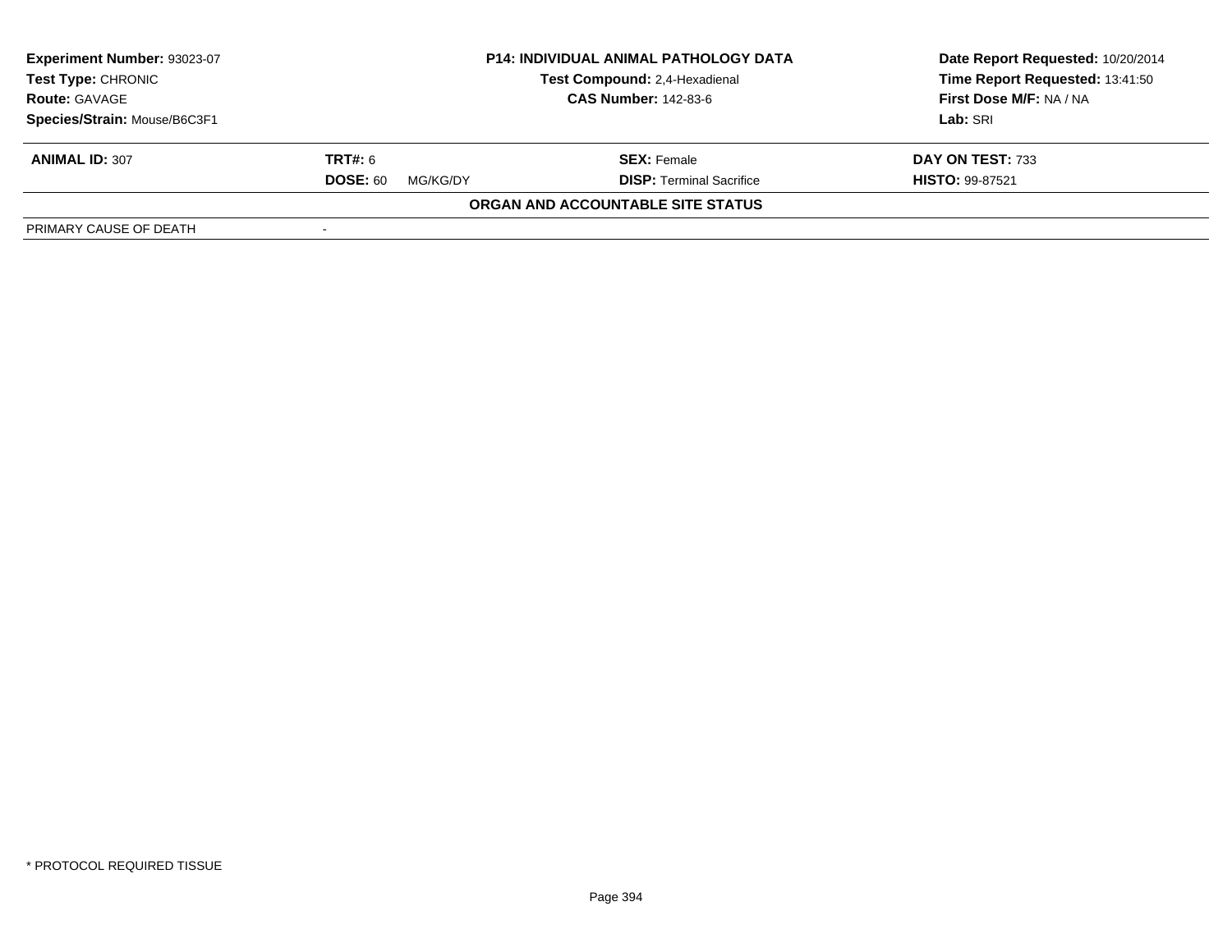| Experiment Number: 93023-07 | P14: INDIVIDUAL ANIMAL PATHOLOGY DATA | Date Report Requested: 10/20/2014 |
|---|---|---|
| Test Type: CHRONIC | Test Compound: 2,4-Hexadienal | Time Report Requested: 13:41:50 |
| Route: GAVAGE | CAS Number: 142-83-6 | First Dose M/F: NA / NA |
| Species/Strain: Mouse/B6C3F1 | | Lab: SRI |

| ANIMAL ID: 307 | TRT#: 6 | SEX: Female | DAY ON TEST: 733 |
|---|---|---|---|
| | DOSE: 60 MG/KG/DY | DISP: Terminal Sacrifice | HISTO: 99-87521 |

**ORGAN AND ACCOUNTABLE SITE STATUS**

| PRIMARY CAUSE OF DEATH | - |
|---|---|

* PROTOCOL REQUIRED TISSUE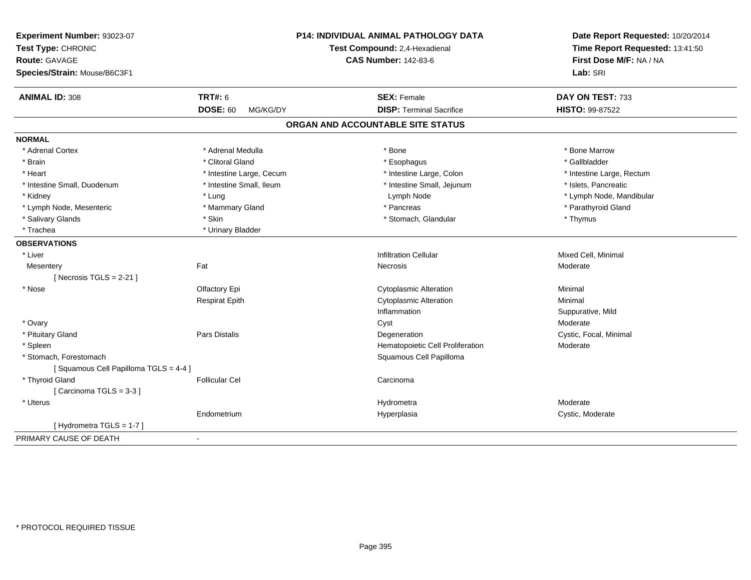**Experiment Number:** 93023-07
**Test Type:** CHRONIC
**Route:** GAVAGE
**Species/Strain:** Mouse/B6C3F1

**P14: INDIVIDUAL ANIMAL PATHOLOGY DATA**
**Test Compound:** 2,4-Hexadienal
**CAS Number:** 142-83-6

**Date Report Requested:** 10/20/2014
**Time Report Requested:** 13:41:50
**First Dose M/F:** NA / NA
**Lab:** SRI

| **ANIMAL ID:** 308 | **TRT#:** 6 | **SEX:** Female | **DAY ON TEST:** 733 |
|---|---|---|---|
| | **DOSE:** 60 MG/KG/DY | **DISP:** Terminal Sacrifice | **HISTO:** 99-87522 |

## ORGAN AND ACCOUNTABLE SITE STATUS

**NORMAL**

| | | | |
|---|---|---|---|
| * Adrenal Cortex | * Adrenal Medulla | * Bone | * Bone Marrow |
| * Brain | * Clitoral Gland | * Esophagus | * Gallbladder |
| * Heart | * Intestine Large, Cecum | * Intestine Large, Colon | * Intestine Large, Rectum |
| * Intestine Small, Duodenum | * Intestine Small, Ileum | * Intestine Small, Jejunum | * Islets, Pancreatic |
| * Kidney | * Lung | Lymph Node | * Lymph Node, Mandibular |
| * Lymph Node, Mesenteric | * Mammary Gland | * Pancreas | * Parathyroid Gland |
| * Salivary Glands | * Skin | * Stomach, Glandular | * Thymus |
| * Trachea | * Urinary Bladder | | |

**OBSERVATIONS**

| | | | |
|---|---|---|---|
| * Liver | | Infiltration Cellular | Mixed Cell, Minimal |
| Mesentery | Fat | Necrosis | Moderate |
| [ Necrosis TGLS = 2-21 ] | | | |
| * Nose | Olfactory Epi | Cytoplasmic Alteration | Minimal |
| | Respirat Epith | Cytoplasmic Alteration | Minimal |
| | | Inflammation | Suppurative, Mild |
| * Ovary | | Cyst | Moderate |
| * Pituitary Gland | Pars Distalis | Degeneration | Cystic, Focal, Minimal |
| * Spleen | | Hematopoietic Cell Proliferation | Moderate |
| * Stomach, Forestomach | | Squamous Cell Papilloma | |
| [ Squamous Cell Papilloma TGLS = 4-4 ] | | | |
| * Thyroid Gland | Follicular Cel | Carcinoma | |
| [ Carcinoma TGLS = 3-3 ] | | | |
| * Uterus | | Hydrometra | Moderate |
| | Endometrium | Hyperplasia | Cystic, Moderate |
| [ Hydrometra TGLS = 1-7 ] | | | |

PRIMARY CAUSE OF DEATH -

* PROTOCOL REQUIRED TISSUE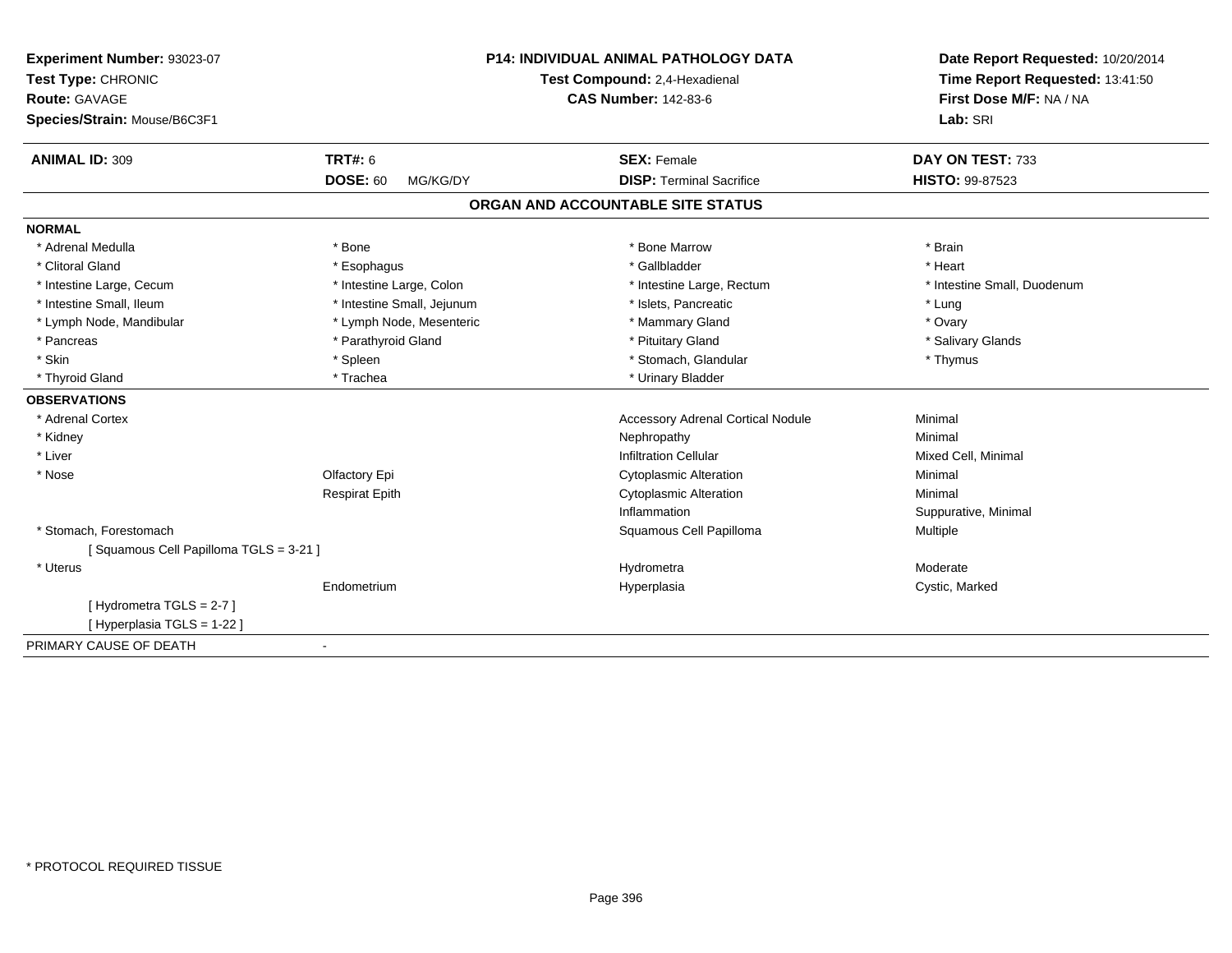**Experiment Number:** 93023-07
**Test Type:** CHRONIC
**Route:** GAVAGE
**Species/Strain:** Mouse/B6C3F1

**P14: INDIVIDUAL ANIMAL PATHOLOGY DATA**
**Test Compound:** 2,4-Hexadienal
**CAS Number:** 142-83-6

**Date Report Requested:** 10/20/2014
**Time Report Requested:** 13:41:50
**First Dose M/F:** NA / NA
**Lab:** SRI

| **ANIMAL ID:** 309 | **TRT#:** 6 | **SEX:** Female | **DAY ON TEST:** 733 |
|---|---|---|---|
| | **DOSE:** 60 MG/KG/DY | **DISP:** Terminal Sacrifice | **HISTO:** 99-87523 |

## ORGAN AND ACCOUNTABLE SITE STATUS

**NORMAL**

| | | | |
|---|---|---|---|
| * Adrenal Medulla | * Bone | * Bone Marrow | * Brain |
| * Clitoral Gland | * Esophagus | * Gallbladder | * Heart |
| * Intestine Large, Cecum | * Intestine Large, Colon | * Intestine Large, Rectum | * Intestine Small, Duodenum |
| * Intestine Small, Ileum | * Intestine Small, Jejunum | * Islets, Pancreatic | * Lung |
| * Lymph Node, Mandibular | * Lymph Node, Mesenteric | * Mammary Gland | * Ovary |
| * Pancreas | * Parathyroid Gland | * Pituitary Gland | * Salivary Glands |
| * Skin | * Spleen | * Stomach, Glandular | * Thymus |
| * Thyroid Gland | * Trachea | * Urinary Bladder | |

**OBSERVATIONS**

| | | | |
|---|---|---|---|
| * Adrenal Cortex | | Accessory Adrenal Cortical Nodule | Minimal |
| * Kidney | | Nephropathy | Minimal |
| * Liver | | Infiltration Cellular | Mixed Cell, Minimal |
| * Nose | Olfactory Epi | Cytoplasmic Alteration | Minimal |
| | Respirat Epith | Cytoplasmic Alteration | Minimal |
| | | Inflammation | Suppurative, Minimal |
| * Stomach, Forestomach | | Squamous Cell Papilloma | Multiple |
| [ Squamous Cell Papilloma TGLS = 3-21 ] | | | |
| * Uterus | | Hydrometra | Moderate |
| | Endometrium | Hyperplasia | Cystic, Marked |
| [ Hydrometra TGLS = 2-7 ] | | | |
| [ Hyperplasia TGLS = 1-22 ] | | | |

PRIMARY CAUSE OF DEATH -

* PROTOCOL REQUIRED TISSUE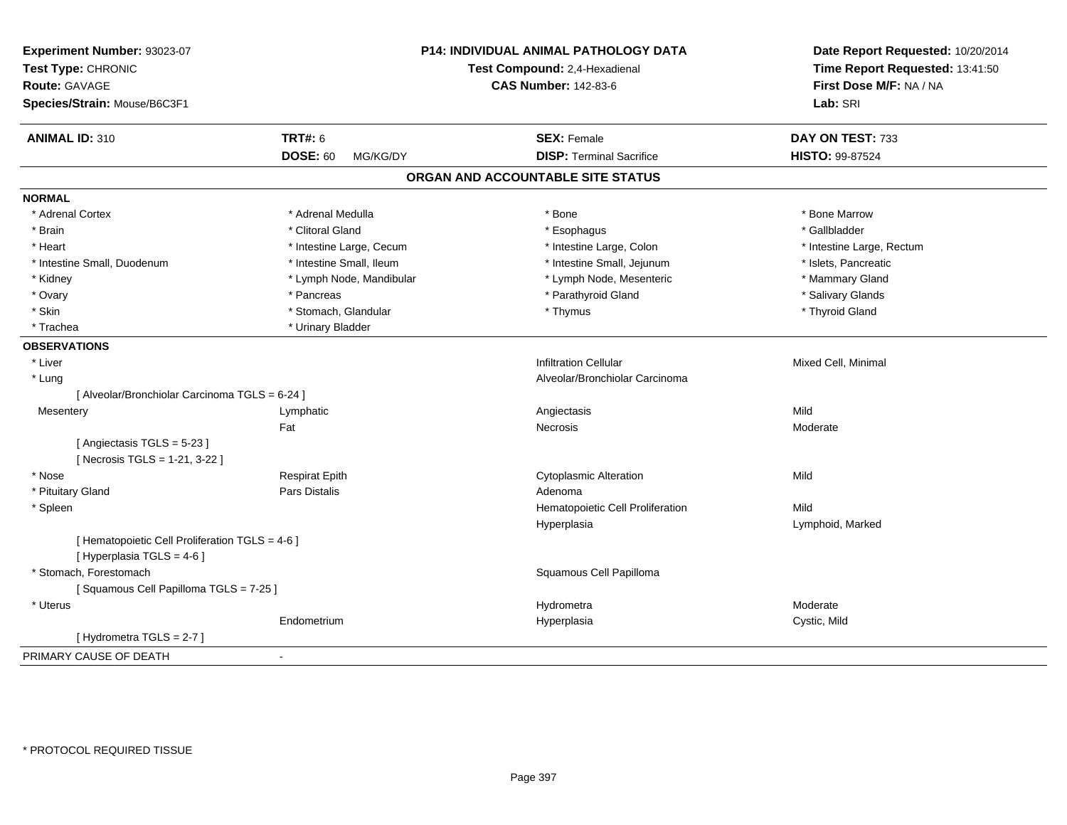**Experiment Number:** 93023-07
**Test Type:** CHRONIC
**Route:** GAVAGE
**Species/Strain:** Mouse/B6C3F1

**P14: INDIVIDUAL ANIMAL PATHOLOGY DATA**
**Test Compound:** 2,4-Hexadienal
**CAS Number:** 142-83-6

**Date Report Requested:** 10/20/2014
**Time Report Requested:** 13:41:50
**First Dose M/F:** NA / NA
**Lab:** SRI

| **ANIMAL ID:** 310 | **TRT#:** 6 | **SEX:** Female | **DAY ON TEST:** 733 |
|---|---|---|---|
| | **DOSE:** 60 MG/KG/DY | **DISP:** Terminal Sacrifice | **HISTO:** 99-87524 |

## ORGAN AND ACCOUNTABLE SITE STATUS

**NORMAL**

| | | | |
|---|---|---|---|
| * Adrenal Cortex | * Adrenal Medulla | * Bone | * Bone Marrow |
| * Brain | * Clitoral Gland | * Esophagus | * Gallbladder |
| * Heart | * Intestine Large, Cecum | * Intestine Large, Colon | * Intestine Large, Rectum |
| * Intestine Small, Duodenum | * Intestine Small, Ileum | * Intestine Small, Jejunum | * Islets, Pancreatic |
| * Kidney | * Lymph Node, Mandibular | * Lymph Node, Mesenteric | * Mammary Gland |
| * Ovary | * Pancreas | * Parathyroid Gland | * Salivary Glands |
| * Skin | * Stomach, Glandular | * Thymus | * Thyroid Gland |
| * Trachea | * Urinary Bladder | | |

**OBSERVATIONS**

| | | | |
|---|---|---|---|
| * Liver | | Infiltration Cellular | Mixed Cell, Minimal |
| * Lung | | Alveolar/Bronchiolar Carcinoma | |
| [ Alveolar/Bronchiolar Carcinoma TGLS = 6-24 ] | | | |
| Mesentery | Lymphatic | Angiectasis | Mild |
| | Fat | Necrosis | Moderate |
| [ Angiectasis TGLS = 5-23 ] | | | |
| [ Necrosis TGLS = 1-21, 3-22 ] | | | |
| * Nose | Respirat Epith | Cytoplasmic Alteration | Mild |
| * Pituitary Gland | Pars Distalis | Adenoma | |
| * Spleen | | Hematopoietic Cell Proliferation | Mild |
| | | Hyperplasia | Lymphoid, Marked |
| [ Hematopoietic Cell Proliferation TGLS = 4-6 ] | | | |
| [ Hyperplasia TGLS = 4-6 ] | | | |
| * Stomach, Forestomach | | Squamous Cell Papilloma | |
| [ Squamous Cell Papilloma TGLS = 7-25 ] | | | |
| * Uterus | | Hydrometra | Moderate |
| | Endometrium | Hyperplasia | Cystic, Mild |
| [ Hydrometra TGLS = 2-7 ] | | | |

PRIMARY CAUSE OF DEATH -

\* PROTOCOL REQUIRED TISSUE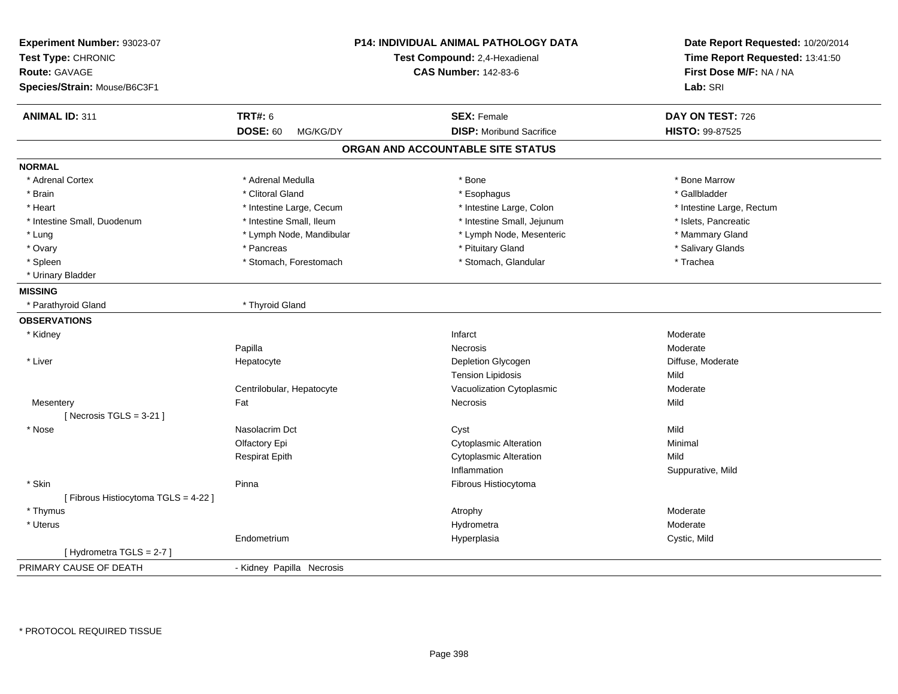**Experiment Number:** 93023-07
**Test Type:** CHRONIC
**Route:** GAVAGE
**Species/Strain:** Mouse/B6C3F1

**P14: INDIVIDUAL ANIMAL PATHOLOGY DATA**
**Test Compound:** 2,4-Hexadienal
**CAS Number:** 142-83-6

**Date Report Requested:** 10/20/2014
**Time Report Requested:** 13:41:50
**First Dose M/F:** NA / NA
**Lab:** SRI

| **ANIMAL ID:** 311 | **TRT#:** 6 | **SEX:** Female | **DAY ON TEST:** 726 |
|---|---|---|---|
| | **DOSE:** 60 MG/KG/DY | **DISP:** Moribund Sacrifice | **HISTO:** 99-87525 |

## ORGAN AND ACCOUNTABLE SITE STATUS

**NORMAL**

| | | | |
|---|---|---|---|
| * Adrenal Cortex | * Adrenal Medulla | * Bone | * Bone Marrow |
| * Brain | * Clitoral Gland | * Esophagus | * Gallbladder |
| * Heart | * Intestine Large, Cecum | * Intestine Large, Colon | * Intestine Large, Rectum |
| * Intestine Small, Duodenum | * Intestine Small, Ileum | * Intestine Small, Jejunum | * Islets, Pancreatic |
| * Lung | * Lymph Node, Mandibular | * Lymph Node, Mesenteric | * Mammary Gland |
| * Ovary | * Pancreas | * Pituitary Gland | * Salivary Glands |
| * Spleen | * Stomach, Forestomach | * Stomach, Glandular | * Trachea |
| * Urinary Bladder | | | |

**MISSING**

| | |
|---|---|
| * Parathyroid Gland | * Thyroid Gland |

**OBSERVATIONS**

| | | | |
|---|---|---|---|
| * Kidney | | Infarct | Moderate |
| | Papilla | Necrosis | Moderate |
| * Liver | Hepatocyte | Depletion Glycogen | Diffuse, Moderate |
| | | Tension Lipidosis | Mild |
| | Centrilobular, Hepatocyte | Vacuolization Cytoplasmic | Moderate |
| Mesentery | Fat | Necrosis | Mild |
| [ Necrosis TGLS = 3-21 ] | | | |
| * Nose | Nasolacrim Dct | Cyst | Mild |
| | Olfactory Epi | Cytoplasmic Alteration | Minimal |
| | Respirat Epith | Cytoplasmic Alteration | Mild |
| | | Inflammation | Suppurative, Mild |
| * Skin | Pinna | Fibrous Histiocytoma | |
| [ Fibrous Histiocytoma TGLS = 4-22 ] | | | |
| * Thymus | | Atrophy | Moderate |
| * Uterus | | Hydrometra | Moderate |
| | Endometrium | Hyperplasia | Cystic, Mild |
| [ Hydrometra TGLS = 2-7 ] | | | |

PRIMARY CAUSE OF DEATH - Kidney Papilla Necrosis

\* PROTOCOL REQUIRED TISSUE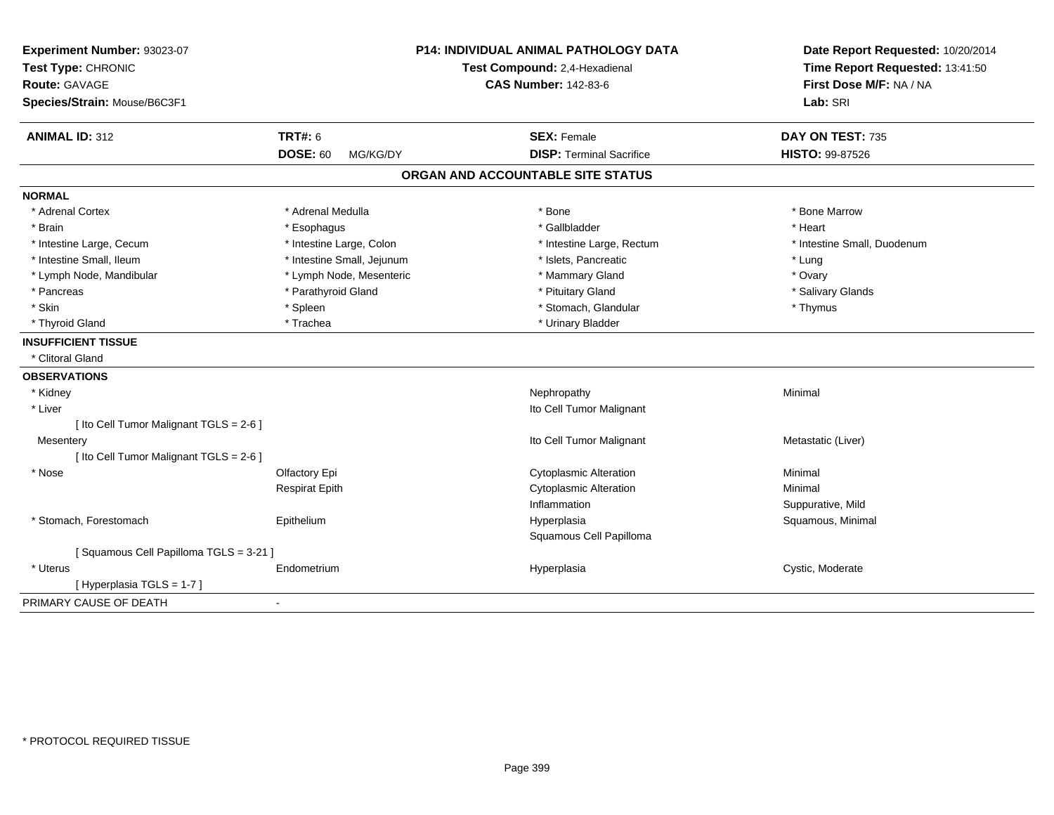**Experiment Number:** 93023-07
**Test Type:** CHRONIC
**Route:** GAVAGE
**Species/Strain:** Mouse/B6C3F1

**P14: INDIVIDUAL ANIMAL PATHOLOGY DATA**
**Test Compound:** 2,4-Hexadienal
**CAS Number:** 142-83-6

**Date Report Requested:** 10/20/2014
**Time Report Requested:** 13:41:50
**First Dose M/F:** NA / NA
**Lab:** SRI

| **ANIMAL ID:** 312 | **TRT#:** 6 | **SEX:** Female | **DAY ON TEST:** 735 |
|---|---|---|---|
| | **DOSE:** 60 MG/KG/DY | **DISP:** Terminal Sacrifice | **HISTO:** 99-87526 |

## ORGAN AND ACCOUNTABLE SITE STATUS

**NORMAL**

| | | | |
|---|---|---|---|
| * Adrenal Cortex | * Adrenal Medulla | * Bone | * Bone Marrow |
| * Brain | * Esophagus | * Gallbladder | * Heart |
| * Intestine Large, Cecum | * Intestine Large, Colon | * Intestine Large, Rectum | * Intestine Small, Duodenum |
| * Intestine Small, Ileum | * Intestine Small, Jejunum | * Islets, Pancreatic | * Lung |
| * Lymph Node, Mandibular | * Lymph Node, Mesenteric | * Mammary Gland | * Ovary |
| * Pancreas | * Parathyroid Gland | * Pituitary Gland | * Salivary Glands |
| * Skin | * Spleen | * Stomach, Glandular | * Thymus |
| * Thyroid Gland | * Trachea | * Urinary Bladder | |

**INSUFFICIENT TISSUE**

* Clitoral Gland

**OBSERVATIONS**

| | | | |
|---|---|---|---|
| * Kidney | | Nephropathy | Minimal |
| * Liver | | Ito Cell Tumor Malignant | |
| [ Ito Cell Tumor Malignant TGLS = 2-6 ] | | | |
| Mesentery | | Ito Cell Tumor Malignant | Metastatic (Liver) |
| [ Ito Cell Tumor Malignant TGLS = 2-6 ] | | | |
| * Nose | Olfactory Epi | Cytoplasmic Alteration | Minimal |
| | Respirat Epith | Cytoplasmic Alteration | Minimal |
| | | Inflammation | Suppurative, Mild |
| * Stomach, Forestomach | Epithelium | Hyperplasia | Squamous, Minimal |
| | | Squamous Cell Papilloma | |
| [ Squamous Cell Papilloma TGLS = 3-21 ] | | | |
| * Uterus | Endometrium | Hyperplasia | Cystic, Moderate |
| [ Hyperplasia TGLS = 1-7 ] | | | |

PRIMARY CAUSE OF DEATH -

\* PROTOCOL REQUIRED TISSUE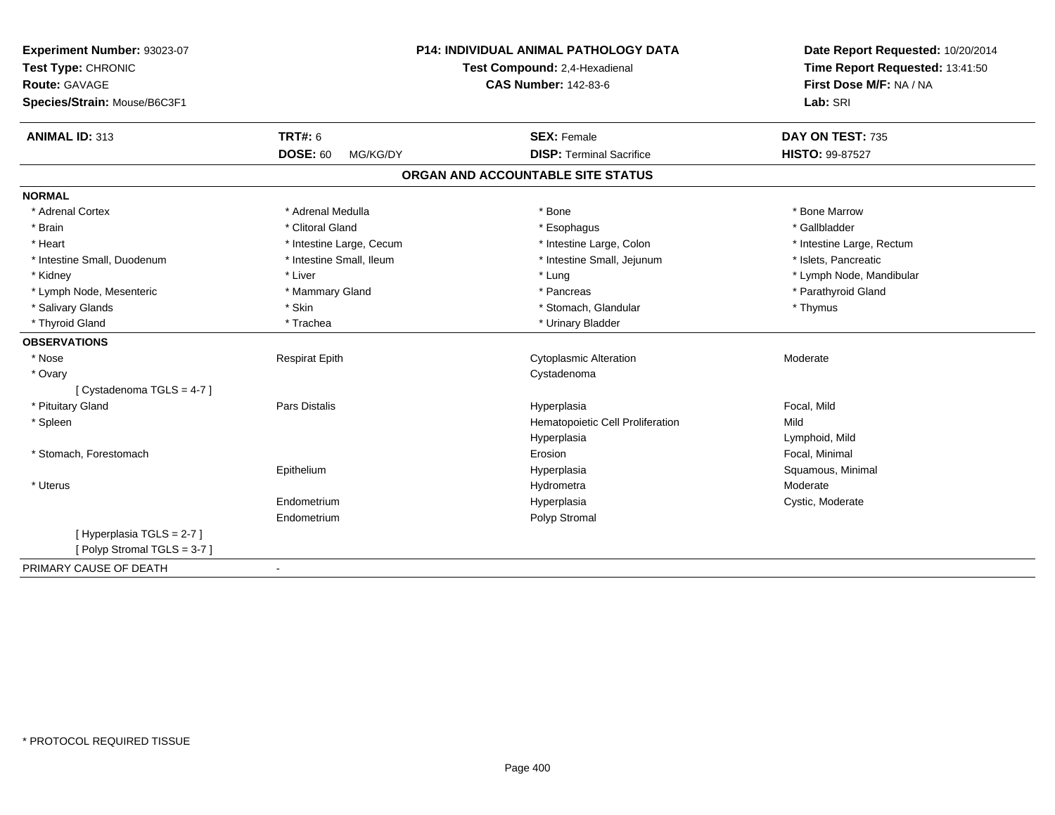**Experiment Number:** 93023-07
**Test Type:** CHRONIC
**Route:** GAVAGE
**Species/Strain:** Mouse/B6C3F1

**P14: INDIVIDUAL ANIMAL PATHOLOGY DATA**
**Test Compound:** 2,4-Hexadienal
**CAS Number:** 142-83-6

**Date Report Requested:** 10/20/2014
**Time Report Requested:** 13:41:50
**First Dose M/F:** NA / NA
**Lab:** SRI

| **ANIMAL ID:** 313 | **TRT#:** 6 | **SEX:** Female | **DAY ON TEST:** 735 |
|---|---|---|---|
| | **DOSE:** 60 MG/KG/DY | **DISP:** Terminal Sacrifice | **HISTO:** 99-87527 |

## ORGAN AND ACCOUNTABLE SITE STATUS

**NORMAL**

| | | | |
|---|---|---|---|
| * Adrenal Cortex | * Adrenal Medulla | * Bone | * Bone Marrow |
| * Brain | * Clitoral Gland | * Esophagus | * Gallbladder |
| * Heart | * Intestine Large, Cecum | * Intestine Large, Colon | * Intestine Large, Rectum |
| * Intestine Small, Duodenum | * Intestine Small, Ileum | * Intestine Small, Jejunum | * Islets, Pancreatic |
| * Kidney | * Liver | * Lung | * Lymph Node, Mandibular |
| * Lymph Node, Mesenteric | * Mammary Gland | * Pancreas | * Parathyroid Gland |
| * Salivary Glands | * Skin | * Stomach, Glandular | * Thymus |
| * Thyroid Gland | * Trachea | * Urinary Bladder | |

**OBSERVATIONS**

| | | | |
|---|---|---|---|
| * Nose | Respirat Epith | Cytoplasmic Alteration | Moderate |
| * Ovary | | Cystadenoma | |
| [ Cystadenoma TGLS = 4-7 ] | | | |
| * Pituitary Gland | Pars Distalis | Hyperplasia | Focal, Mild |
| * Spleen | | Hematopoietic Cell Proliferation | Mild |
| | | Hyperplasia | Lymphoid, Mild |
| * Stomach, Forestomach | | Erosion | Focal, Minimal |
| | Epithelium | Hyperplasia | Squamous, Minimal |
| * Uterus | | Hydrometra | Moderate |
| | Endometrium | Hyperplasia | Cystic, Moderate |
| | Endometrium | Polyp Stromal | |
| [ Hyperplasia TGLS = 2-7 ] | | | |
| [ Polyp Stromal TGLS = 3-7 ] | | | |

PRIMARY CAUSE OF DEATH -

* PROTOCOL REQUIRED TISSUE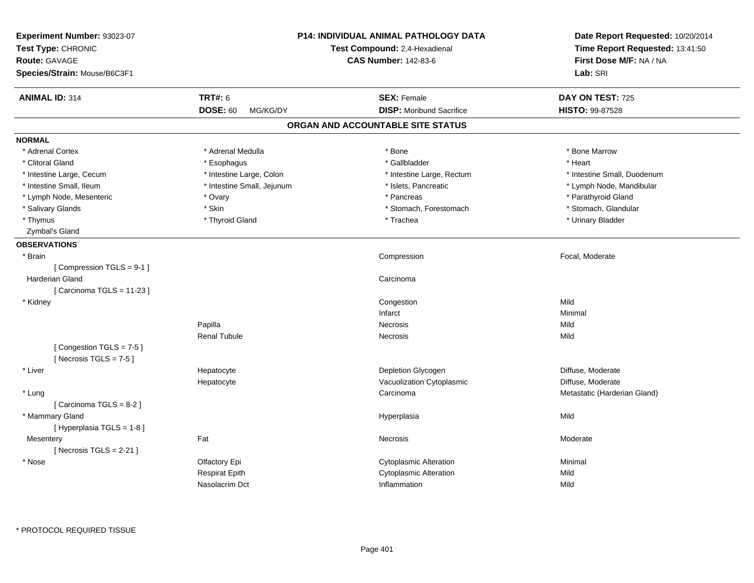**Experiment Number:** 93023-07
**Test Type:** CHRONIC
**Route:** GAVAGE
**Species/Strain:** Mouse/B6C3F1

**P14: INDIVIDUAL ANIMAL PATHOLOGY DATA**
**Test Compound:** 2,4-Hexadienal
**CAS Number:** 142-83-6

**Date Report Requested:** 10/20/2014
**Time Report Requested:** 13:41:50
**First Dose M/F:** NA / NA
**Lab:** SRI

| **ANIMAL ID:** 314 | **TRT#:** 6 | **SEX:** Female | **DAY ON TEST:** 725 |
|---|---|---|---|
| | **DOSE:** 60 MG/KG/DY | **DISP:** Moribund Sacrifice | **HISTO:** 99-87528 |

## ORGAN AND ACCOUNTABLE SITE STATUS

**NORMAL**

| | | | |
|---|---|---|---|
| * Adrenal Cortex | * Adrenal Medulla | * Bone | * Bone Marrow |
| * Clitoral Gland | * Esophagus | * Gallbladder | * Heart |
| * Intestine Large, Cecum | * Intestine Large, Colon | * Intestine Large, Rectum | * Intestine Small, Duodenum |
| * Intestine Small, Ileum | * Intestine Small, Jejunum | * Islets, Pancreatic | * Lymph Node, Mandibular |
| * Lymph Node, Mesenteric | * Ovary | * Pancreas | * Parathyroid Gland |
| * Salivary Glands | * Skin | * Stomach, Forestomach | * Stomach, Glandular |
| * Thymus | * Thyroid Gland | * Trachea | * Urinary Bladder |
| Zymbal's Gland | | | |

**OBSERVATIONS**

| Organ | Site | Observation | Severity |
|---|---|---|---|
| * Brain | | Compression | Focal, Moderate |
| [ Compression TGLS = 9-1 ] | | | |
| Harderian Gland | | Carcinoma | |
| [ Carcinoma TGLS = 11-23 ] | | | |
| * Kidney | | Congestion | Mild |
| | | Infarct | Minimal |
| | Papilla | Necrosis | Mild |
| | Renal Tubule | Necrosis | Mild |
| [ Congestion TGLS = 7-5 ] | | | |
| [ Necrosis TGLS = 7-5 ] | | | |
| * Liver | Hepatocyte | Depletion Glycogen | Diffuse, Moderate |
| | Hepatocyte | Vacuolization Cytoplasmic | Diffuse, Moderate |
| * Lung | | Carcinoma | Metastatic (Harderian Gland) |
| [ Carcinoma TGLS = 8-2 ] | | | |
| * Mammary Gland | | Hyperplasia | Mild |
| [ Hyperplasia TGLS = 1-8 ] | | | |
| Mesentery | Fat | Necrosis | Moderate |
| [ Necrosis TGLS = 2-21 ] | | | |
| * Nose | Olfactory Epi | Cytoplasmic Alteration | Minimal |
| | Respirat Epith | Cytoplasmic Alteration | Mild |
| | Nasolacrim Dct | Inflammation | Mild |

\* PROTOCOL REQUIRED TISSUE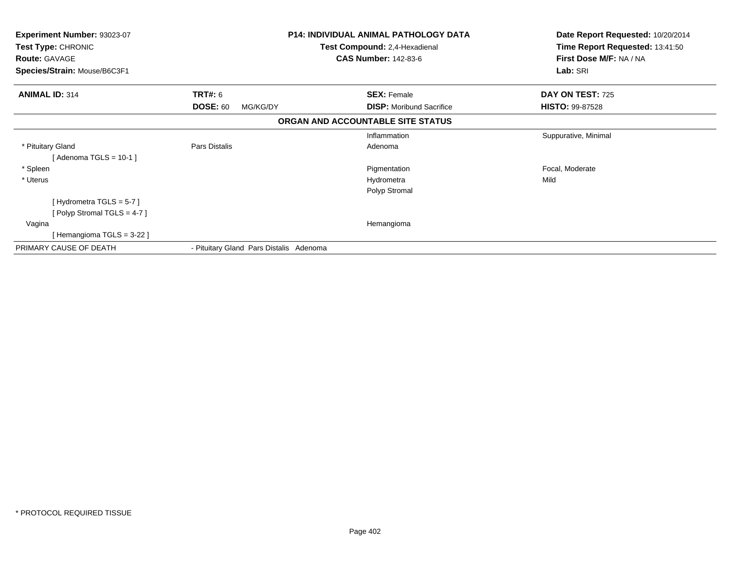**Experiment Number:** 93023-07
**Test Type:** CHRONIC
**Route:** GAVAGE
**Species/Strain:** Mouse/B6C3F1

**P14: INDIVIDUAL ANIMAL PATHOLOGY DATA**
**Test Compound:** 2,4-Hexadienal
**CAS Number:** 142-83-6

**Date Report Requested:** 10/20/2014
**Time Report Requested:** 13:41:50
**First Dose M/F:** NA / NA
**Lab:** SRI

| **ANIMAL ID:** 314 | **TRT#:** 6 | **SEX:** Female | **DAY ON TEST:** 725 |
|---|---|---|---|
| | **DOSE:** 60 MG/KG/DY | **DISP:** Moribund Sacrifice | **HISTO:** 99-87528 |

## ORGAN AND ACCOUNTABLE SITE STATUS

| | | | |
|---|---|---|---|
| | | Inflammation | Suppurative, Minimal |
| * Pituitary Gland | Pars Distalis | Adenoma | |
| [ Adenoma TGLS = 10-1 ] | | | |
| * Spleen | | Pigmentation | Focal, Moderate |
| * Uterus | | Hydrometra | Mild |
| | | Polyp Stromal | |
| [ Hydrometra TGLS = 5-7 ] | | | |
| [ Polyp Stromal TGLS = 4-7 ] | | | |
| Vagina | | Hemangioma | |
| [ Hemangioma TGLS = 3-22 ] | | | |
| PRIMARY CAUSE OF DEATH | - Pituitary Gland Pars Distalis Adenoma | | |

* PROTOCOL REQUIRED TISSUE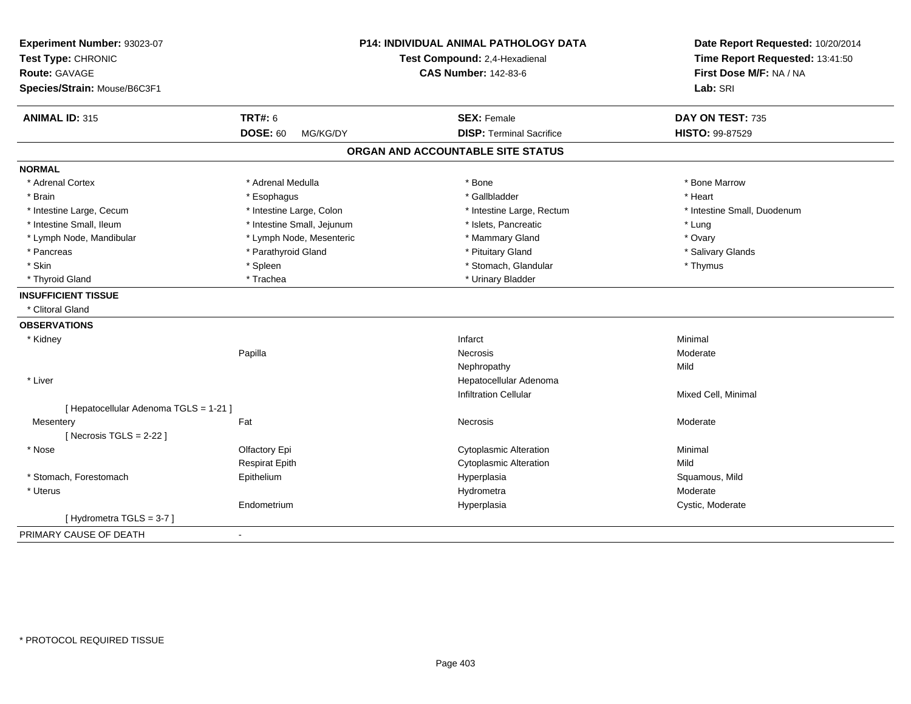**Experiment Number:** 93023-07
**Test Type:** CHRONIC
**Route:** GAVAGE
**Species/Strain:** Mouse/B6C3F1

**P14: INDIVIDUAL ANIMAL PATHOLOGY DATA**
**Test Compound:** 2,4-Hexadienal
**CAS Number:** 142-83-6

**Date Report Requested:** 10/20/2014
**Time Report Requested:** 13:41:50
**First Dose M/F:** NA / NA
**Lab:** SRI

| **ANIMAL ID:** 315 | **TRT#:** 6 | **SEX:** Female | **DAY ON TEST:** 735 |
|---|---|---|---|
| | **DOSE:** 60 MG/KG/DY | **DISP:** Terminal Sacrifice | **HISTO:** 99-87529 |

## ORGAN AND ACCOUNTABLE SITE STATUS

**NORMAL**

| | | | |
|---|---|---|---|
| * Adrenal Cortex | * Adrenal Medulla | * Bone | * Bone Marrow |
| * Brain | * Esophagus | * Gallbladder | * Heart |
| * Intestine Large, Cecum | * Intestine Large, Colon | * Intestine Large, Rectum | * Intestine Small, Duodenum |
| * Intestine Small, Ileum | * Intestine Small, Jejunum | * Islets, Pancreatic | * Lung |
| * Lymph Node, Mandibular | * Lymph Node, Mesenteric | * Mammary Gland | * Ovary |
| * Pancreas | * Parathyroid Gland | * Pituitary Gland | * Salivary Glands |
| * Skin | * Spleen | * Stomach, Glandular | * Thymus |
| * Thyroid Gland | * Trachea | * Urinary Bladder | |

**INSUFFICIENT TISSUE**

* Clitoral Gland

**OBSERVATIONS**

| | | | |
|---|---|---|---|
| * Kidney | | Infarct | Minimal |
| | Papilla | Necrosis | Moderate |
| | | Nephropathy | Mild |
| * Liver | | Hepatocellular Adenoma | |
| | | Infiltration Cellular | Mixed Cell, Minimal |
| [ Hepatocellular Adenoma TGLS = 1-21 ] | | | |
| Mesentery | Fat | Necrosis | Moderate |
| [ Necrosis TGLS = 2-22 ] | | | |
| * Nose | Olfactory Epi | Cytoplasmic Alteration | Minimal |
| | Respirat Epith | Cytoplasmic Alteration | Mild |
| * Stomach, Forestomach | Epithelium | Hyperplasia | Squamous, Mild |
| * Uterus | | Hydrometra | Moderate |
| | Endometrium | Hyperplasia | Cystic, Moderate |
| [ Hydrometra TGLS = 3-7 ] | | | |

PRIMARY CAUSE OF DEATH -

* PROTOCOL REQUIRED TISSUE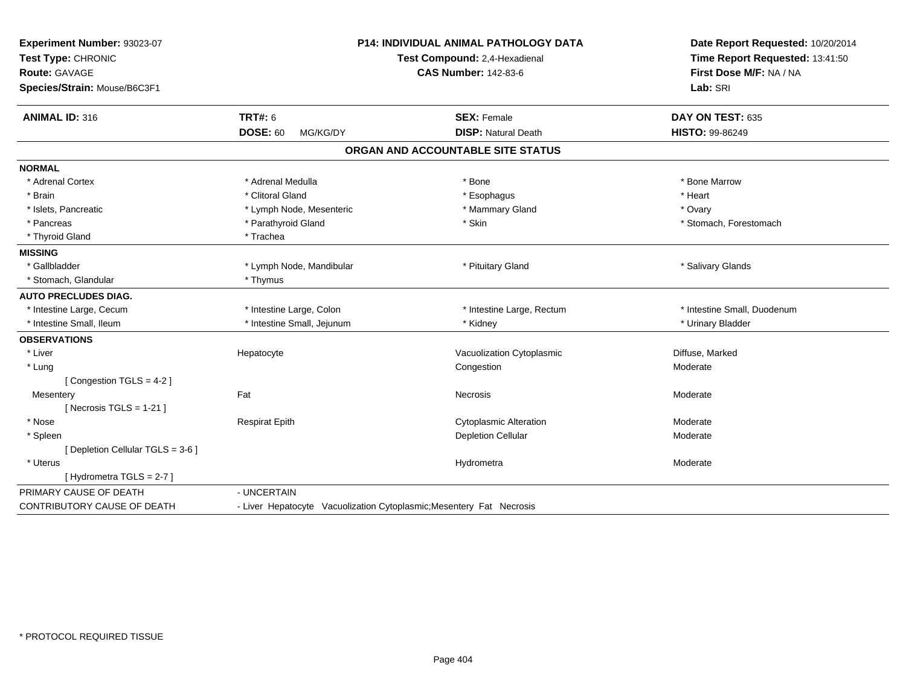**Experiment Number:** 93023-07
**Test Type:** CHRONIC
**Route:** GAVAGE
**Species/Strain:** Mouse/B6C3F1

**P14: INDIVIDUAL ANIMAL PATHOLOGY DATA**
**Test Compound:** 2,4-Hexadienal
**CAS Number:** 142-83-6

**Date Report Requested:** 10/20/2014
**Time Report Requested:** 13:41:50
**First Dose M/F:** NA / NA
**Lab:** SRI

| **ANIMAL ID:** 316 | **TRT#:** 6 | **SEX:** Female | **DAY ON TEST:** 635 |
|---|---|---|---|
| | **DOSE:** 60 MG/KG/DY | **DISP:** Natural Death | **HISTO:** 99-86249 |

## ORGAN AND ACCOUNTABLE SITE STATUS

**NORMAL**

| | | | |
|---|---|---|---|
| * Adrenal Cortex | * Adrenal Medulla | * Bone | * Bone Marrow |
| * Brain | * Clitoral Gland | * Esophagus | * Heart |
| * Islets, Pancreatic | * Lymph Node, Mesenteric | * Mammary Gland | * Ovary |
| * Pancreas | * Parathyroid Gland | * Skin | * Stomach, Forestomach |
| * Thyroid Gland | * Trachea | | |

**MISSING**

| | | | |
|---|---|---|---|
| * Gallbladder | * Lymph Node, Mandibular | * Pituitary Gland | * Salivary Glands |
| * Stomach, Glandular | * Thymus | | |

**AUTO PRECLUDES DIAG.**

| | | | |
|---|---|---|---|
| * Intestine Large, Cecum | * Intestine Large, Colon | * Intestine Large, Rectum | * Intestine Small, Duodenum |
| * Intestine Small, Ileum | * Intestine Small, Jejunum | * Kidney | * Urinary Bladder |

**OBSERVATIONS**

| | | | |
|---|---|---|---|
| * Liver | Hepatocyte | Vacuolization Cytoplasmic | Diffuse, Marked |
| * Lung | | Congestion | Moderate |
| [ Congestion TGLS = 4-2 ] | | | |
| Mesentery | Fat | Necrosis | Moderate |
| [ Necrosis TGLS = 1-21 ] | | | |
| * Nose | Respirat Epith | Cytoplasmic Alteration | Moderate |
| * Spleen | | Depletion Cellular | Moderate |
| [ Depletion Cellular TGLS = 3-6 ] | | | |
| * Uterus | | Hydrometra | Moderate |
| [ Hydrometra TGLS = 2-7 ] | | | |

| | |
|---|---|
| PRIMARY CAUSE OF DEATH | - UNCERTAIN |
| CONTRIBUTORY CAUSE OF DEATH | - Liver Hepatocyte Vacuolization Cytoplasmic;Mesentery Fat Necrosis |

* PROTOCOL REQUIRED TISSUE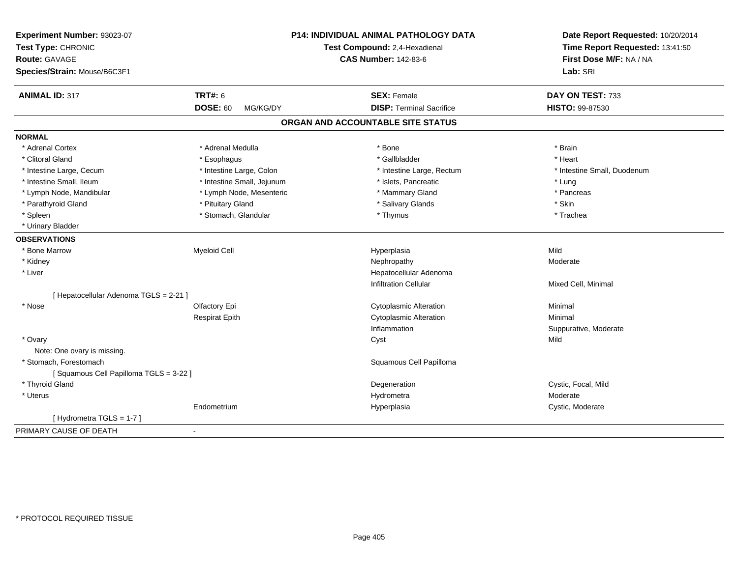**Experiment Number:** 93023-07
**Test Type:** CHRONIC
**Route:** GAVAGE
**Species/Strain:** Mouse/B6C3F1

**P14: INDIVIDUAL ANIMAL PATHOLOGY DATA**
**Test Compound:** 2,4-Hexadienal
**CAS Number:** 142-83-6

**Date Report Requested:** 10/20/2014
**Time Report Requested:** 13:41:50
**First Dose M/F:** NA / NA
**Lab:** SRI

| **ANIMAL ID:** 317 | **TRT#:** 6 | **SEX:** Female | **DAY ON TEST:** 733 |
|---|---|---|---|
| | **DOSE:** 60 MG/KG/DY | **DISP:** Terminal Sacrifice | **HISTO:** 99-87530 |

## ORGAN AND ACCOUNTABLE SITE STATUS

**NORMAL**

| | | | |
|---|---|---|---|
| * Adrenal Cortex | * Adrenal Medulla | * Bone | * Brain |
| * Clitoral Gland | * Esophagus | * Gallbladder | * Heart |
| * Intestine Large, Cecum | * Intestine Large, Colon | * Intestine Large, Rectum | * Intestine Small, Duodenum |
| * Intestine Small, Ileum | * Intestine Small, Jejunum | * Islets, Pancreatic | * Lung |
| * Lymph Node, Mandibular | * Lymph Node, Mesenteric | * Mammary Gland | * Pancreas |
| * Parathyroid Gland | * Pituitary Gland | * Salivary Glands | * Skin |
| * Spleen | * Stomach, Glandular | * Thymus | * Trachea |
| * Urinary Bladder | | | |

**OBSERVATIONS**

| | | | |
|---|---|---|---|
| * Bone Marrow | Myeloid Cell | Hyperplasia | Mild |
| * Kidney | | Nephropathy | Moderate |
| * Liver | | Hepatocellular Adenoma | |
| | | Infiltration Cellular | Mixed Cell, Minimal |
| [ Hepatocellular Adenoma TGLS = 2-21 ] | | | |
| * Nose | Olfactory Epi | Cytoplasmic Alteration | Minimal |
| | Respirat Epith | Cytoplasmic Alteration | Minimal |
| | | Inflammation | Suppurative, Moderate |
| * Ovary | | Cyst | Mild |
| Note: One ovary is missing. | | | |
| * Stomach, Forestomach | | Squamous Cell Papilloma | |
| [ Squamous Cell Papilloma TGLS = 3-22 ] | | | |
| * Thyroid Gland | | Degeneration | Cystic, Focal, Mild |
| * Uterus | | Hydrometra | Moderate |
| | Endometrium | Hyperplasia | Cystic, Moderate |
| [ Hydrometra TGLS = 1-7 ] | | | |

PRIMARY CAUSE OF DEATH -

* PROTOCOL REQUIRED TISSUE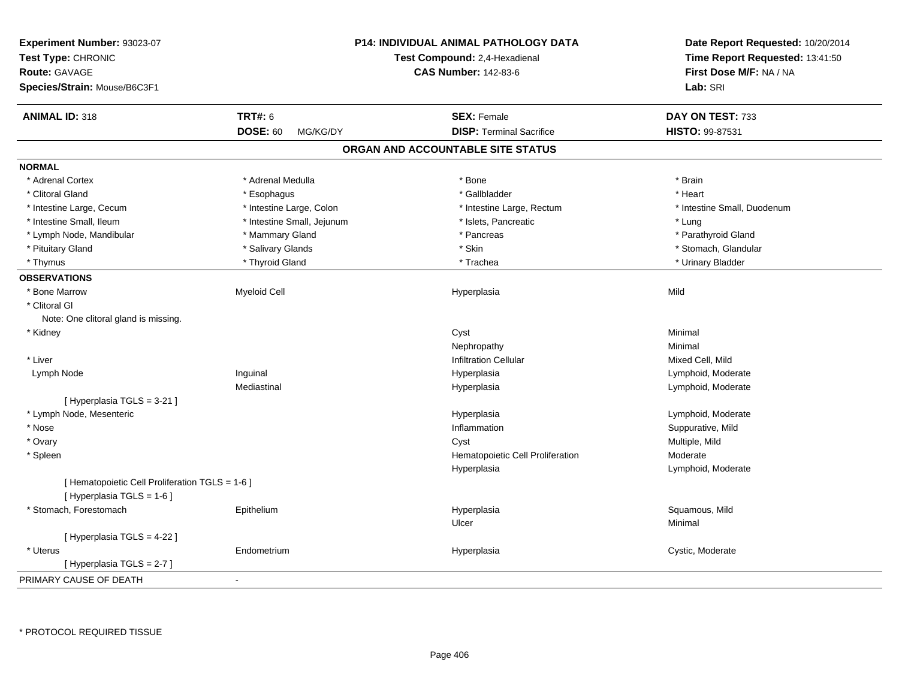**Experiment Number:** 93023-07
**Test Type:** CHRONIC
**Route:** GAVAGE
**Species/Strain:** Mouse/B6C3F1

**P14: INDIVIDUAL ANIMAL PATHOLOGY DATA**
**Test Compound:** 2,4-Hexadienal
**CAS Number:** 142-83-6

**Date Report Requested:** 10/20/2014
**Time Report Requested:** 13:41:50
**First Dose M/F:** NA / NA
**Lab:** SRI

| **ANIMAL ID:** 318 | **TRT#:** 6 | **SEX:** Female | **DAY ON TEST:** 733 |
|---|---|---|---|
| | **DOSE:** 60 MG/KG/DY | **DISP:** Terminal Sacrifice | **HISTO:** 99-87531 |

## ORGAN AND ACCOUNTABLE SITE STATUS

**NORMAL**

| | | | |
|---|---|---|---|
| * Adrenal Cortex | * Adrenal Medulla | * Bone | * Brain |
| * Clitoral Gland | * Esophagus | * Gallbladder | * Heart |
| * Intestine Large, Cecum | * Intestine Large, Colon | * Intestine Large, Rectum | * Intestine Small, Duodenum |
| * Intestine Small, Ileum | * Intestine Small, Jejunum | * Islets, Pancreatic | * Lung |
| * Lymph Node, Mandibular | * Mammary Gland | * Pancreas | * Parathyroid Gland |
| * Pituitary Gland | * Salivary Glands | * Skin | * Stomach, Glandular |
| * Thymus | * Thyroid Gland | * Trachea | * Urinary Bladder |

**OBSERVATIONS**

| | | | |
|---|---|---|---|
| * Bone Marrow | Myeloid Cell | Hyperplasia | Mild |
| * Clitoral Gl | | | |
| Note: One clitoral gland is missing. | | | |
| * Kidney | | Cyst | Minimal |
| | | Nephropathy | Minimal |
| * Liver | | Infiltration Cellular | Mixed Cell, Mild |
| Lymph Node | Inguinal | Hyperplasia | Lymphoid, Moderate |
| | Mediastinal | Hyperplasia | Lymphoid, Moderate |
| [ Hyperplasia TGLS = 3-21 ] | | | |
| * Lymph Node, Mesenteric | | Hyperplasia | Lymphoid, Moderate |
| * Nose | | Inflammation | Suppurative, Mild |
| * Ovary | | Cyst | Multiple, Mild |
| * Spleen | | Hematopoietic Cell Proliferation | Moderate |
| | | Hyperplasia | Lymphoid, Moderate |
| [ Hematopoietic Cell Proliferation TGLS = 1-6 ] | | | |
| [ Hyperplasia TGLS = 1-6 ] | | | |
| * Stomach, Forestomach | Epithelium | Hyperplasia | Squamous, Mild |
| | | Ulcer | Minimal |
| [ Hyperplasia TGLS = 4-22 ] | | | |
| * Uterus | Endometrium | Hyperplasia | Cystic, Moderate |
| [ Hyperplasia TGLS = 2-7 ] | | | |

PRIMARY CAUSE OF DEATH -

* PROTOCOL REQUIRED TISSUE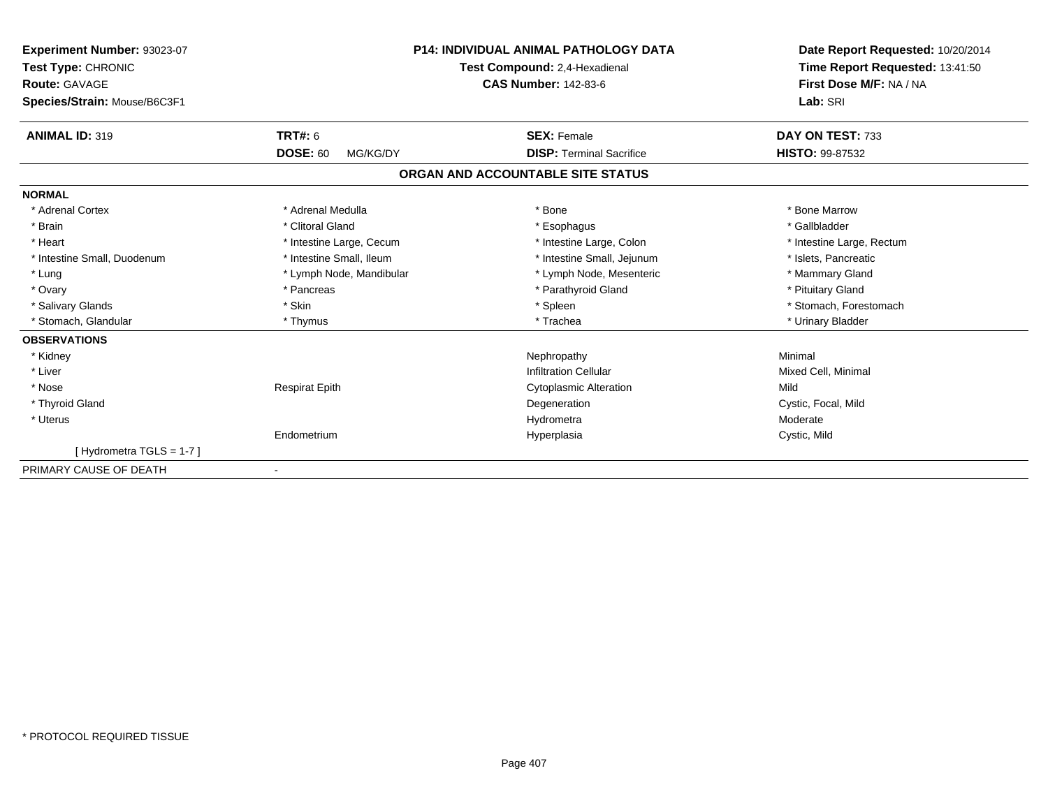**Experiment Number:** 93023-07
**Test Type:** CHRONIC
**Route:** GAVAGE
**Species/Strain:** Mouse/B6C3F1

**P14: INDIVIDUAL ANIMAL PATHOLOGY DATA**
**Test Compound:** 2,4-Hexadienal
**CAS Number:** 142-83-6

**Date Report Requested:** 10/20/2014
**Time Report Requested:** 13:41:50
**First Dose M/F:** NA / NA
**Lab:** SRI

| **ANIMAL ID:** 319 | **TRT#:** 6 | **SEX:** Female | **DAY ON TEST:** 733 |
|---|---|---|---|
| | **DOSE:** 60 MG/KG/DY | **DISP:** Terminal Sacrifice | **HISTO:** 99-87532 |

## ORGAN AND ACCOUNTABLE SITE STATUS

**NORMAL**

| | | | |
|---|---|---|---|
| * Adrenal Cortex | * Adrenal Medulla | * Bone | * Bone Marrow |
| * Brain | * Clitoral Gland | * Esophagus | * Gallbladder |
| * Heart | * Intestine Large, Cecum | * Intestine Large, Colon | * Intestine Large, Rectum |
| * Intestine Small, Duodenum | * Intestine Small, Ileum | * Intestine Small, Jejunum | * Islets, Pancreatic |
| * Lung | * Lymph Node, Mandibular | * Lymph Node, Mesenteric | * Mammary Gland |
| * Ovary | * Pancreas | * Parathyroid Gland | * Pituitary Gland |
| * Salivary Glands | * Skin | * Spleen | * Stomach, Forestomach |
| * Stomach, Glandular | * Thymus | * Trachea | * Urinary Bladder |

**OBSERVATIONS**

| | | | |
|---|---|---|---|
| * Kidney | | Nephropathy | Minimal |
| * Liver | | Infiltration Cellular | Mixed Cell, Minimal |
| * Nose | Respirat Epith | Cytoplasmic Alteration | Mild |
| * Thyroid Gland | | Degeneration | Cystic, Focal, Mild |
| * Uterus | | Hydrometra | Moderate |
| | Endometrium | Hyperplasia | Cystic, Mild |
| [ Hydrometra TGLS = 1-7 ] | | | |

PRIMARY CAUSE OF DEATH -

* PROTOCOL REQUIRED TISSUE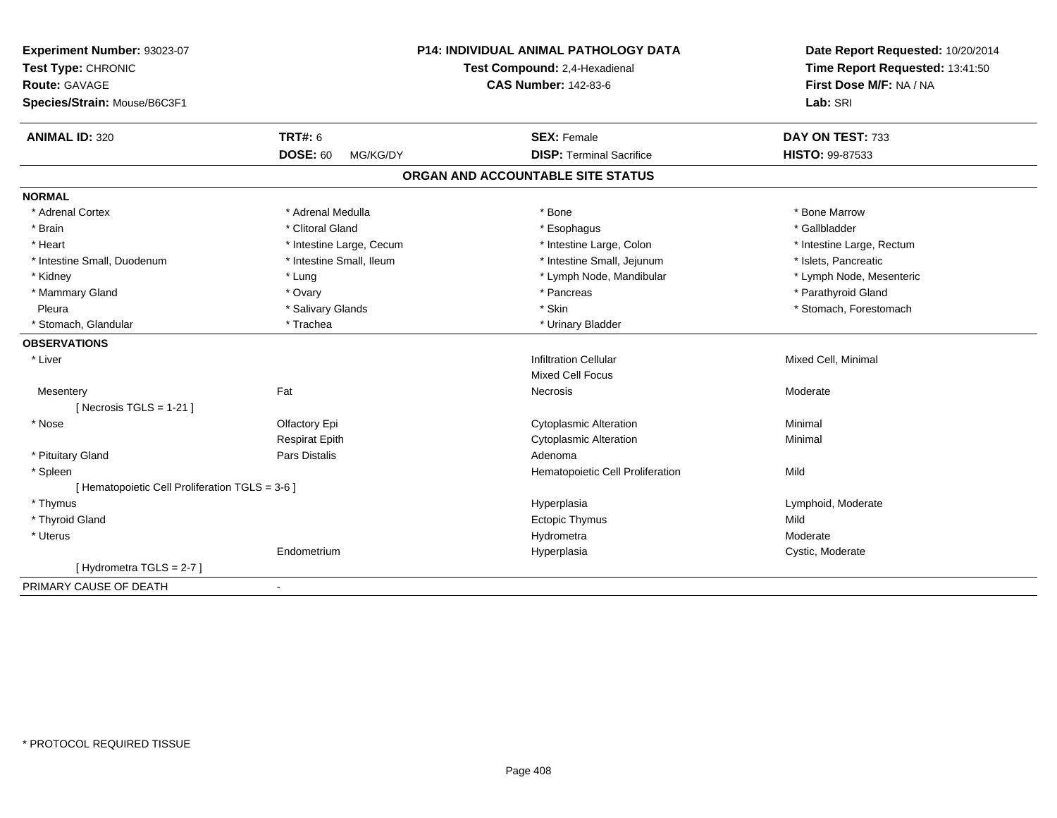**Experiment Number:** 93023-07
**Test Type:** CHRONIC
**Route:** GAVAGE
**Species/Strain:** Mouse/B6C3F1

**P14: INDIVIDUAL ANIMAL PATHOLOGY DATA**
**Test Compound:** 2,4-Hexadienal
**CAS Number:** 142-83-6

**Date Report Requested:** 10/20/2014
**Time Report Requested:** 13:41:50
**First Dose M/F:** NA / NA
**Lab:** SRI

| **ANIMAL ID:** 320 | **TRT#:** 6 | **SEX:** Female | **DAY ON TEST:** 733 |
|---|---|---|---|
| | **DOSE:** 60 MG/KG/DY | **DISP:** Terminal Sacrifice | **HISTO:** 99-87533 |

## ORGAN AND ACCOUNTABLE SITE STATUS

**NORMAL**

| | | | |
|---|---|---|---|
| * Adrenal Cortex | * Adrenal Medulla | * Bone | * Bone Marrow |
| * Brain | * Clitoral Gland | * Esophagus | * Gallbladder |
| * Heart | * Intestine Large, Cecum | * Intestine Large, Colon | * Intestine Large, Rectum |
| * Intestine Small, Duodenum | * Intestine Small, Ileum | * Intestine Small, Jejunum | * Islets, Pancreatic |
| * Kidney | * Lung | * Lymph Node, Mandibular | * Lymph Node, Mesenteric |
| * Mammary Gland | * Ovary | * Pancreas | * Parathyroid Gland |
| Pleura | * Salivary Glands | * Skin | * Stomach, Forestomach |
| * Stomach, Glandular | * Trachea | * Urinary Bladder | |

**OBSERVATIONS**

| | | | |
|---|---|---|---|
| * Liver | | Infiltration Cellular | Mixed Cell, Minimal |
| | | Mixed Cell Focus | |
| Mesentery | Fat | Necrosis | Moderate |
| [ Necrosis TGLS = 1-21 ] | | | |
| * Nose | Olfactory Epi | Cytoplasmic Alteration | Minimal |
| | Respirat Epith | Cytoplasmic Alteration | Minimal |
| * Pituitary Gland | Pars Distalis | Adenoma | |
| * Spleen | | Hematopoietic Cell Proliferation | Mild |
| [ Hematopoietic Cell Proliferation TGLS = 3-6 ] | | | |
| * Thymus | | Hyperplasia | Lymphoid, Moderate |
| * Thyroid Gland | | Ectopic Thymus | Mild |
| * Uterus | | Hydrometra | Moderate |
| | Endometrium | Hyperplasia | Cystic, Moderate |
| [ Hydrometra TGLS = 2-7 ] | | | |

PRIMARY CAUSE OF DEATH -

* PROTOCOL REQUIRED TISSUE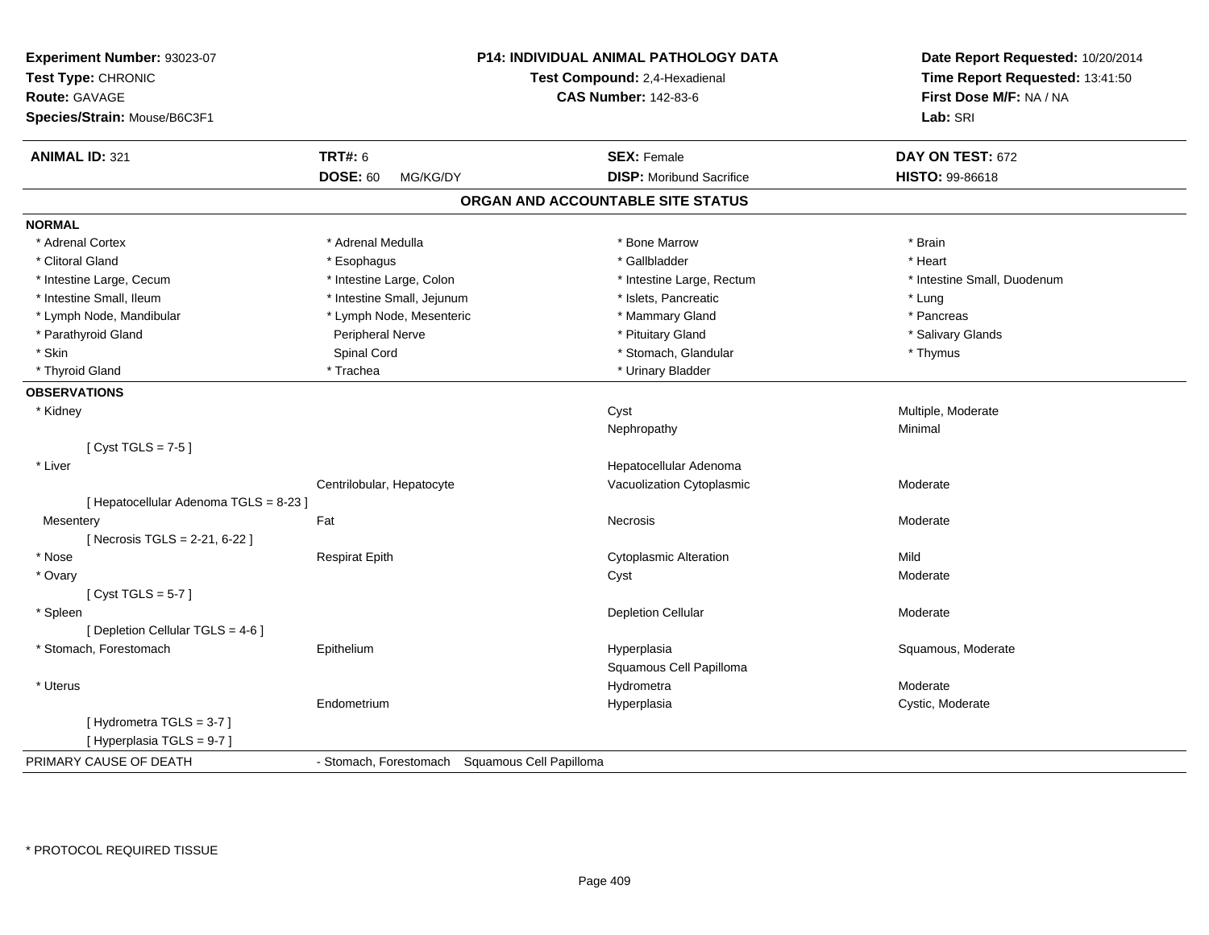**Experiment Number:** 93023-07
**Test Type:** CHRONIC
**Route:** GAVAGE
**Species/Strain:** Mouse/B6C3F1

**P14: INDIVIDUAL ANIMAL PATHOLOGY DATA**
**Test Compound:** 2,4-Hexadienal
**CAS Number:** 142-83-6

**Date Report Requested:** 10/20/2014
**Time Report Requested:** 13:41:50
**First Dose M/F:** NA / NA
**Lab:** SRI

| **ANIMAL ID:** 321 | **TRT#:** 6 | **SEX:** Female | **DAY ON TEST:** 672 |
|---|---|---|---|
| | **DOSE:** 60 MG/KG/DY | **DISP:** Moribund Sacrifice | **HISTO:** 99-86618 |

## ORGAN AND ACCOUNTABLE SITE STATUS

**NORMAL**

| | | | |
|---|---|---|---|
| * Adrenal Cortex | * Adrenal Medulla | * Bone Marrow | * Brain |
| * Clitoral Gland | * Esophagus | * Gallbladder | * Heart |
| * Intestine Large, Cecum | * Intestine Large, Colon | * Intestine Large, Rectum | * Intestine Small, Duodenum |
| * Intestine Small, Ileum | * Intestine Small, Jejunum | * Islets, Pancreatic | * Lung |
| * Lymph Node, Mandibular | * Lymph Node, Mesenteric | * Mammary Gland | * Pancreas |
| * Parathyroid Gland | Peripheral Nerve | * Pituitary Gland | * Salivary Glands |
| * Skin | Spinal Cord | * Stomach, Glandular | * Thymus |
| * Thyroid Gland | * Trachea | * Urinary Bladder | |

**OBSERVATIONS**

| | | | |
|---|---|---|---|
| * Kidney | | Cyst | Multiple, Moderate |
| | | Nephropathy | Minimal |
| [ Cyst TGLS = 7-5 ] | | | |
| * Liver | | Hepatocellular Adenoma | |
| | Centrilobular, Hepatocyte | Vacuolization Cytoplasmic | Moderate |
| [ Hepatocellular Adenoma TGLS = 8-23 ] | | | |
| Mesentery | Fat | Necrosis | Moderate |
| [ Necrosis TGLS = 2-21, 6-22 ] | | | |
| * Nose | Respirat Epith | Cytoplasmic Alteration | Mild |
| * Ovary | | Cyst | Moderate |
| [ Cyst TGLS = 5-7 ] | | | |
| * Spleen | | Depletion Cellular | Moderate |
| [ Depletion Cellular TGLS = 4-6 ] | | | |
| * Stomach, Forestomach | Epithelium | Hyperplasia | Squamous, Moderate |
| | | Squamous Cell Papilloma | |
| * Uterus | | Hydrometra | Moderate |
| | Endometrium | Hyperplasia | Cystic, Moderate |
| [ Hydrometra TGLS = 3-7 ] | | | |
| [ Hyperplasia TGLS = 9-7 ] | | | |

PRIMARY CAUSE OF DEATH - Stomach, Forestomach Squamous Cell Papilloma

* PROTOCOL REQUIRED TISSUE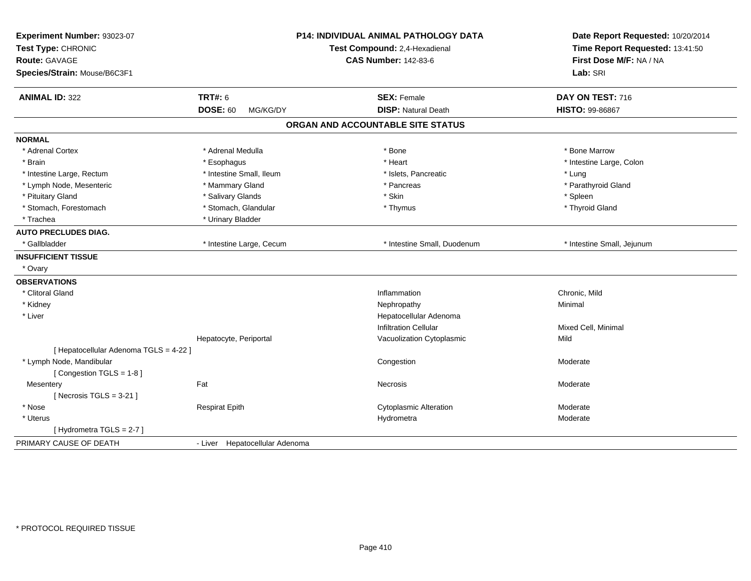**Experiment Number:** 93023-07
**Test Type:** CHRONIC
**Route:** GAVAGE
**Species/Strain:** Mouse/B6C3F1

**P14: INDIVIDUAL ANIMAL PATHOLOGY DATA**
**Test Compound:** 2,4-Hexadienal
**CAS Number:** 142-83-6

**Date Report Requested:** 10/20/2014
**Time Report Requested:** 13:41:50
**First Dose M/F:** NA / NA
**Lab:** SRI

| **ANIMAL ID:** 322 | **TRT#:** 6 | **SEX:** Female | **DAY ON TEST:** 716 |
|---|---|---|---|
| | **DOSE:** 60 MG/KG/DY | **DISP:** Natural Death | **HISTO:** 99-86867 |

## ORGAN AND ACCOUNTABLE SITE STATUS

**NORMAL**

| | | | |
|---|---|---|---|
| * Adrenal Cortex | * Adrenal Medulla | * Bone | * Bone Marrow |
| * Brain | * Esophagus | * Heart | * Intestine Large, Colon |
| * Intestine Large, Rectum | * Intestine Small, Ileum | * Islets, Pancreatic | * Lung |
| * Lymph Node, Mesenteric | * Mammary Gland | * Pancreas | * Parathyroid Gland |
| * Pituitary Gland | * Salivary Glands | * Skin | * Spleen |
| * Stomach, Forestomach | * Stomach, Glandular | * Thymus | * Thyroid Gland |
| * Trachea | * Urinary Bladder | | |

**AUTO PRECLUDES DIAG.**

| | | | |
|---|---|---|---|
| * Gallbladder | * Intestine Large, Cecum | * Intestine Small, Duodenum | * Intestine Small, Jejunum |

**INSUFFICIENT TISSUE**

* Ovary

**OBSERVATIONS**

| | | | |
|---|---|---|---|
| * Clitoral Gland | | Inflammation | Chronic, Mild |
| * Kidney | | Nephropathy | Minimal |
| * Liver | | Hepatocellular Adenoma | |
| | | Infiltration Cellular | Mixed Cell, Minimal |
| | Hepatocyte, Periportal | Vacuolization Cytoplasmic | Mild |
| [ Hepatocellular Adenoma TGLS = 4-22 ] | | | |
| * Lymph Node, Mandibular | | Congestion | Moderate |
| [ Congestion TGLS = 1-8 ] | | | |
| Mesentery | Fat | Necrosis | Moderate |
| [ Necrosis TGLS = 3-21 ] | | | |
| * Nose | Respirat Epith | Cytoplasmic Alteration | Moderate |
| * Uterus | | Hydrometra | Moderate |
| [ Hydrometra TGLS = 2-7 ] | | | |

PRIMARY CAUSE OF DEATH - Liver Hepatocellular Adenoma

* PROTOCOL REQUIRED TISSUE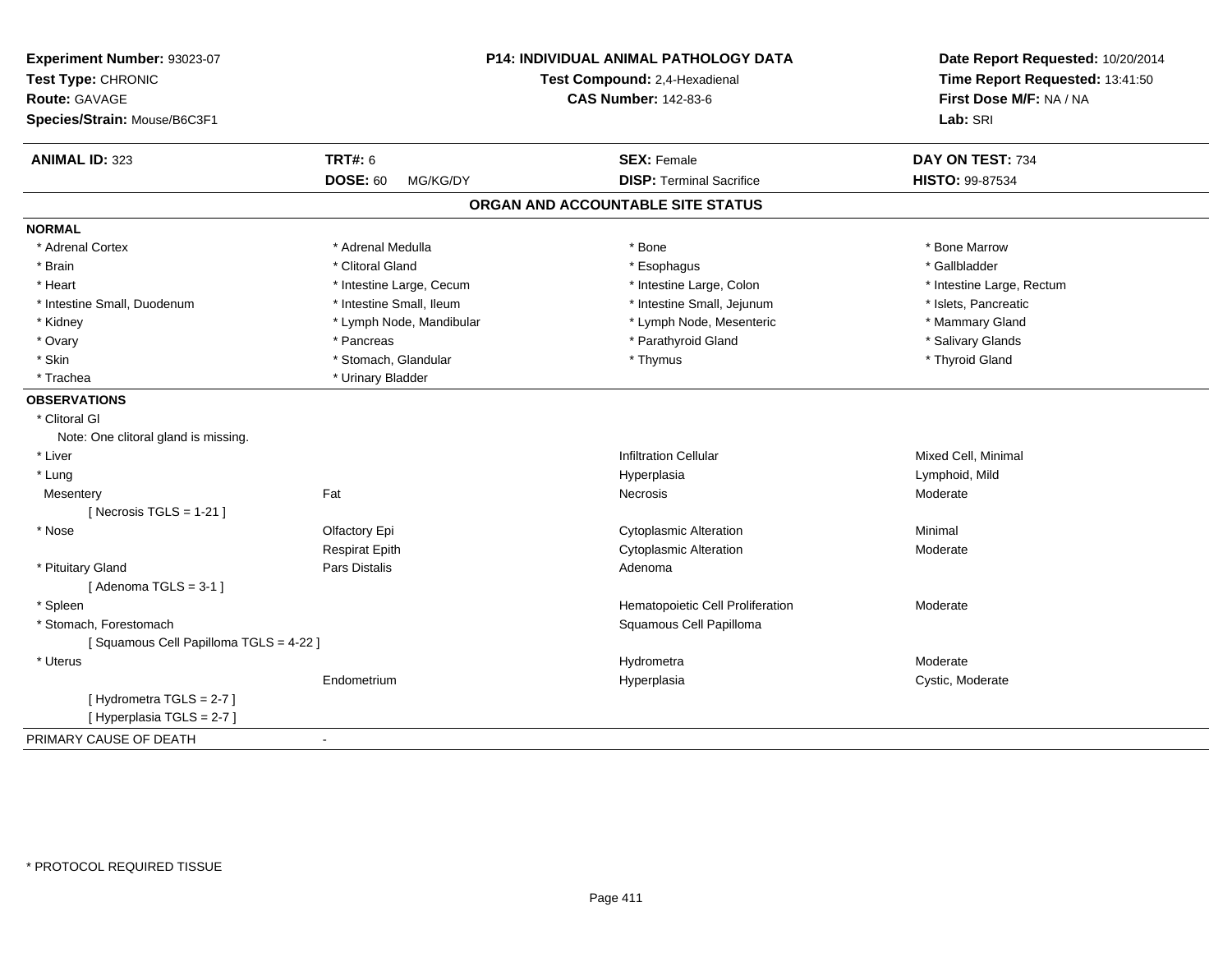**Experiment Number:** 93023-07
**Test Type:** CHRONIC
**Route:** GAVAGE
**Species/Strain:** Mouse/B6C3F1

**P14: INDIVIDUAL ANIMAL PATHOLOGY DATA**
**Test Compound:** 2,4-Hexadienal
**CAS Number:** 142-83-6

**Date Report Requested:** 10/20/2014
**Time Report Requested:** 13:41:50
**First Dose M/F:** NA / NA
**Lab:** SRI

| **ANIMAL ID:** 323 | **TRT#:** 6 | **SEX:** Female | **DAY ON TEST:** 734 |
|---|---|---|---|
| | **DOSE:** 60 MG/KG/DY | **DISP:** Terminal Sacrifice | **HISTO:** 99-87534 |

## ORGAN AND ACCOUNTABLE SITE STATUS

**NORMAL**

| | | | |
|---|---|---|---|
| * Adrenal Cortex | * Adrenal Medulla | * Bone | * Bone Marrow |
| * Brain | * Clitoral Gland | * Esophagus | * Gallbladder |
| * Heart | * Intestine Large, Cecum | * Intestine Large, Colon | * Intestine Large, Rectum |
| * Intestine Small, Duodenum | * Intestine Small, Ileum | * Intestine Small, Jejunum | * Islets, Pancreatic |
| * Kidney | * Lymph Node, Mandibular | * Lymph Node, Mesenteric | * Mammary Gland |
| * Ovary | * Pancreas | * Parathyroid Gland | * Salivary Glands |
| * Skin | * Stomach, Glandular | * Thymus | * Thyroid Gland |
| * Trachea | * Urinary Bladder | | |

**OBSERVATIONS**

| | | | |
|---|---|---|---|
| * Clitoral Gl | | | |
| Note: One clitoral gland is missing. | | | |
| * Liver | | Infiltration Cellular | Mixed Cell, Minimal |
| * Lung | | Hyperplasia | Lymphoid, Mild |
| Mesentery | Fat | Necrosis | Moderate |
| [ Necrosis TGLS = 1-21 ] | | | |
| * Nose | Olfactory Epi | Cytoplasmic Alteration | Minimal |
| | Respirat Epith | Cytoplasmic Alteration | Moderate |
| * Pituitary Gland | Pars Distalis | Adenoma | |
| [ Adenoma TGLS = 3-1 ] | | | |
| * Spleen | | Hematopoietic Cell Proliferation | Moderate |
| * Stomach, Forestomach | | Squamous Cell Papilloma | |
| [ Squamous Cell Papilloma TGLS = 4-22 ] | | | |
| * Uterus | | Hydrometra | Moderate |
| | Endometrium | Hyperplasia | Cystic, Moderate |
| [ Hydrometra TGLS = 2-7 ] | | | |
| [ Hyperplasia TGLS = 2-7 ] | | | |

PRIMARY CAUSE OF DEATH -

\* PROTOCOL REQUIRED TISSUE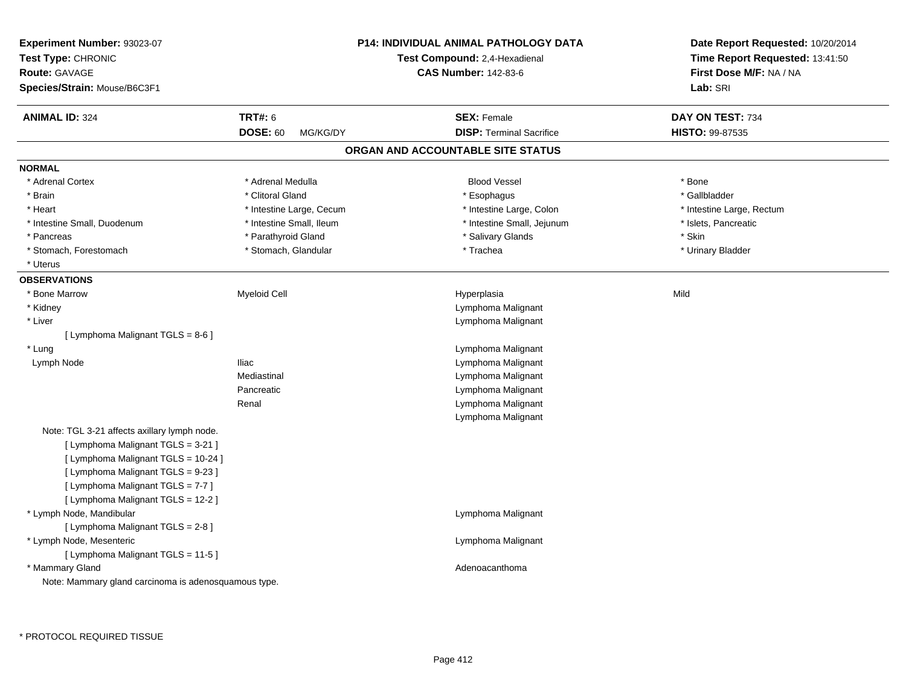**Experiment Number:** 93023-07
**Test Type:** CHRONIC
**Route:** GAVAGE
**Species/Strain:** Mouse/B6C3F1

**P14: INDIVIDUAL ANIMAL PATHOLOGY DATA**
**Test Compound:** 2,4-Hexadienal
**CAS Number:** 142-83-6

**Date Report Requested:** 10/20/2014
**Time Report Requested:** 13:41:50
**First Dose M/F:** NA / NA
**Lab:** SRI

| **ANIMAL ID:** 324 | **TRT#:** 6 | **SEX:** Female | **DAY ON TEST:** 734 |
|---|---|---|---|
| | **DOSE:** 60 MG/KG/DY | **DISP:** Terminal Sacrifice | **HISTO:** 99-87535 |

## ORGAN AND ACCOUNTABLE SITE STATUS

### NORMAL

| | | | |
|---|---|---|---|
| * Adrenal Cortex | * Adrenal Medulla | Blood Vessel | * Bone |
| * Brain | * Clitoral Gland | * Esophagus | * Gallbladder |
| * Heart | * Intestine Large, Cecum | * Intestine Large, Colon | * Intestine Large, Rectum |
| * Intestine Small, Duodenum | * Intestine Small, Ileum | * Intestine Small, Jejunum | * Islets, Pancreatic |
| * Pancreas | * Parathyroid Gland | * Salivary Glands | * Skin |
| * Stomach, Forestomach | * Stomach, Glandular | * Trachea | * Urinary Bladder |
| * Uterus | | | |

### OBSERVATIONS

| | | | |
|---|---|---|---|
| * Bone Marrow | Myeloid Cell | Hyperplasia | Mild |
| * Kidney | | Lymphoma Malignant | |
| * Liver | | Lymphoma Malignant | |
| [ Lymphoma Malignant TGLS = 8-6 ] | | | |
| * Lung | | Lymphoma Malignant | |
| Lymph Node | Iliac | Lymphoma Malignant | |
| | Mediastinal | Lymphoma Malignant | |
| | Pancreatic | Lymphoma Malignant | |
| | Renal | Lymphoma Malignant | |
| | | Lymphoma Malignant | |
| Note: TGL 3-21 affects axillary lymph node. | | | |
| [ Lymphoma Malignant TGLS = 3-21 ] | | | |
| [ Lymphoma Malignant TGLS = 10-24 ] | | | |
| [ Lymphoma Malignant TGLS = 9-23 ] | | | |
| [ Lymphoma Malignant TGLS = 7-7 ] | | | |
| [ Lymphoma Malignant TGLS = 12-2 ] | | | |
| * Lymph Node, Mandibular | | Lymphoma Malignant | |
| [ Lymphoma Malignant TGLS = 2-8 ] | | | |
| * Lymph Node, Mesenteric | | Lymphoma Malignant | |
| [ Lymphoma Malignant TGLS = 11-5 ] | | | |
| * Mammary Gland | | Adenoacanthoma | |
| Note: Mammary gland carcinoma is adenosquamous type. | | | |

* PROTOCOL REQUIRED TISSUE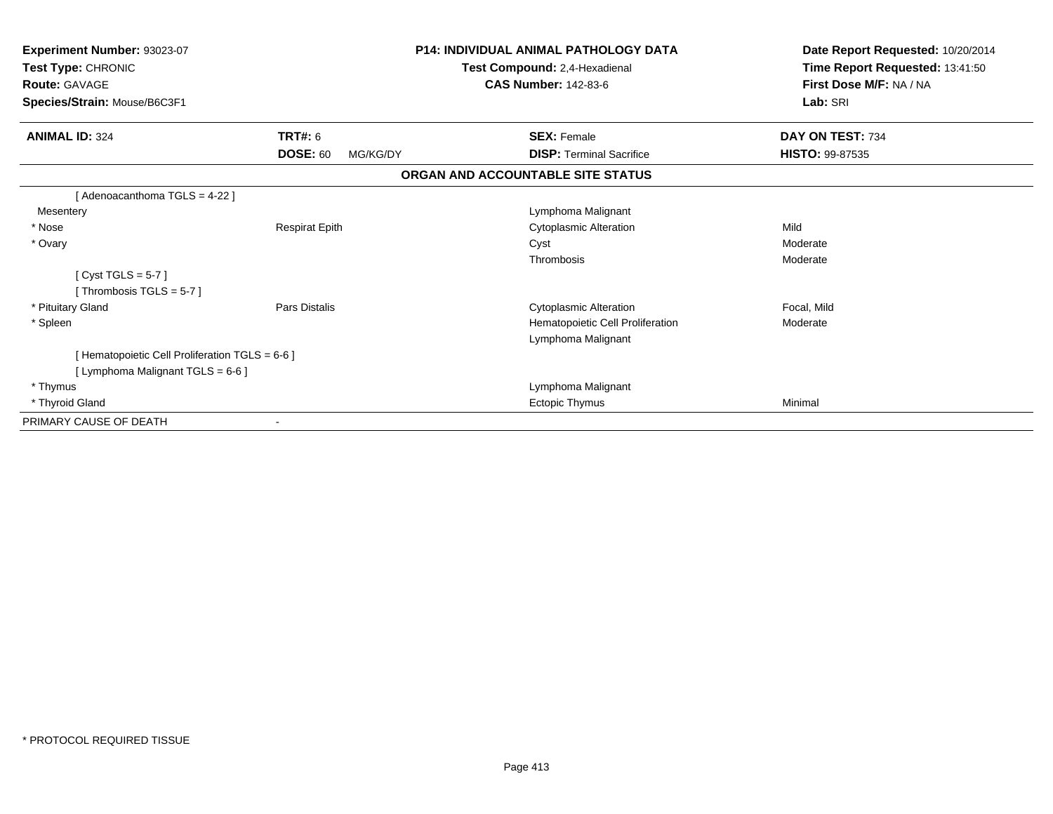**Experiment Number:** 93023-07
**Test Type:** CHRONIC
**Route:** GAVAGE
**Species/Strain:** Mouse/B6C3F1

**P14: INDIVIDUAL ANIMAL PATHOLOGY DATA**
**Test Compound:** 2,4-Hexadienal
**CAS Number:** 142-83-6

**Date Report Requested:** 10/20/2014
**Time Report Requested:** 13:41:50
**First Dose M/F:** NA / NA
**Lab:** SRI

| **ANIMAL ID:** 324 | **TRT#:** 6 | **SEX:** Female | **DAY ON TEST:** 734 |
|---|---|---|---|
| | **DOSE:** 60 MG/KG/DY | **DISP:** Terminal Sacrifice | **HISTO:** 99-87535 |

**ORGAN AND ACCOUNTABLE SITE STATUS**

| | | | |
|---|---|---|---|
| [ Adenoacanthoma TGLS = 4-22 ] | | | |
| Mesentery | | Lymphoma Malignant | |
| * Nose | Respirat Epith | Cytoplasmic Alteration | Mild |
| * Ovary | | Cyst | Moderate |
| | | Thrombosis | Moderate |
| [ Cyst TGLS = 5-7 ] | | | |
| [ Thrombosis TGLS = 5-7 ] | | | |
| * Pituitary Gland | Pars Distalis | Cytoplasmic Alteration | Focal, Mild |
| * Spleen | | Hematopoietic Cell Proliferation | Moderate |
| | | Lymphoma Malignant | |
| [ Hematopoietic Cell Proliferation TGLS = 6-6 ] | | | |
| [ Lymphoma Malignant TGLS = 6-6 ] | | | |
| * Thymus | | Lymphoma Malignant | |
| * Thyroid Gland | | Ectopic Thymus | Minimal |
| PRIMARY CAUSE OF DEATH | - | | |

* PROTOCOL REQUIRED TISSUE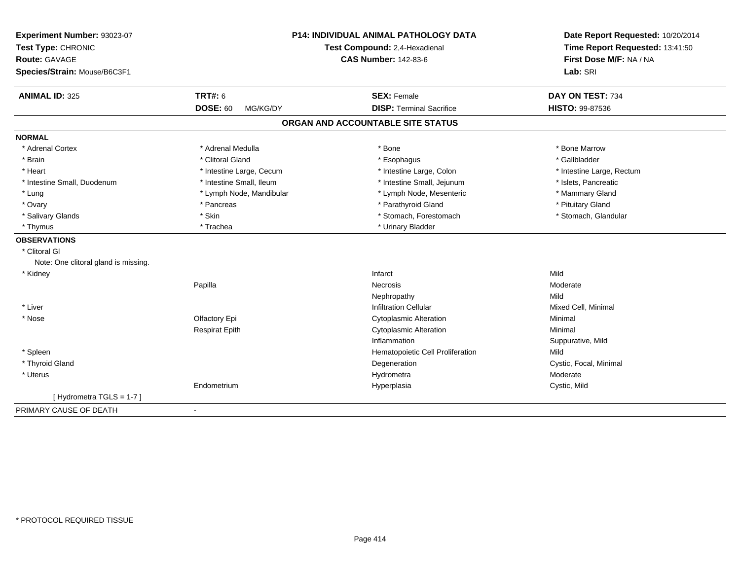**Experiment Number:** 93023-07
**Test Type:** CHRONIC
**Route:** GAVAGE
**Species/Strain:** Mouse/B6C3F1

**P14: INDIVIDUAL ANIMAL PATHOLOGY DATA**
**Test Compound:** 2,4-Hexadienal
**CAS Number:** 142-83-6

**Date Report Requested:** 10/20/2014
**Time Report Requested:** 13:41:50
**First Dose M/F:** NA / NA
**Lab:** SRI

| **ANIMAL ID:** 325 | **TRT#:** 6 | **SEX:** Female | **DAY ON TEST:** 734 |
|---|---|---|---|
| | **DOSE:** 60 MG/KG/DY | **DISP:** Terminal Sacrifice | **HISTO:** 99-87536 |

## ORGAN AND ACCOUNTABLE SITE STATUS

**NORMAL**

| | | | |
|---|---|---|---|
| * Adrenal Cortex | * Adrenal Medulla | * Bone | * Bone Marrow |
| * Brain | * Clitoral Gland | * Esophagus | * Gallbladder |
| * Heart | * Intestine Large, Cecum | * Intestine Large, Colon | * Intestine Large, Rectum |
| * Intestine Small, Duodenum | * Intestine Small, Ileum | * Intestine Small, Jejunum | * Islets, Pancreatic |
| * Lung | * Lymph Node, Mandibular | * Lymph Node, Mesenteric | * Mammary Gland |
| * Ovary | * Pancreas | * Parathyroid Gland | * Pituitary Gland |
| * Salivary Glands | * Skin | * Stomach, Forestomach | * Stomach, Glandular |
| * Thymus | * Trachea | * Urinary Bladder | |

**OBSERVATIONS**

| | | | |
|---|---|---|---|
| * Clitoral Gl | | | |
| Note: One clitoral gland is missing. | | | |
| * Kidney | | Infarct | Mild |
| | Papilla | Necrosis | Moderate |
| | | Nephropathy | Mild |
| * Liver | | Infiltration Cellular | Mixed Cell, Minimal |
| * Nose | Olfactory Epi | Cytoplasmic Alteration | Minimal |
| | Respirat Epith | Cytoplasmic Alteration | Minimal |
| | | Inflammation | Suppurative, Mild |
| * Spleen | | Hematopoietic Cell Proliferation | Mild |
| * Thyroid Gland | | Degeneration | Cystic, Focal, Minimal |
| * Uterus | | Hydrometra | Moderate |
| | Endometrium | Hyperplasia | Cystic, Mild |
| [ Hydrometra TGLS = 1-7 ] | | | |

PRIMARY CAUSE OF DEATH -

* PROTOCOL REQUIRED TISSUE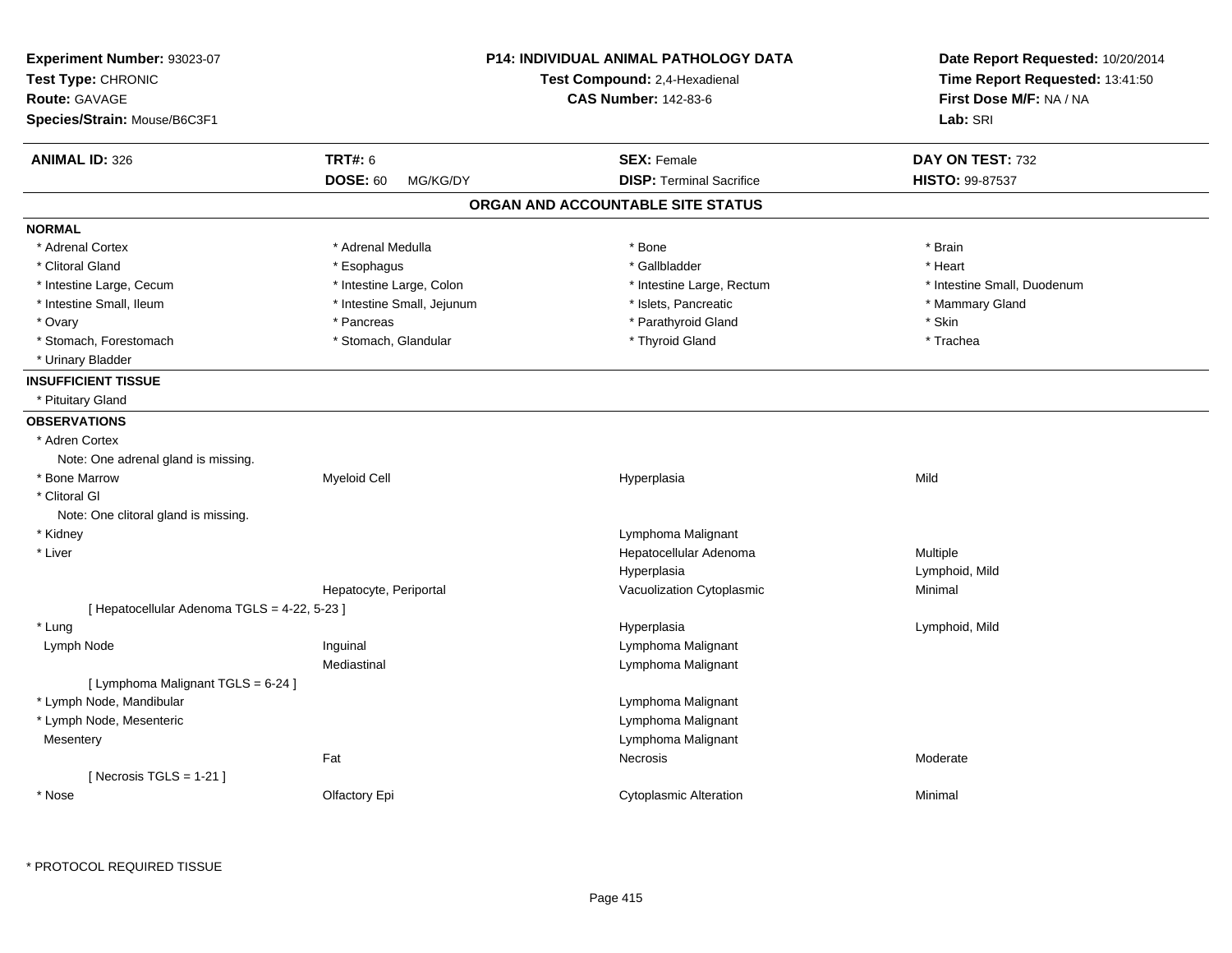**Experiment Number:** 93023-07
**Test Type:** CHRONIC
**Route:** GAVAGE
**Species/Strain:** Mouse/B6C3F1

**P14: INDIVIDUAL ANIMAL PATHOLOGY DATA**
**Test Compound:** 2,4-Hexadienal
**CAS Number:** 142-83-6

**Date Report Requested:** 10/20/2014
**Time Report Requested:** 13:41:50
**First Dose M/F:** NA / NA
**Lab:** SRI

| **ANIMAL ID:** 326 | **TRT#:** 6 | **SEX:** Female | **DAY ON TEST:** 732 |
|---|---|---|---|
| | **DOSE:** 60 MG/KG/DY | **DISP:** Terminal Sacrifice | **HISTO:** 99-87537 |

## ORGAN AND ACCOUNTABLE SITE STATUS

**NORMAL**

| | | | |
|---|---|---|---|
| * Adrenal Cortex | * Adrenal Medulla | * Bone | * Brain |
| * Clitoral Gland | * Esophagus | * Gallbladder | * Heart |
| * Intestine Large, Cecum | * Intestine Large, Colon | * Intestine Large, Rectum | * Intestine Small, Duodenum |
| * Intestine Small, Ileum | * Intestine Small, Jejunum | * Islets, Pancreatic | * Mammary Gland |
| * Ovary | * Pancreas | * Parathyroid Gland | * Skin |
| * Stomach, Forestomach | * Stomach, Glandular | * Thyroid Gland | * Trachea |
| * Urinary Bladder | | | |

**INSUFFICIENT TISSUE**

* Pituitary Gland

**OBSERVATIONS**

| | | | |
|---|---|---|---|
| * Adren Cortex | | | |
| Note: One adrenal gland is missing. | | | |
| * Bone Marrow | Myeloid Cell | Hyperplasia | Mild |
| * Clitoral Gl | | | |
| Note: One clitoral gland is missing. | | | |
| * Kidney | | Lymphoma Malignant | |
| * Liver | | Hepatocellular Adenoma | Multiple |
| | | Hyperplasia | Lymphoid, Mild |
| | Hepatocyte, Periportal | Vacuolization Cytoplasmic | Minimal |
| [ Hepatocellular Adenoma TGLS = 4-22, 5-23 ] | | | |
| * Lung | | Hyperplasia | Lymphoid, Mild |
| Lymph Node | Inguinal | Lymphoma Malignant | |
| | Mediastinal | Lymphoma Malignant | |
| [ Lymphoma Malignant TGLS = 6-24 ] | | | |
| * Lymph Node, Mandibular | | Lymphoma Malignant | |
| * Lymph Node, Mesenteric | | Lymphoma Malignant | |
| Mesentery | | Lymphoma Malignant | |
| | Fat | Necrosis | Moderate |
| [ Necrosis TGLS = 1-21 ] | | | |
| * Nose | Olfactory Epi | Cytoplasmic Alteration | Minimal |

* PROTOCOL REQUIRED TISSUE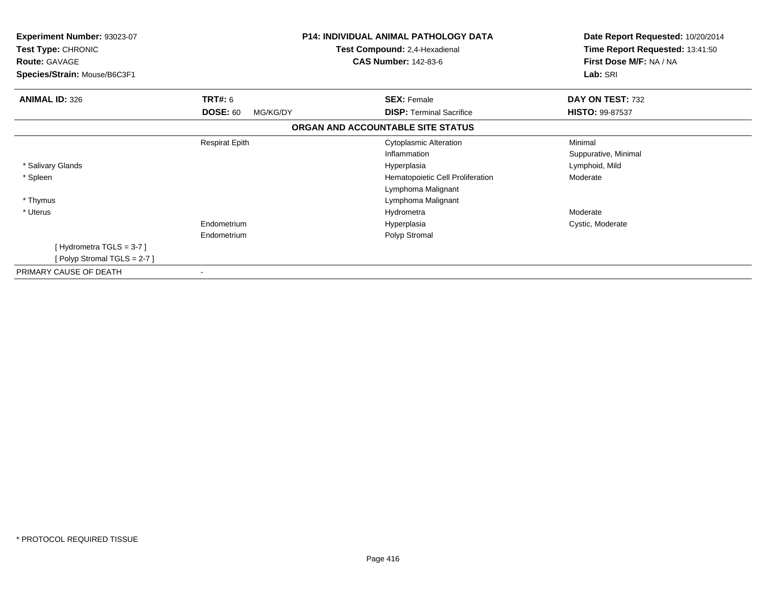**Experiment Number:** 93023-07
**Test Type:** CHRONIC
**Route:** GAVAGE
**Species/Strain:** Mouse/B6C3F1

**P14: INDIVIDUAL ANIMAL PATHOLOGY DATA**
**Test Compound:** 2,4-Hexadienal
**CAS Number:** 142-83-6

**Date Report Requested:** 10/20/2014
**Time Report Requested:** 13:41:50
**First Dose M/F:** NA / NA
**Lab:** SRI

| **ANIMAL ID:** 326 | **TRT#:** 6 | **SEX:** Female | **DAY ON TEST:** 732 |
|---|---|---|---|
| | **DOSE:** 60 MG/KG/DY | **DISP:** Terminal Sacrifice | **HISTO:** 99-87537 |

**ORGAN AND ACCOUNTABLE SITE STATUS**

| | | | |
|---|---|---|---|
| | Respirat Epith | Cytoplasmic Alteration | Minimal |
| | | Inflammation | Suppurative, Minimal |
| * Salivary Glands | | Hyperplasia | Lymphoid, Mild |
| * Spleen | | Hematopoietic Cell Proliferation | Moderate |
| | | Lymphoma Malignant | |
| * Thymus | | Lymphoma Malignant | |
| * Uterus | | Hydrometra | Moderate |
| | Endometrium | Hyperplasia | Cystic, Moderate |
| | Endometrium | Polyp Stromal | |
| [ Hydrometra TGLS = 3-7 ] | | | |
| [ Polyp Stromal TGLS = 2-7 ] | | | |
| PRIMARY CAUSE OF DEATH | - | | |

* PROTOCOL REQUIRED TISSUE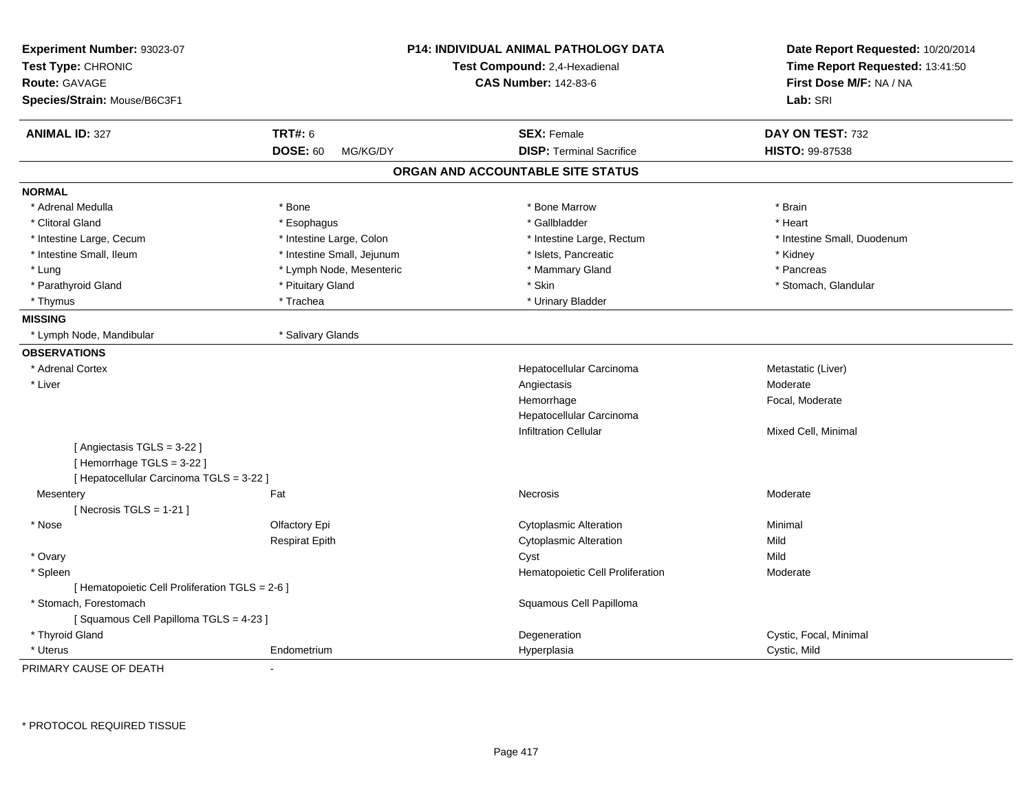**Experiment Number:** 93023-07
**Test Type:** CHRONIC
**Route:** GAVAGE
**Species/Strain:** Mouse/B6C3F1

**P14: INDIVIDUAL ANIMAL PATHOLOGY DATA**
**Test Compound:** 2,4-Hexadienal
**CAS Number:** 142-83-6

**Date Report Requested:** 10/20/2014
**Time Report Requested:** 13:41:50
**First Dose M/F:** NA / NA
**Lab:** SRI

| **ANIMAL ID:** 327 | **TRT#:** 6 | **SEX:** Female | **DAY ON TEST:** 732 |
|---|---|---|---|
| | **DOSE:** 60 MG/KG/DY | **DISP:** Terminal Sacrifice | **HISTO:** 99-87538 |

## ORGAN AND ACCOUNTABLE SITE STATUS

**NORMAL**

| | | | |
|---|---|---|---|
| * Adrenal Medulla | * Bone | * Bone Marrow | * Brain |
| * Clitoral Gland | * Esophagus | * Gallbladder | * Heart |
| * Intestine Large, Cecum | * Intestine Large, Colon | * Intestine Large, Rectum | * Intestine Small, Duodenum |
| * Intestine Small, Ileum | * Intestine Small, Jejunum | * Islets, Pancreatic | * Kidney |
| * Lung | * Lymph Node, Mesenteric | * Mammary Gland | * Pancreas |
| * Parathyroid Gland | * Pituitary Gland | * Skin | * Stomach, Glandular |
| * Thymus | * Trachea | * Urinary Bladder | |

**MISSING**

| | |
|---|---|
| * Lymph Node, Mandibular | * Salivary Glands |

**OBSERVATIONS**

| | | | |
|---|---|---|---|
| * Adrenal Cortex | | Hepatocellular Carcinoma | Metastatic (Liver) |
| * Liver | | Angiectasis | Moderate |
| | | Hemorrhage | Focal, Moderate |
| | | Hepatocellular Carcinoma | |
| | | Infiltration Cellular | Mixed Cell, Minimal |
| [ Angiectasis TGLS = 3-22 ] | | | |
| [ Hemorrhage TGLS = 3-22 ] | | | |
| [ Hepatocellular Carcinoma TGLS = 3-22 ] | | | |
| Mesentery | Fat | Necrosis | Moderate |
| [ Necrosis TGLS = 1-21 ] | | | |
| * Nose | Olfactory Epi | Cytoplasmic Alteration | Minimal |
| | Respirat Epith | Cytoplasmic Alteration | Mild |
| * Ovary | | Cyst | Mild |
| * Spleen | | Hematopoietic Cell Proliferation | Moderate |
| [ Hematopoietic Cell Proliferation TGLS = 2-6 ] | | | |
| * Stomach, Forestomach | | Squamous Cell Papilloma | |
| [ Squamous Cell Papilloma TGLS = 4-23 ] | | | |
| * Thyroid Gland | | Degeneration | Cystic, Focal, Minimal |
| * Uterus | Endometrium | Hyperplasia | Cystic, Mild |

PRIMARY CAUSE OF DEATH -

* PROTOCOL REQUIRED TISSUE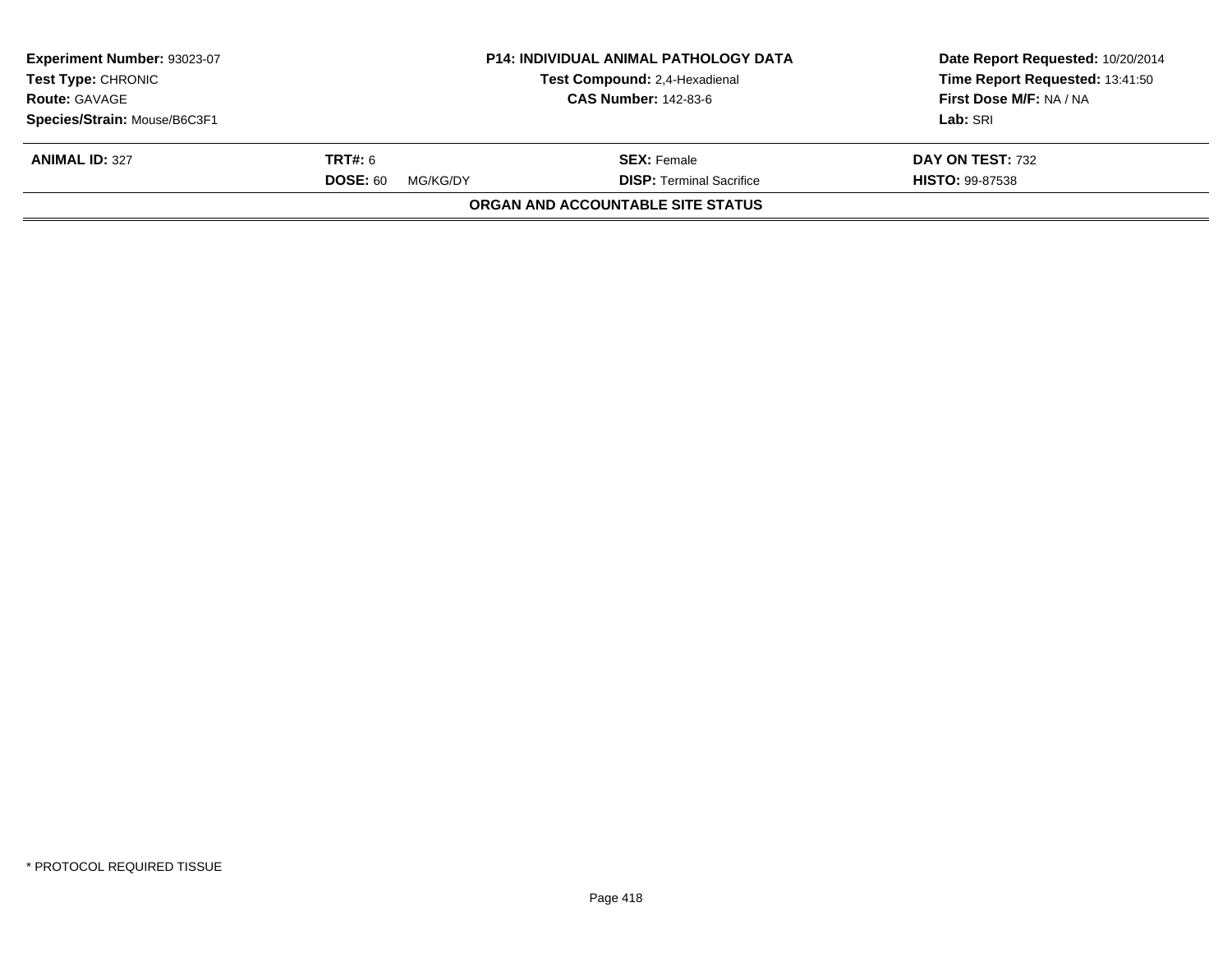| **Experiment Number:** 93023-07 | **P14: INDIVIDUAL ANIMAL PATHOLOGY DATA** | **Date Report Requested:** 10/20/2014 |
|---|---|---|
| **Test Type:** CHRONIC | **Test Compound:** 2,4-Hexadienal | **Time Report Requested:** 13:41:50 |
| **Route:** GAVAGE | **CAS Number:** 142-83-6 | **First Dose M/F:** NA / NA |
| **Species/Strain:** Mouse/B6C3F1 | | **Lab:** SRI |

| **ANIMAL ID:** 327 | **TRT#:** 6 | **SEX:** Female | **DAY ON TEST:** 732 |
|---|---|---|---|
| | **DOSE:** 60 MG/KG/DY | **DISP:** Terminal Sacrifice | **HISTO:** 99-87538 |

**ORGAN AND ACCOUNTABLE SITE STATUS**

* PROTOCOL REQUIRED TISSUE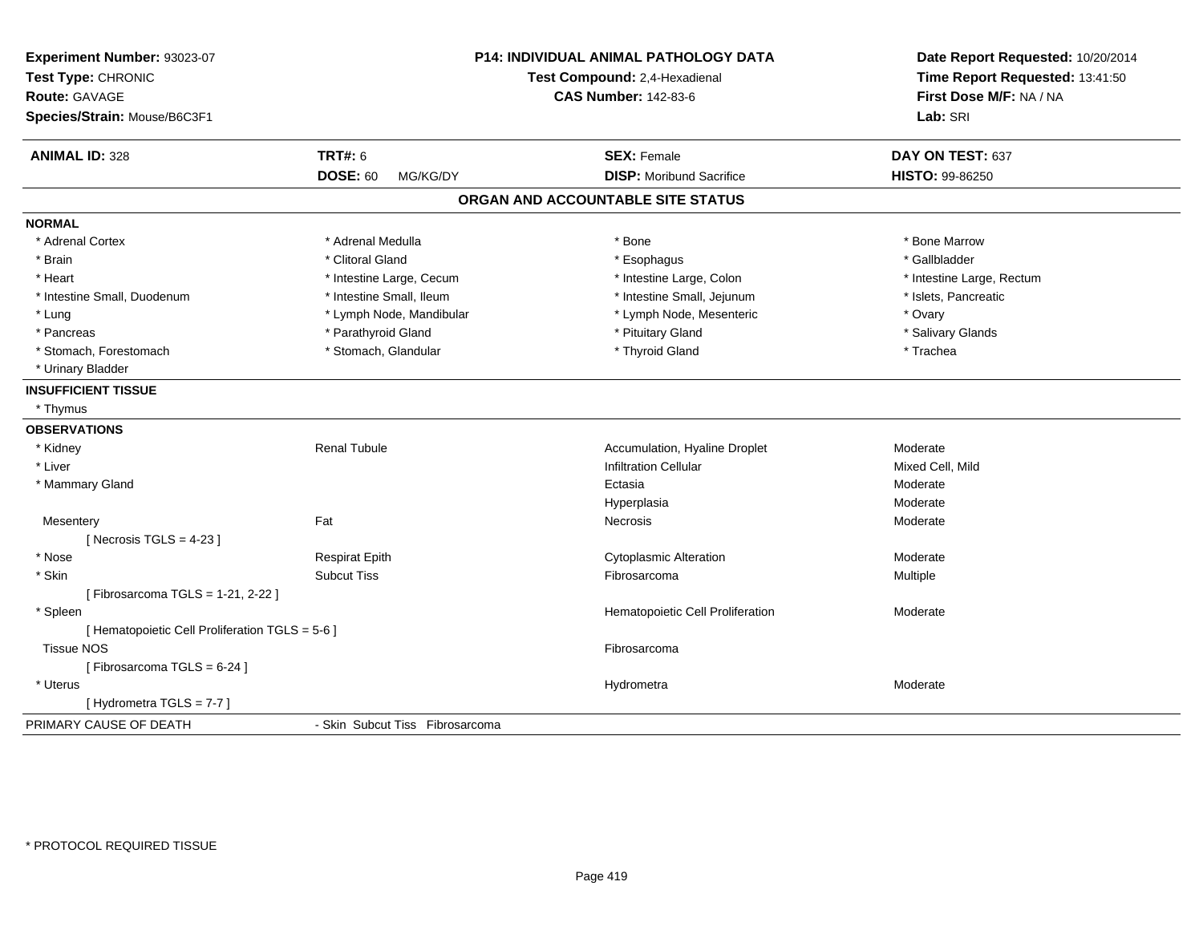**Experiment Number:** 93023-07
**Test Type:** CHRONIC
**Route:** GAVAGE
**Species/Strain:** Mouse/B6C3F1

**P14: INDIVIDUAL ANIMAL PATHOLOGY DATA**
**Test Compound:** 2,4-Hexadienal
**CAS Number:** 142-83-6

**Date Report Requested:** 10/20/2014
**Time Report Requested:** 13:41:50
**First Dose M/F:** NA / NA
**Lab:** SRI

| **ANIMAL ID:** 328 | **TRT#:** 6 | **SEX:** Female | **DAY ON TEST:** 637 |
|---|---|---|---|
| | **DOSE:** 60 MG/KG/DY | **DISP:** Moribund Sacrifice | **HISTO:** 99-86250 |

## ORGAN AND ACCOUNTABLE SITE STATUS

**NORMAL**

| | | | |
|---|---|---|---|
| * Adrenal Cortex | * Adrenal Medulla | * Bone | * Bone Marrow |
| * Brain | * Clitoral Gland | * Esophagus | * Gallbladder |
| * Heart | * Intestine Large, Cecum | * Intestine Large, Colon | * Intestine Large, Rectum |
| * Intestine Small, Duodenum | * Intestine Small, Ileum | * Intestine Small, Jejunum | * Islets, Pancreatic |
| * Lung | * Lymph Node, Mandibular | * Lymph Node, Mesenteric | * Ovary |
| * Pancreas | * Parathyroid Gland | * Pituitary Gland | * Salivary Glands |
| * Stomach, Forestomach | * Stomach, Glandular | * Thyroid Gland | * Trachea |
| * Urinary Bladder | | | |

**INSUFFICIENT TISSUE**

* Thymus

**OBSERVATIONS**

| | | | |
|---|---|---|---|
| * Kidney | Renal Tubule | Accumulation, Hyaline Droplet | Moderate |
| * Liver | | Infiltration Cellular | Mixed Cell, Mild |
| * Mammary Gland | | Ectasia | Moderate |
| | | Hyperplasia | Moderate |
| Mesentery | Fat | Necrosis | Moderate |
| [ Necrosis TGLS = 4-23 ] | | | |
| * Nose | Respirat Epith | Cytoplasmic Alteration | Moderate |
| * Skin | Subcut Tiss | Fibrosarcoma | Multiple |
| [ Fibrosarcoma TGLS = 1-21, 2-22 ] | | | |
| * Spleen | | Hematopoietic Cell Proliferation | Moderate |
| [ Hematopoietic Cell Proliferation TGLS = 5-6 ] | | | |
| Tissue NOS | | Fibrosarcoma | |
| [ Fibrosarcoma TGLS = 6-24 ] | | | |
| * Uterus | | Hydrometra | Moderate |
| [ Hydrometra TGLS = 7-7 ] | | | |

PRIMARY CAUSE OF DEATH - Skin Subcut Tiss Fibrosarcoma

* PROTOCOL REQUIRED TISSUE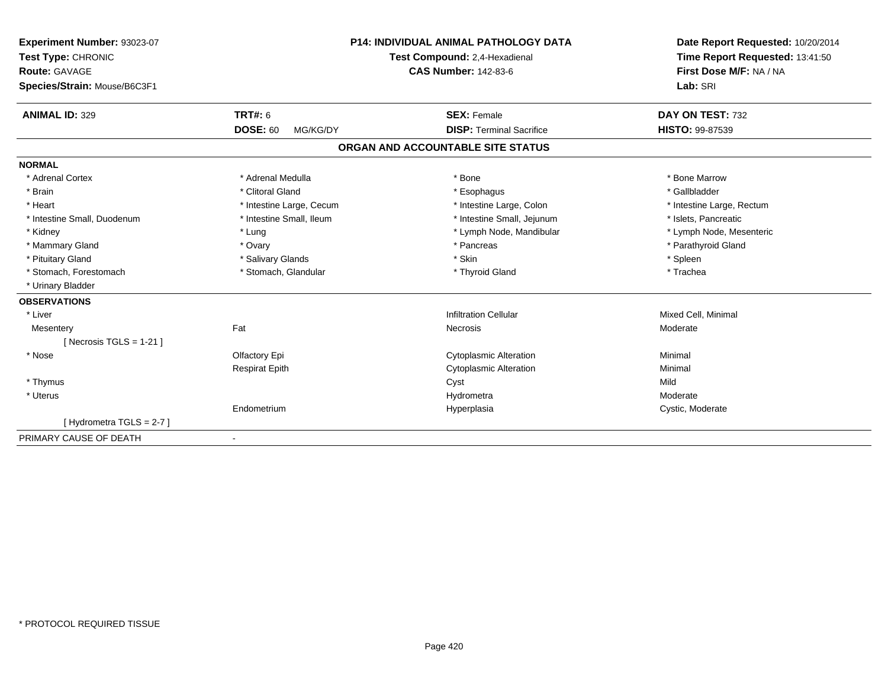**Experiment Number:** 93023-07
**Test Type:** CHRONIC
**Route:** GAVAGE
**Species/Strain:** Mouse/B6C3F1

**P14: INDIVIDUAL ANIMAL PATHOLOGY DATA**
**Test Compound:** 2,4-Hexadienal
**CAS Number:** 142-83-6

**Date Report Requested:** 10/20/2014
**Time Report Requested:** 13:41:50
**First Dose M/F:** NA / NA
**Lab:** SRI

| **ANIMAL ID:** 329 | **TRT#:** 6 | **SEX:** Female | **DAY ON TEST:** 732 |
|---|---|---|---|
| | **DOSE:** 60 MG/KG/DY | **DISP:** Terminal Sacrifice | **HISTO:** 99-87539 |

## ORGAN AND ACCOUNTABLE SITE STATUS

**NORMAL**

| | | | |
|---|---|---|---|
| * Adrenal Cortex | * Adrenal Medulla | * Bone | * Bone Marrow |
| * Brain | * Clitoral Gland | * Esophagus | * Gallbladder |
| * Heart | * Intestine Large, Cecum | * Intestine Large, Colon | * Intestine Large, Rectum |
| * Intestine Small, Duodenum | * Intestine Small, Ileum | * Intestine Small, Jejunum | * Islets, Pancreatic |
| * Kidney | * Lung | * Lymph Node, Mandibular | * Lymph Node, Mesenteric |
| * Mammary Gland | * Ovary | * Pancreas | * Parathyroid Gland |
| * Pituitary Gland | * Salivary Glands | * Skin | * Spleen |
| * Stomach, Forestomach | * Stomach, Glandular | * Thyroid Gland | * Trachea |
| * Urinary Bladder | | | |

**OBSERVATIONS**

| | | | |
|---|---|---|---|
| * Liver | | Infiltration Cellular | Mixed Cell, Minimal |
| Mesentery | Fat | Necrosis | Moderate |
| [ Necrosis TGLS = 1-21 ] | | | |
| * Nose | Olfactory Epi | Cytoplasmic Alteration | Minimal |
| | Respirat Epith | Cytoplasmic Alteration | Minimal |
| * Thymus | | Cyst | Mild |
| * Uterus | | Hydrometra | Moderate |
| | Endometrium | Hyperplasia | Cystic, Moderate |
| [ Hydrometra TGLS = 2-7 ] | | | |

PRIMARY CAUSE OF DEATH -

* PROTOCOL REQUIRED TISSUE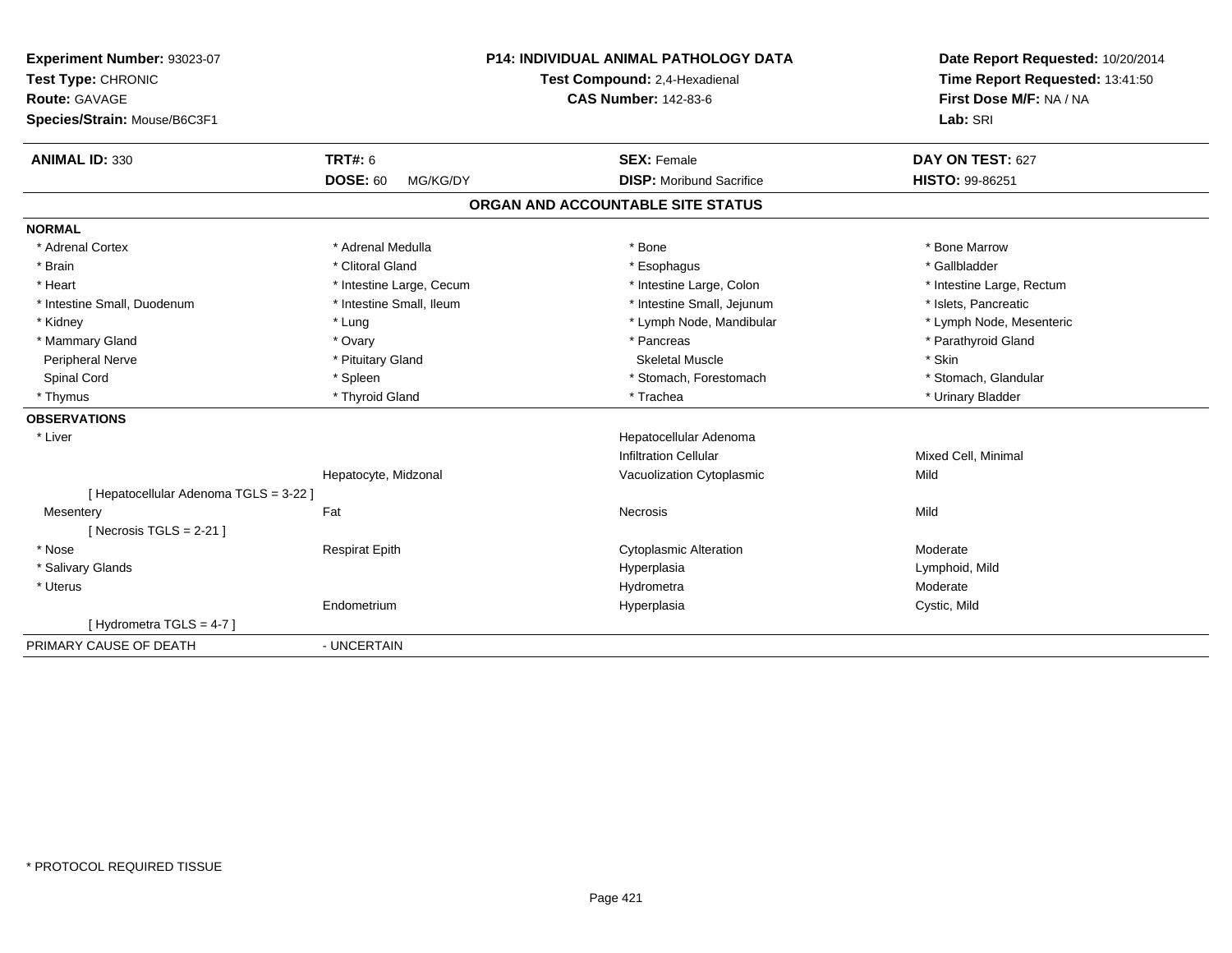**Experiment Number:** 93023-07
**Test Type:** CHRONIC
**Route:** GAVAGE
**Species/Strain:** Mouse/B6C3F1

**P14: INDIVIDUAL ANIMAL PATHOLOGY DATA**
**Test Compound:** 2,4-Hexadienal
**CAS Number:** 142-83-6

**Date Report Requested:** 10/20/2014
**Time Report Requested:** 13:41:50
**First Dose M/F:** NA / NA
**Lab:** SRI

| **ANIMAL ID:** 330 | **TRT#:** 6 | **SEX:** Female | **DAY ON TEST:** 627 |
|---|---|---|---|
| | **DOSE:** 60 MG/KG/DY | **DISP:** Moribund Sacrifice | **HISTO:** 99-86251 |

## ORGAN AND ACCOUNTABLE SITE STATUS

**NORMAL**

| | | | |
|---|---|---|---|
| * Adrenal Cortex | * Adrenal Medulla | * Bone | * Bone Marrow |
| * Brain | * Clitoral Gland | * Esophagus | * Gallbladder |
| * Heart | * Intestine Large, Cecum | * Intestine Large, Colon | * Intestine Large, Rectum |
| * Intestine Small, Duodenum | * Intestine Small, Ileum | * Intestine Small, Jejunum | * Islets, Pancreatic |
| * Kidney | * Lung | * Lymph Node, Mandibular | * Lymph Node, Mesenteric |
| * Mammary Gland | * Ovary | * Pancreas | * Parathyroid Gland |
| Peripheral Nerve | * Pituitary Gland | Skeletal Muscle | * Skin |
| Spinal Cord | * Spleen | * Stomach, Forestomach | * Stomach, Glandular |
| * Thymus | * Thyroid Gland | * Trachea | * Urinary Bladder |

**OBSERVATIONS**

| | | | |
|---|---|---|---|
| * Liver | | Hepatocellular Adenoma | |
| | | Infiltration Cellular | Mixed Cell, Minimal |
| | Hepatocyte, Midzonal | Vacuolization Cytoplasmic | Mild |
| [ Hepatocellular Adenoma TGLS = 3-22 ] | | | |
| Mesentery | Fat | Necrosis | Mild |
| [ Necrosis TGLS = 2-21 ] | | | |
| * Nose | Respirat Epith | Cytoplasmic Alteration | Moderate |
| * Salivary Glands | | Hyperplasia | Lymphoid, Mild |
| * Uterus | | Hydrometra | Moderate |
| | Endometrium | Hyperplasia | Cystic, Mild |
| [ Hydrometra TGLS = 4-7 ] | | | |

PRIMARY CAUSE OF DEATH - UNCERTAIN

* PROTOCOL REQUIRED TISSUE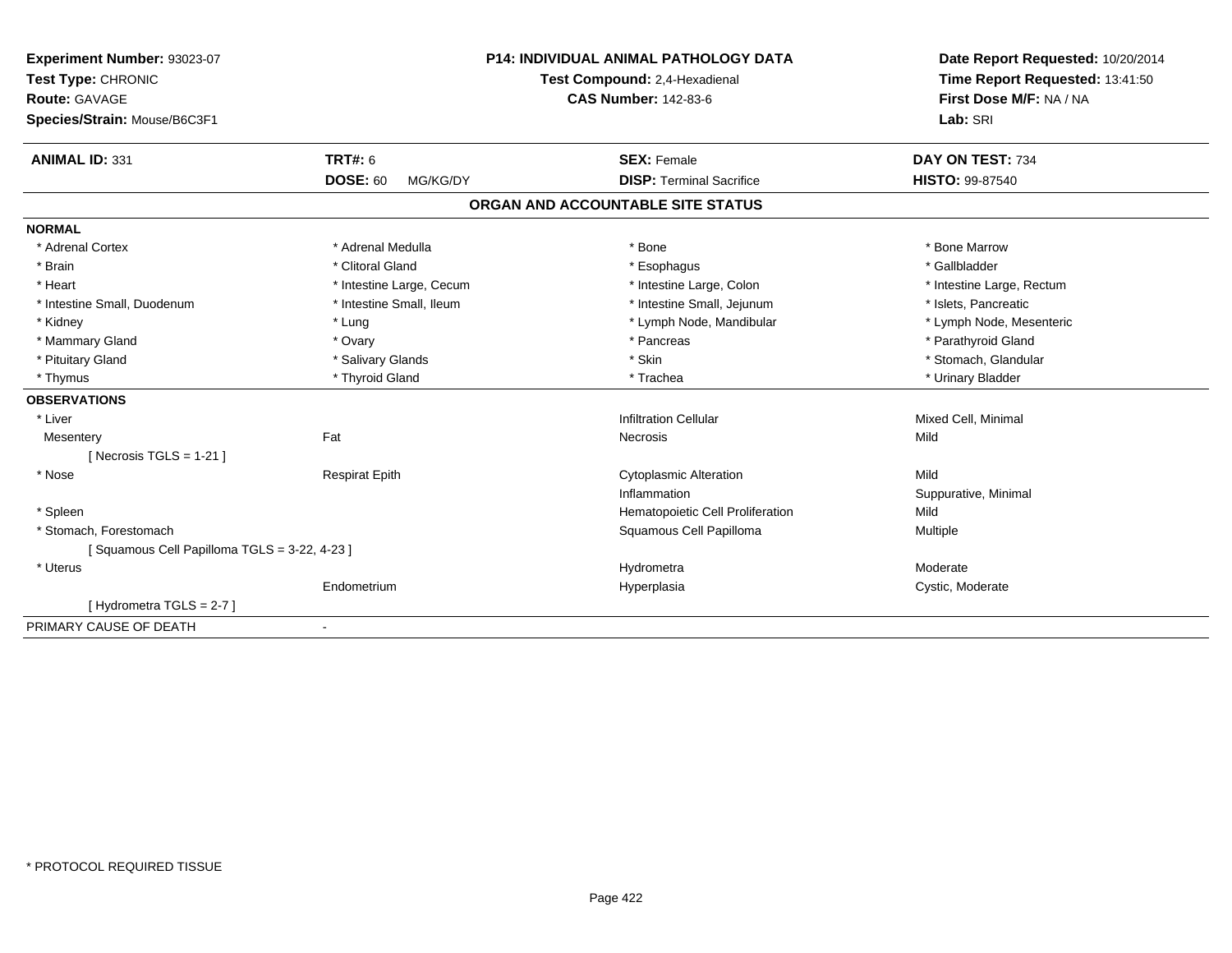**Experiment Number:** 93023-07
**Test Type:** CHRONIC
**Route:** GAVAGE
**Species/Strain:** Mouse/B6C3F1

**P14: INDIVIDUAL ANIMAL PATHOLOGY DATA**
**Test Compound:** 2,4-Hexadienal
**CAS Number:** 142-83-6

**Date Report Requested:** 10/20/2014
**Time Report Requested:** 13:41:50
**First Dose M/F:** NA / NA
**Lab:** SRI

| **ANIMAL ID:** 331 | **TRT#:** 6 | **SEX:** Female | **DAY ON TEST:** 734 |
|---|---|---|---|
| | **DOSE:** 60 MG/KG/DY | **DISP:** Terminal Sacrifice | **HISTO:** 99-87540 |

## ORGAN AND ACCOUNTABLE SITE STATUS

**NORMAL**

| | | | |
|---|---|---|---|
| * Adrenal Cortex | * Adrenal Medulla | * Bone | * Bone Marrow |
| * Brain | * Clitoral Gland | * Esophagus | * Gallbladder |
| * Heart | * Intestine Large, Cecum | * Intestine Large, Colon | * Intestine Large, Rectum |
| * Intestine Small, Duodenum | * Intestine Small, Ileum | * Intestine Small, Jejunum | * Islets, Pancreatic |
| * Kidney | * Lung | * Lymph Node, Mandibular | * Lymph Node, Mesenteric |
| * Mammary Gland | * Ovary | * Pancreas | * Parathyroid Gland |
| * Pituitary Gland | * Salivary Glands | * Skin | * Stomach, Glandular |
| * Thymus | * Thyroid Gland | * Trachea | * Urinary Bladder |

**OBSERVATIONS**

| | | | |
|---|---|---|---|
| * Liver | | Infiltration Cellular | Mixed Cell, Minimal |
| Mesentery | Fat | Necrosis | Mild |
| [ Necrosis TGLS = 1-21 ] | | | |
| * Nose | Respirat Epith | Cytoplasmic Alteration | Mild |
| | | Inflammation | Suppurative, Minimal |
| * Spleen | | Hematopoietic Cell Proliferation | Mild |
| * Stomach, Forestomach | | Squamous Cell Papilloma | Multiple |
| [ Squamous Cell Papilloma TGLS = 3-22, 4-23 ] | | | |
| * Uterus | | Hydrometra | Moderate |
| | Endometrium | Hyperplasia | Cystic, Moderate |
| [ Hydrometra TGLS = 2-7 ] | | | |

PRIMARY CAUSE OF DEATH -

* PROTOCOL REQUIRED TISSUE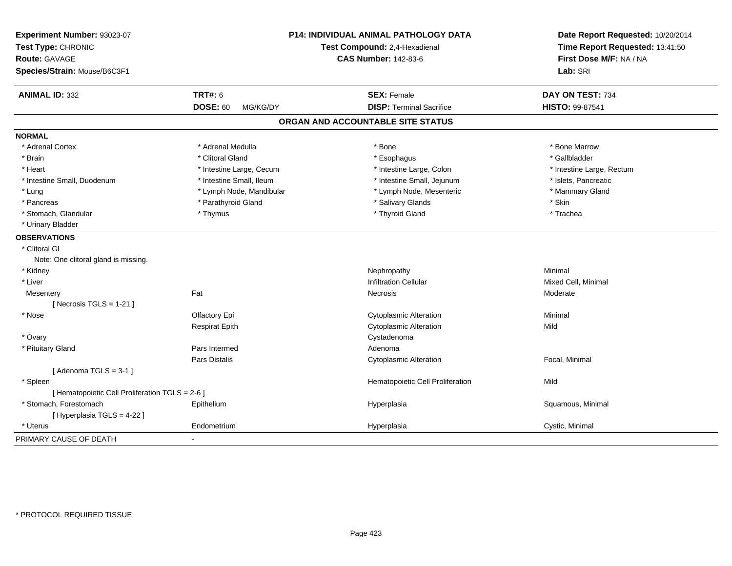**Experiment Number:** 93023-07
**Test Type:** CHRONIC
**Route:** GAVAGE
**Species/Strain:** Mouse/B6C3F1

**P14: INDIVIDUAL ANIMAL PATHOLOGY DATA**
**Test Compound:** 2,4-Hexadienal
**CAS Number:** 142-83-6

**Date Report Requested:** 10/20/2014
**Time Report Requested:** 13:41:50
**First Dose M/F:** NA / NA
**Lab:** SRI

| **ANIMAL ID:** 332 | **TRT#:** 6 | **SEX:** Female | **DAY ON TEST:** 734 |
|---|---|---|---|
| | **DOSE:** 60 MG/KG/DY | **DISP:** Terminal Sacrifice | **HISTO:** 99-87541 |

## ORGAN AND ACCOUNTABLE SITE STATUS

**NORMAL**

| | | | |
|---|---|---|---|
| * Adrenal Cortex | * Adrenal Medulla | * Bone | * Bone Marrow |
| * Brain | * Clitoral Gland | * Esophagus | * Gallbladder |
| * Heart | * Intestine Large, Cecum | * Intestine Large, Colon | * Intestine Large, Rectum |
| * Intestine Small, Duodenum | * Intestine Small, Ileum | * Intestine Small, Jejunum | * Islets, Pancreatic |
| * Lung | * Lymph Node, Mandibular | * Lymph Node, Mesenteric | * Mammary Gland |
| * Pancreas | * Parathyroid Gland | * Salivary Glands | * Skin |
| * Stomach, Glandular | * Thymus | * Thyroid Gland | * Trachea |
| * Urinary Bladder | | | |

**OBSERVATIONS**

| | | | |
|---|---|---|---|
| * Clitoral Gl | | | |
| Note: One clitoral gland is missing. | | | |
| * Kidney | | Nephropathy | Minimal |
| * Liver | | Infiltration Cellular | Mixed Cell, Minimal |
| Mesentery | Fat | Necrosis | Moderate |
| [ Necrosis TGLS = 1-21 ] | | | |
| * Nose | Olfactory Epi | Cytoplasmic Alteration | Minimal |
| | Respirat Epith | Cytoplasmic Alteration | Mild |
| * Ovary | | Cystadenoma | |
| * Pituitary Gland | Pars Intermed | Adenoma | |
| | Pars Distalis | Cytoplasmic Alteration | Focal, Minimal |
| [ Adenoma TGLS = 3-1 ] | | | |
| * Spleen | | Hematopoietic Cell Proliferation | Mild |
| [ Hematopoietic Cell Proliferation TGLS = 2-6 ] | | | |
| * Stomach, Forestomach | Epithelium | Hyperplasia | Squamous, Minimal |
| [ Hyperplasia TGLS = 4-22 ] | | | |
| * Uterus | Endometrium | Hyperplasia | Cystic, Minimal |

PRIMARY CAUSE OF DEATH -

* PROTOCOL REQUIRED TISSUE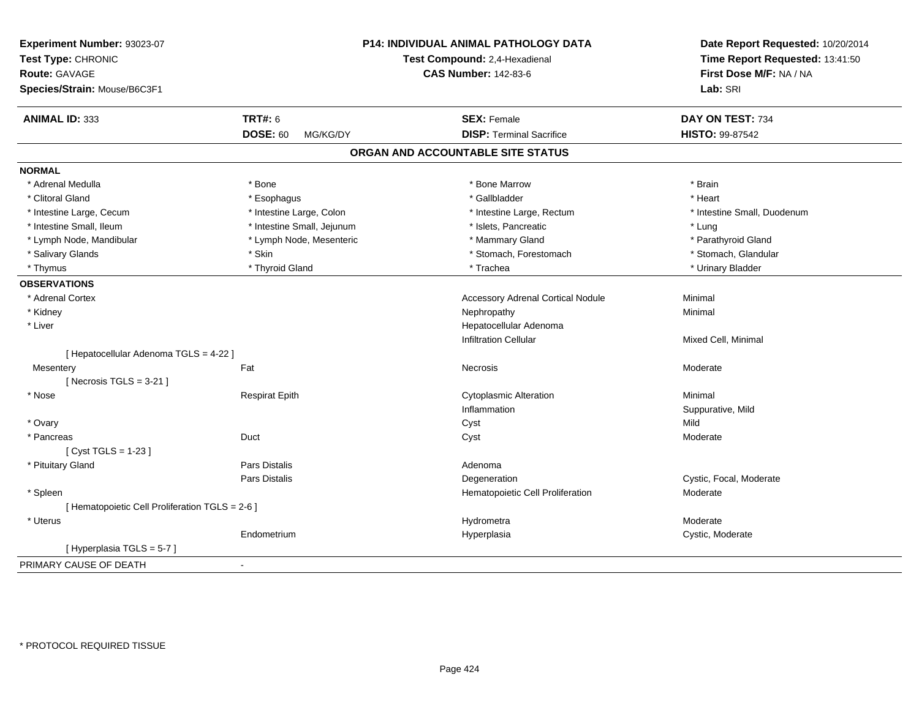**Experiment Number:** 93023-07
**Test Type:** CHRONIC
**Route:** GAVAGE
**Species/Strain:** Mouse/B6C3F1

**P14: INDIVIDUAL ANIMAL PATHOLOGY DATA**
**Test Compound:** 2,4-Hexadienal
**CAS Number:** 142-83-6

**Date Report Requested:** 10/20/2014
**Time Report Requested:** 13:41:50
**First Dose M/F:** NA / NA
**Lab:** SRI

| **ANIMAL ID:** 333 | **TRT#:** 6 | **SEX:** Female | **DAY ON TEST:** 734 |
|---|---|---|---|
| | **DOSE:** 60 MG/KG/DY | **DISP:** Terminal Sacrifice | **HISTO:** 99-87542 |

## ORGAN AND ACCOUNTABLE SITE STATUS

**NORMAL**

| | | | |
|---|---|---|---|
| * Adrenal Medulla | * Bone | * Bone Marrow | * Brain |
| * Clitoral Gland | * Esophagus | * Gallbladder | * Heart |
| * Intestine Large, Cecum | * Intestine Large, Colon | * Intestine Large, Rectum | * Intestine Small, Duodenum |
| * Intestine Small, Ileum | * Intestine Small, Jejunum | * Islets, Pancreatic | * Lung |
| * Lymph Node, Mandibular | * Lymph Node, Mesenteric | * Mammary Gland | * Parathyroid Gland |
| * Salivary Glands | * Skin | * Stomach, Forestomach | * Stomach, Glandular |
| * Thymus | * Thyroid Gland | * Trachea | * Urinary Bladder |

**OBSERVATIONS**

| | | | |
|---|---|---|---|
| * Adrenal Cortex | | Accessory Adrenal Cortical Nodule | Minimal |
| * Kidney | | Nephropathy | Minimal |
| * Liver | | Hepatocellular Adenoma | |
| | | Infiltration Cellular | Mixed Cell, Minimal |
| [ Hepatocellular Adenoma TGLS = 4-22 ] | | | |
| Mesentery | Fat | Necrosis | Moderate |
| [ Necrosis TGLS = 3-21 ] | | | |
| * Nose | Respirat Epith | Cytoplasmic Alteration | Minimal |
| | | Inflammation | Suppurative, Mild |
| * Ovary | | Cyst | Mild |
| * Pancreas | Duct | Cyst | Moderate |
| [ Cyst TGLS = 1-23 ] | | | |
| * Pituitary Gland | Pars Distalis | Adenoma | |
| | Pars Distalis | Degeneration | Cystic, Focal, Moderate |
| * Spleen | | Hematopoietic Cell Proliferation | Moderate |
| [ Hematopoietic Cell Proliferation TGLS = 2-6 ] | | | |
| * Uterus | | Hydrometra | Moderate |
| | Endometrium | Hyperplasia | Cystic, Moderate |
| [ Hyperplasia TGLS = 5-7 ] | | | |

PRIMARY CAUSE OF DEATH -

* PROTOCOL REQUIRED TISSUE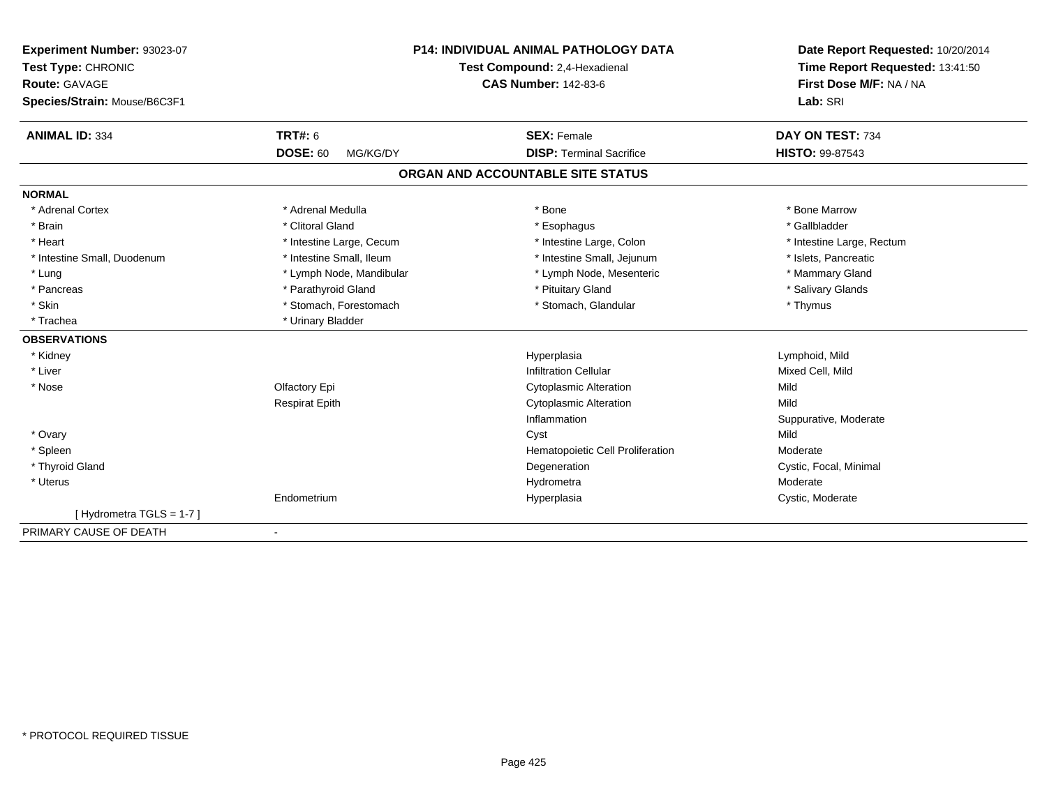**Experiment Number:** 93023-07
**Test Type:** CHRONIC
**Route:** GAVAGE
**Species/Strain:** Mouse/B6C3F1

**P14: INDIVIDUAL ANIMAL PATHOLOGY DATA**
**Test Compound:** 2,4-Hexadienal
**CAS Number:** 142-83-6

**Date Report Requested:** 10/20/2014
**Time Report Requested:** 13:41:50
**First Dose M/F:** NA / NA
**Lab:** SRI

| **ANIMAL ID:** 334 | **TRT#:** 6 | **SEX:** Female | **DAY ON TEST:** 734 |
|---|---|---|---|
| | **DOSE:** 60 MG/KG/DY | **DISP:** Terminal Sacrifice | **HISTO:** 99-87543 |

## ORGAN AND ACCOUNTABLE SITE STATUS

**NORMAL**

| | | | |
|---|---|---|---|
| * Adrenal Cortex | * Adrenal Medulla | * Bone | * Bone Marrow |
| * Brain | * Clitoral Gland | * Esophagus | * Gallbladder |
| * Heart | * Intestine Large, Cecum | * Intestine Large, Colon | * Intestine Large, Rectum |
| * Intestine Small, Duodenum | * Intestine Small, Ileum | * Intestine Small, Jejunum | * Islets, Pancreatic |
| * Lung | * Lymph Node, Mandibular | * Lymph Node, Mesenteric | * Mammary Gland |
| * Pancreas | * Parathyroid Gland | * Pituitary Gland | * Salivary Glands |
| * Skin | * Stomach, Forestomach | * Stomach, Glandular | * Thymus |
| * Trachea | * Urinary Bladder | | |

**OBSERVATIONS**

| | | | |
|---|---|---|---|
| * Kidney | | Hyperplasia | Lymphoid, Mild |
| * Liver | | Infiltration Cellular | Mixed Cell, Mild |
| * Nose | Olfactory Epi | Cytoplasmic Alteration | Mild |
| | Respirat Epith | Cytoplasmic Alteration | Mild |
| | | Inflammation | Suppurative, Moderate |
| * Ovary | | Cyst | Mild |
| * Spleen | | Hematopoietic Cell Proliferation | Moderate |
| * Thyroid Gland | | Degeneration | Cystic, Focal, Minimal |
| * Uterus | | Hydrometra | Moderate |
| | Endometrium | Hyperplasia | Cystic, Moderate |
| [ Hydrometra TGLS = 1-7 ] | | | |

PRIMARY CAUSE OF DEATH -

* PROTOCOL REQUIRED TISSUE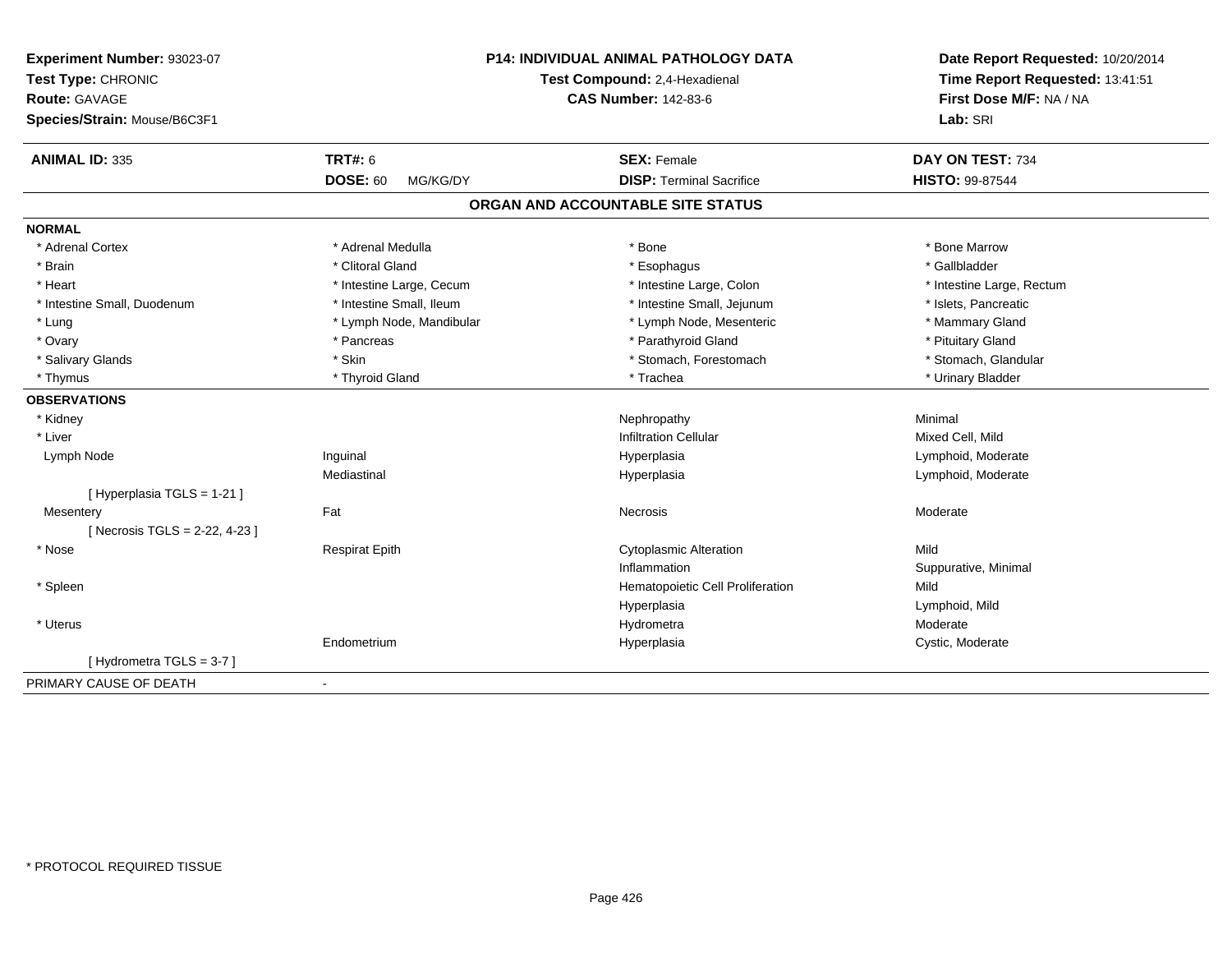**Experiment Number:** 93023-07
**Test Type:** CHRONIC
**Route:** GAVAGE
**Species/Strain:** Mouse/B6C3F1

**P14: INDIVIDUAL ANIMAL PATHOLOGY DATA**
**Test Compound:** 2,4-Hexadienal
**CAS Number:** 142-83-6

**Date Report Requested:** 10/20/2014
**Time Report Requested:** 13:41:51
**First Dose M/F:** NA / NA
**Lab:** SRI

| **ANIMAL ID:** 335 | **TRT#:** 6 | **SEX:** Female | **DAY ON TEST:** 734 |
|---|---|---|---|
| | **DOSE:** 60 MG/KG/DY | **DISP:** Terminal Sacrifice | **HISTO:** 99-87544 |

## ORGAN AND ACCOUNTABLE SITE STATUS

**NORMAL**

| | | | |
|---|---|---|---|
| * Adrenal Cortex | * Adrenal Medulla | * Bone | * Bone Marrow |
| * Brain | * Clitoral Gland | * Esophagus | * Gallbladder |
| * Heart | * Intestine Large, Cecum | * Intestine Large, Colon | * Intestine Large, Rectum |
| * Intestine Small, Duodenum | * Intestine Small, Ileum | * Intestine Small, Jejunum | * Islets, Pancreatic |
| * Lung | * Lymph Node, Mandibular | * Lymph Node, Mesenteric | * Mammary Gland |
| * Ovary | * Pancreas | * Parathyroid Gland | * Pituitary Gland |
| * Salivary Glands | * Skin | * Stomach, Forestomach | * Stomach, Glandular |
| * Thymus | * Thyroid Gland | * Trachea | * Urinary Bladder |

**OBSERVATIONS**

| | | | |
|---|---|---|---|
| * Kidney | | Nephropathy | Minimal |
| * Liver | | Infiltration Cellular | Mixed Cell, Mild |
| Lymph Node | Inguinal | Hyperplasia | Lymphoid, Moderate |
| | Mediastinal | Hyperplasia | Lymphoid, Moderate |
| [ Hyperplasia TGLS = 1-21 ] | | | |
| Mesentery | Fat | Necrosis | Moderate |
| [ Necrosis TGLS = 2-22, 4-23 ] | | | |
| * Nose | Respirat Epith | Cytoplasmic Alteration | Mild |
| | | Inflammation | Suppurative, Minimal |
| * Spleen | | Hematopoietic Cell Proliferation | Mild |
| | | Hyperplasia | Lymphoid, Mild |
| * Uterus | | Hydrometra | Moderate |
| | Endometrium | Hyperplasia | Cystic, Moderate |
| [ Hydrometra TGLS = 3-7 ] | | | |

PRIMARY CAUSE OF DEATH -

* PROTOCOL REQUIRED TISSUE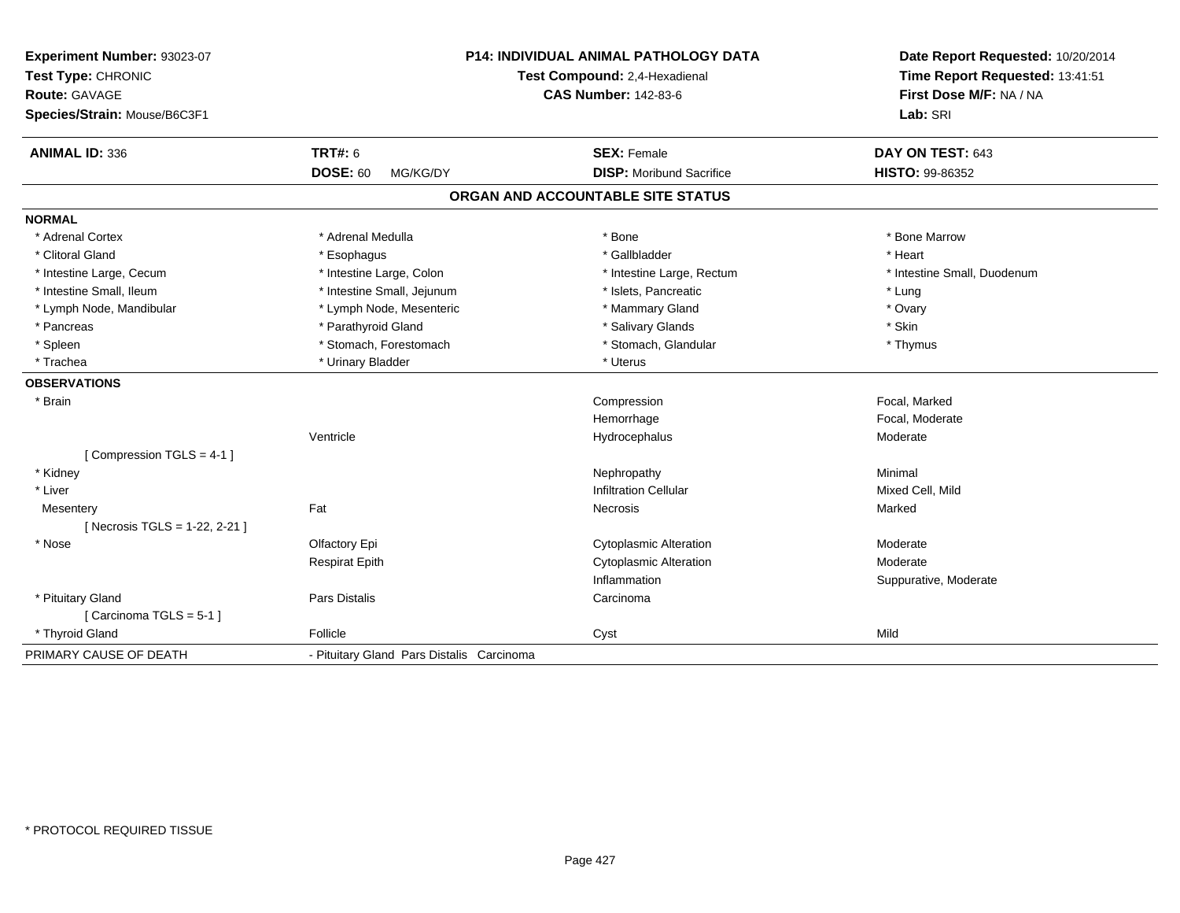**Experiment Number:** 93023-07
**Test Type:** CHRONIC
**Route:** GAVAGE
**Species/Strain:** Mouse/B6C3F1

**P14: INDIVIDUAL ANIMAL PATHOLOGY DATA**
**Test Compound:** 2,4-Hexadienal
**CAS Number:** 142-83-6

**Date Report Requested:** 10/20/2014
**Time Report Requested:** 13:41:51
**First Dose M/F:** NA / NA
**Lab:** SRI

| **ANIMAL ID:** 336 | **TRT#:** 6 | **SEX:** Female | **DAY ON TEST:** 643 |
|---|---|---|---|
| | **DOSE:** 60 MG/KG/DY | **DISP:** Moribund Sacrifice | **HISTO:** 99-86352 |

## ORGAN AND ACCOUNTABLE SITE STATUS

**NORMAL**

| | | | |
|---|---|---|---|
| * Adrenal Cortex | * Adrenal Medulla | * Bone | * Bone Marrow |
| * Clitoral Gland | * Esophagus | * Gallbladder | * Heart |
| * Intestine Large, Cecum | * Intestine Large, Colon | * Intestine Large, Rectum | * Intestine Small, Duodenum |
| * Intestine Small, Ileum | * Intestine Small, Jejunum | * Islets, Pancreatic | * Lung |
| * Lymph Node, Mandibular | * Lymph Node, Mesenteric | * Mammary Gland | * Ovary |
| * Pancreas | * Parathyroid Gland | * Salivary Glands | * Skin |
| * Spleen | * Stomach, Forestomach | * Stomach, Glandular | * Thymus |
| * Trachea | * Urinary Bladder | * Uterus | |

**OBSERVATIONS**

| | | | |
|---|---|---|---|
| * Brain | | Compression | Focal, Marked |
| | | Hemorrhage | Focal, Moderate |
| | Ventricle | Hydrocephalus | Moderate |
| [ Compression TGLS = 4-1 ] | | | |
| * Kidney | | Nephropathy | Minimal |
| * Liver | | Infiltration Cellular | Mixed Cell, Mild |
| Mesentery | Fat | Necrosis | Marked |
| [ Necrosis TGLS = 1-22, 2-21 ] | | | |
| * Nose | Olfactory Epi | Cytoplasmic Alteration | Moderate |
| | Respirat Epith | Cytoplasmic Alteration | Moderate |
| | | Inflammation | Suppurative, Moderate |
| * Pituitary Gland | Pars Distalis | Carcinoma | |
| [ Carcinoma TGLS = 5-1 ] | | | |
| * Thyroid Gland | Follicle | Cyst | Mild |

PRIMARY CAUSE OF DEATH - Pituitary Gland Pars Distalis Carcinoma

\* PROTOCOL REQUIRED TISSUE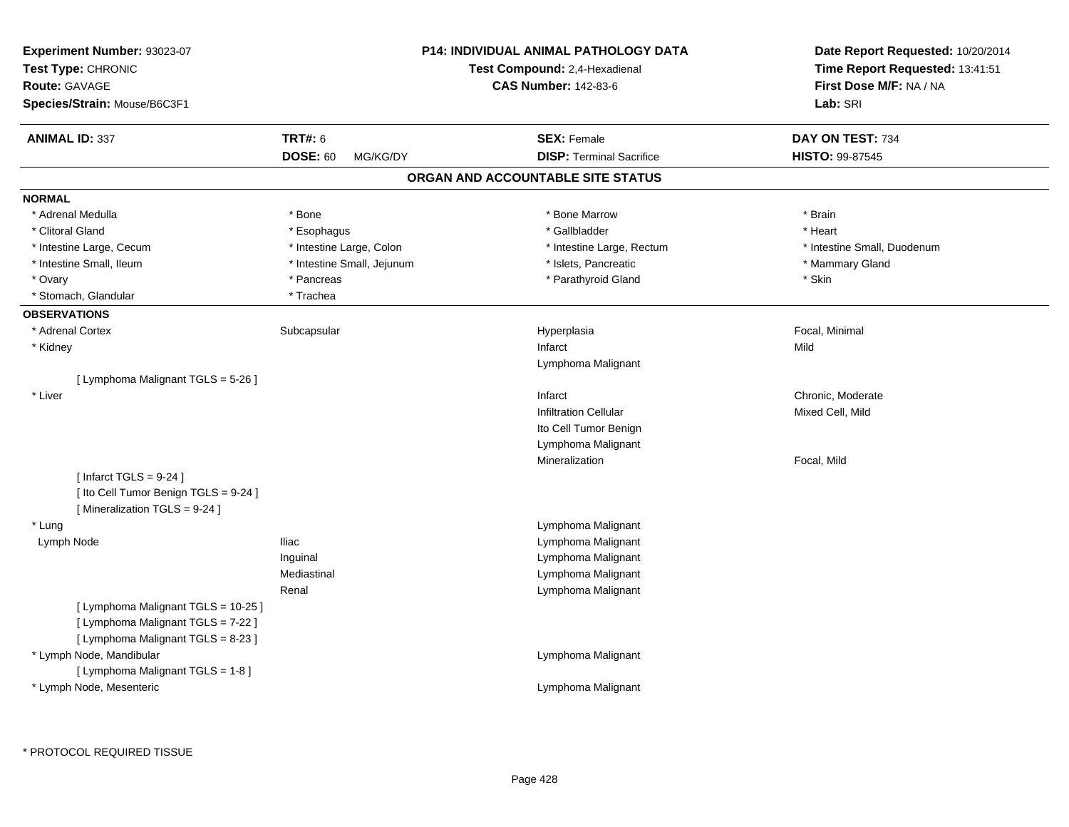**Experiment Number:** 93023-07
**Test Type:** CHRONIC
**Route:** GAVAGE
**Species/Strain:** Mouse/B6C3F1

**P14: INDIVIDUAL ANIMAL PATHOLOGY DATA**
**Test Compound:** 2,4-Hexadienal
**CAS Number:** 142-83-6

**Date Report Requested:** 10/20/2014
**Time Report Requested:** 13:41:51
**First Dose M/F:** NA / NA
**Lab:** SRI

| **ANIMAL ID:** 337 | **TRT#:** 6 | **SEX:** Female | **DAY ON TEST:** 734 |
|---|---|---|---|
| | **DOSE:** 60 MG/KG/DY | **DISP:** Terminal Sacrifice | **HISTO:** 99-87545 |

## ORGAN AND ACCOUNTABLE SITE STATUS

**NORMAL**

| | | | |
|---|---|---|---|
| * Adrenal Medulla | * Bone | * Bone Marrow | * Brain |
| * Clitoral Gland | * Esophagus | * Gallbladder | * Heart |
| * Intestine Large, Cecum | * Intestine Large, Colon | * Intestine Large, Rectum | * Intestine Small, Duodenum |
| * Intestine Small, Ileum | * Intestine Small, Jejunum | * Islets, Pancreatic | * Mammary Gland |
| * Ovary | * Pancreas | * Parathyroid Gland | * Skin |
| * Stomach, Glandular | * Trachea | | |

**OBSERVATIONS**

| | | | |
|---|---|---|---|
| * Adrenal Cortex | Subcapsular | Hyperplasia | Focal, Minimal |
| * Kidney | | Infarct | Mild |
| | | Lymphoma Malignant | |
| [ Lymphoma Malignant TGLS = 5-26 ] | | | |
| * Liver | | Infarct | Chronic, Moderate |
| | | Infiltration Cellular | Mixed Cell, Mild |
| | | Ito Cell Tumor Benign | |
| | | Lymphoma Malignant | |
| | | Mineralization | Focal, Mild |
| [ Infarct TGLS = 9-24 ] | | | |
| [ Ito Cell Tumor Benign TGLS = 9-24 ] | | | |
| [ Mineralization TGLS = 9-24 ] | | | |
| * Lung | | Lymphoma Malignant | |
| Lymph Node | Iliac | Lymphoma Malignant | |
| | Inguinal | Lymphoma Malignant | |
| | Mediastinal | Lymphoma Malignant | |
| | Renal | Lymphoma Malignant | |
| [ Lymphoma Malignant TGLS = 10-25 ] | | | |
| [ Lymphoma Malignant TGLS = 7-22 ] | | | |
| [ Lymphoma Malignant TGLS = 8-23 ] | | | |
| * Lymph Node, Mandibular | | Lymphoma Malignant | |
| [ Lymphoma Malignant TGLS = 1-8 ] | | | |
| * Lymph Node, Mesenteric | | Lymphoma Malignant | |

* PROTOCOL REQUIRED TISSUE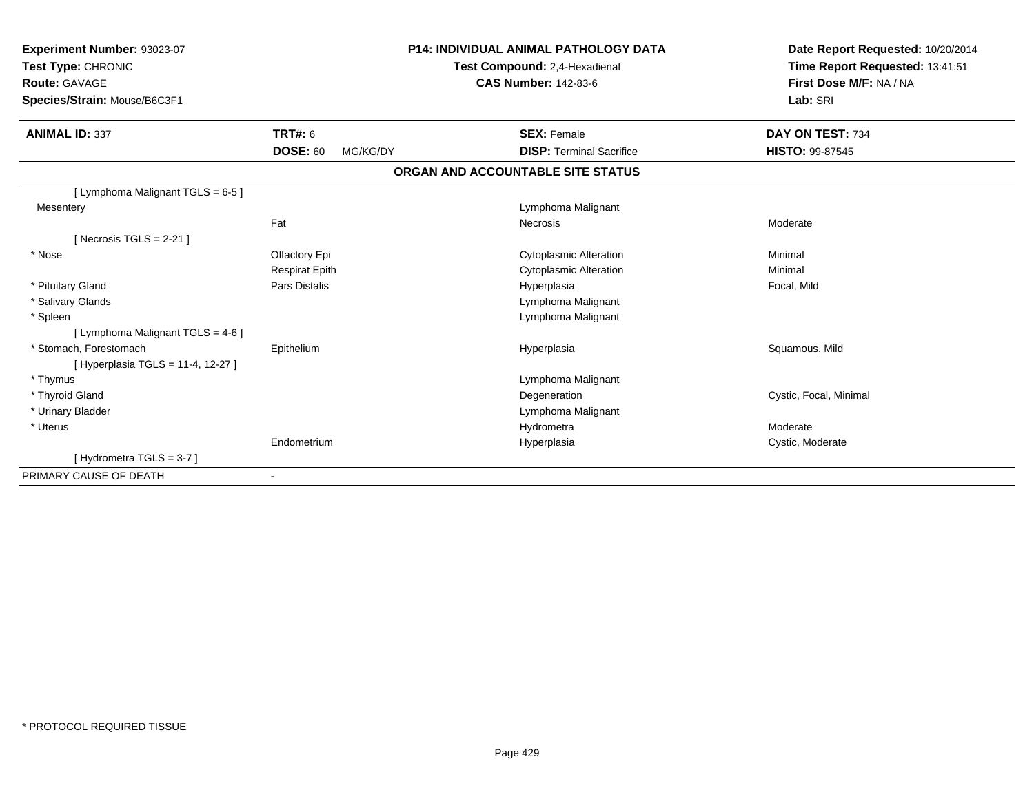**Experiment Number:** 93023-07
**Test Type:** CHRONIC
**Route:** GAVAGE
**Species/Strain:** Mouse/B6C3F1

**P14: INDIVIDUAL ANIMAL PATHOLOGY DATA**
**Test Compound:** 2,4-Hexadienal
**CAS Number:** 142-83-6

**Date Report Requested:** 10/20/2014
**Time Report Requested:** 13:41:51
**First Dose M/F:** NA / NA
**Lab:** SRI

| **ANIMAL ID:** 337 | **TRT#:** 6 | **SEX:** Female | **DAY ON TEST:** 734 |
|---|---|---|---|
| | **DOSE:** 60 MG/KG/DY | **DISP:** Terminal Sacrifice | **HISTO:** 99-87545 |

**ORGAN AND ACCOUNTABLE SITE STATUS**

| | | | |
|---|---|---|---|
| [ Lymphoma Malignant TGLS = 6-5 ] | | | |
| Mesentery | | Lymphoma Malignant | |
| | Fat | Necrosis | Moderate |
| [ Necrosis TGLS = 2-21 ] | | | |
| * Nose | Olfactory Epi | Cytoplasmic Alteration | Minimal |
| | Respirat Epith | Cytoplasmic Alteration | Minimal |
| * Pituitary Gland | Pars Distalis | Hyperplasia | Focal, Mild |
| * Salivary Glands | | Lymphoma Malignant | |
| * Spleen | | Lymphoma Malignant | |
| [ Lymphoma Malignant TGLS = 4-6 ] | | | |
| * Stomach, Forestomach | Epithelium | Hyperplasia | Squamous, Mild |
| [ Hyperplasia TGLS = 11-4, 12-27 ] | | | |
| * Thymus | | Lymphoma Malignant | |
| * Thyroid Gland | | Degeneration | Cystic, Focal, Minimal |
| * Urinary Bladder | | Lymphoma Malignant | |
| * Uterus | | Hydrometra | Moderate |
| | Endometrium | Hyperplasia | Cystic, Moderate |
| [ Hydrometra TGLS = 3-7 ] | | | |
| PRIMARY CAUSE OF DEATH | - | | |

* PROTOCOL REQUIRED TISSUE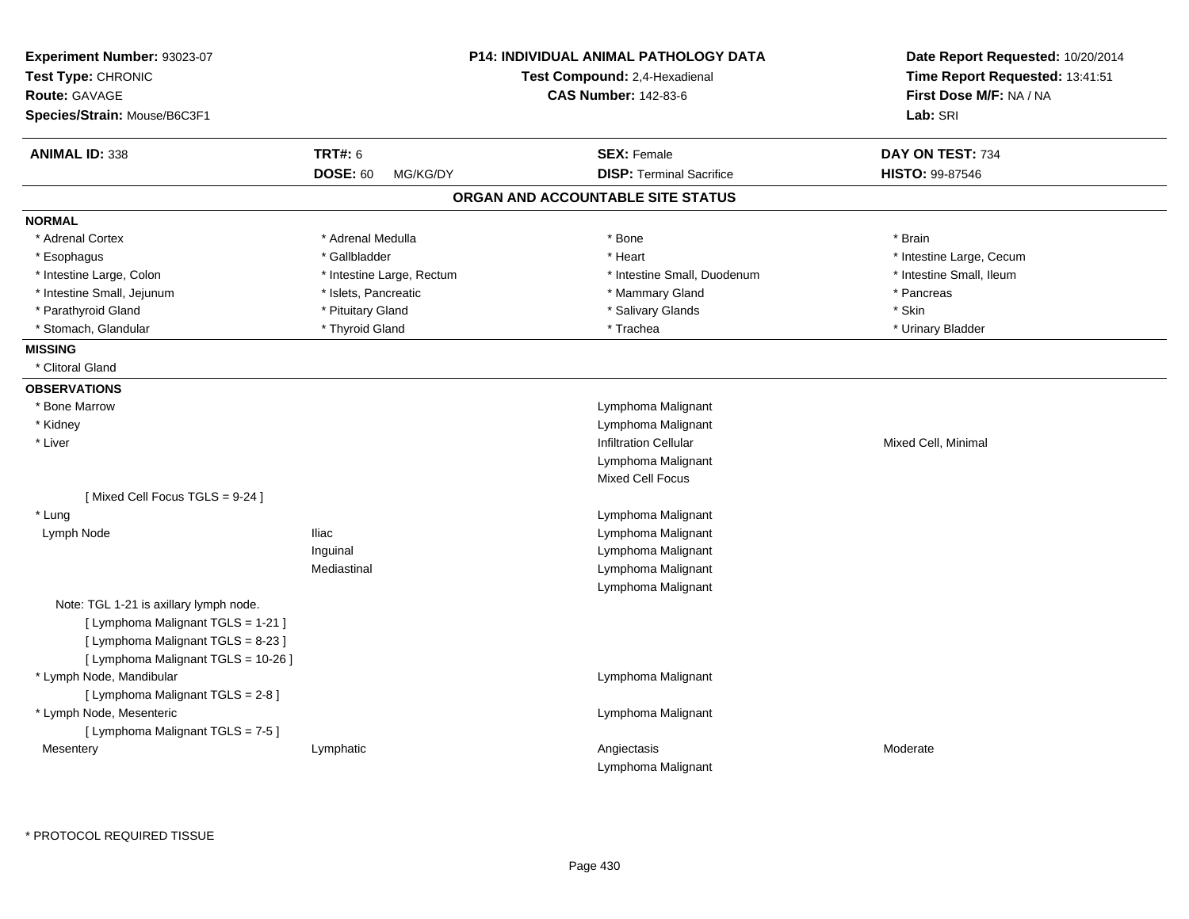**Experiment Number:** 93023-07
**Test Type:** CHRONIC
**Route:** GAVAGE
**Species/Strain:** Mouse/B6C3F1

**P14: INDIVIDUAL ANIMAL PATHOLOGY DATA**
**Test Compound:** 2,4-Hexadienal
**CAS Number:** 142-83-6

**Date Report Requested:** 10/20/2014
**Time Report Requested:** 13:41:51
**First Dose M/F:** NA / NA
**Lab:** SRI

| **ANIMAL ID:** 338 | **TRT#:** 6 | **SEX:** Female | **DAY ON TEST:** 734 |
|---|---|---|---|
| | **DOSE:** 60 MG/KG/DY | **DISP:** Terminal Sacrifice | **HISTO:** 99-87546 |

## ORGAN AND ACCOUNTABLE SITE STATUS

**NORMAL**

| | | | |
|---|---|---|---|
| * Adrenal Cortex | * Adrenal Medulla | * Bone | * Brain |
| * Esophagus | * Gallbladder | * Heart | * Intestine Large, Cecum |
| * Intestine Large, Colon | * Intestine Large, Rectum | * Intestine Small, Duodenum | * Intestine Small, Ileum |
| * Intestine Small, Jejunum | * Islets, Pancreatic | * Mammary Gland | * Pancreas |
| * Parathyroid Gland | * Pituitary Gland | * Salivary Glands | * Skin |
| * Stomach, Glandular | * Thyroid Gland | * Trachea | * Urinary Bladder |

**MISSING**

* Clitoral Gland

**OBSERVATIONS**

| | | | |
|---|---|---|---|
| * Bone Marrow | | Lymphoma Malignant | |
| * Kidney | | Lymphoma Malignant | |
| * Liver | | Infiltration Cellular | Mixed Cell, Minimal |
| | | Lymphoma Malignant | |
| | | Mixed Cell Focus | |
| [ Mixed Cell Focus TGLS = 9-24 ] | | | |
| * Lung | | Lymphoma Malignant | |
| Lymph Node | Iliac | Lymphoma Malignant | |
| | Inguinal | Lymphoma Malignant | |
| | Mediastinal | Lymphoma Malignant | |
| | | Lymphoma Malignant | |
| Note: TGL 1-21 is axillary lymph node. | | | |
| [ Lymphoma Malignant TGLS = 1-21 ] | | | |
| [ Lymphoma Malignant TGLS = 8-23 ] | | | |
| [ Lymphoma Malignant TGLS = 10-26 ] | | | |
| * Lymph Node, Mandibular | | Lymphoma Malignant | |
| [ Lymphoma Malignant TGLS = 2-8 ] | | | |
| * Lymph Node, Mesenteric | | Lymphoma Malignant | |
| [ Lymphoma Malignant TGLS = 7-5 ] | | | |
| Mesentery | Lymphatic | Angiectasis | Moderate |
| | | Lymphoma Malignant | |

* PROTOCOL REQUIRED TISSUE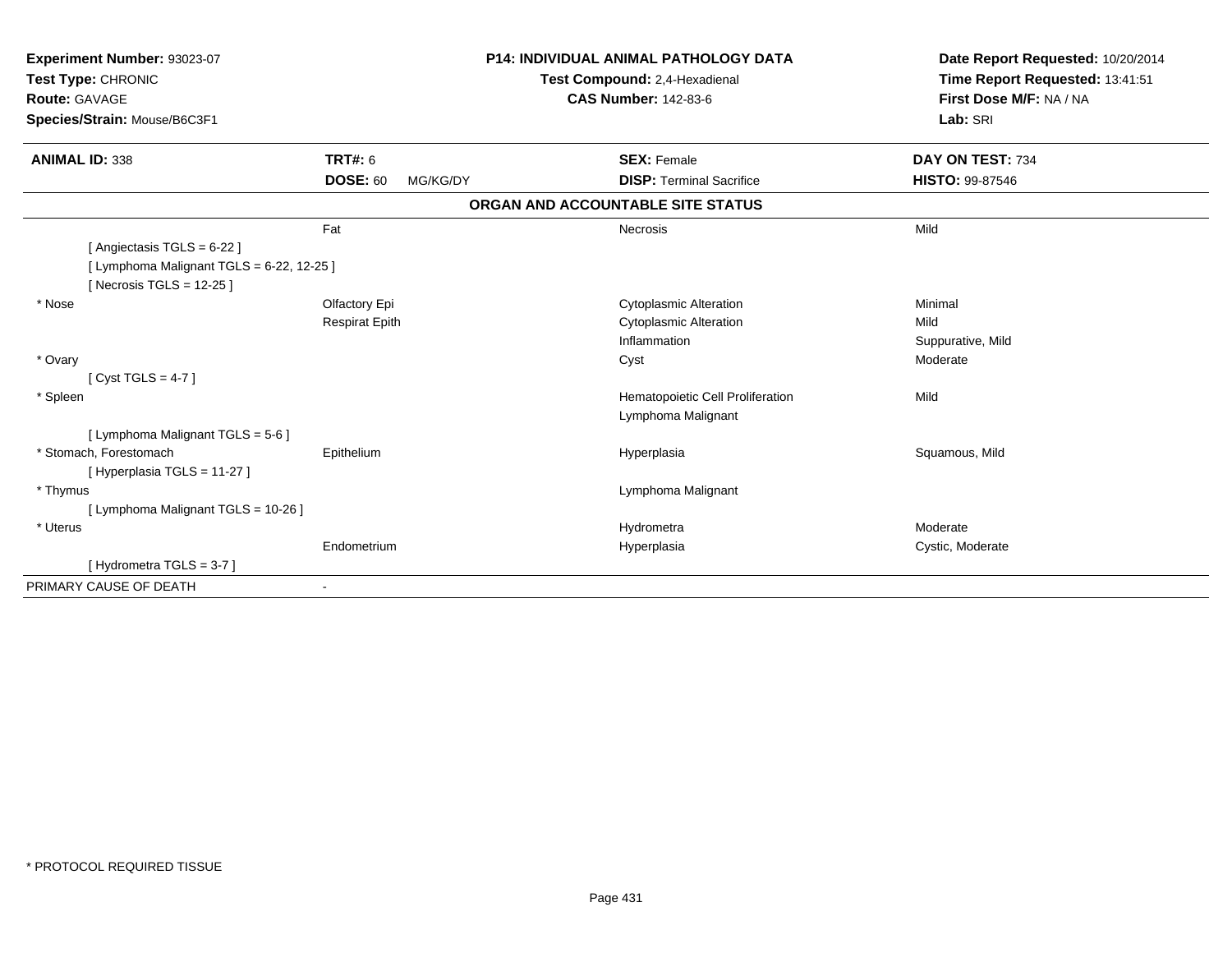**Experiment Number:** 93023-07
**Test Type:** CHRONIC
**Route:** GAVAGE
**Species/Strain:** Mouse/B6C3F1

**P14: INDIVIDUAL ANIMAL PATHOLOGY DATA**
**Test Compound:** 2,4-Hexadienal
**CAS Number:** 142-83-6

**Date Report Requested:** 10/20/2014
**Time Report Requested:** 13:41:51
**First Dose M/F:** NA / NA
**Lab:** SRI

| **ANIMAL ID:** 338 | **TRT#:** 6 | **SEX:** Female | **DAY ON TEST:** 734 |
|---|---|---|---|
| | **DOSE:** 60 MG/KG/DY | **DISP:** Terminal Sacrifice | **HISTO:** 99-87546 |

**ORGAN AND ACCOUNTABLE SITE STATUS**

| | | | |
|---|---|---|---|
| | Fat | Necrosis | Mild |
| [ Angiectasis TGLS = 6-22 ] | | | |
| [ Lymphoma Malignant TGLS = 6-22, 12-25 ] | | | |
| [ Necrosis TGLS = 12-25 ] | | | |
| * Nose | Olfactory Epi | Cytoplasmic Alteration | Minimal |
| | Respirat Epith | Cytoplasmic Alteration | Mild |
| | | Inflammation | Suppurative, Mild |
| * Ovary | | Cyst | Moderate |
| [ Cyst TGLS = 4-7 ] | | | |
| * Spleen | | Hematopoietic Cell Proliferation | Mild |
| | | Lymphoma Malignant | |
| [ Lymphoma Malignant TGLS = 5-6 ] | | | |
| * Stomach, Forestomach | Epithelium | Hyperplasia | Squamous, Mild |
| [ Hyperplasia TGLS = 11-27 ] | | | |
| * Thymus | | Lymphoma Malignant | |
| [ Lymphoma Malignant TGLS = 10-26 ] | | | |
| * Uterus | | Hydrometra | Moderate |
| | Endometrium | Hyperplasia | Cystic, Moderate |
| [ Hydrometra TGLS = 3-7 ] | | | |
| PRIMARY CAUSE OF DEATH | - | | |

* PROTOCOL REQUIRED TISSUE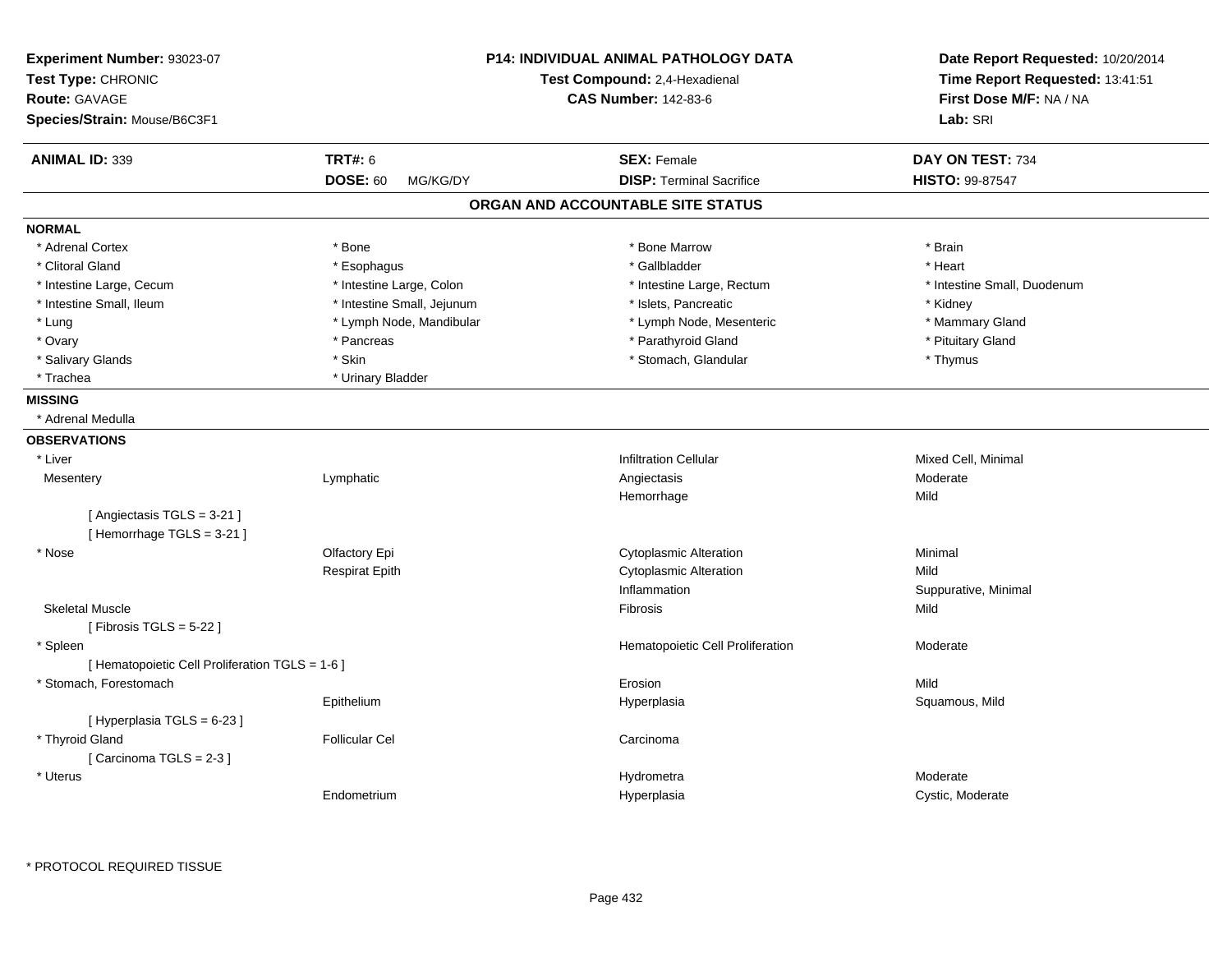**Experiment Number:** 93023-07
**Test Type:** CHRONIC
**Route:** GAVAGE
**Species/Strain:** Mouse/B6C3F1

**P14: INDIVIDUAL ANIMAL PATHOLOGY DATA**
**Test Compound:** 2,4-Hexadienal
**CAS Number:** 142-83-6

**Date Report Requested:** 10/20/2014
**Time Report Requested:** 13:41:51
**First Dose M/F:** NA / NA
**Lab:** SRI

| **ANIMAL ID:** 339 | **TRT#:** 6 | **SEX:** Female | **DAY ON TEST:** 734 |
|---|---|---|---|
| | **DOSE:** 60 MG/KG/DY | **DISP:** Terminal Sacrifice | **HISTO:** 99-87547 |

## ORGAN AND ACCOUNTABLE SITE STATUS

**NORMAL**

| | | | |
|---|---|---|---|
| * Adrenal Cortex | * Bone | * Bone Marrow | * Brain |
| * Clitoral Gland | * Esophagus | * Gallbladder | * Heart |
| * Intestine Large, Cecum | * Intestine Large, Colon | * Intestine Large, Rectum | * Intestine Small, Duodenum |
| * Intestine Small, Ileum | * Intestine Small, Jejunum | * Islets, Pancreatic | * Kidney |
| * Lung | * Lymph Node, Mandibular | * Lymph Node, Mesenteric | * Mammary Gland |
| * Ovary | * Pancreas | * Parathyroid Gland | * Pituitary Gland |
| * Salivary Glands | * Skin | * Stomach, Glandular | * Thymus |
| * Trachea | * Urinary Bladder | | |

**MISSING**

* Adrenal Medulla

**OBSERVATIONS**

| | | | |
|---|---|---|---|
| * Liver | | Infiltration Cellular | Mixed Cell, Minimal |
| Mesentery | Lymphatic | Angiectasis | Moderate |
| | | Hemorrhage | Mild |
| [ Angiectasis TGLS = 3-21 ] | | | |
| [ Hemorrhage TGLS = 3-21 ] | | | |
| * Nose | Olfactory Epi | Cytoplasmic Alteration | Minimal |
| | Respirat Epith | Cytoplasmic Alteration | Mild |
| | | Inflammation | Suppurative, Minimal |
| Skeletal Muscle | | Fibrosis | Mild |
| [ Fibrosis TGLS = 5-22 ] | | | |
| * Spleen | | Hematopoietic Cell Proliferation | Moderate |
| [ Hematopoietic Cell Proliferation TGLS = 1-6 ] | | | |
| * Stomach, Forestomach | | Erosion | Mild |
| | Epithelium | Hyperplasia | Squamous, Mild |
| [ Hyperplasia TGLS = 6-23 ] | | | |
| * Thyroid Gland | Follicular Cel | Carcinoma | |
| [ Carcinoma TGLS = 2-3 ] | | | |
| * Uterus | | Hydrometra | Moderate |
| | Endometrium | Hyperplasia | Cystic, Moderate |

* PROTOCOL REQUIRED TISSUE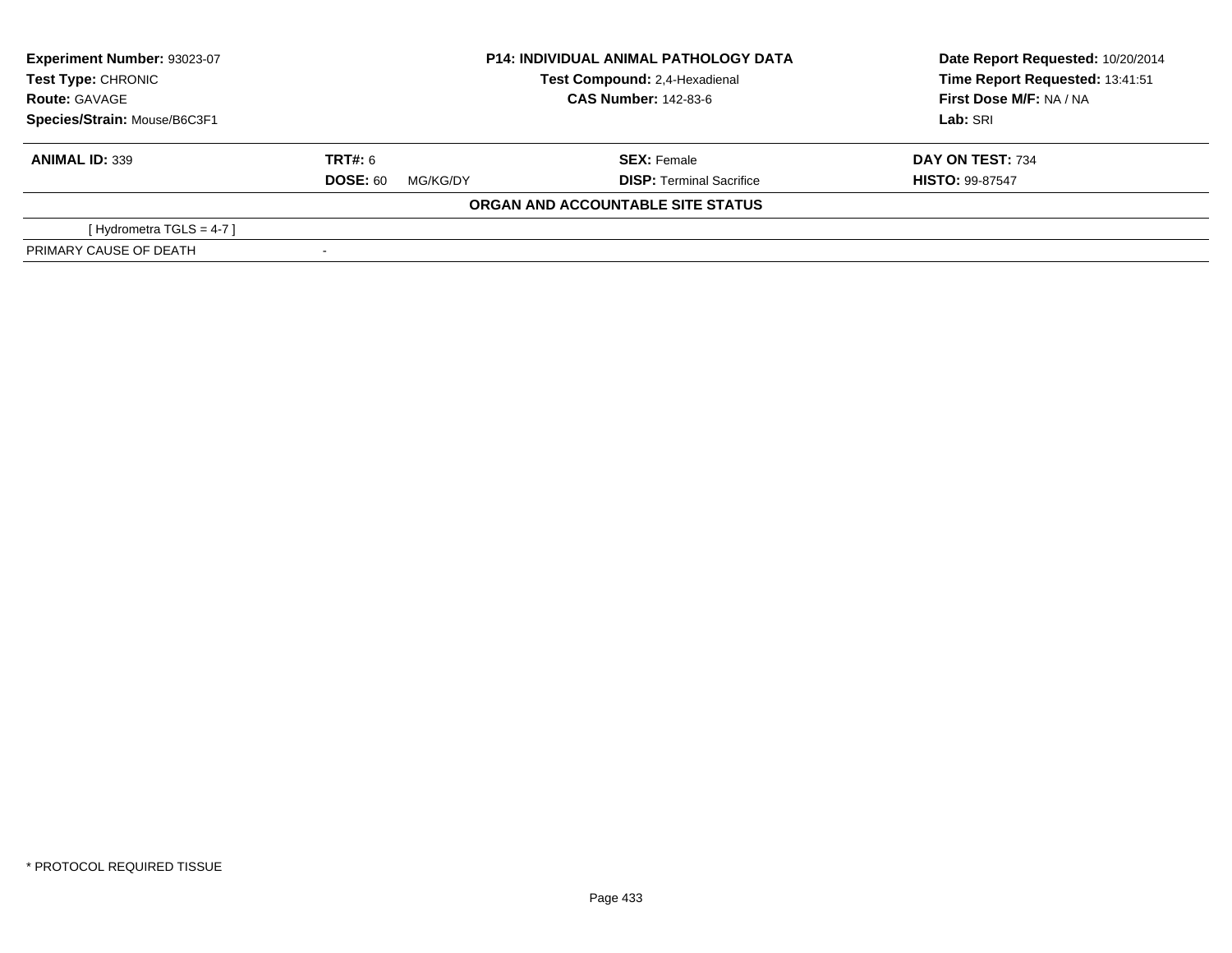**Experiment Number:** 93023-07
**Test Type:** CHRONIC
**Route:** GAVAGE
**Species/Strain:** Mouse/B6C3F1

**P14: INDIVIDUAL ANIMAL PATHOLOGY DATA**
**Test Compound:** 2,4-Hexadienal
**CAS Number:** 142-83-6

**Date Report Requested:** 10/20/2014
**Time Report Requested:** 13:41:51
**First Dose M/F:** NA / NA
**Lab:** SRI

| **ANIMAL ID:** 339 | **TRT#:** 6 | **SEX:** Female | **DAY ON TEST:** 734 |
|---|---|---|---|
| | **DOSE:** 60 MG/KG/DY | **DISP:** Terminal Sacrifice | **HISTO:** 99-87547 |

**ORGAN AND ACCOUNTABLE SITE STATUS**

| | |
|---|---|
| [ Hydrometra TGLS = 4-7 ] | |
| PRIMARY CAUSE OF DEATH | - |

* PROTOCOL REQUIRED TISSUE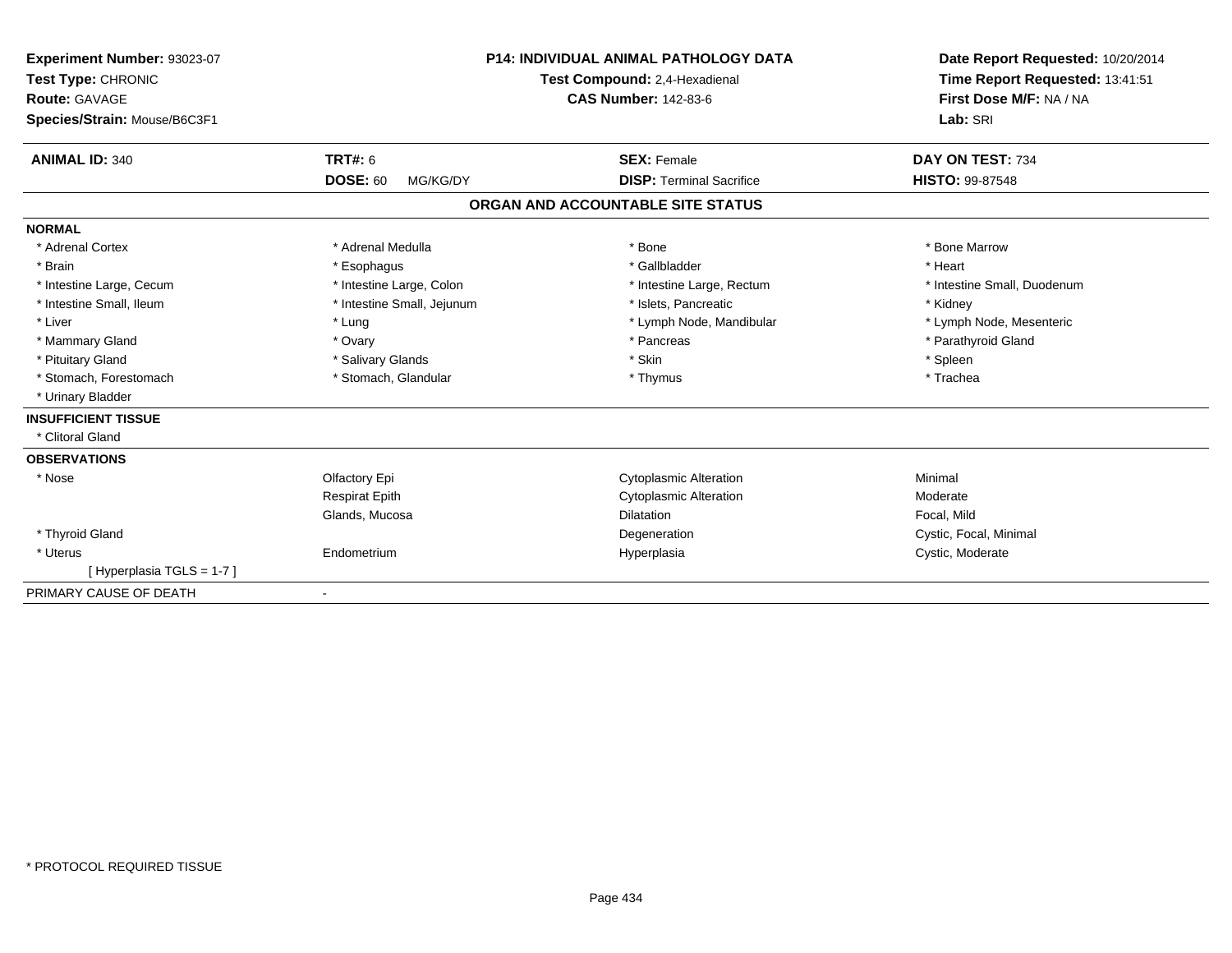**Experiment Number:** 93023-07
**Test Type:** CHRONIC
**Route:** GAVAGE
**Species/Strain:** Mouse/B6C3F1

**P14: INDIVIDUAL ANIMAL PATHOLOGY DATA**
**Test Compound:** 2,4-Hexadienal
**CAS Number:** 142-83-6

**Date Report Requested:** 10/20/2014
**Time Report Requested:** 13:41:51
**First Dose M/F:** NA / NA
**Lab:** SRI

| **ANIMAL ID:** 340 | **TRT#:** 6 | **SEX:** Female | **DAY ON TEST:** 734 |
|---|---|---|---|
| | **DOSE:** 60 MG/KG/DY | **DISP:** Terminal Sacrifice | **HISTO:** 99-87548 |

## ORGAN AND ACCOUNTABLE SITE STATUS

**NORMAL**

| | | | |
|---|---|---|---|
| * Adrenal Cortex | * Adrenal Medulla | * Bone | * Bone Marrow |
| * Brain | * Esophagus | * Gallbladder | * Heart |
| * Intestine Large, Cecum | * Intestine Large, Colon | * Intestine Large, Rectum | * Intestine Small, Duodenum |
| * Intestine Small, Ileum | * Intestine Small, Jejunum | * Islets, Pancreatic | * Kidney |
| * Liver | * Lung | * Lymph Node, Mandibular | * Lymph Node, Mesenteric |
| * Mammary Gland | * Ovary | * Pancreas | * Parathyroid Gland |
| * Pituitary Gland | * Salivary Glands | * Skin | * Spleen |
| * Stomach, Forestomach | * Stomach, Glandular | * Thymus | * Trachea |
| * Urinary Bladder | | | |

**INSUFFICIENT TISSUE**

* Clitoral Gland

**OBSERVATIONS**

| | | | |
|---|---|---|---|
| * Nose | Olfactory Epi | Cytoplasmic Alteration | Minimal |
| | Respirat Epith | Cytoplasmic Alteration | Moderate |
| | Glands, Mucosa | Dilatation | Focal, Mild |
| * Thyroid Gland | | Degeneration | Cystic, Focal, Minimal |
| * Uterus | Endometrium | Hyperplasia | Cystic, Moderate |
| [ Hyperplasia TGLS = 1-7 ] | | | |

PRIMARY CAUSE OF DEATH -

* PROTOCOL REQUIRED TISSUE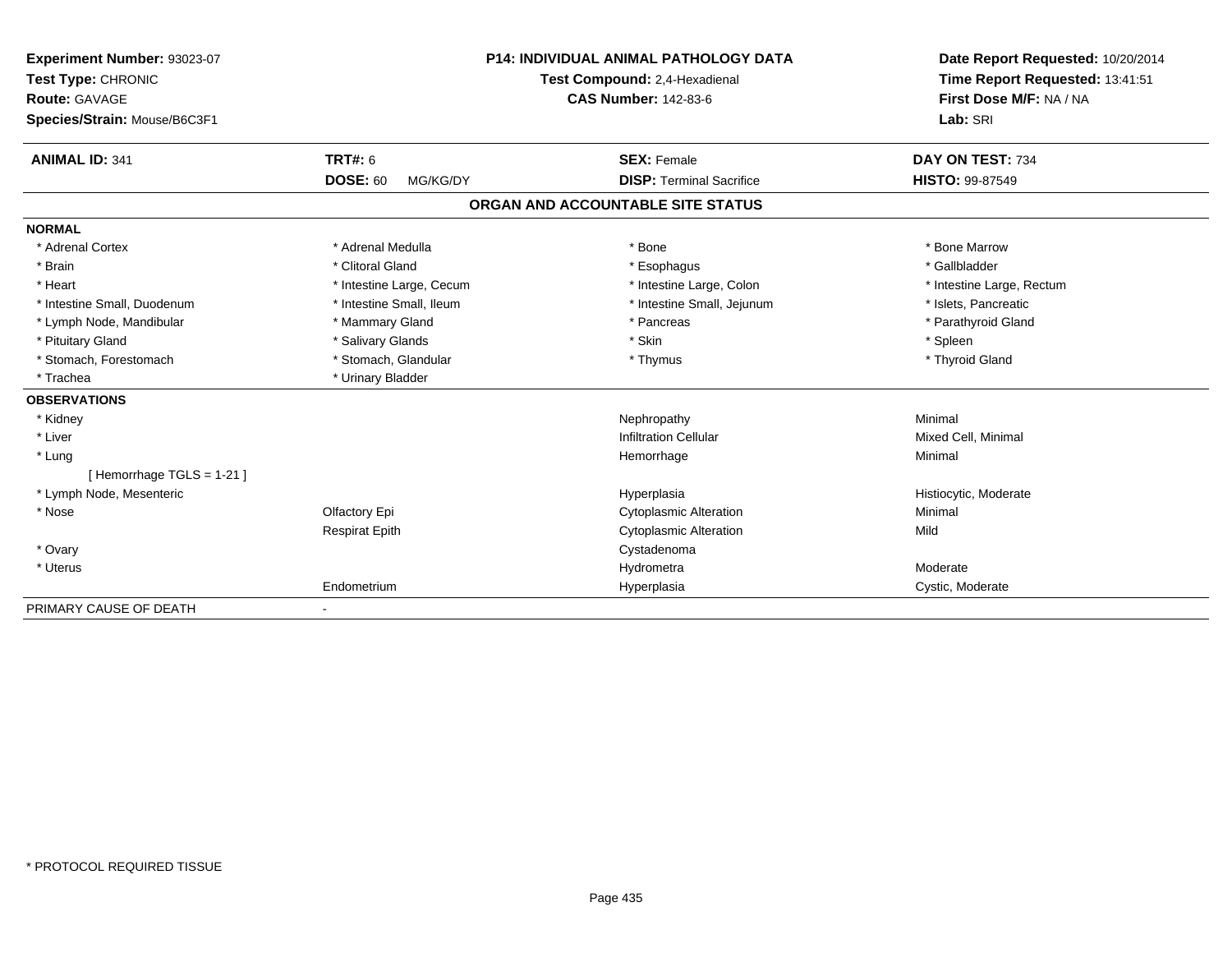**Experiment Number:** 93023-07
**Test Type:** CHRONIC
**Route:** GAVAGE
**Species/Strain:** Mouse/B6C3F1

**P14: INDIVIDUAL ANIMAL PATHOLOGY DATA**
**Test Compound:** 2,4-Hexadienal
**CAS Number:** 142-83-6

**Date Report Requested:** 10/20/2014
**Time Report Requested:** 13:41:51
**First Dose M/F:** NA / NA
**Lab:** SRI

| **ANIMAL ID:** 341 | **TRT#:** 6 | **SEX:** Female | **DAY ON TEST:** 734 |
|---|---|---|---|
| | **DOSE:** 60 MG/KG/DY | **DISP:** Terminal Sacrifice | **HISTO:** 99-87549 |

## ORGAN AND ACCOUNTABLE SITE STATUS

**NORMAL**

| | | | |
|---|---|---|---|
| * Adrenal Cortex | * Adrenal Medulla | * Bone | * Bone Marrow |
| * Brain | * Clitoral Gland | * Esophagus | * Gallbladder |
| * Heart | * Intestine Large, Cecum | * Intestine Large, Colon | * Intestine Large, Rectum |
| * Intestine Small, Duodenum | * Intestine Small, Ileum | * Intestine Small, Jejunum | * Islets, Pancreatic |
| * Lymph Node, Mandibular | * Mammary Gland | * Pancreas | * Parathyroid Gland |
| * Pituitary Gland | * Salivary Glands | * Skin | * Spleen |
| * Stomach, Forestomach | * Stomach, Glandular | * Thymus | * Thyroid Gland |
| * Trachea | * Urinary Bladder | | |

**OBSERVATIONS**

| | | | |
|---|---|---|---|
| * Kidney | | Nephropathy | Minimal |
| * Liver | | Infiltration Cellular | Mixed Cell, Minimal |
| * Lung | | Hemorrhage | Minimal |
| [ Hemorrhage TGLS = 1-21 ] | | | |
| * Lymph Node, Mesenteric | | Hyperplasia | Histiocytic, Moderate |
| * Nose | Olfactory Epi | Cytoplasmic Alteration | Minimal |
| | Respirat Epith | Cytoplasmic Alteration | Mild |
| * Ovary | | Cystadenoma | |
| * Uterus | | Hydrometra | Moderate |
| | Endometrium | Hyperplasia | Cystic, Moderate |

PRIMARY CAUSE OF DEATH -

* PROTOCOL REQUIRED TISSUE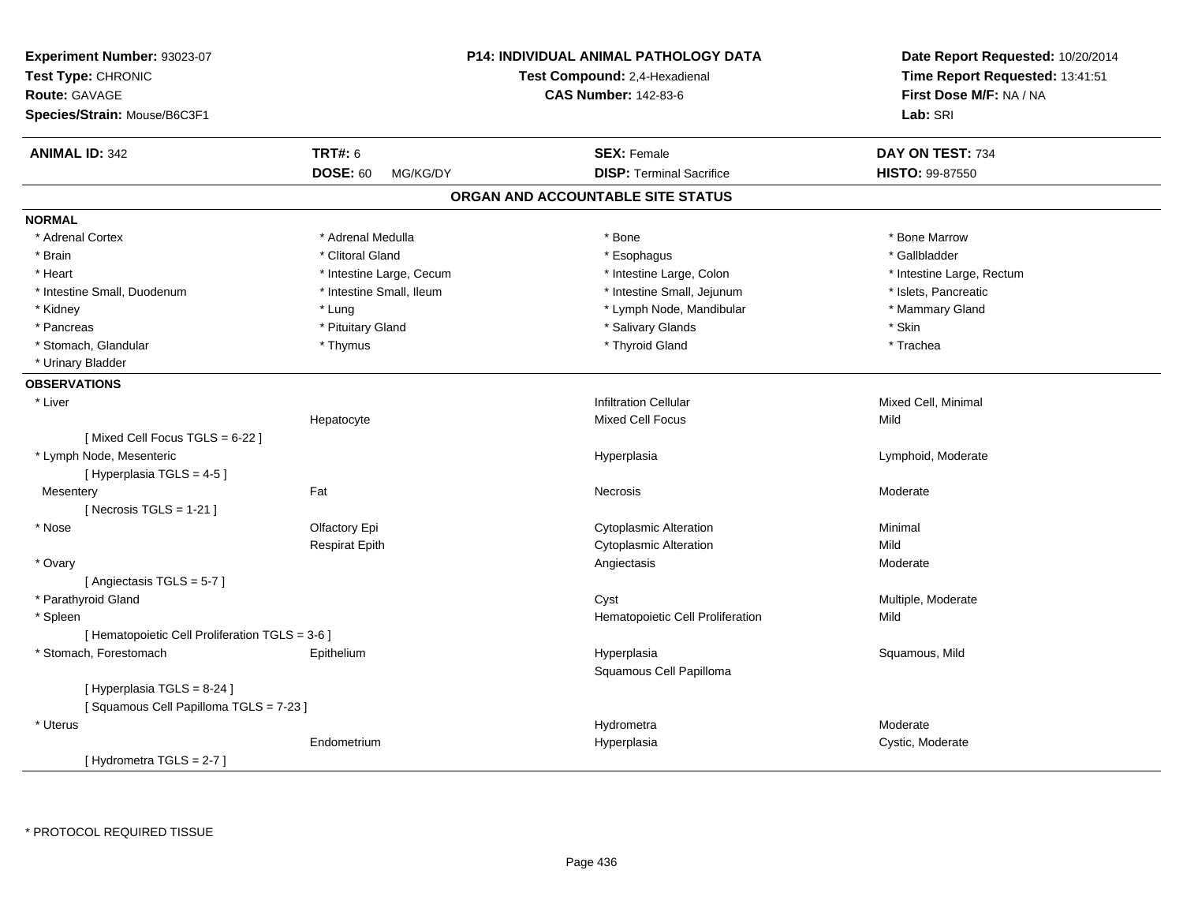**Experiment Number:** 93023-07
**Test Type:** CHRONIC
**Route:** GAVAGE
**Species/Strain:** Mouse/B6C3F1

**P14: INDIVIDUAL ANIMAL PATHOLOGY DATA**
**Test Compound:** 2,4-Hexadienal
**CAS Number:** 142-83-6

**Date Report Requested:** 10/20/2014
**Time Report Requested:** 13:41:51
**First Dose M/F:** NA / NA
**Lab:** SRI

| **ANIMAL ID:** 342 | **TRT#:** 6 | **SEX:** Female | **DAY ON TEST:** 734 |
|---|---|---|---|
| | **DOSE:** 60 MG/KG/DY | **DISP:** Terminal Sacrifice | **HISTO:** 99-87550 |

## ORGAN AND ACCOUNTABLE SITE STATUS

**NORMAL**

| | | | |
|---|---|---|---|
| * Adrenal Cortex | * Adrenal Medulla | * Bone | * Bone Marrow |
| * Brain | * Clitoral Gland | * Esophagus | * Gallbladder |
| * Heart | * Intestine Large, Cecum | * Intestine Large, Colon | * Intestine Large, Rectum |
| * Intestine Small, Duodenum | * Intestine Small, Ileum | * Intestine Small, Jejunum | * Islets, Pancreatic |
| * Kidney | * Lung | * Lymph Node, Mandibular | * Mammary Gland |
| * Pancreas | * Pituitary Gland | * Salivary Glands | * Skin |
| * Stomach, Glandular | * Thymus | * Thyroid Gland | * Trachea |
| * Urinary Bladder | | | |

**OBSERVATIONS**

| | | | |
|---|---|---|---|
| * Liver | | Infiltration Cellular | Mixed Cell, Minimal |
| | Hepatocyte | Mixed Cell Focus | Mild |
| [ Mixed Cell Focus TGLS = 6-22 ] | | | |
| * Lymph Node, Mesenteric | | Hyperplasia | Lymphoid, Moderate |
| [ Hyperplasia TGLS = 4-5 ] | | | |
| Mesentery | Fat | Necrosis | Moderate |
| [ Necrosis TGLS = 1-21 ] | | | |
| * Nose | Olfactory Epi | Cytoplasmic Alteration | Minimal |
| | Respirat Epith | Cytoplasmic Alteration | Mild |
| * Ovary | | Angiectasis | Moderate |
| [ Angiectasis TGLS = 5-7 ] | | | |
| * Parathyroid Gland | | Cyst | Multiple, Moderate |
| * Spleen | | Hematopoietic Cell Proliferation | Mild |
| [ Hematopoietic Cell Proliferation TGLS = 3-6 ] | | | |
| * Stomach, Forestomach | Epithelium | Hyperplasia | Squamous, Mild |
| | | Squamous Cell Papilloma | |
| [ Hyperplasia TGLS = 8-24 ] | | | |
| [ Squamous Cell Papilloma TGLS = 7-23 ] | | | |
| * Uterus | | Hydrometra | Moderate |
| | Endometrium | Hyperplasia | Cystic, Moderate |
| [ Hydrometra TGLS = 2-7 ] | | | |

* PROTOCOL REQUIRED TISSUE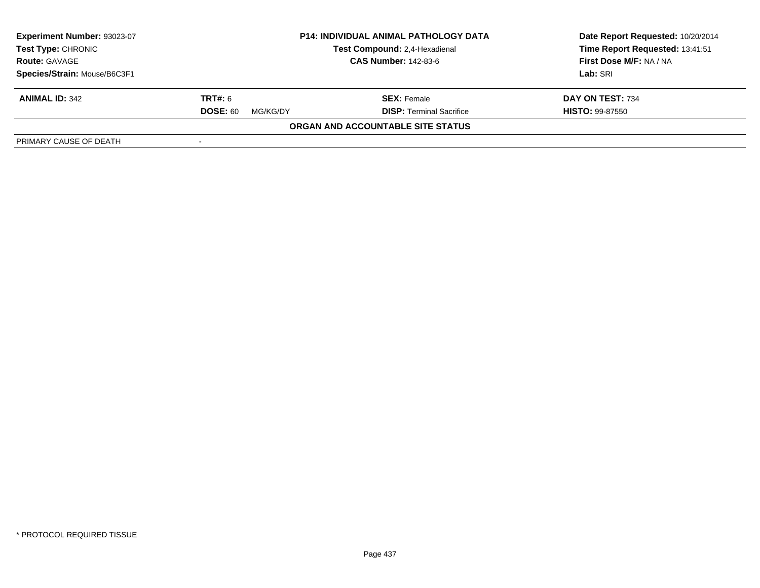**Experiment Number:** 93023-07
**Test Type:** CHRONIC
**Route:** GAVAGE
**Species/Strain:** Mouse/B6C3F1

**P14: INDIVIDUAL ANIMAL PATHOLOGY DATA**
**Test Compound:** 2,4-Hexadienal
**CAS Number:** 142-83-6

**Date Report Requested:** 10/20/2014
**Time Report Requested:** 13:41:51
**First Dose M/F:** NA / NA
**Lab:** SRI

| **ANIMAL ID:** 342 | **TRT#:** 6 | **SEX:** Female | **DAY ON TEST:** 734 |
|---|---|---|---|
| | **DOSE:** 60 MG/KG/DY | **DISP:** Terminal Sacrifice | **HISTO:** 99-87550 |

**ORGAN AND ACCOUNTABLE SITE STATUS**

| PRIMARY CAUSE OF DEATH | - |
|---|---|

* PROTOCOL REQUIRED TISSUE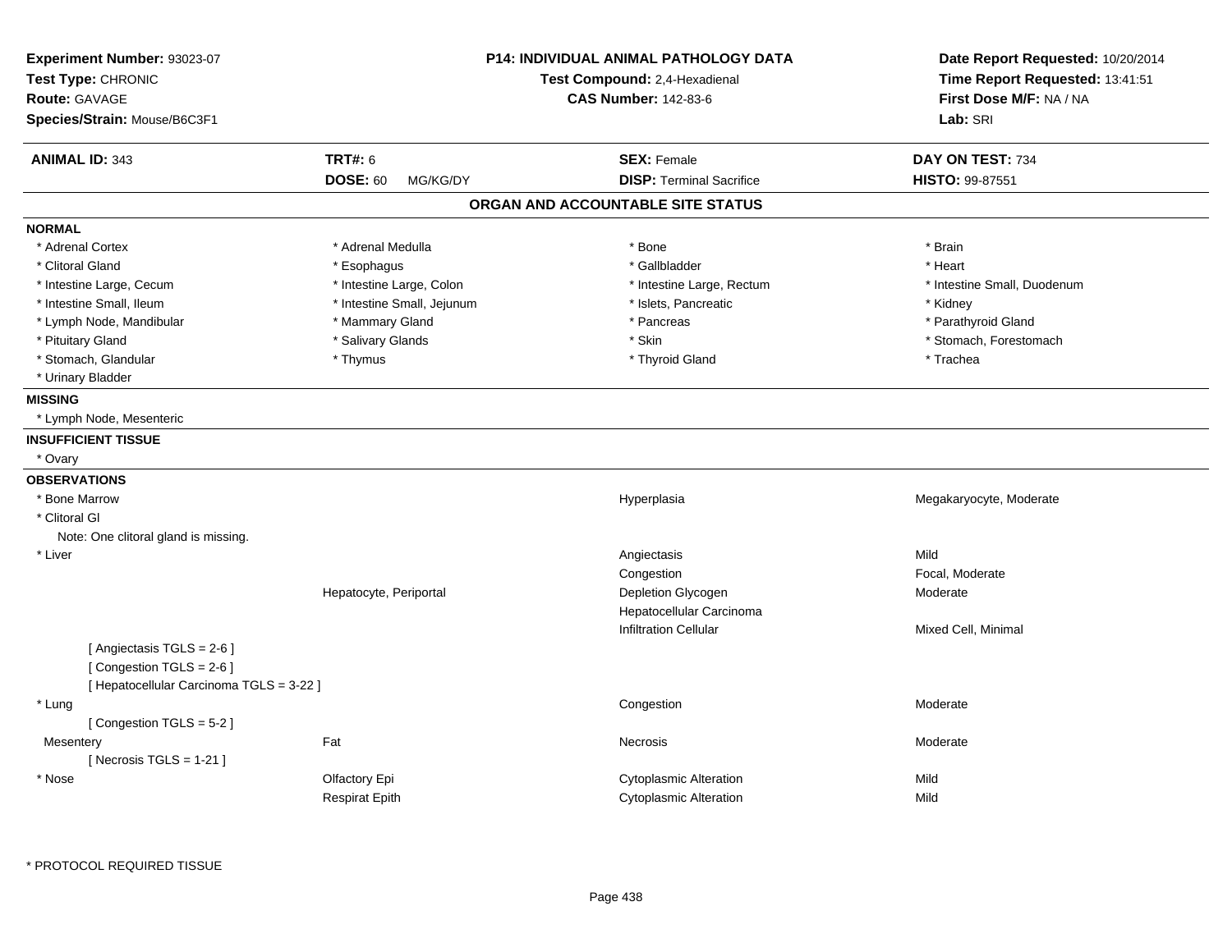**Experiment Number:** 93023-07
**Test Type:** CHRONIC
**Route:** GAVAGE
**Species/Strain:** Mouse/B6C3F1

**P14: INDIVIDUAL ANIMAL PATHOLOGY DATA**
**Test Compound:** 2,4-Hexadienal
**CAS Number:** 142-83-6

**Date Report Requested:** 10/20/2014
**Time Report Requested:** 13:41:51
**First Dose M/F:** NA / NA
**Lab:** SRI

| **ANIMAL ID:** 343 | **TRT#:** 6 | **SEX:** Female | **DAY ON TEST:** 734 |
|---|---|---|---|
| | **DOSE:** 60 MG/KG/DY | **DISP:** Terminal Sacrifice | **HISTO:** 99-87551 |

## ORGAN AND ACCOUNTABLE SITE STATUS

**NORMAL**

| | | | |
|---|---|---|---|
| * Adrenal Cortex | * Adrenal Medulla | * Bone | * Brain |
| * Clitoral Gland | * Esophagus | * Gallbladder | * Heart |
| * Intestine Large, Cecum | * Intestine Large, Colon | * Intestine Large, Rectum | * Intestine Small, Duodenum |
| * Intestine Small, Ileum | * Intestine Small, Jejunum | * Islets, Pancreatic | * Kidney |
| * Lymph Node, Mandibular | * Mammary Gland | * Pancreas | * Parathyroid Gland |
| * Pituitary Gland | * Salivary Glands | * Skin | * Stomach, Forestomach |
| * Stomach, Glandular | * Thymus | * Thyroid Gland | * Trachea |
| * Urinary Bladder | | | |

**MISSING**

* Lymph Node, Mesenteric

**INSUFFICIENT TISSUE**

* Ovary

**OBSERVATIONS**

| | | | |
|---|---|---|---|
| * Bone Marrow | | Hyperplasia | Megakaryocyte, Moderate |
| * Clitoral Gl | | | |
| Note: One clitoral gland is missing. | | | |
| * Liver | | Angiectasis | Mild |
| | | Congestion | Focal, Moderate |
| | Hepatocyte, Periportal | Depletion Glycogen | Moderate |
| | | Hepatocellular Carcinoma | |
| | | Infiltration Cellular | Mixed Cell, Minimal |
| [ Angiectasis TGLS = 2-6 ] | | | |
| [ Congestion TGLS = 2-6 ] | | | |
| [ Hepatocellular Carcinoma TGLS = 3-22 ] | | | |
| * Lung | | Congestion | Moderate |
| [ Congestion TGLS = 5-2 ] | | | |
| Mesentery | Fat | Necrosis | Moderate |
| [ Necrosis TGLS = 1-21 ] | | | |
| * Nose | Olfactory Epi | Cytoplasmic Alteration | Mild |
| | Respirat Epith | Cytoplasmic Alteration | Mild |

\* PROTOCOL REQUIRED TISSUE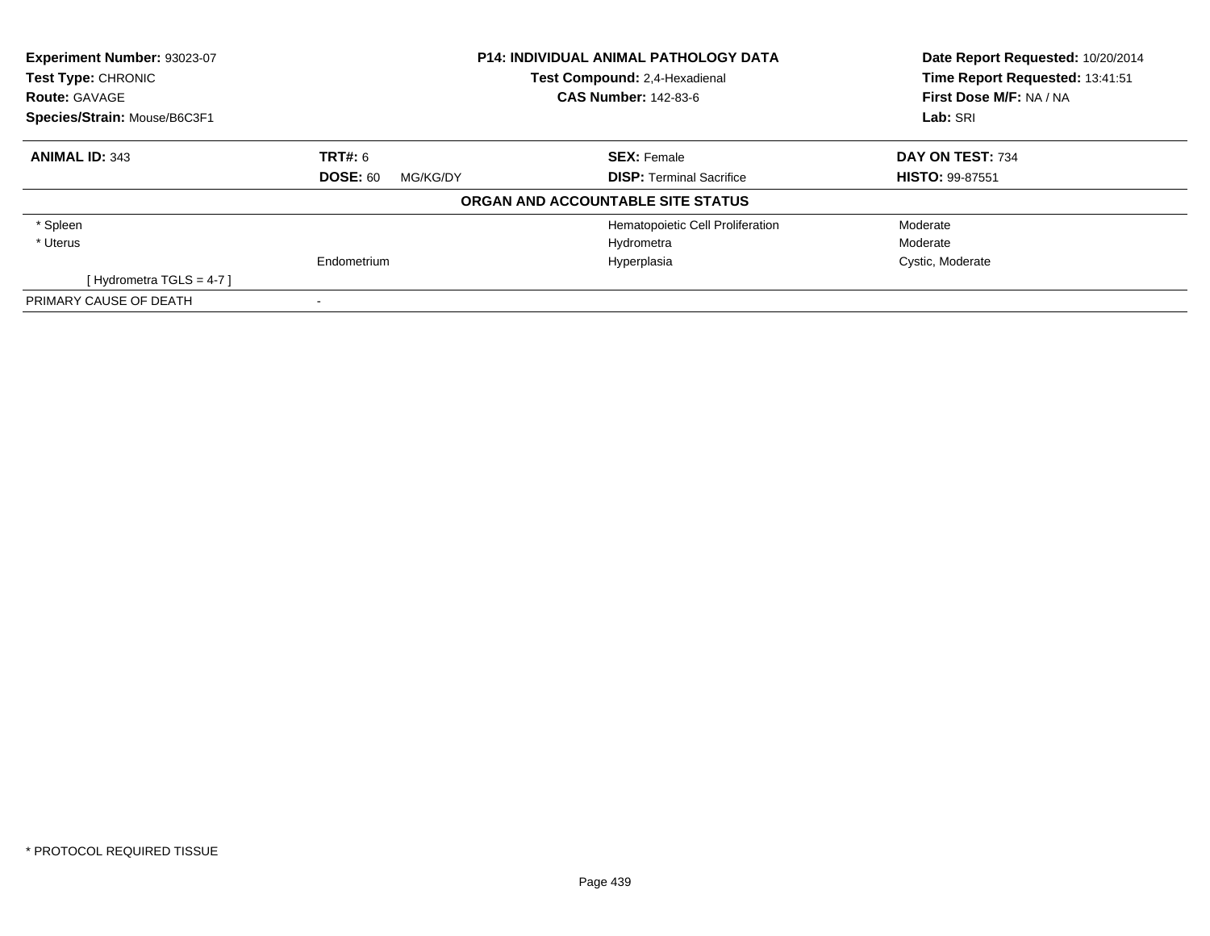**Experiment Number:** 93023-07
**Test Type:** CHRONIC
**Route:** GAVAGE
**Species/Strain:** Mouse/B6C3F1

**P14: INDIVIDUAL ANIMAL PATHOLOGY DATA**
**Test Compound:** 2,4-Hexadienal
**CAS Number:** 142-83-6

**Date Report Requested:** 10/20/2014
**Time Report Requested:** 13:41:51
**First Dose M/F:** NA / NA
**Lab:** SRI

| **ANIMAL ID:** 343 | **TRT#:** 6 | **SEX:** Female | **DAY ON TEST:** 734 |
|---|---|---|---|
| | **DOSE:** 60 MG/KG/DY | **DISP:** Terminal Sacrifice | **HISTO:** 99-87551 |

**ORGAN AND ACCOUNTABLE SITE STATUS**

| | | | |
|---|---|---|---|
| * Spleen | | Hematopoietic Cell Proliferation | Moderate |
| * Uterus | | Hydrometra | Moderate |
| | Endometrium | Hyperplasia | Cystic, Moderate |
| [ Hydrometra TGLS = 4-7 ] | | | |
| PRIMARY CAUSE OF DEATH | - | | |

* PROTOCOL REQUIRED TISSUE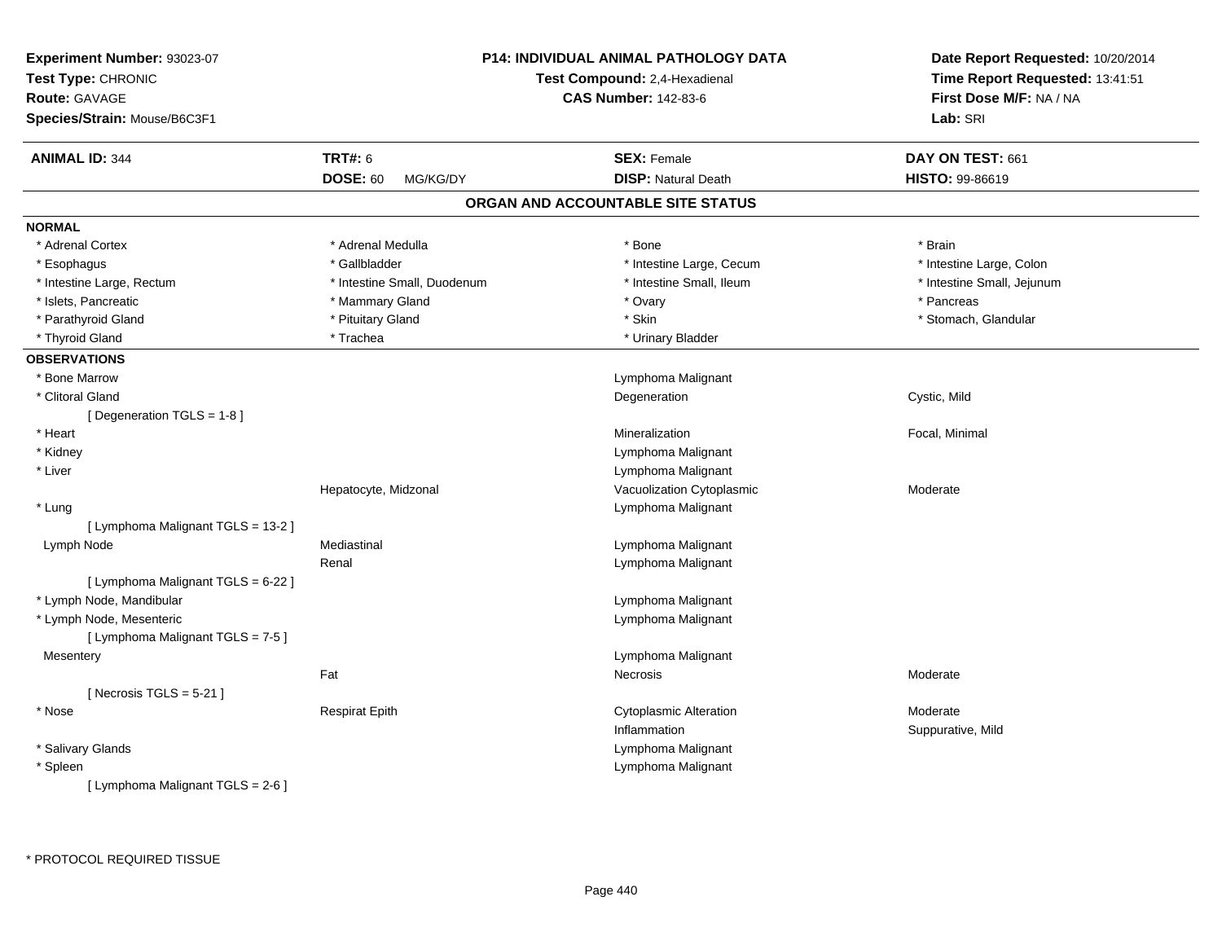**Experiment Number:** 93023-07
**Test Type:** CHRONIC
**Route:** GAVAGE
**Species/Strain:** Mouse/B6C3F1

**P14: INDIVIDUAL ANIMAL PATHOLOGY DATA**
**Test Compound:** 2,4-Hexadienal
**CAS Number:** 142-83-6

**Date Report Requested:** 10/20/2014
**Time Report Requested:** 13:41:51
**First Dose M/F:** NA / NA
**Lab:** SRI

| **ANIMAL ID:** 344 | **TRT#:** 6 | **SEX:** Female | **DAY ON TEST:** 661 |
|---|---|---|---|
| | **DOSE:** 60 MG/KG/DY | **DISP:** Natural Death | **HISTO:** 99-86619 |

## ORGAN AND ACCOUNTABLE SITE STATUS

**NORMAL**

| | | | |
|---|---|---|---|
| * Adrenal Cortex | * Adrenal Medulla | * Bone | * Brain |
| * Esophagus | * Gallbladder | * Intestine Large, Cecum | * Intestine Large, Colon |
| * Intestine Large, Rectum | * Intestine Small, Duodenum | * Intestine Small, Ileum | * Intestine Small, Jejunum |
| * Islets, Pancreatic | * Mammary Gland | * Ovary | * Pancreas |
| * Parathyroid Gland | * Pituitary Gland | * Skin | * Stomach, Glandular |
| * Thyroid Gland | * Trachea | * Urinary Bladder | |

**OBSERVATIONS**

| | | | |
|---|---|---|---|
| * Bone Marrow | | Lymphoma Malignant | |
| * Clitoral Gland | | Degeneration | Cystic, Mild |
| [ Degeneration TGLS = 1-8 ] | | | |
| * Heart | | Mineralization | Focal, Minimal |
| * Kidney | | Lymphoma Malignant | |
| * Liver | | Lymphoma Malignant | |
| | Hepatocyte, Midzonal | Vacuolization Cytoplasmic | Moderate |
| * Lung | | Lymphoma Malignant | |
| [ Lymphoma Malignant TGLS = 13-2 ] | | | |
| Lymph Node | Mediastinal | Lymphoma Malignant | |
| | Renal | Lymphoma Malignant | |
| [ Lymphoma Malignant TGLS = 6-22 ] | | | |
| * Lymph Node, Mandibular | | Lymphoma Malignant | |
| * Lymph Node, Mesenteric | | Lymphoma Malignant | |
| [ Lymphoma Malignant TGLS = 7-5 ] | | | |
| Mesentery | | Lymphoma Malignant | |
| | Fat | Necrosis | Moderate |
| [ Necrosis TGLS = 5-21 ] | | | |
| * Nose | Respirat Epith | Cytoplasmic Alteration | Moderate |
| | | Inflammation | Suppurative, Mild |
| * Salivary Glands | | Lymphoma Malignant | |
| * Spleen | | Lymphoma Malignant | |
| [ Lymphoma Malignant TGLS = 2-6 ] | | | |

\* PROTOCOL REQUIRED TISSUE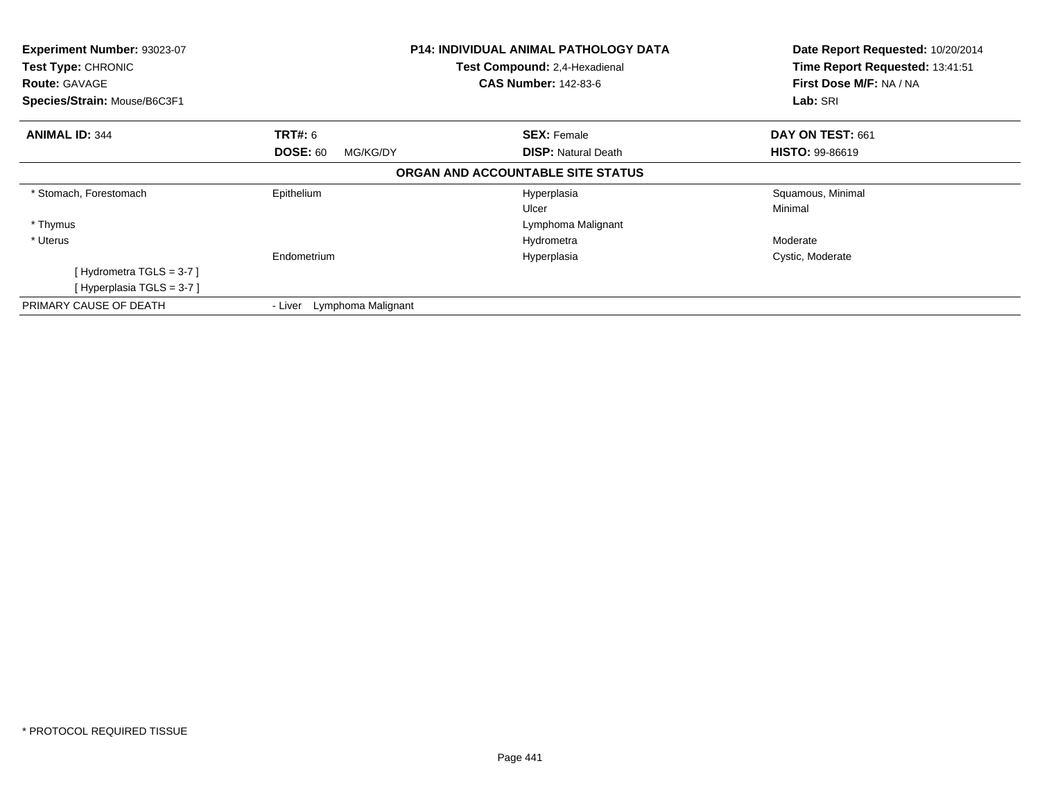**Experiment Number:** 93023-07
**Test Type:** CHRONIC
**Route:** GAVAGE
**Species/Strain:** Mouse/B6C3F1

**P14: INDIVIDUAL ANIMAL PATHOLOGY DATA**
**Test Compound:** 2,4-Hexadienal
**CAS Number:** 142-83-6

**Date Report Requested:** 10/20/2014
**Time Report Requested:** 13:41:51
**First Dose M/F:** NA / NA
**Lab:** SRI

| **ANIMAL ID:** 344 | **TRT#:** 6 | **SEX:** Female | **DAY ON TEST:** 661 |
|---|---|---|---|
| | **DOSE:** 60 MG/KG/DY | **DISP:** Natural Death | **HISTO:** 99-86619 |

**ORGAN AND ACCOUNTABLE SITE STATUS**

| | | | |
|---|---|---|---|
| * Stomach, Forestomach | Epithelium | Hyperplasia | Squamous, Minimal |
| | | Ulcer | Minimal |
| * Thymus | | Lymphoma Malignant | |
| * Uterus | | Hydrometra | Moderate |
| | Endometrium | Hyperplasia | Cystic, Moderate |
| [ Hydrometra TGLS = 3-7 ] | | | |
| [ Hyperplasia TGLS = 3-7 ] | | | |
| PRIMARY CAUSE OF DEATH | - Liver Lymphoma Malignant | | |

* PROTOCOL REQUIRED TISSUE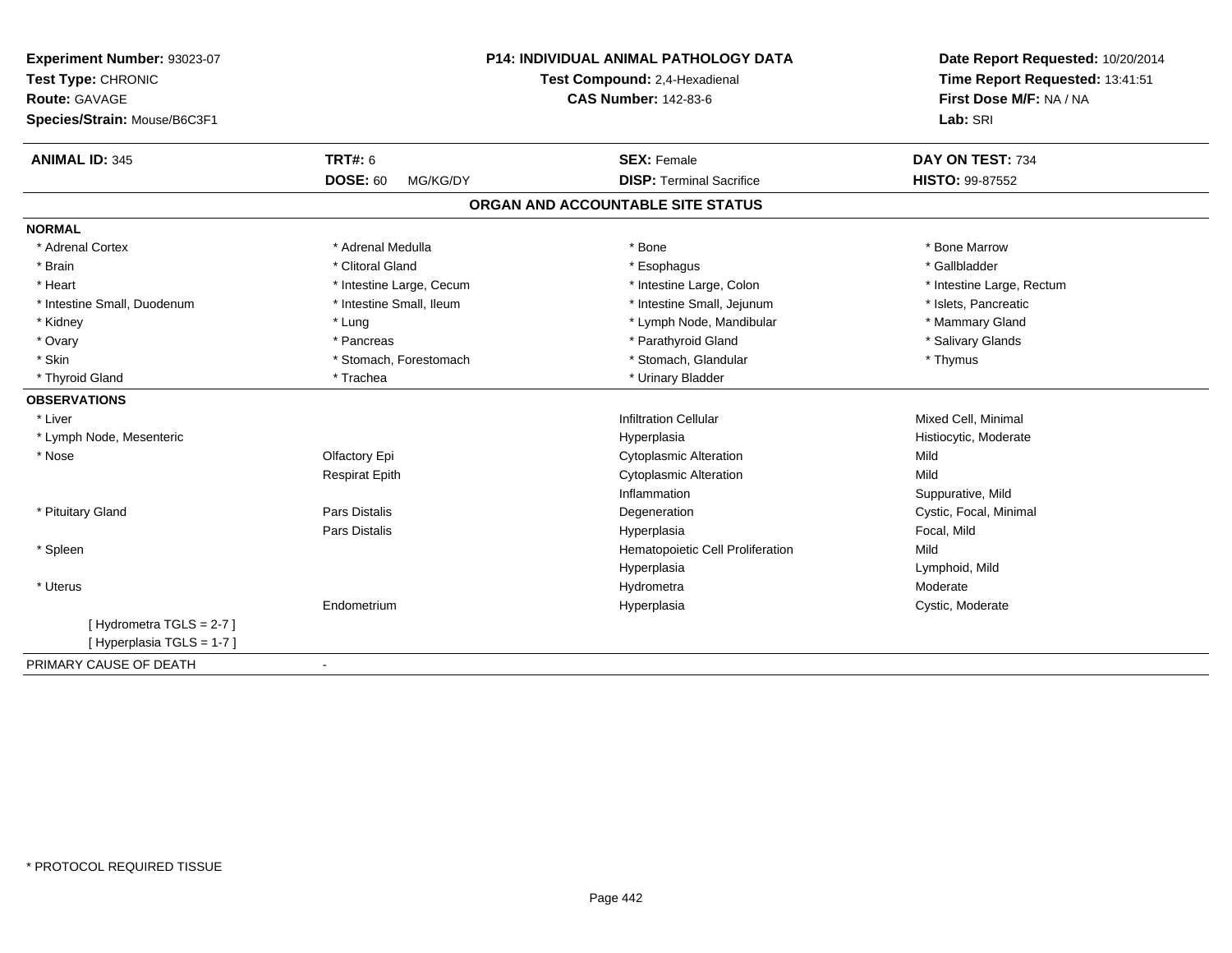**Experiment Number:** 93023-07
**Test Type:** CHRONIC
**Route:** GAVAGE
**Species/Strain:** Mouse/B6C3F1

**P14: INDIVIDUAL ANIMAL PATHOLOGY DATA**
**Test Compound:** 2,4-Hexadienal
**CAS Number:** 142-83-6

**Date Report Requested:** 10/20/2014
**Time Report Requested:** 13:41:51
**First Dose M/F:** NA / NA
**Lab:** SRI

| **ANIMAL ID:** 345 | **TRT#:** 6 | **SEX:** Female | **DAY ON TEST:** 734 |
|---|---|---|---|
| | **DOSE:** 60 MG/KG/DY | **DISP:** Terminal Sacrifice | **HISTO:** 99-87552 |

## ORGAN AND ACCOUNTABLE SITE STATUS

**NORMAL**

| | | | |
|---|---|---|---|
| * Adrenal Cortex | * Adrenal Medulla | * Bone | * Bone Marrow |
| * Brain | * Clitoral Gland | * Esophagus | * Gallbladder |
| * Heart | * Intestine Large, Cecum | * Intestine Large, Colon | * Intestine Large, Rectum |
| * Intestine Small, Duodenum | * Intestine Small, Ileum | * Intestine Small, Jejunum | * Islets, Pancreatic |
| * Kidney | * Lung | * Lymph Node, Mandibular | * Mammary Gland |
| * Ovary | * Pancreas | * Parathyroid Gland | * Salivary Glands |
| * Skin | * Stomach, Forestomach | * Stomach, Glandular | * Thymus |
| * Thyroid Gland | * Trachea | * Urinary Bladder | |

**OBSERVATIONS**

| | | | |
|---|---|---|---|
| * Liver | | Infiltration Cellular | Mixed Cell, Minimal |
| * Lymph Node, Mesenteric | | Hyperplasia | Histiocytic, Moderate |
| * Nose | Olfactory Epi | Cytoplasmic Alteration | Mild |
| | Respirat Epith | Cytoplasmic Alteration | Mild |
| | | Inflammation | Suppurative, Mild |
| * Pituitary Gland | Pars Distalis | Degeneration | Cystic, Focal, Minimal |
| | Pars Distalis | Hyperplasia | Focal, Mild |
| * Spleen | | Hematopoietic Cell Proliferation | Mild |
| | | Hyperplasia | Lymphoid, Mild |
| * Uterus | | Hydrometra | Moderate |
| | Endometrium | Hyperplasia | Cystic, Moderate |
| [ Hydrometra TGLS = 2-7 ] | | | |
| [ Hyperplasia TGLS = 1-7 ] | | | |

PRIMARY CAUSE OF DEATH -

* PROTOCOL REQUIRED TISSUE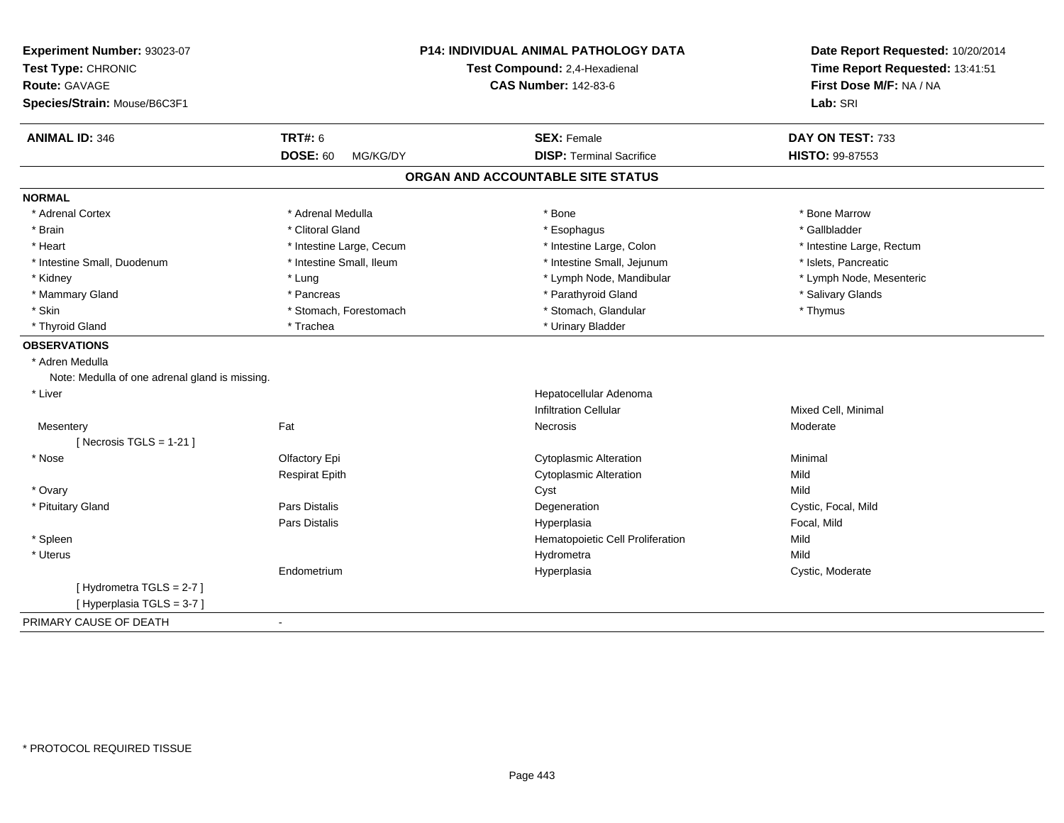**Experiment Number:** 93023-07
**Test Type:** CHRONIC
**Route:** GAVAGE
**Species/Strain:** Mouse/B6C3F1

**P14: INDIVIDUAL ANIMAL PATHOLOGY DATA**
**Test Compound:** 2,4-Hexadienal
**CAS Number:** 142-83-6

**Date Report Requested:** 10/20/2014
**Time Report Requested:** 13:41:51
**First Dose M/F:** NA / NA
**Lab:** SRI

| **ANIMAL ID:** 346 | **TRT#:** 6 | **SEX:** Female | **DAY ON TEST:** 733 |
|---|---|---|---|
| | **DOSE:** 60 MG/KG/DY | **DISP:** Terminal Sacrifice | **HISTO:** 99-87553 |

## ORGAN AND ACCOUNTABLE SITE STATUS

**NORMAL**

| | | | |
|---|---|---|---|
| * Adrenal Cortex | * Adrenal Medulla | * Bone | * Bone Marrow |
| * Brain | * Clitoral Gland | * Esophagus | * Gallbladder |
| * Heart | * Intestine Large, Cecum | * Intestine Large, Colon | * Intestine Large, Rectum |
| * Intestine Small, Duodenum | * Intestine Small, Ileum | * Intestine Small, Jejunum | * Islets, Pancreatic |
| * Kidney | * Lung | * Lymph Node, Mandibular | * Lymph Node, Mesenteric |
| * Mammary Gland | * Pancreas | * Parathyroid Gland | * Salivary Glands |
| * Skin | * Stomach, Forestomach | * Stomach, Glandular | * Thymus |
| * Thyroid Gland | * Trachea | * Urinary Bladder | |

**OBSERVATIONS**

| | | | |
|---|---|---|---|
| * Adren Medulla | | | |
| Note: Medulla of one adrenal gland is missing. | | | |
| * Liver | | Hepatocellular Adenoma | |
| | | Infiltration Cellular | Mixed Cell, Minimal |
| Mesentery | Fat | Necrosis | Moderate |
| [ Necrosis TGLS = 1-21 ] | | | |
| * Nose | Olfactory Epi | Cytoplasmic Alteration | Minimal |
| | Respirat Epith | Cytoplasmic Alteration | Mild |
| * Ovary | | Cyst | Mild |
| * Pituitary Gland | Pars Distalis | Degeneration | Cystic, Focal, Mild |
| | Pars Distalis | Hyperplasia | Focal, Mild |
| * Spleen | | Hematopoietic Cell Proliferation | Mild |
| * Uterus | | Hydrometra | Mild |
| | Endometrium | Hyperplasia | Cystic, Moderate |
| [ Hydrometra TGLS = 2-7 ] | | | |
| [ Hyperplasia TGLS = 3-7 ] | | | |

PRIMARY CAUSE OF DEATH -

* PROTOCOL REQUIRED TISSUE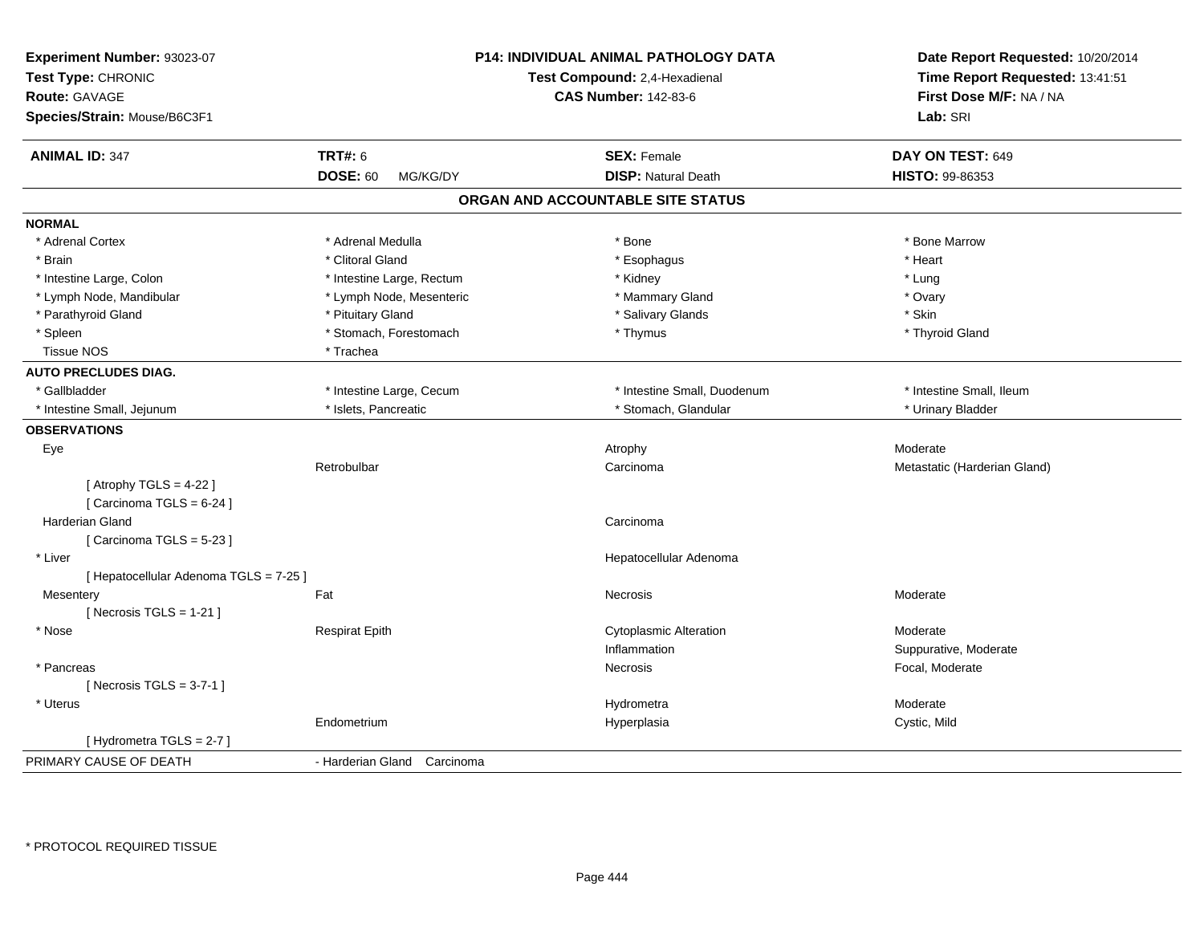**Experiment Number:** 93023-07
**Test Type:** CHRONIC
**Route:** GAVAGE
**Species/Strain:** Mouse/B6C3F1

**P14: INDIVIDUAL ANIMAL PATHOLOGY DATA**
**Test Compound:** 2,4-Hexadienal
**CAS Number:** 142-83-6

**Date Report Requested:** 10/20/2014
**Time Report Requested:** 13:41:51
**First Dose M/F:** NA / NA
**Lab:** SRI

| **ANIMAL ID:** 347 | **TRT#:** 6 | **SEX:** Female | **DAY ON TEST:** 649 |
|---|---|---|---|
| | **DOSE:** 60 MG/KG/DY | **DISP:** Natural Death | **HISTO:** 99-86353 |

## ORGAN AND ACCOUNTABLE SITE STATUS

**NORMAL**

| | | | |
|---|---|---|---|
| * Adrenal Cortex | * Adrenal Medulla | * Bone | * Bone Marrow |
| * Brain | * Clitoral Gland | * Esophagus | * Heart |
| * Intestine Large, Colon | * Intestine Large, Rectum | * Kidney | * Lung |
| * Lymph Node, Mandibular | * Lymph Node, Mesenteric | * Mammary Gland | * Ovary |
| * Parathyroid Gland | * Pituitary Gland | * Salivary Glands | * Skin |
| * Spleen | * Stomach, Forestomach | * Thymus | * Thyroid Gland |
| Tissue NOS | * Trachea | | |

**AUTO PRECLUDES DIAG.**

| | | | |
|---|---|---|---|
| * Gallbladder | * Intestine Large, Cecum | * Intestine Small, Duodenum | * Intestine Small, Ileum |
| * Intestine Small, Jejunum | * Islets, Pancreatic | * Stomach, Glandular | * Urinary Bladder |

**OBSERVATIONS**

| | | | |
|---|---|---|---|
| Eye | | Atrophy | Moderate |
| | Retrobulbar | Carcinoma | Metastatic (Harderian Gland) |
| [ Atrophy TGLS = 4-22 ] | | | |
| [ Carcinoma TGLS = 6-24 ] | | | |
| Harderian Gland | | Carcinoma | |
| [ Carcinoma TGLS = 5-23 ] | | | |
| * Liver | | Hepatocellular Adenoma | |
| [ Hepatocellular Adenoma TGLS = 7-25 ] | | | |
| Mesentery | Fat | Necrosis | Moderate |
| [ Necrosis TGLS = 1-21 ] | | | |
| * Nose | Respirat Epith | Cytoplasmic Alteration | Moderate |
| | | Inflammation | Suppurative, Moderate |
| * Pancreas | | Necrosis | Focal, Moderate |
| [ Necrosis TGLS = 3-7-1 ] | | | |
| * Uterus | | Hydrometra | Moderate |
| | Endometrium | Hyperplasia | Cystic, Mild |
| [ Hydrometra TGLS = 2-7 ] | | | |

PRIMARY CAUSE OF DEATH - Harderian Gland Carcinoma

\* PROTOCOL REQUIRED TISSUE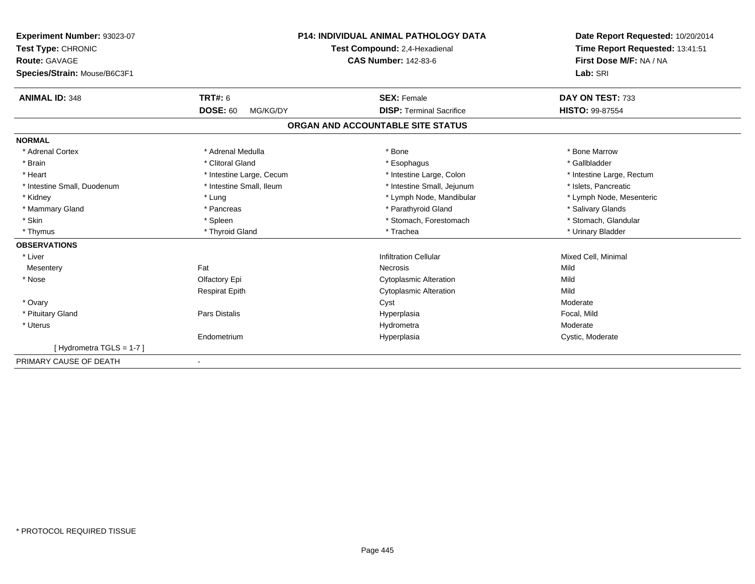**Experiment Number:** 93023-07
**Test Type:** CHRONIC
**Route:** GAVAGE
**Species/Strain:** Mouse/B6C3F1

**P14: INDIVIDUAL ANIMAL PATHOLOGY DATA**
**Test Compound:** 2,4-Hexadienal
**CAS Number:** 142-83-6

**Date Report Requested:** 10/20/2014
**Time Report Requested:** 13:41:51
**First Dose M/F:** NA / NA
**Lab:** SRI

| **ANIMAL ID:** 348 | **TRT#:** 6 | **SEX:** Female | **DAY ON TEST:** 733 |
|---|---|---|---|
| | **DOSE:** 60 MG/KG/DY | **DISP:** Terminal Sacrifice | **HISTO:** 99-87554 |

## ORGAN AND ACCOUNTABLE SITE STATUS

**NORMAL**

| | | | |
|---|---|---|---|
| * Adrenal Cortex | * Adrenal Medulla | * Bone | * Bone Marrow |
| * Brain | * Clitoral Gland | * Esophagus | * Gallbladder |
| * Heart | * Intestine Large, Cecum | * Intestine Large, Colon | * Intestine Large, Rectum |
| * Intestine Small, Duodenum | * Intestine Small, Ileum | * Intestine Small, Jejunum | * Islets, Pancreatic |
| * Kidney | * Lung | * Lymph Node, Mandibular | * Lymph Node, Mesenteric |
| * Mammary Gland | * Pancreas | * Parathyroid Gland | * Salivary Glands |
| * Skin | * Spleen | * Stomach, Forestomach | * Stomach, Glandular |
| * Thymus | * Thyroid Gland | * Trachea | * Urinary Bladder |

**OBSERVATIONS**

| | | | |
|---|---|---|---|
| * Liver | | Infiltration Cellular | Mixed Cell, Minimal |
| Mesentery | Fat | Necrosis | Mild |
| * Nose | Olfactory Epi | Cytoplasmic Alteration | Mild |
| | Respirat Epith | Cytoplasmic Alteration | Mild |
| * Ovary | | Cyst | Moderate |
| * Pituitary Gland | Pars Distalis | Hyperplasia | Focal, Mild |
| * Uterus | | Hydrometra | Moderate |
| | Endometrium | Hyperplasia | Cystic, Moderate |
| [ Hydrometra TGLS = 1-7 ] | | | |

PRIMARY CAUSE OF DEATH -

* PROTOCOL REQUIRED TISSUE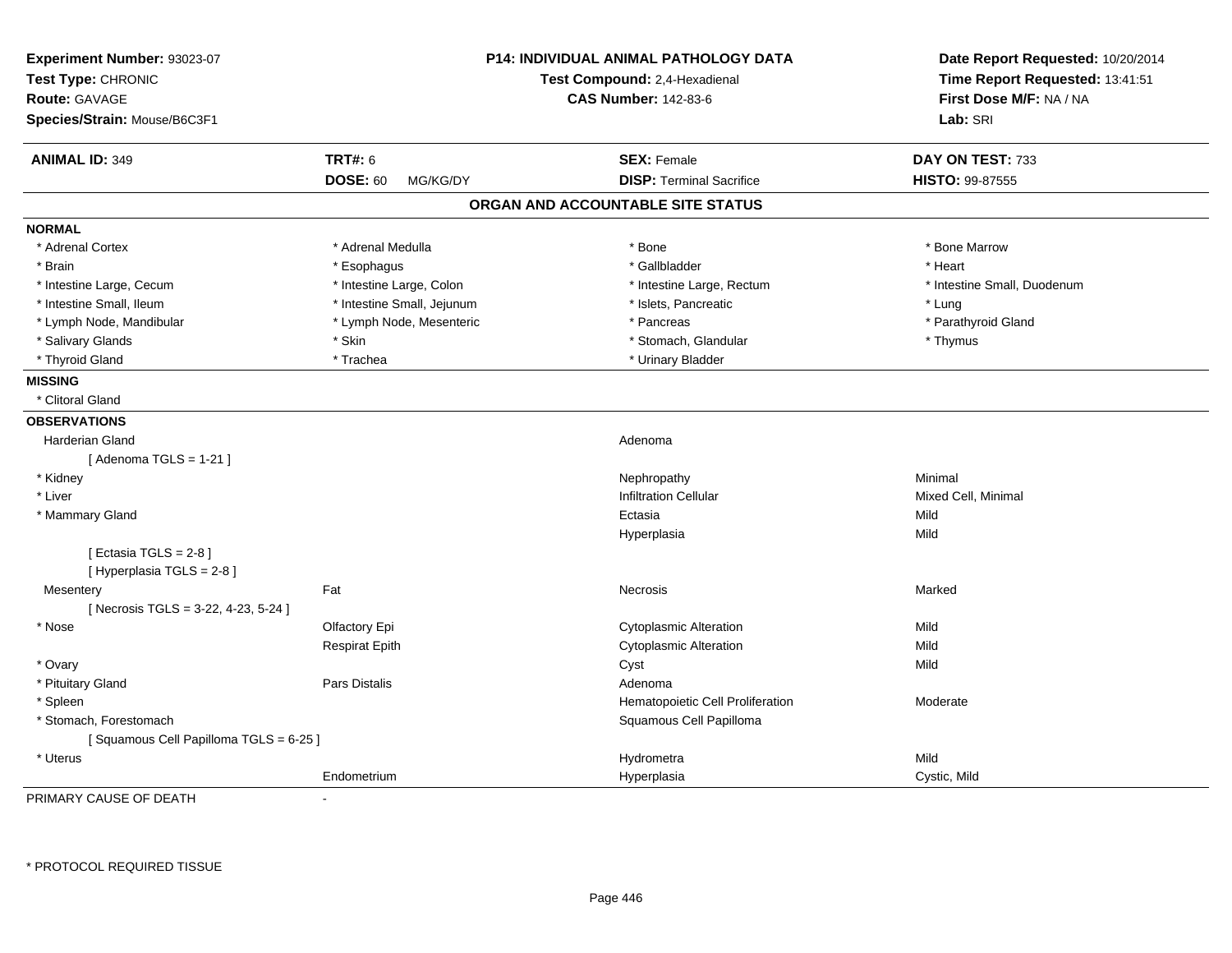**Experiment Number:** 93023-07
**Test Type:** CHRONIC
**Route:** GAVAGE
**Species/Strain:** Mouse/B6C3F1

**P14: INDIVIDUAL ANIMAL PATHOLOGY DATA**
**Test Compound:** 2,4-Hexadienal
**CAS Number:** 142-83-6

**Date Report Requested:** 10/20/2014
**Time Report Requested:** 13:41:51
**First Dose M/F:** NA / NA
**Lab:** SRI

| **ANIMAL ID:** 349 | **TRT#:** 6 | **SEX:** Female | **DAY ON TEST:** 733 |
|---|---|---|---|
| | **DOSE:** 60 MG/KG/DY | **DISP:** Terminal Sacrifice | **HISTO:** 99-87555 |

## ORGAN AND ACCOUNTABLE SITE STATUS

**NORMAL**

| | | | |
|---|---|---|---|
| * Adrenal Cortex | * Adrenal Medulla | * Bone | * Bone Marrow |
| * Brain | * Esophagus | * Gallbladder | * Heart |
| * Intestine Large, Cecum | * Intestine Large, Colon | * Intestine Large, Rectum | * Intestine Small, Duodenum |
| * Intestine Small, Ileum | * Intestine Small, Jejunum | * Islets, Pancreatic | * Lung |
| * Lymph Node, Mandibular | * Lymph Node, Mesenteric | * Pancreas | * Parathyroid Gland |
| * Salivary Glands | * Skin | * Stomach, Glandular | * Thymus |
| * Thyroid Gland | * Trachea | * Urinary Bladder | |

**MISSING**

* Clitoral Gland

**OBSERVATIONS**

| | | | |
|---|---|---|---|
| Harderian Gland | | Adenoma | |
| [ Adenoma TGLS = 1-21 ] | | | |
| * Kidney | | Nephropathy | Minimal |
| * Liver | | Infiltration Cellular | Mixed Cell, Minimal |
| * Mammary Gland | | Ectasia | Mild |
| | | Hyperplasia | Mild |
| [ Ectasia TGLS = 2-8 ] | | | |
| [ Hyperplasia TGLS = 2-8 ] | | | |
| Mesentery | Fat | Necrosis | Marked |
| [ Necrosis TGLS = 3-22, 4-23, 5-24 ] | | | |
| * Nose | Olfactory Epi | Cytoplasmic Alteration | Mild |
| | Respirat Epith | Cytoplasmic Alteration | Mild |
| * Ovary | | Cyst | Mild |
| * Pituitary Gland | Pars Distalis | Adenoma | |
| * Spleen | | Hematopoietic Cell Proliferation | Moderate |
| * Stomach, Forestomach | | Squamous Cell Papilloma | |
| [ Squamous Cell Papilloma TGLS = 6-25 ] | | | |
| * Uterus | | Hydrometra | Mild |
| | Endometrium | Hyperplasia | Cystic, Mild |

PRIMARY CAUSE OF DEATH -

\* PROTOCOL REQUIRED TISSUE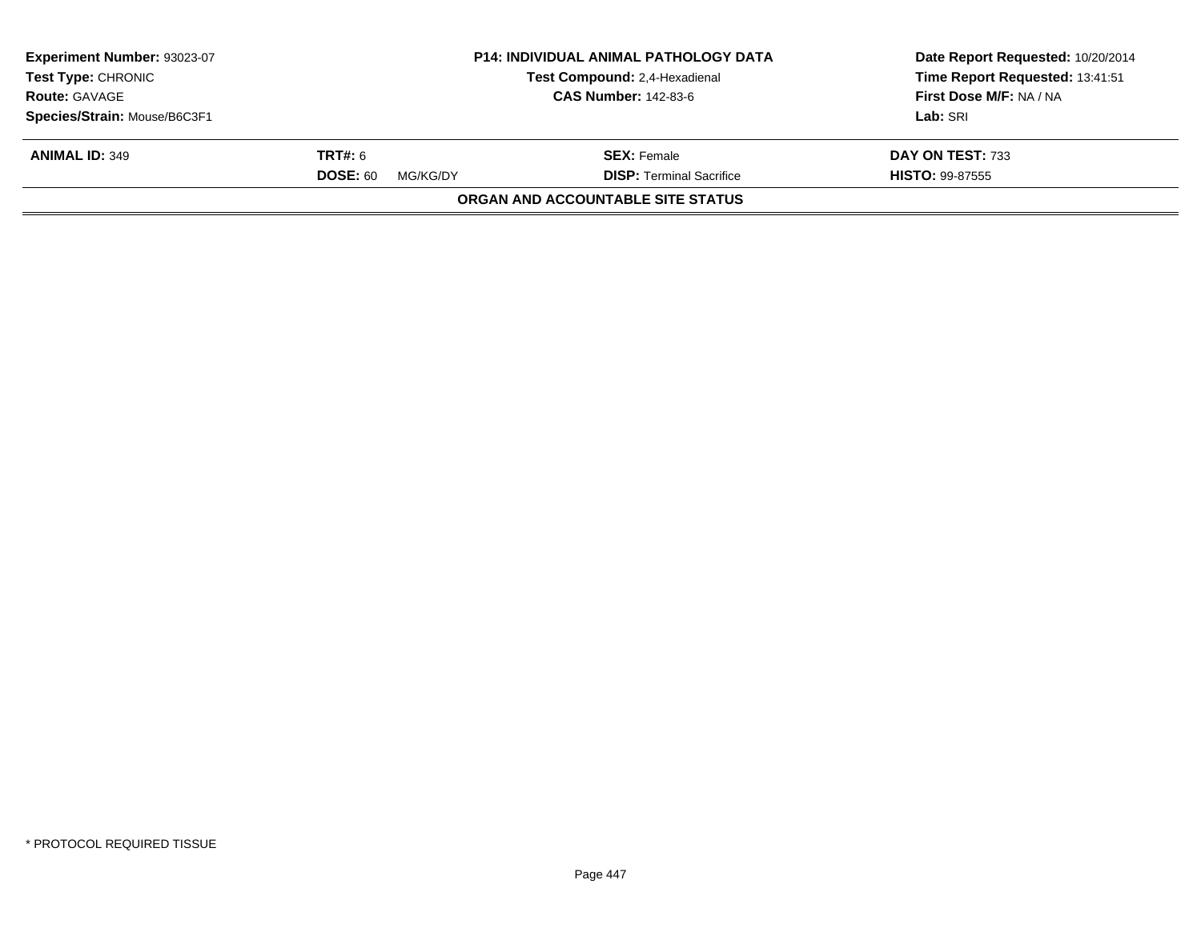**Experiment Number:** 93023-07
**Test Type:** CHRONIC
**Route:** GAVAGE
**Species/Strain:** Mouse/B6C3F1

**P14: INDIVIDUAL ANIMAL PATHOLOGY DATA**
**Test Compound:** 2,4-Hexadienal
**CAS Number:** 142-83-6

**Date Report Requested:** 10/20/2014
**Time Report Requested:** 13:41:51
**First Dose M/F:** NA / NA
**Lab:** SRI

| **ANIMAL ID:** 349 | **TRT#:** 6 | **SEX:** Female | **DAY ON TEST:** 733 |
|---|---|---|---|
| | **DOSE:** 60 MG/KG/DY | **DISP:** Terminal Sacrifice | **HISTO:** 99-87555 |

**ORGAN AND ACCOUNTABLE SITE STATUS**

* PROTOCOL REQUIRED TISSUE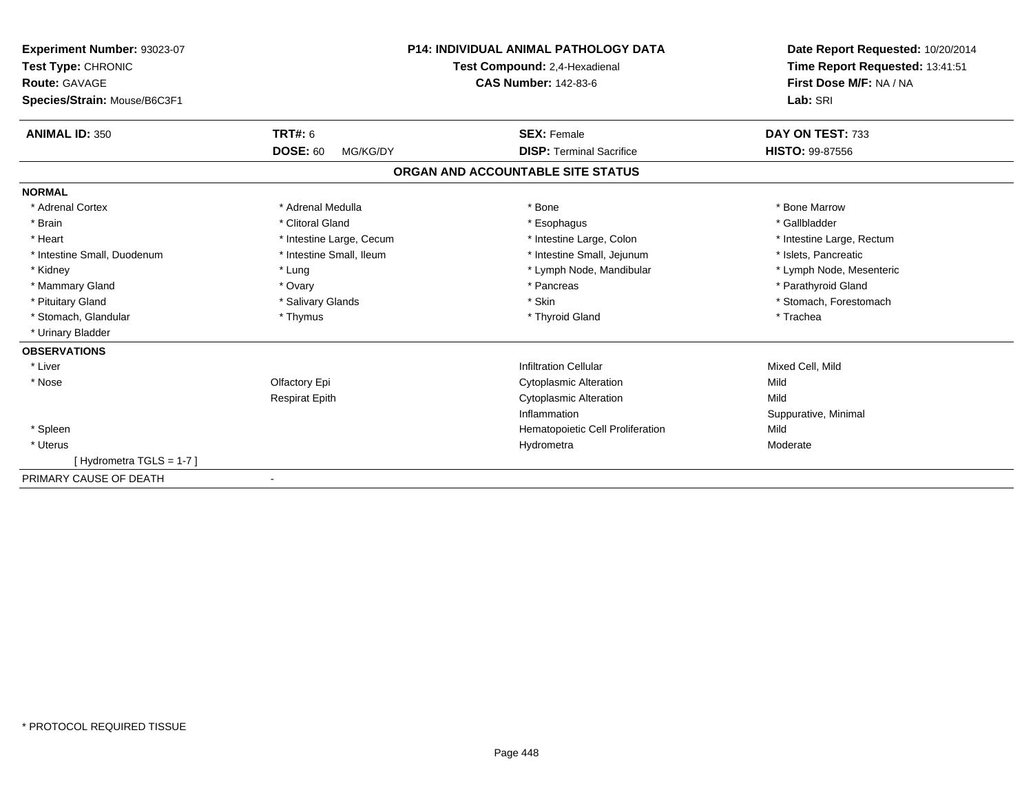| **Experiment Number:** 93023-07 | **P14: INDIVIDUAL ANIMAL PATHOLOGY DATA** | **Date Report Requested:** 10/20/2014 |
|---|---|---|
| **Test Type:** CHRONIC | **Test Compound:** 2,4-Hexadienal | **Time Report Requested:** 13:41:51 |
| **Route:** GAVAGE | **CAS Number:** 142-83-6 | **First Dose M/F:** NA / NA |
| **Species/Strain:** Mouse/B6C3F1 | | **Lab:** SRI |

| **ANIMAL ID:** 350 | **TRT#:** 6 | **SEX:** Female | **DAY ON TEST:** 733 |
|---|---|---|---|
| | **DOSE:** 60 MG/KG/DY | **DISP:** Terminal Sacrifice | **HISTO:** 99-87556 |

## ORGAN AND ACCOUNTABLE SITE STATUS

**NORMAL**

| | | | |
|---|---|---|---|
| * Adrenal Cortex | * Adrenal Medulla | * Bone | * Bone Marrow |
| * Brain | * Clitoral Gland | * Esophagus | * Gallbladder |
| * Heart | * Intestine Large, Cecum | * Intestine Large, Colon | * Intestine Large, Rectum |
| * Intestine Small, Duodenum | * Intestine Small, Ileum | * Intestine Small, Jejunum | * Islets, Pancreatic |
| * Kidney | * Lung | * Lymph Node, Mandibular | * Lymph Node, Mesenteric |
| * Mammary Gland | * Ovary | * Pancreas | * Parathyroid Gland |
| * Pituitary Gland | * Salivary Glands | * Skin | * Stomach, Forestomach |
| * Stomach, Glandular | * Thymus | * Thyroid Gland | * Trachea |
| * Urinary Bladder | | | |

**OBSERVATIONS**

| | | | |
|---|---|---|---|
| * Liver | | Infiltration Cellular | Mixed Cell, Mild |
| * Nose | Olfactory Epi | Cytoplasmic Alteration | Mild |
| | Respirat Epith | Cytoplasmic Alteration | Mild |
| | | Inflammation | Suppurative, Minimal |
| * Spleen | | Hematopoietic Cell Proliferation | Mild |
| * Uterus | | Hydrometra | Moderate |
| [ Hydrometra TGLS = 1-7 ] | | | |

PRIMARY CAUSE OF DEATH -

* PROTOCOL REQUIRED TISSUE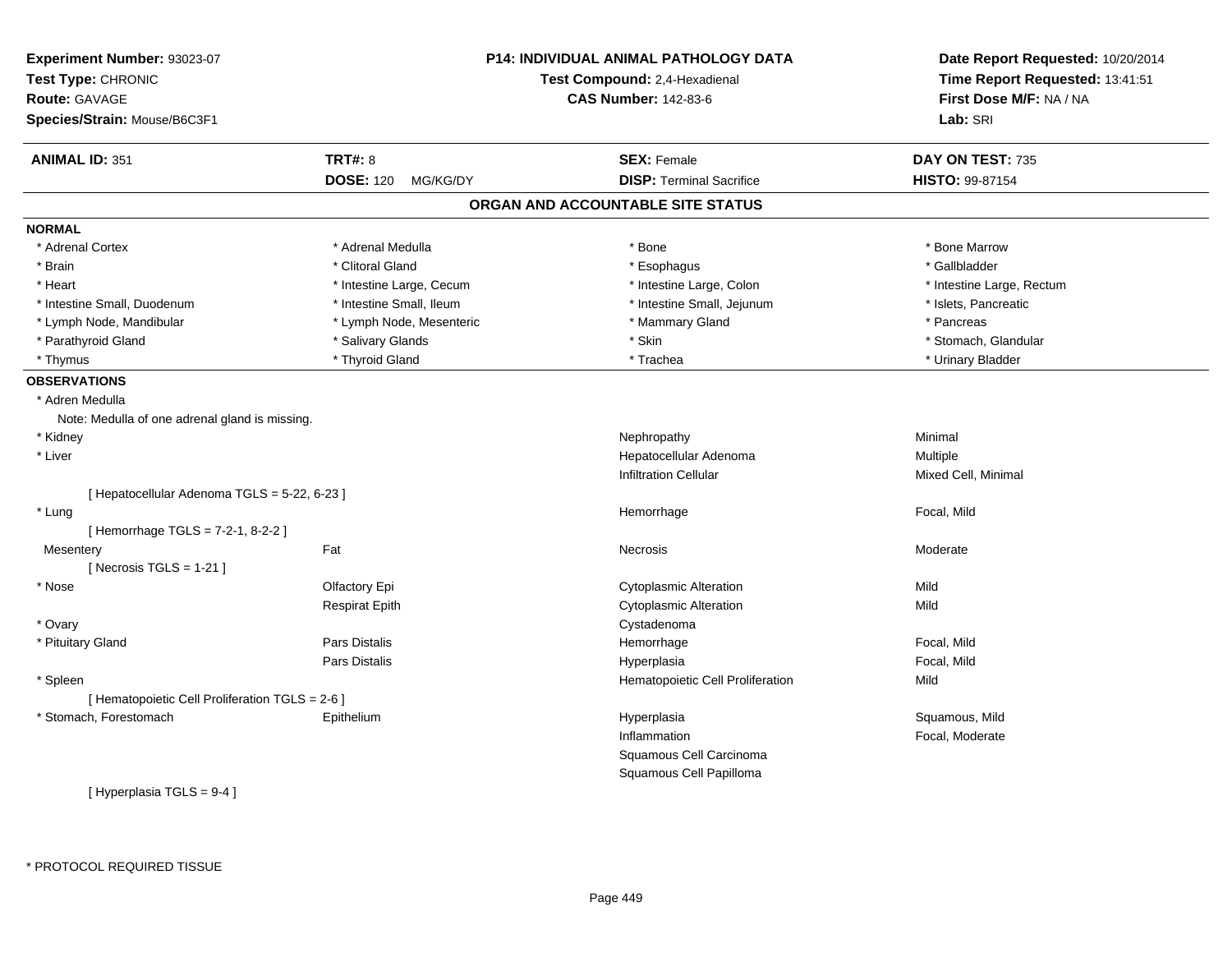**Experiment Number:** 93023-07
**Test Type:** CHRONIC
**Route:** GAVAGE
**Species/Strain:** Mouse/B6C3F1

**P14: INDIVIDUAL ANIMAL PATHOLOGY DATA**
**Test Compound:** 2,4-Hexadienal
**CAS Number:** 142-83-6

**Date Report Requested:** 10/20/2014
**Time Report Requested:** 13:41:51
**First Dose M/F:** NA / NA
**Lab:** SRI

| **ANIMAL ID:** 351 | **TRT#:** 8 | **SEX:** Female | **DAY ON TEST:** 735 |
|---|---|---|---|
| | **DOSE:** 120 MG/KG/DY | **DISP:** Terminal Sacrifice | **HISTO:** 99-87154 |

## ORGAN AND ACCOUNTABLE SITE STATUS

**NORMAL**

| | | | |
|---|---|---|---|
| * Adrenal Cortex | * Adrenal Medulla | * Bone | * Bone Marrow |
| * Brain | * Clitoral Gland | * Esophagus | * Gallbladder |
| * Heart | * Intestine Large, Cecum | * Intestine Large, Colon | * Intestine Large, Rectum |
| * Intestine Small, Duodenum | * Intestine Small, Ileum | * Intestine Small, Jejunum | * Islets, Pancreatic |
| * Lymph Node, Mandibular | * Lymph Node, Mesenteric | * Mammary Gland | * Pancreas |
| * Parathyroid Gland | * Salivary Glands | * Skin | * Stomach, Glandular |
| * Thymus | * Thyroid Gland | * Trachea | * Urinary Bladder |

**OBSERVATIONS**

| | | | |
|---|---|---|---|
| * Adren Medulla | | | |
| Note: Medulla of one adrenal gland is missing. | | | |
| * Kidney | | Nephropathy | Minimal |
| * Liver | | Hepatocellular Adenoma | Multiple |
| | | Infiltration Cellular | Mixed Cell, Minimal |
| [ Hepatocellular Adenoma TGLS = 5-22, 6-23 ] | | | |
| * Lung | | Hemorrhage | Focal, Mild |
| [ Hemorrhage TGLS = 7-2-1, 8-2-2 ] | | | |
| Mesentery | Fat | Necrosis | Moderate |
| [ Necrosis TGLS = 1-21 ] | | | |
| * Nose | Olfactory Epi | Cytoplasmic Alteration | Mild |
| | Respirat Epith | Cytoplasmic Alteration | Mild |
| * Ovary | | Cystadenoma | |
| * Pituitary Gland | Pars Distalis | Hemorrhage | Focal, Mild |
| | Pars Distalis | Hyperplasia | Focal, Mild |
| * Spleen | | Hematopoietic Cell Proliferation | Mild |
| [ Hematopoietic Cell Proliferation TGLS = 2-6 ] | | | |
| * Stomach, Forestomach | Epithelium | Hyperplasia | Squamous, Mild |
| | | Inflammation | Focal, Moderate |
| | | Squamous Cell Carcinoma | |
| | | Squamous Cell Papilloma | |
| [ Hyperplasia TGLS = 9-4 ] | | | |

\* PROTOCOL REQUIRED TISSUE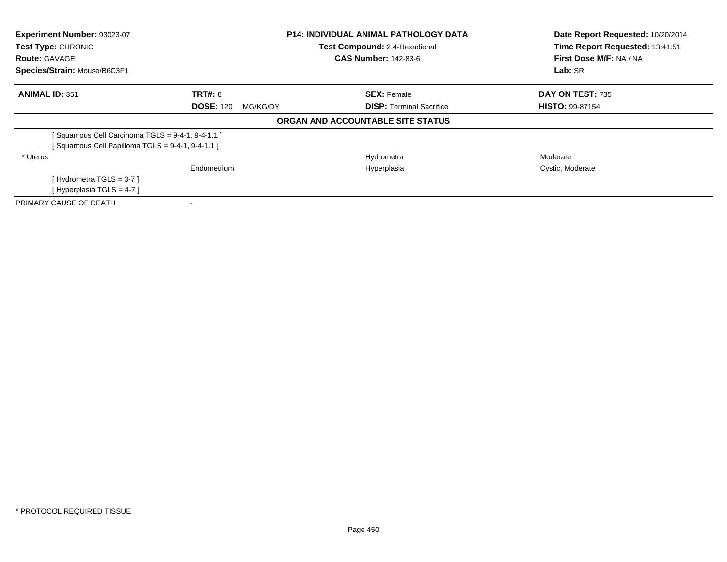**Experiment Number:** 93023-07
**Test Type:** CHRONIC
**Route:** GAVAGE
**Species/Strain:** Mouse/B6C3F1

**P14: INDIVIDUAL ANIMAL PATHOLOGY DATA**
**Test Compound:** 2,4-Hexadienal
**CAS Number:** 142-83-6

**Date Report Requested:** 10/20/2014
**Time Report Requested:** 13:41:51
**First Dose M/F:** NA / NA
**Lab:** SRI

| **ANIMAL ID:** 351 | **TRT#:** 8 | **SEX:** Female | **DAY ON TEST:** 735 |
|---|---|---|---|
| | **DOSE:** 120 MG/KG/DY | **DISP:** Terminal Sacrifice | **HISTO:** 99-87154 |

**ORGAN AND ACCOUNTABLE SITE STATUS**

| | | | |
|---|---|---|---|
| [ Squamous Cell Carcinoma TGLS = 9-4-1, 9-4-1.1 ] | | | |
| [ Squamous Cell Papilloma TGLS = 9-4-1, 9-4-1.1 ] | | | |
| * Uterus | | Hydrometra | Moderate |
| | Endometrium | Hyperplasia | Cystic, Moderate |
| [ Hydrometra TGLS = 3-7 ] | | | |
| [ Hyperplasia TGLS = 4-7 ] | | | |
| PRIMARY CAUSE OF DEATH | - | | |

* PROTOCOL REQUIRED TISSUE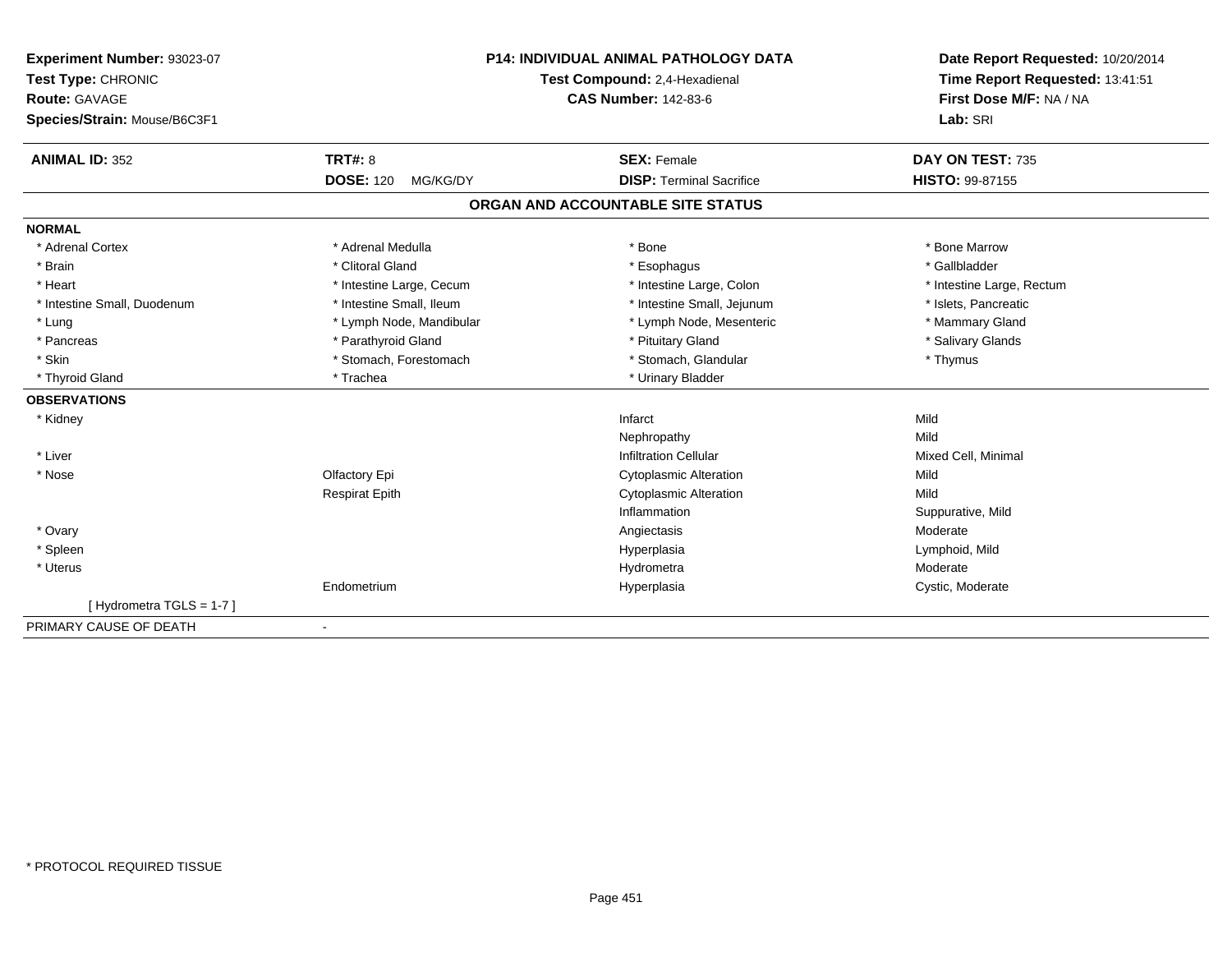**Experiment Number:** 93023-07
**Test Type:** CHRONIC
**Route:** GAVAGE
**Species/Strain:** Mouse/B6C3F1

**P14: INDIVIDUAL ANIMAL PATHOLOGY DATA**
**Test Compound:** 2,4-Hexadienal
**CAS Number:** 142-83-6

**Date Report Requested:** 10/20/2014
**Time Report Requested:** 13:41:51
**First Dose M/F:** NA / NA
**Lab:** SRI

| **ANIMAL ID:** 352 | **TRT#:** 8 | **SEX:** Female | **DAY ON TEST:** 735 |
|---|---|---|---|
| | **DOSE:** 120 MG/KG/DY | **DISP:** Terminal Sacrifice | **HISTO:** 99-87155 |

## ORGAN AND ACCOUNTABLE SITE STATUS

**NORMAL**

| | | | |
|---|---|---|---|
| * Adrenal Cortex | * Adrenal Medulla | * Bone | * Bone Marrow |
| * Brain | * Clitoral Gland | * Esophagus | * Gallbladder |
| * Heart | * Intestine Large, Cecum | * Intestine Large, Colon | * Intestine Large, Rectum |
| * Intestine Small, Duodenum | * Intestine Small, Ileum | * Intestine Small, Jejunum | * Islets, Pancreatic |
| * Lung | * Lymph Node, Mandibular | * Lymph Node, Mesenteric | * Mammary Gland |
| * Pancreas | * Parathyroid Gland | * Pituitary Gland | * Salivary Glands |
| * Skin | * Stomach, Forestomach | * Stomach, Glandular | * Thymus |
| * Thyroid Gland | * Trachea | * Urinary Bladder | |

**OBSERVATIONS**

| | | | |
|---|---|---|---|
| * Kidney | | Infarct | Mild |
| | | Nephropathy | Mild |
| * Liver | | Infiltration Cellular | Mixed Cell, Minimal |
| * Nose | Olfactory Epi | Cytoplasmic Alteration | Mild |
| | Respirat Epith | Cytoplasmic Alteration | Mild |
| | | Inflammation | Suppurative, Mild |
| * Ovary | | Angiectasis | Moderate |
| * Spleen | | Hyperplasia | Lymphoid, Mild |
| * Uterus | | Hydrometra | Moderate |
| | Endometrium | Hyperplasia | Cystic, Moderate |
| [ Hydrometra TGLS = 1-7 ] | | | |

PRIMARY CAUSE OF DEATH -

* PROTOCOL REQUIRED TISSUE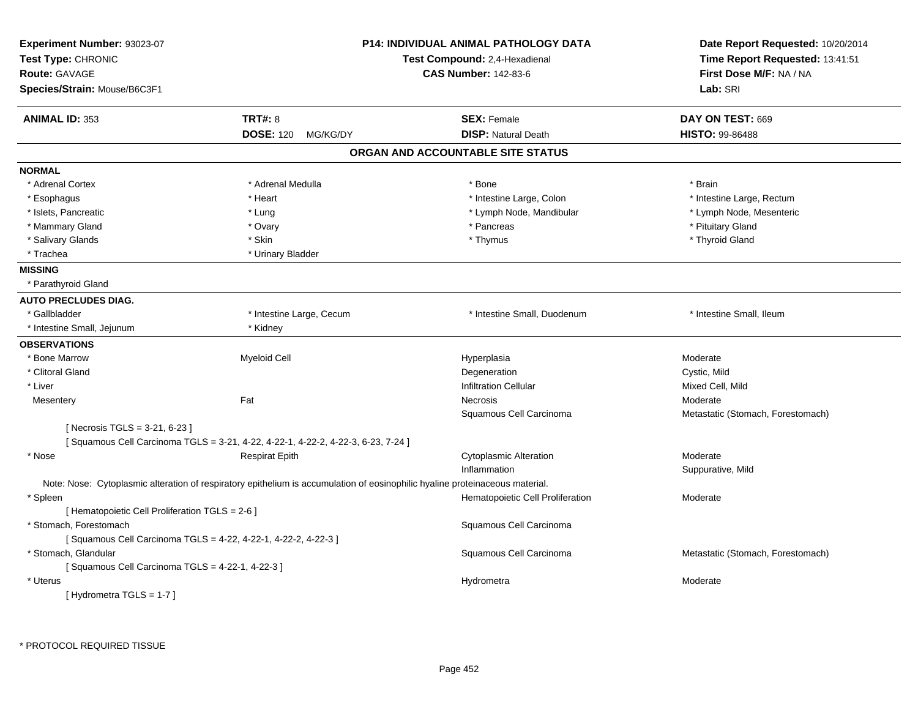**Experiment Number:** 93023-07
**Test Type:** CHRONIC
**Route:** GAVAGE
**Species/Strain:** Mouse/B6C3F1

**P14: INDIVIDUAL ANIMAL PATHOLOGY DATA**
**Test Compound:** 2,4-Hexadienal
**CAS Number:** 142-83-6

**Date Report Requested:** 10/20/2014
**Time Report Requested:** 13:41:51
**First Dose M/F:** NA / NA
**Lab:** SRI

| **ANIMAL ID:** 353 | **TRT#:** 8 | **SEX:** Female | **DAY ON TEST:** 669 |
|---|---|---|---|
| | **DOSE:** 120 MG/KG/DY | **DISP:** Natural Death | **HISTO:** 99-86488 |

## ORGAN AND ACCOUNTABLE SITE STATUS

**NORMAL**

| | | | |
|---|---|---|---|
| * Adrenal Cortex | * Adrenal Medulla | * Bone | * Brain |
| * Esophagus | * Heart | * Intestine Large, Colon | * Intestine Large, Rectum |
| * Islets, Pancreatic | * Lung | * Lymph Node, Mandibular | * Lymph Node, Mesenteric |
| * Mammary Gland | * Ovary | * Pancreas | * Pituitary Gland |
| * Salivary Glands | * Skin | * Thymus | * Thyroid Gland |
| * Trachea | * Urinary Bladder | | |

**MISSING**

* Parathyroid Gland

**AUTO PRECLUDES DIAG.**

| | | | |
|---|---|---|---|
| * Gallbladder | * Intestine Large, Cecum | * Intestine Small, Duodenum | * Intestine Small, Ileum |
| * Intestine Small, Jejunum | * Kidney | | |

**OBSERVATIONS**

| | | | |
|---|---|---|---|
| * Bone Marrow | Myeloid Cell | Hyperplasia | Moderate |
| * Clitoral Gland | | Degeneration | Cystic, Mild |
| * Liver | | Infiltration Cellular | Mixed Cell, Mild |
| Mesentery | Fat | Necrosis | Moderate |
| | | Squamous Cell Carcinoma | Metastatic (Stomach, Forestomach) |

[ Necrosis TGLS = 3-21, 6-23 ]
[ Squamous Cell Carcinoma TGLS = 3-21, 4-22, 4-22-1, 4-22-2, 4-22-3, 6-23, 7-24 ]

| | | | |
|---|---|---|---|
| * Nose | Respirat Epith | Cytoplasmic Alteration | Moderate |
| | | Inflammation | Suppurative, Mild |

Note: Nose: Cytoplasmic alteration of respiratory epithelium is accumulation of eosinophilic hyaline proteinaceous material.

| | | | |
|---|---|---|---|
| * Spleen | | Hematopoietic Cell Proliferation | Moderate |

[ Hematopoietic Cell Proliferation TGLS = 2-6 ]

| | | | |
|---|---|---|---|
| * Stomach, Forestomach | | Squamous Cell Carcinoma | |

[ Squamous Cell Carcinoma TGLS = 4-22, 4-22-1, 4-22-2, 4-22-3 ]

| | | | |
|---|---|---|---|
| * Stomach, Glandular | | Squamous Cell Carcinoma | Metastatic (Stomach, Forestomach) |

[ Squamous Cell Carcinoma TGLS = 4-22-1, 4-22-3 ]

| | | | |
|---|---|---|---|
| * Uterus | | Hydrometra | Moderate |

[ Hydrometra TGLS = 1-7 ]

\* PROTOCOL REQUIRED TISSUE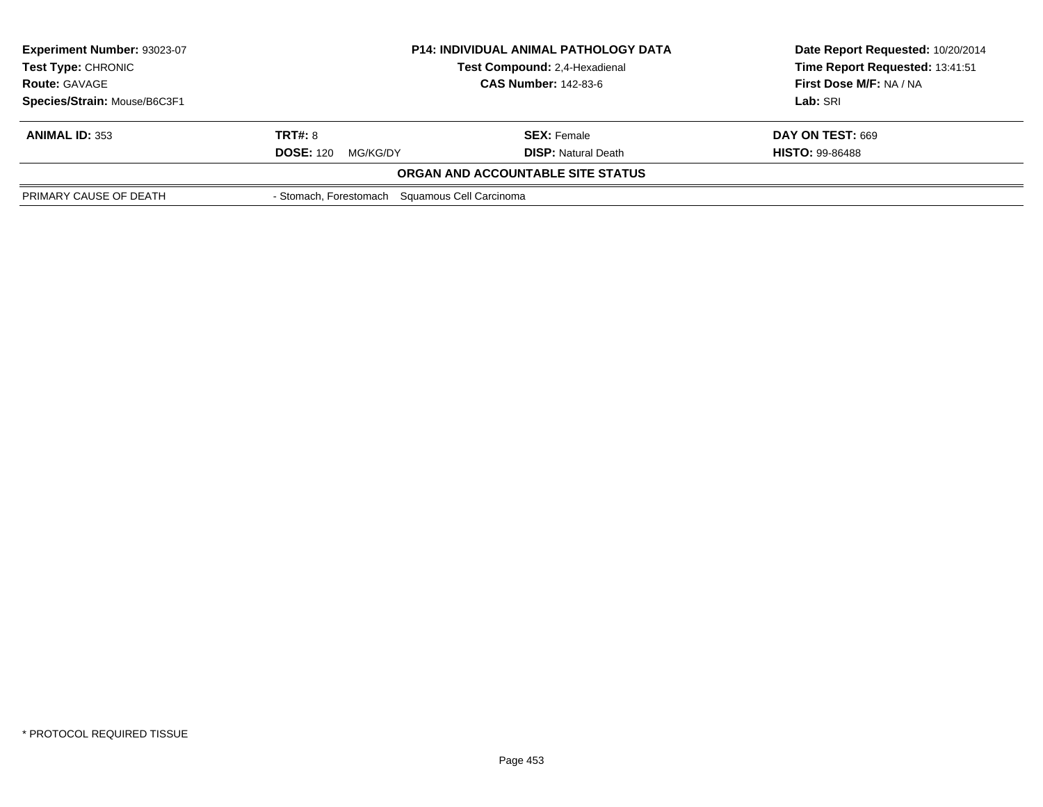**Experiment Number:** 93023-07
**Test Type:** CHRONIC
**Route:** GAVAGE
**Species/Strain:** Mouse/B6C3F1

**P14: INDIVIDUAL ANIMAL PATHOLOGY DATA**
**Test Compound:** 2,4-Hexadienal
**CAS Number:** 142-83-6

**Date Report Requested:** 10/20/2014
**Time Report Requested:** 13:41:51
**First Dose M/F:** NA / NA
**Lab:** SRI

| **ANIMAL ID:** 353 | **TRT#:** 8 | **SEX:** Female | **DAY ON TEST:** 669 |
|---|---|---|---|
| | **DOSE:** 120 MG/KG/DY | **DISP:** Natural Death | **HISTO:** 99-86488 |

**ORGAN AND ACCOUNTABLE SITE STATUS**

| | |
|---|---|
| PRIMARY CAUSE OF DEATH | - Stomach, Forestomach Squamous Cell Carcinoma |

\* PROTOCOL REQUIRED TISSUE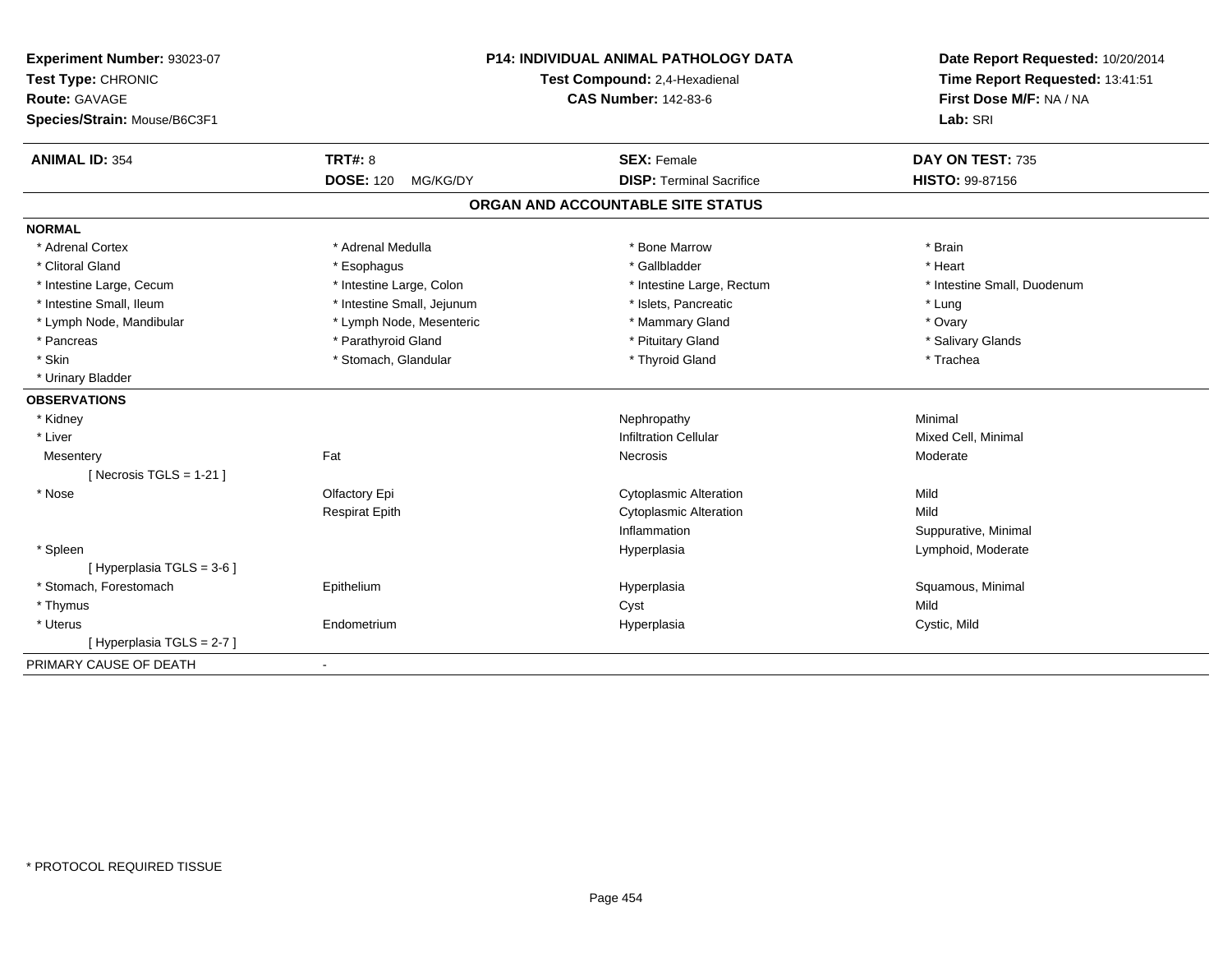**Experiment Number:** 93023-07
**Test Type:** CHRONIC
**Route:** GAVAGE
**Species/Strain:** Mouse/B6C3F1

**P14: INDIVIDUAL ANIMAL PATHOLOGY DATA**
**Test Compound:** 2,4-Hexadienal
**CAS Number:** 142-83-6

**Date Report Requested:** 10/20/2014
**Time Report Requested:** 13:41:51
**First Dose M/F:** NA / NA
**Lab:** SRI

| **ANIMAL ID:** 354 | **TRT#:** 8 | **SEX:** Female | **DAY ON TEST:** 735 |
|---|---|---|---|
| | **DOSE:** 120 MG/KG/DY | **DISP:** Terminal Sacrifice | **HISTO:** 99-87156 |

## ORGAN AND ACCOUNTABLE SITE STATUS

**NORMAL**

| | | | |
|---|---|---|---|
| * Adrenal Cortex | * Adrenal Medulla | * Bone Marrow | * Brain |
| * Clitoral Gland | * Esophagus | * Gallbladder | * Heart |
| * Intestine Large, Cecum | * Intestine Large, Colon | * Intestine Large, Rectum | * Intestine Small, Duodenum |
| * Intestine Small, Ileum | * Intestine Small, Jejunum | * Islets, Pancreatic | * Lung |
| * Lymph Node, Mandibular | * Lymph Node, Mesenteric | * Mammary Gland | * Ovary |
| * Pancreas | * Parathyroid Gland | * Pituitary Gland | * Salivary Glands |
| * Skin | * Stomach, Glandular | * Thyroid Gland | * Trachea |
| * Urinary Bladder | | | |

**OBSERVATIONS**

| | | | |
|---|---|---|---|
| * Kidney | | Nephropathy | Minimal |
| * Liver | | Infiltration Cellular | Mixed Cell, Minimal |
| Mesentery | Fat | Necrosis | Moderate |
| [ Necrosis TGLS = 1-21 ] | | | |
| * Nose | Olfactory Epi | Cytoplasmic Alteration | Mild |
| | Respirat Epith | Cytoplasmic Alteration | Mild |
| | | Inflammation | Suppurative, Minimal |
| * Spleen | | Hyperplasia | Lymphoid, Moderate |
| [ Hyperplasia TGLS = 3-6 ] | | | |
| * Stomach, Forestomach | Epithelium | Hyperplasia | Squamous, Minimal |
| * Thymus | | Cyst | Mild |
| * Uterus | Endometrium | Hyperplasia | Cystic, Mild |
| [ Hyperplasia TGLS = 2-7 ] | | | |

PRIMARY CAUSE OF DEATH -

* PROTOCOL REQUIRED TISSUE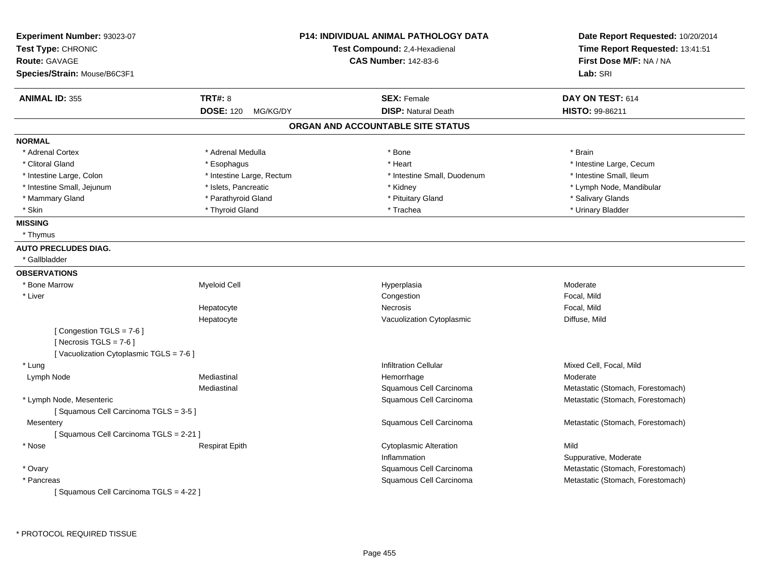**Experiment Number:** 93023-07
**Test Type:** CHRONIC
**Route:** GAVAGE
**Species/Strain:** Mouse/B6C3F1

**P14: INDIVIDUAL ANIMAL PATHOLOGY DATA**
**Test Compound:** 2,4-Hexadienal
**CAS Number:** 142-83-6

**Date Report Requested:** 10/20/2014
**Time Report Requested:** 13:41:51
**First Dose M/F:** NA / NA
**Lab:** SRI

| **ANIMAL ID:** 355 | **TRT#:** 8 | **SEX:** Female | **DAY ON TEST:** 614 |
|---|---|---|---|
| | **DOSE:** 120 MG/KG/DY | **DISP:** Natural Death | **HISTO:** 99-86211 |

## ORGAN AND ACCOUNTABLE SITE STATUS

**NORMAL**

| | | | |
|---|---|---|---|
| * Adrenal Cortex | * Adrenal Medulla | * Bone | * Brain |
| * Clitoral Gland | * Esophagus | * Heart | * Intestine Large, Cecum |
| * Intestine Large, Colon | * Intestine Large, Rectum | * Intestine Small, Duodenum | * Intestine Small, Ileum |
| * Intestine Small, Jejunum | * Islets, Pancreatic | * Kidney | * Lymph Node, Mandibular |
| * Mammary Gland | * Parathyroid Gland | * Pituitary Gland | * Salivary Glands |
| * Skin | * Thyroid Gland | * Trachea | * Urinary Bladder |

**MISSING**

* Thymus

**AUTO PRECLUDES DIAG.**

* Gallbladder

**OBSERVATIONS**

| | | | |
|---|---|---|---|
| * Bone Marrow | Myeloid Cell | Hyperplasia | Moderate |
| * Liver | | Congestion | Focal, Mild |
| | Hepatocyte | Necrosis | Focal, Mild |
| | Hepatocyte | Vacuolization Cytoplasmic | Diffuse, Mild |
| [ Congestion TGLS = 7-6 ] | | | |
| [ Necrosis TGLS = 7-6 ] | | | |
| [ Vacuolization Cytoplasmic TGLS = 7-6 ] | | | |
| * Lung | | Infiltration Cellular | Mixed Cell, Focal, Mild |
| Lymph Node | Mediastinal | Hemorrhage | Moderate |
| | Mediastinal | Squamous Cell Carcinoma | Metastatic (Stomach, Forestomach) |
| * Lymph Node, Mesenteric | | Squamous Cell Carcinoma | Metastatic (Stomach, Forestomach) |
| [ Squamous Cell Carcinoma TGLS = 3-5 ] | | | |
| Mesentery | | Squamous Cell Carcinoma | Metastatic (Stomach, Forestomach) |
| [ Squamous Cell Carcinoma TGLS = 2-21 ] | | | |
| * Nose | Respirat Epith | Cytoplasmic Alteration | Mild |
| | | Inflammation | Suppurative, Moderate |
| * Ovary | | Squamous Cell Carcinoma | Metastatic (Stomach, Forestomach) |
| * Pancreas | | Squamous Cell Carcinoma | Metastatic (Stomach, Forestomach) |
| [ Squamous Cell Carcinoma TGLS = 4-22 ] | | | |

* PROTOCOL REQUIRED TISSUE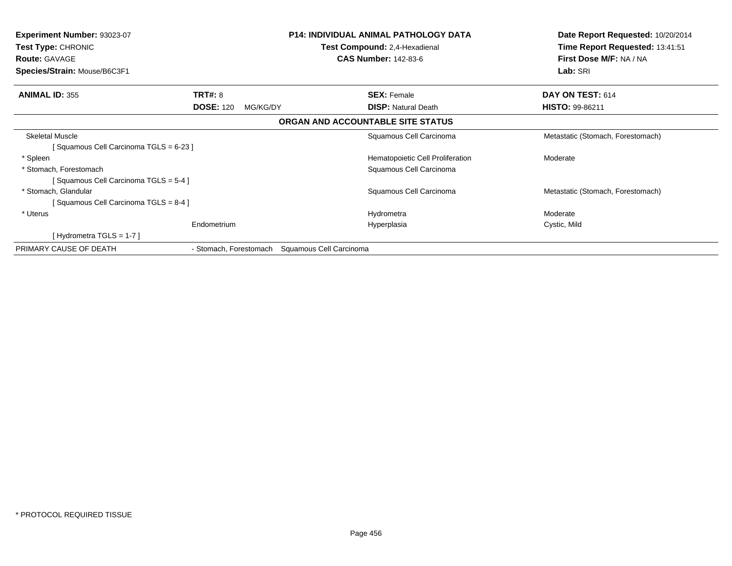**Experiment Number:** 93023-07
**Test Type:** CHRONIC
**Route:** GAVAGE
**Species/Strain:** Mouse/B6C3F1

**P14: INDIVIDUAL ANIMAL PATHOLOGY DATA**
**Test Compound:** 2,4-Hexadienal
**CAS Number:** 142-83-6

**Date Report Requested:** 10/20/2014
**Time Report Requested:** 13:41:51
**First Dose M/F:** NA / NA
**Lab:** SRI

| **ANIMAL ID:** 355 | **TRT#:** 8 | **SEX:** Female | **DAY ON TEST:** 614 |
|---|---|---|---|
| | **DOSE:** 120 MG/KG/DY | **DISP:** Natural Death | **HISTO:** 99-86211 |

## ORGAN AND ACCOUNTABLE SITE STATUS

| | | | |
|---|---|---|---|
| Skeletal Muscle | | Squamous Cell Carcinoma | Metastatic (Stomach, Forestomach) |
| [ Squamous Cell Carcinoma TGLS = 6-23 ] | | | |
| * Spleen | | Hematopoietic Cell Proliferation | Moderate |
| * Stomach, Forestomach | | Squamous Cell Carcinoma | |
| [ Squamous Cell Carcinoma TGLS = 5-4 ] | | | |
| * Stomach, Glandular | | Squamous Cell Carcinoma | Metastatic (Stomach, Forestomach) |
| [ Squamous Cell Carcinoma TGLS = 8-4 ] | | | |
| * Uterus | | Hydrometra | Moderate |
| | Endometrium | Hyperplasia | Cystic, Mild |
| [ Hydrometra TGLS = 1-7 ] | | | |
| PRIMARY CAUSE OF DEATH | - Stomach, Forestomach | Squamous Cell Carcinoma | |

* PROTOCOL REQUIRED TISSUE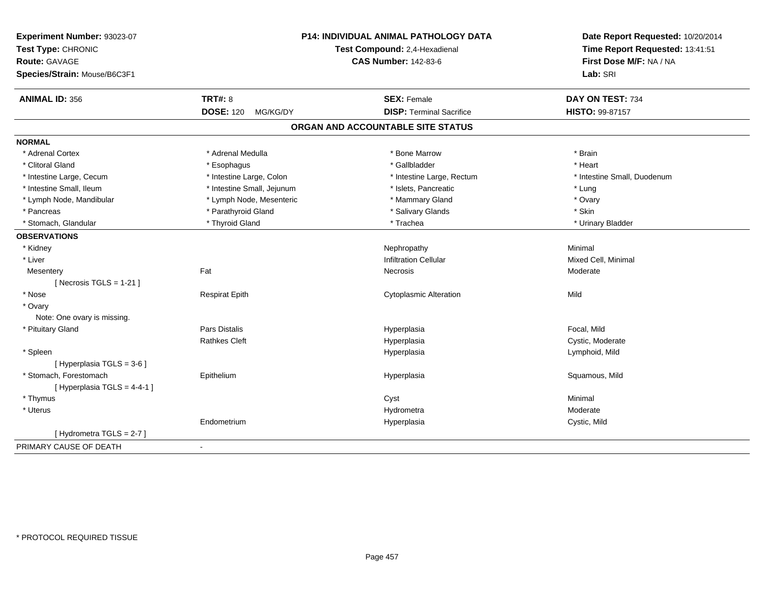**Experiment Number:** 93023-07
**Test Type:** CHRONIC
**Route:** GAVAGE
**Species/Strain:** Mouse/B6C3F1

**P14: INDIVIDUAL ANIMAL PATHOLOGY DATA**
**Test Compound:** 2,4-Hexadienal
**CAS Number:** 142-83-6

**Date Report Requested:** 10/20/2014
**Time Report Requested:** 13:41:51
**First Dose M/F:** NA / NA
**Lab:** SRI

| **ANIMAL ID:** 356 | **TRT#:** 8 | **SEX:** Female | **DAY ON TEST:** 734 |
|---|---|---|---|
| | **DOSE:** 120 MG/KG/DY | **DISP:** Terminal Sacrifice | **HISTO:** 99-87157 |

## ORGAN AND ACCOUNTABLE SITE STATUS

**NORMAL**

| | | | |
|---|---|---|---|
| * Adrenal Cortex | * Adrenal Medulla | * Bone Marrow | * Brain |
| * Clitoral Gland | * Esophagus | * Gallbladder | * Heart |
| * Intestine Large, Cecum | * Intestine Large, Colon | * Intestine Large, Rectum | * Intestine Small, Duodenum |
| * Intestine Small, Ileum | * Intestine Small, Jejunum | * Islets, Pancreatic | * Lung |
| * Lymph Node, Mandibular | * Lymph Node, Mesenteric | * Mammary Gland | * Ovary |
| * Pancreas | * Parathyroid Gland | * Salivary Glands | * Skin |
| * Stomach, Glandular | * Thyroid Gland | * Trachea | * Urinary Bladder |

**OBSERVATIONS**

| | | | |
|---|---|---|---|
| * Kidney | | Nephropathy | Minimal |
| * Liver | | Infiltration Cellular | Mixed Cell, Minimal |
| Mesentery | Fat | Necrosis | Moderate |
| [ Necrosis TGLS = 1-21 ] | | | |
| * Nose | Respirat Epith | Cytoplasmic Alteration | Mild |
| * Ovary | | | |
| Note: One ovary is missing. | | | |
| * Pituitary Gland | Pars Distalis | Hyperplasia | Focal, Mild |
| | Rathkes Cleft | Hyperplasia | Cystic, Moderate |
| * Spleen | | Hyperplasia | Lymphoid, Mild |
| [ Hyperplasia TGLS = 3-6 ] | | | |
| * Stomach, Forestomach | Epithelium | Hyperplasia | Squamous, Mild |
| [ Hyperplasia TGLS = 4-4-1 ] | | | |
| * Thymus | | Cyst | Minimal |
| * Uterus | | Hydrometra | Moderate |
| | Endometrium | Hyperplasia | Cystic, Mild |
| [ Hydrometra TGLS = 2-7 ] | | | |

PRIMARY CAUSE OF DEATH -

* PROTOCOL REQUIRED TISSUE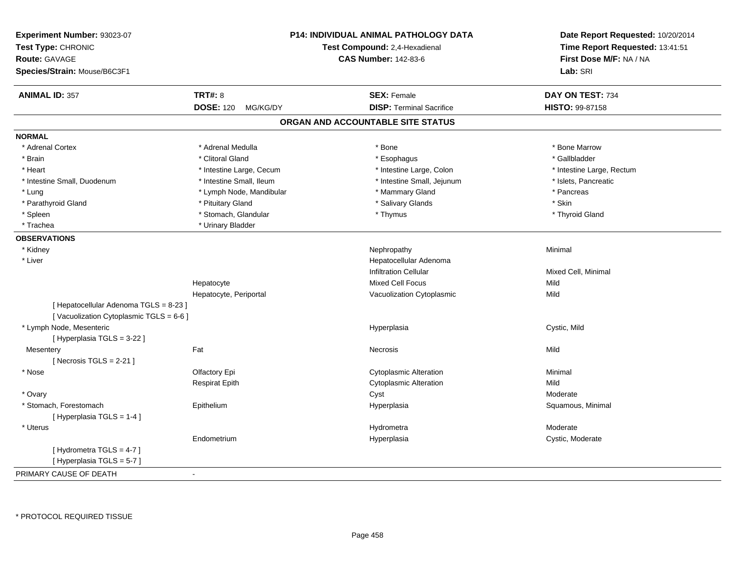**Experiment Number:** 93023-07
**Test Type:** CHRONIC
**Route:** GAVAGE
**Species/Strain:** Mouse/B6C3F1

**P14: INDIVIDUAL ANIMAL PATHOLOGY DATA**
**Test Compound:** 2,4-Hexadienal
**CAS Number:** 142-83-6

**Date Report Requested:** 10/20/2014
**Time Report Requested:** 13:41:51
**First Dose M/F:** NA / NA
**Lab:** SRI

| **ANIMAL ID:** 357 | **TRT#:** 8 | **SEX:** Female | **DAY ON TEST:** 734 |
|---|---|---|---|
| | **DOSE:** 120 MG/KG/DY | **DISP:** Terminal Sacrifice | **HISTO:** 99-87158 |

## ORGAN AND ACCOUNTABLE SITE STATUS

**NORMAL**

| | | | |
|---|---|---|---|
| * Adrenal Cortex | * Adrenal Medulla | * Bone | * Bone Marrow |
| * Brain | * Clitoral Gland | * Esophagus | * Gallbladder |
| * Heart | * Intestine Large, Cecum | * Intestine Large, Colon | * Intestine Large, Rectum |
| * Intestine Small, Duodenum | * Intestine Small, Ileum | * Intestine Small, Jejunum | * Islets, Pancreatic |
| * Lung | * Lymph Node, Mandibular | * Mammary Gland | * Pancreas |
| * Parathyroid Gland | * Pituitary Gland | * Salivary Glands | * Skin |
| * Spleen | * Stomach, Glandular | * Thymus | * Thyroid Gland |
| * Trachea | * Urinary Bladder | | |

**OBSERVATIONS**

| | | | |
|---|---|---|---|
| * Kidney | | Nephropathy | Minimal |
| * Liver | | Hepatocellular Adenoma | |
| | | Infiltration Cellular | Mixed Cell, Minimal |
| | Hepatocyte | Mixed Cell Focus | Mild |
| | Hepatocyte, Periportal | Vacuolization Cytoplasmic | Mild |
| [ Hepatocellular Adenoma TGLS = 8-23 ] | | | |
| [ Vacuolization Cytoplasmic TGLS = 6-6 ] | | | |
| * Lymph Node, Mesenteric | | Hyperplasia | Cystic, Mild |
| [ Hyperplasia TGLS = 3-22 ] | | | |
| Mesentery | Fat | Necrosis | Mild |
| [ Necrosis TGLS = 2-21 ] | | | |
| * Nose | Olfactory Epi | Cytoplasmic Alteration | Minimal |
| | Respirat Epith | Cytoplasmic Alteration | Mild |
| * Ovary | | Cyst | Moderate |
| * Stomach, Forestomach | Epithelium | Hyperplasia | Squamous, Minimal |
| [ Hyperplasia TGLS = 1-4 ] | | | |
| * Uterus | | Hydrometra | Moderate |
| | Endometrium | Hyperplasia | Cystic, Moderate |
| [ Hydrometra TGLS = 4-7 ] | | | |
| [ Hyperplasia TGLS = 5-7 ] | | | |

PRIMARY CAUSE OF DEATH -

* PROTOCOL REQUIRED TISSUE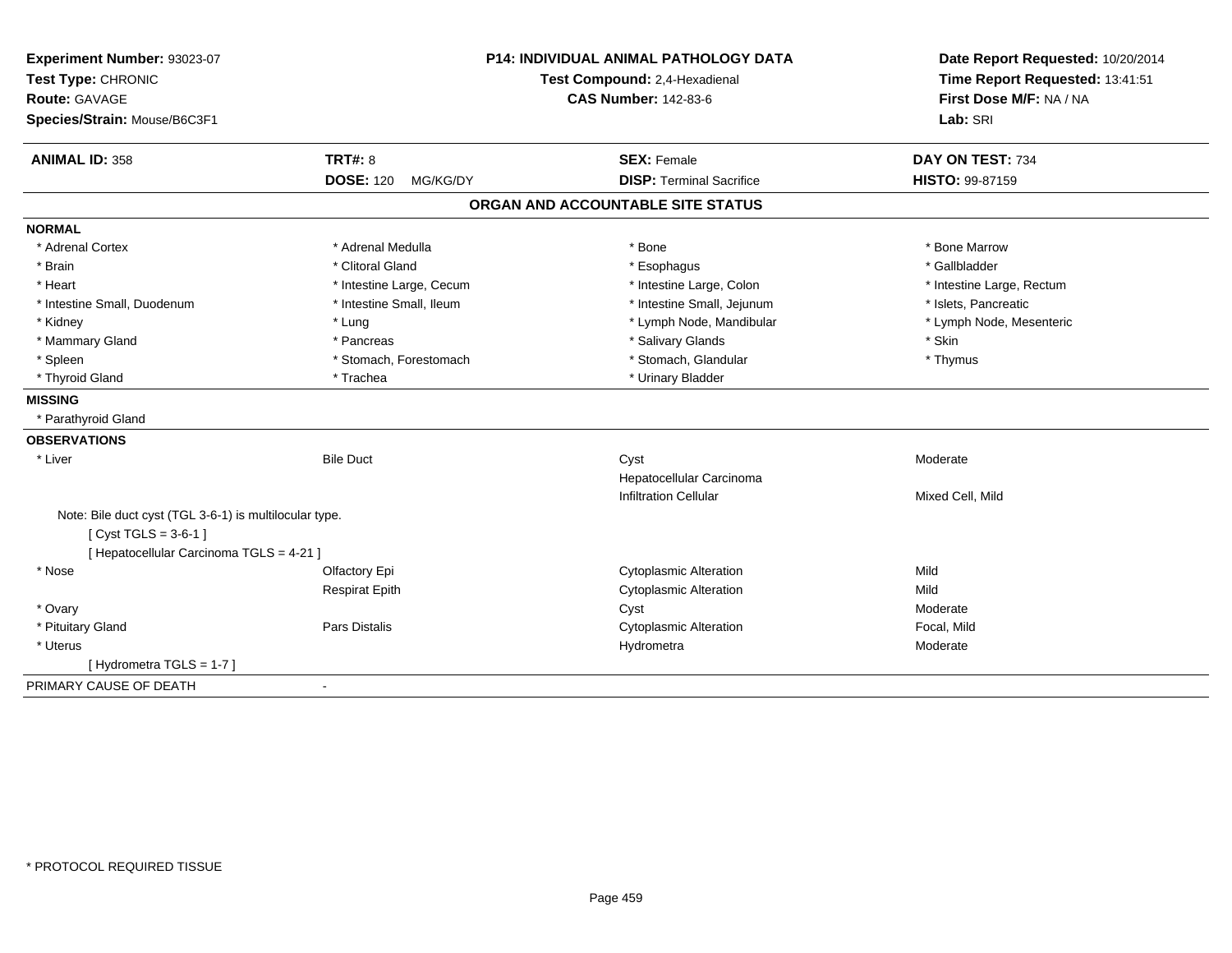**Experiment Number:** 93023-07
**Test Type:** CHRONIC
**Route:** GAVAGE
**Species/Strain:** Mouse/B6C3F1

**P14: INDIVIDUAL ANIMAL PATHOLOGY DATA**
**Test Compound:** 2,4-Hexadienal
**CAS Number:** 142-83-6

**Date Report Requested:** 10/20/2014
**Time Report Requested:** 13:41:51
**First Dose M/F:** NA / NA
**Lab:** SRI

| **ANIMAL ID:** 358 | **TRT#:** 8 | **SEX:** Female | **DAY ON TEST:** 734 |
|---|---|---|---|
| | **DOSE:** 120 MG/KG/DY | **DISP:** Terminal Sacrifice | **HISTO:** 99-87159 |

## ORGAN AND ACCOUNTABLE SITE STATUS

**NORMAL**

| | | | |
|---|---|---|---|
| * Adrenal Cortex | * Adrenal Medulla | * Bone | * Bone Marrow |
| * Brain | * Clitoral Gland | * Esophagus | * Gallbladder |
| * Heart | * Intestine Large, Cecum | * Intestine Large, Colon | * Intestine Large, Rectum |
| * Intestine Small, Duodenum | * Intestine Small, Ileum | * Intestine Small, Jejunum | * Islets, Pancreatic |
| * Kidney | * Lung | * Lymph Node, Mandibular | * Lymph Node, Mesenteric |
| * Mammary Gland | * Pancreas | * Salivary Glands | * Skin |
| * Spleen | * Stomach, Forestomach | * Stomach, Glandular | * Thymus |
| * Thyroid Gland | * Trachea | * Urinary Bladder | |

**MISSING**

* Parathyroid Gland

**OBSERVATIONS**

| | | | |
|---|---|---|---|
| * Liver | Bile Duct | Cyst | Moderate |
| | | Hepatocellular Carcinoma | |
| | | Infiltration Cellular | Mixed Cell, Mild |

Note: Bile duct cyst (TGL 3-6-1) is multilocular type.
[ Cyst TGLS = 3-6-1 ]
[ Hepatocellular Carcinoma TGLS = 4-21 ]

| | | | |
|---|---|---|---|
| * Nose | Olfactory Epi | Cytoplasmic Alteration | Mild |
| | Respirat Epith | Cytoplasmic Alteration | Mild |
| * Ovary | | Cyst | Moderate |
| * Pituitary Gland | Pars Distalis | Cytoplasmic Alteration | Focal, Mild |
| * Uterus | | Hydrometra | Moderate |

[ Hydrometra TGLS = 1-7 ]

PRIMARY CAUSE OF DEATH -

* PROTOCOL REQUIRED TISSUE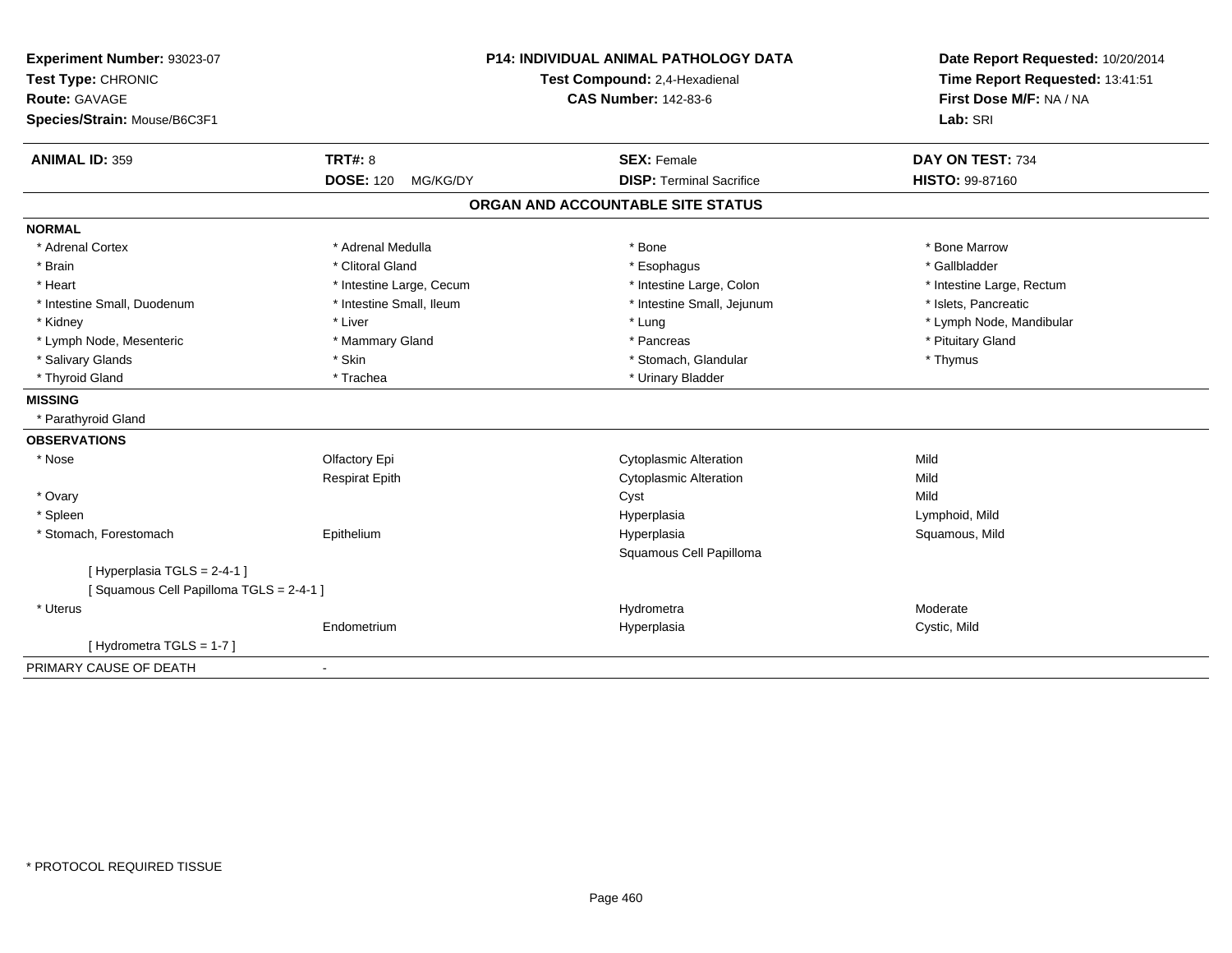**Experiment Number:** 93023-07
**Test Type:** CHRONIC
**Route:** GAVAGE
**Species/Strain:** Mouse/B6C3F1

**P14: INDIVIDUAL ANIMAL PATHOLOGY DATA**
**Test Compound:** 2,4-Hexadienal
**CAS Number:** 142-83-6

**Date Report Requested:** 10/20/2014
**Time Report Requested:** 13:41:51
**First Dose M/F:** NA / NA
**Lab:** SRI

| **ANIMAL ID:** 359 | **TRT#:** 8 | **SEX:** Female | **DAY ON TEST:** 734 |
|---|---|---|---|
| | **DOSE:** 120 MG/KG/DY | **DISP:** Terminal Sacrifice | **HISTO:** 99-87160 |

## ORGAN AND ACCOUNTABLE SITE STATUS

**NORMAL**

| | | | |
|---|---|---|---|
| * Adrenal Cortex | * Adrenal Medulla | * Bone | * Bone Marrow |
| * Brain | * Clitoral Gland | * Esophagus | * Gallbladder |
| * Heart | * Intestine Large, Cecum | * Intestine Large, Colon | * Intestine Large, Rectum |
| * Intestine Small, Duodenum | * Intestine Small, Ileum | * Intestine Small, Jejunum | * Islets, Pancreatic |
| * Kidney | * Liver | * Lung | * Lymph Node, Mandibular |
| * Lymph Node, Mesenteric | * Mammary Gland | * Pancreas | * Pituitary Gland |
| * Salivary Glands | * Skin | * Stomach, Glandular | * Thymus |
| * Thyroid Gland | * Trachea | * Urinary Bladder | |

**MISSING**

* Parathyroid Gland

**OBSERVATIONS**

| | | | |
|---|---|---|---|
| * Nose | Olfactory Epi | Cytoplasmic Alteration | Mild |
| | Respirat Epith | Cytoplasmic Alteration | Mild |
| * Ovary | | Cyst | Mild |
| * Spleen | | Hyperplasia | Lymphoid, Mild |
| * Stomach, Forestomach | Epithelium | Hyperplasia | Squamous, Mild |
| | | Squamous Cell Papilloma | |
| [ Hyperplasia TGLS = 2-4-1 ] | | | |
| [ Squamous Cell Papilloma TGLS = 2-4-1 ] | | | |
| * Uterus | | Hydrometra | Moderate |
| | Endometrium | Hyperplasia | Cystic, Mild |
| [ Hydrometra TGLS = 1-7 ] | | | |

PRIMARY CAUSE OF DEATH -

* PROTOCOL REQUIRED TISSUE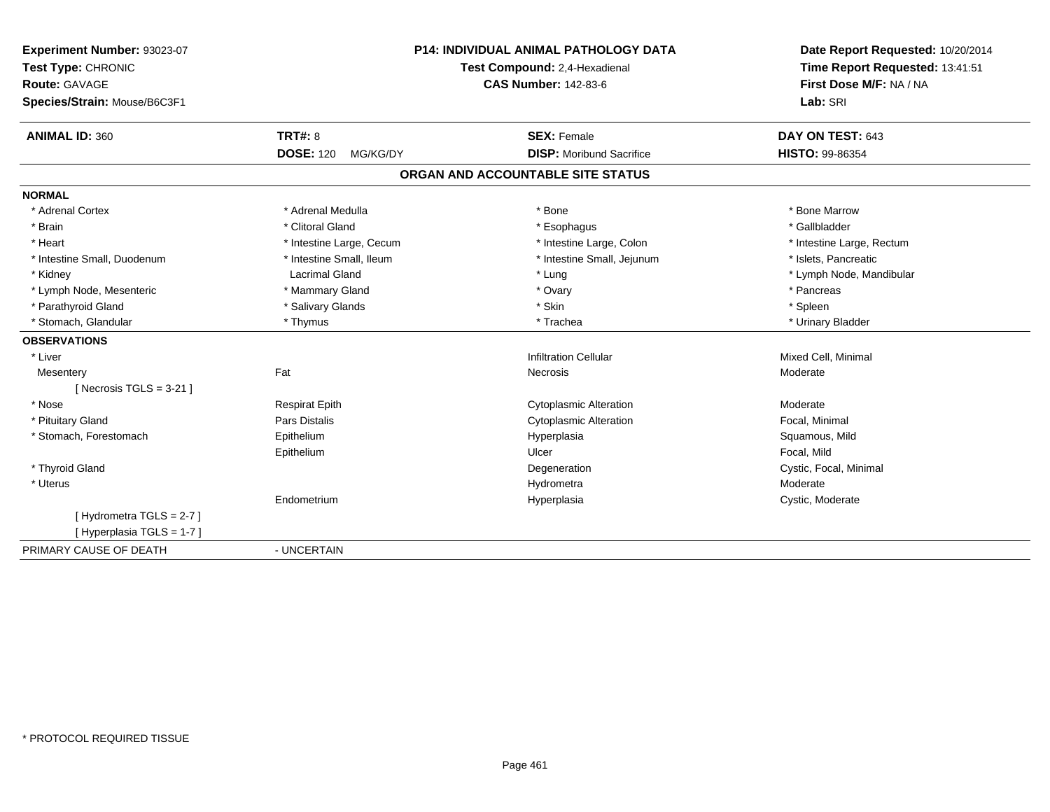**Experiment Number:** 93023-07
**Test Type:** CHRONIC
**Route:** GAVAGE
**Species/Strain:** Mouse/B6C3F1

**P14: INDIVIDUAL ANIMAL PATHOLOGY DATA**
**Test Compound:** 2,4-Hexadienal
**CAS Number:** 142-83-6

**Date Report Requested:** 10/20/2014
**Time Report Requested:** 13:41:51
**First Dose M/F:** NA / NA
**Lab:** SRI

| **ANIMAL ID:** 360 | **TRT#:** 8 | **SEX:** Female | **DAY ON TEST:** 643 |
|---|---|---|---|
| | **DOSE:** 120 MG/KG/DY | **DISP:** Moribund Sacrifice | **HISTO:** 99-86354 |

## ORGAN AND ACCOUNTABLE SITE STATUS

**NORMAL**

| | | | |
|---|---|---|---|
| * Adrenal Cortex | * Adrenal Medulla | * Bone | * Bone Marrow |
| * Brain | * Clitoral Gland | * Esophagus | * Gallbladder |
| * Heart | * Intestine Large, Cecum | * Intestine Large, Colon | * Intestine Large, Rectum |
| * Intestine Small, Duodenum | * Intestine Small, Ileum | * Intestine Small, Jejunum | * Islets, Pancreatic |
| * Kidney | Lacrimal Gland | * Lung | * Lymph Node, Mandibular |
| * Lymph Node, Mesenteric | * Mammary Gland | * Ovary | * Pancreas |
| * Parathyroid Gland | * Salivary Glands | * Skin | * Spleen |
| * Stomach, Glandular | * Thymus | * Trachea | * Urinary Bladder |

**OBSERVATIONS**

| | | | |
|---|---|---|---|
| * Liver | | Infiltration Cellular | Mixed Cell, Minimal |
| Mesentery | Fat | Necrosis | Moderate |
| [ Necrosis TGLS = 3-21 ] | | | |
| * Nose | Respirat Epith | Cytoplasmic Alteration | Moderate |
| * Pituitary Gland | Pars Distalis | Cytoplasmic Alteration | Focal, Minimal |
| * Stomach, Forestomach | Epithelium | Hyperplasia | Squamous, Mild |
| | Epithelium | Ulcer | Focal, Mild |
| * Thyroid Gland | | Degeneration | Cystic, Focal, Minimal |
| * Uterus | | Hydrometra | Moderate |
| | Endometrium | Hyperplasia | Cystic, Moderate |
| [ Hydrometra TGLS = 2-7 ] | | | |
| [ Hyperplasia TGLS = 1-7 ] | | | |

PRIMARY CAUSE OF DEATH - UNCERTAIN

* PROTOCOL REQUIRED TISSUE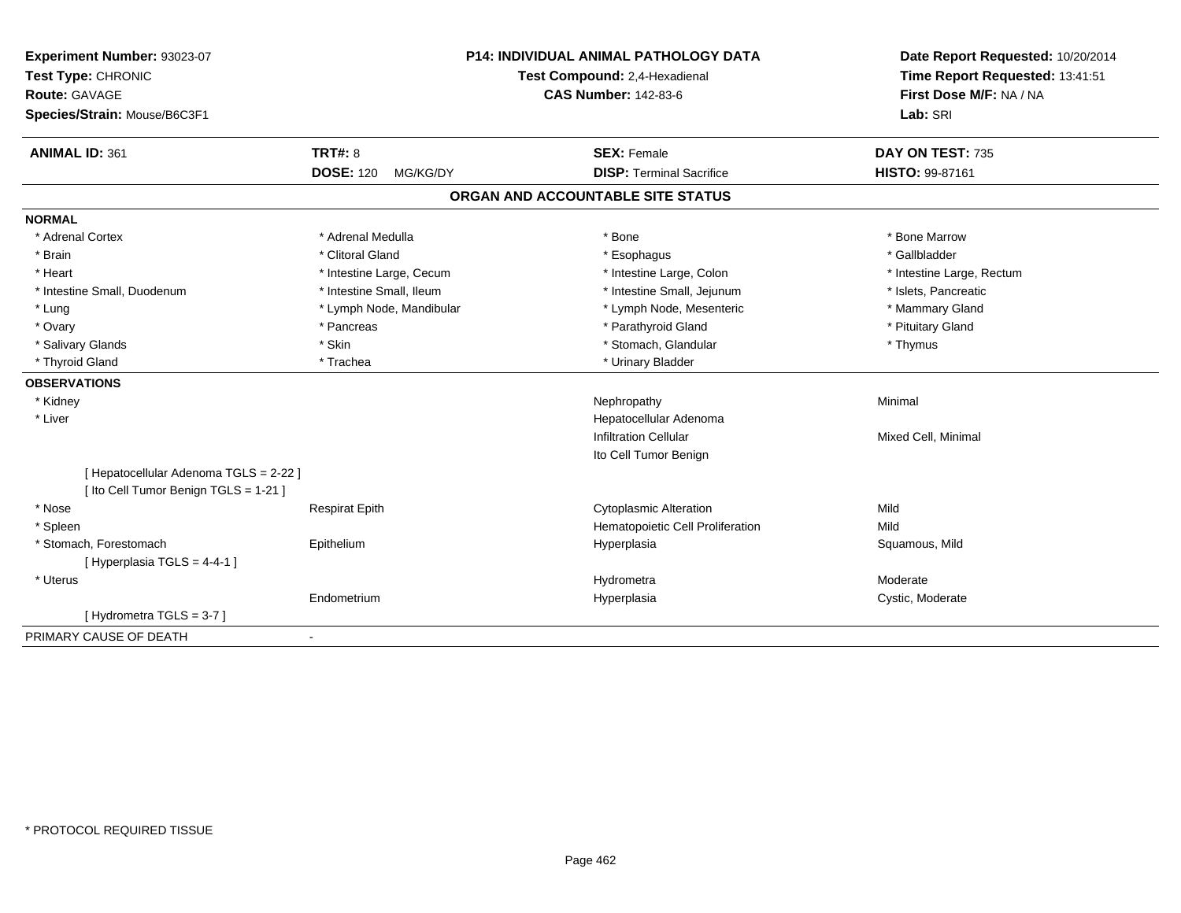**Experiment Number:** 93023-07
**Test Type:** CHRONIC
**Route:** GAVAGE
**Species/Strain:** Mouse/B6C3F1

**P14: INDIVIDUAL ANIMAL PATHOLOGY DATA**
**Test Compound:** 2,4-Hexadienal
**CAS Number:** 142-83-6

**Date Report Requested:** 10/20/2014
**Time Report Requested:** 13:41:51
**First Dose M/F:** NA / NA
**Lab:** SRI

| **ANIMAL ID:** 361 | **TRT#:** 8 | **SEX:** Female | **DAY ON TEST:** 735 |
|---|---|---|---|
| | **DOSE:** 120 MG/KG/DY | **DISP:** Terminal Sacrifice | **HISTO:** 99-87161 |

## ORGAN AND ACCOUNTABLE SITE STATUS

**NORMAL**

| | | | |
|---|---|---|---|
| * Adrenal Cortex | * Adrenal Medulla | * Bone | * Bone Marrow |
| * Brain | * Clitoral Gland | * Esophagus | * Gallbladder |
| * Heart | * Intestine Large, Cecum | * Intestine Large, Colon | * Intestine Large, Rectum |
| * Intestine Small, Duodenum | * Intestine Small, Ileum | * Intestine Small, Jejunum | * Islets, Pancreatic |
| * Lung | * Lymph Node, Mandibular | * Lymph Node, Mesenteric | * Mammary Gland |
| * Ovary | * Pancreas | * Parathyroid Gland | * Pituitary Gland |
| * Salivary Glands | * Skin | * Stomach, Glandular | * Thymus |
| * Thyroid Gland | * Trachea | * Urinary Bladder | |

**OBSERVATIONS**

| | | | |
|---|---|---|---|
| * Kidney | | Nephropathy | Minimal |
| * Liver | | Hepatocellular Adenoma | |
| | | Infiltration Cellular | Mixed Cell, Minimal |
| | | Ito Cell Tumor Benign | |
| [ Hepatocellular Adenoma TGLS = 2-22 ] | | | |
| [ Ito Cell Tumor Benign TGLS = 1-21 ] | | | |
| * Nose | Respirat Epith | Cytoplasmic Alteration | Mild |
| * Spleen | | Hematopoietic Cell Proliferation | Mild |
| * Stomach, Forestomach | Epithelium | Hyperplasia | Squamous, Mild |
| [ Hyperplasia TGLS = 4-4-1 ] | | | |
| * Uterus | | Hydrometra | Moderate |
| | Endometrium | Hyperplasia | Cystic, Moderate |
| [ Hydrometra TGLS = 3-7 ] | | | |

PRIMARY CAUSE OF DEATH -

* PROTOCOL REQUIRED TISSUE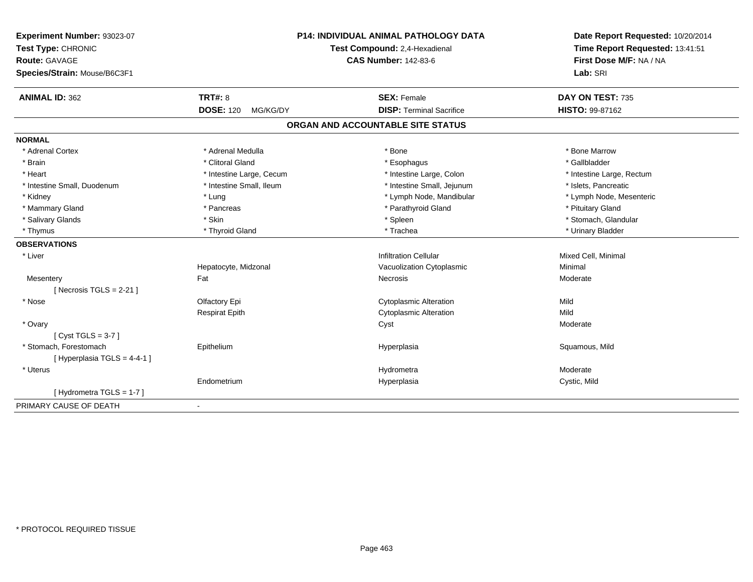**Experiment Number:** 93023-07
**Test Type:** CHRONIC
**Route:** GAVAGE
**Species/Strain:** Mouse/B6C3F1

**P14: INDIVIDUAL ANIMAL PATHOLOGY DATA**
**Test Compound:** 2,4-Hexadienal
**CAS Number:** 142-83-6

**Date Report Requested:** 10/20/2014
**Time Report Requested:** 13:41:51
**First Dose M/F:** NA / NA
**Lab:** SRI

| **ANIMAL ID:** 362 | **TRT#:** 8 | **SEX:** Female | **DAY ON TEST:** 735 |
|---|---|---|---|
| | **DOSE:** 120 MG/KG/DY | **DISP:** Terminal Sacrifice | **HISTO:** 99-87162 |

## ORGAN AND ACCOUNTABLE SITE STATUS

**NORMAL**

| | | | |
|---|---|---|---|
| * Adrenal Cortex | * Adrenal Medulla | * Bone | * Bone Marrow |
| * Brain | * Clitoral Gland | * Esophagus | * Gallbladder |
| * Heart | * Intestine Large, Cecum | * Intestine Large, Colon | * Intestine Large, Rectum |
| * Intestine Small, Duodenum | * Intestine Small, Ileum | * Intestine Small, Jejunum | * Islets, Pancreatic |
| * Kidney | * Lung | * Lymph Node, Mandibular | * Lymph Node, Mesenteric |
| * Mammary Gland | * Pancreas | * Parathyroid Gland | * Pituitary Gland |
| * Salivary Glands | * Skin | * Spleen | * Stomach, Glandular |
| * Thymus | * Thyroid Gland | * Trachea | * Urinary Bladder |

**OBSERVATIONS**

| | | | |
|---|---|---|---|
| * Liver | | Infiltration Cellular | Mixed Cell, Minimal |
| | Hepatocyte, Midzonal | Vacuolization Cytoplasmic | Minimal |
| Mesentery | Fat | Necrosis | Moderate |
| [ Necrosis TGLS = 2-21 ] | | | |
| * Nose | Olfactory Epi | Cytoplasmic Alteration | Mild |
| | Respirat Epith | Cytoplasmic Alteration | Mild |
| * Ovary | | Cyst | Moderate |
| [ Cyst TGLS = 3-7 ] | | | |
| * Stomach, Forestomach | Epithelium | Hyperplasia | Squamous, Mild |
| [ Hyperplasia TGLS = 4-4-1 ] | | | |
| * Uterus | | Hydrometra | Moderate |
| | Endometrium | Hyperplasia | Cystic, Mild |
| [ Hydrometra TGLS = 1-7 ] | | | |

PRIMARY CAUSE OF DEATH -

* PROTOCOL REQUIRED TISSUE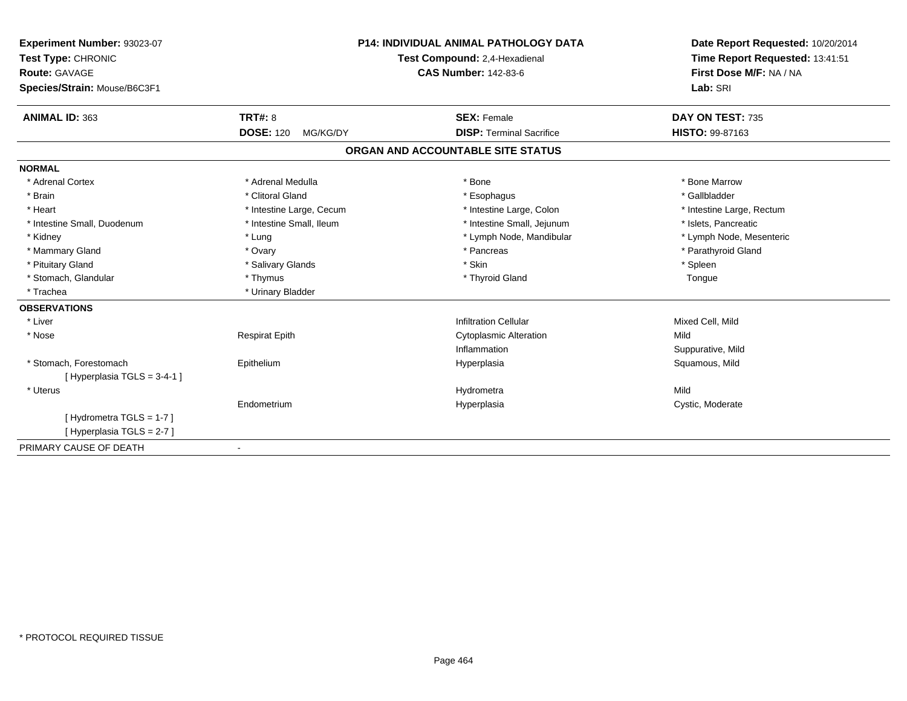**Experiment Number:** 93023-07
**Test Type:** CHRONIC
**Route:** GAVAGE
**Species/Strain:** Mouse/B6C3F1

**P14: INDIVIDUAL ANIMAL PATHOLOGY DATA**
**Test Compound:** 2,4-Hexadienal
**CAS Number:** 142-83-6

**Date Report Requested:** 10/20/2014
**Time Report Requested:** 13:41:51
**First Dose M/F:** NA / NA
**Lab:** SRI

| **ANIMAL ID:** 363 | **TRT#:** 8 | **SEX:** Female | **DAY ON TEST:** 735 |
|---|---|---|---|
| | **DOSE:** 120 MG/KG/DY | **DISP:** Terminal Sacrifice | **HISTO:** 99-87163 |

## ORGAN AND ACCOUNTABLE SITE STATUS

**NORMAL**

| | | | |
|---|---|---|---|
| * Adrenal Cortex | * Adrenal Medulla | * Bone | * Bone Marrow |
| * Brain | * Clitoral Gland | * Esophagus | * Gallbladder |
| * Heart | * Intestine Large, Cecum | * Intestine Large, Colon | * Intestine Large, Rectum |
| * Intestine Small, Duodenum | * Intestine Small, Ileum | * Intestine Small, Jejunum | * Islets, Pancreatic |
| * Kidney | * Lung | * Lymph Node, Mandibular | * Lymph Node, Mesenteric |
| * Mammary Gland | * Ovary | * Pancreas | * Parathyroid Gland |
| * Pituitary Gland | * Salivary Glands | * Skin | * Spleen |
| * Stomach, Glandular | * Thymus | * Thyroid Gland | Tongue |
| * Trachea | * Urinary Bladder | | |

**OBSERVATIONS**

| | | | |
|---|---|---|---|
| * Liver | | Infiltration Cellular | Mixed Cell, Mild |
| * Nose | Respirat Epith | Cytoplasmic Alteration | Mild |
| | | Inflammation | Suppurative, Mild |
| * Stomach, Forestomach | Epithelium | Hyperplasia | Squamous, Mild |
| [ Hyperplasia TGLS = 3-4-1 ] | | | |
| * Uterus | | Hydrometra | Mild |
| | Endometrium | Hyperplasia | Cystic, Moderate |
| [ Hydrometra TGLS = 1-7 ] | | | |
| [ Hyperplasia TGLS = 2-7 ] | | | |

PRIMARY CAUSE OF DEATH -

* PROTOCOL REQUIRED TISSUE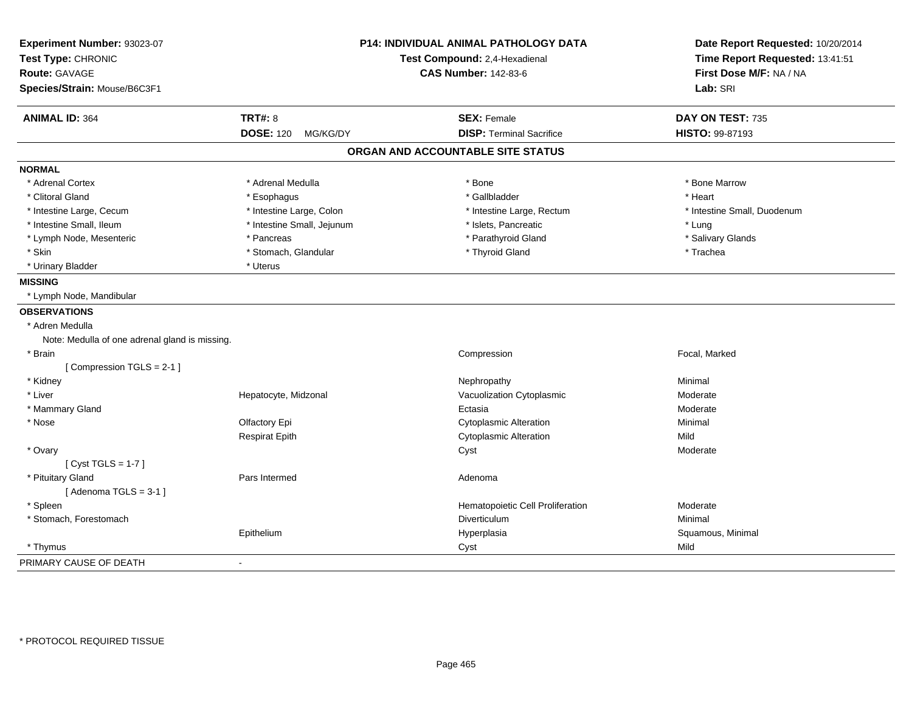**Experiment Number:** 93023-07
**Test Type:** CHRONIC
**Route:** GAVAGE
**Species/Strain:** Mouse/B6C3F1

**P14: INDIVIDUAL ANIMAL PATHOLOGY DATA**
**Test Compound:** 2,4-Hexadienal
**CAS Number:** 142-83-6

**Date Report Requested:** 10/20/2014
**Time Report Requested:** 13:41:51
**First Dose M/F:** NA / NA
**Lab:** SRI

| **ANIMAL ID:** 364 | **TRT#:** 8 | **SEX:** Female | **DAY ON TEST:** 735 |
|---|---|---|---|
| | **DOSE:** 120 MG/KG/DY | **DISP:** Terminal Sacrifice | **HISTO:** 99-87193 |

## ORGAN AND ACCOUNTABLE SITE STATUS

**NORMAL**

| | | | |
|---|---|---|---|
| * Adrenal Cortex | * Adrenal Medulla | * Bone | * Bone Marrow |
| * Clitoral Gland | * Esophagus | * Gallbladder | * Heart |
| * Intestine Large, Cecum | * Intestine Large, Colon | * Intestine Large, Rectum | * Intestine Small, Duodenum |
| * Intestine Small, Ileum | * Intestine Small, Jejunum | * Islets, Pancreatic | * Lung |
| * Lymph Node, Mesenteric | * Pancreas | * Parathyroid Gland | * Salivary Glands |
| * Skin | * Stomach, Glandular | * Thyroid Gland | * Trachea |
| * Urinary Bladder | * Uterus | | |

**MISSING**

* Lymph Node, Mandibular

**OBSERVATIONS**

| | | | |
|---|---|---|---|
| * Adren Medulla | | | |
| Note: Medulla of one adrenal gland is missing. | | | |
| * Brain | | Compression | Focal, Marked |
| [ Compression TGLS = 2-1 ] | | | |
| * Kidney | | Nephropathy | Minimal |
| * Liver | Hepatocyte, Midzonal | Vacuolization Cytoplasmic | Moderate |
| * Mammary Gland | | Ectasia | Moderate |
| * Nose | Olfactory Epi | Cytoplasmic Alteration | Minimal |
| | Respirat Epith | Cytoplasmic Alteration | Mild |
| * Ovary | | Cyst | Moderate |
| [ Cyst TGLS = 1-7 ] | | | |
| * Pituitary Gland | Pars Intermed | Adenoma | |
| [ Adenoma TGLS = 3-1 ] | | | |
| * Spleen | | Hematopoietic Cell Proliferation | Moderate |
| * Stomach, Forestomach | | Diverticulum | Minimal |
| | Epithelium | Hyperplasia | Squamous, Minimal |
| * Thymus | | Cyst | Mild |

PRIMARY CAUSE OF DEATH -

* PROTOCOL REQUIRED TISSUE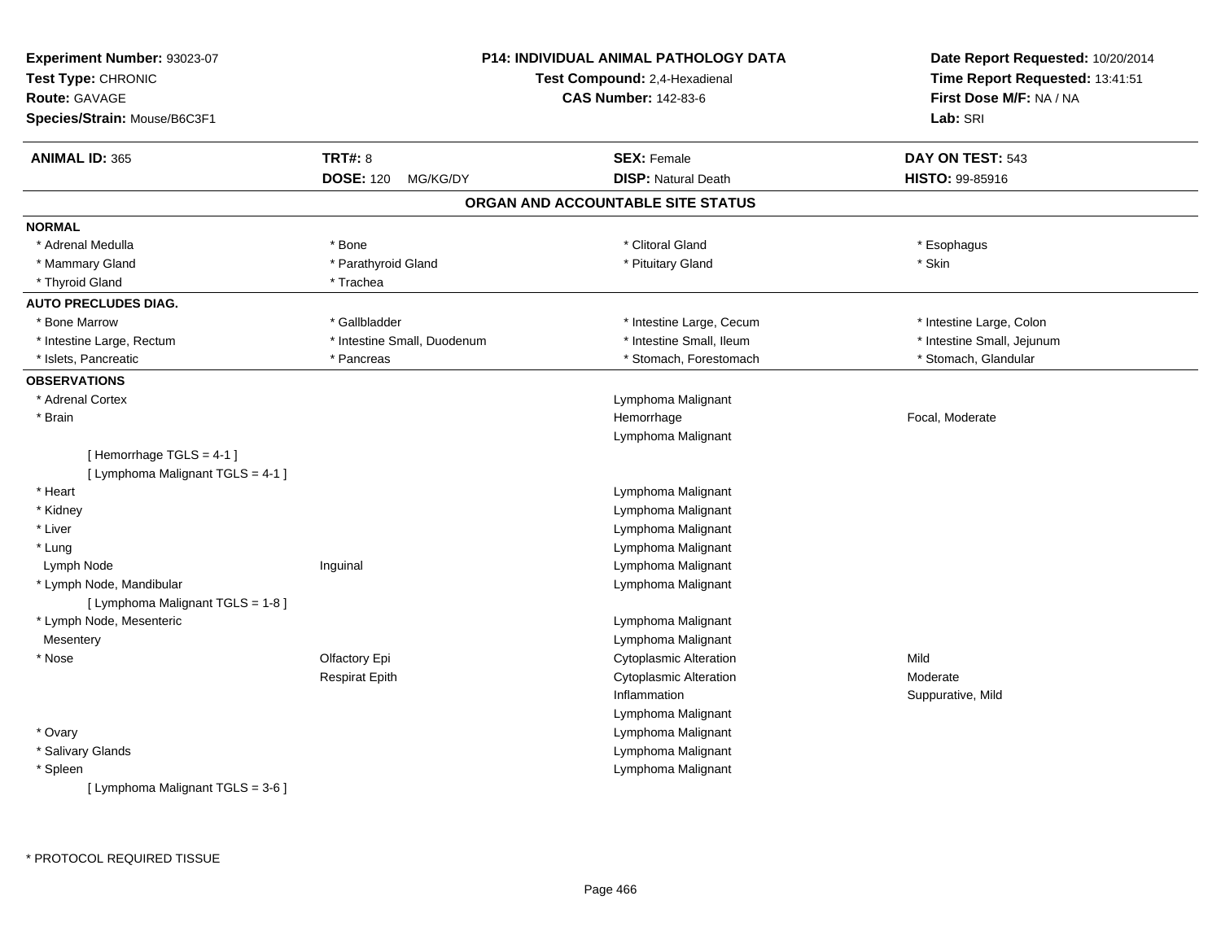**Experiment Number:** 93023-07
**Test Type:** CHRONIC
**Route:** GAVAGE
**Species/Strain:** Mouse/B6C3F1

**P14: INDIVIDUAL ANIMAL PATHOLOGY DATA**
**Test Compound:** 2,4-Hexadienal
**CAS Number:** 142-83-6

**Date Report Requested:** 10/20/2014
**Time Report Requested:** 13:41:51
**First Dose M/F:** NA / NA
**Lab:** SRI

| **ANIMAL ID:** 365 | **TRT#:** 8 | **SEX:** Female | **DAY ON TEST:** 543 |
|---|---|---|---|
| | **DOSE:** 120 MG/KG/DY | **DISP:** Natural Death | **HISTO:** 99-85916 |

## ORGAN AND ACCOUNTABLE SITE STATUS

**NORMAL**

| | | | |
|---|---|---|---|
| * Adrenal Medulla | * Bone | * Clitoral Gland | * Esophagus |
| * Mammary Gland | * Parathyroid Gland | * Pituitary Gland | * Skin |
| * Thyroid Gland | * Trachea | | |

**AUTO PRECLUDES DIAG.**

| | | | |
|---|---|---|---|
| * Bone Marrow | * Gallbladder | * Intestine Large, Cecum | * Intestine Large, Colon |
| * Intestine Large, Rectum | * Intestine Small, Duodenum | * Intestine Small, Ileum | * Intestine Small, Jejunum |
| * Islets, Pancreatic | * Pancreas | * Stomach, Forestomach | * Stomach, Glandular |

**OBSERVATIONS**

| Organ | Site | Observation | Qualifier |
|---|---|---|---|
| * Adrenal Cortex | | Lymphoma Malignant | |
| * Brain | | Hemorrhage | Focal, Moderate |
| | | Lymphoma Malignant | |
| [ Hemorrhage TGLS = 4-1 ] | | | |
| [ Lymphoma Malignant TGLS = 4-1 ] | | | |
| * Heart | | Lymphoma Malignant | |
| * Kidney | | Lymphoma Malignant | |
| * Liver | | Lymphoma Malignant | |
| * Lung | | Lymphoma Malignant | |
| Lymph Node | Inguinal | Lymphoma Malignant | |
| * Lymph Node, Mandibular | | Lymphoma Malignant | |
| [ Lymphoma Malignant TGLS = 1-8 ] | | | |
| * Lymph Node, Mesenteric | | Lymphoma Malignant | |
| Mesentery | | Lymphoma Malignant | |
| * Nose | Olfactory Epi | Cytoplasmic Alteration | Mild |
| | Respirat Epith | Cytoplasmic Alteration | Moderate |
| | | Inflammation | Suppurative, Mild |
| | | Lymphoma Malignant | |
| * Ovary | | Lymphoma Malignant | |
| * Salivary Glands | | Lymphoma Malignant | |
| * Spleen | | Lymphoma Malignant | |
| [ Lymphoma Malignant TGLS = 3-6 ] | | | |

* PROTOCOL REQUIRED TISSUE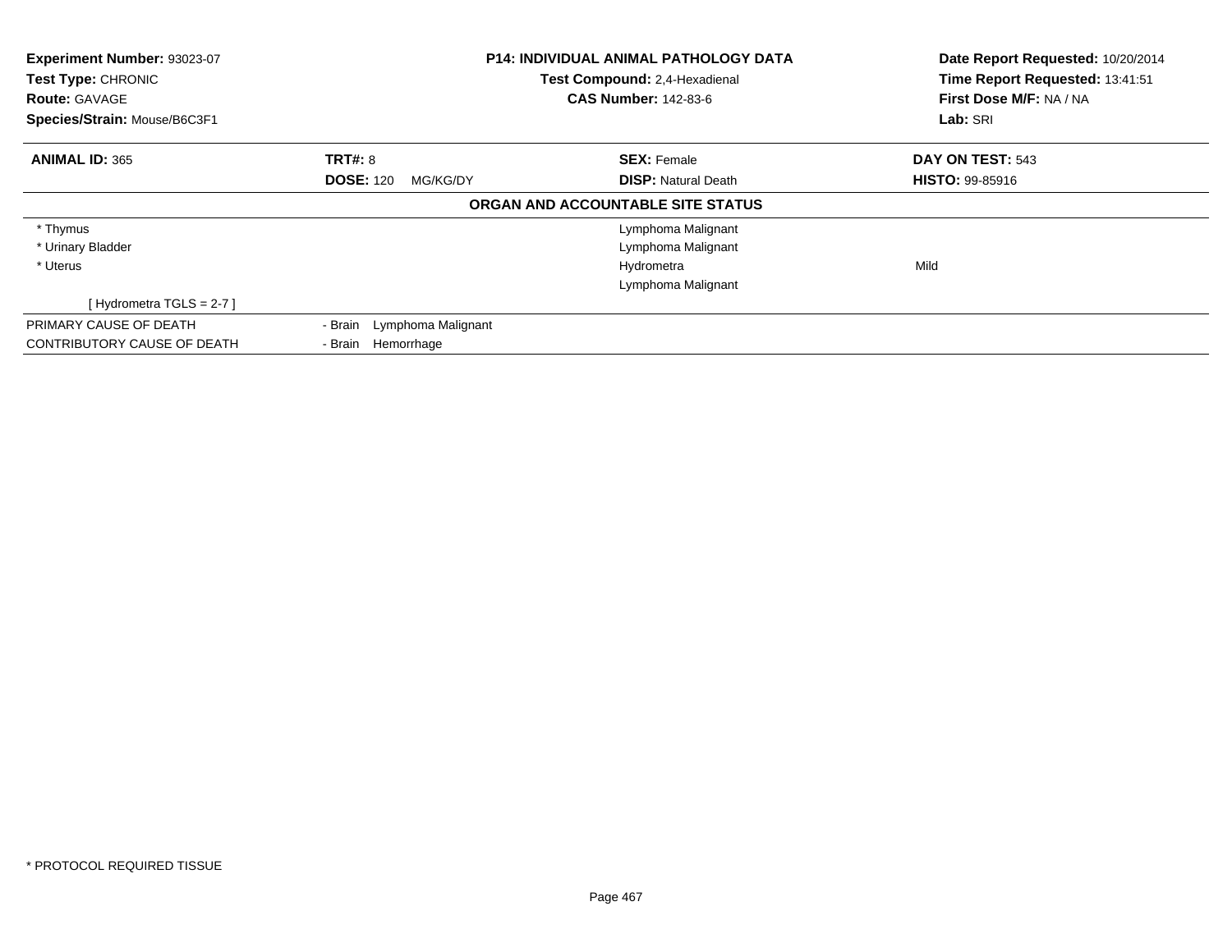**Experiment Number:** 93023-07
**Test Type:** CHRONIC
**Route:** GAVAGE
**Species/Strain:** Mouse/B6C3F1

**P14: INDIVIDUAL ANIMAL PATHOLOGY DATA**
**Test Compound:** 2,4-Hexadienal
**CAS Number:** 142-83-6

**Date Report Requested:** 10/20/2014
**Time Report Requested:** 13:41:51
**First Dose M/F:** NA / NA
**Lab:** SRI

| **ANIMAL ID:** 365 | **TRT#:** 8 | **SEX:** Female | **DAY ON TEST:** 543 |
|---|---|---|---|
| | **DOSE:** 120 MG/KG/DY | **DISP:** Natural Death | **HISTO:** 99-85916 |

**ORGAN AND ACCOUNTABLE SITE STATUS**

| | | |
|---|---|---|
| * Thymus | Lymphoma Malignant | |
| * Urinary Bladder | Lymphoma Malignant | |
| * Uterus | Hydrometra | Mild |
| | Lymphoma Malignant | |
| [ Hydrometra TGLS = 2-7 ] | | |

| | |
|---|---|
| PRIMARY CAUSE OF DEATH | - Brain Lymphoma Malignant |
| CONTRIBUTORY CAUSE OF DEATH | - Brain Hemorrhage |

* PROTOCOL REQUIRED TISSUE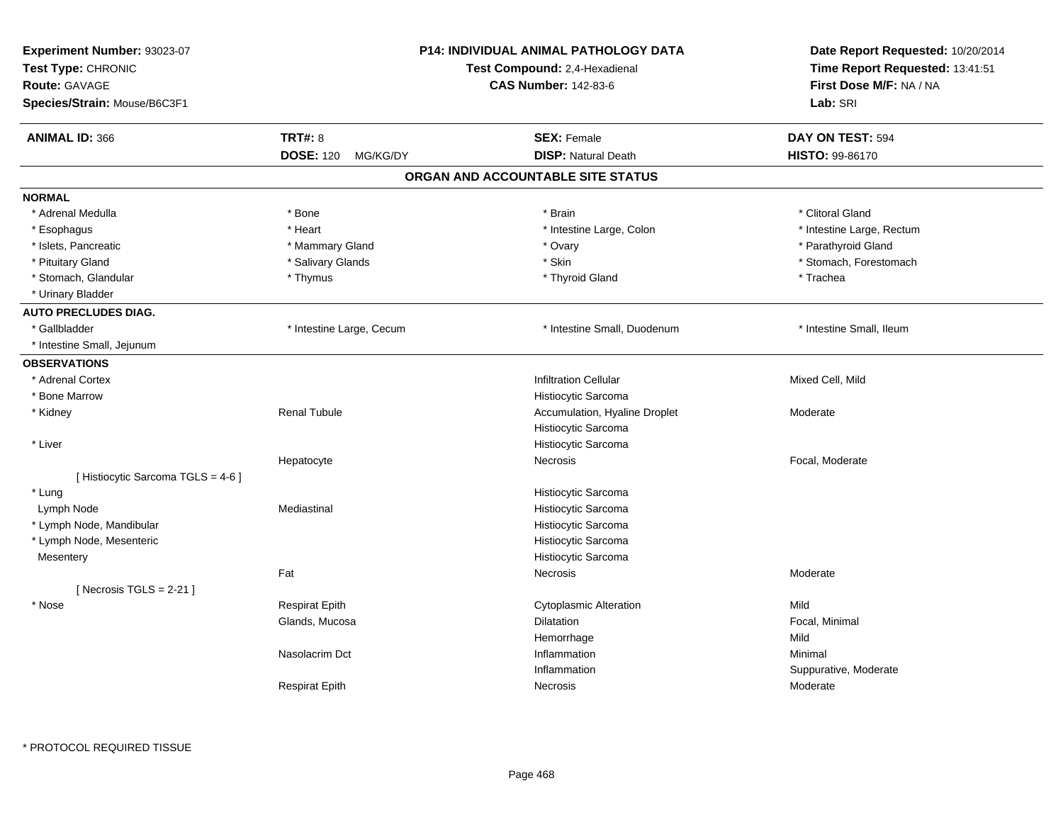**Experiment Number:** 93023-07
**Test Type:** CHRONIC
**Route:** GAVAGE
**Species/Strain:** Mouse/B6C3F1

**P14: INDIVIDUAL ANIMAL PATHOLOGY DATA**
**Test Compound:** 2,4-Hexadienal
**CAS Number:** 142-83-6

**Date Report Requested:** 10/20/2014
**Time Report Requested:** 13:41:51
**First Dose M/F:** NA / NA
**Lab:** SRI

| **ANIMAL ID:** 366 | **TRT#:** 8 | **SEX:** Female | **DAY ON TEST:** 594 |
|---|---|---|---|
| | **DOSE:** 120 MG/KG/DY | **DISP:** Natural Death | **HISTO:** 99-86170 |

## ORGAN AND ACCOUNTABLE SITE STATUS

**NORMAL**

| | | | |
|---|---|---|---|
| * Adrenal Medulla | * Bone | * Brain | * Clitoral Gland |
| * Esophagus | * Heart | * Intestine Large, Colon | * Intestine Large, Rectum |
| * Islets, Pancreatic | * Mammary Gland | * Ovary | * Parathyroid Gland |
| * Pituitary Gland | * Salivary Glands | * Skin | * Stomach, Forestomach |
| * Stomach, Glandular | * Thymus | * Thyroid Gland | * Trachea |
| * Urinary Bladder | | | |

**AUTO PRECLUDES DIAG.**

| | | | |
|---|---|---|---|
| * Gallbladder | * Intestine Large, Cecum | * Intestine Small, Duodenum | * Intestine Small, Ileum |
| * Intestine Small, Jejunum | | | |

**OBSERVATIONS**

| | | | |
|---|---|---|---|
| * Adrenal Cortex | | Infiltration Cellular | Mixed Cell, Mild |
| * Bone Marrow | | Histiocytic Sarcoma | |
| * Kidney | Renal Tubule | Accumulation, Hyaline Droplet | Moderate |
| | | Histiocytic Sarcoma | |
| * Liver | | Histiocytic Sarcoma | |
| | Hepatocyte | Necrosis | Focal, Moderate |
| [ Histiocytic Sarcoma TGLS = 4-6 ] | | | |
| * Lung | | Histiocytic Sarcoma | |
| Lymph Node | Mediastinal | Histiocytic Sarcoma | |
| * Lymph Node, Mandibular | | Histiocytic Sarcoma | |
| * Lymph Node, Mesenteric | | Histiocytic Sarcoma | |
| Mesentery | | Histiocytic Sarcoma | |
| | Fat | Necrosis | Moderate |
| [ Necrosis TGLS = 2-21 ] | | | |
| * Nose | Respirat Epith | Cytoplasmic Alteration | Mild |
| | Glands, Mucosa | Dilatation | Focal, Minimal |
| | | Hemorrhage | Mild |
| | Nasolacrim Dct | Inflammation | Minimal |
| | | Inflammation | Suppurative, Moderate |
| | Respirat Epith | Necrosis | Moderate |

* PROTOCOL REQUIRED TISSUE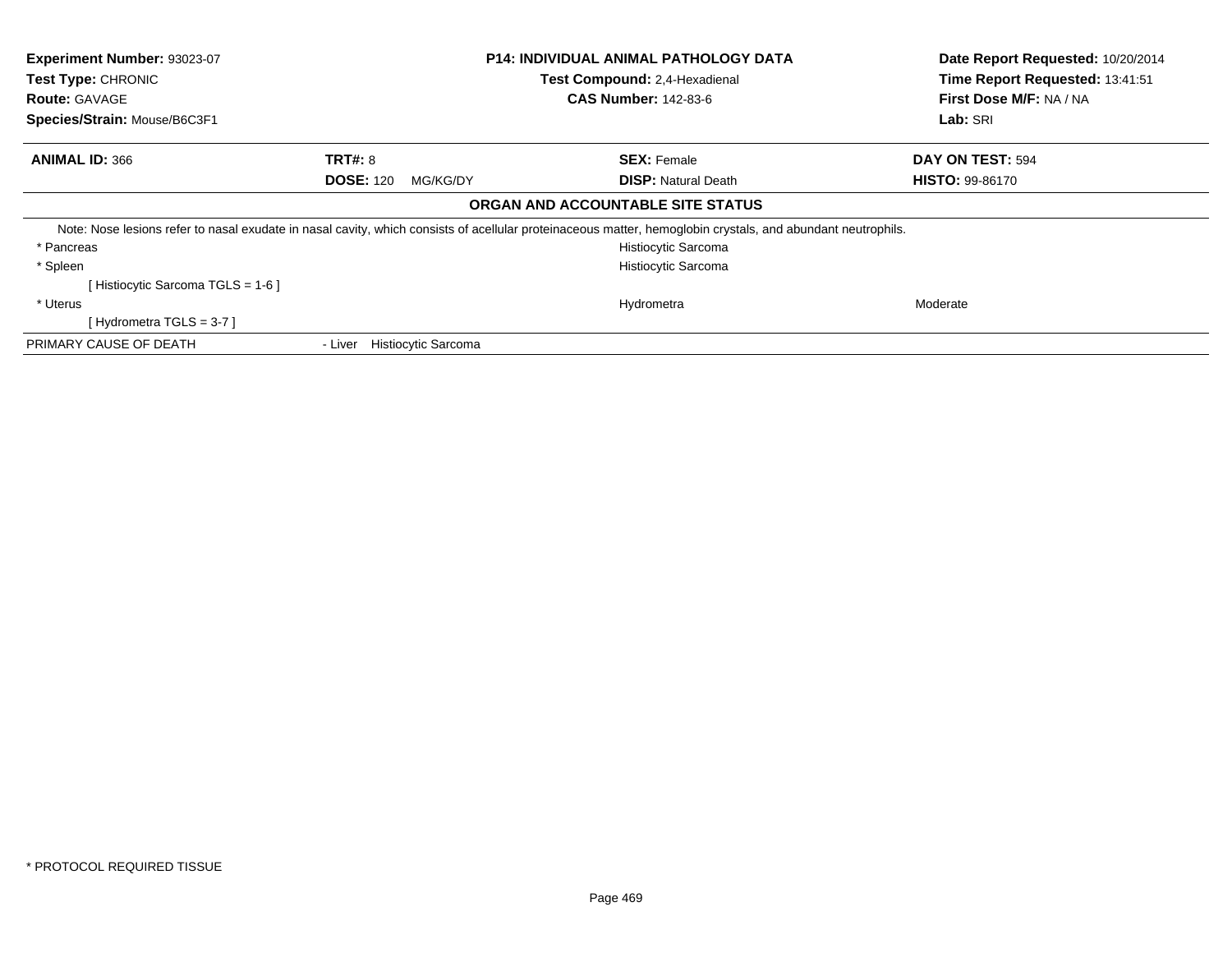**Experiment Number:** 93023-07
**Test Type:** CHRONIC
**Route:** GAVAGE
**Species/Strain:** Mouse/B6C3F1

**P14: INDIVIDUAL ANIMAL PATHOLOGY DATA**
**Test Compound:** 2,4-Hexadienal
**CAS Number:** 142-83-6

**Date Report Requested:** 10/20/2014
**Time Report Requested:** 13:41:51
**First Dose M/F:** NA / NA
**Lab:** SRI

| **ANIMAL ID:** 366 | **TRT#:** 8 | **SEX:** Female | **DAY ON TEST:** 594 |
|---|---|---|---|
| | **DOSE:** 120 MG/KG/DY | **DISP:** Natural Death | **HISTO:** 99-86170 |

**ORGAN AND ACCOUNTABLE SITE STATUS**

Note: Nose lesions refer to nasal exudate in nasal cavity, which consists of acellular proteinaceous matter, hemoglobin crystals, and abundant neutrophils.

| | | |
|---|---|---|
| * Pancreas | Histiocytic Sarcoma | |
| * Spleen | Histiocytic Sarcoma | |
| [ Histiocytic Sarcoma TGLS = 1-6 ] | | |
| * Uterus | Hydrometra | Moderate |
| [ Hydrometra TGLS = 3-7 ] | | |

PRIMARY CAUSE OF DEATH - Liver Histiocytic Sarcoma

* PROTOCOL REQUIRED TISSUE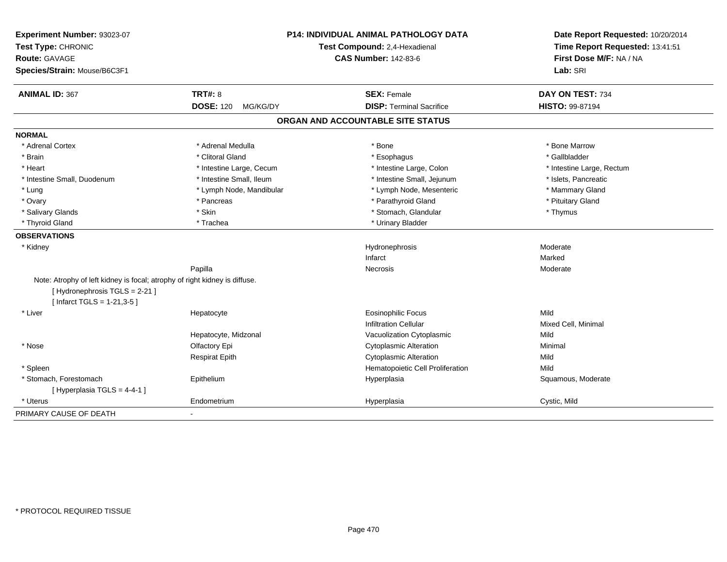**Experiment Number:** 93023-07
**Test Type:** CHRONIC
**Route:** GAVAGE
**Species/Strain:** Mouse/B6C3F1

**P14: INDIVIDUAL ANIMAL PATHOLOGY DATA**
**Test Compound:** 2,4-Hexadienal
**CAS Number:** 142-83-6

**Date Report Requested:** 10/20/2014
**Time Report Requested:** 13:41:51
**First Dose M/F:** NA / NA
**Lab:** SRI

| **ANIMAL ID:** 367 | **TRT#:** 8 | **SEX:** Female | **DAY ON TEST:** 734 |
|---|---|---|---|
| | **DOSE:** 120 MG/KG/DY | **DISP:** Terminal Sacrifice | **HISTO:** 99-87194 |

## ORGAN AND ACCOUNTABLE SITE STATUS

**NORMAL**

| | | | |
|---|---|---|---|
| * Adrenal Cortex | * Adrenal Medulla | * Bone | * Bone Marrow |
| * Brain | * Clitoral Gland | * Esophagus | * Gallbladder |
| * Heart | * Intestine Large, Cecum | * Intestine Large, Colon | * Intestine Large, Rectum |
| * Intestine Small, Duodenum | * Intestine Small, Ileum | * Intestine Small, Jejunum | * Islets, Pancreatic |
| * Lung | * Lymph Node, Mandibular | * Lymph Node, Mesenteric | * Mammary Gland |
| * Ovary | * Pancreas | * Parathyroid Gland | * Pituitary Gland |
| * Salivary Glands | * Skin | * Stomach, Glandular | * Thymus |
| * Thyroid Gland | * Trachea | * Urinary Bladder | |

**OBSERVATIONS**

| | | | |
|---|---|---|---|
| * Kidney | | Hydronephrosis | Moderate |
| | | Infarct | Marked |
| | Papilla | Necrosis | Moderate |
| Note: Atrophy of left kidney is focal; atrophy of right kidney is diffuse. | | | |
| [ Hydronephrosis TGLS = 2-21 ] | | | |
| [ Infarct TGLS = 1-21,3-5 ] | | | |
| * Liver | Hepatocyte | Eosinophilic Focus | Mild |
| | | Infiltration Cellular | Mixed Cell, Minimal |
| | Hepatocyte, Midzonal | Vacuolization Cytoplasmic | Mild |
| * Nose | Olfactory Epi | Cytoplasmic Alteration | Minimal |
| | Respirat Epith | Cytoplasmic Alteration | Mild |
| * Spleen | | Hematopoietic Cell Proliferation | Mild |
| * Stomach, Forestomach | Epithelium | Hyperplasia | Squamous, Moderate |
| [ Hyperplasia TGLS = 4-4-1 ] | | | |
| * Uterus | Endometrium | Hyperplasia | Cystic, Mild |

PRIMARY CAUSE OF DEATH -

* PROTOCOL REQUIRED TISSUE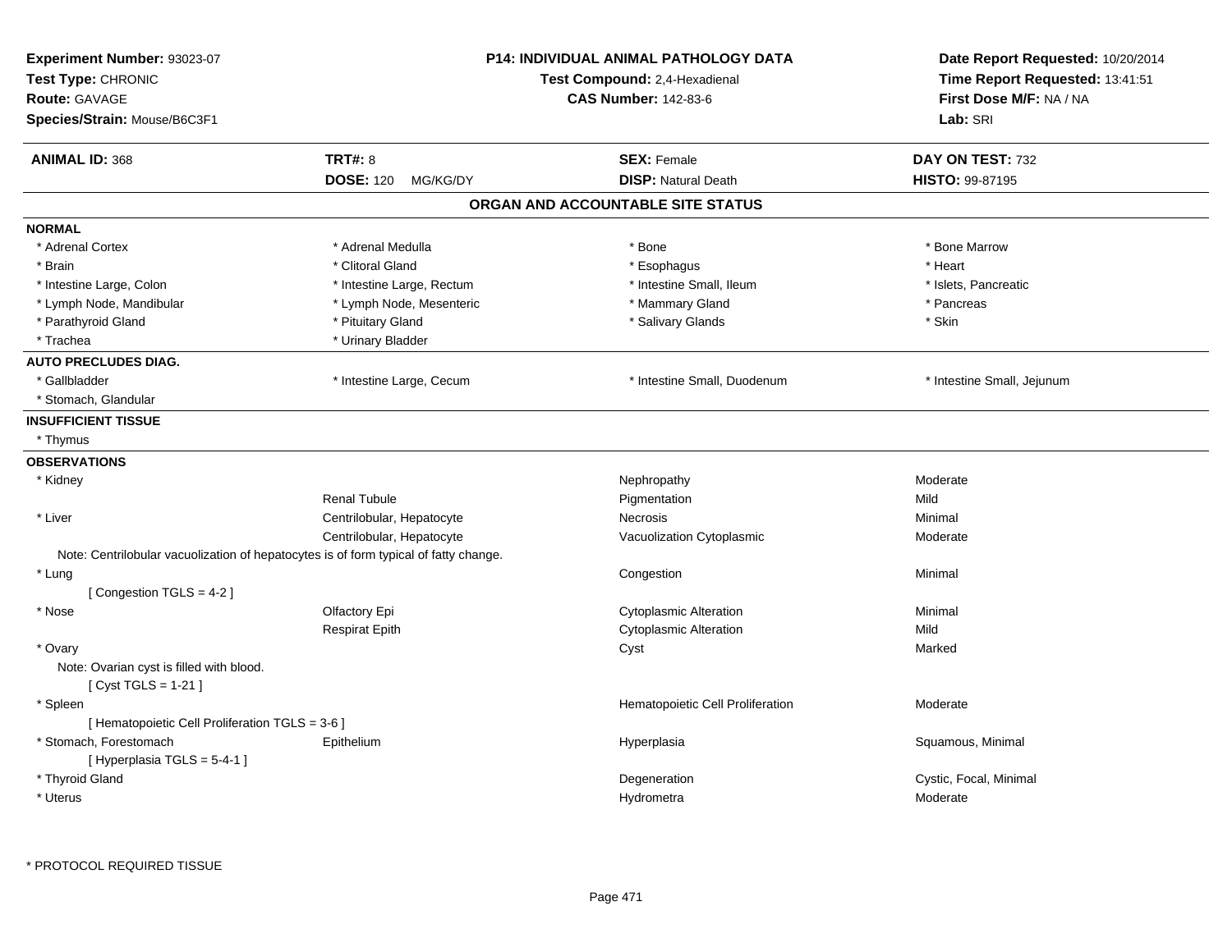**Experiment Number:** 93023-07
**Test Type:** CHRONIC
**Route:** GAVAGE
**Species/Strain:** Mouse/B6C3F1

**P14: INDIVIDUAL ANIMAL PATHOLOGY DATA**
**Test Compound:** 2,4-Hexadienal
**CAS Number:** 142-83-6

**Date Report Requested:** 10/20/2014
**Time Report Requested:** 13:41:51
**First Dose M/F:** NA / NA
**Lab:** SRI

| **ANIMAL ID:** 368 | **TRT#:** 8 | **SEX:** Female | **DAY ON TEST:** 732 |
|---|---|---|---|
| | **DOSE:** 120 MG/KG/DY | **DISP:** Natural Death | **HISTO:** 99-87195 |

## ORGAN AND ACCOUNTABLE SITE STATUS

**NORMAL**

| | | | |
|---|---|---|---|
| * Adrenal Cortex | * Adrenal Medulla | * Bone | * Bone Marrow |
| * Brain | * Clitoral Gland | * Esophagus | * Heart |
| * Intestine Large, Colon | * Intestine Large, Rectum | * Intestine Small, Ileum | * Islets, Pancreatic |
| * Lymph Node, Mandibular | * Lymph Node, Mesenteric | * Mammary Gland | * Pancreas |
| * Parathyroid Gland | * Pituitary Gland | * Salivary Glands | * Skin |
| * Trachea | * Urinary Bladder | | |

**AUTO PRECLUDES DIAG.**

| | | | |
|---|---|---|---|
| * Gallbladder | * Intestine Large, Cecum | * Intestine Small, Duodenum | * Intestine Small, Jejunum |
| * Stomach, Glandular | | | |

**INSUFFICIENT TISSUE**

* Thymus

**OBSERVATIONS**

| | | | |
|---|---|---|---|
| * Kidney | | Nephropathy | Moderate |
| | Renal Tubule | Pigmentation | Mild |
| * Liver | Centrilobular, Hepatocyte | Necrosis | Minimal |
| | Centrilobular, Hepatocyte | Vacuolization Cytoplasmic | Moderate |
| Note: Centrilobular vacuolization of hepatocytes is of form typical of fatty change. | | | |
| * Lung | | Congestion | Minimal |
| [ Congestion TGLS = 4-2 ] | | | |
| * Nose | Olfactory Epi | Cytoplasmic Alteration | Minimal |
| | Respirat Epith | Cytoplasmic Alteration | Mild |
| * Ovary | | Cyst | Marked |
| Note: Ovarian cyst is filled with blood. | | | |
| [ Cyst TGLS = 1-21 ] | | | |
| * Spleen | | Hematopoietic Cell Proliferation | Moderate |
| [ Hematopoietic Cell Proliferation TGLS = 3-6 ] | | | |
| * Stomach, Forestomach | Epithelium | Hyperplasia | Squamous, Minimal |
| [ Hyperplasia TGLS = 5-4-1 ] | | | |
| * Thyroid Gland | | Degeneration | Cystic, Focal, Minimal |
| * Uterus | | Hydrometra | Moderate |

* PROTOCOL REQUIRED TISSUE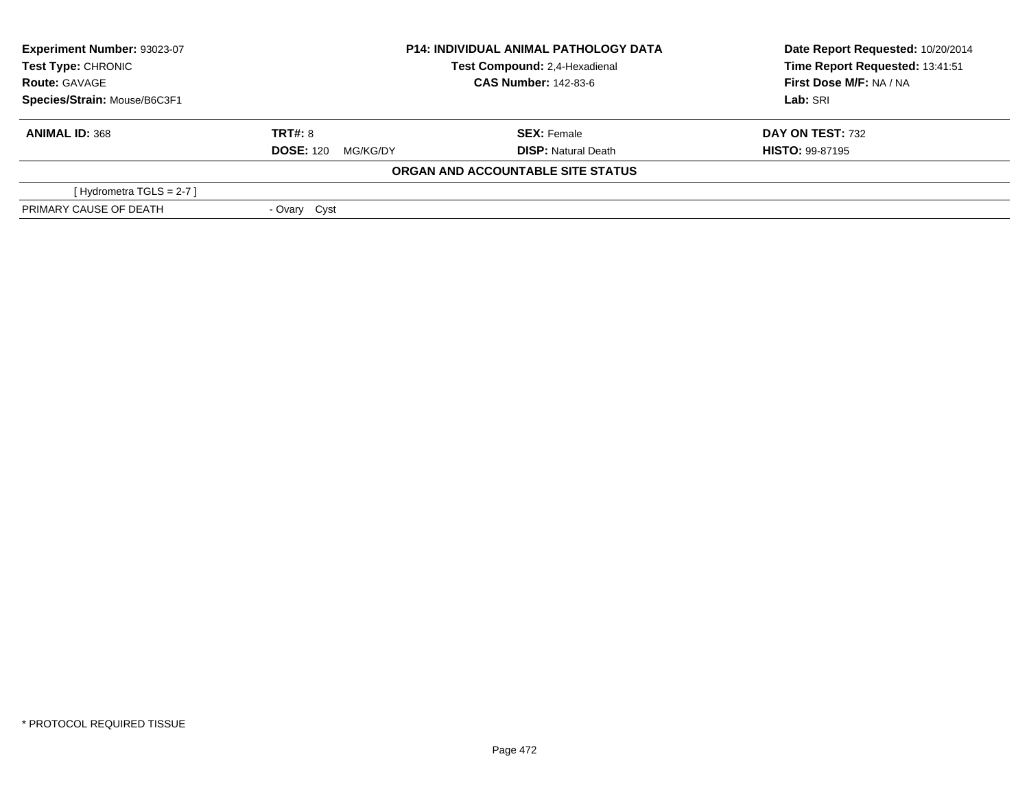| **Experiment Number:** 93023-07 | **P14: INDIVIDUAL ANIMAL PATHOLOGY DATA** | **Date Report Requested:** 10/20/2014 |
|---|---|---|
| **Test Type:** CHRONIC | **Test Compound:** 2,4-Hexadienal | **Time Report Requested:** 13:41:51 |
| **Route:** GAVAGE | **CAS Number:** 142-83-6 | **First Dose M/F:** NA / NA |
| **Species/Strain:** Mouse/B6C3F1 | | **Lab:** SRI |

| **ANIMAL ID:** 368 | **TRT#:** 8 | **SEX:** Female | **DAY ON TEST:** 732 |
|---|---|---|---|
| | **DOSE:** 120 MG/KG/DY | **DISP:** Natural Death | **HISTO:** 99-87195 |

**ORGAN AND ACCOUNTABLE SITE STATUS**

| | |
|---|---|
| [ Hydrometra TGLS = 2-7 ] | |
| PRIMARY CAUSE OF DEATH | - Ovary Cyst |

* PROTOCOL REQUIRED TISSUE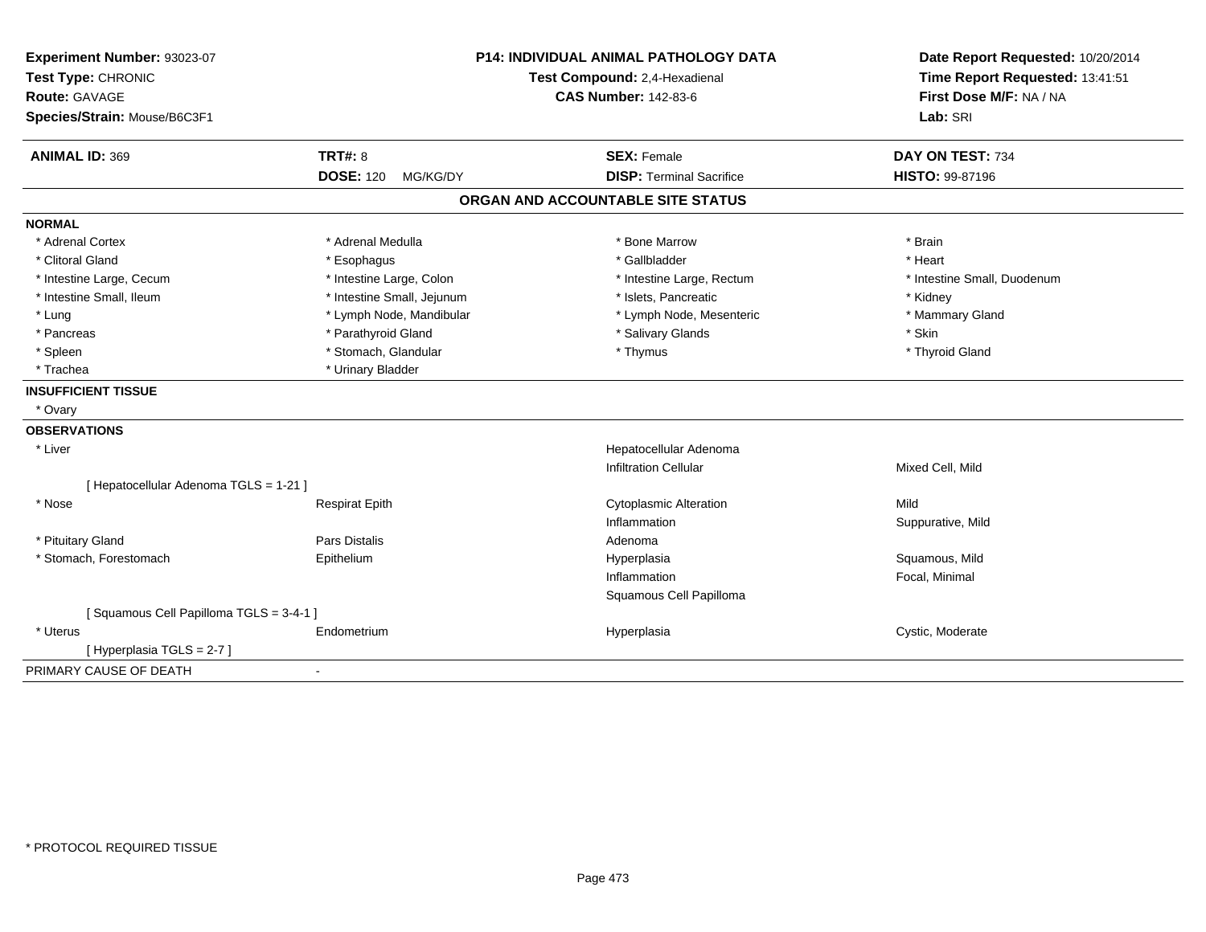**Experiment Number:** 93023-07
**Test Type:** CHRONIC
**Route:** GAVAGE
**Species/Strain:** Mouse/B6C3F1

**P14: INDIVIDUAL ANIMAL PATHOLOGY DATA**
**Test Compound:** 2,4-Hexadienal
**CAS Number:** 142-83-6

**Date Report Requested:** 10/20/2014
**Time Report Requested:** 13:41:51
**First Dose M/F:** NA / NA
**Lab:** SRI

| **ANIMAL ID:** 369 | **TRT#:** 8 | **SEX:** Female | **DAY ON TEST:** 734 |
|---|---|---|---|
| | **DOSE:** 120 MG/KG/DY | **DISP:** Terminal Sacrifice | **HISTO:** 99-87196 |

## ORGAN AND ACCOUNTABLE SITE STATUS

**NORMAL**

| | | | |
|---|---|---|---|
| * Adrenal Cortex | * Adrenal Medulla | * Bone Marrow | * Brain |
| * Clitoral Gland | * Esophagus | * Gallbladder | * Heart |
| * Intestine Large, Cecum | * Intestine Large, Colon | * Intestine Large, Rectum | * Intestine Small, Duodenum |
| * Intestine Small, Ileum | * Intestine Small, Jejunum | * Islets, Pancreatic | * Kidney |
| * Lung | * Lymph Node, Mandibular | * Lymph Node, Mesenteric | * Mammary Gland |
| * Pancreas | * Parathyroid Gland | * Salivary Glands | * Skin |
| * Spleen | * Stomach, Glandular | * Thymus | * Thyroid Gland |
| * Trachea | * Urinary Bladder | | |

**INSUFFICIENT TISSUE**

* Ovary

**OBSERVATIONS**

| | | | |
|---|---|---|---|
| * Liver | | Hepatocellular Adenoma | |
| | | Infiltration Cellular | Mixed Cell, Mild |
| [ Hepatocellular Adenoma TGLS = 1-21 ] | | | |
| * Nose | Respirat Epith | Cytoplasmic Alteration | Mild |
| | | Inflammation | Suppurative, Mild |
| * Pituitary Gland | Pars Distalis | Adenoma | |
| * Stomach, Forestomach | Epithelium | Hyperplasia | Squamous, Mild |
| | | Inflammation | Focal, Minimal |
| | | Squamous Cell Papilloma | |
| [ Squamous Cell Papilloma TGLS = 3-4-1 ] | | | |
| * Uterus | Endometrium | Hyperplasia | Cystic, Moderate |
| [ Hyperplasia TGLS = 2-7 ] | | | |

PRIMARY CAUSE OF DEATH -

* PROTOCOL REQUIRED TISSUE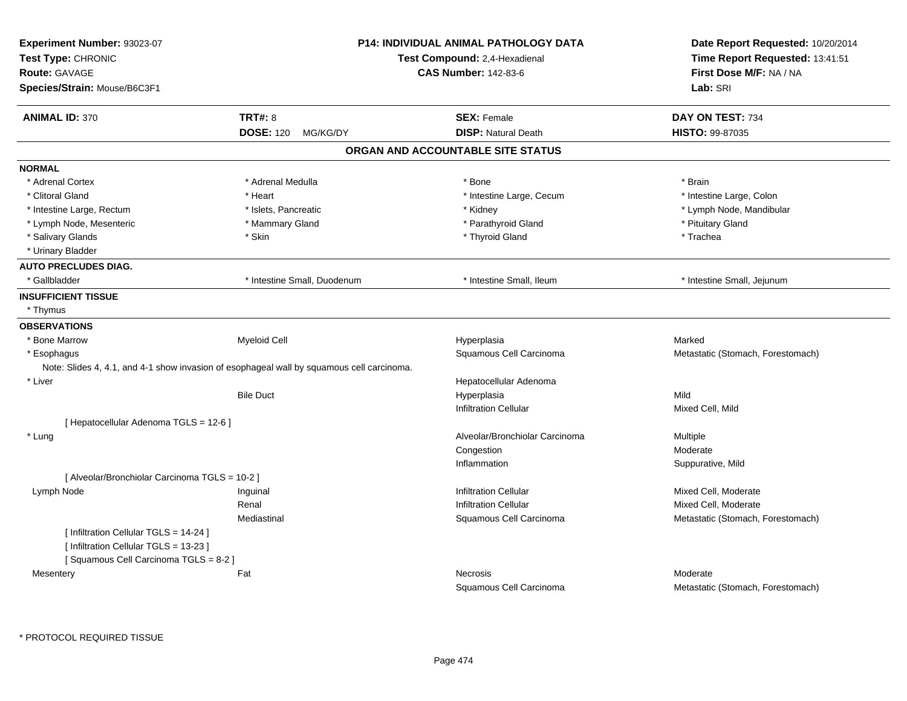**Experiment Number:** 93023-07
**Test Type:** CHRONIC
**Route:** GAVAGE
**Species/Strain:** Mouse/B6C3F1

**P14: INDIVIDUAL ANIMAL PATHOLOGY DATA**
**Test Compound:** 2,4-Hexadienal
**CAS Number:** 142-83-6

**Date Report Requested:** 10/20/2014
**Time Report Requested:** 13:41:51
**First Dose M/F:** NA / NA
**Lab:** SRI

| **ANIMAL ID:** 370 | **TRT#:** 8 | **SEX:** Female | **DAY ON TEST:** 734 |
|---|---|---|---|
| | **DOSE:** 120 MG/KG/DY | **DISP:** Natural Death | **HISTO:** 99-87035 |

## ORGAN AND ACCOUNTABLE SITE STATUS

**NORMAL**

| | | | |
|---|---|---|---|
| * Adrenal Cortex | * Adrenal Medulla | * Bone | * Brain |
| * Clitoral Gland | * Heart | * Intestine Large, Cecum | * Intestine Large, Colon |
| * Intestine Large, Rectum | * Islets, Pancreatic | * Kidney | * Lymph Node, Mandibular |
| * Lymph Node, Mesenteric | * Mammary Gland | * Parathyroid Gland | * Pituitary Gland |
| * Salivary Glands | * Skin | * Thyroid Gland | * Trachea |
| * Urinary Bladder | | | |

**AUTO PRECLUDES DIAG.**

| | | | |
|---|---|---|---|
| * Gallbladder | * Intestine Small, Duodenum | * Intestine Small, Ileum | * Intestine Small, Jejunum |

**INSUFFICIENT TISSUE**

* Thymus

**OBSERVATIONS**

| | | | |
|---|---|---|---|
| * Bone Marrow | Myeloid Cell | Hyperplasia | Marked |
| * Esophagus | | Squamous Cell Carcinoma | Metastatic (Stomach, Forestomach) |
| Note: Slides 4, 4.1, and 4-1 show invasion of esophageal wall by squamous cell carcinoma. | | | |
| * Liver | | Hepatocellular Adenoma | |
| | Bile Duct | Hyperplasia | Mild |
| | | Infiltration Cellular | Mixed Cell, Mild |
| [ Hepatocellular Adenoma TGLS = 12-6 ] | | | |
| * Lung | | Alveolar/Bronchiolar Carcinoma | Multiple |
| | | Congestion | Moderate |
| | | Inflammation | Suppurative, Mild |
| [ Alveolar/Bronchiolar Carcinoma TGLS = 10-2 ] | | | |
| Lymph Node | Inguinal | Infiltration Cellular | Mixed Cell, Moderate |
| | Renal | Infiltration Cellular | Mixed Cell, Moderate |
| | Mediastinal | Squamous Cell Carcinoma | Metastatic (Stomach, Forestomach) |
| [ Infiltration Cellular TGLS = 14-24 ] | | | |
| [ Infiltration Cellular TGLS = 13-23 ] | | | |
| [ Squamous Cell Carcinoma TGLS = 8-2 ] | | | |
| Mesentery | Fat | Necrosis | Moderate |
| | | Squamous Cell Carcinoma | Metastatic (Stomach, Forestomach) |

* PROTOCOL REQUIRED TISSUE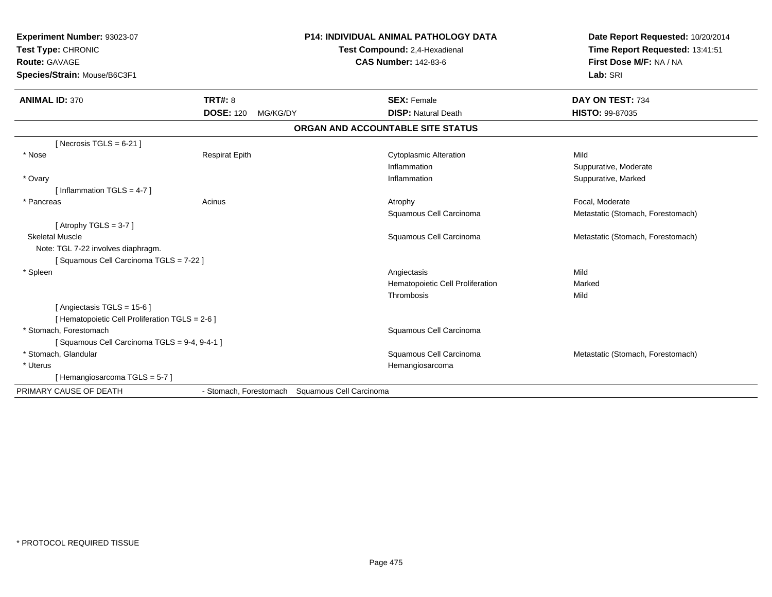**Experiment Number:** 93023-07
**Test Type:** CHRONIC
**Route:** GAVAGE
**Species/Strain:** Mouse/B6C3F1

**P14: INDIVIDUAL ANIMAL PATHOLOGY DATA**
**Test Compound:** 2,4-Hexadienal
**CAS Number:** 142-83-6

**Date Report Requested:** 10/20/2014
**Time Report Requested:** 13:41:51
**First Dose M/F:** NA / NA
**Lab:** SRI

| **ANIMAL ID:** 370 | **TRT#:** 8 | **SEX:** Female | **DAY ON TEST:** 734 |
|---|---|---|---|
| | **DOSE:** 120 MG/KG/DY | **DISP:** Natural Death | **HISTO:** 99-87035 |

## ORGAN AND ACCOUNTABLE SITE STATUS

| | | | |
|---|---|---|---|
| [ Necrosis TGLS = 6-21 ] | | | |
| * Nose | Respirat Epith | Cytoplasmic Alteration | Mild |
| | | Inflammation | Suppurative, Moderate |
| * Ovary | | Inflammation | Suppurative, Marked |
| [ Inflammation TGLS = 4-7 ] | | | |
| * Pancreas | Acinus | Atrophy | Focal, Moderate |
| | | Squamous Cell Carcinoma | Metastatic (Stomach, Forestomach) |
| [ Atrophy TGLS = 3-7 ] | | | |
| Skeletal Muscle | | Squamous Cell Carcinoma | Metastatic (Stomach, Forestomach) |
| Note: TGL 7-22 involves diaphragm. | | | |
| [ Squamous Cell Carcinoma TGLS = 7-22 ] | | | |
| * Spleen | | Angiectasis | Mild |
| | | Hematopoietic Cell Proliferation | Marked |
| | | Thrombosis | Mild |
| [ Angiectasis TGLS = 15-6 ] | | | |
| [ Hematopoietic Cell Proliferation TGLS = 2-6 ] | | | |
| * Stomach, Forestomach | | Squamous Cell Carcinoma | |
| [ Squamous Cell Carcinoma TGLS = 9-4, 9-4-1 ] | | | |
| * Stomach, Glandular | | Squamous Cell Carcinoma | Metastatic (Stomach, Forestomach) |
| * Uterus | | Hemangiosarcoma | |
| [ Hemangiosarcoma TGLS = 5-7 ] | | | |
| PRIMARY CAUSE OF DEATH | - Stomach, Forestomach | Squamous Cell Carcinoma | |

* PROTOCOL REQUIRED TISSUE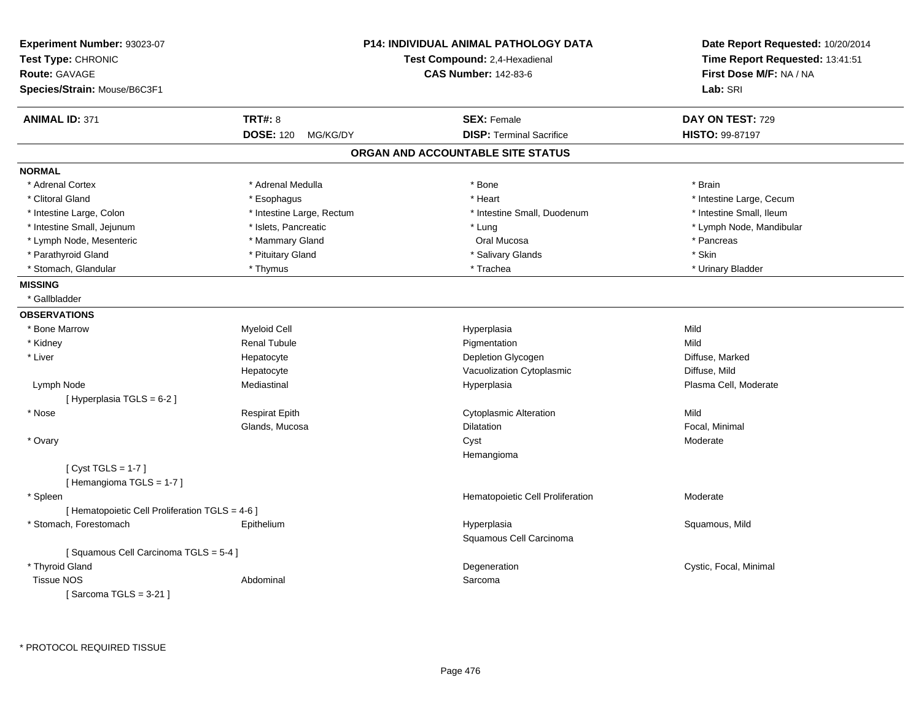**Experiment Number:** 93023-07
**Test Type:** CHRONIC
**Route:** GAVAGE
**Species/Strain:** Mouse/B6C3F1

**P14: INDIVIDUAL ANIMAL PATHOLOGY DATA**
**Test Compound:** 2,4-Hexadienal
**CAS Number:** 142-83-6

**Date Report Requested:** 10/20/2014
**Time Report Requested:** 13:41:51
**First Dose M/F:** NA / NA
**Lab:** SRI

| **ANIMAL ID:** 371 | **TRT#:** 8 | **SEX:** Female | **DAY ON TEST:** 729 |
|---|---|---|---|
| | **DOSE:** 120 MG/KG/DY | **DISP:** Terminal Sacrifice | **HISTO:** 99-87197 |

## ORGAN AND ACCOUNTABLE SITE STATUS

**NORMAL**

| | | | |
|---|---|---|---|
| * Adrenal Cortex | * Adrenal Medulla | * Bone | * Brain |
| * Clitoral Gland | * Esophagus | * Heart | * Intestine Large, Cecum |
| * Intestine Large, Colon | * Intestine Large, Rectum | * Intestine Small, Duodenum | * Intestine Small, Ileum |
| * Intestine Small, Jejunum | * Islets, Pancreatic | * Lung | * Lymph Node, Mandibular |
| * Lymph Node, Mesenteric | * Mammary Gland | Oral Mucosa | * Pancreas |
| * Parathyroid Gland | * Pituitary Gland | * Salivary Glands | * Skin |
| * Stomach, Glandular | * Thymus | * Trachea | * Urinary Bladder |

**MISSING**

* Gallbladder

**OBSERVATIONS**

| | | | |
|---|---|---|---|
| * Bone Marrow | Myeloid Cell | Hyperplasia | Mild |
| * Kidney | Renal Tubule | Pigmentation | Mild |
| * Liver | Hepatocyte | Depletion Glycogen | Diffuse, Marked |
| | Hepatocyte | Vacuolization Cytoplasmic | Diffuse, Mild |
| Lymph Node | Mediastinal | Hyperplasia | Plasma Cell, Moderate |
| [ Hyperplasia TGLS = 6-2 ] | | | |
| * Nose | Respirat Epith | Cytoplasmic Alteration | Mild |
| | Glands, Mucosa | Dilatation | Focal, Minimal |
| * Ovary | | Cyst | Moderate |
| | | Hemangioma | |
| [ Cyst TGLS = 1-7 ] | | | |
| [ Hemangioma TGLS = 1-7 ] | | | |
| * Spleen | | Hematopoietic Cell Proliferation | Moderate |
| [ Hematopoietic Cell Proliferation TGLS = 4-6 ] | | | |
| * Stomach, Forestomach | Epithelium | Hyperplasia | Squamous, Mild |
| | | Squamous Cell Carcinoma | |
| [ Squamous Cell Carcinoma TGLS = 5-4 ] | | | |
| * Thyroid Gland | | Degeneration | Cystic, Focal, Minimal |
| Tissue NOS | Abdominal | Sarcoma | |
| [ Sarcoma TGLS = 3-21 ] | | | |

* PROTOCOL REQUIRED TISSUE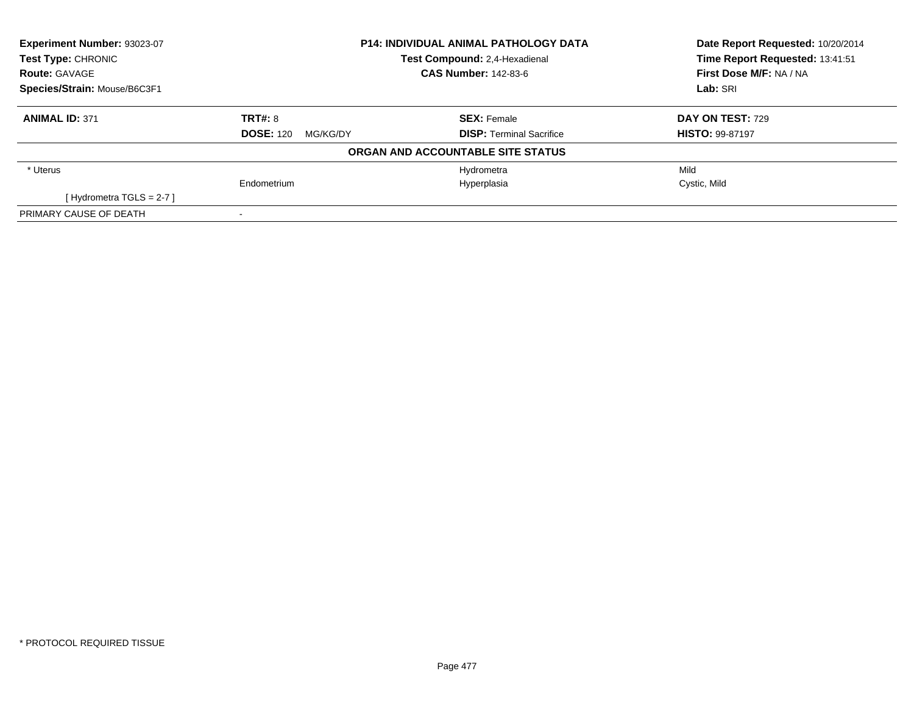| **Experiment Number:** 93023-07 | **P14: INDIVIDUAL ANIMAL PATHOLOGY DATA** | **Date Report Requested:** 10/20/2014 |
|---|---|---|
| **Test Type:** CHRONIC | **Test Compound:** 2,4-Hexadienal | **Time Report Requested:** 13:41:51 |
| **Route:** GAVAGE | **CAS Number:** 142-83-6 | **First Dose M/F:** NA / NA |
| **Species/Strain:** Mouse/B6C3F1 | | **Lab:** SRI |

| **ANIMAL ID:** 371 | **TRT#:** 8 | **SEX:** Female | **DAY ON TEST:** 729 |
|---|---|---|---|
| | **DOSE:** 120 MG/KG/DY | **DISP:** Terminal Sacrifice | **HISTO:** 99-87197 |

**ORGAN AND ACCOUNTABLE SITE STATUS**

| | | | |
|---|---|---|---|
| * Uterus | | Hydrometra | Mild |
| | Endometrium | Hyperplasia | Cystic, Mild |
| [ Hydrometra TGLS = 2-7 ] | | | |
| PRIMARY CAUSE OF DEATH | - | | |

* PROTOCOL REQUIRED TISSUE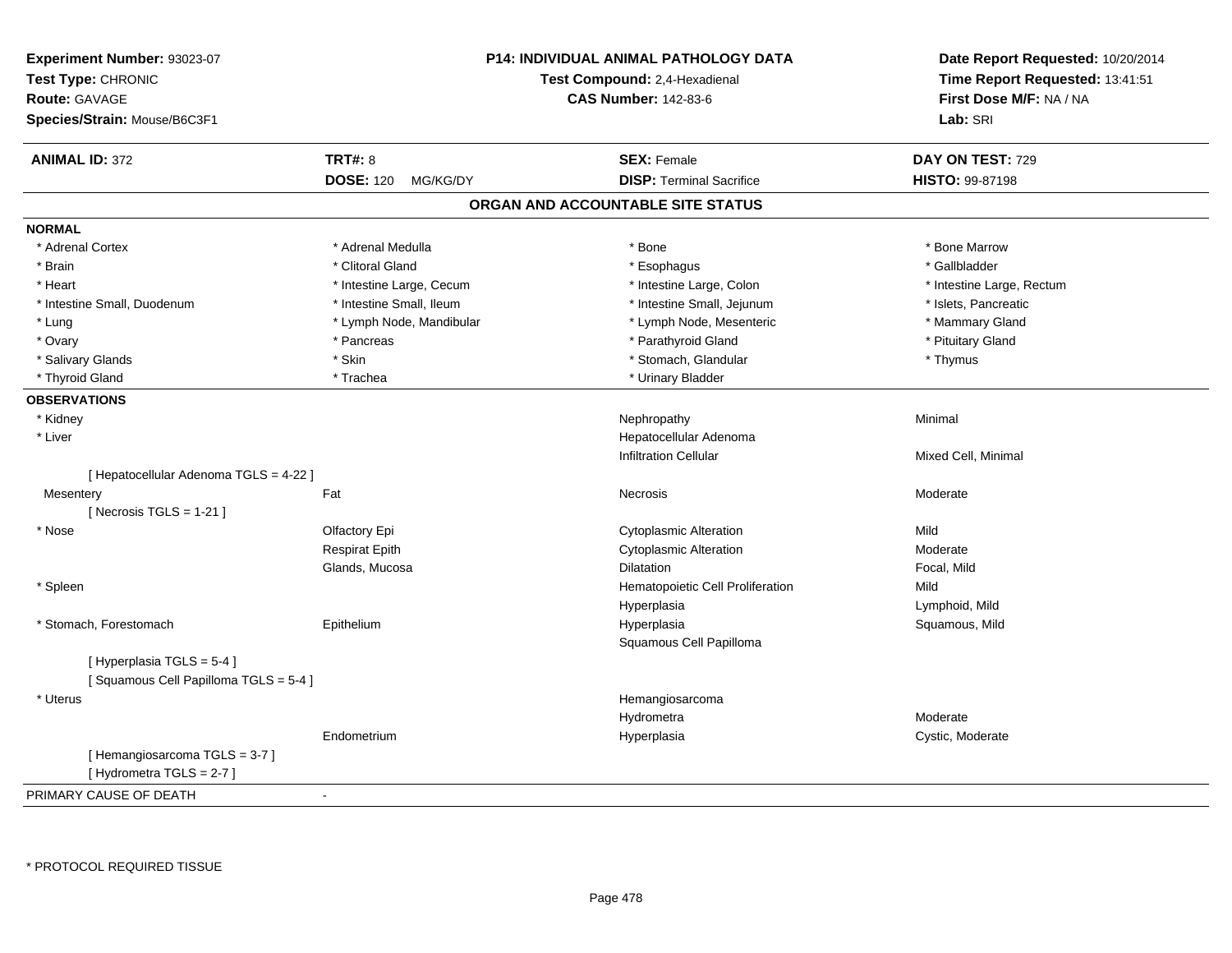**Experiment Number:** 93023-07
**Test Type:** CHRONIC
**Route:** GAVAGE
**Species/Strain:** Mouse/B6C3F1

**P14: INDIVIDUAL ANIMAL PATHOLOGY DATA**
**Test Compound:** 2,4-Hexadienal
**CAS Number:** 142-83-6

**Date Report Requested:** 10/20/2014
**Time Report Requested:** 13:41:51
**First Dose M/F:** NA / NA
**Lab:** SRI

| **ANIMAL ID:** 372 | **TRT#:** 8 | **SEX:** Female | **DAY ON TEST:** 729 |
|---|---|---|---|
| | **DOSE:** 120 MG/KG/DY | **DISP:** Terminal Sacrifice | **HISTO:** 99-87198 |

## ORGAN AND ACCOUNTABLE SITE STATUS

**NORMAL**

| | | | |
|---|---|---|---|
| * Adrenal Cortex | * Adrenal Medulla | * Bone | * Bone Marrow |
| * Brain | * Clitoral Gland | * Esophagus | * Gallbladder |
| * Heart | * Intestine Large, Cecum | * Intestine Large, Colon | * Intestine Large, Rectum |
| * Intestine Small, Duodenum | * Intestine Small, Ileum | * Intestine Small, Jejunum | * Islets, Pancreatic |
| * Lung | * Lymph Node, Mandibular | * Lymph Node, Mesenteric | * Mammary Gland |
| * Ovary | * Pancreas | * Parathyroid Gland | * Pituitary Gland |
| * Salivary Glands | * Skin | * Stomach, Glandular | * Thymus |
| * Thyroid Gland | * Trachea | * Urinary Bladder | |

**OBSERVATIONS**

| | | | |
|---|---|---|---|
| * Kidney | | Nephropathy | Minimal |
| * Liver | | Hepatocellular Adenoma | |
| | | Infiltration Cellular | Mixed Cell, Minimal |
| [ Hepatocellular Adenoma TGLS = 4-22 ] | | | |
| Mesentery | Fat | Necrosis | Moderate |
| [ Necrosis TGLS = 1-21 ] | | | |
| * Nose | Olfactory Epi | Cytoplasmic Alteration | Mild |
| | Respirat Epith | Cytoplasmic Alteration | Moderate |
| | Glands, Mucosa | Dilatation | Focal, Mild |
| * Spleen | | Hematopoietic Cell Proliferation | Mild |
| | | Hyperplasia | Lymphoid, Mild |
| * Stomach, Forestomach | Epithelium | Hyperplasia | Squamous, Mild |
| | | Squamous Cell Papilloma | |
| [ Hyperplasia TGLS = 5-4 ] | | | |
| [ Squamous Cell Papilloma TGLS = 5-4 ] | | | |
| * Uterus | | Hemangiosarcoma | |
| | | Hydrometra | Moderate |
| | Endometrium | Hyperplasia | Cystic, Moderate |
| [ Hemangiosarcoma TGLS = 3-7 ] | | | |
| [ Hydrometra TGLS = 2-7 ] | | | |

PRIMARY CAUSE OF DEATH -

* PROTOCOL REQUIRED TISSUE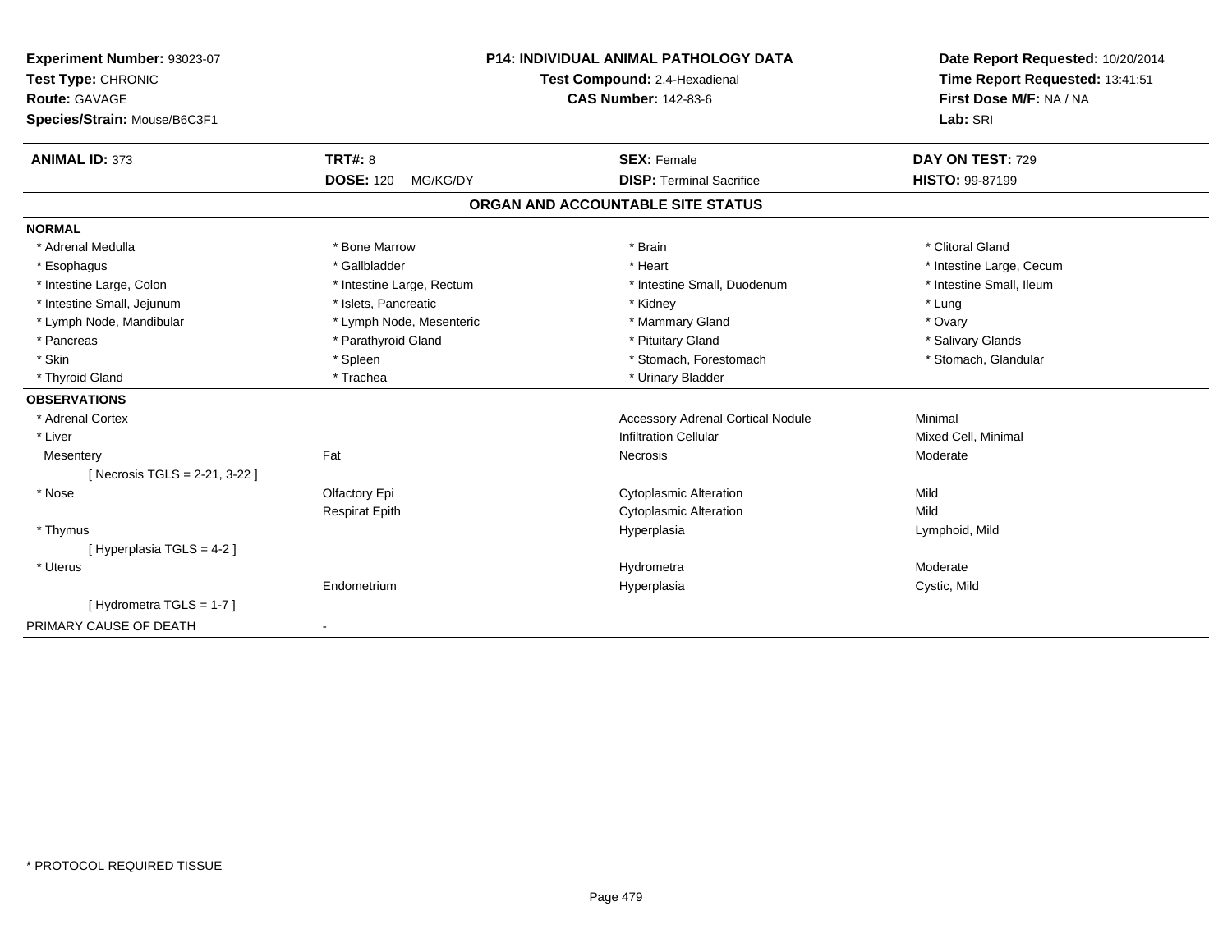**Experiment Number:** 93023-07
**Test Type:** CHRONIC
**Route:** GAVAGE
**Species/Strain:** Mouse/B6C3F1

**P14: INDIVIDUAL ANIMAL PATHOLOGY DATA**
**Test Compound:** 2,4-Hexadienal
**CAS Number:** 142-83-6

**Date Report Requested:** 10/20/2014
**Time Report Requested:** 13:41:51
**First Dose M/F:** NA / NA
**Lab:** SRI

| **ANIMAL ID:** 373 | **TRT#:** 8 | **SEX:** Female | **DAY ON TEST:** 729 |
|---|---|---|---|
| | **DOSE:** 120 MG/KG/DY | **DISP:** Terminal Sacrifice | **HISTO:** 99-87199 |

## ORGAN AND ACCOUNTABLE SITE STATUS

**NORMAL**

| | | | |
|---|---|---|---|
| * Adrenal Medulla | * Bone Marrow | * Brain | * Clitoral Gland |
| * Esophagus | * Gallbladder | * Heart | * Intestine Large, Cecum |
| * Intestine Large, Colon | * Intestine Large, Rectum | * Intestine Small, Duodenum | * Intestine Small, Ileum |
| * Intestine Small, Jejunum | * Islets, Pancreatic | * Kidney | * Lung |
| * Lymph Node, Mandibular | * Lymph Node, Mesenteric | * Mammary Gland | * Ovary |
| * Pancreas | * Parathyroid Gland | * Pituitary Gland | * Salivary Glands |
| * Skin | * Spleen | * Stomach, Forestomach | * Stomach, Glandular |
| * Thyroid Gland | * Trachea | * Urinary Bladder | |

**OBSERVATIONS**

| | | | |
|---|---|---|---|
| * Adrenal Cortex | | Accessory Adrenal Cortical Nodule | Minimal |
| * Liver | | Infiltration Cellular | Mixed Cell, Minimal |
| Mesentery | Fat | Necrosis | Moderate |
| [ Necrosis TGLS = 2-21, 3-22 ] | | | |
| * Nose | Olfactory Epi | Cytoplasmic Alteration | Mild |
| | Respirat Epith | Cytoplasmic Alteration | Mild |
| * Thymus | | Hyperplasia | Lymphoid, Mild |
| [ Hyperplasia TGLS = 4-2 ] | | | |
| * Uterus | | Hydrometra | Moderate |
| | Endometrium | Hyperplasia | Cystic, Mild |
| [ Hydrometra TGLS = 1-7 ] | | | |

PRIMARY CAUSE OF DEATH -

* PROTOCOL REQUIRED TISSUE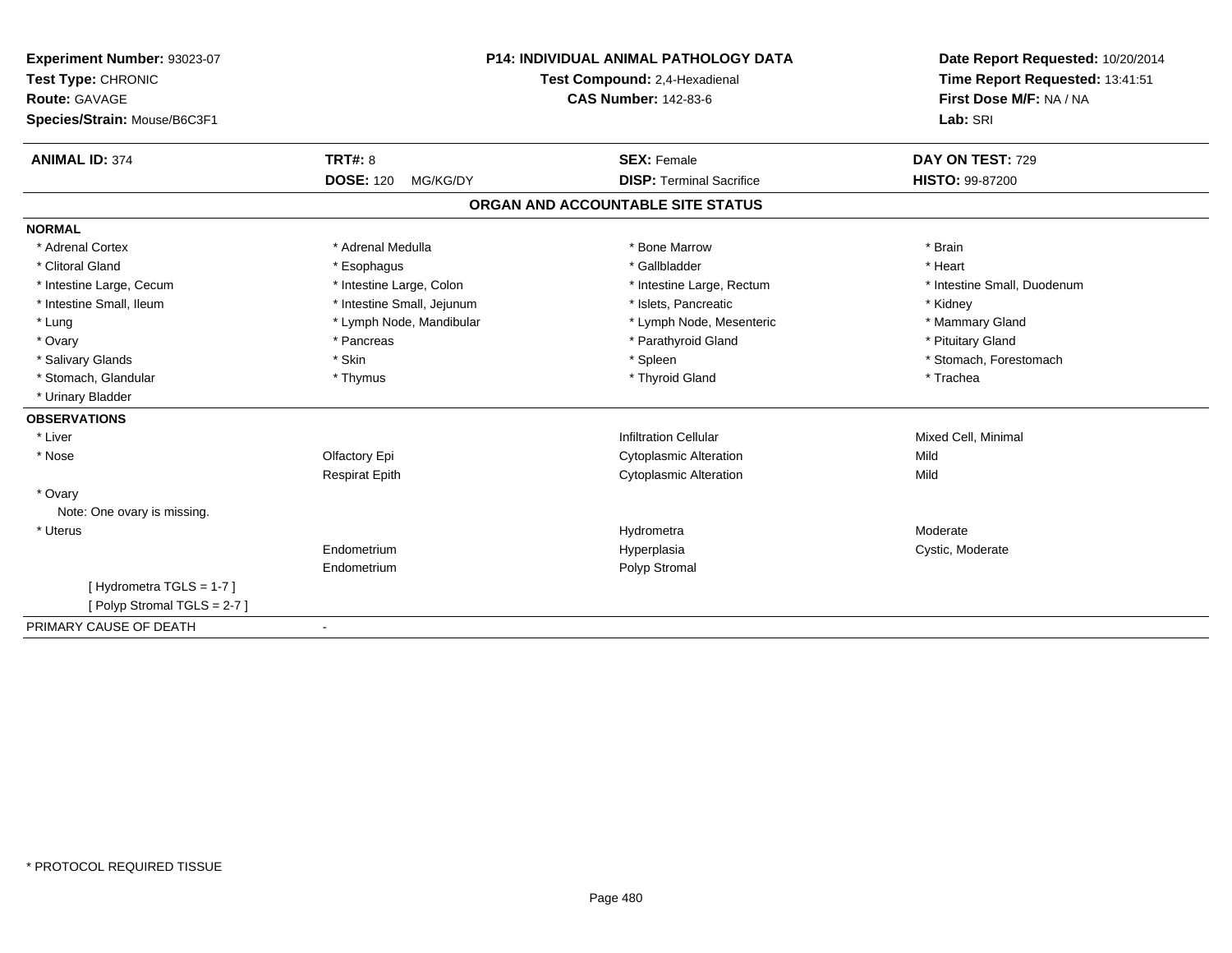**Experiment Number:** 93023-07
**Test Type:** CHRONIC
**Route:** GAVAGE
**Species/Strain:** Mouse/B6C3F1

**P14: INDIVIDUAL ANIMAL PATHOLOGY DATA**
**Test Compound:** 2,4-Hexadienal
**CAS Number:** 142-83-6

**Date Report Requested:** 10/20/2014
**Time Report Requested:** 13:41:51
**First Dose M/F:** NA / NA
**Lab:** SRI

| **ANIMAL ID:** 374 | **TRT#:** 8 | **SEX:** Female | **DAY ON TEST:** 729 |
|---|---|---|---|
| | **DOSE:** 120 MG/KG/DY | **DISP:** Terminal Sacrifice | **HISTO:** 99-87200 |

## ORGAN AND ACCOUNTABLE SITE STATUS

**NORMAL**

| | | | |
|---|---|---|---|
| * Adrenal Cortex | * Adrenal Medulla | * Bone Marrow | * Brain |
| * Clitoral Gland | * Esophagus | * Gallbladder | * Heart |
| * Intestine Large, Cecum | * Intestine Large, Colon | * Intestine Large, Rectum | * Intestine Small, Duodenum |
| * Intestine Small, Ileum | * Intestine Small, Jejunum | * Islets, Pancreatic | * Kidney |
| * Lung | * Lymph Node, Mandibular | * Lymph Node, Mesenteric | * Mammary Gland |
| * Ovary | * Pancreas | * Parathyroid Gland | * Pituitary Gland |
| * Salivary Glands | * Skin | * Spleen | * Stomach, Forestomach |
| * Stomach, Glandular | * Thymus | * Thyroid Gland | * Trachea |
| * Urinary Bladder | | | |

**OBSERVATIONS**

| | | | |
|---|---|---|---|
| * Liver | | Infiltration Cellular | Mixed Cell, Minimal |
| * Nose | Olfactory Epi | Cytoplasmic Alteration | Mild |
| | Respirat Epith | Cytoplasmic Alteration | Mild |
| * Ovary | | | |
| Note: One ovary is missing. | | | |
| * Uterus | | Hydrometra | Moderate |
| | Endometrium | Hyperplasia | Cystic, Moderate |
| | Endometrium | Polyp Stromal | |
| [ Hydrometra TGLS = 1-7 ] | | | |
| [ Polyp Stromal TGLS = 2-7 ] | | | |

PRIMARY CAUSE OF DEATH -

* PROTOCOL REQUIRED TISSUE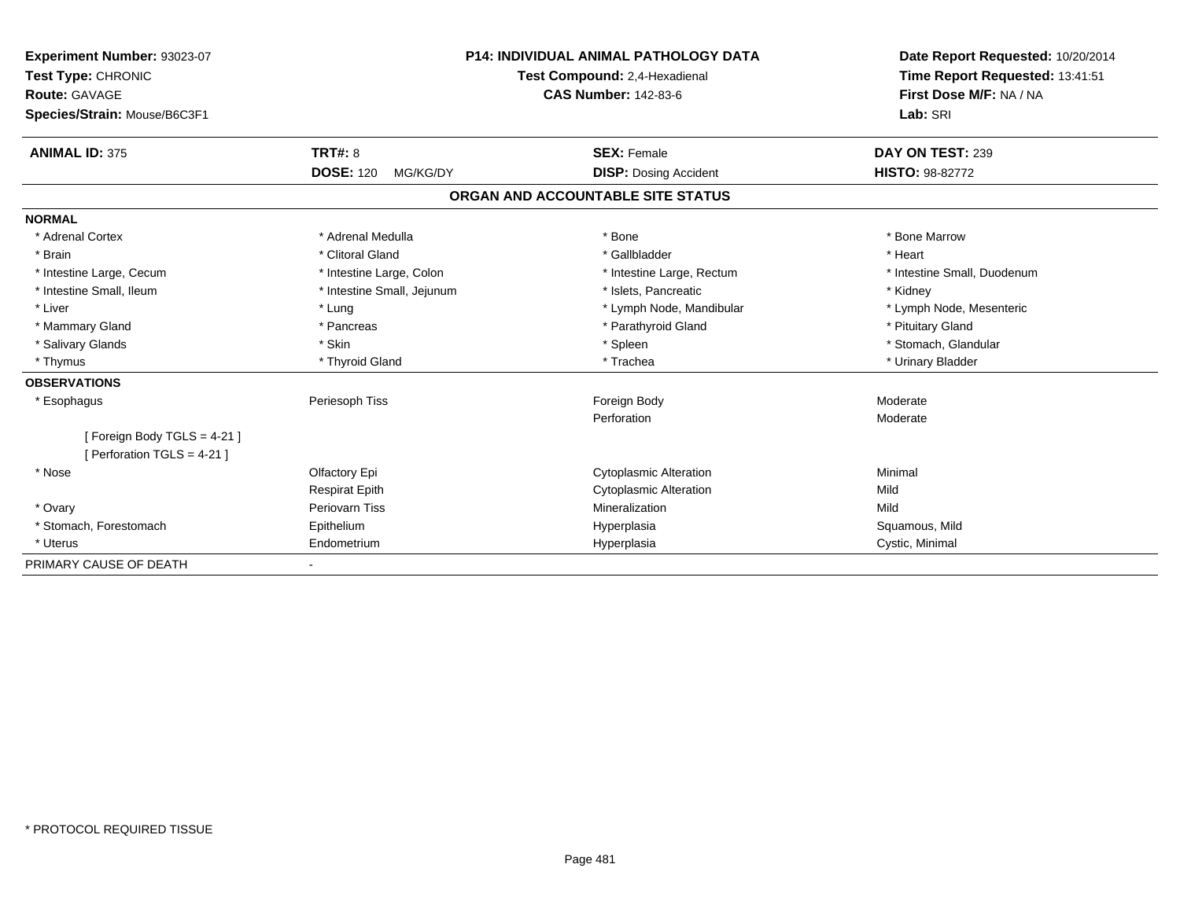**Experiment Number:** 93023-07
**Test Type:** CHRONIC
**Route:** GAVAGE
**Species/Strain:** Mouse/B6C3F1

**P14: INDIVIDUAL ANIMAL PATHOLOGY DATA**
**Test Compound:** 2,4-Hexadienal
**CAS Number:** 142-83-6

**Date Report Requested:** 10/20/2014
**Time Report Requested:** 13:41:51
**First Dose M/F:** NA / NA
**Lab:** SRI

| **ANIMAL ID:** 375 | **TRT#:** 8 | **SEX:** Female | **DAY ON TEST:** 239 |
|---|---|---|---|
| | **DOSE:** 120 MG/KG/DY | **DISP:** Dosing Accident | **HISTO:** 98-82772 |

## ORGAN AND ACCOUNTABLE SITE STATUS

**NORMAL**

| | | | |
|---|---|---|---|
| * Adrenal Cortex | * Adrenal Medulla | * Bone | * Bone Marrow |
| * Brain | * Clitoral Gland | * Gallbladder | * Heart |
| * Intestine Large, Cecum | * Intestine Large, Colon | * Intestine Large, Rectum | * Intestine Small, Duodenum |
| * Intestine Small, Ileum | * Intestine Small, Jejunum | * Islets, Pancreatic | * Kidney |
| * Liver | * Lung | * Lymph Node, Mandibular | * Lymph Node, Mesenteric |
| * Mammary Gland | * Pancreas | * Parathyroid Gland | * Pituitary Gland |
| * Salivary Glands | * Skin | * Spleen | * Stomach, Glandular |
| * Thymus | * Thyroid Gland | * Trachea | * Urinary Bladder |

**OBSERVATIONS**

| | | | |
|---|---|---|---|
| * Esophagus | Periesoph Tiss | Foreign Body | Moderate |
| | | Perforation | Moderate |
| [ Foreign Body TGLS = 4-21 ] | | | |
| [ Perforation TGLS = 4-21 ] | | | |
| * Nose | Olfactory Epi | Cytoplasmic Alteration | Minimal |
| | Respirat Epith | Cytoplasmic Alteration | Mild |
| * Ovary | Periovarn Tiss | Mineralization | Mild |
| * Stomach, Forestomach | Epithelium | Hyperplasia | Squamous, Mild |
| * Uterus | Endometrium | Hyperplasia | Cystic, Minimal |

PRIMARY CAUSE OF DEATH -

* PROTOCOL REQUIRED TISSUE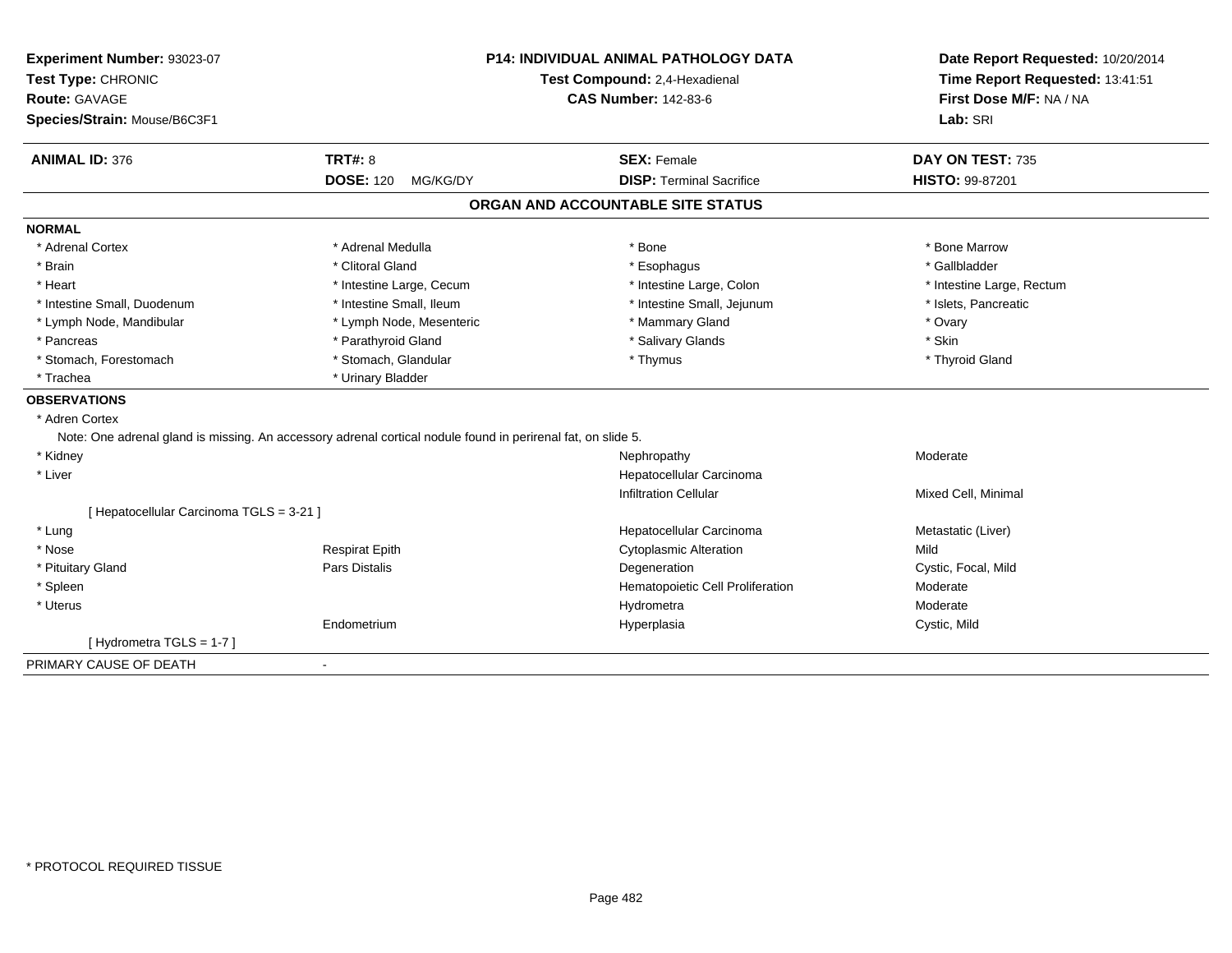**Experiment Number:** 93023-07
**Test Type:** CHRONIC
**Route:** GAVAGE
**Species/Strain:** Mouse/B6C3F1

**P14: INDIVIDUAL ANIMAL PATHOLOGY DATA**
**Test Compound:** 2,4-Hexadienal
**CAS Number:** 142-83-6

**Date Report Requested:** 10/20/2014
**Time Report Requested:** 13:41:51
**First Dose M/F:** NA / NA
**Lab:** SRI

| **ANIMAL ID:** 376 | **TRT#:** 8 | **SEX:** Female | **DAY ON TEST:** 735 |
|---|---|---|---|
| | **DOSE:** 120 MG/KG/DY | **DISP:** Terminal Sacrifice | **HISTO:** 99-87201 |

## ORGAN AND ACCOUNTABLE SITE STATUS

**NORMAL**

| | | | |
|---|---|---|---|
| * Adrenal Cortex | * Adrenal Medulla | * Bone | * Bone Marrow |
| * Brain | * Clitoral Gland | * Esophagus | * Gallbladder |
| * Heart | * Intestine Large, Cecum | * Intestine Large, Colon | * Intestine Large, Rectum |
| * Intestine Small, Duodenum | * Intestine Small, Ileum | * Intestine Small, Jejunum | * Islets, Pancreatic |
| * Lymph Node, Mandibular | * Lymph Node, Mesenteric | * Mammary Gland | * Ovary |
| * Pancreas | * Parathyroid Gland | * Salivary Glands | * Skin |
| * Stomach, Forestomach | * Stomach, Glandular | * Thymus | * Thyroid Gland |
| * Trachea | * Urinary Bladder | | |

**OBSERVATIONS**

* Adren Cortex

Note: One adrenal gland is missing. An accessory adrenal cortical nodule found in perirenal fat, on slide 5.

| | | | |
|---|---|---|---|
| * Kidney | | Nephropathy | Moderate |
| * Liver | | Hepatocellular Carcinoma | |
| | | Infiltration Cellular | Mixed Cell, Minimal |
| [ Hepatocellular Carcinoma TGLS = 3-21 ] | | | |
| * Lung | | Hepatocellular Carcinoma | Metastatic (Liver) |
| * Nose | Respirat Epith | Cytoplasmic Alteration | Mild |
| * Pituitary Gland | Pars Distalis | Degeneration | Cystic, Focal, Mild |
| * Spleen | | Hematopoietic Cell Proliferation | Moderate |
| * Uterus | | Hydrometra | Moderate |
| | Endometrium | Hyperplasia | Cystic, Mild |
| [ Hydrometra TGLS = 1-7 ] | | | |

PRIMARY CAUSE OF DEATH -

* PROTOCOL REQUIRED TISSUE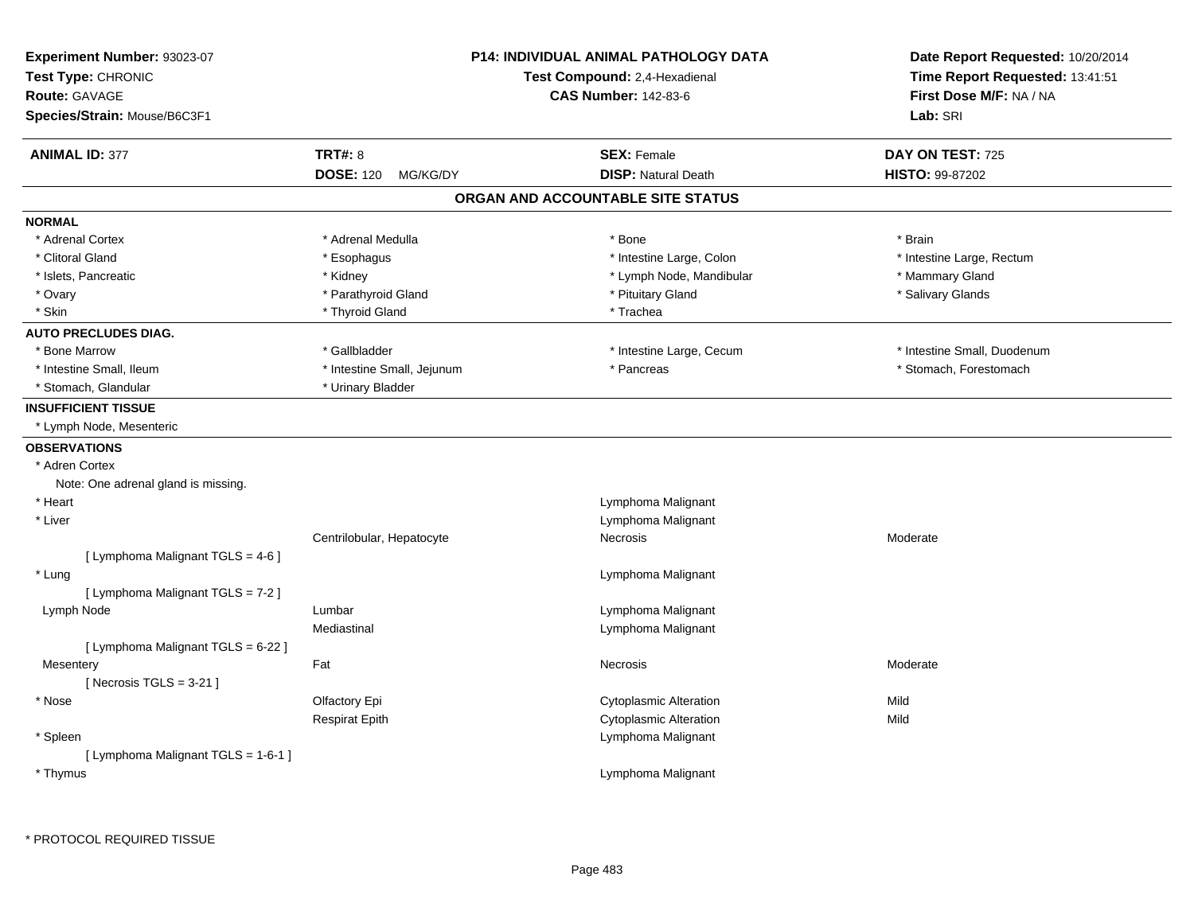**Experiment Number:** 93023-07
**Test Type:** CHRONIC
**Route:** GAVAGE
**Species/Strain:** Mouse/B6C3F1

**P14: INDIVIDUAL ANIMAL PATHOLOGY DATA**
**Test Compound:** 2,4-Hexadienal
**CAS Number:** 142-83-6

**Date Report Requested:** 10/20/2014
**Time Report Requested:** 13:41:51
**First Dose M/F:** NA / NA
**Lab:** SRI

| **ANIMAL ID:** 377 | **TRT#:** 8 | **SEX:** Female | **DAY ON TEST:** 725 |
|---|---|---|---|
| | **DOSE:** 120 MG/KG/DY | **DISP:** Natural Death | **HISTO:** 99-87202 |

## ORGAN AND ACCOUNTABLE SITE STATUS

**NORMAL**

| | | | |
|---|---|---|---|
| * Adrenal Cortex | * Adrenal Medulla | * Bone | * Brain |
| * Clitoral Gland | * Esophagus | * Intestine Large, Colon | * Intestine Large, Rectum |
| * Islets, Pancreatic | * Kidney | * Lymph Node, Mandibular | * Mammary Gland |
| * Ovary | * Parathyroid Gland | * Pituitary Gland | * Salivary Glands |
| * Skin | * Thyroid Gland | * Trachea | |

**AUTO PRECLUDES DIAG.**

| | | | |
|---|---|---|---|
| * Bone Marrow | * Gallbladder | * Intestine Large, Cecum | * Intestine Small, Duodenum |
| * Intestine Small, Ileum | * Intestine Small, Jejunum | * Pancreas | * Stomach, Forestomach |
| * Stomach, Glandular | * Urinary Bladder | | |

**INSUFFICIENT TISSUE**

* Lymph Node, Mesenteric

**OBSERVATIONS**

| | | | |
|---|---|---|---|
| * Adren Cortex | | | |
| Note: One adrenal gland is missing. | | | |
| * Heart | | Lymphoma Malignant | |
| * Liver | | Lymphoma Malignant | |
| | Centrilobular, Hepatocyte | Necrosis | Moderate |
| [ Lymphoma Malignant TGLS = 4-6 ] | | | |
| * Lung | | Lymphoma Malignant | |
| [ Lymphoma Malignant TGLS = 7-2 ] | | | |
| Lymph Node | Lumbar | Lymphoma Malignant | |
| | Mediastinal | Lymphoma Malignant | |
| [ Lymphoma Malignant TGLS = 6-22 ] | | | |
| Mesentery | Fat | Necrosis | Moderate |
| [ Necrosis TGLS = 3-21 ] | | | |
| * Nose | Olfactory Epi | Cytoplasmic Alteration | Mild |
| | Respirat Epith | Cytoplasmic Alteration | Mild |
| * Spleen | | Lymphoma Malignant | |
| [ Lymphoma Malignant TGLS = 1-6-1 ] | | | |
| * Thymus | | Lymphoma Malignant | |

* PROTOCOL REQUIRED TISSUE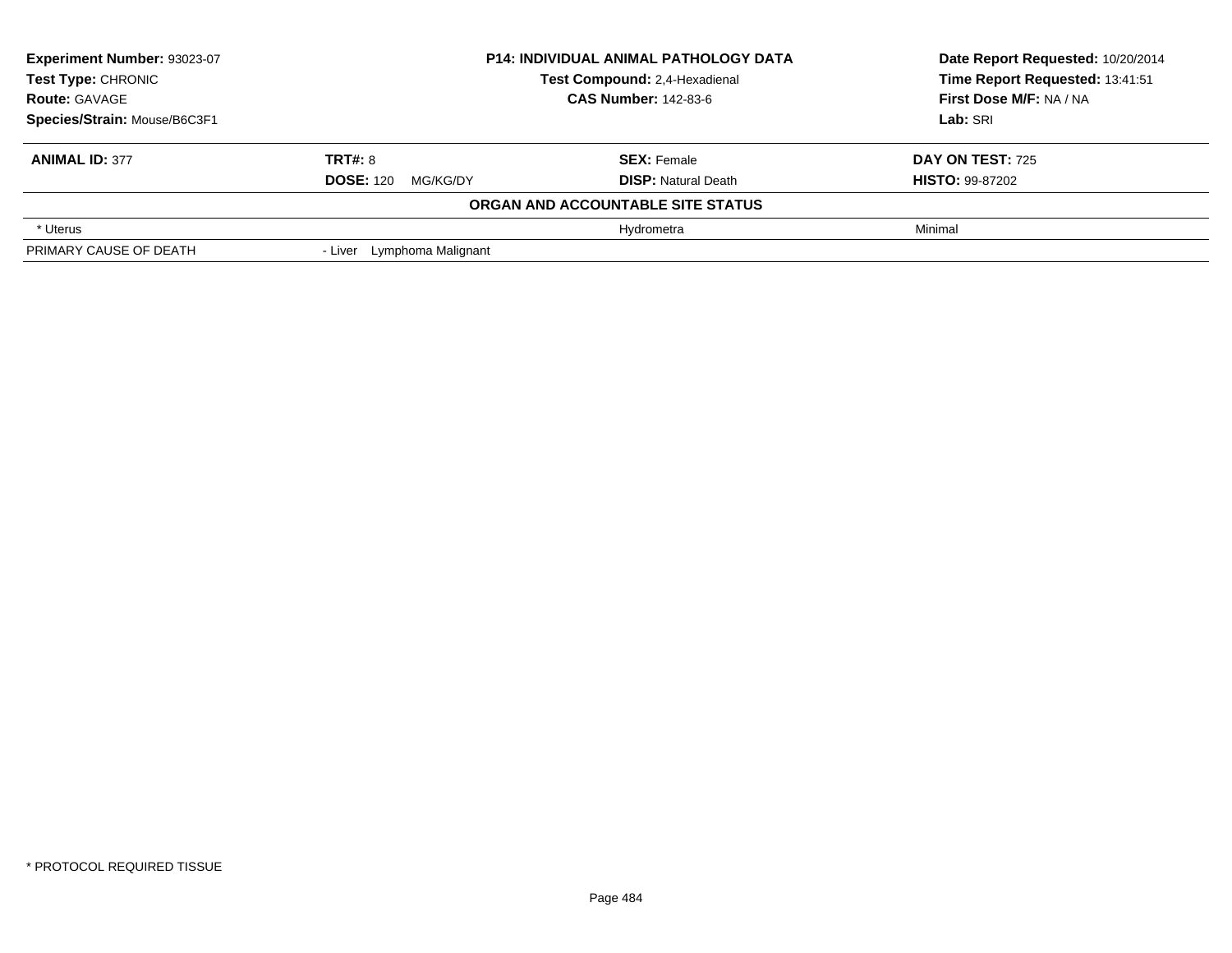**Experiment Number:** 93023-07
**Test Type:** CHRONIC
**Route:** GAVAGE
**Species/Strain:** Mouse/B6C3F1

**P14: INDIVIDUAL ANIMAL PATHOLOGY DATA**
**Test Compound:** 2,4-Hexadienal
**CAS Number:** 142-83-6

**Date Report Requested:** 10/20/2014
**Time Report Requested:** 13:41:51
**First Dose M/F:** NA / NA
**Lab:** SRI

| **ANIMAL ID:** 377 | **TRT#:** 8 | **SEX:** Female | **DAY ON TEST:** 725 |
|---|---|---|---|
| | **DOSE:** 120 MG/KG/DY | **DISP:** Natural Death | **HISTO:** 99-87202 |

**ORGAN AND ACCOUNTABLE SITE STATUS**

| | | | |
|---|---|---|---|
| * Uterus | | Hydrometra | Minimal |
| PRIMARY CAUSE OF DEATH | - Liver Lymphoma Malignant | | |

* PROTOCOL REQUIRED TISSUE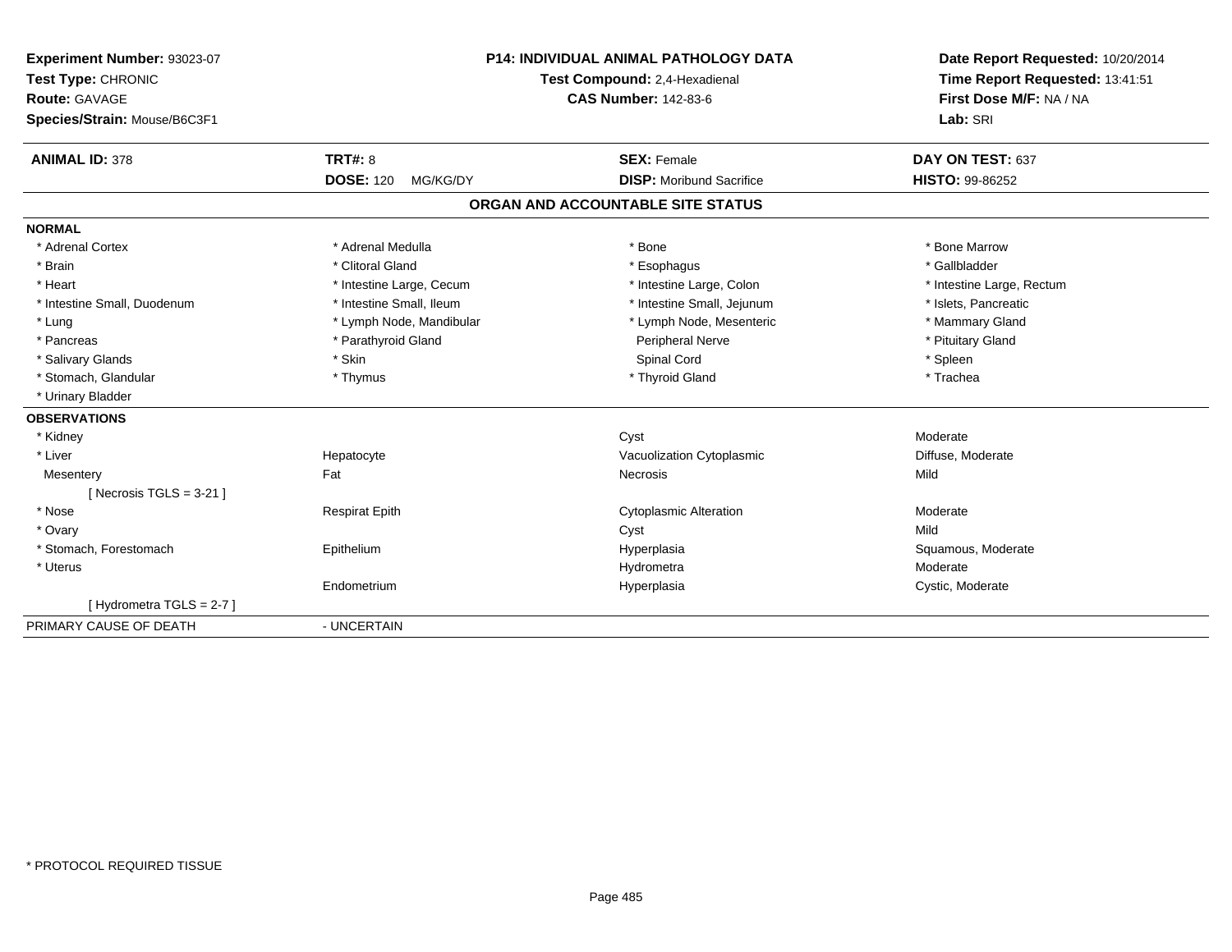**Experiment Number:** 93023-07
**Test Type:** CHRONIC
**Route:** GAVAGE
**Species/Strain:** Mouse/B6C3F1

**P14: INDIVIDUAL ANIMAL PATHOLOGY DATA**
**Test Compound:** 2,4-Hexadienal
**CAS Number:** 142-83-6

**Date Report Requested:** 10/20/2014
**Time Report Requested:** 13:41:51
**First Dose M/F:** NA / NA
**Lab:** SRI

| **ANIMAL ID:** 378 | **TRT#:** 8 | **SEX:** Female | **DAY ON TEST:** 637 |
|---|---|---|---|
| | **DOSE:** 120 MG/KG/DY | **DISP:** Moribund Sacrifice | **HISTO:** 99-86252 |

## ORGAN AND ACCOUNTABLE SITE STATUS

**NORMAL**

| | | | |
|---|---|---|---|
| * Adrenal Cortex | * Adrenal Medulla | * Bone | * Bone Marrow |
| * Brain | * Clitoral Gland | * Esophagus | * Gallbladder |
| * Heart | * Intestine Large, Cecum | * Intestine Large, Colon | * Intestine Large, Rectum |
| * Intestine Small, Duodenum | * Intestine Small, Ileum | * Intestine Small, Jejunum | * Islets, Pancreatic |
| * Lung | * Lymph Node, Mandibular | * Lymph Node, Mesenteric | * Mammary Gland |
| * Pancreas | * Parathyroid Gland | Peripheral Nerve | * Pituitary Gland |
| * Salivary Glands | * Skin | Spinal Cord | * Spleen |
| * Stomach, Glandular | * Thymus | * Thyroid Gland | * Trachea |
| * Urinary Bladder | | | |

**OBSERVATIONS**

| | | | |
|---|---|---|---|
| * Kidney | | Cyst | Moderate |
| * Liver | Hepatocyte | Vacuolization Cytoplasmic | Diffuse, Moderate |
| Mesentery | Fat | Necrosis | Mild |
| [ Necrosis TGLS = 3-21 ] | | | |
| * Nose | Respirat Epith | Cytoplasmic Alteration | Moderate |
| * Ovary | | Cyst | Mild |
| * Stomach, Forestomach | Epithelium | Hyperplasia | Squamous, Moderate |
| * Uterus | | Hydrometra | Moderate |
| | Endometrium | Hyperplasia | Cystic, Moderate |
| [ Hydrometra TGLS = 2-7 ] | | | |

PRIMARY CAUSE OF DEATH - UNCERTAIN

* PROTOCOL REQUIRED TISSUE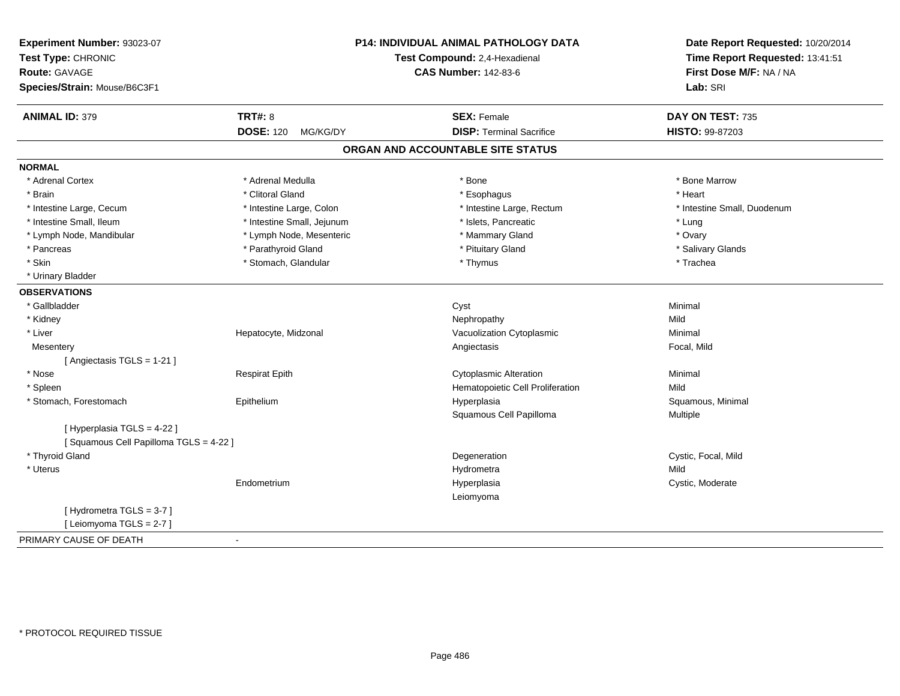**Experiment Number:** 93023-07
**Test Type:** CHRONIC
**Route:** GAVAGE
**Species/Strain:** Mouse/B6C3F1

**P14: INDIVIDUAL ANIMAL PATHOLOGY DATA**
**Test Compound:** 2,4-Hexadienal
**CAS Number:** 142-83-6

**Date Report Requested:** 10/20/2014
**Time Report Requested:** 13:41:51
**First Dose M/F:** NA / NA
**Lab:** SRI

| **ANIMAL ID:** 379 | **TRT#:** 8 | **SEX:** Female | **DAY ON TEST:** 735 |
|---|---|---|---|
| | **DOSE:** 120 MG/KG/DY | **DISP:** Terminal Sacrifice | **HISTO:** 99-87203 |

## ORGAN AND ACCOUNTABLE SITE STATUS

**NORMAL**

| | | | |
|---|---|---|---|
| * Adrenal Cortex | * Adrenal Medulla | * Bone | * Bone Marrow |
| * Brain | * Clitoral Gland | * Esophagus | * Heart |
| * Intestine Large, Cecum | * Intestine Large, Colon | * Intestine Large, Rectum | * Intestine Small, Duodenum |
| * Intestine Small, Ileum | * Intestine Small, Jejunum | * Islets, Pancreatic | * Lung |
| * Lymph Node, Mandibular | * Lymph Node, Mesenteric | * Mammary Gland | * Ovary |
| * Pancreas | * Parathyroid Gland | * Pituitary Gland | * Salivary Glands |
| * Skin | * Stomach, Glandular | * Thymus | * Trachea |
| * Urinary Bladder | | | |

**OBSERVATIONS**

| | | | |
|---|---|---|---|
| * Gallbladder | | Cyst | Minimal |
| * Kidney | | Nephropathy | Mild |
| * Liver | Hepatocyte, Midzonal | Vacuolization Cytoplasmic | Minimal |
| Mesentery | | Angiectasis | Focal, Mild |
| [ Angiectasis TGLS = 1-21 ] | | | |
| * Nose | Respirat Epith | Cytoplasmic Alteration | Minimal |
| * Spleen | | Hematopoietic Cell Proliferation | Mild |
| * Stomach, Forestomach | Epithelium | Hyperplasia | Squamous, Minimal |
| | | Squamous Cell Papilloma | Multiple |
| [ Hyperplasia TGLS = 4-22 ] | | | |
| [ Squamous Cell Papilloma TGLS = 4-22 ] | | | |
| * Thyroid Gland | | Degeneration | Cystic, Focal, Mild |
| * Uterus | | Hydrometra | Mild |
| | Endometrium | Hyperplasia | Cystic, Moderate |
| | | Leiomyoma | |
| [ Hydrometra TGLS = 3-7 ] | | | |
| [ Leiomyoma TGLS = 2-7 ] | | | |

PRIMARY CAUSE OF DEATH -

* PROTOCOL REQUIRED TISSUE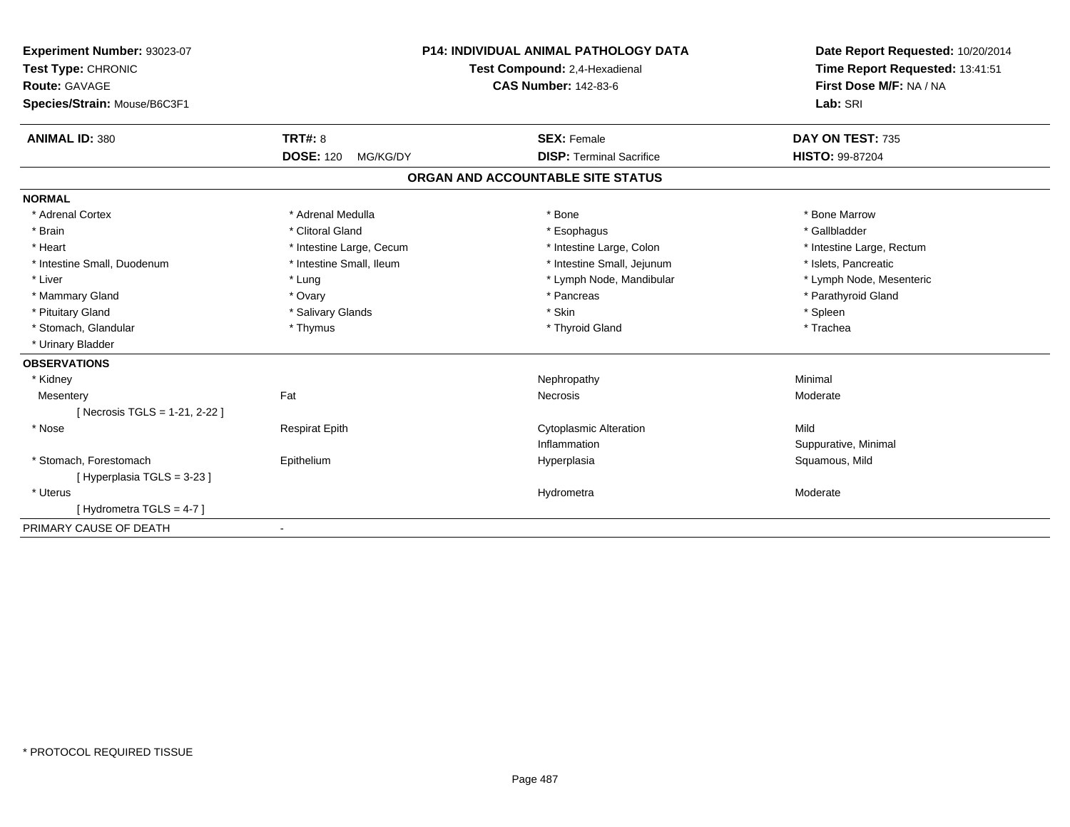**Experiment Number:** 93023-07
**Test Type:** CHRONIC
**Route:** GAVAGE
**Species/Strain:** Mouse/B6C3F1

**P14: INDIVIDUAL ANIMAL PATHOLOGY DATA**
**Test Compound:** 2,4-Hexadienal
**CAS Number:** 142-83-6

**Date Report Requested:** 10/20/2014
**Time Report Requested:** 13:41:51
**First Dose M/F:** NA / NA
**Lab:** SRI

| **ANIMAL ID:** 380 | **TRT#:** 8 | **SEX:** Female | **DAY ON TEST:** 735 |
|---|---|---|---|
| | **DOSE:** 120 MG/KG/DY | **DISP:** Terminal Sacrifice | **HISTO:** 99-87204 |

## ORGAN AND ACCOUNTABLE SITE STATUS

**NORMAL**

| | | | |
|---|---|---|---|
| * Adrenal Cortex | * Adrenal Medulla | * Bone | * Bone Marrow |
| * Brain | * Clitoral Gland | * Esophagus | * Gallbladder |
| * Heart | * Intestine Large, Cecum | * Intestine Large, Colon | * Intestine Large, Rectum |
| * Intestine Small, Duodenum | * Intestine Small, Ileum | * Intestine Small, Jejunum | * Islets, Pancreatic |
| * Liver | * Lung | * Lymph Node, Mandibular | * Lymph Node, Mesenteric |
| * Mammary Gland | * Ovary | * Pancreas | * Parathyroid Gland |
| * Pituitary Gland | * Salivary Glands | * Skin | * Spleen |
| * Stomach, Glandular | * Thymus | * Thyroid Gland | * Trachea |
| * Urinary Bladder | | | |

**OBSERVATIONS**

| | | | |
|---|---|---|---|
| * Kidney | | Nephropathy | Minimal |
| Mesentery | Fat | Necrosis | Moderate |
| [ Necrosis TGLS = 1-21, 2-22 ] | | | |
| * Nose | Respirat Epith | Cytoplasmic Alteration | Mild |
| | | Inflammation | Suppurative, Minimal |
| * Stomach, Forestomach | Epithelium | Hyperplasia | Squamous, Mild |
| [ Hyperplasia TGLS = 3-23 ] | | | |
| * Uterus | | Hydrometra | Moderate |
| [ Hydrometra TGLS = 4-7 ] | | | |

PRIMARY CAUSE OF DEATH -

* PROTOCOL REQUIRED TISSUE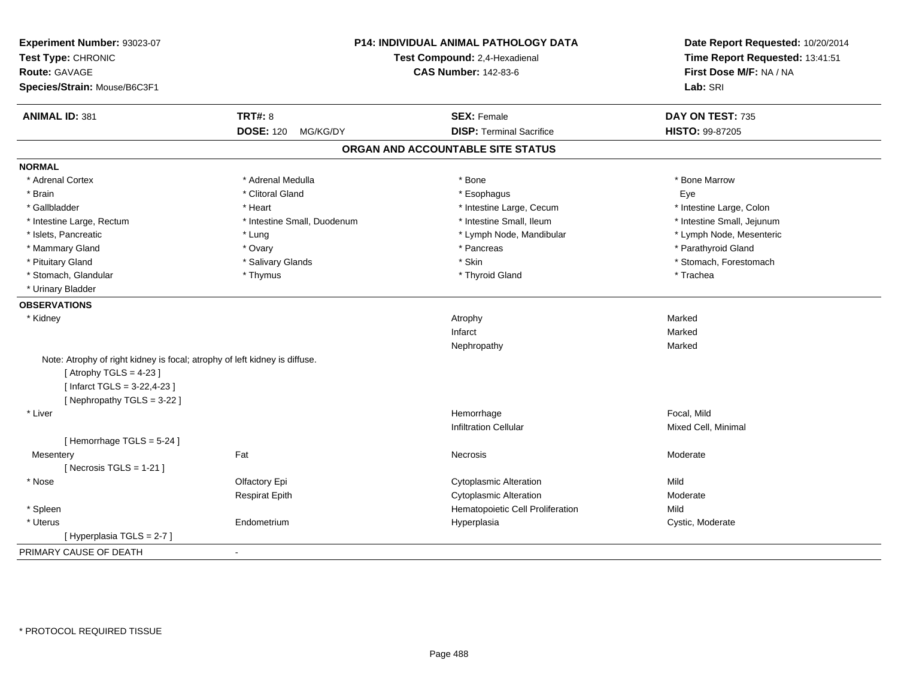**Experiment Number:** 93023-07
**Test Type:** CHRONIC
**Route:** GAVAGE
**Species/Strain:** Mouse/B6C3F1

**P14: INDIVIDUAL ANIMAL PATHOLOGY DATA**
**Test Compound:** 2,4-Hexadienal
**CAS Number:** 142-83-6

**Date Report Requested:** 10/20/2014
**Time Report Requested:** 13:41:51
**First Dose M/F:** NA / NA
**Lab:** SRI

| **ANIMAL ID:** 381 | **TRT#:** 8 | **SEX:** Female | **DAY ON TEST:** 735 |
|---|---|---|---|
| | **DOSE:** 120 MG/KG/DY | **DISP:** Terminal Sacrifice | **HISTO:** 99-87205 |

## ORGAN AND ACCOUNTABLE SITE STATUS

**NORMAL**

| | | | |
|---|---|---|---|
| * Adrenal Cortex | * Adrenal Medulla | * Bone | * Bone Marrow |
| * Brain | * Clitoral Gland | * Esophagus | Eye |
| * Gallbladder | * Heart | * Intestine Large, Cecum | * Intestine Large, Colon |
| * Intestine Large, Rectum | * Intestine Small, Duodenum | * Intestine Small, Ileum | * Intestine Small, Jejunum |
| * Islets, Pancreatic | * Lung | * Lymph Node, Mandibular | * Lymph Node, Mesenteric |
| * Mammary Gland | * Ovary | * Pancreas | * Parathyroid Gland |
| * Pituitary Gland | * Salivary Glands | * Skin | * Stomach, Forestomach |
| * Stomach, Glandular | * Thymus | * Thyroid Gland | * Trachea |
| * Urinary Bladder | | | |

**OBSERVATIONS**

| | | | |
|---|---|---|---|
| * Kidney | | Atrophy | Marked |
| | | Infarct | Marked |
| | | Nephropathy | Marked |
| Note: Atrophy of right kidney is focal; atrophy of left kidney is diffuse. | | | |
| [ Atrophy TGLS = 4-23 ] | | | |
| [ Infarct TGLS = 3-22,4-23 ] | | | |
| [ Nephropathy TGLS = 3-22 ] | | | |
| * Liver | | Hemorrhage | Focal, Mild |
| | | Infiltration Cellular | Mixed Cell, Minimal |
| [ Hemorrhage TGLS = 5-24 ] | | | |
| Mesentery | Fat | Necrosis | Moderate |
| [ Necrosis TGLS = 1-21 ] | | | |
| * Nose | Olfactory Epi | Cytoplasmic Alteration | Mild |
| | Respirat Epith | Cytoplasmic Alteration | Moderate |
| * Spleen | | Hematopoietic Cell Proliferation | Mild |
| * Uterus | Endometrium | Hyperplasia | Cystic, Moderate |
| [ Hyperplasia TGLS = 2-7 ] | | | |

PRIMARY CAUSE OF DEATH -

* PROTOCOL REQUIRED TISSUE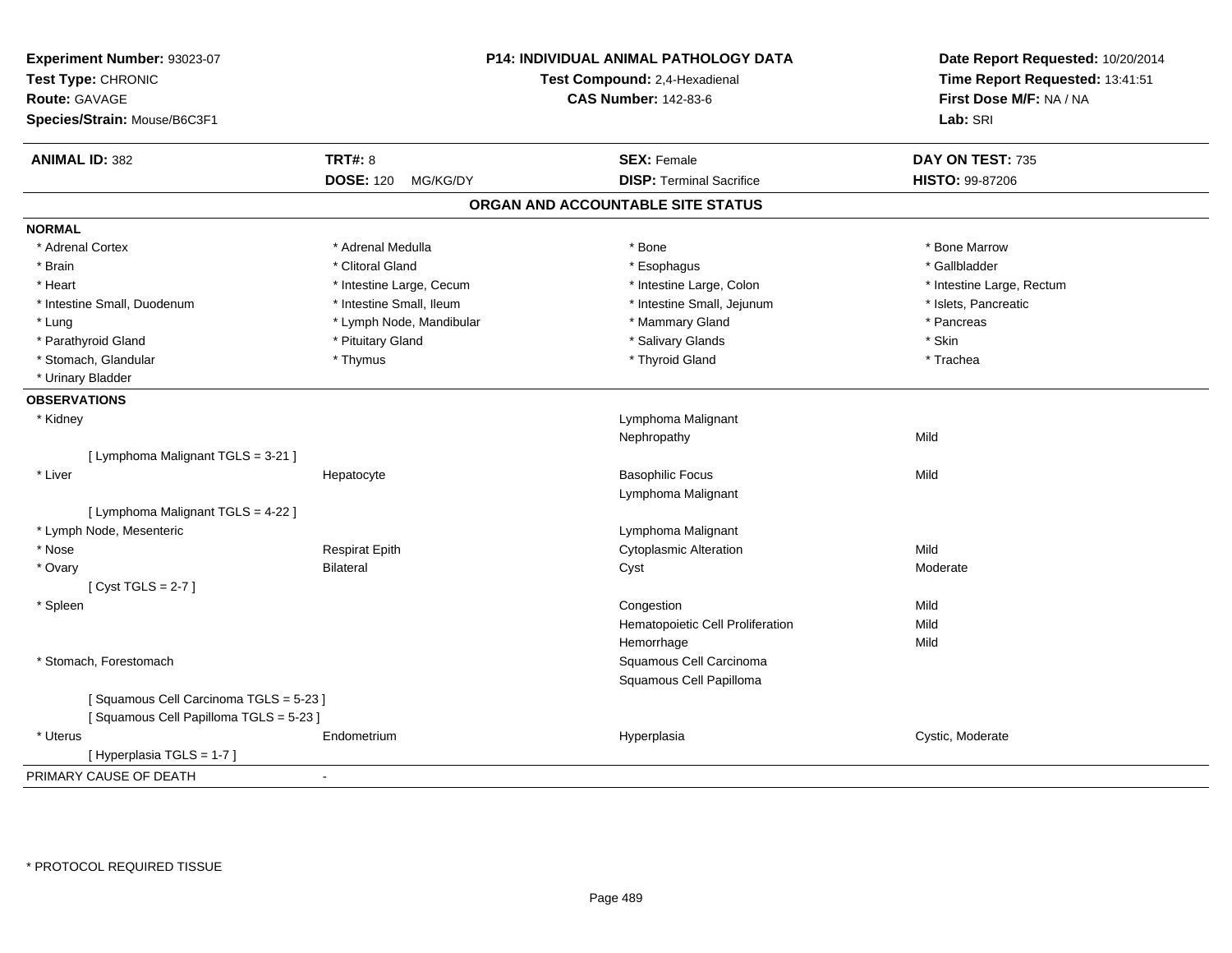**Experiment Number:** 93023-07
**Test Type:** CHRONIC
**Route:** GAVAGE
**Species/Strain:** Mouse/B6C3F1

**P14: INDIVIDUAL ANIMAL PATHOLOGY DATA**
**Test Compound:** 2,4-Hexadienal
**CAS Number:** 142-83-6

**Date Report Requested:** 10/20/2014
**Time Report Requested:** 13:41:51
**First Dose M/F:** NA / NA
**Lab:** SRI

| **ANIMAL ID:** 382 | **TRT#:** 8 | **SEX:** Female | **DAY ON TEST:** 735 |
|---|---|---|---|
| | **DOSE:** 120 MG/KG/DY | **DISP:** Terminal Sacrifice | **HISTO:** 99-87206 |

## ORGAN AND ACCOUNTABLE SITE STATUS

**NORMAL**

| | | | |
|---|---|---|---|
| * Adrenal Cortex | * Adrenal Medulla | * Bone | * Bone Marrow |
| * Brain | * Clitoral Gland | * Esophagus | * Gallbladder |
| * Heart | * Intestine Large, Cecum | * Intestine Large, Colon | * Intestine Large, Rectum |
| * Intestine Small, Duodenum | * Intestine Small, Ileum | * Intestine Small, Jejunum | * Islets, Pancreatic |
| * Lung | * Lymph Node, Mandibular | * Mammary Gland | * Pancreas |
| * Parathyroid Gland | * Pituitary Gland | * Salivary Glands | * Skin |
| * Stomach, Glandular | * Thymus | * Thyroid Gland | * Trachea |
| * Urinary Bladder | | | |

**OBSERVATIONS**

| | | | |
|---|---|---|---|
| * Kidney | | Lymphoma Malignant | |
| | | Nephropathy | Mild |
| [ Lymphoma Malignant TGLS = 3-21 ] | | | |
| * Liver | Hepatocyte | Basophilic Focus | Mild |
| | | Lymphoma Malignant | |
| [ Lymphoma Malignant TGLS = 4-22 ] | | | |
| * Lymph Node, Mesenteric | | Lymphoma Malignant | |
| * Nose | Respirat Epith | Cytoplasmic Alteration | Mild |
| * Ovary | Bilateral | Cyst | Moderate |
| [ Cyst TGLS = 2-7 ] | | | |
| * Spleen | | Congestion | Mild |
| | | Hematopoietic Cell Proliferation | Mild |
| | | Hemorrhage | Mild |
| * Stomach, Forestomach | | Squamous Cell Carcinoma | |
| | | Squamous Cell Papilloma | |
| [ Squamous Cell Carcinoma TGLS = 5-23 ] | | | |
| [ Squamous Cell Papilloma TGLS = 5-23 ] | | | |
| * Uterus | Endometrium | Hyperplasia | Cystic, Moderate |
| [ Hyperplasia TGLS = 1-7 ] | | | |

PRIMARY CAUSE OF DEATH -

* PROTOCOL REQUIRED TISSUE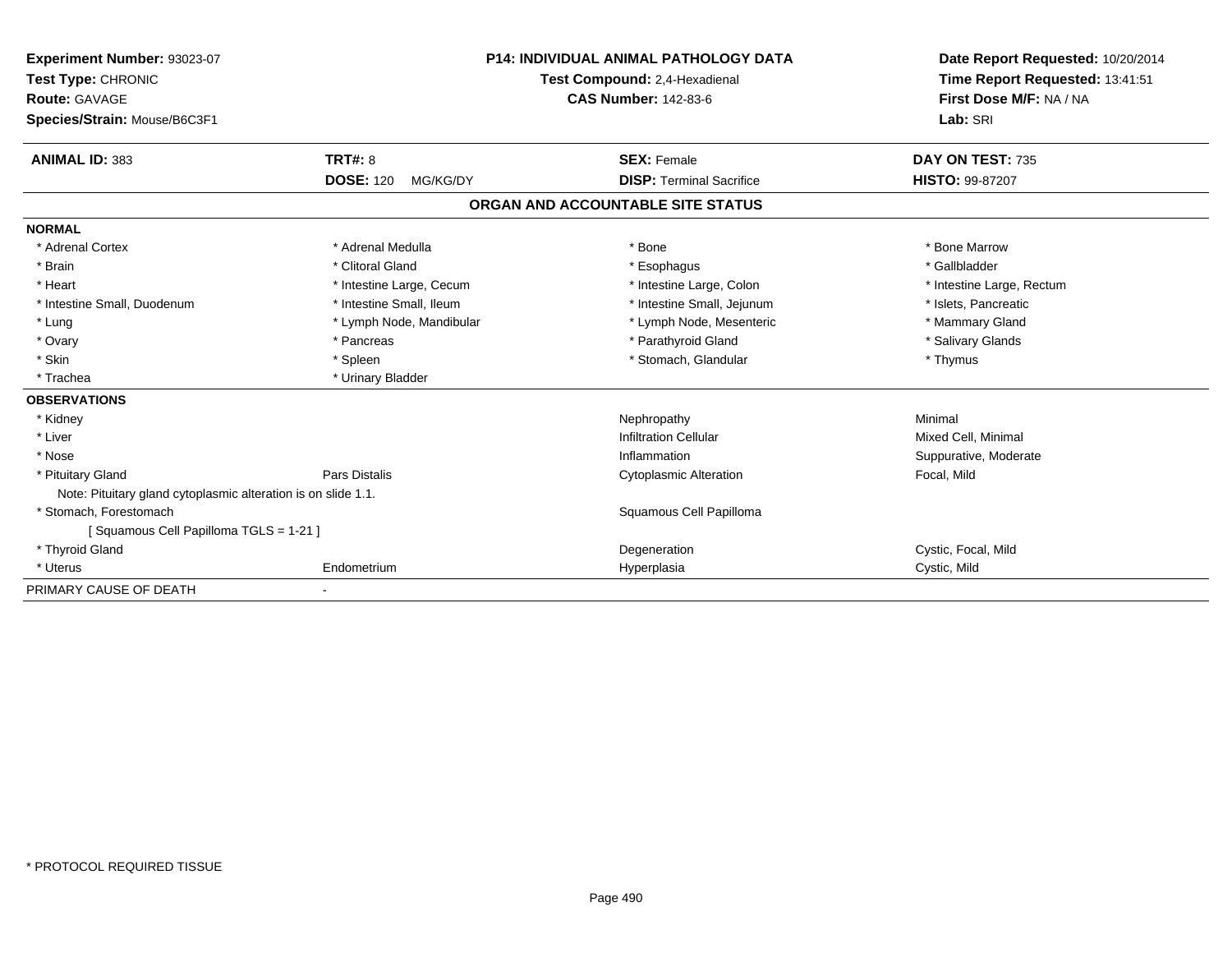**Experiment Number:** 93023-07
**Test Type:** CHRONIC
**Route:** GAVAGE
**Species/Strain:** Mouse/B6C3F1

**P14: INDIVIDUAL ANIMAL PATHOLOGY DATA**
**Test Compound:** 2,4-Hexadienal
**CAS Number:** 142-83-6

**Date Report Requested:** 10/20/2014
**Time Report Requested:** 13:41:51
**First Dose M/F:** NA / NA
**Lab:** SRI

| **ANIMAL ID:** 383 | **TRT#:** 8 | **SEX:** Female | **DAY ON TEST:** 735 |
|---|---|---|---|
| | **DOSE:** 120 MG/KG/DY | **DISP:** Terminal Sacrifice | **HISTO:** 99-87207 |

## ORGAN AND ACCOUNTABLE SITE STATUS

**NORMAL**

| | | | |
|---|---|---|---|
| * Adrenal Cortex | * Adrenal Medulla | * Bone | * Bone Marrow |
| * Brain | * Clitoral Gland | * Esophagus | * Gallbladder |
| * Heart | * Intestine Large, Cecum | * Intestine Large, Colon | * Intestine Large, Rectum |
| * Intestine Small, Duodenum | * Intestine Small, Ileum | * Intestine Small, Jejunum | * Islets, Pancreatic |
| * Lung | * Lymph Node, Mandibular | * Lymph Node, Mesenteric | * Mammary Gland |
| * Ovary | * Pancreas | * Parathyroid Gland | * Salivary Glands |
| * Skin | * Spleen | * Stomach, Glandular | * Thymus |
| * Trachea | * Urinary Bladder | | |

**OBSERVATIONS**

| | | | |
|---|---|---|---|
| * Kidney | | Nephropathy | Minimal |
| * Liver | | Infiltration Cellular | Mixed Cell, Minimal |
| * Nose | | Inflammation | Suppurative, Moderate |
| * Pituitary Gland | Pars Distalis | Cytoplasmic Alteration | Focal, Mild |
| Note: Pituitary gland cytoplasmic alteration is on slide 1.1. | | | |
| * Stomach, Forestomach | | Squamous Cell Papilloma | |
| [ Squamous Cell Papilloma TGLS = 1-21 ] | | | |
| * Thyroid Gland | | Degeneration | Cystic, Focal, Mild |
| * Uterus | Endometrium | Hyperplasia | Cystic, Mild |

PRIMARY CAUSE OF DEATH -

\* PROTOCOL REQUIRED TISSUE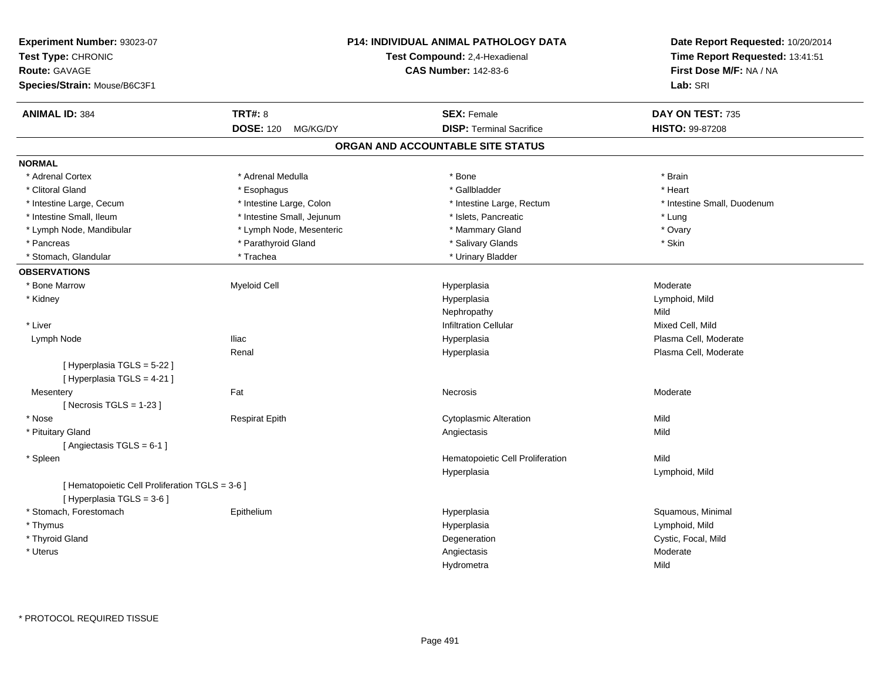**Experiment Number:** 93023-07
**Test Type:** CHRONIC
**Route:** GAVAGE
**Species/Strain:** Mouse/B6C3F1

**P14: INDIVIDUAL ANIMAL PATHOLOGY DATA**
**Test Compound:** 2,4-Hexadienal
**CAS Number:** 142-83-6

**Date Report Requested:** 10/20/2014
**Time Report Requested:** 13:41:51
**First Dose M/F:** NA / NA
**Lab:** SRI

| **ANIMAL ID:** 384 | **TRT#:** 8 | **SEX:** Female | **DAY ON TEST:** 735 |
|---|---|---|---|
| | **DOSE:** 120 MG/KG/DY | **DISP:** Terminal Sacrifice | **HISTO:** 99-87208 |

## ORGAN AND ACCOUNTABLE SITE STATUS

**NORMAL**

| | | | |
|---|---|---|---|
| * Adrenal Cortex | * Adrenal Medulla | * Bone | * Brain |
| * Clitoral Gland | * Esophagus | * Gallbladder | * Heart |
| * Intestine Large, Cecum | * Intestine Large, Colon | * Intestine Large, Rectum | * Intestine Small, Duodenum |
| * Intestine Small, Ileum | * Intestine Small, Jejunum | * Islets, Pancreatic | * Lung |
| * Lymph Node, Mandibular | * Lymph Node, Mesenteric | * Mammary Gland | * Ovary |
| * Pancreas | * Parathyroid Gland | * Salivary Glands | * Skin |
| * Stomach, Glandular | * Trachea | * Urinary Bladder | |

**OBSERVATIONS**

| | | | |
|---|---|---|---|
| * Bone Marrow | Myeloid Cell | Hyperplasia | Moderate |
| * Kidney | | Hyperplasia | Lymphoid, Mild |
| | | Nephropathy | Mild |
| * Liver | | Infiltration Cellular | Mixed Cell, Mild |
| Lymph Node | Iliac | Hyperplasia | Plasma Cell, Moderate |
| | Renal | Hyperplasia | Plasma Cell, Moderate |
| [ Hyperplasia TGLS = 5-22 ] | | | |
| [ Hyperplasia TGLS = 4-21 ] | | | |
| Mesentery | Fat | Necrosis | Moderate |
| [ Necrosis TGLS = 1-23 ] | | | |
| * Nose | Respirat Epith | Cytoplasmic Alteration | Mild |
| * Pituitary Gland | | Angiectasis | Mild |
| [ Angiectasis TGLS = 6-1 ] | | | |
| * Spleen | | Hematopoietic Cell Proliferation | Mild |
| | | Hyperplasia | Lymphoid, Mild |
| [ Hematopoietic Cell Proliferation TGLS = 3-6 ] | | | |
| [ Hyperplasia TGLS = 3-6 ] | | | |
| * Stomach, Forestomach | Epithelium | Hyperplasia | Squamous, Minimal |
| * Thymus | | Hyperplasia | Lymphoid, Mild |
| * Thyroid Gland | | Degeneration | Cystic, Focal, Mild |
| * Uterus | | Angiectasis | Moderate |
| | | Hydrometra | Mild |

\* PROTOCOL REQUIRED TISSUE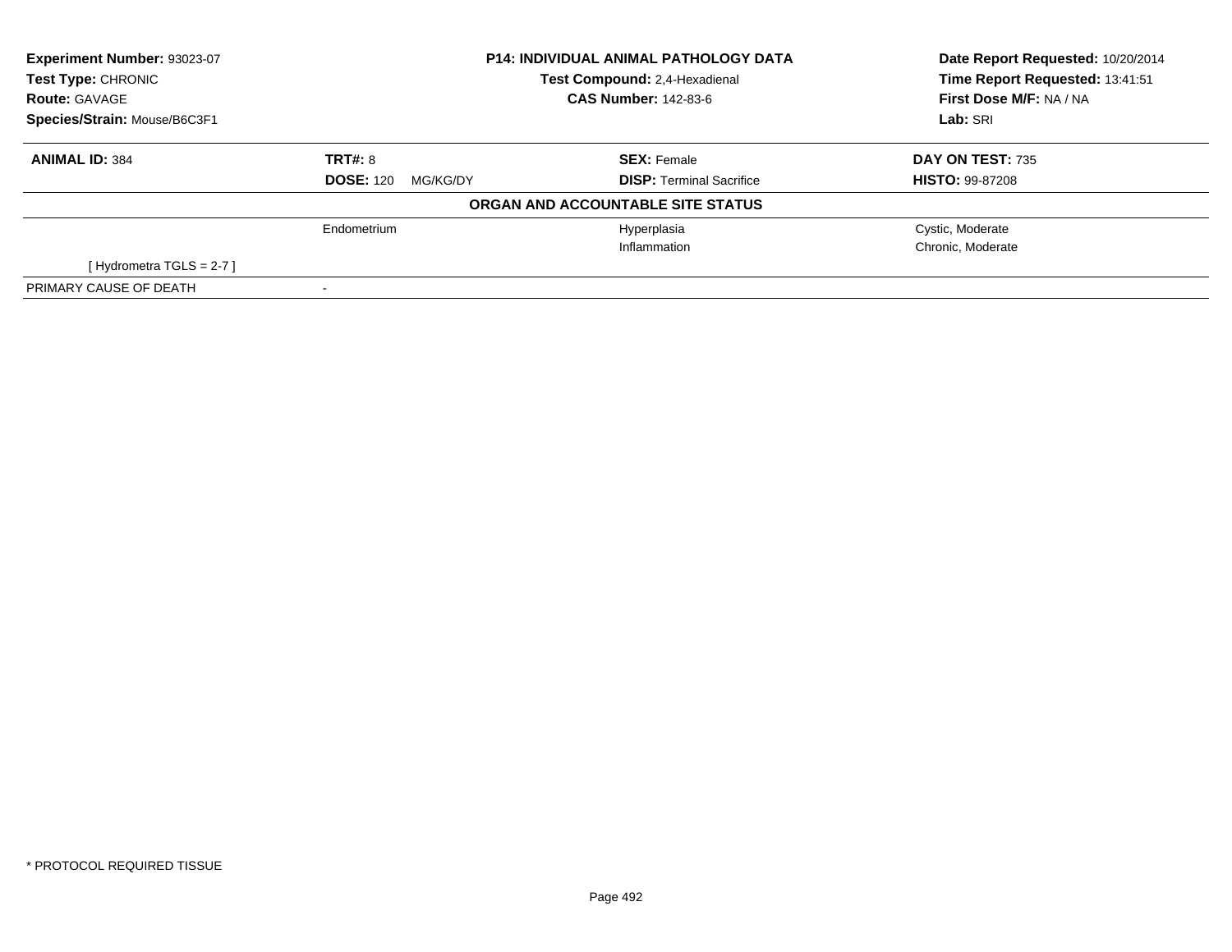| **Experiment Number:** 93023-07 | **P14: INDIVIDUAL ANIMAL PATHOLOGY DATA** | **Date Report Requested:** 10/20/2014 |
|---|---|---|
| **Test Type:** CHRONIC | **Test Compound:** 2,4-Hexadienal | **Time Report Requested:** 13:41:51 |
| **Route:** GAVAGE | **CAS Number:** 142-83-6 | **First Dose M/F:** NA / NA |
| **Species/Strain:** Mouse/B6C3F1 | | **Lab:** SRI |

| **ANIMAL ID:** 384 | **TRT#:** 8 | **SEX:** Female | **DAY ON TEST:** 735 |
|---|---|---|---|
| | **DOSE:** 120 MG/KG/DY | **DISP:** Terminal Sacrifice | **HISTO:** 99-87208 |

**ORGAN AND ACCOUNTABLE SITE STATUS**

| | | | |
|---|---|---|---|
| | Endometrium | Hyperplasia | Cystic, Moderate |
| | | Inflammation | Chronic, Moderate |
| [ Hydrometra TGLS = 2-7 ] | | | |
| PRIMARY CAUSE OF DEATH | - | | |

* PROTOCOL REQUIRED TISSUE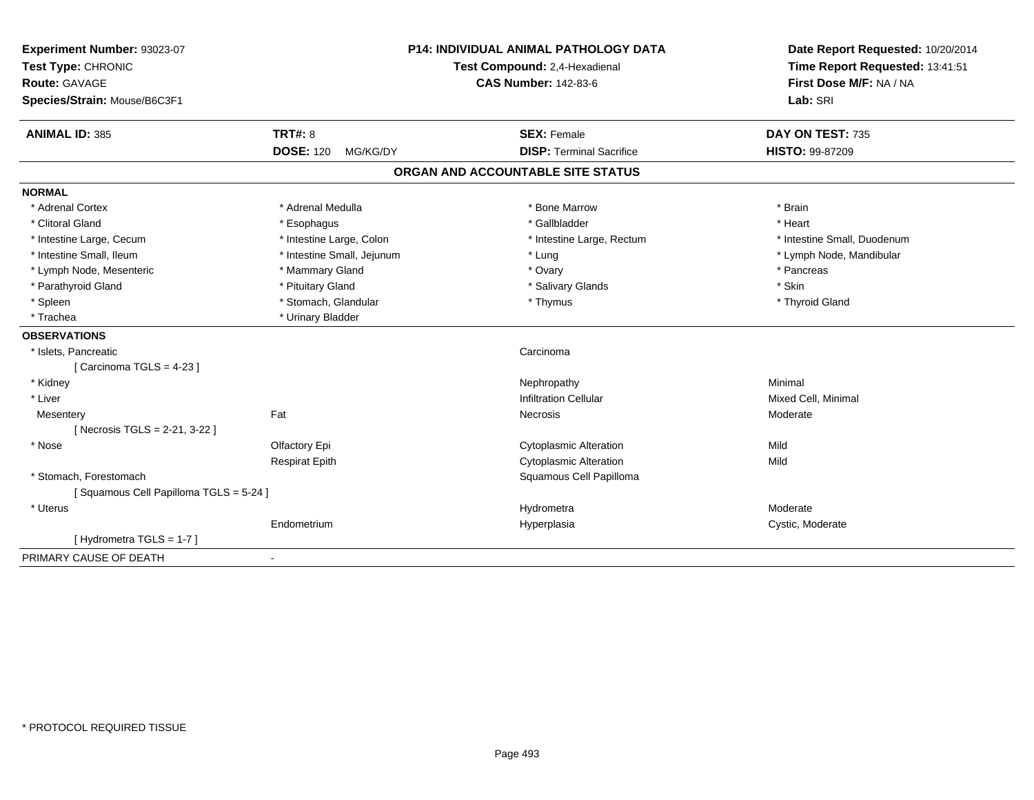**Experiment Number:** 93023-07
**Test Type:** CHRONIC
**Route:** GAVAGE
**Species/Strain:** Mouse/B6C3F1

**P14: INDIVIDUAL ANIMAL PATHOLOGY DATA**
**Test Compound:** 2,4-Hexadienal
**CAS Number:** 142-83-6

**Date Report Requested:** 10/20/2014
**Time Report Requested:** 13:41:51
**First Dose M/F:** NA / NA
**Lab:** SRI

| **ANIMAL ID:** 385 | **TRT#:** 8 | **SEX:** Female | **DAY ON TEST:** 735 |
|---|---|---|---|
| | **DOSE:** 120 MG/KG/DY | **DISP:** Terminal Sacrifice | **HISTO:** 99-87209 |

## ORGAN AND ACCOUNTABLE SITE STATUS

**NORMAL**

| | | | |
|---|---|---|---|
| * Adrenal Cortex | * Adrenal Medulla | * Bone Marrow | * Brain |
| * Clitoral Gland | * Esophagus | * Gallbladder | * Heart |
| * Intestine Large, Cecum | * Intestine Large, Colon | * Intestine Large, Rectum | * Intestine Small, Duodenum |
| * Intestine Small, Ileum | * Intestine Small, Jejunum | * Lung | * Lymph Node, Mandibular |
| * Lymph Node, Mesenteric | * Mammary Gland | * Ovary | * Pancreas |
| * Parathyroid Gland | * Pituitary Gland | * Salivary Glands | * Skin |
| * Spleen | * Stomach, Glandular | * Thymus | * Thyroid Gland |
| * Trachea | * Urinary Bladder | | |

**OBSERVATIONS**

| | | | |
|---|---|---|---|
| * Islets, Pancreatic | | Carcinoma | |
| [ Carcinoma TGLS = 4-23 ] | | | |
| * Kidney | | Nephropathy | Minimal |
| * Liver | | Infiltration Cellular | Mixed Cell, Minimal |
| Mesentery | Fat | Necrosis | Moderate |
| [ Necrosis TGLS = 2-21, 3-22 ] | | | |
| * Nose | Olfactory Epi | Cytoplasmic Alteration | Mild |
| | Respirat Epith | Cytoplasmic Alteration | Mild |
| * Stomach, Forestomach | | Squamous Cell Papilloma | |
| [ Squamous Cell Papilloma TGLS = 5-24 ] | | | |
| * Uterus | | Hydrometra | Moderate |
| | Endometrium | Hyperplasia | Cystic, Moderate |
| [ Hydrometra TGLS = 1-7 ] | | | |

PRIMARY CAUSE OF DEATH -

* PROTOCOL REQUIRED TISSUE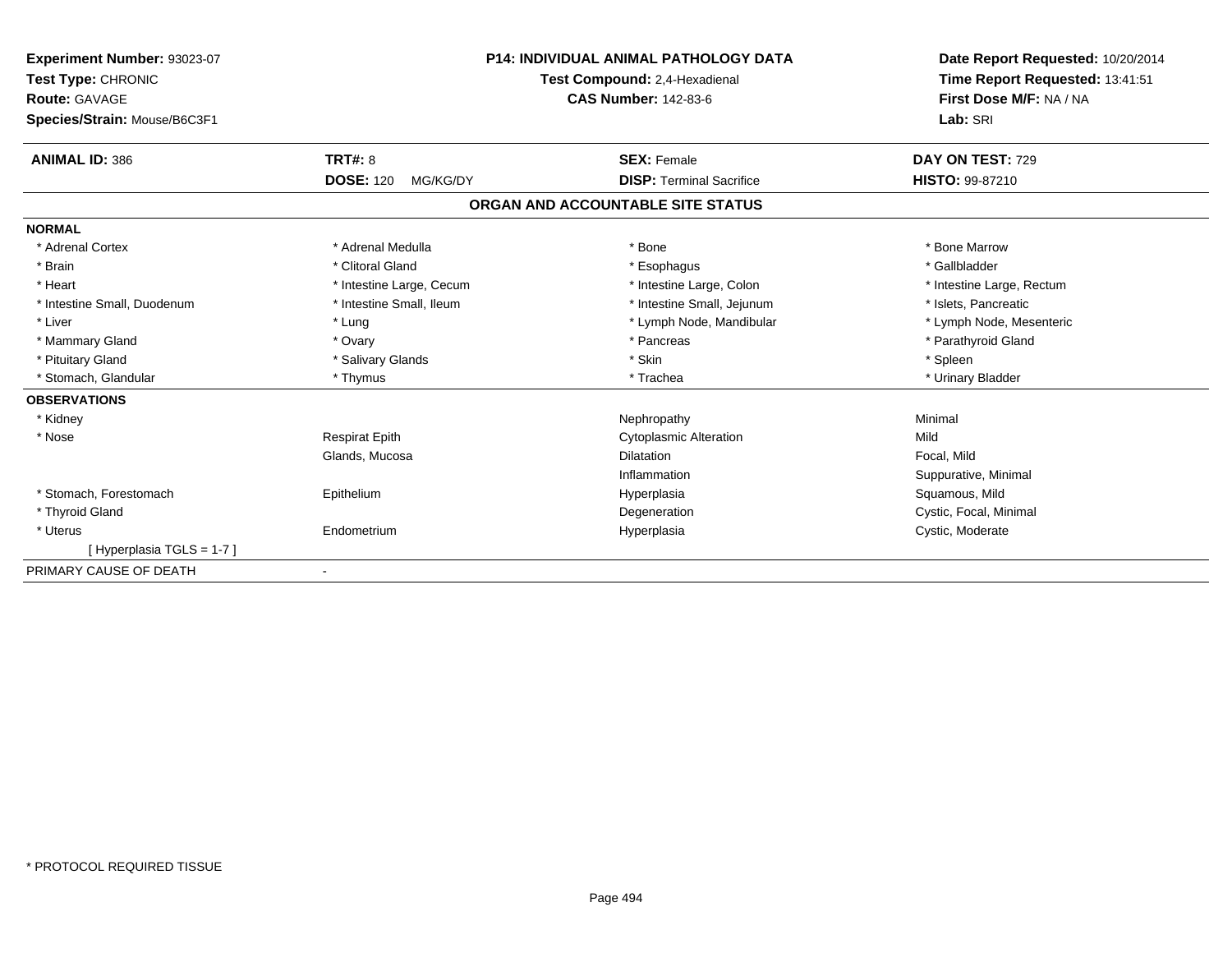**Experiment Number:** 93023-07
**Test Type:** CHRONIC
**Route:** GAVAGE
**Species/Strain:** Mouse/B6C3F1

**P14: INDIVIDUAL ANIMAL PATHOLOGY DATA**
**Test Compound:** 2,4-Hexadienal
**CAS Number:** 142-83-6

**Date Report Requested:** 10/20/2014
**Time Report Requested:** 13:41:51
**First Dose M/F:** NA / NA
**Lab:** SRI

| **ANIMAL ID:** 386 | **TRT#:** 8 | **SEX:** Female | **DAY ON TEST:** 729 |
|---|---|---|---|
| | **DOSE:** 120 MG/KG/DY | **DISP:** Terminal Sacrifice | **HISTO:** 99-87210 |

## ORGAN AND ACCOUNTABLE SITE STATUS

**NORMAL**

| | | | |
|---|---|---|---|
| * Adrenal Cortex | * Adrenal Medulla | * Bone | * Bone Marrow |
| * Brain | * Clitoral Gland | * Esophagus | * Gallbladder |
| * Heart | * Intestine Large, Cecum | * Intestine Large, Colon | * Intestine Large, Rectum |
| * Intestine Small, Duodenum | * Intestine Small, Ileum | * Intestine Small, Jejunum | * Islets, Pancreatic |
| * Liver | * Lung | * Lymph Node, Mandibular | * Lymph Node, Mesenteric |
| * Mammary Gland | * Ovary | * Pancreas | * Parathyroid Gland |
| * Pituitary Gland | * Salivary Glands | * Skin | * Spleen |
| * Stomach, Glandular | * Thymus | * Trachea | * Urinary Bladder |

**OBSERVATIONS**

| | | | |
|---|---|---|---|
| * Kidney | | Nephropathy | Minimal |
| * Nose | Respirat Epith | Cytoplasmic Alteration | Mild |
| | Glands, Mucosa | Dilatation | Focal, Mild |
| | | Inflammation | Suppurative, Minimal |
| * Stomach, Forestomach | Epithelium | Hyperplasia | Squamous, Mild |
| * Thyroid Gland | | Degeneration | Cystic, Focal, Minimal |
| * Uterus | Endometrium | Hyperplasia | Cystic, Moderate |
| [ Hyperplasia TGLS = 1-7 ] | | | |

PRIMARY CAUSE OF DEATH -

* PROTOCOL REQUIRED TISSUE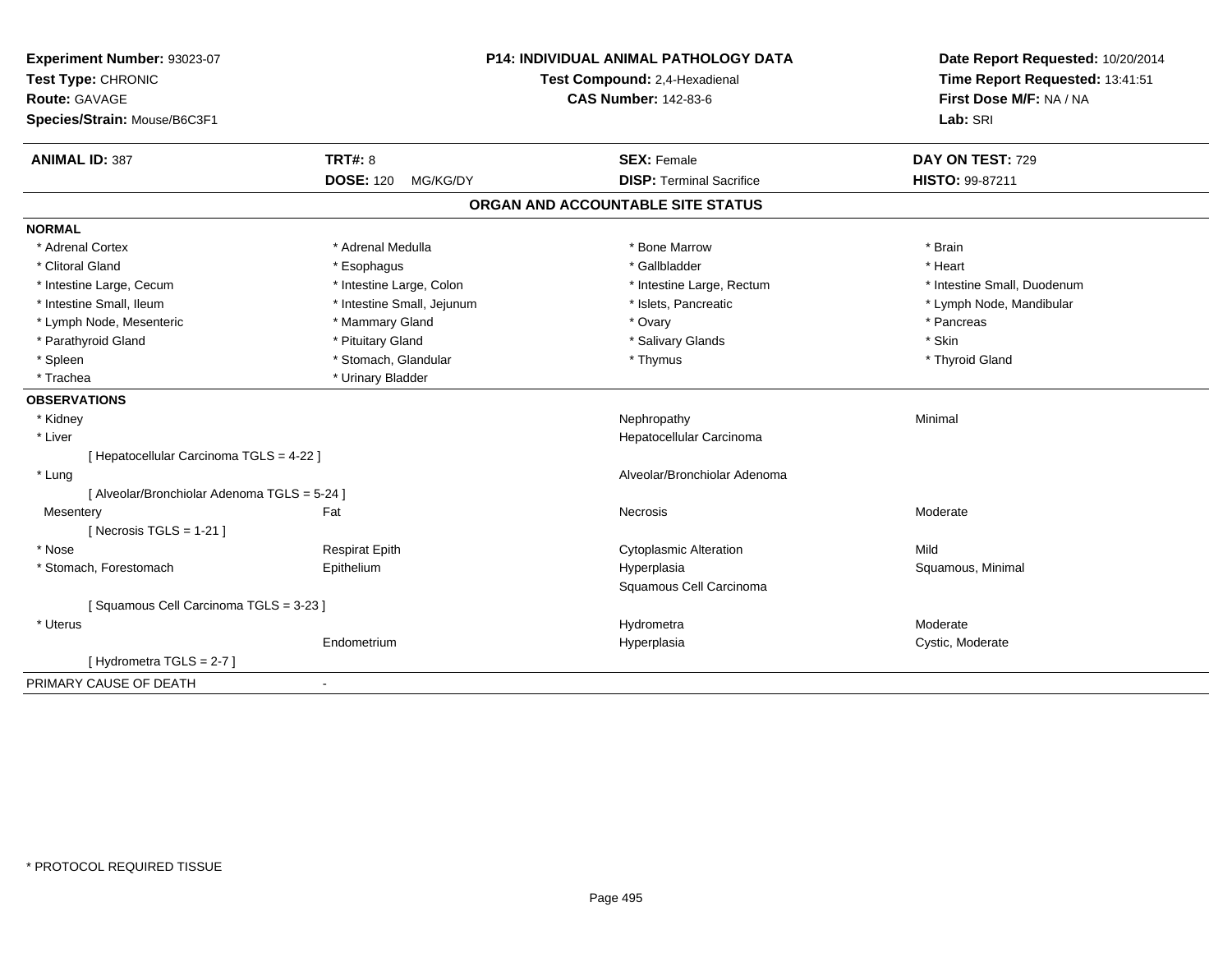**Experiment Number:** 93023-07
**Test Type:** CHRONIC
**Route:** GAVAGE
**Species/Strain:** Mouse/B6C3F1

**P14: INDIVIDUAL ANIMAL PATHOLOGY DATA**
**Test Compound:** 2,4-Hexadienal
**CAS Number:** 142-83-6

**Date Report Requested:** 10/20/2014
**Time Report Requested:** 13:41:51
**First Dose M/F:** NA / NA
**Lab:** SRI

| **ANIMAL ID:** 387 | **TRT#:** 8 | **SEX:** Female | **DAY ON TEST:** 729 |
|---|---|---|---|
| | **DOSE:** 120 MG/KG/DY | **DISP:** Terminal Sacrifice | **HISTO:** 99-87211 |

## ORGAN AND ACCOUNTABLE SITE STATUS

**NORMAL**

| | | | |
|---|---|---|---|
| * Adrenal Cortex | * Adrenal Medulla | * Bone Marrow | * Brain |
| * Clitoral Gland | * Esophagus | * Gallbladder | * Heart |
| * Intestine Large, Cecum | * Intestine Large, Colon | * Intestine Large, Rectum | * Intestine Small, Duodenum |
| * Intestine Small, Ileum | * Intestine Small, Jejunum | * Islets, Pancreatic | * Lymph Node, Mandibular |
| * Lymph Node, Mesenteric | * Mammary Gland | * Ovary | * Pancreas |
| * Parathyroid Gland | * Pituitary Gland | * Salivary Glands | * Skin |
| * Spleen | * Stomach, Glandular | * Thymus | * Thyroid Gland |
| * Trachea | * Urinary Bladder | | |

**OBSERVATIONS**

| | | | |
|---|---|---|---|
| * Kidney | | Nephropathy | Minimal |
| * Liver | | Hepatocellular Carcinoma | |
| [ Hepatocellular Carcinoma TGLS = 4-22 ] | | | |
| * Lung | | Alveolar/Bronchiolar Adenoma | |
| [ Alveolar/Bronchiolar Adenoma TGLS = 5-24 ] | | | |
| Mesentery | Fat | Necrosis | Moderate |
| [ Necrosis TGLS = 1-21 ] | | | |
| * Nose | Respirat Epith | Cytoplasmic Alteration | Mild |
| * Stomach, Forestomach | Epithelium | Hyperplasia | Squamous, Minimal |
| | | Squamous Cell Carcinoma | |
| [ Squamous Cell Carcinoma TGLS = 3-23 ] | | | |
| * Uterus | | Hydrometra | Moderate |
| | Endometrium | Hyperplasia | Cystic, Moderate |
| [ Hydrometra TGLS = 2-7 ] | | | |

PRIMARY CAUSE OF DEATH -

* PROTOCOL REQUIRED TISSUE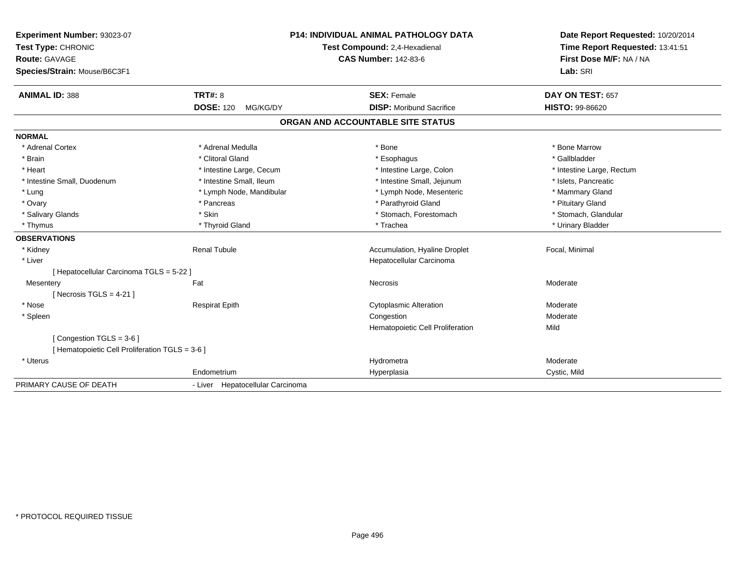**Experiment Number:** 93023-07
**Test Type:** CHRONIC
**Route:** GAVAGE
**Species/Strain:** Mouse/B6C3F1

**P14: INDIVIDUAL ANIMAL PATHOLOGY DATA**
**Test Compound:** 2,4-Hexadienal
**CAS Number:** 142-83-6

**Date Report Requested:** 10/20/2014
**Time Report Requested:** 13:41:51
**First Dose M/F:** NA / NA
**Lab:** SRI

| **ANIMAL ID:** 388 | **TRT#:** 8 | **SEX:** Female | **DAY ON TEST:** 657 |
|---|---|---|---|
| | **DOSE:** 120 MG/KG/DY | **DISP:** Moribund Sacrifice | **HISTO:** 99-86620 |

## ORGAN AND ACCOUNTABLE SITE STATUS

**NORMAL**

| | | | |
|---|---|---|---|
| * Adrenal Cortex | * Adrenal Medulla | * Bone | * Bone Marrow |
| * Brain | * Clitoral Gland | * Esophagus | * Gallbladder |
| * Heart | * Intestine Large, Cecum | * Intestine Large, Colon | * Intestine Large, Rectum |
| * Intestine Small, Duodenum | * Intestine Small, Ileum | * Intestine Small, Jejunum | * Islets, Pancreatic |
| * Lung | * Lymph Node, Mandibular | * Lymph Node, Mesenteric | * Mammary Gland |
| * Ovary | * Pancreas | * Parathyroid Gland | * Pituitary Gland |
| * Salivary Glands | * Skin | * Stomach, Forestomach | * Stomach, Glandular |
| * Thymus | * Thyroid Gland | * Trachea | * Urinary Bladder |

**OBSERVATIONS**

| | | | |
|---|---|---|---|
| * Kidney | Renal Tubule | Accumulation, Hyaline Droplet | Focal, Minimal |
| * Liver | | Hepatocellular Carcinoma | |
| [ Hepatocellular Carcinoma TGLS = 5-22 ] | | | |
| Mesentery | Fat | Necrosis | Moderate |
| [ Necrosis TGLS = 4-21 ] | | | |
| * Nose | Respirat Epith | Cytoplasmic Alteration | Moderate |
| * Spleen | | Congestion | Moderate |
| | | Hematopoietic Cell Proliferation | Mild |
| [ Congestion TGLS = 3-6 ] | | | |
| [ Hematopoietic Cell Proliferation TGLS = 3-6 ] | | | |
| * Uterus | | Hydrometra | Moderate |
| | Endometrium | Hyperplasia | Cystic, Mild |

PRIMARY CAUSE OF DEATH - Liver Hepatocellular Carcinoma

* PROTOCOL REQUIRED TISSUE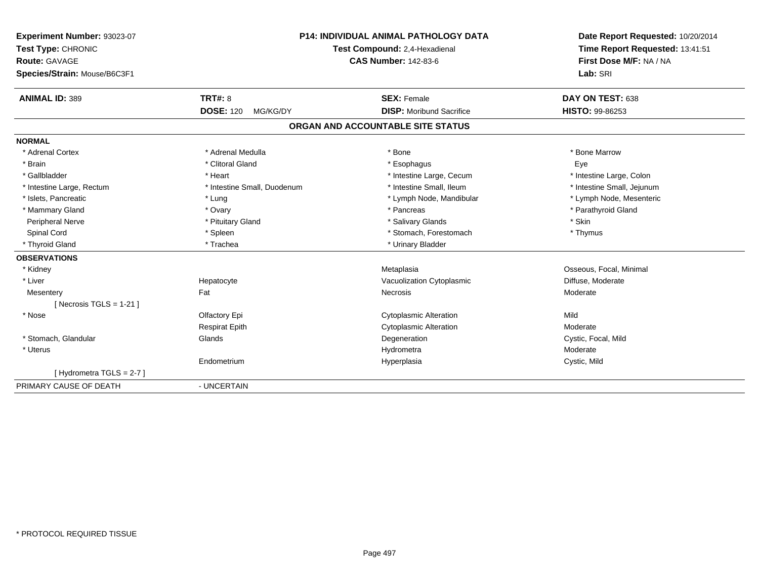**Experiment Number:** 93023-07
**Test Type:** CHRONIC
**Route:** GAVAGE
**Species/Strain:** Mouse/B6C3F1

**P14: INDIVIDUAL ANIMAL PATHOLOGY DATA**
**Test Compound:** 2,4-Hexadienal
**CAS Number:** 142-83-6

**Date Report Requested:** 10/20/2014
**Time Report Requested:** 13:41:51
**First Dose M/F:** NA / NA
**Lab:** SRI

| **ANIMAL ID:** 389 | **TRT#:** 8 | **SEX:** Female | **DAY ON TEST:** 638 |
|---|---|---|---|
| | **DOSE:** 120 MG/KG/DY | **DISP:** Moribund Sacrifice | **HISTO:** 99-86253 |

## ORGAN AND ACCOUNTABLE SITE STATUS

**NORMAL**

| | | | |
|---|---|---|---|
| * Adrenal Cortex | * Adrenal Medulla | * Bone | * Bone Marrow |
| * Brain | * Clitoral Gland | * Esophagus | Eye |
| * Gallbladder | * Heart | * Intestine Large, Cecum | * Intestine Large, Colon |
| * Intestine Large, Rectum | * Intestine Small, Duodenum | * Intestine Small, Ileum | * Intestine Small, Jejunum |
| * Islets, Pancreatic | * Lung | * Lymph Node, Mandibular | * Lymph Node, Mesenteric |
| * Mammary Gland | * Ovary | * Pancreas | * Parathyroid Gland |
| Peripheral Nerve | * Pituitary Gland | * Salivary Glands | * Skin |
| Spinal Cord | * Spleen | * Stomach, Forestomach | * Thymus |
| * Thyroid Gland | * Trachea | * Urinary Bladder | |

**OBSERVATIONS**

| | | | |
|---|---|---|---|
| * Kidney | | Metaplasia | Osseous, Focal, Minimal |
| * Liver | Hepatocyte | Vacuolization Cytoplasmic | Diffuse, Moderate |
| Mesentery | Fat | Necrosis | Moderate |
| [ Necrosis TGLS = 1-21 ] | | | |
| * Nose | Olfactory Epi | Cytoplasmic Alteration | Mild |
| | Respirat Epith | Cytoplasmic Alteration | Moderate |
| * Stomach, Glandular | Glands | Degeneration | Cystic, Focal, Mild |
| * Uterus | | Hydrometra | Moderate |
| | Endometrium | Hyperplasia | Cystic, Mild |
| [ Hydrometra TGLS = 2-7 ] | | | |

PRIMARY CAUSE OF DEATH - UNCERTAIN

\* PROTOCOL REQUIRED TISSUE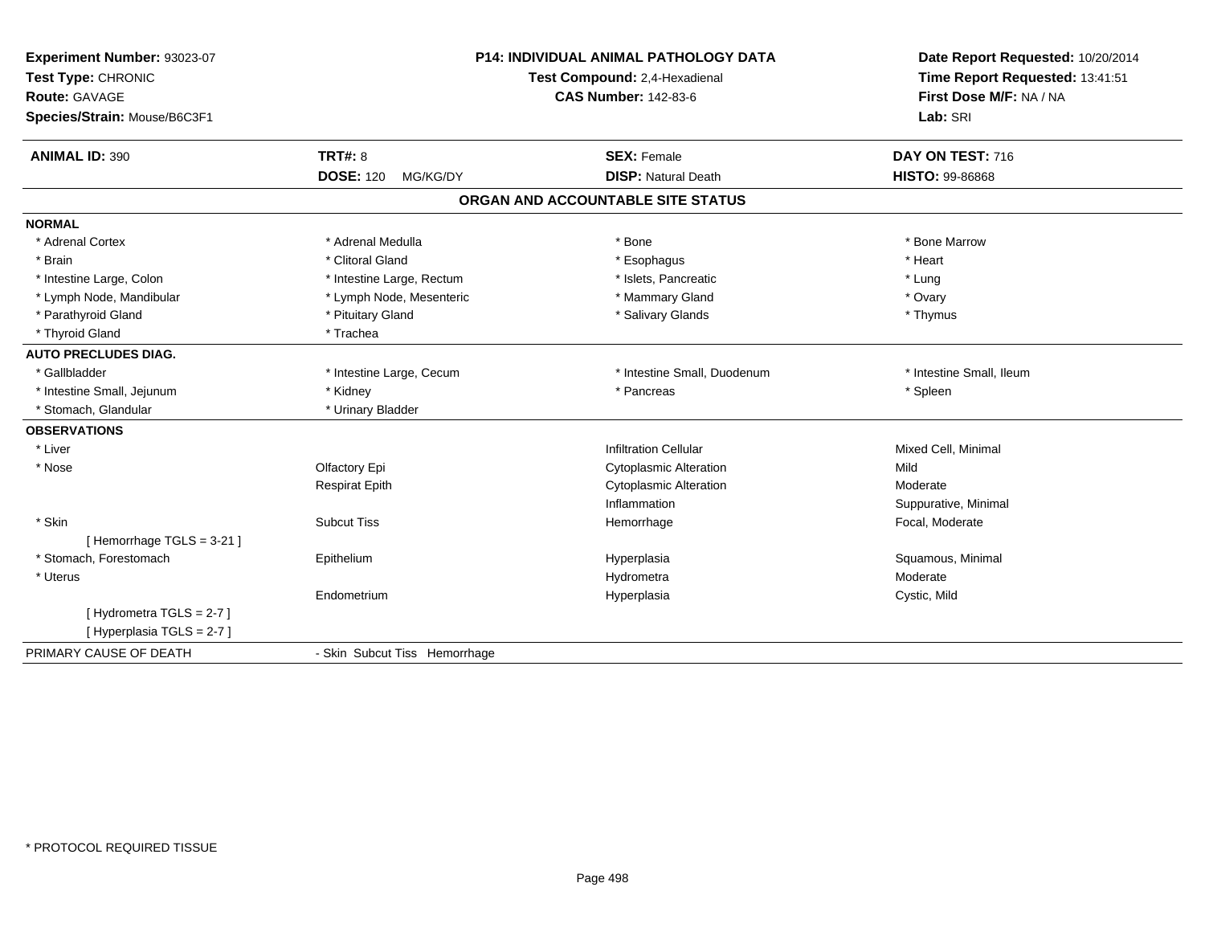**Experiment Number:** 93023-07
**Test Type:** CHRONIC
**Route:** GAVAGE
**Species/Strain:** Mouse/B6C3F1

**P14: INDIVIDUAL ANIMAL PATHOLOGY DATA**
**Test Compound:** 2,4-Hexadienal
**CAS Number:** 142-83-6

**Date Report Requested:** 10/20/2014
**Time Report Requested:** 13:41:51
**First Dose M/F:** NA / NA
**Lab:** SRI

| **ANIMAL ID:** 390 | **TRT#:** 8 | **SEX:** Female | **DAY ON TEST:** 716 |
|---|---|---|---|
| | **DOSE:** 120 MG/KG/DY | **DISP:** Natural Death | **HISTO:** 99-86868 |

## ORGAN AND ACCOUNTABLE SITE STATUS

| | | | |
|---|---|---|---|
| **NORMAL** | | | |
| * Adrenal Cortex | * Adrenal Medulla | * Bone | * Bone Marrow |
| * Brain | * Clitoral Gland | * Esophagus | * Heart |
| * Intestine Large, Colon | * Intestine Large, Rectum | * Islets, Pancreatic | * Lung |
| * Lymph Node, Mandibular | * Lymph Node, Mesenteric | * Mammary Gland | * Ovary |
| * Parathyroid Gland | * Pituitary Gland | * Salivary Glands | * Thymus |
| * Thyroid Gland | * Trachea | | |
| **AUTO PRECLUDES DIAG.** | | | |
| * Gallbladder | * Intestine Large, Cecum | * Intestine Small, Duodenum | * Intestine Small, Ileum |
| * Intestine Small, Jejunum | * Kidney | * Pancreas | * Spleen |
| * Stomach, Glandular | * Urinary Bladder | | |
| **OBSERVATIONS** | | | |
| * Liver | | Infiltration Cellular | Mixed Cell, Minimal |
| * Nose | Olfactory Epi | Cytoplasmic Alteration | Mild |
| | Respirat Epith | Cytoplasmic Alteration | Moderate |
| | | Inflammation | Suppurative, Minimal |
| * Skin | Subcut Tiss | Hemorrhage | Focal, Moderate |
| [ Hemorrhage TGLS = 3-21 ] | | | |
| * Stomach, Forestomach | Epithelium | Hyperplasia | Squamous, Minimal |
| * Uterus | | Hydrometra | Moderate |
| | Endometrium | Hyperplasia | Cystic, Mild |
| [ Hydrometra TGLS = 2-7 ] | | | |
| [ Hyperplasia TGLS = 2-7 ] | | | |
| PRIMARY CAUSE OF DEATH | - Skin Subcut Tiss Hemorrhage | | |

* PROTOCOL REQUIRED TISSUE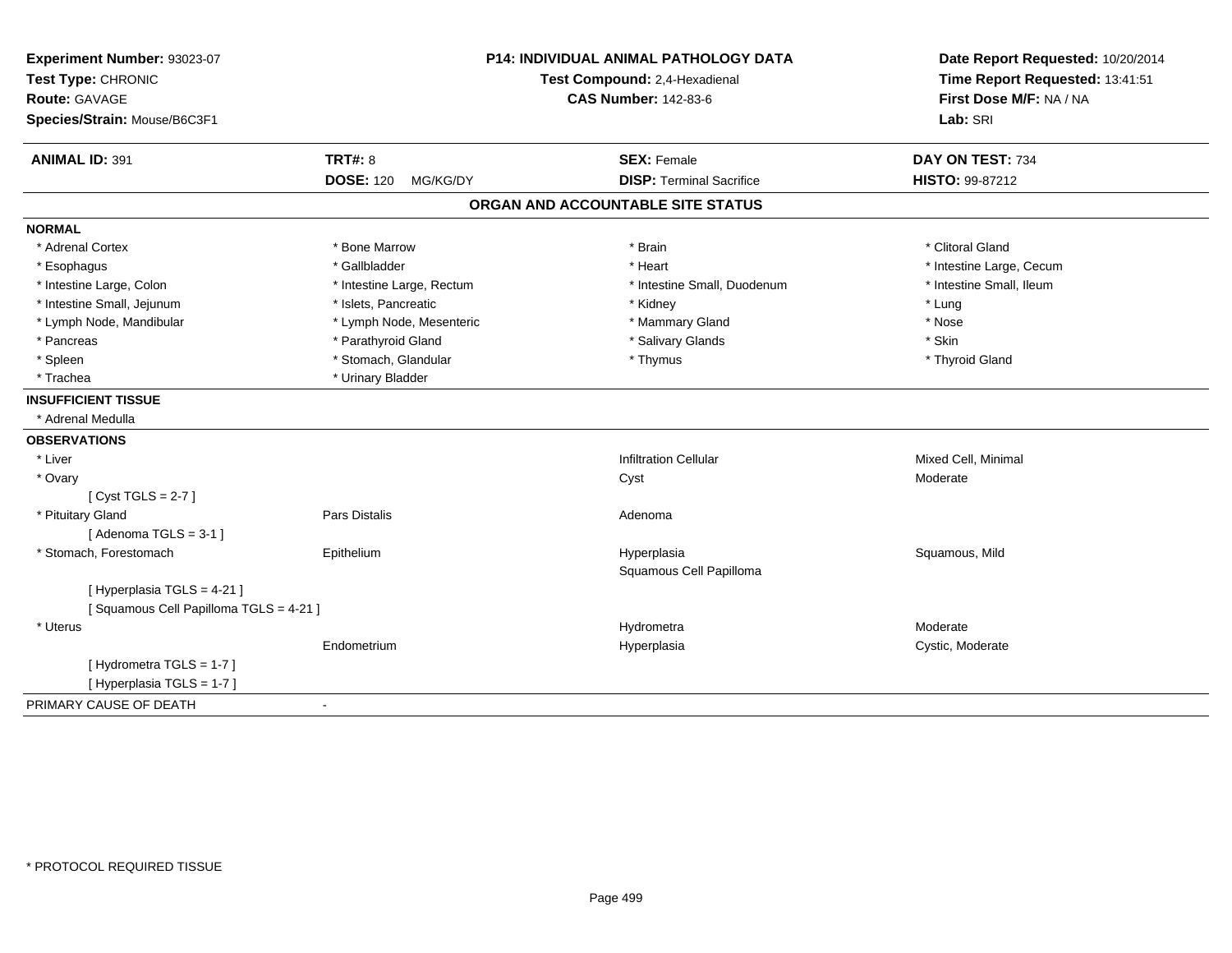**Experiment Number:** 93023-07
**Test Type:** CHRONIC
**Route:** GAVAGE
**Species/Strain:** Mouse/B6C3F1

**P14: INDIVIDUAL ANIMAL PATHOLOGY DATA**
**Test Compound:** 2,4-Hexadienal
**CAS Number:** 142-83-6

**Date Report Requested:** 10/20/2014
**Time Report Requested:** 13:41:51
**First Dose M/F:** NA / NA
**Lab:** SRI

| **ANIMAL ID:** 391 | **TRT#:** 8 | **SEX:** Female | **DAY ON TEST:** 734 |
|---|---|---|---|
| | **DOSE:** 120 MG/KG/DY | **DISP:** Terminal Sacrifice | **HISTO:** 99-87212 |

## ORGAN AND ACCOUNTABLE SITE STATUS

**NORMAL**

| | | | |
|---|---|---|---|
| * Adrenal Cortex | * Bone Marrow | * Brain | * Clitoral Gland |
| * Esophagus | * Gallbladder | * Heart | * Intestine Large, Cecum |
| * Intestine Large, Colon | * Intestine Large, Rectum | * Intestine Small, Duodenum | * Intestine Small, Ileum |
| * Intestine Small, Jejunum | * Islets, Pancreatic | * Kidney | * Lung |
| * Lymph Node, Mandibular | * Lymph Node, Mesenteric | * Mammary Gland | * Nose |
| * Pancreas | * Parathyroid Gland | * Salivary Glands | * Skin |
| * Spleen | * Stomach, Glandular | * Thymus | * Thyroid Gland |
| * Trachea | * Urinary Bladder | | |

**INSUFFICIENT TISSUE**

* Adrenal Medulla

**OBSERVATIONS**

| | | | |
|---|---|---|---|
| * Liver | | Infiltration Cellular | Mixed Cell, Minimal |
| * Ovary | | Cyst | Moderate |
| [ Cyst TGLS = 2-7 ] | | | |
| * Pituitary Gland | Pars Distalis | Adenoma | |
| [ Adenoma TGLS = 3-1 ] | | | |
| * Stomach, Forestomach | Epithelium | Hyperplasia | Squamous, Mild |
| | | Squamous Cell Papilloma | |
| [ Hyperplasia TGLS = 4-21 ] | | | |
| [ Squamous Cell Papilloma TGLS = 4-21 ] | | | |
| * Uterus | | Hydrometra | Moderate |
| | Endometrium | Hyperplasia | Cystic, Moderate |
| [ Hydrometra TGLS = 1-7 ] | | | |
| [ Hyperplasia TGLS = 1-7 ] | | | |

PRIMARY CAUSE OF DEATH -

* PROTOCOL REQUIRED TISSUE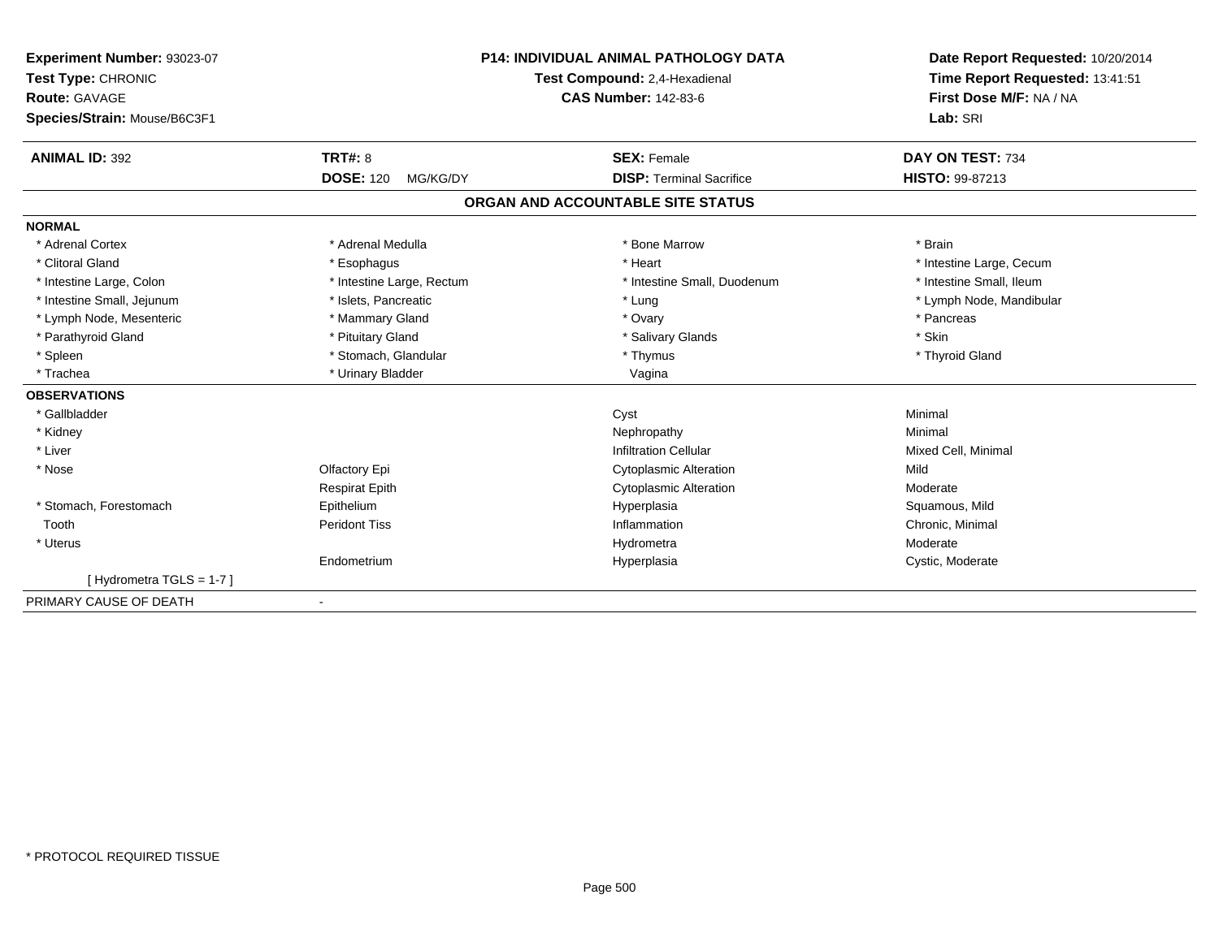**Experiment Number:** 93023-07
**Test Type:** CHRONIC
**Route:** GAVAGE
**Species/Strain:** Mouse/B6C3F1

**P14: INDIVIDUAL ANIMAL PATHOLOGY DATA**
**Test Compound:** 2,4-Hexadienal
**CAS Number:** 142-83-6

**Date Report Requested:** 10/20/2014
**Time Report Requested:** 13:41:51
**First Dose M/F:** NA / NA
**Lab:** SRI

| **ANIMAL ID:** 392 | **TRT#:** 8 | **SEX:** Female | **DAY ON TEST:** 734 |
|---|---|---|---|
| | **DOSE:** 120 MG/KG/DY | **DISP:** Terminal Sacrifice | **HISTO:** 99-87213 |

## ORGAN AND ACCOUNTABLE SITE STATUS

**NORMAL**

| | | | |
|---|---|---|---|
| * Adrenal Cortex | * Adrenal Medulla | * Bone Marrow | * Brain |
| * Clitoral Gland | * Esophagus | * Heart | * Intestine Large, Cecum |
| * Intestine Large, Colon | * Intestine Large, Rectum | * Intestine Small, Duodenum | * Intestine Small, Ileum |
| * Intestine Small, Jejunum | * Islets, Pancreatic | * Lung | * Lymph Node, Mandibular |
| * Lymph Node, Mesenteric | * Mammary Gland | * Ovary | * Pancreas |
| * Parathyroid Gland | * Pituitary Gland | * Salivary Glands | * Skin |
| * Spleen | * Stomach, Glandular | * Thymus | * Thyroid Gland |
| * Trachea | * Urinary Bladder | Vagina | |

**OBSERVATIONS**

| | | | |
|---|---|---|---|
| * Gallbladder | | Cyst | Minimal |
| * Kidney | | Nephropathy | Minimal |
| * Liver | | Infiltration Cellular | Mixed Cell, Minimal |
| * Nose | Olfactory Epi | Cytoplasmic Alteration | Mild |
| | Respirat Epith | Cytoplasmic Alteration | Moderate |
| * Stomach, Forestomach | Epithelium | Hyperplasia | Squamous, Mild |
| Tooth | Peridont Tiss | Inflammation | Chronic, Minimal |
| * Uterus | | Hydrometra | Moderate |
| | Endometrium | Hyperplasia | Cystic, Moderate |
| [ Hydrometra TGLS = 1-7 ] | | | |

PRIMARY CAUSE OF DEATH -

* PROTOCOL REQUIRED TISSUE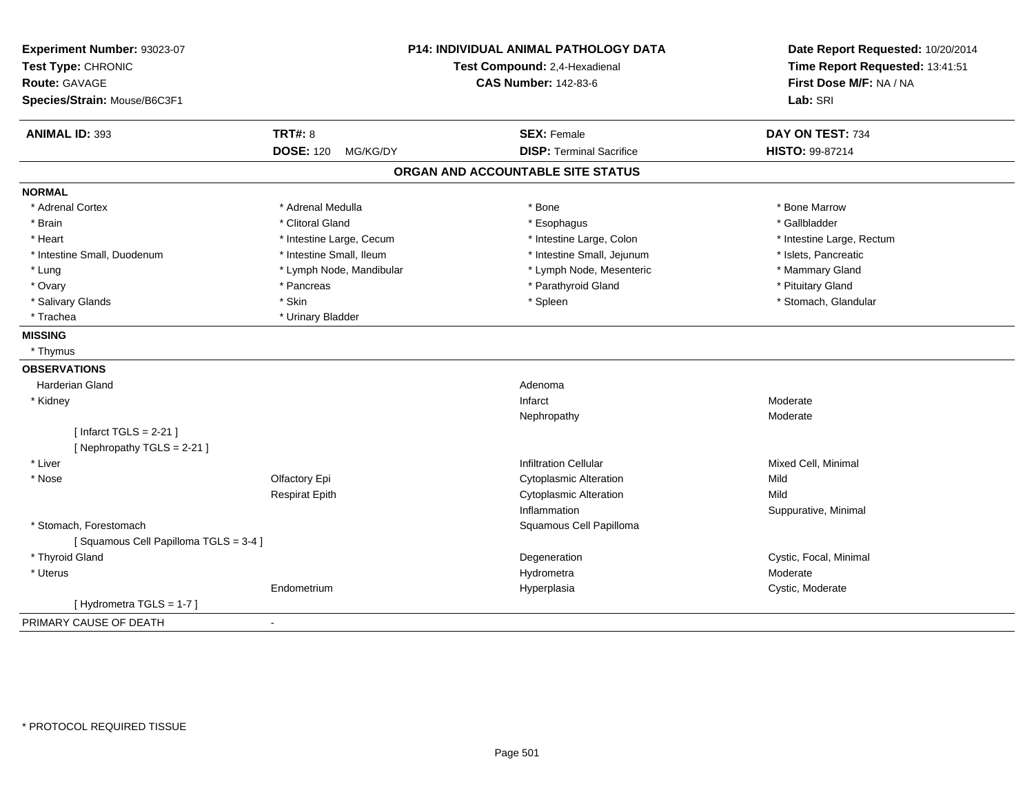**Experiment Number:** 93023-07
**Test Type:** CHRONIC
**Route:** GAVAGE
**Species/Strain:** Mouse/B6C3F1

**P14: INDIVIDUAL ANIMAL PATHOLOGY DATA**
**Test Compound:** 2,4-Hexadienal
**CAS Number:** 142-83-6

**Date Report Requested:** 10/20/2014
**Time Report Requested:** 13:41:51
**First Dose M/F:** NA / NA
**Lab:** SRI

| **ANIMAL ID:** 393 | **TRT#:** 8 | **SEX:** Female | **DAY ON TEST:** 734 |
|---|---|---|---|
| | **DOSE:** 120 MG/KG/DY | **DISP:** Terminal Sacrifice | **HISTO:** 99-87214 |

## ORGAN AND ACCOUNTABLE SITE STATUS

**NORMAL**

| | | | |
|---|---|---|---|
| * Adrenal Cortex | * Adrenal Medulla | * Bone | * Bone Marrow |
| * Brain | * Clitoral Gland | * Esophagus | * Gallbladder |
| * Heart | * Intestine Large, Cecum | * Intestine Large, Colon | * Intestine Large, Rectum |
| * Intestine Small, Duodenum | * Intestine Small, Ileum | * Intestine Small, Jejunum | * Islets, Pancreatic |
| * Lung | * Lymph Node, Mandibular | * Lymph Node, Mesenteric | * Mammary Gland |
| * Ovary | * Pancreas | * Parathyroid Gland | * Pituitary Gland |
| * Salivary Glands | * Skin | * Spleen | * Stomach, Glandular |
| * Trachea | * Urinary Bladder | | |

**MISSING**

* Thymus

**OBSERVATIONS**

| | | | |
|---|---|---|---|
| Harderian Gland | | Adenoma | |
| * Kidney | | Infarct | Moderate |
| | | Nephropathy | Moderate |
| [ Infarct TGLS = 2-21 ] | | | |
| [ Nephropathy TGLS = 2-21 ] | | | |
| * Liver | | Infiltration Cellular | Mixed Cell, Minimal |
| * Nose | Olfactory Epi | Cytoplasmic Alteration | Mild |
| | Respirat Epith | Cytoplasmic Alteration | Mild |
| | | Inflammation | Suppurative, Minimal |
| * Stomach, Forestomach | | Squamous Cell Papilloma | |
| [ Squamous Cell Papilloma TGLS = 3-4 ] | | | |
| * Thyroid Gland | | Degeneration | Cystic, Focal, Minimal |
| * Uterus | | Hydrometra | Moderate |
| | Endometrium | Hyperplasia | Cystic, Moderate |
| [ Hydrometra TGLS = 1-7 ] | | | |

PRIMARY CAUSE OF DEATH -

* PROTOCOL REQUIRED TISSUE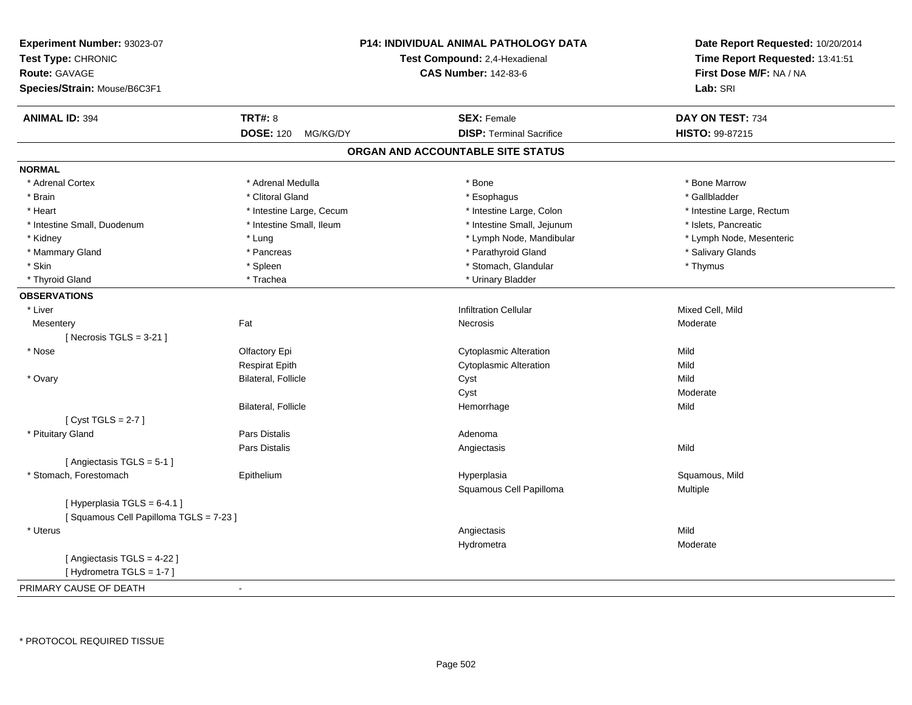**Experiment Number:** 93023-07
**Test Type:** CHRONIC
**Route:** GAVAGE
**Species/Strain:** Mouse/B6C3F1

**P14: INDIVIDUAL ANIMAL PATHOLOGY DATA**
**Test Compound:** 2,4-Hexadienal
**CAS Number:** 142-83-6

**Date Report Requested:** 10/20/2014
**Time Report Requested:** 13:41:51
**First Dose M/F:** NA / NA
**Lab:** SRI

| **ANIMAL ID:** 394 | **TRT#:** 8 | **SEX:** Female | **DAY ON TEST:** 734 |
|---|---|---|---|
| | **DOSE:** 120 MG/KG/DY | **DISP:** Terminal Sacrifice | **HISTO:** 99-87215 |

## ORGAN AND ACCOUNTABLE SITE STATUS

**NORMAL**

| | | | |
|---|---|---|---|
| * Adrenal Cortex | * Adrenal Medulla | * Bone | * Bone Marrow |
| * Brain | * Clitoral Gland | * Esophagus | * Gallbladder |
| * Heart | * Intestine Large, Cecum | * Intestine Large, Colon | * Intestine Large, Rectum |
| * Intestine Small, Duodenum | * Intestine Small, Ileum | * Intestine Small, Jejunum | * Islets, Pancreatic |
| * Kidney | * Lung | * Lymph Node, Mandibular | * Lymph Node, Mesenteric |
| * Mammary Gland | * Pancreas | * Parathyroid Gland | * Salivary Glands |
| * Skin | * Spleen | * Stomach, Glandular | * Thymus |
| * Thyroid Gland | * Trachea | * Urinary Bladder | |

**OBSERVATIONS**

| | | | |
|---|---|---|---|
| * Liver | | Infiltration Cellular | Mixed Cell, Mild |
| Mesentery | Fat | Necrosis | Moderate |
| [ Necrosis TGLS = 3-21 ] | | | |
| * Nose | Olfactory Epi | Cytoplasmic Alteration | Mild |
| | Respirat Epith | Cytoplasmic Alteration | Mild |
| * Ovary | Bilateral, Follicle | Cyst | Mild |
| | | Cyst | Moderate |
| | Bilateral, Follicle | Hemorrhage | Mild |
| [ Cyst TGLS = 2-7 ] | | | |
| * Pituitary Gland | Pars Distalis | Adenoma | |
| | Pars Distalis | Angiectasis | Mild |
| [ Angiectasis TGLS = 5-1 ] | | | |
| * Stomach, Forestomach | Epithelium | Hyperplasia | Squamous, Mild |
| | | Squamous Cell Papilloma | Multiple |
| [ Hyperplasia TGLS = 6-4.1 ] | | | |
| [ Squamous Cell Papilloma TGLS = 7-23 ] | | | |
| * Uterus | | Angiectasis | Mild |
| | | Hydrometra | Moderate |
| [ Angiectasis TGLS = 4-22 ] | | | |
| [ Hydrometra TGLS = 1-7 ] | | | |

PRIMARY CAUSE OF DEATH -

* PROTOCOL REQUIRED TISSUE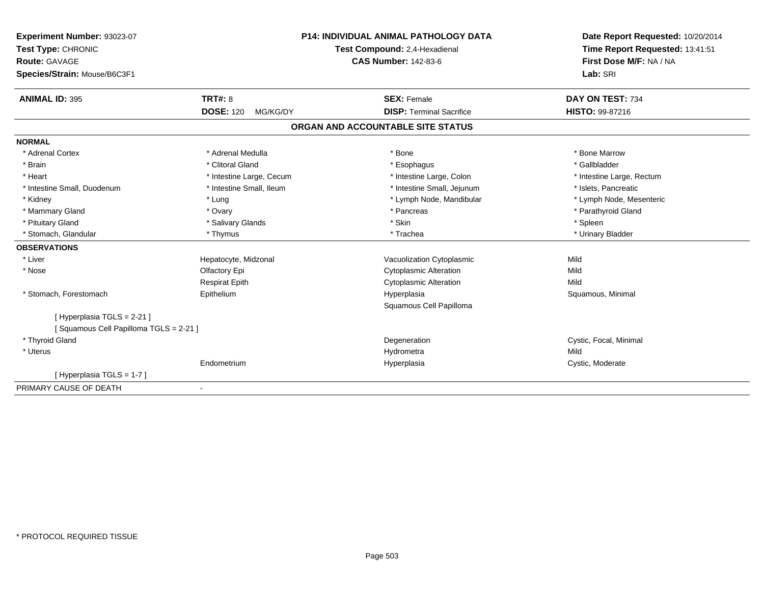**Experiment Number:** 93023-07
**Test Type:** CHRONIC
**Route:** GAVAGE
**Species/Strain:** Mouse/B6C3F1

**P14: INDIVIDUAL ANIMAL PATHOLOGY DATA**
**Test Compound:** 2,4-Hexadienal
**CAS Number:** 142-83-6

**Date Report Requested:** 10/20/2014
**Time Report Requested:** 13:41:51
**First Dose M/F:** NA / NA
**Lab:** SRI

| **ANIMAL ID:** 395 | **TRT#:** 8 | **SEX:** Female | **DAY ON TEST:** 734 |
|---|---|---|---|
| | **DOSE:** 120 MG/KG/DY | **DISP:** Terminal Sacrifice | **HISTO:** 99-87216 |

## ORGAN AND ACCOUNTABLE SITE STATUS

**NORMAL**

| | | | |
|---|---|---|---|
| * Adrenal Cortex | * Adrenal Medulla | * Bone | * Bone Marrow |
| * Brain | * Clitoral Gland | * Esophagus | * Gallbladder |
| * Heart | * Intestine Large, Cecum | * Intestine Large, Colon | * Intestine Large, Rectum |
| * Intestine Small, Duodenum | * Intestine Small, Ileum | * Intestine Small, Jejunum | * Islets, Pancreatic |
| * Kidney | * Lung | * Lymph Node, Mandibular | * Lymph Node, Mesenteric |
| * Mammary Gland | * Ovary | * Pancreas | * Parathyroid Gland |
| * Pituitary Gland | * Salivary Glands | * Skin | * Spleen |
| * Stomach, Glandular | * Thymus | * Trachea | * Urinary Bladder |

**OBSERVATIONS**

| | | | |
|---|---|---|---|
| * Liver | Hepatocyte, Midzonal | Vacuolization Cytoplasmic | Mild |
| * Nose | Olfactory Epi | Cytoplasmic Alteration | Mild |
| | Respirat Epith | Cytoplasmic Alteration | Mild |
| * Stomach, Forestomach | Epithelium | Hyperplasia | Squamous, Minimal |
| | | Squamous Cell Papilloma | |
| [ Hyperplasia TGLS = 2-21 ] | | | |
| [ Squamous Cell Papilloma TGLS = 2-21 ] | | | |
| * Thyroid Gland | | Degeneration | Cystic, Focal, Minimal |
| * Uterus | | Hydrometra | Mild |
| | Endometrium | Hyperplasia | Cystic, Moderate |
| [ Hyperplasia TGLS = 1-7 ] | | | |

PRIMARY CAUSE OF DEATH -

* PROTOCOL REQUIRED TISSUE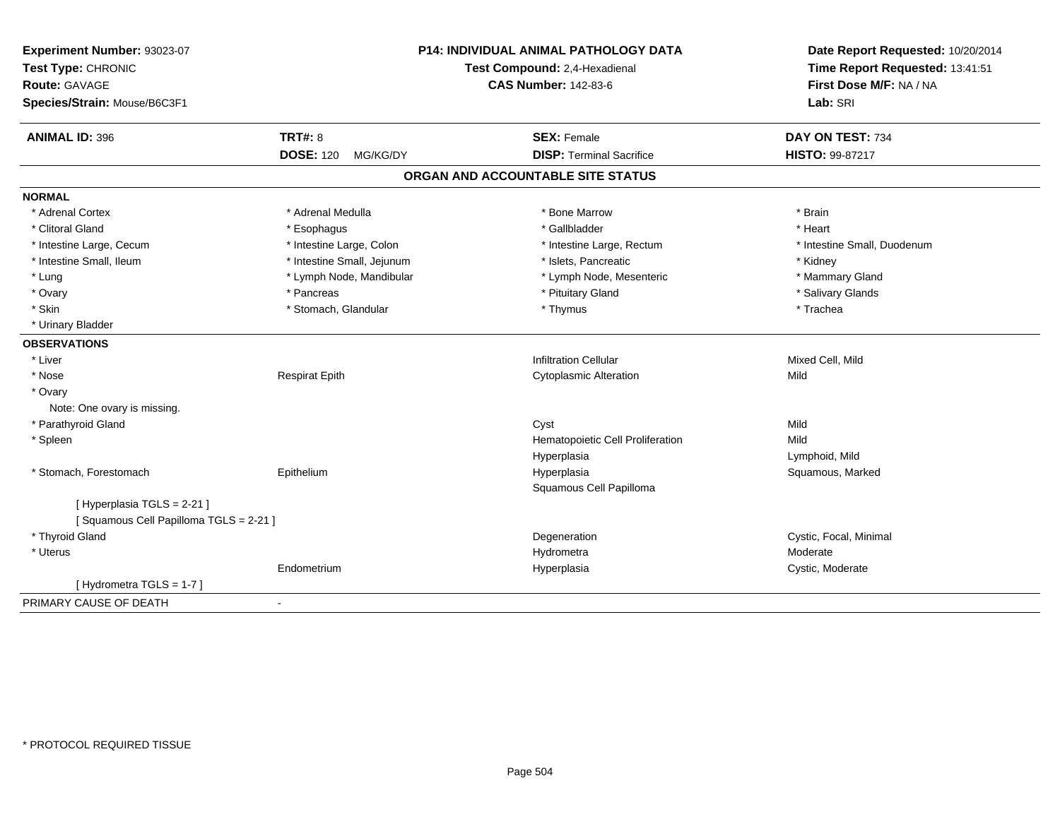**Experiment Number:** 93023-07
**Test Type:** CHRONIC
**Route:** GAVAGE
**Species/Strain:** Mouse/B6C3F1

**P14: INDIVIDUAL ANIMAL PATHOLOGY DATA**
**Test Compound:** 2,4-Hexadienal
**CAS Number:** 142-83-6

**Date Report Requested:** 10/20/2014
**Time Report Requested:** 13:41:51
**First Dose M/F:** NA / NA
**Lab:** SRI

| **ANIMAL ID:** 396 | **TRT#:** 8 | **SEX:** Female | **DAY ON TEST:** 734 |
|---|---|---|---|
| | **DOSE:** 120 MG/KG/DY | **DISP:** Terminal Sacrifice | **HISTO:** 99-87217 |

## ORGAN AND ACCOUNTABLE SITE STATUS

**NORMAL**

| | | | |
|---|---|---|---|
| * Adrenal Cortex | * Adrenal Medulla | * Bone Marrow | * Brain |
| * Clitoral Gland | * Esophagus | * Gallbladder | * Heart |
| * Intestine Large, Cecum | * Intestine Large, Colon | * Intestine Large, Rectum | * Intestine Small, Duodenum |
| * Intestine Small, Ileum | * Intestine Small, Jejunum | * Islets, Pancreatic | * Kidney |
| * Lung | * Lymph Node, Mandibular | * Lymph Node, Mesenteric | * Mammary Gland |
| * Ovary | * Pancreas | * Pituitary Gland | * Salivary Glands |
| * Skin | * Stomach, Glandular | * Thymus | * Trachea |
| * Urinary Bladder | | | |

**OBSERVATIONS**

| | | | |
|---|---|---|---|
| * Liver | | Infiltration Cellular | Mixed Cell, Mild |
| * Nose | Respirat Epith | Cytoplasmic Alteration | Mild |
| * Ovary | | | |
| Note: One ovary is missing. | | | |
| * Parathyroid Gland | | Cyst | Mild |
| * Spleen | | Hematopoietic Cell Proliferation | Mild |
| | | Hyperplasia | Lymphoid, Mild |
| * Stomach, Forestomach | Epithelium | Hyperplasia | Squamous, Marked |
| | | Squamous Cell Papilloma | |
| [ Hyperplasia TGLS = 2-21 ] | | | |
| [ Squamous Cell Papilloma TGLS = 2-21 ] | | | |
| * Thyroid Gland | | Degeneration | Cystic, Focal, Minimal |
| * Uterus | | Hydrometra | Moderate |
| | Endometrium | Hyperplasia | Cystic, Moderate |
| [ Hydrometra TGLS = 1-7 ] | | | |

PRIMARY CAUSE OF DEATH -

* PROTOCOL REQUIRED TISSUE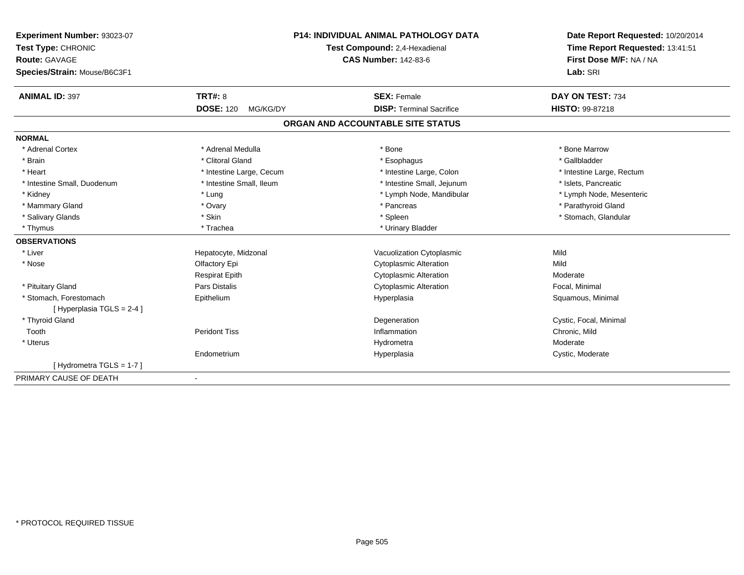**Experiment Number:** 93023-07
**Test Type:** CHRONIC
**Route:** GAVAGE
**Species/Strain:** Mouse/B6C3F1

**P14: INDIVIDUAL ANIMAL PATHOLOGY DATA**
**Test Compound:** 2,4-Hexadienal
**CAS Number:** 142-83-6

**Date Report Requested:** 10/20/2014
**Time Report Requested:** 13:41:51
**First Dose M/F:** NA / NA
**Lab:** SRI

| **ANIMAL ID:** 397 | **TRT#:** 8 | **SEX:** Female | **DAY ON TEST:** 734 |
|---|---|---|---|
| | **DOSE:** 120 MG/KG/DY | **DISP:** Terminal Sacrifice | **HISTO:** 99-87218 |

## ORGAN AND ACCOUNTABLE SITE STATUS

**NORMAL**

| | | | |
|---|---|---|---|
| * Adrenal Cortex | * Adrenal Medulla | * Bone | * Bone Marrow |
| * Brain | * Clitoral Gland | * Esophagus | * Gallbladder |
| * Heart | * Intestine Large, Cecum | * Intestine Large, Colon | * Intestine Large, Rectum |
| * Intestine Small, Duodenum | * Intestine Small, Ileum | * Intestine Small, Jejunum | * Islets, Pancreatic |
| * Kidney | * Lung | * Lymph Node, Mandibular | * Lymph Node, Mesenteric |
| * Mammary Gland | * Ovary | * Pancreas | * Parathyroid Gland |
| * Salivary Glands | * Skin | * Spleen | * Stomach, Glandular |
| * Thymus | * Trachea | * Urinary Bladder | |

**OBSERVATIONS**

| | | | |
|---|---|---|---|
| * Liver | Hepatocyte, Midzonal | Vacuolization Cytoplasmic | Mild |
| * Nose | Olfactory Epi | Cytoplasmic Alteration | Mild |
| | Respirat Epith | Cytoplasmic Alteration | Moderate |
| * Pituitary Gland | Pars Distalis | Cytoplasmic Alteration | Focal, Minimal |
| * Stomach, Forestomach | Epithelium | Hyperplasia | Squamous, Minimal |
| [ Hyperplasia TGLS = 2-4 ] | | | |
| * Thyroid Gland | | Degeneration | Cystic, Focal, Minimal |
| Tooth | Peridont Tiss | Inflammation | Chronic, Mild |
| * Uterus | | Hydrometra | Moderate |
| | Endometrium | Hyperplasia | Cystic, Moderate |
| [ Hydrometra TGLS = 1-7 ] | | | |

PRIMARY CAUSE OF DEATH -

* PROTOCOL REQUIRED TISSUE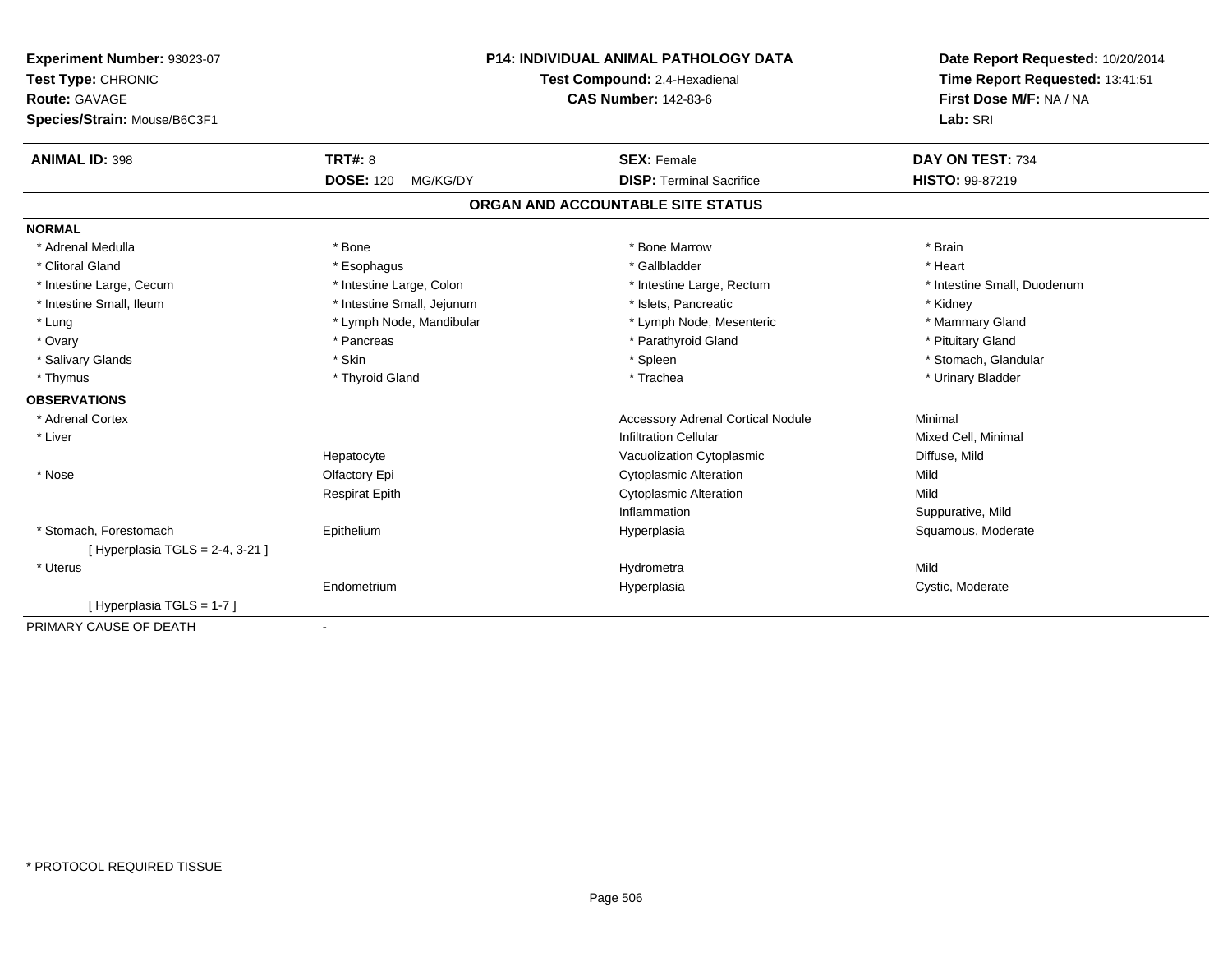**Experiment Number:** 93023-07
**Test Type:** CHRONIC
**Route:** GAVAGE
**Species/Strain:** Mouse/B6C3F1

**P14: INDIVIDUAL ANIMAL PATHOLOGY DATA**
**Test Compound:** 2,4-Hexadienal
**CAS Number:** 142-83-6

**Date Report Requested:** 10/20/2014
**Time Report Requested:** 13:41:51
**First Dose M/F:** NA / NA
**Lab:** SRI

| **ANIMAL ID:** 398 | **TRT#:** 8 | **SEX:** Female | **DAY ON TEST:** 734 |
|---|---|---|---|
| | **DOSE:** 120 MG/KG/DY | **DISP:** Terminal Sacrifice | **HISTO:** 99-87219 |

## ORGAN AND ACCOUNTABLE SITE STATUS

**NORMAL**

| | | | |
|---|---|---|---|
| * Adrenal Medulla | * Bone | * Bone Marrow | * Brain |
| * Clitoral Gland | * Esophagus | * Gallbladder | * Heart |
| * Intestine Large, Cecum | * Intestine Large, Colon | * Intestine Large, Rectum | * Intestine Small, Duodenum |
| * Intestine Small, Ileum | * Intestine Small, Jejunum | * Islets, Pancreatic | * Kidney |
| * Lung | * Lymph Node, Mandibular | * Lymph Node, Mesenteric | * Mammary Gland |
| * Ovary | * Pancreas | * Parathyroid Gland | * Pituitary Gland |
| * Salivary Glands | * Skin | * Spleen | * Stomach, Glandular |
| * Thymus | * Thyroid Gland | * Trachea | * Urinary Bladder |

**OBSERVATIONS**

| | | | |
|---|---|---|---|
| * Adrenal Cortex | | Accessory Adrenal Cortical Nodule | Minimal |
| * Liver | | Infiltration Cellular | Mixed Cell, Minimal |
| | Hepatocyte | Vacuolization Cytoplasmic | Diffuse, Mild |
| * Nose | Olfactory Epi | Cytoplasmic Alteration | Mild |
| | Respirat Epith | Cytoplasmic Alteration | Mild |
| | | Inflammation | Suppurative, Mild |
| * Stomach, Forestomach | Epithelium | Hyperplasia | Squamous, Moderate |
| [ Hyperplasia TGLS = 2-4, 3-21 ] | | | |
| * Uterus | | Hydrometra | Mild |
| | Endometrium | Hyperplasia | Cystic, Moderate |
| [ Hyperplasia TGLS = 1-7 ] | | | |

PRIMARY CAUSE OF DEATH -

* PROTOCOL REQUIRED TISSUE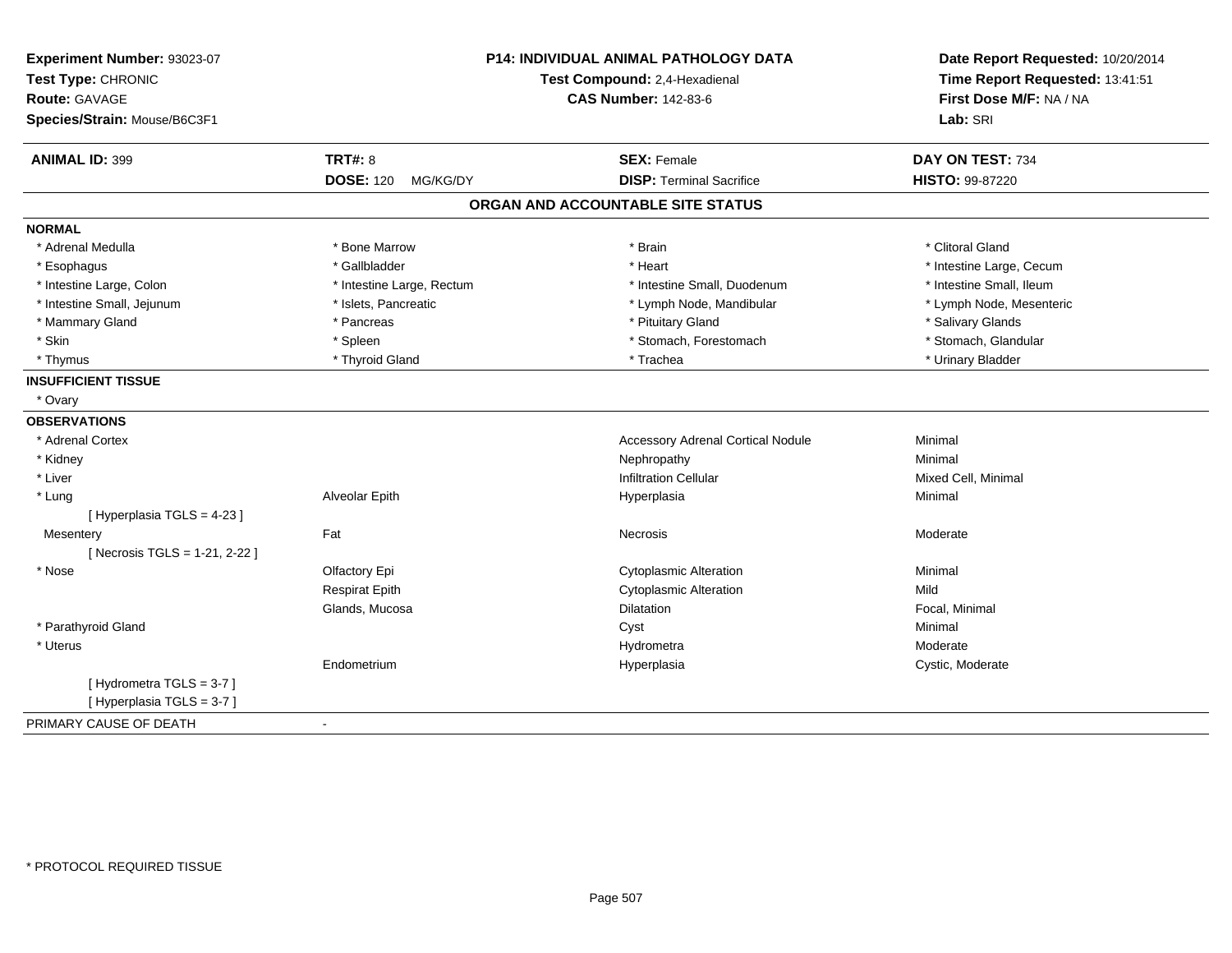**Experiment Number:** 93023-07
**Test Type:** CHRONIC
**Route:** GAVAGE
**Species/Strain:** Mouse/B6C3F1

**P14: INDIVIDUAL ANIMAL PATHOLOGY DATA**
**Test Compound:** 2,4-Hexadienal
**CAS Number:** 142-83-6

**Date Report Requested:** 10/20/2014
**Time Report Requested:** 13:41:51
**First Dose M/F:** NA / NA
**Lab:** SRI

| **ANIMAL ID:** 399 | **TRT#:** 8 | **SEX:** Female | **DAY ON TEST:** 734 |
|---|---|---|---|
| | **DOSE:** 120 MG/KG/DY | **DISP:** Terminal Sacrifice | **HISTO:** 99-87220 |

## ORGAN AND ACCOUNTABLE SITE STATUS

**NORMAL**

| | | | |
|---|---|---|---|
| * Adrenal Medulla | * Bone Marrow | * Brain | * Clitoral Gland |
| * Esophagus | * Gallbladder | * Heart | * Intestine Large, Cecum |
| * Intestine Large, Colon | * Intestine Large, Rectum | * Intestine Small, Duodenum | * Intestine Small, Ileum |
| * Intestine Small, Jejunum | * Islets, Pancreatic | * Lymph Node, Mandibular | * Lymph Node, Mesenteric |
| * Mammary Gland | * Pancreas | * Pituitary Gland | * Salivary Glands |
| * Skin | * Spleen | * Stomach, Forestomach | * Stomach, Glandular |
| * Thymus | * Thyroid Gland | * Trachea | * Urinary Bladder |

**INSUFFICIENT TISSUE**

* Ovary

**OBSERVATIONS**

| | | | |
|---|---|---|---|
| * Adrenal Cortex | | Accessory Adrenal Cortical Nodule | Minimal |
| * Kidney | | Nephropathy | Minimal |
| * Liver | | Infiltration Cellular | Mixed Cell, Minimal |
| * Lung | Alveolar Epith | Hyperplasia | Minimal |
| [ Hyperplasia TGLS = 4-23 ] | | | |
| Mesentery | Fat | Necrosis | Moderate |
| [ Necrosis TGLS = 1-21, 2-22 ] | | | |
| * Nose | Olfactory Epi | Cytoplasmic Alteration | Minimal |
| | Respirat Epith | Cytoplasmic Alteration | Mild |
| | Glands, Mucosa | Dilatation | Focal, Minimal |
| * Parathyroid Gland | | Cyst | Minimal |
| * Uterus | | Hydrometra | Moderate |
| | Endometrium | Hyperplasia | Cystic, Moderate |
| [ Hydrometra TGLS = 3-7 ] | | | |
| [ Hyperplasia TGLS = 3-7 ] | | | |

PRIMARY CAUSE OF DEATH -

* PROTOCOL REQUIRED TISSUE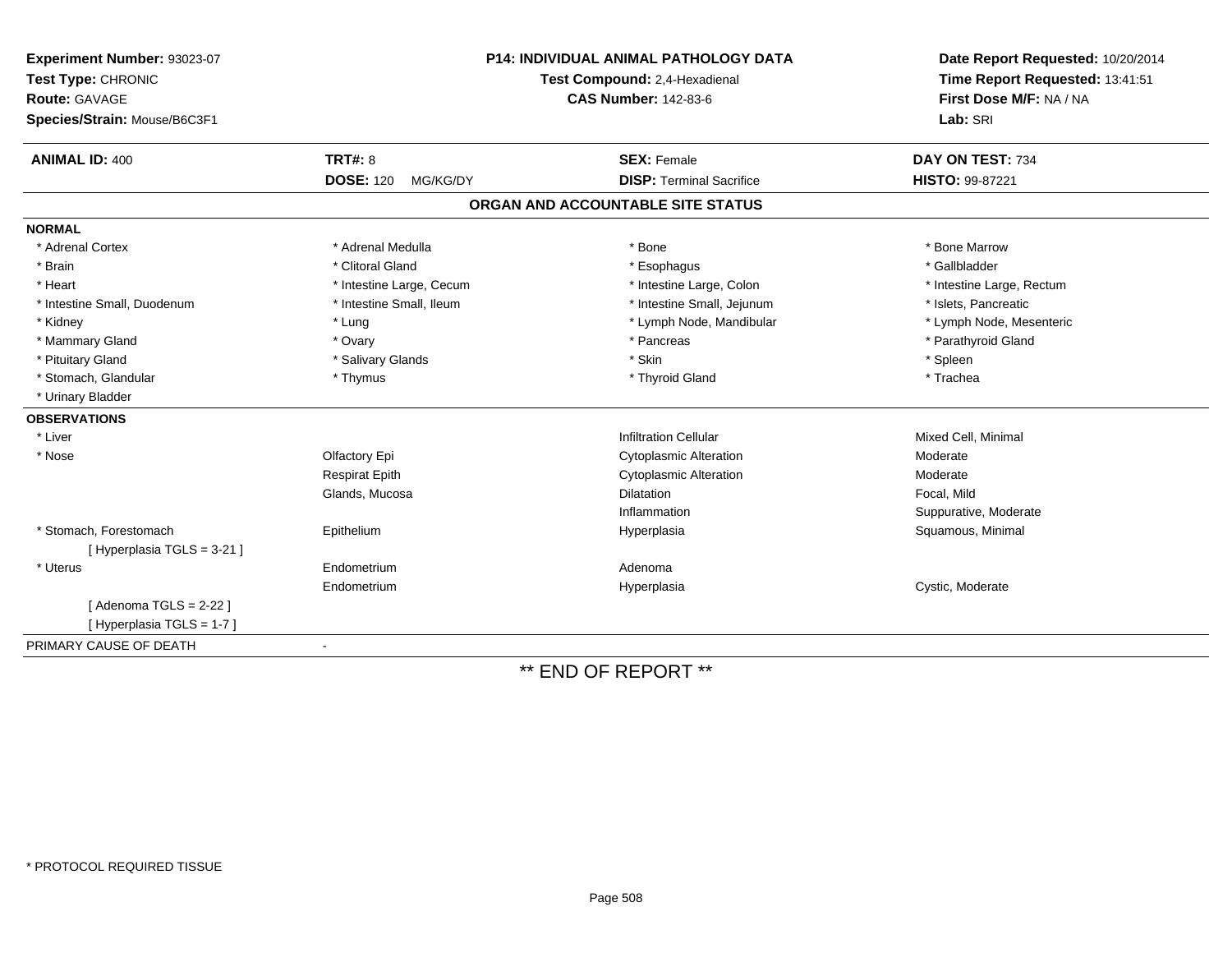**Experiment Number:** 93023-07
**Test Type:** CHRONIC
**Route:** GAVAGE
**Species/Strain:** Mouse/B6C3F1

**P14: INDIVIDUAL ANIMAL PATHOLOGY DATA**
**Test Compound:** 2,4-Hexadienal
**CAS Number:** 142-83-6

**Date Report Requested:** 10/20/2014
**Time Report Requested:** 13:41:51
**First Dose M/F:** NA / NA
**Lab:** SRI

| **ANIMAL ID:** 400 | **TRT#:** 8 | **SEX:** Female | **DAY ON TEST:** 734 |
|---|---|---|---|
| | **DOSE:** 120 MG/KG/DY | **DISP:** Terminal Sacrifice | **HISTO:** 99-87221 |

## ORGAN AND ACCOUNTABLE SITE STATUS

**NORMAL**

| | | | |
|---|---|---|---|
| * Adrenal Cortex | * Adrenal Medulla | * Bone | * Bone Marrow |
| * Brain | * Clitoral Gland | * Esophagus | * Gallbladder |
| * Heart | * Intestine Large, Cecum | * Intestine Large, Colon | * Intestine Large, Rectum |
| * Intestine Small, Duodenum | * Intestine Small, Ileum | * Intestine Small, Jejunum | * Islets, Pancreatic |
| * Kidney | * Lung | * Lymph Node, Mandibular | * Lymph Node, Mesenteric |
| * Mammary Gland | * Ovary | * Pancreas | * Parathyroid Gland |
| * Pituitary Gland | * Salivary Glands | * Skin | * Spleen |
| * Stomach, Glandular | * Thymus | * Thyroid Gland | * Trachea |
| * Urinary Bladder | | | |

**OBSERVATIONS**

| | | | |
|---|---|---|---|
| * Liver | | Infiltration Cellular | Mixed Cell, Minimal |
| * Nose | Olfactory Epi | Cytoplasmic Alteration | Moderate |
| | Respirat Epith | Cytoplasmic Alteration | Moderate |
| | Glands, Mucosa | Dilatation | Focal, Mild |
| | | Inflammation | Suppurative, Moderate |
| * Stomach, Forestomach | Epithelium | Hyperplasia | Squamous, Minimal |
| [ Hyperplasia TGLS = 3-21 ] | | | |
| * Uterus | Endometrium | Adenoma | |
| | Endometrium | Hyperplasia | Cystic, Moderate |
| [ Adenoma TGLS = 2-22 ] | | | |
| [ Hyperplasia TGLS = 1-7 ] | | | |

PRIMARY CAUSE OF DEATH -

** END OF REPORT **

* PROTOCOL REQUIRED TISSUE